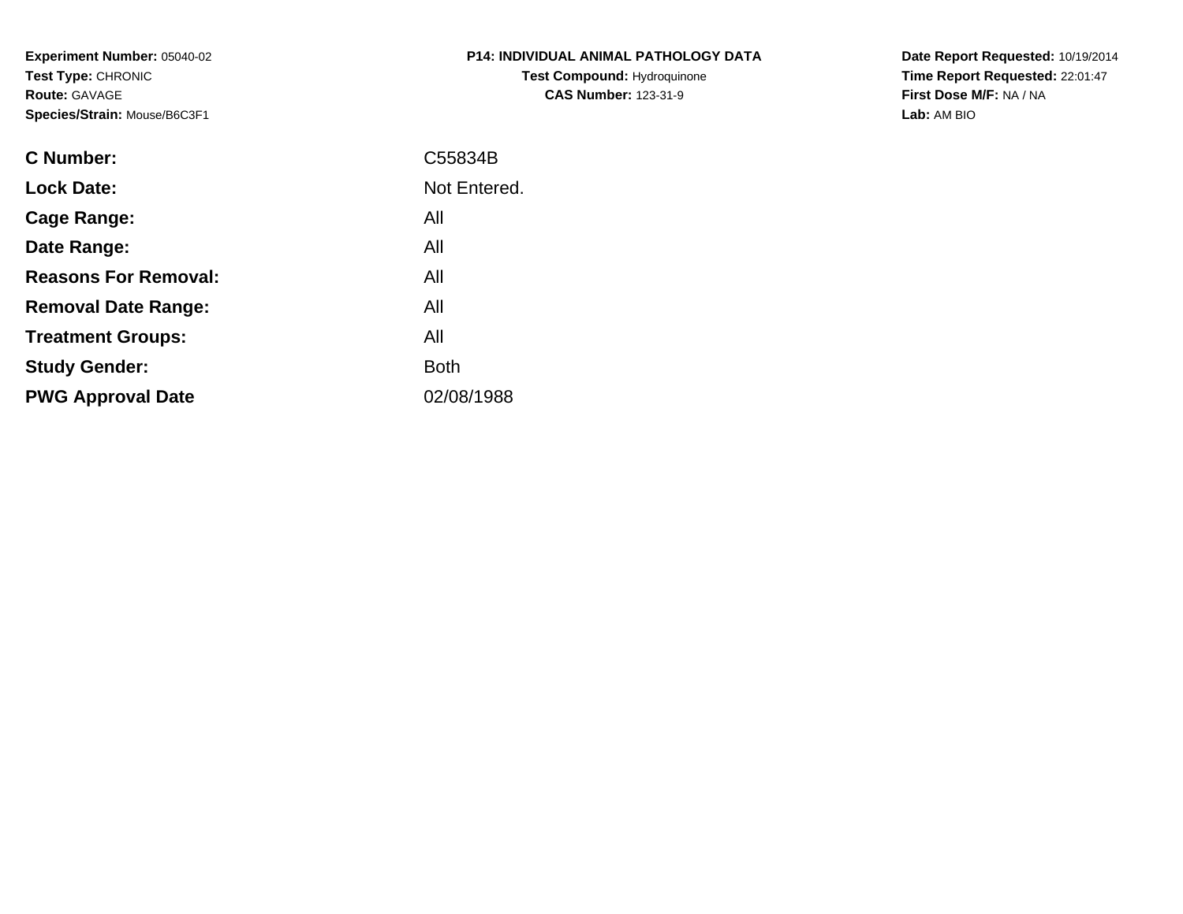**Experiment Number:** 05040-02
**Test Type:** CHRONIC
**Route:** GAVAGE
**Species/Strain:** Mouse/B6C3F1

**P14: INDIVIDUAL ANIMAL PATHOLOGY DATA**
**Test Compound:** Hydroquinone
**CAS Number:** 123-31-9

**Date Report Requested:** 10/19/2014
**Time Report Requested:** 22:01:47
**First Dose M/F:** NA / NA
**Lab:** AM BIO

| | |
|---|---|
| **C Number:** | C55834B |
| **Lock Date:** | Not Entered. |
| **Cage Range:** | All |
| **Date Range:** | All |
| **Reasons For Removal:** | All |
| **Removal Date Range:** | All |
| **Treatment Groups:** | All |
| **Study Gender:** | Both |
| **PWG Approval Date** | 02/08/1988 |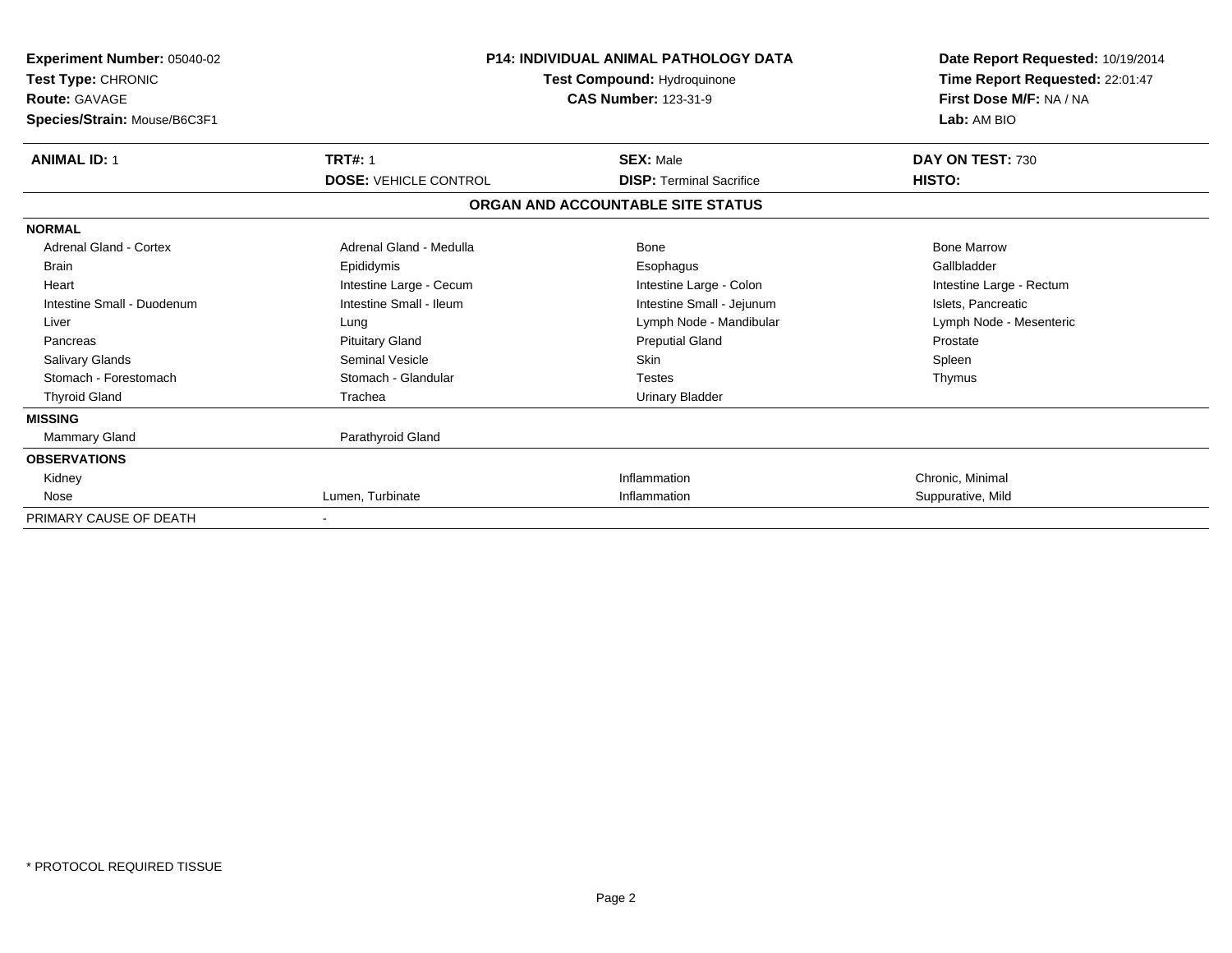**Experiment Number:** 05040-02
**Test Type:** CHRONIC
**Route:** GAVAGE
**Species/Strain:** Mouse/B6C3F1

**P14: INDIVIDUAL ANIMAL PATHOLOGY DATA**
**Test Compound:** Hydroquinone
**CAS Number:** 123-31-9

**Date Report Requested:** 10/19/2014
**Time Report Requested:** 22:01:47
**First Dose M/F:** NA / NA
**Lab:** AM BIO

| **ANIMAL ID:** 1 | **TRT#:** 1 | **SEX:** Male | **DAY ON TEST:** 730 |
|---|---|---|---|
| | **DOSE:** VEHICLE CONTROL | **DISP:** Terminal Sacrifice | **HISTO:** |

**ORGAN AND ACCOUNTABLE SITE STATUS**

| | | | |
|---|---|---|---|
| **NORMAL** | | | |
| Adrenal Gland - Cortex | Adrenal Gland - Medulla | Bone | Bone Marrow |
| Brain | Epididymis | Esophagus | Gallbladder |
| Heart | Intestine Large - Cecum | Intestine Large - Colon | Intestine Large - Rectum |
| Intestine Small - Duodenum | Intestine Small - Ileum | Intestine Small - Jejunum | Islets, Pancreatic |
| Liver | Lung | Lymph Node - Mandibular | Lymph Node - Mesenteric |
| Pancreas | Pituitary Gland | Preputial Gland | Prostate |
| Salivary Glands | Seminal Vesicle | Skin | Spleen |
| Stomach - Forestomach | Stomach - Glandular | Testes | Thymus |
| Thyroid Gland | Trachea | Urinary Bladder | |
| **MISSING** | | | |
| Mammary Gland | Parathyroid Gland | | |
| **OBSERVATIONS** | | | |
| Kidney | | Inflammation | Chronic, Minimal |
| Nose | Lumen, Turbinate | Inflammation | Suppurative, Mild |
| PRIMARY CAUSE OF DEATH | - | | |

* PROTOCOL REQUIRED TISSUE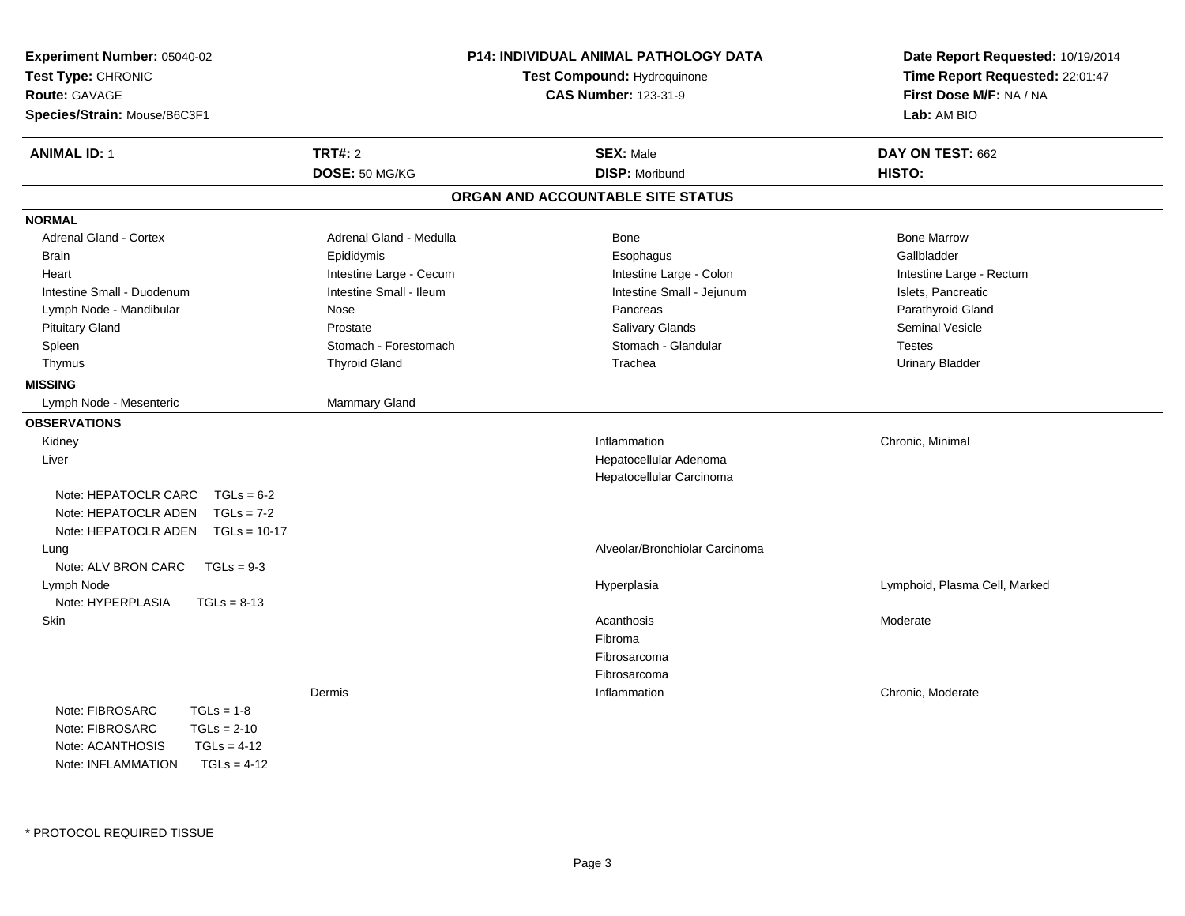**Experiment Number:** 05040-02
**Test Type:** CHRONIC
**Route:** GAVAGE
**Species/Strain:** Mouse/B6C3F1

**P14: INDIVIDUAL ANIMAL PATHOLOGY DATA**
**Test Compound:** Hydroquinone
**CAS Number:** 123-31-9

**Date Report Requested:** 10/19/2014
**Time Report Requested:** 22:01:47
**First Dose M/F:** NA / NA
**Lab:** AM BIO

| **ANIMAL ID:** 1 | **TRT#:** 2 | **SEX:** Male | **DAY ON TEST:** 662 |
|---|---|---|---|
| | **DOSE:** 50 MG/KG | **DISP:** Moribund | **HISTO:** |

## ORGAN AND ACCOUNTABLE SITE STATUS

**NORMAL**

| | | | |
|---|---|---|---|
| Adrenal Gland - Cortex | Adrenal Gland - Medulla | Bone | Bone Marrow |
| Brain | Epididymis | Esophagus | Gallbladder |
| Heart | Intestine Large - Cecum | Intestine Large - Colon | Intestine Large - Rectum |
| Intestine Small - Duodenum | Intestine Small - Ileum | Intestine Small - Jejunum | Islets, Pancreatic |
| Lymph Node - Mandibular | Nose | Pancreas | Parathyroid Gland |
| Pituitary Gland | Prostate | Salivary Glands | Seminal Vesicle |
| Spleen | Stomach - Forestomach | Stomach - Glandular | Testes |
| Thymus | Thyroid Gland | Trachea | Urinary Bladder |

**MISSING**

| | |
|---|---|
| Lymph Node - Mesenteric | Mammary Gland |

**OBSERVATIONS**

| Organ | Site | Observation | Qualifier |
|---|---|---|---|
| Kidney | | Inflammation | Chronic, Minimal |
| Liver | | Hepatocellular Adenoma | |
| | | Hepatocellular Carcinoma | |
| Note: HEPATOCLR CARC TGLs = 6-2 | | | |
| Note: HEPATOCLR ADEN TGLs = 7-2 | | | |
| Note: HEPATOCLR ADEN TGLs = 10-17 | | | |
| Lung | | Alveolar/Bronchiolar Carcinoma | |
| Note: ALV BRON CARC TGLs = 9-3 | | | |
| Lymph Node | | Hyperplasia | Lymphoid, Plasma Cell, Marked |
| Note: HYPERPLASIA TGLs = 8-13 | | | |
| Skin | | Acanthosis | Moderate |
| | | Fibroma | |
| | | Fibrosarcoma | |
| | | Fibrosarcoma | |
| | Dermis | Inflammation | Chronic, Moderate |
| Note: FIBROSARC TGLs = 1-8 | | | |
| Note: FIBROSARC TGLs = 2-10 | | | |
| Note: ACANTHOSIS TGLs = 4-12 | | | |
| Note: INFLAMMATION TGLs = 4-12 | | | |

* PROTOCOL REQUIRED TISSUE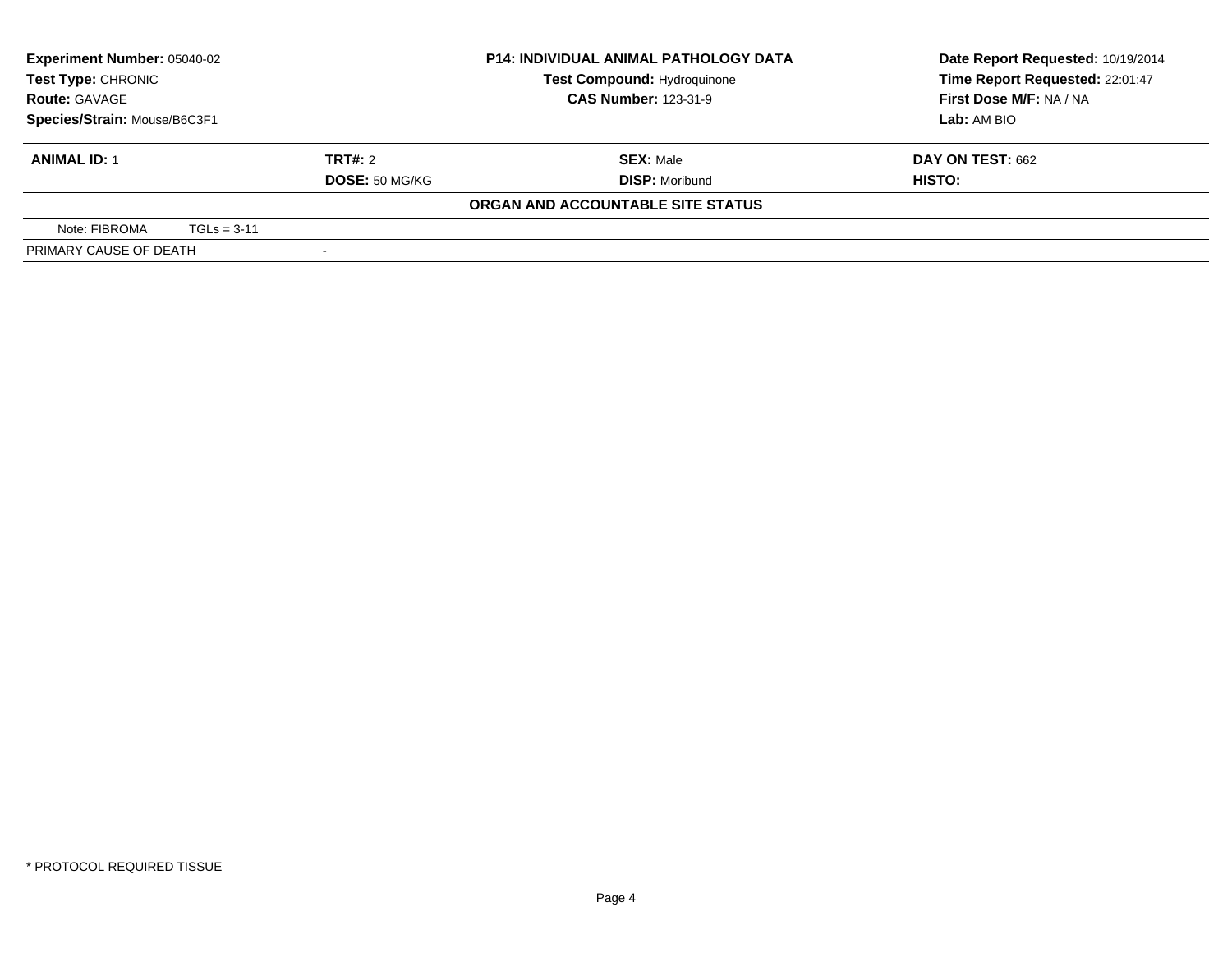**Experiment Number:** 05040-02
**Test Type:** CHRONIC
**Route:** GAVAGE
**Species/Strain:** Mouse/B6C3F1

**P14: INDIVIDUAL ANIMAL PATHOLOGY DATA**
**Test Compound:** Hydroquinone
**CAS Number:** 123-31-9

**Date Report Requested:** 10/19/2014
**Time Report Requested:** 22:01:47
**First Dose M/F:** NA / NA
**Lab:** AM BIO

| **ANIMAL ID:** 1 | **TRT#:** 2 | **SEX:** Male | **DAY ON TEST:** 662 |
|---|---|---|---|
| | **DOSE:** 50 MG/KG | **DISP:** Moribund | **HISTO:** |

**ORGAN AND ACCOUNTABLE SITE STATUS**

| | |
|---|---|
| Note: FIBROMA    TGLs = 3-11 | |
| PRIMARY CAUSE OF DEATH | - |

* PROTOCOL REQUIRED TISSUE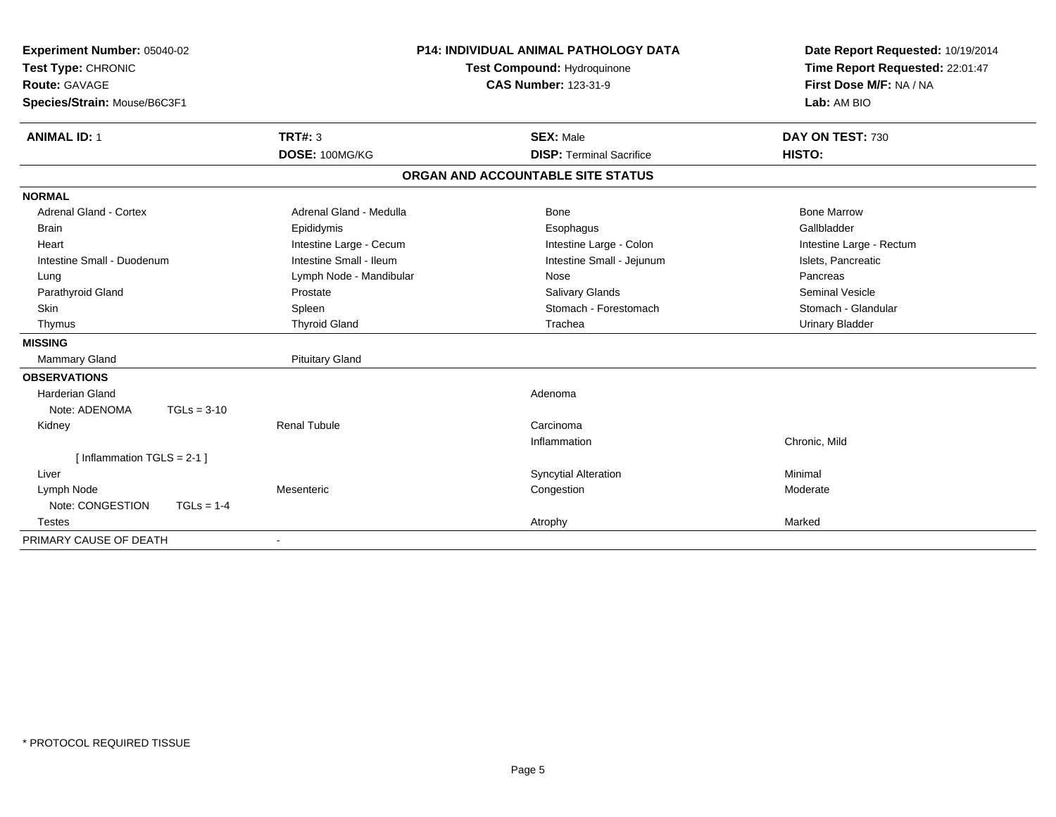**Experiment Number:** 05040-02
**Test Type:** CHRONIC
**Route:** GAVAGE
**Species/Strain:** Mouse/B6C3F1

**P14: INDIVIDUAL ANIMAL PATHOLOGY DATA**
**Test Compound:** Hydroquinone
**CAS Number:** 123-31-9

**Date Report Requested:** 10/19/2014
**Time Report Requested:** 22:01:47
**First Dose M/F:** NA / NA
**Lab:** AM BIO

| **ANIMAL ID:** 1 | **TRT#:** 3 | **SEX:** Male | **DAY ON TEST:** 730 |
|---|---|---|---|
| | **DOSE:** 100MG/KG | **DISP:** Terminal Sacrifice | **HISTO:** |

**ORGAN AND ACCOUNTABLE SITE STATUS**

| | | | |
|---|---|---|---|
| **NORMAL** | | | |
| Adrenal Gland - Cortex | Adrenal Gland - Medulla | Bone | Bone Marrow |
| Brain | Epididymis | Esophagus | Gallbladder |
| Heart | Intestine Large - Cecum | Intestine Large - Colon | Intestine Large - Rectum |
| Intestine Small - Duodenum | Intestine Small - Ileum | Intestine Small - Jejunum | Islets, Pancreatic |
| Lung | Lymph Node - Mandibular | Nose | Pancreas |
| Parathyroid Gland | Prostate | Salivary Glands | Seminal Vesicle |
| Skin | Spleen | Stomach - Forestomach | Stomach - Glandular |
| Thymus | Thyroid Gland | Trachea | Urinary Bladder |
| **MISSING** | | | |
| Mammary Gland | Pituitary Gland | | |
| **OBSERVATIONS** | | | |
| Harderian Gland | | Adenoma | |
| Note: ADENOMA TGLs = 3-10 | | | |
| Kidney | Renal Tubule | Carcinoma | |
| | | Inflammation | Chronic, Mild |
| [ Inflammation TGLS = 2-1 ] | | | |
| Liver | | Syncytial Alteration | Minimal |
| Lymph Node | Mesenteric | Congestion | Moderate |
| Note: CONGESTION TGLs = 1-4 | | | |
| Testes | | Atrophy | Marked |
| PRIMARY CAUSE OF DEATH | - | | |

* PROTOCOL REQUIRED TISSUE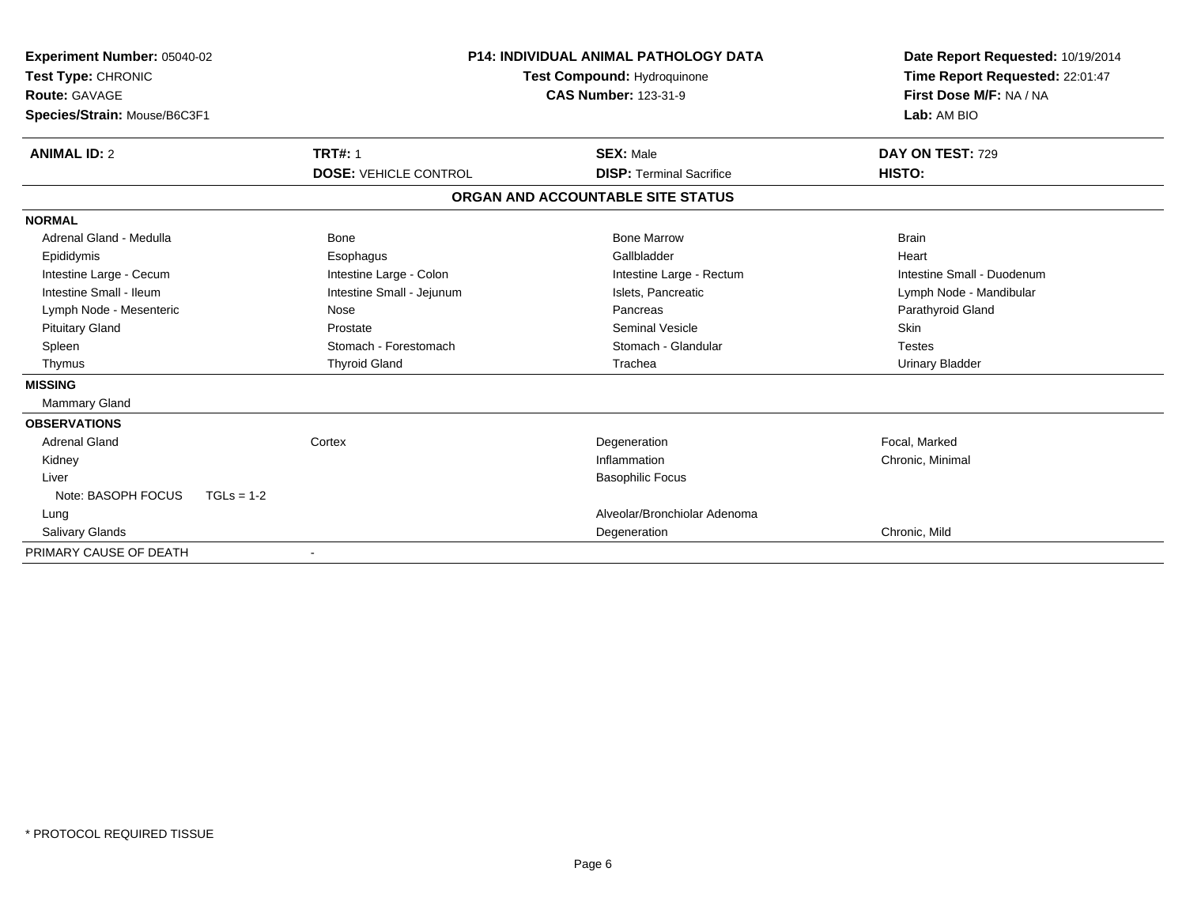**Experiment Number:** 05040-02
**Test Type:** CHRONIC
**Route:** GAVAGE
**Species/Strain:** Mouse/B6C3F1

**P14: INDIVIDUAL ANIMAL PATHOLOGY DATA**
**Test Compound:** Hydroquinone
**CAS Number:** 123-31-9

**Date Report Requested:** 10/19/2014
**Time Report Requested:** 22:01:47
**First Dose M/F:** NA / NA
**Lab:** AM BIO

| **ANIMAL ID:** 2 | **TRT#:** 1 | **SEX:** Male | **DAY ON TEST:** 729 |
|---|---|---|---|
| | **DOSE:** VEHICLE CONTROL | **DISP:** Terminal Sacrifice | **HISTO:** |

## ORGAN AND ACCOUNTABLE SITE STATUS

**NORMAL**

| | | | |
|---|---|---|---|
| Adrenal Gland - Medulla | Bone | Bone Marrow | Brain |
| Epididymis | Esophagus | Gallbladder | Heart |
| Intestine Large - Cecum | Intestine Large - Colon | Intestine Large - Rectum | Intestine Small - Duodenum |
| Intestine Small - Ileum | Intestine Small - Jejunum | Islets, Pancreatic | Lymph Node - Mandibular |
| Lymph Node - Mesenteric | Nose | Pancreas | Parathyroid Gland |
| Pituitary Gland | Prostate | Seminal Vesicle | Skin |
| Spleen | Stomach - Forestomach | Stomach - Glandular | Testes |
| Thymus | Thyroid Gland | Trachea | Urinary Bladder |

**MISSING**

Mammary Gland

**OBSERVATIONS**

| | | | |
|---|---|---|---|
| Adrenal Gland | Cortex | Degeneration | Focal, Marked |
| Kidney | | Inflammation | Chronic, Minimal |
| Liver | | Basophilic Focus | |
| Note: BASOPH FOCUS TGLs = 1-2 | | | |
| Lung | | Alveolar/Bronchiolar Adenoma | |
| Salivary Glands | | Degeneration | Chronic, Mild |

PRIMARY CAUSE OF DEATH -

* PROTOCOL REQUIRED TISSUE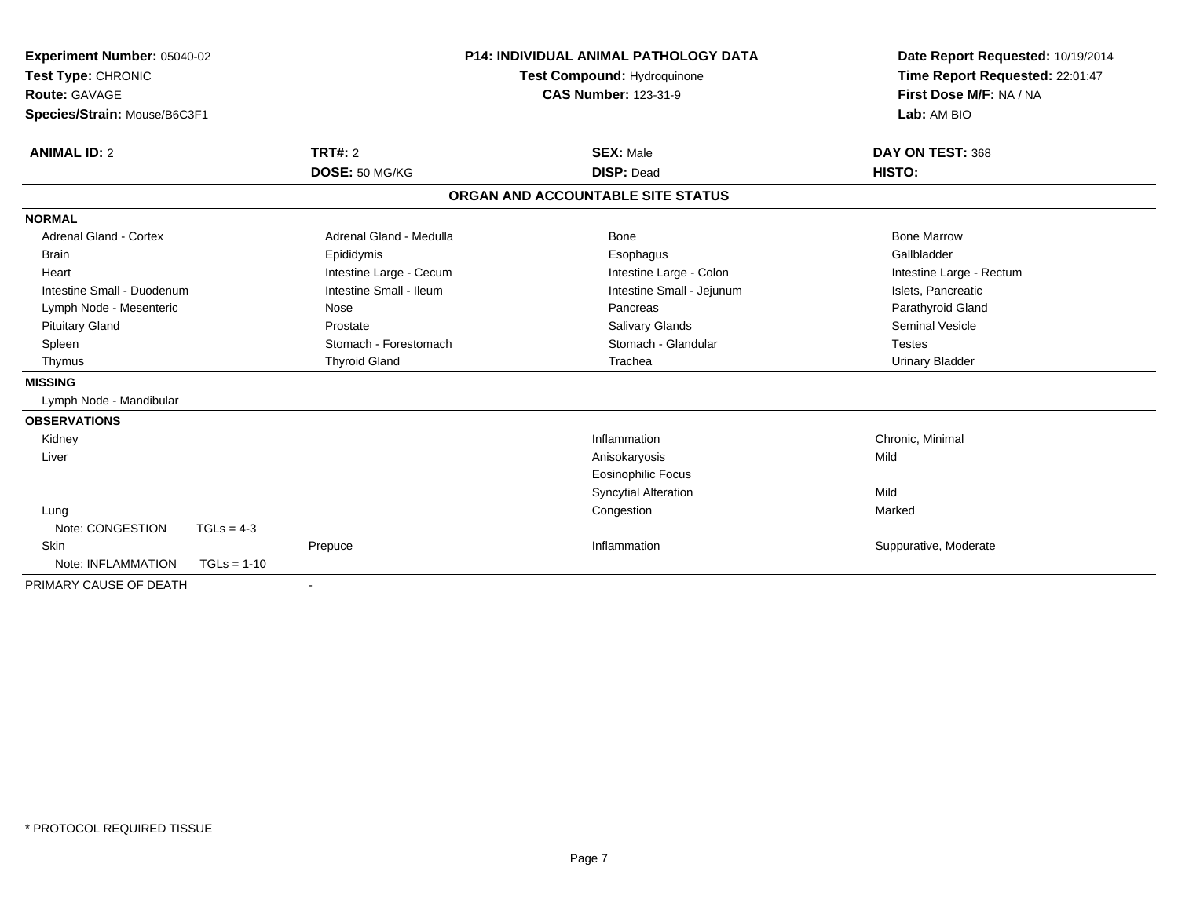**Experiment Number:** 05040-02
**Test Type:** CHRONIC
**Route:** GAVAGE
**Species/Strain:** Mouse/B6C3F1

**P14: INDIVIDUAL ANIMAL PATHOLOGY DATA**
**Test Compound:** Hydroquinone
**CAS Number:** 123-31-9

**Date Report Requested:** 10/19/2014
**Time Report Requested:** 22:01:47
**First Dose M/F:** NA / NA
**Lab:** AM BIO

| **ANIMAL ID:** 2 | **TRT#:** 2 | **SEX:** Male | **DAY ON TEST:** 368 |
|---|---|---|---|
| | **DOSE:** 50 MG/KG | **DISP:** Dead | **HISTO:** |

## ORGAN AND ACCOUNTABLE SITE STATUS

**NORMAL**

| | | | |
|---|---|---|---|
| Adrenal Gland - Cortex | Adrenal Gland - Medulla | Bone | Bone Marrow |
| Brain | Epididymis | Esophagus | Gallbladder |
| Heart | Intestine Large - Cecum | Intestine Large - Colon | Intestine Large - Rectum |
| Intestine Small - Duodenum | Intestine Small - Ileum | Intestine Small - Jejunum | Islets, Pancreatic |
| Lymph Node - Mesenteric | Nose | Pancreas | Parathyroid Gland |
| Pituitary Gland | Prostate | Salivary Glands | Seminal Vesicle |
| Spleen | Stomach - Forestomach | Stomach - Glandular | Testes |
| Thymus | Thyroid Gland | Trachea | Urinary Bladder |

**MISSING**

Lymph Node - Mandibular

**OBSERVATIONS**

| | | | |
|---|---|---|---|
| Kidney | | Inflammation | Chronic, Minimal |
| Liver | | Anisokaryosis | Mild |
| | | Eosinophilic Focus | |
| | | Syncytial Alteration | Mild |
| Lung | | Congestion | Marked |
| Note: CONGESTION TGLs = 4-3 | | | |
| Skin | Prepuce | Inflammation | Suppurative, Moderate |
| Note: INFLAMMATION TGLs = 1-10 | | | |

PRIMARY CAUSE OF DEATH -

\* PROTOCOL REQUIRED TISSUE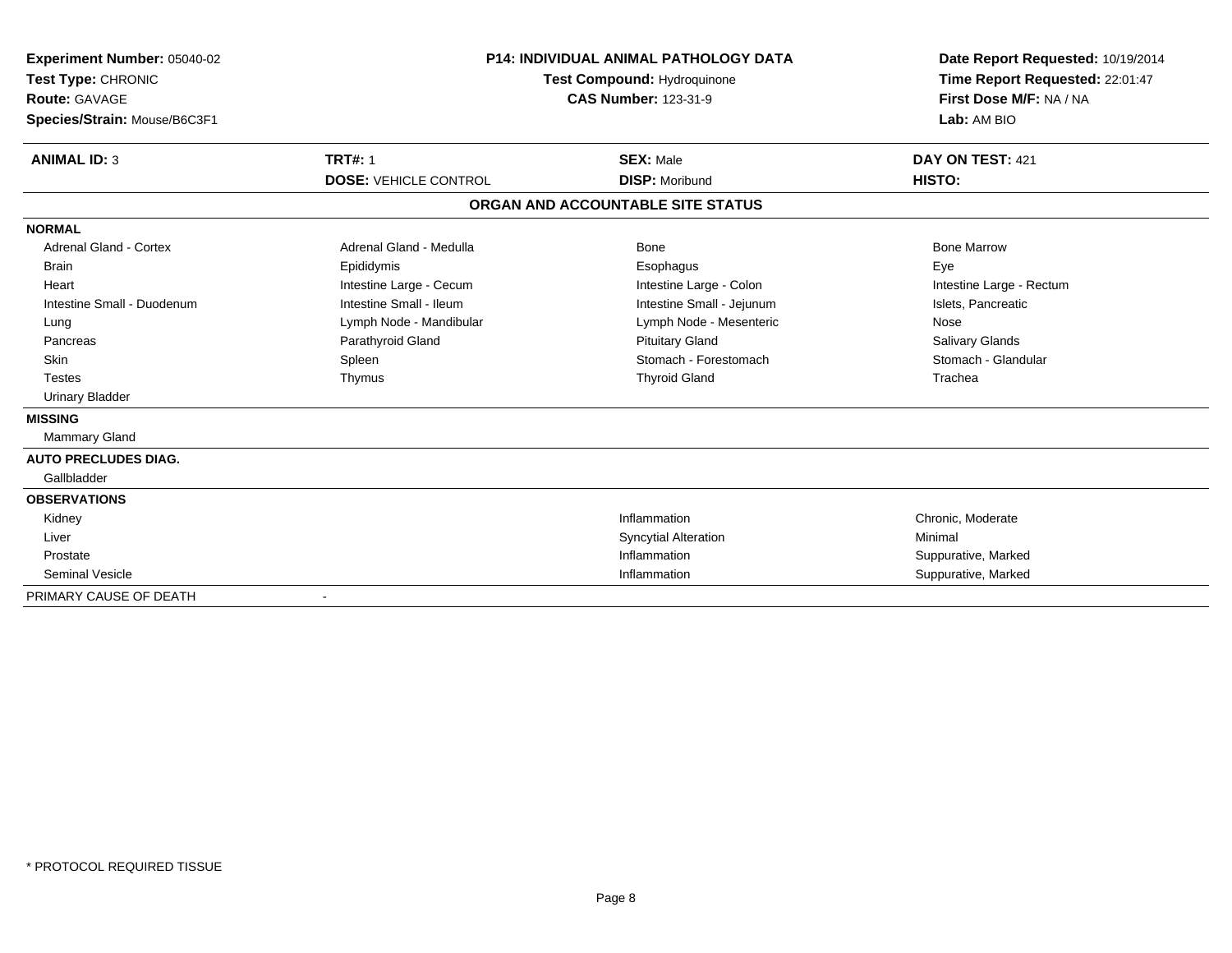**Experiment Number:** 05040-02
**Test Type:** CHRONIC
**Route:** GAVAGE
**Species/Strain:** Mouse/B6C3F1

**P14: INDIVIDUAL ANIMAL PATHOLOGY DATA**
**Test Compound:** Hydroquinone
**CAS Number:** 123-31-9

**Date Report Requested:** 10/19/2014
**Time Report Requested:** 22:01:47
**First Dose M/F:** NA / NA
**Lab:** AM BIO

| **ANIMAL ID:** 3 | **TRT#:** 1 | **SEX:** Male | **DAY ON TEST:** 421 |
|---|---|---|---|
| | **DOSE:** VEHICLE CONTROL | **DISP:** Moribund | **HISTO:** |

**ORGAN AND ACCOUNTABLE SITE STATUS**

| | | | |
|---|---|---|---|
| **NORMAL** | | | |
| Adrenal Gland - Cortex | Adrenal Gland - Medulla | Bone | Bone Marrow |
| Brain | Epididymis | Esophagus | Eye |
| Heart | Intestine Large - Cecum | Intestine Large - Colon | Intestine Large - Rectum |
| Intestine Small - Duodenum | Intestine Small - Ileum | Intestine Small - Jejunum | Islets, Pancreatic |
| Lung | Lymph Node - Mandibular | Lymph Node - Mesenteric | Nose |
| Pancreas | Parathyroid Gland | Pituitary Gland | Salivary Glands |
| Skin | Spleen | Stomach - Forestomach | Stomach - Glandular |
| Testes | Thymus | Thyroid Gland | Trachea |
| Urinary Bladder | | | |
| **MISSING** | | | |
| Mammary Gland | | | |
| **AUTO PRECLUDES DIAG.** | | | |
| Gallbladder | | | |
| **OBSERVATIONS** | | | |
| Kidney | | Inflammation | Chronic, Moderate |
| Liver | | Syncytial Alteration | Minimal |
| Prostate | | Inflammation | Suppurative, Marked |
| Seminal Vesicle | | Inflammation | Suppurative, Marked |
| PRIMARY CAUSE OF DEATH | - | | |

* PROTOCOL REQUIRED TISSUE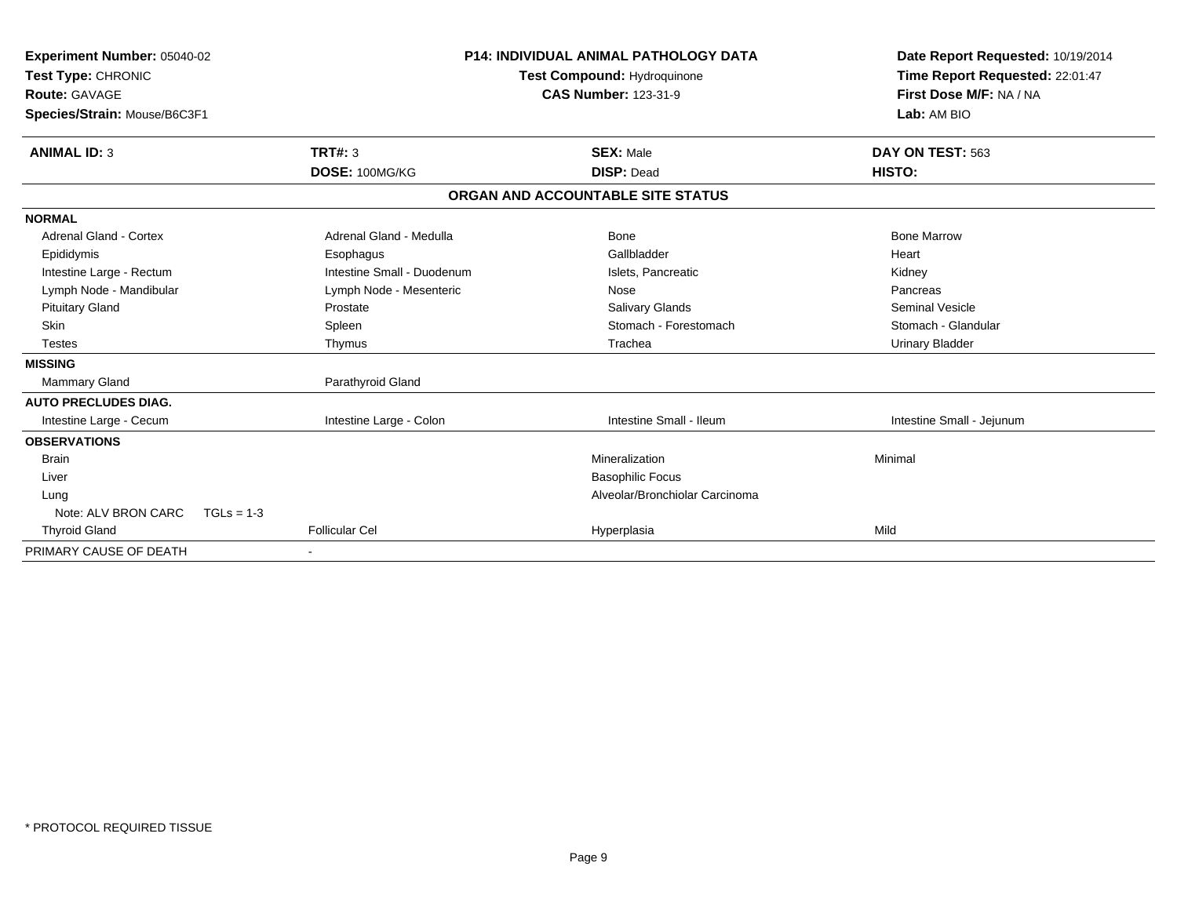**Experiment Number:** 05040-02
**Test Type:** CHRONIC
**Route:** GAVAGE
**Species/Strain:** Mouse/B6C3F1

**P14: INDIVIDUAL ANIMAL PATHOLOGY DATA**
**Test Compound:** Hydroquinone
**CAS Number:** 123-31-9

**Date Report Requested:** 10/19/2014
**Time Report Requested:** 22:01:47
**First Dose M/F:** NA / NA
**Lab:** AM BIO

| **ANIMAL ID:** 3 | **TRT#:** 3 | **SEX:** Male | **DAY ON TEST:** 563 |
|---|---|---|---|
| | **DOSE:** 100MG/KG | **DISP:** Dead | **HISTO:** |

**ORGAN AND ACCOUNTABLE SITE STATUS**

| | | | |
|---|---|---|---|
| **NORMAL** | | | |
| Adrenal Gland - Cortex | Adrenal Gland - Medulla | Bone | Bone Marrow |
| Epididymis | Esophagus | Gallbladder | Heart |
| Intestine Large - Rectum | Intestine Small - Duodenum | Islets, Pancreatic | Kidney |
| Lymph Node - Mandibular | Lymph Node - Mesenteric | Nose | Pancreas |
| Pituitary Gland | Prostate | Salivary Glands | Seminal Vesicle |
| Skin | Spleen | Stomach - Forestomach | Stomach - Glandular |
| Testes | Thymus | Trachea | Urinary Bladder |
| **MISSING** | | | |
| Mammary Gland | Parathyroid Gland | | |
| **AUTO PRECLUDES DIAG.** | | | |
| Intestine Large - Cecum | Intestine Large - Colon | Intestine Small - Ileum | Intestine Small - Jejunum |
| **OBSERVATIONS** | | | |
| Brain | | Mineralization | Minimal |
| Liver | | Basophilic Focus | |
| Lung | | Alveolar/Bronchiolar Carcinoma | |
| Note: ALV BRON CARC TGLs = 1-3 | | | |
| Thyroid Gland | Follicular Cel | Hyperplasia | Mild |
| PRIMARY CAUSE OF DEATH | - | | |

* PROTOCOL REQUIRED TISSUE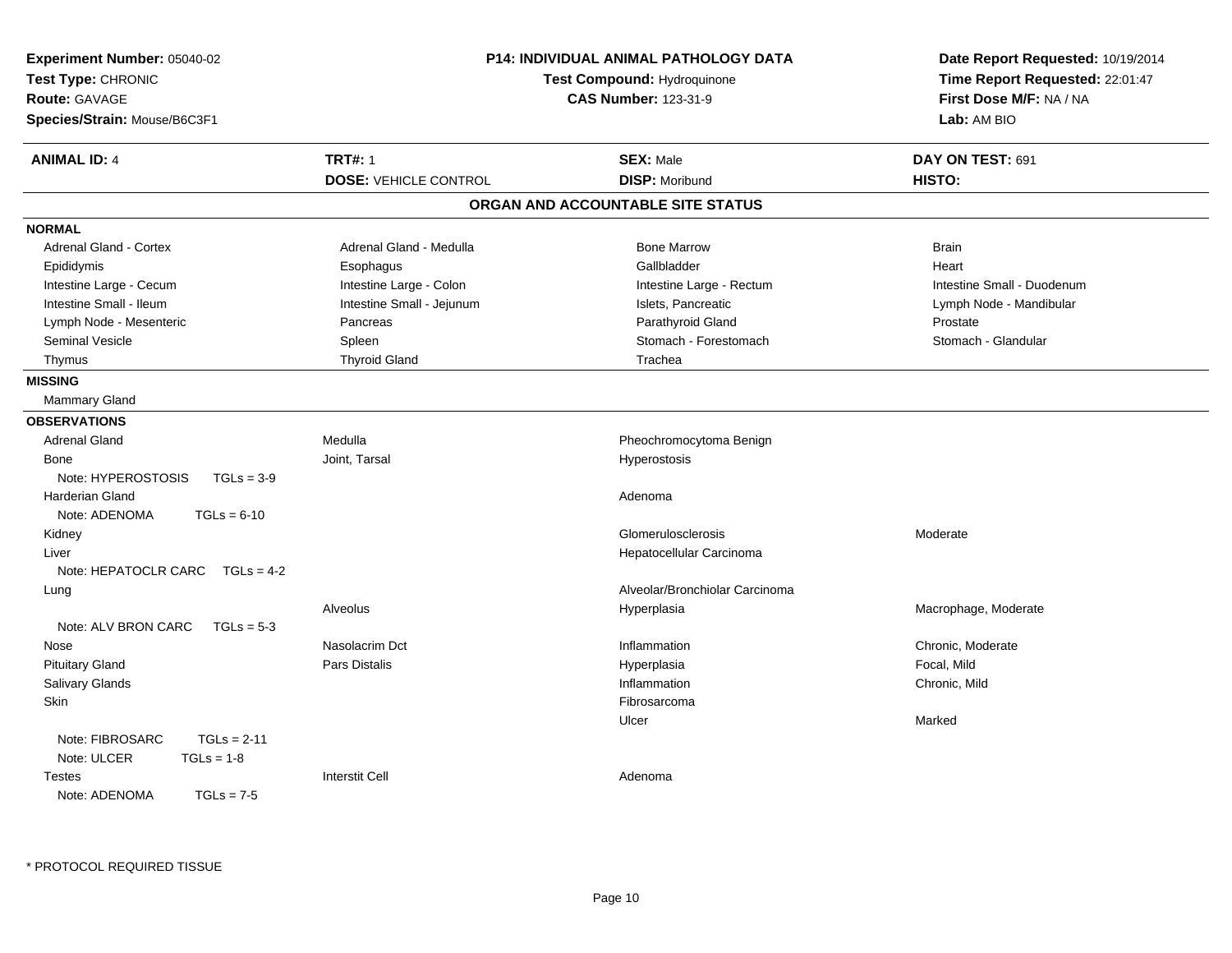**Experiment Number:** 05040-02
**Test Type:** CHRONIC
**Route:** GAVAGE
**Species/Strain:** Mouse/B6C3F1

**P14: INDIVIDUAL ANIMAL PATHOLOGY DATA**
**Test Compound:** Hydroquinone
**CAS Number:** 123-31-9

**Date Report Requested:** 10/19/2014
**Time Report Requested:** 22:01:47
**First Dose M/F:** NA / NA
**Lab:** AM BIO

| **ANIMAL ID:** 4 | **TRT#:** 1 | **SEX:** Male | **DAY ON TEST:** 691 |
|---|---|---|---|
| | **DOSE:** VEHICLE CONTROL | **DISP:** Moribund | **HISTO:** |

## ORGAN AND ACCOUNTABLE SITE STATUS

**NORMAL**

| | | | |
|---|---|---|---|
| Adrenal Gland - Cortex | Adrenal Gland - Medulla | Bone Marrow | Brain |
| Epididymis | Esophagus | Gallbladder | Heart |
| Intestine Large - Cecum | Intestine Large - Colon | Intestine Large - Rectum | Intestine Small - Duodenum |
| Intestine Small - Ileum | Intestine Small - Jejunum | Islets, Pancreatic | Lymph Node - Mandibular |
| Lymph Node - Mesenteric | Pancreas | Parathyroid Gland | Prostate |
| Seminal Vesicle | Spleen | Stomach - Forestomach | Stomach - Glandular |
| Thymus | Thyroid Gland | Trachea | |

**MISSING**

Mammary Gland

**OBSERVATIONS**

| | | | |
|---|---|---|---|
| Adrenal Gland | Medulla | Pheochromocytoma Benign | |
| Bone | Joint, Tarsal | Hyperostosis | |
| Note: HYPEROSTOSIS TGLs = 3-9 | | | |
| Harderian Gland | | Adenoma | |
| Note: ADENOMA TGLs = 6-10 | | | |
| Kidney | | Glomerulosclerosis | Moderate |
| Liver | | Hepatocellular Carcinoma | |
| Note: HEPATOCLR CARC TGLs = 4-2 | | | |
| Lung | | Alveolar/Bronchiolar Carcinoma | |
| | Alveolus | Hyperplasia | Macrophage, Moderate |
| Note: ALV BRON CARC TGLs = 5-3 | | | |
| Nose | Nasolacrim Dct | Inflammation | Chronic, Moderate |
| Pituitary Gland | Pars Distalis | Hyperplasia | Focal, Mild |
| Salivary Glands | | Inflammation | Chronic, Mild |
| Skin | | Fibrosarcoma | |
| | | Ulcer | Marked |
| Note: FIBROSARC TGLs = 2-11 | | | |
| Note: ULCER TGLs = 1-8 | | | |
| Testes | Interstit Cell | Adenoma | |
| Note: ADENOMA TGLs = 7-5 | | | |

\* PROTOCOL REQUIRED TISSUE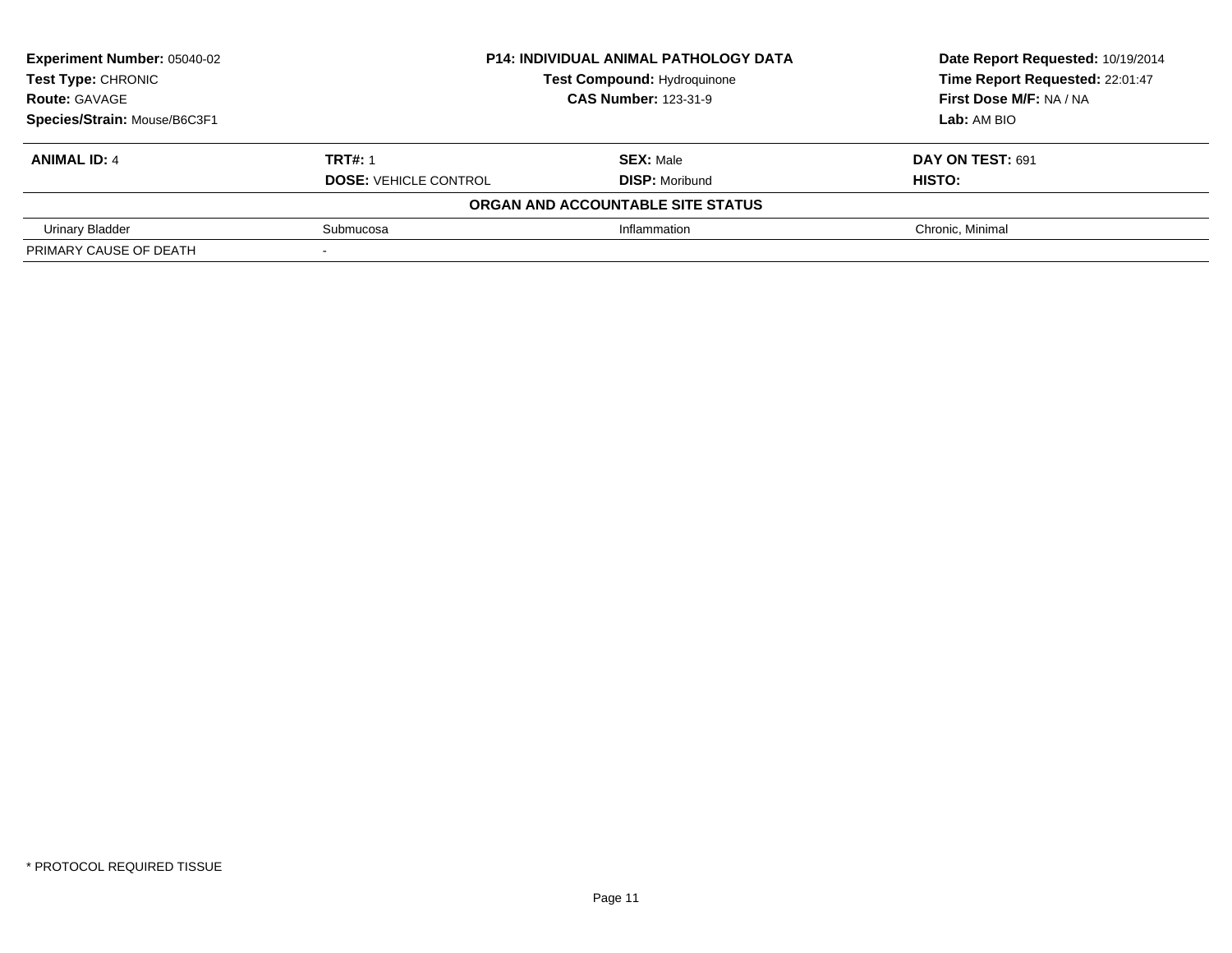**Experiment Number:** 05040-02
**Test Type:** CHRONIC
**Route:** GAVAGE
**Species/Strain:** Mouse/B6C3F1

**P14: INDIVIDUAL ANIMAL PATHOLOGY DATA**
**Test Compound:** Hydroquinone
**CAS Number:** 123-31-9

**Date Report Requested:** 10/19/2014
**Time Report Requested:** 22:01:47
**First Dose M/F:** NA / NA
**Lab:** AM BIO

| **ANIMAL ID:** 4 | **TRT#:** 1 | **SEX:** Male | **DAY ON TEST:** 691 |
|---|---|---|---|
| | **DOSE:** VEHICLE CONTROL | **DISP:** Moribund | **HISTO:** |
| | | **ORGAN AND ACCOUNTABLE SITE STATUS** | |
| Urinary Bladder | Submucosa | Inflammation | Chronic, Minimal |
| PRIMARY CAUSE OF DEATH | - | | |

* PROTOCOL REQUIRED TISSUE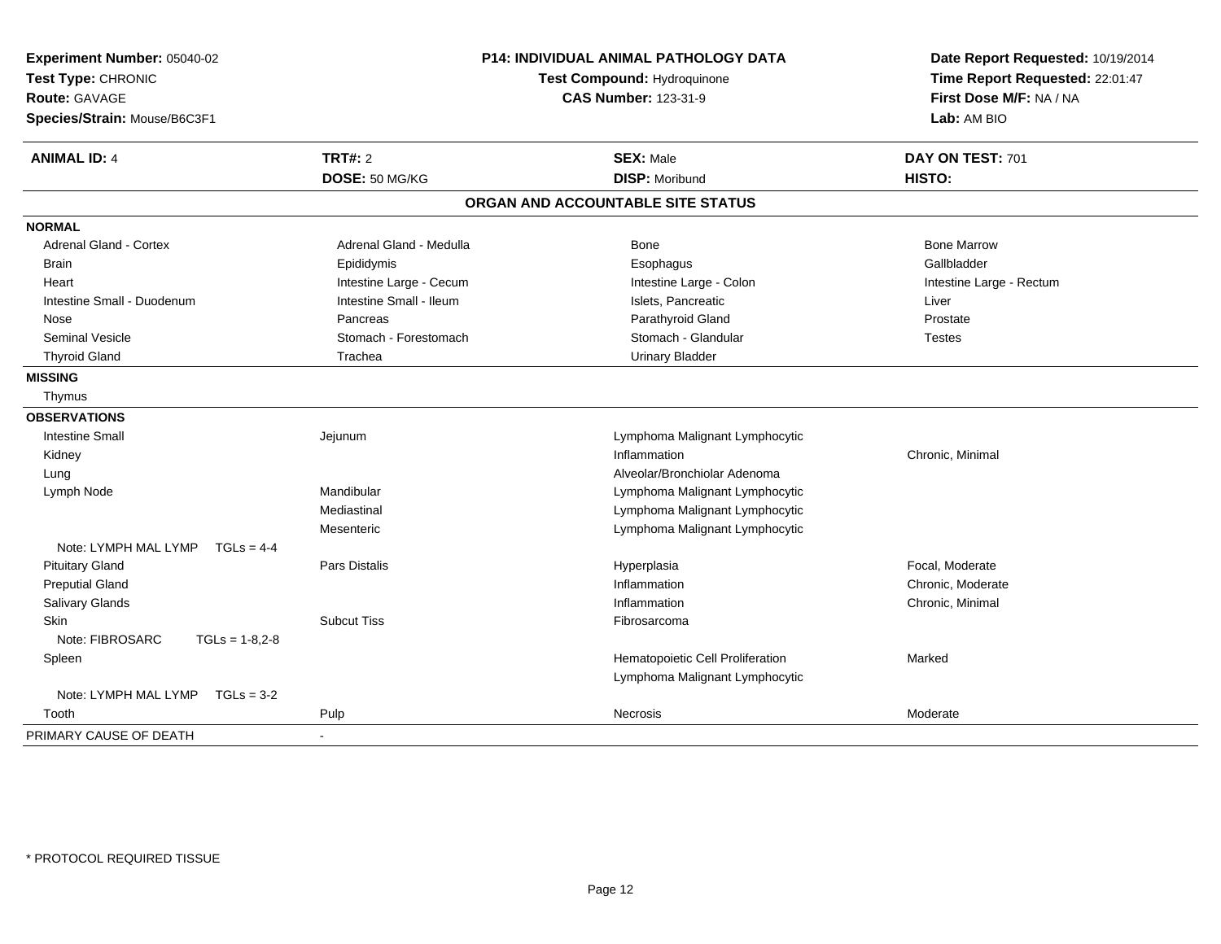**Experiment Number:** 05040-02
**Test Type:** CHRONIC
**Route:** GAVAGE
**Species/Strain:** Mouse/B6C3F1

**P14: INDIVIDUAL ANIMAL PATHOLOGY DATA**
**Test Compound:** Hydroquinone
**CAS Number:** 123-31-9

**Date Report Requested:** 10/19/2014
**Time Report Requested:** 22:01:47
**First Dose M/F:** NA / NA
**Lab:** AM BIO

| **ANIMAL ID:** 4 | **TRT#:** 2 | **SEX:** Male | **DAY ON TEST:** 701 |
|---|---|---|---|
| | **DOSE:** 50 MG/KG | **DISP:** Moribund | **HISTO:** |

## ORGAN AND ACCOUNTABLE SITE STATUS

**NORMAL**

| | | | |
|---|---|---|---|
| Adrenal Gland - Cortex | Adrenal Gland - Medulla | Bone | Bone Marrow |
| Brain | Epididymis | Esophagus | Gallbladder |
| Heart | Intestine Large - Cecum | Intestine Large - Colon | Intestine Large - Rectum |
| Intestine Small - Duodenum | Intestine Small - Ileum | Islets, Pancreatic | Liver |
| Nose | Pancreas | Parathyroid Gland | Prostate |
| Seminal Vesicle | Stomach - Forestomach | Stomach - Glandular | Testes |
| Thyroid Gland | Trachea | Urinary Bladder | |

**MISSING**

Thymus

**OBSERVATIONS**

| | | | |
|---|---|---|---|
| Intestine Small | Jejunum | Lymphoma Malignant Lymphocytic | |
| Kidney | | Inflammation | Chronic, Minimal |
| Lung | | Alveolar/Bronchiolar Adenoma | |
| Lymph Node | Mandibular | Lymphoma Malignant Lymphocytic | |
| | Mediastinal | Lymphoma Malignant Lymphocytic | |
| | Mesenteric | Lymphoma Malignant Lymphocytic | |
| Note: LYMPH MAL LYMP TGLs = 4-4 | | | |
| Pituitary Gland | Pars Distalis | Hyperplasia | Focal, Moderate |
| Preputial Gland | | Inflammation | Chronic, Moderate |
| Salivary Glands | | Inflammation | Chronic, Minimal |
| Skin | Subcut Tiss | Fibrosarcoma | |
| Note: FIBROSARC TGLs = 1-8,2-8 | | | |
| Spleen | | Hematopoietic Cell Proliferation | Marked |
| | | Lymphoma Malignant Lymphocytic | |
| Note: LYMPH MAL LYMP TGLs = 3-2 | | | |
| Tooth | Pulp | Necrosis | Moderate |

| PRIMARY CAUSE OF DEATH | - |
|---|---|

\* PROTOCOL REQUIRED TISSUE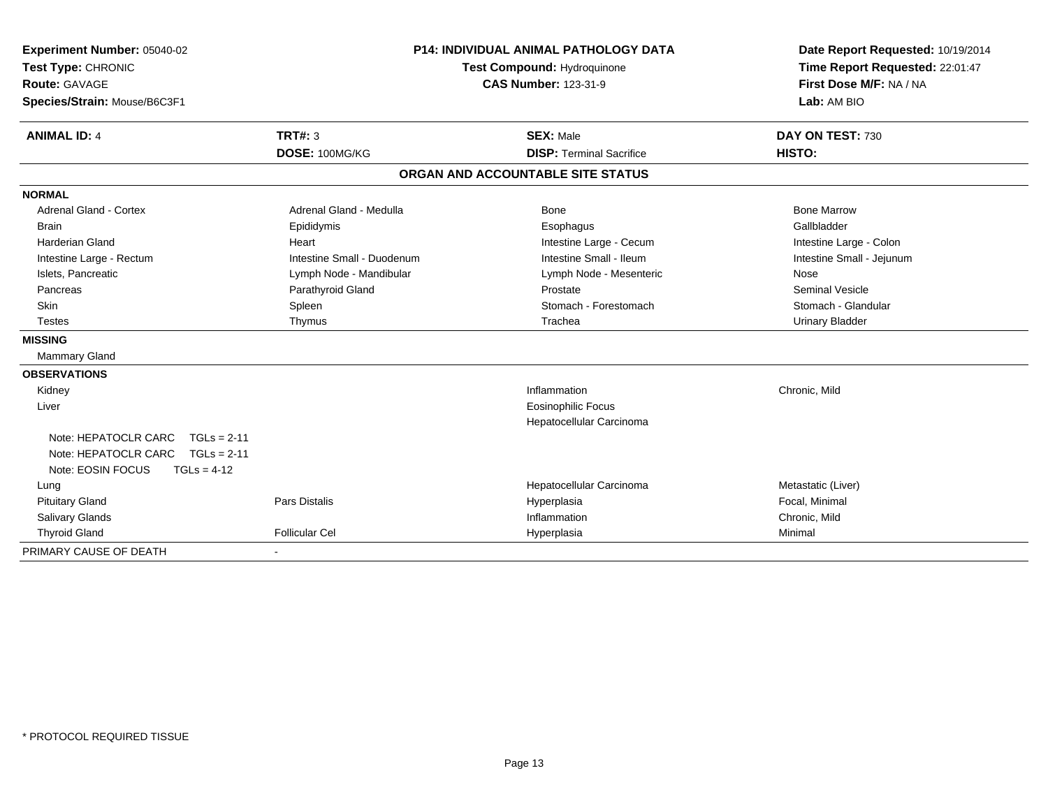**Experiment Number:** 05040-02
**Test Type:** CHRONIC
**Route:** GAVAGE
**Species/Strain:** Mouse/B6C3F1

**P14: INDIVIDUAL ANIMAL PATHOLOGY DATA**
**Test Compound:** Hydroquinone
**CAS Number:** 123-31-9

**Date Report Requested:** 10/19/2014
**Time Report Requested:** 22:01:47
**First Dose M/F:** NA / NA
**Lab:** AM BIO

| **ANIMAL ID:** 4 | **TRT#:** 3 | **SEX:** Male | **DAY ON TEST:** 730 |
|---|---|---|---|
| | **DOSE:** 100MG/KG | **DISP:** Terminal Sacrifice | **HISTO:** |

**ORGAN AND ACCOUNTABLE SITE STATUS**

| | | | |
|---|---|---|---|
| **NORMAL** | | | |
| Adrenal Gland - Cortex | Adrenal Gland - Medulla | Bone | Bone Marrow |
| Brain | Epididymis | Esophagus | Gallbladder |
| Harderian Gland | Heart | Intestine Large - Cecum | Intestine Large - Colon |
| Intestine Large - Rectum | Intestine Small - Duodenum | Intestine Small - Ileum | Intestine Small - Jejunum |
| Islets, Pancreatic | Lymph Node - Mandibular | Lymph Node - Mesenteric | Nose |
| Pancreas | Parathyroid Gland | Prostate | Seminal Vesicle |
| Skin | Spleen | Stomach - Forestomach | Stomach - Glandular |
| Testes | Thymus | Trachea | Urinary Bladder |
| **MISSING** | | | |
| Mammary Gland | | | |
| **OBSERVATIONS** | | | |
| Kidney | | Inflammation | Chronic, Mild |
| Liver | | Eosinophilic Focus | |
| | | Hepatocellular Carcinoma | |
| Note: HEPATOCLR CARC TGLs = 2-11 | | | |
| Note: HEPATOCLR CARC TGLs = 2-11 | | | |
| Note: EOSIN FOCUS TGLs = 4-12 | | | |
| Lung | | Hepatocellular Carcinoma | Metastatic (Liver) |
| Pituitary Gland | Pars Distalis | Hyperplasia | Focal, Minimal |
| Salivary Glands | | Inflammation | Chronic, Mild |
| Thyroid Gland | Follicular Cel | Hyperplasia | Minimal |
| PRIMARY CAUSE OF DEATH | - | | |

\* PROTOCOL REQUIRED TISSUE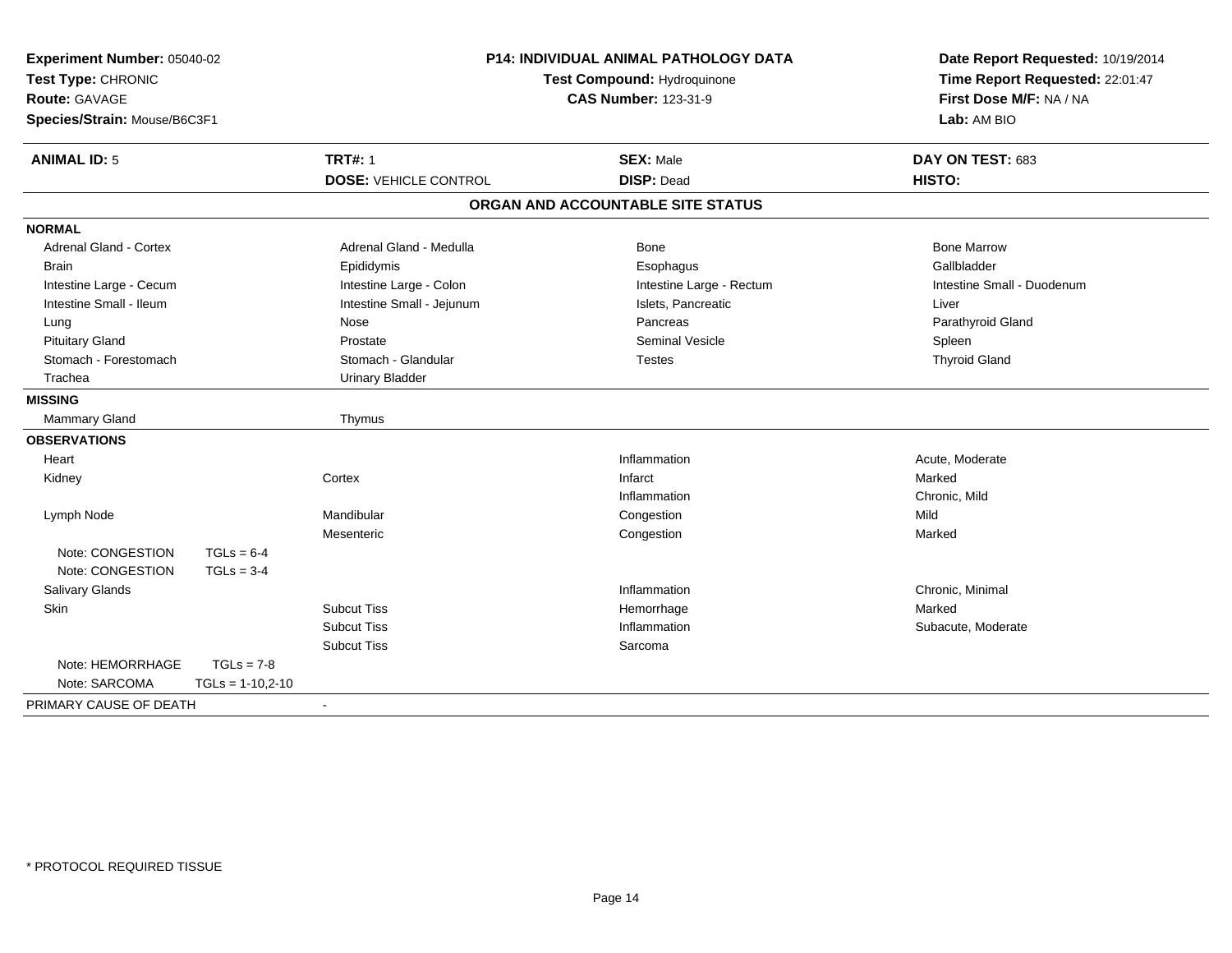**Experiment Number:** 05040-02
**Test Type:** CHRONIC
**Route:** GAVAGE
**Species/Strain:** Mouse/B6C3F1

**P14: INDIVIDUAL ANIMAL PATHOLOGY DATA**
**Test Compound:** Hydroquinone
**CAS Number:** 123-31-9

**Date Report Requested:** 10/19/2014
**Time Report Requested:** 22:01:47
**First Dose M/F:** NA / NA
**Lab:** AM BIO

| **ANIMAL ID:** 5 | **TRT#:** 1 | **SEX:** Male | **DAY ON TEST:** 683 |
|---|---|---|---|
| | **DOSE:** VEHICLE CONTROL | **DISP:** Dead | **HISTO:** |

## ORGAN AND ACCOUNTABLE SITE STATUS

**NORMAL**

| | | | |
|---|---|---|---|
| Adrenal Gland - Cortex | Adrenal Gland - Medulla | Bone | Bone Marrow |
| Brain | Epididymis | Esophagus | Gallbladder |
| Intestine Large - Cecum | Intestine Large - Colon | Intestine Large - Rectum | Intestine Small - Duodenum |
| Intestine Small - Ileum | Intestine Small - Jejunum | Islets, Pancreatic | Liver |
| Lung | Nose | Pancreas | Parathyroid Gland |
| Pituitary Gland | Prostate | Seminal Vesicle | Spleen |
| Stomach - Forestomach | Stomach - Glandular | Testes | Thyroid Gland |
| Trachea | Urinary Bladder | | |

**MISSING**

| | |
|---|---|
| Mammary Gland | Thymus |

**OBSERVATIONS**

| Organ | Site | Observation | Severity |
|---|---|---|---|
| Heart | | Inflammation | Acute, Moderate |
| Kidney | Cortex | Infarct | Marked |
| | | Inflammation | Chronic, Mild |
| Lymph Node | Mandibular | Congestion | Mild |
| | Mesenteric | Congestion | Marked |
| Note: CONGESTION TGLs = 6-4 | | | |
| Note: CONGESTION TGLs = 3-4 | | | |
| Salivary Glands | | Inflammation | Chronic, Minimal |
| Skin | Subcut Tiss | Hemorrhage | Marked |
| | Subcut Tiss | Inflammation | Subacute, Moderate |
| | Subcut Tiss | Sarcoma | |
| Note: HEMORRHAGE TGLs = 7-8 | | | |
| Note: SARCOMA TGLs = 1-10,2-10 | | | |

PRIMARY CAUSE OF DEATH -

\* PROTOCOL REQUIRED TISSUE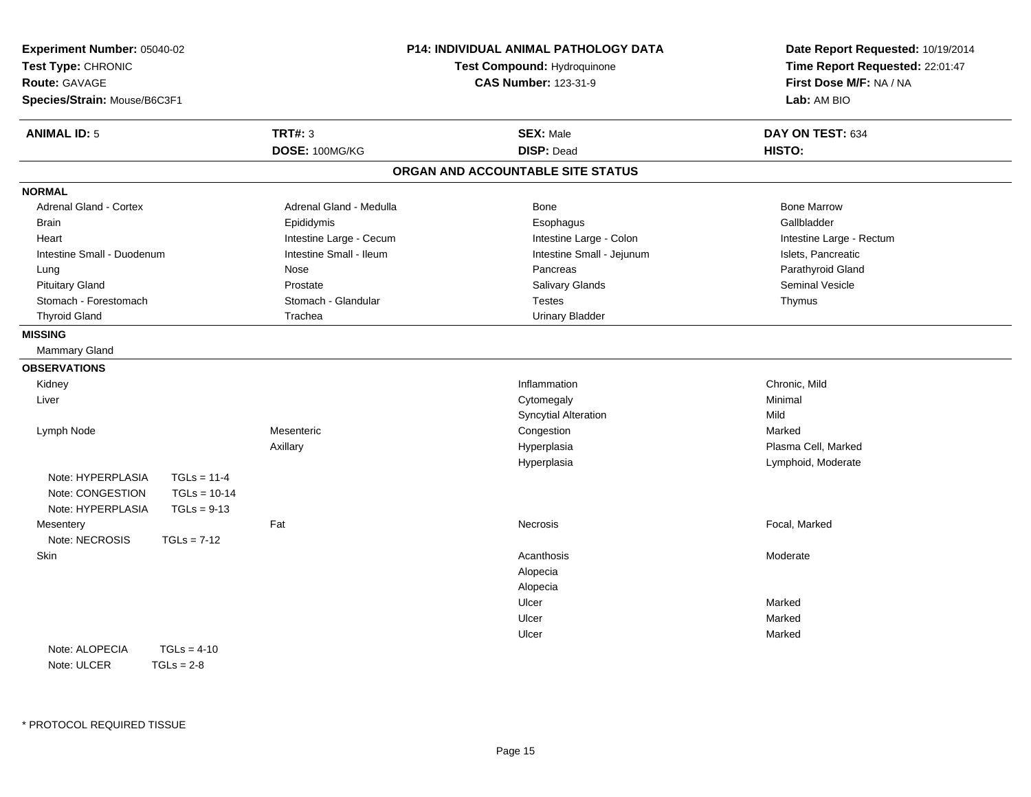**Experiment Number:** 05040-02
**Test Type:** CHRONIC
**Route:** GAVAGE
**Species/Strain:** Mouse/B6C3F1

**P14: INDIVIDUAL ANIMAL PATHOLOGY DATA**
**Test Compound:** Hydroquinone
**CAS Number:** 123-31-9

**Date Report Requested:** 10/19/2014
**Time Report Requested:** 22:01:47
**First Dose M/F:** NA / NA
**Lab:** AM BIO

| **ANIMAL ID:** 5 | **TRT#:** 3 | **SEX:** Male | **DAY ON TEST:** 634 |
|---|---|---|---|
| | **DOSE:** 100MG/KG | **DISP:** Dead | **HISTO:** |

## ORGAN AND ACCOUNTABLE SITE STATUS

**NORMAL**

| | | | |
|---|---|---|---|
| Adrenal Gland - Cortex | Adrenal Gland - Medulla | Bone | Bone Marrow |
| Brain | Epididymis | Esophagus | Gallbladder |
| Heart | Intestine Large - Cecum | Intestine Large - Colon | Intestine Large - Rectum |
| Intestine Small - Duodenum | Intestine Small - Ileum | Intestine Small - Jejunum | Islets, Pancreatic |
| Lung | Nose | Pancreas | Parathyroid Gland |
| Pituitary Gland | Prostate | Salivary Glands | Seminal Vesicle |
| Stomach - Forestomach | Stomach - Glandular | Testes | Thymus |
| Thyroid Gland | Trachea | Urinary Bladder | |

**MISSING**

Mammary Gland

**OBSERVATIONS**

| | | | |
|---|---|---|---|
| Kidney | | Inflammation | Chronic, Mild |
| Liver | | Cytomegaly | Minimal |
| | | Syncytial Alteration | Mild |
| Lymph Node | Mesenteric | Congestion | Marked |
| | Axillary | Hyperplasia | Plasma Cell, Marked |
| | | Hyperplasia | Lymphoid, Moderate |
| Note: HYPERPLASIA TGLs = 11-4 | | | |
| Note: CONGESTION TGLs = 10-14 | | | |
| Note: HYPERPLASIA TGLs = 9-13 | | | |
| Mesentery | Fat | Necrosis | Focal, Marked |
| Note: NECROSIS TGLs = 7-12 | | | |
| Skin | | Acanthosis | Moderate |
| | | Alopecia | |
| | | Alopecia | |
| | | Ulcer | Marked |
| | | Ulcer | Marked |
| | | Ulcer | Marked |
| Note: ALOPECIA TGLs = 4-10 | | | |
| Note: ULCER TGLs = 2-8 | | | |

\* PROTOCOL REQUIRED TISSUE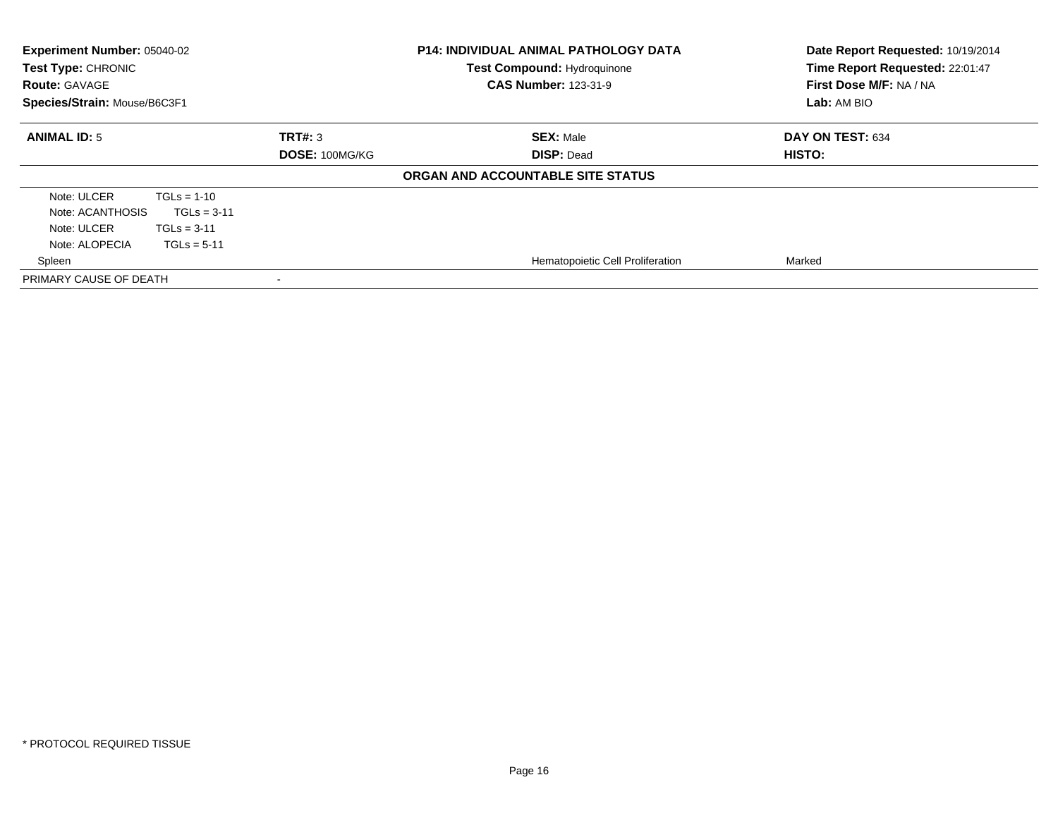**Experiment Number:** 05040-02
**Test Type:** CHRONIC
**Route:** GAVAGE
**Species/Strain:** Mouse/B6C3F1

**P14: INDIVIDUAL ANIMAL PATHOLOGY DATA**
**Test Compound:** Hydroquinone
**CAS Number:** 123-31-9

**Date Report Requested:** 10/19/2014
**Time Report Requested:** 22:01:47
**First Dose M/F:** NA / NA
**Lab:** AM BIO

| **ANIMAL ID:** 5 | **TRT#:** 3 | **SEX:** Male | **DAY ON TEST:** 634 |
|---|---|---|---|
| | **DOSE:** 100MG/KG | **DISP:** Dead | **HISTO:** |

**ORGAN AND ACCOUNTABLE SITE STATUS**

| | | | |
|---|---|---|---|
| Note: ULCER TGLs = 1-10 | | | |
| Note: ACANTHOSIS TGLs = 3-11 | | | |
| Note: ULCER TGLs = 3-11 | | | |
| Note: ALOPECIA TGLs = 5-11 | | | |
| Spleen | | Hematopoietic Cell Proliferation | Marked |
| PRIMARY CAUSE OF DEATH | - | | |

* PROTOCOL REQUIRED TISSUE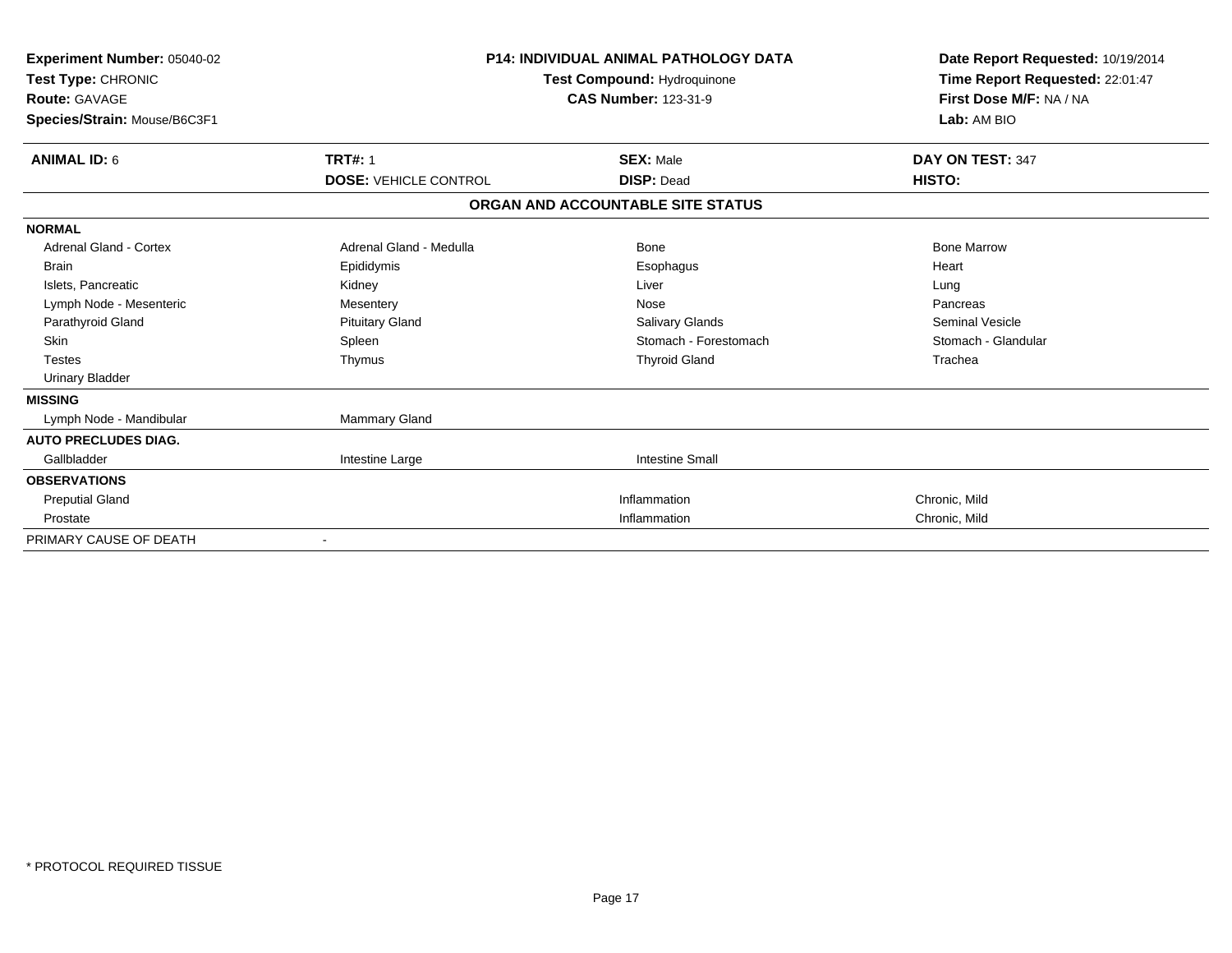**Experiment Number:** 05040-02
**Test Type:** CHRONIC
**Route:** GAVAGE
**Species/Strain:** Mouse/B6C3F1

**P14: INDIVIDUAL ANIMAL PATHOLOGY DATA**
**Test Compound:** Hydroquinone
**CAS Number:** 123-31-9

**Date Report Requested:** 10/19/2014
**Time Report Requested:** 22:01:47
**First Dose M/F:** NA / NA
**Lab:** AM BIO

| **ANIMAL ID:** 6 | **TRT#:** 1 | **SEX:** Male | **DAY ON TEST:** 347 |
|---|---|---|---|
| | **DOSE:** VEHICLE CONTROL | **DISP:** Dead | **HISTO:** |

**ORGAN AND ACCOUNTABLE SITE STATUS**

| | | | |
|---|---|---|---|
| **NORMAL** | | | |
| Adrenal Gland - Cortex | Adrenal Gland - Medulla | Bone | Bone Marrow |
| Brain | Epididymis | Esophagus | Heart |
| Islets, Pancreatic | Kidney | Liver | Lung |
| Lymph Node - Mesenteric | Mesentery | Nose | Pancreas |
| Parathyroid Gland | Pituitary Gland | Salivary Glands | Seminal Vesicle |
| Skin | Spleen | Stomach - Forestomach | Stomach - Glandular |
| Testes | Thymus | Thyroid Gland | Trachea |
| Urinary Bladder | | | |
| **MISSING** | | | |
| Lymph Node - Mandibular | Mammary Gland | | |
| **AUTO PRECLUDES DIAG.** | | | |
| Gallbladder | Intestine Large | Intestine Small | |
| **OBSERVATIONS** | | | |
| Preputial Gland | | Inflammation | Chronic, Mild |
| Prostate | | Inflammation | Chronic, Mild |
| PRIMARY CAUSE OF DEATH | - | | |

* PROTOCOL REQUIRED TISSUE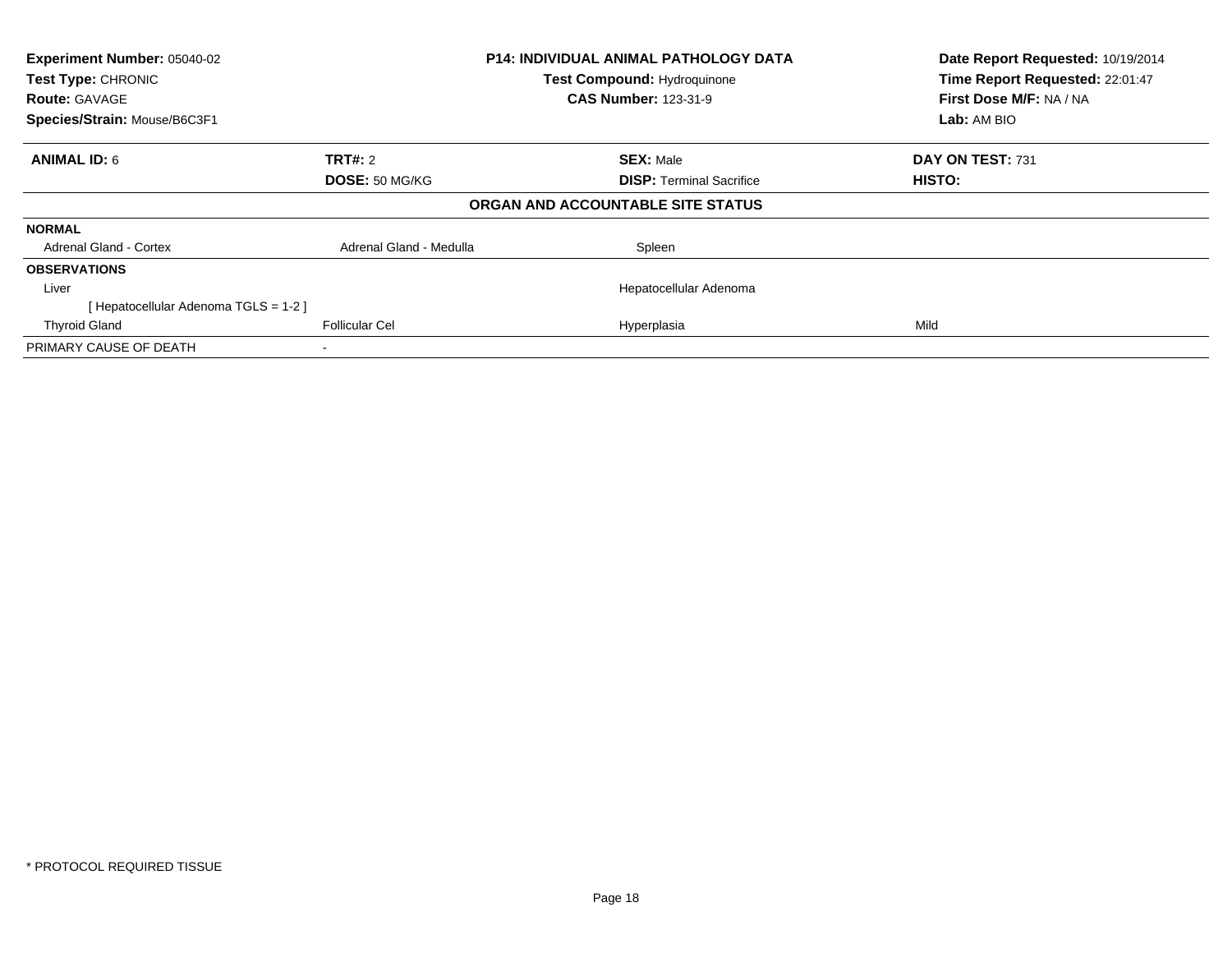**Experiment Number:** 05040-02
**Test Type:** CHRONIC
**Route:** GAVAGE
**Species/Strain:** Mouse/B6C3F1

**P14: INDIVIDUAL ANIMAL PATHOLOGY DATA**
**Test Compound:** Hydroquinone
**CAS Number:** 123-31-9

**Date Report Requested:** 10/19/2014
**Time Report Requested:** 22:01:47
**First Dose M/F:** NA / NA
**Lab:** AM BIO

| **ANIMAL ID:** 6 | **TRT#:** 2 | **SEX:** Male | **DAY ON TEST:** 731 |
|---|---|---|---|
| | **DOSE:** 50 MG/KG | **DISP:** Terminal Sacrifice | **HISTO:** |

**ORGAN AND ACCOUNTABLE SITE STATUS**

| | | | |
|---|---|---|---|
| **NORMAL** | | | |
| Adrenal Gland - Cortex | Adrenal Gland - Medulla | Spleen | |
| **OBSERVATIONS** | | | |
| Liver | | Hepatocellular Adenoma | |
| [ Hepatocellular Adenoma TGLS = 1-2 ] | | | |
| Thyroid Gland | Follicular Cel | Hyperplasia | Mild |
| PRIMARY CAUSE OF DEATH | - | | |

* PROTOCOL REQUIRED TISSUE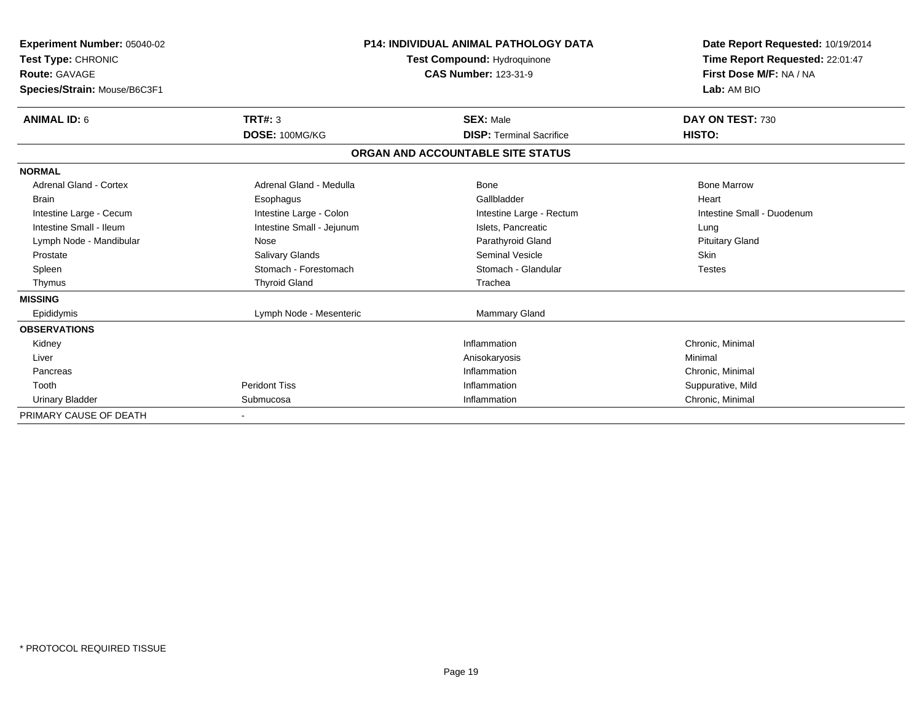**Experiment Number:** 05040-02
**Test Type:** CHRONIC
**Route:** GAVAGE
**Species/Strain:** Mouse/B6C3F1

**P14: INDIVIDUAL ANIMAL PATHOLOGY DATA**
**Test Compound:** Hydroquinone
**CAS Number:** 123-31-9

**Date Report Requested:** 10/19/2014
**Time Report Requested:** 22:01:47
**First Dose M/F:** NA / NA
**Lab:** AM BIO

| **ANIMAL ID:** 6 | **TRT#:** 3 | **SEX:** Male | **DAY ON TEST:** 730 |
|---|---|---|---|
| | **DOSE:** 100MG/KG | **DISP:** Terminal Sacrifice | **HISTO:** |

**ORGAN AND ACCOUNTABLE SITE STATUS**

| | | | |
|---|---|---|---|
| **NORMAL** | | | |
| Adrenal Gland - Cortex | Adrenal Gland - Medulla | Bone | Bone Marrow |
| Brain | Esophagus | Gallbladder | Heart |
| Intestine Large - Cecum | Intestine Large - Colon | Intestine Large - Rectum | Intestine Small - Duodenum |
| Intestine Small - Ileum | Intestine Small - Jejunum | Islets, Pancreatic | Lung |
| Lymph Node - Mandibular | Nose | Parathyroid Gland | Pituitary Gland |
| Prostate | Salivary Glands | Seminal Vesicle | Skin |
| Spleen | Stomach - Forestomach | Stomach - Glandular | Testes |
| Thymus | Thyroid Gland | Trachea | |
| **MISSING** | | | |
| Epididymis | Lymph Node - Mesenteric | Mammary Gland | |
| **OBSERVATIONS** | | | |
| Kidney | | Inflammation | Chronic, Minimal |
| Liver | | Anisokaryosis | Minimal |
| Pancreas | | Inflammation | Chronic, Minimal |
| Tooth | Peridont Tiss | Inflammation | Suppurative, Mild |
| Urinary Bladder | Submucosa | Inflammation | Chronic, Minimal |
| PRIMARY CAUSE OF DEATH | - | | |

* PROTOCOL REQUIRED TISSUE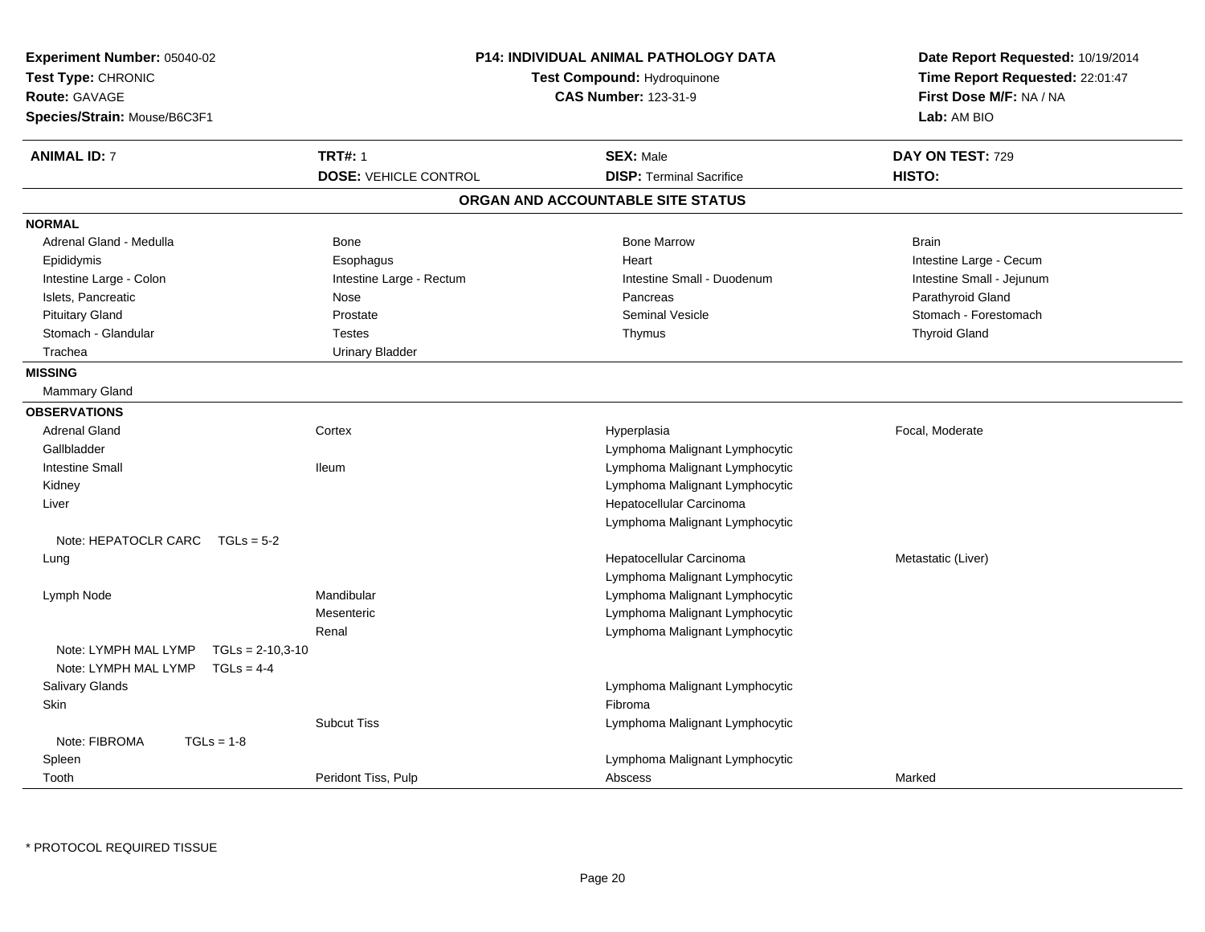**Experiment Number:** 05040-02
**Test Type:** CHRONIC
**Route:** GAVAGE
**Species/Strain:** Mouse/B6C3F1

**P14: INDIVIDUAL ANIMAL PATHOLOGY DATA**
**Test Compound:** Hydroquinone
**CAS Number:** 123-31-9

**Date Report Requested:** 10/19/2014
**Time Report Requested:** 22:01:47
**First Dose M/F:** NA / NA
**Lab:** AM BIO

| **ANIMAL ID:** 7 | **TRT#:** 1 | **SEX:** Male | **DAY ON TEST:** 729 |
|---|---|---|---|
| | **DOSE:** VEHICLE CONTROL | **DISP:** Terminal Sacrifice | **HISTO:** |

## ORGAN AND ACCOUNTABLE SITE STATUS

**NORMAL**

| | | | |
|---|---|---|---|
| Adrenal Gland - Medulla | Bone | Bone Marrow | Brain |
| Epididymis | Esophagus | Heart | Intestine Large - Cecum |
| Intestine Large - Colon | Intestine Large - Rectum | Intestine Small - Duodenum | Intestine Small - Jejunum |
| Islets, Pancreatic | Nose | Pancreas | Parathyroid Gland |
| Pituitary Gland | Prostate | Seminal Vesicle | Stomach - Forestomach |
| Stomach - Glandular | Testes | Thymus | Thyroid Gland |
| Trachea | Urinary Bladder | | |

**MISSING**

Mammary Gland

**OBSERVATIONS**

| | | | |
|---|---|---|---|
| Adrenal Gland | Cortex | Hyperplasia | Focal, Moderate |
| Gallbladder | | Lymphoma Malignant Lymphocytic | |
| Intestine Small | Ileum | Lymphoma Malignant Lymphocytic | |
| Kidney | | Lymphoma Malignant Lymphocytic | |
| Liver | | Hepatocellular Carcinoma | |
| | | Lymphoma Malignant Lymphocytic | |
| Note: HEPATOCLR CARC TGLs = 5-2 | | | |
| Lung | | Hepatocellular Carcinoma | Metastatic (Liver) |
| | | Lymphoma Malignant Lymphocytic | |
| Lymph Node | Mandibular | Lymphoma Malignant Lymphocytic | |
| | Mesenteric | Lymphoma Malignant Lymphocytic | |
| | Renal | Lymphoma Malignant Lymphocytic | |
| Note: LYMPH MAL LYMP TGLs = 2-10,3-10 | | | |
| Note: LYMPH MAL LYMP TGLs = 4-4 | | | |
| Salivary Glands | | Lymphoma Malignant Lymphocytic | |
| Skin | | Fibroma | |
| | Subcut Tiss | Lymphoma Malignant Lymphocytic | |
| Note: FIBROMA TGLs = 1-8 | | | |
| Spleen | | Lymphoma Malignant Lymphocytic | |
| Tooth | Peridont Tiss, Pulp | Abscess | Marked |

* PROTOCOL REQUIRED TISSUE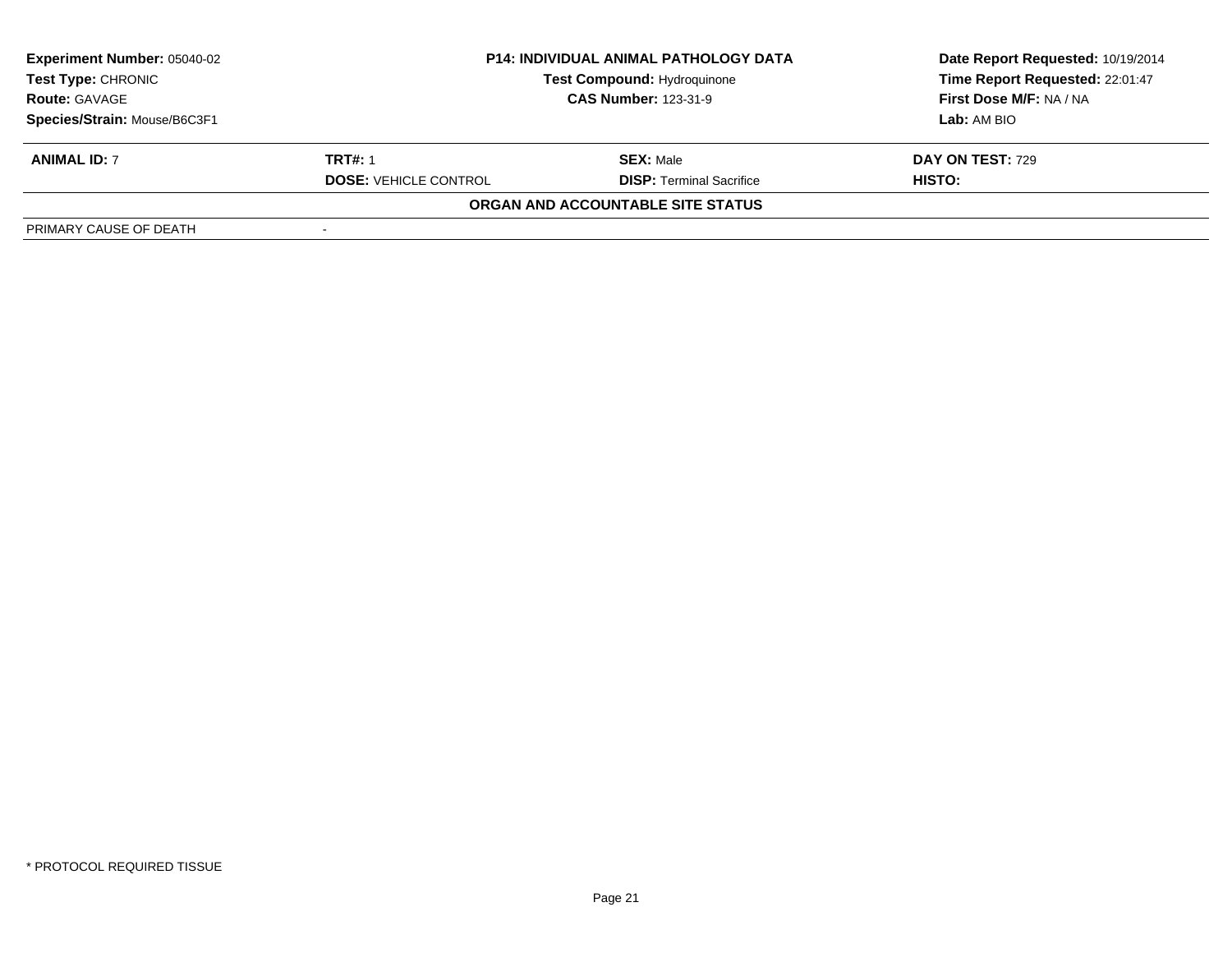| **Experiment Number:** 05040-02 | **P14: INDIVIDUAL ANIMAL PATHOLOGY DATA** | | **Date Report Requested:** 10/19/2014 |
|---|---|---|---|
| **Test Type:** CHRONIC | **Test Compound:** Hydroquinone | | **Time Report Requested:** 22:01:47 |
| **Route:** GAVAGE | **CAS Number:** 123-31-9 | | **First Dose M/F:** NA / NA |
| **Species/Strain:** Mouse/B6C3F1 | | | **Lab:** AM BIO |

| **ANIMAL ID:** 7 | **TRT#:** 1 | **SEX:** Male | **DAY ON TEST:** 729 |
|---|---|---|---|
| | **DOSE:** VEHICLE CONTROL | **DISP:** Terminal Sacrifice | **HISTO:** |

**ORGAN AND ACCOUNTABLE SITE STATUS**

| PRIMARY CAUSE OF DEATH | - |
|---|---|

* PROTOCOL REQUIRED TISSUE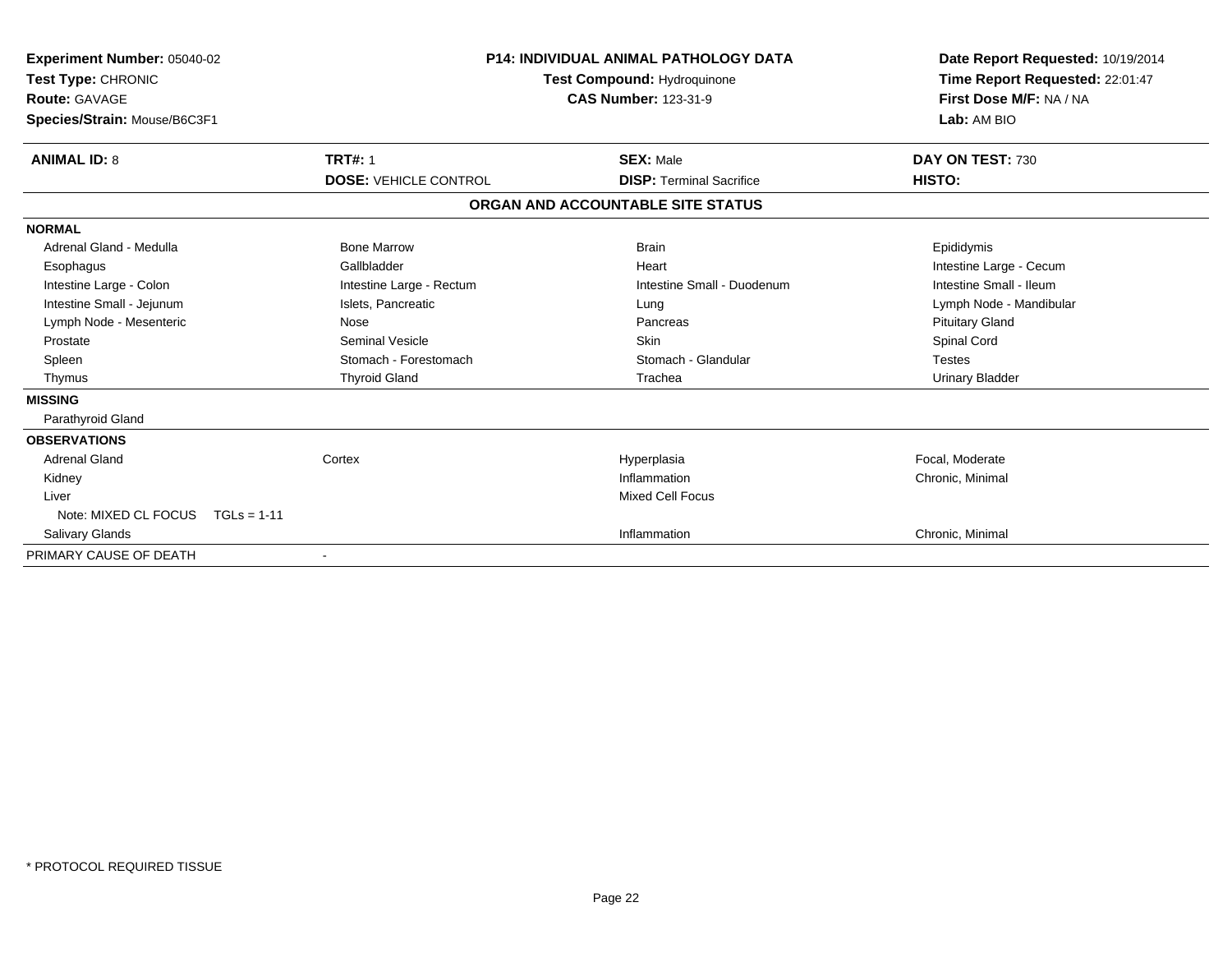**Experiment Number:** 05040-02
**Test Type:** CHRONIC
**Route:** GAVAGE
**Species/Strain:** Mouse/B6C3F1

**P14: INDIVIDUAL ANIMAL PATHOLOGY DATA**
**Test Compound:** Hydroquinone
**CAS Number:** 123-31-9

**Date Report Requested:** 10/19/2014
**Time Report Requested:** 22:01:47
**First Dose M/F:** NA / NA
**Lab:** AM BIO

| **ANIMAL ID:** 8 | **TRT#:** 1 | **SEX:** Male | **DAY ON TEST:** 730 |
|---|---|---|---|
| | **DOSE:** VEHICLE CONTROL | **DISP:** Terminal Sacrifice | **HISTO:** |

## ORGAN AND ACCOUNTABLE SITE STATUS

| | | | |
|---|---|---|---|
| **NORMAL** | | | |
| Adrenal Gland - Medulla | Bone Marrow | Brain | Epididymis |
| Esophagus | Gallbladder | Heart | Intestine Large - Cecum |
| Intestine Large - Colon | Intestine Large - Rectum | Intestine Small - Duodenum | Intestine Small - Ileum |
| Intestine Small - Jejunum | Islets, Pancreatic | Lung | Lymph Node - Mandibular |
| Lymph Node - Mesenteric | Nose | Pancreas | Pituitary Gland |
| Prostate | Seminal Vesicle | Skin | Spinal Cord |
| Spleen | Stomach - Forestomach | Stomach - Glandular | Testes |
| Thymus | Thyroid Gland | Trachea | Urinary Bladder |
| **MISSING** | | | |
| Parathyroid Gland | | | |
| **OBSERVATIONS** | | | |
| Adrenal Gland | Cortex | Hyperplasia | Focal, Moderate |
| Kidney | | Inflammation | Chronic, Minimal |
| Liver | | Mixed Cell Focus | |
| Note: MIXED CL FOCUS TGLs = 1-11 | | | |
| Salivary Glands | | Inflammation | Chronic, Minimal |
| PRIMARY CAUSE OF DEATH | - | | |

* PROTOCOL REQUIRED TISSUE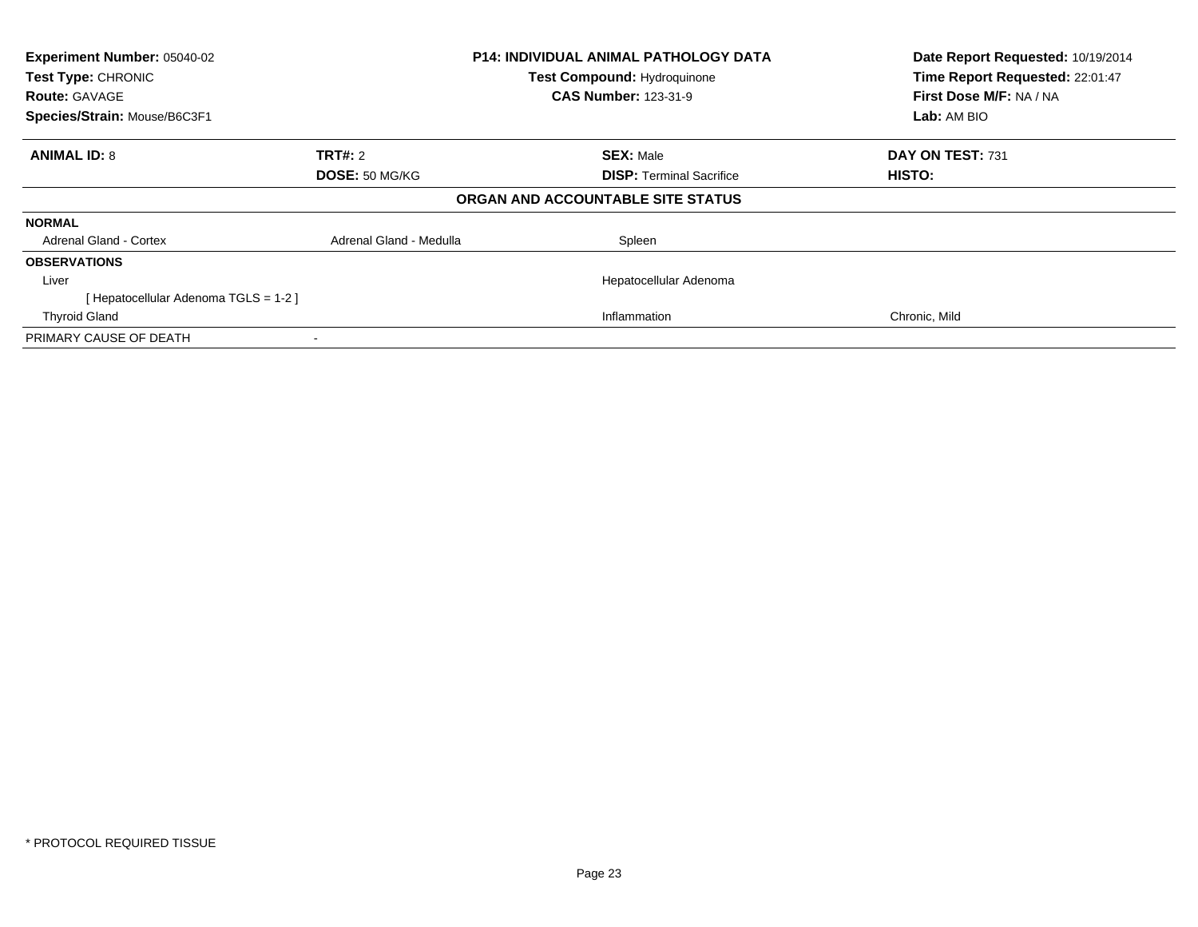| **Experiment Number:** 05040-02 | **P14: INDIVIDUAL ANIMAL PATHOLOGY DATA** | **Date Report Requested:** 10/19/2014 |
|---|---|---|
| **Test Type:** CHRONIC | **Test Compound:** Hydroquinone | **Time Report Requested:** 22:01:47 |
| **Route:** GAVAGE | **CAS Number:** 123-31-9 | **First Dose M/F:** NA / NA |
| **Species/Strain:** Mouse/B6C3F1 | | **Lab:** AM BIO |

| **ANIMAL ID:** 8 | **TRT#:** 2 | **SEX:** Male | **DAY ON TEST:** 731 |
|---|---|---|---|
| | **DOSE:** 50 MG/KG | **DISP:** Terminal Sacrifice | **HISTO:** |

**ORGAN AND ACCOUNTABLE SITE STATUS**

| | | | |
|---|---|---|---|
| **NORMAL** | | | |
| Adrenal Gland - Cortex | Adrenal Gland - Medulla | Spleen | |
| **OBSERVATIONS** | | | |
| Liver | | Hepatocellular Adenoma | |
| [ Hepatocellular Adenoma TGLS = 1-2 ] | | | |
| Thyroid Gland | | Inflammation | Chronic, Mild |
| PRIMARY CAUSE OF DEATH | - | | |

* PROTOCOL REQUIRED TISSUE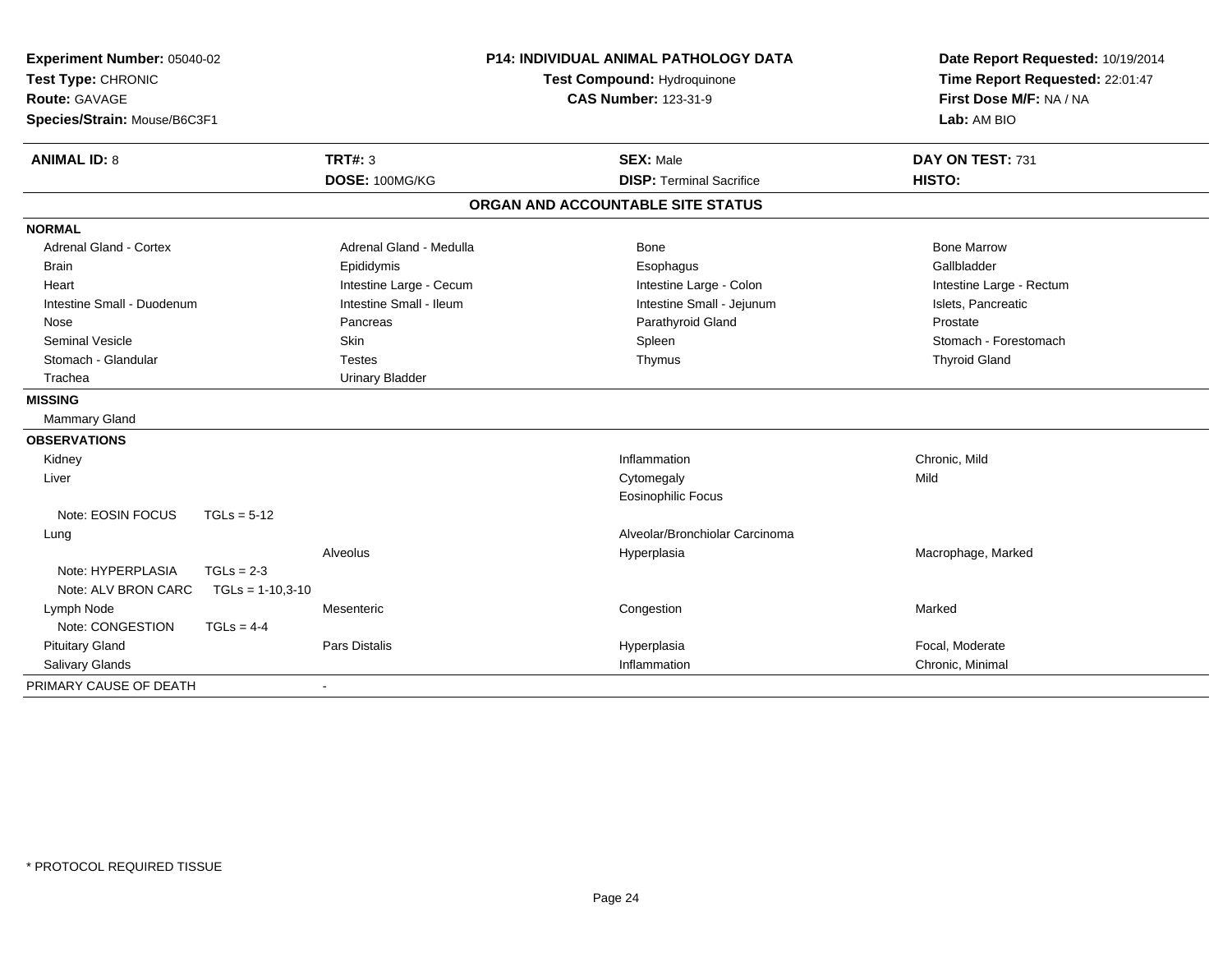**Experiment Number:** 05040-02
**Test Type:** CHRONIC
**Route:** GAVAGE
**Species/Strain:** Mouse/B6C3F1

**P14: INDIVIDUAL ANIMAL PATHOLOGY DATA**
**Test Compound:** Hydroquinone
**CAS Number:** 123-31-9

**Date Report Requested:** 10/19/2014
**Time Report Requested:** 22:01:47
**First Dose M/F:** NA / NA
**Lab:** AM BIO

| **ANIMAL ID:** 8 | **TRT#:** 3 | **SEX:** Male | **DAY ON TEST:** 731 |
|---|---|---|---|
| | **DOSE:** 100MG/KG | **DISP:** Terminal Sacrifice | **HISTO:** |

## ORGAN AND ACCOUNTABLE SITE STATUS

**NORMAL**

| | | | |
|---|---|---|---|
| Adrenal Gland - Cortex | Adrenal Gland - Medulla | Bone | Bone Marrow |
| Brain | Epididymis | Esophagus | Gallbladder |
| Heart | Intestine Large - Cecum | Intestine Large - Colon | Intestine Large - Rectum |
| Intestine Small - Duodenum | Intestine Small - Ileum | Intestine Small - Jejunum | Islets, Pancreatic |
| Nose | Pancreas | Parathyroid Gland | Prostate |
| Seminal Vesicle | Skin | Spleen | Stomach - Forestomach |
| Stomach - Glandular | Testes | Thymus | Thyroid Gland |
| Trachea | Urinary Bladder | | |

**MISSING**

Mammary Gland

**OBSERVATIONS**

| | | | |
|---|---|---|---|
| Kidney | | Inflammation | Chronic, Mild |
| Liver | | Cytomegaly | Mild |
| | | Eosinophilic Focus | |
| Note: EOSIN FOCUS TGLs = 5-12 | | | |
| Lung | | Alveolar/Bronchiolar Carcinoma | |
| | Alveolus | Hyperplasia | Macrophage, Marked |
| Note: HYPERPLASIA TGLs = 2-3 | | | |
| Note: ALV BRON CARC TGLs = 1-10,3-10 | | | |
| Lymph Node | Mesenteric | Congestion | Marked |
| Note: CONGESTION TGLs = 4-4 | | | |
| Pituitary Gland | Pars Distalis | Hyperplasia | Focal, Moderate |
| Salivary Glands | | Inflammation | Chronic, Minimal |

PRIMARY CAUSE OF DEATH -

\* PROTOCOL REQUIRED TISSUE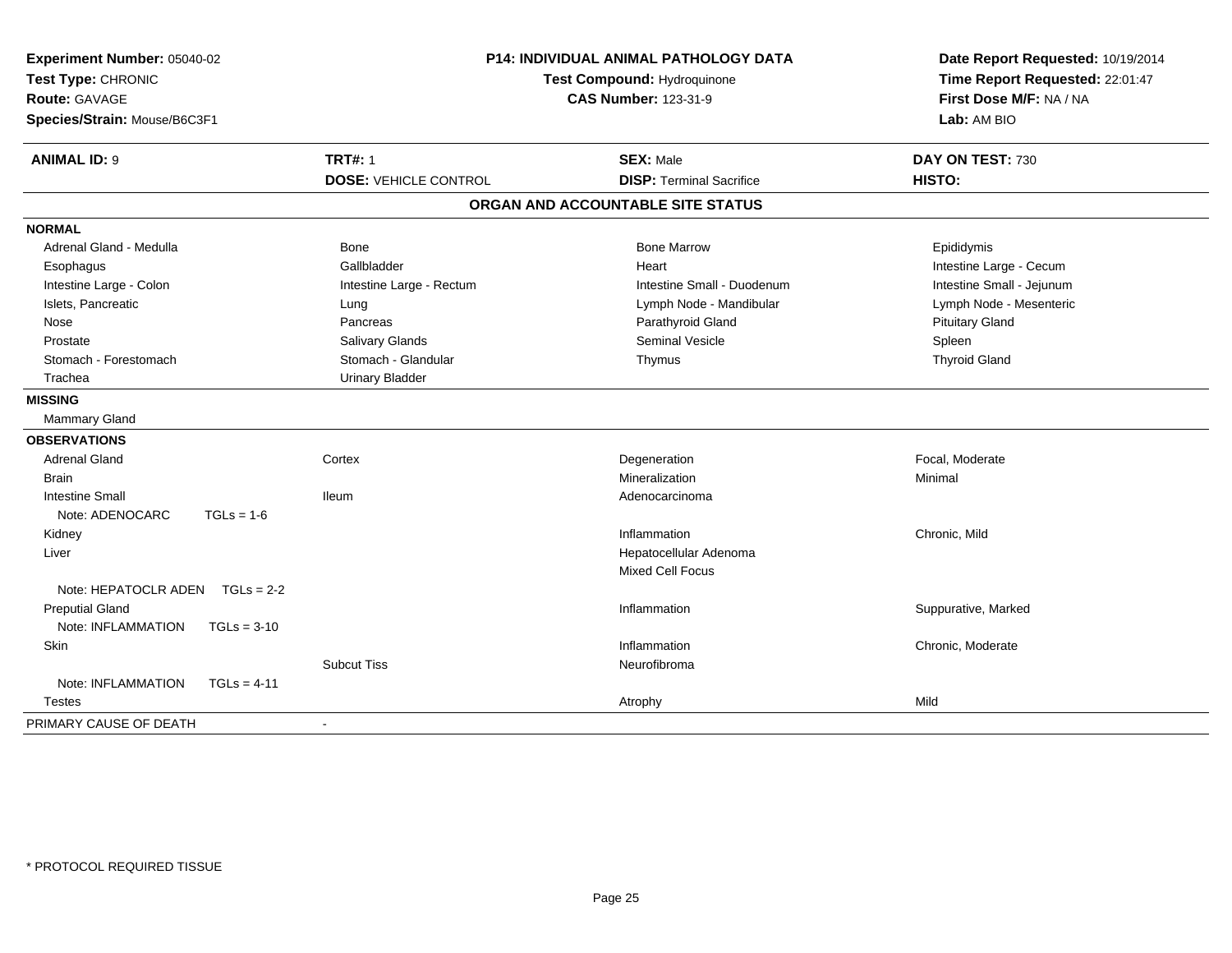**Experiment Number:** 05040-02
**Test Type:** CHRONIC
**Route:** GAVAGE
**Species/Strain:** Mouse/B6C3F1

**P14: INDIVIDUAL ANIMAL PATHOLOGY DATA**
**Test Compound:** Hydroquinone
**CAS Number:** 123-31-9

**Date Report Requested:** 10/19/2014
**Time Report Requested:** 22:01:47
**First Dose M/F:** NA / NA
**Lab:** AM BIO

| **ANIMAL ID:** 9 | **TRT#:** 1 | **SEX:** Male | **DAY ON TEST:** 730 |
|---|---|---|---|
| | **DOSE:** VEHICLE CONTROL | **DISP:** Terminal Sacrifice | **HISTO:** |

## ORGAN AND ACCOUNTABLE SITE STATUS

**NORMAL**

| | | | |
|---|---|---|---|
| Adrenal Gland - Medulla | Bone | Bone Marrow | Epididymis |
| Esophagus | Gallbladder | Heart | Intestine Large - Cecum |
| Intestine Large - Colon | Intestine Large - Rectum | Intestine Small - Duodenum | Intestine Small - Jejunum |
| Islets, Pancreatic | Lung | Lymph Node - Mandibular | Lymph Node - Mesenteric |
| Nose | Pancreas | Parathyroid Gland | Pituitary Gland |
| Prostate | Salivary Glands | Seminal Vesicle | Spleen |
| Stomach - Forestomach | Stomach - Glandular | Thymus | Thyroid Gland |
| Trachea | Urinary Bladder | | |

**MISSING**

Mammary Gland

**OBSERVATIONS**

| | | | |
|---|---|---|---|
| Adrenal Gland | Cortex | Degeneration | Focal, Moderate |
| Brain | | Mineralization | Minimal |
| Intestine Small | Ileum | Adenocarcinoma | |
| Note: ADENOCARC TGLs = 1-6 | | | |
| Kidney | | Inflammation | Chronic, Mild |
| Liver | | Hepatocellular Adenoma | |
| | | Mixed Cell Focus | |
| Note: HEPATOCLR ADEN TGLs = 2-2 | | | |
| Preputial Gland | | Inflammation | Suppurative, Marked |
| Note: INFLAMMATION TGLs = 3-10 | | | |
| Skin | | Inflammation | Chronic, Moderate |
| | Subcut Tiss | Neurofibroma | |
| Note: INFLAMMATION TGLs = 4-11 | | | |
| Testes | | Atrophy | Mild |

PRIMARY CAUSE OF DEATH -

\* PROTOCOL REQUIRED TISSUE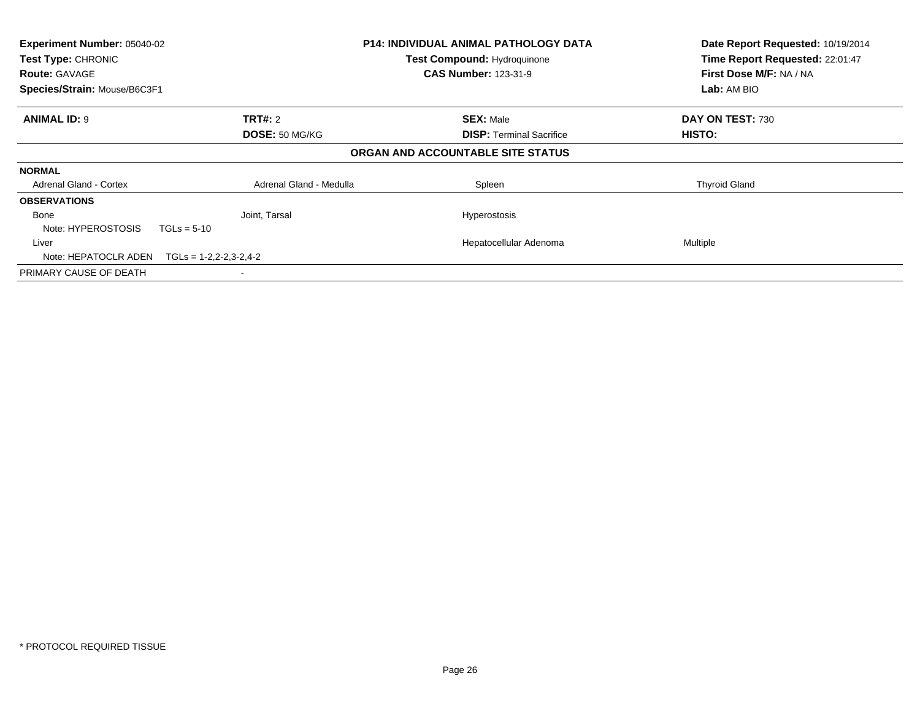**Experiment Number:** 05040-02
**Test Type:** CHRONIC
**Route:** GAVAGE
**Species/Strain:** Mouse/B6C3F1

**P14: INDIVIDUAL ANIMAL PATHOLOGY DATA**
**Test Compound:** Hydroquinone
**CAS Number:** 123-31-9

**Date Report Requested:** 10/19/2014
**Time Report Requested:** 22:01:47
**First Dose M/F:** NA / NA
**Lab:** AM BIO

| **ANIMAL ID:** 9 | **TRT#:** 2 | **SEX:** Male | **DAY ON TEST:** 730 |
|---|---|---|---|
| | **DOSE:** 50 MG/KG | **DISP:** Terminal Sacrifice | **HISTO:** |

**ORGAN AND ACCOUNTABLE SITE STATUS**

| | | | |
|---|---|---|---|
| **NORMAL** | | | |
| Adrenal Gland - Cortex | Adrenal Gland - Medulla | Spleen | Thyroid Gland |
| **OBSERVATIONS** | | | |
| Bone | Joint, Tarsal | Hyperostosis | |
| Note: HYPEROSTOSIS TGLs = 5-10 | | | |
| Liver | | Hepatocellular Adenoma | Multiple |
| Note: HEPATOCLR ADEN TGLs = 1-2,2-2,3-2,4-2 | | | |
| PRIMARY CAUSE OF DEATH | - | | |

* PROTOCOL REQUIRED TISSUE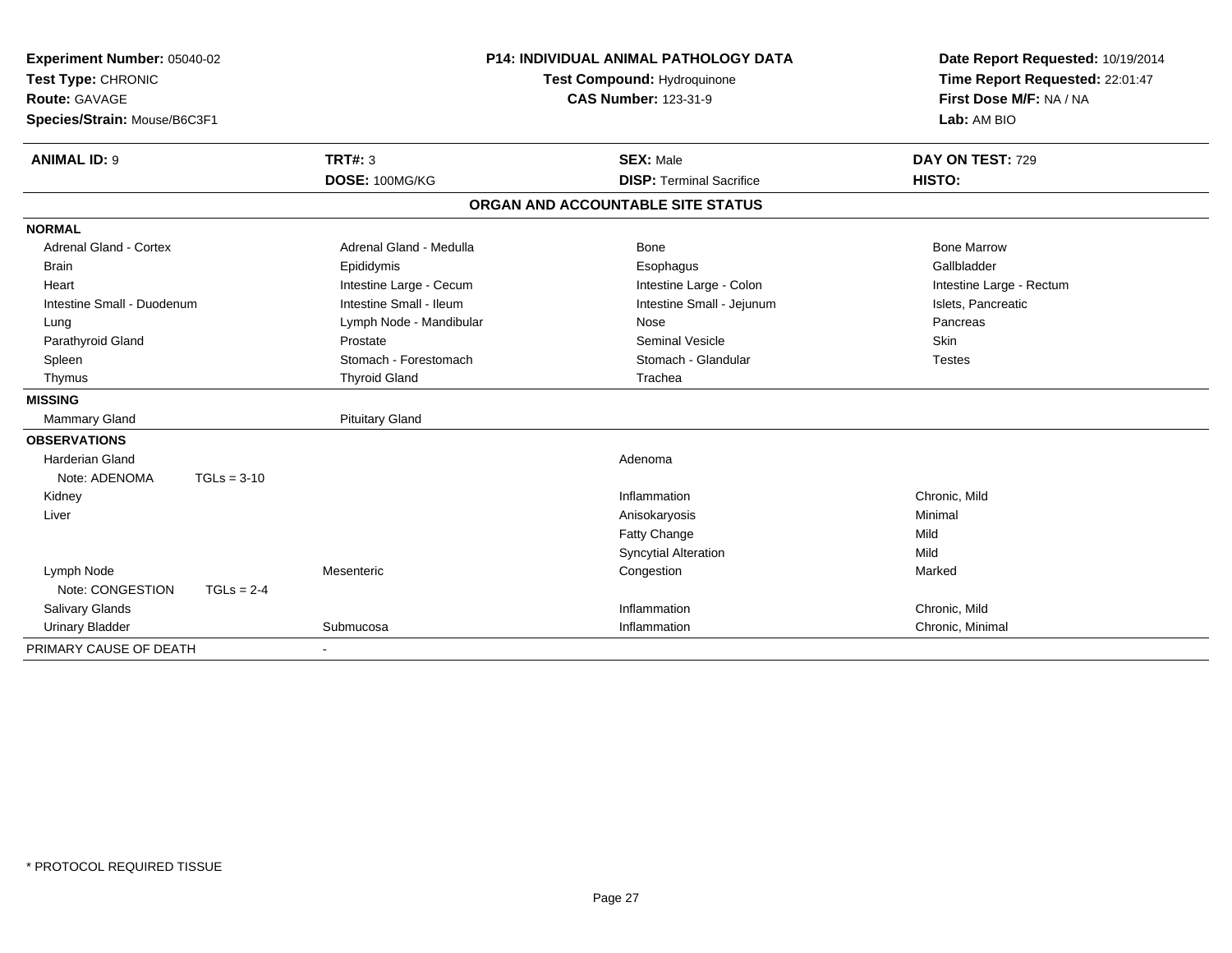**Experiment Number:** 05040-02
**Test Type:** CHRONIC
**Route:** GAVAGE
**Species/Strain:** Mouse/B6C3F1

**P14: INDIVIDUAL ANIMAL PATHOLOGY DATA**
**Test Compound:** Hydroquinone
**CAS Number:** 123-31-9

**Date Report Requested:** 10/19/2014
**Time Report Requested:** 22:01:47
**First Dose M/F:** NA / NA
**Lab:** AM BIO

| **ANIMAL ID:** 9 | **TRT#:** 3 | **SEX:** Male | **DAY ON TEST:** 729 |
|---|---|---|---|
| | **DOSE:** 100MG/KG | **DISP:** Terminal Sacrifice | **HISTO:** |

**ORGAN AND ACCOUNTABLE SITE STATUS**

| | | | |
|---|---|---|---|
| **NORMAL** | | | |
| Adrenal Gland - Cortex | Adrenal Gland - Medulla | Bone | Bone Marrow |
| Brain | Epididymis | Esophagus | Gallbladder |
| Heart | Intestine Large - Cecum | Intestine Large - Colon | Intestine Large - Rectum |
| Intestine Small - Duodenum | Intestine Small - Ileum | Intestine Small - Jejunum | Islets, Pancreatic |
| Lung | Lymph Node - Mandibular | Nose | Pancreas |
| Parathyroid Gland | Prostate | Seminal Vesicle | Skin |
| Spleen | Stomach - Forestomach | Stomach - Glandular | Testes |
| Thymus | Thyroid Gland | Trachea | |
| **MISSING** | | | |
| Mammary Gland | Pituitary Gland | | |
| **OBSERVATIONS** | | | |
| Harderian Gland | | Adenoma | |
| Note: ADENOMA TGLs = 3-10 | | | |
| Kidney | | Inflammation | Chronic, Mild |
| Liver | | Anisokaryosis | Minimal |
| | | Fatty Change | Mild |
| | | Syncytial Alteration | Mild |
| Lymph Node | Mesenteric | Congestion | Marked |
| Note: CONGESTION TGLs = 2-4 | | | |
| Salivary Glands | | Inflammation | Chronic, Mild |
| Urinary Bladder | Submucosa | Inflammation | Chronic, Minimal |
| PRIMARY CAUSE OF DEATH | - | | |

* PROTOCOL REQUIRED TISSUE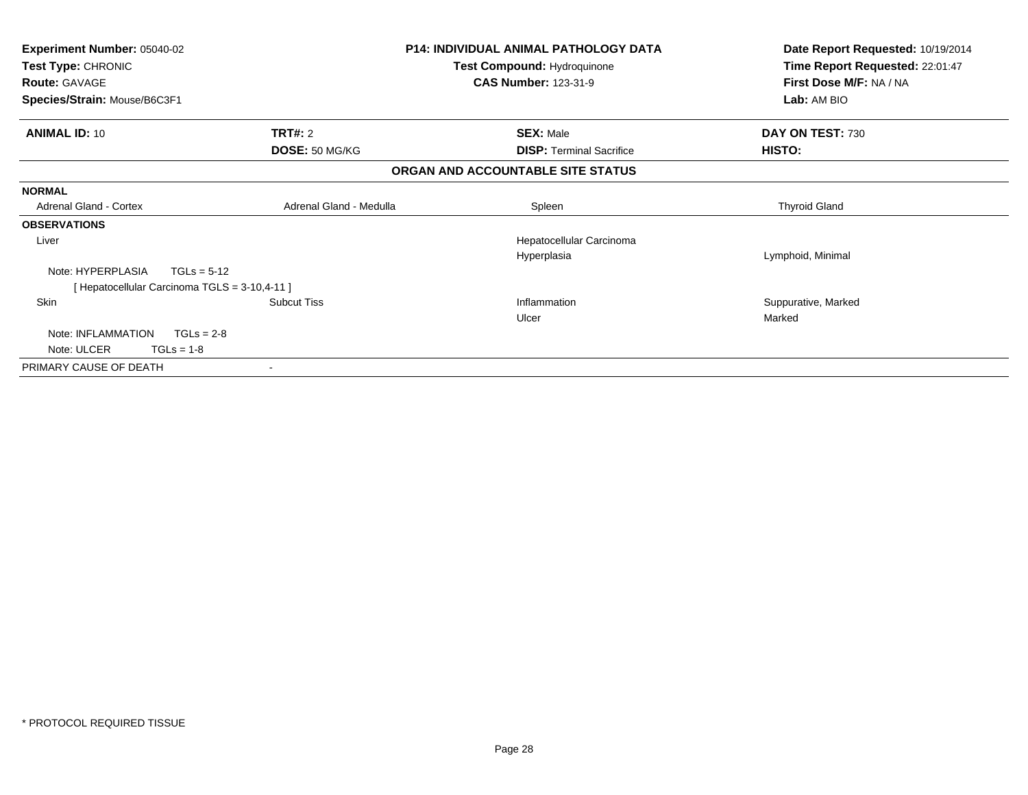**Experiment Number:** 05040-02
**Test Type:** CHRONIC
**Route:** GAVAGE
**Species/Strain:** Mouse/B6C3F1

**P14: INDIVIDUAL ANIMAL PATHOLOGY DATA**
**Test Compound:** Hydroquinone
**CAS Number:** 123-31-9

**Date Report Requested:** 10/19/2014
**Time Report Requested:** 22:01:47
**First Dose M/F:** NA / NA
**Lab:** AM BIO

| **ANIMAL ID:** 10 | **TRT#:** 2 | **SEX:** Male | **DAY ON TEST:** 730 |
|---|---|---|---|
| | **DOSE:** 50 MG/KG | **DISP:** Terminal Sacrifice | **HISTO:** |

**ORGAN AND ACCOUNTABLE SITE STATUS**

| | | | |
|---|---|---|---|
| **NORMAL** | | | |
| Adrenal Gland - Cortex | Adrenal Gland - Medulla | Spleen | Thyroid Gland |
| **OBSERVATIONS** | | | |
| Liver | | Hepatocellular Carcinoma | |
| | | Hyperplasia | Lymphoid, Minimal |
| Note: HYPERPLASIA TGLs = 5-12 | | | |
| [ Hepatocellular Carcinoma TGLS = 3-10,4-11 ] | | | |
| Skin | Subcut Tiss | Inflammation | Suppurative, Marked |
| | | Ulcer | Marked |
| Note: INFLAMMATION TGLs = 2-8 | | | |
| Note: ULCER TGLs = 1-8 | | | |
| PRIMARY CAUSE OF DEATH | - | | |

* PROTOCOL REQUIRED TISSUE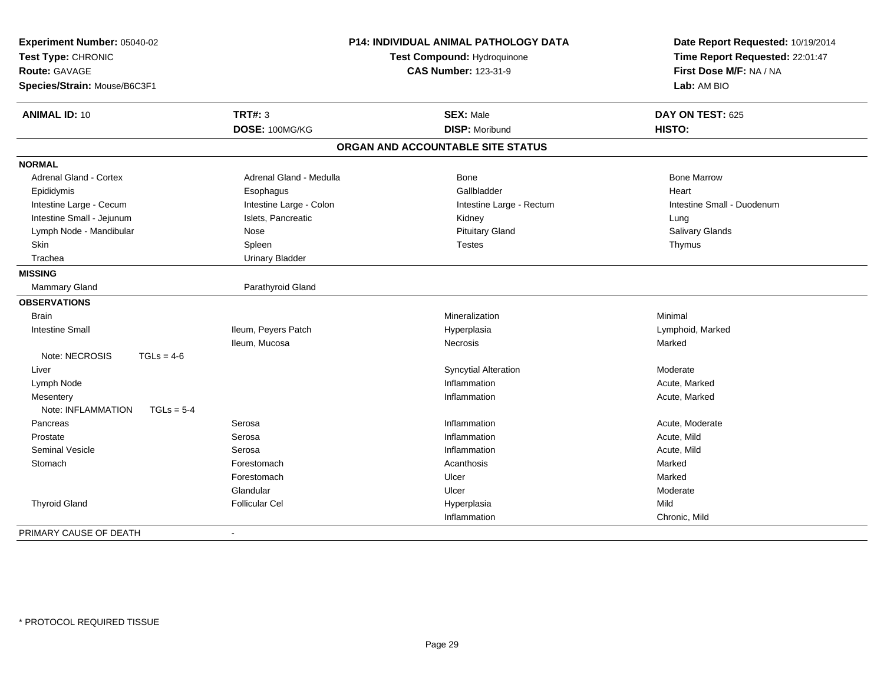**Experiment Number:** 05040-02
**Test Type:** CHRONIC
**Route:** GAVAGE
**Species/Strain:** Mouse/B6C3F1

**P14: INDIVIDUAL ANIMAL PATHOLOGY DATA**
**Test Compound:** Hydroquinone
**CAS Number:** 123-31-9

**Date Report Requested:** 10/19/2014
**Time Report Requested:** 22:01:47
**First Dose M/F:** NA / NA
**Lab:** AM BIO

| **ANIMAL ID:** 10 | **TRT#:** 3 | **SEX:** Male | **DAY ON TEST:** 625 |
|---|---|---|---|
| | **DOSE:** 100MG/KG | **DISP:** Moribund | **HISTO:** |

**ORGAN AND ACCOUNTABLE SITE STATUS**

| | | | |
|---|---|---|---|
| **NORMAL** | | | |
| Adrenal Gland - Cortex | Adrenal Gland - Medulla | Bone | Bone Marrow |
| Epididymis | Esophagus | Gallbladder | Heart |
| Intestine Large - Cecum | Intestine Large - Colon | Intestine Large - Rectum | Intestine Small - Duodenum |
| Intestine Small - Jejunum | Islets, Pancreatic | Kidney | Lung |
| Lymph Node - Mandibular | Nose | Pituitary Gland | Salivary Glands |
| Skin | Spleen | Testes | Thymus |
| Trachea | Urinary Bladder | | |
| **MISSING** | | | |
| Mammary Gland | Parathyroid Gland | | |
| **OBSERVATIONS** | | | |
| Brain | | Mineralization | Minimal |
| Intestine Small | Ileum, Peyers Patch | Hyperplasia | Lymphoid, Marked |
| | Ileum, Mucosa | Necrosis | Marked |
| Note: NECROSIS TGLs = 4-6 | | | |
| Liver | | Syncytial Alteration | Moderate |
| Lymph Node | | Inflammation | Acute, Marked |
| Mesentery | | Inflammation | Acute, Marked |
| Note: INFLAMMATION TGLs = 5-4 | | | |
| Pancreas | Serosa | Inflammation | Acute, Moderate |
| Prostate | Serosa | Inflammation | Acute, Mild |
| Seminal Vesicle | Serosa | Inflammation | Acute, Mild |
| Stomach | Forestomach | Acanthosis | Marked |
| | Forestomach | Ulcer | Marked |
| | Glandular | Ulcer | Moderate |
| Thyroid Gland | Follicular Cel | Hyperplasia | Mild |
| | | Inflammation | Chronic, Mild |

PRIMARY CAUSE OF DEATH -

* PROTOCOL REQUIRED TISSUE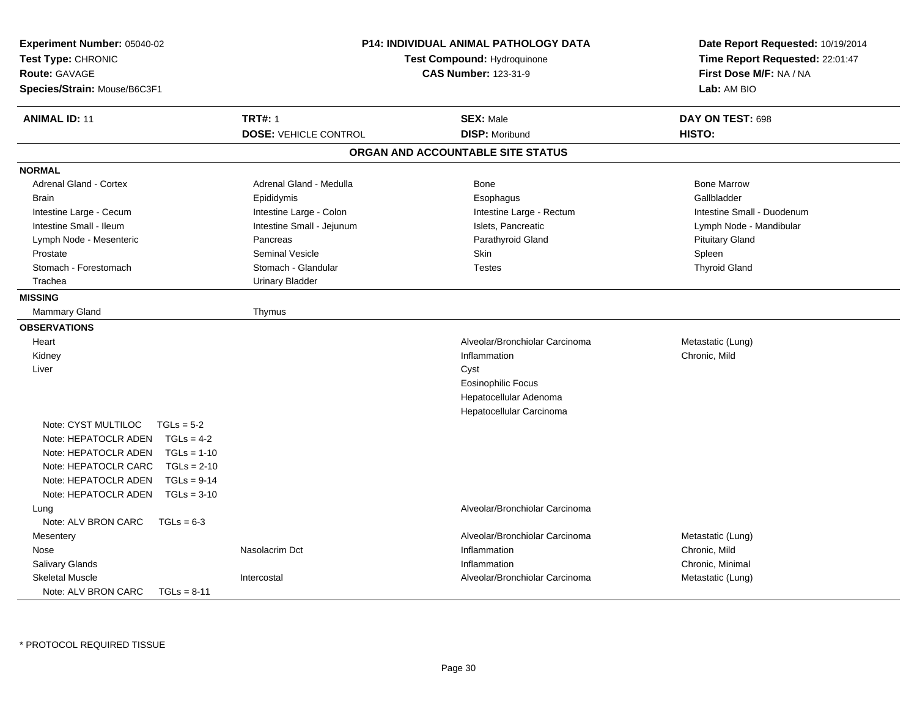**Experiment Number:** 05040-02
**Test Type:** CHRONIC
**Route:** GAVAGE
**Species/Strain:** Mouse/B6C3F1

**P14: INDIVIDUAL ANIMAL PATHOLOGY DATA**
**Test Compound:** Hydroquinone
**CAS Number:** 123-31-9

**Date Report Requested:** 10/19/2014
**Time Report Requested:** 22:01:47
**First Dose M/F:** NA / NA
**Lab:** AM BIO

| **ANIMAL ID:** 11 | **TRT#:** 1 | **SEX:** Male | **DAY ON TEST:** 698 |
|---|---|---|---|
| | **DOSE:** VEHICLE CONTROL | **DISP:** Moribund | **HISTO:** |

## ORGAN AND ACCOUNTABLE SITE STATUS

**NORMAL**

| | | | |
|---|---|---|---|
| Adrenal Gland - Cortex | Adrenal Gland - Medulla | Bone | Bone Marrow |
| Brain | Epididymis | Esophagus | Gallbladder |
| Intestine Large - Cecum | Intestine Large - Colon | Intestine Large - Rectum | Intestine Small - Duodenum |
| Intestine Small - Ileum | Intestine Small - Jejunum | Islets, Pancreatic | Lymph Node - Mandibular |
| Lymph Node - Mesenteric | Pancreas | Parathyroid Gland | Pituitary Gland |
| Prostate | Seminal Vesicle | Skin | Spleen |
| Stomach - Forestomach | Stomach - Glandular | Testes | Thyroid Gland |
| Trachea | Urinary Bladder | | |

**MISSING**

| | |
|---|---|
| Mammary Gland | Thymus |

**OBSERVATIONS**

| | | | |
|---|---|---|---|
| Heart | | Alveolar/Bronchiolar Carcinoma | Metastatic (Lung) |
| Kidney | | Inflammation | Chronic, Mild |
| Liver | | Cyst | |
| | | Eosinophilic Focus | |
| | | Hepatocellular Adenoma | |
| | | Hepatocellular Carcinoma | |
| Note: CYST MULTILOC TGLs = 5-2 | | | |
| Note: HEPATOCLR ADEN TGLs = 4-2 | | | |
| Note: HEPATOCLR ADEN TGLs = 1-10 | | | |
| Note: HEPATOCLR CARC TGLs = 2-10 | | | |
| Note: HEPATOCLR ADEN TGLs = 9-14 | | | |
| Note: HEPATOCLR ADEN TGLs = 3-10 | | | |
| Lung | | Alveolar/Bronchiolar Carcinoma | |
| Note: ALV BRON CARC TGLs = 6-3 | | | |
| Mesentery | | Alveolar/Bronchiolar Carcinoma | Metastatic (Lung) |
| Nose | Nasolacrim Dct | Inflammation | Chronic, Mild |
| Salivary Glands | | Inflammation | Chronic, Minimal |
| Skeletal Muscle | Intercostal | Alveolar/Bronchiolar Carcinoma | Metastatic (Lung) |
| Note: ALV BRON CARC TGLs = 8-11 | | | |

* PROTOCOL REQUIRED TISSUE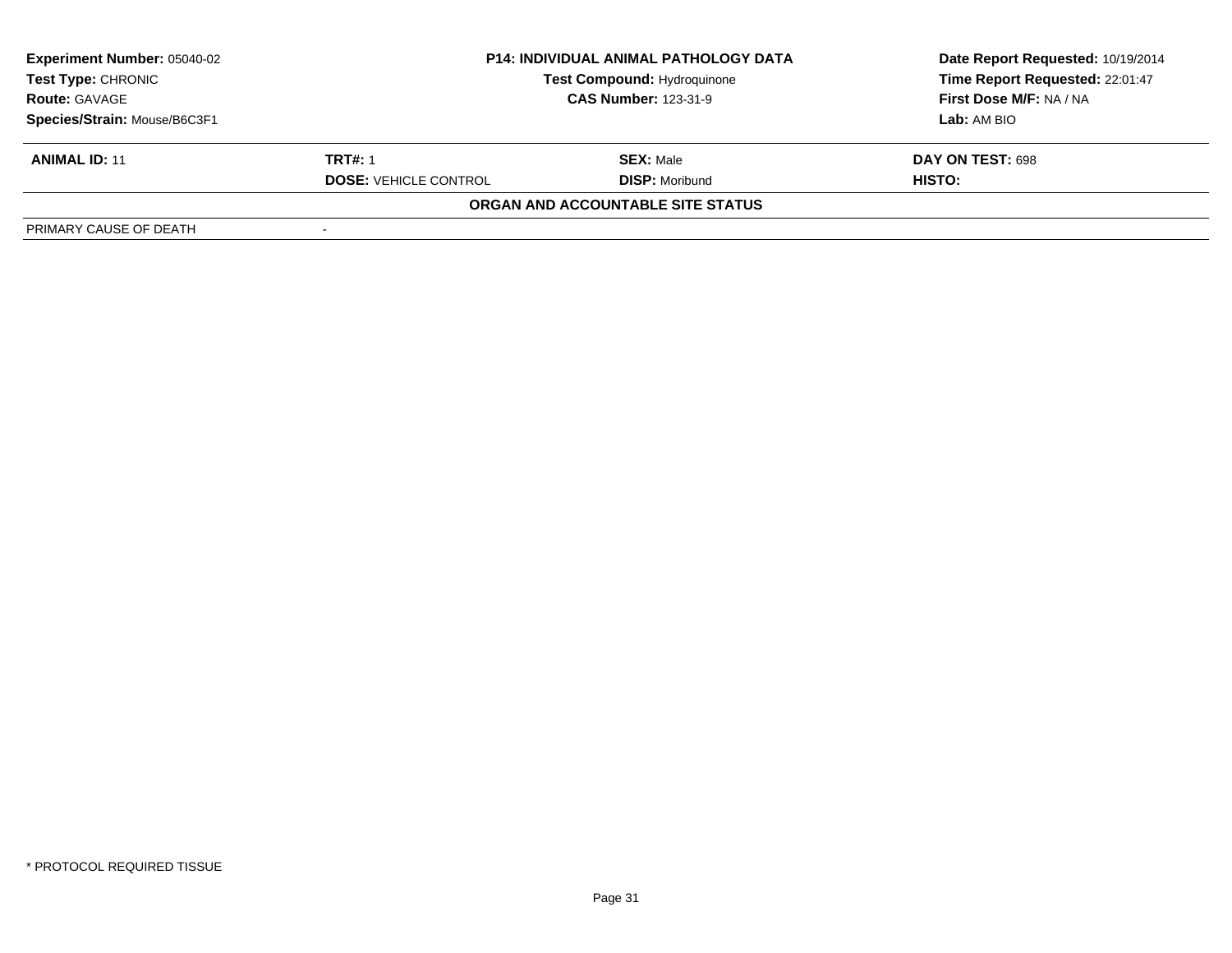| **Experiment Number:** 05040-02 | **P14: INDIVIDUAL ANIMAL PATHOLOGY DATA** | | **Date Report Requested:** 10/19/2014 |
|---|---|---|---|
| **Test Type:** CHRONIC | **Test Compound:** Hydroquinone | | **Time Report Requested:** 22:01:47 |
| **Route:** GAVAGE | **CAS Number:** 123-31-9 | | **First Dose M/F:** NA / NA |
| **Species/Strain:** Mouse/B6C3F1 | | | **Lab:** AM BIO |

| **ANIMAL ID:** 11 | **TRT#:** 1 | **SEX:** Male | **DAY ON TEST:** 698 |
|---|---|---|---|
| | **DOSE:** VEHICLE CONTROL | **DISP:** Moribund | **HISTO:** |

**ORGAN AND ACCOUNTABLE SITE STATUS**

| PRIMARY CAUSE OF DEATH | - |
|---|---|

\* PROTOCOL REQUIRED TISSUE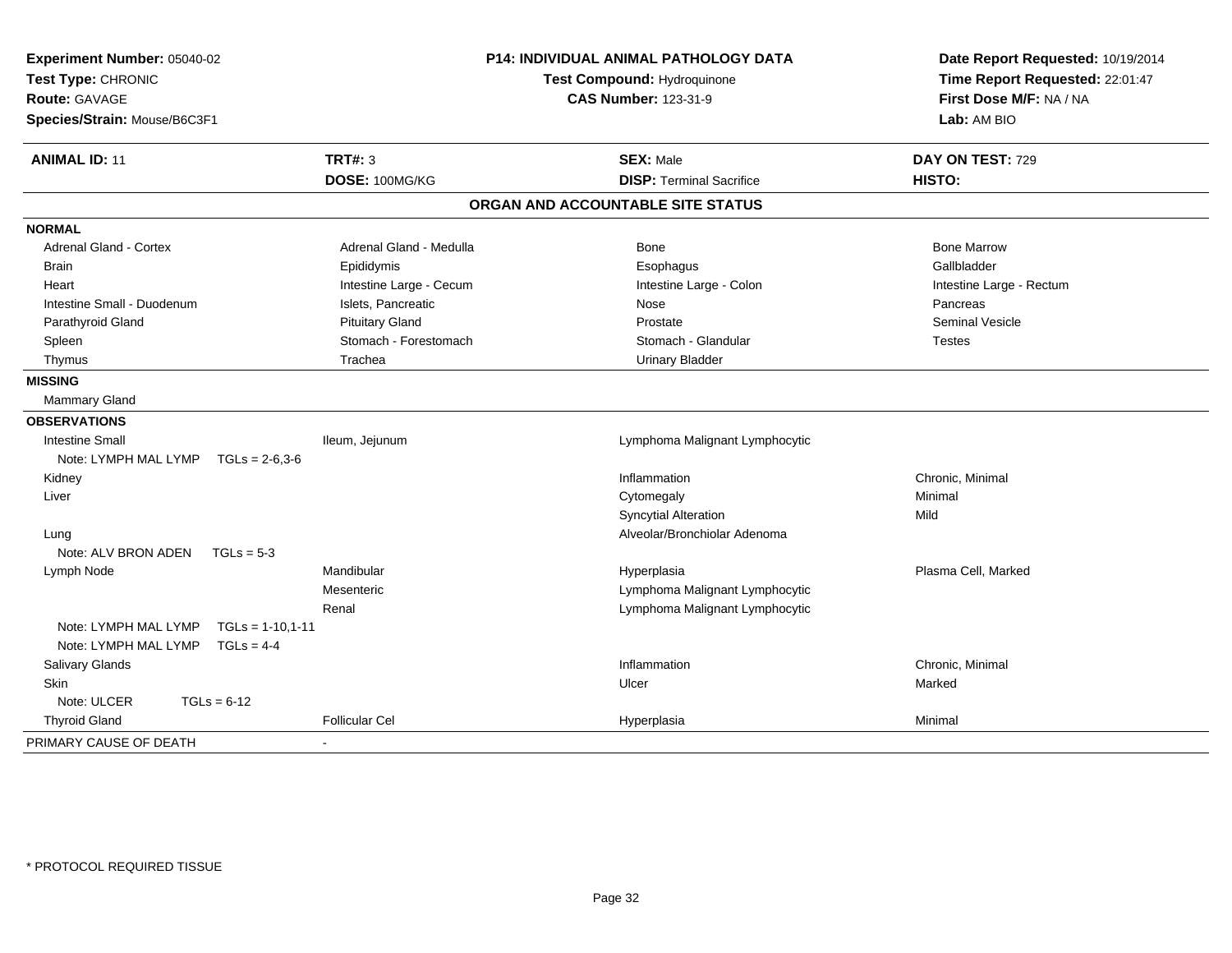**Experiment Number:** 05040-02
**Test Type:** CHRONIC
**Route:** GAVAGE
**Species/Strain:** Mouse/B6C3F1

**P14: INDIVIDUAL ANIMAL PATHOLOGY DATA**
**Test Compound:** Hydroquinone
**CAS Number:** 123-31-9

**Date Report Requested:** 10/19/2014
**Time Report Requested:** 22:01:47
**First Dose M/F:** NA / NA
**Lab:** AM BIO

| **ANIMAL ID:** 11 | **TRT#:** 3 | **SEX:** Male | **DAY ON TEST:** 729 |
|---|---|---|---|
| | **DOSE:** 100MG/KG | **DISP:** Terminal Sacrifice | **HISTO:** |

## ORGAN AND ACCOUNTABLE SITE STATUS

**NORMAL**

| | | | |
|---|---|---|---|
| Adrenal Gland - Cortex | Adrenal Gland - Medulla | Bone | Bone Marrow |
| Brain | Epididymis | Esophagus | Gallbladder |
| Heart | Intestine Large - Cecum | Intestine Large - Colon | Intestine Large - Rectum |
| Intestine Small - Duodenum | Islets, Pancreatic | Nose | Pancreas |
| Parathyroid Gland | Pituitary Gland | Prostate | Seminal Vesicle |
| Spleen | Stomach - Forestomach | Stomach - Glandular | Testes |
| Thymus | Trachea | Urinary Bladder | |

**MISSING**

Mammary Gland

**OBSERVATIONS**

| | | | |
|---|---|---|---|
| Intestine Small | Ileum, Jejunum | Lymphoma Malignant Lymphocytic | |
| Note: LYMPH MAL LYMP TGLs = 2-6,3-6 | | | |
| Kidney | | Inflammation | Chronic, Minimal |
| Liver | | Cytomegaly | Minimal |
| | | Syncytial Alteration | Mild |
| Lung | | Alveolar/Bronchiolar Adenoma | |
| Note: ALV BRON ADEN TGLs = 5-3 | | | |
| Lymph Node | Mandibular | Hyperplasia | Plasma Cell, Marked |
| | Mesenteric | Lymphoma Malignant Lymphocytic | |
| | Renal | Lymphoma Malignant Lymphocytic | |
| Note: LYMPH MAL LYMP TGLs = 1-10,1-11 | | | |
| Note: LYMPH MAL LYMP TGLs = 4-4 | | | |
| Salivary Glands | | Inflammation | Chronic, Minimal |
| Skin | | Ulcer | Marked |
| Note: ULCER TGLs = 6-12 | | | |
| Thyroid Gland | Follicular Cel | Hyperplasia | Minimal |

PRIMARY CAUSE OF DEATH -

\* PROTOCOL REQUIRED TISSUE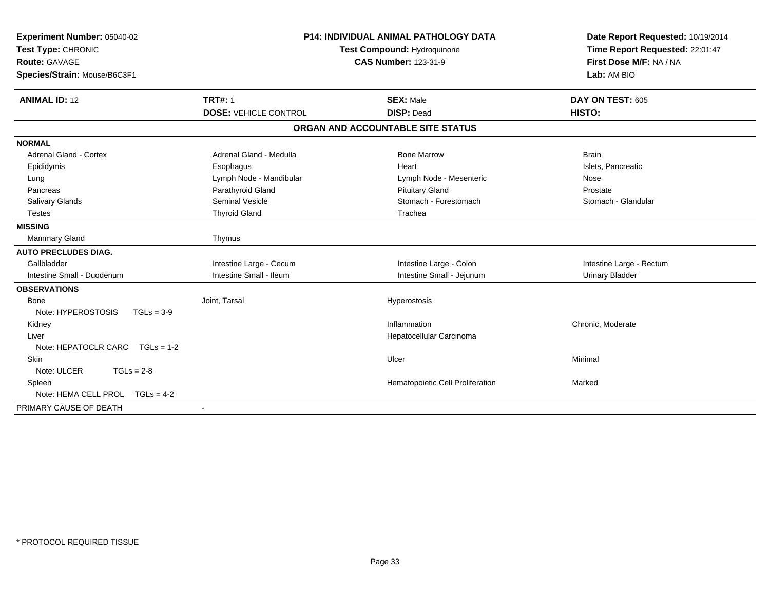**Experiment Number:** 05040-02
**Test Type:** CHRONIC
**Route:** GAVAGE
**Species/Strain:** Mouse/B6C3F1

**P14: INDIVIDUAL ANIMAL PATHOLOGY DATA**
**Test Compound:** Hydroquinone
**CAS Number:** 123-31-9

**Date Report Requested:** 10/19/2014
**Time Report Requested:** 22:01:47
**First Dose M/F:** NA / NA
**Lab:** AM BIO

| **ANIMAL ID:** 12 | **TRT#:** 1 | **SEX:** Male | **DAY ON TEST:** 605 |
|---|---|---|---|
| | **DOSE:** VEHICLE CONTROL | **DISP:** Dead | **HISTO:** |

**ORGAN AND ACCOUNTABLE SITE STATUS**

| | | | |
|---|---|---|---|
| **NORMAL** | | | |
| Adrenal Gland - Cortex | Adrenal Gland - Medulla | Bone Marrow | Brain |
| Epididymis | Esophagus | Heart | Islets, Pancreatic |
| Lung | Lymph Node - Mandibular | Lymph Node - Mesenteric | Nose |
| Pancreas | Parathyroid Gland | Pituitary Gland | Prostate |
| Salivary Glands | Seminal Vesicle | Stomach - Forestomach | Stomach - Glandular |
| Testes | Thyroid Gland | Trachea | |
| **MISSING** | | | |
| Mammary Gland | Thymus | | |
| **AUTO PRECLUDES DIAG.** | | | |
| Gallbladder | Intestine Large - Cecum | Intestine Large - Colon | Intestine Large - Rectum |
| Intestine Small - Duodenum | Intestine Small - Ileum | Intestine Small - Jejunum | Urinary Bladder |
| **OBSERVATIONS** | | | |
| Bone | Joint, Tarsal | Hyperostosis | |
| Note: HYPEROSTOSIS TGLs = 3-9 | | | |
| Kidney | | Inflammation | Chronic, Moderate |
| Liver | | Hepatocellular Carcinoma | |
| Note: HEPATOCLR CARC TGLs = 1-2 | | | |
| Skin | | Ulcer | Minimal |
| Note: ULCER TGLs = 2-8 | | | |
| Spleen | | Hematopoietic Cell Proliferation | Marked |
| Note: HEMA CELL PROL TGLs = 4-2 | | | |
| PRIMARY CAUSE OF DEATH | - | | |

\* PROTOCOL REQUIRED TISSUE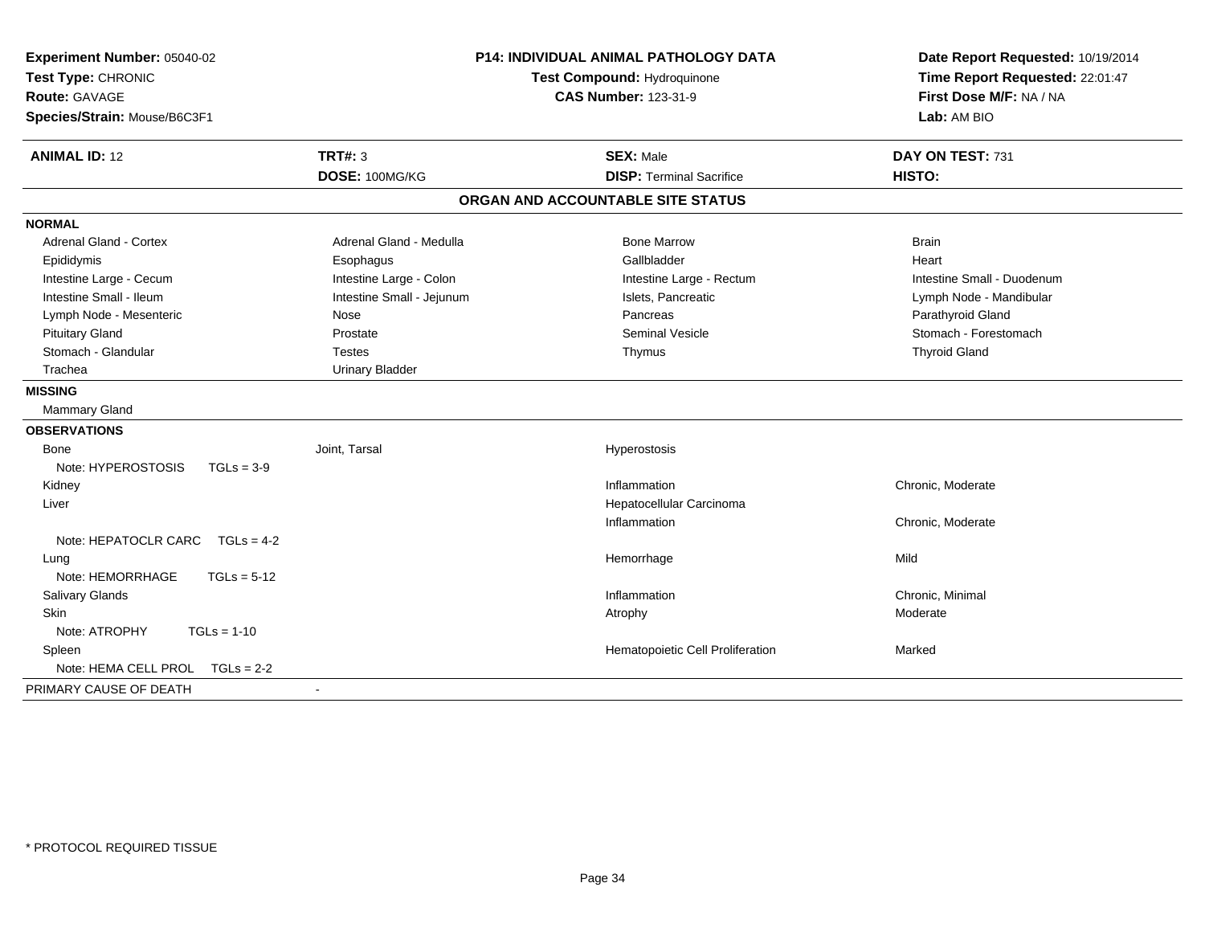**Experiment Number:** 05040-02
**Test Type:** CHRONIC
**Route:** GAVAGE
**Species/Strain:** Mouse/B6C3F1

**P14: INDIVIDUAL ANIMAL PATHOLOGY DATA**
**Test Compound:** Hydroquinone
**CAS Number:** 123-31-9

**Date Report Requested:** 10/19/2014
**Time Report Requested:** 22:01:47
**First Dose M/F:** NA / NA
**Lab:** AM BIO

| **ANIMAL ID:** 12 | **TRT#:** 3 | **SEX:** Male | **DAY ON TEST:** 731 |
|---|---|---|---|
| | **DOSE:** 100MG/KG | **DISP:** Terminal Sacrifice | **HISTO:** |

## ORGAN AND ACCOUNTABLE SITE STATUS

**NORMAL**

| | | | |
|---|---|---|---|
| Adrenal Gland - Cortex | Adrenal Gland - Medulla | Bone Marrow | Brain |
| Epididymis | Esophagus | Gallbladder | Heart |
| Intestine Large - Cecum | Intestine Large - Colon | Intestine Large - Rectum | Intestine Small - Duodenum |
| Intestine Small - Ileum | Intestine Small - Jejunum | Islets, Pancreatic | Lymph Node - Mandibular |
| Lymph Node - Mesenteric | Nose | Pancreas | Parathyroid Gland |
| Pituitary Gland | Prostate | Seminal Vesicle | Stomach - Forestomach |
| Stomach - Glandular | Testes | Thymus | Thyroid Gland |
| Trachea | Urinary Bladder | | |

**MISSING**

Mammary Gland

**OBSERVATIONS**

| | | | |
|---|---|---|---|
| Bone | Joint, Tarsal | Hyperostosis | |
| Note: HYPEROSTOSIS TGLs = 3-9 | | | |
| Kidney | | Inflammation | Chronic, Moderate |
| Liver | | Hepatocellular Carcinoma | |
| | | Inflammation | Chronic, Moderate |
| Note: HEPATOCLR CARC TGLs = 4-2 | | | |
| Lung | | Hemorrhage | Mild |
| Note: HEMORRHAGE TGLs = 5-12 | | | |
| Salivary Glands | | Inflammation | Chronic, Minimal |
| Skin | | Atrophy | Moderate |
| Note: ATROPHY TGLs = 1-10 | | | |
| Spleen | | Hematopoietic Cell Proliferation | Marked |
| Note: HEMA CELL PROL TGLs = 2-2 | | | |

PRIMARY CAUSE OF DEATH -

* PROTOCOL REQUIRED TISSUE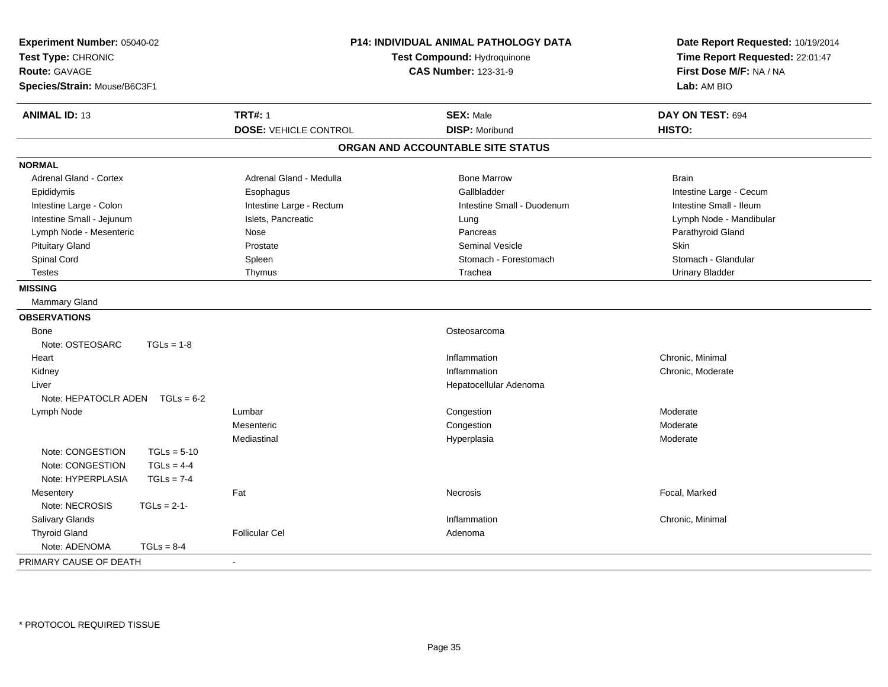**Experiment Number:** 05040-02
**Test Type:** CHRONIC
**Route:** GAVAGE
**Species/Strain:** Mouse/B6C3F1

**P14: INDIVIDUAL ANIMAL PATHOLOGY DATA**
**Test Compound:** Hydroquinone
**CAS Number:** 123-31-9

**Date Report Requested:** 10/19/2014
**Time Report Requested:** 22:01:47
**First Dose M/F:** NA / NA
**Lab:** AM BIO

| **ANIMAL ID:** 13 | **TRT#:** 1 | **SEX:** Male | **DAY ON TEST:** 694 |
|---|---|---|---|
| | **DOSE:** VEHICLE CONTROL | **DISP:** Moribund | **HISTO:** |

## ORGAN AND ACCOUNTABLE SITE STATUS

**NORMAL**

| | | | |
|---|---|---|---|
| Adrenal Gland - Cortex | Adrenal Gland - Medulla | Bone Marrow | Brain |
| Epididymis | Esophagus | Gallbladder | Intestine Large - Cecum |
| Intestine Large - Colon | Intestine Large - Rectum | Intestine Small - Duodenum | Intestine Small - Ileum |
| Intestine Small - Jejunum | Islets, Pancreatic | Lung | Lymph Node - Mandibular |
| Lymph Node - Mesenteric | Nose | Pancreas | Parathyroid Gland |
| Pituitary Gland | Prostate | Seminal Vesicle | Skin |
| Spinal Cord | Spleen | Stomach - Forestomach | Stomach - Glandular |
| Testes | Thymus | Trachea | Urinary Bladder |

**MISSING**

Mammary Gland

**OBSERVATIONS**

| | | | |
|---|---|---|---|
| Bone | | Osteosarcoma | |
| Note: OSTEOSARC TGLs = 1-8 | | | |
| Heart | | Inflammation | Chronic, Minimal |
| Kidney | | Inflammation | Chronic, Moderate |
| Liver | | Hepatocellular Adenoma | |
| Note: HEPATOCLR ADEN TGLs = 6-2 | | | |
| Lymph Node | Lumbar | Congestion | Moderate |
| | Mesenteric | Congestion | Moderate |
| | Mediastinal | Hyperplasia | Moderate |
| Note: CONGESTION TGLs = 5-10 | | | |
| Note: CONGESTION TGLs = 4-4 | | | |
| Note: HYPERPLASIA TGLs = 7-4 | | | |
| Mesentery | Fat | Necrosis | Focal, Marked |
| Note: NECROSIS TGLs = 2-1- | | | |
| Salivary Glands | | Inflammation | Chronic, Minimal |
| Thyroid Gland | Follicular Cel | Adenoma | |
| Note: ADENOMA TGLs = 8-4 | | | |

PRIMARY CAUSE OF DEATH -

* PROTOCOL REQUIRED TISSUE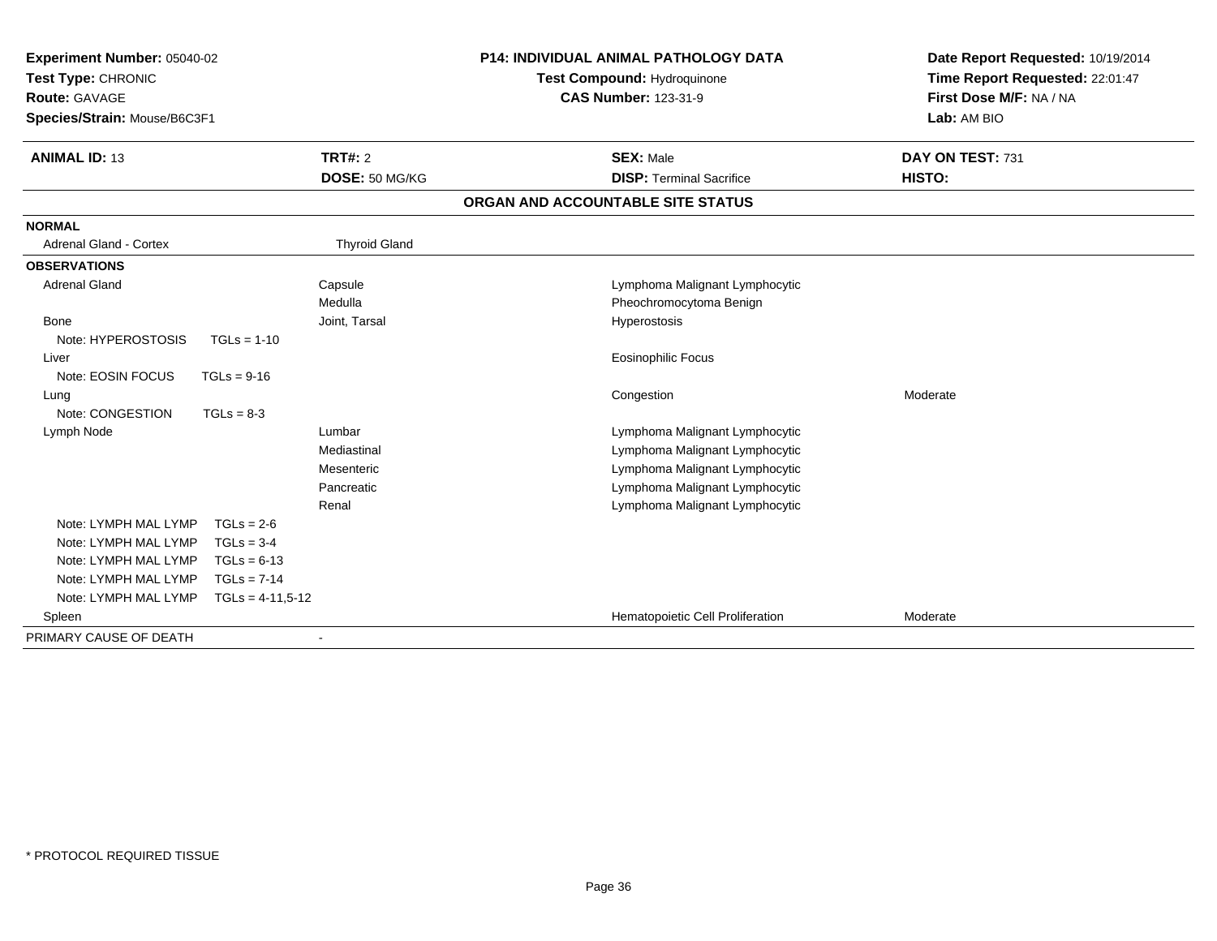**Experiment Number:** 05040-02
**Test Type:** CHRONIC
**Route:** GAVAGE
**Species/Strain:** Mouse/B6C3F1

**P14: INDIVIDUAL ANIMAL PATHOLOGY DATA**
**Test Compound:** Hydroquinone
**CAS Number:** 123-31-9

**Date Report Requested:** 10/19/2014
**Time Report Requested:** 22:01:47
**First Dose M/F:** NA / NA
**Lab:** AM BIO

| **ANIMAL ID:** 13 | **TRT#:** 2 | **SEX:** Male | **DAY ON TEST:** 731 |
|---|---|---|---|
| | **DOSE:** 50 MG/KG | **DISP:** Terminal Sacrifice | **HISTO:** |

## ORGAN AND ACCOUNTABLE SITE STATUS

| | | | |
|---|---|---|---|
| **NORMAL** | | | |
| Adrenal Gland - Cortex | Thyroid Gland | | |
| **OBSERVATIONS** | | | |
| Adrenal Gland | Capsule | Lymphoma Malignant Lymphocytic | |
| | Medulla | Pheochromocytoma Benign | |
| Bone | Joint, Tarsal | Hyperostosis | |
| Note: HYPEROSTOSIS TGLs = 1-10 | | | |
| Liver | | Eosinophilic Focus | |
| Note: EOSIN FOCUS TGLs = 9-16 | | | |
| Lung | | Congestion | Moderate |
| Note: CONGESTION TGLs = 8-3 | | | |
| Lymph Node | Lumbar | Lymphoma Malignant Lymphocytic | |
| | Mediastinal | Lymphoma Malignant Lymphocytic | |
| | Mesenteric | Lymphoma Malignant Lymphocytic | |
| | Pancreatic | Lymphoma Malignant Lymphocytic | |
| | Renal | Lymphoma Malignant Lymphocytic | |
| Note: LYMPH MAL LYMP TGLs = 2-6 | | | |
| Note: LYMPH MAL LYMP TGLs = 3-4 | | | |
| Note: LYMPH MAL LYMP TGLs = 6-13 | | | |
| Note: LYMPH MAL LYMP TGLs = 7-14 | | | |
| Note: LYMPH MAL LYMP TGLs = 4-11,5-12 | | | |
| Spleen | | Hematopoietic Cell Proliferation | Moderate |
| PRIMARY CAUSE OF DEATH | - | | |

\* PROTOCOL REQUIRED TISSUE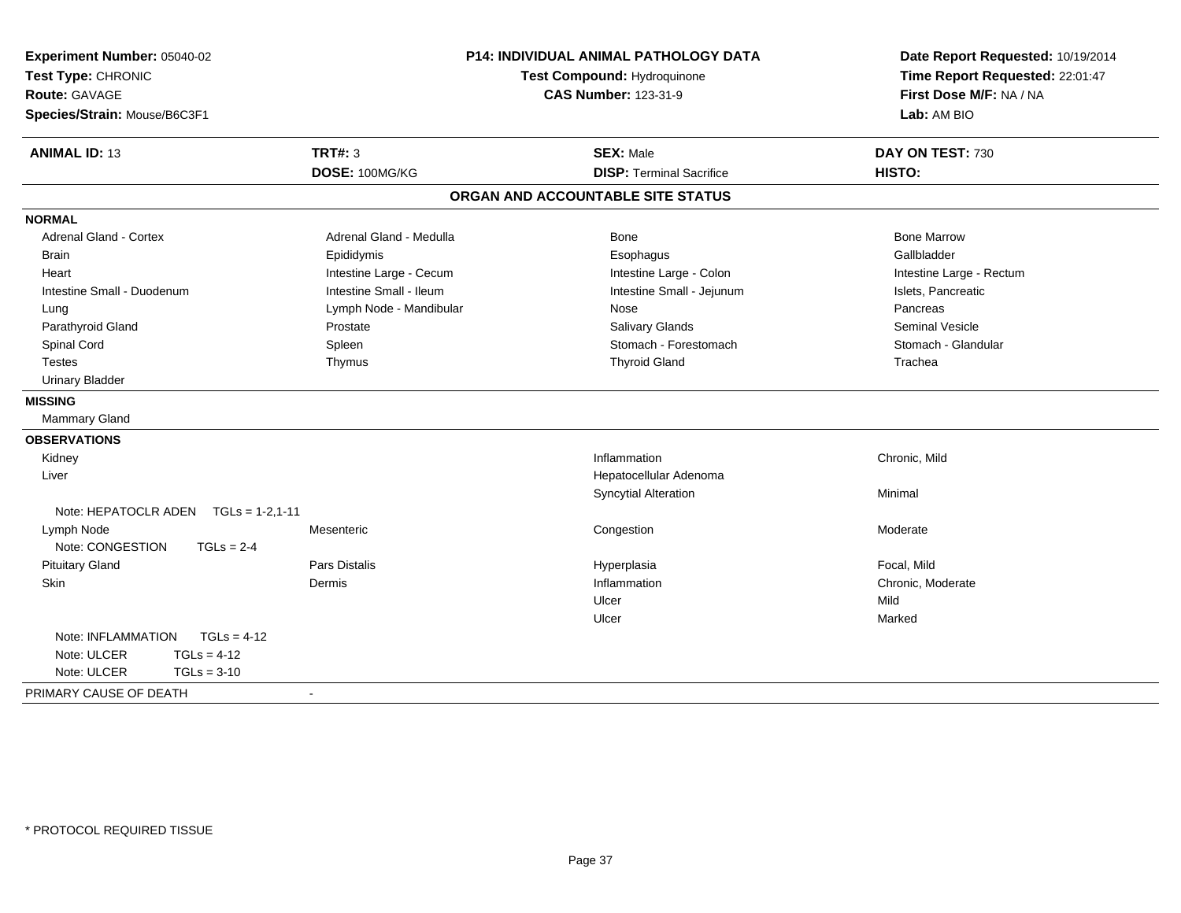**Experiment Number:** 05040-02
**Test Type:** CHRONIC
**Route:** GAVAGE
**Species/Strain:** Mouse/B6C3F1

**P14: INDIVIDUAL ANIMAL PATHOLOGY DATA**
**Test Compound:** Hydroquinone
**CAS Number:** 123-31-9

**Date Report Requested:** 10/19/2014
**Time Report Requested:** 22:01:47
**First Dose M/F:** NA / NA
**Lab:** AM BIO

| **ANIMAL ID:** 13 | **TRT#:** 3 | **SEX:** Male | **DAY ON TEST:** 730 |
|---|---|---|---|
| | **DOSE:** 100MG/KG | **DISP:** Terminal Sacrifice | **HISTO:** |

## ORGAN AND ACCOUNTABLE SITE STATUS

**NORMAL**

| | | | |
|---|---|---|---|
| Adrenal Gland - Cortex | Adrenal Gland - Medulla | Bone | Bone Marrow |
| Brain | Epididymis | Esophagus | Gallbladder |
| Heart | Intestine Large - Cecum | Intestine Large - Colon | Intestine Large - Rectum |
| Intestine Small - Duodenum | Intestine Small - Ileum | Intestine Small - Jejunum | Islets, Pancreatic |
| Lung | Lymph Node - Mandibular | Nose | Pancreas |
| Parathyroid Gland | Prostate | Salivary Glands | Seminal Vesicle |
| Spinal Cord | Spleen | Stomach - Forestomach | Stomach - Glandular |
| Testes | Thymus | Thyroid Gland | Trachea |
| Urinary Bladder | | | |

**MISSING**

Mammary Gland

**OBSERVATIONS**

| | | | |
|---|---|---|---|
| Kidney | | Inflammation | Chronic, Mild |
| Liver | | Hepatocellular Adenoma | |
| | | Syncytial Alteration | Minimal |
| Note: HEPATOCLR ADEN TGLs = 1-2,1-11 | | | |
| Lymph Node | Mesenteric | Congestion | Moderate |
| Note: CONGESTION TGLs = 2-4 | | | |
| Pituitary Gland | Pars Distalis | Hyperplasia | Focal, Mild |
| Skin | Dermis | Inflammation | Chronic, Moderate |
| | | Ulcer | Mild |
| | | Ulcer | Marked |
| Note: INFLAMMATION TGLs = 4-12 | | | |
| Note: ULCER TGLs = 4-12 | | | |
| Note: ULCER TGLs = 3-10 | | | |

PRIMARY CAUSE OF DEATH -

* PROTOCOL REQUIRED TISSUE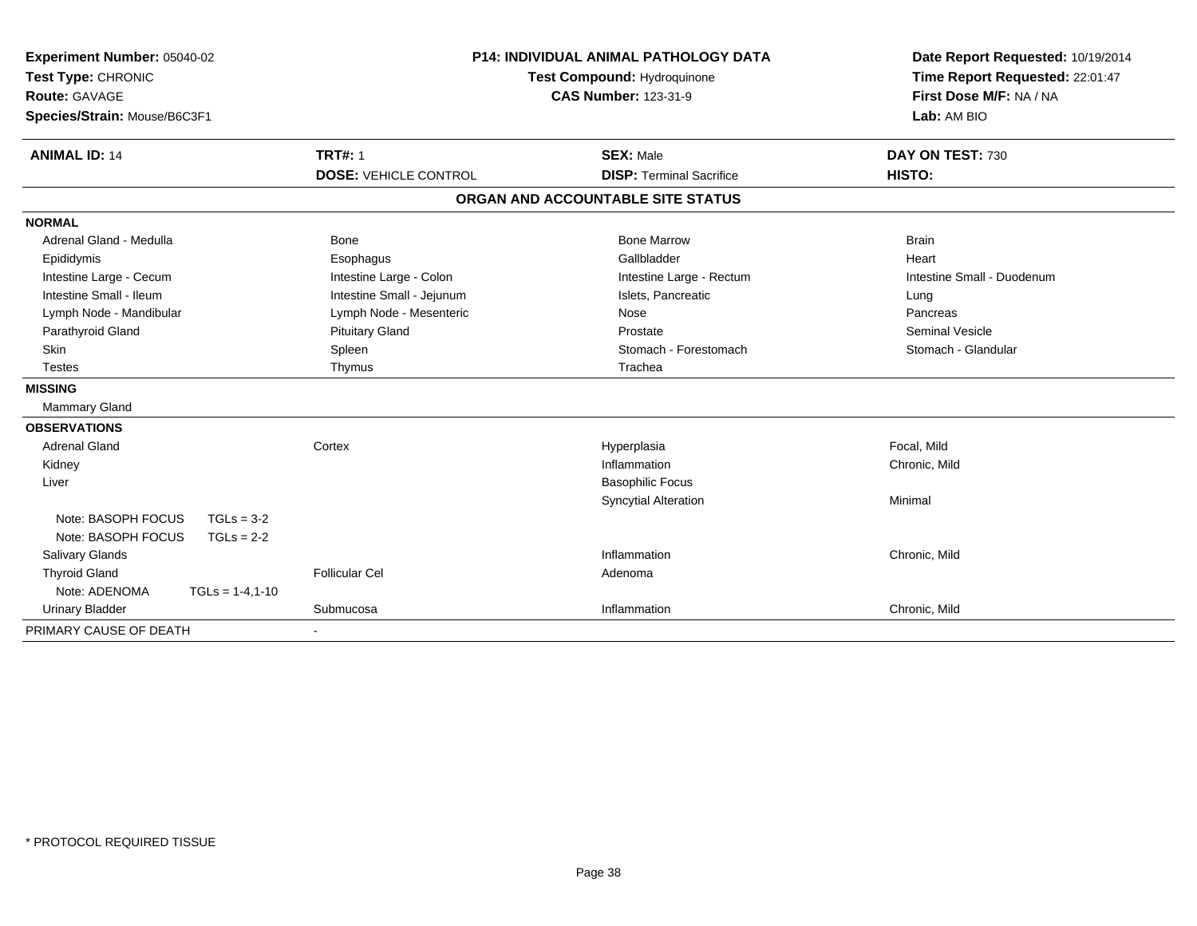**Experiment Number:** 05040-02
**Test Type:** CHRONIC
**Route:** GAVAGE
**Species/Strain:** Mouse/B6C3F1

**P14: INDIVIDUAL ANIMAL PATHOLOGY DATA**
**Test Compound:** Hydroquinone
**CAS Number:** 123-31-9

**Date Report Requested:** 10/19/2014
**Time Report Requested:** 22:01:47
**First Dose M/F:** NA / NA
**Lab:** AM BIO

| **ANIMAL ID:** 14 | **TRT#:** 1 | **SEX:** Male | **DAY ON TEST:** 730 |
|---|---|---|---|
| | **DOSE:** VEHICLE CONTROL | **DISP:** Terminal Sacrifice | **HISTO:** |

**ORGAN AND ACCOUNTABLE SITE STATUS**

| | | | |
|---|---|---|---|
| **NORMAL** | | | |
| Adrenal Gland - Medulla | Bone | Bone Marrow | Brain |
| Epididymis | Esophagus | Gallbladder | Heart |
| Intestine Large - Cecum | Intestine Large - Colon | Intestine Large - Rectum | Intestine Small - Duodenum |
| Intestine Small - Ileum | Intestine Small - Jejunum | Islets, Pancreatic | Lung |
| Lymph Node - Mandibular | Lymph Node - Mesenteric | Nose | Pancreas |
| Parathyroid Gland | Pituitary Gland | Prostate | Seminal Vesicle |
| Skin | Spleen | Stomach - Forestomach | Stomach - Glandular |
| Testes | Thymus | Trachea | |
| **MISSING** | | | |
| Mammary Gland | | | |
| **OBSERVATIONS** | | | |
| Adrenal Gland | Cortex | Hyperplasia | Focal, Mild |
| Kidney | | Inflammation | Chronic, Mild |
| Liver | | Basophilic Focus | |
| | | Syncytial Alteration | Minimal |
| Note: BASOPH FOCUS TGLs = 3-2 | | | |
| Note: BASOPH FOCUS TGLs = 2-2 | | | |
| Salivary Glands | | Inflammation | Chronic, Mild |
| Thyroid Gland | Follicular Cel | Adenoma | |
| Note: ADENOMA TGLs = 1-4,1-10 | | | |
| Urinary Bladder | Submucosa | Inflammation | Chronic, Mild |
| PRIMARY CAUSE OF DEATH | - | | |

\* PROTOCOL REQUIRED TISSUE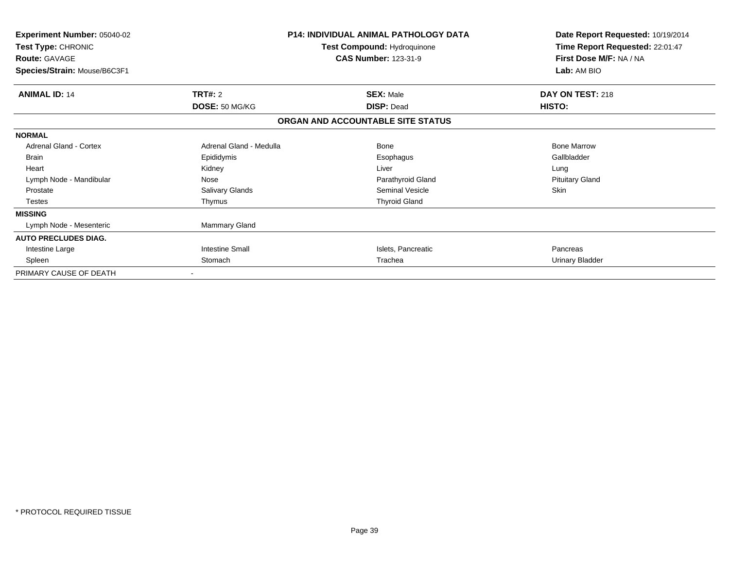**Experiment Number:** 05040-02
**Test Type:** CHRONIC
**Route:** GAVAGE
**Species/Strain:** Mouse/B6C3F1

**P14: INDIVIDUAL ANIMAL PATHOLOGY DATA**
**Test Compound:** Hydroquinone
**CAS Number:** 123-31-9

**Date Report Requested:** 10/19/2014
**Time Report Requested:** 22:01:47
**First Dose M/F:** NA / NA
**Lab:** AM BIO

| **ANIMAL ID:** 14 | **TRT#:** 2 | **SEX:** Male | **DAY ON TEST:** 218 |
|---|---|---|---|
| | **DOSE:** 50 MG/KG | **DISP:** Dead | **HISTO:** |

**ORGAN AND ACCOUNTABLE SITE STATUS**

| | | | |
|---|---|---|---|
| **NORMAL** | | | |
| Adrenal Gland - Cortex | Adrenal Gland - Medulla | Bone | Bone Marrow |
| Brain | Epididymis | Esophagus | Gallbladder |
| Heart | Kidney | Liver | Lung |
| Lymph Node - Mandibular | Nose | Parathyroid Gland | Pituitary Gland |
| Prostate | Salivary Glands | Seminal Vesicle | Skin |
| Testes | Thymus | Thyroid Gland | |
| **MISSING** | | | |
| Lymph Node - Mesenteric | Mammary Gland | | |
| **AUTO PRECLUDES DIAG.** | | | |
| Intestine Large | Intestine Small | Islets, Pancreatic | Pancreas |
| Spleen | Stomach | Trachea | Urinary Bladder |
| PRIMARY CAUSE OF DEATH | - | | |

\* PROTOCOL REQUIRED TISSUE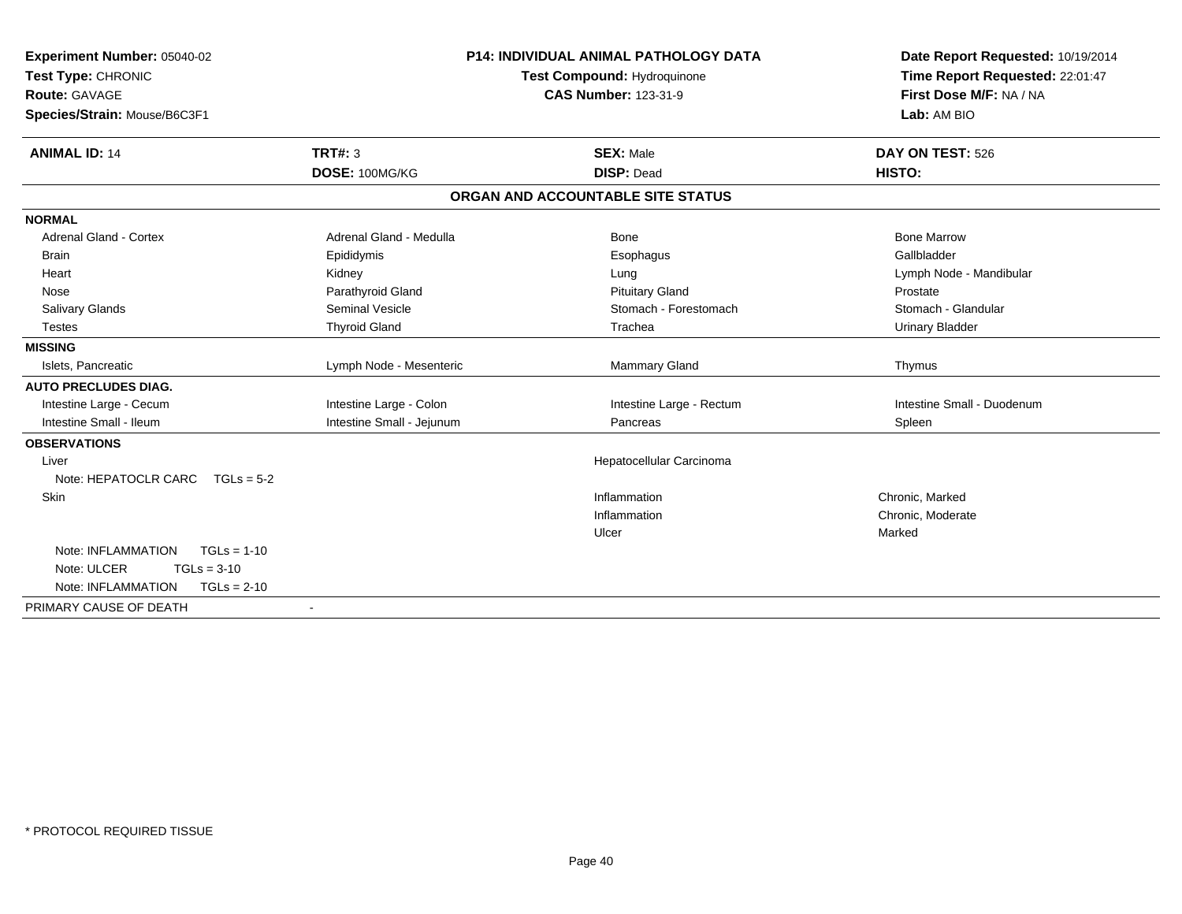**Experiment Number:** 05040-02
**Test Type:** CHRONIC
**Route:** GAVAGE
**Species/Strain:** Mouse/B6C3F1

**P14: INDIVIDUAL ANIMAL PATHOLOGY DATA**
**Test Compound:** Hydroquinone
**CAS Number:** 123-31-9

**Date Report Requested:** 10/19/2014
**Time Report Requested:** 22:01:47
**First Dose M/F:** NA / NA
**Lab:** AM BIO

| **ANIMAL ID:** 14 | **TRT#:** 3 | **SEX:** Male | **DAY ON TEST:** 526 |
|---|---|---|---|
| | **DOSE:** 100MG/KG | **DISP:** Dead | **HISTO:** |

**ORGAN AND ACCOUNTABLE SITE STATUS**

| | | | |
|---|---|---|---|
| **NORMAL** | | | |
| Adrenal Gland - Cortex | Adrenal Gland - Medulla | Bone | Bone Marrow |
| Brain | Epididymis | Esophagus | Gallbladder |
| Heart | Kidney | Lung | Lymph Node - Mandibular |
| Nose | Parathyroid Gland | Pituitary Gland | Prostate |
| Salivary Glands | Seminal Vesicle | Stomach - Forestomach | Stomach - Glandular |
| Testes | Thyroid Gland | Trachea | Urinary Bladder |
| **MISSING** | | | |
| Islets, Pancreatic | Lymph Node - Mesenteric | Mammary Gland | Thymus |
| **AUTO PRECLUDES DIAG.** | | | |
| Intestine Large - Cecum | Intestine Large - Colon | Intestine Large - Rectum | Intestine Small - Duodenum |
| Intestine Small - Ileum | Intestine Small - Jejunum | Pancreas | Spleen |
| **OBSERVATIONS** | | | |
| Liver | | Hepatocellular Carcinoma | |
| Note: HEPATOCLR CARC TGLs = 5-2 | | | |
| Skin | | Inflammation | Chronic, Marked |
| | | Inflammation | Chronic, Moderate |
| | | Ulcer | Marked |
| Note: INFLAMMATION TGLs = 1-10 | | | |
| Note: ULCER TGLs = 3-10 | | | |
| Note: INFLAMMATION TGLs = 2-10 | | | |
| PRIMARY CAUSE OF DEATH | - | | |

* PROTOCOL REQUIRED TISSUE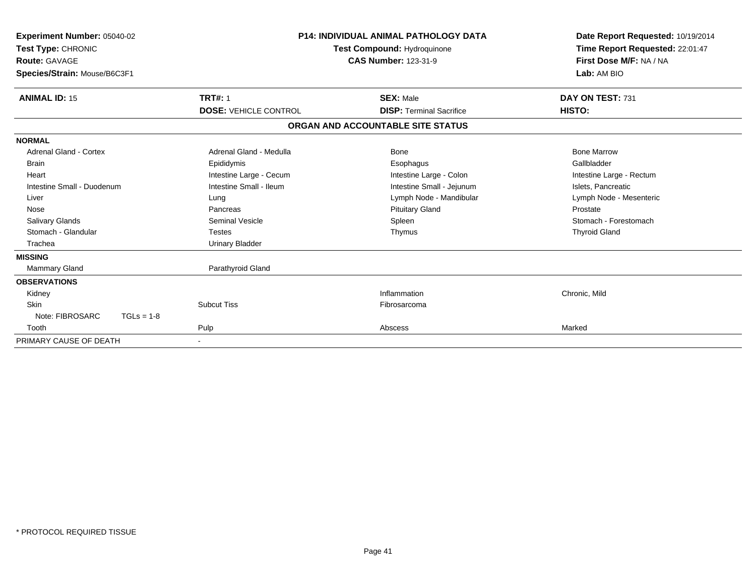| **Experiment Number:** 05040-02 | **P14: INDIVIDUAL ANIMAL PATHOLOGY DATA** | **Date Report Requested:** 10/19/2014 |
|---|---|---|
| **Test Type:** CHRONIC | **Test Compound:** Hydroquinone | **Time Report Requested:** 22:01:47 |
| **Route:** GAVAGE | **CAS Number:** 123-31-9 | **First Dose M/F:** NA / NA |
| **Species/Strain:** Mouse/B6C3F1 | | **Lab:** AM BIO |

| **ANIMAL ID:** 15 | **TRT#:** 1 | **SEX:** Male | **DAY ON TEST:** 731 |
|---|---|---|---|
| | **DOSE:** VEHICLE CONTROL | **DISP:** Terminal Sacrifice | **HISTO:** |

**ORGAN AND ACCOUNTABLE SITE STATUS**

| | | | |
|---|---|---|---|
| **NORMAL** | | | |
| Adrenal Gland - Cortex | Adrenal Gland - Medulla | Bone | Bone Marrow |
| Brain | Epididymis | Esophagus | Gallbladder |
| Heart | Intestine Large - Cecum | Intestine Large - Colon | Intestine Large - Rectum |
| Intestine Small - Duodenum | Intestine Small - Ileum | Intestine Small - Jejunum | Islets, Pancreatic |
| Liver | Lung | Lymph Node - Mandibular | Lymph Node - Mesenteric |
| Nose | Pancreas | Pituitary Gland | Prostate |
| Salivary Glands | Seminal Vesicle | Spleen | Stomach - Forestomach |
| Stomach - Glandular | Testes | Thymus | Thyroid Gland |
| Trachea | Urinary Bladder | | |
| **MISSING** | | | |
| Mammary Gland | Parathyroid Gland | | |
| **OBSERVATIONS** | | | |
| Kidney | | Inflammation | Chronic, Mild |
| Skin | Subcut Tiss | Fibrosarcoma | |
| Note: FIBROSARC TGLs = 1-8 | | | |
| Tooth | Pulp | Abscess | Marked |
| PRIMARY CAUSE OF DEATH | - | | |

\* PROTOCOL REQUIRED TISSUE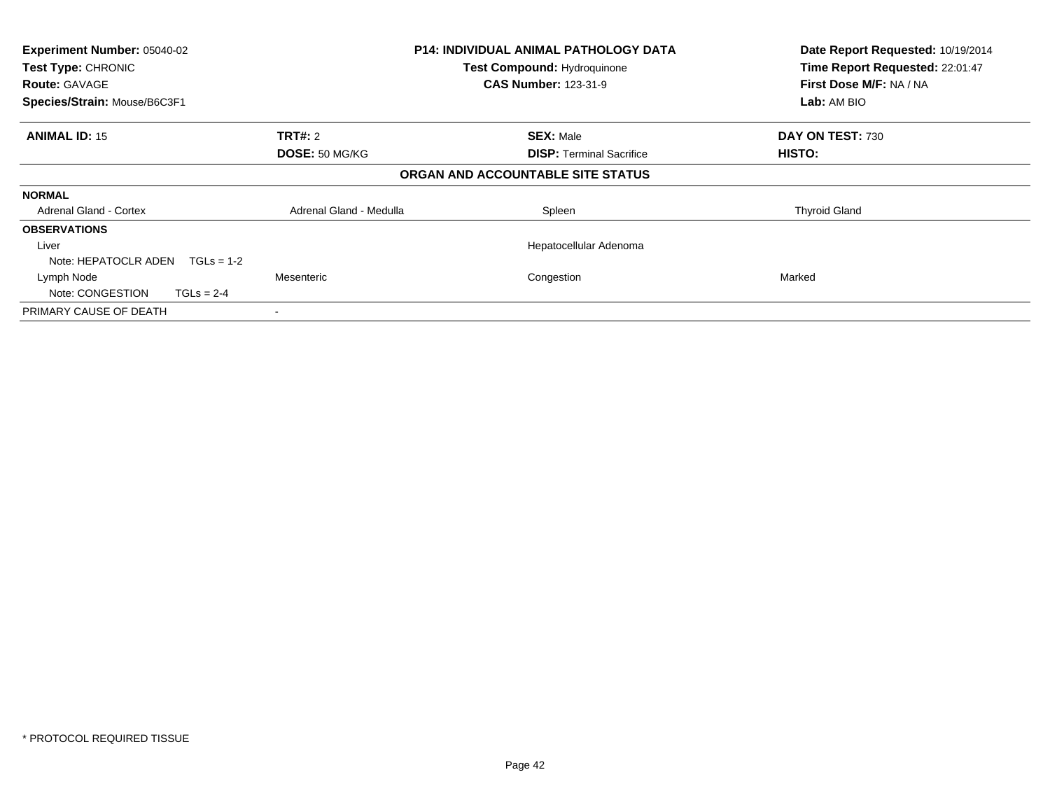**Experiment Number:** 05040-02
**Test Type:** CHRONIC
**Route:** GAVAGE
**Species/Strain:** Mouse/B6C3F1

**P14: INDIVIDUAL ANIMAL PATHOLOGY DATA**
**Test Compound:** Hydroquinone
**CAS Number:** 123-31-9

**Date Report Requested:** 10/19/2014
**Time Report Requested:** 22:01:47
**First Dose M/F:** NA / NA
**Lab:** AM BIO

| **ANIMAL ID:** 15 | **TRT#:** 2 | **SEX:** Male | **DAY ON TEST:** 730 |
|---|---|---|---|
| | **DOSE:** 50 MG/KG | **DISP:** Terminal Sacrifice | **HISTO:** |

**ORGAN AND ACCOUNTABLE SITE STATUS**

| | | | |
|---|---|---|---|
| **NORMAL** | | | |
| Adrenal Gland - Cortex | Adrenal Gland - Medulla | Spleen | Thyroid Gland |
| **OBSERVATIONS** | | | |
| Liver | | Hepatocellular Adenoma | |
| Note: HEPATOCLR ADEN TGLs = 1-2 | | | |
| Lymph Node | Mesenteric | Congestion | Marked |
| Note: CONGESTION TGLs = 2-4 | | | |
| PRIMARY CAUSE OF DEATH | - | | |

\* PROTOCOL REQUIRED TISSUE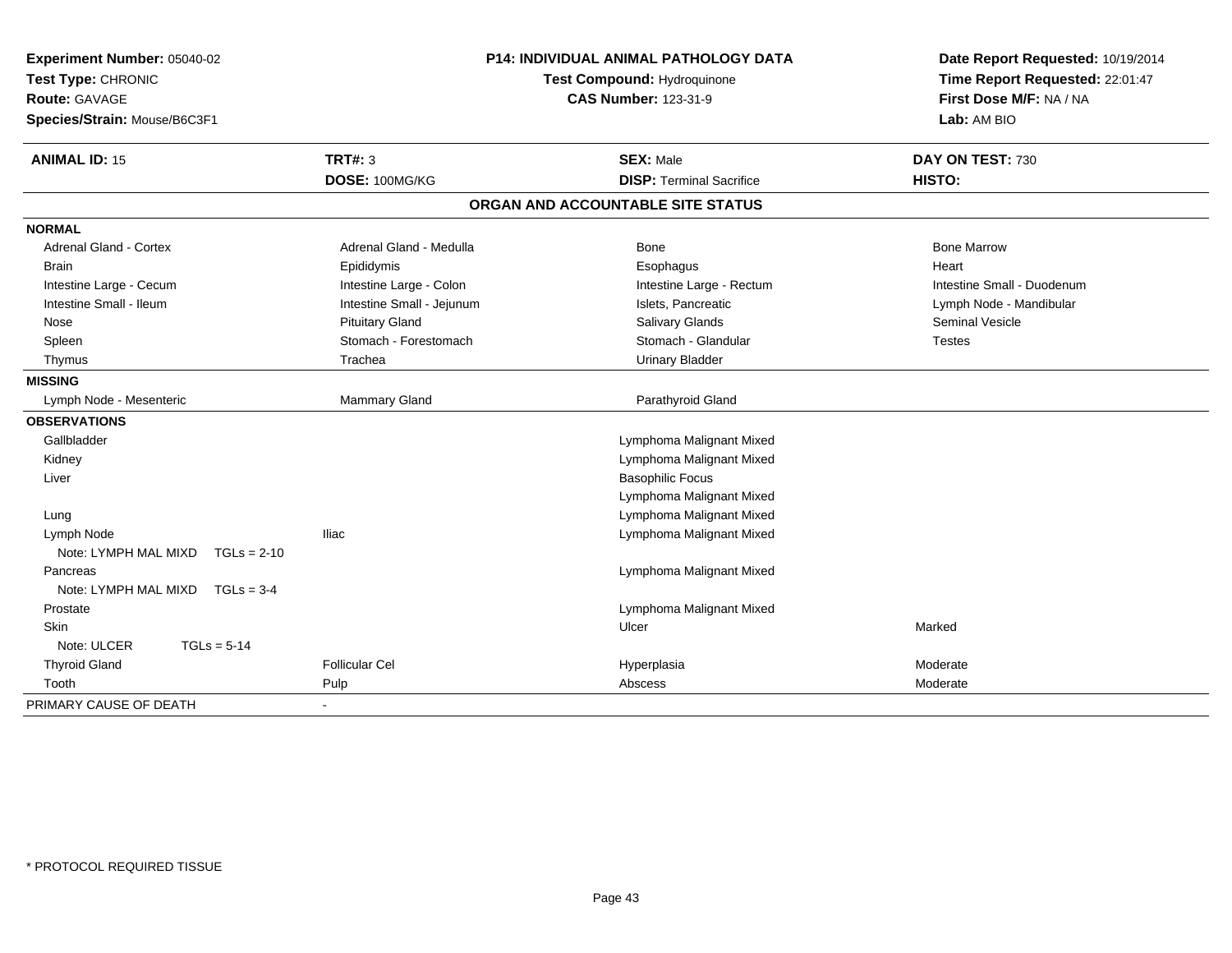**Experiment Number:** 05040-02
**Test Type:** CHRONIC
**Route:** GAVAGE
**Species/Strain:** Mouse/B6C3F1

**P14: INDIVIDUAL ANIMAL PATHOLOGY DATA**
**Test Compound:** Hydroquinone
**CAS Number:** 123-31-9

**Date Report Requested:** 10/19/2014
**Time Report Requested:** 22:01:47
**First Dose M/F:** NA / NA
**Lab:** AM BIO

| **ANIMAL ID:** 15 | **TRT#:** 3 | **SEX:** Male | **DAY ON TEST:** 730 |
|---|---|---|---|
| | **DOSE:** 100MG/KG | **DISP:** Terminal Sacrifice | **HISTO:** |

**ORGAN AND ACCOUNTABLE SITE STATUS**

| | | | |
|---|---|---|---|
| **NORMAL** | | | |
| Adrenal Gland - Cortex | Adrenal Gland - Medulla | Bone | Bone Marrow |
| Brain | Epididymis | Esophagus | Heart |
| Intestine Large - Cecum | Intestine Large - Colon | Intestine Large - Rectum | Intestine Small - Duodenum |
| Intestine Small - Ileum | Intestine Small - Jejunum | Islets, Pancreatic | Lymph Node - Mandibular |
| Nose | Pituitary Gland | Salivary Glands | Seminal Vesicle |
| Spleen | Stomach - Forestomach | Stomach - Glandular | Testes |
| Thymus | Trachea | Urinary Bladder | |
| **MISSING** | | | |
| Lymph Node - Mesenteric | Mammary Gland | Parathyroid Gland | |
| **OBSERVATIONS** | | | |
| Gallbladder | | Lymphoma Malignant Mixed | |
| Kidney | | Lymphoma Malignant Mixed | |
| Liver | | Basophilic Focus | |
| | | Lymphoma Malignant Mixed | |
| Lung | | Lymphoma Malignant Mixed | |
| Lymph Node | Iliac | Lymphoma Malignant Mixed | |
| Note: LYMPH MAL MIXD TGLs = 2-10 | | | |
| Pancreas | | Lymphoma Malignant Mixed | |
| Note: LYMPH MAL MIXD TGLs = 3-4 | | | |
| Prostate | | Lymphoma Malignant Mixed | |
| Skin | | Ulcer | Marked |
| Note: ULCER TGLs = 5-14 | | | |
| Thyroid Gland | Follicular Cel | Hyperplasia | Moderate |
| Tooth | Pulp | Abscess | Moderate |
| PRIMARY CAUSE OF DEATH | - | | |

\* PROTOCOL REQUIRED TISSUE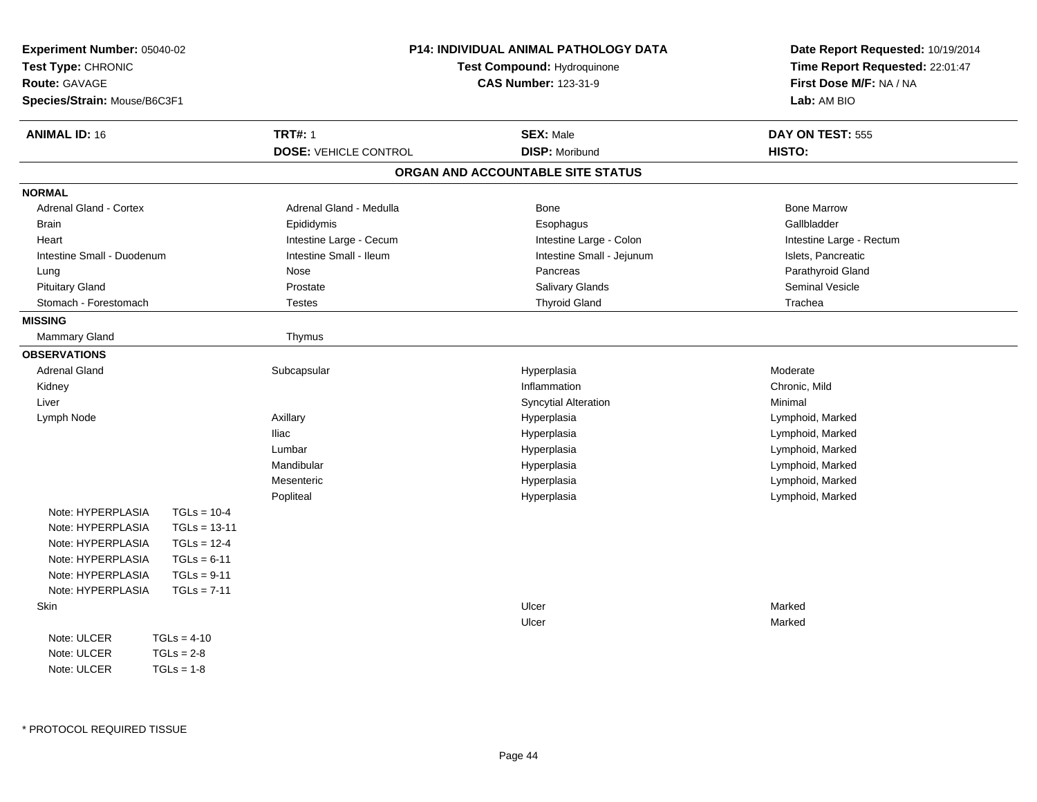**Experiment Number:** 05040-02
**Test Type:** CHRONIC
**Route:** GAVAGE
**Species/Strain:** Mouse/B6C3F1

**P14: INDIVIDUAL ANIMAL PATHOLOGY DATA**
**Test Compound:** Hydroquinone
**CAS Number:** 123-31-9

**Date Report Requested:** 10/19/2014
**Time Report Requested:** 22:01:47
**First Dose M/F:** NA / NA
**Lab:** AM BIO

| **ANIMAL ID:** 16 | **TRT#:** 1 | **SEX:** Male | **DAY ON TEST:** 555 |
|---|---|---|---|
| | **DOSE:** VEHICLE CONTROL | **DISP:** Moribund | **HISTO:** |

## ORGAN AND ACCOUNTABLE SITE STATUS

**NORMAL**

| | | | |
|---|---|---|---|
| Adrenal Gland - Cortex | Adrenal Gland - Medulla | Bone | Bone Marrow |
| Brain | Epididymis | Esophagus | Gallbladder |
| Heart | Intestine Large - Cecum | Intestine Large - Colon | Intestine Large - Rectum |
| Intestine Small - Duodenum | Intestine Small - Ileum | Intestine Small - Jejunum | Islets, Pancreatic |
| Lung | Nose | Pancreas | Parathyroid Gland |
| Pituitary Gland | Prostate | Salivary Glands | Seminal Vesicle |
| Stomach - Forestomach | Testes | Thyroid Gland | Trachea |

**MISSING**

| | |
|---|---|
| Mammary Gland | Thymus |

**OBSERVATIONS**

| | | | |
|---|---|---|---|
| Adrenal Gland | Subcapsular | Hyperplasia | Moderate |
| Kidney | | Inflammation | Chronic, Mild |
| Liver | | Syncytial Alteration | Minimal |
| Lymph Node | Axillary | Hyperplasia | Lymphoid, Marked |
| | Iliac | Hyperplasia | Lymphoid, Marked |
| | Lumbar | Hyperplasia | Lymphoid, Marked |
| | Mandibular | Hyperplasia | Lymphoid, Marked |
| | Mesenteric | Hyperplasia | Lymphoid, Marked |
| | Popliteal | Hyperplasia | Lymphoid, Marked |

Note: HYPERPLASIA TGLs = 10-4
Note: HYPERPLASIA TGLs = 13-11
Note: HYPERPLASIA TGLs = 12-4
Note: HYPERPLASIA TGLs = 6-11
Note: HYPERPLASIA TGLs = 9-11
Note: HYPERPLASIA TGLs = 7-11

| | | | |
|---|---|---|---|
| Skin | | Ulcer | Marked |
| | | Ulcer | Marked |

Note: ULCER TGLs = 4-10
Note: ULCER TGLs = 2-8
Note: ULCER TGLs = 1-8

\* PROTOCOL REQUIRED TISSUE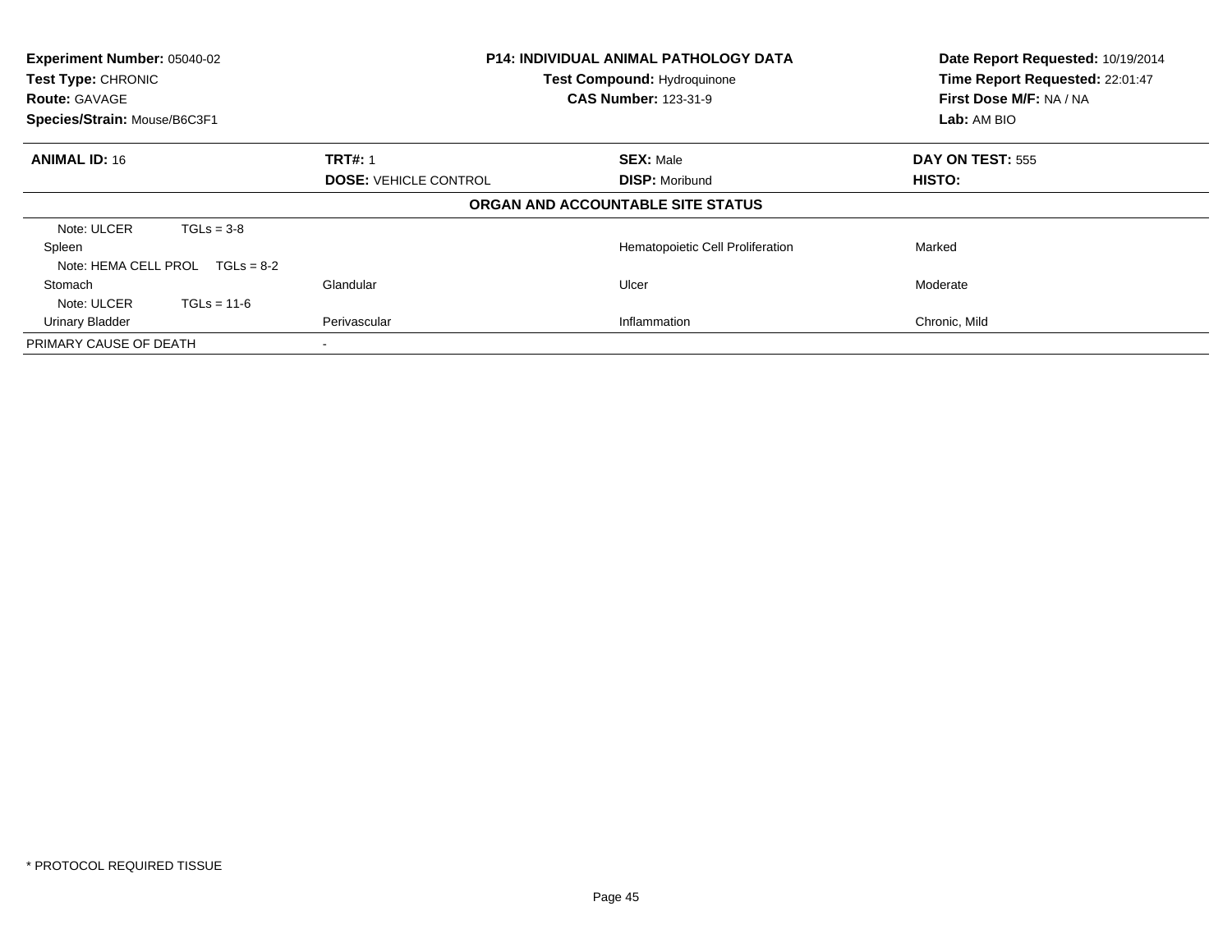**Experiment Number:** 05040-02
**Test Type:** CHRONIC
**Route:** GAVAGE
**Species/Strain:** Mouse/B6C3F1

**P14: INDIVIDUAL ANIMAL PATHOLOGY DATA**
**Test Compound:** Hydroquinone
**CAS Number:** 123-31-9

**Date Report Requested:** 10/19/2014
**Time Report Requested:** 22:01:47
**First Dose M/F:** NA / NA
**Lab:** AM BIO

| **ANIMAL ID:** 16 | **TRT#:** 1 | **SEX:** Male | **DAY ON TEST:** 555 |
|---|---|---|---|
| | **DOSE:** VEHICLE CONTROL | **DISP:** Moribund | **HISTO:** |
| | | **ORGAN AND ACCOUNTABLE SITE STATUS** | |
| Note: ULCER TGLs = 3-8 | | | |
| Spleen | | Hematopoietic Cell Proliferation | Marked |
| Note: HEMA CELL PROL TGLs = 8-2 | | | |
| Stomach | Glandular | Ulcer | Moderate |
| Note: ULCER TGLs = 11-6 | | | |
| Urinary Bladder | Perivascular | Inflammation | Chronic, Mild |
| PRIMARY CAUSE OF DEATH | - | | |

* PROTOCOL REQUIRED TISSUE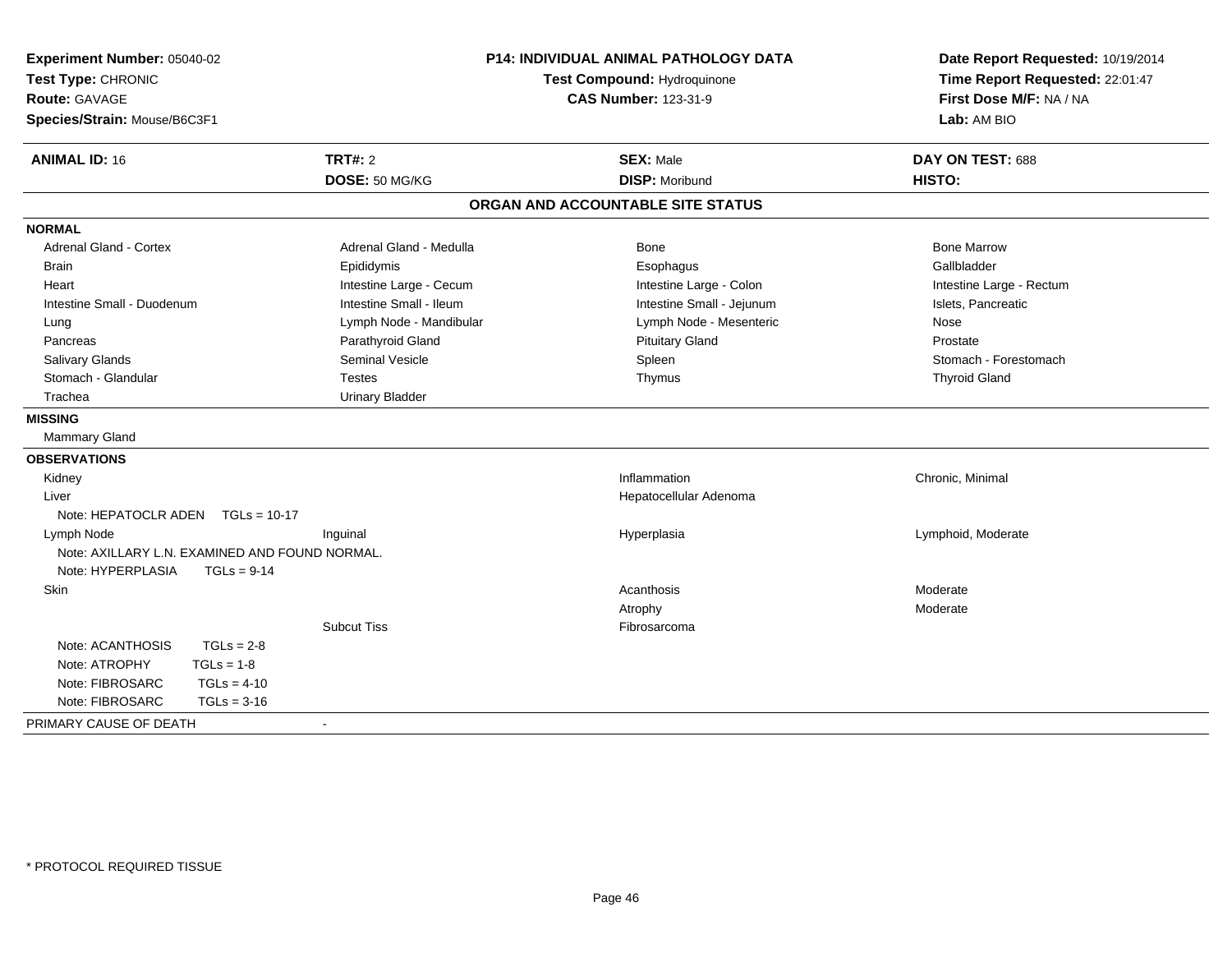**Experiment Number:** 05040-02
**Test Type:** CHRONIC
**Route:** GAVAGE
**Species/Strain:** Mouse/B6C3F1

**P14: INDIVIDUAL ANIMAL PATHOLOGY DATA**
**Test Compound:** Hydroquinone
**CAS Number:** 123-31-9

**Date Report Requested:** 10/19/2014
**Time Report Requested:** 22:01:47
**First Dose M/F:** NA / NA
**Lab:** AM BIO

| **ANIMAL ID:** 16 | **TRT#:** 2 | **SEX:** Male | **DAY ON TEST:** 688 |
|---|---|---|---|
| | **DOSE:** 50 MG/KG | **DISP:** Moribund | **HISTO:** |

## ORGAN AND ACCOUNTABLE SITE STATUS

**NORMAL**

| | | | |
|---|---|---|---|
| Adrenal Gland - Cortex | Adrenal Gland - Medulla | Bone | Bone Marrow |
| Brain | Epididymis | Esophagus | Gallbladder |
| Heart | Intestine Large - Cecum | Intestine Large - Colon | Intestine Large - Rectum |
| Intestine Small - Duodenum | Intestine Small - Ileum | Intestine Small - Jejunum | Islets, Pancreatic |
| Lung | Lymph Node - Mandibular | Lymph Node - Mesenteric | Nose |
| Pancreas | Parathyroid Gland | Pituitary Gland | Prostate |
| Salivary Glands | Seminal Vesicle | Spleen | Stomach - Forestomach |
| Stomach - Glandular | Testes | Thymus | Thyroid Gland |
| Trachea | Urinary Bladder | | |

**MISSING**

Mammary Gland

**OBSERVATIONS**

| | | | |
|---|---|---|---|
| Kidney | | Inflammation | Chronic, Minimal |
| Liver | | Hepatocellular Adenoma | |
| Note: HEPATOCLR ADEN TGLs = 10-17 | | | |
| Lymph Node | Inguinal | Hyperplasia | Lymphoid, Moderate |
| Note: AXILLARY L.N. EXAMINED AND FOUND NORMAL. | | | |
| Note: HYPERPLASIA TGLs = 9-14 | | | |
| Skin | | Acanthosis | Moderate |
| | | Atrophy | Moderate |
| | Subcut Tiss | Fibrosarcoma | |
| Note: ACANTHOSIS TGLs = 2-8 | | | |
| Note: ATROPHY TGLs = 1-8 | | | |
| Note: FIBROSARC TGLs = 4-10 | | | |
| Note: FIBROSARC TGLs = 3-16 | | | |

PRIMARY CAUSE OF DEATH -

* PROTOCOL REQUIRED TISSUE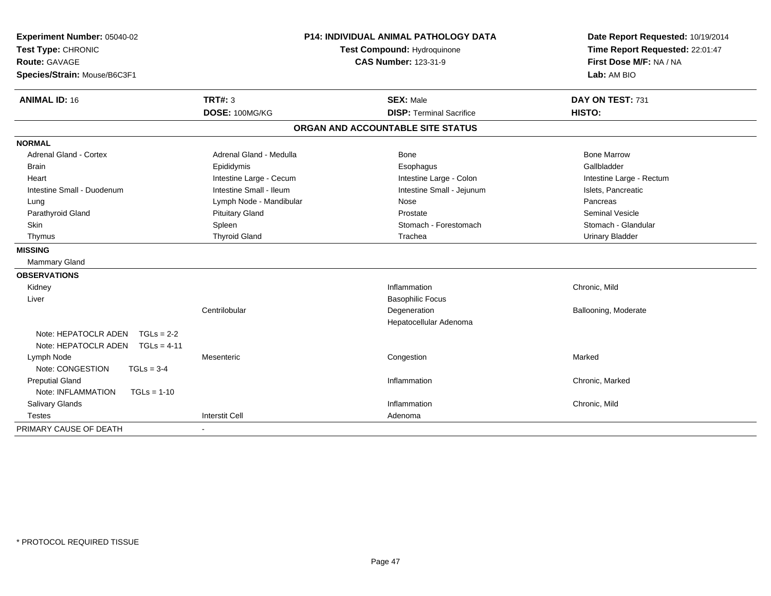**Experiment Number:** 05040-02
**Test Type:** CHRONIC
**Route:** GAVAGE
**Species/Strain:** Mouse/B6C3F1

**P14: INDIVIDUAL ANIMAL PATHOLOGY DATA**
**Test Compound:** Hydroquinone
**CAS Number:** 123-31-9

**Date Report Requested:** 10/19/2014
**Time Report Requested:** 22:01:47
**First Dose M/F:** NA / NA
**Lab:** AM BIO

| **ANIMAL ID:** 16 | **TRT#:** 3 | **SEX:** Male | **DAY ON TEST:** 731 |
|---|---|---|---|
| | **DOSE:** 100MG/KG | **DISP:** Terminal Sacrifice | **HISTO:** |

## ORGAN AND ACCOUNTABLE SITE STATUS

| | | | |
|---|---|---|---|
| **NORMAL** | | | |
| Adrenal Gland - Cortex | Adrenal Gland - Medulla | Bone | Bone Marrow |
| Brain | Epididymis | Esophagus | Gallbladder |
| Heart | Intestine Large - Cecum | Intestine Large - Colon | Intestine Large - Rectum |
| Intestine Small - Duodenum | Intestine Small - Ileum | Intestine Small - Jejunum | Islets, Pancreatic |
| Lung | Lymph Node - Mandibular | Nose | Pancreas |
| Parathyroid Gland | Pituitary Gland | Prostate | Seminal Vesicle |
| Skin | Spleen | Stomach - Forestomach | Stomach - Glandular |
| Thymus | Thyroid Gland | Trachea | Urinary Bladder |
| **MISSING** | | | |
| Mammary Gland | | | |
| **OBSERVATIONS** | | | |
| Kidney | | Inflammation | Chronic, Mild |
| Liver | | Basophilic Focus | |
| | Centrilobular | Degeneration | Ballooning, Moderate |
| | | Hepatocellular Adenoma | |
| Note: HEPATOCLR ADEN TGLs = 2-2 | | | |
| Note: HEPATOCLR ADEN TGLs = 4-11 | | | |
| Lymph Node | Mesenteric | Congestion | Marked |
| Note: CONGESTION TGLs = 3-4 | | | |
| Preputial Gland | | Inflammation | Chronic, Marked |
| Note: INFLAMMATION TGLs = 1-10 | | | |
| Salivary Glands | | Inflammation | Chronic, Mild |
| Testes | Interstit Cell | Adenoma | |
| PRIMARY CAUSE OF DEATH | - | | |

* PROTOCOL REQUIRED TISSUE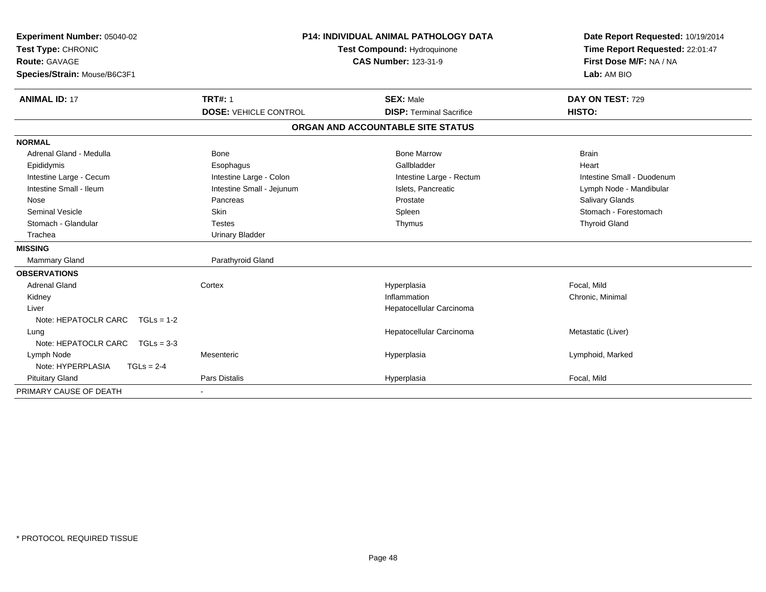**Experiment Number:** 05040-02
**Test Type:** CHRONIC
**Route:** GAVAGE
**Species/Strain:** Mouse/B6C3F1

**P14: INDIVIDUAL ANIMAL PATHOLOGY DATA**
**Test Compound:** Hydroquinone
**CAS Number:** 123-31-9

**Date Report Requested:** 10/19/2014
**Time Report Requested:** 22:01:47
**First Dose M/F:** NA / NA
**Lab:** AM BIO

| **ANIMAL ID:** 17 | **TRT#:** 1 | **SEX:** Male | **DAY ON TEST:** 729 |
|---|---|---|---|
| | **DOSE:** VEHICLE CONTROL | **DISP:** Terminal Sacrifice | **HISTO:** |

## ORGAN AND ACCOUNTABLE SITE STATUS

| | | | |
|---|---|---|---|
| **NORMAL** | | | |
| Adrenal Gland - Medulla | Bone | Bone Marrow | Brain |
| Epididymis | Esophagus | Gallbladder | Heart |
| Intestine Large - Cecum | Intestine Large - Colon | Intestine Large - Rectum | Intestine Small - Duodenum |
| Intestine Small - Ileum | Intestine Small - Jejunum | Islets, Pancreatic | Lymph Node - Mandibular |
| Nose | Pancreas | Prostate | Salivary Glands |
| Seminal Vesicle | Skin | Spleen | Stomach - Forestomach |
| Stomach - Glandular | Testes | Thymus | Thyroid Gland |
| Trachea | Urinary Bladder | | |
| **MISSING** | | | |
| Mammary Gland | Parathyroid Gland | | |
| **OBSERVATIONS** | | | |
| Adrenal Gland | Cortex | Hyperplasia | Focal, Mild |
| Kidney | | Inflammation | Chronic, Minimal |
| Liver | | Hepatocellular Carcinoma | |
| Note: HEPATOCLR CARC TGLs = 1-2 | | | |
| Lung | | Hepatocellular Carcinoma | Metastatic (Liver) |
| Note: HEPATOCLR CARC TGLs = 3-3 | | | |
| Lymph Node | Mesenteric | Hyperplasia | Lymphoid, Marked |
| Note: HYPERPLASIA TGLs = 2-4 | | | |
| Pituitary Gland | Pars Distalis | Hyperplasia | Focal, Mild |
| PRIMARY CAUSE OF DEATH | - | | |

* PROTOCOL REQUIRED TISSUE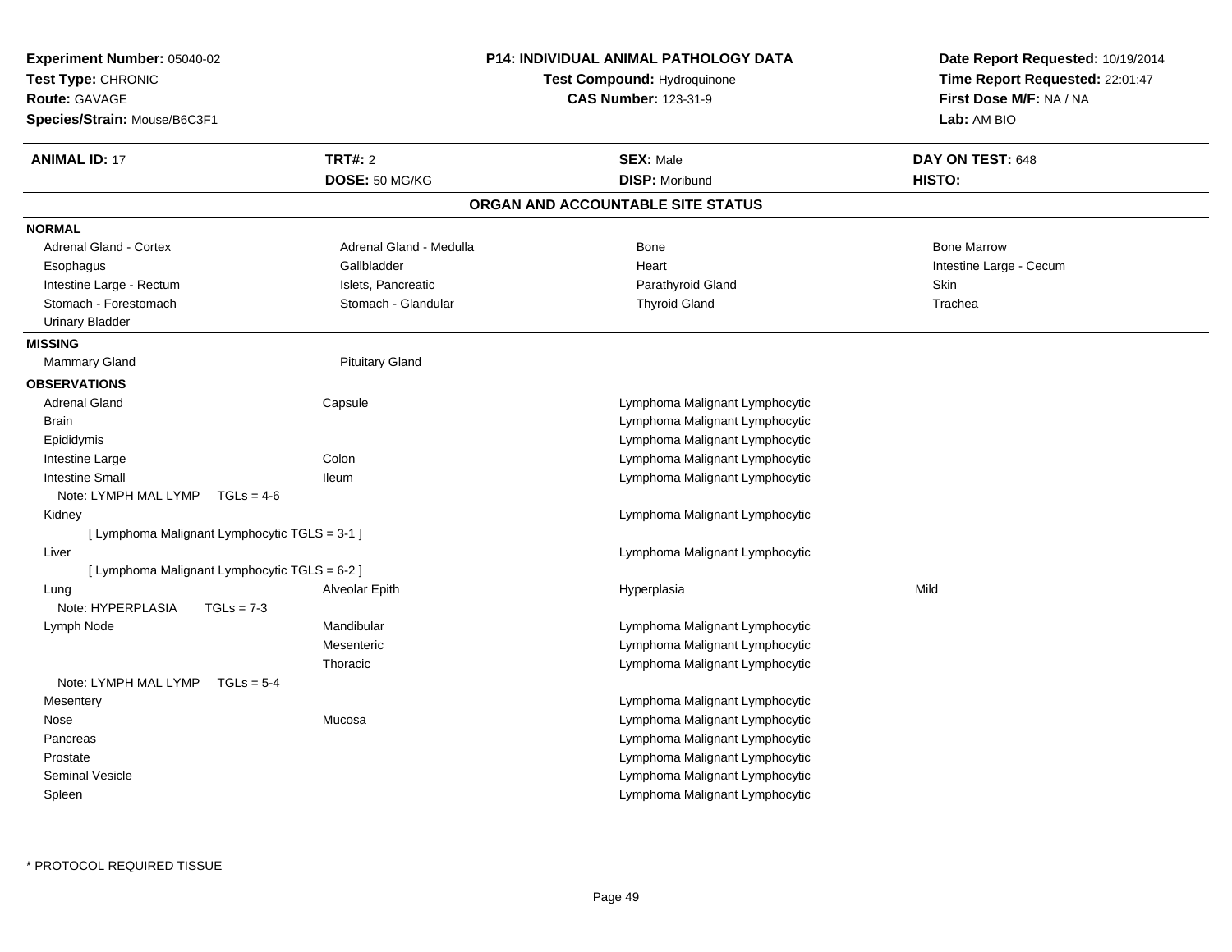**Experiment Number:** 05040-02
**Test Type:** CHRONIC
**Route:** GAVAGE
**Species/Strain:** Mouse/B6C3F1

**P14: INDIVIDUAL ANIMAL PATHOLOGY DATA**
**Test Compound:** Hydroquinone
**CAS Number:** 123-31-9

**Date Report Requested:** 10/19/2014
**Time Report Requested:** 22:01:47
**First Dose M/F:** NA / NA
**Lab:** AM BIO

| **ANIMAL ID:** 17 | **TRT#:** 2 | **SEX:** Male | **DAY ON TEST:** 648 |
|---|---|---|---|
| | **DOSE:** 50 MG/KG | **DISP:** Moribund | **HISTO:** |

## ORGAN AND ACCOUNTABLE SITE STATUS

**NORMAL**

| | | | |
|---|---|---|---|
| Adrenal Gland - Cortex | Adrenal Gland - Medulla | Bone | Bone Marrow |
| Esophagus | Gallbladder | Heart | Intestine Large - Cecum |
| Intestine Large - Rectum | Islets, Pancreatic | Parathyroid Gland | Skin |
| Stomach - Forestomach | Stomach - Glandular | Thyroid Gland | Trachea |
| Urinary Bladder | | | |

**MISSING**

| | |
|---|---|
| Mammary Gland | Pituitary Gland |

**OBSERVATIONS**

| | | | |
|---|---|---|---|
| Adrenal Gland | Capsule | Lymphoma Malignant Lymphocytic | |
| Brain | | Lymphoma Malignant Lymphocytic | |
| Epididymis | | Lymphoma Malignant Lymphocytic | |
| Intestine Large | Colon | Lymphoma Malignant Lymphocytic | |
| Intestine Small | Ileum | Lymphoma Malignant Lymphocytic | |
| Note: LYMPH MAL LYMP TGLs = 4-6 | | | |
| Kidney | | Lymphoma Malignant Lymphocytic | |
| [ Lymphoma Malignant Lymphocytic TGLS = 3-1 ] | | | |
| Liver | | Lymphoma Malignant Lymphocytic | |
| [ Lymphoma Malignant Lymphocytic TGLS = 6-2 ] | | | |
| Lung | Alveolar Epith | Hyperplasia | Mild |
| Note: HYPERPLASIA TGLs = 7-3 | | | |
| Lymph Node | Mandibular | Lymphoma Malignant Lymphocytic | |
| | Mesenteric | Lymphoma Malignant Lymphocytic | |
| | Thoracic | Lymphoma Malignant Lymphocytic | |
| Note: LYMPH MAL LYMP TGLs = 5-4 | | | |
| Mesentery | | Lymphoma Malignant Lymphocytic | |
| Nose | Mucosa | Lymphoma Malignant Lymphocytic | |
| Pancreas | | Lymphoma Malignant Lymphocytic | |
| Prostate | | Lymphoma Malignant Lymphocytic | |
| Seminal Vesicle | | Lymphoma Malignant Lymphocytic | |
| Spleen | | Lymphoma Malignant Lymphocytic | |

* PROTOCOL REQUIRED TISSUE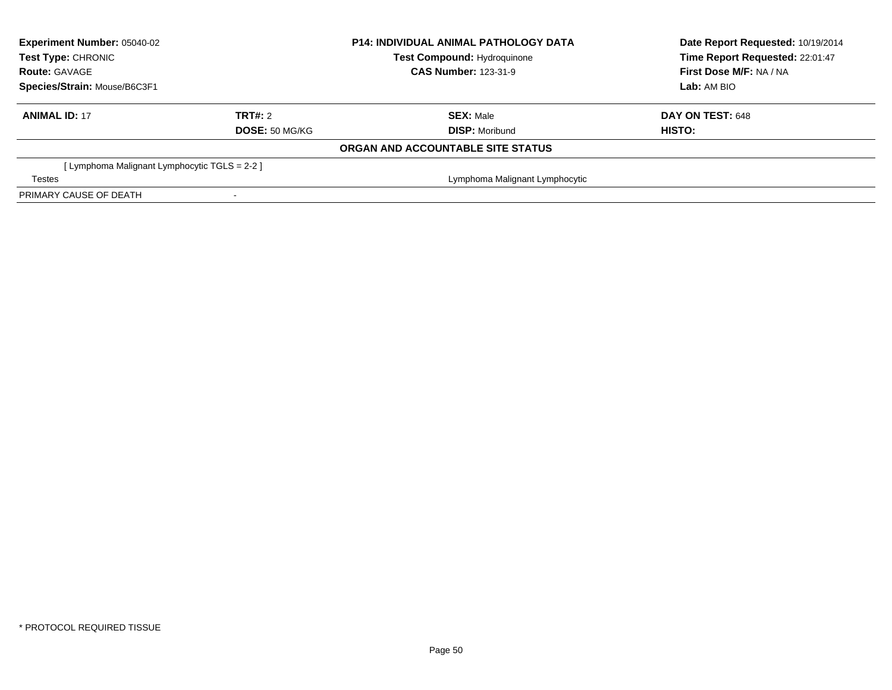**Experiment Number:** 05040-02
**Test Type:** CHRONIC
**Route:** GAVAGE
**Species/Strain:** Mouse/B6C3F1

**P14: INDIVIDUAL ANIMAL PATHOLOGY DATA**
**Test Compound:** Hydroquinone
**CAS Number:** 123-31-9

**Date Report Requested:** 10/19/2014
**Time Report Requested:** 22:01:47
**First Dose M/F:** NA / NA
**Lab:** AM BIO

| **ANIMAL ID:** 17 | **TRT#:** 2 | **SEX:** Male | **DAY ON TEST:** 648 |
|---|---|---|---|
| | **DOSE:** 50 MG/KG | **DISP:** Moribund | **HISTO:** |

**ORGAN AND ACCOUNTABLE SITE STATUS**

| | | |
|---|---|---|
| [ Lymphoma Malignant Lymphocytic TGLS = 2-2 ] | | |
| Testes | | Lymphoma Malignant Lymphocytic |
| PRIMARY CAUSE OF DEATH | - | |

* PROTOCOL REQUIRED TISSUE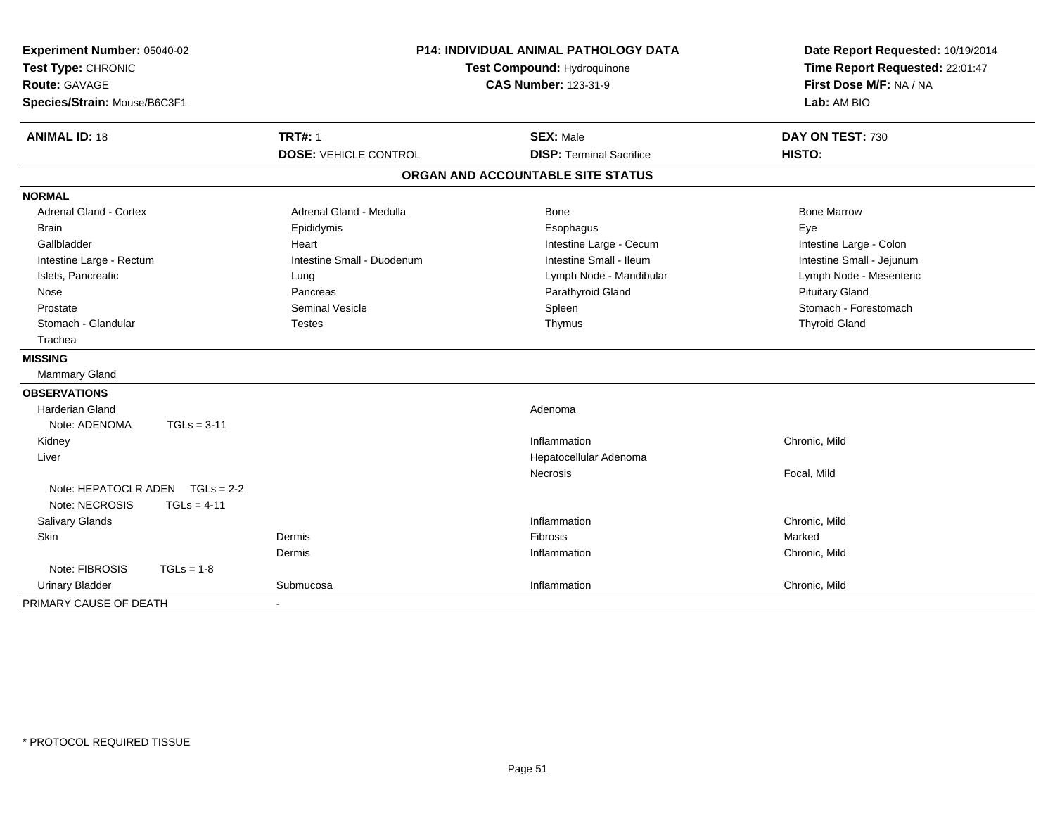**Experiment Number:** 05040-02
**Test Type:** CHRONIC
**Route:** GAVAGE
**Species/Strain:** Mouse/B6C3F1

**P14: INDIVIDUAL ANIMAL PATHOLOGY DATA**
**Test Compound:** Hydroquinone
**CAS Number:** 123-31-9

**Date Report Requested:** 10/19/2014
**Time Report Requested:** 22:01:47
**First Dose M/F:** NA / NA
**Lab:** AM BIO

| **ANIMAL ID:** 18 | **TRT#:** 1 | **SEX:** Male | **DAY ON TEST:** 730 |
|---|---|---|---|
| | **DOSE:** VEHICLE CONTROL | **DISP:** Terminal Sacrifice | **HISTO:** |

## ORGAN AND ACCOUNTABLE SITE STATUS

**NORMAL**

| | | | |
|---|---|---|---|
| Adrenal Gland - Cortex | Adrenal Gland - Medulla | Bone | Bone Marrow |
| Brain | Epididymis | Esophagus | Eye |
| Gallbladder | Heart | Intestine Large - Cecum | Intestine Large - Colon |
| Intestine Large - Rectum | Intestine Small - Duodenum | Intestine Small - Ileum | Intestine Small - Jejunum |
| Islets, Pancreatic | Lung | Lymph Node - Mandibular | Lymph Node - Mesenteric |
| Nose | Pancreas | Parathyroid Gland | Pituitary Gland |
| Prostate | Seminal Vesicle | Spleen | Stomach - Forestomach |
| Stomach - Glandular | Testes | Thymus | Thyroid Gland |
| Trachea | | | |

**MISSING**

Mammary Gland

**OBSERVATIONS**

| | | | |
|---|---|---|---|
| Harderian Gland | | Adenoma | |
| Note: ADENOMA TGLs = 3-11 | | | |
| Kidney | | Inflammation | Chronic, Mild |
| Liver | | Hepatocellular Adenoma | |
| | | Necrosis | Focal, Mild |
| Note: HEPATOCLR ADEN TGLs = 2-2 | | | |
| Note: NECROSIS TGLs = 4-11 | | | |
| Salivary Glands | | Inflammation | Chronic, Mild |
| Skin | Dermis | Fibrosis | Marked |
| | Dermis | Inflammation | Chronic, Mild |
| Note: FIBROSIS TGLs = 1-8 | | | |
| Urinary Bladder | Submucosa | Inflammation | Chronic, Mild |

PRIMARY CAUSE OF DEATH -

* PROTOCOL REQUIRED TISSUE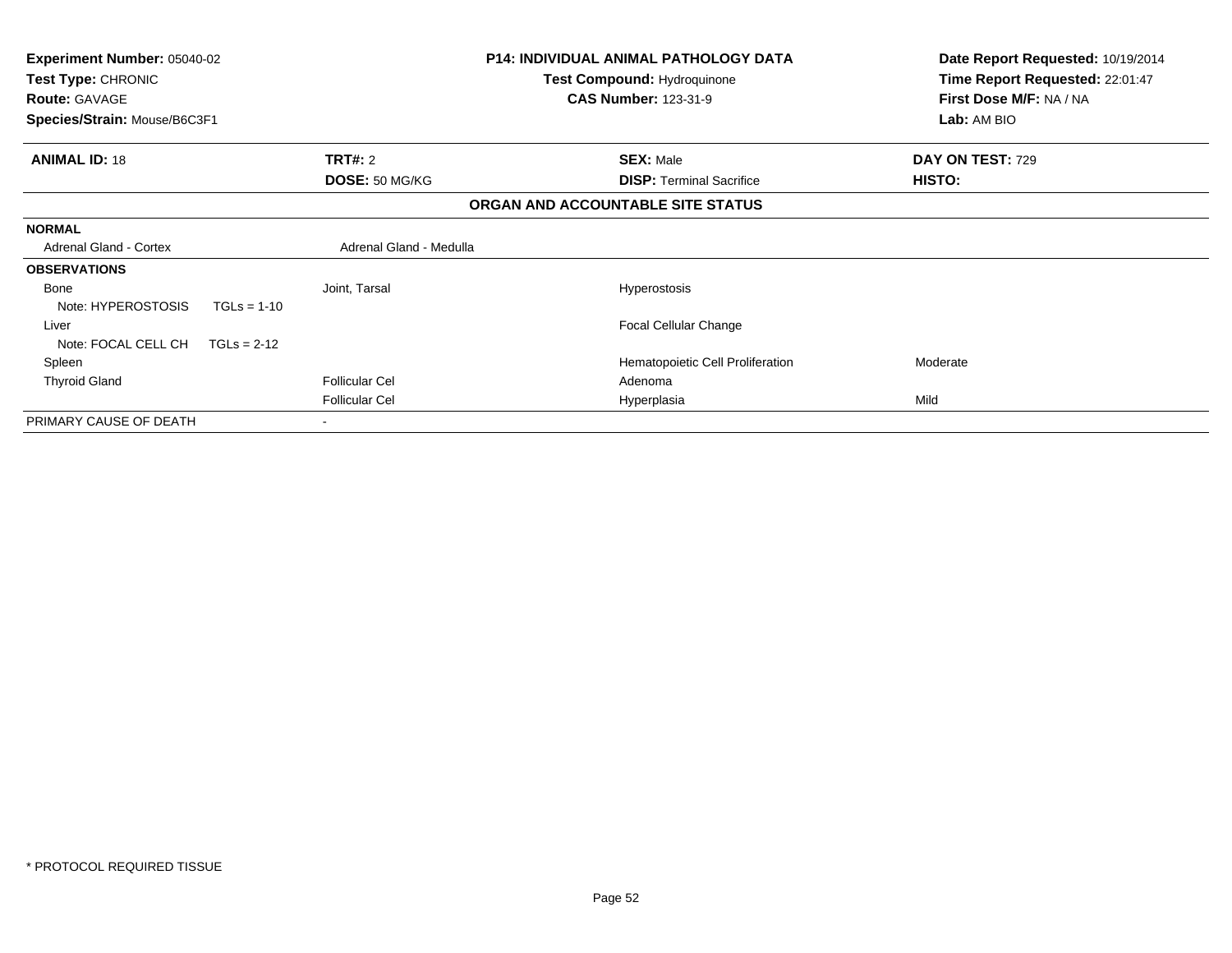| | | | |
|---|---|---|---|
| **Experiment Number:** 05040-02 | **P14: INDIVIDUAL ANIMAL PATHOLOGY DATA** | | **Date Report Requested:** 10/19/2014 |
| **Test Type:** CHRONIC | **Test Compound:** Hydroquinone | | **Time Report Requested:** 22:01:47 |
| **Route:** GAVAGE | **CAS Number:** 123-31-9 | | **First Dose M/F:** NA / NA |
| **Species/Strain:** Mouse/B6C3F1 | | | **Lab:** AM BIO |

| **ANIMAL ID:** 18 | **TRT#:** 2 | **SEX:** Male | **DAY ON TEST:** 729 |
|---|---|---|---|
| | **DOSE:** 50 MG/KG | **DISP:** Terminal Sacrifice | **HISTO:** |

**ORGAN AND ACCOUNTABLE SITE STATUS**

| | | | |
|---|---|---|---|
| **NORMAL** | | | |
| Adrenal Gland - Cortex | Adrenal Gland - Medulla | | |
| **OBSERVATIONS** | | | |
| Bone | Joint, Tarsal | Hyperostosis | |
| Note: HYPEROSTOSIS TGLs = 1-10 | | | |
| Liver | | Focal Cellular Change | |
| Note: FOCAL CELL CH TGLs = 2-12 | | | |
| Spleen | | Hematopoietic Cell Proliferation | Moderate |
| Thyroid Gland | Follicular Cel | Adenoma | |
| | Follicular Cel | Hyperplasia | Mild |
| PRIMARY CAUSE OF DEATH | - | | |

\* PROTOCOL REQUIRED TISSUE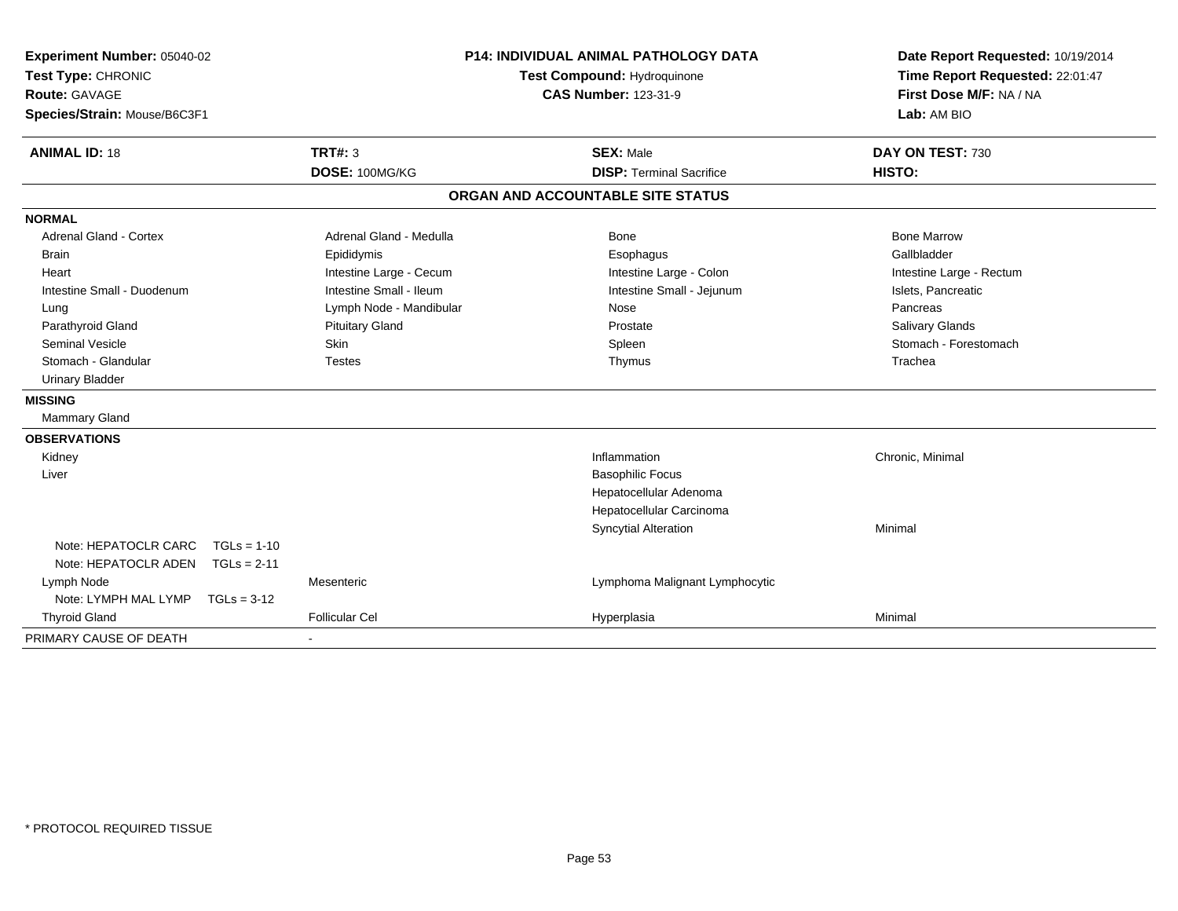**Experiment Number:** 05040-02
**Test Type:** CHRONIC
**Route:** GAVAGE
**Species/Strain:** Mouse/B6C3F1

**P14: INDIVIDUAL ANIMAL PATHOLOGY DATA**
**Test Compound:** Hydroquinone
**CAS Number:** 123-31-9

**Date Report Requested:** 10/19/2014
**Time Report Requested:** 22:01:47
**First Dose M/F:** NA / NA
**Lab:** AM BIO

| **ANIMAL ID:** 18 | **TRT#:** 3 | **SEX:** Male | **DAY ON TEST:** 730 |
|---|---|---|---|
| | **DOSE:** 100MG/KG | **DISP:** Terminal Sacrifice | **HISTO:** |

## ORGAN AND ACCOUNTABLE SITE STATUS

**NORMAL**

| | | | |
|---|---|---|---|
| Adrenal Gland - Cortex | Adrenal Gland - Medulla | Bone | Bone Marrow |
| Brain | Epididymis | Esophagus | Gallbladder |
| Heart | Intestine Large - Cecum | Intestine Large - Colon | Intestine Large - Rectum |
| Intestine Small - Duodenum | Intestine Small - Ileum | Intestine Small - Jejunum | Islets, Pancreatic |
| Lung | Lymph Node - Mandibular | Nose | Pancreas |
| Parathyroid Gland | Pituitary Gland | Prostate | Salivary Glands |
| Seminal Vesicle | Skin | Spleen | Stomach - Forestomach |
| Stomach - Glandular | Testes | Thymus | Trachea |
| Urinary Bladder | | | |

**MISSING**

Mammary Gland

**OBSERVATIONS**

| | | | |
|---|---|---|---|
| Kidney | | Inflammation | Chronic, Minimal |
| Liver | | Basophilic Focus | |
| | | Hepatocellular Adenoma | |
| | | Hepatocellular Carcinoma | |
| | | Syncytial Alteration | Minimal |
| Note: HEPATOCLR CARC TGLs = 1-10 | | | |
| Note: HEPATOCLR ADEN TGLs = 2-11 | | | |
| Lymph Node | Mesenteric | Lymphoma Malignant Lymphocytic | |
| Note: LYMPH MAL LYMP TGLs = 3-12 | | | |
| Thyroid Gland | Follicular Cel | Hyperplasia | Minimal |

PRIMARY CAUSE OF DEATH -

\* PROTOCOL REQUIRED TISSUE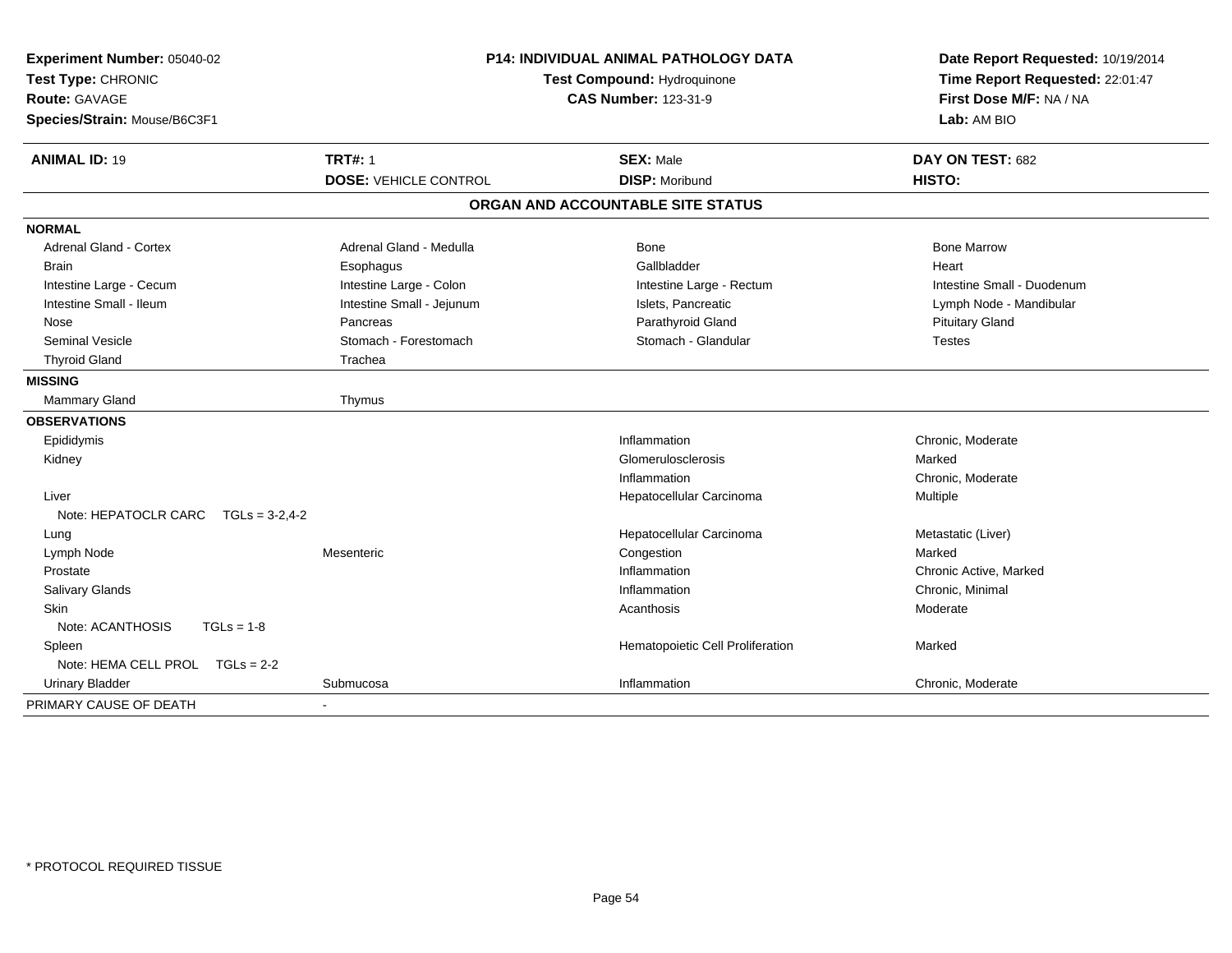**Experiment Number:** 05040-02
**Test Type:** CHRONIC
**Route:** GAVAGE
**Species/Strain:** Mouse/B6C3F1

**P14: INDIVIDUAL ANIMAL PATHOLOGY DATA**
**Test Compound:** Hydroquinone
**CAS Number:** 123-31-9

**Date Report Requested:** 10/19/2014
**Time Report Requested:** 22:01:47
**First Dose M/F:** NA / NA
**Lab:** AM BIO

| **ANIMAL ID:** 19 | **TRT#:** 1 | **SEX:** Male | **DAY ON TEST:** 682 |
|---|---|---|---|
| | **DOSE:** VEHICLE CONTROL | **DISP:** Moribund | **HISTO:** |

## ORGAN AND ACCOUNTABLE SITE STATUS

| | | | |
|---|---|---|---|
| **NORMAL** | | | |
| Adrenal Gland - Cortex | Adrenal Gland - Medulla | Bone | Bone Marrow |
| Brain | Esophagus | Gallbladder | Heart |
| Intestine Large - Cecum | Intestine Large - Colon | Intestine Large - Rectum | Intestine Small - Duodenum |
| Intestine Small - Ileum | Intestine Small - Jejunum | Islets, Pancreatic | Lymph Node - Mandibular |
| Nose | Pancreas | Parathyroid Gland | Pituitary Gland |
| Seminal Vesicle | Stomach - Forestomach | Stomach - Glandular | Testes |
| Thyroid Gland | Trachea | | |
| **MISSING** | | | |
| Mammary Gland | Thymus | | |
| **OBSERVATIONS** | | | |
| Epididymis | | Inflammation | Chronic, Moderate |
| Kidney | | Glomerulosclerosis | Marked |
| | | Inflammation | Chronic, Moderate |
| Liver | | Hepatocellular Carcinoma | Multiple |
| Note: HEPATOCLR CARC TGLs = 3-2,4-2 | | | |
| Lung | | Hepatocellular Carcinoma | Metastatic (Liver) |
| Lymph Node | Mesenteric | Congestion | Marked |
| Prostate | | Inflammation | Chronic Active, Marked |
| Salivary Glands | | Inflammation | Chronic, Minimal |
| Skin | | Acanthosis | Moderate |
| Note: ACANTHOSIS TGLs = 1-8 | | | |
| Spleen | | Hematopoietic Cell Proliferation | Marked |
| Note: HEMA CELL PROL TGLs = 2-2 | | | |
| Urinary Bladder | Submucosa | Inflammation | Chronic, Moderate |
| PRIMARY CAUSE OF DEATH | - | | |

\* PROTOCOL REQUIRED TISSUE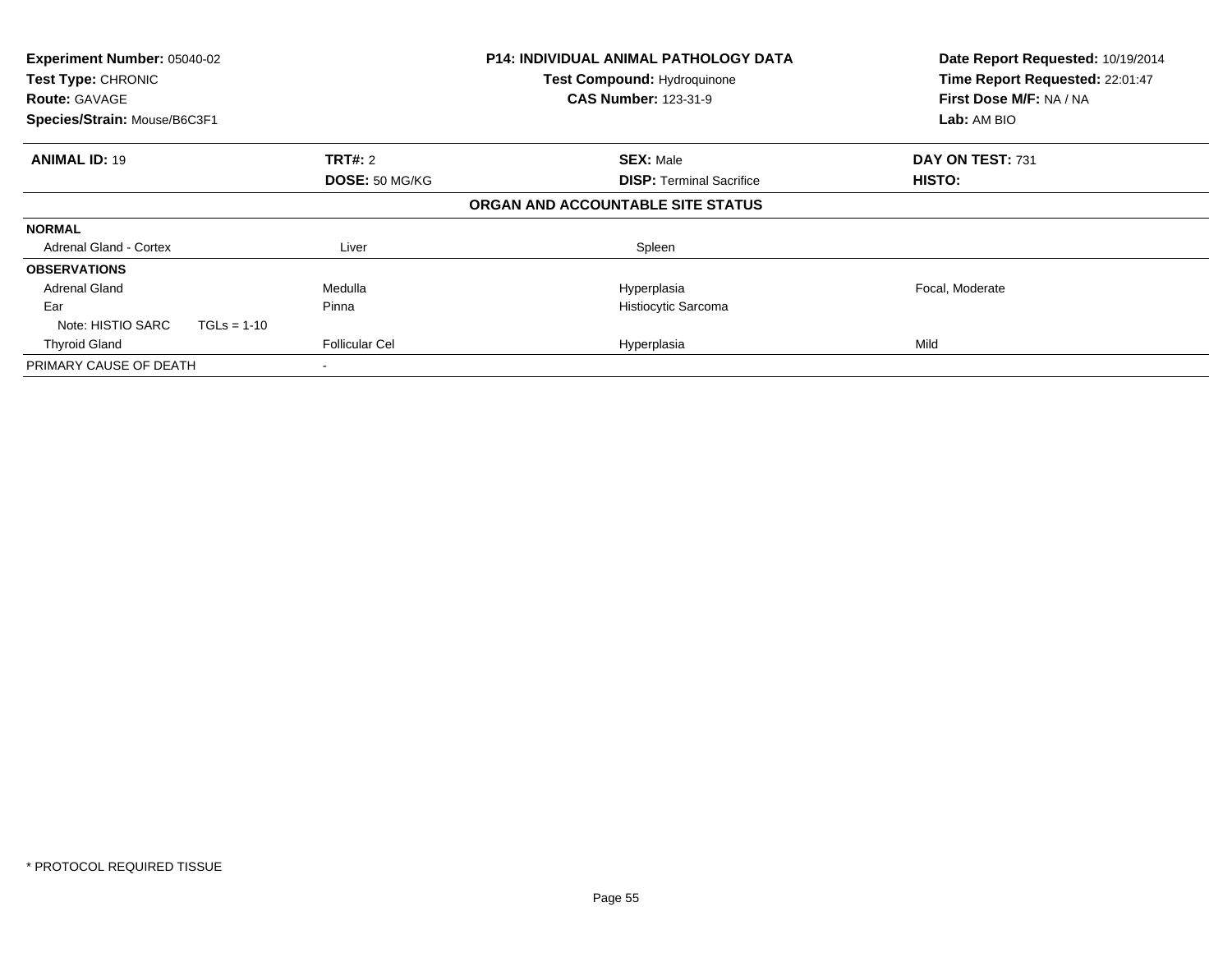**Experiment Number:** 05040-02
**Test Type:** CHRONIC
**Route:** GAVAGE
**Species/Strain:** Mouse/B6C3F1

**P14: INDIVIDUAL ANIMAL PATHOLOGY DATA**
**Test Compound:** Hydroquinone
**CAS Number:** 123-31-9

**Date Report Requested:** 10/19/2014
**Time Report Requested:** 22:01:47
**First Dose M/F:** NA / NA
**Lab:** AM BIO

| **ANIMAL ID:** 19 | **TRT#:** 2 | **SEX:** Male | **DAY ON TEST:** 731 |
|---|---|---|---|
| | **DOSE:** 50 MG/KG | **DISP:** Terminal Sacrifice | **HISTO:** |

**ORGAN AND ACCOUNTABLE SITE STATUS**

| | | | |
|---|---|---|---|
| **NORMAL** | | | |
| Adrenal Gland - Cortex | Liver | Spleen | |
| **OBSERVATIONS** | | | |
| Adrenal Gland | Medulla | Hyperplasia | Focal, Moderate |
| Ear | Pinna | Histiocytic Sarcoma | |
| Note: HISTIO SARC TGLs = 1-10 | | | |
| Thyroid Gland | Follicular Cel | Hyperplasia | Mild |
| PRIMARY CAUSE OF DEATH | - | | |

\* PROTOCOL REQUIRED TISSUE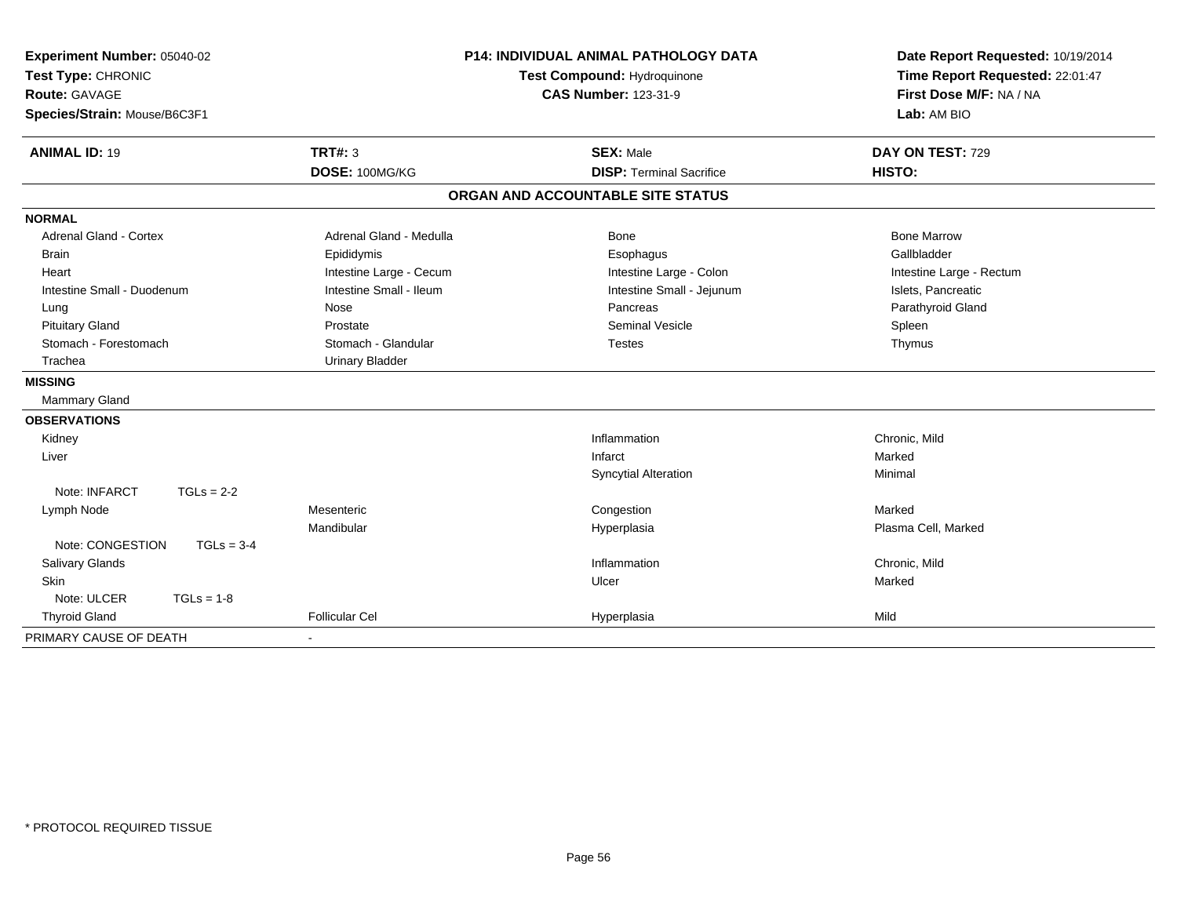**Experiment Number:** 05040-02
**Test Type:** CHRONIC
**Route:** GAVAGE
**Species/Strain:** Mouse/B6C3F1

**P14: INDIVIDUAL ANIMAL PATHOLOGY DATA**
**Test Compound:** Hydroquinone
**CAS Number:** 123-31-9

**Date Report Requested:** 10/19/2014
**Time Report Requested:** 22:01:47
**First Dose M/F:** NA / NA
**Lab:** AM BIO

| **ANIMAL ID:** 19 | **TRT#:** 3 | **SEX:** Male | **DAY ON TEST:** 729 |
|---|---|---|---|
| | **DOSE:** 100MG/KG | **DISP:** Terminal Sacrifice | **HISTO:** |

## ORGAN AND ACCOUNTABLE SITE STATUS

**NORMAL**

| | | | |
|---|---|---|---|
| Adrenal Gland - Cortex | Adrenal Gland - Medulla | Bone | Bone Marrow |
| Brain | Epididymis | Esophagus | Gallbladder |
| Heart | Intestine Large - Cecum | Intestine Large - Colon | Intestine Large - Rectum |
| Intestine Small - Duodenum | Intestine Small - Ileum | Intestine Small - Jejunum | Islets, Pancreatic |
| Lung | Nose | Pancreas | Parathyroid Gland |
| Pituitary Gland | Prostate | Seminal Vesicle | Spleen |
| Stomach - Forestomach | Stomach - Glandular | Testes | Thymus |
| Trachea | Urinary Bladder | | |

**MISSING**

Mammary Gland

**OBSERVATIONS**

| | | | |
|---|---|---|---|
| Kidney | | Inflammation | Chronic, Mild |
| Liver | | Infarct | Marked |
| | | Syncytial Alteration | Minimal |
| Note: INFARCT TGLs = 2-2 | | | |
| Lymph Node | Mesenteric | Congestion | Marked |
| | Mandibular | Hyperplasia | Plasma Cell, Marked |
| Note: CONGESTION TGLs = 3-4 | | | |
| Salivary Glands | | Inflammation | Chronic, Mild |
| Skin | | Ulcer | Marked |
| Note: ULCER TGLs = 1-8 | | | |
| Thyroid Gland | Follicular Cel | Hyperplasia | Mild |

PRIMARY CAUSE OF DEATH -

* PROTOCOL REQUIRED TISSUE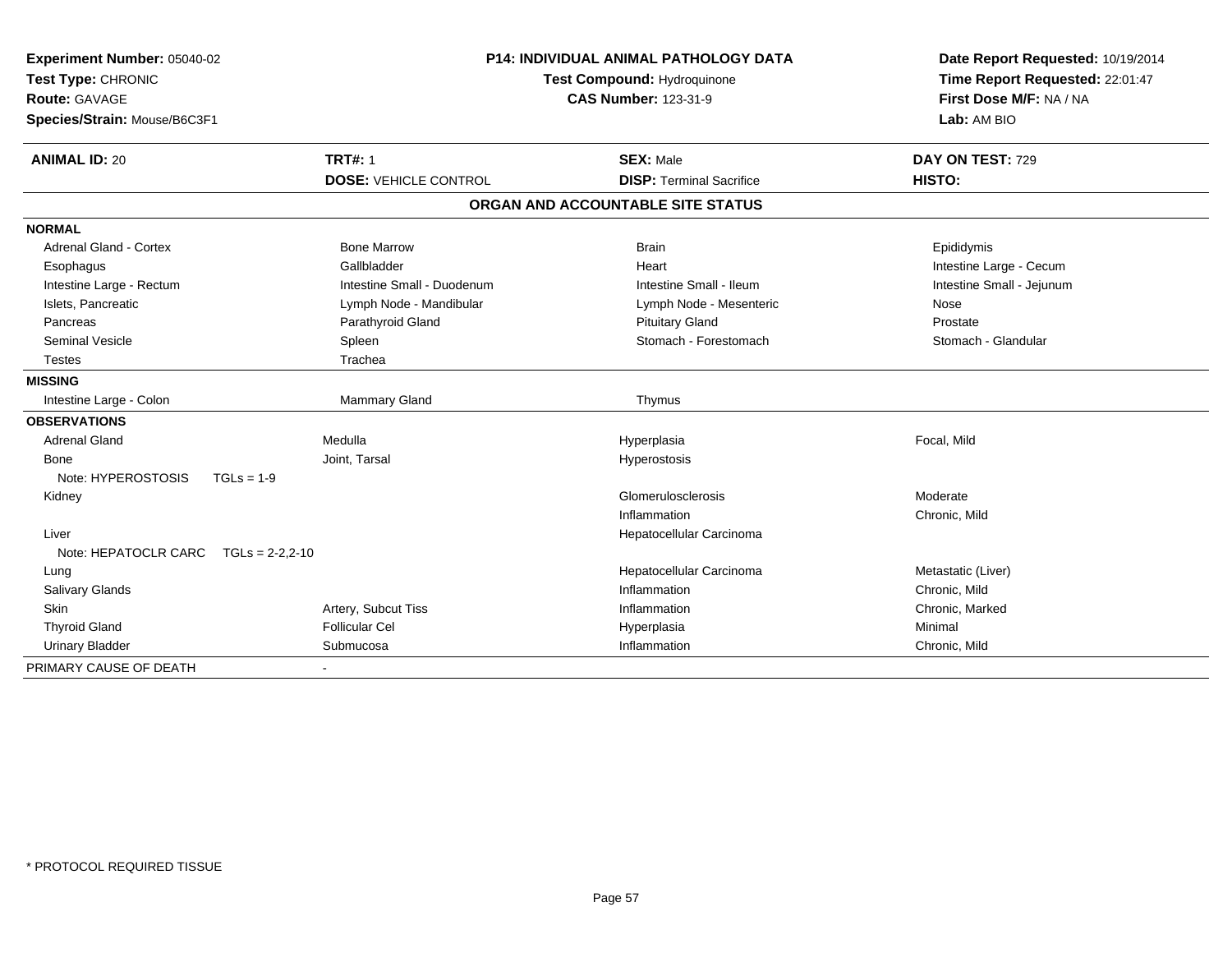**Experiment Number:** 05040-02
**Test Type:** CHRONIC
**Route:** GAVAGE
**Species/Strain:** Mouse/B6C3F1

**P14: INDIVIDUAL ANIMAL PATHOLOGY DATA**
**Test Compound:** Hydroquinone
**CAS Number:** 123-31-9

**Date Report Requested:** 10/19/2014
**Time Report Requested:** 22:01:47
**First Dose M/F:** NA / NA
**Lab:** AM BIO

| **ANIMAL ID:** 20 | **TRT#:** 1 | **SEX:** Male | **DAY ON TEST:** 729 |
|---|---|---|---|
| | **DOSE:** VEHICLE CONTROL | **DISP:** Terminal Sacrifice | **HISTO:** |

## ORGAN AND ACCOUNTABLE SITE STATUS

| | | | |
|---|---|---|---|
| **NORMAL** | | | |
| Adrenal Gland - Cortex | Bone Marrow | Brain | Epididymis |
| Esophagus | Gallbladder | Heart | Intestine Large - Cecum |
| Intestine Large - Rectum | Intestine Small - Duodenum | Intestine Small - Ileum | Intestine Small - Jejunum |
| Islets, Pancreatic | Lymph Node - Mandibular | Lymph Node - Mesenteric | Nose |
| Pancreas | Parathyroid Gland | Pituitary Gland | Prostate |
| Seminal Vesicle | Spleen | Stomach - Forestomach | Stomach - Glandular |
| Testes | Trachea | | |
| **MISSING** | | | |
| Intestine Large - Colon | Mammary Gland | Thymus | |
| **OBSERVATIONS** | | | |
| Adrenal Gland | Medulla | Hyperplasia | Focal, Mild |
| Bone | Joint, Tarsal | Hyperostosis | |
| Note: HYPEROSTOSIS TGLs = 1-9 | | | |
| Kidney | | Glomerulosclerosis | Moderate |
| | | Inflammation | Chronic, Mild |
| Liver | | Hepatocellular Carcinoma | |
| Note: HEPATOCLR CARC TGLs = 2-2,2-10 | | | |
| Lung | | Hepatocellular Carcinoma | Metastatic (Liver) |
| Salivary Glands | | Inflammation | Chronic, Mild |
| Skin | Artery, Subcut Tiss | Inflammation | Chronic, Marked |
| Thyroid Gland | Follicular Cel | Hyperplasia | Minimal |
| Urinary Bladder | Submucosa | Inflammation | Chronic, Mild |
| PRIMARY CAUSE OF DEATH | - | | |

* PROTOCOL REQUIRED TISSUE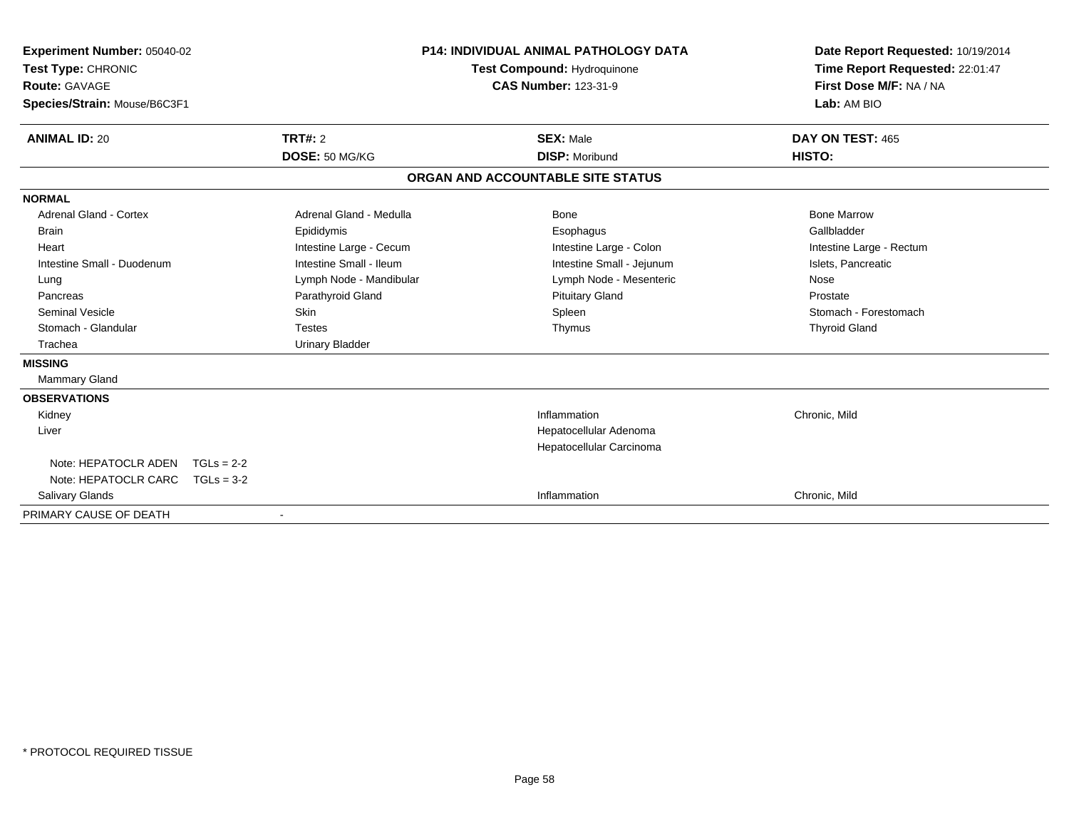**Experiment Number:** 05040-02
**Test Type:** CHRONIC
**Route:** GAVAGE
**Species/Strain:** Mouse/B6C3F1

**P14: INDIVIDUAL ANIMAL PATHOLOGY DATA**
**Test Compound:** Hydroquinone
**CAS Number:** 123-31-9

**Date Report Requested:** 10/19/2014
**Time Report Requested:** 22:01:47
**First Dose M/F:** NA / NA
**Lab:** AM BIO

| **ANIMAL ID:** 20 | **TRT#:** 2 | **SEX:** Male | **DAY ON TEST:** 465 |
|---|---|---|---|
| | **DOSE:** 50 MG/KG | **DISP:** Moribund | **HISTO:** |

## ORGAN AND ACCOUNTABLE SITE STATUS

| | | | |
|---|---|---|---|
| **NORMAL** | | | |
| Adrenal Gland - Cortex | Adrenal Gland - Medulla | Bone | Bone Marrow |
| Brain | Epididymis | Esophagus | Gallbladder |
| Heart | Intestine Large - Cecum | Intestine Large - Colon | Intestine Large - Rectum |
| Intestine Small - Duodenum | Intestine Small - Ileum | Intestine Small - Jejunum | Islets, Pancreatic |
| Lung | Lymph Node - Mandibular | Lymph Node - Mesenteric | Nose |
| Pancreas | Parathyroid Gland | Pituitary Gland | Prostate |
| Seminal Vesicle | Skin | Spleen | Stomach - Forestomach |
| Stomach - Glandular | Testes | Thymus | Thyroid Gland |
| Trachea | Urinary Bladder | | |
| **MISSING** | | | |
| Mammary Gland | | | |
| **OBSERVATIONS** | | | |
| Kidney | | Inflammation | Chronic, Mild |
| Liver | | Hepatocellular Adenoma | |
| | | Hepatocellular Carcinoma | |
| Note: HEPATOCLR ADEN TGLs = 2-2 | | | |
| Note: HEPATOCLR CARC TGLs = 3-2 | | | |
| Salivary Glands | | Inflammation | Chronic, Mild |
| PRIMARY CAUSE OF DEATH | - | | |

\* PROTOCOL REQUIRED TISSUE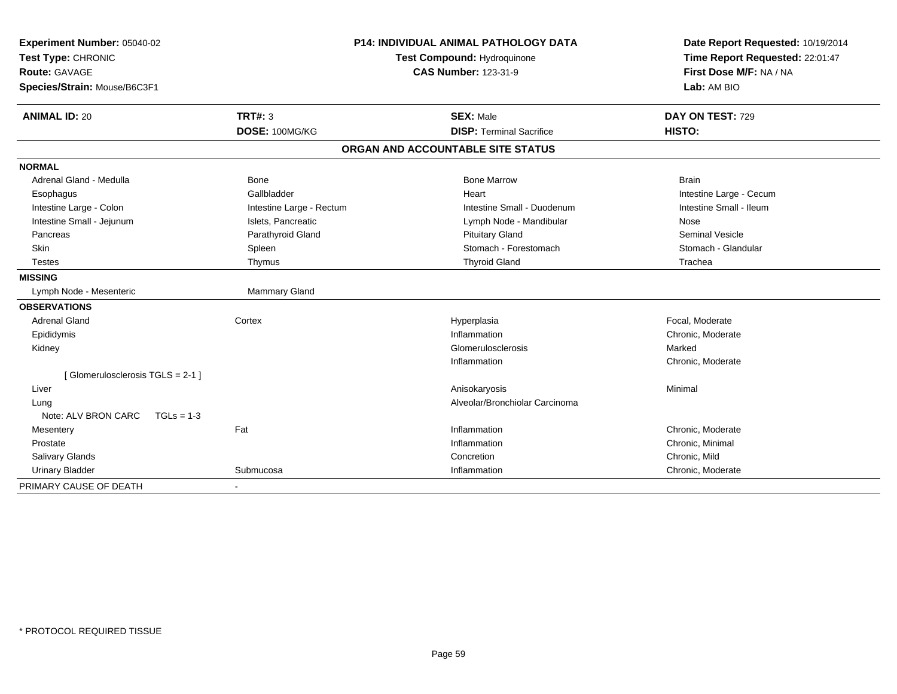**Experiment Number:** 05040-02
**Test Type:** CHRONIC
**Route:** GAVAGE
**Species/Strain:** Mouse/B6C3F1

**P14: INDIVIDUAL ANIMAL PATHOLOGY DATA**
**Test Compound:** Hydroquinone
**CAS Number:** 123-31-9

**Date Report Requested:** 10/19/2014
**Time Report Requested:** 22:01:47
**First Dose M/F:** NA / NA
**Lab:** AM BIO

| **ANIMAL ID:** 20 | **TRT#:** 3 | **SEX:** Male | **DAY ON TEST:** 729 |
|---|---|---|---|
| | **DOSE:** 100MG/KG | **DISP:** Terminal Sacrifice | **HISTO:** |

## ORGAN AND ACCOUNTABLE SITE STATUS

| | | | |
|---|---|---|---|
| **NORMAL** | | | |
| Adrenal Gland - Medulla | Bone | Bone Marrow | Brain |
| Esophagus | Gallbladder | Heart | Intestine Large - Cecum |
| Intestine Large - Colon | Intestine Large - Rectum | Intestine Small - Duodenum | Intestine Small - Ileum |
| Intestine Small - Jejunum | Islets, Pancreatic | Lymph Node - Mandibular | Nose |
| Pancreas | Parathyroid Gland | Pituitary Gland | Seminal Vesicle |
| Skin | Spleen | Stomach - Forestomach | Stomach - Glandular |
| Testes | Thymus | Thyroid Gland | Trachea |
| **MISSING** | | | |
| Lymph Node - Mesenteric | Mammary Gland | | |
| **OBSERVATIONS** | | | |
| Adrenal Gland | Cortex | Hyperplasia | Focal, Moderate |
| Epididymis | | Inflammation | Chronic, Moderate |
| Kidney | | Glomerulosclerosis | Marked |
| | | Inflammation | Chronic, Moderate |
| [ Glomerulosclerosis TGLS = 2-1 ] | | | |
| Liver | | Anisokaryosis | Minimal |
| Lung | | Alveolar/Bronchiolar Carcinoma | |
| Note: ALV BRON CARC TGLs = 1-3 | | | |
| Mesentery | Fat | Inflammation | Chronic, Moderate |
| Prostate | | Inflammation | Chronic, Minimal |
| Salivary Glands | | Concretion | Chronic, Mild |
| Urinary Bladder | Submucosa | Inflammation | Chronic, Moderate |
| PRIMARY CAUSE OF DEATH | - | | |

\* PROTOCOL REQUIRED TISSUE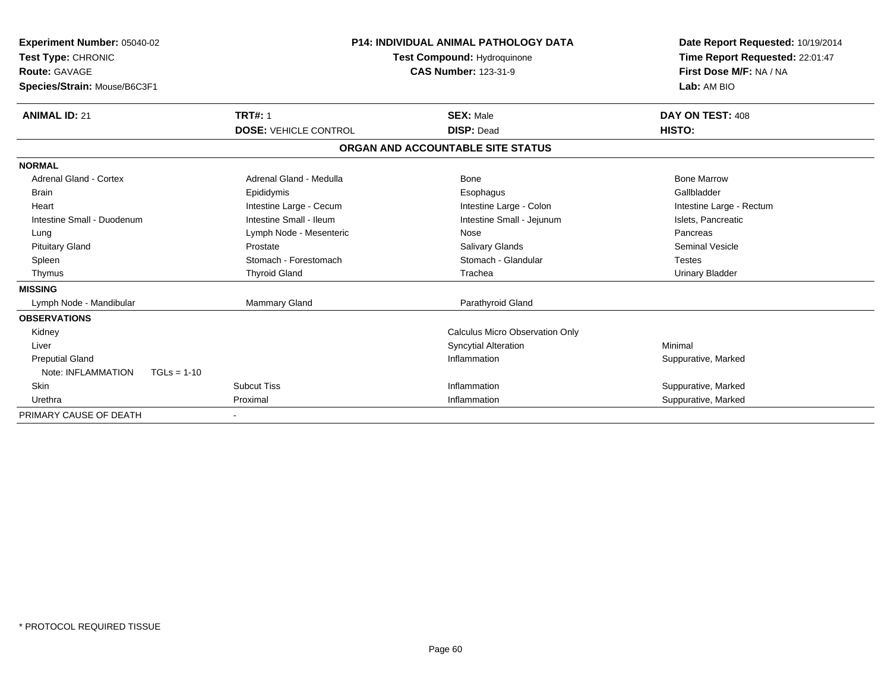**Experiment Number:** 05040-02
**Test Type:** CHRONIC
**Route:** GAVAGE
**Species/Strain:** Mouse/B6C3F1

**P14: INDIVIDUAL ANIMAL PATHOLOGY DATA**
**Test Compound:** Hydroquinone
**CAS Number:** 123-31-9

**Date Report Requested:** 10/19/2014
**Time Report Requested:** 22:01:47
**First Dose M/F:** NA / NA
**Lab:** AM BIO

| **ANIMAL ID:** 21 | **TRT#:** 1 | **SEX:** Male | **DAY ON TEST:** 408 |
|---|---|---|---|
| | **DOSE:** VEHICLE CONTROL | **DISP:** Dead | **HISTO:** |

**ORGAN AND ACCOUNTABLE SITE STATUS**

| | | | |
|---|---|---|---|
| **NORMAL** | | | |
| Adrenal Gland - Cortex | Adrenal Gland - Medulla | Bone | Bone Marrow |
| Brain | Epididymis | Esophagus | Gallbladder |
| Heart | Intestine Large - Cecum | Intestine Large - Colon | Intestine Large - Rectum |
| Intestine Small - Duodenum | Intestine Small - Ileum | Intestine Small - Jejunum | Islets, Pancreatic |
| Lung | Lymph Node - Mesenteric | Nose | Pancreas |
| Pituitary Gland | Prostate | Salivary Glands | Seminal Vesicle |
| Spleen | Stomach - Forestomach | Stomach - Glandular | Testes |
| Thymus | Thyroid Gland | Trachea | Urinary Bladder |
| **MISSING** | | | |
| Lymph Node - Mandibular | Mammary Gland | Parathyroid Gland | |
| **OBSERVATIONS** | | | |
| Kidney | | Calculus Micro Observation Only | |
| Liver | | Syncytial Alteration | Minimal |
| Preputial Gland | | Inflammation | Suppurative, Marked |
| Note: INFLAMMATION TGLs = 1-10 | | | |
| Skin | Subcut Tiss | Inflammation | Suppurative, Marked |
| Urethra | Proximal | Inflammation | Suppurative, Marked |
| PRIMARY CAUSE OF DEATH | - | | |

\* PROTOCOL REQUIRED TISSUE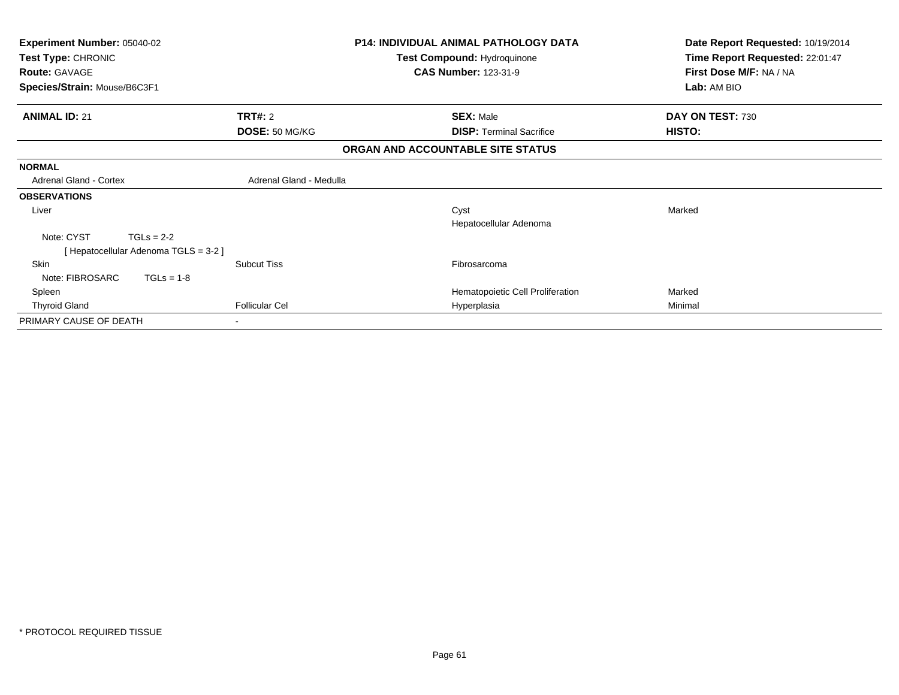**Experiment Number:** 05040-02
**Test Type:** CHRONIC
**Route:** GAVAGE
**Species/Strain:** Mouse/B6C3F1

**P14: INDIVIDUAL ANIMAL PATHOLOGY DATA**
**Test Compound:** Hydroquinone
**CAS Number:** 123-31-9

**Date Report Requested:** 10/19/2014
**Time Report Requested:** 22:01:47
**First Dose M/F:** NA / NA
**Lab:** AM BIO

| **ANIMAL ID:** 21 | **TRT#:** 2 | **SEX:** Male | **DAY ON TEST:** 730 |
|---|---|---|---|
| | **DOSE:** 50 MG/KG | **DISP:** Terminal Sacrifice | **HISTO:** |

**ORGAN AND ACCOUNTABLE SITE STATUS**

| | | | |
|---|---|---|---|
| **NORMAL** | | | |
| Adrenal Gland - Cortex | Adrenal Gland - Medulla | | |
| **OBSERVATIONS** | | | |
| Liver | | Cyst | Marked |
| | | Hepatocellular Adenoma | |
| Note: CYST TGLs = 2-2 | | | |
| [ Hepatocellular Adenoma TGLS = 3-2 ] | | | |
| Skin | Subcut Tiss | Fibrosarcoma | |
| Note: FIBROSARC TGLs = 1-8 | | | |
| Spleen | | Hematopoietic Cell Proliferation | Marked |
| Thyroid Gland | Follicular Cel | Hyperplasia | Minimal |
| PRIMARY CAUSE OF DEATH | - | | |

* PROTOCOL REQUIRED TISSUE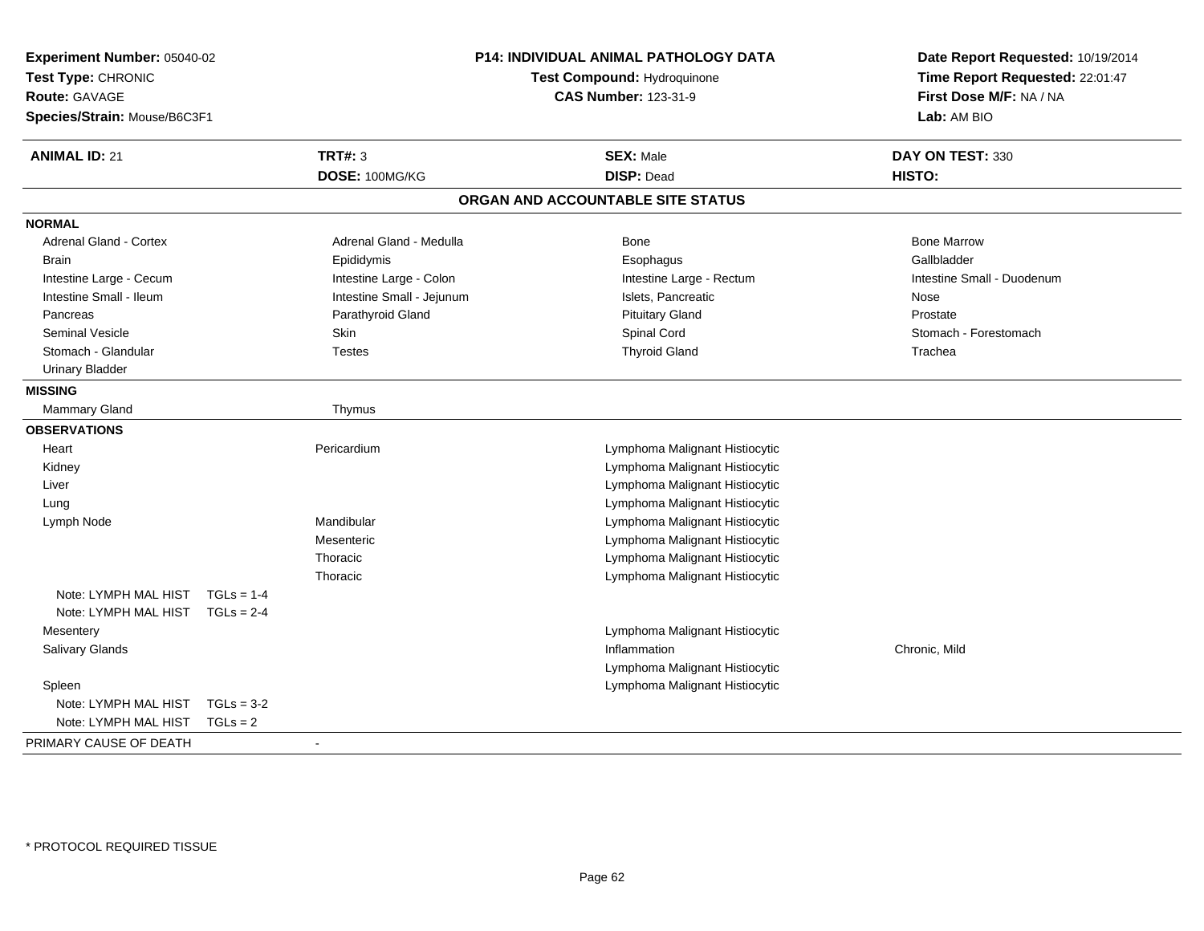**Experiment Number:** 05040-02
**Test Type:** CHRONIC
**Route:** GAVAGE
**Species/Strain:** Mouse/B6C3F1

**P14: INDIVIDUAL ANIMAL PATHOLOGY DATA**
**Test Compound:** Hydroquinone
**CAS Number:** 123-31-9

**Date Report Requested:** 10/19/2014
**Time Report Requested:** 22:01:47
**First Dose M/F:** NA / NA
**Lab:** AM BIO

| **ANIMAL ID:** 21 | **TRT#:** 3 | **SEX:** Male | **DAY ON TEST:** 330 |
|---|---|---|---|
| | **DOSE:** 100MG/KG | **DISP:** Dead | **HISTO:** |

## ORGAN AND ACCOUNTABLE SITE STATUS

**NORMAL**

| | | | |
|---|---|---|---|
| Adrenal Gland - Cortex | Adrenal Gland - Medulla | Bone | Bone Marrow |
| Brain | Epididymis | Esophagus | Gallbladder |
| Intestine Large - Cecum | Intestine Large - Colon | Intestine Large - Rectum | Intestine Small - Duodenum |
| Intestine Small - Ileum | Intestine Small - Jejunum | Islets, Pancreatic | Nose |
| Pancreas | Parathyroid Gland | Pituitary Gland | Prostate |
| Seminal Vesicle | Skin | Spinal Cord | Stomach - Forestomach |
| Stomach - Glandular | Testes | Thyroid Gland | Trachea |
| Urinary Bladder | | | |

**MISSING**

| | |
|---|---|
| Mammary Gland | Thymus |

**OBSERVATIONS**

| Organ | Site | Observation | Qualifier |
|---|---|---|---|
| Heart | Pericardium | Lymphoma Malignant Histiocytic | |
| Kidney | | Lymphoma Malignant Histiocytic | |
| Liver | | Lymphoma Malignant Histiocytic | |
| Lung | | Lymphoma Malignant Histiocytic | |
| Lymph Node | Mandibular | Lymphoma Malignant Histiocytic | |
| | Mesenteric | Lymphoma Malignant Histiocytic | |
| | Thoracic | Lymphoma Malignant Histiocytic | |
| | Thoracic | Lymphoma Malignant Histiocytic | |
| Note: LYMPH MAL HIST TGLs = 1-4 | | | |
| Note: LYMPH MAL HIST TGLs = 2-4 | | | |
| Mesentery | | Lymphoma Malignant Histiocytic | |
| Salivary Glands | | Inflammation | Chronic, Mild |
| | | Lymphoma Malignant Histiocytic | |
| Spleen | | Lymphoma Malignant Histiocytic | |
| Note: LYMPH MAL HIST TGLs = 3-2 | | | |
| Note: LYMPH MAL HIST TGLs = 2 | | | |

PRIMARY CAUSE OF DEATH -

\* PROTOCOL REQUIRED TISSUE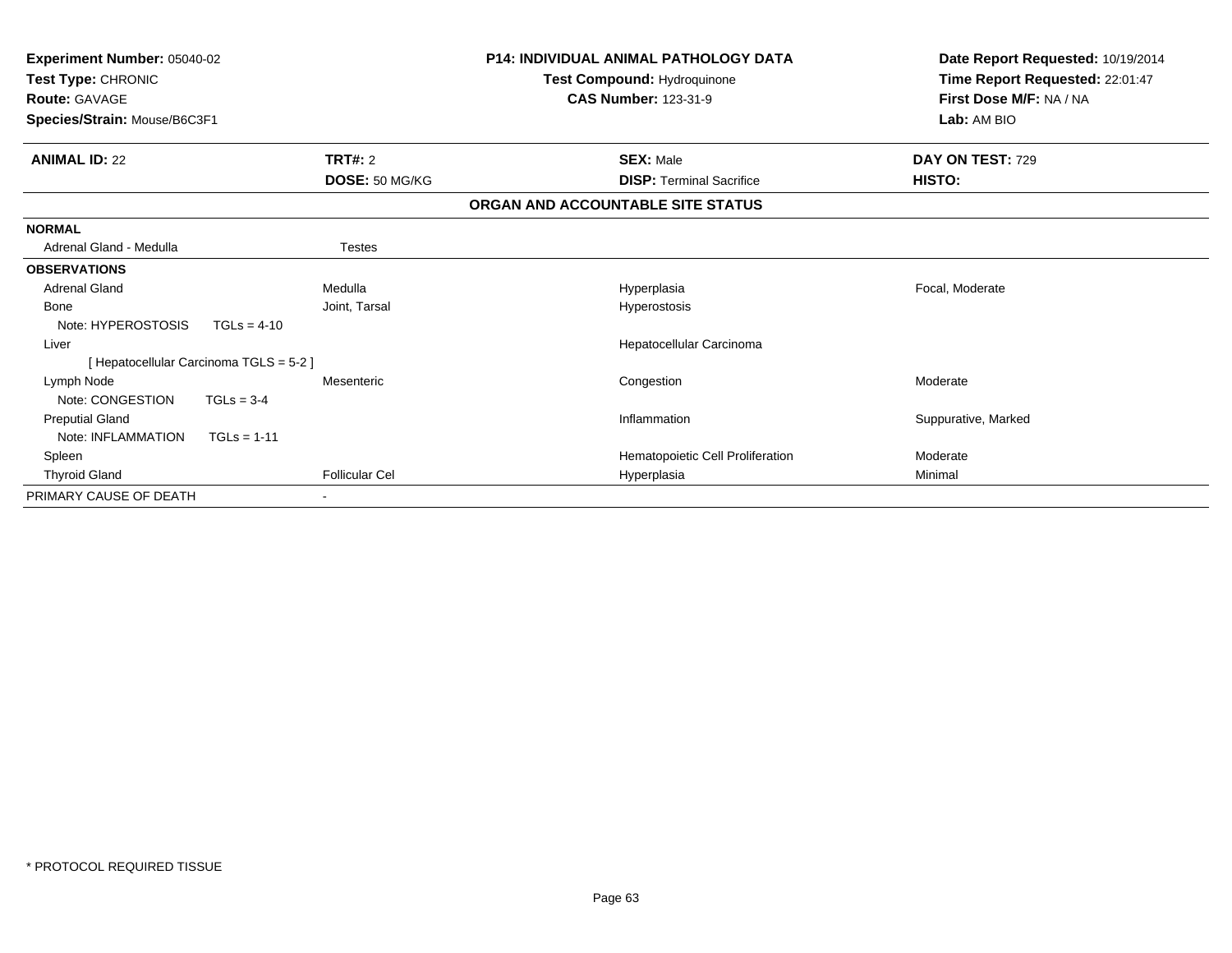| **Experiment Number:** 05040-02 | **P14: INDIVIDUAL ANIMAL PATHOLOGY DATA** | **Date Report Requested:** 10/19/2014 |
|---|---|---|
| **Test Type:** CHRONIC | **Test Compound:** Hydroquinone | **Time Report Requested:** 22:01:47 |
| **Route:** GAVAGE | **CAS Number:** 123-31-9 | **First Dose M/F:** NA / NA |
| **Species/Strain:** Mouse/B6C3F1 | | **Lab:** AM BIO |

| **ANIMAL ID:** 22 | **TRT#:** 2 | **SEX:** Male | **DAY ON TEST:** 729 |
|---|---|---|---|
| | **DOSE:** 50 MG/KG | **DISP:** Terminal Sacrifice | **HISTO:** |

**ORGAN AND ACCOUNTABLE SITE STATUS**

| | | | |
|---|---|---|---|
| **NORMAL** | | | |
| Adrenal Gland - Medulla | Testes | | |
| **OBSERVATIONS** | | | |
| Adrenal Gland | Medulla | Hyperplasia | Focal, Moderate |
| Bone | Joint, Tarsal | Hyperostosis | |
| Note: HYPEROSTOSIS TGLs = 4-10 | | | |
| Liver | | Hepatocellular Carcinoma | |
| [ Hepatocellular Carcinoma TGLS = 5-2 ] | | | |
| Lymph Node | Mesenteric | Congestion | Moderate |
| Note: CONGESTION TGLs = 3-4 | | | |
| Preputial Gland | | Inflammation | Suppurative, Marked |
| Note: INFLAMMATION TGLs = 1-11 | | | |
| Spleen | | Hematopoietic Cell Proliferation | Moderate |
| Thyroid Gland | Follicular Cel | Hyperplasia | Minimal |
| PRIMARY CAUSE OF DEATH | - | | |

* PROTOCOL REQUIRED TISSUE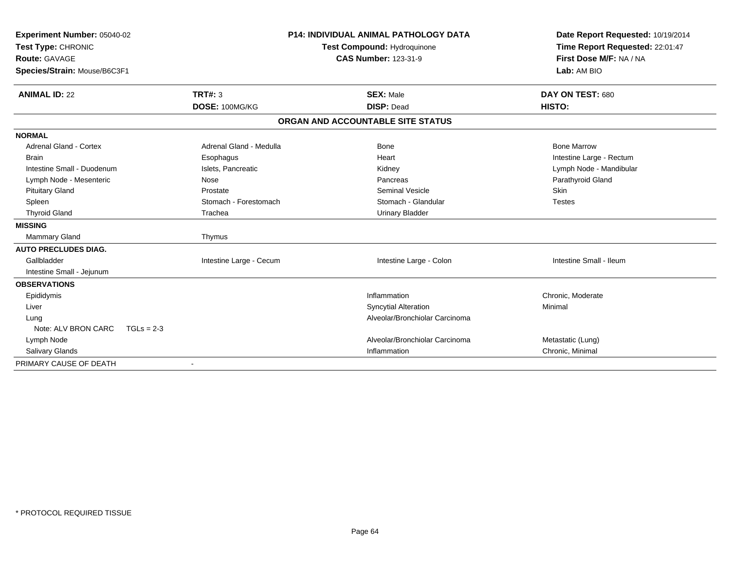**Experiment Number:** 05040-02
**Test Type:** CHRONIC
**Route:** GAVAGE
**Species/Strain:** Mouse/B6C3F1

**P14: INDIVIDUAL ANIMAL PATHOLOGY DATA**
**Test Compound:** Hydroquinone
**CAS Number:** 123-31-9

**Date Report Requested:** 10/19/2014
**Time Report Requested:** 22:01:47
**First Dose M/F:** NA / NA
**Lab:** AM BIO

| **ANIMAL ID:** 22 | **TRT#:** 3 | **SEX:** Male | **DAY ON TEST:** 680 |
|---|---|---|---|
| | **DOSE:** 100MG/KG | **DISP:** Dead | **HISTO:** |

**ORGAN AND ACCOUNTABLE SITE STATUS**

| | | | |
|---|---|---|---|
| **NORMAL** | | | |
| Adrenal Gland - Cortex | Adrenal Gland - Medulla | Bone | Bone Marrow |
| Brain | Esophagus | Heart | Intestine Large - Rectum |
| Intestine Small - Duodenum | Islets, Pancreatic | Kidney | Lymph Node - Mandibular |
| Lymph Node - Mesenteric | Nose | Pancreas | Parathyroid Gland |
| Pituitary Gland | Prostate | Seminal Vesicle | Skin |
| Spleen | Stomach - Forestomach | Stomach - Glandular | Testes |
| Thyroid Gland | Trachea | Urinary Bladder | |
| **MISSING** | | | |
| Mammary Gland | Thymus | | |
| **AUTO PRECLUDES DIAG.** | | | |
| Gallbladder | Intestine Large - Cecum | Intestine Large - Colon | Intestine Small - Ileum |
| Intestine Small - Jejunum | | | |
| **OBSERVATIONS** | | | |
| Epididymis | | Inflammation | Chronic, Moderate |
| Liver | | Syncytial Alteration | Minimal |
| Lung | | Alveolar/Bronchiolar Carcinoma | |
| Note: ALV BRON CARC TGLs = 2-3 | | | |
| Lymph Node | | Alveolar/Bronchiolar Carcinoma | Metastatic (Lung) |
| Salivary Glands | | Inflammation | Chronic, Minimal |
| PRIMARY CAUSE OF DEATH | - | | |

* PROTOCOL REQUIRED TISSUE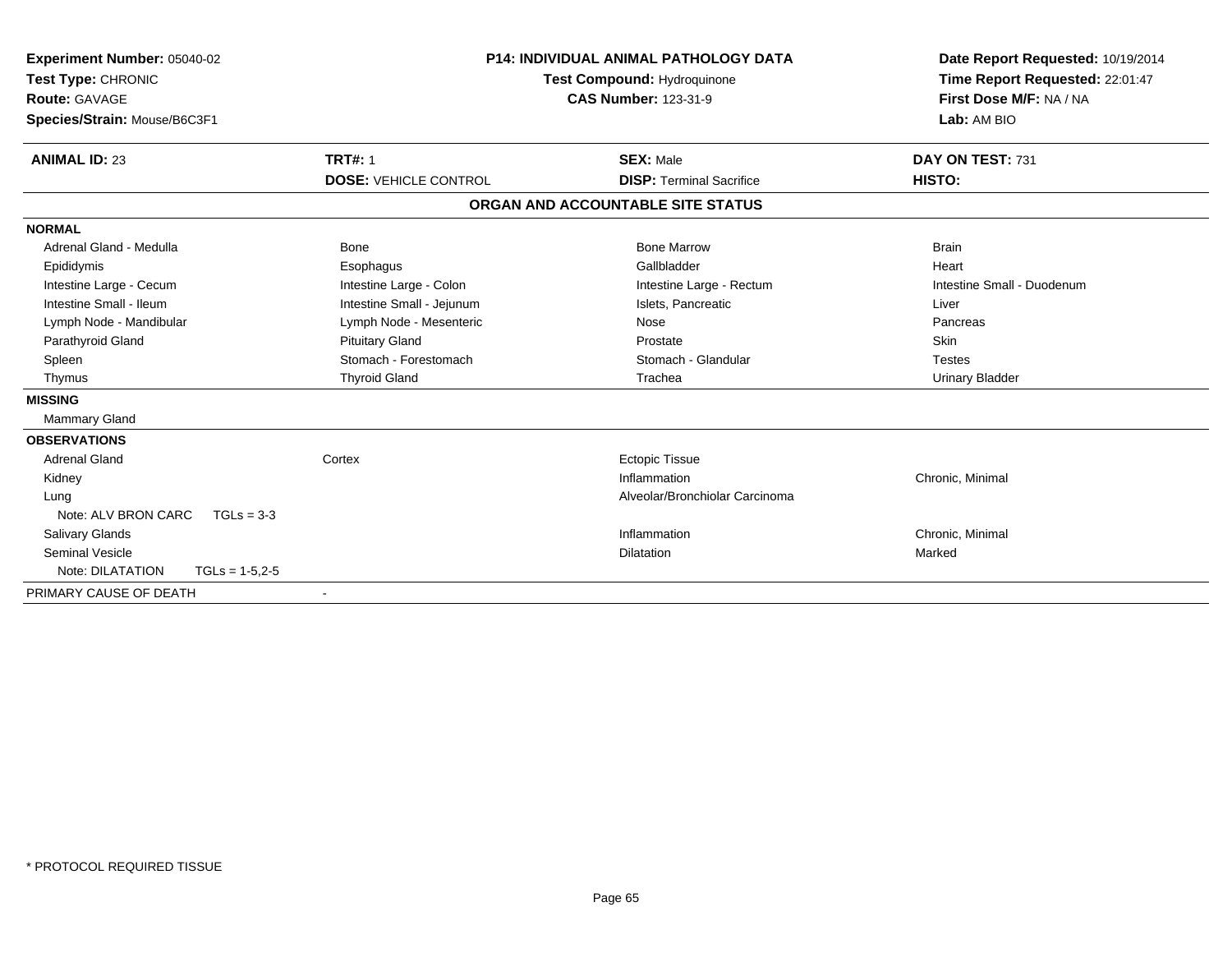**Experiment Number:** 05040-02
**Test Type:** CHRONIC
**Route:** GAVAGE
**Species/Strain:** Mouse/B6C3F1

**P14: INDIVIDUAL ANIMAL PATHOLOGY DATA**
**Test Compound:** Hydroquinone
**CAS Number:** 123-31-9

**Date Report Requested:** 10/19/2014
**Time Report Requested:** 22:01:47
**First Dose M/F:** NA / NA
**Lab:** AM BIO

| **ANIMAL ID:** 23 | **TRT#:** 1 | **SEX:** Male | **DAY ON TEST:** 731 |
|---|---|---|---|
| | **DOSE:** VEHICLE CONTROL | **DISP:** Terminal Sacrifice | **HISTO:** |

**ORGAN AND ACCOUNTABLE SITE STATUS**

| | | | |
|---|---|---|---|
| **NORMAL** | | | |
| Adrenal Gland - Medulla | Bone | Bone Marrow | Brain |
| Epididymis | Esophagus | Gallbladder | Heart |
| Intestine Large - Cecum | Intestine Large - Colon | Intestine Large - Rectum | Intestine Small - Duodenum |
| Intestine Small - Ileum | Intestine Small - Jejunum | Islets, Pancreatic | Liver |
| Lymph Node - Mandibular | Lymph Node - Mesenteric | Nose | Pancreas |
| Parathyroid Gland | Pituitary Gland | Prostate | Skin |
| Spleen | Stomach - Forestomach | Stomach - Glandular | Testes |
| Thymus | Thyroid Gland | Trachea | Urinary Bladder |
| **MISSING** | | | |
| Mammary Gland | | | |
| **OBSERVATIONS** | | | |
| Adrenal Gland | Cortex | Ectopic Tissue | |
| Kidney | | Inflammation | Chronic, Minimal |
| Lung | | Alveolar/Bronchiolar Carcinoma | |
| Note: ALV BRON CARC TGLs = 3-3 | | | |
| Salivary Glands | | Inflammation | Chronic, Minimal |
| Seminal Vesicle | | Dilatation | Marked |
| Note: DILATATION TGLs = 1-5,2-5 | | | |
| PRIMARY CAUSE OF DEATH | - | | |

* PROTOCOL REQUIRED TISSUE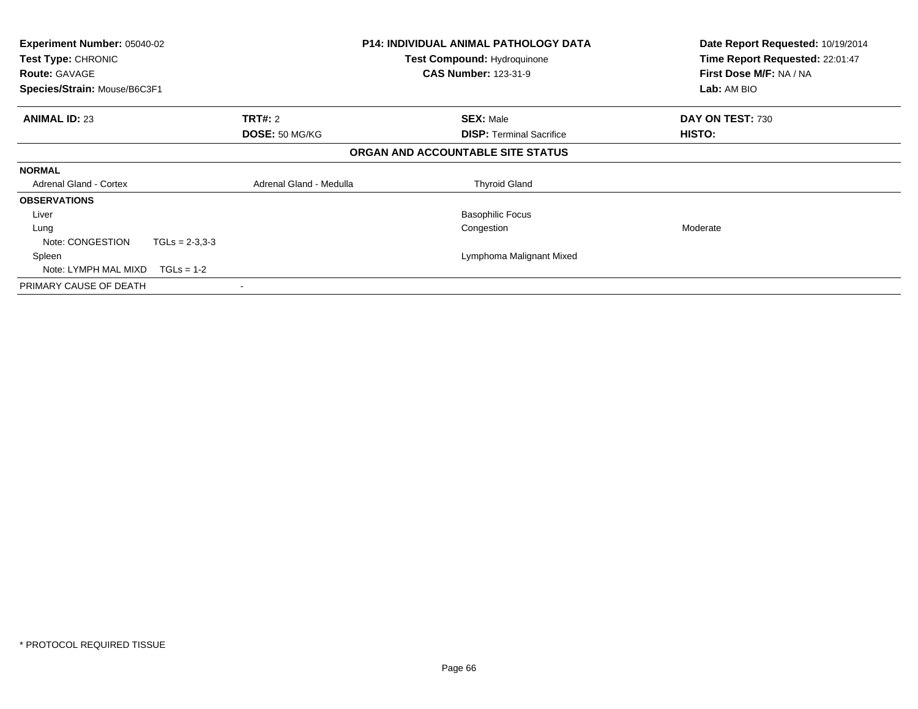**Experiment Number:** 05040-02
**Test Type:** CHRONIC
**Route:** GAVAGE
**Species/Strain:** Mouse/B6C3F1

**P14: INDIVIDUAL ANIMAL PATHOLOGY DATA**
**Test Compound:** Hydroquinone
**CAS Number:** 123-31-9

**Date Report Requested:** 10/19/2014
**Time Report Requested:** 22:01:47
**First Dose M/F:** NA / NA
**Lab:** AM BIO

| **ANIMAL ID:** 23 | **TRT#:** 2 | **SEX:** Male | **DAY ON TEST:** 730 |
|---|---|---|---|
| | **DOSE:** 50 MG/KG | **DISP:** Terminal Sacrifice | **HISTO:** |

**ORGAN AND ACCOUNTABLE SITE STATUS**

| | | | |
|---|---|---|---|
| **NORMAL** | | | |
| Adrenal Gland - Cortex | Adrenal Gland - Medulla | Thyroid Gland | |
| **OBSERVATIONS** | | | |
| Liver | | Basophilic Focus | |
| Lung | | Congestion | Moderate |
| Note: CONGESTION TGLs = 2-3,3-3 | | | |
| Spleen | | Lymphoma Malignant Mixed | |
| Note: LYMPH MAL MIXD TGLs = 1-2 | | | |
| PRIMARY CAUSE OF DEATH | - | | |

* PROTOCOL REQUIRED TISSUE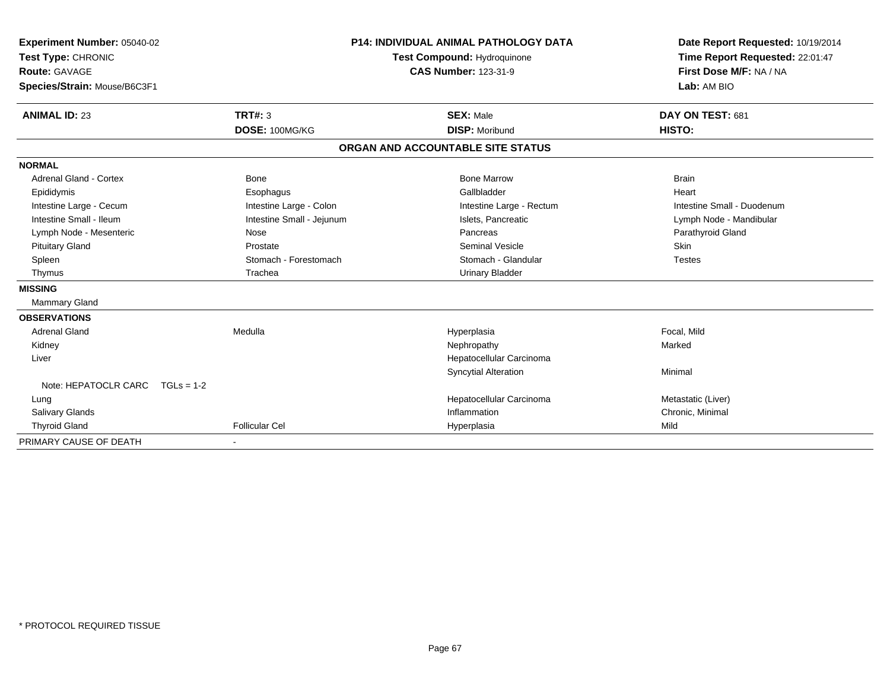**Experiment Number:** 05040-02
**Test Type:** CHRONIC
**Route:** GAVAGE
**Species/Strain:** Mouse/B6C3F1

**P14: INDIVIDUAL ANIMAL PATHOLOGY DATA**
**Test Compound:** Hydroquinone
**CAS Number:** 123-31-9

**Date Report Requested:** 10/19/2014
**Time Report Requested:** 22:01:47
**First Dose M/F:** NA / NA
**Lab:** AM BIO

| **ANIMAL ID:** 23 | **TRT#:** 3 | **SEX:** Male | **DAY ON TEST:** 681 |
|---|---|---|---|
| | **DOSE:** 100MG/KG | **DISP:** Moribund | **HISTO:** |

## ORGAN AND ACCOUNTABLE SITE STATUS

**NORMAL**

| | | | |
|---|---|---|---|
| Adrenal Gland - Cortex | Bone | Bone Marrow | Brain |
| Epididymis | Esophagus | Gallbladder | Heart |
| Intestine Large - Cecum | Intestine Large - Colon | Intestine Large - Rectum | Intestine Small - Duodenum |
| Intestine Small - Ileum | Intestine Small - Jejunum | Islets, Pancreatic | Lymph Node - Mandibular |
| Lymph Node - Mesenteric | Nose | Pancreas | Parathyroid Gland |
| Pituitary Gland | Prostate | Seminal Vesicle | Skin |
| Spleen | Stomach - Forestomach | Stomach - Glandular | Testes |
| Thymus | Trachea | Urinary Bladder | |

**MISSING**

Mammary Gland

**OBSERVATIONS**

| | | | |
|---|---|---|---|
| Adrenal Gland | Medulla | Hyperplasia | Focal, Mild |
| Kidney | | Nephropathy | Marked |
| Liver | | Hepatocellular Carcinoma | |
| | | Syncytial Alteration | Minimal |
| Note: HEPATOCLR CARC TGLs = 1-2 | | | |
| Lung | | Hepatocellular Carcinoma | Metastatic (Liver) |
| Salivary Glands | | Inflammation | Chronic, Minimal |
| Thyroid Gland | Follicular Cel | Hyperplasia | Mild |

| PRIMARY CAUSE OF DEATH | - |
|---|---|

\* PROTOCOL REQUIRED TISSUE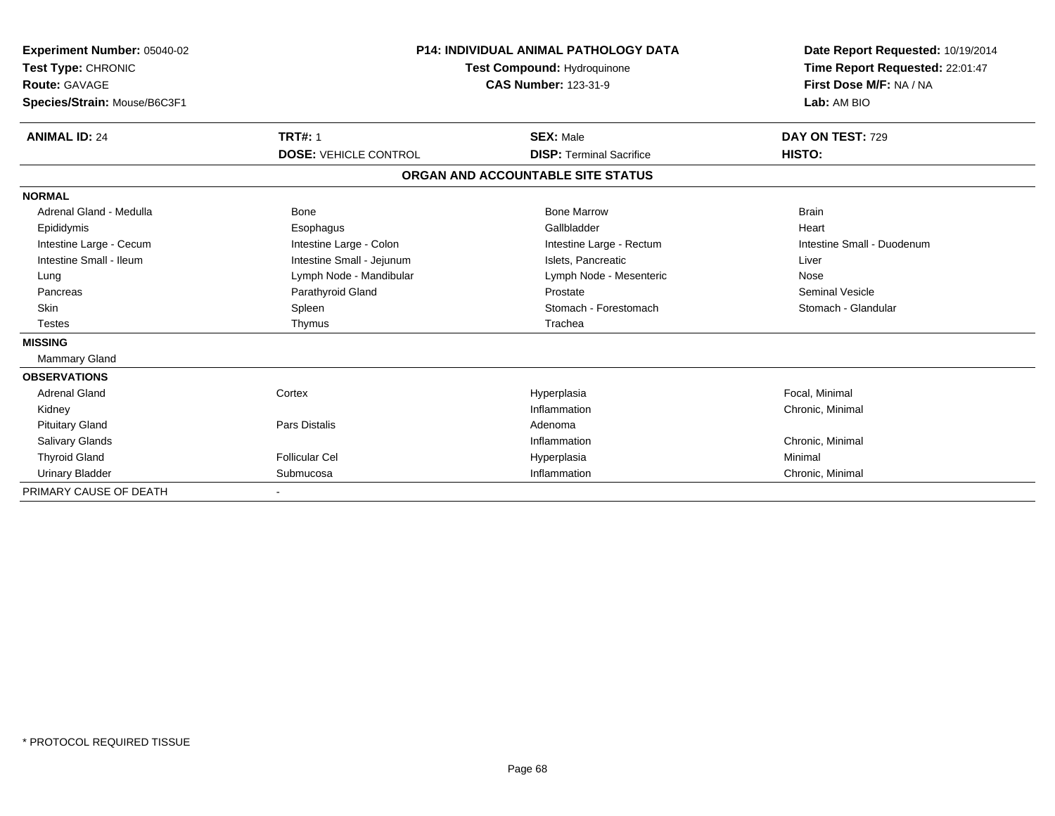**Experiment Number:** 05040-02
**Test Type:** CHRONIC
**Route:** GAVAGE
**Species/Strain:** Mouse/B6C3F1

**P14: INDIVIDUAL ANIMAL PATHOLOGY DATA**
**Test Compound:** Hydroquinone
**CAS Number:** 123-31-9

**Date Report Requested:** 10/19/2014
**Time Report Requested:** 22:01:47
**First Dose M/F:** NA / NA
**Lab:** AM BIO

| **ANIMAL ID:** 24 | **TRT#:** 1 | **SEX:** Male | **DAY ON TEST:** 729 |
|---|---|---|---|
| | **DOSE:** VEHICLE CONTROL | **DISP:** Terminal Sacrifice | **HISTO:** |

**ORGAN AND ACCOUNTABLE SITE STATUS**

| | | | |
|---|---|---|---|
| **NORMAL** | | | |
| Adrenal Gland - Medulla | Bone | Bone Marrow | Brain |
| Epididymis | Esophagus | Gallbladder | Heart |
| Intestine Large - Cecum | Intestine Large - Colon | Intestine Large - Rectum | Intestine Small - Duodenum |
| Intestine Small - Ileum | Intestine Small - Jejunum | Islets, Pancreatic | Liver |
| Lung | Lymph Node - Mandibular | Lymph Node - Mesenteric | Nose |
| Pancreas | Parathyroid Gland | Prostate | Seminal Vesicle |
| Skin | Spleen | Stomach - Forestomach | Stomach - Glandular |
| Testes | Thymus | Trachea | |
| **MISSING** | | | |
| Mammary Gland | | | |
| **OBSERVATIONS** | | | |
| Adrenal Gland | Cortex | Hyperplasia | Focal, Minimal |
| Kidney | | Inflammation | Chronic, Minimal |
| Pituitary Gland | Pars Distalis | Adenoma | |
| Salivary Glands | | Inflammation | Chronic, Minimal |
| Thyroid Gland | Follicular Cel | Hyperplasia | Minimal |
| Urinary Bladder | Submucosa | Inflammation | Chronic, Minimal |
| PRIMARY CAUSE OF DEATH | - | | |

\* PROTOCOL REQUIRED TISSUE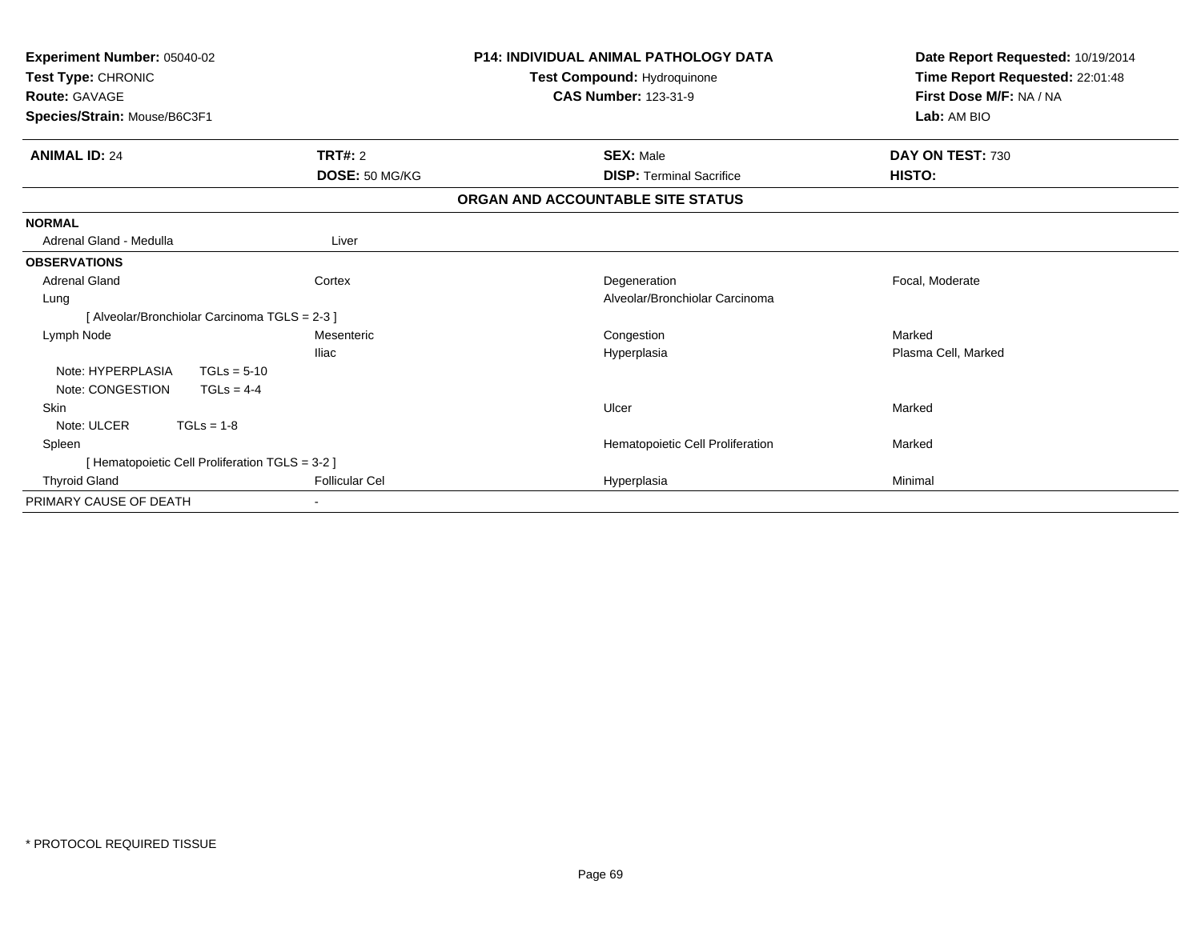**Experiment Number:** 05040-02
**Test Type:** CHRONIC
**Route:** GAVAGE
**Species/Strain:** Mouse/B6C3F1

**P14: INDIVIDUAL ANIMAL PATHOLOGY DATA**
**Test Compound:** Hydroquinone
**CAS Number:** 123-31-9

**Date Report Requested:** 10/19/2014
**Time Report Requested:** 22:01:48
**First Dose M/F:** NA / NA
**Lab:** AM BIO

| **ANIMAL ID:** 24 | **TRT#:** 2 | **SEX:** Male | **DAY ON TEST:** 730 |
|---|---|---|---|
| | **DOSE:** 50 MG/KG | **DISP:** Terminal Sacrifice | **HISTO:** |

## ORGAN AND ACCOUNTABLE SITE STATUS

| | | | |
|---|---|---|---|
| **NORMAL** | | | |
| Adrenal Gland - Medulla | Liver | | |
| **OBSERVATIONS** | | | |
| Adrenal Gland | Cortex | Degeneration | Focal, Moderate |
| Lung | | Alveolar/Bronchiolar Carcinoma | |
| [ Alveolar/Bronchiolar Carcinoma TGLS = 2-3 ] | | | |
| Lymph Node | Mesenteric | Congestion | Marked |
| | Iliac | Hyperplasia | Plasma Cell, Marked |
| Note: HYPERPLASIA TGLs = 5-10 | | | |
| Note: CONGESTION TGLs = 4-4 | | | |
| Skin | | Ulcer | Marked |
| Note: ULCER TGLs = 1-8 | | | |
| Spleen | | Hematopoietic Cell Proliferation | Marked |
| [ Hematopoietic Cell Proliferation TGLS = 3-2 ] | | | |
| Thyroid Gland | Follicular Cel | Hyperplasia | Minimal |
| PRIMARY CAUSE OF DEATH | - | | |

* PROTOCOL REQUIRED TISSUE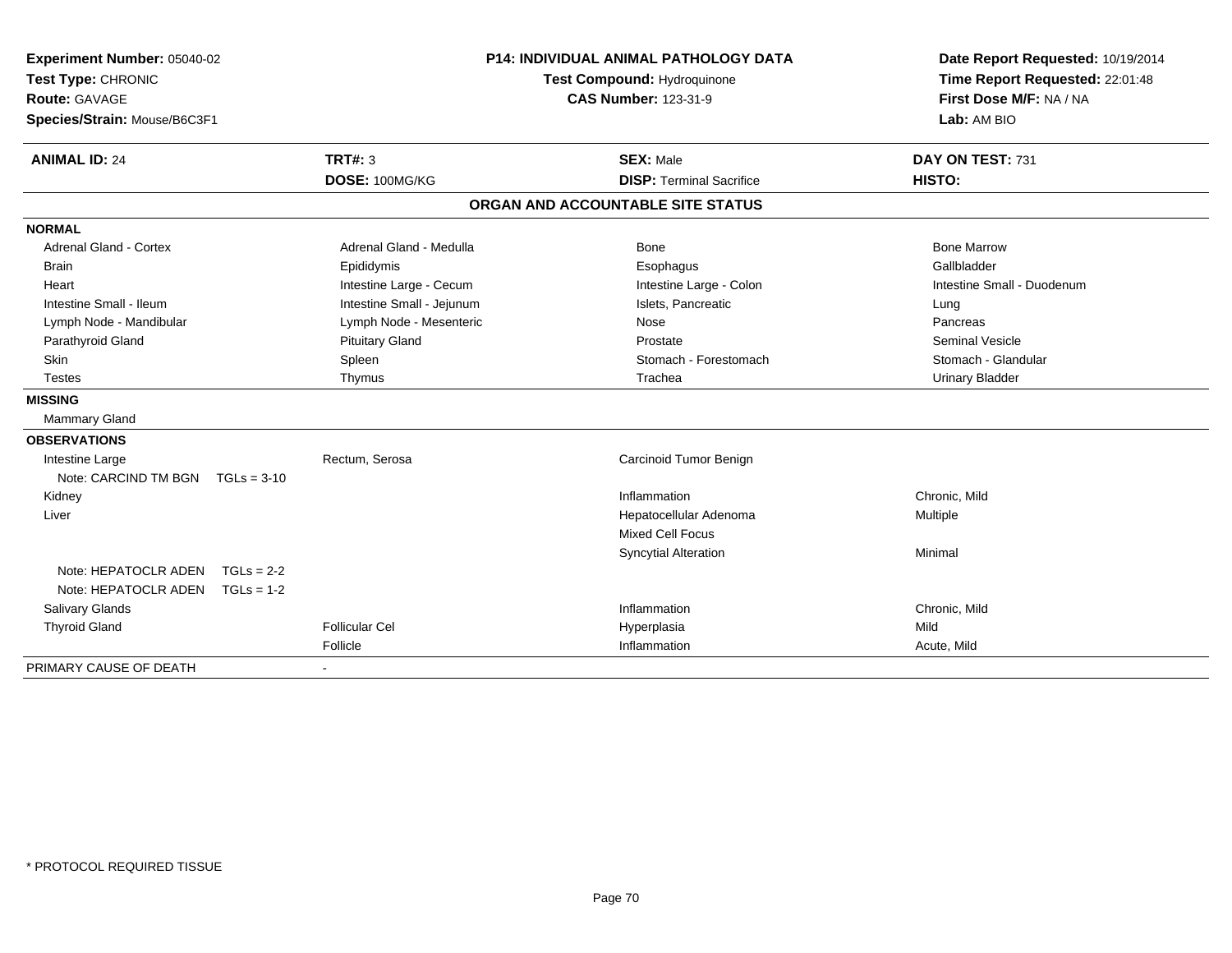**Experiment Number:** 05040-02
**Test Type:** CHRONIC
**Route:** GAVAGE
**Species/Strain:** Mouse/B6C3F1

**P14: INDIVIDUAL ANIMAL PATHOLOGY DATA**
**Test Compound:** Hydroquinone
**CAS Number:** 123-31-9

**Date Report Requested:** 10/19/2014
**Time Report Requested:** 22:01:48
**First Dose M/F:** NA / NA
**Lab:** AM BIO

| **ANIMAL ID:** 24 | **TRT#:** 3 | **SEX:** Male | **DAY ON TEST:** 731 |
|---|---|---|---|
| | **DOSE:** 100MG/KG | **DISP:** Terminal Sacrifice | **HISTO:** |

## ORGAN AND ACCOUNTABLE SITE STATUS

| | | | |
|---|---|---|---|
| **NORMAL** | | | |
| Adrenal Gland - Cortex | Adrenal Gland - Medulla | Bone | Bone Marrow |
| Brain | Epididymis | Esophagus | Gallbladder |
| Heart | Intestine Large - Cecum | Intestine Large - Colon | Intestine Small - Duodenum |
| Intestine Small - Ileum | Intestine Small - Jejunum | Islets, Pancreatic | Lung |
| Lymph Node - Mandibular | Lymph Node - Mesenteric | Nose | Pancreas |
| Parathyroid Gland | Pituitary Gland | Prostate | Seminal Vesicle |
| Skin | Spleen | Stomach - Forestomach | Stomach - Glandular |
| Testes | Thymus | Trachea | Urinary Bladder |
| **MISSING** | | | |
| Mammary Gland | | | |
| **OBSERVATIONS** | | | |
| Intestine Large | Rectum, Serosa | Carcinoid Tumor Benign | |
| Note: CARCIND TM BGN TGLs = 3-10 | | | |
| Kidney | | Inflammation | Chronic, Mild |
| Liver | | Hepatocellular Adenoma | Multiple |
| | | Mixed Cell Focus | |
| | | Syncytial Alteration | Minimal |
| Note: HEPATOCLR ADEN TGLs = 2-2 | | | |
| Note: HEPATOCLR ADEN TGLs = 1-2 | | | |
| Salivary Glands | | Inflammation | Chronic, Mild |
| Thyroid Gland | Follicular Cel | Hyperplasia | Mild |
| | Follicle | Inflammation | Acute, Mild |
| PRIMARY CAUSE OF DEATH | - | | |

\* PROTOCOL REQUIRED TISSUE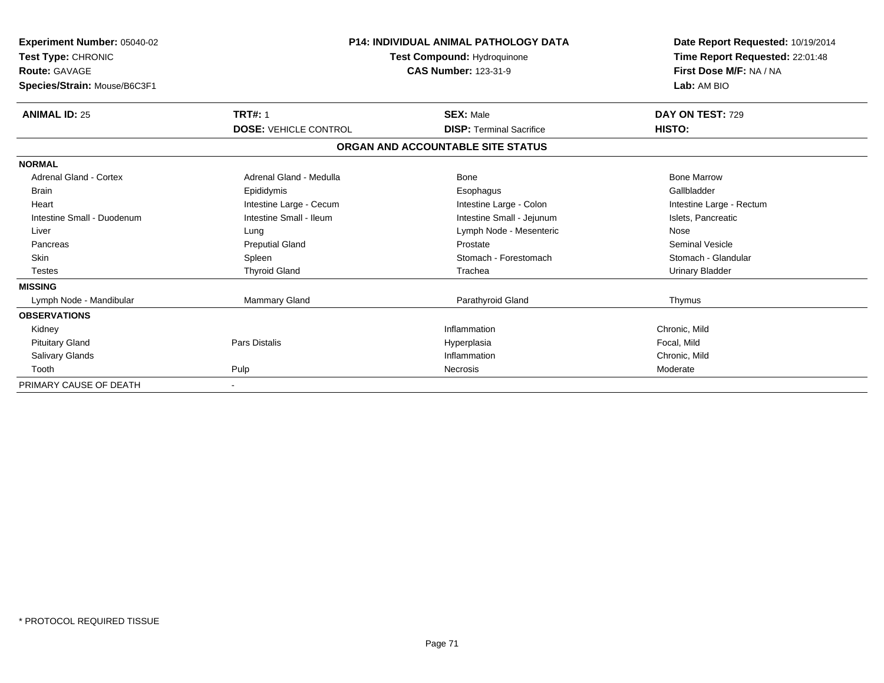**Experiment Number:** 05040-02
**Test Type:** CHRONIC
**Route:** GAVAGE
**Species/Strain:** Mouse/B6C3F1

**P14: INDIVIDUAL ANIMAL PATHOLOGY DATA**
**Test Compound:** Hydroquinone
**CAS Number:** 123-31-9

**Date Report Requested:** 10/19/2014
**Time Report Requested:** 22:01:48
**First Dose M/F:** NA / NA
**Lab:** AM BIO

| **ANIMAL ID:** 25 | **TRT#:** 1 | **SEX:** Male | **DAY ON TEST:** 729 |
|---|---|---|---|
| | **DOSE:** VEHICLE CONTROL | **DISP:** Terminal Sacrifice | **HISTO:** |

**ORGAN AND ACCOUNTABLE SITE STATUS**

| | | | |
|---|---|---|---|
| **NORMAL** | | | |
| Adrenal Gland - Cortex | Adrenal Gland - Medulla | Bone | Bone Marrow |
| Brain | Epididymis | Esophagus | Gallbladder |
| Heart | Intestine Large - Cecum | Intestine Large - Colon | Intestine Large - Rectum |
| Intestine Small - Duodenum | Intestine Small - Ileum | Intestine Small - Jejunum | Islets, Pancreatic |
| Liver | Lung | Lymph Node - Mesenteric | Nose |
| Pancreas | Preputial Gland | Prostate | Seminal Vesicle |
| Skin | Spleen | Stomach - Forestomach | Stomach - Glandular |
| Testes | Thyroid Gland | Trachea | Urinary Bladder |
| **MISSING** | | | |
| Lymph Node - Mandibular | Mammary Gland | Parathyroid Gland | Thymus |
| **OBSERVATIONS** | | | |
| Kidney | | Inflammation | Chronic, Mild |
| Pituitary Gland | Pars Distalis | Hyperplasia | Focal, Mild |
| Salivary Glands | | Inflammation | Chronic, Mild |
| Tooth | Pulp | Necrosis | Moderate |
| PRIMARY CAUSE OF DEATH | - | | |

\* PROTOCOL REQUIRED TISSUE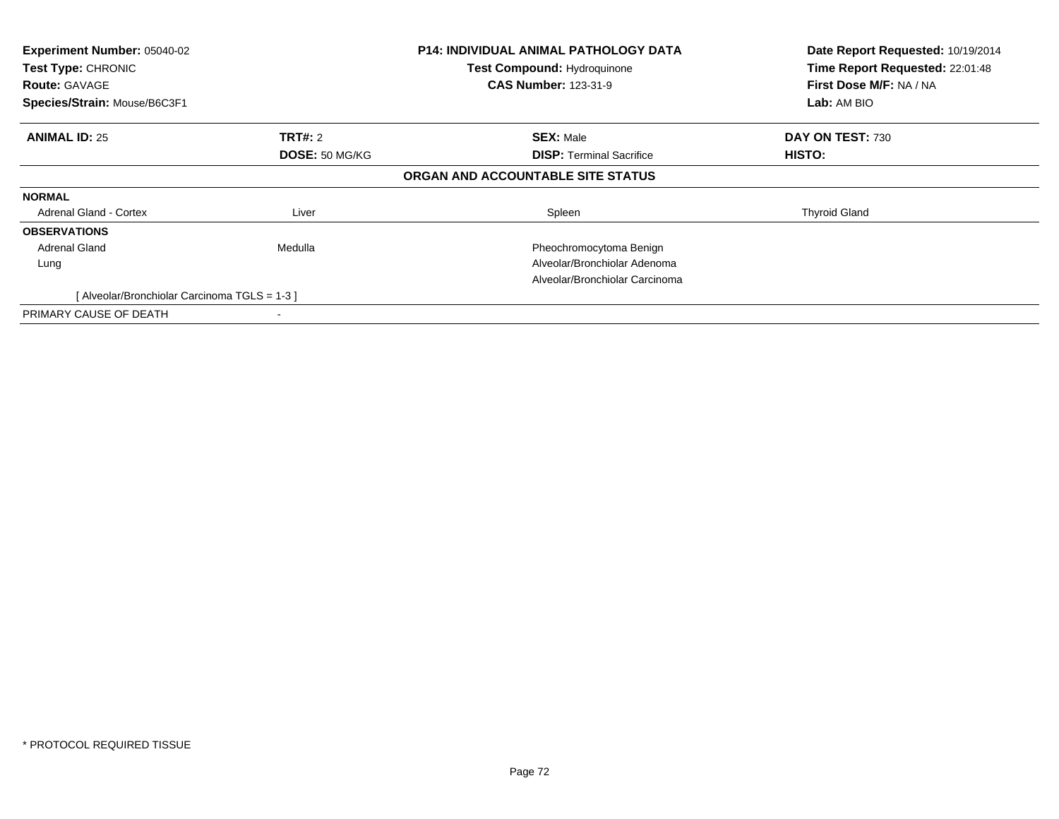| Experiment Number: 05040-02 | P14: INDIVIDUAL ANIMAL PATHOLOGY DATA | Date Report Requested: 10/19/2014 |
|---|---|---|
| Test Type: CHRONIC | Test Compound: Hydroquinone | Time Report Requested: 22:01:48 |
| Route: GAVAGE | CAS Number: 123-31-9 | First Dose M/F: NA / NA |
| Species/Strain: Mouse/B6C3F1 | | Lab: AM BIO |

| ANIMAL ID: 25 | TRT#: 2 | SEX: Male | DAY ON TEST: 730 |
|---|---|---|---|
| | DOSE: 50 MG/KG | DISP: Terminal Sacrifice | HISTO: |

**ORGAN AND ACCOUNTABLE SITE STATUS**

| | | | |
|---|---|---|---|
| **NORMAL** | | | |
| Adrenal Gland - Cortex | Liver | Spleen | Thyroid Gland |
| **OBSERVATIONS** | | | |
| Adrenal Gland | Medulla | Pheochromocytoma Benign | |
| Lung | | Alveolar/Bronchiolar Adenoma | |
| | | Alveolar/Bronchiolar Carcinoma | |
| [ Alveolar/Bronchiolar Carcinoma TGLS = 1-3 ] | | | |
| PRIMARY CAUSE OF DEATH | - | | |

* PROTOCOL REQUIRED TISSUE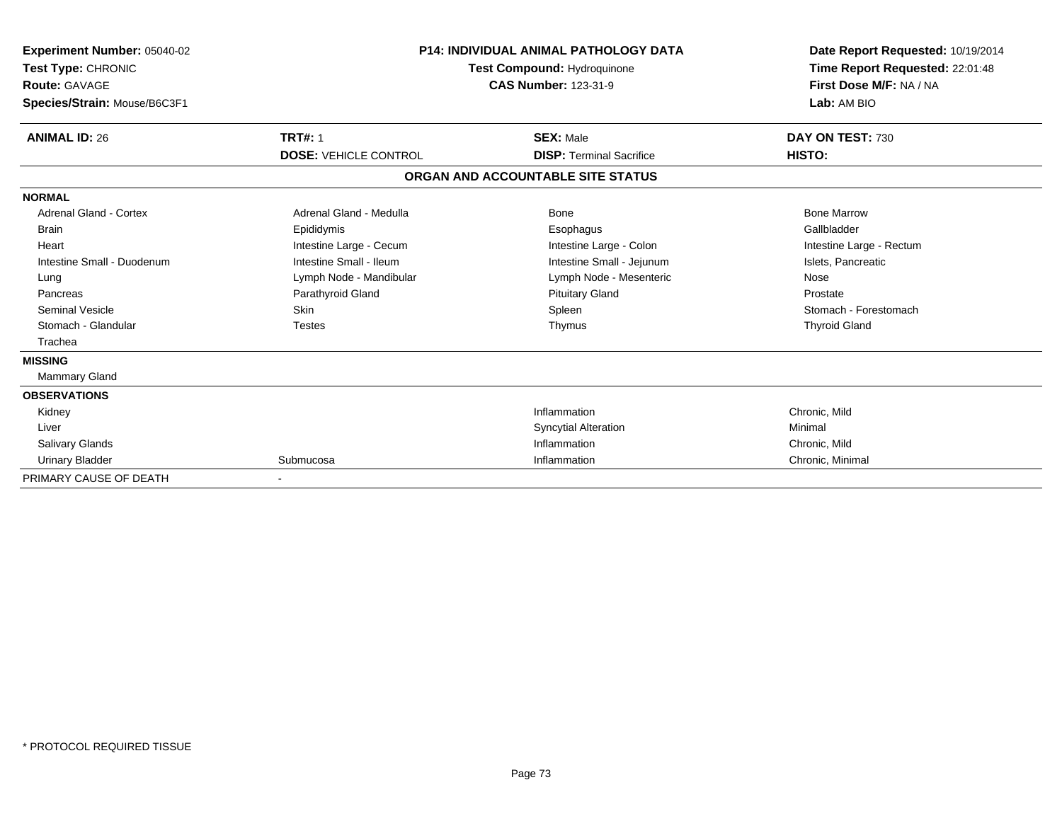**Experiment Number:** 05040-02
**Test Type:** CHRONIC
**Route:** GAVAGE
**Species/Strain:** Mouse/B6C3F1

**P14: INDIVIDUAL ANIMAL PATHOLOGY DATA**
**Test Compound:** Hydroquinone
**CAS Number:** 123-31-9

**Date Report Requested:** 10/19/2014
**Time Report Requested:** 22:01:48
**First Dose M/F:** NA / NA
**Lab:** AM BIO

| **ANIMAL ID:** 26 | **TRT#:** 1 | **SEX:** Male | **DAY ON TEST:** 730 |
|---|---|---|---|
| | **DOSE:** VEHICLE CONTROL | **DISP:** Terminal Sacrifice | **HISTO:** |

## ORGAN AND ACCOUNTABLE SITE STATUS

| | | | |
|---|---|---|---|
| **NORMAL** | | | |
| Adrenal Gland - Cortex | Adrenal Gland - Medulla | Bone | Bone Marrow |
| Brain | Epididymis | Esophagus | Gallbladder |
| Heart | Intestine Large - Cecum | Intestine Large - Colon | Intestine Large - Rectum |
| Intestine Small - Duodenum | Intestine Small - Ileum | Intestine Small - Jejunum | Islets, Pancreatic |
| Lung | Lymph Node - Mandibular | Lymph Node - Mesenteric | Nose |
| Pancreas | Parathyroid Gland | Pituitary Gland | Prostate |
| Seminal Vesicle | Skin | Spleen | Stomach - Forestomach |
| Stomach - Glandular | Testes | Thymus | Thyroid Gland |
| Trachea | | | |
| **MISSING** | | | |
| Mammary Gland | | | |
| **OBSERVATIONS** | | | |
| Kidney | | Inflammation | Chronic, Mild |
| Liver | | Syncytial Alteration | Minimal |
| Salivary Glands | | Inflammation | Chronic, Mild |
| Urinary Bladder | Submucosa | Inflammation | Chronic, Minimal |
| PRIMARY CAUSE OF DEATH | - | | |

\* PROTOCOL REQUIRED TISSUE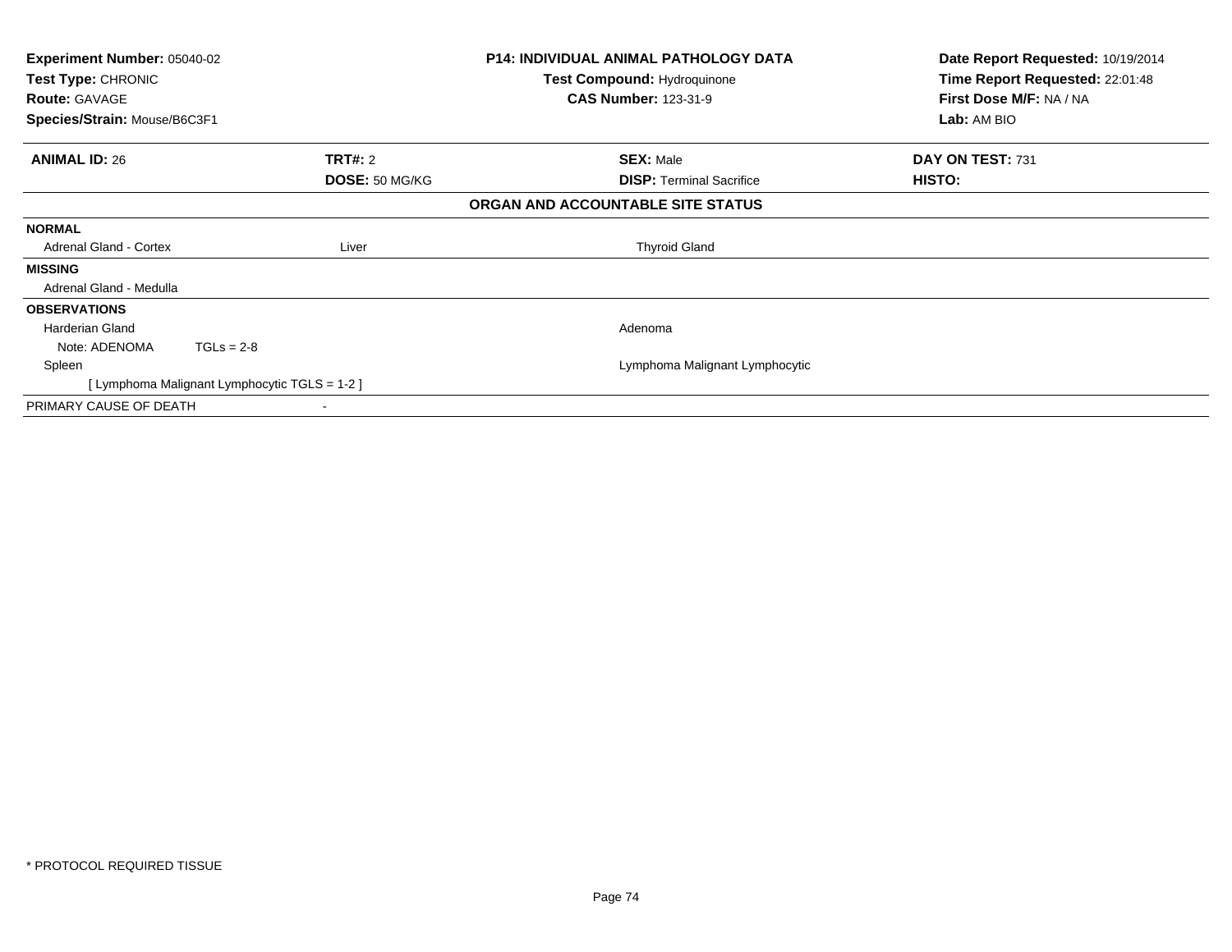| Experiment Number: 05040-02 | P14: INDIVIDUAL ANIMAL PATHOLOGY DATA | Date Report Requested: 10/19/2014 |
|---|---|---|
| Test Type: CHRONIC | Test Compound: Hydroquinone | Time Report Requested: 22:01:48 |
| Route: GAVAGE | CAS Number: 123-31-9 | First Dose M/F: NA / NA |
| Species/Strain: Mouse/B6C3F1 | | Lab: AM BIO |

| ANIMAL ID: 26 | TRT#: 2 | SEX: Male | DAY ON TEST: 731 |
|---|---|---|---|
| | DOSE: 50 MG/KG | DISP: Terminal Sacrifice | HISTO: |

**ORGAN AND ACCOUNTABLE SITE STATUS**

**NORMAL**

| Adrenal Gland - Cortex | Liver | Thyroid Gland |
|---|---|---|

**MISSING**

Adrenal Gland - Medulla

**OBSERVATIONS**

| | |
|---|---|
| Harderian Gland | Adenoma |
| Note: ADENOMA TGLs = 2-8 | |
| Spleen | Lymphoma Malignant Lymphocytic |
| [ Lymphoma Malignant Lymphocytic TGLS = 1-2 ] | |

PRIMARY CAUSE OF DEATH -

* PROTOCOL REQUIRED TISSUE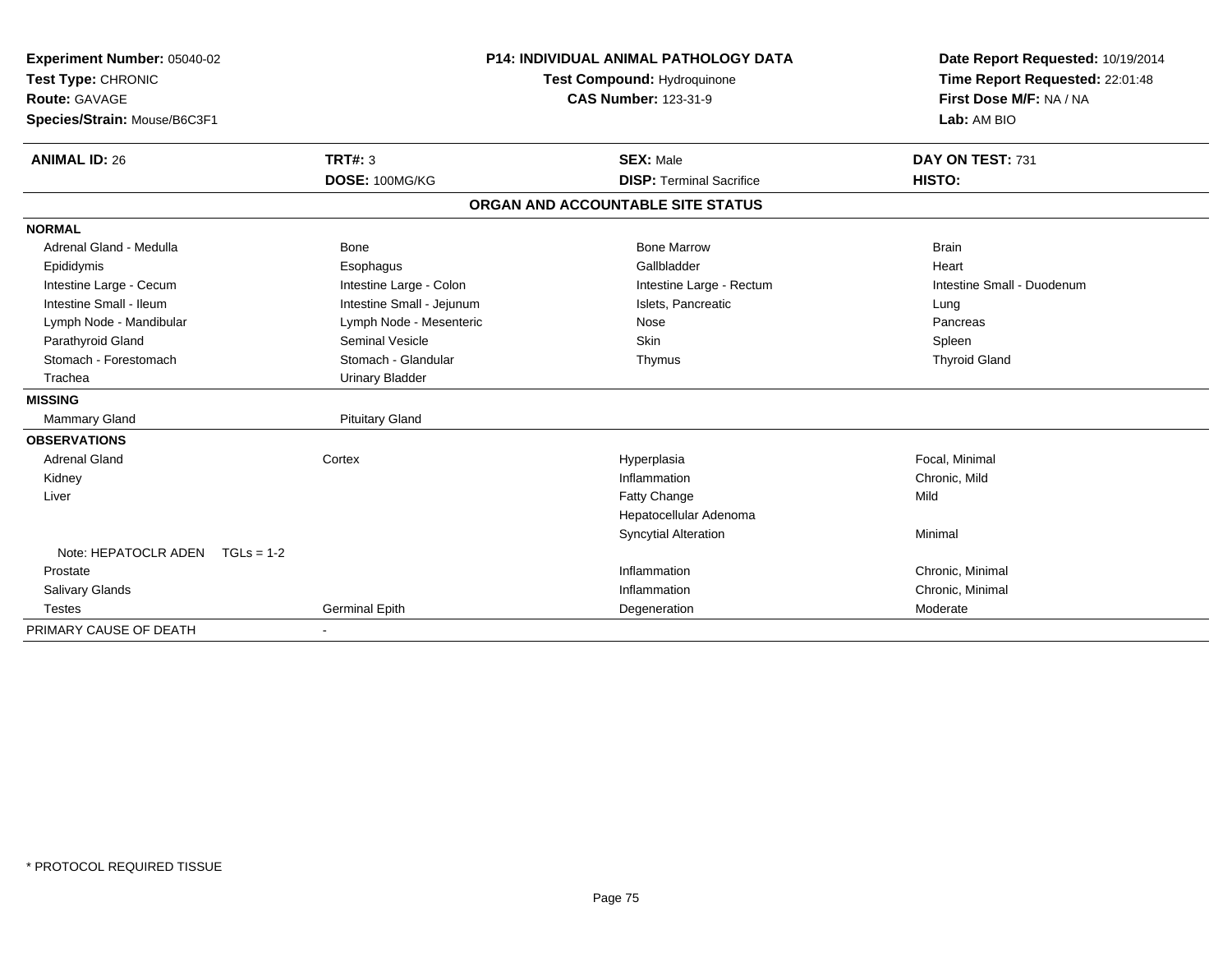**Experiment Number:** 05040-02
**Test Type:** CHRONIC
**Route:** GAVAGE
**Species/Strain:** Mouse/B6C3F1

**P14: INDIVIDUAL ANIMAL PATHOLOGY DATA**
**Test Compound:** Hydroquinone
**CAS Number:** 123-31-9

**Date Report Requested:** 10/19/2014
**Time Report Requested:** 22:01:48
**First Dose M/F:** NA / NA
**Lab:** AM BIO

| **ANIMAL ID:** 26 | **TRT#:** 3 | **SEX:** Male | **DAY ON TEST:** 731 |
|---|---|---|---|
| | **DOSE:** 100MG/KG | **DISP:** Terminal Sacrifice | **HISTO:** |

## ORGAN AND ACCOUNTABLE SITE STATUS

| | | | |
|---|---|---|---|
| **NORMAL** | | | |
| Adrenal Gland - Medulla | Bone | Bone Marrow | Brain |
| Epididymis | Esophagus | Gallbladder | Heart |
| Intestine Large - Cecum | Intestine Large - Colon | Intestine Large - Rectum | Intestine Small - Duodenum |
| Intestine Small - Ileum | Intestine Small - Jejunum | Islets, Pancreatic | Lung |
| Lymph Node - Mandibular | Lymph Node - Mesenteric | Nose | Pancreas |
| Parathyroid Gland | Seminal Vesicle | Skin | Spleen |
| Stomach - Forestomach | Stomach - Glandular | Thymus | Thyroid Gland |
| Trachea | Urinary Bladder | | |
| **MISSING** | | | |
| Mammary Gland | Pituitary Gland | | |
| **OBSERVATIONS** | | | |
| Adrenal Gland | Cortex | Hyperplasia | Focal, Minimal |
| Kidney | | Inflammation | Chronic, Mild |
| Liver | | Fatty Change | Mild |
| | | Hepatocellular Adenoma | |
| | | Syncytial Alteration | Minimal |
| Note: HEPATOCLR ADEN TGLs = 1-2 | | | |
| Prostate | | Inflammation | Chronic, Minimal |
| Salivary Glands | | Inflammation | Chronic, Minimal |
| Testes | Germinal Epith | Degeneration | Moderate |
| PRIMARY CAUSE OF DEATH | - | | |

* PROTOCOL REQUIRED TISSUE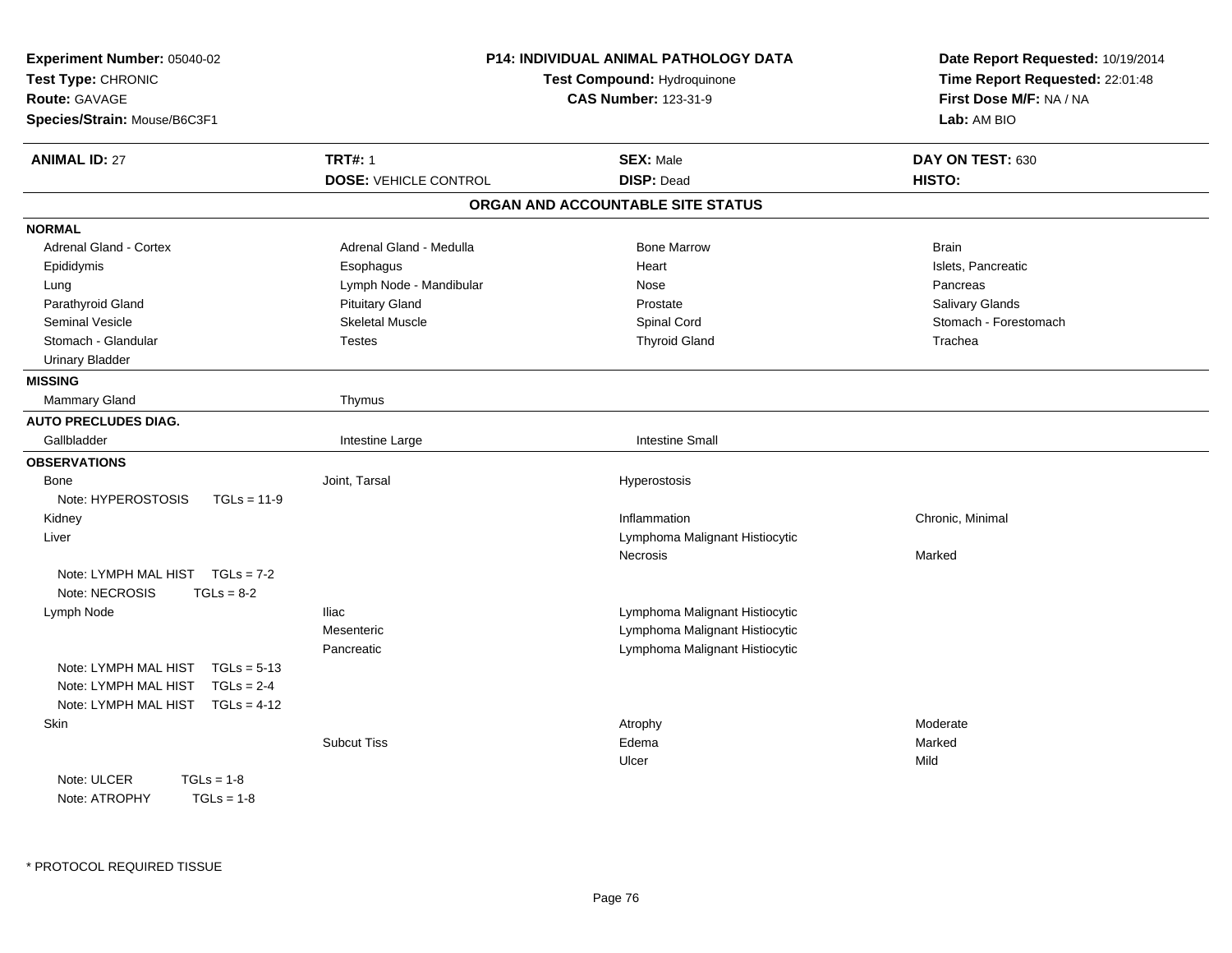**Experiment Number:** 05040-02
**Test Type:** CHRONIC
**Route:** GAVAGE
**Species/Strain:** Mouse/B6C3F1

**P14: INDIVIDUAL ANIMAL PATHOLOGY DATA**
**Test Compound:** Hydroquinone
**CAS Number:** 123-31-9

**Date Report Requested:** 10/19/2014
**Time Report Requested:** 22:01:48
**First Dose M/F:** NA / NA
**Lab:** AM BIO

| **ANIMAL ID:** 27 | **TRT#:** 1 | **SEX:** Male | **DAY ON TEST:** 630 |
|---|---|---|---|
| | **DOSE:** VEHICLE CONTROL | **DISP:** Dead | **HISTO:** |

## ORGAN AND ACCOUNTABLE SITE STATUS

**NORMAL**

| | | | |
|---|---|---|---|
| Adrenal Gland - Cortex | Adrenal Gland - Medulla | Bone Marrow | Brain |
| Epididymis | Esophagus | Heart | Islets, Pancreatic |
| Lung | Lymph Node - Mandibular | Nose | Pancreas |
| Parathyroid Gland | Pituitary Gland | Prostate | Salivary Glands |
| Seminal Vesicle | Skeletal Muscle | Spinal Cord | Stomach - Forestomach |
| Stomach - Glandular | Testes | Thyroid Gland | Trachea |
| Urinary Bladder | | | |

**MISSING**

| | |
|---|---|
| Mammary Gland | Thymus |

**AUTO PRECLUDES DIAG.**

| | | |
|---|---|---|
| Gallbladder | Intestine Large | Intestine Small |

**OBSERVATIONS**

| | | | |
|---|---|---|---|
| Bone | Joint, Tarsal | Hyperostosis | |
| Note: HYPEROSTOSIS TGLs = 11-9 | | | |
| Kidney | | Inflammation | Chronic, Minimal |
| Liver | | Lymphoma Malignant Histiocytic | |
| | | Necrosis | Marked |
| Note: LYMPH MAL HIST TGLs = 7-2 | | | |
| Note: NECROSIS TGLs = 8-2 | | | |
| Lymph Node | Iliac | Lymphoma Malignant Histiocytic | |
| | Mesenteric | Lymphoma Malignant Histiocytic | |
| | Pancreatic | Lymphoma Malignant Histiocytic | |
| Note: LYMPH MAL HIST TGLs = 5-13 | | | |
| Note: LYMPH MAL HIST TGLs = 2-4 | | | |
| Note: LYMPH MAL HIST TGLs = 4-12 | | | |
| Skin | | Atrophy | Moderate |
| | Subcut Tiss | Edema | Marked |
| | | Ulcer | Mild |
| Note: ULCER TGLs = 1-8 | | | |
| Note: ATROPHY TGLs = 1-8 | | | |

* PROTOCOL REQUIRED TISSUE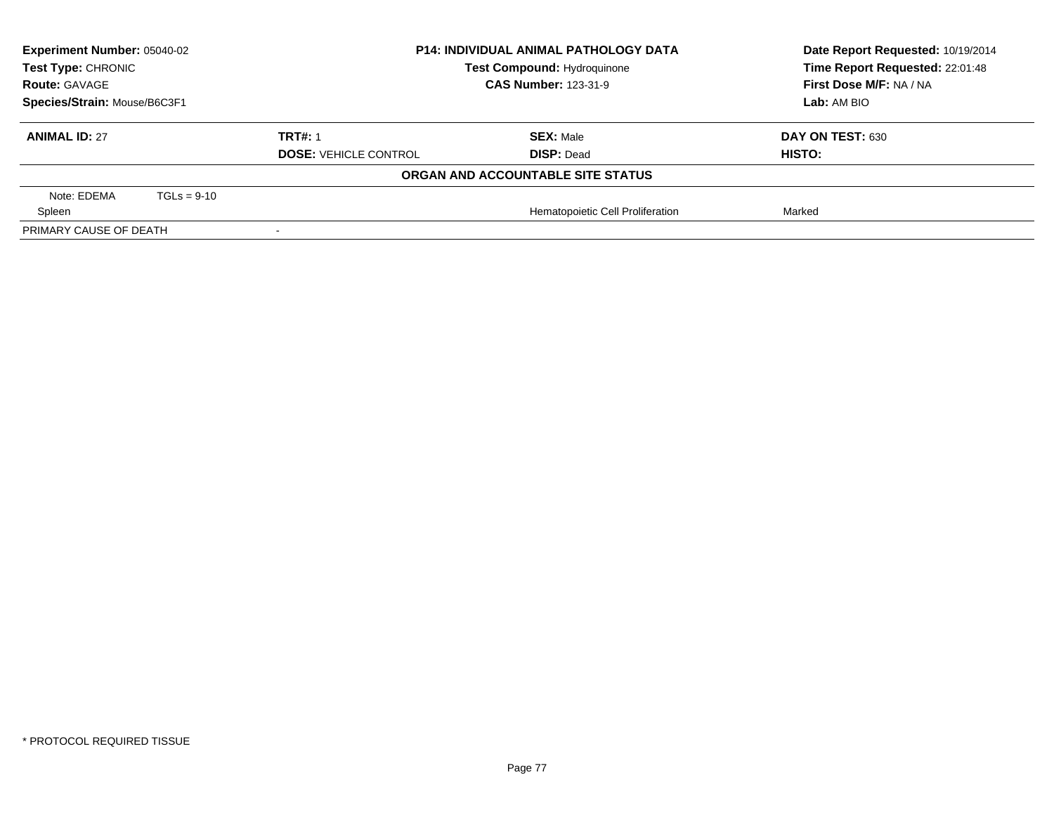| **Experiment Number:** 05040-02 | **P14: INDIVIDUAL ANIMAL PATHOLOGY DATA** | **Date Report Requested:** 10/19/2014 |
|---|---|---|
| **Test Type:** CHRONIC | **Test Compound:** Hydroquinone | **Time Report Requested:** 22:01:48 |
| **Route:** GAVAGE | **CAS Number:** 123-31-9 | **First Dose M/F:** NA / NA |
| **Species/Strain:** Mouse/B6C3F1 | | **Lab:** AM BIO |

| **ANIMAL ID:** 27 | **TRT#:** 1 | **SEX:** Male | **DAY ON TEST:** 630 |
|---|---|---|---|
| | **DOSE:** VEHICLE CONTROL | **DISP:** Dead | **HISTO:** |

**ORGAN AND ACCOUNTABLE SITE STATUS**

| | | | |
|---|---|---|---|
| Note: EDEMA TGLs = 9-10 | | | |
| Spleen | | Hematopoietic Cell Proliferation | Marked |
| PRIMARY CAUSE OF DEATH | - | | |

\* PROTOCOL REQUIRED TISSUE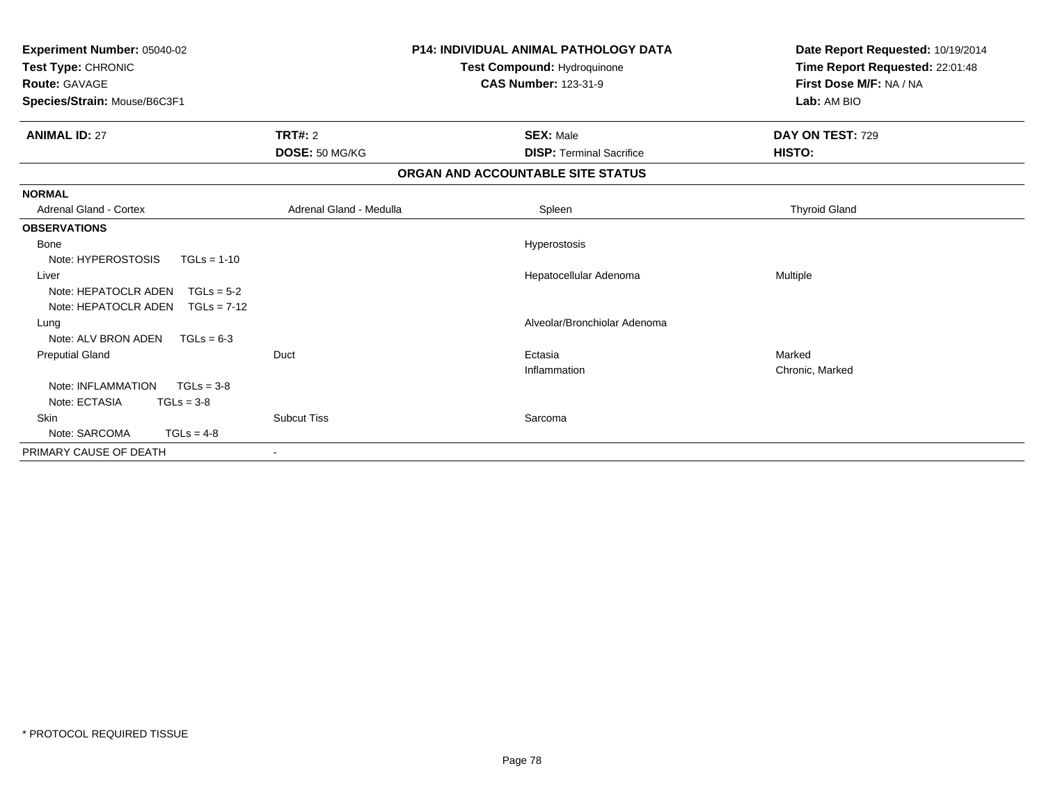**Experiment Number:** 05040-02
**Test Type:** CHRONIC
**Route:** GAVAGE
**Species/Strain:** Mouse/B6C3F1

**P14: INDIVIDUAL ANIMAL PATHOLOGY DATA**
**Test Compound:** Hydroquinone
**CAS Number:** 123-31-9

**Date Report Requested:** 10/19/2014
**Time Report Requested:** 22:01:48
**First Dose M/F:** NA / NA
**Lab:** AM BIO

| **ANIMAL ID:** 27 | **TRT#:** 2 | **SEX:** Male | **DAY ON TEST:** 729 |
|---|---|---|---|
| | **DOSE:** 50 MG/KG | **DISP:** Terminal Sacrifice | **HISTO:** |

**ORGAN AND ACCOUNTABLE SITE STATUS**

| | | | |
|---|---|---|---|
| **NORMAL** | | | |
| Adrenal Gland - Cortex | Adrenal Gland - Medulla | Spleen | Thyroid Gland |
| **OBSERVATIONS** | | | |
| Bone | | Hyperostosis | |
| Note: HYPEROSTOSIS TGLs = 1-10 | | | |
| Liver | | Hepatocellular Adenoma | Multiple |
| Note: HEPATOCLR ADEN TGLs = 5-2 | | | |
| Note: HEPATOCLR ADEN TGLs = 7-12 | | | |
| Lung | | Alveolar/Bronchiolar Adenoma | |
| Note: ALV BRON ADEN TGLs = 6-3 | | | |
| Preputial Gland | Duct | Ectasia | Marked |
| | | Inflammation | Chronic, Marked |
| Note: INFLAMMATION TGLs = 3-8 | | | |
| Note: ECTASIA TGLs = 3-8 | | | |
| Skin | Subcut Tiss | Sarcoma | |
| Note: SARCOMA TGLs = 4-8 | | | |
| PRIMARY CAUSE OF DEATH | - | | |

* PROTOCOL REQUIRED TISSUE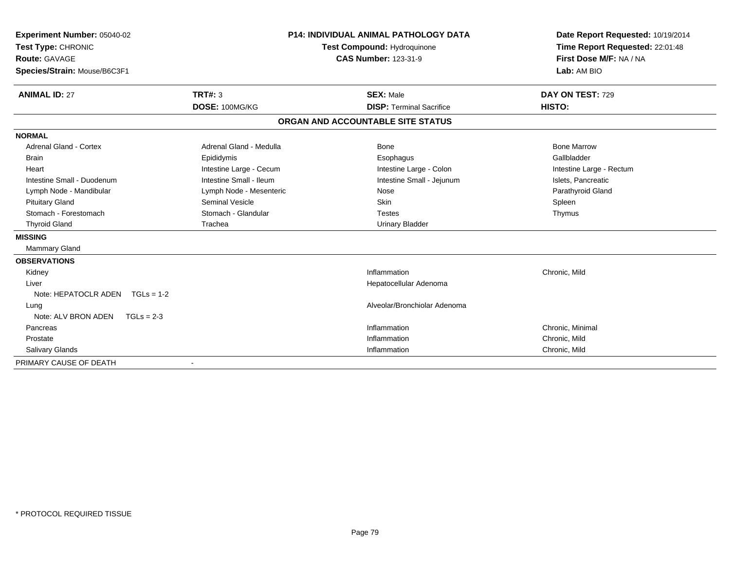**Experiment Number:** 05040-02
**Test Type:** CHRONIC
**Route:** GAVAGE
**Species/Strain:** Mouse/B6C3F1

**P14: INDIVIDUAL ANIMAL PATHOLOGY DATA**
**Test Compound:** Hydroquinone
**CAS Number:** 123-31-9

**Date Report Requested:** 10/19/2014
**Time Report Requested:** 22:01:48
**First Dose M/F:** NA / NA
**Lab:** AM BIO

| **ANIMAL ID:** 27 | **TRT#:** 3 | **SEX:** Male | **DAY ON TEST:** 729 |
|---|---|---|---|
| | **DOSE:** 100MG/KG | **DISP:** Terminal Sacrifice | **HISTO:** |

## ORGAN AND ACCOUNTABLE SITE STATUS

| | | | |
|---|---|---|---|
| **NORMAL** | | | |
| Adrenal Gland - Cortex | Adrenal Gland - Medulla | Bone | Bone Marrow |
| Brain | Epididymis | Esophagus | Gallbladder |
| Heart | Intestine Large - Cecum | Intestine Large - Colon | Intestine Large - Rectum |
| Intestine Small - Duodenum | Intestine Small - Ileum | Intestine Small - Jejunum | Islets, Pancreatic |
| Lymph Node - Mandibular | Lymph Node - Mesenteric | Nose | Parathyroid Gland |
| Pituitary Gland | Seminal Vesicle | Skin | Spleen |
| Stomach - Forestomach | Stomach - Glandular | Testes | Thymus |
| Thyroid Gland | Trachea | Urinary Bladder | |
| **MISSING** | | | |
| Mammary Gland | | | |
| **OBSERVATIONS** | | | |
| Kidney | | Inflammation | Chronic, Mild |
| Liver | | Hepatocellular Adenoma | |
| Note: HEPATOCLR ADEN TGLs = 1-2 | | | |
| Lung | | Alveolar/Bronchiolar Adenoma | |
| Note: ALV BRON ADEN TGLs = 2-3 | | | |
| Pancreas | | Inflammation | Chronic, Minimal |
| Prostate | | Inflammation | Chronic, Mild |
| Salivary Glands | | Inflammation | Chronic, Mild |
| PRIMARY CAUSE OF DEATH | - | | |

* PROTOCOL REQUIRED TISSUE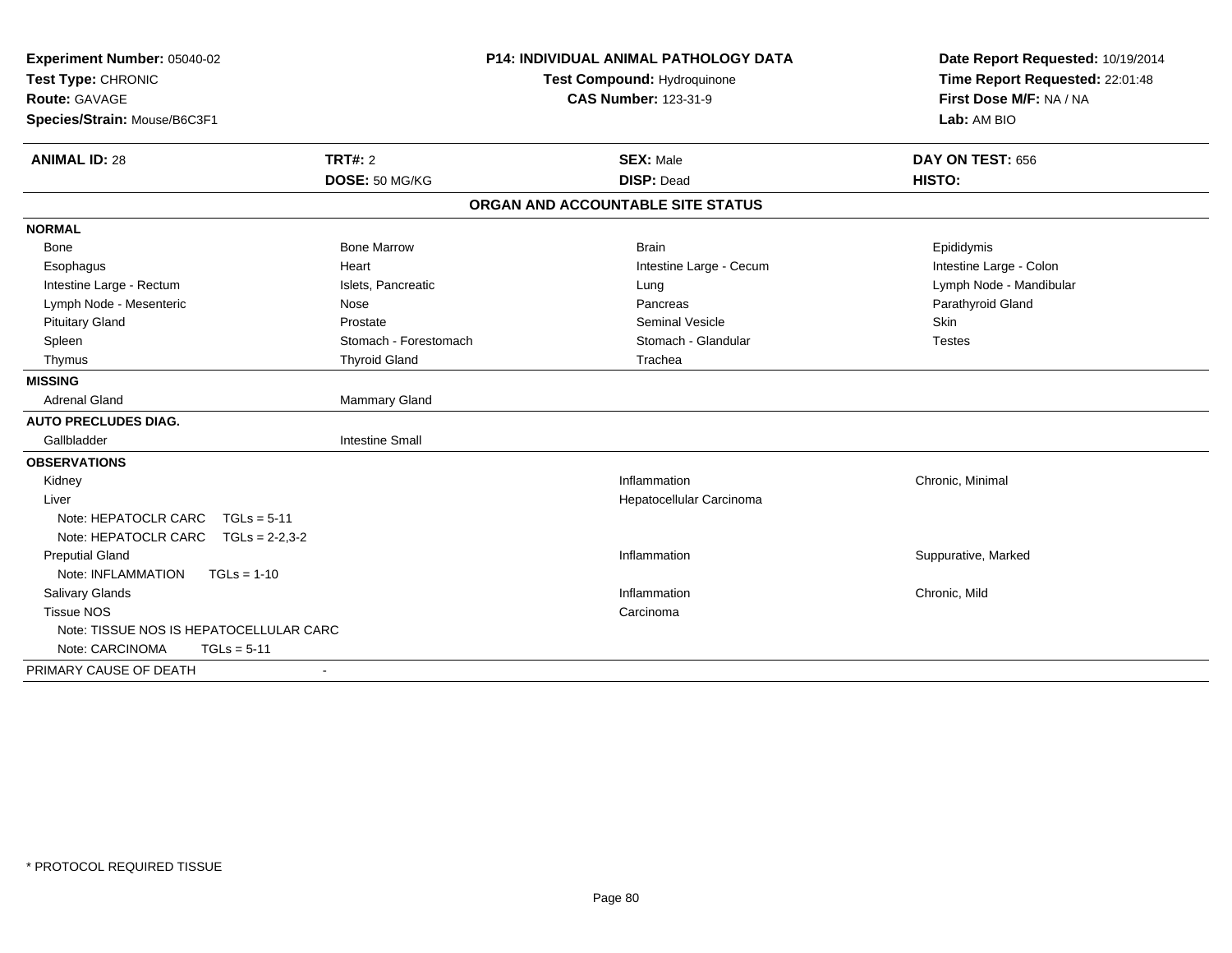**Experiment Number:** 05040-02
**Test Type:** CHRONIC
**Route:** GAVAGE
**Species/Strain:** Mouse/B6C3F1

**P14: INDIVIDUAL ANIMAL PATHOLOGY DATA**
**Test Compound:** Hydroquinone
**CAS Number:** 123-31-9

**Date Report Requested:** 10/19/2014
**Time Report Requested:** 22:01:48
**First Dose M/F:** NA / NA
**Lab:** AM BIO

| **ANIMAL ID:** 28 | **TRT#:** 2 | **SEX:** Male | **DAY ON TEST:** 656 |
|---|---|---|---|
| | **DOSE:** 50 MG/KG | **DISP:** Dead | **HISTO:** |

## ORGAN AND ACCOUNTABLE SITE STATUS

| | | | |
|---|---|---|---|
| **NORMAL** | | | |
| Bone | Bone Marrow | Brain | Epididymis |
| Esophagus | Heart | Intestine Large - Cecum | Intestine Large - Colon |
| Intestine Large - Rectum | Islets, Pancreatic | Lung | Lymph Node - Mandibular |
| Lymph Node - Mesenteric | Nose | Pancreas | Parathyroid Gland |
| Pituitary Gland | Prostate | Seminal Vesicle | Skin |
| Spleen | Stomach - Forestomach | Stomach - Glandular | Testes |
| Thymus | Thyroid Gland | Trachea | |
| **MISSING** | | | |
| Adrenal Gland | Mammary Gland | | |
| **AUTO PRECLUDES DIAG.** | | | |
| Gallbladder | Intestine Small | | |
| **OBSERVATIONS** | | | |
| Kidney | | Inflammation | Chronic, Minimal |
| Liver | | Hepatocellular Carcinoma | |
| Note: HEPATOCLR CARC TGLs = 5-11 | | | |
| Note: HEPATOCLR CARC TGLs = 2-2,3-2 | | | |
| Preputial Gland | | Inflammation | Suppurative, Marked |
| Note: INFLAMMATION TGLs = 1-10 | | | |
| Salivary Glands | | Inflammation | Chronic, Mild |
| Tissue NOS | | Carcinoma | |
| Note: TISSUE NOS IS HEPATOCELLULAR CARC | | | |
| Note: CARCINOMA TGLs = 5-11 | | | |
| PRIMARY CAUSE OF DEATH | - | | |

* PROTOCOL REQUIRED TISSUE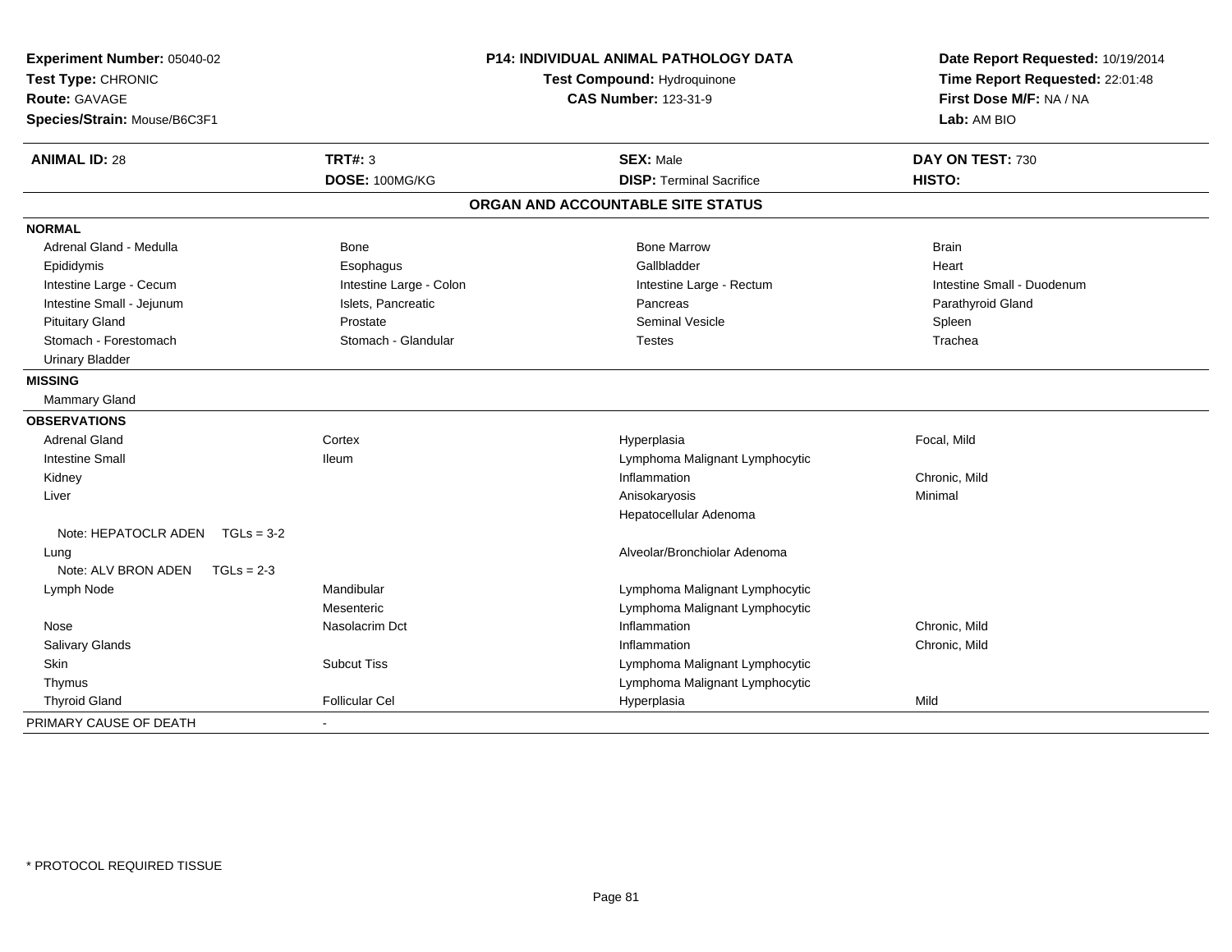**Experiment Number:** 05040-02
**Test Type:** CHRONIC
**Route:** GAVAGE
**Species/Strain:** Mouse/B6C3F1

**P14: INDIVIDUAL ANIMAL PATHOLOGY DATA**
**Test Compound:** Hydroquinone
**CAS Number:** 123-31-9

**Date Report Requested:** 10/19/2014
**Time Report Requested:** 22:01:48
**First Dose M/F:** NA / NA
**Lab:** AM BIO

| **ANIMAL ID:** 28 | **TRT#:** 3 | **SEX:** Male | **DAY ON TEST:** 730 |
|---|---|---|---|
| | **DOSE:** 100MG/KG | **DISP:** Terminal Sacrifice | **HISTO:** |

**ORGAN AND ACCOUNTABLE SITE STATUS**

| | | | |
|---|---|---|---|
| **NORMAL** | | | |
| Adrenal Gland - Medulla | Bone | Bone Marrow | Brain |
| Epididymis | Esophagus | Gallbladder | Heart |
| Intestine Large - Cecum | Intestine Large - Colon | Intestine Large - Rectum | Intestine Small - Duodenum |
| Intestine Small - Jejunum | Islets, Pancreatic | Pancreas | Parathyroid Gland |
| Pituitary Gland | Prostate | Seminal Vesicle | Spleen |
| Stomach - Forestomach | Stomach - Glandular | Testes | Trachea |
| Urinary Bladder | | | |
| **MISSING** | | | |
| Mammary Gland | | | |
| **OBSERVATIONS** | | | |
| Adrenal Gland | Cortex | Hyperplasia | Focal, Mild |
| Intestine Small | Ileum | Lymphoma Malignant Lymphocytic | |
| Kidney | | Inflammation | Chronic, Mild |
| Liver | | Anisokaryosis | Minimal |
| | | Hepatocellular Adenoma | |
| Note: HEPATOCLR ADEN TGLs = 3-2 | | | |
| Lung | | Alveolar/Bronchiolar Adenoma | |
| Note: ALV BRON ADEN TGLs = 2-3 | | | |
| Lymph Node | Mandibular | Lymphoma Malignant Lymphocytic | |
| | Mesenteric | Lymphoma Malignant Lymphocytic | |
| Nose | Nasolacrim Dct | Inflammation | Chronic, Mild |
| Salivary Glands | | Inflammation | Chronic, Mild |
| Skin | Subcut Tiss | Lymphoma Malignant Lymphocytic | |
| Thymus | | Lymphoma Malignant Lymphocytic | |
| Thyroid Gland | Follicular Cel | Hyperplasia | Mild |
| PRIMARY CAUSE OF DEATH | - | | |

* PROTOCOL REQUIRED TISSUE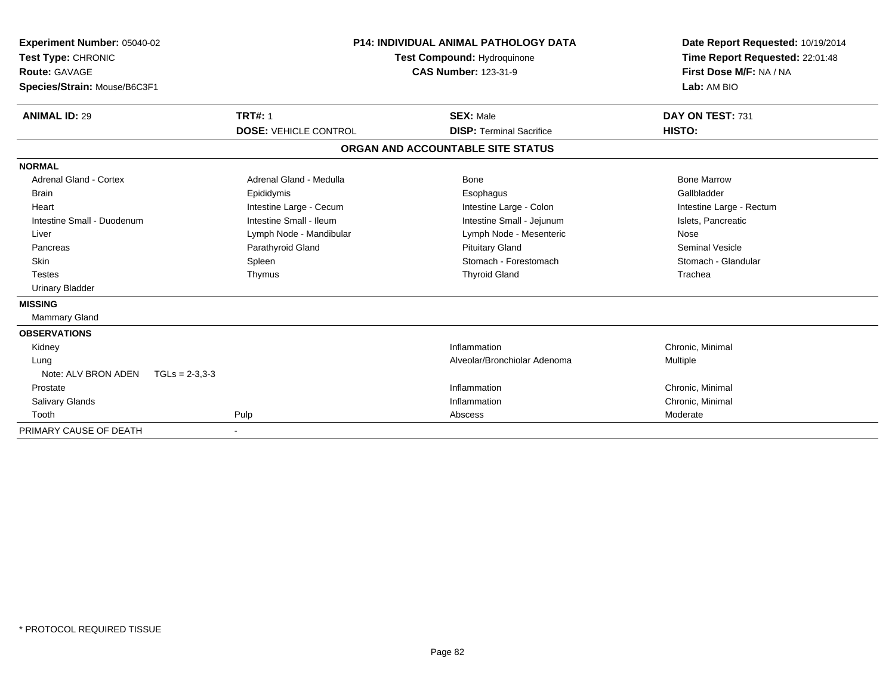**Experiment Number:** 05040-02
**Test Type:** CHRONIC
**Route:** GAVAGE
**Species/Strain:** Mouse/B6C3F1

**P14: INDIVIDUAL ANIMAL PATHOLOGY DATA**
**Test Compound:** Hydroquinone
**CAS Number:** 123-31-9

**Date Report Requested:** 10/19/2014
**Time Report Requested:** 22:01:48
**First Dose M/F:** NA / NA
**Lab:** AM BIO

| **ANIMAL ID:** 29 | **TRT#:** 1 | **SEX:** Male | **DAY ON TEST:** 731 |
|---|---|---|---|
| | **DOSE:** VEHICLE CONTROL | **DISP:** Terminal Sacrifice | **HISTO:** |

## ORGAN AND ACCOUNTABLE SITE STATUS

**NORMAL**

| | | | |
|---|---|---|---|
| Adrenal Gland - Cortex | Adrenal Gland - Medulla | Bone | Bone Marrow |
| Brain | Epididymis | Esophagus | Gallbladder |
| Heart | Intestine Large - Cecum | Intestine Large - Colon | Intestine Large - Rectum |
| Intestine Small - Duodenum | Intestine Small - Ileum | Intestine Small - Jejunum | Islets, Pancreatic |
| Liver | Lymph Node - Mandibular | Lymph Node - Mesenteric | Nose |
| Pancreas | Parathyroid Gland | Pituitary Gland | Seminal Vesicle |
| Skin | Spleen | Stomach - Forestomach | Stomach - Glandular |
| Testes | Thymus | Thyroid Gland | Trachea |
| Urinary Bladder | | | |

**MISSING**

Mammary Gland

**OBSERVATIONS**

| | | | |
|---|---|---|---|
| Kidney | | Inflammation | Chronic, Minimal |
| Lung | | Alveolar/Bronchiolar Adenoma | Multiple |
| Note: ALV BRON ADEN TGLs = 2-3,3-3 | | | |
| Prostate | | Inflammation | Chronic, Minimal |
| Salivary Glands | | Inflammation | Chronic, Minimal |
| Tooth | Pulp | Abscess | Moderate |

PRIMARY CAUSE OF DEATH -

* PROTOCOL REQUIRED TISSUE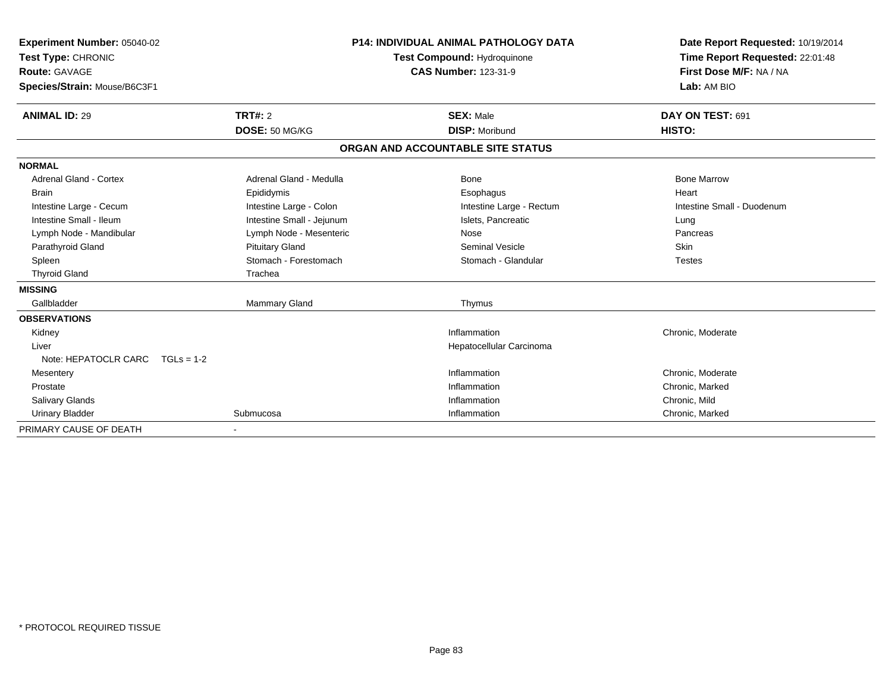**Experiment Number:** 05040-02
**Test Type:** CHRONIC
**Route:** GAVAGE
**Species/Strain:** Mouse/B6C3F1

**P14: INDIVIDUAL ANIMAL PATHOLOGY DATA**
**Test Compound:** Hydroquinone
**CAS Number:** 123-31-9

**Date Report Requested:** 10/19/2014
**Time Report Requested:** 22:01:48
**First Dose M/F:** NA / NA
**Lab:** AM BIO

| **ANIMAL ID:** 29 | **TRT#:** 2 | **SEX:** Male | **DAY ON TEST:** 691 |
|---|---|---|---|
| | **DOSE:** 50 MG/KG | **DISP:** Moribund | **HISTO:** |

## ORGAN AND ACCOUNTABLE SITE STATUS

| | | | |
|---|---|---|---|
| **NORMAL** | | | |
| Adrenal Gland - Cortex | Adrenal Gland - Medulla | Bone | Bone Marrow |
| Brain | Epididymis | Esophagus | Heart |
| Intestine Large - Cecum | Intestine Large - Colon | Intestine Large - Rectum | Intestine Small - Duodenum |
| Intestine Small - Ileum | Intestine Small - Jejunum | Islets, Pancreatic | Lung |
| Lymph Node - Mandibular | Lymph Node - Mesenteric | Nose | Pancreas |
| Parathyroid Gland | Pituitary Gland | Seminal Vesicle | Skin |
| Spleen | Stomach - Forestomach | Stomach - Glandular | Testes |
| Thyroid Gland | Trachea | | |
| **MISSING** | | | |
| Gallbladder | Mammary Gland | Thymus | |
| **OBSERVATIONS** | | | |
| Kidney | | Inflammation | Chronic, Moderate |
| Liver | | Hepatocellular Carcinoma | |
| Note: HEPATOCLR CARC TGLs = 1-2 | | | |
| Mesentery | | Inflammation | Chronic, Moderate |
| Prostate | | Inflammation | Chronic, Marked |
| Salivary Glands | | Inflammation | Chronic, Mild |
| Urinary Bladder | Submucosa | Inflammation | Chronic, Marked |
| PRIMARY CAUSE OF DEATH | - | | |

* PROTOCOL REQUIRED TISSUE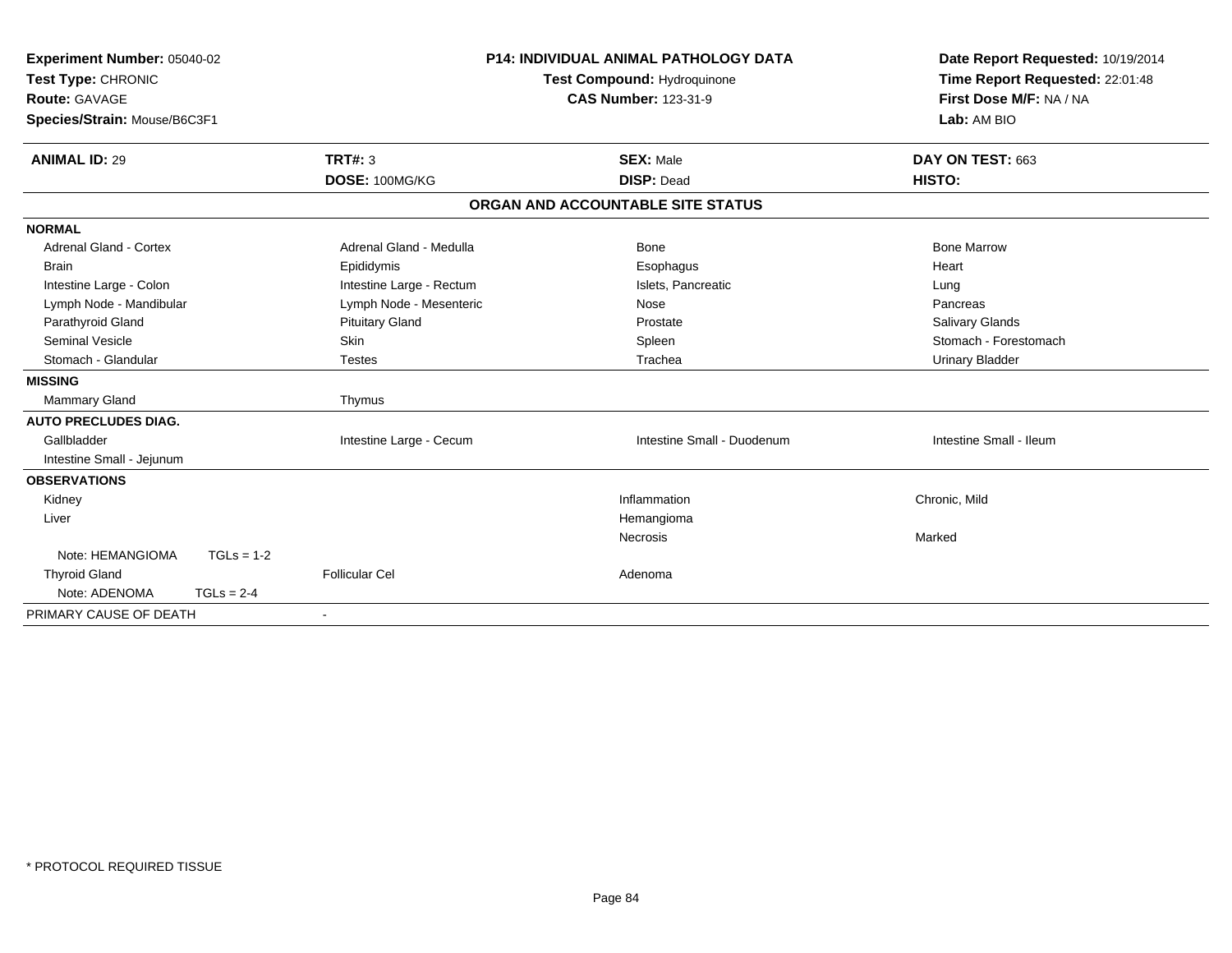**Experiment Number:** 05040-02
**Test Type:** CHRONIC
**Route:** GAVAGE
**Species/Strain:** Mouse/B6C3F1

**P14: INDIVIDUAL ANIMAL PATHOLOGY DATA**
**Test Compound:** Hydroquinone
**CAS Number:** 123-31-9

**Date Report Requested:** 10/19/2014
**Time Report Requested:** 22:01:48
**First Dose M/F:** NA / NA
**Lab:** AM BIO

| **ANIMAL ID:** 29 | **TRT#:** 3 | **SEX:** Male | **DAY ON TEST:** 663 |
|---|---|---|---|
| | **DOSE:** 100MG/KG | **DISP:** Dead | **HISTO:** |

## ORGAN AND ACCOUNTABLE SITE STATUS

| | | | |
|---|---|---|---|
| **NORMAL** | | | |
| Adrenal Gland - Cortex | Adrenal Gland - Medulla | Bone | Bone Marrow |
| Brain | Epididymis | Esophagus | Heart |
| Intestine Large - Colon | Intestine Large - Rectum | Islets, Pancreatic | Lung |
| Lymph Node - Mandibular | Lymph Node - Mesenteric | Nose | Pancreas |
| Parathyroid Gland | Pituitary Gland | Prostate | Salivary Glands |
| Seminal Vesicle | Skin | Spleen | Stomach - Forestomach |
| Stomach - Glandular | Testes | Trachea | Urinary Bladder |
| **MISSING** | | | |
| Mammary Gland | Thymus | | |
| **AUTO PRECLUDES DIAG.** | | | |
| Gallbladder | Intestine Large - Cecum | Intestine Small - Duodenum | Intestine Small - Ileum |
| Intestine Small - Jejunum | | | |
| **OBSERVATIONS** | | | |
| Kidney | | Inflammation | Chronic, Mild |
| Liver | | Hemangioma | |
| | | Necrosis | Marked |
| Note: HEMANGIOMA TGLs = 1-2 | | | |
| Thyroid Gland | Follicular Cel | Adenoma | |
| Note: ADENOMA TGLs = 2-4 | | | |
| PRIMARY CAUSE OF DEATH | - | | |

* PROTOCOL REQUIRED TISSUE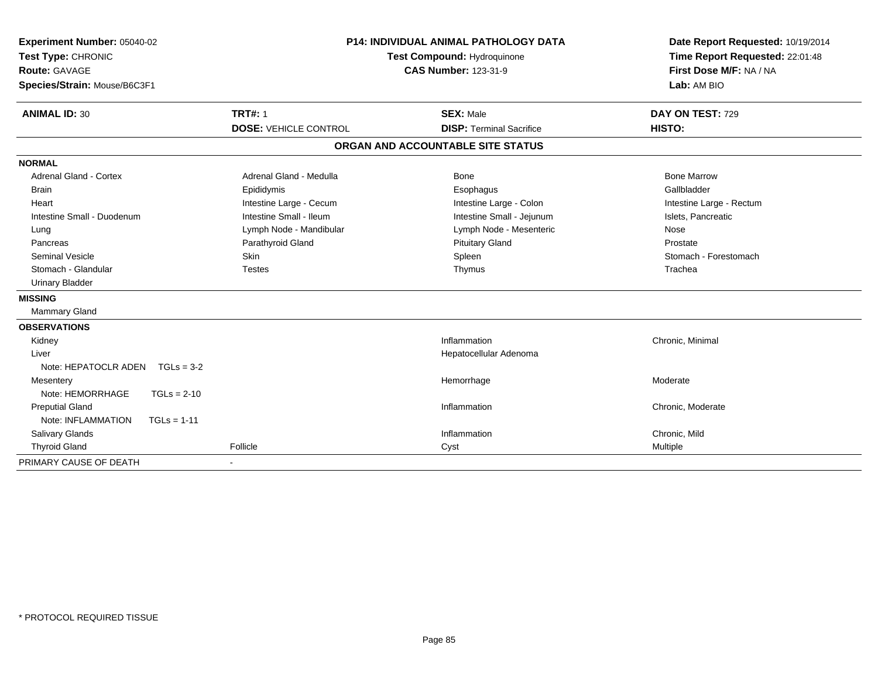**Experiment Number:** 05040-02
**Test Type:** CHRONIC
**Route:** GAVAGE
**Species/Strain:** Mouse/B6C3F1

**P14: INDIVIDUAL ANIMAL PATHOLOGY DATA**
**Test Compound:** Hydroquinone
**CAS Number:** 123-31-9

**Date Report Requested:** 10/19/2014
**Time Report Requested:** 22:01:48
**First Dose M/F:** NA / NA
**Lab:** AM BIO

| **ANIMAL ID:** 30 | **TRT#:** 1 | **SEX:** Male | **DAY ON TEST:** 729 |
|---|---|---|---|
| | **DOSE:** VEHICLE CONTROL | **DISP:** Terminal Sacrifice | **HISTO:** |

**ORGAN AND ACCOUNTABLE SITE STATUS**

| | | | |
|---|---|---|---|
| **NORMAL** | | | |
| Adrenal Gland - Cortex | Adrenal Gland - Medulla | Bone | Bone Marrow |
| Brain | Epididymis | Esophagus | Gallbladder |
| Heart | Intestine Large - Cecum | Intestine Large - Colon | Intestine Large - Rectum |
| Intestine Small - Duodenum | Intestine Small - Ileum | Intestine Small - Jejunum | Islets, Pancreatic |
| Lung | Lymph Node - Mandibular | Lymph Node - Mesenteric | Nose |
| Pancreas | Parathyroid Gland | Pituitary Gland | Prostate |
| Seminal Vesicle | Skin | Spleen | Stomach - Forestomach |
| Stomach - Glandular | Testes | Thymus | Trachea |
| Urinary Bladder | | | |
| **MISSING** | | | |
| Mammary Gland | | | |
| **OBSERVATIONS** | | | |
| Kidney | | Inflammation | Chronic, Minimal |
| Liver | | Hepatocellular Adenoma | |
| Note: HEPATOCLR ADEN TGLs = 3-2 | | | |
| Mesentery | | Hemorrhage | Moderate |
| Note: HEMORRHAGE TGLs = 2-10 | | | |
| Preputial Gland | | Inflammation | Chronic, Moderate |
| Note: INFLAMMATION TGLs = 1-11 | | | |
| Salivary Glands | | Inflammation | Chronic, Mild |
| Thyroid Gland | Follicle | Cyst | Multiple |
| PRIMARY CAUSE OF DEATH | - | | |

\* PROTOCOL REQUIRED TISSUE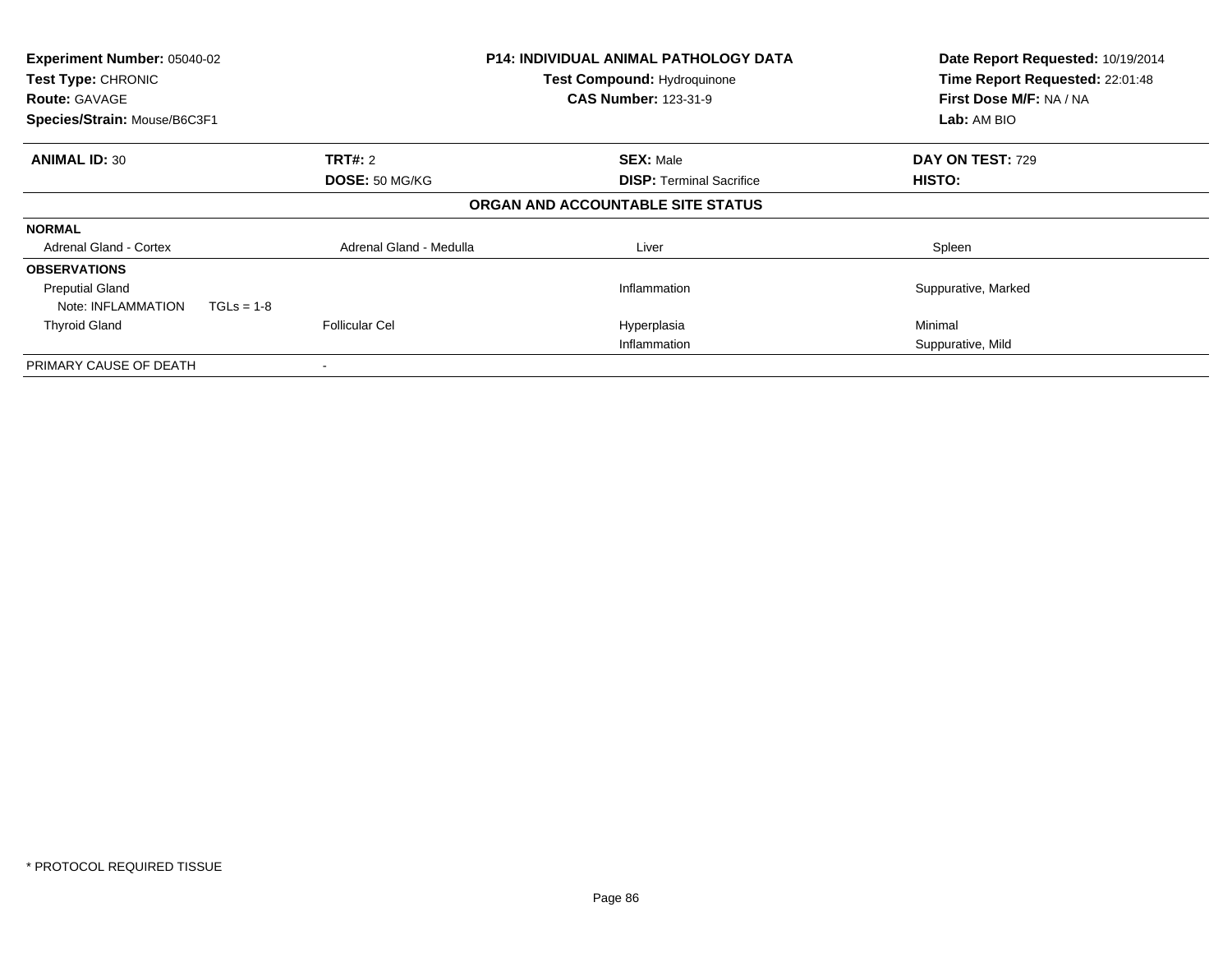**Experiment Number:** 05040-02
**Test Type:** CHRONIC
**Route:** GAVAGE
**Species/Strain:** Mouse/B6C3F1

**P14: INDIVIDUAL ANIMAL PATHOLOGY DATA**
**Test Compound:** Hydroquinone
**CAS Number:** 123-31-9

**Date Report Requested:** 10/19/2014
**Time Report Requested:** 22:01:48
**First Dose M/F:** NA / NA
**Lab:** AM BIO

| **ANIMAL ID:** 30 | **TRT#:** 2 | **SEX:** Male | **DAY ON TEST:** 729 |
|---|---|---|---|
| | **DOSE:** 50 MG/KG | **DISP:** Terminal Sacrifice | **HISTO:** |

**ORGAN AND ACCOUNTABLE SITE STATUS**

| | | | |
|---|---|---|---|
| **NORMAL** | | | |
| Adrenal Gland - Cortex | Adrenal Gland - Medulla | Liver | Spleen |
| **OBSERVATIONS** | | | |
| Preputial Gland | | Inflammation | Suppurative, Marked |
| Note: INFLAMMATION TGLs = 1-8 | | | |
| Thyroid Gland | Follicular Cel | Hyperplasia | Minimal |
| | | Inflammation | Suppurative, Mild |
| PRIMARY CAUSE OF DEATH | - | | |

* PROTOCOL REQUIRED TISSUE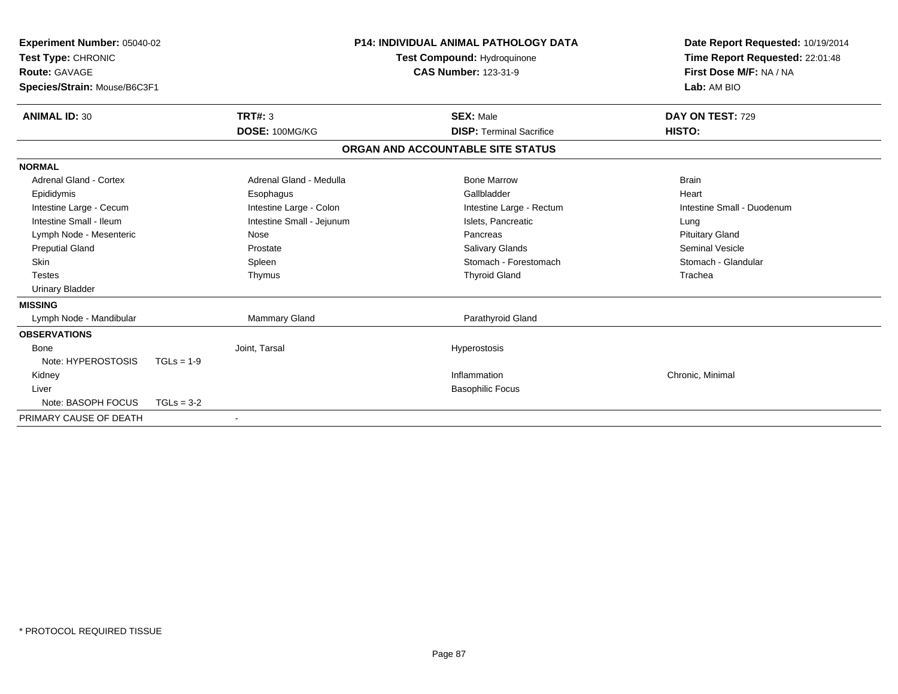**Experiment Number:** 05040-02
**Test Type:** CHRONIC
**Route:** GAVAGE
**Species/Strain:** Mouse/B6C3F1

**P14: INDIVIDUAL ANIMAL PATHOLOGY DATA**
**Test Compound:** Hydroquinone
**CAS Number:** 123-31-9

**Date Report Requested:** 10/19/2014
**Time Report Requested:** 22:01:48
**First Dose M/F:** NA / NA
**Lab:** AM BIO

| **ANIMAL ID:** 30 | **TRT#:** 3 | **SEX:** Male | **DAY ON TEST:** 729 |
|---|---|---|---|
| | **DOSE:** 100MG/KG | **DISP:** Terminal Sacrifice | **HISTO:** |

**ORGAN AND ACCOUNTABLE SITE STATUS**

**NORMAL**

| | | | |
|---|---|---|---|
| Adrenal Gland - Cortex | Adrenal Gland - Medulla | Bone Marrow | Brain |
| Epididymis | Esophagus | Gallbladder | Heart |
| Intestine Large - Cecum | Intestine Large - Colon | Intestine Large - Rectum | Intestine Small - Duodenum |
| Intestine Small - Ileum | Intestine Small - Jejunum | Islets, Pancreatic | Lung |
| Lymph Node - Mesenteric | Nose | Pancreas | Pituitary Gland |
| Preputial Gland | Prostate | Salivary Glands | Seminal Vesicle |
| Skin | Spleen | Stomach - Forestomach | Stomach - Glandular |
| Testes | Thymus | Thyroid Gland | Trachea |
| Urinary Bladder | | | |

**MISSING**

| | | |
|---|---|---|
| Lymph Node - Mandibular | Mammary Gland | Parathyroid Gland |

**OBSERVATIONS**

| | | | |
|---|---|---|---|
| Bone | Joint, Tarsal | Hyperostosis | |
| Note: HYPEROSTOSIS TGLs = 1-9 | | | |
| Kidney | | Inflammation | Chronic, Minimal |
| Liver | | Basophilic Focus | |
| Note: BASOPH FOCUS TGLs = 3-2 | | | |

PRIMARY CAUSE OF DEATH -

\* PROTOCOL REQUIRED TISSUE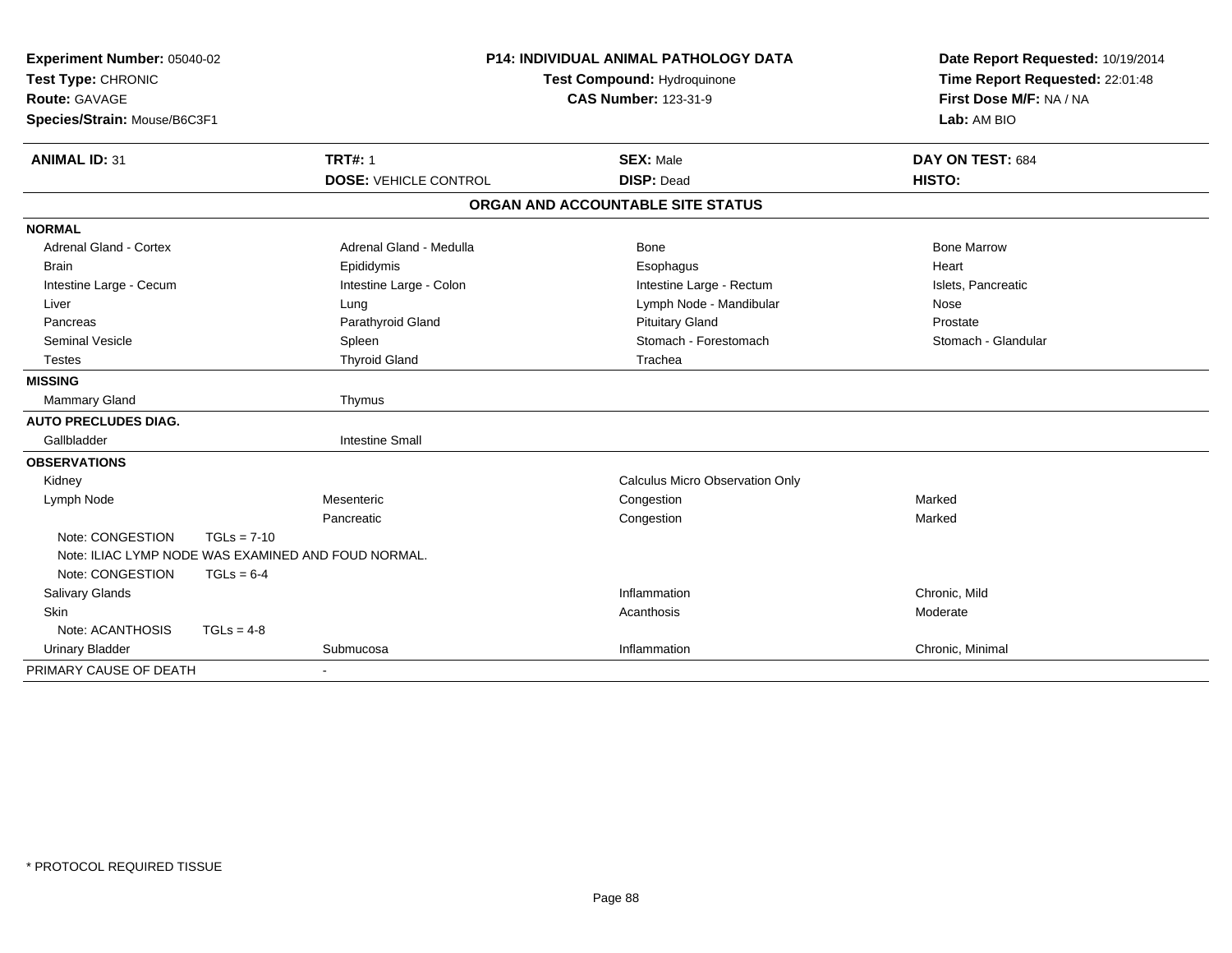**Experiment Number:** 05040-02
**Test Type:** CHRONIC
**Route:** GAVAGE
**Species/Strain:** Mouse/B6C3F1

**P14: INDIVIDUAL ANIMAL PATHOLOGY DATA**
**Test Compound:** Hydroquinone
**CAS Number:** 123-31-9

**Date Report Requested:** 10/19/2014
**Time Report Requested:** 22:01:48
**First Dose M/F:** NA / NA
**Lab:** AM BIO

| **ANIMAL ID:** 31 | **TRT#:** 1 | **SEX:** Male | **DAY ON TEST:** 684 |
|---|---|---|---|
| | **DOSE:** VEHICLE CONTROL | **DISP:** Dead | **HISTO:** |

**ORGAN AND ACCOUNTABLE SITE STATUS**

| | | | |
|---|---|---|---|
| **NORMAL** | | | |
| Adrenal Gland - Cortex | Adrenal Gland - Medulla | Bone | Bone Marrow |
| Brain | Epididymis | Esophagus | Heart |
| Intestine Large - Cecum | Intestine Large - Colon | Intestine Large - Rectum | Islets, Pancreatic |
| Liver | Lung | Lymph Node - Mandibular | Nose |
| Pancreas | Parathyroid Gland | Pituitary Gland | Prostate |
| Seminal Vesicle | Spleen | Stomach - Forestomach | Stomach - Glandular |
| Testes | Thyroid Gland | Trachea | |
| **MISSING** | | | |
| Mammary Gland | Thymus | | |
| **AUTO PRECLUDES DIAG.** | | | |
| Gallbladder | Intestine Small | | |
| **OBSERVATIONS** | | | |
| Kidney | | Calculus Micro Observation Only | |
| Lymph Node | Mesenteric | Congestion | Marked |
| | Pancreatic | Congestion | Marked |
| Note: CONGESTION TGLs = 7-10 | | | |
| Note: ILIAC LYMP NODE WAS EXAMINED AND FOUD NORMAL. | | | |
| Note: CONGESTION TGLs = 6-4 | | | |
| Salivary Glands | | Inflammation | Chronic, Mild |
| Skin | | Acanthosis | Moderate |
| Note: ACANTHOSIS TGLs = 4-8 | | | |
| Urinary Bladder | Submucosa | Inflammation | Chronic, Minimal |
| PRIMARY CAUSE OF DEATH | - | | |

\* PROTOCOL REQUIRED TISSUE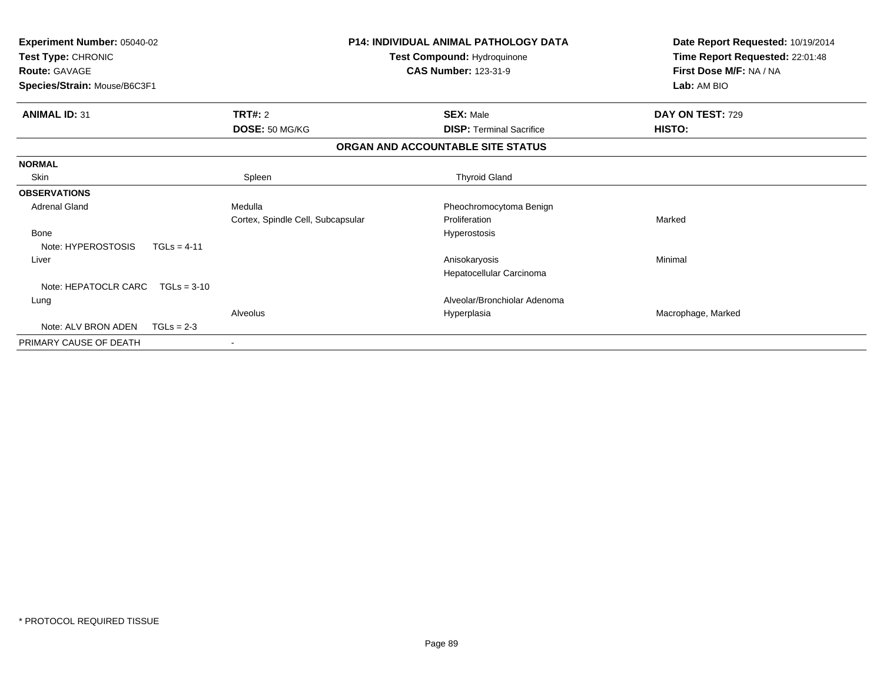**Experiment Number:** 05040-02
**Test Type:** CHRONIC
**Route:** GAVAGE
**Species/Strain:** Mouse/B6C3F1

**P14: INDIVIDUAL ANIMAL PATHOLOGY DATA**
**Test Compound:** Hydroquinone
**CAS Number:** 123-31-9

**Date Report Requested:** 10/19/2014
**Time Report Requested:** 22:01:48
**First Dose M/F:** NA / NA
**Lab:** AM BIO

| **ANIMAL ID:** 31 | **TRT#:** 2 | **SEX:** Male | **DAY ON TEST:** 729 |
|---|---|---|---|
| | **DOSE:** 50 MG/KG | **DISP:** Terminal Sacrifice | **HISTO:** |

**ORGAN AND ACCOUNTABLE SITE STATUS**

| | | | |
|---|---|---|---|
| **NORMAL** | | | |
| Skin | Spleen | Thyroid Gland | |
| **OBSERVATIONS** | | | |
| Adrenal Gland | Medulla | Pheochromocytoma Benign | |
| | Cortex, Spindle Cell, Subcapsular | Proliferation | Marked |
| Bone | | Hyperostosis | |
| Note: HYPEROSTOSIS TGLs = 4-11 | | | |
| Liver | | Anisokaryosis | Minimal |
| | | Hepatocellular Carcinoma | |
| Note: HEPATOCLR CARC TGLs = 3-10 | | | |
| Lung | | Alveolar/Bronchiolar Adenoma | |
| | Alveolus | Hyperplasia | Macrophage, Marked |
| Note: ALV BRON ADEN TGLs = 2-3 | | | |
| PRIMARY CAUSE OF DEATH | - | | |

\* PROTOCOL REQUIRED TISSUE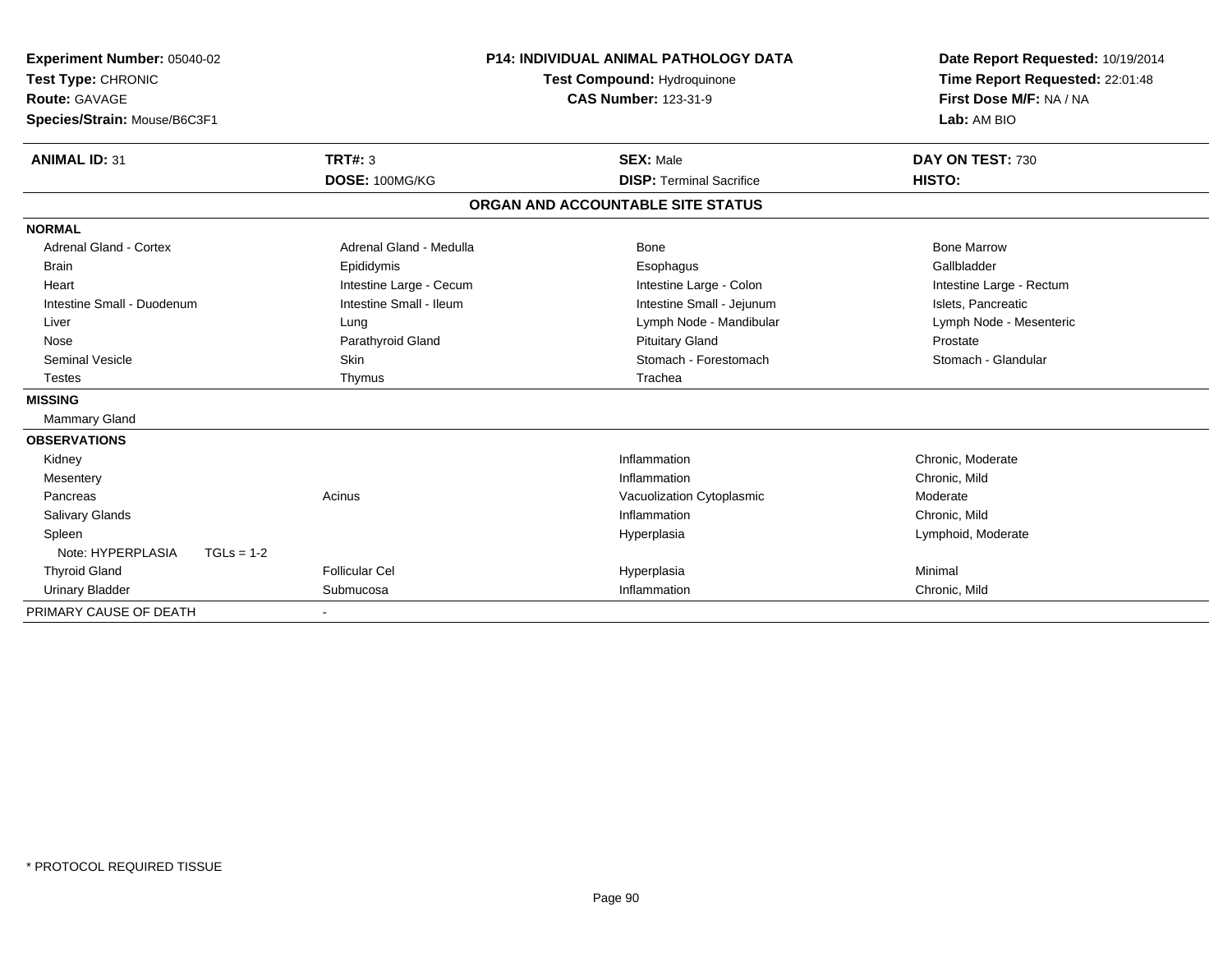**Experiment Number:** 05040-02
**Test Type:** CHRONIC
**Route:** GAVAGE
**Species/Strain:** Mouse/B6C3F1

**P14: INDIVIDUAL ANIMAL PATHOLOGY DATA**
**Test Compound:** Hydroquinone
**CAS Number:** 123-31-9

**Date Report Requested:** 10/19/2014
**Time Report Requested:** 22:01:48
**First Dose M/F:** NA / NA
**Lab:** AM BIO

| **ANIMAL ID:** 31 | **TRT#:** 3 | **SEX:** Male | **DAY ON TEST:** 730 |
|---|---|---|---|
| | **DOSE:** 100MG/KG | **DISP:** Terminal Sacrifice | **HISTO:** |

## ORGAN AND ACCOUNTABLE SITE STATUS

| | | | |
|---|---|---|---|
| **NORMAL** | | | |
| Adrenal Gland - Cortex | Adrenal Gland - Medulla | Bone | Bone Marrow |
| Brain | Epididymis | Esophagus | Gallbladder |
| Heart | Intestine Large - Cecum | Intestine Large - Colon | Intestine Large - Rectum |
| Intestine Small - Duodenum | Intestine Small - Ileum | Intestine Small - Jejunum | Islets, Pancreatic |
| Liver | Lung | Lymph Node - Mandibular | Lymph Node - Mesenteric |
| Nose | Parathyroid Gland | Pituitary Gland | Prostate |
| Seminal Vesicle | Skin | Stomach - Forestomach | Stomach - Glandular |
| Testes | Thymus | Trachea | |
| **MISSING** | | | |
| Mammary Gland | | | |
| **OBSERVATIONS** | | | |
| Kidney | | Inflammation | Chronic, Moderate |
| Mesentery | | Inflammation | Chronic, Mild |
| Pancreas | Acinus | Vacuolization Cytoplasmic | Moderate |
| Salivary Glands | | Inflammation | Chronic, Mild |
| Spleen | | Hyperplasia | Lymphoid, Moderate |
| Note: HYPERPLASIA TGLs = 1-2 | | | |
| Thyroid Gland | Follicular Cel | Hyperplasia | Minimal |
| Urinary Bladder | Submucosa | Inflammation | Chronic, Mild |
| PRIMARY CAUSE OF DEATH | - | | |

\* PROTOCOL REQUIRED TISSUE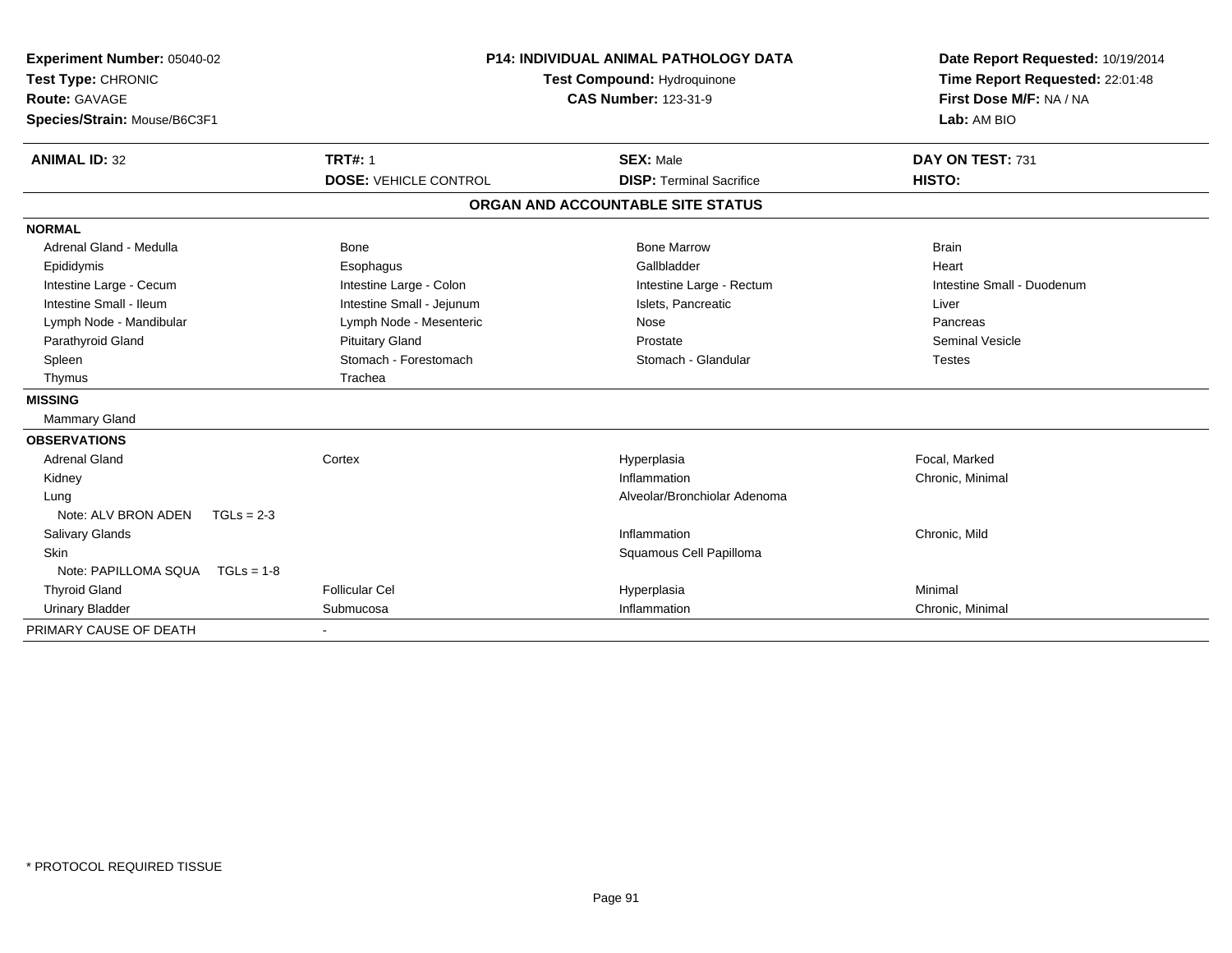**Experiment Number:** 05040-02
**Test Type:** CHRONIC
**Route:** GAVAGE
**Species/Strain:** Mouse/B6C3F1

**P14: INDIVIDUAL ANIMAL PATHOLOGY DATA**
**Test Compound:** Hydroquinone
**CAS Number:** 123-31-9

**Date Report Requested:** 10/19/2014
**Time Report Requested:** 22:01:48
**First Dose M/F:** NA / NA
**Lab:** AM BIO

| **ANIMAL ID:** 32 | **TRT#:** 1 | **SEX:** Male | **DAY ON TEST:** 731 |
|---|---|---|---|
| | **DOSE:** VEHICLE CONTROL | **DISP:** Terminal Sacrifice | **HISTO:** |

**ORGAN AND ACCOUNTABLE SITE STATUS**

| | | | |
|---|---|---|---|
| **NORMAL** | | | |
| Adrenal Gland - Medulla | Bone | Bone Marrow | Brain |
| Epididymis | Esophagus | Gallbladder | Heart |
| Intestine Large - Cecum | Intestine Large - Colon | Intestine Large - Rectum | Intestine Small - Duodenum |
| Intestine Small - Ileum | Intestine Small - Jejunum | Islets, Pancreatic | Liver |
| Lymph Node - Mandibular | Lymph Node - Mesenteric | Nose | Pancreas |
| Parathyroid Gland | Pituitary Gland | Prostate | Seminal Vesicle |
| Spleen | Stomach - Forestomach | Stomach - Glandular | Testes |
| Thymus | Trachea | | |
| **MISSING** | | | |
| Mammary Gland | | | |
| **OBSERVATIONS** | | | |
| Adrenal Gland | Cortex | Hyperplasia | Focal, Marked |
| Kidney | | Inflammation | Chronic, Minimal |
| Lung | | Alveolar/Bronchiolar Adenoma | |
| Note: ALV BRON ADEN TGLs = 2-3 | | | |
| Salivary Glands | | Inflammation | Chronic, Mild |
| Skin | | Squamous Cell Papilloma | |
| Note: PAPILLOMA SQUA TGLs = 1-8 | | | |
| Thyroid Gland | Follicular Cel | Hyperplasia | Minimal |
| Urinary Bladder | Submucosa | Inflammation | Chronic, Minimal |
| PRIMARY CAUSE OF DEATH | - | | |

\* PROTOCOL REQUIRED TISSUE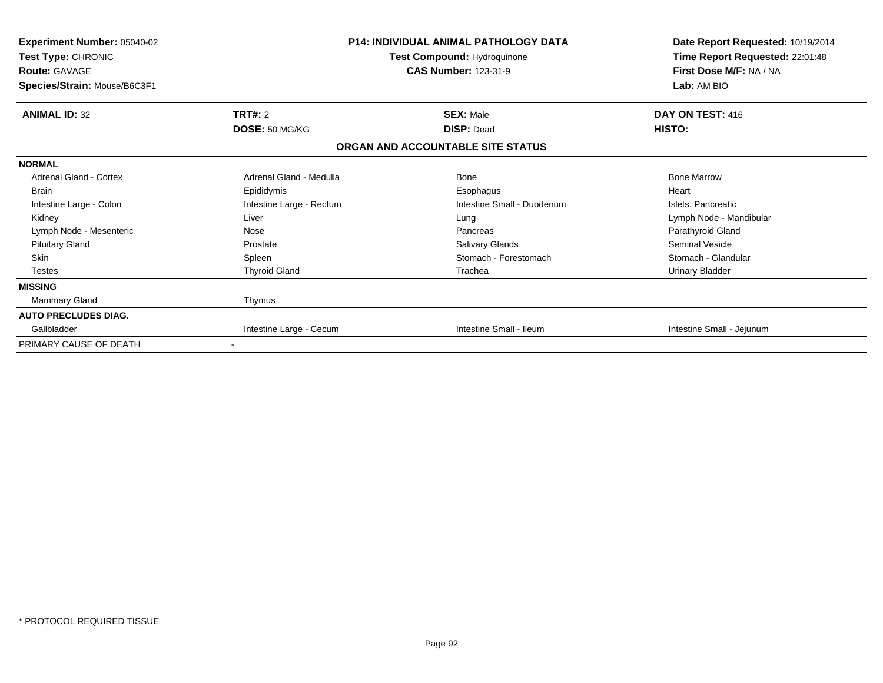**Experiment Number:** 05040-02
**Test Type:** CHRONIC
**Route:** GAVAGE
**Species/Strain:** Mouse/B6C3F1

**P14: INDIVIDUAL ANIMAL PATHOLOGY DATA**
**Test Compound:** Hydroquinone
**CAS Number:** 123-31-9

**Date Report Requested:** 10/19/2014
**Time Report Requested:** 22:01:48
**First Dose M/F:** NA / NA
**Lab:** AM BIO

| **ANIMAL ID:** 32 | **TRT#:** 2 | **SEX:** Male | **DAY ON TEST:** 416 |
|---|---|---|---|
| | **DOSE:** 50 MG/KG | **DISP:** Dead | **HISTO:** |

**ORGAN AND ACCOUNTABLE SITE STATUS**

| | | | |
|---|---|---|---|
| **NORMAL** | | | |
| Adrenal Gland - Cortex | Adrenal Gland - Medulla | Bone | Bone Marrow |
| Brain | Epididymis | Esophagus | Heart |
| Intestine Large - Colon | Intestine Large - Rectum | Intestine Small - Duodenum | Islets, Pancreatic |
| Kidney | Liver | Lung | Lymph Node - Mandibular |
| Lymph Node - Mesenteric | Nose | Pancreas | Parathyroid Gland |
| Pituitary Gland | Prostate | Salivary Glands | Seminal Vesicle |
| Skin | Spleen | Stomach - Forestomach | Stomach - Glandular |
| Testes | Thyroid Gland | Trachea | Urinary Bladder |
| **MISSING** | | | |
| Mammary Gland | Thymus | | |
| **AUTO PRECLUDES DIAG.** | | | |
| Gallbladder | Intestine Large - Cecum | Intestine Small - Ileum | Intestine Small - Jejunum |
| PRIMARY CAUSE OF DEATH | - | | |

\* PROTOCOL REQUIRED TISSUE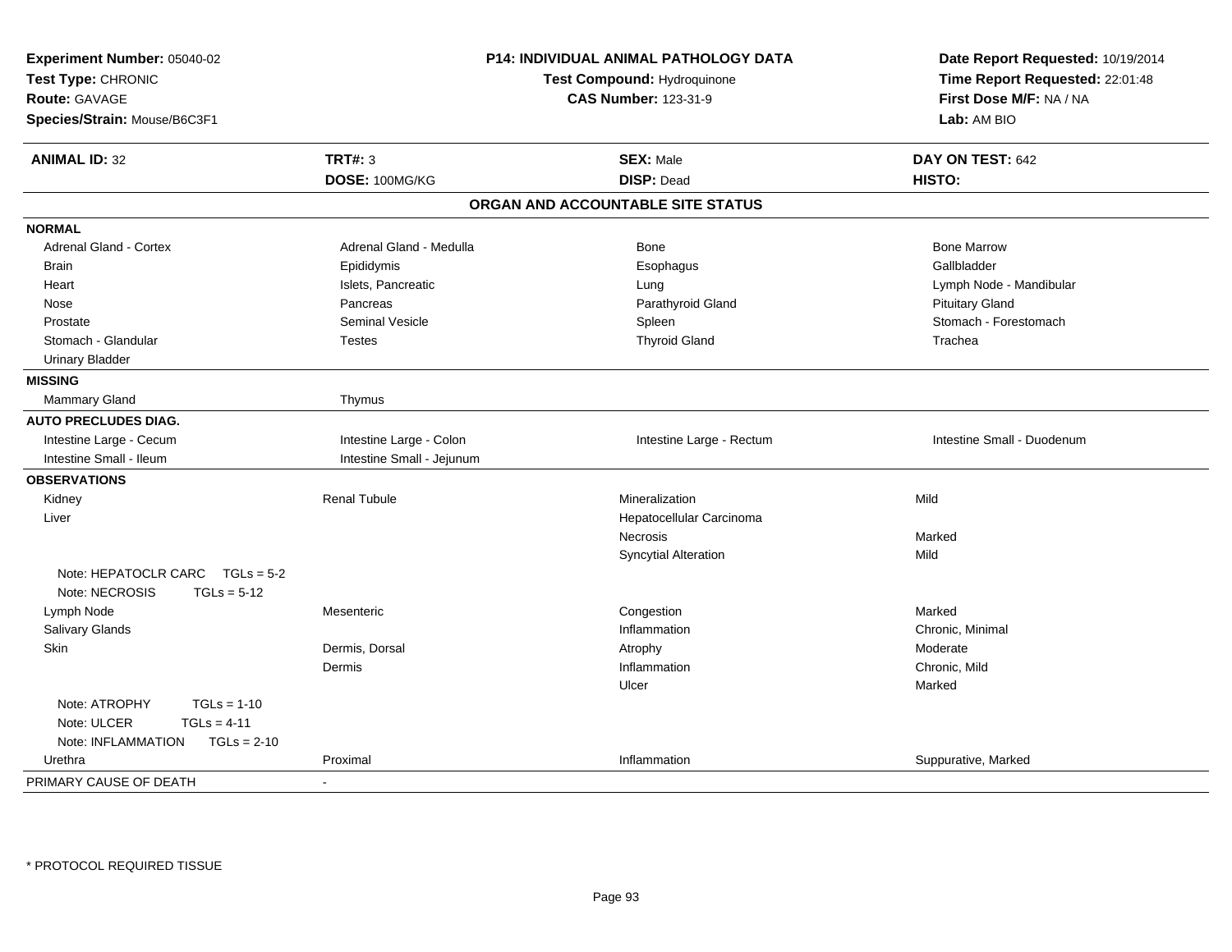| | | | |
|---|---|---|---|
| **Experiment Number:** 05040-02 | **P14: INDIVIDUAL ANIMAL PATHOLOGY DATA** | | **Date Report Requested:** 10/19/2014 |
| **Test Type:** CHRONIC | **Test Compound:** Hydroquinone | | **Time Report Requested:** 22:01:48 |
| **Route:** GAVAGE | **CAS Number:** 123-31-9 | | **First Dose M/F:** NA / NA |
| **Species/Strain:** Mouse/B6C3F1 | | | **Lab:** AM BIO |

| **ANIMAL ID:** 32 | **TRT#:** 3 | **SEX:** Male | **DAY ON TEST:** 642 |
|---|---|---|---|
| | **DOSE:** 100MG/KG | **DISP:** Dead | **HISTO:** |

## ORGAN AND ACCOUNTABLE SITE STATUS

| | | | |
|---|---|---|---|
| **NORMAL** | | | |
| Adrenal Gland - Cortex | Adrenal Gland - Medulla | Bone | Bone Marrow |
| Brain | Epididymis | Esophagus | Gallbladder |
| Heart | Islets, Pancreatic | Lung | Lymph Node - Mandibular |
| Nose | Pancreas | Parathyroid Gland | Pituitary Gland |
| Prostate | Seminal Vesicle | Spleen | Stomach - Forestomach |
| Stomach - Glandular | Testes | Thyroid Gland | Trachea |
| Urinary Bladder | | | |
| **MISSING** | | | |
| Mammary Gland | Thymus | | |
| **AUTO PRECLUDES DIAG.** | | | |
| Intestine Large - Cecum | Intestine Large - Colon | Intestine Large - Rectum | Intestine Small - Duodenum |
| Intestine Small - Ileum | Intestine Small - Jejunum | | |
| **OBSERVATIONS** | | | |
| Kidney | Renal Tubule | Mineralization | Mild |
| Liver | | Hepatocellular Carcinoma | |
| | | Necrosis | Marked |
| | | Syncytial Alteration | Mild |
| Note: HEPATOCLR CARC TGLs = 5-2 | | | |
| Note: NECROSIS TGLs = 5-12 | | | |
| Lymph Node | Mesenteric | Congestion | Marked |
| Salivary Glands | | Inflammation | Chronic, Minimal |
| Skin | Dermis, Dorsal | Atrophy | Moderate |
| | Dermis | Inflammation | Chronic, Mild |
| | | Ulcer | Marked |
| Note: ATROPHY TGLs = 1-10 | | | |
| Note: ULCER TGLs = 4-11 | | | |
| Note: INFLAMMATION TGLs = 2-10 | | | |
| Urethra | Proximal | Inflammation | Suppurative, Marked |
| PRIMARY CAUSE OF DEATH | - | | |

* PROTOCOL REQUIRED TISSUE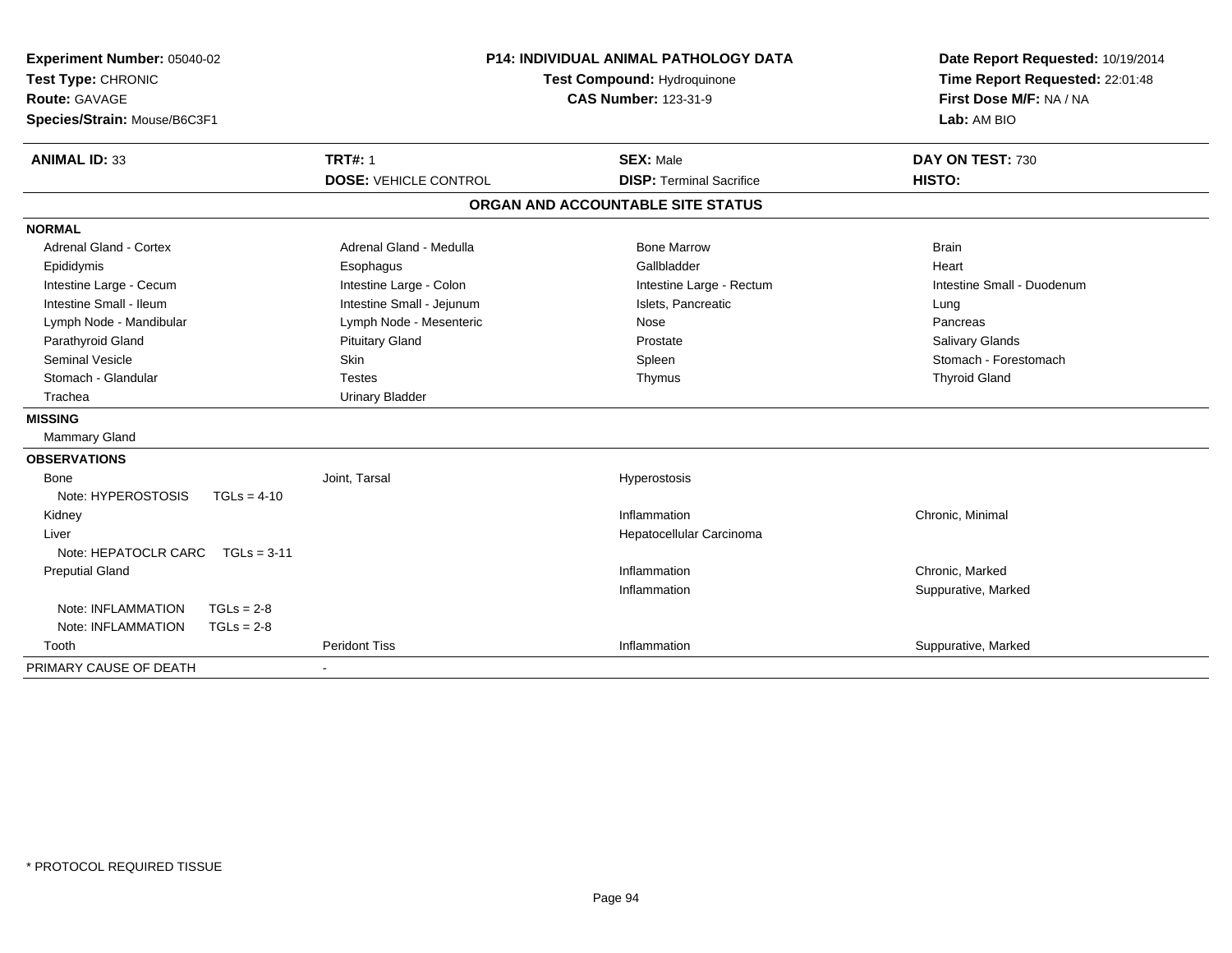**Experiment Number:** 05040-02
**Test Type:** CHRONIC
**Route:** GAVAGE
**Species/Strain:** Mouse/B6C3F1

**P14: INDIVIDUAL ANIMAL PATHOLOGY DATA**
**Test Compound:** Hydroquinone
**CAS Number:** 123-31-9

**Date Report Requested:** 10/19/2014
**Time Report Requested:** 22:01:48
**First Dose M/F:** NA / NA
**Lab:** AM BIO

| **ANIMAL ID:** 33 | **TRT#:** 1 | **SEX:** Male | **DAY ON TEST:** 730 |
|---|---|---|---|
| | **DOSE:** VEHICLE CONTROL | **DISP:** Terminal Sacrifice | **HISTO:** |

## ORGAN AND ACCOUNTABLE SITE STATUS

| | | | |
|---|---|---|---|
| **NORMAL** | | | |
| Adrenal Gland - Cortex | Adrenal Gland - Medulla | Bone Marrow | Brain |
| Epididymis | Esophagus | Gallbladder | Heart |
| Intestine Large - Cecum | Intestine Large - Colon | Intestine Large - Rectum | Intestine Small - Duodenum |
| Intestine Small - Ileum | Intestine Small - Jejunum | Islets, Pancreatic | Lung |
| Lymph Node - Mandibular | Lymph Node - Mesenteric | Nose | Pancreas |
| Parathyroid Gland | Pituitary Gland | Prostate | Salivary Glands |
| Seminal Vesicle | Skin | Spleen | Stomach - Forestomach |
| Stomach - Glandular | Testes | Thymus | Thyroid Gland |
| Trachea | Urinary Bladder | | |
| **MISSING** | | | |
| Mammary Gland | | | |
| **OBSERVATIONS** | | | |
| Bone | Joint, Tarsal | Hyperostosis | |
| Note: HYPEROSTOSIS TGLs = 4-10 | | | |
| Kidney | | Inflammation | Chronic, Minimal |
| Liver | | Hepatocellular Carcinoma | |
| Note: HEPATOCLR CARC TGLs = 3-11 | | | |
| Preputial Gland | | Inflammation | Chronic, Marked |
| | | Inflammation | Suppurative, Marked |
| Note: INFLAMMATION TGLs = 2-8 | | | |
| Note: INFLAMMATION TGLs = 2-8 | | | |
| Tooth | Peridont Tiss | Inflammation | Suppurative, Marked |
| PRIMARY CAUSE OF DEATH | - | | |

\* PROTOCOL REQUIRED TISSUE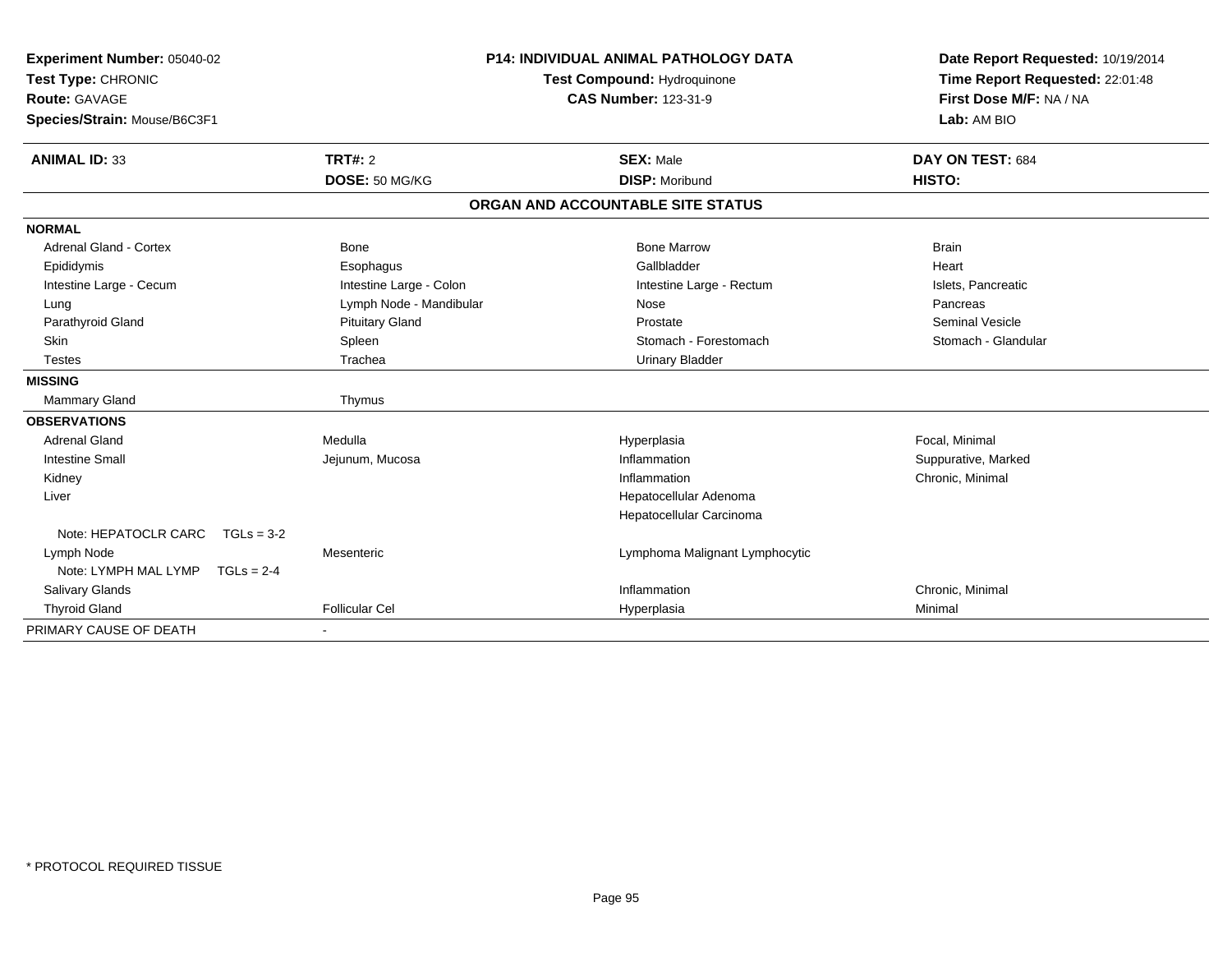**Experiment Number:** 05040-02
**Test Type:** CHRONIC
**Route:** GAVAGE
**Species/Strain:** Mouse/B6C3F1

**P14: INDIVIDUAL ANIMAL PATHOLOGY DATA**
**Test Compound:** Hydroquinone
**CAS Number:** 123-31-9

**Date Report Requested:** 10/19/2014
**Time Report Requested:** 22:01:48
**First Dose M/F:** NA / NA
**Lab:** AM BIO

| **ANIMAL ID:** 33 | **TRT#:** 2 | **SEX:** Male | **DAY ON TEST:** 684 |
|---|---|---|---|
| | **DOSE:** 50 MG/KG | **DISP:** Moribund | **HISTO:** |

**ORGAN AND ACCOUNTABLE SITE STATUS**

| | | | |
|---|---|---|---|
| **NORMAL** | | | |
| Adrenal Gland - Cortex | Bone | Bone Marrow | Brain |
| Epididymis | Esophagus | Gallbladder | Heart |
| Intestine Large - Cecum | Intestine Large - Colon | Intestine Large - Rectum | Islets, Pancreatic |
| Lung | Lymph Node - Mandibular | Nose | Pancreas |
| Parathyroid Gland | Pituitary Gland | Prostate | Seminal Vesicle |
| Skin | Spleen | Stomach - Forestomach | Stomach - Glandular |
| Testes | Trachea | Urinary Bladder | |
| **MISSING** | | | |
| Mammary Gland | Thymus | | |
| **OBSERVATIONS** | | | |
| Adrenal Gland | Medulla | Hyperplasia | Focal, Minimal |
| Intestine Small | Jejunum, Mucosa | Inflammation | Suppurative, Marked |
| Kidney | | Inflammation | Chronic, Minimal |
| Liver | | Hepatocellular Adenoma | |
| | | Hepatocellular Carcinoma | |
| Note: HEPATOCLR CARC TGLs = 3-2 | | | |
| Lymph Node | Mesenteric | Lymphoma Malignant Lymphocytic | |
| Note: LYMPH MAL LYMP TGLs = 2-4 | | | |
| Salivary Glands | | Inflammation | Chronic, Minimal |
| Thyroid Gland | Follicular Cel | Hyperplasia | Minimal |
| PRIMARY CAUSE OF DEATH | - | | |

* PROTOCOL REQUIRED TISSUE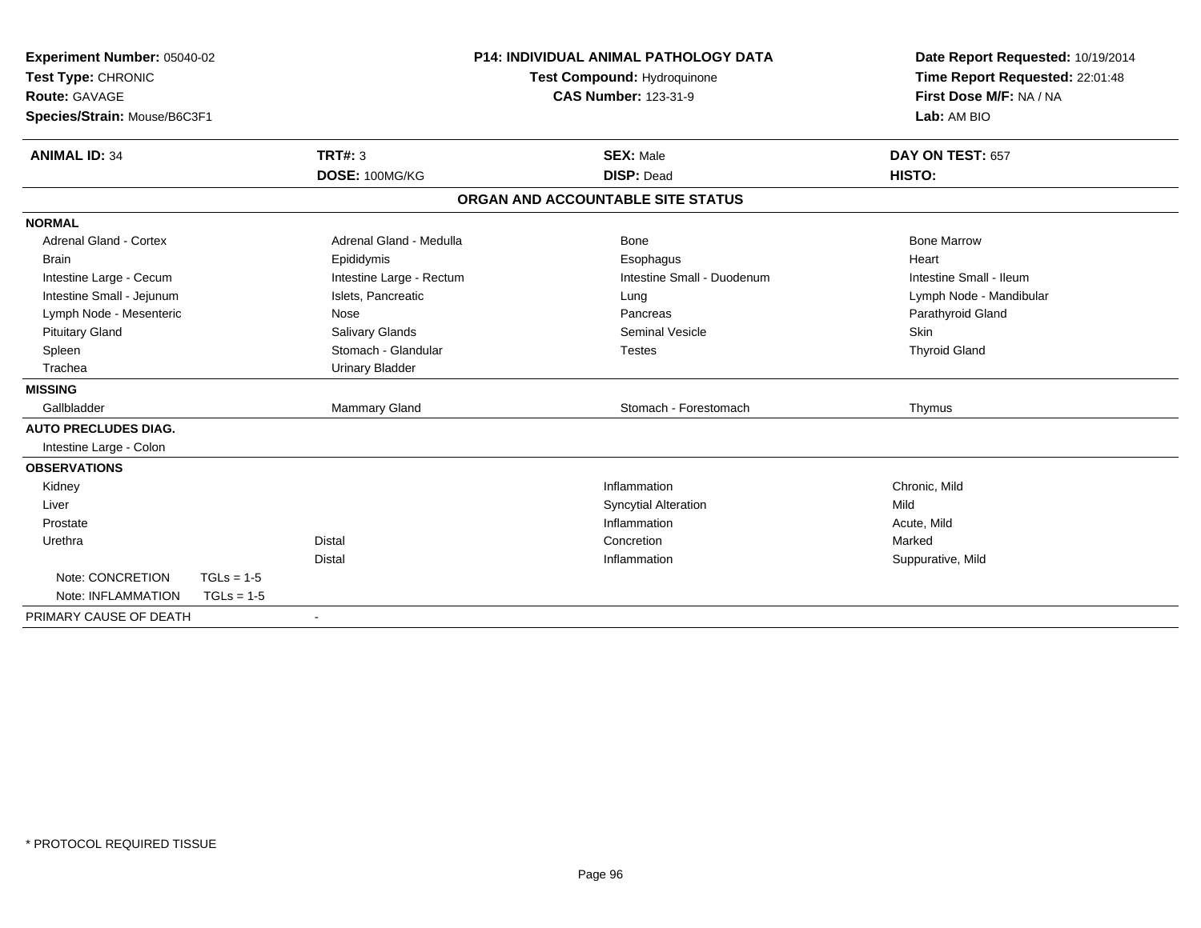**Experiment Number:** 05040-02
**Test Type:** CHRONIC
**Route:** GAVAGE
**Species/Strain:** Mouse/B6C3F1

**P14: INDIVIDUAL ANIMAL PATHOLOGY DATA**
**Test Compound:** Hydroquinone
**CAS Number:** 123-31-9

**Date Report Requested:** 10/19/2014
**Time Report Requested:** 22:01:48
**First Dose M/F:** NA / NA
**Lab:** AM BIO

| **ANIMAL ID:** 34 | **TRT#:** 3 | **SEX:** Male | **DAY ON TEST:** 657 |
|---|---|---|---|
| | **DOSE:** 100MG/KG | **DISP:** Dead | **HISTO:** |

## ORGAN AND ACCOUNTABLE SITE STATUS

| | | | |
|---|---|---|---|
| **NORMAL** | | | |
| Adrenal Gland - Cortex | Adrenal Gland - Medulla | Bone | Bone Marrow |
| Brain | Epididymis | Esophagus | Heart |
| Intestine Large - Cecum | Intestine Large - Rectum | Intestine Small - Duodenum | Intestine Small - Ileum |
| Intestine Small - Jejunum | Islets, Pancreatic | Lung | Lymph Node - Mandibular |
| Lymph Node - Mesenteric | Nose | Pancreas | Parathyroid Gland |
| Pituitary Gland | Salivary Glands | Seminal Vesicle | Skin |
| Spleen | Stomach - Glandular | Testes | Thyroid Gland |
| Trachea | Urinary Bladder | | |
| **MISSING** | | | |
| Gallbladder | Mammary Gland | Stomach - Forestomach | Thymus |
| **AUTO PRECLUDES DIAG.** | | | |
| Intestine Large - Colon | | | |
| **OBSERVATIONS** | | | |
| Kidney | | Inflammation | Chronic, Mild |
| Liver | | Syncytial Alteration | Mild |
| Prostate | | Inflammation | Acute, Mild |
| Urethra | Distal | Concretion | Marked |
| | Distal | Inflammation | Suppurative, Mild |
| Note: CONCRETION TGLs = 1-5 | | | |
| Note: INFLAMMATION TGLs = 1-5 | | | |
| PRIMARY CAUSE OF DEATH | - | | |

* PROTOCOL REQUIRED TISSUE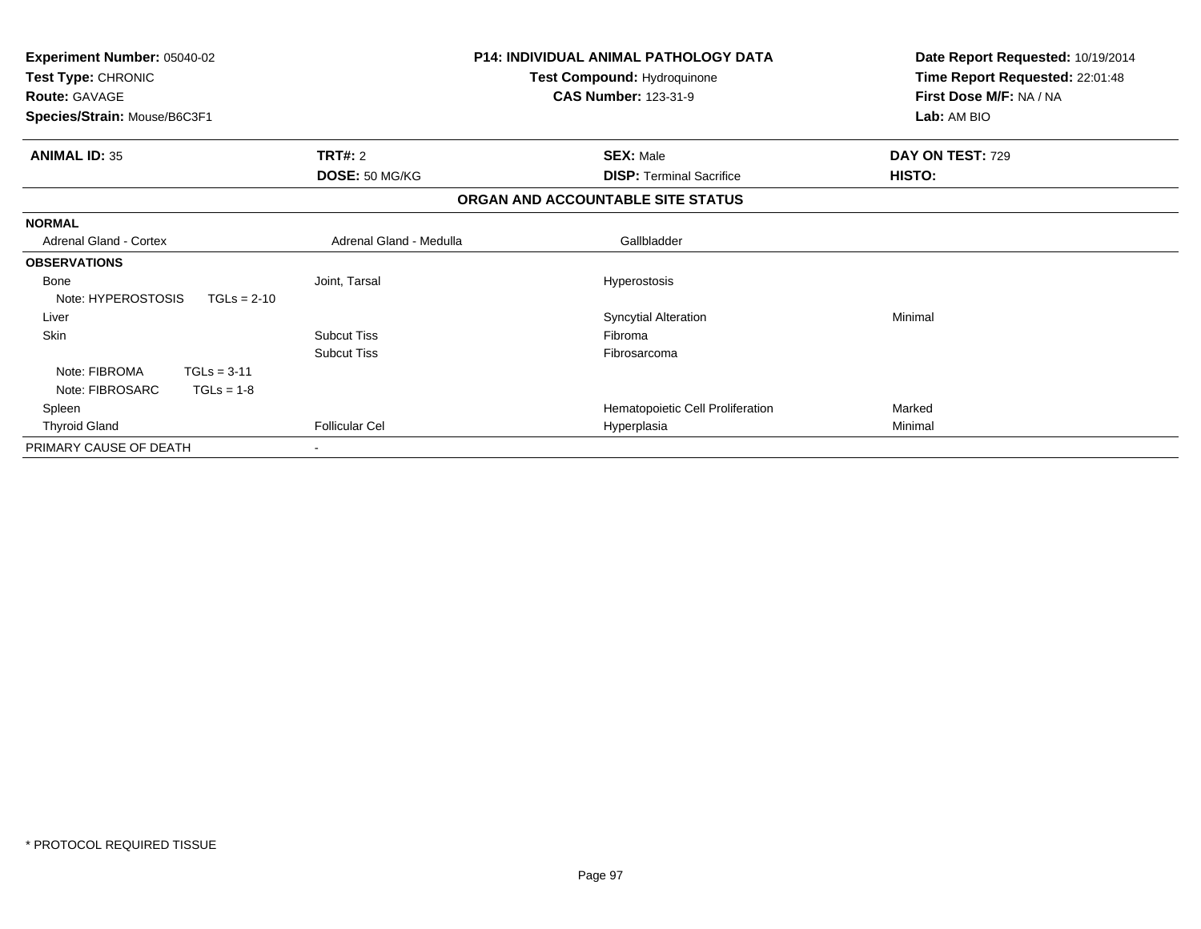**Experiment Number:** 05040-02
**Test Type:** CHRONIC
**Route:** GAVAGE
**Species/Strain:** Mouse/B6C3F1

**P14: INDIVIDUAL ANIMAL PATHOLOGY DATA**
**Test Compound:** Hydroquinone
**CAS Number:** 123-31-9

**Date Report Requested:** 10/19/2014
**Time Report Requested:** 22:01:48
**First Dose M/F:** NA / NA
**Lab:** AM BIO

| **ANIMAL ID:** 35 | **TRT#:** 2 | **SEX:** Male | **DAY ON TEST:** 729 |
|---|---|---|---|
| | **DOSE:** 50 MG/KG | **DISP:** Terminal Sacrifice | **HISTO:** |

## ORGAN AND ACCOUNTABLE SITE STATUS

| | | | |
|---|---|---|---|
| **NORMAL** | | | |
| Adrenal Gland - Cortex | Adrenal Gland - Medulla | Gallbladder | |
| **OBSERVATIONS** | | | |
| Bone | Joint, Tarsal | Hyperostosis | |
| Note: HYPEROSTOSIS TGLs = 2-10 | | | |
| Liver | | Syncytial Alteration | Minimal |
| Skin | Subcut Tiss | Fibroma | |
| | Subcut Tiss | Fibrosarcoma | |
| Note: FIBROMA TGLs = 3-11 | | | |
| Note: FIBROSARC TGLs = 1-8 | | | |
| Spleen | | Hematopoietic Cell Proliferation | Marked |
| Thyroid Gland | Follicular Cel | Hyperplasia | Minimal |
| PRIMARY CAUSE OF DEATH | - | | |

* PROTOCOL REQUIRED TISSUE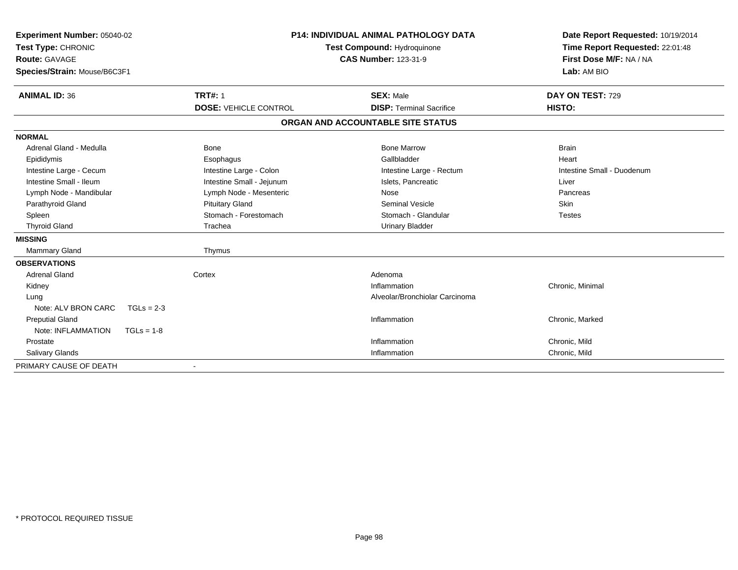**Experiment Number:** 05040-02
**Test Type:** CHRONIC
**Route:** GAVAGE
**Species/Strain:** Mouse/B6C3F1

**P14: INDIVIDUAL ANIMAL PATHOLOGY DATA**
**Test Compound:** Hydroquinone
**CAS Number:** 123-31-9

**Date Report Requested:** 10/19/2014
**Time Report Requested:** 22:01:48
**First Dose M/F:** NA / NA
**Lab:** AM BIO

| **ANIMAL ID:** 36 | **TRT#:** 1 | **SEX:** Male | **DAY ON TEST:** 729 |
|---|---|---|---|
| | **DOSE:** VEHICLE CONTROL | **DISP:** Terminal Sacrifice | **HISTO:** |

**ORGAN AND ACCOUNTABLE SITE STATUS**

| | | | |
|---|---|---|---|
| **NORMAL** | | | |
| Adrenal Gland - Medulla | Bone | Bone Marrow | Brain |
| Epididymis | Esophagus | Gallbladder | Heart |
| Intestine Large - Cecum | Intestine Large - Colon | Intestine Large - Rectum | Intestine Small - Duodenum |
| Intestine Small - Ileum | Intestine Small - Jejunum | Islets, Pancreatic | Liver |
| Lymph Node - Mandibular | Lymph Node - Mesenteric | Nose | Pancreas |
| Parathyroid Gland | Pituitary Gland | Seminal Vesicle | Skin |
| Spleen | Stomach - Forestomach | Stomach - Glandular | Testes |
| Thyroid Gland | Trachea | Urinary Bladder | |
| **MISSING** | | | |
| Mammary Gland | Thymus | | |
| **OBSERVATIONS** | | | |
| Adrenal Gland | Cortex | Adenoma | |
| Kidney | | Inflammation | Chronic, Minimal |
| Lung | | Alveolar/Bronchiolar Carcinoma | |
| Note: ALV BRON CARC TGLs = 2-3 | | | |
| Preputial Gland | | Inflammation | Chronic, Marked |
| Note: INFLAMMATION TGLs = 1-8 | | | |
| Prostate | | Inflammation | Chronic, Mild |
| Salivary Glands | | Inflammation | Chronic, Mild |
| PRIMARY CAUSE OF DEATH | - | | |

\* PROTOCOL REQUIRED TISSUE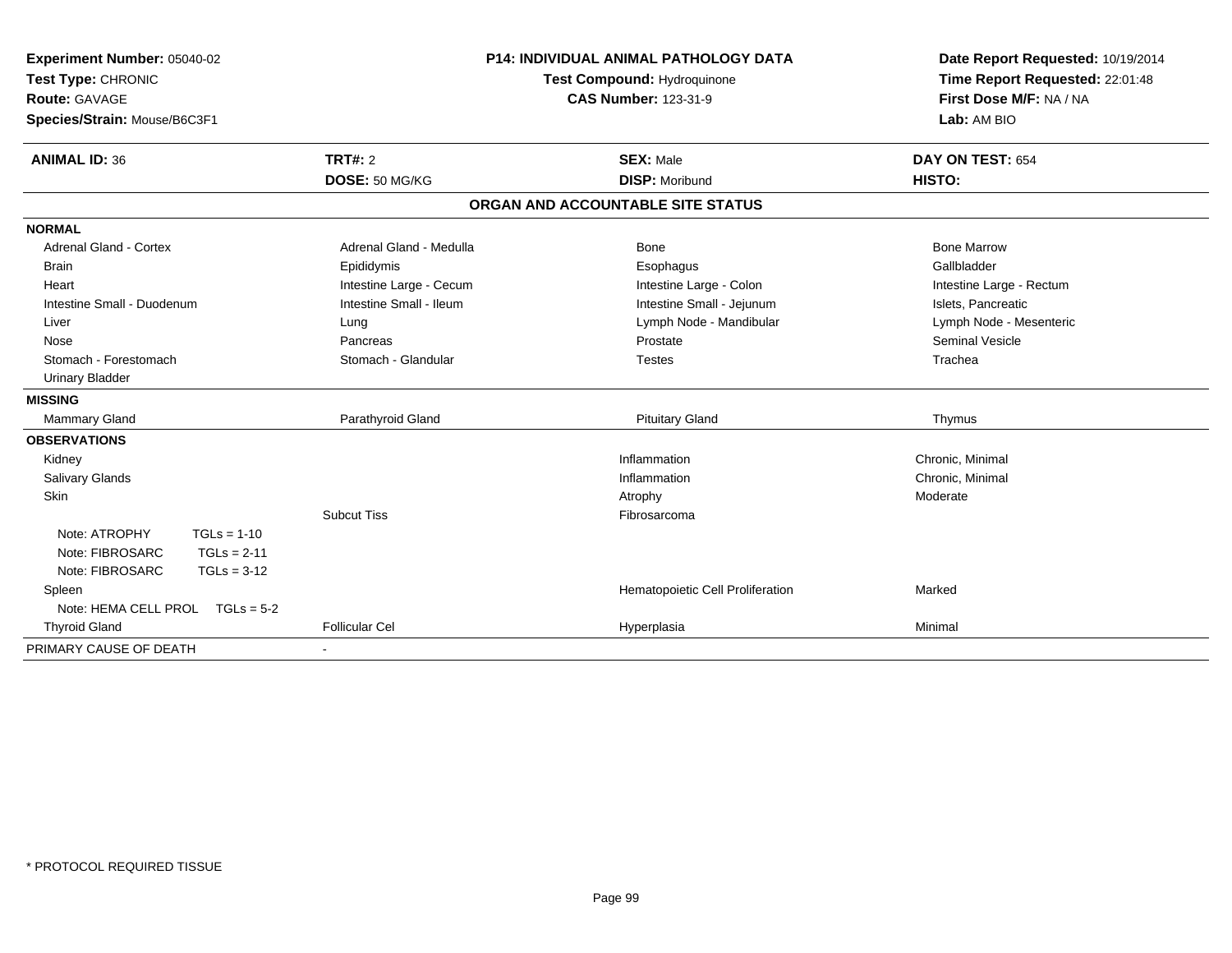**Experiment Number:** 05040-02
**Test Type:** CHRONIC
**Route:** GAVAGE
**Species/Strain:** Mouse/B6C3F1

**P14: INDIVIDUAL ANIMAL PATHOLOGY DATA**
**Test Compound:** Hydroquinone
**CAS Number:** 123-31-9

**Date Report Requested:** 10/19/2014
**Time Report Requested:** 22:01:48
**First Dose M/F:** NA / NA
**Lab:** AM BIO

| **ANIMAL ID:** 36 | **TRT#:** 2 | **SEX:** Male | **DAY ON TEST:** 654 |
|---|---|---|---|
| | **DOSE:** 50 MG/KG | **DISP:** Moribund | **HISTO:** |

## ORGAN AND ACCOUNTABLE SITE STATUS

| | | | |
|---|---|---|---|
| **NORMAL** | | | |
| Adrenal Gland - Cortex | Adrenal Gland - Medulla | Bone | Bone Marrow |
| Brain | Epididymis | Esophagus | Gallbladder |
| Heart | Intestine Large - Cecum | Intestine Large - Colon | Intestine Large - Rectum |
| Intestine Small - Duodenum | Intestine Small - Ileum | Intestine Small - Jejunum | Islets, Pancreatic |
| Liver | Lung | Lymph Node - Mandibular | Lymph Node - Mesenteric |
| Nose | Pancreas | Prostate | Seminal Vesicle |
| Stomach - Forestomach | Stomach - Glandular | Testes | Trachea |
| Urinary Bladder | | | |
| **MISSING** | | | |
| Mammary Gland | Parathyroid Gland | Pituitary Gland | Thymus |
| **OBSERVATIONS** | | | |
| Kidney | | Inflammation | Chronic, Minimal |
| Salivary Glands | | Inflammation | Chronic, Minimal |
| Skin | | Atrophy | Moderate |
| | Subcut Tiss | Fibrosarcoma | |
| Note: ATROPHY TGLs = 1-10 | | | |
| Note: FIBROSARC TGLs = 2-11 | | | |
| Note: FIBROSARC TGLs = 3-12 | | | |
| Spleen | | Hematopoietic Cell Proliferation | Marked |
| Note: HEMA CELL PROL TGLs = 5-2 | | | |
| Thyroid Gland | Follicular Cel | Hyperplasia | Minimal |
| PRIMARY CAUSE OF DEATH | - | | |

* PROTOCOL REQUIRED TISSUE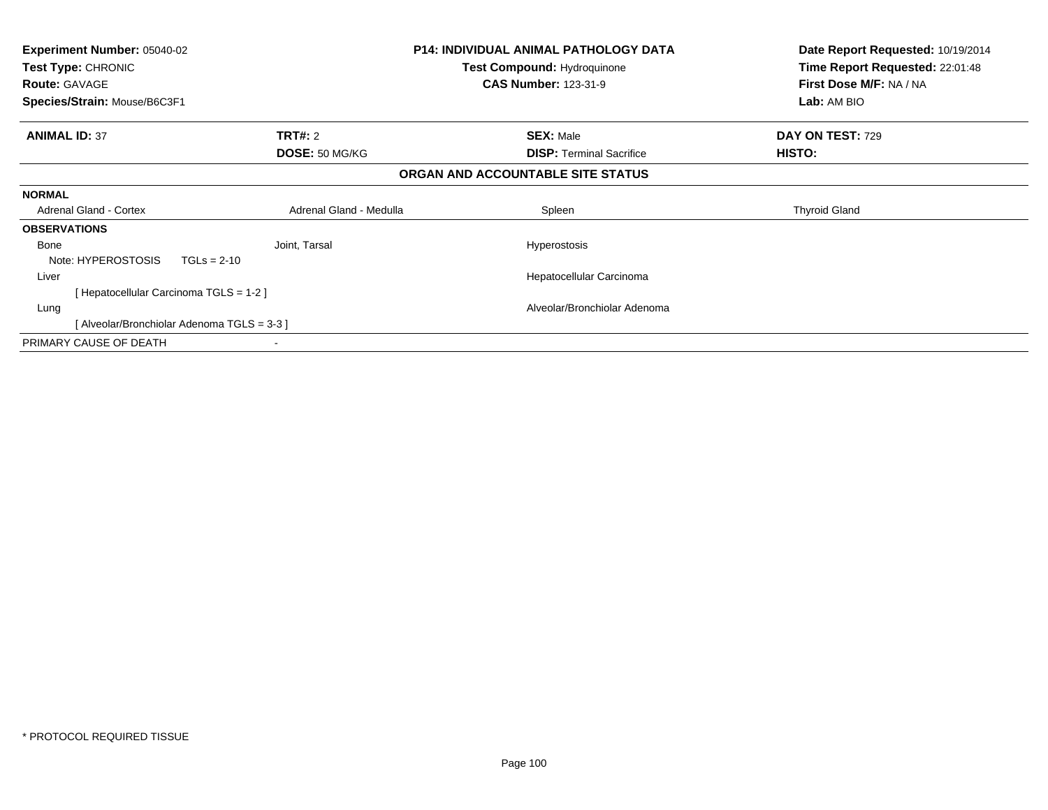**Experiment Number:** 05040-02
**Test Type:** CHRONIC
**Route:** GAVAGE
**Species/Strain:** Mouse/B6C3F1

## P14: INDIVIDUAL ANIMAL PATHOLOGY DATA

**Test Compound:** Hydroquinone
**CAS Number:** 123-31-9

**Date Report Requested:** 10/19/2014
**Time Report Requested:** 22:01:48
**First Dose M/F:** NA / NA
**Lab:** AM BIO

| **ANIMAL ID:** 37 | **TRT#:** 2 | **SEX:** Male | **DAY ON TEST:** 729 |
|---|---|---|---|
| | **DOSE:** 50 MG/KG | **DISP:** Terminal Sacrifice | **HISTO:** |

### ORGAN AND ACCOUNTABLE SITE STATUS

**NORMAL**

| Adrenal Gland - Cortex | Adrenal Gland - Medulla | Spleen | Thyroid Gland |
|---|---|---|---|

**OBSERVATIONS**

| | | |
|---|---|---|
| Bone | Joint, Tarsal | Hyperostosis |
| Note: HYPEROSTOSIS TGLs = 2-10 | | |
| Liver | | Hepatocellular Carcinoma |
| [ Hepatocellular Carcinoma TGLS = 1-2 ] | | |
| Lung | | Alveolar/Bronchiolar Adenoma |
| [ Alveolar/Bronchiolar Adenoma TGLS = 3-3 ] | | |

PRIMARY CAUSE OF DEATH -

* PROTOCOL REQUIRED TISSUE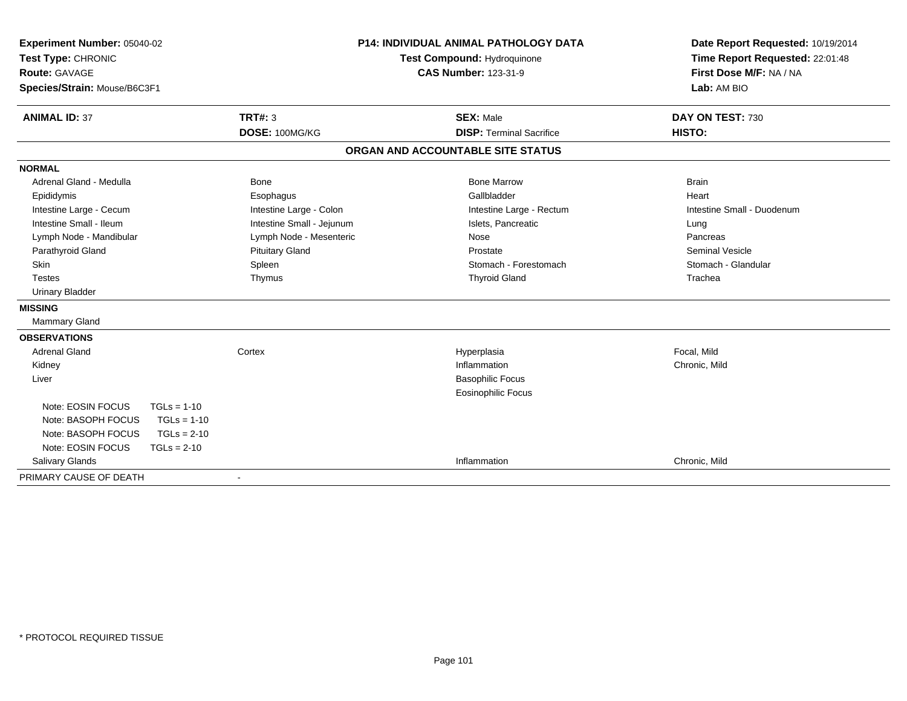**Experiment Number:** 05040-02
**Test Type:** CHRONIC
**Route:** GAVAGE
**Species/Strain:** Mouse/B6C3F1

**P14: INDIVIDUAL ANIMAL PATHOLOGY DATA**
**Test Compound:** Hydroquinone
**CAS Number:** 123-31-9

**Date Report Requested:** 10/19/2014
**Time Report Requested:** 22:01:48
**First Dose M/F:** NA / NA
**Lab:** AM BIO

| **ANIMAL ID:** 37 | **TRT#:** 3 | **SEX:** Male | **DAY ON TEST:** 730 |
|---|---|---|---|
| | **DOSE:** 100MG/KG | **DISP:** Terminal Sacrifice | **HISTO:** |

## ORGAN AND ACCOUNTABLE SITE STATUS

**NORMAL**

| | | | |
|---|---|---|---|
| Adrenal Gland - Medulla | Bone | Bone Marrow | Brain |
| Epididymis | Esophagus | Gallbladder | Heart |
| Intestine Large - Cecum | Intestine Large - Colon | Intestine Large - Rectum | Intestine Small - Duodenum |
| Intestine Small - Ileum | Intestine Small - Jejunum | Islets, Pancreatic | Lung |
| Lymph Node - Mandibular | Lymph Node - Mesenteric | Nose | Pancreas |
| Parathyroid Gland | Pituitary Gland | Prostate | Seminal Vesicle |
| Skin | Spleen | Stomach - Forestomach | Stomach - Glandular |
| Testes | Thymus | Thyroid Gland | Trachea |
| Urinary Bladder | | | |

**MISSING**

Mammary Gland

**OBSERVATIONS**

| | | | |
|---|---|---|---|
| Adrenal Gland | Cortex | Hyperplasia | Focal, Mild |
| Kidney | | Inflammation | Chronic, Mild |
| Liver | | Basophilic Focus | |
| | | Eosinophilic Focus | |
| Note: EOSIN FOCUS TGLs = 1-10 | | | |
| Note: BASOPH FOCUS TGLs = 1-10 | | | |
| Note: BASOPH FOCUS TGLs = 2-10 | | | |
| Note: EOSIN FOCUS TGLs = 2-10 | | | |
| Salivary Glands | | Inflammation | Chronic, Mild |

PRIMARY CAUSE OF DEATH -

* PROTOCOL REQUIRED TISSUE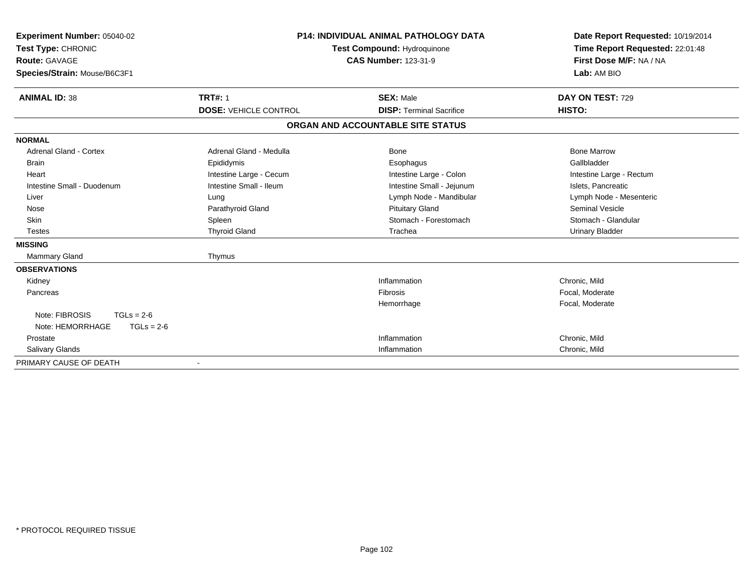**Experiment Number:** 05040-02
**Test Type:** CHRONIC
**Route:** GAVAGE
**Species/Strain:** Mouse/B6C3F1

**P14: INDIVIDUAL ANIMAL PATHOLOGY DATA**
**Test Compound:** Hydroquinone
**CAS Number:** 123-31-9

**Date Report Requested:** 10/19/2014
**Time Report Requested:** 22:01:48
**First Dose M/F:** NA / NA
**Lab:** AM BIO

| **ANIMAL ID:** 38 | **TRT#:** 1 | **SEX:** Male | **DAY ON TEST:** 729 |
|---|---|---|---|
| | **DOSE:** VEHICLE CONTROL | **DISP:** Terminal Sacrifice | **HISTO:** |

**ORGAN AND ACCOUNTABLE SITE STATUS**

| | | | |
|---|---|---|---|
| **NORMAL** | | | |
| Adrenal Gland - Cortex | Adrenal Gland - Medulla | Bone | Bone Marrow |
| Brain | Epididymis | Esophagus | Gallbladder |
| Heart | Intestine Large - Cecum | Intestine Large - Colon | Intestine Large - Rectum |
| Intestine Small - Duodenum | Intestine Small - Ileum | Intestine Small - Jejunum | Islets, Pancreatic |
| Liver | Lung | Lymph Node - Mandibular | Lymph Node - Mesenteric |
| Nose | Parathyroid Gland | Pituitary Gland | Seminal Vesicle |
| Skin | Spleen | Stomach - Forestomach | Stomach - Glandular |
| Testes | Thyroid Gland | Trachea | Urinary Bladder |
| **MISSING** | | | |
| Mammary Gland | Thymus | | |
| **OBSERVATIONS** | | | |
| Kidney | | Inflammation | Chronic, Mild |
| Pancreas | | Fibrosis | Focal, Moderate |
| | | Hemorrhage | Focal, Moderate |
| Note: FIBROSIS TGLs = 2-6 | | | |
| Note: HEMORRHAGE TGLs = 2-6 | | | |
| Prostate | | Inflammation | Chronic, Mild |
| Salivary Glands | | Inflammation | Chronic, Mild |
| PRIMARY CAUSE OF DEATH | - | | |

\* PROTOCOL REQUIRED TISSUE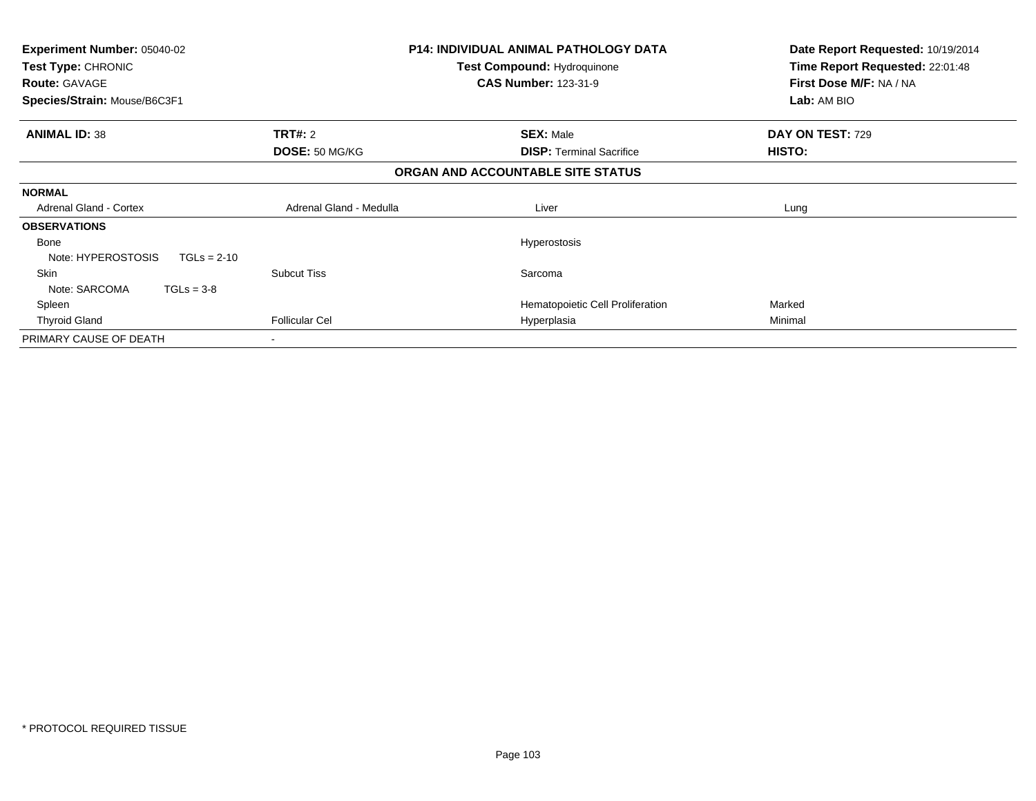**Experiment Number:** 05040-02
**Test Type:** CHRONIC
**Route:** GAVAGE
**Species/Strain:** Mouse/B6C3F1

**P14: INDIVIDUAL ANIMAL PATHOLOGY DATA**
**Test Compound:** Hydroquinone
**CAS Number:** 123-31-9

**Date Report Requested:** 10/19/2014
**Time Report Requested:** 22:01:48
**First Dose M/F:** NA / NA
**Lab:** AM BIO

| **ANIMAL ID:** 38 | **TRT#:** 2 | **SEX:** Male | **DAY ON TEST:** 729 |
|---|---|---|---|
| | **DOSE:** 50 MG/KG | **DISP:** Terminal Sacrifice | **HISTO:** |

**ORGAN AND ACCOUNTABLE SITE STATUS**

| | | | |
|---|---|---|---|
| **NORMAL** | | | |
| Adrenal Gland - Cortex | Adrenal Gland - Medulla | Liver | Lung |
| **OBSERVATIONS** | | | |
| Bone | | Hyperostosis | |
| Note: HYPEROSTOSIS TGLs = 2-10 | | | |
| Skin | Subcut Tiss | Sarcoma | |
| Note: SARCOMA TGLs = 3-8 | | | |
| Spleen | | Hematopoietic Cell Proliferation | Marked |
| Thyroid Gland | Follicular Cel | Hyperplasia | Minimal |
| PRIMARY CAUSE OF DEATH | - | | |

\* PROTOCOL REQUIRED TISSUE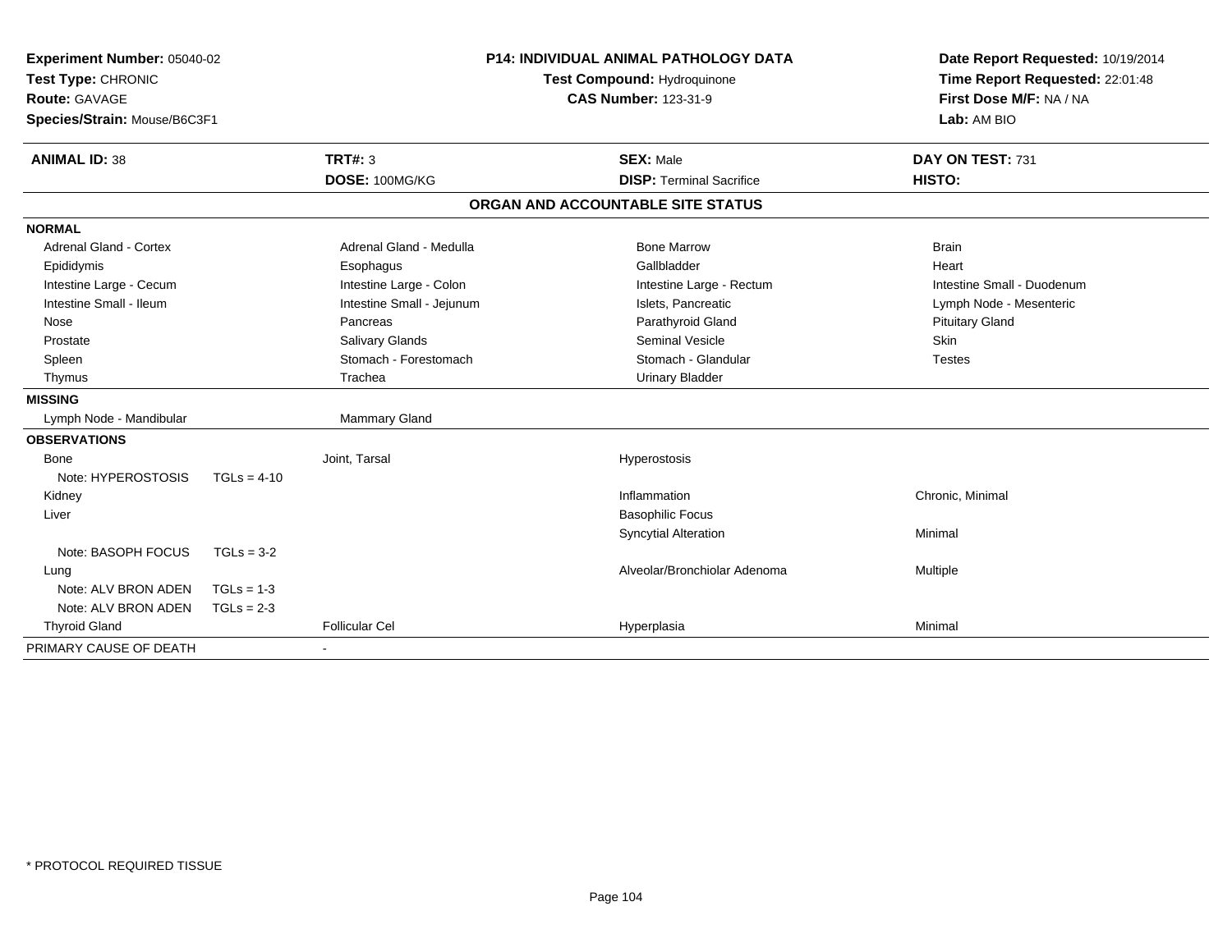**Experiment Number:** 05040-02
**Test Type:** CHRONIC
**Route:** GAVAGE
**Species/Strain:** Mouse/B6C3F1

**P14: INDIVIDUAL ANIMAL PATHOLOGY DATA**
**Test Compound:** Hydroquinone
**CAS Number:** 123-31-9

**Date Report Requested:** 10/19/2014
**Time Report Requested:** 22:01:48
**First Dose M/F:** NA / NA
**Lab:** AM BIO

| **ANIMAL ID:** 38 | **TRT#:** 3 | **SEX:** Male | **DAY ON TEST:** 731 |
|---|---|---|---|
| | **DOSE:** 100MG/KG | **DISP:** Terminal Sacrifice | **HISTO:** |

## ORGAN AND ACCOUNTABLE SITE STATUS

**NORMAL**

| | | | |
|---|---|---|---|
| Adrenal Gland - Cortex | Adrenal Gland - Medulla | Bone Marrow | Brain |
| Epididymis | Esophagus | Gallbladder | Heart |
| Intestine Large - Cecum | Intestine Large - Colon | Intestine Large - Rectum | Intestine Small - Duodenum |
| Intestine Small - Ileum | Intestine Small - Jejunum | Islets, Pancreatic | Lymph Node - Mesenteric |
| Nose | Pancreas | Parathyroid Gland | Pituitary Gland |
| Prostate | Salivary Glands | Seminal Vesicle | Skin |
| Spleen | Stomach - Forestomach | Stomach - Glandular | Testes |
| Thymus | Trachea | Urinary Bladder | |

**MISSING**

| | |
|---|---|
| Lymph Node - Mandibular | Mammary Gland |

**OBSERVATIONS**

| Organ | Site | Observation | Severity |
|---|---|---|---|
| Bone | Joint, Tarsal | Hyperostosis | |
| Note: HYPEROSTOSIS TGLs = 4-10 | | | |
| Kidney | | Inflammation | Chronic, Minimal |
| Liver | | Basophilic Focus | |
| | | Syncytial Alteration | Minimal |
| Note: BASOPH FOCUS TGLs = 3-2 | | | |
| Lung | | Alveolar/Bronchiolar Adenoma | Multiple |
| Note: ALV BRON ADEN TGLs = 1-3 | | | |
| Note: ALV BRON ADEN TGLs = 2-3 | | | |
| Thyroid Gland | Follicular Cel | Hyperplasia | Minimal |

PRIMARY CAUSE OF DEATH -

\* PROTOCOL REQUIRED TISSUE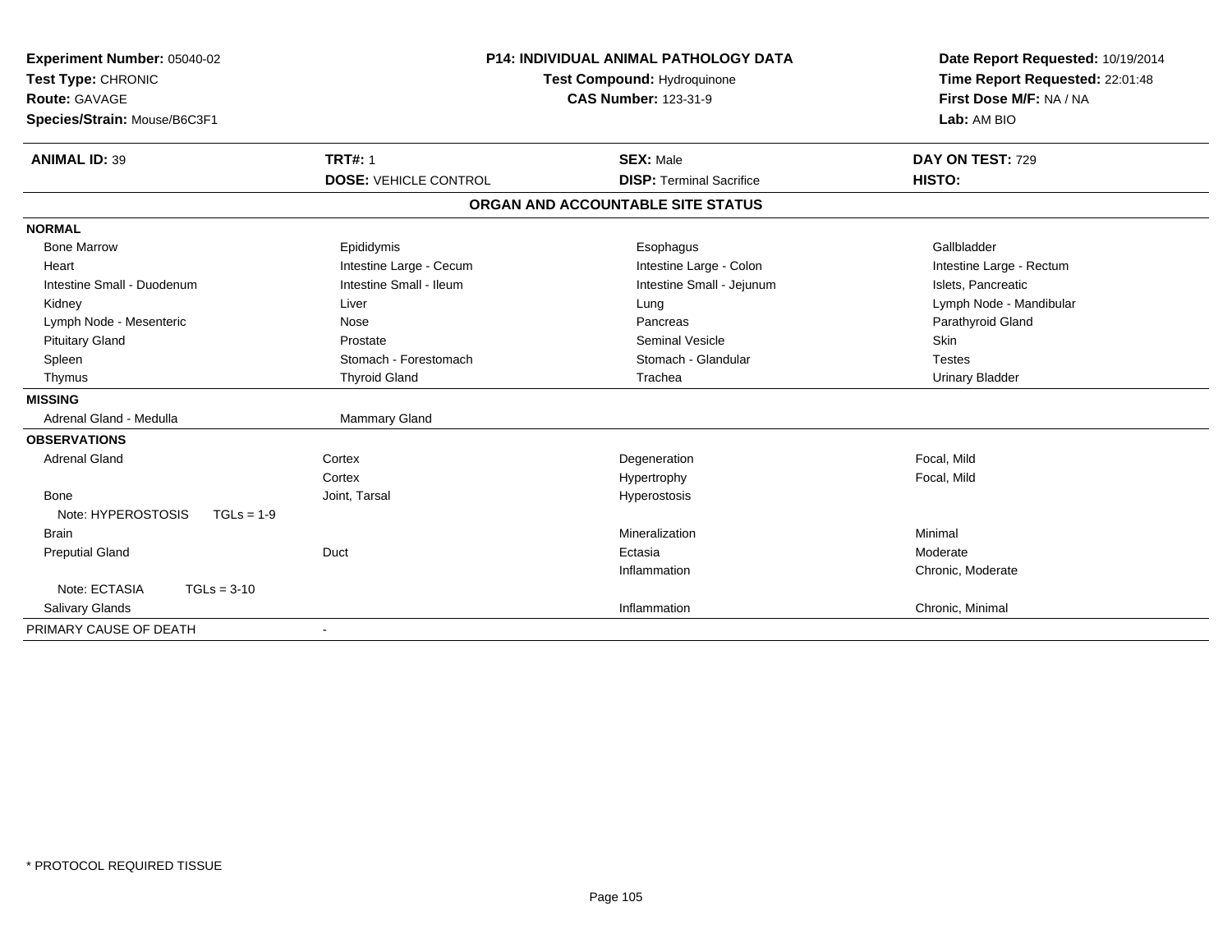**Experiment Number:** 05040-02
**Test Type:** CHRONIC
**Route:** GAVAGE
**Species/Strain:** Mouse/B6C3F1

**P14: INDIVIDUAL ANIMAL PATHOLOGY DATA**
**Test Compound:** Hydroquinone
**CAS Number:** 123-31-9

**Date Report Requested:** 10/19/2014
**Time Report Requested:** 22:01:48
**First Dose M/F:** NA / NA
**Lab:** AM BIO

| **ANIMAL ID:** 39 | **TRT#:** 1 | **SEX:** Male | **DAY ON TEST:** 729 |
|---|---|---|---|
| | **DOSE:** VEHICLE CONTROL | **DISP:** Terminal Sacrifice | **HISTO:** |

**ORGAN AND ACCOUNTABLE SITE STATUS**

| | | | |
|---|---|---|---|
| **NORMAL** | | | |
| Bone Marrow | Epididymis | Esophagus | Gallbladder |
| Heart | Intestine Large - Cecum | Intestine Large - Colon | Intestine Large - Rectum |
| Intestine Small - Duodenum | Intestine Small - Ileum | Intestine Small - Jejunum | Islets, Pancreatic |
| Kidney | Liver | Lung | Lymph Node - Mandibular |
| Lymph Node - Mesenteric | Nose | Pancreas | Parathyroid Gland |
| Pituitary Gland | Prostate | Seminal Vesicle | Skin |
| Spleen | Stomach - Forestomach | Stomach - Glandular | Testes |
| Thymus | Thyroid Gland | Trachea | Urinary Bladder |
| **MISSING** | | | |
| Adrenal Gland - Medulla | Mammary Gland | | |
| **OBSERVATIONS** | | | |
| Adrenal Gland | Cortex | Degeneration | Focal, Mild |
| | Cortex | Hypertrophy | Focal, Mild |
| Bone | Joint, Tarsal | Hyperostosis | |
| Note: HYPEROSTOSIS TGLs = 1-9 | | | |
| Brain | | Mineralization | Minimal |
| Preputial Gland | Duct | Ectasia | Moderate |
| | | Inflammation | Chronic, Moderate |
| Note: ECTASIA TGLs = 3-10 | | | |
| Salivary Glands | | Inflammation | Chronic, Minimal |
| PRIMARY CAUSE OF DEATH | - | | |

* PROTOCOL REQUIRED TISSUE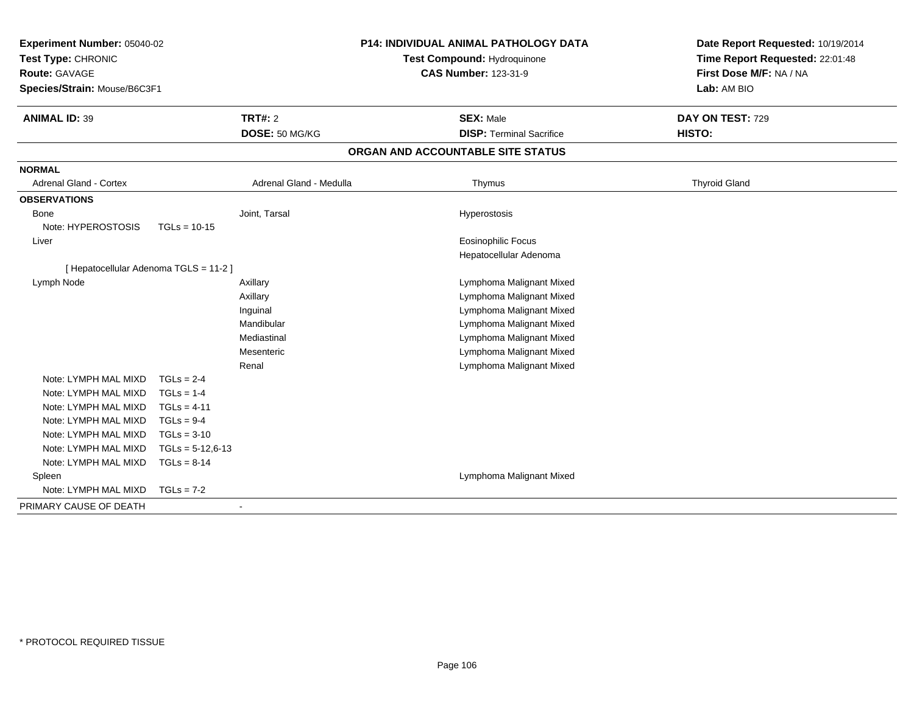**Experiment Number:** 05040-02
**Test Type:** CHRONIC
**Route:** GAVAGE
**Species/Strain:** Mouse/B6C3F1

**P14: INDIVIDUAL ANIMAL PATHOLOGY DATA**
**Test Compound:** Hydroquinone
**CAS Number:** 123-31-9

**Date Report Requested:** 10/19/2014
**Time Report Requested:** 22:01:48
**First Dose M/F:** NA / NA
**Lab:** AM BIO

| **ANIMAL ID:** 39 | **TRT#:** 2 | **SEX:** Male | **DAY ON TEST:** 729 |
|---|---|---|---|
| | **DOSE:** 50 MG/KG | **DISP:** Terminal Sacrifice | **HISTO:** |

## ORGAN AND ACCOUNTABLE SITE STATUS

| | | | |
|---|---|---|---|
| **NORMAL** | | | |
| Adrenal Gland - Cortex | Adrenal Gland - Medulla | Thymus | Thyroid Gland |
| **OBSERVATIONS** | | | |
| Bone | Joint, Tarsal | Hyperostosis | |
| Note: HYPEROSTOSIS TGLs = 10-15 | | | |
| Liver | | Eosinophilic Focus | |
| | | Hepatocellular Adenoma | |
| [ Hepatocellular Adenoma TGLS = 11-2 ] | | | |
| Lymph Node | Axillary | Lymphoma Malignant Mixed | |
| | Axillary | Lymphoma Malignant Mixed | |
| | Inguinal | Lymphoma Malignant Mixed | |
| | Mandibular | Lymphoma Malignant Mixed | |
| | Mediastinal | Lymphoma Malignant Mixed | |
| | Mesenteric | Lymphoma Malignant Mixed | |
| | Renal | Lymphoma Malignant Mixed | |
| Note: LYMPH MAL MIXD TGLs = 2-4 | | | |
| Note: LYMPH MAL MIXD TGLs = 1-4 | | | |
| Note: LYMPH MAL MIXD TGLs = 4-11 | | | |
| Note: LYMPH MAL MIXD TGLs = 9-4 | | | |
| Note: LYMPH MAL MIXD TGLs = 3-10 | | | |
| Note: LYMPH MAL MIXD TGLs = 5-12,6-13 | | | |
| Note: LYMPH MAL MIXD TGLs = 8-14 | | | |
| Spleen | | Lymphoma Malignant Mixed | |
| Note: LYMPH MAL MIXD TGLs = 7-2 | | | |
| PRIMARY CAUSE OF DEATH | - | | |

* PROTOCOL REQUIRED TISSUE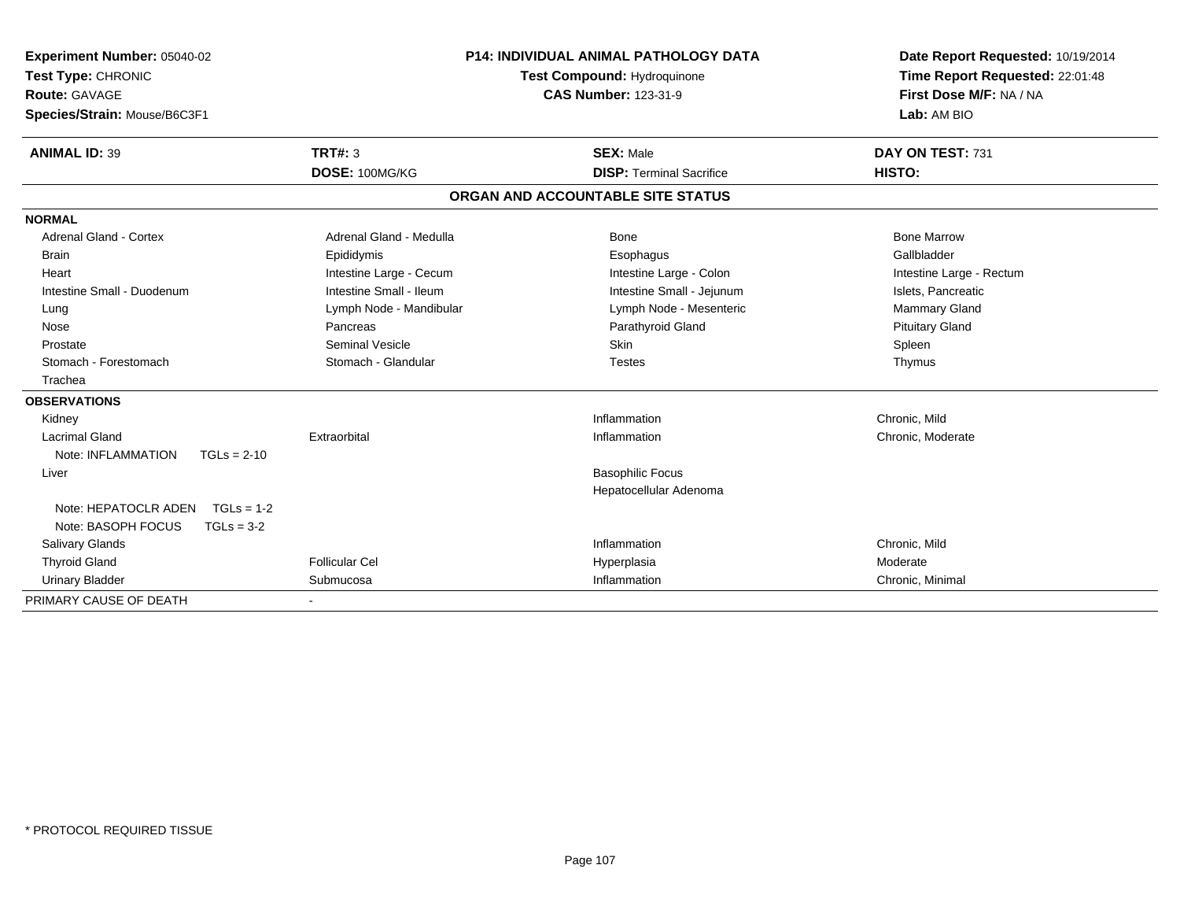**Experiment Number:** 05040-02
**Test Type:** CHRONIC
**Route:** GAVAGE
**Species/Strain:** Mouse/B6C3F1

**P14: INDIVIDUAL ANIMAL PATHOLOGY DATA**
**Test Compound:** Hydroquinone
**CAS Number:** 123-31-9

**Date Report Requested:** 10/19/2014
**Time Report Requested:** 22:01:48
**First Dose M/F:** NA / NA
**Lab:** AM BIO

| **ANIMAL ID:** 39 | **TRT#:** 3 | **SEX:** Male | **DAY ON TEST:** 731 |
|---|---|---|---|
| | **DOSE:** 100MG/KG | **DISP:** Terminal Sacrifice | **HISTO:** |

**ORGAN AND ACCOUNTABLE SITE STATUS**

| | | | |
|---|---|---|---|
| **NORMAL** | | | |
| Adrenal Gland - Cortex | Adrenal Gland - Medulla | Bone | Bone Marrow |
| Brain | Epididymis | Esophagus | Gallbladder |
| Heart | Intestine Large - Cecum | Intestine Large - Colon | Intestine Large - Rectum |
| Intestine Small - Duodenum | Intestine Small - Ileum | Intestine Small - Jejunum | Islets, Pancreatic |
| Lung | Lymph Node - Mandibular | Lymph Node - Mesenteric | Mammary Gland |
| Nose | Pancreas | Parathyroid Gland | Pituitary Gland |
| Prostate | Seminal Vesicle | Skin | Spleen |
| Stomach - Forestomach | Stomach - Glandular | Testes | Thymus |
| Trachea | | | |
| **OBSERVATIONS** | | | |
| Kidney | | Inflammation | Chronic, Mild |
| Lacrimal Gland | Extraorbital | Inflammation | Chronic, Moderate |
| Note: INFLAMMATION TGLs = 2-10 | | | |
| Liver | | Basophilic Focus | |
| | | Hepatocellular Adenoma | |
| Note: HEPATOCLR ADEN TGLs = 1-2 | | | |
| Note: BASOPH FOCUS TGLs = 3-2 | | | |
| Salivary Glands | | Inflammation | Chronic, Mild |
| Thyroid Gland | Follicular Cel | Hyperplasia | Moderate |
| Urinary Bladder | Submucosa | Inflammation | Chronic, Minimal |
| PRIMARY CAUSE OF DEATH | - | | |

\* PROTOCOL REQUIRED TISSUE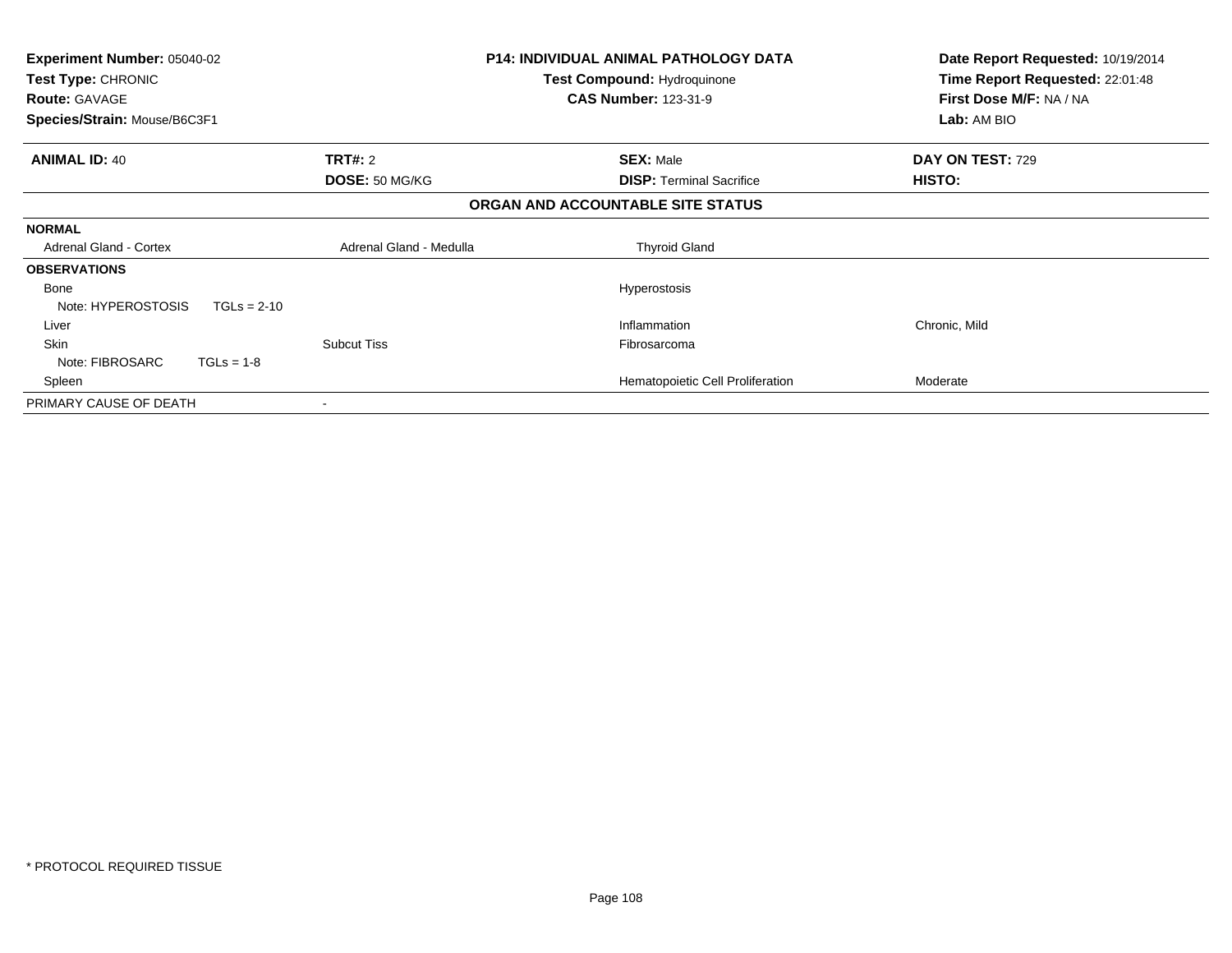**Experiment Number:** 05040-02
**Test Type:** CHRONIC
**Route:** GAVAGE
**Species/Strain:** Mouse/B6C3F1

## P14: INDIVIDUAL ANIMAL PATHOLOGY DATA

**Test Compound:** Hydroquinone
**CAS Number:** 123-31-9

**Date Report Requested:** 10/19/2014
**Time Report Requested:** 22:01:48
**First Dose M/F:** NA / NA
**Lab:** AM BIO

| **ANIMAL ID:** 40 | **TRT#:** 2 | **SEX:** Male | **DAY ON TEST:** 729 |
|---|---|---|---|
| | **DOSE:** 50 MG/KG | **DISP:** Terminal Sacrifice | **HISTO:** |

### ORGAN AND ACCOUNTABLE SITE STATUS

| | | | |
|---|---|---|---|
| **NORMAL** | | | |
| Adrenal Gland - Cortex | Adrenal Gland - Medulla | Thyroid Gland | |
| **OBSERVATIONS** | | | |
| Bone | | Hyperostosis | |
| Note: HYPEROSTOSIS TGLs = 2-10 | | | |
| Liver | | Inflammation | Chronic, Mild |
| Skin | Subcut Tiss | Fibrosarcoma | |
| Note: FIBROSARC TGLs = 1-8 | | | |
| Spleen | | Hematopoietic Cell Proliferation | Moderate |
| PRIMARY CAUSE OF DEATH | - | | |

\* PROTOCOL REQUIRED TISSUE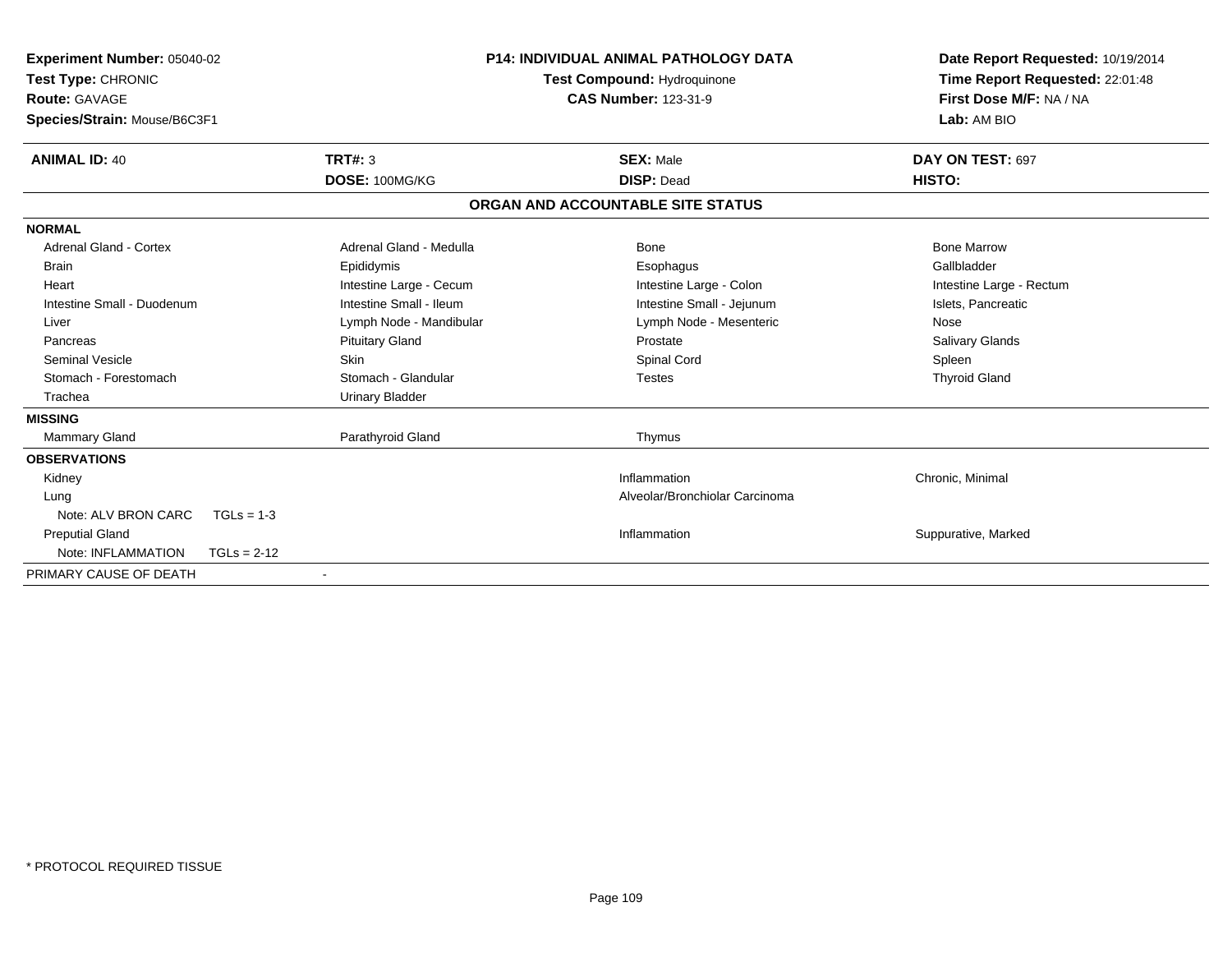**Experiment Number:** 05040-02
**Test Type:** CHRONIC
**Route:** GAVAGE
**Species/Strain:** Mouse/B6C3F1

**P14: INDIVIDUAL ANIMAL PATHOLOGY DATA**
**Test Compound:** Hydroquinone
**CAS Number:** 123-31-9

**Date Report Requested:** 10/19/2014
**Time Report Requested:** 22:01:48
**First Dose M/F:** NA / NA
**Lab:** AM BIO

| **ANIMAL ID:** 40 | **TRT#:** 3 | **SEX:** Male | **DAY ON TEST:** 697 |
|---|---|---|---|
| | **DOSE:** 100MG/KG | **DISP:** Dead | **HISTO:** |

## ORGAN AND ACCOUNTABLE SITE STATUS

| | | | |
|---|---|---|---|
| **NORMAL** | | | |
| Adrenal Gland - Cortex | Adrenal Gland - Medulla | Bone | Bone Marrow |
| Brain | Epididymis | Esophagus | Gallbladder |
| Heart | Intestine Large - Cecum | Intestine Large - Colon | Intestine Large - Rectum |
| Intestine Small - Duodenum | Intestine Small - Ileum | Intestine Small - Jejunum | Islets, Pancreatic |
| Liver | Lymph Node - Mandibular | Lymph Node - Mesenteric | Nose |
| Pancreas | Pituitary Gland | Prostate | Salivary Glands |
| Seminal Vesicle | Skin | Spinal Cord | Spleen |
| Stomach - Forestomach | Stomach - Glandular | Testes | Thyroid Gland |
| Trachea | Urinary Bladder | | |
| **MISSING** | | | |
| Mammary Gland | Parathyroid Gland | Thymus | |
| **OBSERVATIONS** | | | |
| Kidney | | Inflammation | Chronic, Minimal |
| Lung | | Alveolar/Bronchiolar Carcinoma | |
| Note: ALV BRON CARC TGLs = 1-3 | | | |
| Preputial Gland | | Inflammation | Suppurative, Marked |
| Note: INFLAMMATION TGLs = 2-12 | | | |
| PRIMARY CAUSE OF DEATH | - | | |

\* PROTOCOL REQUIRED TISSUE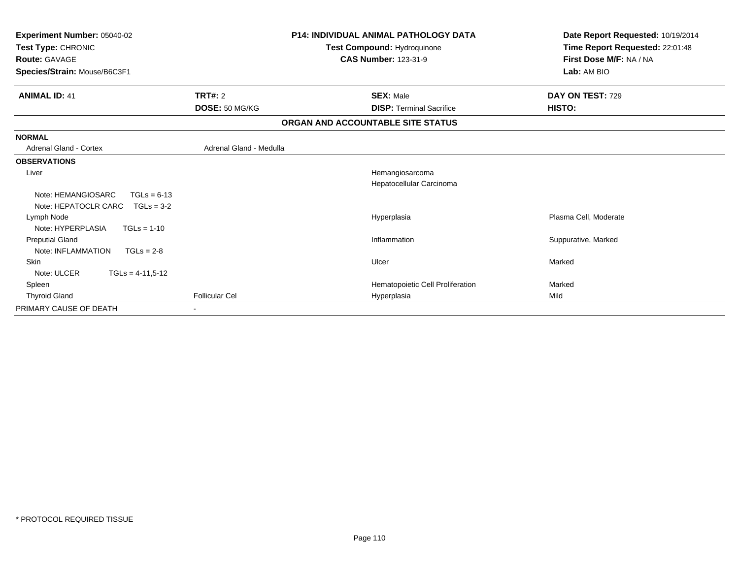**Experiment Number:** 05040-02
**Test Type:** CHRONIC
**Route:** GAVAGE
**Species/Strain:** Mouse/B6C3F1

**P14: INDIVIDUAL ANIMAL PATHOLOGY DATA**
**Test Compound:** Hydroquinone
**CAS Number:** 123-31-9

**Date Report Requested:** 10/19/2014
**Time Report Requested:** 22:01:48
**First Dose M/F:** NA / NA
**Lab:** AM BIO

| **ANIMAL ID:** 41 | **TRT#:** 2 | **SEX:** Male | **DAY ON TEST:** 729 |
|---|---|---|---|
| | **DOSE:** 50 MG/KG | **DISP:** Terminal Sacrifice | **HISTO:** |

**ORGAN AND ACCOUNTABLE SITE STATUS**

**NORMAL**

| | | | |
|---|---|---|---|
| Adrenal Gland - Cortex | Adrenal Gland - Medulla | | |

**OBSERVATIONS**

| | | | |
|---|---|---|---|
| Liver | | Hemangiosarcoma | |
| | | Hepatocellular Carcinoma | |
| Note: HEMANGIOSARC TGLs = 6-13 | | | |
| Note: HEPATOCLR CARC TGLs = 3-2 | | | |
| Lymph Node | | Hyperplasia | Plasma Cell, Moderate |
| Note: HYPERPLASIA TGLs = 1-10 | | | |
| Preputial Gland | | Inflammation | Suppurative, Marked |
| Note: INFLAMMATION TGLs = 2-8 | | | |
| Skin | | Ulcer | Marked |
| Note: ULCER TGLs = 4-11,5-12 | | | |
| Spleen | | Hematopoietic Cell Proliferation | Marked |
| Thyroid Gland | Follicular Cel | Hyperplasia | Mild |
| PRIMARY CAUSE OF DEATH | - | | |

* PROTOCOL REQUIRED TISSUE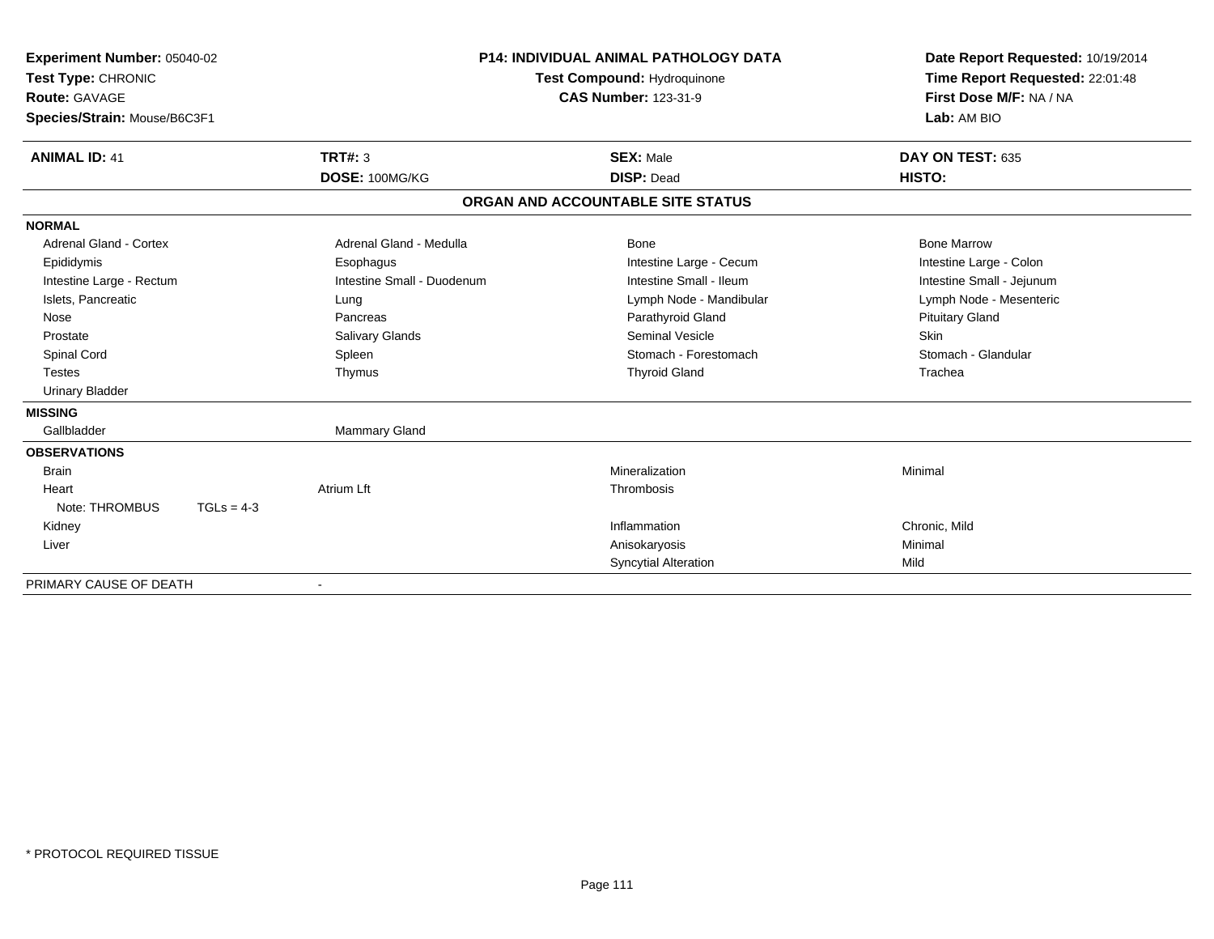**Experiment Number:** 05040-02
**Test Type:** CHRONIC
**Route:** GAVAGE
**Species/Strain:** Mouse/B6C3F1

**P14: INDIVIDUAL ANIMAL PATHOLOGY DATA**
**Test Compound:** Hydroquinone
**CAS Number:** 123-31-9

**Date Report Requested:** 10/19/2014
**Time Report Requested:** 22:01:48
**First Dose M/F:** NA / NA
**Lab:** AM BIO

| **ANIMAL ID:** 41 | **TRT#:** 3 | **SEX:** Male | **DAY ON TEST:** 635 |
|---|---|---|---|
| | **DOSE:** 100MG/KG | **DISP:** Dead | **HISTO:** |

## ORGAN AND ACCOUNTABLE SITE STATUS

**NORMAL**

| | | | |
|---|---|---|---|
| Adrenal Gland - Cortex | Adrenal Gland - Medulla | Bone | Bone Marrow |
| Epididymis | Esophagus | Intestine Large - Cecum | Intestine Large - Colon |
| Intestine Large - Rectum | Intestine Small - Duodenum | Intestine Small - Ileum | Intestine Small - Jejunum |
| Islets, Pancreatic | Lung | Lymph Node - Mandibular | Lymph Node - Mesenteric |
| Nose | Pancreas | Parathyroid Gland | Pituitary Gland |
| Prostate | Salivary Glands | Seminal Vesicle | Skin |
| Spinal Cord | Spleen | Stomach - Forestomach | Stomach - Glandular |
| Testes | Thymus | Thyroid Gland | Trachea |
| Urinary Bladder | | | |

**MISSING**

| | |
|---|---|
| Gallbladder | Mammary Gland |

**OBSERVATIONS**

| Organ | Site | Observation | Severity |
|---|---|---|---|
| Brain | | Mineralization | Minimal |
| Heart | Atrium Lft | Thrombosis | |
| Note: THROMBUS TGLs = 4-3 | | | |
| Kidney | | Inflammation | Chronic, Mild |
| Liver | | Anisokaryosis | Minimal |
| | | Syncytial Alteration | Mild |

PRIMARY CAUSE OF DEATH -

\* PROTOCOL REQUIRED TISSUE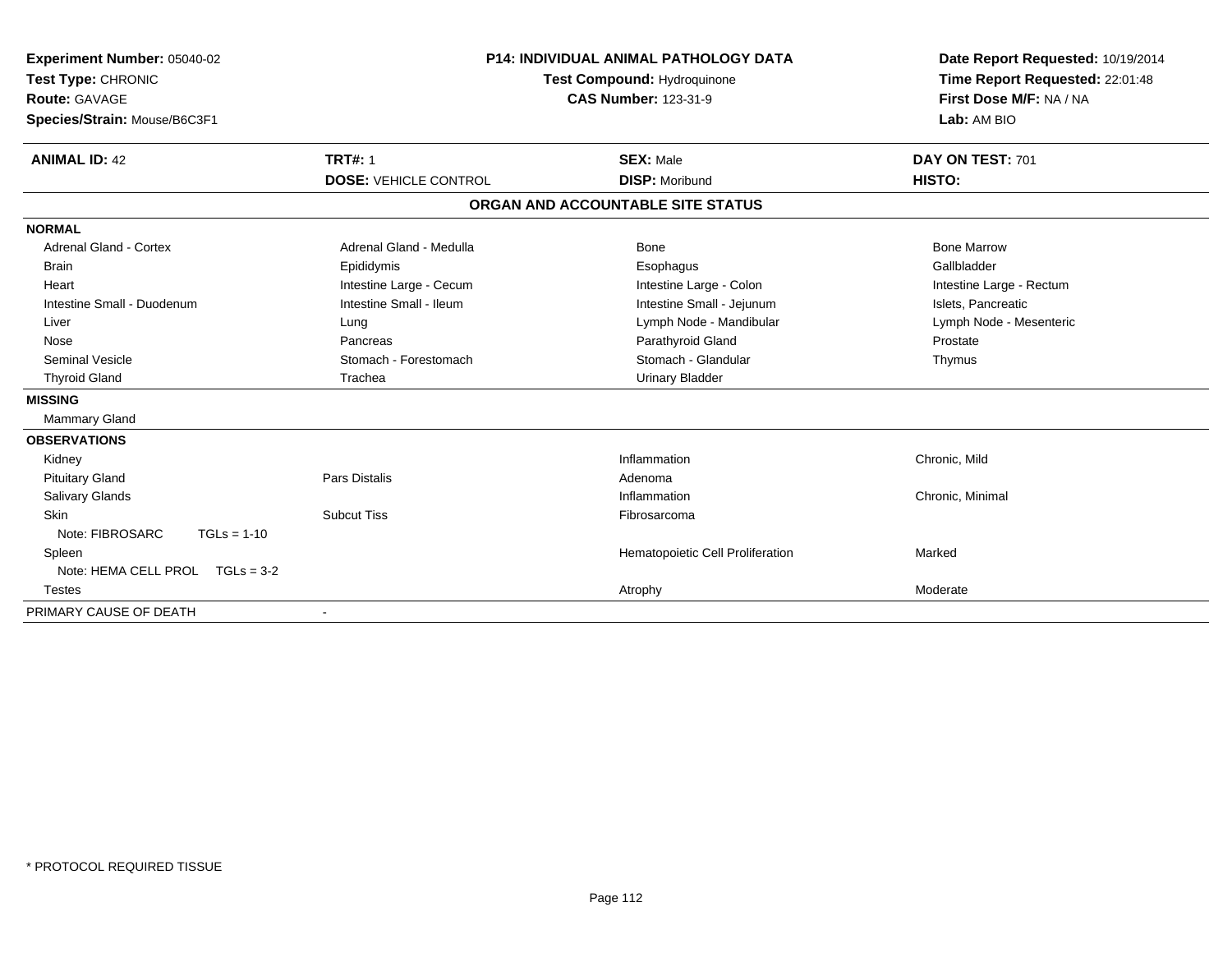**Experiment Number:** 05040-02
**Test Type:** CHRONIC
**Route:** GAVAGE
**Species/Strain:** Mouse/B6C3F1

**P14: INDIVIDUAL ANIMAL PATHOLOGY DATA**
**Test Compound:** Hydroquinone
**CAS Number:** 123-31-9

**Date Report Requested:** 10/19/2014
**Time Report Requested:** 22:01:48
**First Dose M/F:** NA / NA
**Lab:** AM BIO

| **ANIMAL ID:** 42 | **TRT#:** 1 | **SEX:** Male | **DAY ON TEST:** 701 |
|---|---|---|---|
| | **DOSE:** VEHICLE CONTROL | **DISP:** Moribund | **HISTO:** |

## ORGAN AND ACCOUNTABLE SITE STATUS

| | | | |
|---|---|---|---|
| **NORMAL** | | | |
| Adrenal Gland - Cortex | Adrenal Gland - Medulla | Bone | Bone Marrow |
| Brain | Epididymis | Esophagus | Gallbladder |
| Heart | Intestine Large - Cecum | Intestine Large - Colon | Intestine Large - Rectum |
| Intestine Small - Duodenum | Intestine Small - Ileum | Intestine Small - Jejunum | Islets, Pancreatic |
| Liver | Lung | Lymph Node - Mandibular | Lymph Node - Mesenteric |
| Nose | Pancreas | Parathyroid Gland | Prostate |
| Seminal Vesicle | Stomach - Forestomach | Stomach - Glandular | Thymus |
| Thyroid Gland | Trachea | Urinary Bladder | |
| **MISSING** | | | |
| Mammary Gland | | | |
| **OBSERVATIONS** | | | |
| Kidney | | Inflammation | Chronic, Mild |
| Pituitary Gland | Pars Distalis | Adenoma | |
| Salivary Glands | | Inflammation | Chronic, Minimal |
| Skin | Subcut Tiss | Fibrosarcoma | |
| Note: FIBROSARC TGLs = 1-10 | | | |
| Spleen | | Hematopoietic Cell Proliferation | Marked |
| Note: HEMA CELL PROL TGLs = 3-2 | | | |
| Testes | | Atrophy | Moderate |
| PRIMARY CAUSE OF DEATH | - | | |

* PROTOCOL REQUIRED TISSUE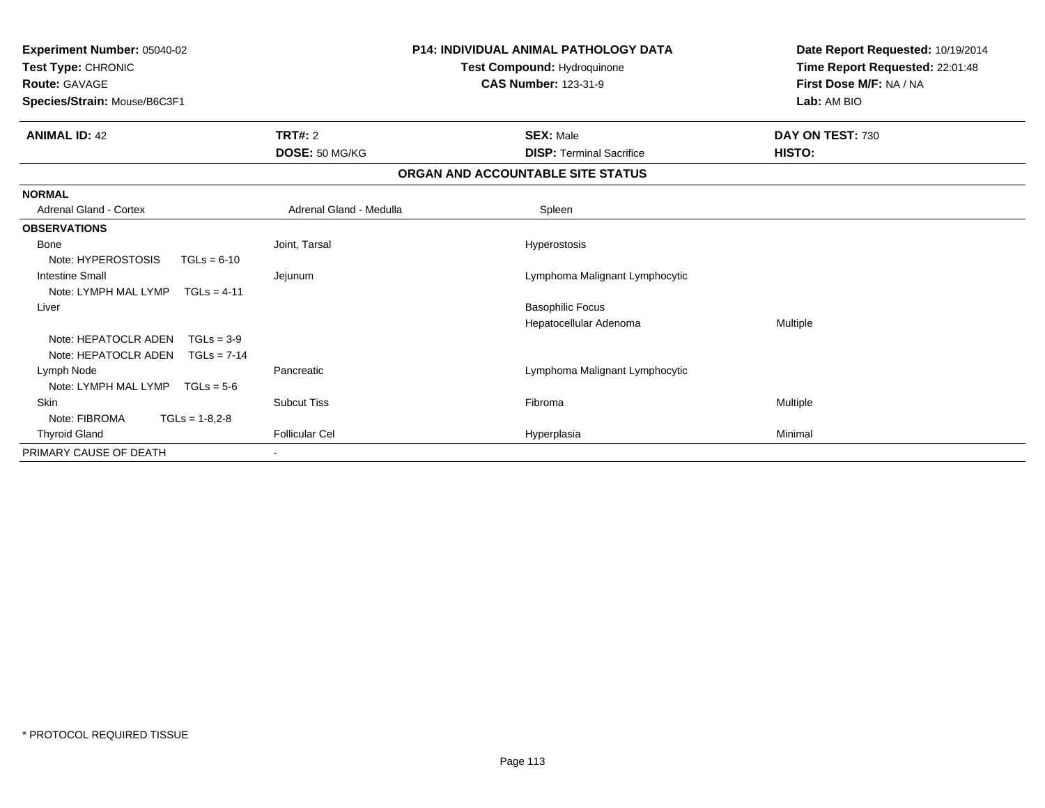**Experiment Number:** 05040-02
**Test Type:** CHRONIC
**Route:** GAVAGE
**Species/Strain:** Mouse/B6C3F1

**P14: INDIVIDUAL ANIMAL PATHOLOGY DATA**
**Test Compound:** Hydroquinone
**CAS Number:** 123-31-9

**Date Report Requested:** 10/19/2014
**Time Report Requested:** 22:01:48
**First Dose M/F:** NA / NA
**Lab:** AM BIO

| **ANIMAL ID:** 42 | **TRT#:** 2 | **SEX:** Male | **DAY ON TEST:** 730 |
|---|---|---|---|
| | **DOSE:** 50 MG/KG | **DISP:** Terminal Sacrifice | **HISTO:** |

## ORGAN AND ACCOUNTABLE SITE STATUS

| | | | |
|---|---|---|---|
| **NORMAL** | | | |
| Adrenal Gland - Cortex | Adrenal Gland - Medulla | Spleen | |
| **OBSERVATIONS** | | | |
| Bone | Joint, Tarsal | Hyperostosis | |
| Note: HYPEROSTOSIS TGLs = 6-10 | | | |
| Intestine Small | Jejunum | Lymphoma Malignant Lymphocytic | |
| Note: LYMPH MAL LYMP TGLs = 4-11 | | | |
| Liver | | Basophilic Focus | |
| | | Hepatocellular Adenoma | Multiple |
| Note: HEPATOCLR ADEN TGLs = 3-9 | | | |
| Note: HEPATOCLR ADEN TGLs = 7-14 | | | |
| Lymph Node | Pancreatic | Lymphoma Malignant Lymphocytic | |
| Note: LYMPH MAL LYMP TGLs = 5-6 | | | |
| Skin | Subcut Tiss | Fibroma | Multiple |
| Note: FIBROMA TGLs = 1-8,2-8 | | | |
| Thyroid Gland | Follicular Cel | Hyperplasia | Minimal |
| PRIMARY CAUSE OF DEATH | - | | |

* PROTOCOL REQUIRED TISSUE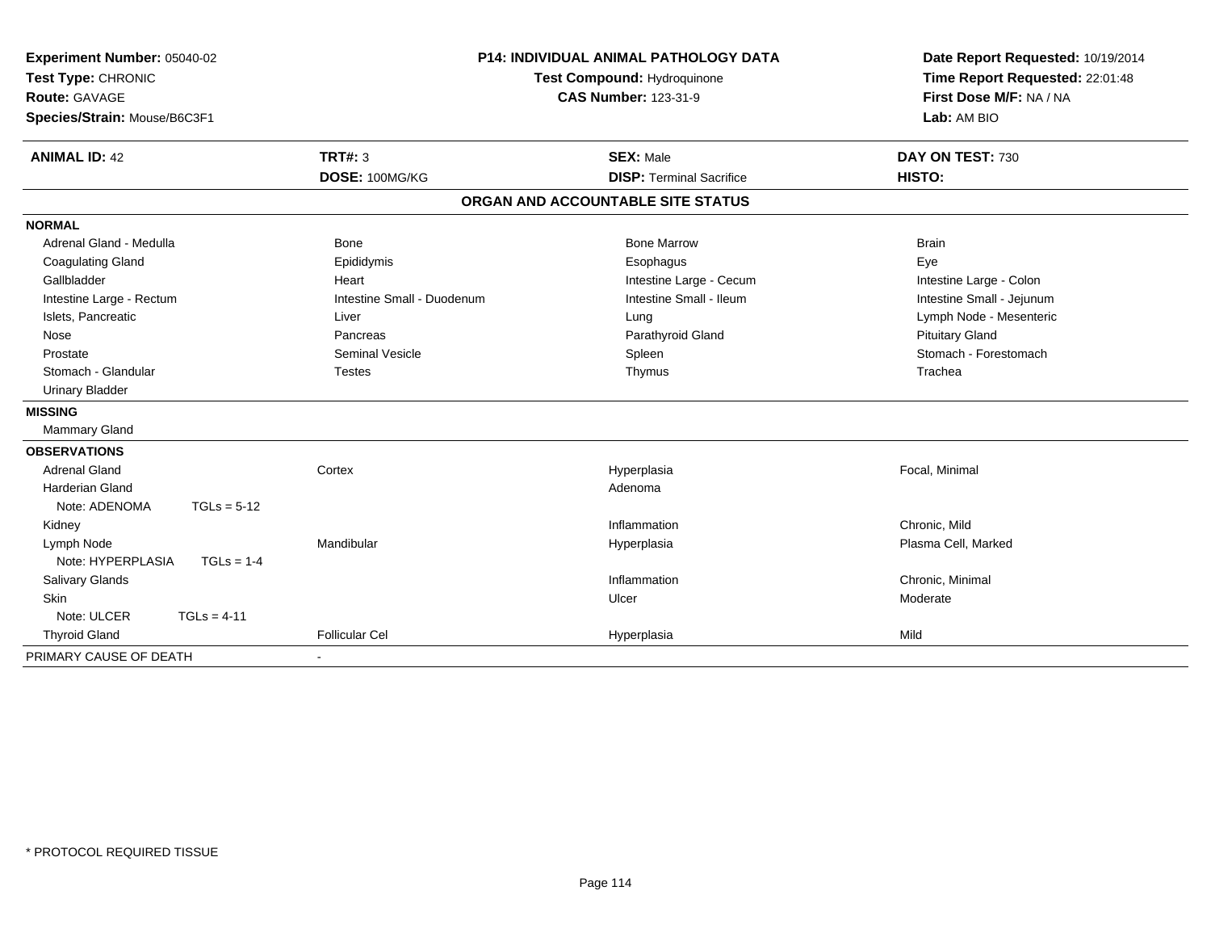**Experiment Number:** 05040-02
**Test Type:** CHRONIC
**Route:** GAVAGE
**Species/Strain:** Mouse/B6C3F1

**P14: INDIVIDUAL ANIMAL PATHOLOGY DATA**
**Test Compound:** Hydroquinone
**CAS Number:** 123-31-9

**Date Report Requested:** 10/19/2014
**Time Report Requested:** 22:01:48
**First Dose M/F:** NA / NA
**Lab:** AM BIO

| **ANIMAL ID:** 42 | **TRT#:** 3 | **SEX:** Male | **DAY ON TEST:** 730 |
|---|---|---|---|
| | **DOSE:** 100MG/KG | **DISP:** Terminal Sacrifice | **HISTO:** |

## ORGAN AND ACCOUNTABLE SITE STATUS

| | | | |
|---|---|---|---|
| **NORMAL** | | | |
| Adrenal Gland - Medulla | Bone | Bone Marrow | Brain |
| Coagulating Gland | Epididymis | Esophagus | Eye |
| Gallbladder | Heart | Intestine Large - Cecum | Intestine Large - Colon |
| Intestine Large - Rectum | Intestine Small - Duodenum | Intestine Small - Ileum | Intestine Small - Jejunum |
| Islets, Pancreatic | Liver | Lung | Lymph Node - Mesenteric |
| Nose | Pancreas | Parathyroid Gland | Pituitary Gland |
| Prostate | Seminal Vesicle | Spleen | Stomach - Forestomach |
| Stomach - Glandular | Testes | Thymus | Trachea |
| Urinary Bladder | | | |
| **MISSING** | | | |
| Mammary Gland | | | |
| **OBSERVATIONS** | | | |
| Adrenal Gland | Cortex | Hyperplasia | Focal, Minimal |
| Harderian Gland | | Adenoma | |
| Note: ADENOMA TGLs = 5-12 | | | |
| Kidney | | Inflammation | Chronic, Mild |
| Lymph Node | Mandibular | Hyperplasia | Plasma Cell, Marked |
| Note: HYPERPLASIA TGLs = 1-4 | | | |
| Salivary Glands | | Inflammation | Chronic, Minimal |
| Skin | | Ulcer | Moderate |
| Note: ULCER TGLs = 4-11 | | | |
| Thyroid Gland | Follicular Cel | Hyperplasia | Mild |
| PRIMARY CAUSE OF DEATH | - | | |

\* PROTOCOL REQUIRED TISSUE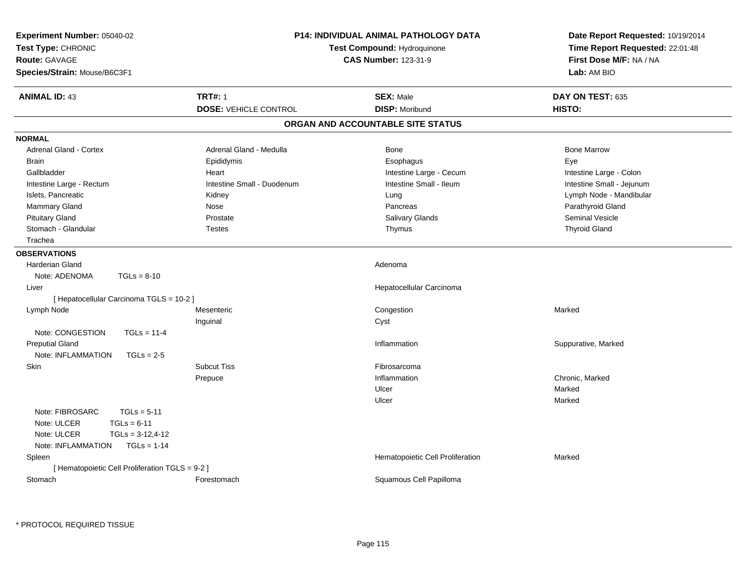**Experiment Number:** 05040-02
**Test Type:** CHRONIC
**Route:** GAVAGE
**Species/Strain:** Mouse/B6C3F1

**P14: INDIVIDUAL ANIMAL PATHOLOGY DATA**
**Test Compound:** Hydroquinone
**CAS Number:** 123-31-9

**Date Report Requested:** 10/19/2014
**Time Report Requested:** 22:01:48
**First Dose M/F:** NA / NA
**Lab:** AM BIO

| **ANIMAL ID:** 43 | **TRT#:** 1 | **SEX:** Male | **DAY ON TEST:** 635 |
|---|---|---|---|
| | **DOSE:** VEHICLE CONTROL | **DISP:** Moribund | **HISTO:** |

## ORGAN AND ACCOUNTABLE SITE STATUS

**NORMAL**

| | | | |
|---|---|---|---|
| Adrenal Gland - Cortex | Adrenal Gland - Medulla | Bone | Bone Marrow |
| Brain | Epididymis | Esophagus | Eye |
| Gallbladder | Heart | Intestine Large - Cecum | Intestine Large - Colon |
| Intestine Large - Rectum | Intestine Small - Duodenum | Intestine Small - Ileum | Intestine Small - Jejunum |
| Islets, Pancreatic | Kidney | Lung | Lymph Node - Mandibular |
| Mammary Gland | Nose | Pancreas | Parathyroid Gland |
| Pituitary Gland | Prostate | Salivary Glands | Seminal Vesicle |
| Stomach - Glandular | Testes | Thymus | Thyroid Gland |
| Trachea | | | |

**OBSERVATIONS**

| | | | |
|---|---|---|---|
| Harderian Gland | | Adenoma | |
| Note: ADENOMA TGLs = 8-10 | | | |
| Liver | | Hepatocellular Carcinoma | |
| [ Hepatocellular Carcinoma TGLS = 10-2 ] | | | |
| Lymph Node | Mesenteric | Congestion | Marked |
| | Inguinal | Cyst | |
| Note: CONGESTION TGLs = 11-4 | | | |
| Preputial Gland | | Inflammation | Suppurative, Marked |
| Note: INFLAMMATION TGLs = 2-5 | | | |
| Skin | Subcut Tiss | Fibrosarcoma | |
| | Prepuce | Inflammation | Chronic, Marked |
| | | Ulcer | Marked |
| | | Ulcer | Marked |
| Note: FIBROSARC TGLs = 5-11 | | | |
| Note: ULCER TGLs = 6-11 | | | |
| Note: ULCER TGLs = 3-12,4-12 | | | |
| Note: INFLAMMATION TGLs = 1-14 | | | |
| Spleen | | Hematopoietic Cell Proliferation | Marked |
| [ Hematopoietic Cell Proliferation TGLS = 9-2 ] | | | |
| Stomach | Forestomach | Squamous Cell Papilloma | |

* PROTOCOL REQUIRED TISSUE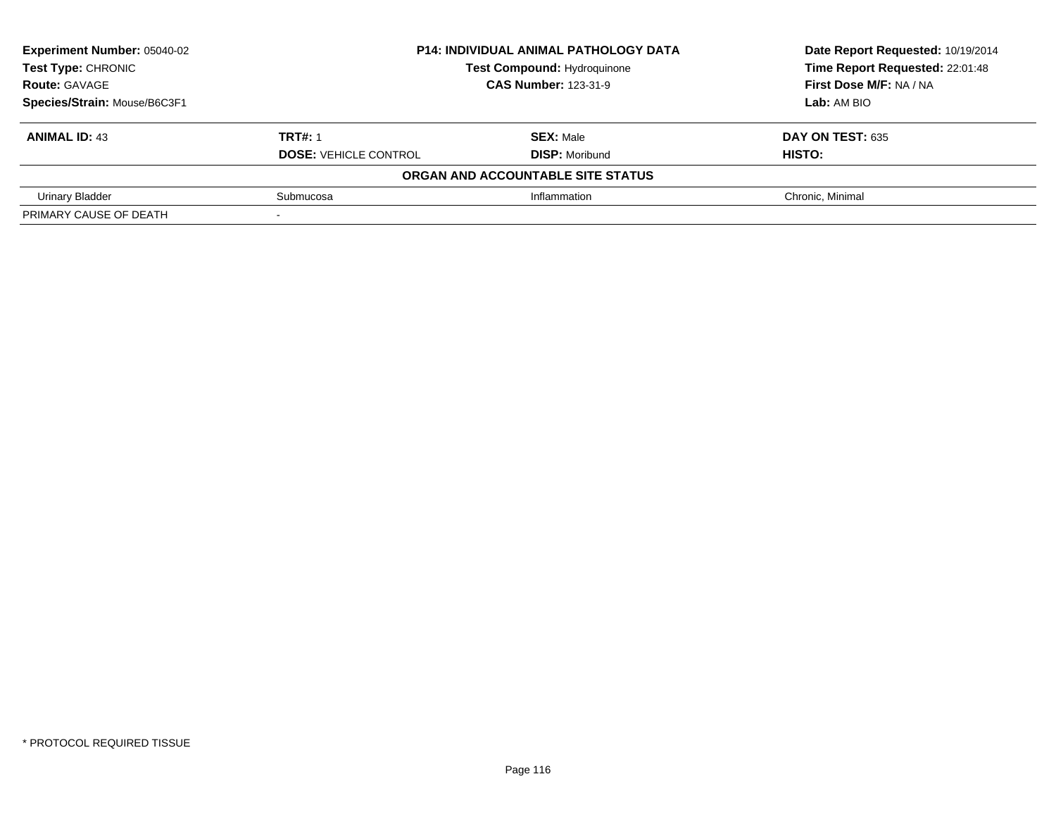| **Experiment Number:** 05040-02 | **P14: INDIVIDUAL ANIMAL PATHOLOGY DATA** | | **Date Report Requested:** 10/19/2014 |
|---|---|---|---|
| **Test Type:** CHRONIC | **Test Compound:** Hydroquinone | | **Time Report Requested:** 22:01:48 |
| **Route:** GAVAGE | **CAS Number:** 123-31-9 | | **First Dose M/F:** NA / NA |
| **Species/Strain:** Mouse/B6C3F1 | | | **Lab:** AM BIO |

| **ANIMAL ID:** 43 | **TRT#:** 1 | **SEX:** Male | **DAY ON TEST:** 635 |
|---|---|---|---|
| | **DOSE:** VEHICLE CONTROL | **DISP:** Moribund | **HISTO:** |
| **ORGAN AND ACCOUNTABLE SITE STATUS** | | | |
| Urinary Bladder | Submucosa | Inflammation | Chronic, Minimal |
| PRIMARY CAUSE OF DEATH | - | | |

* PROTOCOL REQUIRED TISSUE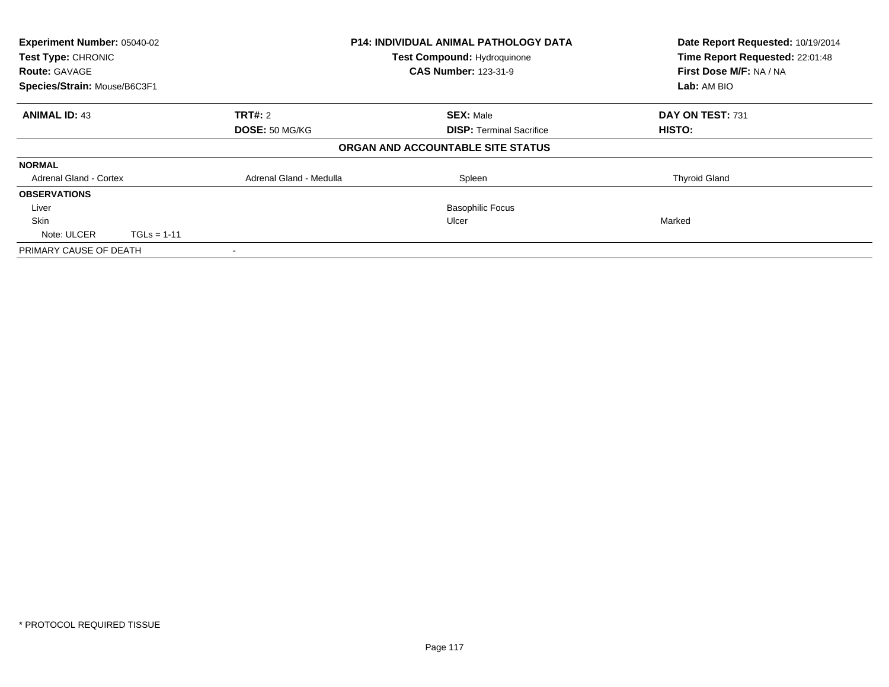| Experiment Number: 05040-02 | P14: INDIVIDUAL ANIMAL PATHOLOGY DATA | | Date Report Requested: 10/19/2014 |
|---|---|---|---|
| Test Type: CHRONIC | Test Compound: Hydroquinone | | Time Report Requested: 22:01:48 |
| Route: GAVAGE | CAS Number: 123-31-9 | | First Dose M/F: NA / NA |
| Species/Strain: Mouse/B6C3F1 | | | Lab: AM BIO |

| **ANIMAL ID:** 43 | **TRT#:** 2 | **SEX:** Male | **DAY ON TEST:** 731 |
|---|---|---|---|
| | **DOSE:** 50 MG/KG | **DISP:** Terminal Sacrifice | **HISTO:** |

**ORGAN AND ACCOUNTABLE SITE STATUS**

| | | | |
|---|---|---|---|
| **NORMAL** | | | |
| Adrenal Gland - Cortex | Adrenal Gland - Medulla | Spleen | Thyroid Gland |
| **OBSERVATIONS** | | | |
| Liver | | Basophilic Focus | |
| Skin | | Ulcer | Marked |
| Note: ULCER TGLs = 1-11 | | | |
| PRIMARY CAUSE OF DEATH | - | | |

* PROTOCOL REQUIRED TISSUE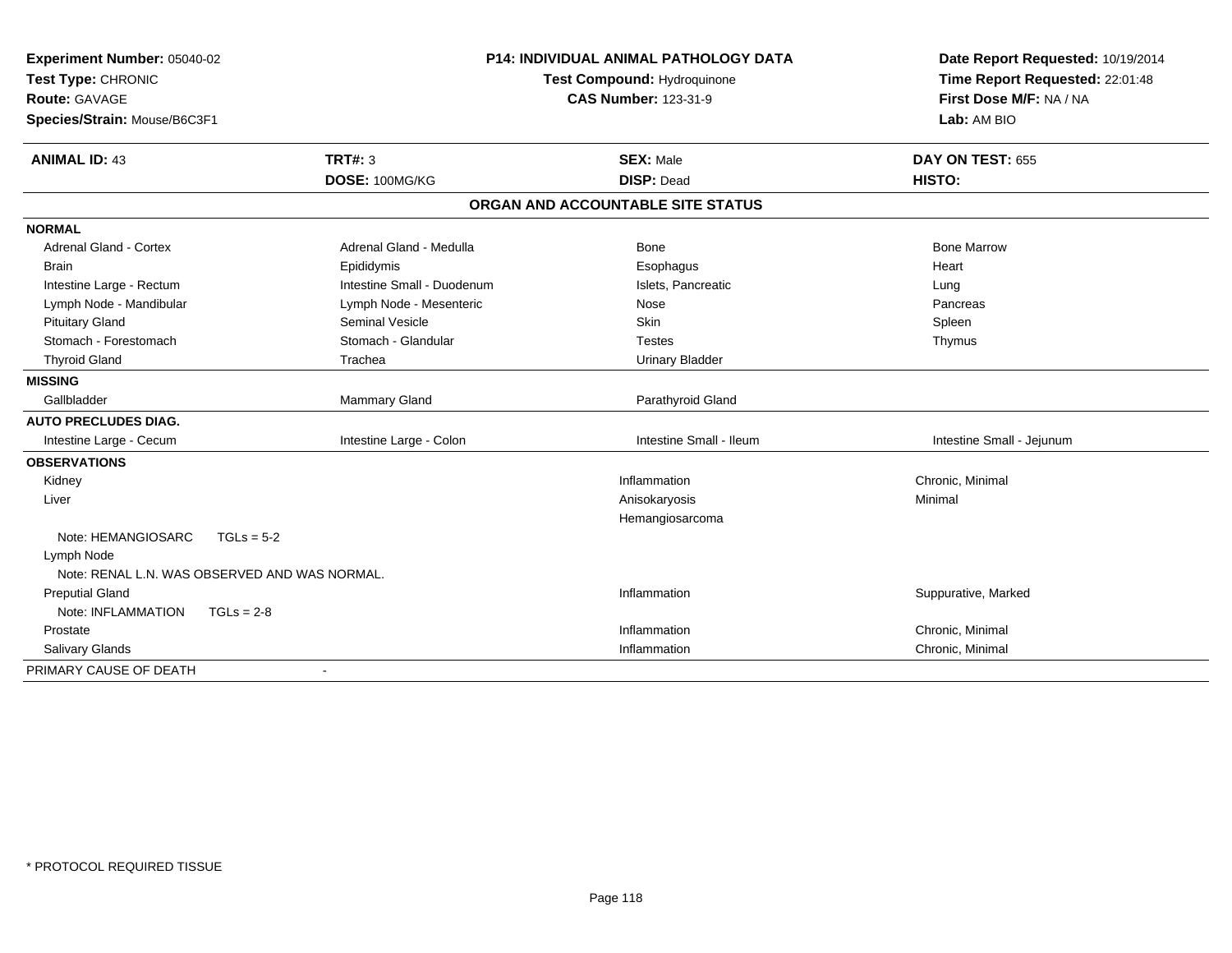**Experiment Number:** 05040-02
**Test Type:** CHRONIC
**Route:** GAVAGE
**Species/Strain:** Mouse/B6C3F1

**P14: INDIVIDUAL ANIMAL PATHOLOGY DATA**
**Test Compound:** Hydroquinone
**CAS Number:** 123-31-9

**Date Report Requested:** 10/19/2014
**Time Report Requested:** 22:01:48
**First Dose M/F:** NA / NA
**Lab:** AM BIO

| **ANIMAL ID:** 43 | **TRT#:** 3 | **SEX:** Male | **DAY ON TEST:** 655 |
|---|---|---|---|
| | **DOSE:** 100MG/KG | **DISP:** Dead | **HISTO:** |

**ORGAN AND ACCOUNTABLE SITE STATUS**

| | | | |
|---|---|---|---|
| **NORMAL** | | | |
| Adrenal Gland - Cortex | Adrenal Gland - Medulla | Bone | Bone Marrow |
| Brain | Epididymis | Esophagus | Heart |
| Intestine Large - Rectum | Intestine Small - Duodenum | Islets, Pancreatic | Lung |
| Lymph Node - Mandibular | Lymph Node - Mesenteric | Nose | Pancreas |
| Pituitary Gland | Seminal Vesicle | Skin | Spleen |
| Stomach - Forestomach | Stomach - Glandular | Testes | Thymus |
| Thyroid Gland | Trachea | Urinary Bladder | |
| **MISSING** | | | |
| Gallbladder | Mammary Gland | Parathyroid Gland | |
| **AUTO PRECLUDES DIAG.** | | | |
| Intestine Large - Cecum | Intestine Large - Colon | Intestine Small - Ileum | Intestine Small - Jejunum |
| **OBSERVATIONS** | | | |
| Kidney | | Inflammation | Chronic, Minimal |
| Liver | | Anisokaryosis | Minimal |
| | | Hemangiosarcoma | |
| Note: HEMANGIOSARC TGLs = 5-2 | | | |
| Lymph Node | | | |
| Note: RENAL L.N. WAS OBSERVED AND WAS NORMAL. | | | |
| Preputial Gland | | Inflammation | Suppurative, Marked |
| Note: INFLAMMATION TGLs = 2-8 | | | |
| Prostate | | Inflammation | Chronic, Minimal |
| Salivary Glands | | Inflammation | Chronic, Minimal |
| PRIMARY CAUSE OF DEATH | - | | |

\* PROTOCOL REQUIRED TISSUE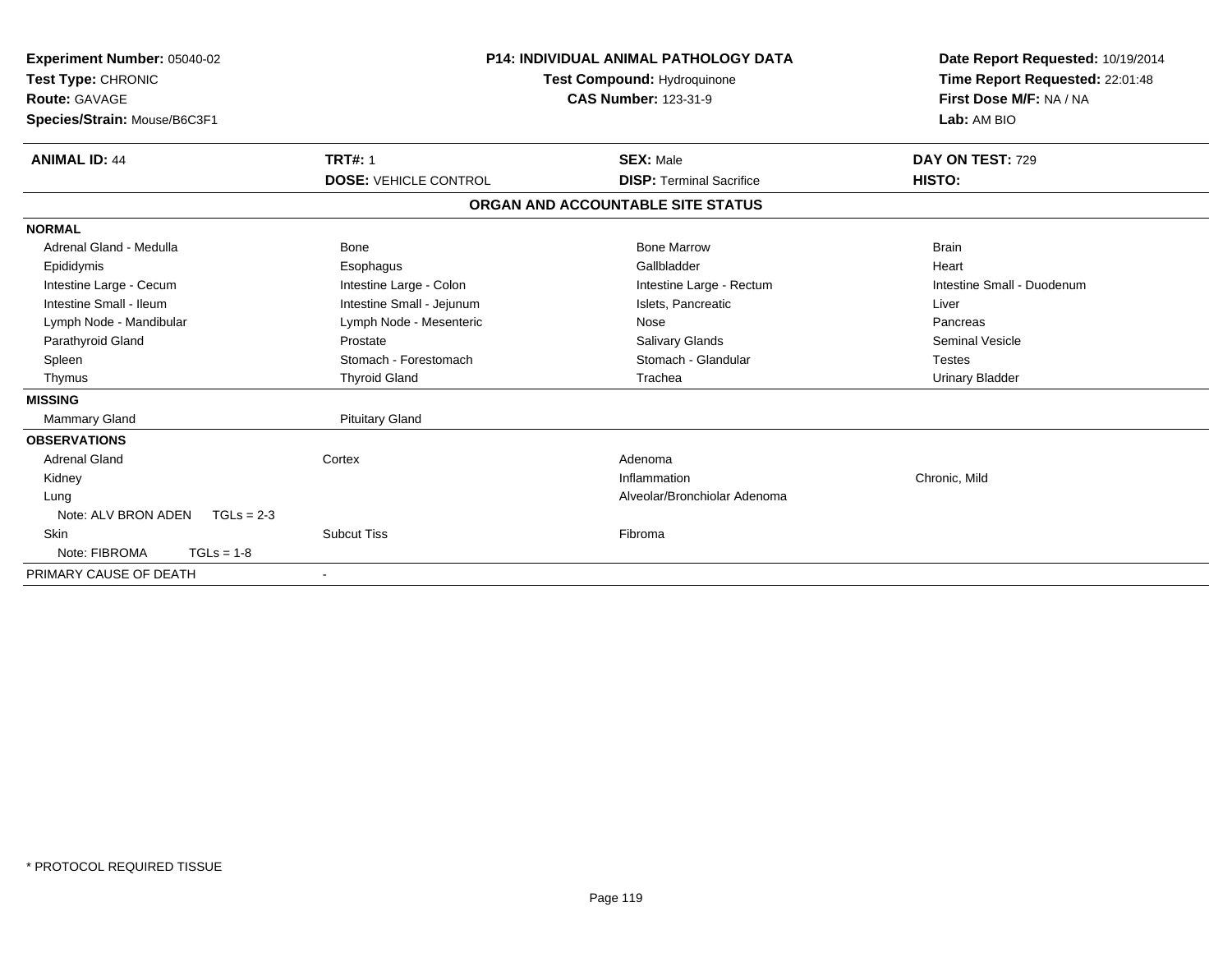| | | | |
|---|---|---|---|
| **Experiment Number:** 05040-02 | **P14: INDIVIDUAL ANIMAL PATHOLOGY DATA** | | **Date Report Requested:** 10/19/2014 |
| **Test Type:** CHRONIC | **Test Compound:** Hydroquinone | | **Time Report Requested:** 22:01:48 |
| **Route:** GAVAGE | **CAS Number:** 123-31-9 | | **First Dose M/F:** NA / NA |
| **Species/Strain:** Mouse/B6C3F1 | | | **Lab:** AM BIO |

| | | | |
|---|---|---|---|
| **ANIMAL ID:** 44 | **TRT#:** 1 | **SEX:** Male | **DAY ON TEST:** 729 |
| | **DOSE:** VEHICLE CONTROL | **DISP:** Terminal Sacrifice | **HISTO:** |

**ORGAN AND ACCOUNTABLE SITE STATUS**

| | | | |
|---|---|---|---|
| **NORMAL** | | | |
| Adrenal Gland - Medulla | Bone | Bone Marrow | Brain |
| Epididymis | Esophagus | Gallbladder | Heart |
| Intestine Large - Cecum | Intestine Large - Colon | Intestine Large - Rectum | Intestine Small - Duodenum |
| Intestine Small - Ileum | Intestine Small - Jejunum | Islets, Pancreatic | Liver |
| Lymph Node - Mandibular | Lymph Node - Mesenteric | Nose | Pancreas |
| Parathyroid Gland | Prostate | Salivary Glands | Seminal Vesicle |
| Spleen | Stomach - Forestomach | Stomach - Glandular | Testes |
| Thymus | Thyroid Gland | Trachea | Urinary Bladder |
| **MISSING** | | | |
| Mammary Gland | Pituitary Gland | | |
| **OBSERVATIONS** | | | |
| Adrenal Gland | Cortex | Adenoma | |
| Kidney | | Inflammation | Chronic, Mild |
| Lung | | Alveolar/Bronchiolar Adenoma | |
| Note: ALV BRON ADEN TGLs = 2-3 | | | |
| Skin | Subcut Tiss | Fibroma | |
| Note: FIBROMA TGLs = 1-8 | | | |
| PRIMARY CAUSE OF DEATH | - | | |

\* PROTOCOL REQUIRED TISSUE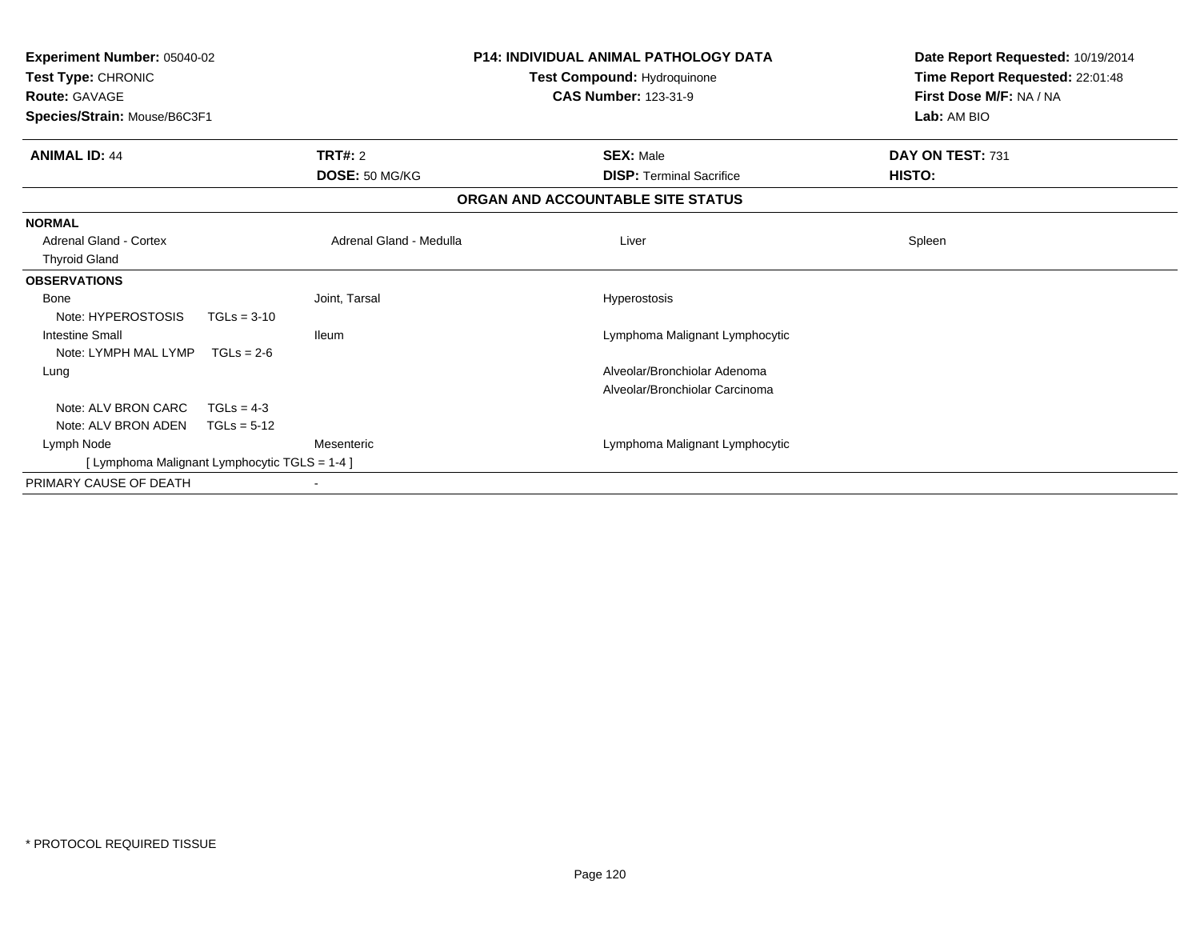**Experiment Number:** 05040-02
**Test Type:** CHRONIC
**Route:** GAVAGE
**Species/Strain:** Mouse/B6C3F1

**P14: INDIVIDUAL ANIMAL PATHOLOGY DATA**
**Test Compound:** Hydroquinone
**CAS Number:** 123-31-9

**Date Report Requested:** 10/19/2014
**Time Report Requested:** 22:01:48
**First Dose M/F:** NA / NA
**Lab:** AM BIO

| **ANIMAL ID:** 44 | **TRT#:** 2 | **SEX:** Male | **DAY ON TEST:** 731 |
|---|---|---|---|
| | **DOSE:** 50 MG/KG | **DISP:** Terminal Sacrifice | **HISTO:** |

**ORGAN AND ACCOUNTABLE SITE STATUS**

| | | | |
|---|---|---|---|
| **NORMAL** | | | |
| Adrenal Gland - Cortex | Adrenal Gland - Medulla | Liver | Spleen |
| Thyroid Gland | | | |
| **OBSERVATIONS** | | | |
| Bone | Joint, Tarsal | Hyperostosis | |
| Note: HYPEROSTOSIS TGLs = 3-10 | | | |
| Intestine Small | Ileum | Lymphoma Malignant Lymphocytic | |
| Note: LYMPH MAL LYMP TGLs = 2-6 | | | |
| Lung | | Alveolar/Bronchiolar Adenoma | |
| | | Alveolar/Bronchiolar Carcinoma | |
| Note: ALV BRON CARC TGLs = 4-3 | | | |
| Note: ALV BRON ADEN TGLs = 5-12 | | | |
| Lymph Node | Mesenteric | Lymphoma Malignant Lymphocytic | |
| [ Lymphoma Malignant Lymphocytic TGLS = 1-4 ] | | | |
| PRIMARY CAUSE OF DEATH | - | | |

* PROTOCOL REQUIRED TISSUE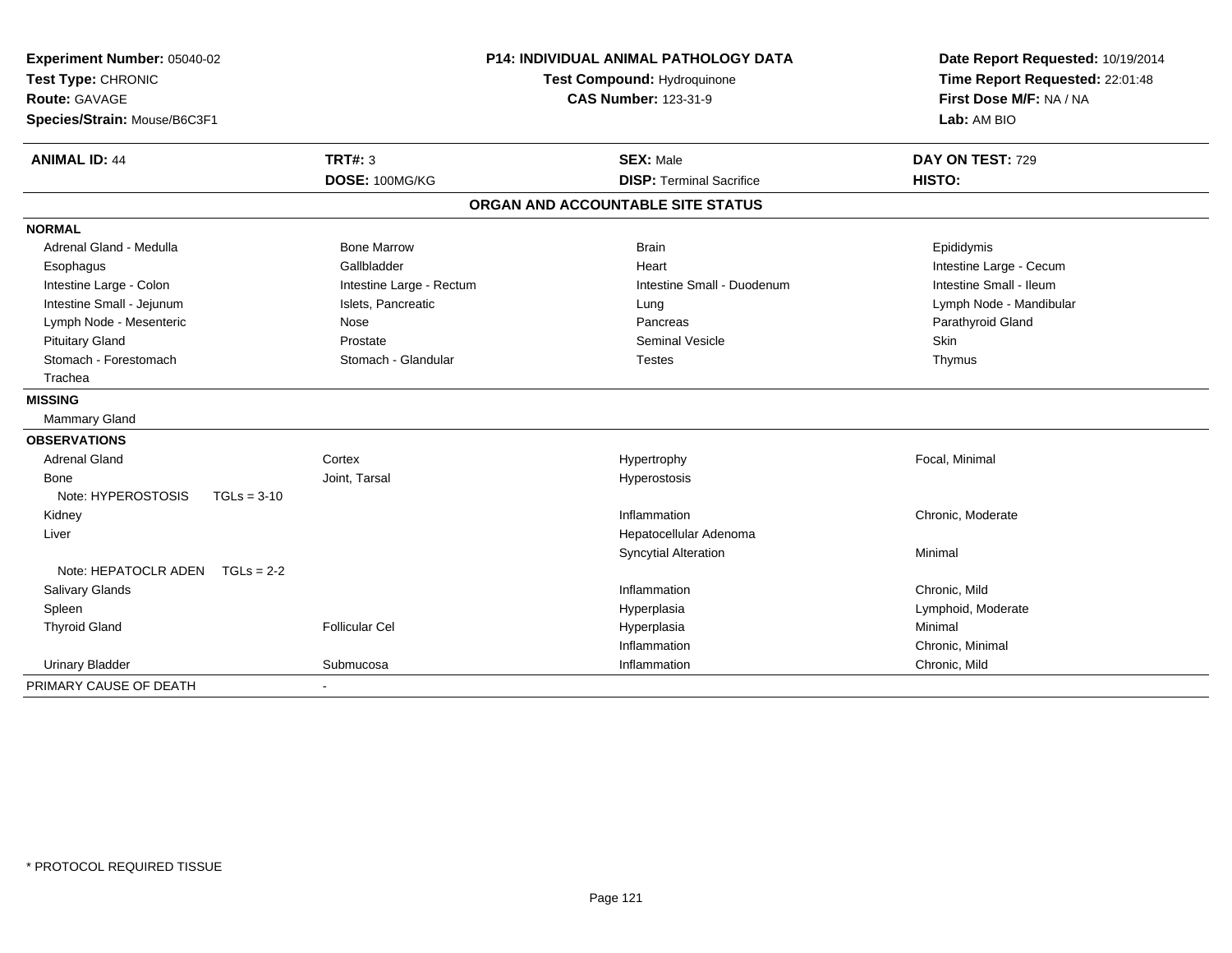**Experiment Number:** 05040-02
**Test Type:** CHRONIC
**Route:** GAVAGE
**Species/Strain:** Mouse/B6C3F1

**P14: INDIVIDUAL ANIMAL PATHOLOGY DATA**
**Test Compound:** Hydroquinone
**CAS Number:** 123-31-9

**Date Report Requested:** 10/19/2014
**Time Report Requested:** 22:01:48
**First Dose M/F:** NA / NA
**Lab:** AM BIO

| **ANIMAL ID:** 44 | **TRT#:** 3 | **SEX:** Male | **DAY ON TEST:** 729 |
|---|---|---|---|
| | **DOSE:** 100MG/KG | **DISP:** Terminal Sacrifice | **HISTO:** |

## ORGAN AND ACCOUNTABLE SITE STATUS

| | | | |
|---|---|---|---|
| **NORMAL** | | | |
| Adrenal Gland - Medulla | Bone Marrow | Brain | Epididymis |
| Esophagus | Gallbladder | Heart | Intestine Large - Cecum |
| Intestine Large - Colon | Intestine Large - Rectum | Intestine Small - Duodenum | Intestine Small - Ileum |
| Intestine Small - Jejunum | Islets, Pancreatic | Lung | Lymph Node - Mandibular |
| Lymph Node - Mesenteric | Nose | Pancreas | Parathyroid Gland |
| Pituitary Gland | Prostate | Seminal Vesicle | Skin |
| Stomach - Forestomach | Stomach - Glandular | Testes | Thymus |
| Trachea | | | |
| **MISSING** | | | |
| Mammary Gland | | | |
| **OBSERVATIONS** | | | |
| Adrenal Gland | Cortex | Hypertrophy | Focal, Minimal |
| Bone | Joint, Tarsal | Hyperostosis | |
| Note: HYPEROSTOSIS TGLs = 3-10 | | | |
| Kidney | | Inflammation | Chronic, Moderate |
| Liver | | Hepatocellular Adenoma | |
| | | Syncytial Alteration | Minimal |
| Note: HEPATOCLR ADEN TGLs = 2-2 | | | |
| Salivary Glands | | Inflammation | Chronic, Mild |
| Spleen | | Hyperplasia | Lymphoid, Moderate |
| Thyroid Gland | Follicular Cel | Hyperplasia | Minimal |
| | | Inflammation | Chronic, Minimal |
| Urinary Bladder | Submucosa | Inflammation | Chronic, Mild |
| PRIMARY CAUSE OF DEATH | - | | |

* PROTOCOL REQUIRED TISSUE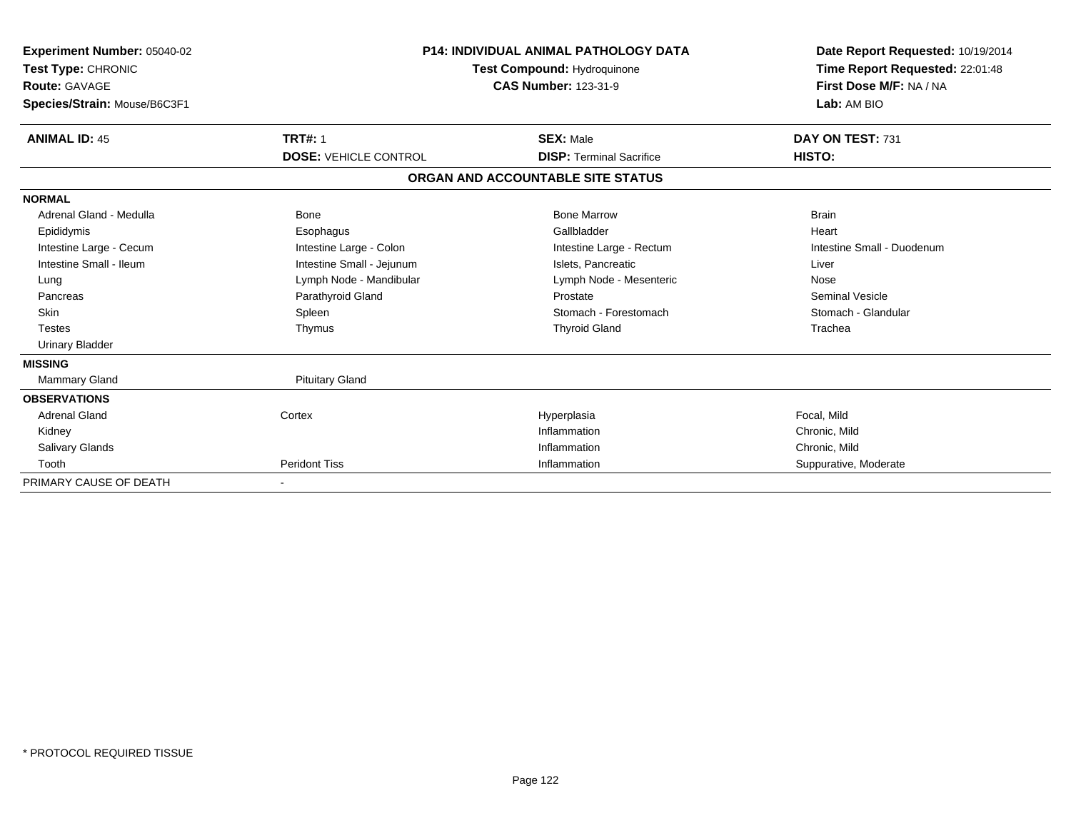**Experiment Number:** 05040-02
**Test Type:** CHRONIC
**Route:** GAVAGE
**Species/Strain:** Mouse/B6C3F1

**P14: INDIVIDUAL ANIMAL PATHOLOGY DATA**
**Test Compound:** Hydroquinone
**CAS Number:** 123-31-9

**Date Report Requested:** 10/19/2014
**Time Report Requested:** 22:01:48
**First Dose M/F:** NA / NA
**Lab:** AM BIO

| **ANIMAL ID:** 45 | **TRT#:** 1 | **SEX:** Male | **DAY ON TEST:** 731 |
|---|---|---|---|
| | **DOSE:** VEHICLE CONTROL | **DISP:** Terminal Sacrifice | **HISTO:** |

**ORGAN AND ACCOUNTABLE SITE STATUS**

| | | | |
|---|---|---|---|
| **NORMAL** | | | |
| Adrenal Gland - Medulla | Bone | Bone Marrow | Brain |
| Epididymis | Esophagus | Gallbladder | Heart |
| Intestine Large - Cecum | Intestine Large - Colon | Intestine Large - Rectum | Intestine Small - Duodenum |
| Intestine Small - Ileum | Intestine Small - Jejunum | Islets, Pancreatic | Liver |
| Lung | Lymph Node - Mandibular | Lymph Node - Mesenteric | Nose |
| Pancreas | Parathyroid Gland | Prostate | Seminal Vesicle |
| Skin | Spleen | Stomach - Forestomach | Stomach - Glandular |
| Testes | Thymus | Thyroid Gland | Trachea |
| Urinary Bladder | | | |
| **MISSING** | | | |
| Mammary Gland | Pituitary Gland | | |
| **OBSERVATIONS** | | | |
| Adrenal Gland | Cortex | Hyperplasia | Focal, Mild |
| Kidney | | Inflammation | Chronic, Mild |
| Salivary Glands | | Inflammation | Chronic, Mild |
| Tooth | Peridont Tiss | Inflammation | Suppurative, Moderate |
| PRIMARY CAUSE OF DEATH | - | | |

* PROTOCOL REQUIRED TISSUE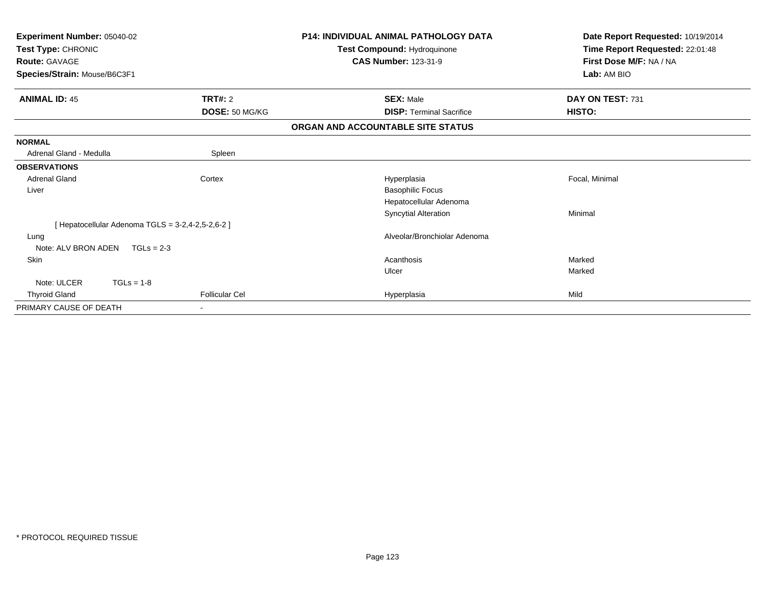**Experiment Number:** 05040-02
**Test Type:** CHRONIC
**Route:** GAVAGE
**Species/Strain:** Mouse/B6C3F1

**P14: INDIVIDUAL ANIMAL PATHOLOGY DATA**
**Test Compound:** Hydroquinone
**CAS Number:** 123-31-9

**Date Report Requested:** 10/19/2014
**Time Report Requested:** 22:01:48
**First Dose M/F:** NA / NA
**Lab:** AM BIO

| **ANIMAL ID:** 45 | **TRT#:** 2 | **SEX:** Male | **DAY ON TEST:** 731 |
|---|---|---|---|
| | **DOSE:** 50 MG/KG | **DISP:** Terminal Sacrifice | **HISTO:** |

**ORGAN AND ACCOUNTABLE SITE STATUS**

| | | | |
|---|---|---|---|
| **NORMAL** | | | |
| Adrenal Gland - Medulla | Spleen | | |
| **OBSERVATIONS** | | | |
| Adrenal Gland | Cortex | Hyperplasia | Focal, Minimal |
| Liver | | Basophilic Focus | |
| | | Hepatocellular Adenoma | |
| | | Syncytial Alteration | Minimal |
| [ Hepatocellular Adenoma TGLS = 3-2,4-2,5-2,6-2 ] | | | |
| Lung | | Alveolar/Bronchiolar Adenoma | |
| Note: ALV BRON ADEN TGLs = 2-3 | | | |
| Skin | | Acanthosis | Marked |
| | | Ulcer | Marked |
| Note: ULCER TGLs = 1-8 | | | |
| Thyroid Gland | Follicular Cel | Hyperplasia | Mild |
| PRIMARY CAUSE OF DEATH | - | | |

* PROTOCOL REQUIRED TISSUE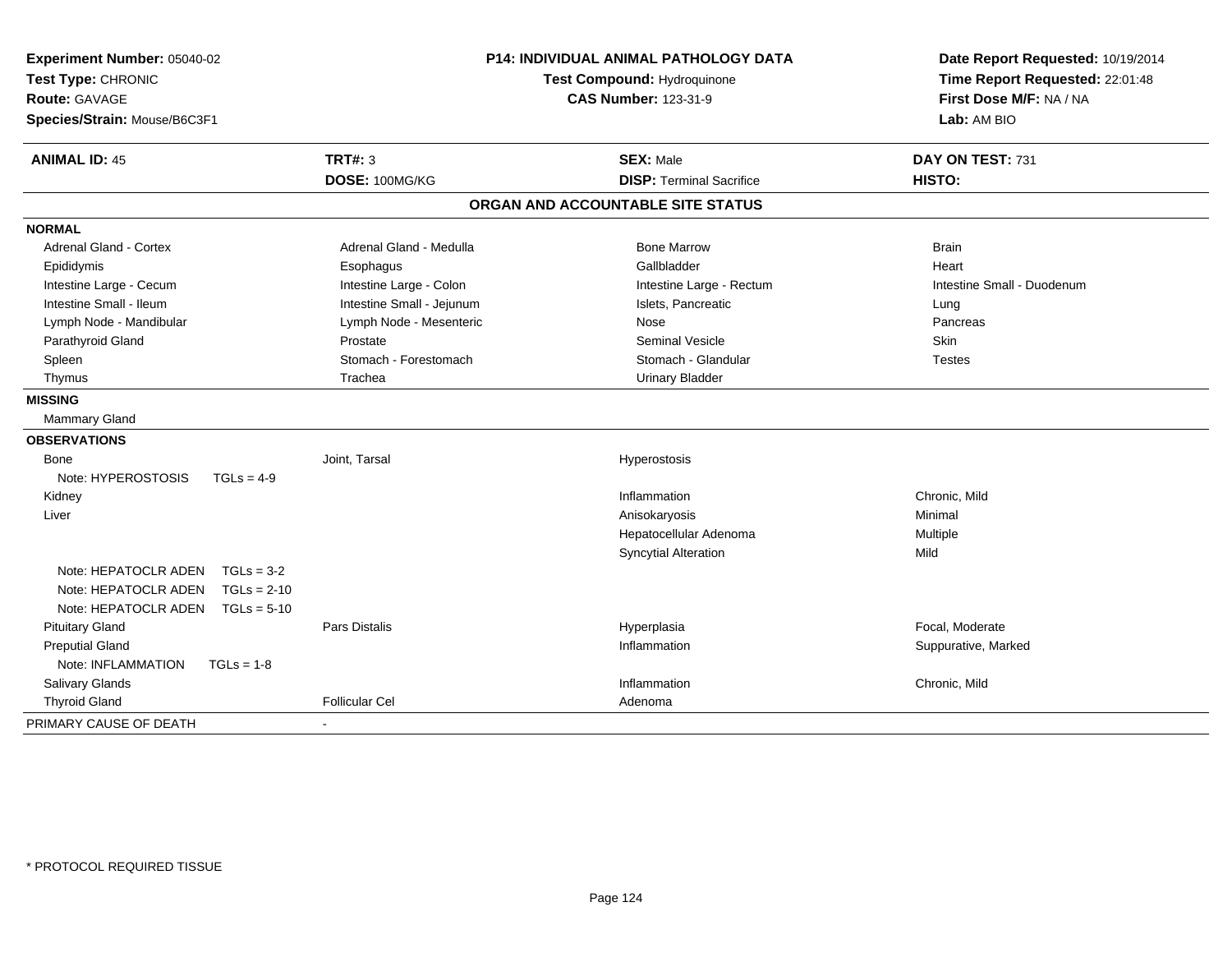**Experiment Number:** 05040-02
**Test Type:** CHRONIC
**Route:** GAVAGE
**Species/Strain:** Mouse/B6C3F1

**P14: INDIVIDUAL ANIMAL PATHOLOGY DATA**
**Test Compound:** Hydroquinone
**CAS Number:** 123-31-9

**Date Report Requested:** 10/19/2014
**Time Report Requested:** 22:01:48
**First Dose M/F:** NA / NA
**Lab:** AM BIO

| **ANIMAL ID:** 45 | **TRT#:** 3 | **SEX:** Male | **DAY ON TEST:** 731 |
|---|---|---|---|
| | **DOSE:** 100MG/KG | **DISP:** Terminal Sacrifice | **HISTO:** |

## ORGAN AND ACCOUNTABLE SITE STATUS

| | | | |
|---|---|---|---|
| **NORMAL** | | | |
| Adrenal Gland - Cortex | Adrenal Gland - Medulla | Bone Marrow | Brain |
| Epididymis | Esophagus | Gallbladder | Heart |
| Intestine Large - Cecum | Intestine Large - Colon | Intestine Large - Rectum | Intestine Small - Duodenum |
| Intestine Small - Ileum | Intestine Small - Jejunum | Islets, Pancreatic | Lung |
| Lymph Node - Mandibular | Lymph Node - Mesenteric | Nose | Pancreas |
| Parathyroid Gland | Prostate | Seminal Vesicle | Skin |
| Spleen | Stomach - Forestomach | Stomach - Glandular | Testes |
| Thymus | Trachea | Urinary Bladder | |
| **MISSING** | | | |
| Mammary Gland | | | |
| **OBSERVATIONS** | | | |
| Bone | Joint, Tarsal | Hyperostosis | |
| Note: HYPEROSTOSIS TGLs = 4-9 | | | |
| Kidney | | Inflammation | Chronic, Mild |
| Liver | | Anisokaryosis | Minimal |
| | | Hepatocellular Adenoma | Multiple |
| | | Syncytial Alteration | Mild |
| Note: HEPATOCLR ADEN TGLs = 3-2 | | | |
| Note: HEPATOCLR ADEN TGLs = 2-10 | | | |
| Note: HEPATOCLR ADEN TGLs = 5-10 | | | |
| Pituitary Gland | Pars Distalis | Hyperplasia | Focal, Moderate |
| Preputial Gland | | Inflammation | Suppurative, Marked |
| Note: INFLAMMATION TGLs = 1-8 | | | |
| Salivary Glands | | Inflammation | Chronic, Mild |
| Thyroid Gland | Follicular Cel | Adenoma | |
| PRIMARY CAUSE OF DEATH | - | | |

\* PROTOCOL REQUIRED TISSUE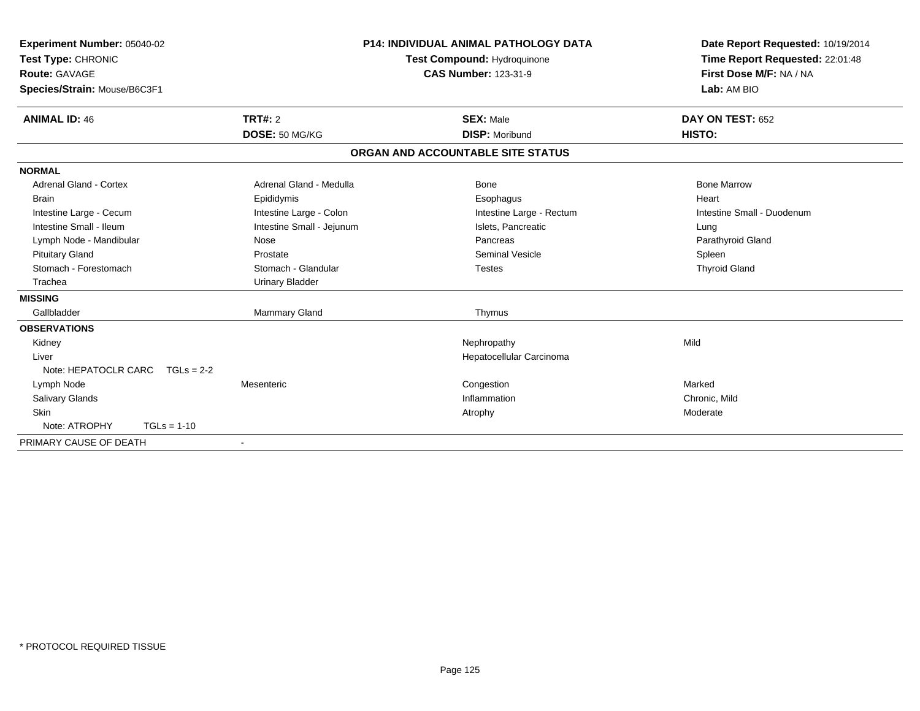**Experiment Number:** 05040-02
**Test Type:** CHRONIC
**Route:** GAVAGE
**Species/Strain:** Mouse/B6C3F1

**P14: INDIVIDUAL ANIMAL PATHOLOGY DATA**
**Test Compound:** Hydroquinone
**CAS Number:** 123-31-9

**Date Report Requested:** 10/19/2014
**Time Report Requested:** 22:01:48
**First Dose M/F:** NA / NA
**Lab:** AM BIO

| **ANIMAL ID:** 46 | **TRT#:** 2 | **SEX:** Male | **DAY ON TEST:** 652 |
|---|---|---|---|
| | **DOSE:** 50 MG/KG | **DISP:** Moribund | **HISTO:** |

## ORGAN AND ACCOUNTABLE SITE STATUS

| | | | |
|---|---|---|---|
| **NORMAL** | | | |
| Adrenal Gland - Cortex | Adrenal Gland - Medulla | Bone | Bone Marrow |
| Brain | Epididymis | Esophagus | Heart |
| Intestine Large - Cecum | Intestine Large - Colon | Intestine Large - Rectum | Intestine Small - Duodenum |
| Intestine Small - Ileum | Intestine Small - Jejunum | Islets, Pancreatic | Lung |
| Lymph Node - Mandibular | Nose | Pancreas | Parathyroid Gland |
| Pituitary Gland | Prostate | Seminal Vesicle | Spleen |
| Stomach - Forestomach | Stomach - Glandular | Testes | Thyroid Gland |
| Trachea | Urinary Bladder | | |
| **MISSING** | | | |
| Gallbladder | Mammary Gland | Thymus | |
| **OBSERVATIONS** | | | |
| Kidney | | Nephropathy | Mild |
| Liver | | Hepatocellular Carcinoma | |
| Note: HEPATOCLR CARC TGLs = 2-2 | | | |
| Lymph Node | Mesenteric | Congestion | Marked |
| Salivary Glands | | Inflammation | Chronic, Mild |
| Skin | | Atrophy | Moderate |
| Note: ATROPHY TGLs = 1-10 | | | |
| PRIMARY CAUSE OF DEATH | - | | |

\* PROTOCOL REQUIRED TISSUE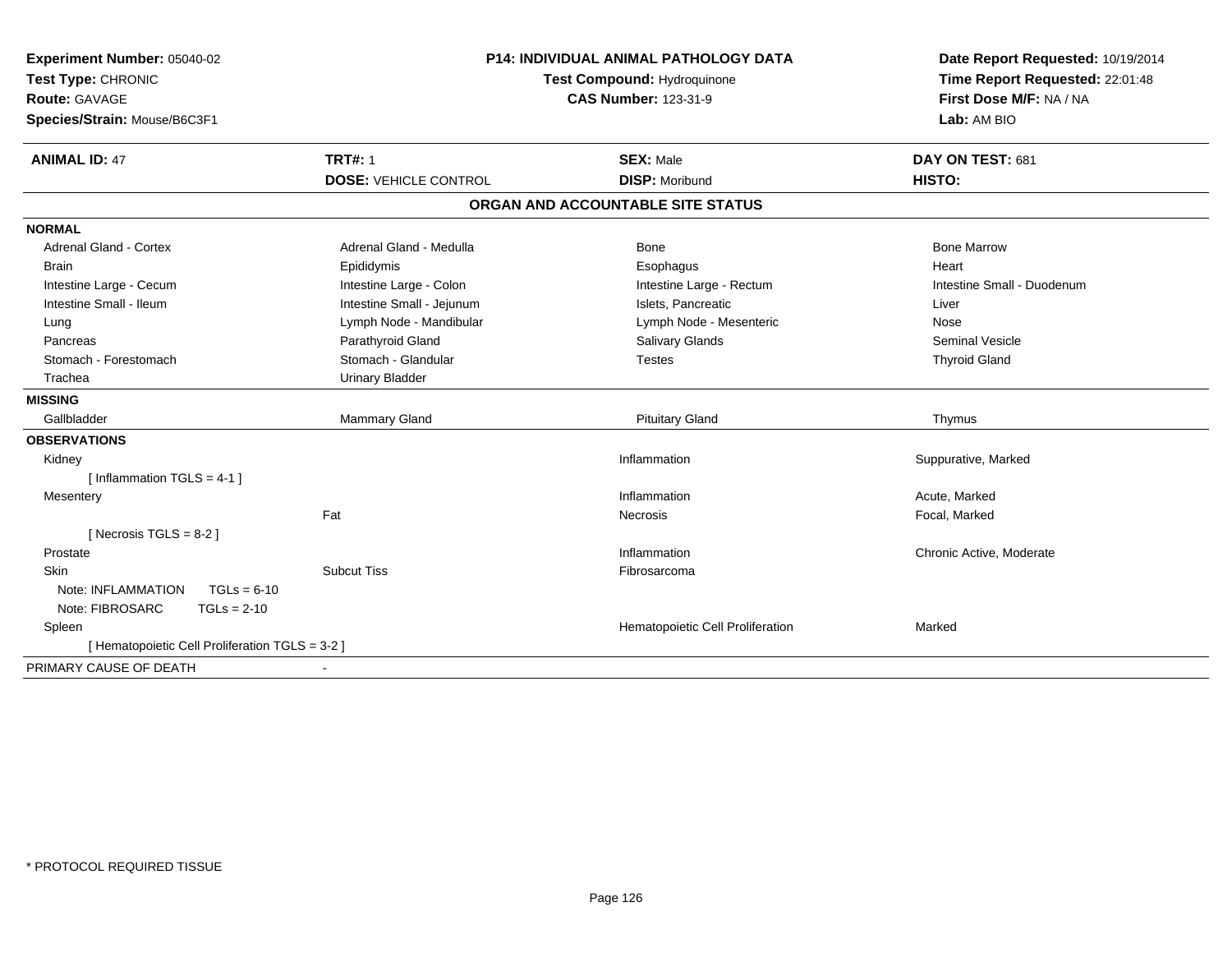**Experiment Number:** 05040-02
**Test Type:** CHRONIC
**Route:** GAVAGE
**Species/Strain:** Mouse/B6C3F1

**P14: INDIVIDUAL ANIMAL PATHOLOGY DATA**
**Test Compound:** Hydroquinone
**CAS Number:** 123-31-9

**Date Report Requested:** 10/19/2014
**Time Report Requested:** 22:01:48
**First Dose M/F:** NA / NA
**Lab:** AM BIO

| **ANIMAL ID:** 47 | **TRT#:** 1 | **SEX:** Male | **DAY ON TEST:** 681 |
|---|---|---|---|
| | **DOSE:** VEHICLE CONTROL | **DISP:** Moribund | **HISTO:** |

**ORGAN AND ACCOUNTABLE SITE STATUS**

**NORMAL**

| | | | |
|---|---|---|---|
| Adrenal Gland - Cortex | Adrenal Gland - Medulla | Bone | Bone Marrow |
| Brain | Epididymis | Esophagus | Heart |
| Intestine Large - Cecum | Intestine Large - Colon | Intestine Large - Rectum | Intestine Small - Duodenum |
| Intestine Small - Ileum | Intestine Small - Jejunum | Islets, Pancreatic | Liver |
| Lung | Lymph Node - Mandibular | Lymph Node - Mesenteric | Nose |
| Pancreas | Parathyroid Gland | Salivary Glands | Seminal Vesicle |
| Stomach - Forestomach | Stomach - Glandular | Testes | Thyroid Gland |
| Trachea | Urinary Bladder | | |

**MISSING**

| | | | |
|---|---|---|---|
| Gallbladder | Mammary Gland | Pituitary Gland | Thymus |

**OBSERVATIONS**

| | | | |
|---|---|---|---|
| Kidney | | Inflammation | Suppurative, Marked |
| [ Inflammation TGLS = 4-1 ] | | | |
| Mesentery | | Inflammation | Acute, Marked |
| | Fat | Necrosis | Focal, Marked |
| [ Necrosis TGLS = 8-2 ] | | | |
| Prostate | | Inflammation | Chronic Active, Moderate |
| Skin | Subcut Tiss | Fibrosarcoma | |
| Note: INFLAMMATION TGLs = 6-10 | | | |
| Note: FIBROSARC TGLs = 2-10 | | | |
| Spleen | | Hematopoietic Cell Proliferation | Marked |
| [ Hematopoietic Cell Proliferation TGLS = 3-2 ] | | | |

PRIMARY CAUSE OF DEATH -

\* PROTOCOL REQUIRED TISSUE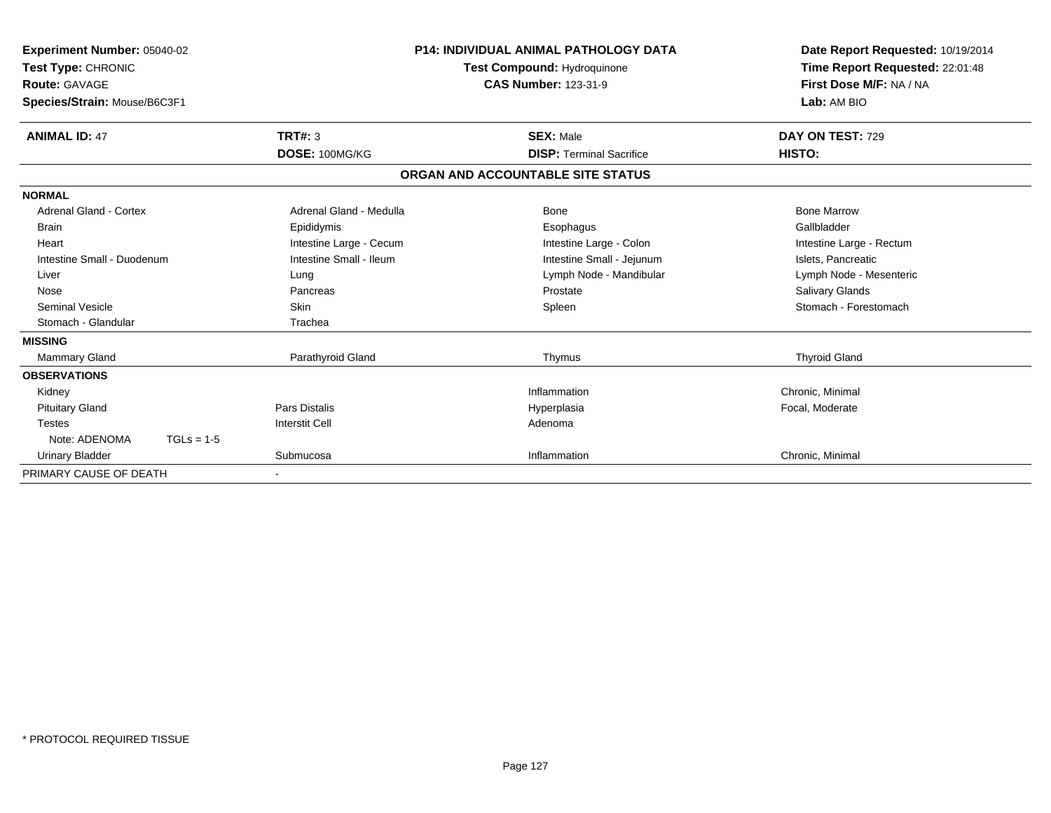**Experiment Number:** 05040-02
**Test Type:** CHRONIC
**Route:** GAVAGE
**Species/Strain:** Mouse/B6C3F1

**P14: INDIVIDUAL ANIMAL PATHOLOGY DATA**
**Test Compound:** Hydroquinone
**CAS Number:** 123-31-9

**Date Report Requested:** 10/19/2014
**Time Report Requested:** 22:01:48
**First Dose M/F:** NA / NA
**Lab:** AM BIO

| **ANIMAL ID:** 47 | **TRT#:** 3 | **SEX:** Male | **DAY ON TEST:** 729 |
|---|---|---|---|
| | **DOSE:** 100MG/KG | **DISP:** Terminal Sacrifice | **HISTO:** |

## ORGAN AND ACCOUNTABLE SITE STATUS

| | | | |
|---|---|---|---|
| **NORMAL** | | | |
| Adrenal Gland - Cortex | Adrenal Gland - Medulla | Bone | Bone Marrow |
| Brain | Epididymis | Esophagus | Gallbladder |
| Heart | Intestine Large - Cecum | Intestine Large - Colon | Intestine Large - Rectum |
| Intestine Small - Duodenum | Intestine Small - Ileum | Intestine Small - Jejunum | Islets, Pancreatic |
| Liver | Lung | Lymph Node - Mandibular | Lymph Node - Mesenteric |
| Nose | Pancreas | Prostate | Salivary Glands |
| Seminal Vesicle | Skin | Spleen | Stomach - Forestomach |
| Stomach - Glandular | Trachea | | |
| **MISSING** | | | |
| Mammary Gland | Parathyroid Gland | Thymus | Thyroid Gland |
| **OBSERVATIONS** | | | |
| Kidney | | Inflammation | Chronic, Minimal |
| Pituitary Gland | Pars Distalis | Hyperplasia | Focal, Moderate |
| Testes | Interstit Cell | Adenoma | |
| Note: ADENOMA TGLs = 1-5 | | | |
| Urinary Bladder | Submucosa | Inflammation | Chronic, Minimal |
| PRIMARY CAUSE OF DEATH | - | | |

\* PROTOCOL REQUIRED TISSUE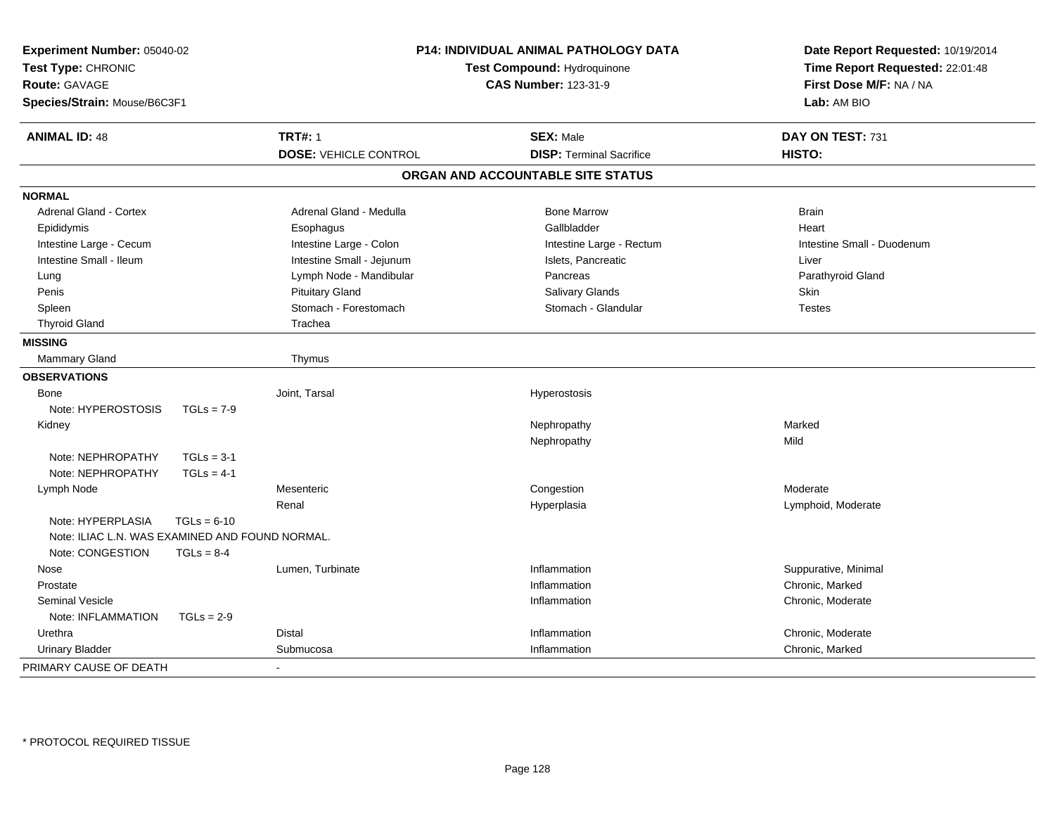**Experiment Number:** 05040-02
**Test Type:** CHRONIC
**Route:** GAVAGE
**Species/Strain:** Mouse/B6C3F1

**P14: INDIVIDUAL ANIMAL PATHOLOGY DATA**
**Test Compound:** Hydroquinone
**CAS Number:** 123-31-9

**Date Report Requested:** 10/19/2014
**Time Report Requested:** 22:01:48
**First Dose M/F:** NA / NA
**Lab:** AM BIO

| **ANIMAL ID:** 48 | **TRT#:** 1 | **SEX:** Male | **DAY ON TEST:** 731 |
|---|---|---|---|
| | **DOSE:** VEHICLE CONTROL | **DISP:** Terminal Sacrifice | **HISTO:** |

## ORGAN AND ACCOUNTABLE SITE STATUS

**NORMAL**

| | | | |
|---|---|---|---|
| Adrenal Gland - Cortex | Adrenal Gland - Medulla | Bone Marrow | Brain |
| Epididymis | Esophagus | Gallbladder | Heart |
| Intestine Large - Cecum | Intestine Large - Colon | Intestine Large - Rectum | Intestine Small - Duodenum |
| Intestine Small - Ileum | Intestine Small - Jejunum | Islets, Pancreatic | Liver |
| Lung | Lymph Node - Mandibular | Pancreas | Parathyroid Gland |
| Penis | Pituitary Gland | Salivary Glands | Skin |
| Spleen | Stomach - Forestomach | Stomach - Glandular | Testes |
| Thyroid Gland | Trachea | | |

**MISSING**

| | |
|---|---|
| Mammary Gland | Thymus |

**OBSERVATIONS**

| | | | |
|---|---|---|---|
| Bone | Joint, Tarsal | Hyperostosis | |
| Note: HYPEROSTOSIS TGLs = 7-9 | | | |
| Kidney | | Nephropathy | Marked |
| | | Nephropathy | Mild |
| Note: NEPHROPATHY TGLs = 3-1 | | | |
| Note: NEPHROPATHY TGLs = 4-1 | | | |
| Lymph Node | Mesenteric | Congestion | Moderate |
| | Renal | Hyperplasia | Lymphoid, Moderate |
| Note: HYPERPLASIA TGLs = 6-10 | | | |
| Note: ILIAC L.N. WAS EXAMINED AND FOUND NORMAL. | | | |
| Note: CONGESTION TGLs = 8-4 | | | |
| Nose | Lumen, Turbinate | Inflammation | Suppurative, Minimal |
| Prostate | | Inflammation | Chronic, Marked |
| Seminal Vesicle | | Inflammation | Chronic, Moderate |
| Note: INFLAMMATION TGLs = 2-9 | | | |
| Urethra | Distal | Inflammation | Chronic, Moderate |
| Urinary Bladder | Submucosa | Inflammation | Chronic, Marked |

PRIMARY CAUSE OF DEATH -

* PROTOCOL REQUIRED TISSUE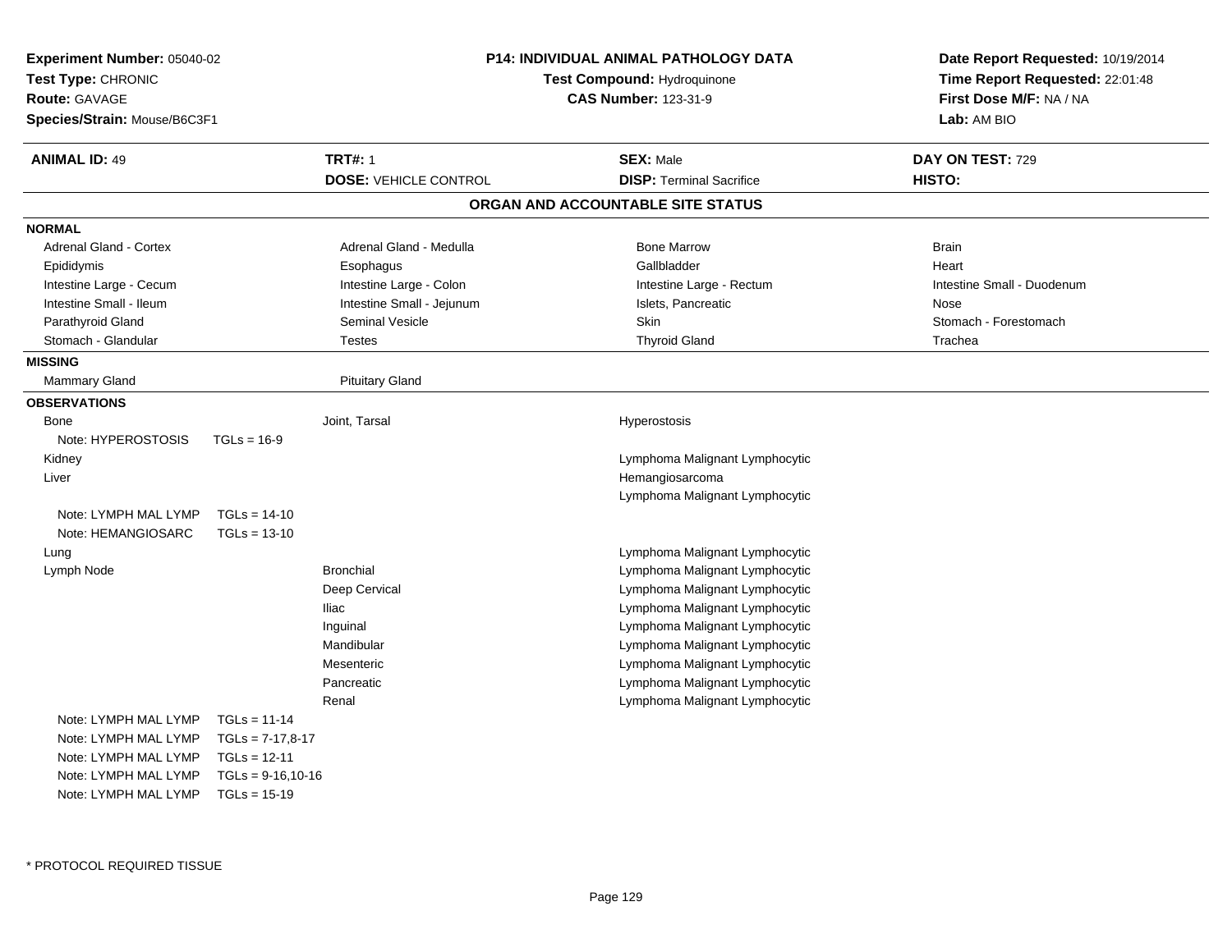**Experiment Number:** 05040-02
**Test Type:** CHRONIC
**Route:** GAVAGE
**Species/Strain:** Mouse/B6C3F1

**P14: INDIVIDUAL ANIMAL PATHOLOGY DATA**
**Test Compound:** Hydroquinone
**CAS Number:** 123-31-9

**Date Report Requested:** 10/19/2014
**Time Report Requested:** 22:01:48
**First Dose M/F:** NA / NA
**Lab:** AM BIO

| **ANIMAL ID:** 49 | **TRT#:** 1 | **SEX:** Male | **DAY ON TEST:** 729 |
|---|---|---|---|
| | **DOSE:** VEHICLE CONTROL | **DISP:** Terminal Sacrifice | **HISTO:** |

## ORGAN AND ACCOUNTABLE SITE STATUS

**NORMAL**

| | | | |
|---|---|---|---|
| Adrenal Gland - Cortex | Adrenal Gland - Medulla | Bone Marrow | Brain |
| Epididymis | Esophagus | Gallbladder | Heart |
| Intestine Large - Cecum | Intestine Large - Colon | Intestine Large - Rectum | Intestine Small - Duodenum |
| Intestine Small - Ileum | Intestine Small - Jejunum | Islets, Pancreatic | Nose |
| Parathyroid Gland | Seminal Vesicle | Skin | Stomach - Forestomach |
| Stomach - Glandular | Testes | Thyroid Gland | Trachea |

**MISSING**

| | |
|---|---|
| Mammary Gland | Pituitary Gland |

**OBSERVATIONS**

| Organ | Site | Observation |
|---|---|---|
| Bone | Joint, Tarsal | Hyperostosis |
| Note: HYPEROSTOSIS TGLs = 16-9 | | |
| Kidney | | Lymphoma Malignant Lymphocytic |
| Liver | | Hemangiosarcoma |
| | | Lymphoma Malignant Lymphocytic |
| Note: LYMPH MAL LYMP TGLs = 14-10 | | |
| Note: HEMANGIOSARC TGLs = 13-10 | | |
| Lung | | Lymphoma Malignant Lymphocytic |
| Lymph Node | Bronchial | Lymphoma Malignant Lymphocytic |
| | Deep Cervical | Lymphoma Malignant Lymphocytic |
| | Iliac | Lymphoma Malignant Lymphocytic |
| | Inguinal | Lymphoma Malignant Lymphocytic |
| | Mandibular | Lymphoma Malignant Lymphocytic |
| | Mesenteric | Lymphoma Malignant Lymphocytic |
| | Pancreatic | Lymphoma Malignant Lymphocytic |
| | Renal | Lymphoma Malignant Lymphocytic |
| Note: LYMPH MAL LYMP TGLs = 11-14 | | |
| Note: LYMPH MAL LYMP TGLs = 7-17,8-17 | | |
| Note: LYMPH MAL LYMP TGLs = 12-11 | | |
| Note: LYMPH MAL LYMP TGLs = 9-16,10-16 | | |
| Note: LYMPH MAL LYMP TGLs = 15-19 | | |

* PROTOCOL REQUIRED TISSUE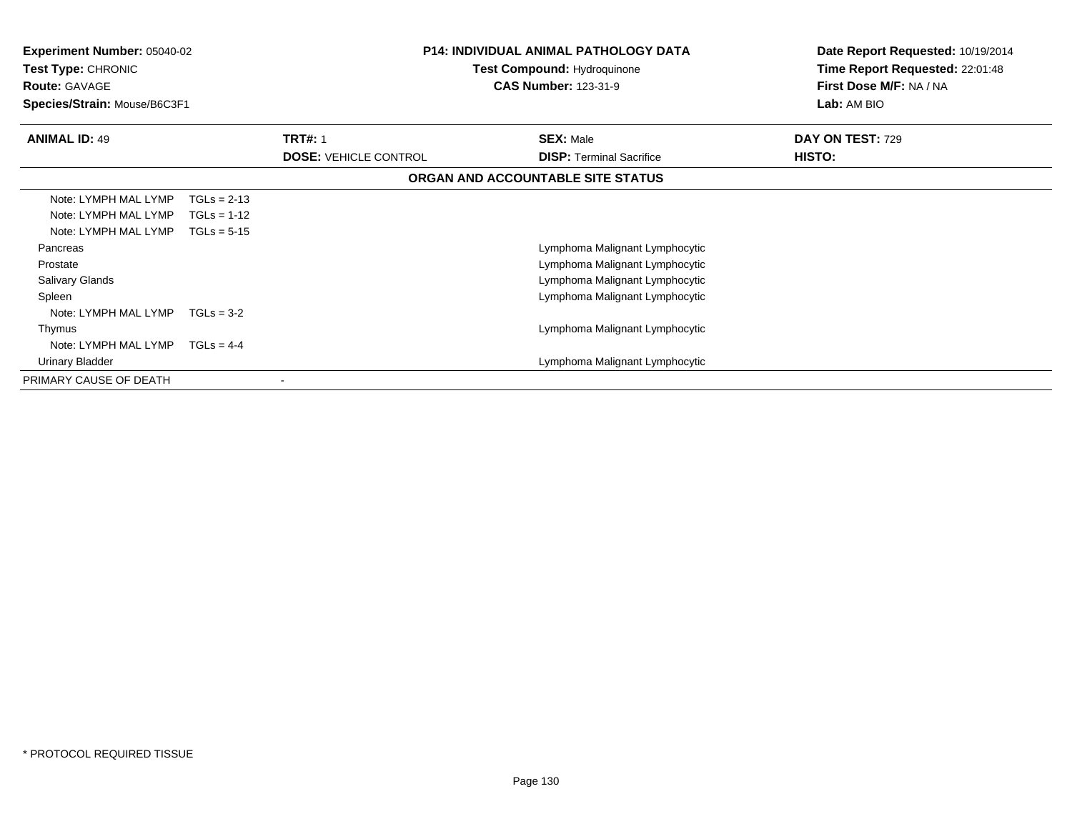**Experiment Number:** 05040-02
**Test Type:** CHRONIC
**Route:** GAVAGE
**Species/Strain:** Mouse/B6C3F1

**P14: INDIVIDUAL ANIMAL PATHOLOGY DATA**
**Test Compound:** Hydroquinone
**CAS Number:** 123-31-9

**Date Report Requested:** 10/19/2014
**Time Report Requested:** 22:01:48
**First Dose M/F:** NA / NA
**Lab:** AM BIO

| **ANIMAL ID:** 49 | **TRT#:** 1 | **SEX:** Male | **DAY ON TEST:** 729 |
|---|---|---|---|
| | **DOSE:** VEHICLE CONTROL | **DISP:** Terminal Sacrifice | **HISTO:** |

**ORGAN AND ACCOUNTABLE SITE STATUS**

| | | |
|---|---|---|
| Note: LYMPH MAL LYMP | TGLs = 2-13 | |
| Note: LYMPH MAL LYMP | TGLs = 1-12 | |
| Note: LYMPH MAL LYMP | TGLs = 5-15 | |
| Pancreas | | Lymphoma Malignant Lymphocytic |
| Prostate | | Lymphoma Malignant Lymphocytic |
| Salivary Glands | | Lymphoma Malignant Lymphocytic |
| Spleen | | Lymphoma Malignant Lymphocytic |
| Note: LYMPH MAL LYMP | TGLs = 3-2 | |
| Thymus | | Lymphoma Malignant Lymphocytic |
| Note: LYMPH MAL LYMP | TGLs = 4-4 | |
| Urinary Bladder | | Lymphoma Malignant Lymphocytic |
| PRIMARY CAUSE OF DEATH | - | |

\* PROTOCOL REQUIRED TISSUE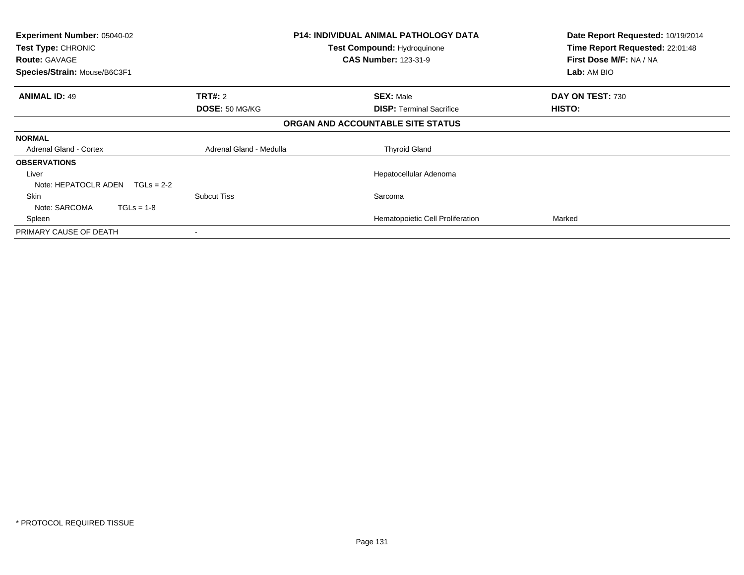**Experiment Number:** 05040-02
**Test Type:** CHRONIC
**Route:** GAVAGE
**Species/Strain:** Mouse/B6C3F1

**P14: INDIVIDUAL ANIMAL PATHOLOGY DATA**
**Test Compound:** Hydroquinone
**CAS Number:** 123-31-9

**Date Report Requested:** 10/19/2014
**Time Report Requested:** 22:01:48
**First Dose M/F:** NA / NA
**Lab:** AM BIO

| **ANIMAL ID:** 49 | **TRT#:** 2 | **SEX:** Male | **DAY ON TEST:** 730 |
|---|---|---|---|
| | **DOSE:** 50 MG/KG | **DISP:** Terminal Sacrifice | **HISTO:** |

**ORGAN AND ACCOUNTABLE SITE STATUS**

| | | | |
|---|---|---|---|
| **NORMAL** | | | |
| Adrenal Gland - Cortex | Adrenal Gland - Medulla | Thyroid Gland | |
| **OBSERVATIONS** | | | |
| Liver | | Hepatocellular Adenoma | |
| Note: HEPATOCLR ADEN TGLs = 2-2 | | | |
| Skin | Subcut Tiss | Sarcoma | |
| Note: SARCOMA TGLs = 1-8 | | | |
| Spleen | | Hematopoietic Cell Proliferation | Marked |
| PRIMARY CAUSE OF DEATH | - | | |

* PROTOCOL REQUIRED TISSUE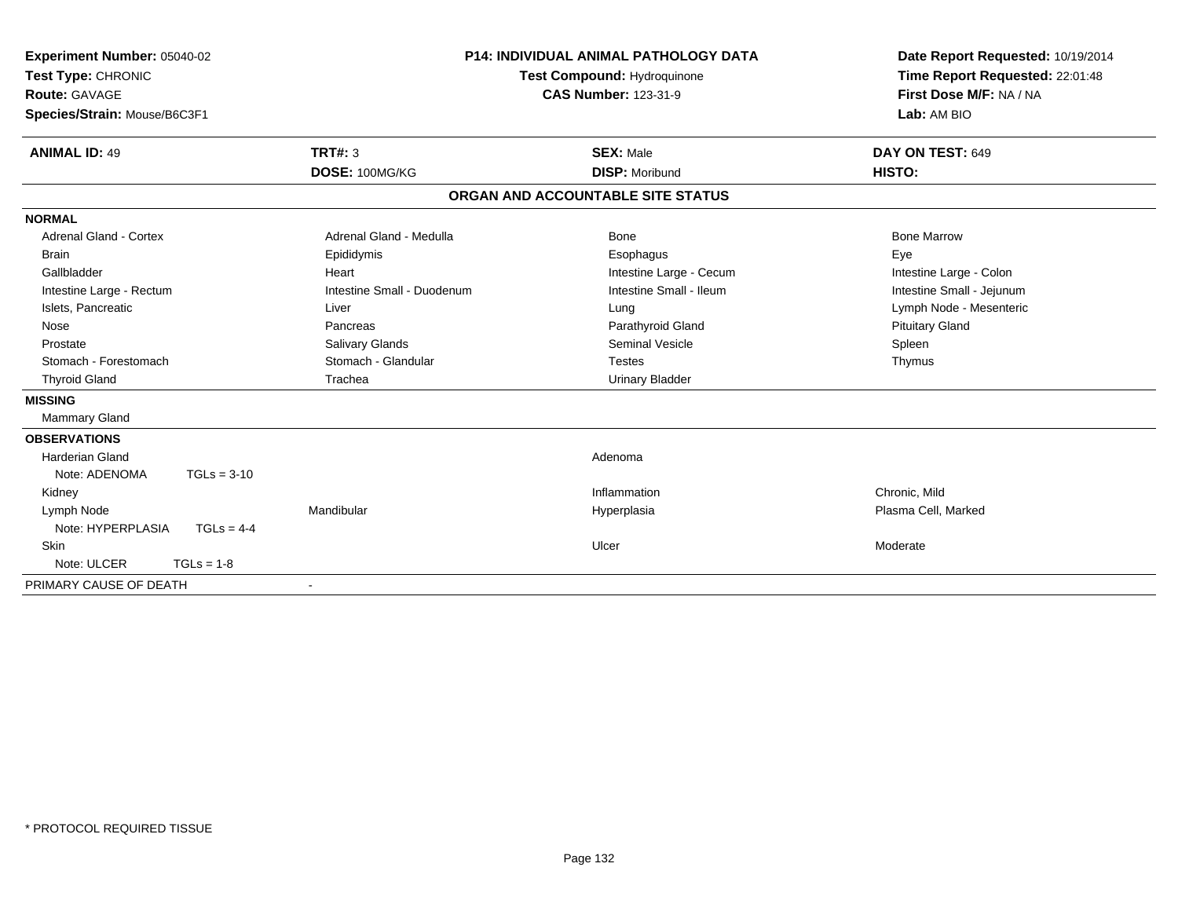**Experiment Number:** 05040-02
**Test Type:** CHRONIC
**Route:** GAVAGE
**Species/Strain:** Mouse/B6C3F1

**P14: INDIVIDUAL ANIMAL PATHOLOGY DATA**
**Test Compound:** Hydroquinone
**CAS Number:** 123-31-9

**Date Report Requested:** 10/19/2014
**Time Report Requested:** 22:01:48
**First Dose M/F:** NA / NA
**Lab:** AM BIO

| **ANIMAL ID:** 49 | **TRT#:** 3 | **SEX:** Male | **DAY ON TEST:** 649 |
|---|---|---|---|
| | **DOSE:** 100MG/KG | **DISP:** Moribund | **HISTO:** |

## ORGAN AND ACCOUNTABLE SITE STATUS

**NORMAL**

| | | | |
|---|---|---|---|
| Adrenal Gland - Cortex | Adrenal Gland - Medulla | Bone | Bone Marrow |
| Brain | Epididymis | Esophagus | Eye |
| Gallbladder | Heart | Intestine Large - Cecum | Intestine Large - Colon |
| Intestine Large - Rectum | Intestine Small - Duodenum | Intestine Small - Ileum | Intestine Small - Jejunum |
| Islets, Pancreatic | Liver | Lung | Lymph Node - Mesenteric |
| Nose | Pancreas | Parathyroid Gland | Pituitary Gland |
| Prostate | Salivary Glands | Seminal Vesicle | Spleen |
| Stomach - Forestomach | Stomach - Glandular | Testes | Thymus |
| Thyroid Gland | Trachea | Urinary Bladder | |

**MISSING**

Mammary Gland

**OBSERVATIONS**

| | | | |
|---|---|---|---|
| Harderian Gland | | Adenoma | |
| Note: ADENOMA TGLs = 3-10 | | | |
| Kidney | | Inflammation | Chronic, Mild |
| Lymph Node | Mandibular | Hyperplasia | Plasma Cell, Marked |
| Note: HYPERPLASIA TGLs = 4-4 | | | |
| Skin | | Ulcer | Moderate |
| Note: ULCER TGLs = 1-8 | | | |

PRIMARY CAUSE OF DEATH -

* PROTOCOL REQUIRED TISSUE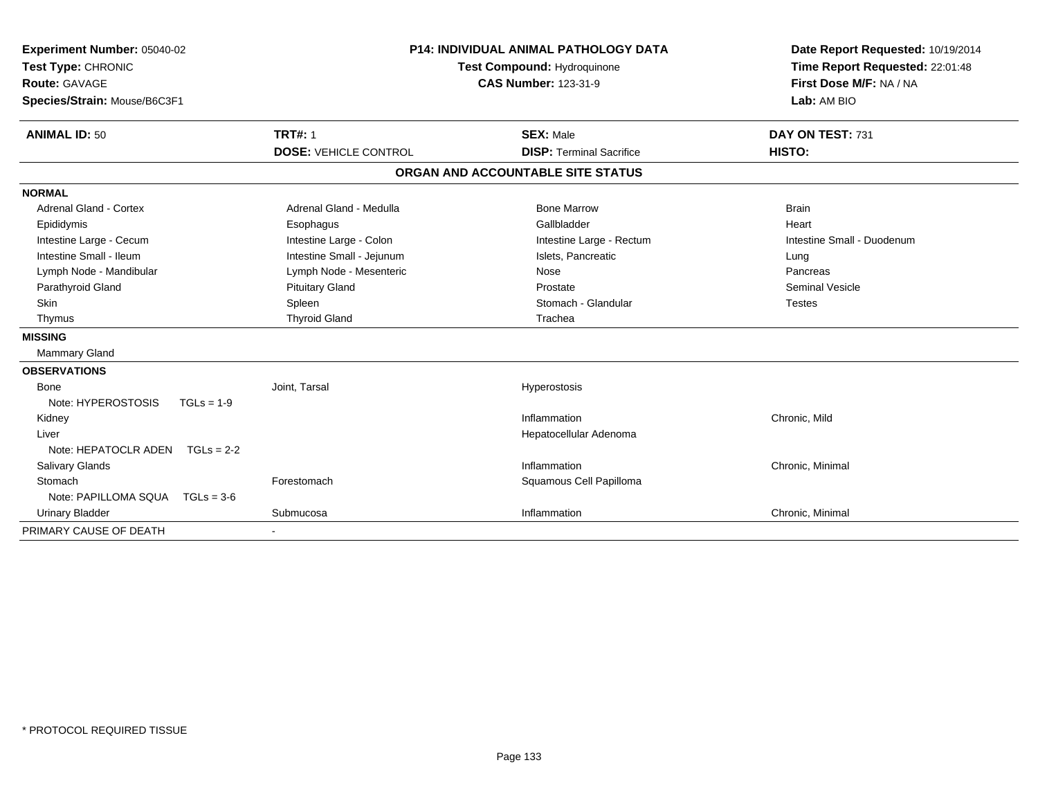**Experiment Number:** 05040-02
**Test Type:** CHRONIC
**Route:** GAVAGE
**Species/Strain:** Mouse/B6C3F1

**P14: INDIVIDUAL ANIMAL PATHOLOGY DATA**
**Test Compound:** Hydroquinone
**CAS Number:** 123-31-9

**Date Report Requested:** 10/19/2014
**Time Report Requested:** 22:01:48
**First Dose M/F:** NA / NA
**Lab:** AM BIO

| **ANIMAL ID:** 50 | **TRT#:** 1 | **SEX:** Male | **DAY ON TEST:** 731 |
|---|---|---|---|
| | **DOSE:** VEHICLE CONTROL | **DISP:** Terminal Sacrifice | **HISTO:** |

**ORGAN AND ACCOUNTABLE SITE STATUS**

**NORMAL**

| | | | |
|---|---|---|---|
| Adrenal Gland - Cortex | Adrenal Gland - Medulla | Bone Marrow | Brain |
| Epididymis | Esophagus | Gallbladder | Heart |
| Intestine Large - Cecum | Intestine Large - Colon | Intestine Large - Rectum | Intestine Small - Duodenum |
| Intestine Small - Ileum | Intestine Small - Jejunum | Islets, Pancreatic | Lung |
| Lymph Node - Mandibular | Lymph Node - Mesenteric | Nose | Pancreas |
| Parathyroid Gland | Pituitary Gland | Prostate | Seminal Vesicle |
| Skin | Spleen | Stomach - Glandular | Testes |
| Thymus | Thyroid Gland | Trachea | |

**MISSING**

Mammary Gland

**OBSERVATIONS**

| | | | |
|---|---|---|---|
| Bone | Joint, Tarsal | Hyperostosis | |
| Note: HYPEROSTOSIS TGLs = 1-9 | | | |
| Kidney | | Inflammation | Chronic, Mild |
| Liver | | Hepatocellular Adenoma | |
| Note: HEPATOCLR ADEN TGLs = 2-2 | | | |
| Salivary Glands | | Inflammation | Chronic, Minimal |
| Stomach | Forestomach | Squamous Cell Papilloma | |
| Note: PAPILLOMA SQUA TGLs = 3-6 | | | |
| Urinary Bladder | Submucosa | Inflammation | Chronic, Minimal |

PRIMARY CAUSE OF DEATH -

\* PROTOCOL REQUIRED TISSUE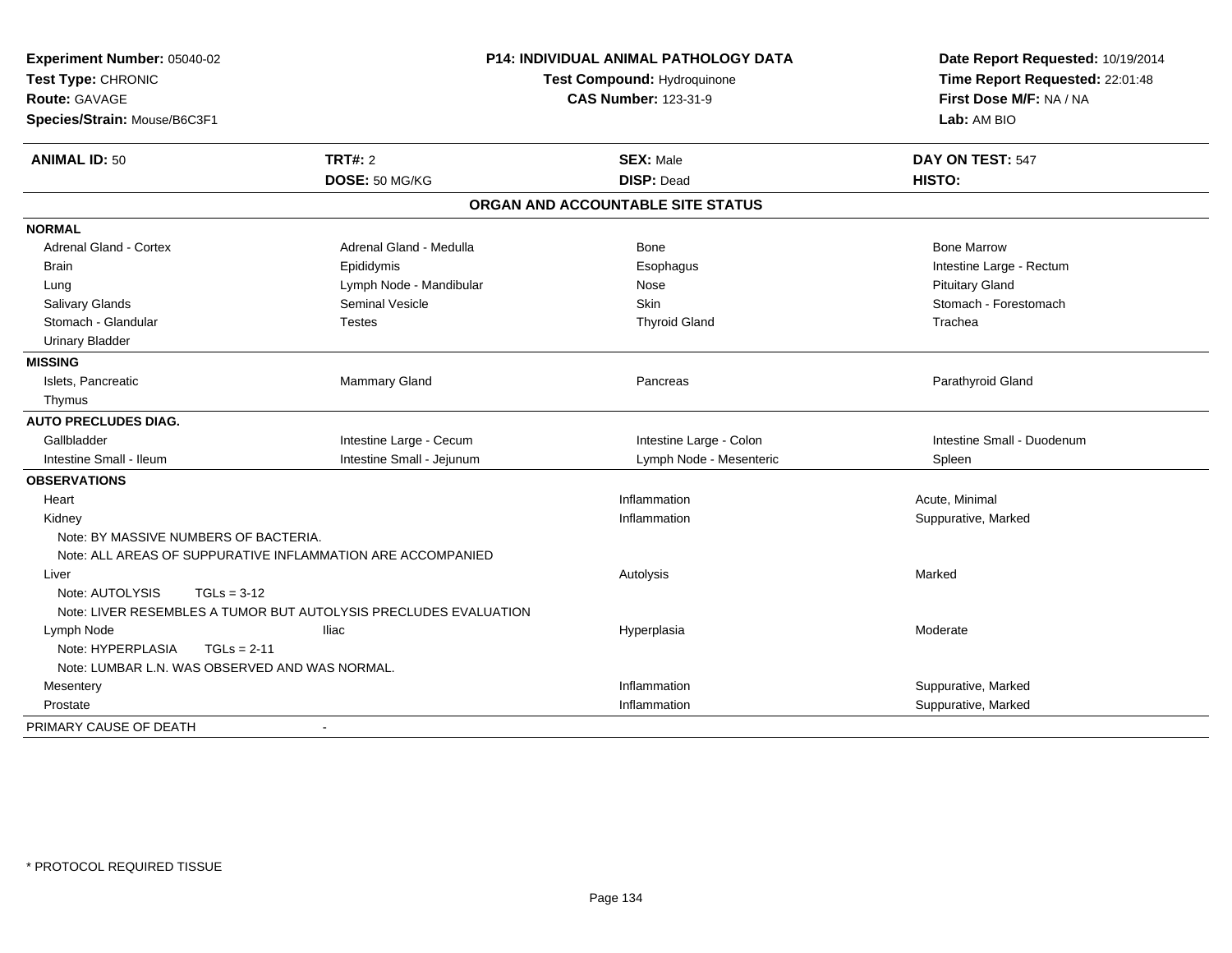**Experiment Number:** 05040-02
**Test Type:** CHRONIC
**Route:** GAVAGE
**Species/Strain:** Mouse/B6C3F1

**P14: INDIVIDUAL ANIMAL PATHOLOGY DATA**
**Test Compound:** Hydroquinone
**CAS Number:** 123-31-9

**Date Report Requested:** 10/19/2014
**Time Report Requested:** 22:01:48
**First Dose M/F:** NA / NA
**Lab:** AM BIO

| **ANIMAL ID:** 50 | **TRT#:** 2 | **SEX:** Male | **DAY ON TEST:** 547 |
|---|---|---|---|
| | **DOSE:** 50 MG/KG | **DISP:** Dead | **HISTO:** |

## ORGAN AND ACCOUNTABLE SITE STATUS

| | | | |
|---|---|---|---|
| **NORMAL** | | | |
| Adrenal Gland - Cortex | Adrenal Gland - Medulla | Bone | Bone Marrow |
| Brain | Epididymis | Esophagus | Intestine Large - Rectum |
| Lung | Lymph Node - Mandibular | Nose | Pituitary Gland |
| Salivary Glands | Seminal Vesicle | Skin | Stomach - Forestomach |
| Stomach - Glandular | Testes | Thyroid Gland | Trachea |
| Urinary Bladder | | | |
| **MISSING** | | | |
| Islets, Pancreatic | Mammary Gland | Pancreas | Parathyroid Gland |
| Thymus | | | |
| **AUTO PRECLUDES DIAG.** | | | |
| Gallbladder | Intestine Large - Cecum | Intestine Large - Colon | Intestine Small - Duodenum |
| Intestine Small - Ileum | Intestine Small - Jejunum | Lymph Node - Mesenteric | Spleen |
| **OBSERVATIONS** | | | |
| Heart | | Inflammation | Acute, Minimal |
| Kidney | | Inflammation | Suppurative, Marked |
| Note: BY MASSIVE NUMBERS OF BACTERIA. | | | |
| Note: ALL AREAS OF SUPPURATIVE INFLAMMATION ARE ACCOMPANIED | | | |
| Liver | | Autolysis | Marked |
| Note: AUTOLYSIS TGLs = 3-12 | | | |
| Note: LIVER RESEMBLES A TUMOR BUT AUTOLYSIS PRECLUDES EVALUATION | | | |
| Lymph Node | Iliac | Hyperplasia | Moderate |
| Note: HYPERPLASIA TGLs = 2-11 | | | |
| Note: LUMBAR L.N. WAS OBSERVED AND WAS NORMAL. | | | |
| Mesentery | | Inflammation | Suppurative, Marked |
| Prostate | | Inflammation | Suppurative, Marked |
| PRIMARY CAUSE OF DEATH | - | | |

\* PROTOCOL REQUIRED TISSUE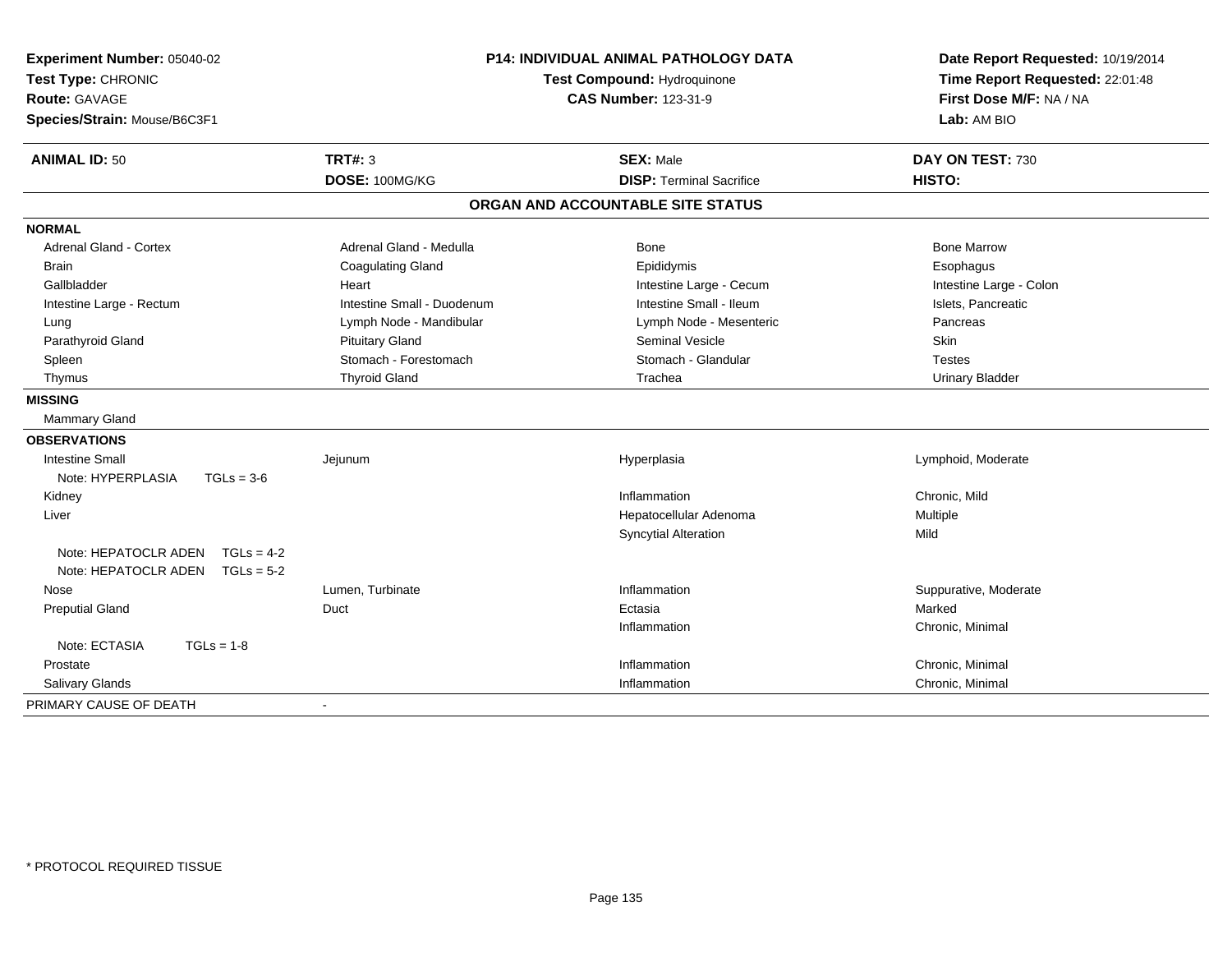**Experiment Number:** 05040-02
**Test Type:** CHRONIC
**Route:** GAVAGE
**Species/Strain:** Mouse/B6C3F1

**P14: INDIVIDUAL ANIMAL PATHOLOGY DATA**
**Test Compound:** Hydroquinone
**CAS Number:** 123-31-9

**Date Report Requested:** 10/19/2014
**Time Report Requested:** 22:01:48
**First Dose M/F:** NA / NA
**Lab:** AM BIO

| **ANIMAL ID:** 50 | **TRT#:** 3 | **SEX:** Male | **DAY ON TEST:** 730 |
|---|---|---|---|
| | **DOSE:** 100MG/KG | **DISP:** Terminal Sacrifice | **HISTO:** |

## ORGAN AND ACCOUNTABLE SITE STATUS

**NORMAL**

| | | | |
|---|---|---|---|
| Adrenal Gland - Cortex | Adrenal Gland - Medulla | Bone | Bone Marrow |
| Brain | Coagulating Gland | Epididymis | Esophagus |
| Gallbladder | Heart | Intestine Large - Cecum | Intestine Large - Colon |
| Intestine Large - Rectum | Intestine Small - Duodenum | Intestine Small - Ileum | Islets, Pancreatic |
| Lung | Lymph Node - Mandibular | Lymph Node - Mesenteric | Pancreas |
| Parathyroid Gland | Pituitary Gland | Seminal Vesicle | Skin |
| Spleen | Stomach - Forestomach | Stomach - Glandular | Testes |
| Thymus | Thyroid Gland | Trachea | Urinary Bladder |

**MISSING**

Mammary Gland

**OBSERVATIONS**

| | | | |
|---|---|---|---|
| Intestine Small | Jejunum | Hyperplasia | Lymphoid, Moderate |
| Note: HYPERPLASIA TGLs = 3-6 | | | |
| Kidney | | Inflammation | Chronic, Mild |
| Liver | | Hepatocellular Adenoma | Multiple |
| | | Syncytial Alteration | Mild |
| Note: HEPATOCLR ADEN TGLs = 4-2 | | | |
| Note: HEPATOCLR ADEN TGLs = 5-2 | | | |
| Nose | Lumen, Turbinate | Inflammation | Suppurative, Moderate |
| Preputial Gland | Duct | Ectasia | Marked |
| | | Inflammation | Chronic, Minimal |
| Note: ECTASIA TGLs = 1-8 | | | |
| Prostate | | Inflammation | Chronic, Minimal |
| Salivary Glands | | Inflammation | Chronic, Minimal |

PRIMARY CAUSE OF DEATH -

\* PROTOCOL REQUIRED TISSUE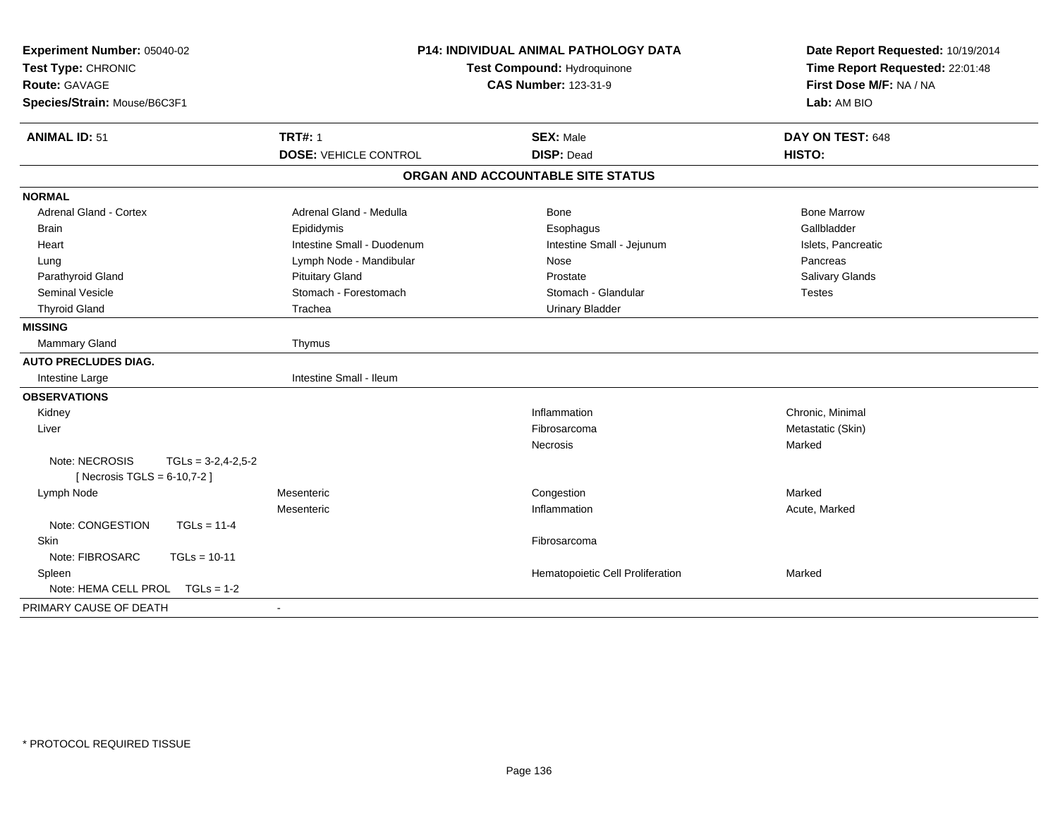**Experiment Number:** 05040-02
**Test Type:** CHRONIC
**Route:** GAVAGE
**Species/Strain:** Mouse/B6C3F1

**P14: INDIVIDUAL ANIMAL PATHOLOGY DATA**
**Test Compound:** Hydroquinone
**CAS Number:** 123-31-9

**Date Report Requested:** 10/19/2014
**Time Report Requested:** 22:01:48
**First Dose M/F:** NA / NA
**Lab:** AM BIO

| **ANIMAL ID:** 51 | **TRT#:** 1 | **SEX:** Male | **DAY ON TEST:** 648 |
|---|---|---|---|
| | **DOSE:** VEHICLE CONTROL | **DISP:** Dead | **HISTO:** |

## ORGAN AND ACCOUNTABLE SITE STATUS

| | | | |
|---|---|---|---|
| **NORMAL** | | | |
| Adrenal Gland - Cortex | Adrenal Gland - Medulla | Bone | Bone Marrow |
| Brain | Epididymis | Esophagus | Gallbladder |
| Heart | Intestine Small - Duodenum | Intestine Small - Jejunum | Islets, Pancreatic |
| Lung | Lymph Node - Mandibular | Nose | Pancreas |
| Parathyroid Gland | Pituitary Gland | Prostate | Salivary Glands |
| Seminal Vesicle | Stomach - Forestomach | Stomach - Glandular | Testes |
| Thyroid Gland | Trachea | Urinary Bladder | |
| **MISSING** | | | |
| Mammary Gland | Thymus | | |
| **AUTO PRECLUDES DIAG.** | | | |
| Intestine Large | Intestine Small - Ileum | | |
| **OBSERVATIONS** | | | |
| Kidney | | Inflammation | Chronic, Minimal |
| Liver | | Fibrosarcoma | Metastatic (Skin) |
| | | Necrosis | Marked |
| Note: NECROSIS TGLs = 3-2,4-2,5-2 [ Necrosis TGLS = 6-10,7-2 ] | | | |
| Lymph Node | Mesenteric | Congestion | Marked |
| | Mesenteric | Inflammation | Acute, Marked |
| Note: CONGESTION TGLs = 11-4 | | | |
| Skin | | Fibrosarcoma | |
| Note: FIBROSARC TGLs = 10-11 | | | |
| Spleen | | Hematopoietic Cell Proliferation | Marked |
| Note: HEMA CELL PROL TGLs = 1-2 | | | |
| PRIMARY CAUSE OF DEATH | - | | |

* PROTOCOL REQUIRED TISSUE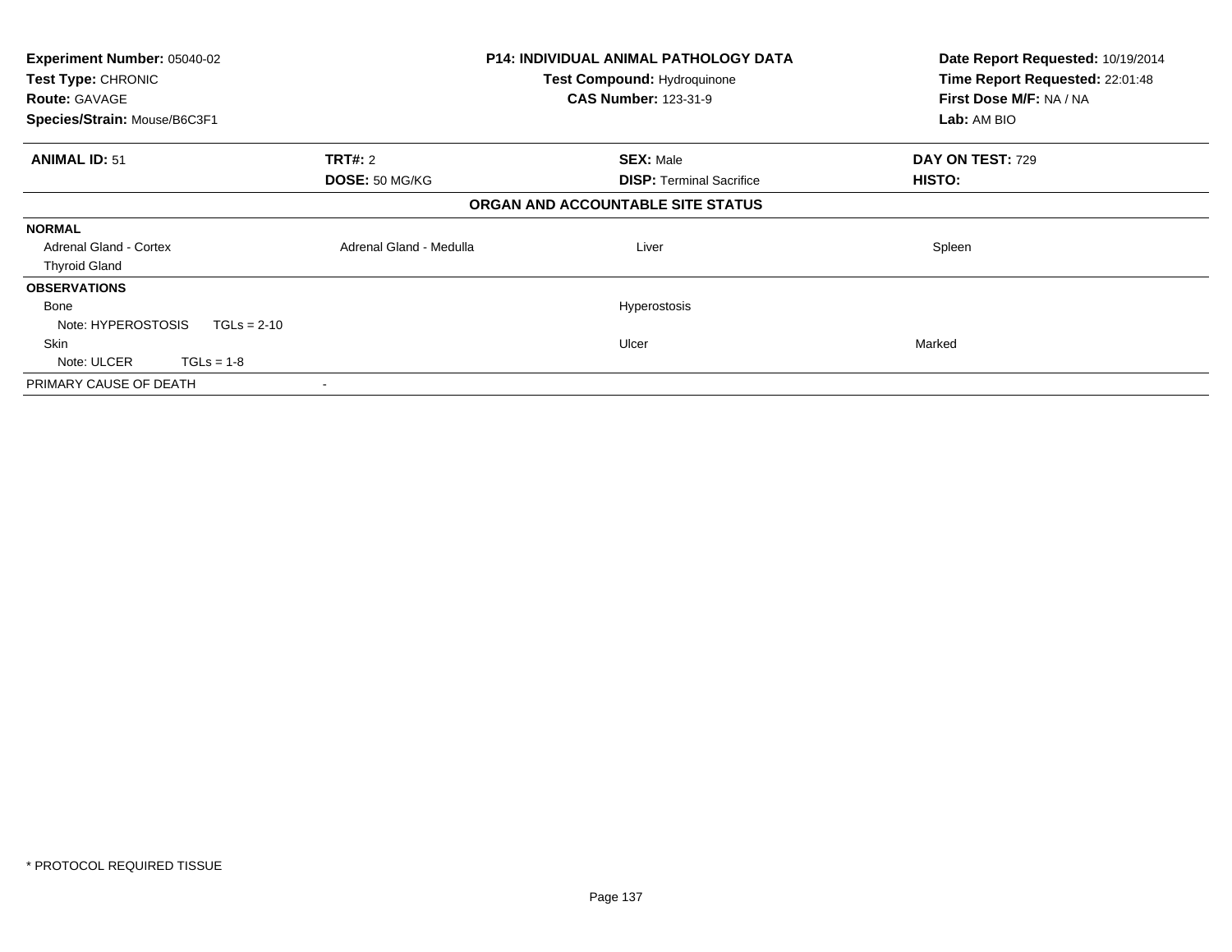**Experiment Number:** 05040-02
**Test Type:** CHRONIC
**Route:** GAVAGE
**Species/Strain:** Mouse/B6C3F1

**P14: INDIVIDUAL ANIMAL PATHOLOGY DATA**
**Test Compound:** Hydroquinone
**CAS Number:** 123-31-9

**Date Report Requested:** 10/19/2014
**Time Report Requested:** 22:01:48
**First Dose M/F:** NA / NA
**Lab:** AM BIO

| **ANIMAL ID:** 51 | **TRT#:** 2 | **SEX:** Male | **DAY ON TEST:** 729 |
|---|---|---|---|
| | **DOSE:** 50 MG/KG | **DISP:** Terminal Sacrifice | **HISTO:** |

**ORGAN AND ACCOUNTABLE SITE STATUS**

| | | | |
|---|---|---|---|
| **NORMAL** | | | |
| Adrenal Gland - Cortex | Adrenal Gland - Medulla | Liver | Spleen |
| Thyroid Gland | | | |
| **OBSERVATIONS** | | | |
| Bone | | Hyperostosis | |
| Note: HYPEROSTOSIS TGLs = 2-10 | | | |
| Skin | | Ulcer | Marked |
| Note: ULCER TGLs = 1-8 | | | |
| PRIMARY CAUSE OF DEATH | - | | |

\* PROTOCOL REQUIRED TISSUE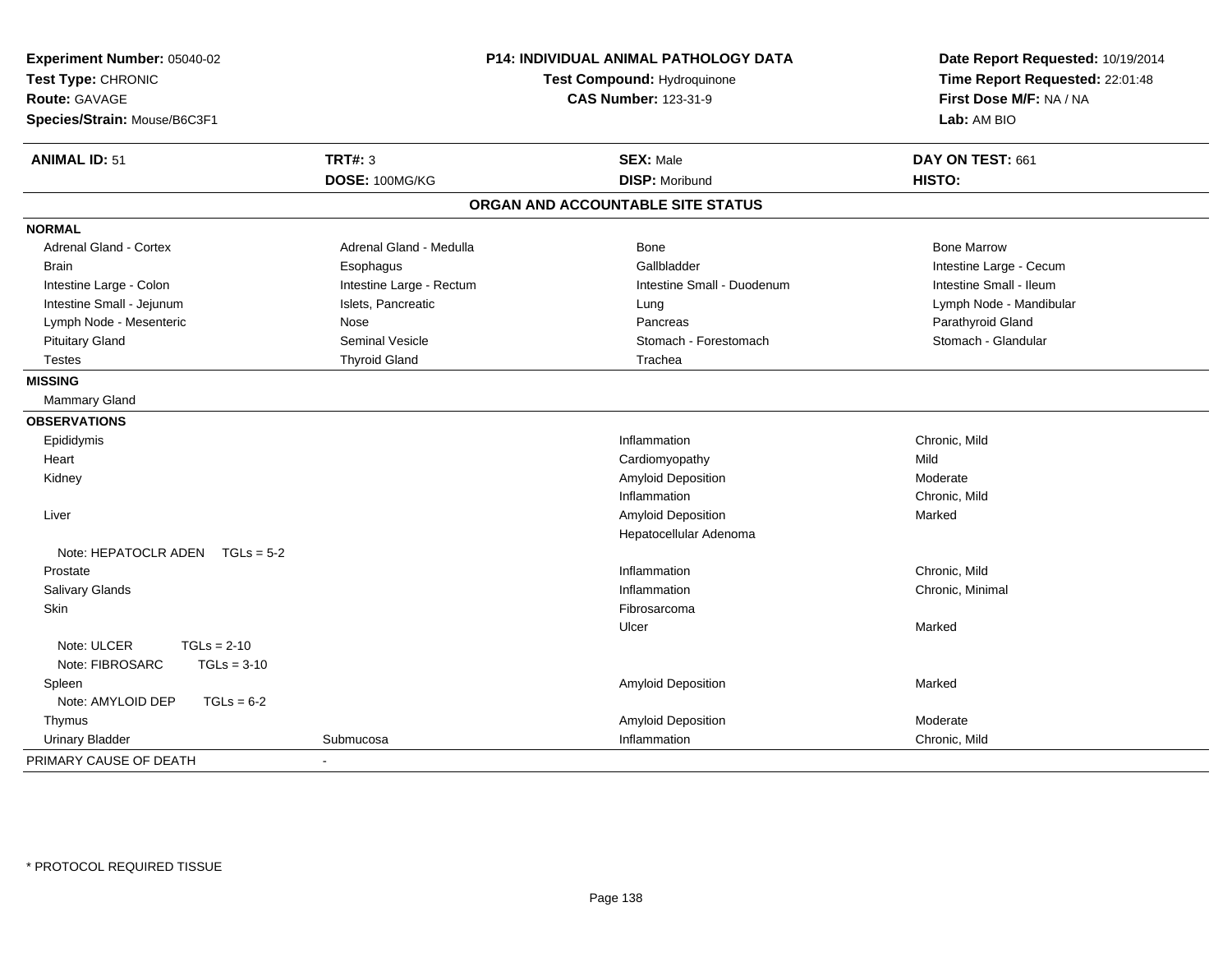**Experiment Number:** 05040-02
**Test Type:** CHRONIC
**Route:** GAVAGE
**Species/Strain:** Mouse/B6C3F1

**P14: INDIVIDUAL ANIMAL PATHOLOGY DATA**
**Test Compound:** Hydroquinone
**CAS Number:** 123-31-9

**Date Report Requested:** 10/19/2014
**Time Report Requested:** 22:01:48
**First Dose M/F:** NA / NA
**Lab:** AM BIO

| **ANIMAL ID:** 51 | **TRT#:** 3 | **SEX:** Male | **DAY ON TEST:** 661 |
|---|---|---|---|
| | **DOSE:** 100MG/KG | **DISP:** Moribund | **HISTO:** |

## ORGAN AND ACCOUNTABLE SITE STATUS

**NORMAL**

| | | | |
|---|---|---|---|
| Adrenal Gland - Cortex | Adrenal Gland - Medulla | Bone | Bone Marrow |
| Brain | Esophagus | Gallbladder | Intestine Large - Cecum |
| Intestine Large - Colon | Intestine Large - Rectum | Intestine Small - Duodenum | Intestine Small - Ileum |
| Intestine Small - Jejunum | Islets, Pancreatic | Lung | Lymph Node - Mandibular |
| Lymph Node - Mesenteric | Nose | Pancreas | Parathyroid Gland |
| Pituitary Gland | Seminal Vesicle | Stomach - Forestomach | Stomach - Glandular |
| Testes | Thyroid Gland | Trachea | |

**MISSING**

Mammary Gland

**OBSERVATIONS**

| Organ | Site | Observation | Severity |
|---|---|---|---|
| Epididymis | | Inflammation | Chronic, Mild |
| Heart | | Cardiomyopathy | Mild |
| Kidney | | Amyloid Deposition | Moderate |
| | | Inflammation | Chronic, Mild |
| Liver | | Amyloid Deposition | Marked |
| | | Hepatocellular Adenoma | |
| Note: HEPATOCLR ADEN TGLs = 5-2 | | | |
| Prostate | | Inflammation | Chronic, Mild |
| Salivary Glands | | Inflammation | Chronic, Minimal |
| Skin | | Fibrosarcoma | |
| | | Ulcer | Marked |
| Note: ULCER TGLs = 2-10 | | | |
| Note: FIBROSARC TGLs = 3-10 | | | |
| Spleen | | Amyloid Deposition | Marked |
| Note: AMYLOID DEP TGLs = 6-2 | | | |
| Thymus | | Amyloid Deposition | Moderate |
| Urinary Bladder | Submucosa | Inflammation | Chronic, Mild |

PRIMARY CAUSE OF DEATH -

* PROTOCOL REQUIRED TISSUE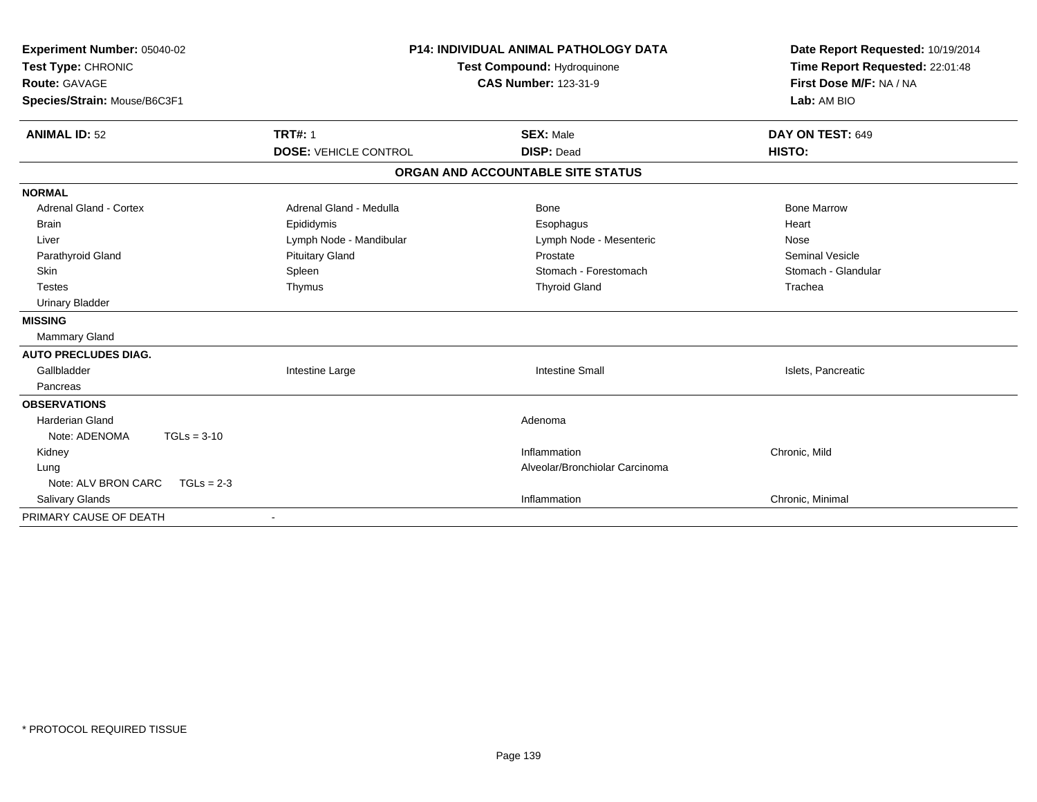**Experiment Number:** 05040-02
**Test Type:** CHRONIC
**Route:** GAVAGE
**Species/Strain:** Mouse/B6C3F1

**P14: INDIVIDUAL ANIMAL PATHOLOGY DATA**
**Test Compound:** Hydroquinone
**CAS Number:** 123-31-9

**Date Report Requested:** 10/19/2014
**Time Report Requested:** 22:01:48
**First Dose M/F:** NA / NA
**Lab:** AM BIO

| **ANIMAL ID:** 52 | **TRT#:** 1 | **SEX:** Male | **DAY ON TEST:** 649 |
|---|---|---|---|
| | **DOSE:** VEHICLE CONTROL | **DISP:** Dead | **HISTO:** |

**ORGAN AND ACCOUNTABLE SITE STATUS**

| | | | |
|---|---|---|---|
| **NORMAL** | | | |
| Adrenal Gland - Cortex | Adrenal Gland - Medulla | Bone | Bone Marrow |
| Brain | Epididymis | Esophagus | Heart |
| Liver | Lymph Node - Mandibular | Lymph Node - Mesenteric | Nose |
| Parathyroid Gland | Pituitary Gland | Prostate | Seminal Vesicle |
| Skin | Spleen | Stomach - Forestomach | Stomach - Glandular |
| Testes | Thymus | Thyroid Gland | Trachea |
| Urinary Bladder | | | |
| **MISSING** | | | |
| Mammary Gland | | | |
| **AUTO PRECLUDES DIAG.** | | | |
| Gallbladder | Intestine Large | Intestine Small | Islets, Pancreatic |
| Pancreas | | | |
| **OBSERVATIONS** | | | |
| Harderian Gland | | Adenoma | |
| Note: ADENOMA TGLs = 3-10 | | | |
| Kidney | | Inflammation | Chronic, Mild |
| Lung | | Alveolar/Bronchiolar Carcinoma | |
| Note: ALV BRON CARC TGLs = 2-3 | | | |
| Salivary Glands | | Inflammation | Chronic, Minimal |
| PRIMARY CAUSE OF DEATH | - | | |

* PROTOCOL REQUIRED TISSUE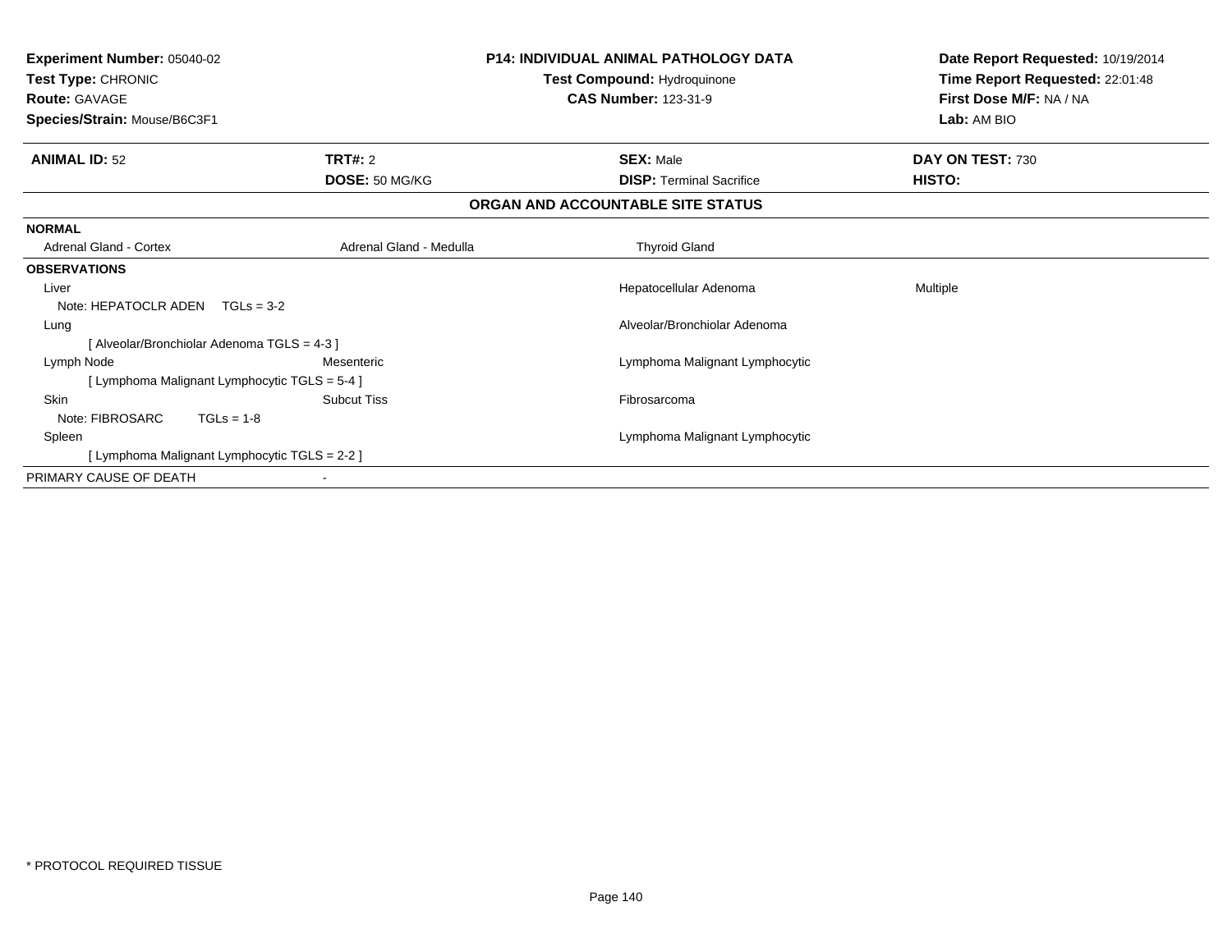**Experiment Number:** 05040-02
**Test Type:** CHRONIC
**Route:** GAVAGE
**Species/Strain:** Mouse/B6C3F1

**P14: INDIVIDUAL ANIMAL PATHOLOGY DATA**
**Test Compound:** Hydroquinone
**CAS Number:** 123-31-9

**Date Report Requested:** 10/19/2014
**Time Report Requested:** 22:01:48
**First Dose M/F:** NA / NA
**Lab:** AM BIO

| **ANIMAL ID:** 52 | **TRT#:** 2 | **SEX:** Male | **DAY ON TEST:** 730 |
|---|---|---|---|
| | **DOSE:** 50 MG/KG | **DISP:** Terminal Sacrifice | **HISTO:** |

**ORGAN AND ACCOUNTABLE SITE STATUS**

**NORMAL**

| | | | |
|---|---|---|---|
| Adrenal Gland - Cortex | Adrenal Gland - Medulla | Thyroid Gland | |

**OBSERVATIONS**

| | | | |
|---|---|---|---|
| Liver | | Hepatocellular Adenoma | Multiple |
| Note: HEPATOCLR ADEN TGLs = 3-2 | | | |
| Lung | | Alveolar/Bronchiolar Adenoma | |
| [ Alveolar/Bronchiolar Adenoma TGLS = 4-3 ] | | | |
| Lymph Node | Mesenteric | Lymphoma Malignant Lymphocytic | |
| [ Lymphoma Malignant Lymphocytic TGLS = 5-4 ] | | | |
| Skin | Subcut Tiss | Fibrosarcoma | |
| Note: FIBROSARC TGLs = 1-8 | | | |
| Spleen | | Lymphoma Malignant Lymphocytic | |
| [ Lymphoma Malignant Lymphocytic TGLS = 2-2 ] | | | |

PRIMARY CAUSE OF DEATH -

* PROTOCOL REQUIRED TISSUE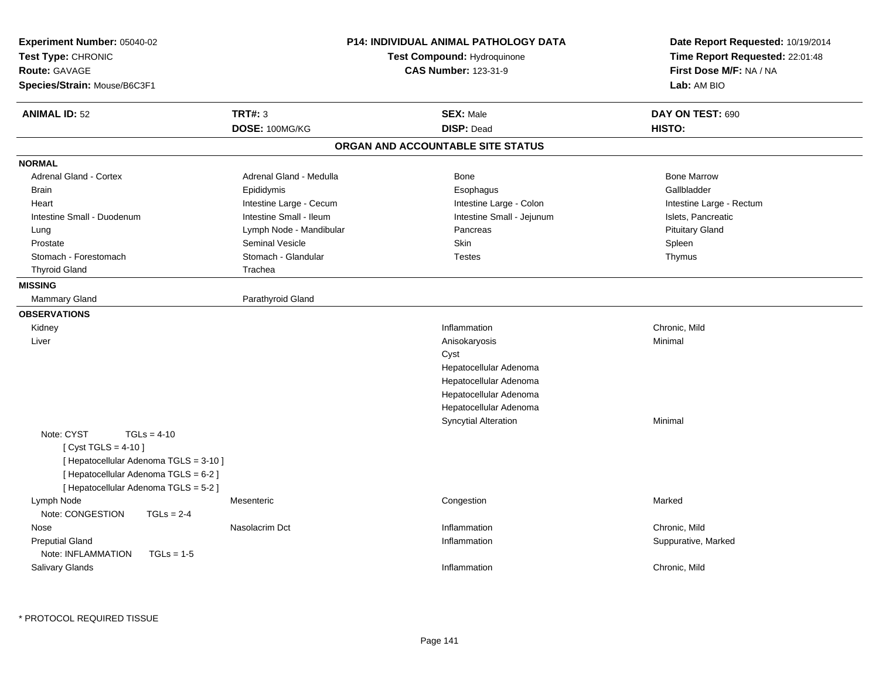**Experiment Number:** 05040-02
**Test Type:** CHRONIC
**Route:** GAVAGE
**Species/Strain:** Mouse/B6C3F1

**P14: INDIVIDUAL ANIMAL PATHOLOGY DATA**
**Test Compound:** Hydroquinone
**CAS Number:** 123-31-9

**Date Report Requested:** 10/19/2014
**Time Report Requested:** 22:01:48
**First Dose M/F:** NA / NA
**Lab:** AM BIO

| **ANIMAL ID:** 52 | **TRT#:** 3 | **SEX:** Male | **DAY ON TEST:** 690 |
|---|---|---|---|
| | **DOSE:** 100MG/KG | **DISP:** Dead | **HISTO:** |

## ORGAN AND ACCOUNTABLE SITE STATUS

**NORMAL**

| | | | |
|---|---|---|---|
| Adrenal Gland - Cortex | Adrenal Gland - Medulla | Bone | Bone Marrow |
| Brain | Epididymis | Esophagus | Gallbladder |
| Heart | Intestine Large - Cecum | Intestine Large - Colon | Intestine Large - Rectum |
| Intestine Small - Duodenum | Intestine Small - Ileum | Intestine Small - Jejunum | Islets, Pancreatic |
| Lung | Lymph Node - Mandibular | Pancreas | Pituitary Gland |
| Prostate | Seminal Vesicle | Skin | Spleen |
| Stomach - Forestomach | Stomach - Glandular | Testes | Thymus |
| Thyroid Gland | Trachea | | |

**MISSING**

| | |
|---|---|
| Mammary Gland | Parathyroid Gland |

**OBSERVATIONS**

| Organ | Site | Observation | Severity |
|---|---|---|---|
| Kidney | | Inflammation | Chronic, Mild |
| Liver | | Anisokaryosis | Minimal |
| | | Cyst | |
| | | Hepatocellular Adenoma | |
| | | Hepatocellular Adenoma | |
| | | Hepatocellular Adenoma | |
| | | Hepatocellular Adenoma | |
| | | Syncytial Alteration | Minimal |
| Note: CYST TGLs = 4-10<br>[ Cyst TGLS = 4-10 ]<br>[ Hepatocellular Adenoma TGLS = 3-10 ]<br>[ Hepatocellular Adenoma TGLS = 6-2 ]<br>[ Hepatocellular Adenoma TGLS = 5-2 ] | | | |
| Lymph Node | Mesenteric | Congestion | Marked |
| Note: CONGESTION TGLs = 2-4 | | | |
| Nose | Nasolacrim Dct | Inflammation | Chronic, Mild |
| Preputial Gland | | Inflammation | Suppurative, Marked |
| Note: INFLAMMATION TGLs = 1-5 | | | |
| Salivary Glands | | Inflammation | Chronic, Mild |

* PROTOCOL REQUIRED TISSUE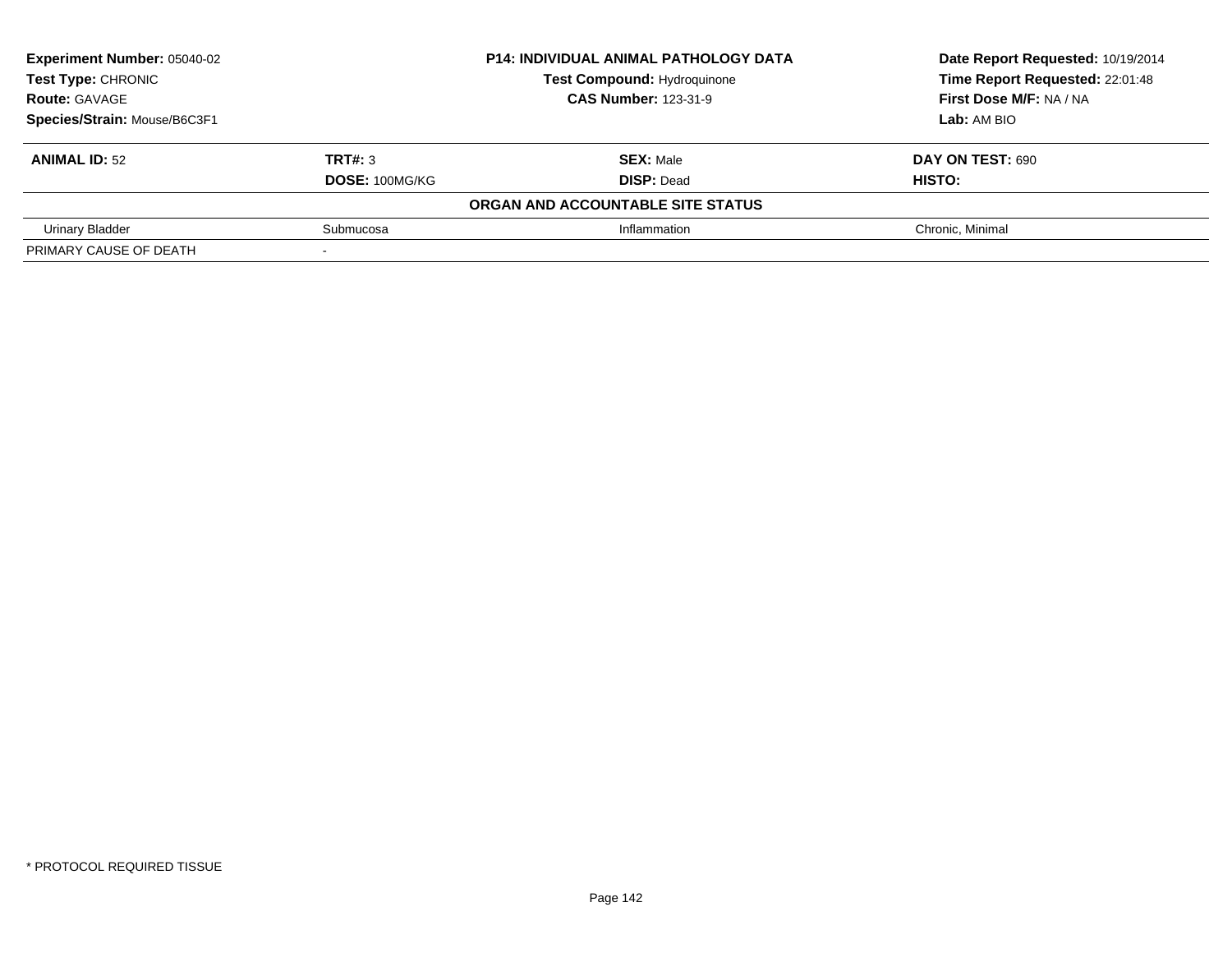| **Experiment Number:** 05040-02 | **P14: INDIVIDUAL ANIMAL PATHOLOGY DATA** | **Date Report Requested:** 10/19/2014 |
|---|---|---|
| **Test Type:** CHRONIC | **Test Compound:** Hydroquinone | **Time Report Requested:** 22:01:48 |
| **Route:** GAVAGE | **CAS Number:** 123-31-9 | **First Dose M/F:** NA / NA |
| **Species/Strain:** Mouse/B6C3F1 | | **Lab:** AM BIO |

| **ANIMAL ID:** 52 | **TRT#:** 3 | **SEX:** Male | **DAY ON TEST:** 690 |
|---|---|---|---|
| | **DOSE:** 100MG/KG | **DISP:** Dead | **HISTO:** |
| | | **ORGAN AND ACCOUNTABLE SITE STATUS** | |
| Urinary Bladder | Submucosa | Inflammation | Chronic, Minimal |
| PRIMARY CAUSE OF DEATH | - | | |

\* PROTOCOL REQUIRED TISSUE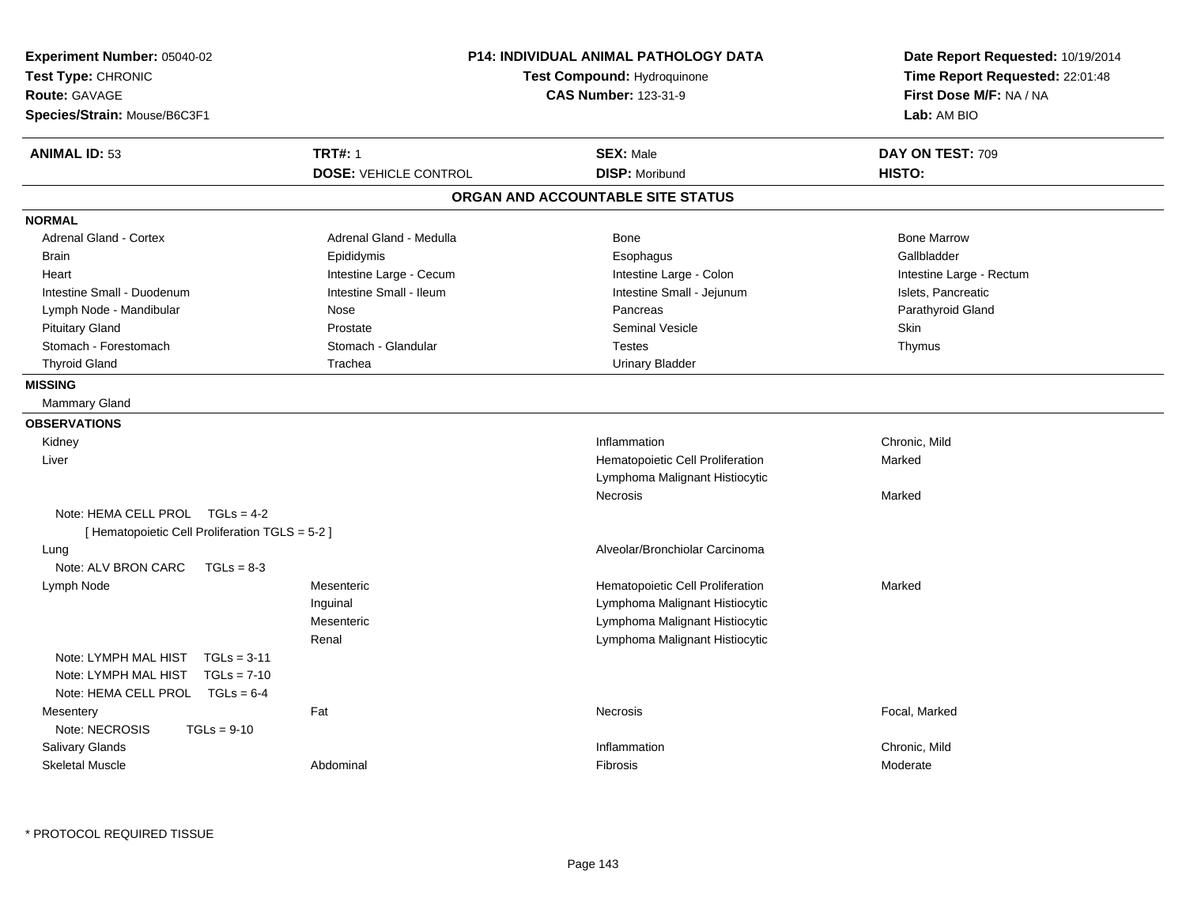**Experiment Number:** 05040-02
**Test Type:** CHRONIC
**Route:** GAVAGE
**Species/Strain:** Mouse/B6C3F1

**P14: INDIVIDUAL ANIMAL PATHOLOGY DATA**
**Test Compound:** Hydroquinone
**CAS Number:** 123-31-9

**Date Report Requested:** 10/19/2014
**Time Report Requested:** 22:01:48
**First Dose M/F:** NA / NA
**Lab:** AM BIO

| **ANIMAL ID:** 53 | **TRT#:** 1 | **SEX:** Male | **DAY ON TEST:** 709 |
|---|---|---|---|
| | **DOSE:** VEHICLE CONTROL | **DISP:** Moribund | **HISTO:** |

## ORGAN AND ACCOUNTABLE SITE STATUS

**NORMAL**

| | | | |
|---|---|---|---|
| Adrenal Gland - Cortex | Adrenal Gland - Medulla | Bone | Bone Marrow |
| Brain | Epididymis | Esophagus | Gallbladder |
| Heart | Intestine Large - Cecum | Intestine Large - Colon | Intestine Large - Rectum |
| Intestine Small - Duodenum | Intestine Small - Ileum | Intestine Small - Jejunum | Islets, Pancreatic |
| Lymph Node - Mandibular | Nose | Pancreas | Parathyroid Gland |
| Pituitary Gland | Prostate | Seminal Vesicle | Skin |
| Stomach - Forestomach | Stomach - Glandular | Testes | Thymus |
| Thyroid Gland | Trachea | Urinary Bladder | |

**MISSING**

Mammary Gland

**OBSERVATIONS**

| | | | |
|---|---|---|---|
| Kidney | | Inflammation | Chronic, Mild |
| Liver | | Hematopoietic Cell Proliferation | Marked |
| | | Lymphoma Malignant Histiocytic | |
| | | Necrosis | Marked |
| Note: HEMA CELL PROL TGLs = 4-2 | | | |
| [ Hematopoietic Cell Proliferation TGLS = 5-2 ] | | | |
| Lung | | Alveolar/Bronchiolar Carcinoma | |
| Note: ALV BRON CARC TGLs = 8-3 | | | |
| Lymph Node | Mesenteric | Hematopoietic Cell Proliferation | Marked |
| | Inguinal | Lymphoma Malignant Histiocytic | |
| | Mesenteric | Lymphoma Malignant Histiocytic | |
| | Renal | Lymphoma Malignant Histiocytic | |
| Note: LYMPH MAL HIST TGLs = 3-11 | | | |
| Note: LYMPH MAL HIST TGLs = 7-10 | | | |
| Note: HEMA CELL PROL TGLs = 6-4 | | | |
| Mesentery | Fat | Necrosis | Focal, Marked |
| Note: NECROSIS TGLs = 9-10 | | | |
| Salivary Glands | | Inflammation | Chronic, Mild |
| Skeletal Muscle | Abdominal | Fibrosis | Moderate |

* PROTOCOL REQUIRED TISSUE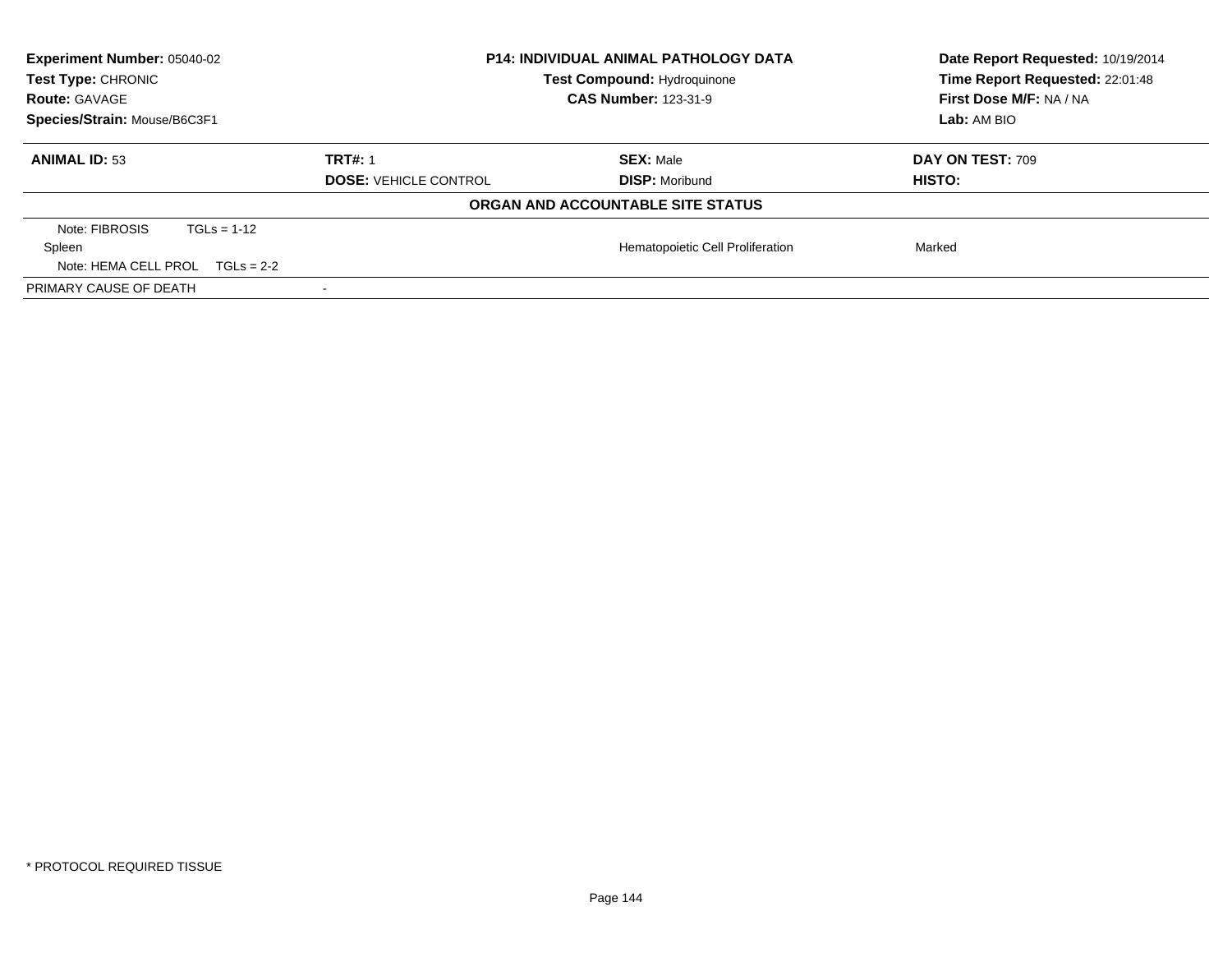**Experiment Number:** 05040-02
**Test Type:** CHRONIC
**Route:** GAVAGE
**Species/Strain:** Mouse/B6C3F1

**P14: INDIVIDUAL ANIMAL PATHOLOGY DATA**
**Test Compound:** Hydroquinone
**CAS Number:** 123-31-9

**Date Report Requested:** 10/19/2014
**Time Report Requested:** 22:01:48
**First Dose M/F:** NA / NA
**Lab:** AM BIO

| **ANIMAL ID:** 53 | **TRT#:** 1 | **SEX:** Male | **DAY ON TEST:** 709 |
|---|---|---|---|
| | **DOSE:** VEHICLE CONTROL | **DISP:** Moribund | **HISTO:** |
| | | **ORGAN AND ACCOUNTABLE SITE STATUS** | |
| Note: FIBROSIS TGLs = 1-12 | | | |
| Spleen | | Hematopoietic Cell Proliferation | Marked |
| Note: HEMA CELL PROL TGLs = 2-2 | | | |
| PRIMARY CAUSE OF DEATH | - | | |

* PROTOCOL REQUIRED TISSUE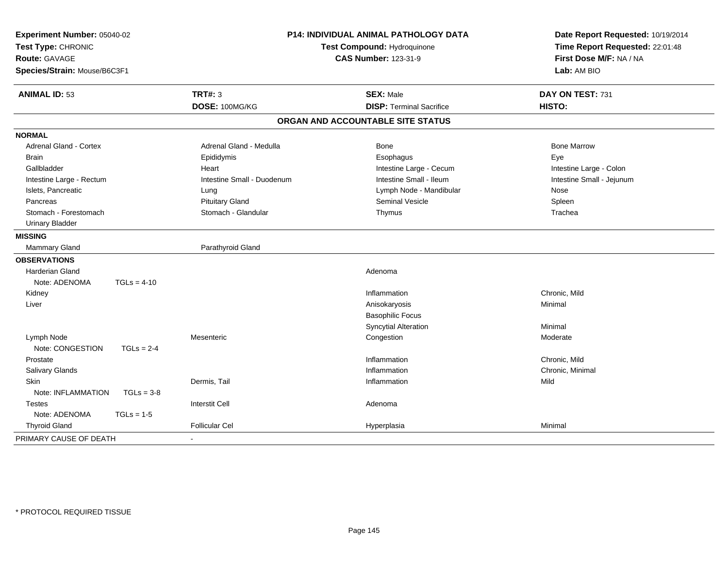**Experiment Number:** 05040-02
**Test Type:** CHRONIC
**Route:** GAVAGE
**Species/Strain:** Mouse/B6C3F1

**P14: INDIVIDUAL ANIMAL PATHOLOGY DATA**
**Test Compound:** Hydroquinone
**CAS Number:** 123-31-9

**Date Report Requested:** 10/19/2014
**Time Report Requested:** 22:01:48
**First Dose M/F:** NA / NA
**Lab:** AM BIO

| **ANIMAL ID:** 53 | **TRT#:** 3 | **SEX:** Male | **DAY ON TEST:** 731 |
|---|---|---|---|
| | **DOSE:** 100MG/KG | **DISP:** Terminal Sacrifice | **HISTO:** |

**ORGAN AND ACCOUNTABLE SITE STATUS**

**NORMAL**

| | | | |
|---|---|---|---|
| Adrenal Gland - Cortex | Adrenal Gland - Medulla | Bone | Bone Marrow |
| Brain | Epididymis | Esophagus | Eye |
| Gallbladder | Heart | Intestine Large - Cecum | Intestine Large - Colon |
| Intestine Large - Rectum | Intestine Small - Duodenum | Intestine Small - Ileum | Intestine Small - Jejunum |
| Islets, Pancreatic | Lung | Lymph Node - Mandibular | Nose |
| Pancreas | Pituitary Gland | Seminal Vesicle | Spleen |
| Stomach - Forestomach | Stomach - Glandular | Thymus | Trachea |
| Urinary Bladder | | | |

**MISSING**

| | |
|---|---|
| Mammary Gland | Parathyroid Gland |

**OBSERVATIONS**

| | | | |
|---|---|---|---|
| Harderian Gland | | Adenoma | |
| Note: ADENOMA TGLs = 4-10 | | | |
| Kidney | | Inflammation | Chronic, Mild |
| Liver | | Anisokaryosis | Minimal |
| | | Basophilic Focus | |
| | | Syncytial Alteration | Minimal |
| Lymph Node | Mesenteric | Congestion | Moderate |
| Note: CONGESTION TGLs = 2-4 | | | |
| Prostate | | Inflammation | Chronic, Mild |
| Salivary Glands | | Inflammation | Chronic, Minimal |
| Skin | Dermis, Tail | Inflammation | Mild |
| Note: INFLAMMATION TGLs = 3-8 | | | |
| Testes | Interstit Cell | Adenoma | |
| Note: ADENOMA TGLs = 1-5 | | | |
| Thyroid Gland | Follicular Cel | Hyperplasia | Minimal |

PRIMARY CAUSE OF DEATH -

\* PROTOCOL REQUIRED TISSUE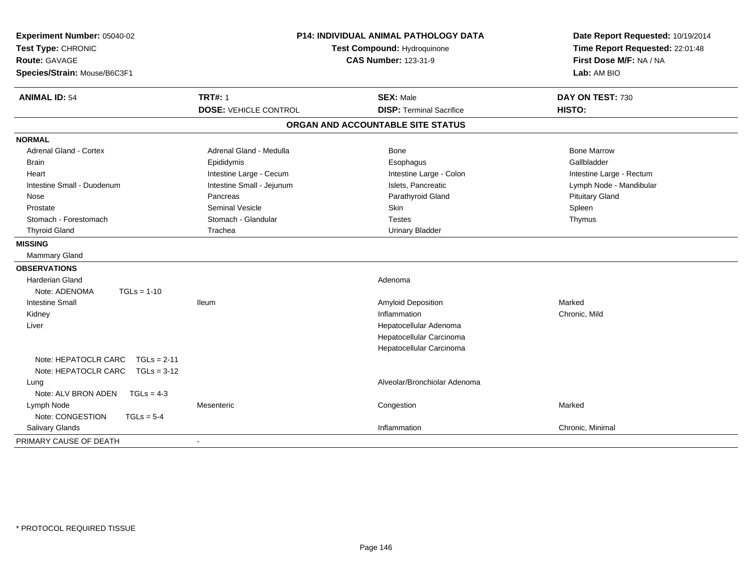**Experiment Number:** 05040-02
**Test Type:** CHRONIC
**Route:** GAVAGE
**Species/Strain:** Mouse/B6C3F1

**P14: INDIVIDUAL ANIMAL PATHOLOGY DATA**
**Test Compound:** Hydroquinone
**CAS Number:** 123-31-9

**Date Report Requested:** 10/19/2014
**Time Report Requested:** 22:01:48
**First Dose M/F:** NA / NA
**Lab:** AM BIO

| **ANIMAL ID:** 54 | **TRT#:** 1 | **SEX:** Male | **DAY ON TEST:** 730 |
|---|---|---|---|
| | **DOSE:** VEHICLE CONTROL | **DISP:** Terminal Sacrifice | **HISTO:** |

## ORGAN AND ACCOUNTABLE SITE STATUS

**NORMAL**

| | | | |
|---|---|---|---|
| Adrenal Gland - Cortex | Adrenal Gland - Medulla | Bone | Bone Marrow |
| Brain | Epididymis | Esophagus | Gallbladder |
| Heart | Intestine Large - Cecum | Intestine Large - Colon | Intestine Large - Rectum |
| Intestine Small - Duodenum | Intestine Small - Jejunum | Islets, Pancreatic | Lymph Node - Mandibular |
| Nose | Pancreas | Parathyroid Gland | Pituitary Gland |
| Prostate | Seminal Vesicle | Skin | Spleen |
| Stomach - Forestomach | Stomach - Glandular | Testes | Thymus |
| Thyroid Gland | Trachea | Urinary Bladder | |

**MISSING**

Mammary Gland

**OBSERVATIONS**

| | | | |
|---|---|---|---|
| Harderian Gland | | Adenoma | |
| Note: ADENOMA TGLs = 1-10 | | | |
| Intestine Small | Ileum | Amyloid Deposition | Marked |
| Kidney | | Inflammation | Chronic, Mild |
| Liver | | Hepatocellular Adenoma | |
| | | Hepatocellular Carcinoma | |
| | | Hepatocellular Carcinoma | |
| Note: HEPATOCLR CARC TGLs = 2-11 | | | |
| Note: HEPATOCLR CARC TGLs = 3-12 | | | |
| Lung | | Alveolar/Bronchiolar Adenoma | |
| Note: ALV BRON ADEN TGLs = 4-3 | | | |
| Lymph Node | Mesenteric | Congestion | Marked |
| Note: CONGESTION TGLs = 5-4 | | | |
| Salivary Glands | | Inflammation | Chronic, Minimal |

PRIMARY CAUSE OF DEATH -

* PROTOCOL REQUIRED TISSUE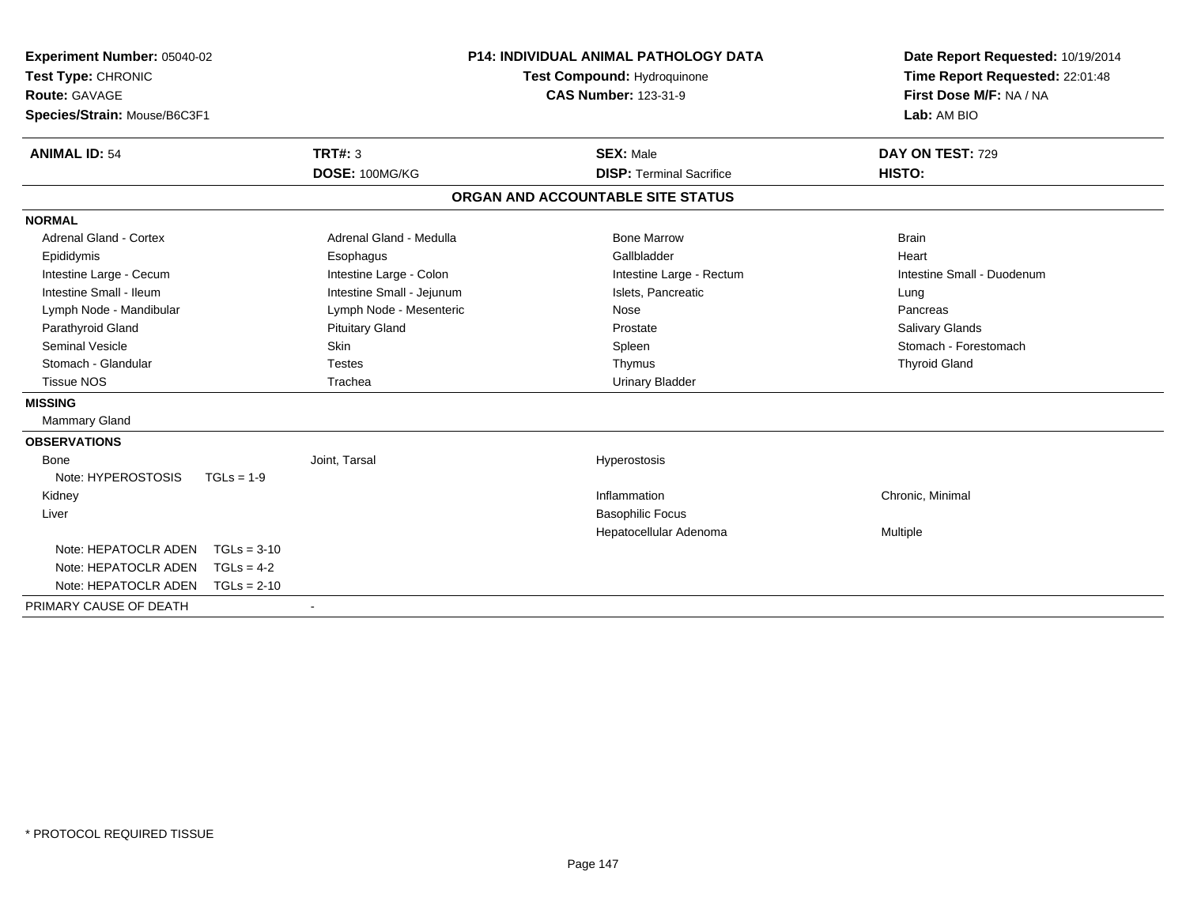**Experiment Number:** 05040-02
**Test Type:** CHRONIC
**Route:** GAVAGE
**Species/Strain:** Mouse/B6C3F1

**P14: INDIVIDUAL ANIMAL PATHOLOGY DATA**
**Test Compound:** Hydroquinone
**CAS Number:** 123-31-9

**Date Report Requested:** 10/19/2014
**Time Report Requested:** 22:01:48
**First Dose M/F:** NA / NA
**Lab:** AM BIO

| **ANIMAL ID:** 54 | **TRT#:** 3 | **SEX:** Male | **DAY ON TEST:** 729 |
|---|---|---|---|
| | **DOSE:** 100MG/KG | **DISP:** Terminal Sacrifice | **HISTO:** |

**ORGAN AND ACCOUNTABLE SITE STATUS**

| | | | |
|---|---|---|---|
| **NORMAL** | | | |
| Adrenal Gland - Cortex | Adrenal Gland - Medulla | Bone Marrow | Brain |
| Epididymis | Esophagus | Gallbladder | Heart |
| Intestine Large - Cecum | Intestine Large - Colon | Intestine Large - Rectum | Intestine Small - Duodenum |
| Intestine Small - Ileum | Intestine Small - Jejunum | Islets, Pancreatic | Lung |
| Lymph Node - Mandibular | Lymph Node - Mesenteric | Nose | Pancreas |
| Parathyroid Gland | Pituitary Gland | Prostate | Salivary Glands |
| Seminal Vesicle | Skin | Spleen | Stomach - Forestomach |
| Stomach - Glandular | Testes | Thymus | Thyroid Gland |
| Tissue NOS | Trachea | Urinary Bladder | |
| **MISSING** | | | |
| Mammary Gland | | | |
| **OBSERVATIONS** | | | |
| Bone | Joint, Tarsal | Hyperostosis | |
| Note: HYPEROSTOSIS TGLs = 1-9 | | | |
| Kidney | | Inflammation | Chronic, Minimal |
| Liver | | Basophilic Focus | |
| | | Hepatocellular Adenoma | Multiple |
| Note: HEPATOCLR ADEN TGLs = 3-10 | | | |
| Note: HEPATOCLR ADEN TGLs = 4-2 | | | |
| Note: HEPATOCLR ADEN TGLs = 2-10 | | | |
| PRIMARY CAUSE OF DEATH | - | | |

* PROTOCOL REQUIRED TISSUE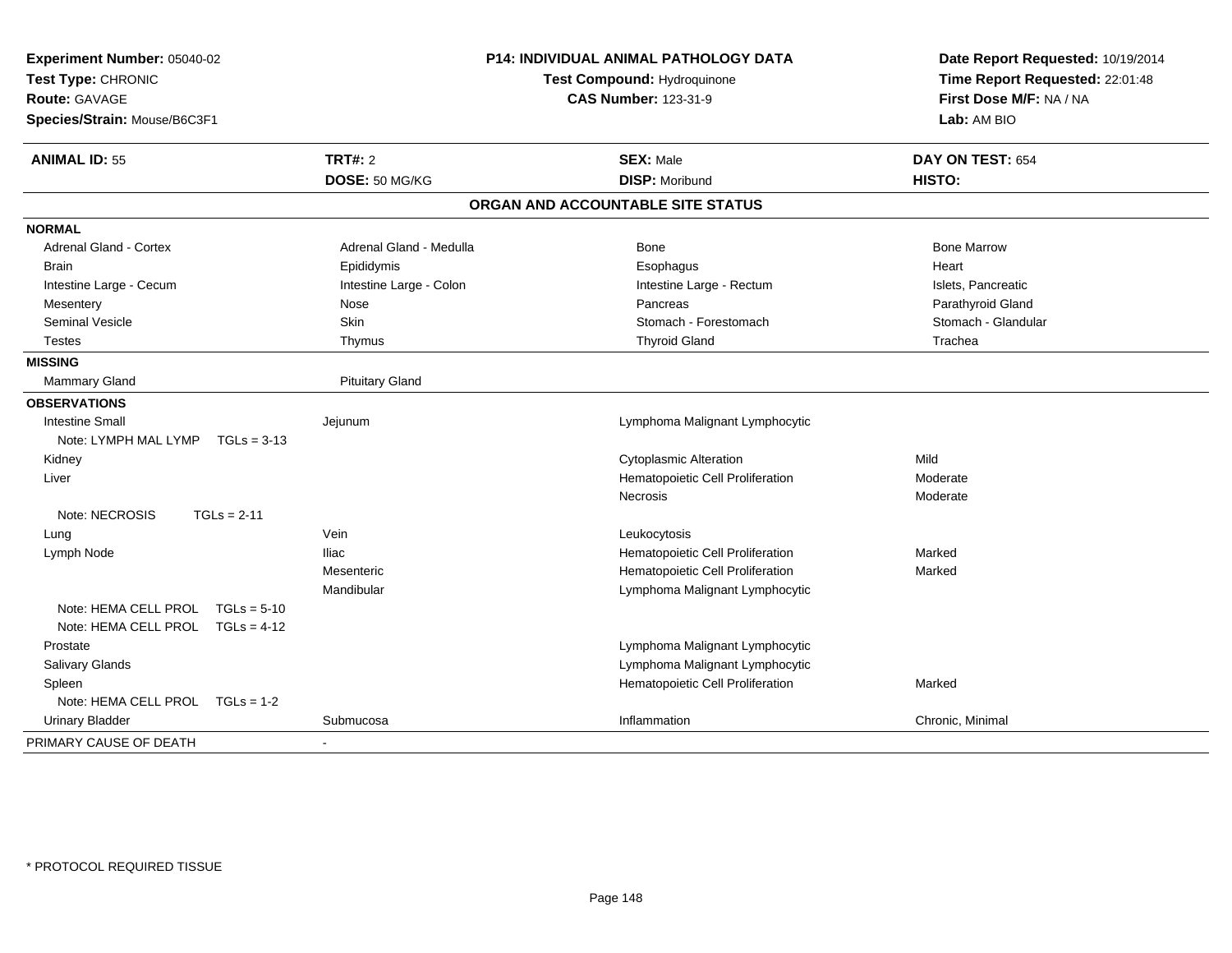**Experiment Number:** 05040-02
**Test Type:** CHRONIC
**Route:** GAVAGE
**Species/Strain:** Mouse/B6C3F1

**P14: INDIVIDUAL ANIMAL PATHOLOGY DATA**
**Test Compound:** Hydroquinone
**CAS Number:** 123-31-9

**Date Report Requested:** 10/19/2014
**Time Report Requested:** 22:01:48
**First Dose M/F:** NA / NA
**Lab:** AM BIO

| **ANIMAL ID:** 55 | **TRT#:** 2 | **SEX:** Male | **DAY ON TEST:** 654 |
|---|---|---|---|
| | **DOSE:** 50 MG/KG | **DISP:** Moribund | **HISTO:** |

## ORGAN AND ACCOUNTABLE SITE STATUS

| | | | |
|---|---|---|---|
| **NORMAL** | | | |
| Adrenal Gland - Cortex | Adrenal Gland - Medulla | Bone | Bone Marrow |
| Brain | Epididymis | Esophagus | Heart |
| Intestine Large - Cecum | Intestine Large - Colon | Intestine Large - Rectum | Islets, Pancreatic |
| Mesentery | Nose | Pancreas | Parathyroid Gland |
| Seminal Vesicle | Skin | Stomach - Forestomach | Stomach - Glandular |
| Testes | Thymus | Thyroid Gland | Trachea |
| **MISSING** | | | |
| Mammary Gland | Pituitary Gland | | |
| **OBSERVATIONS** | | | |
| Intestine Small | Jejunum | Lymphoma Malignant Lymphocytic | |
| Note: LYMPH MAL LYMP TGLs = 3-13 | | | |
| Kidney | | Cytoplasmic Alteration | Mild |
| Liver | | Hematopoietic Cell Proliferation | Moderate |
| | | Necrosis | Moderate |
| Note: NECROSIS TGLs = 2-11 | | | |
| Lung | Vein | Leukocytosis | |
| Lymph Node | Iliac | Hematopoietic Cell Proliferation | Marked |
| | Mesenteric | Hematopoietic Cell Proliferation | Marked |
| | Mandibular | Lymphoma Malignant Lymphocytic | |
| Note: HEMA CELL PROL TGLs = 5-10 | | | |
| Note: HEMA CELL PROL TGLs = 4-12 | | | |
| Prostate | | Lymphoma Malignant Lymphocytic | |
| Salivary Glands | | Lymphoma Malignant Lymphocytic | |
| Spleen | | Hematopoietic Cell Proliferation | Marked |
| Note: HEMA CELL PROL TGLs = 1-2 | | | |
| Urinary Bladder | Submucosa | Inflammation | Chronic, Minimal |
| PRIMARY CAUSE OF DEATH | - | | |

* PROTOCOL REQUIRED TISSUE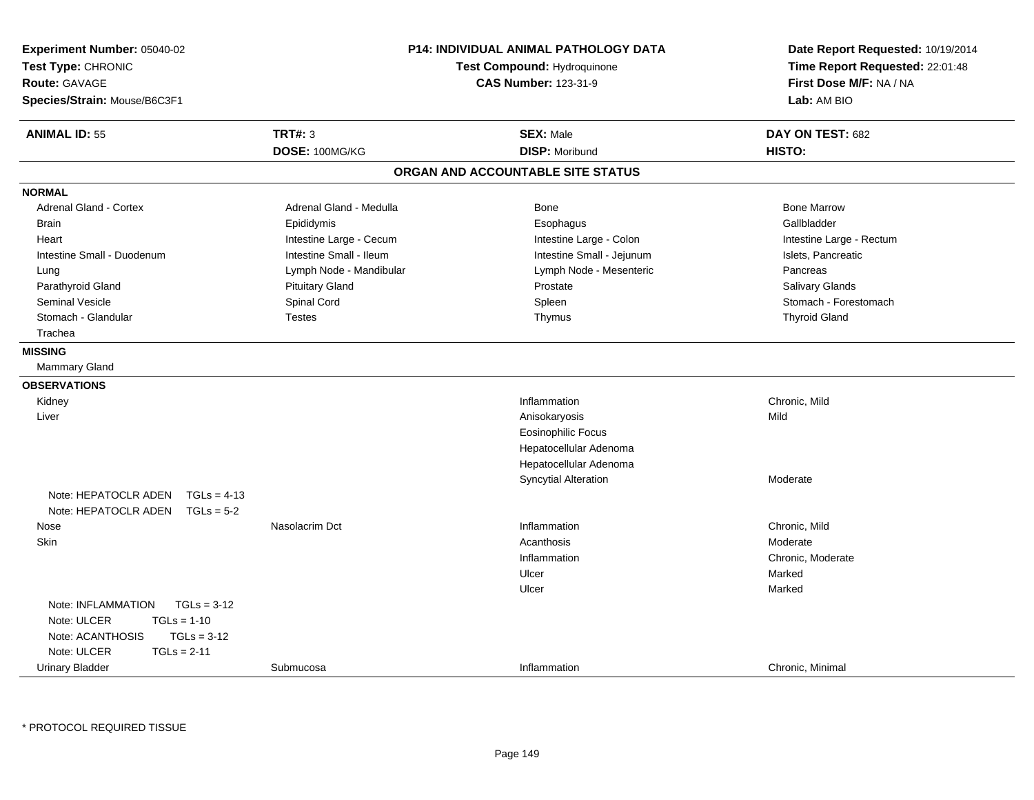**Experiment Number:** 05040-02
**Test Type:** CHRONIC
**Route:** GAVAGE
**Species/Strain:** Mouse/B6C3F1

**P14: INDIVIDUAL ANIMAL PATHOLOGY DATA**
**Test Compound:** Hydroquinone
**CAS Number:** 123-31-9

**Date Report Requested:** 10/19/2014
**Time Report Requested:** 22:01:48
**First Dose M/F:** NA / NA
**Lab:** AM BIO

| **ANIMAL ID:** 55 | **TRT#:** 3 | **SEX:** Male | **DAY ON TEST:** 682 |
|---|---|---|---|
| | **DOSE:** 100MG/KG | **DISP:** Moribund | **HISTO:** |

## ORGAN AND ACCOUNTABLE SITE STATUS

**NORMAL**

| | | | |
|---|---|---|---|
| Adrenal Gland - Cortex | Adrenal Gland - Medulla | Bone | Bone Marrow |
| Brain | Epididymis | Esophagus | Gallbladder |
| Heart | Intestine Large - Cecum | Intestine Large - Colon | Intestine Large - Rectum |
| Intestine Small - Duodenum | Intestine Small - Ileum | Intestine Small - Jejunum | Islets, Pancreatic |
| Lung | Lymph Node - Mandibular | Lymph Node - Mesenteric | Pancreas |
| Parathyroid Gland | Pituitary Gland | Prostate | Salivary Glands |
| Seminal Vesicle | Spinal Cord | Spleen | Stomach - Forestomach |
| Stomach - Glandular | Testes | Thymus | Thyroid Gland |
| Trachea | | | |

**MISSING**

Mammary Gland

**OBSERVATIONS**

| | | | |
|---|---|---|---|
| Kidney | | Inflammation | Chronic, Mild |
| Liver | | Anisokaryosis | Mild |
| | | Eosinophilic Focus | |
| | | Hepatocellular Adenoma | |
| | | Hepatocellular Adenoma | |
| | | Syncytial Alteration | Moderate |
| Note: HEPATOCLR ADEN TGLs = 4-13 | | | |
| Note: HEPATOCLR ADEN TGLs = 5-2 | | | |
| Nose | Nasolacrim Dct | Inflammation | Chronic, Mild |
| Skin | | Acanthosis | Moderate |
| | | Inflammation | Chronic, Moderate |
| | | Ulcer | Marked |
| | | Ulcer | Marked |
| Note: INFLAMMATION TGLs = 3-12 | | | |
| Note: ULCER TGLs = 1-10 | | | |
| Note: ACANTHOSIS TGLs = 3-12 | | | |
| Note: ULCER TGLs = 2-11 | | | |
| Urinary Bladder | Submucosa | Inflammation | Chronic, Minimal |

* PROTOCOL REQUIRED TISSUE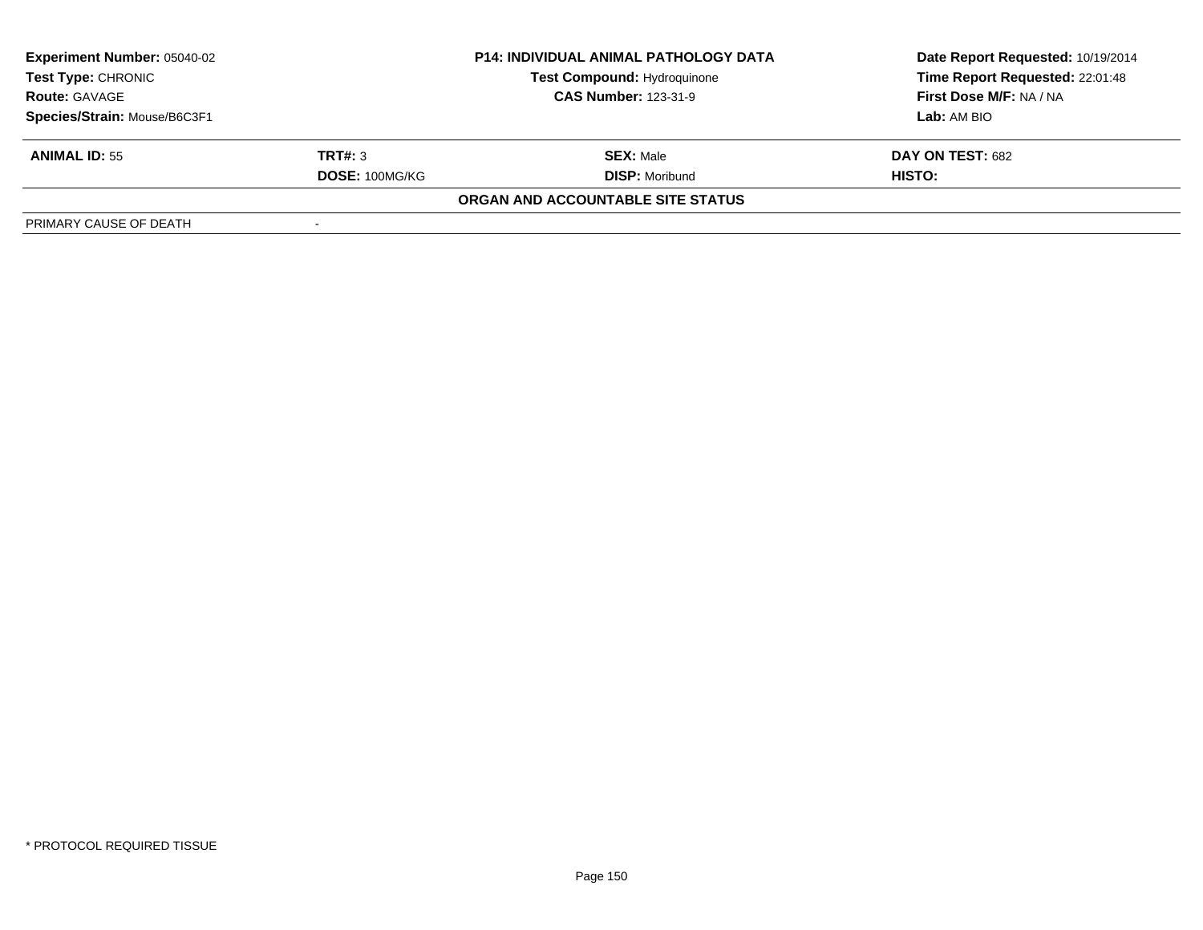| Experiment Number: 05040-02 | P14: INDIVIDUAL ANIMAL PATHOLOGY DATA | Date Report Requested: 10/19/2014 |
|---|---|---|
| Test Type: CHRONIC | Test Compound: Hydroquinone | Time Report Requested: 22:01:48 |
| Route: GAVAGE | CAS Number: 123-31-9 | First Dose M/F: NA / NA |
| Species/Strain: Mouse/B6C3F1 | | Lab: AM BIO |

| ANIMAL ID: 55 | TRT#: 3 | SEX: Male | DAY ON TEST: 682 |
|---|---|---|---|
| | DOSE: 100MG/KG | DISP: Moribund | HISTO: |

**ORGAN AND ACCOUNTABLE SITE STATUS**

| PRIMARY CAUSE OF DEATH | - |
|---|---|

* PROTOCOL REQUIRED TISSUE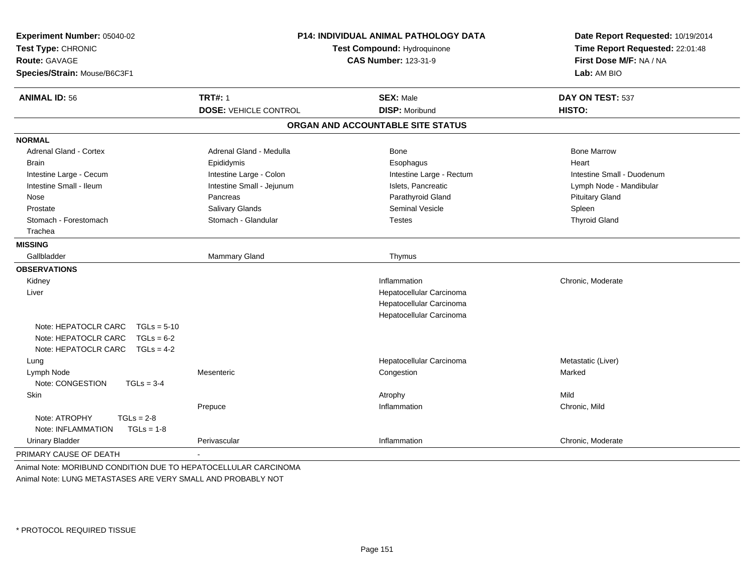**Experiment Number:** 05040-02
**Test Type:** CHRONIC
**Route:** GAVAGE
**Species/Strain:** Mouse/B6C3F1

**P14: INDIVIDUAL ANIMAL PATHOLOGY DATA**
**Test Compound:** Hydroquinone
**CAS Number:** 123-31-9

**Date Report Requested:** 10/19/2014
**Time Report Requested:** 22:01:48
**First Dose M/F:** NA / NA
**Lab:** AM BIO

| **ANIMAL ID:** 56 | **TRT#:** 1 | **SEX:** Male | **DAY ON TEST:** 537 |
|---|---|---|---|
| | **DOSE:** VEHICLE CONTROL | **DISP:** Moribund | **HISTO:** |

**ORGAN AND ACCOUNTABLE SITE STATUS**

| | | | |
|---|---|---|---|
| **NORMAL** | | | |
| Adrenal Gland - Cortex | Adrenal Gland - Medulla | Bone | Bone Marrow |
| Brain | Epididymis | Esophagus | Heart |
| Intestine Large - Cecum | Intestine Large - Colon | Intestine Large - Rectum | Intestine Small - Duodenum |
| Intestine Small - Ileum | Intestine Small - Jejunum | Islets, Pancreatic | Lymph Node - Mandibular |
| Nose | Pancreas | Parathyroid Gland | Pituitary Gland |
| Prostate | Salivary Glands | Seminal Vesicle | Spleen |
| Stomach - Forestomach | Stomach - Glandular | Testes | Thyroid Gland |
| Trachea | | | |
| **MISSING** | | | |
| Gallbladder | Mammary Gland | Thymus | |
| **OBSERVATIONS** | | | |
| Kidney | | Inflammation | Chronic, Moderate |
| Liver | | Hepatocellular Carcinoma | |
| | | Hepatocellular Carcinoma | |
| | | Hepatocellular Carcinoma | |
| Note: HEPATOCLR CARC TGLs = 5-10 | | | |
| Note: HEPATOCLR CARC TGLs = 6-2 | | | |
| Note: HEPATOCLR CARC TGLs = 4-2 | | | |
| Lung | | Hepatocellular Carcinoma | Metastatic (Liver) |
| Lymph Node | Mesenteric | Congestion | Marked |
| Note: CONGESTION TGLs = 3-4 | | | |
| Skin | | Atrophy | Mild |
| | Prepuce | Inflammation | Chronic, Mild |
| Note: ATROPHY TGLs = 2-8 | | | |
| Note: INFLAMMATION TGLs = 1-8 | | | |
| Urinary Bladder | Perivascular | Inflammation | Chronic, Moderate |
| PRIMARY CAUSE OF DEATH | - | | |

Animal Note: MORIBUND CONDITION DUE TO HEPATOCELLULAR CARCINOMA
Animal Note: LUNG METASTASES ARE VERY SMALL AND PROBABLY NOT

* PROTOCOL REQUIRED TISSUE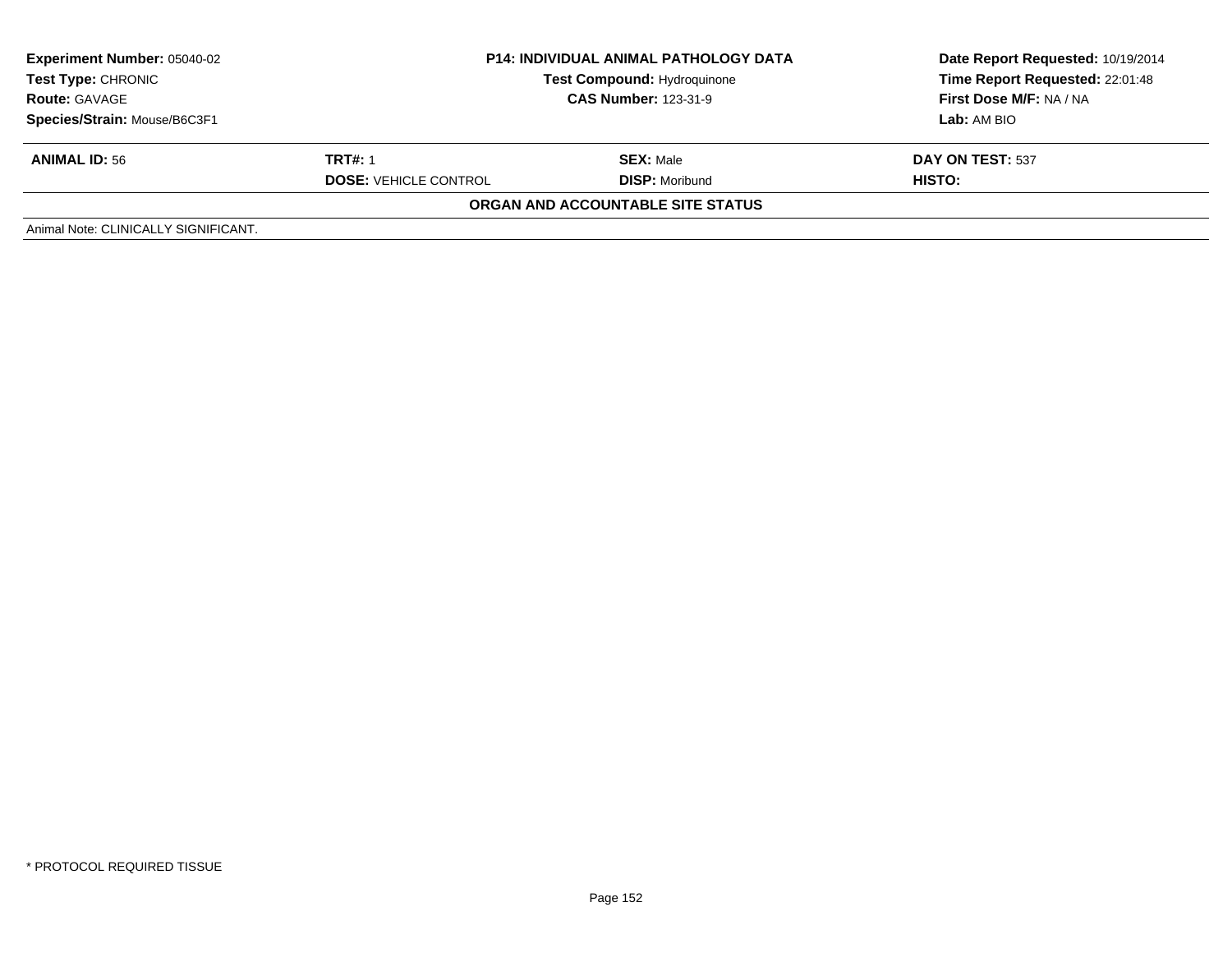| Experiment Number: 05040-02 | P14: INDIVIDUAL ANIMAL PATHOLOGY DATA | Date Report Requested: 10/19/2014 |
|---|---|---|
| Test Type: CHRONIC | Test Compound: Hydroquinone | Time Report Requested: 22:01:48 |
| Route: GAVAGE | CAS Number: 123-31-9 | First Dose M/F: NA / NA |
| Species/Strain: Mouse/B6C3F1 | | Lab: AM BIO |

| ANIMAL ID: 56 | TRT#: 1 | SEX: Male | DAY ON TEST: 537 |
|---|---|---|---|
| | DOSE: VEHICLE CONTROL | DISP: Moribund | HISTO: |

**ORGAN AND ACCOUNTABLE SITE STATUS**

Animal Note: CLINICALLY SIGNIFICANT.

* PROTOCOL REQUIRED TISSUE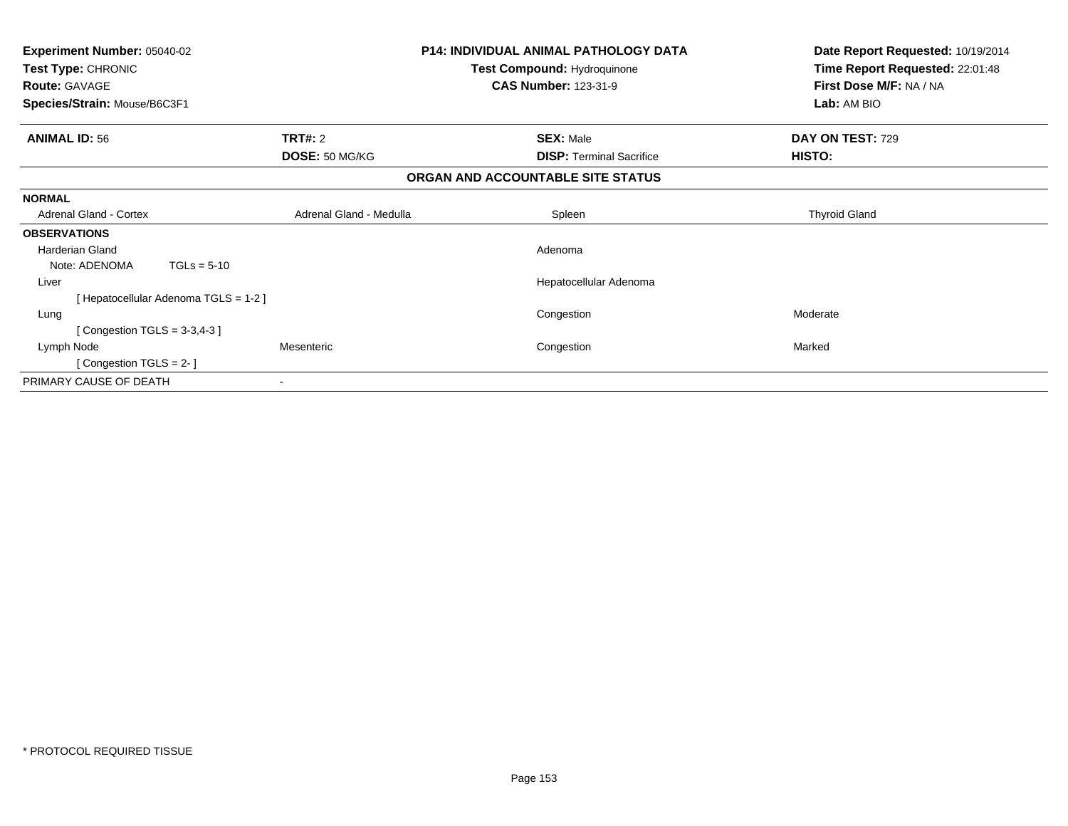**Experiment Number:** 05040-02
**Test Type:** CHRONIC
**Route:** GAVAGE
**Species/Strain:** Mouse/B6C3F1

**P14: INDIVIDUAL ANIMAL PATHOLOGY DATA**
**Test Compound:** Hydroquinone
**CAS Number:** 123-31-9

**Date Report Requested:** 10/19/2014
**Time Report Requested:** 22:01:48
**First Dose M/F:** NA / NA
**Lab:** AM BIO

| **ANIMAL ID:** 56 | **TRT#:** 2 | **SEX:** Male | **DAY ON TEST:** 729 |
|---|---|---|---|
| | **DOSE:** 50 MG/KG | **DISP:** Terminal Sacrifice | **HISTO:** |

**ORGAN AND ACCOUNTABLE SITE STATUS**

| | | | |
|---|---|---|---|
| **NORMAL** | | | |
| Adrenal Gland - Cortex | Adrenal Gland - Medulla | Spleen | Thyroid Gland |
| **OBSERVATIONS** | | | |
| Harderian Gland | | Adenoma | |
| Note: ADENOMA TGLs = 5-10 | | | |
| Liver | | Hepatocellular Adenoma | |
| [ Hepatocellular Adenoma TGLS = 1-2 ] | | | |
| Lung | | Congestion | Moderate |
| [ Congestion TGLS = 3-3,4-3 ] | | | |
| Lymph Node | Mesenteric | Congestion | Marked |
| [ Congestion TGLS = 2- ] | | | |
| PRIMARY CAUSE OF DEATH | - | | |

\* PROTOCOL REQUIRED TISSUE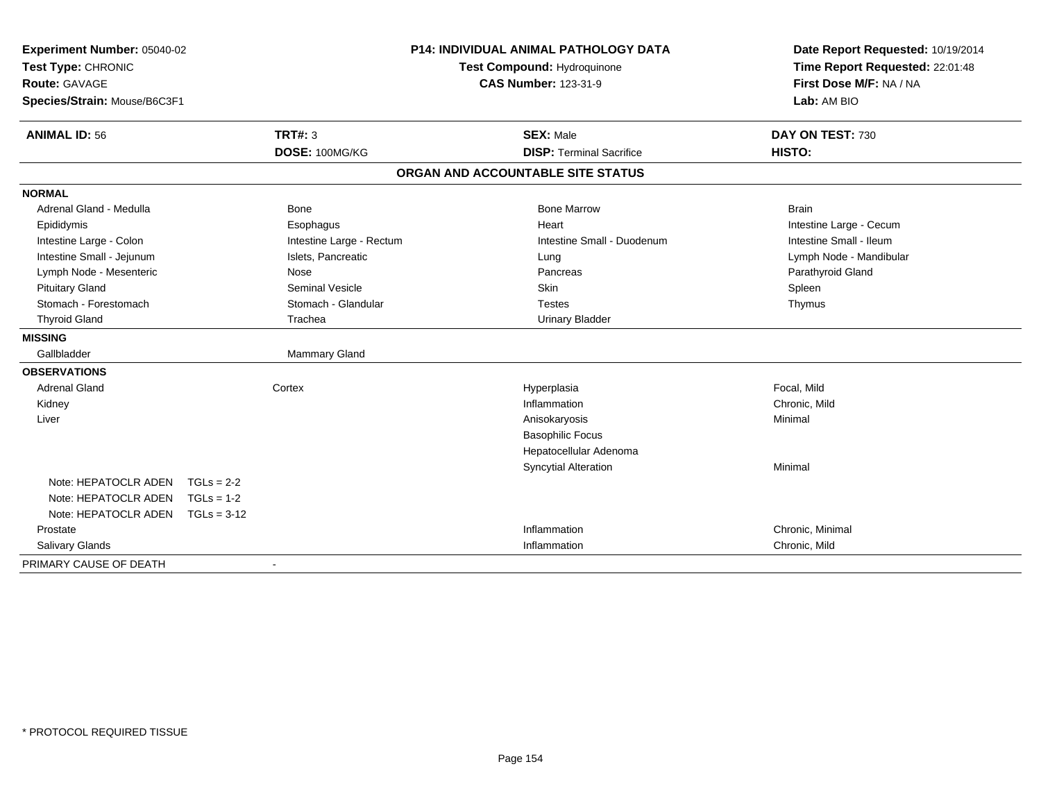**Experiment Number:** 05040-02
**Test Type:** CHRONIC
**Route:** GAVAGE
**Species/Strain:** Mouse/B6C3F1

**P14: INDIVIDUAL ANIMAL PATHOLOGY DATA**
**Test Compound:** Hydroquinone
**CAS Number:** 123-31-9

**Date Report Requested:** 10/19/2014
**Time Report Requested:** 22:01:48
**First Dose M/F:** NA / NA
**Lab:** AM BIO

| **ANIMAL ID:** 56 | **TRT#:** 3 | **SEX:** Male | **DAY ON TEST:** 730 |
|---|---|---|---|
| | **DOSE:** 100MG/KG | **DISP:** Terminal Sacrifice | **HISTO:** |

## ORGAN AND ACCOUNTABLE SITE STATUS

| | | | |
|---|---|---|---|
| **NORMAL** | | | |
| Adrenal Gland - Medulla | Bone | Bone Marrow | Brain |
| Epididymis | Esophagus | Heart | Intestine Large - Cecum |
| Intestine Large - Colon | Intestine Large - Rectum | Intestine Small - Duodenum | Intestine Small - Ileum |
| Intestine Small - Jejunum | Islets, Pancreatic | Lung | Lymph Node - Mandibular |
| Lymph Node - Mesenteric | Nose | Pancreas | Parathyroid Gland |
| Pituitary Gland | Seminal Vesicle | Skin | Spleen |
| Stomach - Forestomach | Stomach - Glandular | Testes | Thymus |
| Thyroid Gland | Trachea | Urinary Bladder | |
| **MISSING** | | | |
| Gallbladder | Mammary Gland | | |
| **OBSERVATIONS** | | | |
| Adrenal Gland | Cortex | Hyperplasia | Focal, Mild |
| Kidney | | Inflammation | Chronic, Mild |
| Liver | | Anisokaryosis | Minimal |
| | | Basophilic Focus | |
| | | Hepatocellular Adenoma | |
| | | Syncytial Alteration | Minimal |
| Note: HEPATOCLR ADEN TGLs = 2-2 | | | |
| Note: HEPATOCLR ADEN TGLs = 1-2 | | | |
| Note: HEPATOCLR ADEN TGLs = 3-12 | | | |
| Prostate | | Inflammation | Chronic, Minimal |
| Salivary Glands | | Inflammation | Chronic, Mild |
| PRIMARY CAUSE OF DEATH | - | | |

* PROTOCOL REQUIRED TISSUE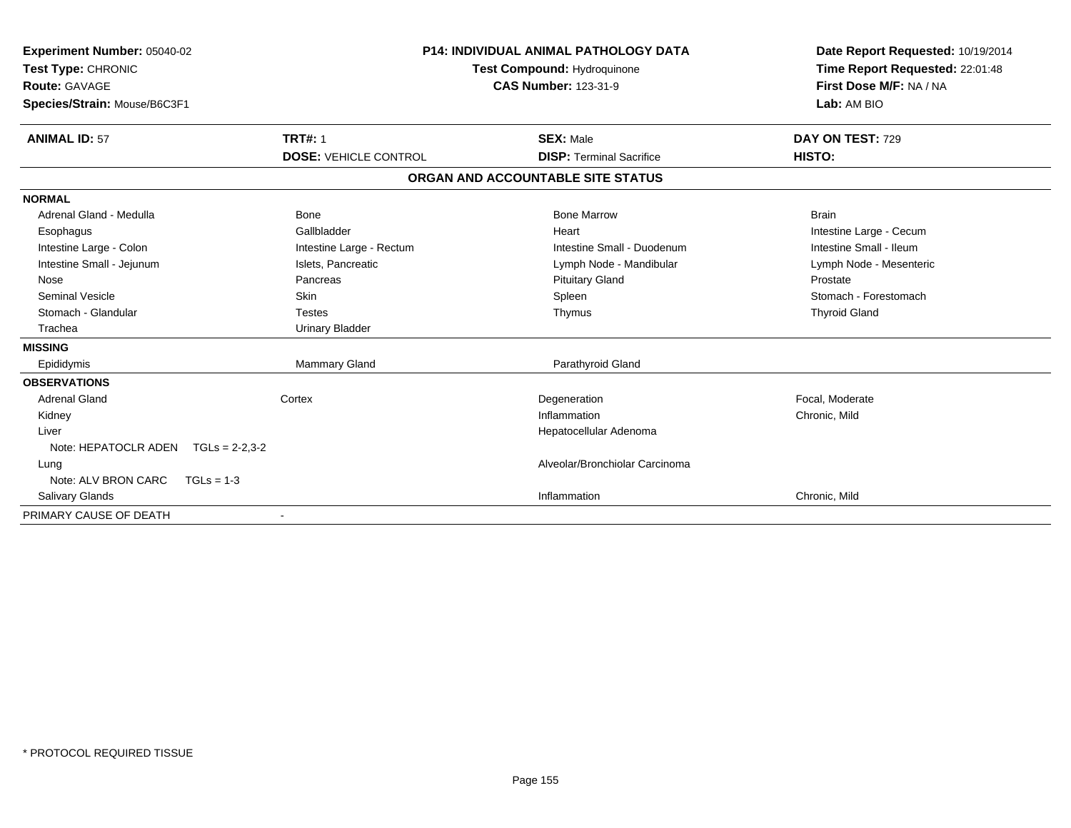**Experiment Number:** 05040-02
**Test Type:** CHRONIC
**Route:** GAVAGE
**Species/Strain:** Mouse/B6C3F1

**P14: INDIVIDUAL ANIMAL PATHOLOGY DATA**
**Test Compound:** Hydroquinone
**CAS Number:** 123-31-9

**Date Report Requested:** 10/19/2014
**Time Report Requested:** 22:01:48
**First Dose M/F:** NA / NA
**Lab:** AM BIO

| **ANIMAL ID:** 57 | **TRT#:** 1 | **SEX:** Male | **DAY ON TEST:** 729 |
|---|---|---|---|
| | **DOSE:** VEHICLE CONTROL | **DISP:** Terminal Sacrifice | **HISTO:** |

**ORGAN AND ACCOUNTABLE SITE STATUS**

| | | | |
|---|---|---|---|
| **NORMAL** | | | |
| Adrenal Gland - Medulla | Bone | Bone Marrow | Brain |
| Esophagus | Gallbladder | Heart | Intestine Large - Cecum |
| Intestine Large - Colon | Intestine Large - Rectum | Intestine Small - Duodenum | Intestine Small - Ileum |
| Intestine Small - Jejunum | Islets, Pancreatic | Lymph Node - Mandibular | Lymph Node - Mesenteric |
| Nose | Pancreas | Pituitary Gland | Prostate |
| Seminal Vesicle | Skin | Spleen | Stomach - Forestomach |
| Stomach - Glandular | Testes | Thymus | Thyroid Gland |
| Trachea | Urinary Bladder | | |
| **MISSING** | | | |
| Epididymis | Mammary Gland | Parathyroid Gland | |
| **OBSERVATIONS** | | | |
| Adrenal Gland | Cortex | Degeneration | Focal, Moderate |
| Kidney | | Inflammation | Chronic, Mild |
| Liver | | Hepatocellular Adenoma | |
| Note: HEPATOCLR ADEN TGLs = 2-2,3-2 | | | |
| Lung | | Alveolar/Bronchiolar Carcinoma | |
| Note: ALV BRON CARC TGLs = 1-3 | | | |
| Salivary Glands | | Inflammation | Chronic, Mild |
| PRIMARY CAUSE OF DEATH | - | | |

* PROTOCOL REQUIRED TISSUE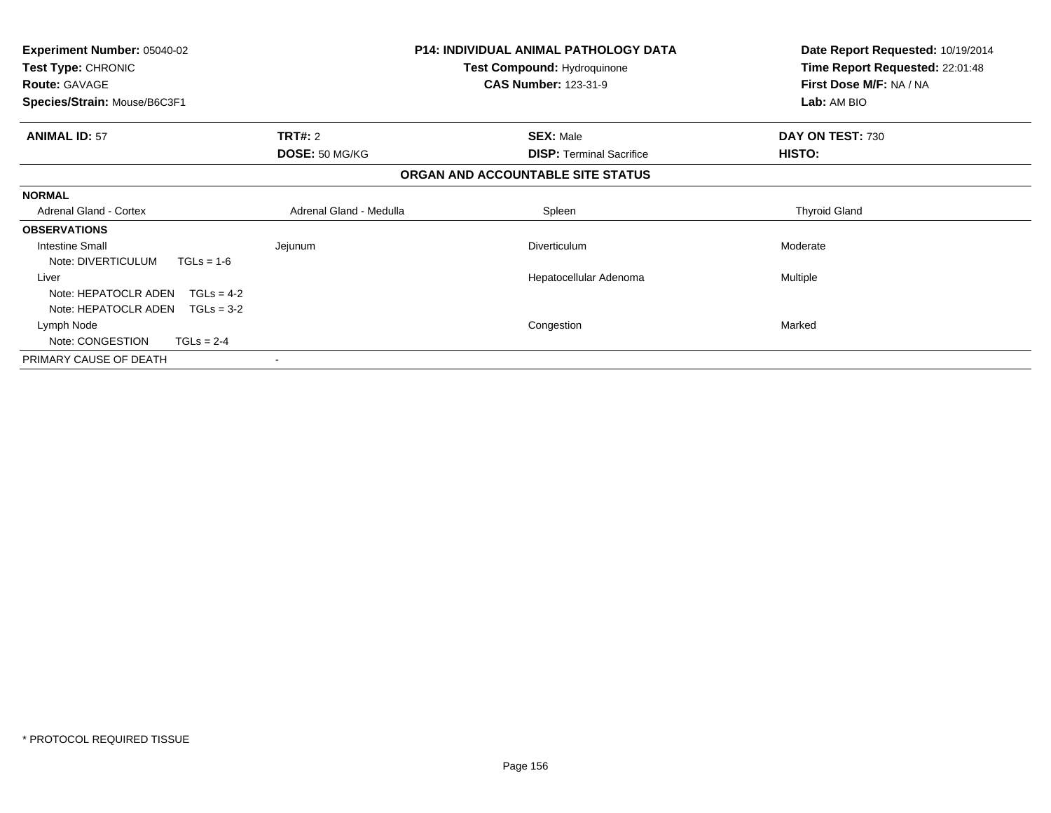| Experiment Number: 05040-02 | P14: INDIVIDUAL ANIMAL PATHOLOGY DATA | Date Report Requested: 10/19/2014 |
|---|---|---|
| Test Type: CHRONIC | Test Compound: Hydroquinone | Time Report Requested: 22:01:48 |
| Route: GAVAGE | CAS Number: 123-31-9 | First Dose M/F: NA / NA |
| Species/Strain: Mouse/B6C3F1 | | Lab: AM BIO |

| ANIMAL ID: 57 | TRT#: 2 | SEX: Male | DAY ON TEST: 730 |
|---|---|---|---|
| | DOSE: 50 MG/KG | DISP: Terminal Sacrifice | HISTO: |

## ORGAN AND ACCOUNTABLE SITE STATUS

| | | | |
|---|---|---|---|
| **NORMAL** | | | |
| Adrenal Gland - Cortex | Adrenal Gland - Medulla | Spleen | Thyroid Gland |
| **OBSERVATIONS** | | | |
| Intestine Small | Jejunum | Diverticulum | Moderate |
| Note: DIVERTICULUM TGLs = 1-6 | | | |
| Liver | | Hepatocellular Adenoma | Multiple |
| Note: HEPATOCLR ADEN TGLs = 4-2 | | | |
| Note: HEPATOCLR ADEN TGLs = 3-2 | | | |
| Lymph Node | | Congestion | Marked |
| Note: CONGESTION TGLs = 2-4 | | | |
| PRIMARY CAUSE OF DEATH | - | | |

* PROTOCOL REQUIRED TISSUE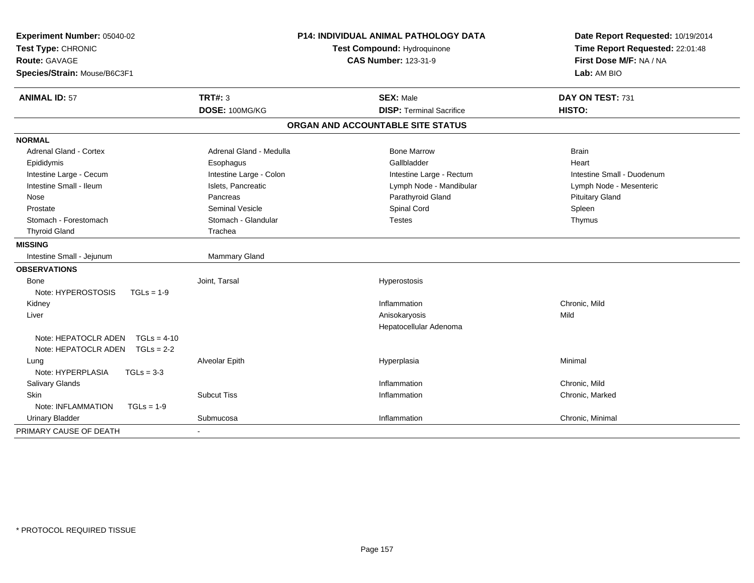**Experiment Number:** 05040-02
**Test Type:** CHRONIC
**Route:** GAVAGE
**Species/Strain:** Mouse/B6C3F1

**P14: INDIVIDUAL ANIMAL PATHOLOGY DATA**
**Test Compound:** Hydroquinone
**CAS Number:** 123-31-9

**Date Report Requested:** 10/19/2014
**Time Report Requested:** 22:01:48
**First Dose M/F:** NA / NA
**Lab:** AM BIO

| **ANIMAL ID:** 57 | **TRT#:** 3 | **SEX:** Male | **DAY ON TEST:** 731 |
|---|---|---|---|
| | **DOSE:** 100MG/KG | **DISP:** Terminal Sacrifice | **HISTO:** |

## ORGAN AND ACCOUNTABLE SITE STATUS

| | | | |
|---|---|---|---|
| **NORMAL** | | | |
| Adrenal Gland - Cortex | Adrenal Gland - Medulla | Bone Marrow | Brain |
| Epididymis | Esophagus | Gallbladder | Heart |
| Intestine Large - Cecum | Intestine Large - Colon | Intestine Large - Rectum | Intestine Small - Duodenum |
| Intestine Small - Ileum | Islets, Pancreatic | Lymph Node - Mandibular | Lymph Node - Mesenteric |
| Nose | Pancreas | Parathyroid Gland | Pituitary Gland |
| Prostate | Seminal Vesicle | Spinal Cord | Spleen |
| Stomach - Forestomach | Stomach - Glandular | Testes | Thymus |
| Thyroid Gland | Trachea | | |
| **MISSING** | | | |
| Intestine Small - Jejunum | Mammary Gland | | |
| **OBSERVATIONS** | | | |
| Bone | Joint, Tarsal | Hyperostosis | |
| Note: HYPEROSTOSIS TGLs = 1-9 | | | |
| Kidney | | Inflammation | Chronic, Mild |
| Liver | | Anisokaryosis | Mild |
| | | Hepatocellular Adenoma | |
| Note: HEPATOCLR ADEN TGLs = 4-10 | | | |
| Note: HEPATOCLR ADEN TGLs = 2-2 | | | |
| Lung | Alveolar Epith | Hyperplasia | Minimal |
| Note: HYPERPLASIA TGLs = 3-3 | | | |
| Salivary Glands | | Inflammation | Chronic, Mild |
| Skin | Subcut Tiss | Inflammation | Chronic, Marked |
| Note: INFLAMMATION TGLs = 1-9 | | | |
| Urinary Bladder | Submucosa | Inflammation | Chronic, Minimal |
| PRIMARY CAUSE OF DEATH | - | | |

\* PROTOCOL REQUIRED TISSUE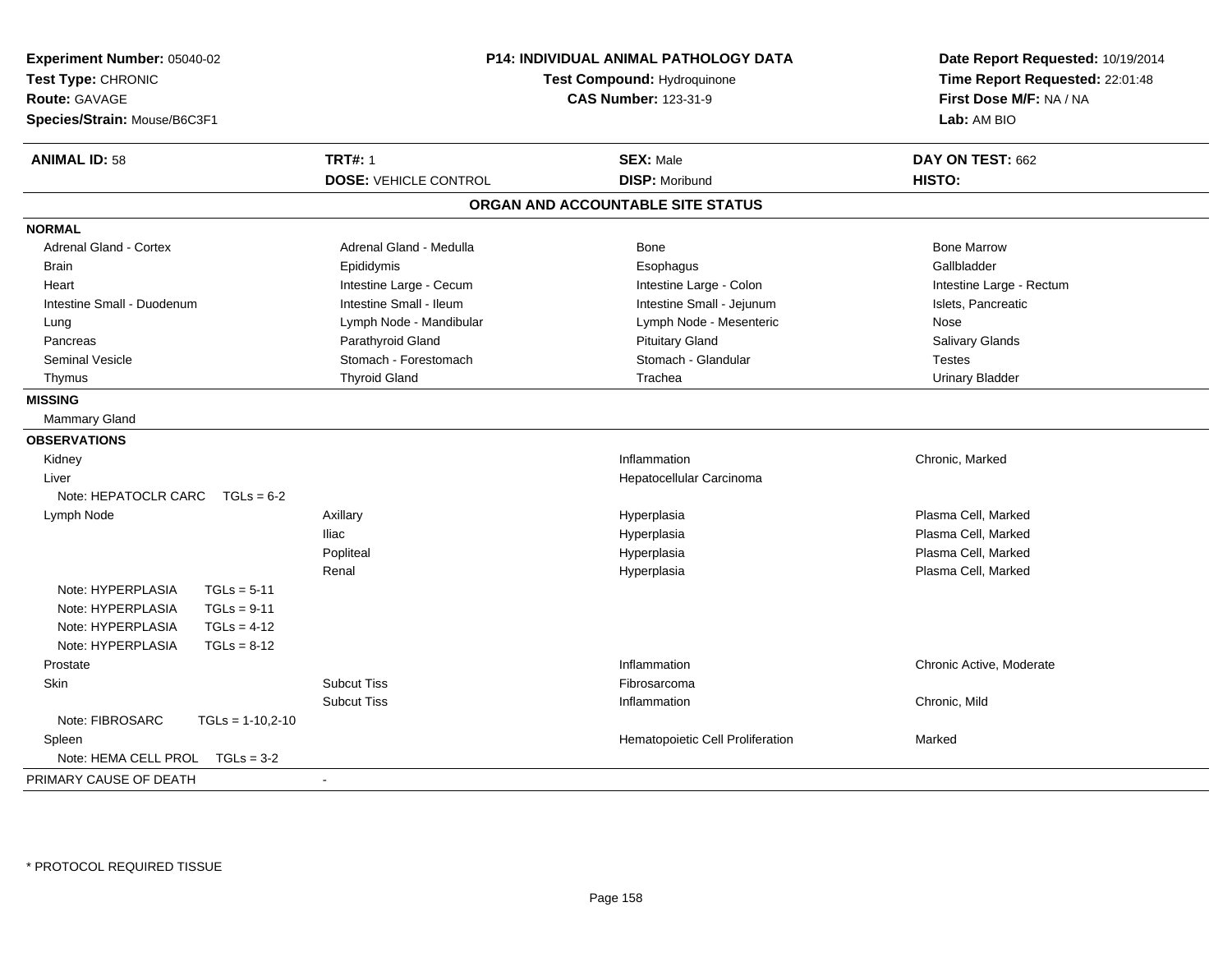**Experiment Number:** 05040-02
**Test Type:** CHRONIC
**Route:** GAVAGE
**Species/Strain:** Mouse/B6C3F1

**P14: INDIVIDUAL ANIMAL PATHOLOGY DATA**
**Test Compound:** Hydroquinone
**CAS Number:** 123-31-9

**Date Report Requested:** 10/19/2014
**Time Report Requested:** 22:01:48
**First Dose M/F:** NA / NA
**Lab:** AM BIO

| **ANIMAL ID:** 58 | **TRT#:** 1 | **SEX:** Male | **DAY ON TEST:** 662 |
|---|---|---|---|
| | **DOSE:** VEHICLE CONTROL | **DISP:** Moribund | **HISTO:** |

**ORGAN AND ACCOUNTABLE SITE STATUS**

**NORMAL**

| | | | |
|---|---|---|---|
| Adrenal Gland - Cortex | Adrenal Gland - Medulla | Bone | Bone Marrow |
| Brain | Epididymis | Esophagus | Gallbladder |
| Heart | Intestine Large - Cecum | Intestine Large - Colon | Intestine Large - Rectum |
| Intestine Small - Duodenum | Intestine Small - Ileum | Intestine Small - Jejunum | Islets, Pancreatic |
| Lung | Lymph Node - Mandibular | Lymph Node - Mesenteric | Nose |
| Pancreas | Parathyroid Gland | Pituitary Gland | Salivary Glands |
| Seminal Vesicle | Stomach - Forestomach | Stomach - Glandular | Testes |
| Thymus | Thyroid Gland | Trachea | Urinary Bladder |

**MISSING**

Mammary Gland

**OBSERVATIONS**

| | | | |
|---|---|---|---|
| Kidney | | Inflammation | Chronic, Marked |
| Liver | | Hepatocellular Carcinoma | |
| Note: HEPATOCLR CARC TGLs = 6-2 | | | |
| Lymph Node | Axillary | Hyperplasia | Plasma Cell, Marked |
| | Iliac | Hyperplasia | Plasma Cell, Marked |
| | Popliteal | Hyperplasia | Plasma Cell, Marked |
| | Renal | Hyperplasia | Plasma Cell, Marked |
| Note: HYPERPLASIA TGLs = 5-11 | | | |
| Note: HYPERPLASIA TGLs = 9-11 | | | |
| Note: HYPERPLASIA TGLs = 4-12 | | | |
| Note: HYPERPLASIA TGLs = 8-12 | | | |
| Prostate | | Inflammation | Chronic Active, Moderate |
| Skin | Subcut Tiss | Fibrosarcoma | |
| | Subcut Tiss | Inflammation | Chronic, Mild |
| Note: FIBROSARC TGLs = 1-10,2-10 | | | |
| Spleen | | Hematopoietic Cell Proliferation | Marked |
| Note: HEMA CELL PROL TGLs = 3-2 | | | |

PRIMARY CAUSE OF DEATH -

\* PROTOCOL REQUIRED TISSUE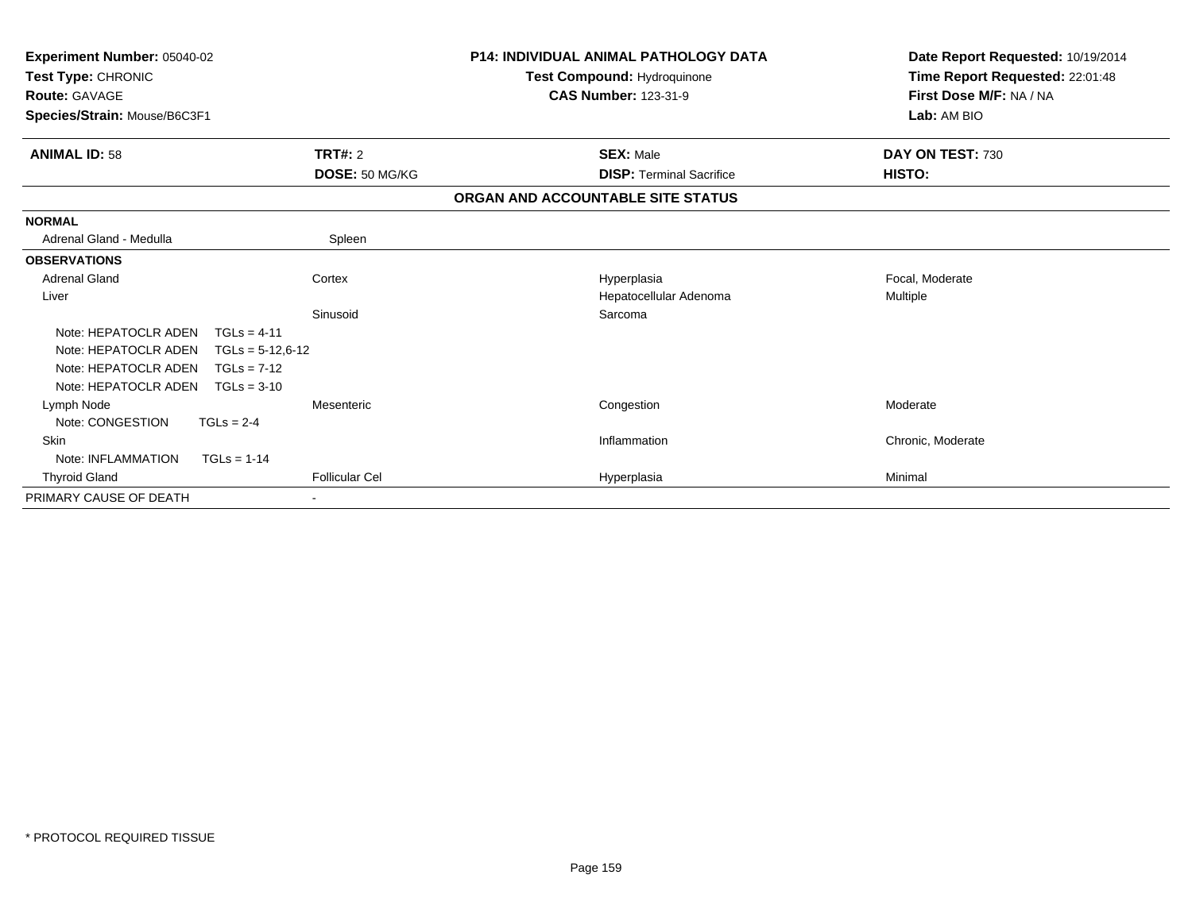**Experiment Number:** 05040-02
**Test Type:** CHRONIC
**Route:** GAVAGE
**Species/Strain:** Mouse/B6C3F1

**P14: INDIVIDUAL ANIMAL PATHOLOGY DATA**
**Test Compound:** Hydroquinone
**CAS Number:** 123-31-9

**Date Report Requested:** 10/19/2014
**Time Report Requested:** 22:01:48
**First Dose M/F:** NA / NA
**Lab:** AM BIO

| **ANIMAL ID:** 58 | **TRT#:** 2 | **SEX:** Male | **DAY ON TEST:** 730 |
|---|---|---|---|
| | **DOSE:** 50 MG/KG | **DISP:** Terminal Sacrifice | **HISTO:** |

**ORGAN AND ACCOUNTABLE SITE STATUS**

| | | | |
|---|---|---|---|
| **NORMAL** | | | |
| Adrenal Gland - Medulla | Spleen | | |
| **OBSERVATIONS** | | | |
| Adrenal Gland | Cortex | Hyperplasia | Focal, Moderate |
| Liver | | Hepatocellular Adenoma | Multiple |
| | Sinusoid | Sarcoma | |
| Note: HEPATOCLR ADEN TGLs = 4-11 | | | |
| Note: HEPATOCLR ADEN TGLs = 5-12,6-12 | | | |
| Note: HEPATOCLR ADEN TGLs = 7-12 | | | |
| Note: HEPATOCLR ADEN TGLs = 3-10 | | | |
| Lymph Node | Mesenteric | Congestion | Moderate |
| Note: CONGESTION TGLs = 2-4 | | | |
| Skin | | Inflammation | Chronic, Moderate |
| Note: INFLAMMATION TGLs = 1-14 | | | |
| Thyroid Gland | Follicular Cel | Hyperplasia | Minimal |
| PRIMARY CAUSE OF DEATH | - | | |

\* PROTOCOL REQUIRED TISSUE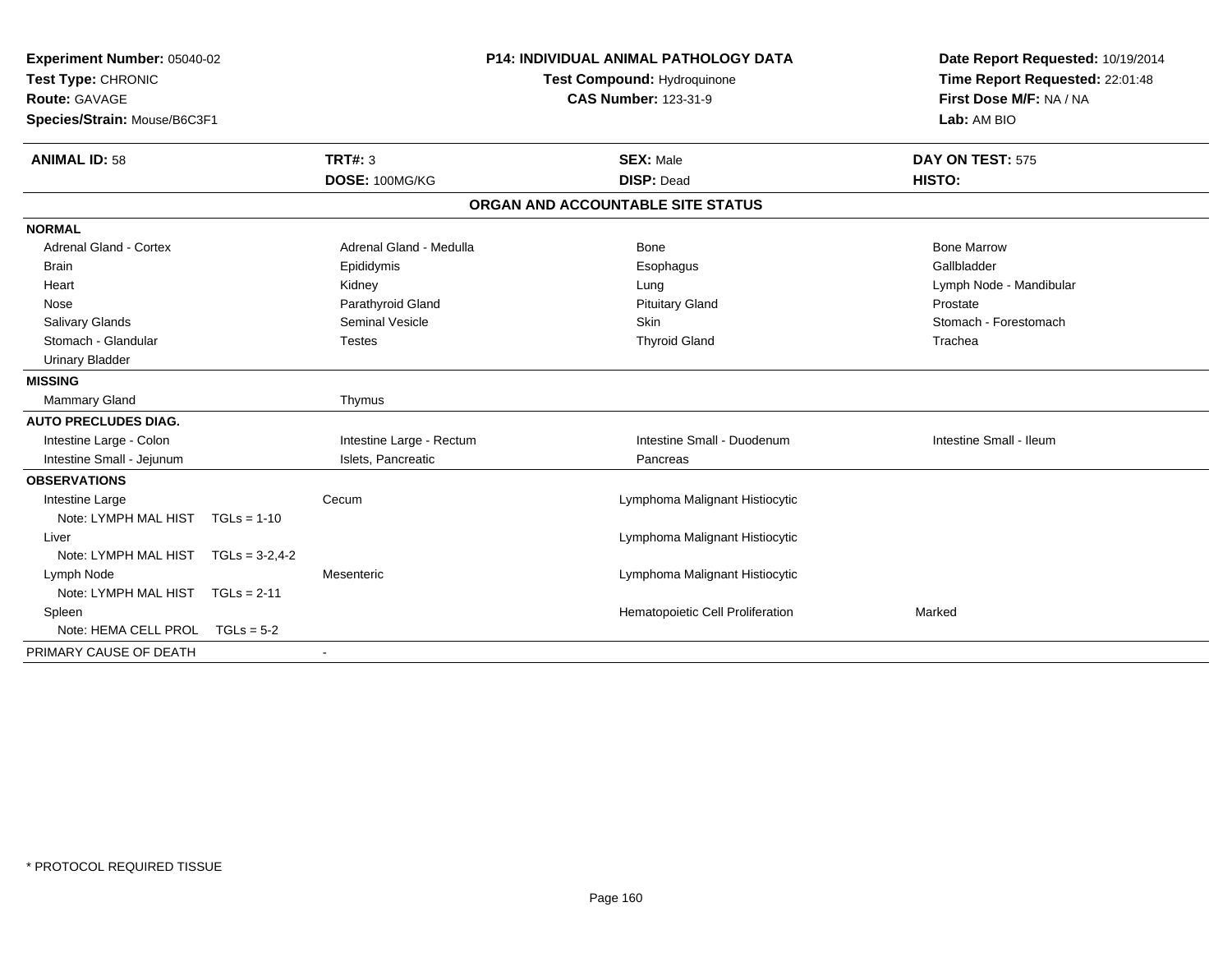**Experiment Number:** 05040-02
**Test Type:** CHRONIC
**Route:** GAVAGE
**Species/Strain:** Mouse/B6C3F1

**P14: INDIVIDUAL ANIMAL PATHOLOGY DATA**
**Test Compound:** Hydroquinone
**CAS Number:** 123-31-9

**Date Report Requested:** 10/19/2014
**Time Report Requested:** 22:01:48
**First Dose M/F:** NA / NA
**Lab:** AM BIO

| **ANIMAL ID:** 58 | **TRT#:** 3 | **SEX:** Male | **DAY ON TEST:** 575 |
|---|---|---|---|
| | **DOSE:** 100MG/KG | **DISP:** Dead | **HISTO:** |

## ORGAN AND ACCOUNTABLE SITE STATUS

**NORMAL**

| | | | |
|---|---|---|---|
| Adrenal Gland - Cortex | Adrenal Gland - Medulla | Bone | Bone Marrow |
| Brain | Epididymis | Esophagus | Gallbladder |
| Heart | Kidney | Lung | Lymph Node - Mandibular |
| Nose | Parathyroid Gland | Pituitary Gland | Prostate |
| Salivary Glands | Seminal Vesicle | Skin | Stomach - Forestomach |
| Stomach - Glandular | Testes | Thyroid Gland | Trachea |
| Urinary Bladder | | | |

**MISSING**

| | |
|---|---|
| Mammary Gland | Thymus |

**AUTO PRECLUDES DIAG.**

| | | | |
|---|---|---|---|
| Intestine Large - Colon | Intestine Large - Rectum | Intestine Small - Duodenum | Intestine Small - Ileum |
| Intestine Small - Jejunum | Islets, Pancreatic | Pancreas | |

**OBSERVATIONS**

| | | | |
|---|---|---|---|
| Intestine Large | Cecum | Lymphoma Malignant Histiocytic | |
| Note: LYMPH MAL HIST TGLs = 1-10 | | | |
| Liver | | Lymphoma Malignant Histiocytic | |
| Note: LYMPH MAL HIST TGLs = 3-2,4-2 | | | |
| Lymph Node | Mesenteric | Lymphoma Malignant Histiocytic | |
| Note: LYMPH MAL HIST TGLs = 2-11 | | | |
| Spleen | | Hematopoietic Cell Proliferation | Marked |
| Note: HEMA CELL PROL TGLs = 5-2 | | | |

PRIMARY CAUSE OF DEATH -

\* PROTOCOL REQUIRED TISSUE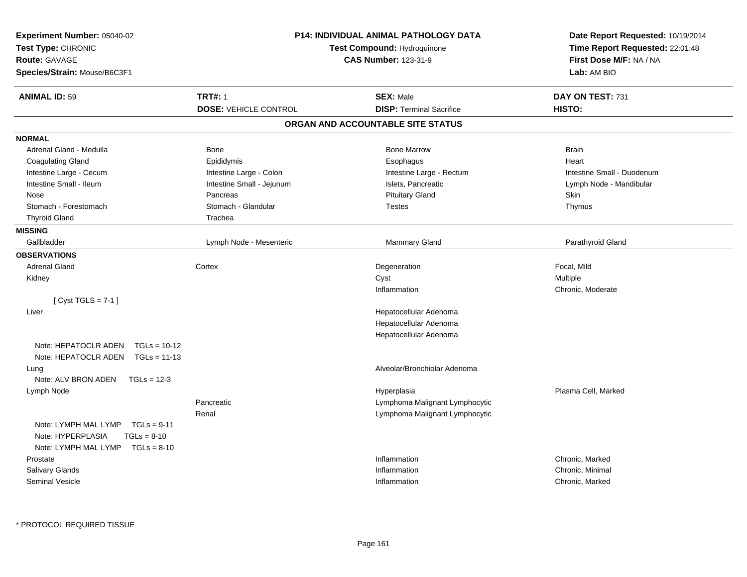**Experiment Number:** 05040-02
**Test Type:** CHRONIC
**Route:** GAVAGE
**Species/Strain:** Mouse/B6C3F1

**P14: INDIVIDUAL ANIMAL PATHOLOGY DATA**
**Test Compound:** Hydroquinone
**CAS Number:** 123-31-9

**Date Report Requested:** 10/19/2014
**Time Report Requested:** 22:01:48
**First Dose M/F:** NA / NA
**Lab:** AM BIO

| **ANIMAL ID:** 59 | **TRT#:** 1 | **SEX:** Male | **DAY ON TEST:** 731 |
|---|---|---|---|
| | **DOSE:** VEHICLE CONTROL | **DISP:** Terminal Sacrifice | **HISTO:** |

## ORGAN AND ACCOUNTABLE SITE STATUS

**NORMAL**

| | | | |
|---|---|---|---|
| Adrenal Gland - Medulla | Bone | Bone Marrow | Brain |
| Coagulating Gland | Epididymis | Esophagus | Heart |
| Intestine Large - Cecum | Intestine Large - Colon | Intestine Large - Rectum | Intestine Small - Duodenum |
| Intestine Small - Ileum | Intestine Small - Jejunum | Islets, Pancreatic | Lymph Node - Mandibular |
| Nose | Pancreas | Pituitary Gland | Skin |
| Stomach - Forestomach | Stomach - Glandular | Testes | Thymus |
| Thyroid Gland | Trachea | | |

**MISSING**

| | | | |
|---|---|---|---|
| Gallbladder | Lymph Node - Mesenteric | Mammary Gland | Parathyroid Gland |

**OBSERVATIONS**

| | | | |
|---|---|---|---|
| Adrenal Gland | Cortex | Degeneration | Focal, Mild |
| Kidney | | Cyst | Multiple |
| | | Inflammation | Chronic, Moderate |
| [ Cyst TGLS = 7-1 ] | | | |
| Liver | | Hepatocellular Adenoma | |
| | | Hepatocellular Adenoma | |
| | | Hepatocellular Adenoma | |
| Note: HEPATOCLR ADEN TGLs = 10-12 | | | |
| Note: HEPATOCLR ADEN TGLs = 11-13 | | | |
| Lung | | Alveolar/Bronchiolar Adenoma | |
| Note: ALV BRON ADEN TGLs = 12-3 | | | |
| Lymph Node | | Hyperplasia | Plasma Cell, Marked |
| | Pancreatic | Lymphoma Malignant Lymphocytic | |
| | Renal | Lymphoma Malignant Lymphocytic | |
| Note: LYMPH MAL LYMP TGLs = 9-11 | | | |
| Note: HYPERPLASIA TGLs = 8-10 | | | |
| Note: LYMPH MAL LYMP TGLs = 8-10 | | | |
| Prostate | | Inflammation | Chronic, Marked |
| Salivary Glands | | Inflammation | Chronic, Minimal |
| Seminal Vesicle | | Inflammation | Chronic, Marked |

* PROTOCOL REQUIRED TISSUE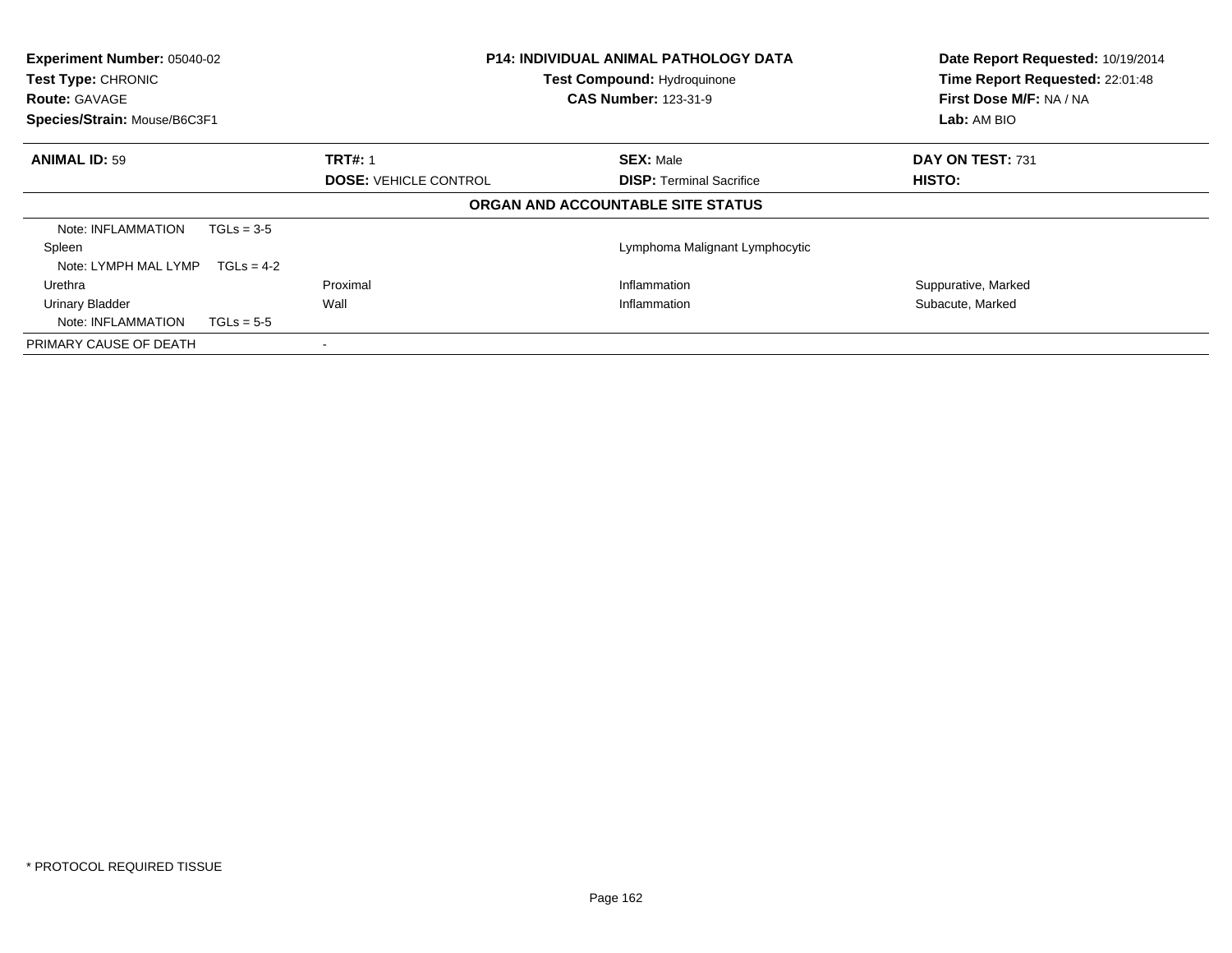**Experiment Number:** 05040-02
**Test Type:** CHRONIC
**Route:** GAVAGE
**Species/Strain:** Mouse/B6C3F1

**P14: INDIVIDUAL ANIMAL PATHOLOGY DATA**
**Test Compound:** Hydroquinone
**CAS Number:** 123-31-9

**Date Report Requested:** 10/19/2014
**Time Report Requested:** 22:01:48
**First Dose M/F:** NA / NA
**Lab:** AM BIO

| **ANIMAL ID:** 59 | **TRT#:** 1 | **SEX:** Male | **DAY ON TEST:** 731 |
|---|---|---|---|
| | **DOSE:** VEHICLE CONTROL | **DISP:** Terminal Sacrifice | **HISTO:** |

**ORGAN AND ACCOUNTABLE SITE STATUS**

| | | | |
|---|---|---|---|
| Note: INFLAMMATION TGLs = 3-5 | | | |
| Spleen | | Lymphoma Malignant Lymphocytic | |
| Note: LYMPH MAL LYMP TGLs = 4-2 | | | |
| Urethra | Proximal | Inflammation | Suppurative, Marked |
| Urinary Bladder | Wall | Inflammation | Subacute, Marked |
| Note: INFLAMMATION TGLs = 5-5 | | | |
| PRIMARY CAUSE OF DEATH | - | | |

* PROTOCOL REQUIRED TISSUE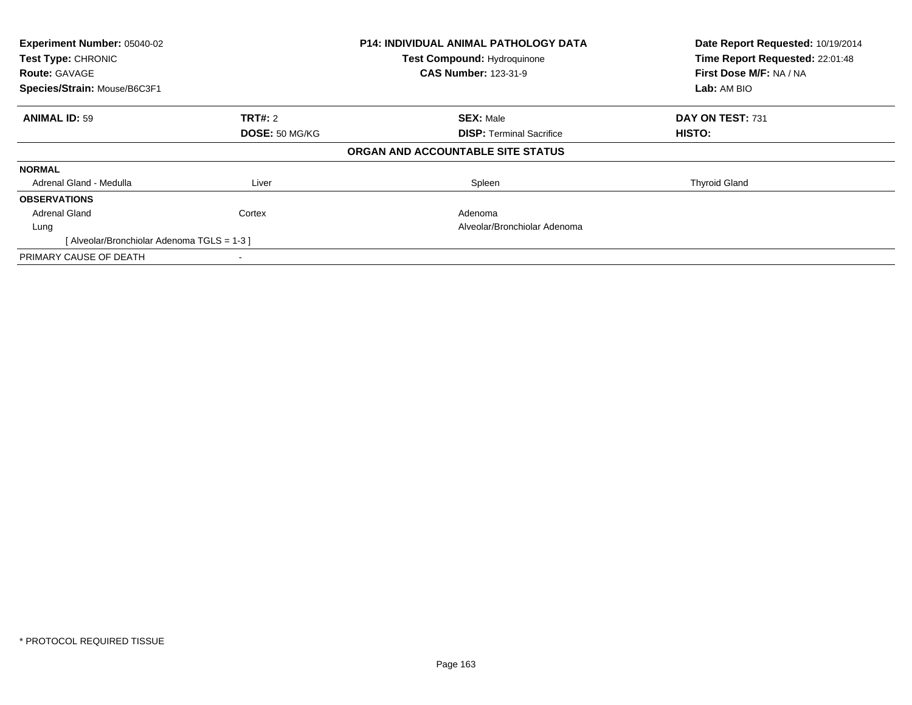| **Experiment Number:** 05040-02 | **P14: INDIVIDUAL ANIMAL PATHOLOGY DATA** | **Date Report Requested:** 10/19/2014 |
|---|---|---|
| **Test Type:** CHRONIC | **Test Compound:** Hydroquinone | **Time Report Requested:** 22:01:48 |
| **Route:** GAVAGE | **CAS Number:** 123-31-9 | **First Dose M/F:** NA / NA |
| **Species/Strain:** Mouse/B6C3F1 | | **Lab:** AM BIO |

| **ANIMAL ID:** 59 | **TRT#:** 2 | **SEX:** Male | **DAY ON TEST:** 731 |
|---|---|---|---|
| | **DOSE:** 50 MG/KG | **DISP:** Terminal Sacrifice | **HISTO:** |
| | | **ORGAN AND ACCOUNTABLE SITE STATUS** | |
| **NORMAL** | | | |
| Adrenal Gland - Medulla | Liver | Spleen | Thyroid Gland |
| **OBSERVATIONS** | | | |
| Adrenal Gland | Cortex | Adenoma | |
| Lung | | Alveolar/Bronchiolar Adenoma | |
| [ Alveolar/Bronchiolar Adenoma TGLS = 1-3 ] | | | |
| PRIMARY CAUSE OF DEATH | - | | |

* PROTOCOL REQUIRED TISSUE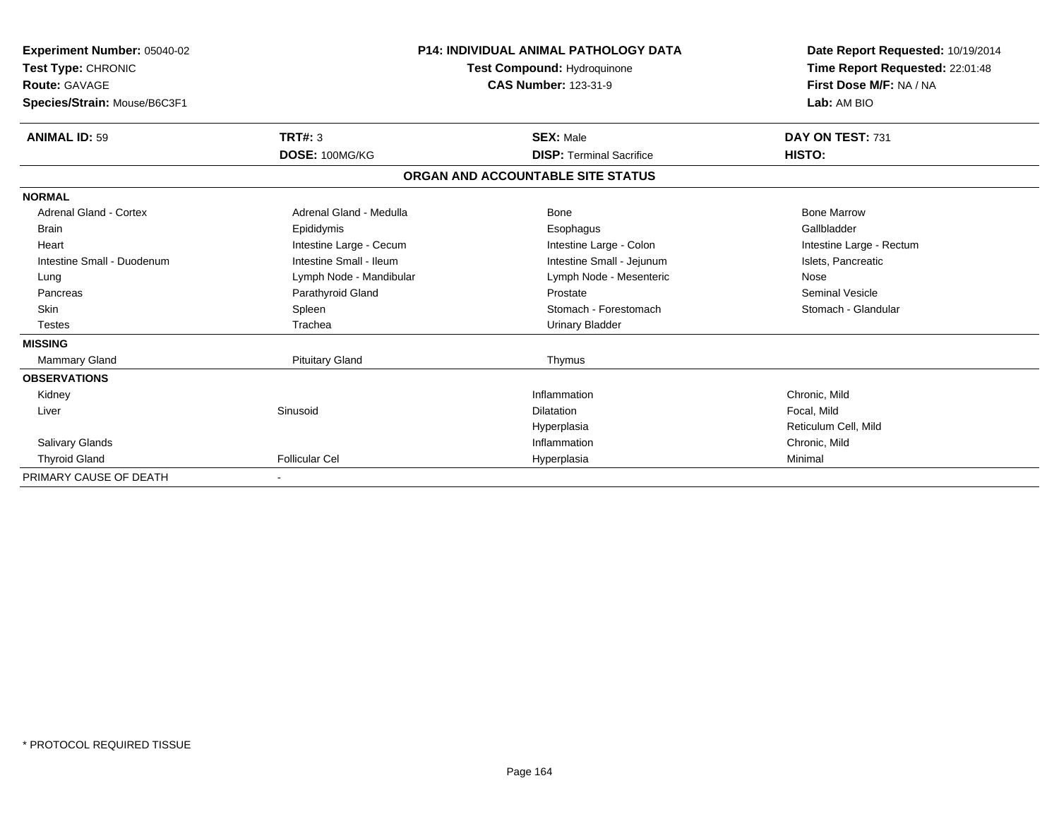**Experiment Number:** 05040-02
**Test Type:** CHRONIC
**Route:** GAVAGE
**Species/Strain:** Mouse/B6C3F1

**P14: INDIVIDUAL ANIMAL PATHOLOGY DATA**
**Test Compound:** Hydroquinone
**CAS Number:** 123-31-9

**Date Report Requested:** 10/19/2014
**Time Report Requested:** 22:01:48
**First Dose M/F:** NA / NA
**Lab:** AM BIO

| **ANIMAL ID:** 59 | **TRT#:** 3 | **SEX:** Male | **DAY ON TEST:** 731 |
|---|---|---|---|
| | **DOSE:** 100MG/KG | **DISP:** Terminal Sacrifice | **HISTO:** |

**ORGAN AND ACCOUNTABLE SITE STATUS**

| | | | |
|---|---|---|---|
| **NORMAL** | | | |
| Adrenal Gland - Cortex | Adrenal Gland - Medulla | Bone | Bone Marrow |
| Brain | Epididymis | Esophagus | Gallbladder |
| Heart | Intestine Large - Cecum | Intestine Large - Colon | Intestine Large - Rectum |
| Intestine Small - Duodenum | Intestine Small - Ileum | Intestine Small - Jejunum | Islets, Pancreatic |
| Lung | Lymph Node - Mandibular | Lymph Node - Mesenteric | Nose |
| Pancreas | Parathyroid Gland | Prostate | Seminal Vesicle |
| Skin | Spleen | Stomach - Forestomach | Stomach - Glandular |
| Testes | Trachea | Urinary Bladder | |
| **MISSING** | | | |
| Mammary Gland | Pituitary Gland | Thymus | |
| **OBSERVATIONS** | | | |
| Kidney | | Inflammation | Chronic, Mild |
| Liver | Sinusoid | Dilatation | Focal, Mild |
| | | Hyperplasia | Reticulum Cell, Mild |
| Salivary Glands | | Inflammation | Chronic, Mild |
| Thyroid Gland | Follicular Cel | Hyperplasia | Minimal |
| PRIMARY CAUSE OF DEATH | - | | |

* PROTOCOL REQUIRED TISSUE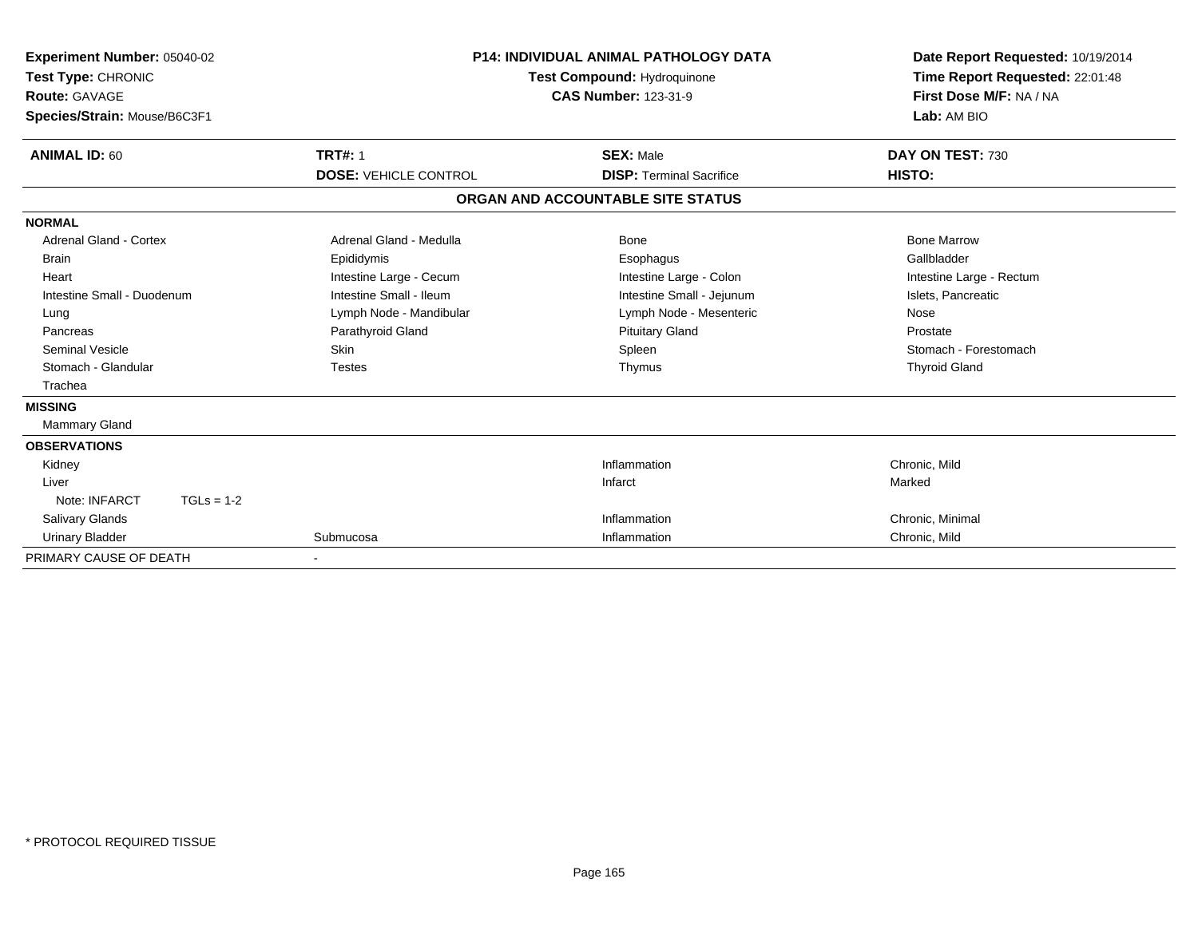**Experiment Number:** 05040-02
**Test Type:** CHRONIC
**Route:** GAVAGE
**Species/Strain:** Mouse/B6C3F1

**P14: INDIVIDUAL ANIMAL PATHOLOGY DATA**
**Test Compound:** Hydroquinone
**CAS Number:** 123-31-9

**Date Report Requested:** 10/19/2014
**Time Report Requested:** 22:01:48
**First Dose M/F:** NA / NA
**Lab:** AM BIO

| **ANIMAL ID:** 60 | **TRT#:** 1 | **SEX:** Male | **DAY ON TEST:** 730 |
|---|---|---|---|
| | **DOSE:** VEHICLE CONTROL | **DISP:** Terminal Sacrifice | **HISTO:** |

**ORGAN AND ACCOUNTABLE SITE STATUS**

| | | | |
|---|---|---|---|
| **NORMAL** | | | |
| Adrenal Gland - Cortex | Adrenal Gland - Medulla | Bone | Bone Marrow |
| Brain | Epididymis | Esophagus | Gallbladder |
| Heart | Intestine Large - Cecum | Intestine Large - Colon | Intestine Large - Rectum |
| Intestine Small - Duodenum | Intestine Small - Ileum | Intestine Small - Jejunum | Islets, Pancreatic |
| Lung | Lymph Node - Mandibular | Lymph Node - Mesenteric | Nose |
| Pancreas | Parathyroid Gland | Pituitary Gland | Prostate |
| Seminal Vesicle | Skin | Spleen | Stomach - Forestomach |
| Stomach - Glandular | Testes | Thymus | Thyroid Gland |
| Trachea | | | |
| **MISSING** | | | |
| Mammary Gland | | | |
| **OBSERVATIONS** | | | |
| Kidney | | Inflammation | Chronic, Mild |
| Liver | | Infarct | Marked |
| Note: INFARCT TGLs = 1-2 | | | |
| Salivary Glands | | Inflammation | Chronic, Minimal |
| Urinary Bladder | Submucosa | Inflammation | Chronic, Mild |
| PRIMARY CAUSE OF DEATH | - | | |

\* PROTOCOL REQUIRED TISSUE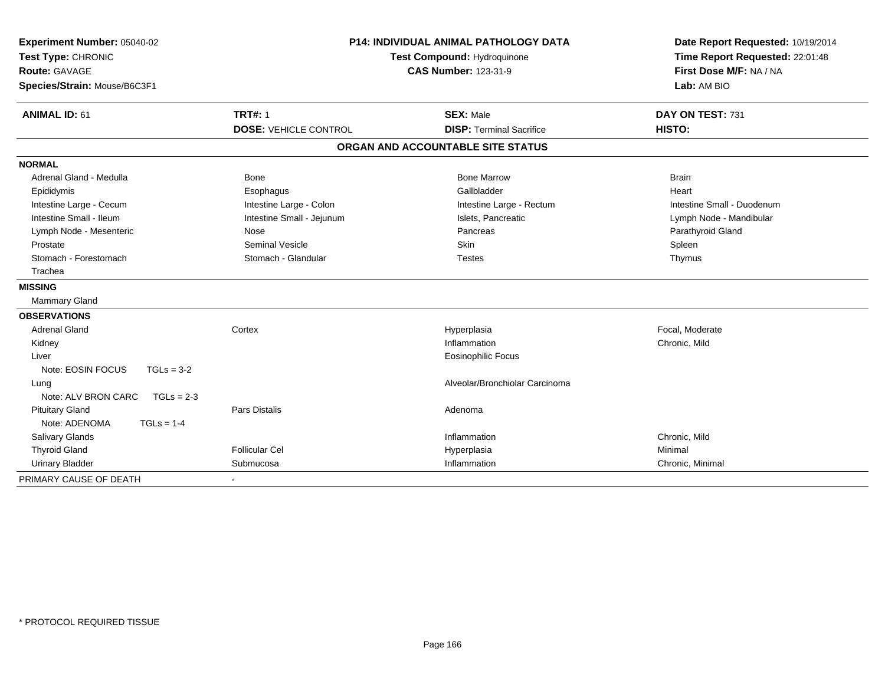**Experiment Number:** 05040-02
**Test Type:** CHRONIC
**Route:** GAVAGE
**Species/Strain:** Mouse/B6C3F1

**P14: INDIVIDUAL ANIMAL PATHOLOGY DATA**
**Test Compound:** Hydroquinone
**CAS Number:** 123-31-9

**Date Report Requested:** 10/19/2014
**Time Report Requested:** 22:01:48
**First Dose M/F:** NA / NA
**Lab:** AM BIO

| **ANIMAL ID:** 61 | **TRT#:** 1 | **SEX:** Male | **DAY ON TEST:** 731 |
|---|---|---|---|
| | **DOSE:** VEHICLE CONTROL | **DISP:** Terminal Sacrifice | **HISTO:** |

## ORGAN AND ACCOUNTABLE SITE STATUS

| | | | |
|---|---|---|---|
| **NORMAL** | | | |
| Adrenal Gland - Medulla | Bone | Bone Marrow | Brain |
| Epididymis | Esophagus | Gallbladder | Heart |
| Intestine Large - Cecum | Intestine Large - Colon | Intestine Large - Rectum | Intestine Small - Duodenum |
| Intestine Small - Ileum | Intestine Small - Jejunum | Islets, Pancreatic | Lymph Node - Mandibular |
| Lymph Node - Mesenteric | Nose | Pancreas | Parathyroid Gland |
| Prostate | Seminal Vesicle | Skin | Spleen |
| Stomach - Forestomach | Stomach - Glandular | Testes | Thymus |
| Trachea | | | |
| **MISSING** | | | |
| Mammary Gland | | | |
| **OBSERVATIONS** | | | |
| Adrenal Gland | Cortex | Hyperplasia | Focal, Moderate |
| Kidney | | Inflammation | Chronic, Mild |
| Liver | | Eosinophilic Focus | |
| Note: EOSIN FOCUS TGLs = 3-2 | | | |
| Lung | | Alveolar/Bronchiolar Carcinoma | |
| Note: ALV BRON CARC TGLs = 2-3 | | | |
| Pituitary Gland | Pars Distalis | Adenoma | |
| Note: ADENOMA TGLs = 1-4 | | | |
| Salivary Glands | | Inflammation | Chronic, Mild |
| Thyroid Gland | Follicular Cel | Hyperplasia | Minimal |
| Urinary Bladder | Submucosa | Inflammation | Chronic, Minimal |
| PRIMARY CAUSE OF DEATH | - | | |

* PROTOCOL REQUIRED TISSUE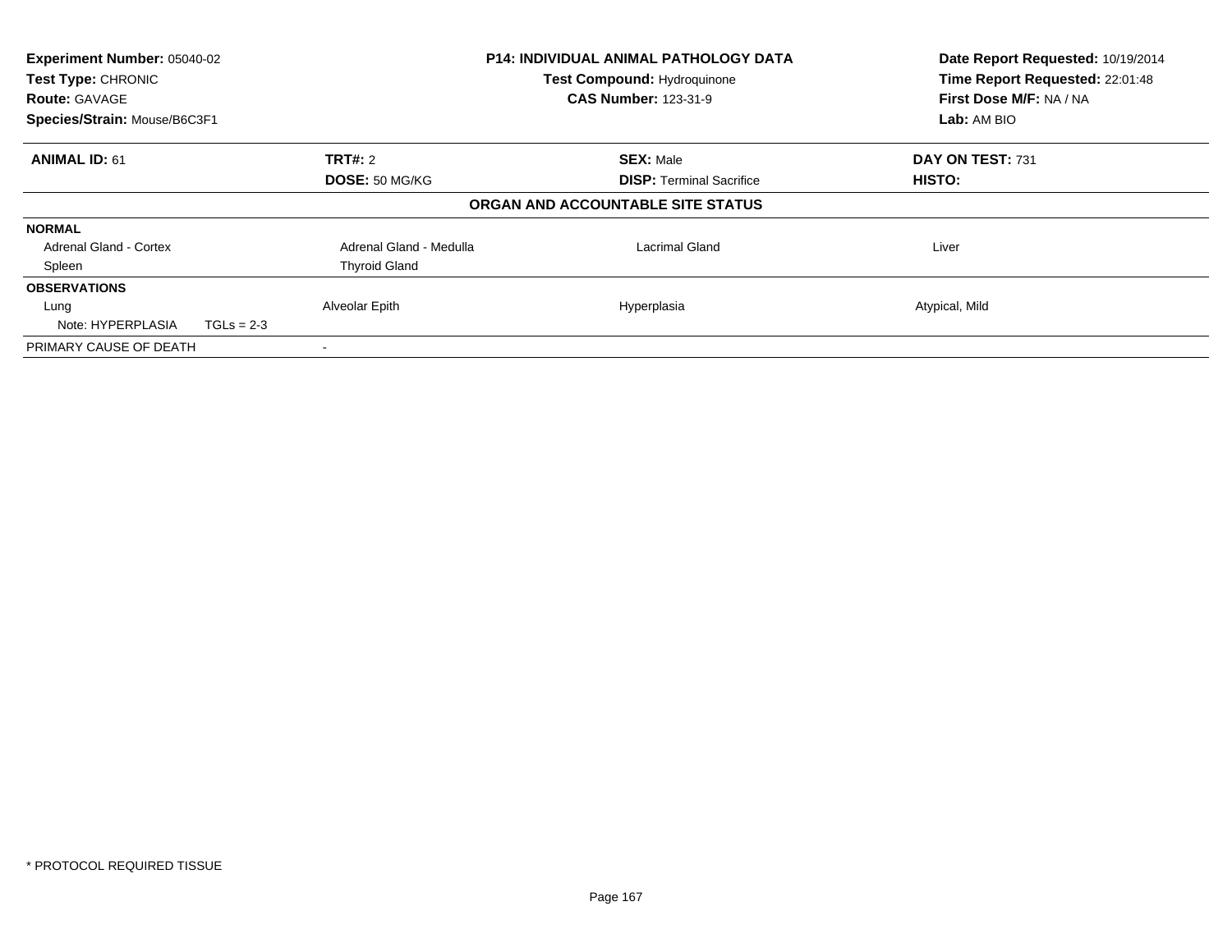**Experiment Number:** 05040-02
**Test Type:** CHRONIC
**Route:** GAVAGE
**Species/Strain:** Mouse/B6C3F1

**P14: INDIVIDUAL ANIMAL PATHOLOGY DATA**
**Test Compound:** Hydroquinone
**CAS Number:** 123-31-9

**Date Report Requested:** 10/19/2014
**Time Report Requested:** 22:01:48
**First Dose M/F:** NA / NA
**Lab:** AM BIO

| **ANIMAL ID:** 61 | **TRT#:** 2 | **SEX:** Male | **DAY ON TEST:** 731 |
|---|---|---|---|
| | **DOSE:** 50 MG/KG | **DISP:** Terminal Sacrifice | **HISTO:** |

**ORGAN AND ACCOUNTABLE SITE STATUS**

| | | | |
|---|---|---|---|
| **NORMAL** | | | |
| Adrenal Gland - Cortex | Adrenal Gland - Medulla | Lacrimal Gland | Liver |
| Spleen | Thyroid Gland | | |
| **OBSERVATIONS** | | | |
| Lung | Alveolar Epith | Hyperplasia | Atypical, Mild |
| Note: HYPERPLASIA    TGLs = 2-3 | | | |
| PRIMARY CAUSE OF DEATH | - | | |

\* PROTOCOL REQUIRED TISSUE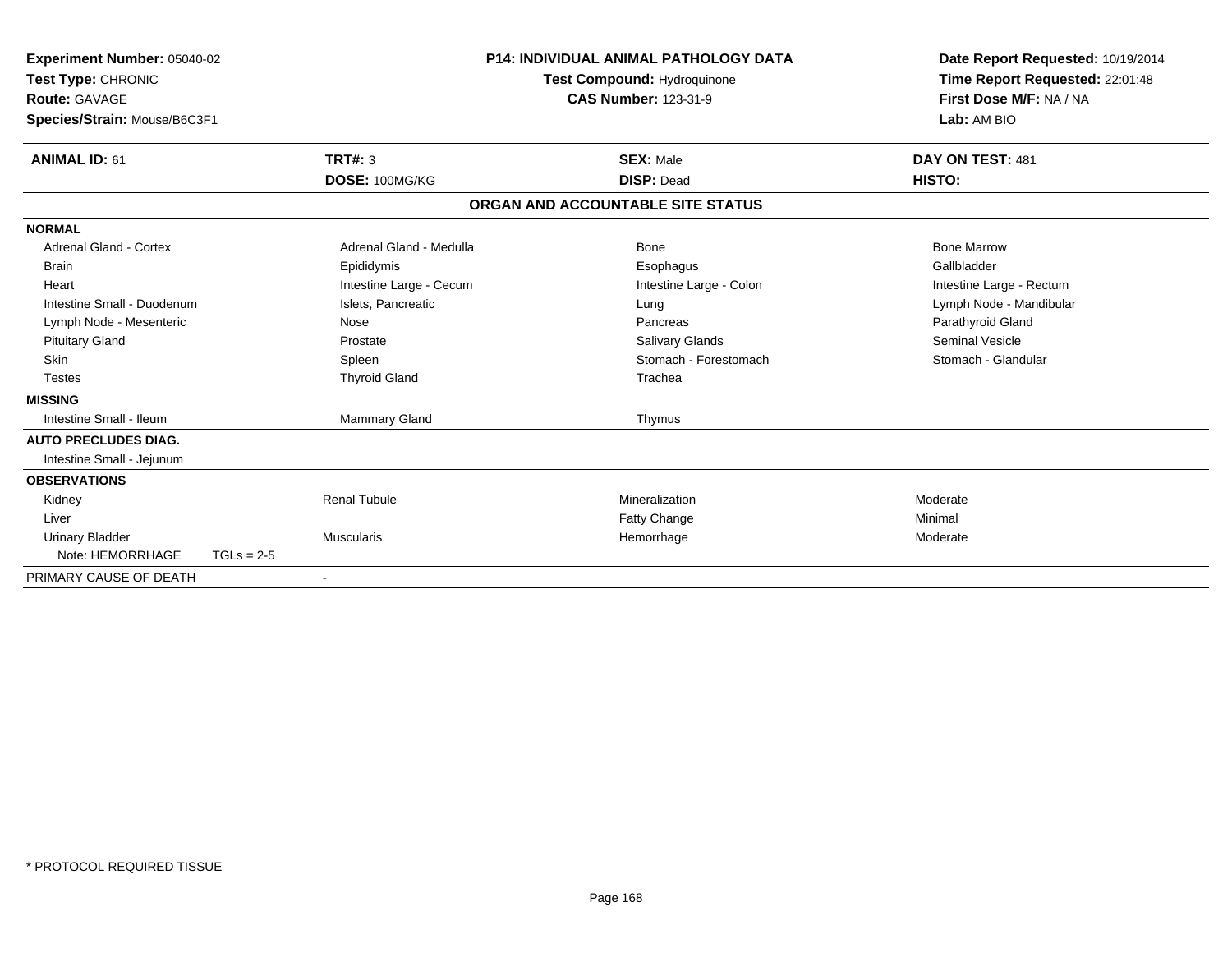**Experiment Number:** 05040-02
**Test Type:** CHRONIC
**Route:** GAVAGE
**Species/Strain:** Mouse/B6C3F1

**P14: INDIVIDUAL ANIMAL PATHOLOGY DATA**
**Test Compound:** Hydroquinone
**CAS Number:** 123-31-9

**Date Report Requested:** 10/19/2014
**Time Report Requested:** 22:01:48
**First Dose M/F:** NA / NA
**Lab:** AM BIO

| **ANIMAL ID:** 61 | **TRT#:** 3 | **SEX:** Male | **DAY ON TEST:** 481 |
|---|---|---|---|
| | **DOSE:** 100MG/KG | **DISP:** Dead | **HISTO:** |

**ORGAN AND ACCOUNTABLE SITE STATUS**

| | | | |
|---|---|---|---|
| **NORMAL** | | | |
| Adrenal Gland - Cortex | Adrenal Gland - Medulla | Bone | Bone Marrow |
| Brain | Epididymis | Esophagus | Gallbladder |
| Heart | Intestine Large - Cecum | Intestine Large - Colon | Intestine Large - Rectum |
| Intestine Small - Duodenum | Islets, Pancreatic | Lung | Lymph Node - Mandibular |
| Lymph Node - Mesenteric | Nose | Pancreas | Parathyroid Gland |
| Pituitary Gland | Prostate | Salivary Glands | Seminal Vesicle |
| Skin | Spleen | Stomach - Forestomach | Stomach - Glandular |
| Testes | Thyroid Gland | Trachea | |
| **MISSING** | | | |
| Intestine Small - Ileum | Mammary Gland | Thymus | |
| **AUTO PRECLUDES DIAG.** | | | |
| Intestine Small - Jejunum | | | |
| **OBSERVATIONS** | | | |
| Kidney | Renal Tubule | Mineralization | Moderate |
| Liver | | Fatty Change | Minimal |
| Urinary Bladder | Muscularis | Hemorrhage | Moderate |
| Note: HEMORRHAGE TGLs = 2-5 | | | |
| PRIMARY CAUSE OF DEATH | - | | |

* PROTOCOL REQUIRED TISSUE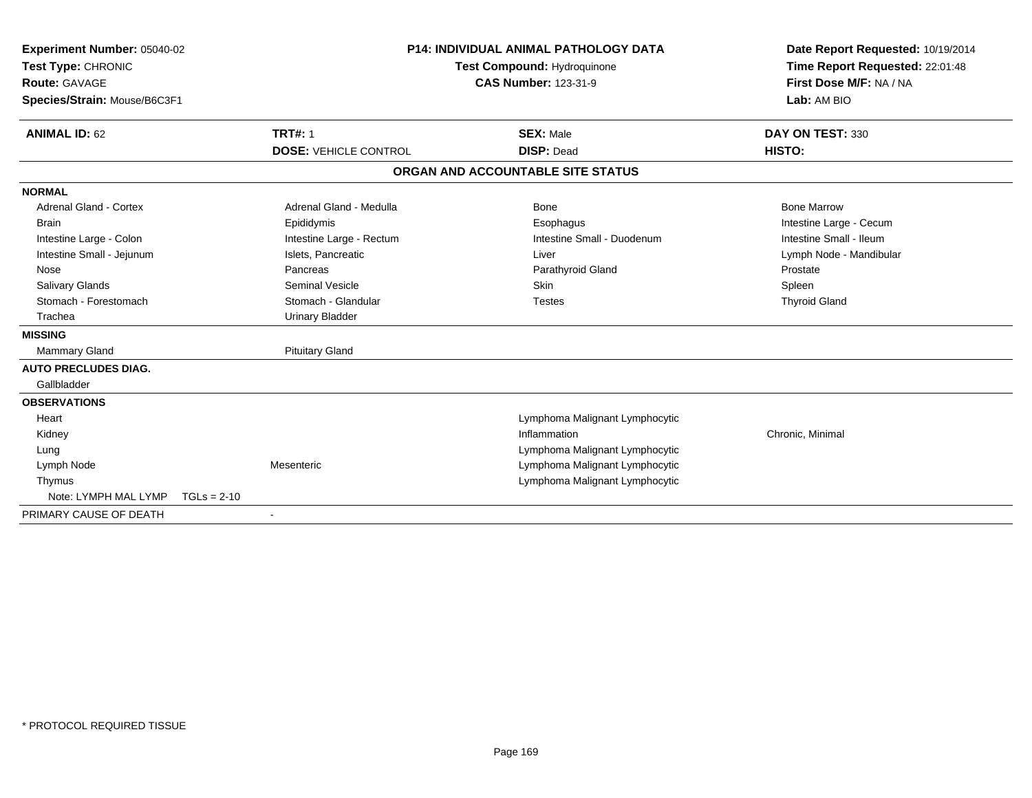**Experiment Number:** 05040-02
**Test Type:** CHRONIC
**Route:** GAVAGE
**Species/Strain:** Mouse/B6C3F1

**P14: INDIVIDUAL ANIMAL PATHOLOGY DATA**
**Test Compound:** Hydroquinone
**CAS Number:** 123-31-9

**Date Report Requested:** 10/19/2014
**Time Report Requested:** 22:01:48
**First Dose M/F:** NA / NA
**Lab:** AM BIO

| **ANIMAL ID:** 62 | **TRT#:** 1 | **SEX:** Male | **DAY ON TEST:** 330 |
|---|---|---|---|
| | **DOSE:** VEHICLE CONTROL | **DISP:** Dead | **HISTO:** |

**ORGAN AND ACCOUNTABLE SITE STATUS**

| | | | |
|---|---|---|---|
| **NORMAL** | | | |
| Adrenal Gland - Cortex | Adrenal Gland - Medulla | Bone | Bone Marrow |
| Brain | Epididymis | Esophagus | Intestine Large - Cecum |
| Intestine Large - Colon | Intestine Large - Rectum | Intestine Small - Duodenum | Intestine Small - Ileum |
| Intestine Small - Jejunum | Islets, Pancreatic | Liver | Lymph Node - Mandibular |
| Nose | Pancreas | Parathyroid Gland | Prostate |
| Salivary Glands | Seminal Vesicle | Skin | Spleen |
| Stomach - Forestomach | Stomach - Glandular | Testes | Thyroid Gland |
| Trachea | Urinary Bladder | | |
| **MISSING** | | | |
| Mammary Gland | Pituitary Gland | | |
| **AUTO PRECLUDES DIAG.** | | | |
| Gallbladder | | | |
| **OBSERVATIONS** | | | |
| Heart | | Lymphoma Malignant Lymphocytic | |
| Kidney | | Inflammation | Chronic, Minimal |
| Lung | | Lymphoma Malignant Lymphocytic | |
| Lymph Node | Mesenteric | Lymphoma Malignant Lymphocytic | |
| Thymus | | Lymphoma Malignant Lymphocytic | |
| Note: LYMPH MAL LYMP TGLs = 2-10 | | | |
| PRIMARY CAUSE OF DEATH | - | | |

\* PROTOCOL REQUIRED TISSUE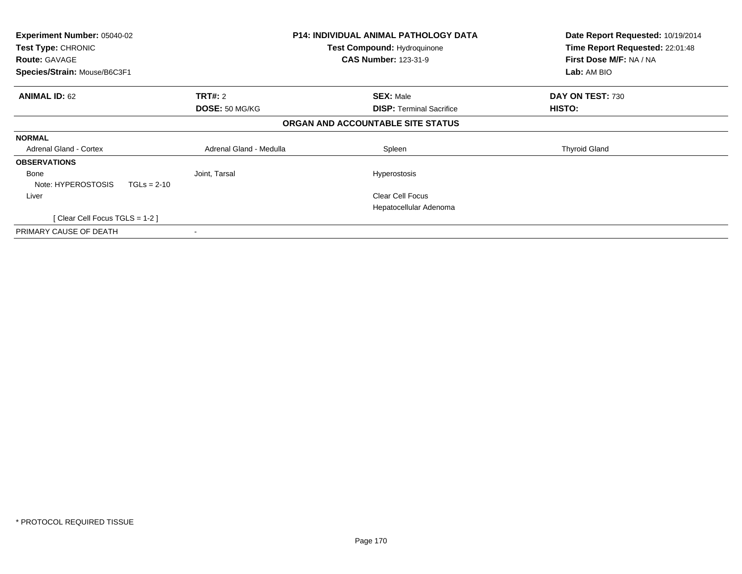| Experiment Number: 05040-02 | P14: INDIVIDUAL ANIMAL PATHOLOGY DATA | Date Report Requested: 10/19/2014 |
|---|---|---|
| Test Type: CHRONIC | Test Compound: Hydroquinone | Time Report Requested: 22:01:48 |
| Route: GAVAGE | CAS Number: 123-31-9 | First Dose M/F: NA / NA |
| Species/Strain: Mouse/B6C3F1 | | Lab: AM BIO |

| ANIMAL ID: 62 | TRT#: 2 | SEX: Male | DAY ON TEST: 730 |
|---|---|---|---|
| | DOSE: 50 MG/KG | DISP: Terminal Sacrifice | HISTO: |

## ORGAN AND ACCOUNTABLE SITE STATUS

| | | | |
|---|---|---|---|
| **NORMAL** | | | |
| Adrenal Gland - Cortex | Adrenal Gland - Medulla | Spleen | Thyroid Gland |
| **OBSERVATIONS** | | | |
| Bone | Joint, Tarsal | Hyperostosis | |
| Note: HYPEROSTOSIS TGLs = 2-10 | | | |
| Liver | | Clear Cell Focus | |
| | | Hepatocellular Adenoma | |
| [ Clear Cell Focus TGLS = 1-2 ] | | | |
| PRIMARY CAUSE OF DEATH | - | | |

* PROTOCOL REQUIRED TISSUE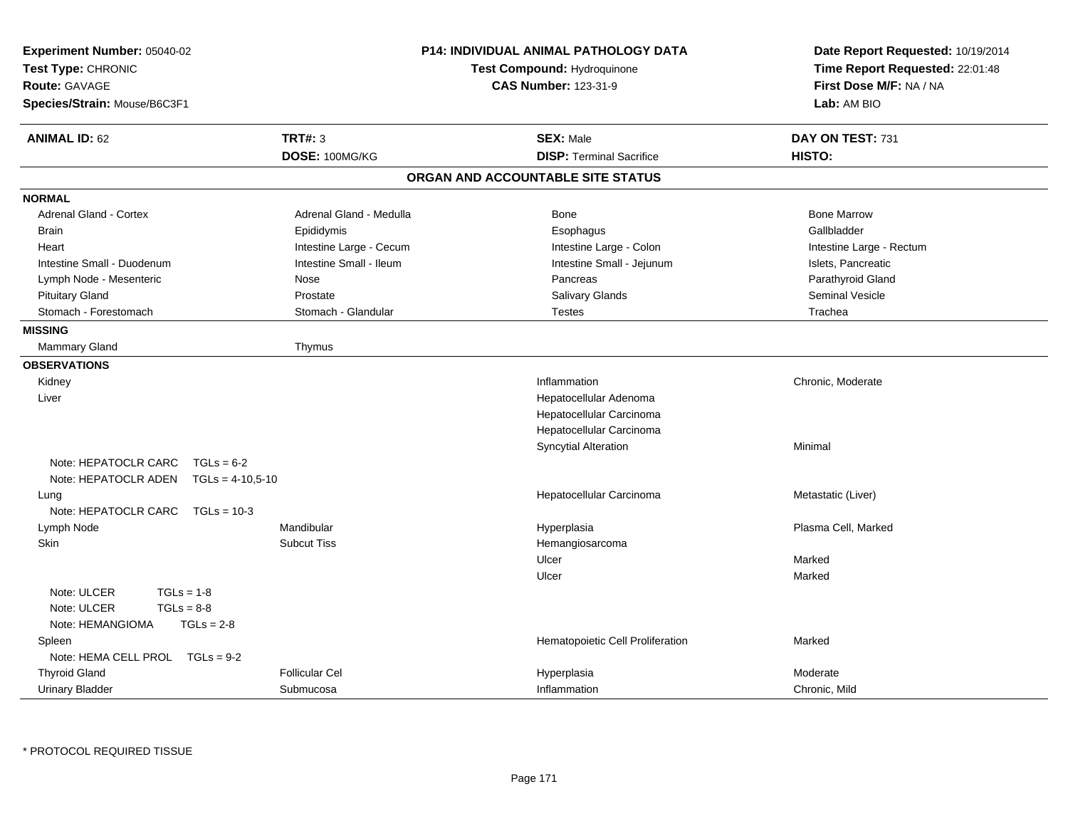**Experiment Number:** 05040-02
**Test Type:** CHRONIC
**Route:** GAVAGE
**Species/Strain:** Mouse/B6C3F1

**P14: INDIVIDUAL ANIMAL PATHOLOGY DATA**
**Test Compound:** Hydroquinone
**CAS Number:** 123-31-9

**Date Report Requested:** 10/19/2014
**Time Report Requested:** 22:01:48
**First Dose M/F:** NA / NA
**Lab:** AM BIO

| **ANIMAL ID:** 62 | **TRT#:** 3 | **SEX:** Male | **DAY ON TEST:** 731 |
|---|---|---|---|
| | **DOSE:** 100MG/KG | **DISP:** Terminal Sacrifice | **HISTO:** |

## ORGAN AND ACCOUNTABLE SITE STATUS

| | | | |
|---|---|---|---|
| **NORMAL** | | | |
| Adrenal Gland - Cortex | Adrenal Gland - Medulla | Bone | Bone Marrow |
| Brain | Epididymis | Esophagus | Gallbladder |
| Heart | Intestine Large - Cecum | Intestine Large - Colon | Intestine Large - Rectum |
| Intestine Small - Duodenum | Intestine Small - Ileum | Intestine Small - Jejunum | Islets, Pancreatic |
| Lymph Node - Mesenteric | Nose | Pancreas | Parathyroid Gland |
| Pituitary Gland | Prostate | Salivary Glands | Seminal Vesicle |
| Stomach - Forestomach | Stomach - Glandular | Testes | Trachea |
| **MISSING** | | | |
| Mammary Gland | Thymus | | |
| **OBSERVATIONS** | | | |
| Kidney | | Inflammation | Chronic, Moderate |
| Liver | | Hepatocellular Adenoma | |
| | | Hepatocellular Carcinoma | |
| | | Hepatocellular Carcinoma | |
| | | Syncytial Alteration | Minimal |
| Note: HEPATOCLR CARC TGLs = 6-2 | | | |
| Note: HEPATOCLR ADEN TGLs = 4-10,5-10 | | | |
| Lung | | Hepatocellular Carcinoma | Metastatic (Liver) |
| Note: HEPATOCLR CARC TGLs = 10-3 | | | |
| Lymph Node | Mandibular | Hyperplasia | Plasma Cell, Marked |
| Skin | Subcut Tiss | Hemangiosarcoma | |
| | | Ulcer | Marked |
| | | Ulcer | Marked |
| Note: ULCER TGLs = 1-8 | | | |
| Note: ULCER TGLs = 8-8 | | | |
| Note: HEMANGIOMA TGLs = 2-8 | | | |
| Spleen | | Hematopoietic Cell Proliferation | Marked |
| Note: HEMA CELL PROL TGLs = 9-2 | | | |
| Thyroid Gland | Follicular Cel | Hyperplasia | Moderate |
| Urinary Bladder | Submucosa | Inflammation | Chronic, Mild |

* PROTOCOL REQUIRED TISSUE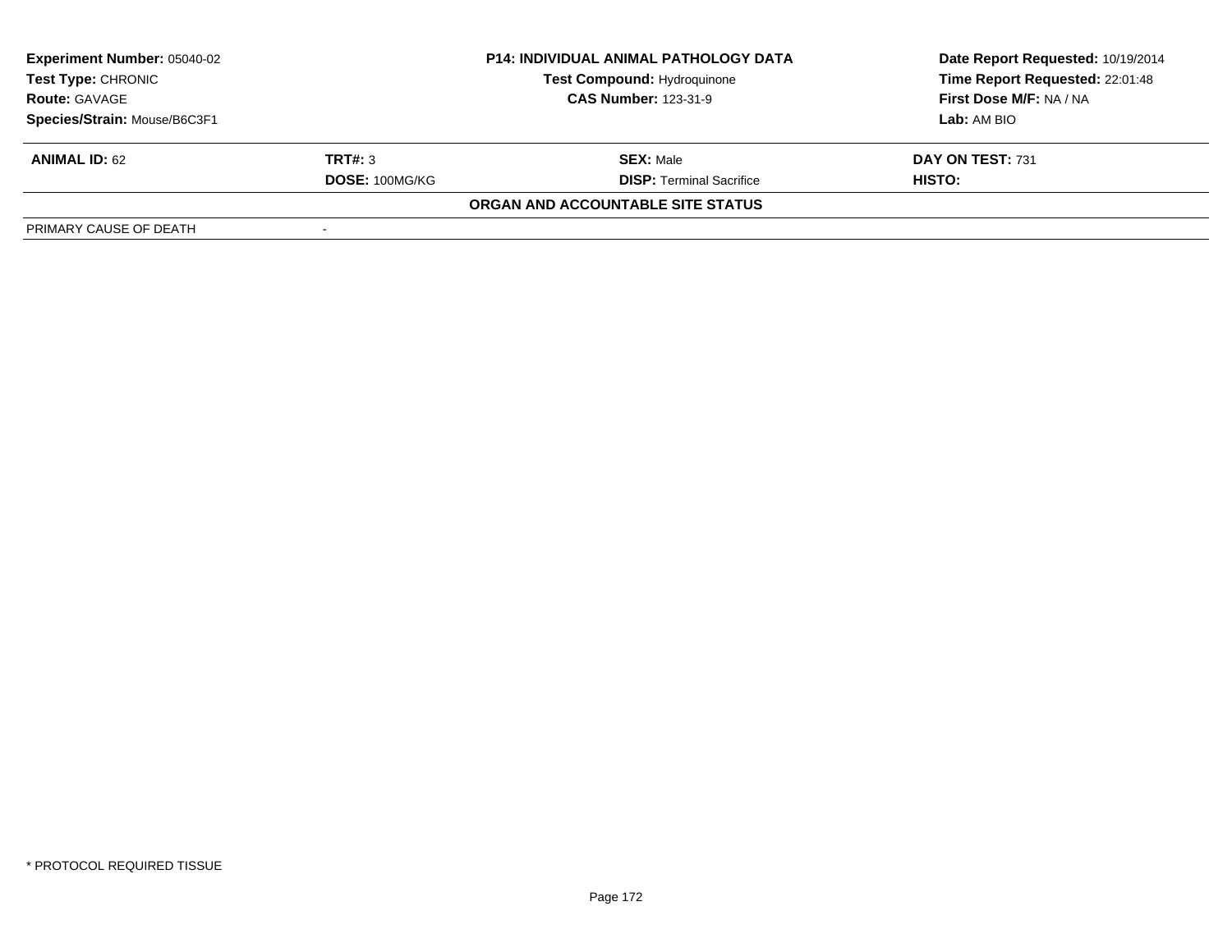| Experiment Number: 05040-02 | P14: INDIVIDUAL ANIMAL PATHOLOGY DATA | Date Report Requested: 10/19/2014 |
|---|---|---|
| Test Type: CHRONIC | Test Compound: Hydroquinone | Time Report Requested: 22:01:48 |
| Route: GAVAGE | CAS Number: 123-31-9 | First Dose M/F: NA / NA |
| Species/Strain: Mouse/B6C3F1 | | Lab: AM BIO |

| ANIMAL ID: 62 | TRT#: 3 | SEX: Male | DAY ON TEST: 731 |
|---|---|---|---|
| | DOSE: 100MG/KG | DISP: Terminal Sacrifice | HISTO: |

**ORGAN AND ACCOUNTABLE SITE STATUS**

| PRIMARY CAUSE OF DEATH | - |
|---|---|

* PROTOCOL REQUIRED TISSUE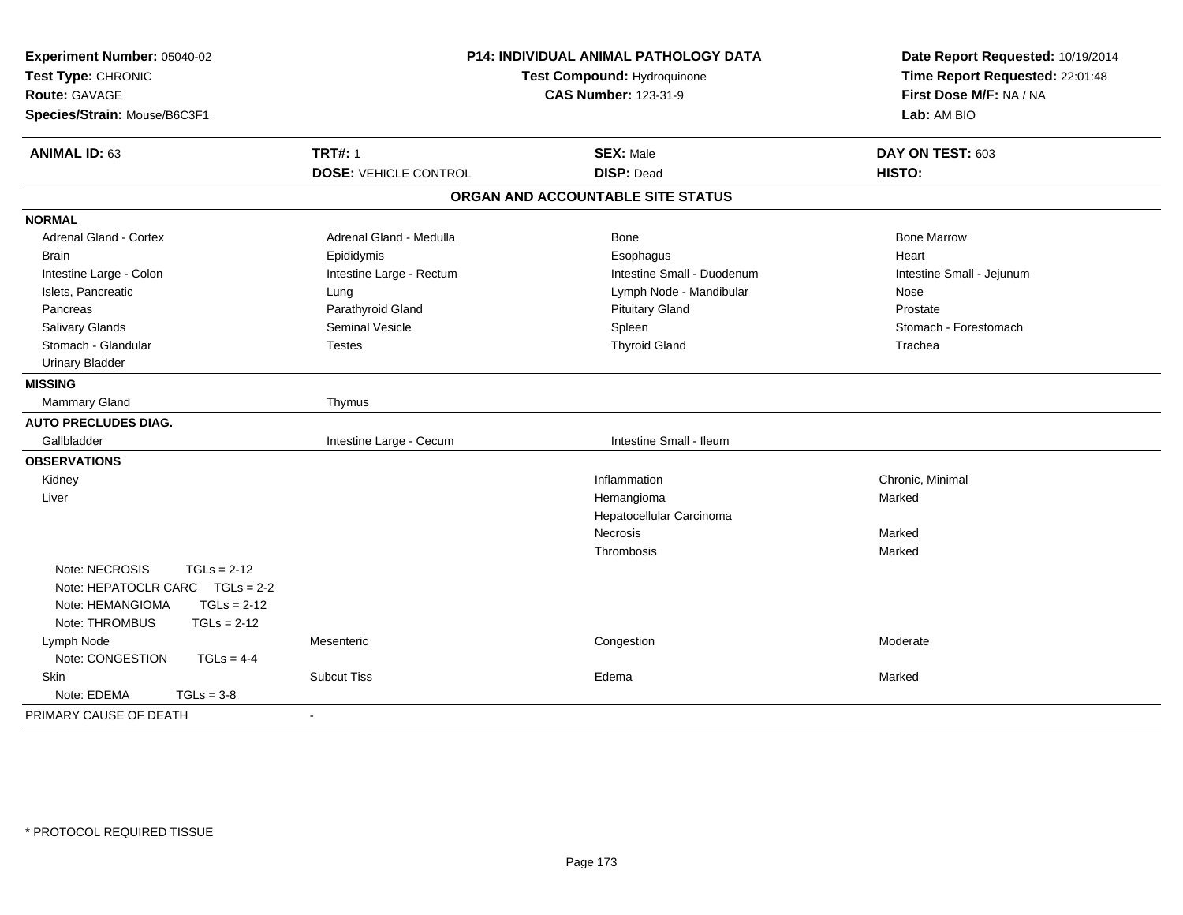**Experiment Number:** 05040-02
**Test Type:** CHRONIC
**Route:** GAVAGE
**Species/Strain:** Mouse/B6C3F1

**P14: INDIVIDUAL ANIMAL PATHOLOGY DATA**
**Test Compound:** Hydroquinone
**CAS Number:** 123-31-9

**Date Report Requested:** 10/19/2014
**Time Report Requested:** 22:01:48
**First Dose M/F:** NA / NA
**Lab:** AM BIO

| **ANIMAL ID:** 63 | **TRT#:** 1 | **SEX:** Male | **DAY ON TEST:** 603 |
|---|---|---|---|
| | **DOSE:** VEHICLE CONTROL | **DISP:** Dead | **HISTO:** |

## ORGAN AND ACCOUNTABLE SITE STATUS

| | | | |
|---|---|---|---|
| **NORMAL** | | | |
| Adrenal Gland - Cortex | Adrenal Gland - Medulla | Bone | Bone Marrow |
| Brain | Epididymis | Esophagus | Heart |
| Intestine Large - Colon | Intestine Large - Rectum | Intestine Small - Duodenum | Intestine Small - Jejunum |
| Islets, Pancreatic | Lung | Lymph Node - Mandibular | Nose |
| Pancreas | Parathyroid Gland | Pituitary Gland | Prostate |
| Salivary Glands | Seminal Vesicle | Spleen | Stomach - Forestomach |
| Stomach - Glandular | Testes | Thyroid Gland | Trachea |
| Urinary Bladder | | | |
| **MISSING** | | | |
| Mammary Gland | Thymus | | |
| **AUTO PRECLUDES DIAG.** | | | |
| Gallbladder | Intestine Large - Cecum | Intestine Small - Ileum | |
| **OBSERVATIONS** | | | |
| Kidney | | Inflammation | Chronic, Minimal |
| Liver | | Hemangioma | Marked |
| | | Hepatocellular Carcinoma | |
| | | Necrosis | Marked |
| | | Thrombosis | Marked |
| Note: NECROSIS TGLs = 2-12 | | | |
| Note: HEPATOCLR CARC TGLs = 2-2 | | | |
| Note: HEMANGIOMA TGLs = 2-12 | | | |
| Note: THROMBUS TGLs = 2-12 | | | |
| Lymph Node | Mesenteric | Congestion | Moderate |
| Note: CONGESTION TGLs = 4-4 | | | |
| Skin | Subcut Tiss | Edema | Marked |
| Note: EDEMA TGLs = 3-8 | | | |
| PRIMARY CAUSE OF DEATH | - | | |

\* PROTOCOL REQUIRED TISSUE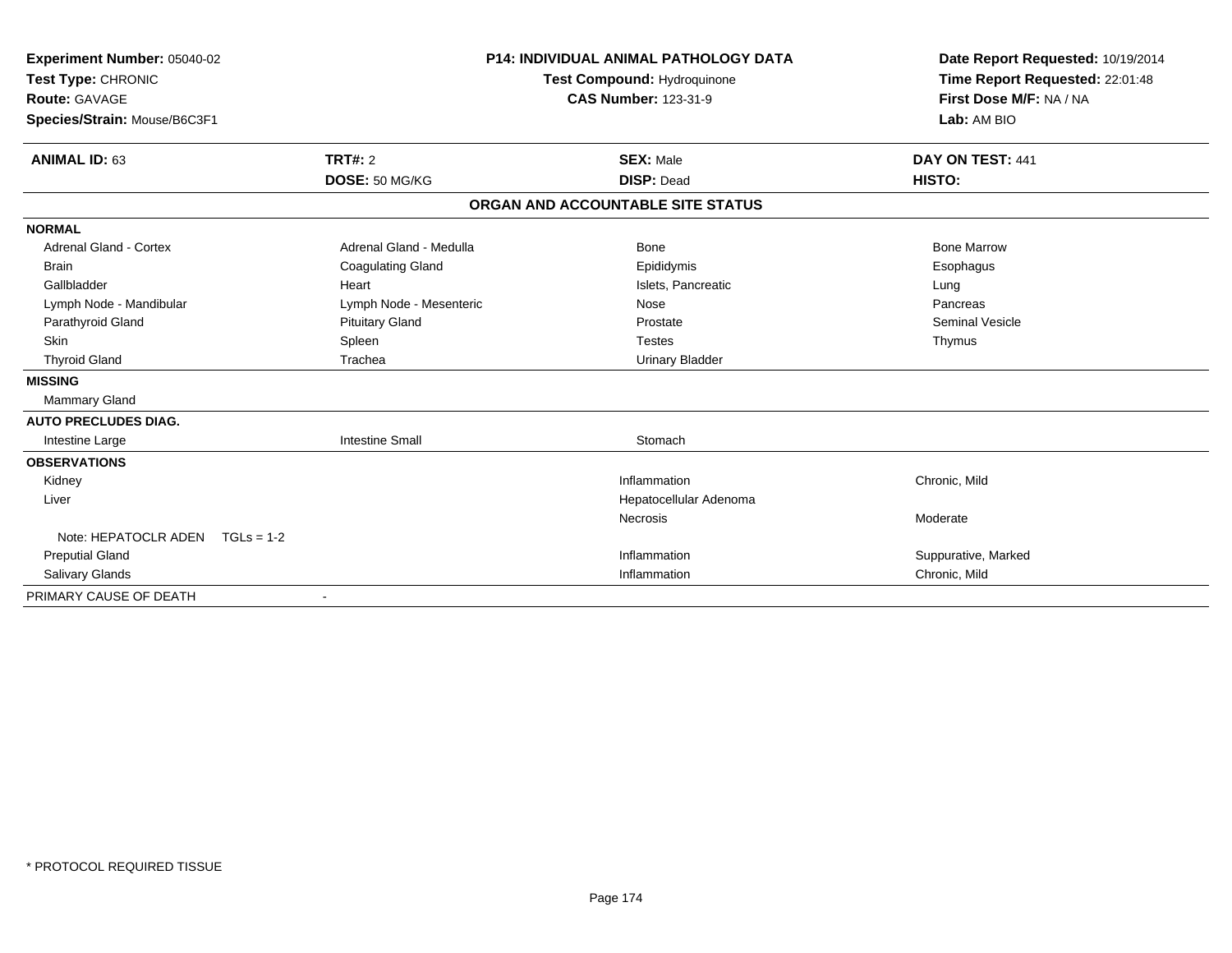**Experiment Number:** 05040-02
**Test Type:** CHRONIC
**Route:** GAVAGE
**Species/Strain:** Mouse/B6C3F1

**P14: INDIVIDUAL ANIMAL PATHOLOGY DATA**
**Test Compound:** Hydroquinone
**CAS Number:** 123-31-9

**Date Report Requested:** 10/19/2014
**Time Report Requested:** 22:01:48
**First Dose M/F:** NA / NA
**Lab:** AM BIO

| **ANIMAL ID:** 63 | **TRT#:** 2 | **SEX:** Male | **DAY ON TEST:** 441 |
|---|---|---|---|
| | **DOSE:** 50 MG/KG | **DISP:** Dead | **HISTO:** |

**ORGAN AND ACCOUNTABLE SITE STATUS**

| | | | |
|---|---|---|---|
| **NORMAL** | | | |
| Adrenal Gland - Cortex | Adrenal Gland - Medulla | Bone | Bone Marrow |
| Brain | Coagulating Gland | Epididymis | Esophagus |
| Gallbladder | Heart | Islets, Pancreatic | Lung |
| Lymph Node - Mandibular | Lymph Node - Mesenteric | Nose | Pancreas |
| Parathyroid Gland | Pituitary Gland | Prostate | Seminal Vesicle |
| Skin | Spleen | Testes | Thymus |
| Thyroid Gland | Trachea | Urinary Bladder | |
| **MISSING** | | | |
| Mammary Gland | | | |
| **AUTO PRECLUDES DIAG.** | | | |
| Intestine Large | Intestine Small | Stomach | |
| **OBSERVATIONS** | | | |
| Kidney | | Inflammation | Chronic, Mild |
| Liver | | Hepatocellular Adenoma | |
| | | Necrosis | Moderate |
| Note: HEPATOCLR ADEN TGLs = 1-2 | | | |
| Preputial Gland | | Inflammation | Suppurative, Marked |
| Salivary Glands | | Inflammation | Chronic, Mild |
| PRIMARY CAUSE OF DEATH | - | | |

\* PROTOCOL REQUIRED TISSUE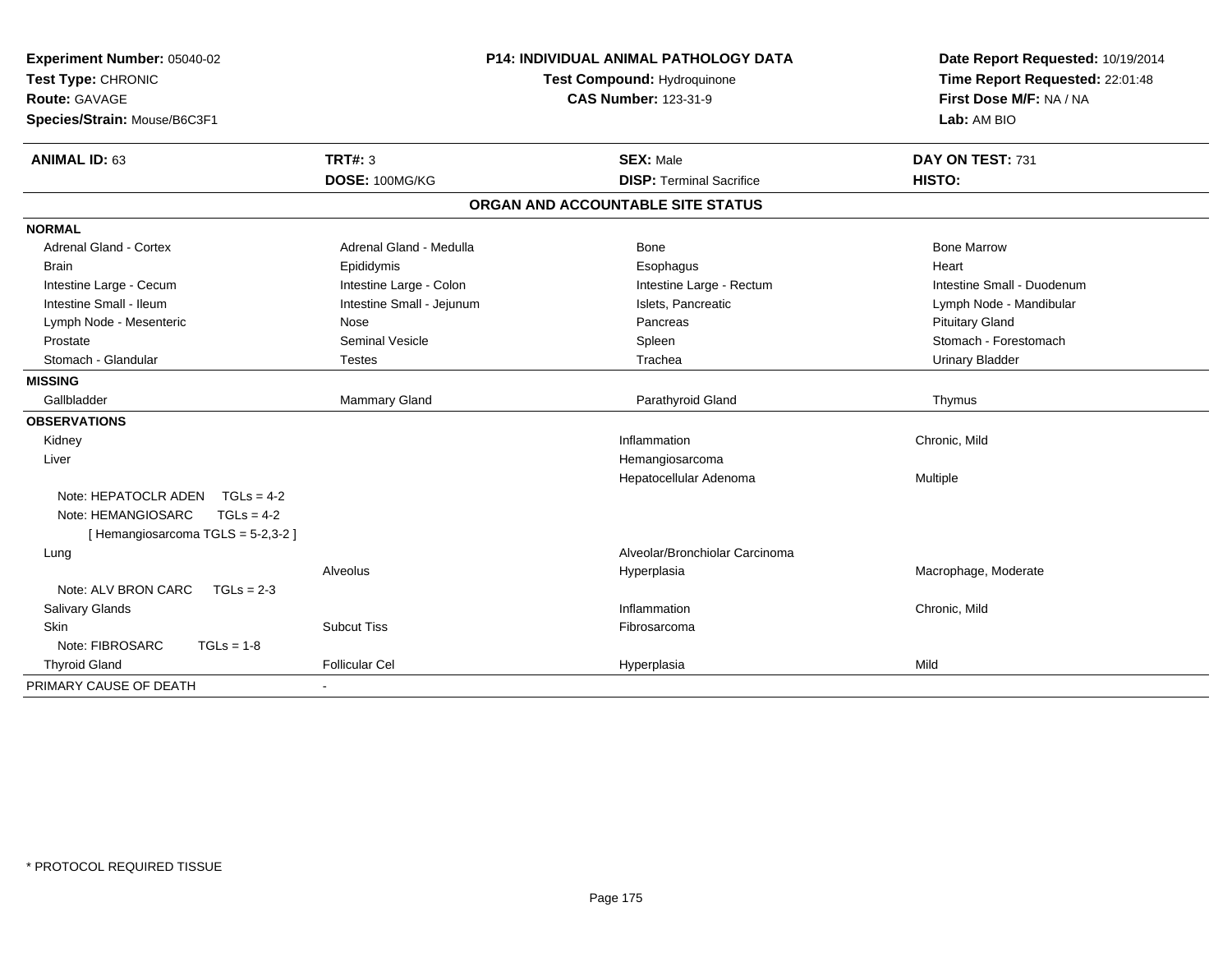**Experiment Number:** 05040-02
**Test Type:** CHRONIC
**Route:** GAVAGE
**Species/Strain:** Mouse/B6C3F1

**P14: INDIVIDUAL ANIMAL PATHOLOGY DATA**
**Test Compound:** Hydroquinone
**CAS Number:** 123-31-9

**Date Report Requested:** 10/19/2014
**Time Report Requested:** 22:01:48
**First Dose M/F:** NA / NA
**Lab:** AM BIO

| **ANIMAL ID:** 63 | **TRT#:** 3 | **SEX:** Male | **DAY ON TEST:** 731 |
|---|---|---|---|
| | **DOSE:** 100MG/KG | **DISP:** Terminal Sacrifice | **HISTO:** |

**ORGAN AND ACCOUNTABLE SITE STATUS**

| | | | |
|---|---|---|---|
| **NORMAL** | | | |
| Adrenal Gland - Cortex | Adrenal Gland - Medulla | Bone | Bone Marrow |
| Brain | Epididymis | Esophagus | Heart |
| Intestine Large - Cecum | Intestine Large - Colon | Intestine Large - Rectum | Intestine Small - Duodenum |
| Intestine Small - Ileum | Intestine Small - Jejunum | Islets, Pancreatic | Lymph Node - Mandibular |
| Lymph Node - Mesenteric | Nose | Pancreas | Pituitary Gland |
| Prostate | Seminal Vesicle | Spleen | Stomach - Forestomach |
| Stomach - Glandular | Testes | Trachea | Urinary Bladder |
| **MISSING** | | | |
| Gallbladder | Mammary Gland | Parathyroid Gland | Thymus |
| **OBSERVATIONS** | | | |
| Kidney | | Inflammation | Chronic, Mild |
| Liver | | Hemangiosarcoma | |
| | | Hepatocellular Adenoma | Multiple |
| Note: HEPATOCLR ADEN TGLs = 4-2 | | | |
| Note: HEMANGIOSARC TGLs = 4-2 | | | |
| [ Hemangiosarcoma TGLS = 5-2,3-2 ] | | | |
| Lung | | Alveolar/Bronchiolar Carcinoma | |
| | Alveolus | Hyperplasia | Macrophage, Moderate |
| Note: ALV BRON CARC TGLs = 2-3 | | | |
| Salivary Glands | | Inflammation | Chronic, Mild |
| Skin | Subcut Tiss | Fibrosarcoma | |
| Note: FIBROSARC TGLs = 1-8 | | | |
| Thyroid Gland | Follicular Cel | Hyperplasia | Mild |
| PRIMARY CAUSE OF DEATH | - | | |

\* PROTOCOL REQUIRED TISSUE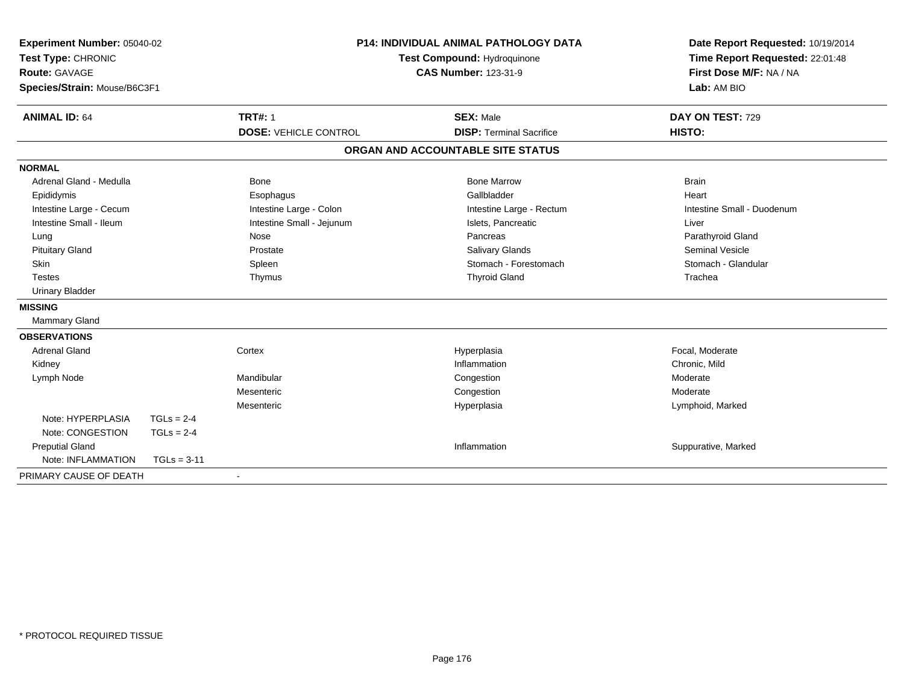**Experiment Number:** 05040-02
**Test Type:** CHRONIC
**Route:** GAVAGE
**Species/Strain:** Mouse/B6C3F1

**P14: INDIVIDUAL ANIMAL PATHOLOGY DATA**
**Test Compound:** Hydroquinone
**CAS Number:** 123-31-9

**Date Report Requested:** 10/19/2014
**Time Report Requested:** 22:01:48
**First Dose M/F:** NA / NA
**Lab:** AM BIO

| **ANIMAL ID:** 64 | **TRT#:** 1 | **SEX:** Male | **DAY ON TEST:** 729 |
|---|---|---|---|
| | **DOSE:** VEHICLE CONTROL | **DISP:** Terminal Sacrifice | **HISTO:** |

## ORGAN AND ACCOUNTABLE SITE STATUS

**NORMAL**

| | | | |
|---|---|---|---|
| Adrenal Gland - Medulla | Bone | Bone Marrow | Brain |
| Epididymis | Esophagus | Gallbladder | Heart |
| Intestine Large - Cecum | Intestine Large - Colon | Intestine Large - Rectum | Intestine Small - Duodenum |
| Intestine Small - Ileum | Intestine Small - Jejunum | Islets, Pancreatic | Liver |
| Lung | Nose | Pancreas | Parathyroid Gland |
| Pituitary Gland | Prostate | Salivary Glands | Seminal Vesicle |
| Skin | Spleen | Stomach - Forestomach | Stomach - Glandular |
| Testes | Thymus | Thyroid Gland | Trachea |
| Urinary Bladder | | | |

**MISSING**

Mammary Gland

**OBSERVATIONS**

| | | | |
|---|---|---|---|
| Adrenal Gland | Cortex | Hyperplasia | Focal, Moderate |
| Kidney | | Inflammation | Chronic, Mild |
| Lymph Node | Mandibular | Congestion | Moderate |
| | Mesenteric | Congestion | Moderate |
| | Mesenteric | Hyperplasia | Lymphoid, Marked |
| Note: HYPERPLASIA TGLs = 2-4 | | | |
| Note: CONGESTION TGLs = 2-4 | | | |
| Preputial Gland | | Inflammation | Suppurative, Marked |
| Note: INFLAMMATION TGLs = 3-11 | | | |

PRIMARY CAUSE OF DEATH -

* PROTOCOL REQUIRED TISSUE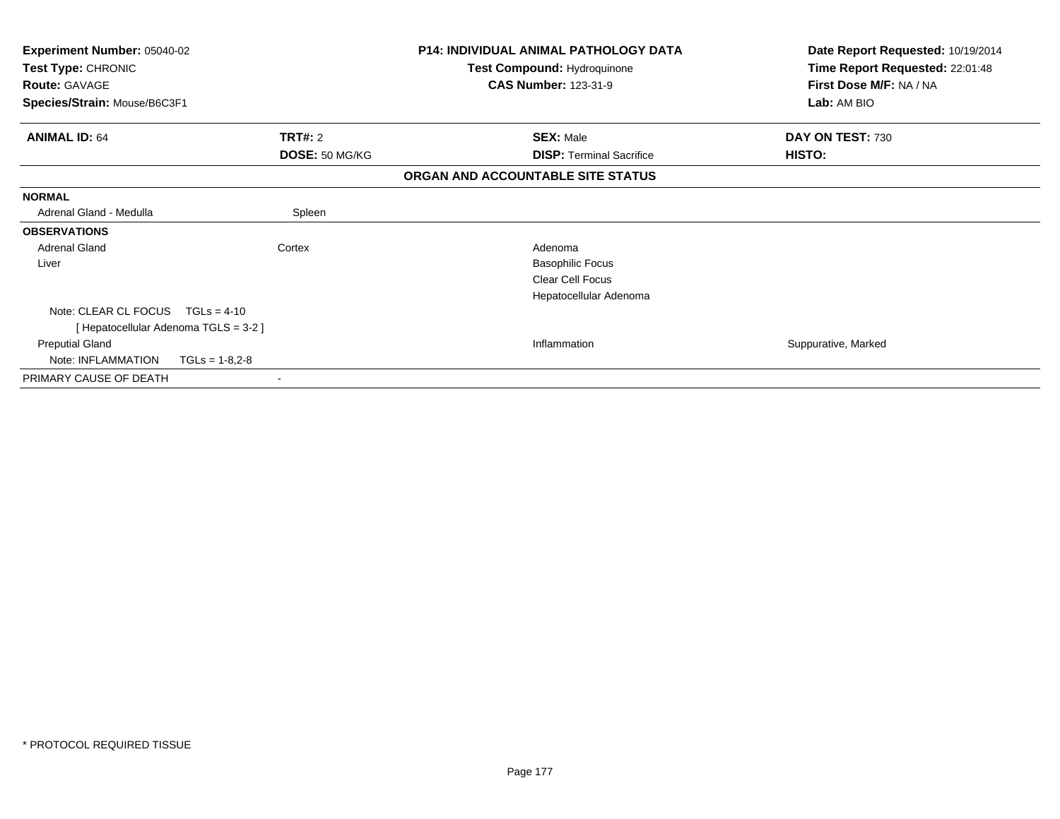**Experiment Number:** 05040-02
**Test Type:** CHRONIC
**Route:** GAVAGE
**Species/Strain:** Mouse/B6C3F1

**P14: INDIVIDUAL ANIMAL PATHOLOGY DATA**
**Test Compound:** Hydroquinone
**CAS Number:** 123-31-9

**Date Report Requested:** 10/19/2014
**Time Report Requested:** 22:01:48
**First Dose M/F:** NA / NA
**Lab:** AM BIO

| **ANIMAL ID:** 64 | **TRT#:** 2 | **SEX:** Male | **DAY ON TEST:** 730 |
|---|---|---|---|
| | **DOSE:** 50 MG/KG | **DISP:** Terminal Sacrifice | **HISTO:** |

**ORGAN AND ACCOUNTABLE SITE STATUS**

| | | | |
|---|---|---|---|
| **NORMAL** | | | |
| Adrenal Gland - Medulla | Spleen | | |
| **OBSERVATIONS** | | | |
| Adrenal Gland | Cortex | Adenoma | |
| Liver | | Basophilic Focus | |
| | | Clear Cell Focus | |
| | | Hepatocellular Adenoma | |
| Note: CLEAR CL FOCUS TGLs = 4-10 | | | |
| [ Hepatocellular Adenoma TGLS = 3-2 ] | | | |
| Preputial Gland | | Inflammation | Suppurative, Marked |
| Note: INFLAMMATION TGLs = 1-8,2-8 | | | |
| PRIMARY CAUSE OF DEATH | - | | |

* PROTOCOL REQUIRED TISSUE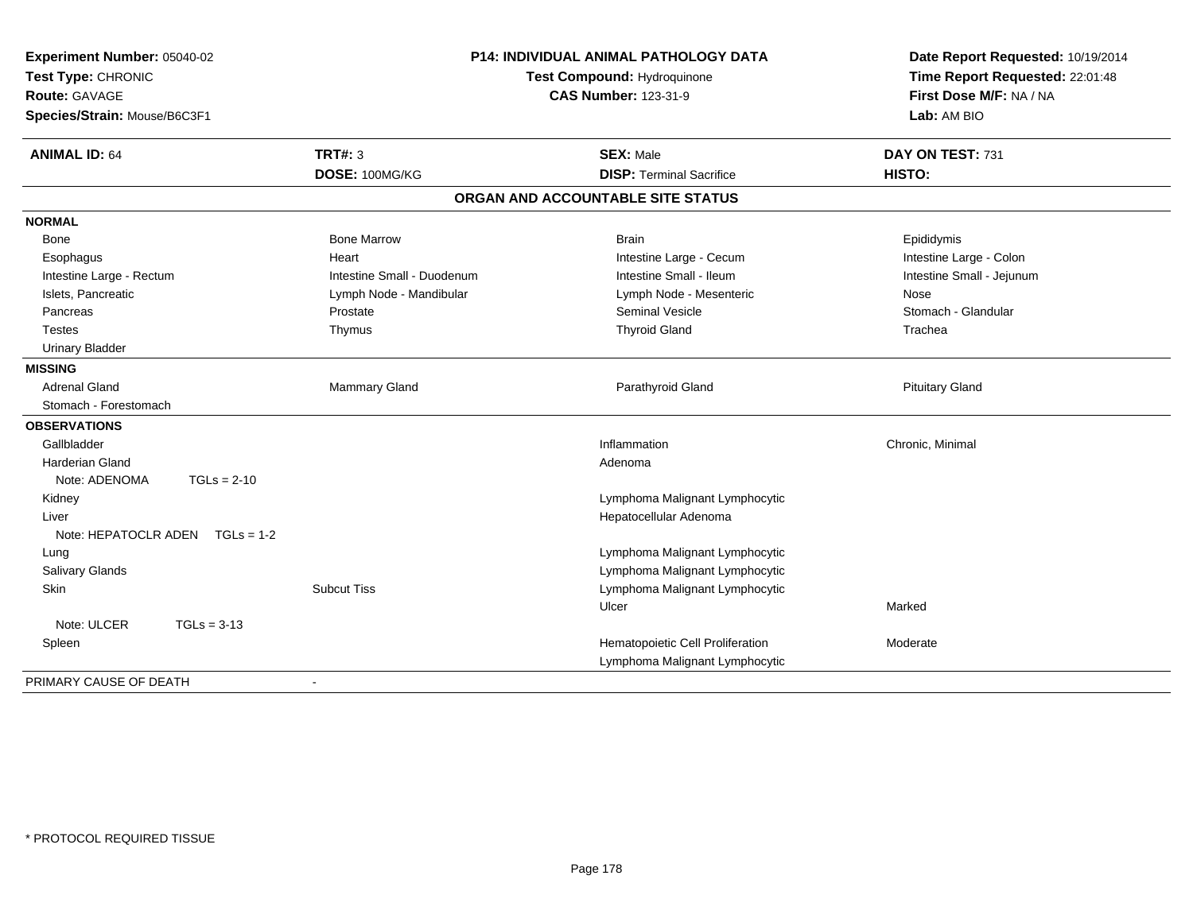**Experiment Number:** 05040-02
**Test Type:** CHRONIC
**Route:** GAVAGE
**Species/Strain:** Mouse/B6C3F1

**P14: INDIVIDUAL ANIMAL PATHOLOGY DATA**
**Test Compound:** Hydroquinone
**CAS Number:** 123-31-9

**Date Report Requested:** 10/19/2014
**Time Report Requested:** 22:01:48
**First Dose M/F:** NA / NA
**Lab:** AM BIO

| **ANIMAL ID:** 64 | **TRT#:** 3 | **SEX:** Male | **DAY ON TEST:** 731 |
|---|---|---|---|
| | **DOSE:** 100MG/KG | **DISP:** Terminal Sacrifice | **HISTO:** |

## ORGAN AND ACCOUNTABLE SITE STATUS

| | | | |
|---|---|---|---|
| **NORMAL** | | | |
| Bone | Bone Marrow | Brain | Epididymis |
| Esophagus | Heart | Intestine Large - Cecum | Intestine Large - Colon |
| Intestine Large - Rectum | Intestine Small - Duodenum | Intestine Small - Ileum | Intestine Small - Jejunum |
| Islets, Pancreatic | Lymph Node - Mandibular | Lymph Node - Mesenteric | Nose |
| Pancreas | Prostate | Seminal Vesicle | Stomach - Glandular |
| Testes | Thymus | Thyroid Gland | Trachea |
| Urinary Bladder | | | |
| **MISSING** | | | |
| Adrenal Gland | Mammary Gland | Parathyroid Gland | Pituitary Gland |
| Stomach - Forestomach | | | |
| **OBSERVATIONS** | | | |
| Gallbladder | | Inflammation | Chronic, Minimal |
| Harderian Gland | | Adenoma | |
| Note: ADENOMA TGLs = 2-10 | | | |
| Kidney | | Lymphoma Malignant Lymphocytic | |
| Liver | | Hepatocellular Adenoma | |
| Note: HEPATOCLR ADEN TGLs = 1-2 | | | |
| Lung | | Lymphoma Malignant Lymphocytic | |
| Salivary Glands | | Lymphoma Malignant Lymphocytic | |
| Skin | Subcut Tiss | Lymphoma Malignant Lymphocytic | |
| | | Ulcer | Marked |
| Note: ULCER TGLs = 3-13 | | | |
| Spleen | | Hematopoietic Cell Proliferation | Moderate |
| | | Lymphoma Malignant Lymphocytic | |
| PRIMARY CAUSE OF DEATH | - | | |

* PROTOCOL REQUIRED TISSUE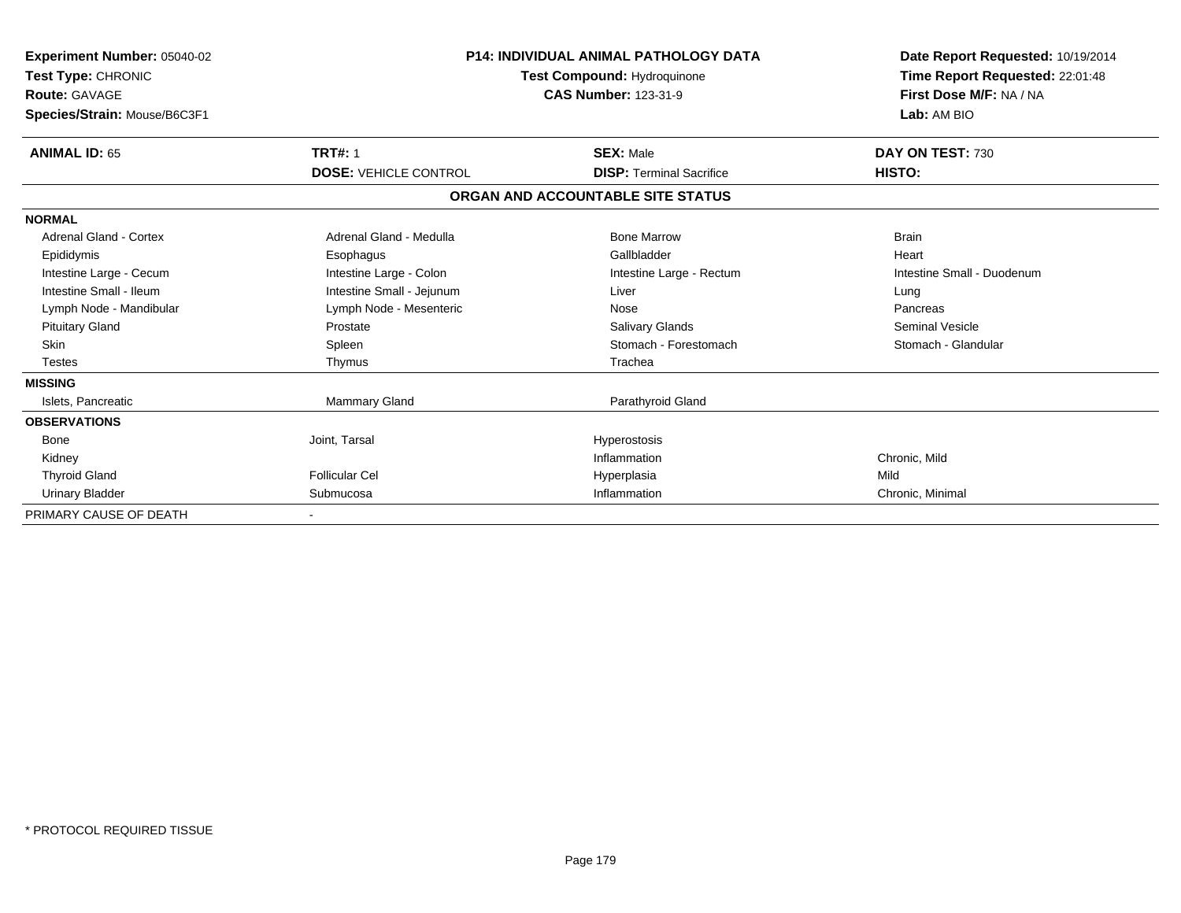**Experiment Number:** 05040-02
**Test Type:** CHRONIC
**Route:** GAVAGE
**Species/Strain:** Mouse/B6C3F1

**P14: INDIVIDUAL ANIMAL PATHOLOGY DATA**
**Test Compound:** Hydroquinone
**CAS Number:** 123-31-9

**Date Report Requested:** 10/19/2014
**Time Report Requested:** 22:01:48
**First Dose M/F:** NA / NA
**Lab:** AM BIO

| **ANIMAL ID:** 65 | **TRT#:** 1 | **SEX:** Male | **DAY ON TEST:** 730 |
|---|---|---|---|
| | **DOSE:** VEHICLE CONTROL | **DISP:** Terminal Sacrifice | **HISTO:** |

**ORGAN AND ACCOUNTABLE SITE STATUS**

| | | | |
|---|---|---|---|
| **NORMAL** | | | |
| Adrenal Gland - Cortex | Adrenal Gland - Medulla | Bone Marrow | Brain |
| Epididymis | Esophagus | Gallbladder | Heart |
| Intestine Large - Cecum | Intestine Large - Colon | Intestine Large - Rectum | Intestine Small - Duodenum |
| Intestine Small - Ileum | Intestine Small - Jejunum | Liver | Lung |
| Lymph Node - Mandibular | Lymph Node - Mesenteric | Nose | Pancreas |
| Pituitary Gland | Prostate | Salivary Glands | Seminal Vesicle |
| Skin | Spleen | Stomach - Forestomach | Stomach - Glandular |
| Testes | Thymus | Trachea | |
| **MISSING** | | | |
| Islets, Pancreatic | Mammary Gland | Parathyroid Gland | |
| **OBSERVATIONS** | | | |
| Bone | Joint, Tarsal | Hyperostosis | |
| Kidney | | Inflammation | Chronic, Mild |
| Thyroid Gland | Follicular Cel | Hyperplasia | Mild |
| Urinary Bladder | Submucosa | Inflammation | Chronic, Minimal |
| PRIMARY CAUSE OF DEATH | - | | |

* PROTOCOL REQUIRED TISSUE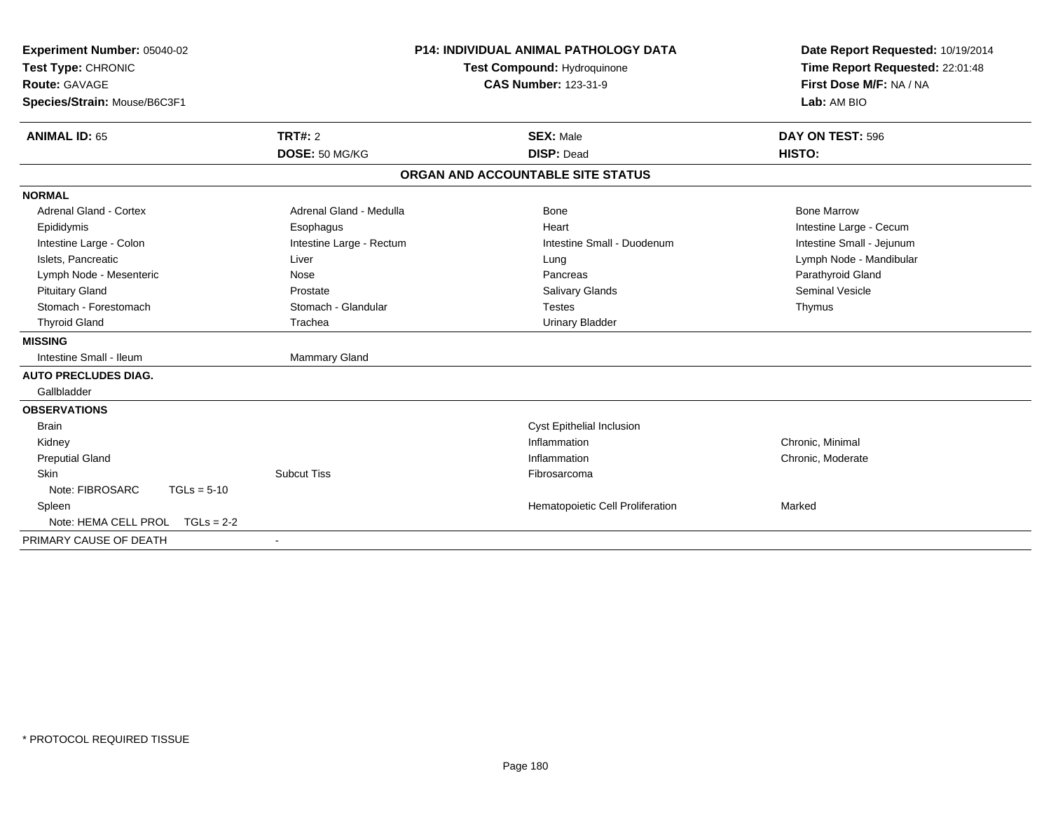**Experiment Number:** 05040-02
**Test Type:** CHRONIC
**Route:** GAVAGE
**Species/Strain:** Mouse/B6C3F1

**P14: INDIVIDUAL ANIMAL PATHOLOGY DATA**
**Test Compound:** Hydroquinone
**CAS Number:** 123-31-9

**Date Report Requested:** 10/19/2014
**Time Report Requested:** 22:01:48
**First Dose M/F:** NA / NA
**Lab:** AM BIO

| **ANIMAL ID:** 65 | **TRT#:** 2 | **SEX:** Male | **DAY ON TEST:** 596 |
|---|---|---|---|
| | **DOSE:** 50 MG/KG | **DISP:** Dead | **HISTO:** |

## ORGAN AND ACCOUNTABLE SITE STATUS

| | | | |
|---|---|---|---|
| **NORMAL** | | | |
| Adrenal Gland - Cortex | Adrenal Gland - Medulla | Bone | Bone Marrow |
| Epididymis | Esophagus | Heart | Intestine Large - Cecum |
| Intestine Large - Colon | Intestine Large - Rectum | Intestine Small - Duodenum | Intestine Small - Jejunum |
| Islets, Pancreatic | Liver | Lung | Lymph Node - Mandibular |
| Lymph Node - Mesenteric | Nose | Pancreas | Parathyroid Gland |
| Pituitary Gland | Prostate | Salivary Glands | Seminal Vesicle |
| Stomach - Forestomach | Stomach - Glandular | Testes | Thymus |
| Thyroid Gland | Trachea | Urinary Bladder | |
| **MISSING** | | | |
| Intestine Small - Ileum | Mammary Gland | | |
| **AUTO PRECLUDES DIAG.** | | | |
| Gallbladder | | | |
| **OBSERVATIONS** | | | |
| Brain | | Cyst Epithelial Inclusion | |
| Kidney | | Inflammation | Chronic, Minimal |
| Preputial Gland | | Inflammation | Chronic, Moderate |
| Skin | Subcut Tiss | Fibrosarcoma | |
| Note: FIBROSARC TGLs = 5-10 | | | |
| Spleen | | Hematopoietic Cell Proliferation | Marked |
| Note: HEMA CELL PROL TGLs = 2-2 | | | |
| PRIMARY CAUSE OF DEATH | - | | |

* PROTOCOL REQUIRED TISSUE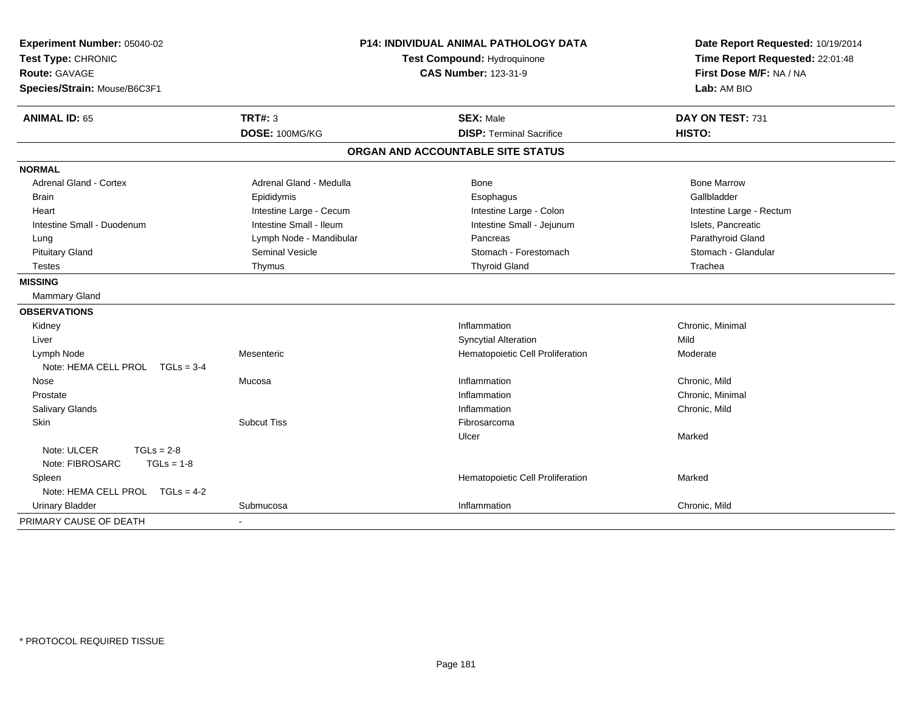**Experiment Number:** 05040-02
**Test Type:** CHRONIC
**Route:** GAVAGE
**Species/Strain:** Mouse/B6C3F1

**P14: INDIVIDUAL ANIMAL PATHOLOGY DATA**
**Test Compound:** Hydroquinone
**CAS Number:** 123-31-9

**Date Report Requested:** 10/19/2014
**Time Report Requested:** 22:01:48
**First Dose M/F:** NA / NA
**Lab:** AM BIO

| **ANIMAL ID:** 65 | **TRT#:** 3 | **SEX:** Male | **DAY ON TEST:** 731 |
|---|---|---|---|
| | **DOSE:** 100MG/KG | **DISP:** Terminal Sacrifice | **HISTO:** |

## ORGAN AND ACCOUNTABLE SITE STATUS

| | | | |
|---|---|---|---|
| **NORMAL** | | | |
| Adrenal Gland - Cortex | Adrenal Gland - Medulla | Bone | Bone Marrow |
| Brain | Epididymis | Esophagus | Gallbladder |
| Heart | Intestine Large - Cecum | Intestine Large - Colon | Intestine Large - Rectum |
| Intestine Small - Duodenum | Intestine Small - Ileum | Intestine Small - Jejunum | Islets, Pancreatic |
| Lung | Lymph Node - Mandibular | Pancreas | Parathyroid Gland |
| Pituitary Gland | Seminal Vesicle | Stomach - Forestomach | Stomach - Glandular |
| Testes | Thymus | Thyroid Gland | Trachea |
| **MISSING** | | | |
| Mammary Gland | | | |
| **OBSERVATIONS** | | | |
| Kidney | | Inflammation | Chronic, Minimal |
| Liver | | Syncytial Alteration | Mild |
| Lymph Node | Mesenteric | Hematopoietic Cell Proliferation | Moderate |
| Note: HEMA CELL PROL TGLs = 3-4 | | | |
| Nose | Mucosa | Inflammation | Chronic, Mild |
| Prostate | | Inflammation | Chronic, Minimal |
| Salivary Glands | | Inflammation | Chronic, Mild |
| Skin | Subcut Tiss | Fibrosarcoma | |
| | | Ulcer | Marked |
| Note: ULCER TGLs = 2-8 | | | |
| Note: FIBROSARC TGLs = 1-8 | | | |
| Spleen | | Hematopoietic Cell Proliferation | Marked |
| Note: HEMA CELL PROL TGLs = 4-2 | | | |
| Urinary Bladder | Submucosa | Inflammation | Chronic, Mild |
| PRIMARY CAUSE OF DEATH | - | | |

* PROTOCOL REQUIRED TISSUE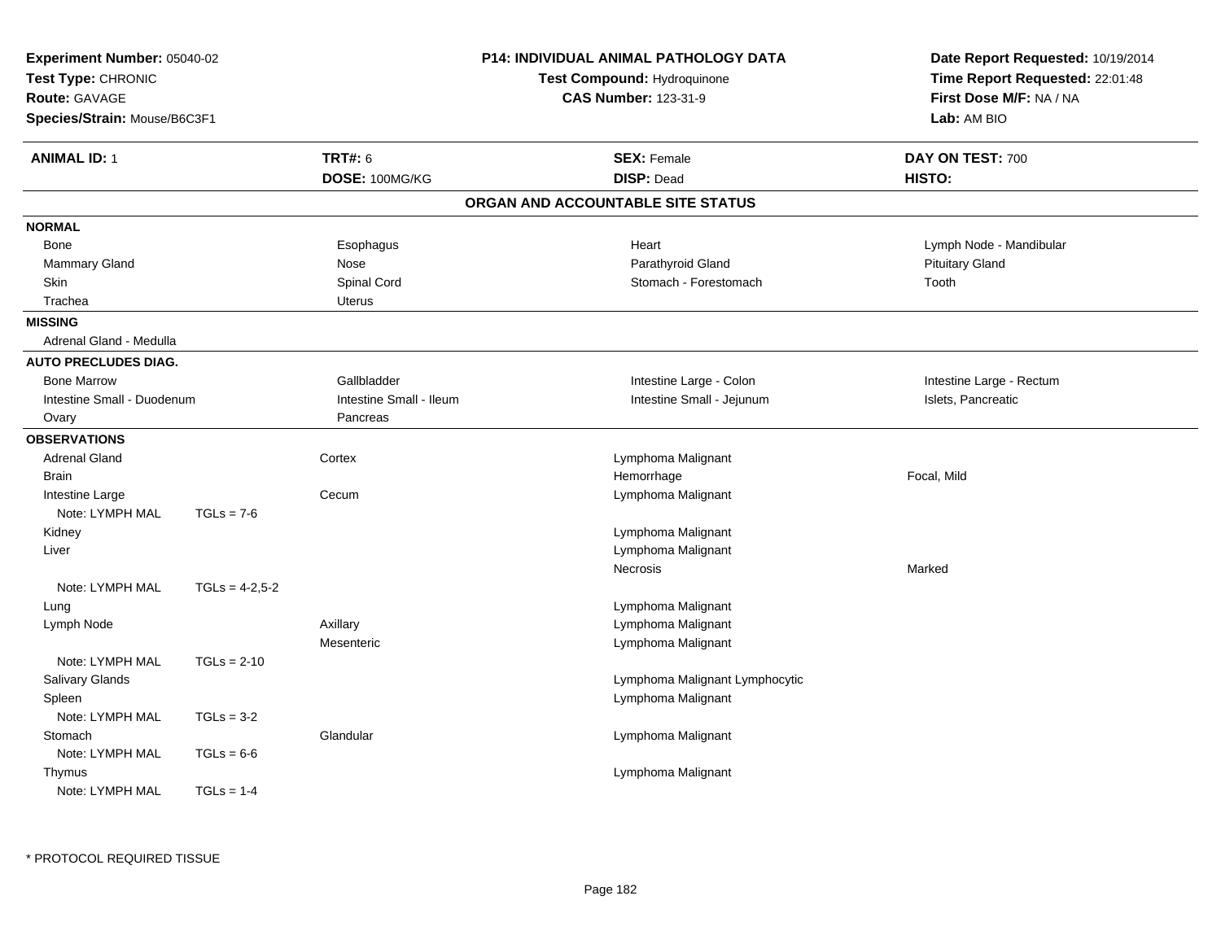**Experiment Number:** 05040-02
**Test Type:** CHRONIC
**Route:** GAVAGE
**Species/Strain:** Mouse/B6C3F1

**P14: INDIVIDUAL ANIMAL PATHOLOGY DATA**
**Test Compound:** Hydroquinone
**CAS Number:** 123-31-9

**Date Report Requested:** 10/19/2014
**Time Report Requested:** 22:01:48
**First Dose M/F:** NA / NA
**Lab:** AM BIO

| **ANIMAL ID:** 1 | **TRT#:** 6 | **SEX:** Female | **DAY ON TEST:** 700 |
|---|---|---|---|
| | **DOSE:** 100MG/KG | **DISP:** Dead | **HISTO:** |

## ORGAN AND ACCOUNTABLE SITE STATUS

**NORMAL**

| | | | |
|---|---|---|---|
| Bone | Esophagus | Heart | Lymph Node - Mandibular |
| Mammary Gland | Nose | Parathyroid Gland | Pituitary Gland |
| Skin | Spinal Cord | Stomach - Forestomach | Tooth |
| Trachea | Uterus | | |

**MISSING**

Adrenal Gland - Medulla

**AUTO PRECLUDES DIAG.**

| | | | |
|---|---|---|---|
| Bone Marrow | Gallbladder | Intestine Large - Colon | Intestine Large - Rectum |
| Intestine Small - Duodenum | Intestine Small - Ileum | Intestine Small - Jejunum | Islets, Pancreatic |
| Ovary | Pancreas | | |

**OBSERVATIONS**

| Organ | Site | Observation | Severity |
|---|---|---|---|
| Adrenal Gland | Cortex | Lymphoma Malignant | |
| Brain | | Hemorrhage | Focal, Mild |
| Intestine Large | Cecum | Lymphoma Malignant | |
| Note: LYMPH MAL TGLs = 7-6 | | | |
| Kidney | | Lymphoma Malignant | |
| Liver | | Lymphoma Malignant | |
| | | Necrosis | Marked |
| Note: LYMPH MAL TGLs = 4-2,5-2 | | | |
| Lung | | Lymphoma Malignant | |
| Lymph Node | Axillary | Lymphoma Malignant | |
| | Mesenteric | Lymphoma Malignant | |
| Note: LYMPH MAL TGLs = 2-10 | | | |
| Salivary Glands | | Lymphoma Malignant Lymphocytic | |
| Spleen | | Lymphoma Malignant | |
| Note: LYMPH MAL TGLs = 3-2 | | | |
| Stomach | Glandular | Lymphoma Malignant | |
| Note: LYMPH MAL TGLs = 6-6 | | | |
| Thymus | | Lymphoma Malignant | |
| Note: LYMPH MAL TGLs = 1-4 | | | |

* PROTOCOL REQUIRED TISSUE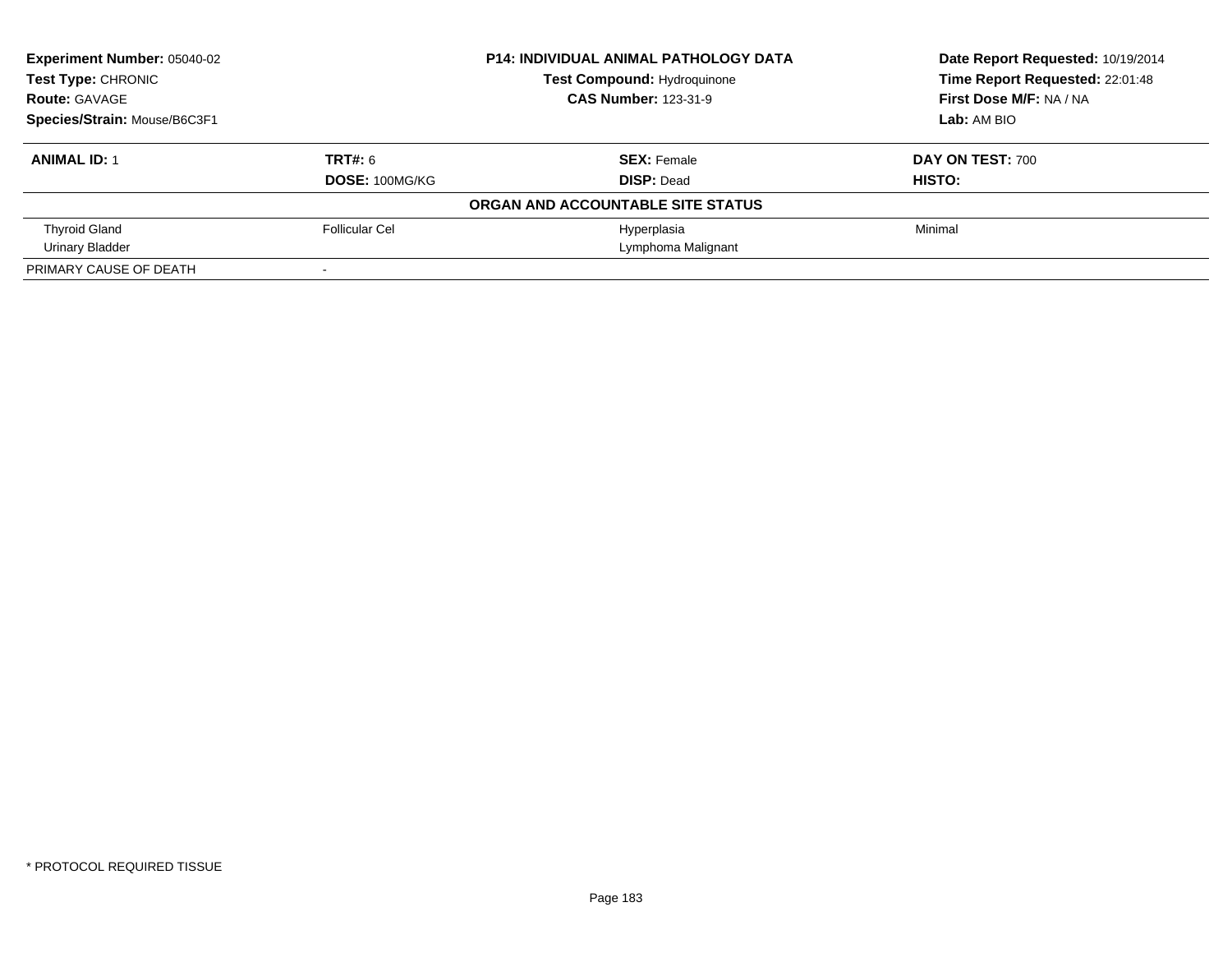**Experiment Number:** 05040-02
**Test Type:** CHRONIC
**Route:** GAVAGE
**Species/Strain:** Mouse/B6C3F1

**P14: INDIVIDUAL ANIMAL PATHOLOGY DATA**
**Test Compound:** Hydroquinone
**CAS Number:** 123-31-9

**Date Report Requested:** 10/19/2014
**Time Report Requested:** 22:01:48
**First Dose M/F:** NA / NA
**Lab:** AM BIO

| **ANIMAL ID:** 1 | **TRT#:** 6 | **SEX:** Female | **DAY ON TEST:** 700 |
|---|---|---|---|
| | **DOSE:** 100MG/KG | **DISP:** Dead | **HISTO:** |
| | | **ORGAN AND ACCOUNTABLE SITE STATUS** | |
| Thyroid Gland | Follicular Cel | Hyperplasia | Minimal |
| Urinary Bladder | | Lymphoma Malignant | |
| PRIMARY CAUSE OF DEATH | - | | |

* PROTOCOL REQUIRED TISSUE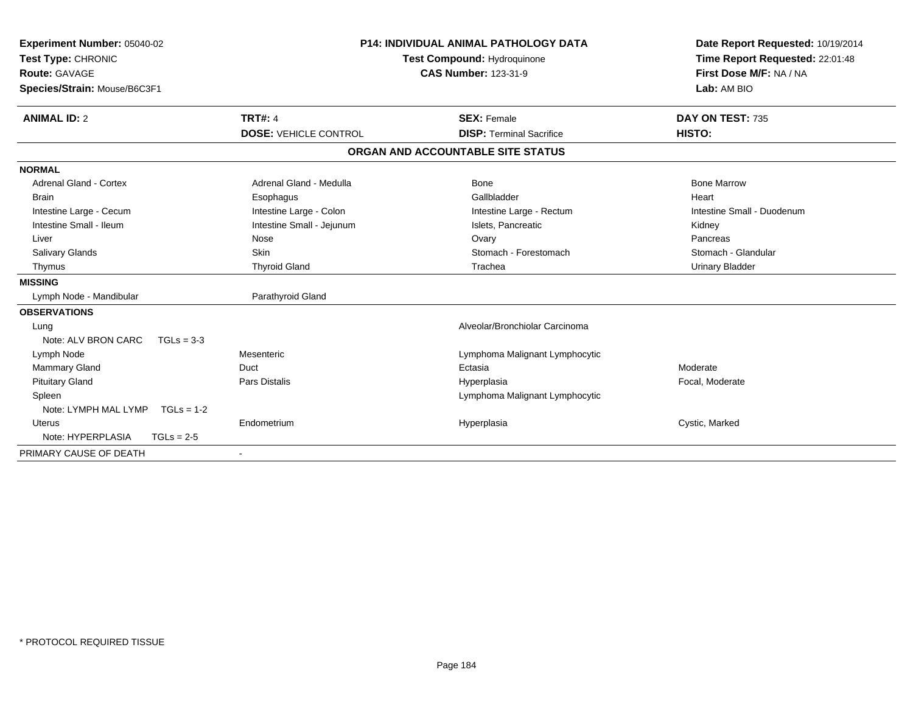**Experiment Number:** 05040-02
**Test Type:** CHRONIC
**Route:** GAVAGE
**Species/Strain:** Mouse/B6C3F1

**P14: INDIVIDUAL ANIMAL PATHOLOGY DATA**
**Test Compound:** Hydroquinone
**CAS Number:** 123-31-9

**Date Report Requested:** 10/19/2014
**Time Report Requested:** 22:01:48
**First Dose M/F:** NA / NA
**Lab:** AM BIO

| **ANIMAL ID:** 2 | **TRT#:** 4 | **SEX:** Female | **DAY ON TEST:** 735 |
|---|---|---|---|
| | **DOSE:** VEHICLE CONTROL | **DISP:** Terminal Sacrifice | **HISTO:** |

## ORGAN AND ACCOUNTABLE SITE STATUS

| | | | |
|---|---|---|---|
| **NORMAL** | | | |
| Adrenal Gland - Cortex | Adrenal Gland - Medulla | Bone | Bone Marrow |
| Brain | Esophagus | Gallbladder | Heart |
| Intestine Large - Cecum | Intestine Large - Colon | Intestine Large - Rectum | Intestine Small - Duodenum |
| Intestine Small - Ileum | Intestine Small - Jejunum | Islets, Pancreatic | Kidney |
| Liver | Nose | Ovary | Pancreas |
| Salivary Glands | Skin | Stomach - Forestomach | Stomach - Glandular |
| Thymus | Thyroid Gland | Trachea | Urinary Bladder |
| **MISSING** | | | |
| Lymph Node - Mandibular | Parathyroid Gland | | |
| **OBSERVATIONS** | | | |
| Lung | | Alveolar/Bronchiolar Carcinoma | |
| Note: ALV BRON CARC TGLs = 3-3 | | | |
| Lymph Node | Mesenteric | Lymphoma Malignant Lymphocytic | |
| Mammary Gland | Duct | Ectasia | Moderate |
| Pituitary Gland | Pars Distalis | Hyperplasia | Focal, Moderate |
| Spleen | | Lymphoma Malignant Lymphocytic | |
| Note: LYMPH MAL LYMP TGLs = 1-2 | | | |
| Uterus | Endometrium | Hyperplasia | Cystic, Marked |
| Note: HYPERPLASIA TGLs = 2-5 | | | |
| PRIMARY CAUSE OF DEATH | - | | |

* PROTOCOL REQUIRED TISSUE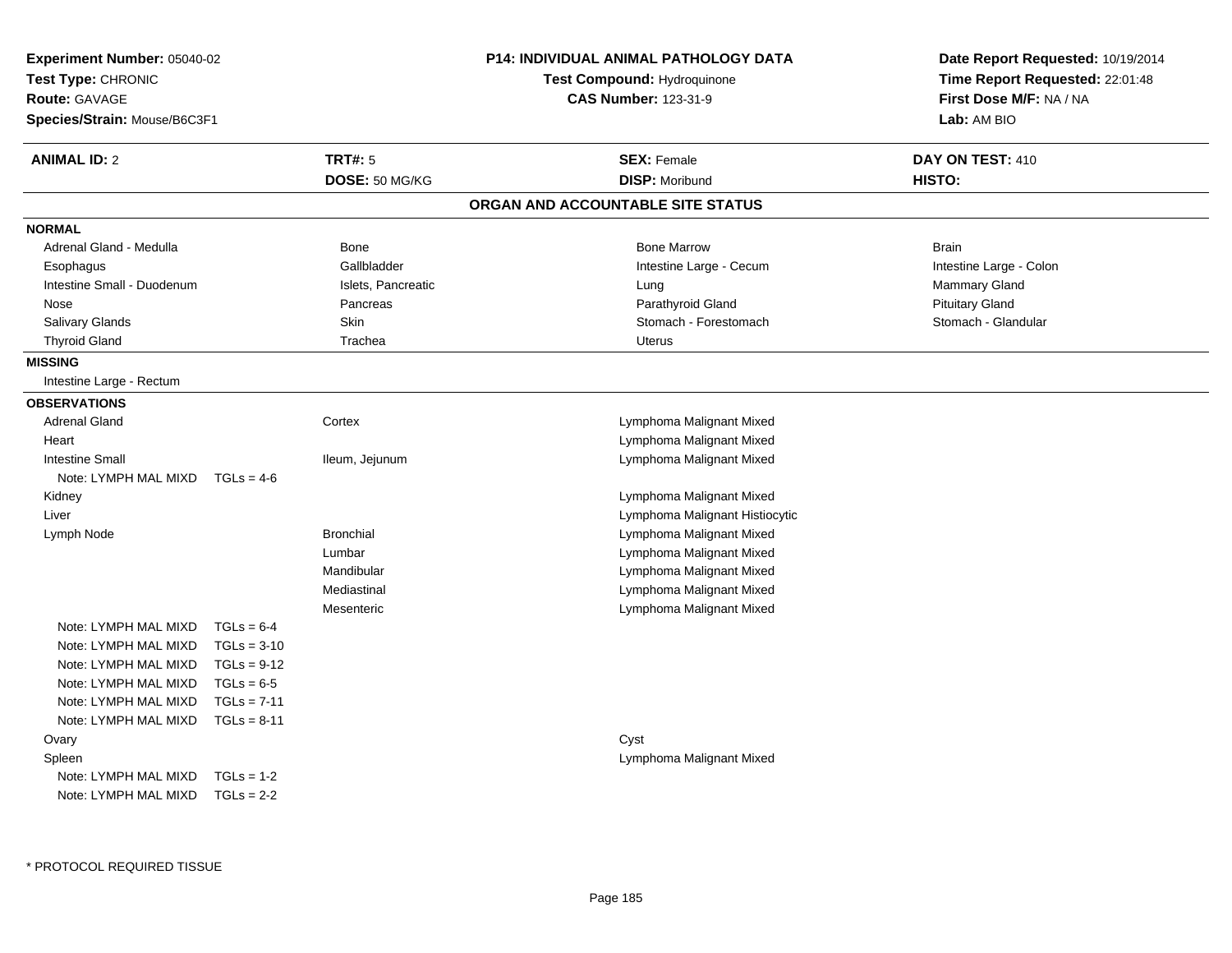**Experiment Number:** 05040-02
**Test Type:** CHRONIC
**Route:** GAVAGE
**Species/Strain:** Mouse/B6C3F1

**P14: INDIVIDUAL ANIMAL PATHOLOGY DATA**
**Test Compound:** Hydroquinone
**CAS Number:** 123-31-9

**Date Report Requested:** 10/19/2014
**Time Report Requested:** 22:01:48
**First Dose M/F:** NA / NA
**Lab:** AM BIO

| **ANIMAL ID:** 2 | **TRT#:** 5 | **SEX:** Female | **DAY ON TEST:** 410 |
|---|---|---|---|
| | **DOSE:** 50 MG/KG | **DISP:** Moribund | **HISTO:** |

## ORGAN AND ACCOUNTABLE SITE STATUS

**NORMAL**

| | | | |
|---|---|---|---|
| Adrenal Gland - Medulla | Bone | Bone Marrow | Brain |
| Esophagus | Gallbladder | Intestine Large - Cecum | Intestine Large - Colon |
| Intestine Small - Duodenum | Islets, Pancreatic | Lung | Mammary Gland |
| Nose | Pancreas | Parathyroid Gland | Pituitary Gland |
| Salivary Glands | Skin | Stomach - Forestomach | Stomach - Glandular |
| Thyroid Gland | Trachea | Uterus | |

**MISSING**

Intestine Large - Rectum

**OBSERVATIONS**

| Organ | Site | Observation |
|---|---|---|
| Adrenal Gland | Cortex | Lymphoma Malignant Mixed |
| Heart | | Lymphoma Malignant Mixed |
| Intestine Small | Ileum, Jejunum | Lymphoma Malignant Mixed |
| Note: LYMPH MAL MIXD TGLs = 4-6 | | |
| Kidney | | Lymphoma Malignant Mixed |
| Liver | | Lymphoma Malignant Histiocytic |
| Lymph Node | Bronchial | Lymphoma Malignant Mixed |
| | Lumbar | Lymphoma Malignant Mixed |
| | Mandibular | Lymphoma Malignant Mixed |
| | Mediastinal | Lymphoma Malignant Mixed |
| | Mesenteric | Lymphoma Malignant Mixed |
| Note: LYMPH MAL MIXD TGLs = 6-4 | | |
| Note: LYMPH MAL MIXD TGLs = 3-10 | | |
| Note: LYMPH MAL MIXD TGLs = 9-12 | | |
| Note: LYMPH MAL MIXD TGLs = 6-5 | | |
| Note: LYMPH MAL MIXD TGLs = 7-11 | | |
| Note: LYMPH MAL MIXD TGLs = 8-11 | | |
| Ovary | | Cyst |
| Spleen | | Lymphoma Malignant Mixed |
| Note: LYMPH MAL MIXD TGLs = 1-2 | | |
| Note: LYMPH MAL MIXD TGLs = 2-2 | | |

* PROTOCOL REQUIRED TISSUE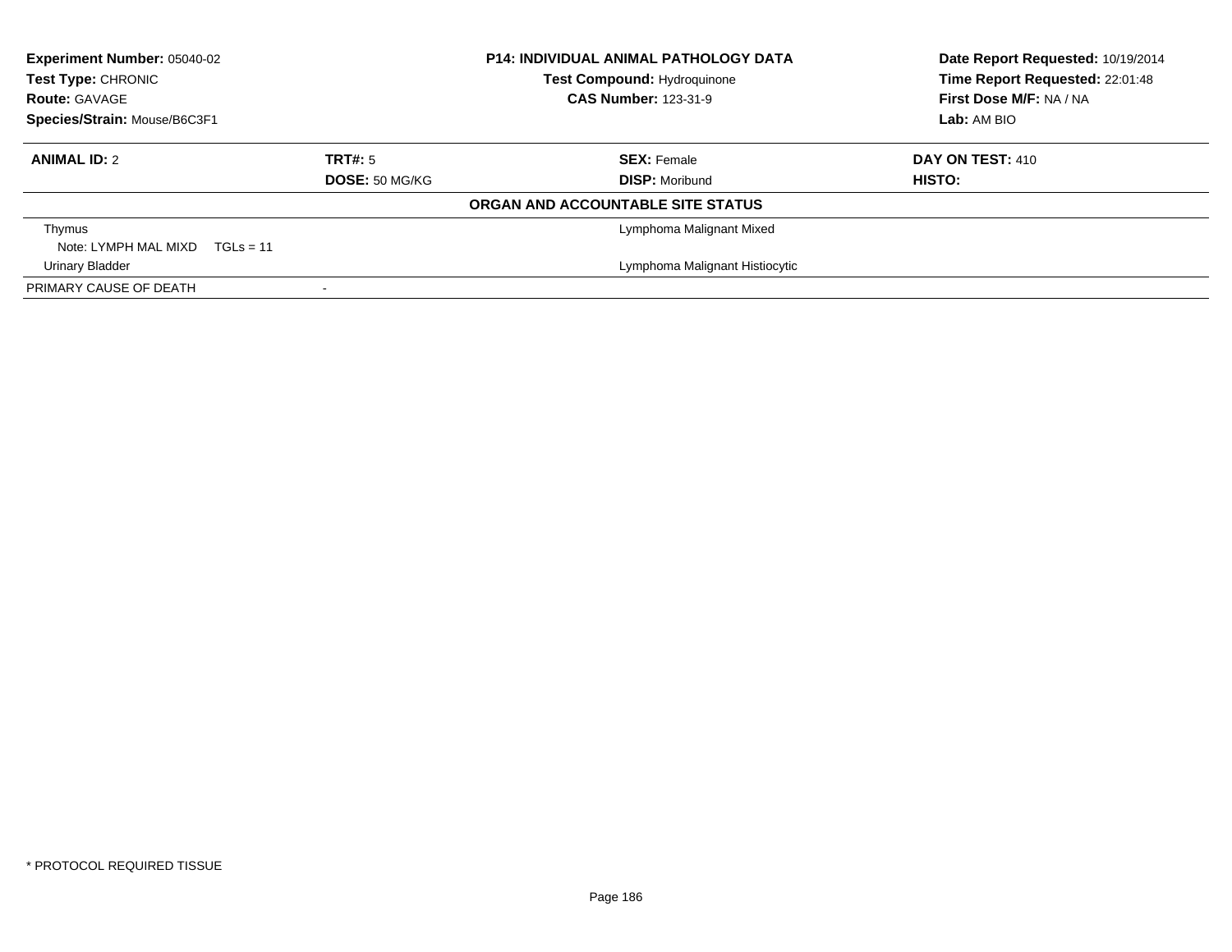**Experiment Number:** 05040-02
**Test Type:** CHRONIC
**Route:** GAVAGE
**Species/Strain:** Mouse/B6C3F1

**P14: INDIVIDUAL ANIMAL PATHOLOGY DATA**
**Test Compound:** Hydroquinone
**CAS Number:** 123-31-9

**Date Report Requested:** 10/19/2014
**Time Report Requested:** 22:01:48
**First Dose M/F:** NA / NA
**Lab:** AM BIO

| **ANIMAL ID:** 2 | **TRT#:** 5 | **SEX:** Female | **DAY ON TEST:** 410 |
|---|---|---|---|
| | **DOSE:** 50 MG/KG | **DISP:** Moribund | **HISTO:** |

**ORGAN AND ACCOUNTABLE SITE STATUS**

| Organ | | Status |
|---|---|---|
| Thymus | | Lymphoma Malignant Mixed |
| Note: LYMPH MAL MIXD TGLs = 11 | | |
| Urinary Bladder | | Lymphoma Malignant Histiocytic |
| PRIMARY CAUSE OF DEATH | - | |

* PROTOCOL REQUIRED TISSUE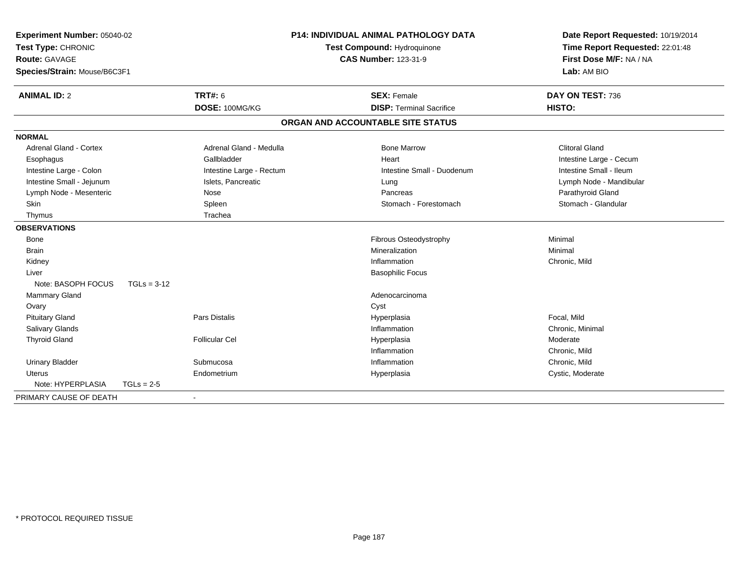**Experiment Number:** 05040-02
**Test Type:** CHRONIC
**Route:** GAVAGE
**Species/Strain:** Mouse/B6C3F1

**P14: INDIVIDUAL ANIMAL PATHOLOGY DATA**
**Test Compound:** Hydroquinone
**CAS Number:** 123-31-9

**Date Report Requested:** 10/19/2014
**Time Report Requested:** 22:01:48
**First Dose M/F:** NA / NA
**Lab:** AM BIO

| **ANIMAL ID:** 2 | **TRT#:** 6 | **SEX:** Female | **DAY ON TEST:** 736 |
|---|---|---|---|
| | **DOSE:** 100MG/KG | **DISP:** Terminal Sacrifice | **HISTO:** |

**ORGAN AND ACCOUNTABLE SITE STATUS**

**NORMAL**

| | | | |
|---|---|---|---|
| Adrenal Gland - Cortex | Adrenal Gland - Medulla | Bone Marrow | Clitoral Gland |
| Esophagus | Gallbladder | Heart | Intestine Large - Cecum |
| Intestine Large - Colon | Intestine Large - Rectum | Intestine Small - Duodenum | Intestine Small - Ileum |
| Intestine Small - Jejunum | Islets, Pancreatic | Lung | Lymph Node - Mandibular |
| Lymph Node - Mesenteric | Nose | Pancreas | Parathyroid Gland |
| Skin | Spleen | Stomach - Forestomach | Stomach - Glandular |
| Thymus | Trachea | | |

**OBSERVATIONS**

| | | | |
|---|---|---|---|
| Bone | | Fibrous Osteodystrophy | Minimal |
| Brain | | Mineralization | Minimal |
| Kidney | | Inflammation | Chronic, Mild |
| Liver | | Basophilic Focus | |
| Note: BASOPH FOCUS TGLs = 3-12 | | | |
| Mammary Gland | | Adenocarcinoma | |
| Ovary | | Cyst | |
| Pituitary Gland | Pars Distalis | Hyperplasia | Focal, Mild |
| Salivary Glands | | Inflammation | Chronic, Minimal |
| Thyroid Gland | Follicular Cel | Hyperplasia | Moderate |
| | | Inflammation | Chronic, Mild |
| Urinary Bladder | Submucosa | Inflammation | Chronic, Mild |
| Uterus | Endometrium | Hyperplasia | Cystic, Moderate |
| Note: HYPERPLASIA TGLs = 2-5 | | | |

PRIMARY CAUSE OF DEATH -

\* PROTOCOL REQUIRED TISSUE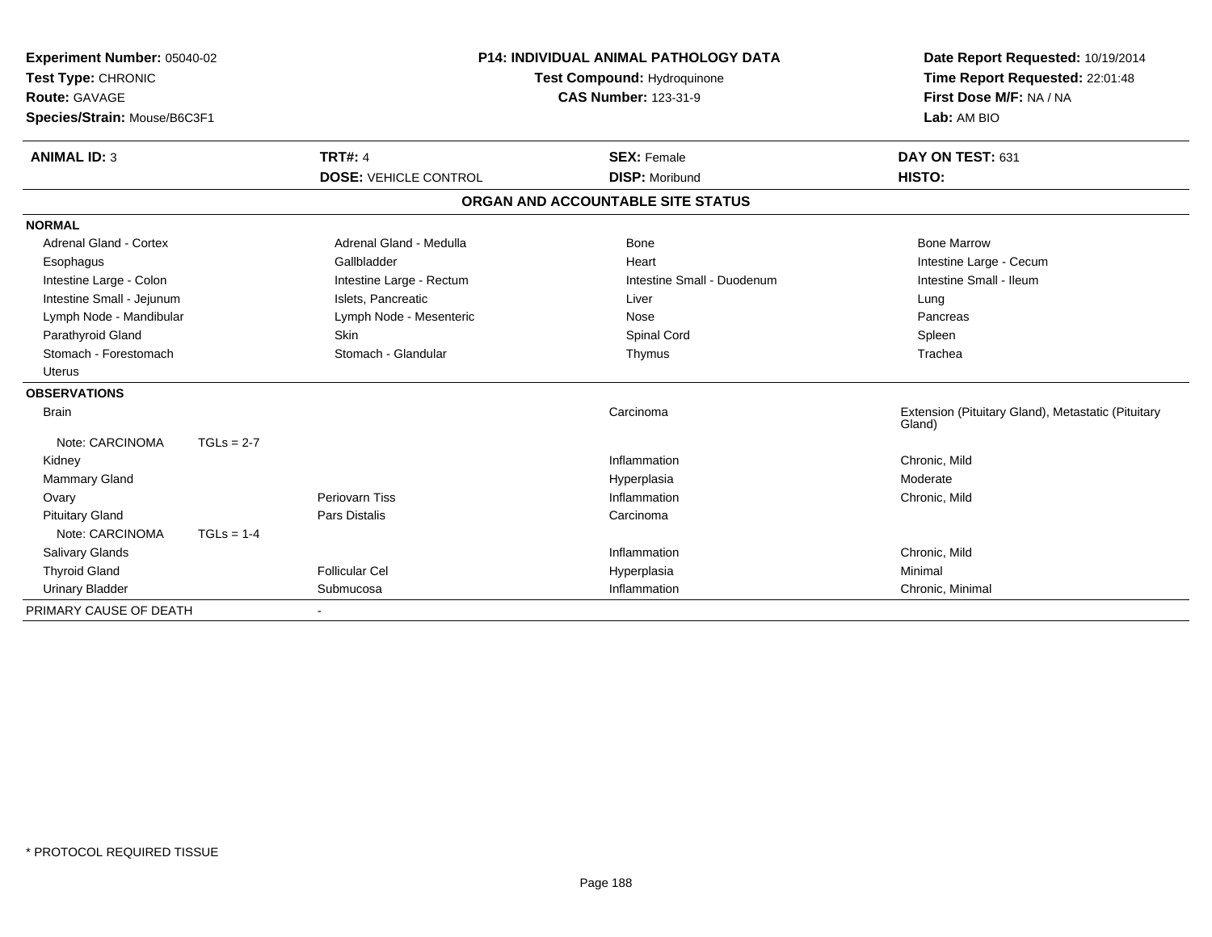**Experiment Number:** 05040-02
**Test Type:** CHRONIC
**Route:** GAVAGE
**Species/Strain:** Mouse/B6C3F1

**P14: INDIVIDUAL ANIMAL PATHOLOGY DATA**
**Test Compound:** Hydroquinone
**CAS Number:** 123-31-9

**Date Report Requested:** 10/19/2014
**Time Report Requested:** 22:01:48
**First Dose M/F:** NA / NA
**Lab:** AM BIO

| **ANIMAL ID:** 3 | **TRT#:** 4 | **SEX:** Female | **DAY ON TEST:** 631 |
|---|---|---|---|
| | **DOSE:** VEHICLE CONTROL | **DISP:** Moribund | **HISTO:** |

## ORGAN AND ACCOUNTABLE SITE STATUS

**NORMAL**

| | | | |
|---|---|---|---|
| Adrenal Gland - Cortex | Adrenal Gland - Medulla | Bone | Bone Marrow |
| Esophagus | Gallbladder | Heart | Intestine Large - Cecum |
| Intestine Large - Colon | Intestine Large - Rectum | Intestine Small - Duodenum | Intestine Small - Ileum |
| Intestine Small - Jejunum | Islets, Pancreatic | Liver | Lung |
| Lymph Node - Mandibular | Lymph Node - Mesenteric | Nose | Pancreas |
| Parathyroid Gland | Skin | Spinal Cord | Spleen |
| Stomach - Forestomach | Stomach - Glandular | Thymus | Trachea |
| Uterus | | | |

**OBSERVATIONS**

| | | | |
|---|---|---|---|
| Brain | | Carcinoma | Extension (Pituitary Gland), Metastatic (Pituitary Gland) |
| Note: CARCINOMA TGLs = 2-7 | | | |
| Kidney | | Inflammation | Chronic, Mild |
| Mammary Gland | | Hyperplasia | Moderate |
| Ovary | Periovarn Tiss | Inflammation | Chronic, Mild |
| Pituitary Gland | Pars Distalis | Carcinoma | |
| Note: CARCINOMA TGLs = 1-4 | | | |
| Salivary Glands | | Inflammation | Chronic, Mild |
| Thyroid Gland | Follicular Cel | Hyperplasia | Minimal |
| Urinary Bladder | Submucosa | Inflammation | Chronic, Minimal |

PRIMARY CAUSE OF DEATH -

* PROTOCOL REQUIRED TISSUE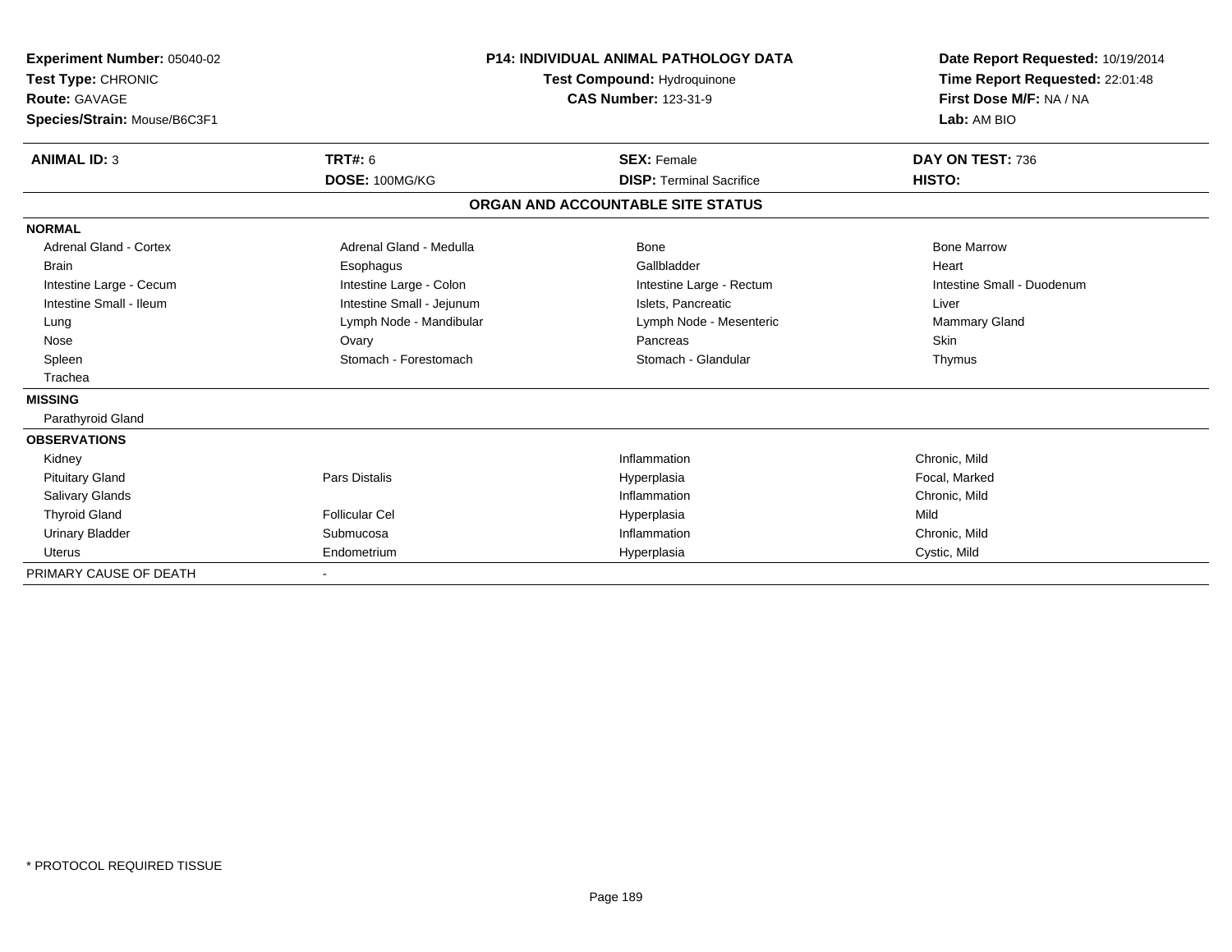**Experiment Number:** 05040-02
**Test Type:** CHRONIC
**Route:** GAVAGE
**Species/Strain:** Mouse/B6C3F1

**P14: INDIVIDUAL ANIMAL PATHOLOGY DATA**
**Test Compound:** Hydroquinone
**CAS Number:** 123-31-9

**Date Report Requested:** 10/19/2014
**Time Report Requested:** 22:01:48
**First Dose M/F:** NA / NA
**Lab:** AM BIO

| **ANIMAL ID:** 3 | **TRT#:** 6 | **SEX:** Female | **DAY ON TEST:** 736 |
|---|---|---|---|
| | **DOSE:** 100MG/KG | **DISP:** Terminal Sacrifice | **HISTO:** |

**ORGAN AND ACCOUNTABLE SITE STATUS**

| | | | |
|---|---|---|---|
| **NORMAL** | | | |
| Adrenal Gland - Cortex | Adrenal Gland - Medulla | Bone | Bone Marrow |
| Brain | Esophagus | Gallbladder | Heart |
| Intestine Large - Cecum | Intestine Large - Colon | Intestine Large - Rectum | Intestine Small - Duodenum |
| Intestine Small - Ileum | Intestine Small - Jejunum | Islets, Pancreatic | Liver |
| Lung | Lymph Node - Mandibular | Lymph Node - Mesenteric | Mammary Gland |
| Nose | Ovary | Pancreas | Skin |
| Spleen | Stomach - Forestomach | Stomach - Glandular | Thymus |
| Trachea | | | |
| **MISSING** | | | |
| Parathyroid Gland | | | |
| **OBSERVATIONS** | | | |
| Kidney | | Inflammation | Chronic, Mild |
| Pituitary Gland | Pars Distalis | Hyperplasia | Focal, Marked |
| Salivary Glands | | Inflammation | Chronic, Mild |
| Thyroid Gland | Follicular Cel | Hyperplasia | Mild |
| Urinary Bladder | Submucosa | Inflammation | Chronic, Mild |
| Uterus | Endometrium | Hyperplasia | Cystic, Mild |
| PRIMARY CAUSE OF DEATH | - | | |

\* PROTOCOL REQUIRED TISSUE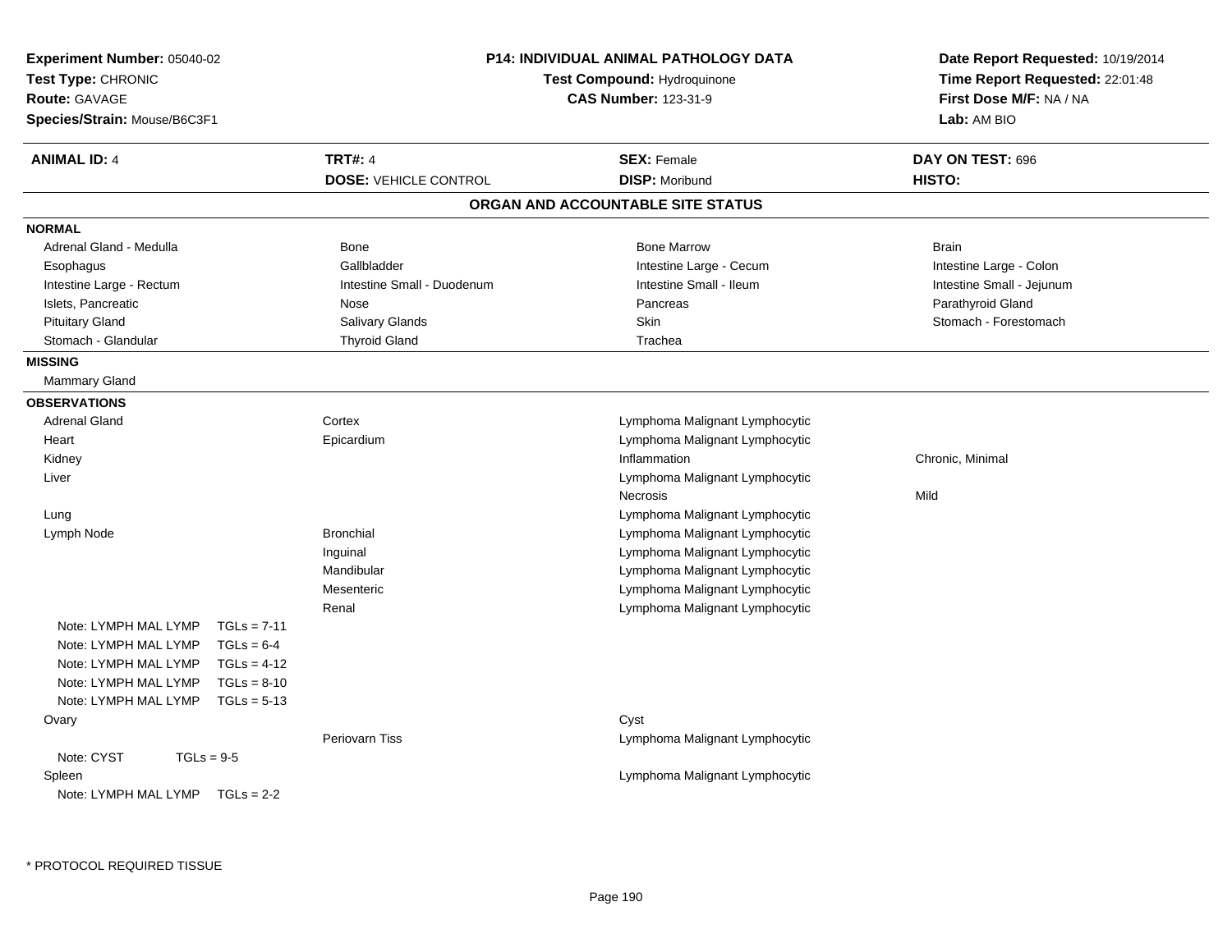**Experiment Number:** 05040-02
**Test Type:** CHRONIC
**Route:** GAVAGE
**Species/Strain:** Mouse/B6C3F1

**P14: INDIVIDUAL ANIMAL PATHOLOGY DATA**
**Test Compound:** Hydroquinone
**CAS Number:** 123-31-9

**Date Report Requested:** 10/19/2014
**Time Report Requested:** 22:01:48
**First Dose M/F:** NA / NA
**Lab:** AM BIO

| **ANIMAL ID:** 4 | **TRT#:** 4 | **SEX:** Female | **DAY ON TEST:** 696 |
|---|---|---|---|
| | **DOSE:** VEHICLE CONTROL | **DISP:** Moribund | **HISTO:** |

## ORGAN AND ACCOUNTABLE SITE STATUS

**NORMAL**

| | | | |
|---|---|---|---|
| Adrenal Gland - Medulla | Bone | Bone Marrow | Brain |
| Esophagus | Gallbladder | Intestine Large - Cecum | Intestine Large - Colon |
| Intestine Large - Rectum | Intestine Small - Duodenum | Intestine Small - Ileum | Intestine Small - Jejunum |
| Islets, Pancreatic | Nose | Pancreas | Parathyroid Gland |
| Pituitary Gland | Salivary Glands | Skin | Stomach - Forestomach |
| Stomach - Glandular | Thyroid Gland | Trachea | |

**MISSING**

Mammary Gland

**OBSERVATIONS**

| | | | |
|---|---|---|---|
| Adrenal Gland | Cortex | Lymphoma Malignant Lymphocytic | |
| Heart | Epicardium | Lymphoma Malignant Lymphocytic | |
| Kidney | | Inflammation | Chronic, Minimal |
| Liver | | Lymphoma Malignant Lymphocytic | |
| | | Necrosis | Mild |
| Lung | | Lymphoma Malignant Lymphocytic | |
| Lymph Node | Bronchial | Lymphoma Malignant Lymphocytic | |
| | Inguinal | Lymphoma Malignant Lymphocytic | |
| | Mandibular | Lymphoma Malignant Lymphocytic | |
| | Mesenteric | Lymphoma Malignant Lymphocytic | |
| | Renal | Lymphoma Malignant Lymphocytic | |
| Note: LYMPH MAL LYMP TGLs = 7-11 | | | |
| Note: LYMPH MAL LYMP TGLs = 6-4 | | | |
| Note: LYMPH MAL LYMP TGLs = 4-12 | | | |
| Note: LYMPH MAL LYMP TGLs = 8-10 | | | |
| Note: LYMPH MAL LYMP TGLs = 5-13 | | | |
| Ovary | | Cyst | |
| | Periovarn Tiss | Lymphoma Malignant Lymphocytic | |
| Note: CYST TGLs = 9-5 | | | |
| Spleen | | Lymphoma Malignant Lymphocytic | |
| Note: LYMPH MAL LYMP TGLs = 2-2 | | | |

\* PROTOCOL REQUIRED TISSUE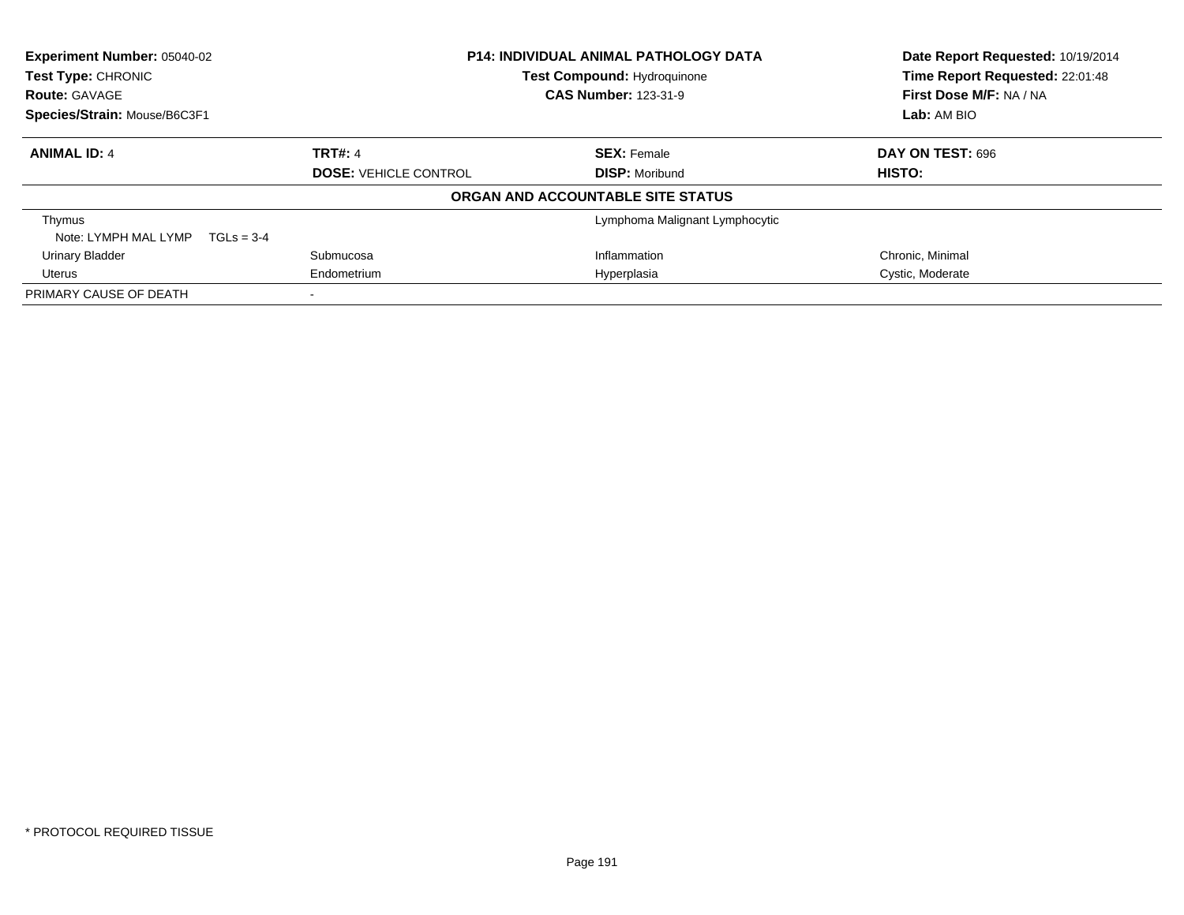**Experiment Number:** 05040-02
**Test Type:** CHRONIC
**Route:** GAVAGE
**Species/Strain:** Mouse/B6C3F1

**P14: INDIVIDUAL ANIMAL PATHOLOGY DATA**
**Test Compound:** Hydroquinone
**CAS Number:** 123-31-9

**Date Report Requested:** 10/19/2014
**Time Report Requested:** 22:01:48
**First Dose M/F:** NA / NA
**Lab:** AM BIO

| **ANIMAL ID:** 4 | **TRT#:** 4 | **SEX:** Female | **DAY ON TEST:** 696 |
|---|---|---|---|
| | **DOSE:** VEHICLE CONTROL | **DISP:** Moribund | **HISTO:** |

**ORGAN AND ACCOUNTABLE SITE STATUS**

| | | | |
|---|---|---|---|
| Thymus | | Lymphoma Malignant Lymphocytic | |
| Note: LYMPH MAL LYMP TGLs = 3-4 | | | |
| Urinary Bladder | Submucosa | Inflammation | Chronic, Minimal |
| Uterus | Endometrium | Hyperplasia | Cystic, Moderate |
| PRIMARY CAUSE OF DEATH | - | | |

* PROTOCOL REQUIRED TISSUE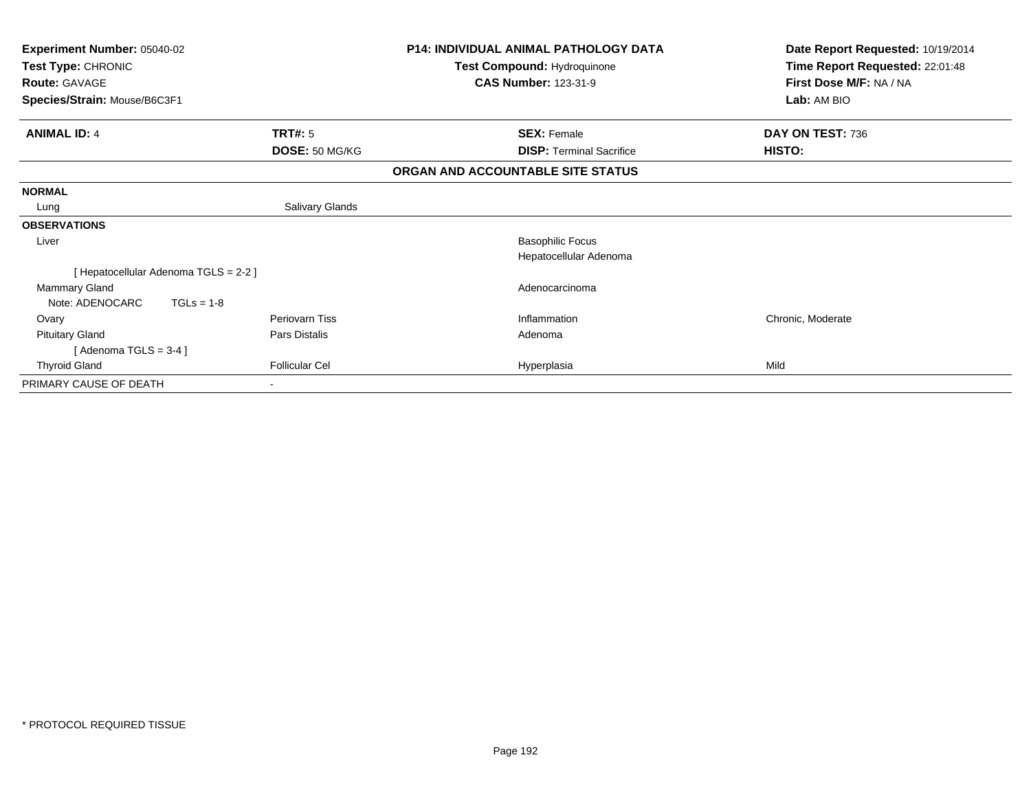**Experiment Number:** 05040-02
**Test Type:** CHRONIC
**Route:** GAVAGE
**Species/Strain:** Mouse/B6C3F1

**P14: INDIVIDUAL ANIMAL PATHOLOGY DATA**
**Test Compound:** Hydroquinone
**CAS Number:** 123-31-9

**Date Report Requested:** 10/19/2014
**Time Report Requested:** 22:01:48
**First Dose M/F:** NA / NA
**Lab:** AM BIO

| **ANIMAL ID:** 4 | **TRT#:** 5 | **SEX:** Female | **DAY ON TEST:** 736 |
|---|---|---|---|
| | **DOSE:** 50 MG/KG | **DISP:** Terminal Sacrifice | **HISTO:** |

**ORGAN AND ACCOUNTABLE SITE STATUS**

| | | | |
|---|---|---|---|
| **NORMAL** | | | |
| Lung | Salivary Glands | | |
| **OBSERVATIONS** | | | |
| Liver | | Basophilic Focus | |
| | | Hepatocellular Adenoma | |
| [ Hepatocellular Adenoma TGLS = 2-2 ] | | | |
| Mammary Gland | | Adenocarcinoma | |
| Note: ADENOCARC TGLs = 1-8 | | | |
| Ovary | Periovarn Tiss | Inflammation | Chronic, Moderate |
| Pituitary Gland | Pars Distalis | Adenoma | |
| [ Adenoma TGLS = 3-4 ] | | | |
| Thyroid Gland | Follicular Cel | Hyperplasia | Mild |
| PRIMARY CAUSE OF DEATH | - | | |

* PROTOCOL REQUIRED TISSUE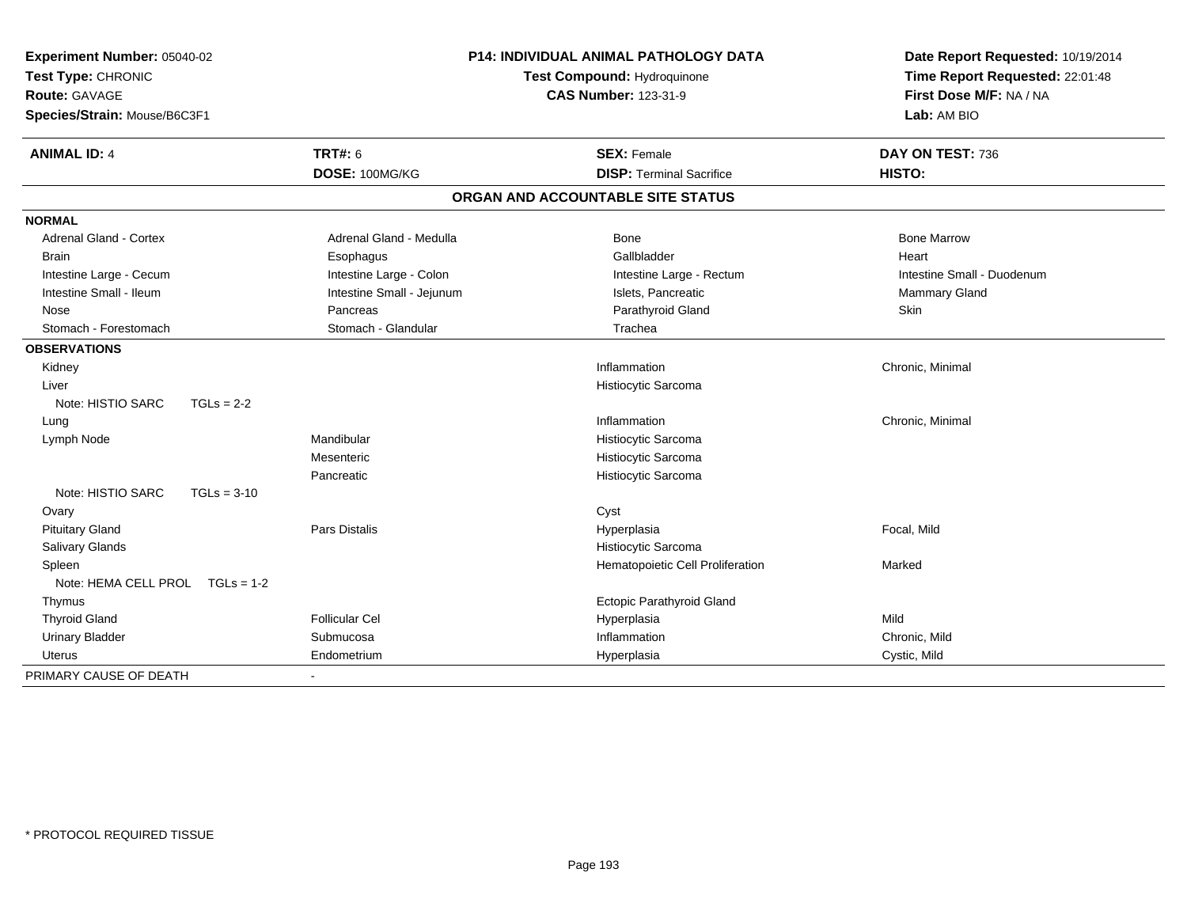**Experiment Number:** 05040-02
**Test Type:** CHRONIC
**Route:** GAVAGE
**Species/Strain:** Mouse/B6C3F1

**P14: INDIVIDUAL ANIMAL PATHOLOGY DATA**
**Test Compound:** Hydroquinone
**CAS Number:** 123-31-9

**Date Report Requested:** 10/19/2014
**Time Report Requested:** 22:01:48
**First Dose M/F:** NA / NA
**Lab:** AM BIO

| **ANIMAL ID:** 4 | **TRT#:** 6 | **SEX:** Female | **DAY ON TEST:** 736 |
|---|---|---|---|
| | **DOSE:** 100MG/KG | **DISP:** Terminal Sacrifice | **HISTO:** |

## ORGAN AND ACCOUNTABLE SITE STATUS

| | | | |
|---|---|---|---|
| **NORMAL** | | | |
| Adrenal Gland - Cortex | Adrenal Gland - Medulla | Bone | Bone Marrow |
| Brain | Esophagus | Gallbladder | Heart |
| Intestine Large - Cecum | Intestine Large - Colon | Intestine Large - Rectum | Intestine Small - Duodenum |
| Intestine Small - Ileum | Intestine Small - Jejunum | Islets, Pancreatic | Mammary Gland |
| Nose | Pancreas | Parathyroid Gland | Skin |
| Stomach - Forestomach | Stomach - Glandular | Trachea | |
| **OBSERVATIONS** | | | |
| Kidney | | Inflammation | Chronic, Minimal |
| Liver | | Histiocytic Sarcoma | |
| Note: HISTIO SARC TGLs = 2-2 | | | |
| Lung | | Inflammation | Chronic, Minimal |
| Lymph Node | Mandibular | Histiocytic Sarcoma | |
| | Mesenteric | Histiocytic Sarcoma | |
| | Pancreatic | Histiocytic Sarcoma | |
| Note: HISTIO SARC TGLs = 3-10 | | | |
| Ovary | | Cyst | |
| Pituitary Gland | Pars Distalis | Hyperplasia | Focal, Mild |
| Salivary Glands | | Histiocytic Sarcoma | |
| Spleen | | Hematopoietic Cell Proliferation | Marked |
| Note: HEMA CELL PROL TGLs = 1-2 | | | |
| Thymus | | Ectopic Parathyroid Gland | |
| Thyroid Gland | Follicular Cel | Hyperplasia | Mild |
| Urinary Bladder | Submucosa | Inflammation | Chronic, Mild |
| Uterus | Endometrium | Hyperplasia | Cystic, Mild |
| PRIMARY CAUSE OF DEATH | - | | |

* PROTOCOL REQUIRED TISSUE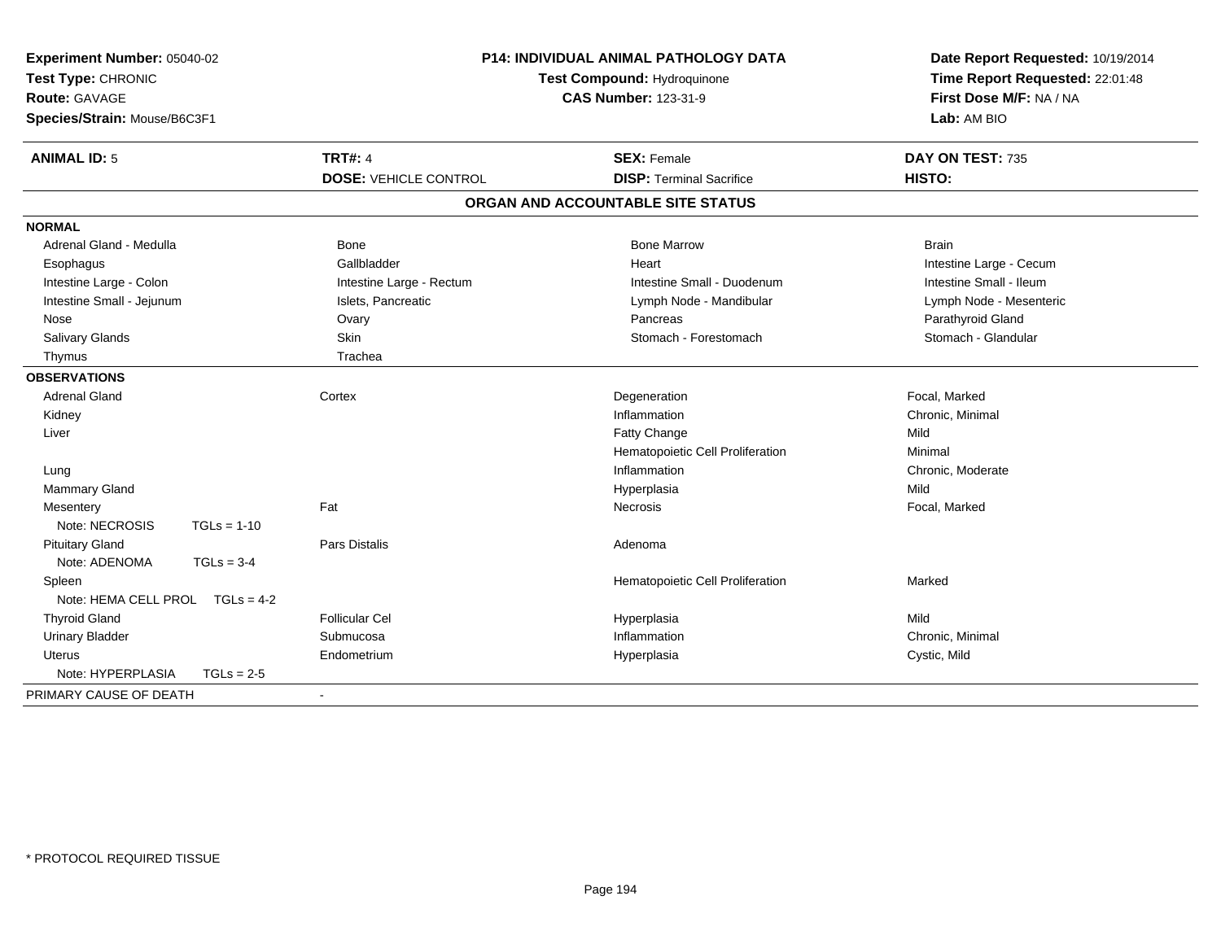**Experiment Number:** 05040-02
**Test Type:** CHRONIC
**Route:** GAVAGE
**Species/Strain:** Mouse/B6C3F1

**P14: INDIVIDUAL ANIMAL PATHOLOGY DATA**
**Test Compound:** Hydroquinone
**CAS Number:** 123-31-9

**Date Report Requested:** 10/19/2014
**Time Report Requested:** 22:01:48
**First Dose M/F:** NA / NA
**Lab:** AM BIO

| **ANIMAL ID:** 5 | **TRT#:** 4 | **SEX:** Female | **DAY ON TEST:** 735 |
|---|---|---|---|
| | **DOSE:** VEHICLE CONTROL | **DISP:** Terminal Sacrifice | **HISTO:** |

## ORGAN AND ACCOUNTABLE SITE STATUS

**NORMAL**

| | | | |
|---|---|---|---|
| Adrenal Gland - Medulla | Bone | Bone Marrow | Brain |
| Esophagus | Gallbladder | Heart | Intestine Large - Cecum |
| Intestine Large - Colon | Intestine Large - Rectum | Intestine Small - Duodenum | Intestine Small - Ileum |
| Intestine Small - Jejunum | Islets, Pancreatic | Lymph Node - Mandibular | Lymph Node - Mesenteric |
| Nose | Ovary | Pancreas | Parathyroid Gland |
| Salivary Glands | Skin | Stomach - Forestomach | Stomach - Glandular |
| Thymus | Trachea | | |

**OBSERVATIONS**

| Organ | Site | Finding | Severity |
|---|---|---|---|
| Adrenal Gland | Cortex | Degeneration | Focal, Marked |
| Kidney | | Inflammation | Chronic, Minimal |
| Liver | | Fatty Change | Mild |
| | | Hematopoietic Cell Proliferation | Minimal |
| Lung | | Inflammation | Chronic, Moderate |
| Mammary Gland | | Hyperplasia | Mild |
| Mesentery | Fat | Necrosis | Focal, Marked |
| Note: NECROSIS TGLs = 1-10 | | | |
| Pituitary Gland | Pars Distalis | Adenoma | |
| Note: ADENOMA TGLs = 3-4 | | | |
| Spleen | | Hematopoietic Cell Proliferation | Marked |
| Note: HEMA CELL PROL TGLs = 4-2 | | | |
| Thyroid Gland | Follicular Cel | Hyperplasia | Mild |
| Urinary Bladder | Submucosa | Inflammation | Chronic, Minimal |
| Uterus | Endometrium | Hyperplasia | Cystic, Mild |
| Note: HYPERPLASIA TGLs = 2-5 | | | |

PRIMARY CAUSE OF DEATH -

* PROTOCOL REQUIRED TISSUE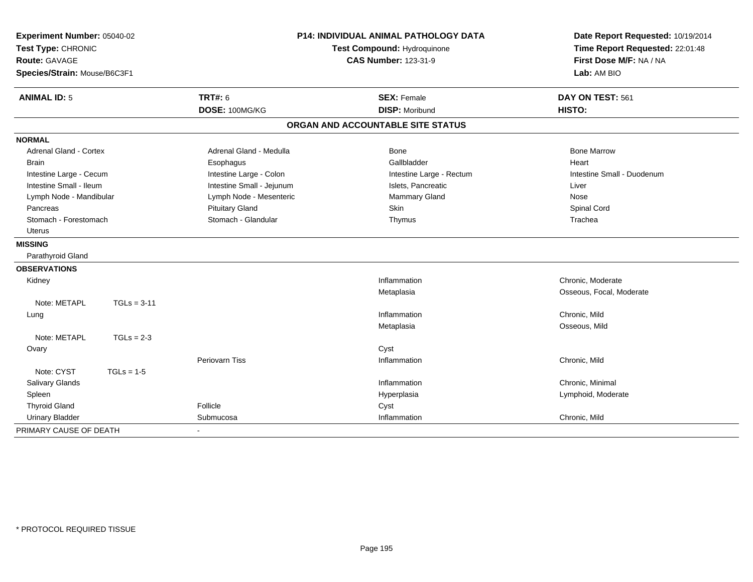**Experiment Number:** 05040-02
**Test Type:** CHRONIC
**Route:** GAVAGE
**Species/Strain:** Mouse/B6C3F1

**P14: INDIVIDUAL ANIMAL PATHOLOGY DATA**
**Test Compound:** Hydroquinone
**CAS Number:** 123-31-9

**Date Report Requested:** 10/19/2014
**Time Report Requested:** 22:01:48
**First Dose M/F:** NA / NA
**Lab:** AM BIO

| **ANIMAL ID:** 5 | **TRT#:** 6 | **SEX:** Female | **DAY ON TEST:** 561 |
|---|---|---|---|
| | **DOSE:** 100MG/KG | **DISP:** Moribund | **HISTO:** |

## ORGAN AND ACCOUNTABLE SITE STATUS

**NORMAL**

| | | | |
|---|---|---|---|
| Adrenal Gland - Cortex | Adrenal Gland - Medulla | Bone | Bone Marrow |
| Brain | Esophagus | Gallbladder | Heart |
| Intestine Large - Cecum | Intestine Large - Colon | Intestine Large - Rectum | Intestine Small - Duodenum |
| Intestine Small - Ileum | Intestine Small - Jejunum | Islets, Pancreatic | Liver |
| Lymph Node - Mandibular | Lymph Node - Mesenteric | Mammary Gland | Nose |
| Pancreas | Pituitary Gland | Skin | Spinal Cord |
| Stomach - Forestomach | Stomach - Glandular | Thymus | Trachea |
| Uterus | | | |

**MISSING**

Parathyroid Gland

**OBSERVATIONS**

| Organ | Site | Observation | Description |
|---|---|---|---|
| Kidney | | Inflammation | Chronic, Moderate |
| | | Metaplasia | Osseous, Focal, Moderate |
| Note: METAPL TGLs = 3-11 | | | |
| Lung | | Inflammation | Chronic, Mild |
| | | Metaplasia | Osseous, Mild |
| Note: METAPL TGLs = 2-3 | | | |
| Ovary | | Cyst | |
| | Periovarn Tiss | Inflammation | Chronic, Mild |
| Note: CYST TGLs = 1-5 | | | |
| Salivary Glands | | Inflammation | Chronic, Minimal |
| Spleen | | Hyperplasia | Lymphoid, Moderate |
| Thyroid Gland | Follicle | Cyst | |
| Urinary Bladder | Submucosa | Inflammation | Chronic, Mild |

PRIMARY CAUSE OF DEATH -

* PROTOCOL REQUIRED TISSUE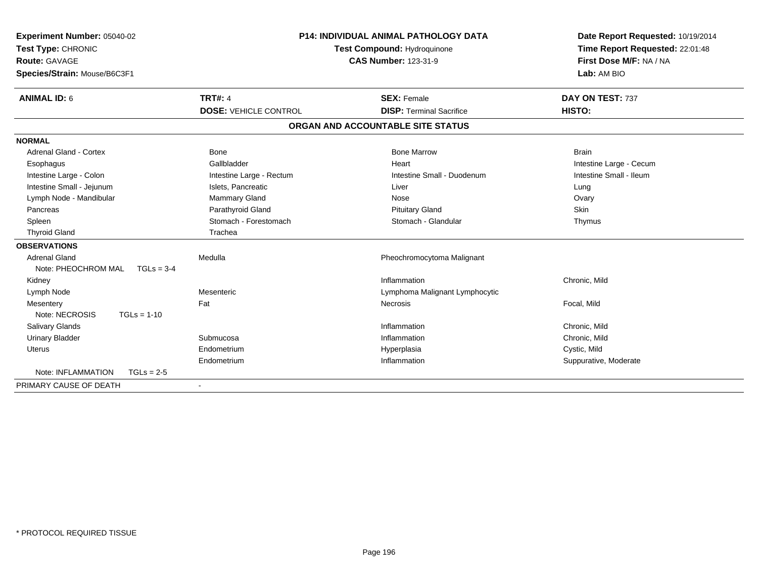**Experiment Number:** 05040-02
**Test Type:** CHRONIC
**Route:** GAVAGE
**Species/Strain:** Mouse/B6C3F1

**P14: INDIVIDUAL ANIMAL PATHOLOGY DATA**
**Test Compound:** Hydroquinone
**CAS Number:** 123-31-9

**Date Report Requested:** 10/19/2014
**Time Report Requested:** 22:01:48
**First Dose M/F:** NA / NA
**Lab:** AM BIO

| **ANIMAL ID:** 6 | **TRT#:** 4 | **SEX:** Female | **DAY ON TEST:** 737 |
|---|---|---|---|
| | **DOSE:** VEHICLE CONTROL | **DISP:** Terminal Sacrifice | **HISTO:** |

## ORGAN AND ACCOUNTABLE SITE STATUS

| | | | |
|---|---|---|---|
| **NORMAL** | | | |
| Adrenal Gland - Cortex | Bone | Bone Marrow | Brain |
| Esophagus | Gallbladder | Heart | Intestine Large - Cecum |
| Intestine Large - Colon | Intestine Large - Rectum | Intestine Small - Duodenum | Intestine Small - Ileum |
| Intestine Small - Jejunum | Islets, Pancreatic | Liver | Lung |
| Lymph Node - Mandibular | Mammary Gland | Nose | Ovary |
| Pancreas | Parathyroid Gland | Pituitary Gland | Skin |
| Spleen | Stomach - Forestomach | Stomach - Glandular | Thymus |
| Thyroid Gland | Trachea | | |
| **OBSERVATIONS** | | | |
| Adrenal Gland | Medulla | Pheochromocytoma Malignant | |
| Note: PHEOCHROM MAL TGLs = 3-4 | | | |
| Kidney | | Inflammation | Chronic, Mild |
| Lymph Node | Mesenteric | Lymphoma Malignant Lymphocytic | |
| Mesentery | Fat | Necrosis | Focal, Mild |
| Note: NECROSIS TGLs = 1-10 | | | |
| Salivary Glands | | Inflammation | Chronic, Mild |
| Urinary Bladder | Submucosa | Inflammation | Chronic, Mild |
| Uterus | Endometrium | Hyperplasia | Cystic, Mild |
| | Endometrium | Inflammation | Suppurative, Moderate |
| Note: INFLAMMATION TGLs = 2-5 | | | |
| PRIMARY CAUSE OF DEATH | - | | |

* PROTOCOL REQUIRED TISSUE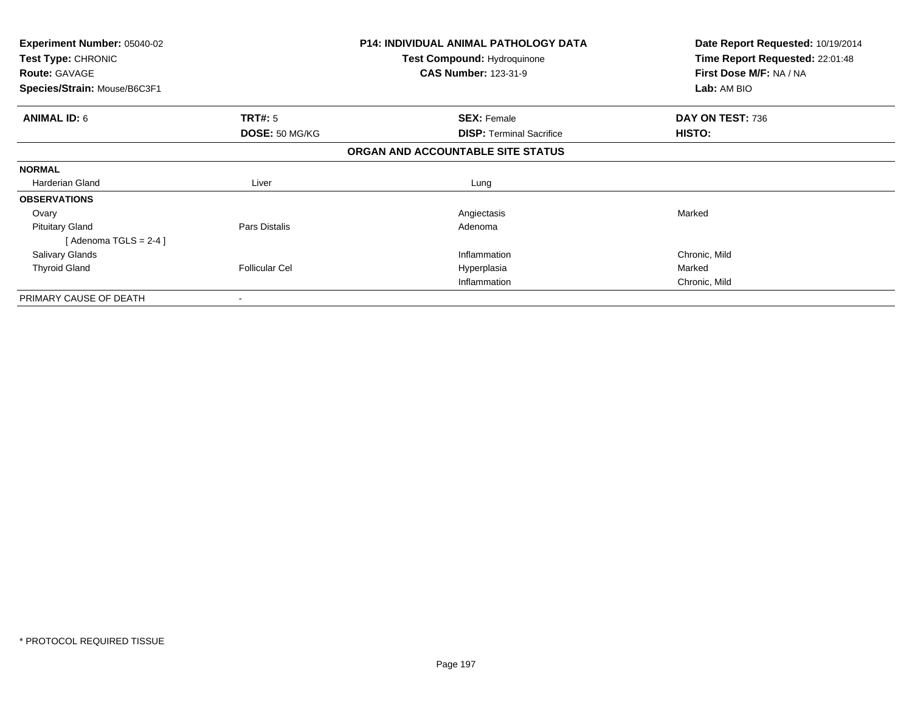**Experiment Number:** 05040-02
**Test Type:** CHRONIC
**Route:** GAVAGE
**Species/Strain:** Mouse/B6C3F1

**P14: INDIVIDUAL ANIMAL PATHOLOGY DATA**
**Test Compound:** Hydroquinone
**CAS Number:** 123-31-9

**Date Report Requested:** 10/19/2014
**Time Report Requested:** 22:01:48
**First Dose M/F:** NA / NA
**Lab:** AM BIO

| **ANIMAL ID:** 6 | **TRT#:** 5 | **SEX:** Female | **DAY ON TEST:** 736 |
|---|---|---|---|
| | **DOSE:** 50 MG/KG | **DISP:** Terminal Sacrifice | **HISTO:** |

**ORGAN AND ACCOUNTABLE SITE STATUS**

| | | | |
|---|---|---|---|
| **NORMAL** | | | |
| Harderian Gland | Liver | Lung | |
| **OBSERVATIONS** | | | |
| Ovary | | Angiectasis | Marked |
| Pituitary Gland | Pars Distalis | Adenoma | |
| [ Adenoma TGLS = 2-4 ] | | | |
| Salivary Glands | | Inflammation | Chronic, Mild |
| Thyroid Gland | Follicular Cel | Hyperplasia | Marked |
| | | Inflammation | Chronic, Mild |
| PRIMARY CAUSE OF DEATH | - | | |

* PROTOCOL REQUIRED TISSUE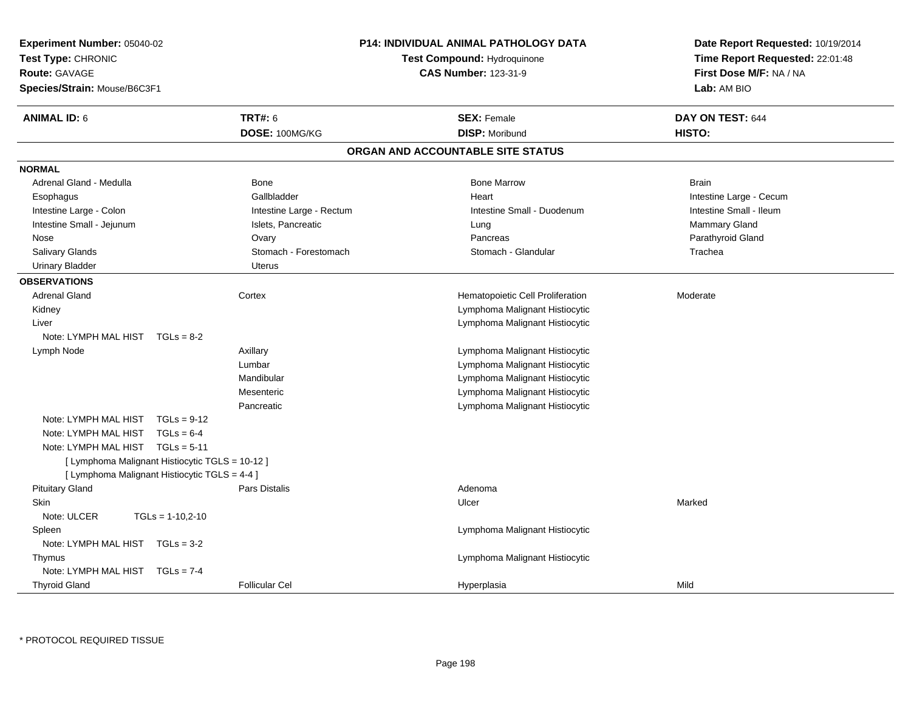**Experiment Number:** 05040-02
**Test Type:** CHRONIC
**Route:** GAVAGE
**Species/Strain:** Mouse/B6C3F1

**P14: INDIVIDUAL ANIMAL PATHOLOGY DATA**
**Test Compound:** Hydroquinone
**CAS Number:** 123-31-9

**Date Report Requested:** 10/19/2014
**Time Report Requested:** 22:01:48
**First Dose M/F:** NA / NA
**Lab:** AM BIO

| **ANIMAL ID:** 6 | **TRT#:** 6 | **SEX:** Female | **DAY ON TEST:** 644 |
|---|---|---|---|
| | **DOSE:** 100MG/KG | **DISP:** Moribund | **HISTO:** |

## ORGAN AND ACCOUNTABLE SITE STATUS

**NORMAL**

| | | | |
|---|---|---|---|
| Adrenal Gland - Medulla | Bone | Bone Marrow | Brain |
| Esophagus | Gallbladder | Heart | Intestine Large - Cecum |
| Intestine Large - Colon | Intestine Large - Rectum | Intestine Small - Duodenum | Intestine Small - Ileum |
| Intestine Small - Jejunum | Islets, Pancreatic | Lung | Mammary Gland |
| Nose | Ovary | Pancreas | Parathyroid Gland |
| Salivary Glands | Stomach - Forestomach | Stomach - Glandular | Trachea |
| Urinary Bladder | Uterus | | |

**OBSERVATIONS**

| | | | |
|---|---|---|---|
| Adrenal Gland | Cortex | Hematopoietic Cell Proliferation | Moderate |
| Kidney | | Lymphoma Malignant Histiocytic | |
| Liver | | Lymphoma Malignant Histiocytic | |
| Note: LYMPH MAL HIST TGLs = 8-2 | | | |
| Lymph Node | Axillary | Lymphoma Malignant Histiocytic | |
| | Lumbar | Lymphoma Malignant Histiocytic | |
| | Mandibular | Lymphoma Malignant Histiocytic | |
| | Mesenteric | Lymphoma Malignant Histiocytic | |
| | Pancreatic | Lymphoma Malignant Histiocytic | |
| Note: LYMPH MAL HIST TGLs = 9-12 | | | |
| Note: LYMPH MAL HIST TGLs = 6-4 | | | |
| Note: LYMPH MAL HIST TGLs = 5-11 | | | |
| [ Lymphoma Malignant Histiocytic TGLS = 10-12 ] | | | |
| [ Lymphoma Malignant Histiocytic TGLS = 4-4 ] | | | |
| Pituitary Gland | Pars Distalis | Adenoma | |
| Skin | | Ulcer | Marked |
| Note: ULCER TGLs = 1-10,2-10 | | | |
| Spleen | | Lymphoma Malignant Histiocytic | |
| Note: LYMPH MAL HIST TGLs = 3-2 | | | |
| Thymus | | Lymphoma Malignant Histiocytic | |
| Note: LYMPH MAL HIST TGLs = 7-4 | | | |
| Thyroid Gland | Follicular Cel | Hyperplasia | Mild |

* PROTOCOL REQUIRED TISSUE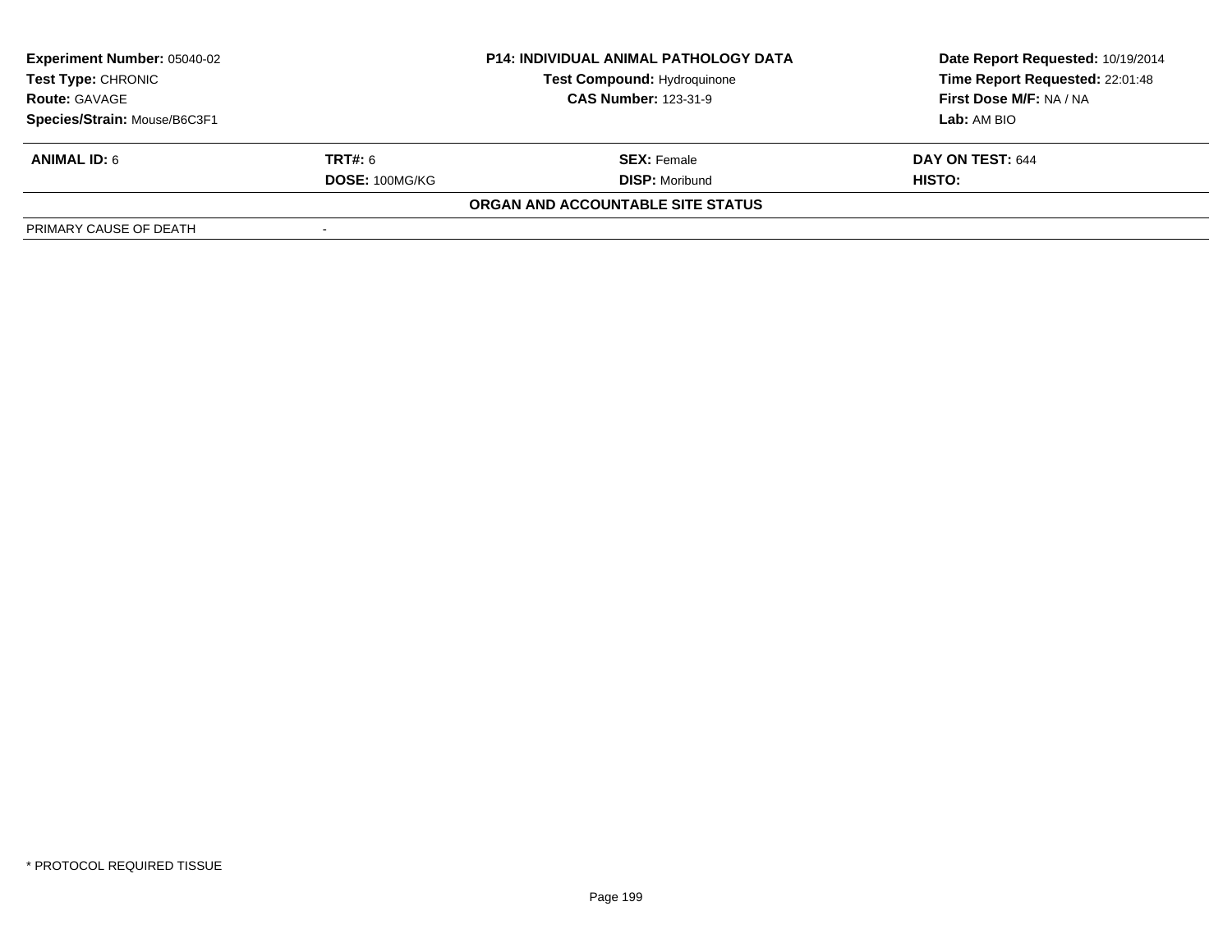| **Experiment Number:** 05040-02 | **P14: INDIVIDUAL ANIMAL PATHOLOGY DATA** | **Date Report Requested:** 10/19/2014 |
|---|---|---|
| **Test Type:** CHRONIC | **Test Compound:** Hydroquinone | **Time Report Requested:** 22:01:48 |
| **Route:** GAVAGE | **CAS Number:** 123-31-9 | **First Dose M/F:** NA / NA |
| **Species/Strain:** Mouse/B6C3F1 | | **Lab:** AM BIO |

| **ANIMAL ID:** 6 | **TRT#:** 6 | **SEX:** Female | **DAY ON TEST:** 644 |
|---|---|---|---|
| | **DOSE:** 100MG/KG | **DISP:** Moribund | **HISTO:** |

**ORGAN AND ACCOUNTABLE SITE STATUS**

| | |
|---|---|
| PRIMARY CAUSE OF DEATH | - |

* PROTOCOL REQUIRED TISSUE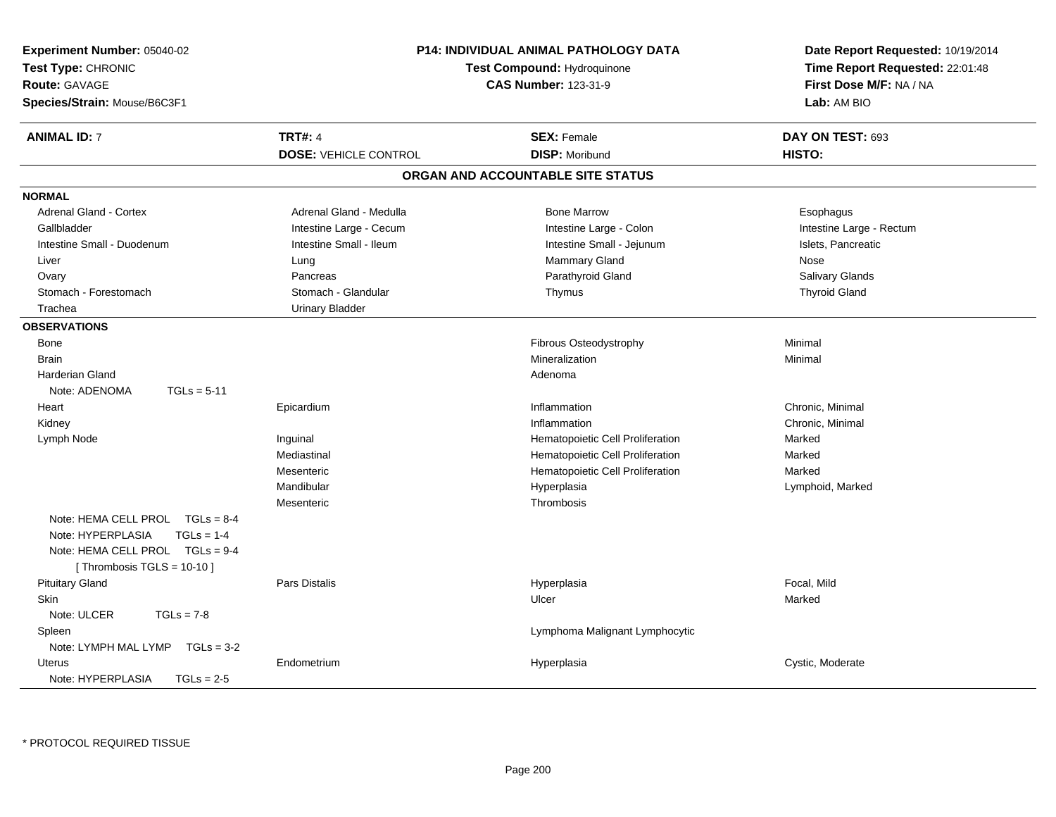**Experiment Number:** 05040-02
**Test Type:** CHRONIC
**Route:** GAVAGE
**Species/Strain:** Mouse/B6C3F1

**P14: INDIVIDUAL ANIMAL PATHOLOGY DATA**
**Test Compound:** Hydroquinone
**CAS Number:** 123-31-9

**Date Report Requested:** 10/19/2014
**Time Report Requested:** 22:01:48
**First Dose M/F:** NA / NA
**Lab:** AM BIO

| **ANIMAL ID:** 7 | **TRT#:** 4 | **SEX:** Female | **DAY ON TEST:** 693 |
|---|---|---|---|
| | **DOSE:** VEHICLE CONTROL | **DISP:** Moribund | **HISTO:** |

## ORGAN AND ACCOUNTABLE SITE STATUS

**NORMAL**

| | | | |
|---|---|---|---|
| Adrenal Gland - Cortex | Adrenal Gland - Medulla | Bone Marrow | Esophagus |
| Gallbladder | Intestine Large - Cecum | Intestine Large - Colon | Intestine Large - Rectum |
| Intestine Small - Duodenum | Intestine Small - Ileum | Intestine Small - Jejunum | Islets, Pancreatic |
| Liver | Lung | Mammary Gland | Nose |
| Ovary | Pancreas | Parathyroid Gland | Salivary Glands |
| Stomach - Forestomach | Stomach - Glandular | Thymus | Thyroid Gland |
| Trachea | Urinary Bladder | | |

**OBSERVATIONS**

| | | | |
|---|---|---|---|
| Bone | | Fibrous Osteodystrophy | Minimal |
| Brain | | Mineralization | Minimal |
| Harderian Gland | | Adenoma | |
| Note: ADENOMA TGLs = 5-11 | | | |
| Heart | Epicardium | Inflammation | Chronic, Minimal |
| Kidney | | Inflammation | Chronic, Minimal |
| Lymph Node | Inguinal | Hematopoietic Cell Proliferation | Marked |
| | Mediastinal | Hematopoietic Cell Proliferation | Marked |
| | Mesenteric | Hematopoietic Cell Proliferation | Marked |
| | Mandibular | Hyperplasia | Lymphoid, Marked |
| | Mesenteric | Thrombosis | |
| Note: HEMA CELL PROL TGLs = 8-4 | | | |
| Note: HYPERPLASIA TGLs = 1-4 | | | |
| Note: HEMA CELL PROL TGLs = 9-4 | | | |
| [ Thrombosis TGLS = 10-10 ] | | | |
| Pituitary Gland | Pars Distalis | Hyperplasia | Focal, Mild |
| Skin | | Ulcer | Marked |
| Note: ULCER TGLs = 7-8 | | | |
| Spleen | | Lymphoma Malignant Lymphocytic | |
| Note: LYMPH MAL LYMP TGLs = 3-2 | | | |
| Uterus | Endometrium | Hyperplasia | Cystic, Moderate |
| Note: HYPERPLASIA TGLs = 2-5 | | | |

* PROTOCOL REQUIRED TISSUE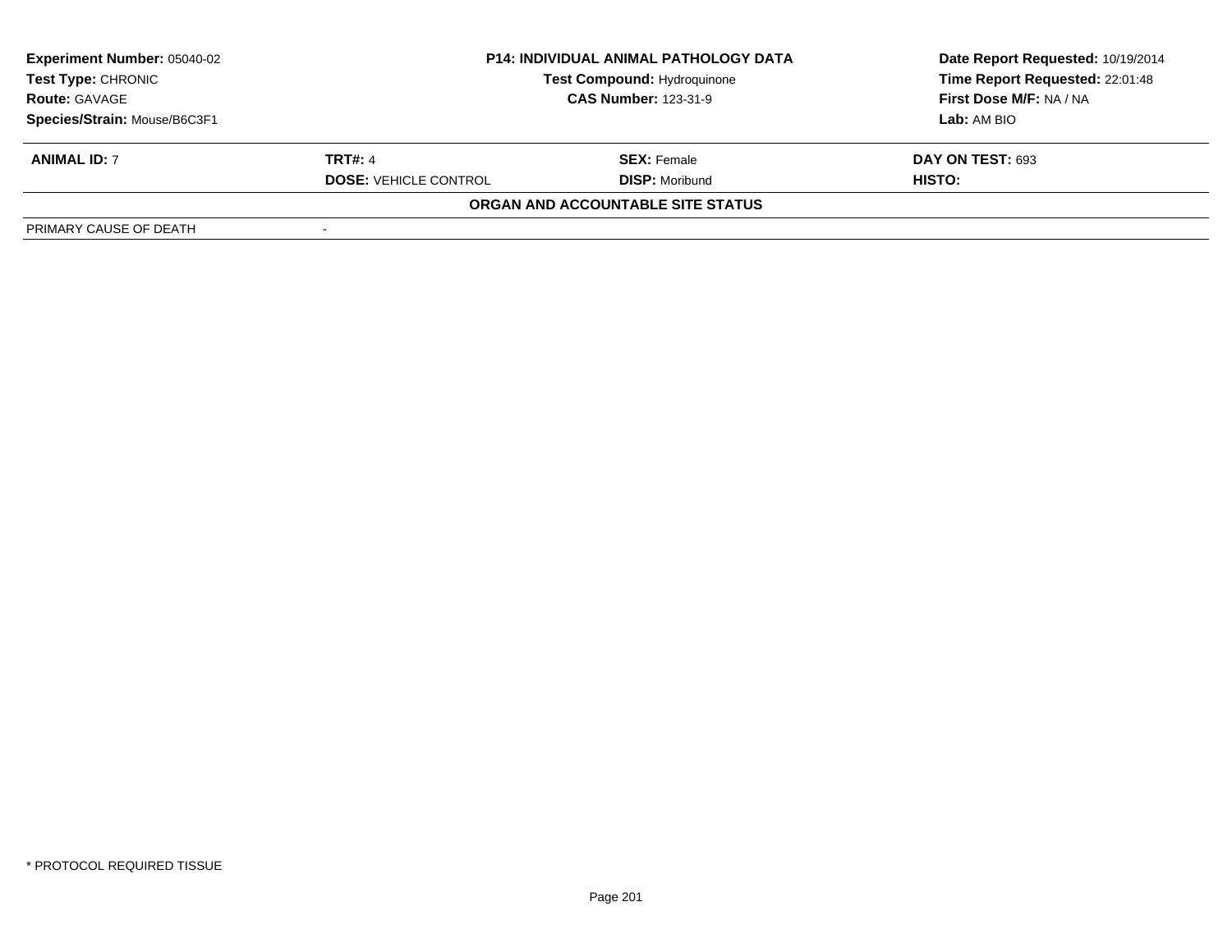| **Experiment Number:** 05040-02 | **P14: INDIVIDUAL ANIMAL PATHOLOGY DATA** | **Date Report Requested:** 10/19/2014 |
|---|---|---|
| **Test Type:** CHRONIC | **Test Compound:** Hydroquinone | **Time Report Requested:** 22:01:48 |
| **Route:** GAVAGE | **CAS Number:** 123-31-9 | **First Dose M/F:** NA / NA |
| **Species/Strain:** Mouse/B6C3F1 | | **Lab:** AM BIO |

| **ANIMAL ID:** 7 | **TRT#:** 4 | **SEX:** Female | **DAY ON TEST:** 693 |
|---|---|---|---|
| | **DOSE:** VEHICLE CONTROL | **DISP:** Moribund | **HISTO:** |

**ORGAN AND ACCOUNTABLE SITE STATUS**

| PRIMARY CAUSE OF DEATH | - |
|---|---|

\* PROTOCOL REQUIRED TISSUE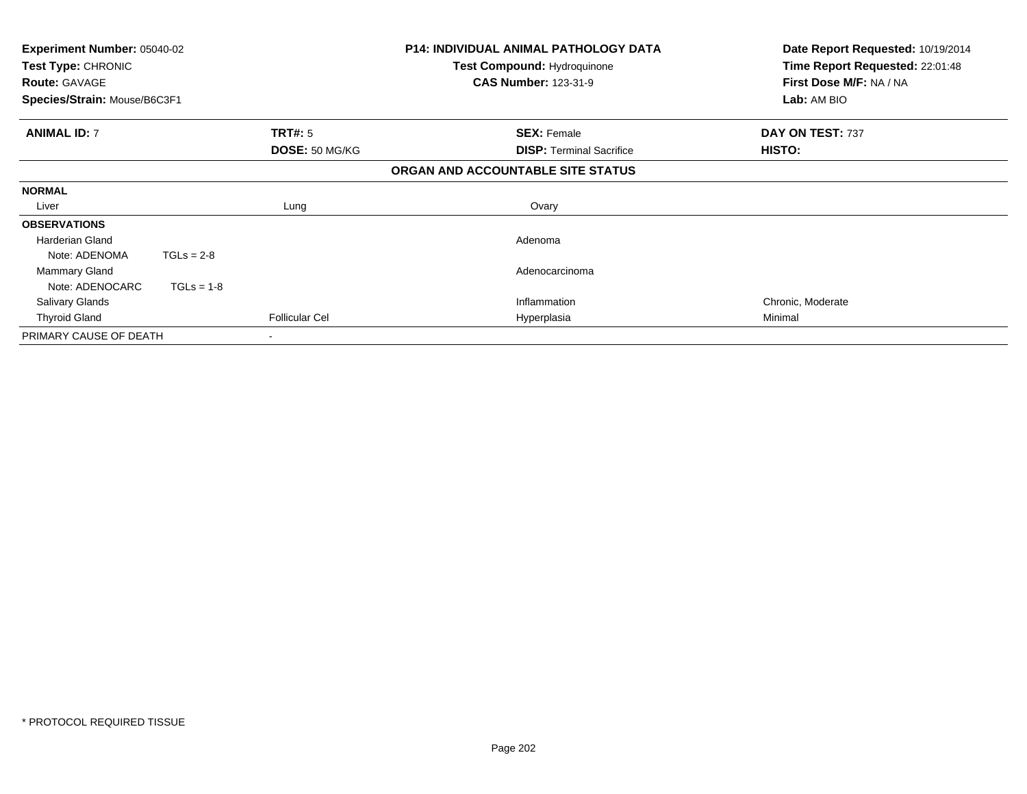**Experiment Number:** 05040-02
**Test Type:** CHRONIC
**Route:** GAVAGE
**Species/Strain:** Mouse/B6C3F1

**P14: INDIVIDUAL ANIMAL PATHOLOGY DATA**
**Test Compound:** Hydroquinone
**CAS Number:** 123-31-9

**Date Report Requested:** 10/19/2014
**Time Report Requested:** 22:01:48
**First Dose M/F:** NA / NA
**Lab:** AM BIO

| **ANIMAL ID:** 7 | **TRT#:** 5 | **SEX:** Female | **DAY ON TEST:** 737 |
|---|---|---|---|
| | **DOSE:** 50 MG/KG | **DISP:** Terminal Sacrifice | **HISTO:** |

**ORGAN AND ACCOUNTABLE SITE STATUS**

| | | | |
|---|---|---|---|
| **NORMAL** | | | |
| Liver | Lung | Ovary | |
| **OBSERVATIONS** | | | |
| Harderian Gland | | Adenoma | |
| Note: ADENOMA TGLs = 2-8 | | | |
| Mammary Gland | | Adenocarcinoma | |
| Note: ADENOCARC TGLs = 1-8 | | | |
| Salivary Glands | | Inflammation | Chronic, Moderate |
| Thyroid Gland | Follicular Cel | Hyperplasia | Minimal |
| PRIMARY CAUSE OF DEATH | - | | |

* PROTOCOL REQUIRED TISSUE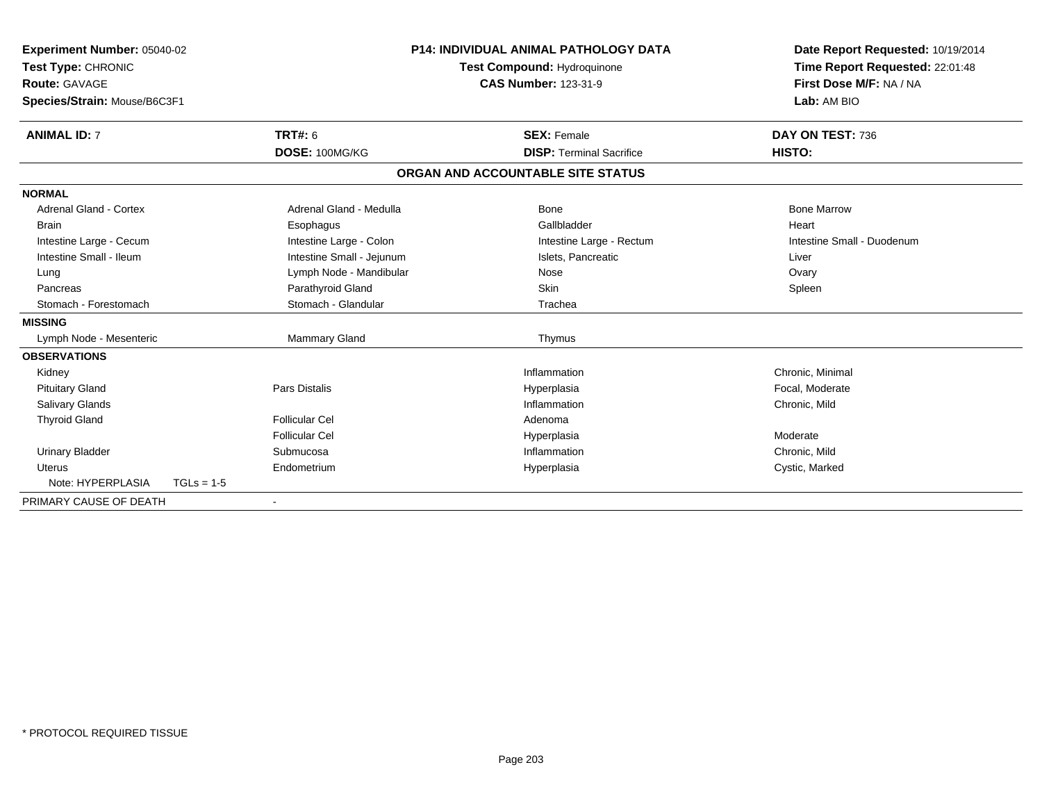**Experiment Number:** 05040-02
**Test Type:** CHRONIC
**Route:** GAVAGE
**Species/Strain:** Mouse/B6C3F1

**P14: INDIVIDUAL ANIMAL PATHOLOGY DATA**
**Test Compound:** Hydroquinone
**CAS Number:** 123-31-9

**Date Report Requested:** 10/19/2014
**Time Report Requested:** 22:01:48
**First Dose M/F:** NA / NA
**Lab:** AM BIO

| **ANIMAL ID:** 7 | **TRT#:** 6 | **SEX:** Female | **DAY ON TEST:** 736 |
|---|---|---|---|
| | **DOSE:** 100MG/KG | **DISP:** Terminal Sacrifice | **HISTO:** |

**ORGAN AND ACCOUNTABLE SITE STATUS**

| | | | |
|---|---|---|---|
| **NORMAL** | | | |
| Adrenal Gland - Cortex | Adrenal Gland - Medulla | Bone | Bone Marrow |
| Brain | Esophagus | Gallbladder | Heart |
| Intestine Large - Cecum | Intestine Large - Colon | Intestine Large - Rectum | Intestine Small - Duodenum |
| Intestine Small - Ileum | Intestine Small - Jejunum | Islets, Pancreatic | Liver |
| Lung | Lymph Node - Mandibular | Nose | Ovary |
| Pancreas | Parathyroid Gland | Skin | Spleen |
| Stomach - Forestomach | Stomach - Glandular | Trachea | |
| **MISSING** | | | |
| Lymph Node - Mesenteric | Mammary Gland | Thymus | |
| **OBSERVATIONS** | | | |
| Kidney | | Inflammation | Chronic, Minimal |
| Pituitary Gland | Pars Distalis | Hyperplasia | Focal, Moderate |
| Salivary Glands | | Inflammation | Chronic, Mild |
| Thyroid Gland | Follicular Cel | Adenoma | |
| | Follicular Cel | Hyperplasia | Moderate |
| Urinary Bladder | Submucosa | Inflammation | Chronic, Mild |
| Uterus | Endometrium | Hyperplasia | Cystic, Marked |
| Note: HYPERPLASIA TGLs = 1-5 | | | |
| PRIMARY CAUSE OF DEATH | - | | |

\* PROTOCOL REQUIRED TISSUE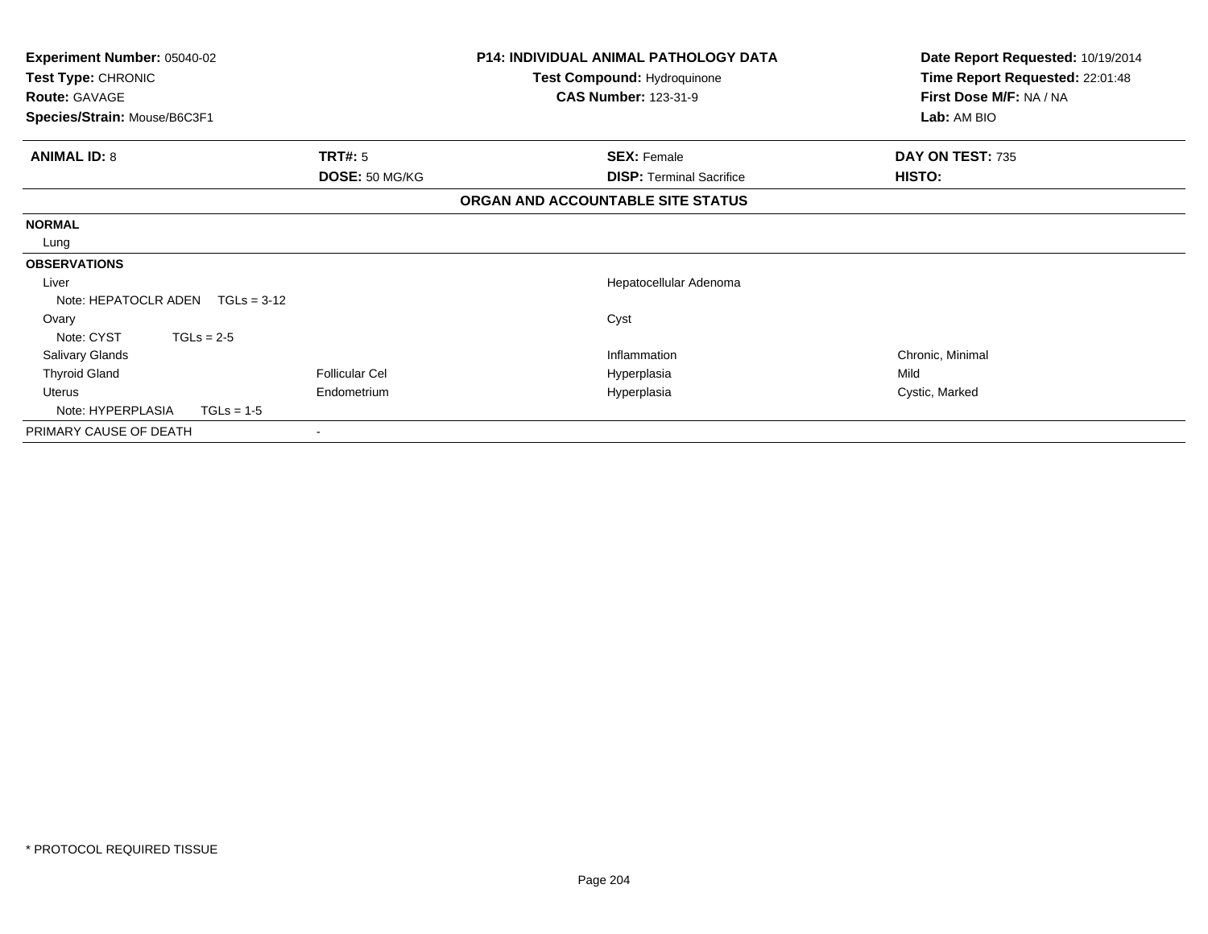**Experiment Number:** 05040-02
**Test Type:** CHRONIC
**Route:** GAVAGE
**Species/Strain:** Mouse/B6C3F1

**P14: INDIVIDUAL ANIMAL PATHOLOGY DATA**
**Test Compound:** Hydroquinone
**CAS Number:** 123-31-9

**Date Report Requested:** 10/19/2014
**Time Report Requested:** 22:01:48
**First Dose M/F:** NA / NA
**Lab:** AM BIO

| **ANIMAL ID:** 8 | **TRT#:** 5 | **SEX:** Female | **DAY ON TEST:** 735 |
|---|---|---|---|
| | **DOSE:** 50 MG/KG | **DISP:** Terminal Sacrifice | **HISTO:** |

**ORGAN AND ACCOUNTABLE SITE STATUS**

| | | | |
|---|---|---|---|
| **NORMAL** | | | |
| Lung | | | |
| **OBSERVATIONS** | | | |
| Liver | | Hepatocellular Adenoma | |
| Note: HEPATOCLR ADEN TGLs = 3-12 | | | |
| Ovary | | Cyst | |
| Note: CYST TGLs = 2-5 | | | |
| Salivary Glands | | Inflammation | Chronic, Minimal |
| Thyroid Gland | Follicular Cel | Hyperplasia | Mild |
| Uterus | Endometrium | Hyperplasia | Cystic, Marked |
| Note: HYPERPLASIA TGLs = 1-5 | | | |
| PRIMARY CAUSE OF DEATH | - | | |

\* PROTOCOL REQUIRED TISSUE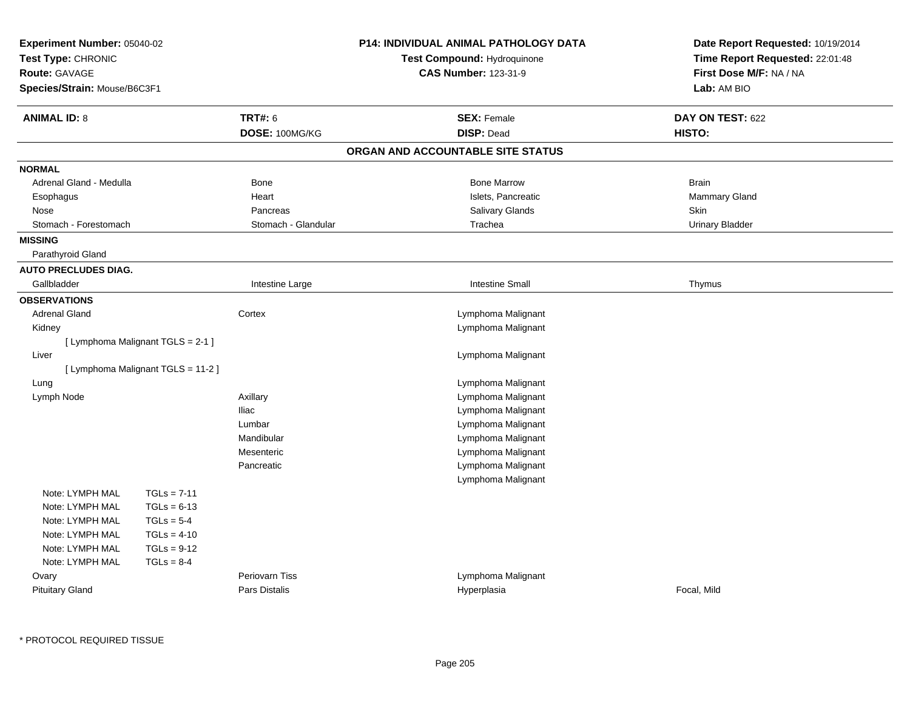**Experiment Number:** 05040-02
**Test Type:** CHRONIC
**Route:** GAVAGE
**Species/Strain:** Mouse/B6C3F1

**P14: INDIVIDUAL ANIMAL PATHOLOGY DATA**
**Test Compound:** Hydroquinone
**CAS Number:** 123-31-9

**Date Report Requested:** 10/19/2014
**Time Report Requested:** 22:01:48
**First Dose M/F:** NA / NA
**Lab:** AM BIO

| **ANIMAL ID:** 8 | **TRT#:** 6 | **SEX:** Female | **DAY ON TEST:** 622 |
|---|---|---|---|
| | **DOSE:** 100MG/KG | **DISP:** Dead | **HISTO:** |

**ORGAN AND ACCOUNTABLE SITE STATUS**

**NORMAL**

| | | | |
|---|---|---|---|
| Adrenal Gland - Medulla | Bone | Bone Marrow | Brain |
| Esophagus | Heart | Islets, Pancreatic | Mammary Gland |
| Nose | Pancreas | Salivary Glands | Skin |
| Stomach - Forestomach | Stomach - Glandular | Trachea | Urinary Bladder |

**MISSING**

Parathyroid Gland

**AUTO PRECLUDES DIAG.**

| | | | |
|---|---|---|---|
| Gallbladder | Intestine Large | Intestine Small | Thymus |

**OBSERVATIONS**

| | | | |
|---|---|---|---|
| Adrenal Gland | Cortex | Lymphoma Malignant | |
| Kidney | | Lymphoma Malignant | |
| [ Lymphoma Malignant TGLS = 2-1 ] | | | |
| Liver | | Lymphoma Malignant | |
| [ Lymphoma Malignant TGLS = 11-2 ] | | | |
| Lung | | Lymphoma Malignant | |
| Lymph Node | Axillary | Lymphoma Malignant | |
| | Iliac | Lymphoma Malignant | |
| | Lumbar | Lymphoma Malignant | |
| | Mandibular | Lymphoma Malignant | |
| | Mesenteric | Lymphoma Malignant | |
| | Pancreatic | Lymphoma Malignant | |
| | | Lymphoma Malignant | |
| Note: LYMPH MAL TGLs = 7-11 | | | |
| Note: LYMPH MAL TGLs = 6-13 | | | |
| Note: LYMPH MAL TGLs = 5-4 | | | |
| Note: LYMPH MAL TGLs = 4-10 | | | |
| Note: LYMPH MAL TGLs = 9-12 | | | |
| Note: LYMPH MAL TGLs = 8-4 | | | |
| Ovary | Periovarn Tiss | Lymphoma Malignant | |
| Pituitary Gland | Pars Distalis | Hyperplasia | Focal, Mild |

\* PROTOCOL REQUIRED TISSUE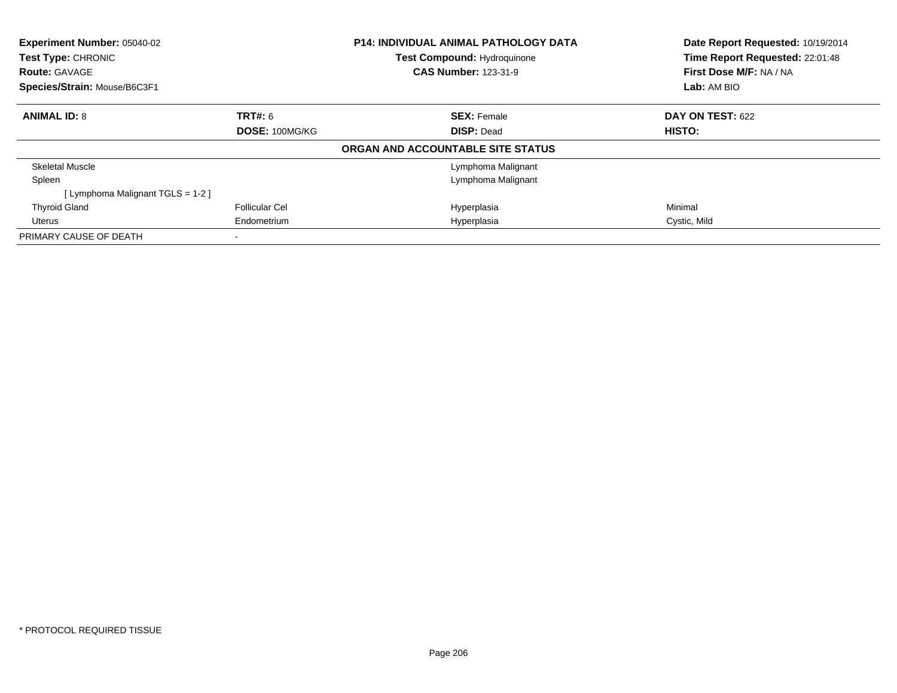**Experiment Number:** 05040-02
**Test Type:** CHRONIC
**Route:** GAVAGE
**Species/Strain:** Mouse/B6C3F1

**P14: INDIVIDUAL ANIMAL PATHOLOGY DATA**
**Test Compound:** Hydroquinone
**CAS Number:** 123-31-9

**Date Report Requested:** 10/19/2014
**Time Report Requested:** 22:01:48
**First Dose M/F:** NA / NA
**Lab:** AM BIO

| **ANIMAL ID:** 8 | **TRT#:** 6 | **SEX:** Female | **DAY ON TEST:** 622 |
|---|---|---|---|
| | **DOSE:** 100MG/KG | **DISP:** Dead | **HISTO:** |
| | | **ORGAN AND ACCOUNTABLE SITE STATUS** | |
| Skeletal Muscle | | Lymphoma Malignant | |
| Spleen | | Lymphoma Malignant | |
| [ Lymphoma Malignant TGLS = 1-2 ] | | | |
| Thyroid Gland | Follicular Cel | Hyperplasia | Minimal |
| Uterus | Endometrium | Hyperplasia | Cystic, Mild |
| PRIMARY CAUSE OF DEATH | - | | |

* PROTOCOL REQUIRED TISSUE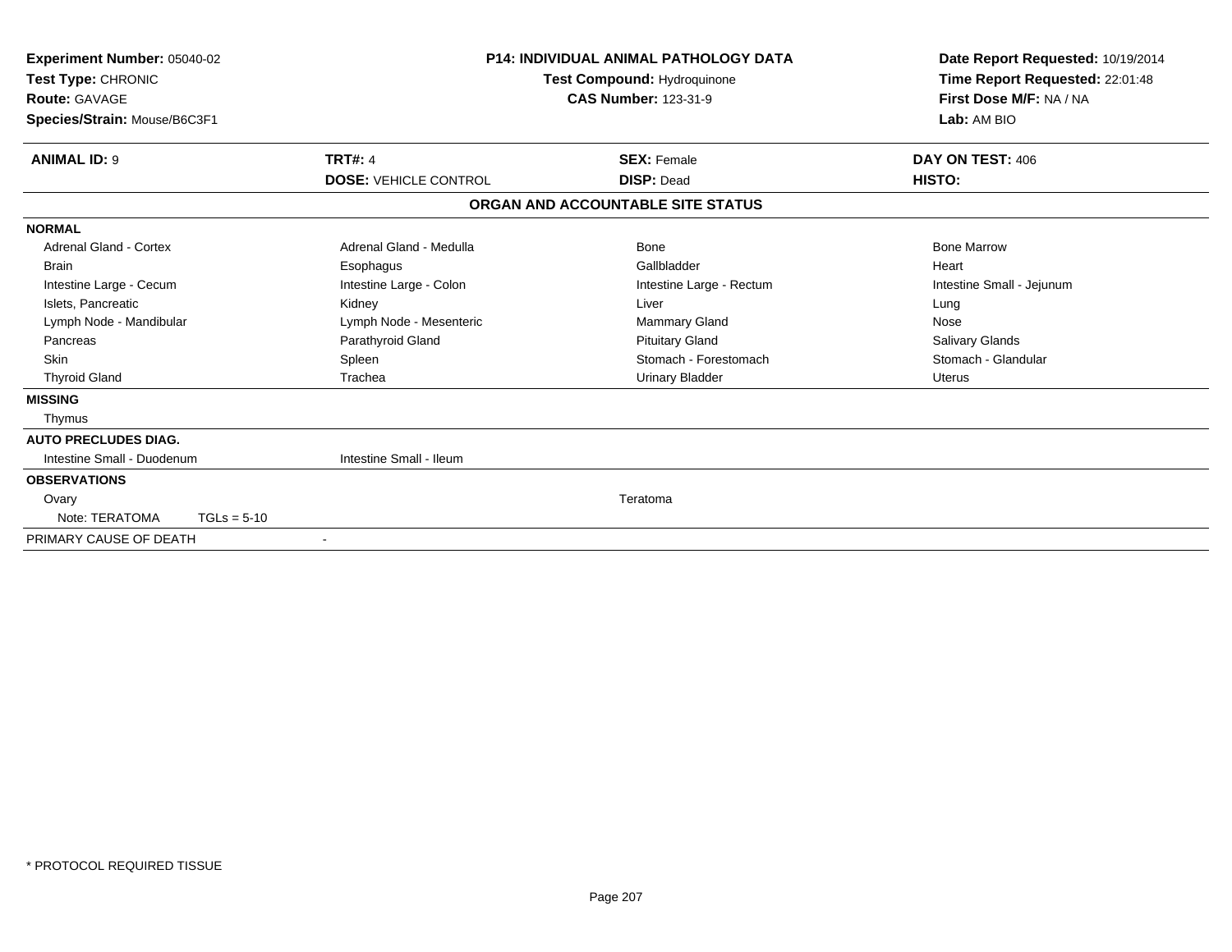**Experiment Number:** 05040-02
**Test Type:** CHRONIC
**Route:** GAVAGE
**Species/Strain:** Mouse/B6C3F1

**P14: INDIVIDUAL ANIMAL PATHOLOGY DATA**
**Test Compound:** Hydroquinone
**CAS Number:** 123-31-9

**Date Report Requested:** 10/19/2014
**Time Report Requested:** 22:01:48
**First Dose M/F:** NA / NA
**Lab:** AM BIO

| **ANIMAL ID:** 9 | **TRT#:** 4 | **SEX:** Female | **DAY ON TEST:** 406 |
|---|---|---|---|
| | **DOSE:** VEHICLE CONTROL | **DISP:** Dead | **HISTO:** |

## ORGAN AND ACCOUNTABLE SITE STATUS

| | | | |
|---|---|---|---|
| **NORMAL** | | | |
| Adrenal Gland - Cortex | Adrenal Gland - Medulla | Bone | Bone Marrow |
| Brain | Esophagus | Gallbladder | Heart |
| Intestine Large - Cecum | Intestine Large - Colon | Intestine Large - Rectum | Intestine Small - Jejunum |
| Islets, Pancreatic | Kidney | Liver | Lung |
| Lymph Node - Mandibular | Lymph Node - Mesenteric | Mammary Gland | Nose |
| Pancreas | Parathyroid Gland | Pituitary Gland | Salivary Glands |
| Skin | Spleen | Stomach - Forestomach | Stomach - Glandular |
| Thyroid Gland | Trachea | Urinary Bladder | Uterus |
| **MISSING** | | | |
| Thymus | | | |
| **AUTO PRECLUDES DIAG.** | | | |
| Intestine Small - Duodenum | Intestine Small - Ileum | | |
| **OBSERVATIONS** | | | |
| Ovary | | Teratoma | |
| Note: TERATOMA TGLs = 5-10 | | | |
| PRIMARY CAUSE OF DEATH | - | | |

\* PROTOCOL REQUIRED TISSUE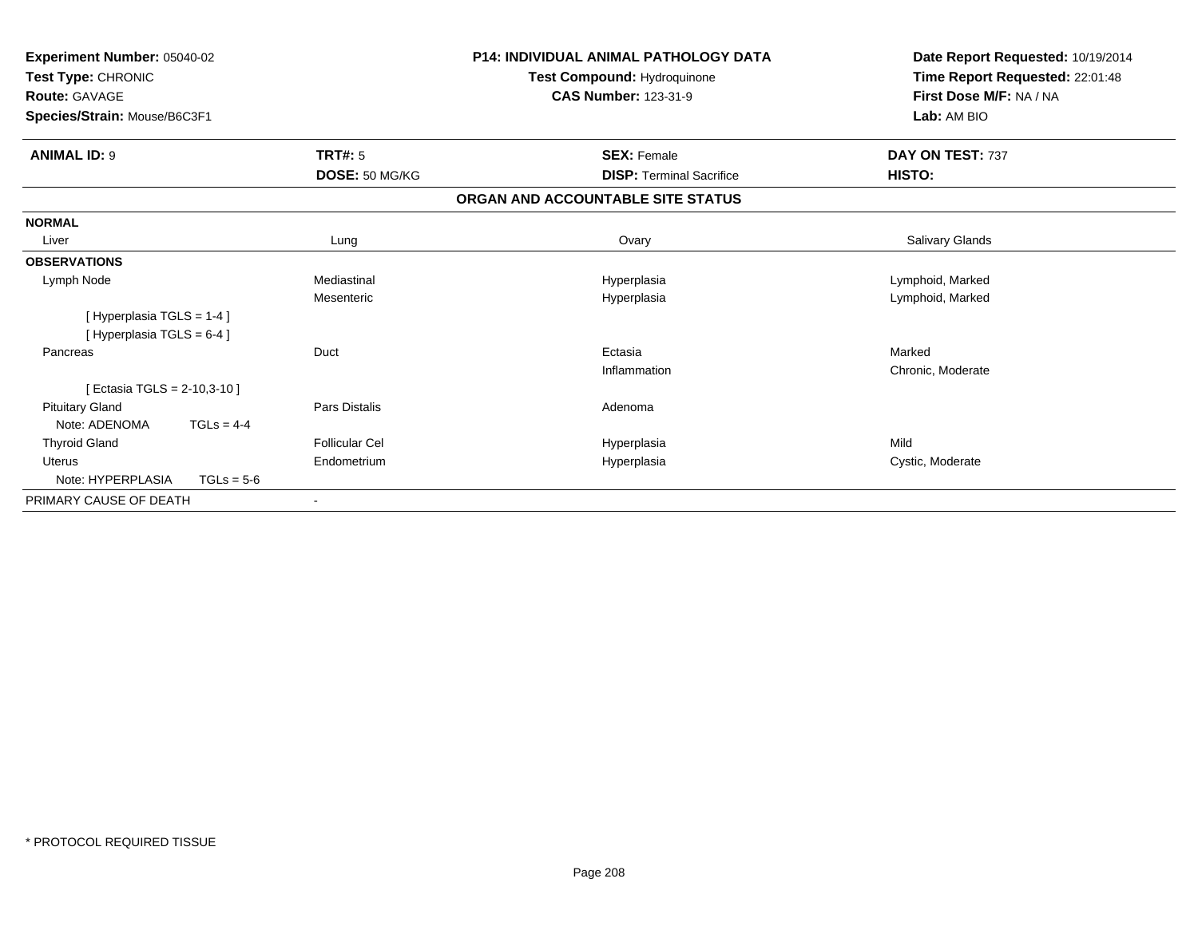**Experiment Number:** 05040-02
**Test Type:** CHRONIC
**Route:** GAVAGE
**Species/Strain:** Mouse/B6C3F1

**P14: INDIVIDUAL ANIMAL PATHOLOGY DATA**
**Test Compound:** Hydroquinone
**CAS Number:** 123-31-9

**Date Report Requested:** 10/19/2014
**Time Report Requested:** 22:01:48
**First Dose M/F:** NA / NA
**Lab:** AM BIO

| **ANIMAL ID:** 9 | **TRT#:** 5 | **SEX:** Female | **DAY ON TEST:** 737 |
|---|---|---|---|
| | **DOSE:** 50 MG/KG | **DISP:** Terminal Sacrifice | **HISTO:** |

**ORGAN AND ACCOUNTABLE SITE STATUS**

| | | | |
|---|---|---|---|
| **NORMAL** | | | |
| Liver | Lung | Ovary | Salivary Glands |
| **OBSERVATIONS** | | | |
| Lymph Node | Mediastinal | Hyperplasia | Lymphoid, Marked |
| | Mesenteric | Hyperplasia | Lymphoid, Marked |
| [ Hyperplasia TGLS = 1-4 ] | | | |
| [ Hyperplasia TGLS = 6-4 ] | | | |
| Pancreas | Duct | Ectasia | Marked |
| | | Inflammation | Chronic, Moderate |
| [ Ectasia TGLS = 2-10,3-10 ] | | | |
| Pituitary Gland | Pars Distalis | Adenoma | |
| Note: ADENOMA TGLs = 4-4 | | | |
| Thyroid Gland | Follicular Cel | Hyperplasia | Mild |
| Uterus | Endometrium | Hyperplasia | Cystic, Moderate |
| Note: HYPERPLASIA TGLs = 5-6 | | | |
| PRIMARY CAUSE OF DEATH | - | | |

* PROTOCOL REQUIRED TISSUE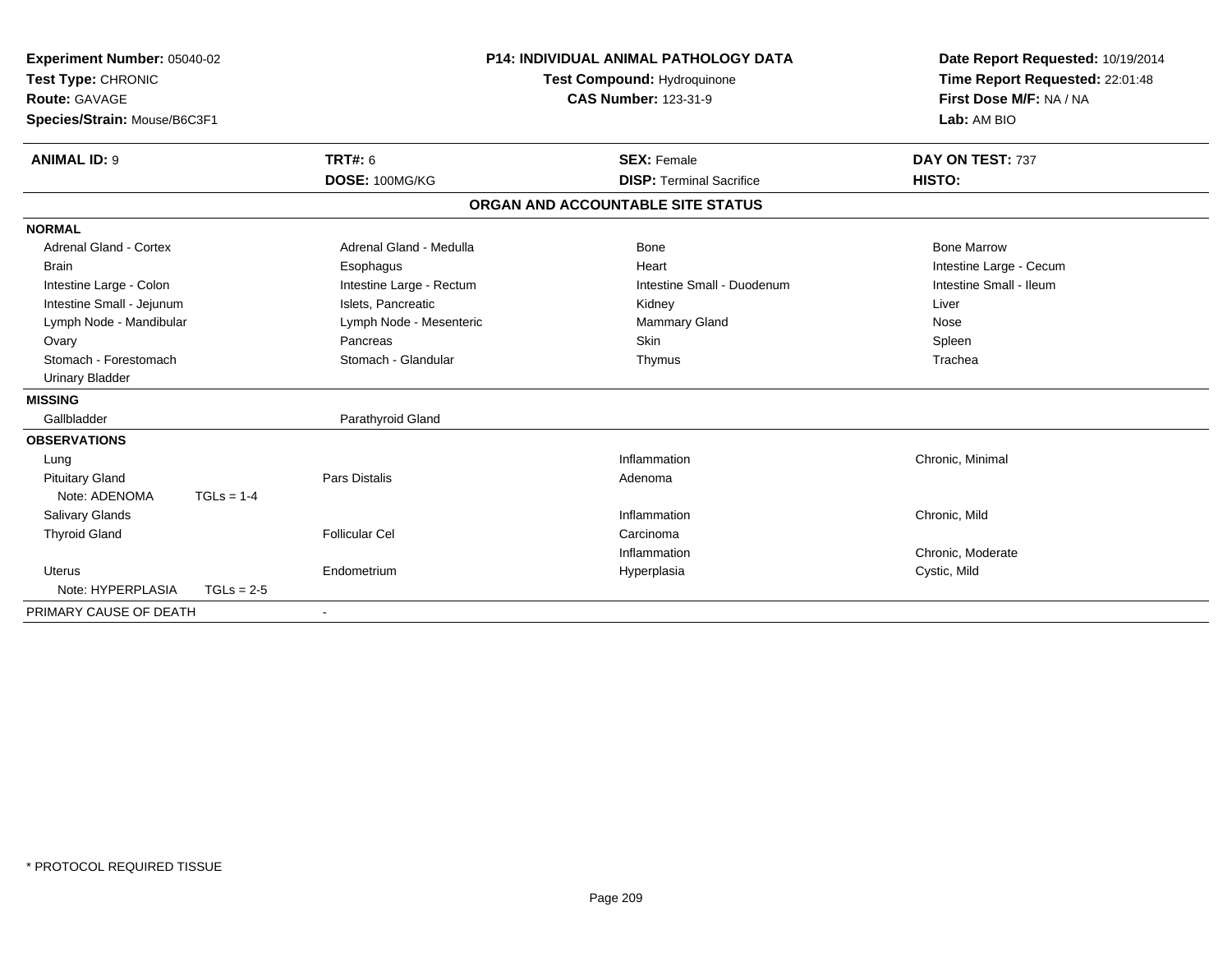**Experiment Number:** 05040-02
**Test Type:** CHRONIC
**Route:** GAVAGE
**Species/Strain:** Mouse/B6C3F1

**P14: INDIVIDUAL ANIMAL PATHOLOGY DATA**
**Test Compound:** Hydroquinone
**CAS Number:** 123-31-9

**Date Report Requested:** 10/19/2014
**Time Report Requested:** 22:01:48
**First Dose M/F:** NA / NA
**Lab:** AM BIO

| **ANIMAL ID:** 9 | **TRT#:** 6 | **SEX:** Female | **DAY ON TEST:** 737 |
|---|---|---|---|
| | **DOSE:** 100MG/KG | **DISP:** Terminal Sacrifice | **HISTO:** |

## ORGAN AND ACCOUNTABLE SITE STATUS

| | | | |
|---|---|---|---|
| **NORMAL** | | | |
| Adrenal Gland - Cortex | Adrenal Gland - Medulla | Bone | Bone Marrow |
| Brain | Esophagus | Heart | Intestine Large - Cecum |
| Intestine Large - Colon | Intestine Large - Rectum | Intestine Small - Duodenum | Intestine Small - Ileum |
| Intestine Small - Jejunum | Islets, Pancreatic | Kidney | Liver |
| Lymph Node - Mandibular | Lymph Node - Mesenteric | Mammary Gland | Nose |
| Ovary | Pancreas | Skin | Spleen |
| Stomach - Forestomach | Stomach - Glandular | Thymus | Trachea |
| Urinary Bladder | | | |
| **MISSING** | | | |
| Gallbladder | Parathyroid Gland | | |
| **OBSERVATIONS** | | | |
| Lung | | Inflammation | Chronic, Minimal |
| Pituitary Gland | Pars Distalis | Adenoma | |
| Note: ADENOMA TGLs = 1-4 | | | |
| Salivary Glands | | Inflammation | Chronic, Mild |
| Thyroid Gland | Follicular Cel | Carcinoma | |
| | | Inflammation | Chronic, Moderate |
| Uterus | Endometrium | Hyperplasia | Cystic, Mild |
| Note: HYPERPLASIA TGLs = 2-5 | | | |
| PRIMARY CAUSE OF DEATH | - | | |

* PROTOCOL REQUIRED TISSUE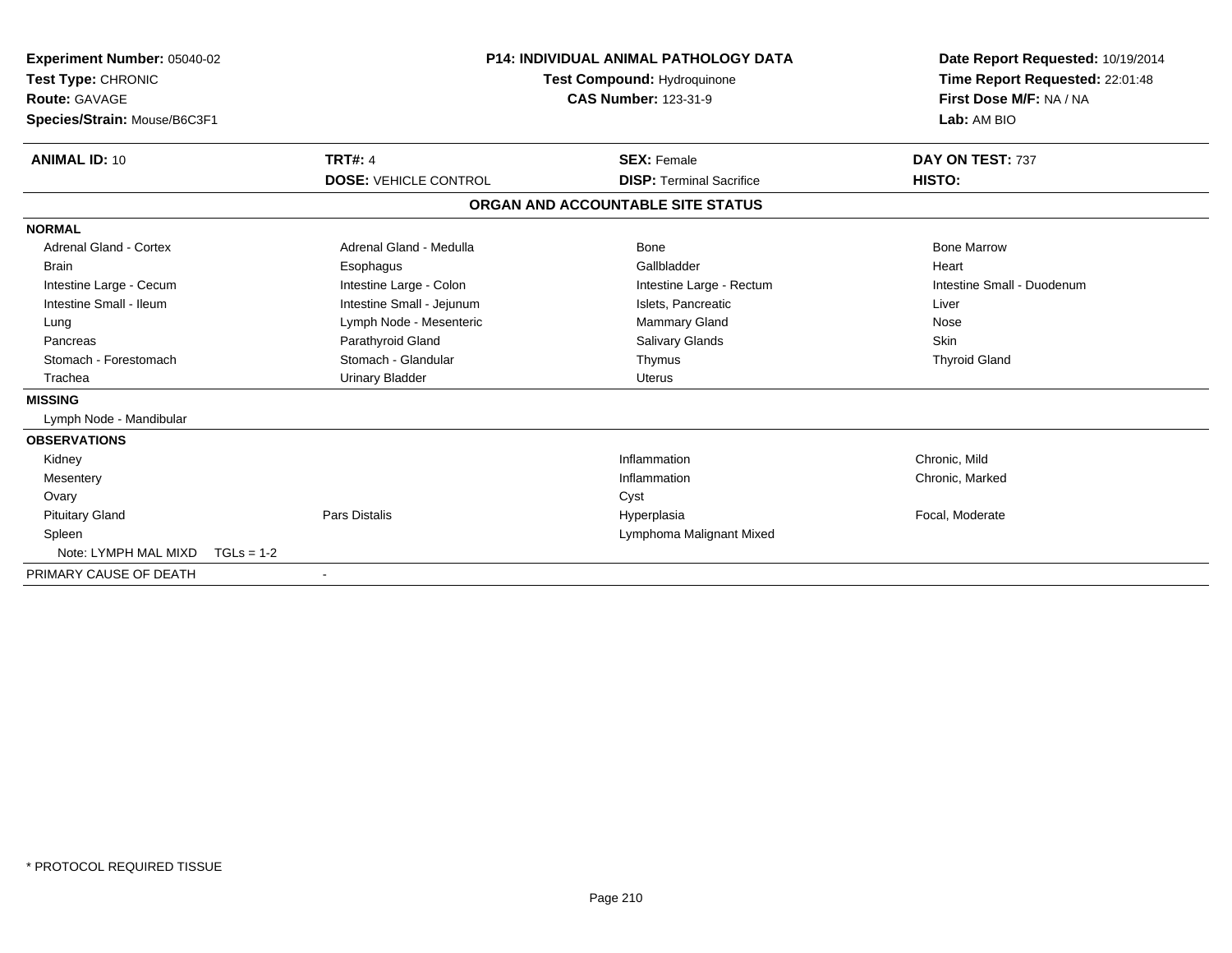**Experiment Number:** 05040-02
**Test Type:** CHRONIC
**Route:** GAVAGE
**Species/Strain:** Mouse/B6C3F1

**P14: INDIVIDUAL ANIMAL PATHOLOGY DATA**
**Test Compound:** Hydroquinone
**CAS Number:** 123-31-9

**Date Report Requested:** 10/19/2014
**Time Report Requested:** 22:01:48
**First Dose M/F:** NA / NA
**Lab:** AM BIO

| **ANIMAL ID:** 10 | **TRT#:** 4 | **SEX:** Female | **DAY ON TEST:** 737 |
|---|---|---|---|
| | **DOSE:** VEHICLE CONTROL | **DISP:** Terminal Sacrifice | **HISTO:** |

**ORGAN AND ACCOUNTABLE SITE STATUS**

| | | | |
|---|---|---|---|
| **NORMAL** | | | |
| Adrenal Gland - Cortex | Adrenal Gland - Medulla | Bone | Bone Marrow |
| Brain | Esophagus | Gallbladder | Heart |
| Intestine Large - Cecum | Intestine Large - Colon | Intestine Large - Rectum | Intestine Small - Duodenum |
| Intestine Small - Ileum | Intestine Small - Jejunum | Islets, Pancreatic | Liver |
| Lung | Lymph Node - Mesenteric | Mammary Gland | Nose |
| Pancreas | Parathyroid Gland | Salivary Glands | Skin |
| Stomach - Forestomach | Stomach - Glandular | Thymus | Thyroid Gland |
| Trachea | Urinary Bladder | Uterus | |
| **MISSING** | | | |
| Lymph Node - Mandibular | | | |
| **OBSERVATIONS** | | | |
| Kidney | | Inflammation | Chronic, Mild |
| Mesentery | | Inflammation | Chronic, Marked |
| Ovary | | Cyst | |
| Pituitary Gland | Pars Distalis | Hyperplasia | Focal, Moderate |
| Spleen | | Lymphoma Malignant Mixed | |
| Note: LYMPH MAL MIXD TGLs = 1-2 | | | |
| PRIMARY CAUSE OF DEATH | - | | |

\* PROTOCOL REQUIRED TISSUE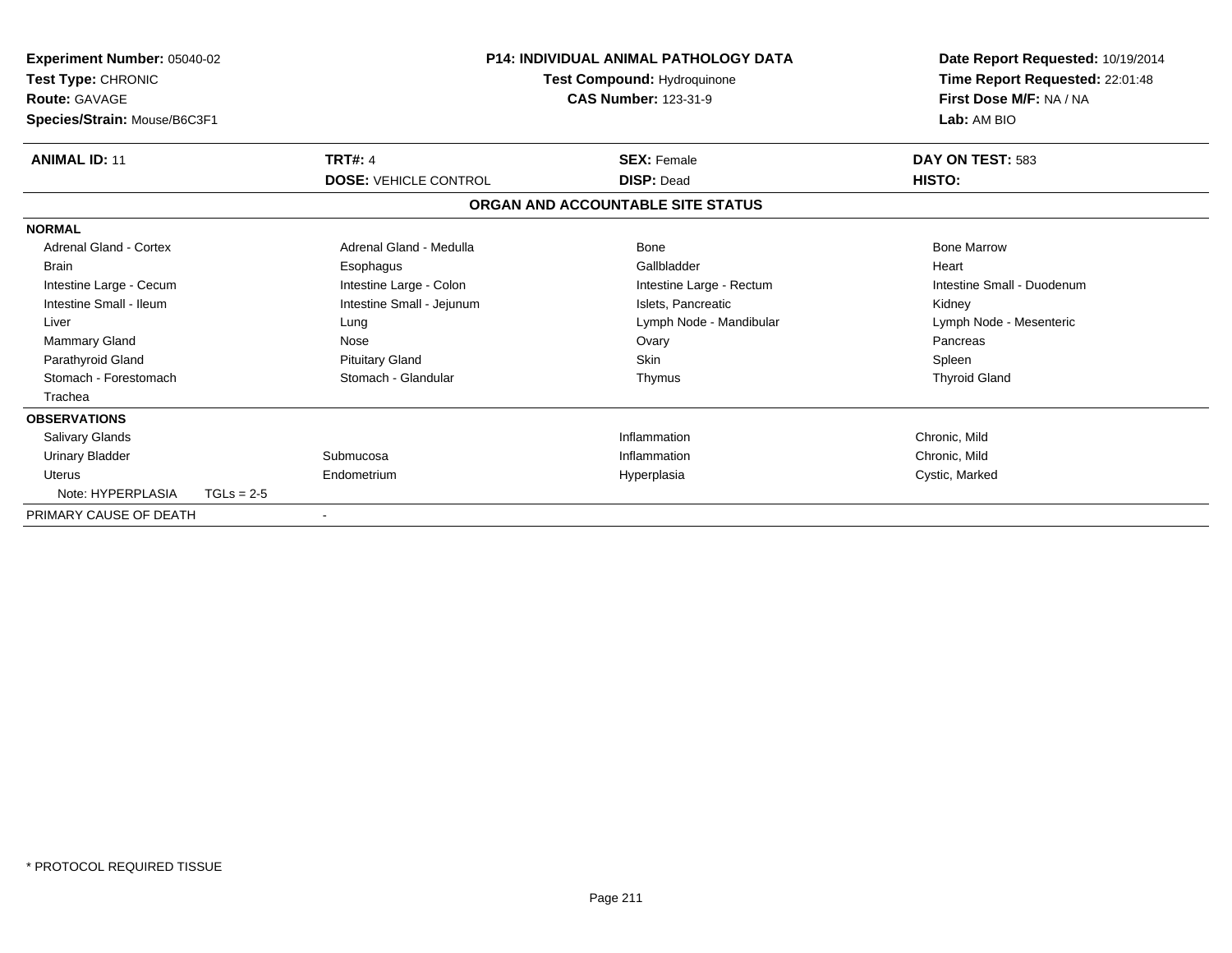**Experiment Number:** 05040-02
**Test Type:** CHRONIC
**Route:** GAVAGE
**Species/Strain:** Mouse/B6C3F1

**P14: INDIVIDUAL ANIMAL PATHOLOGY DATA**
**Test Compound:** Hydroquinone
**CAS Number:** 123-31-9

**Date Report Requested:** 10/19/2014
**Time Report Requested:** 22:01:48
**First Dose M/F:** NA / NA
**Lab:** AM BIO

| **ANIMAL ID:** 11 | **TRT#:** 4 | **SEX:** Female | **DAY ON TEST:** 583 |
|---|---|---|---|
| | **DOSE:** VEHICLE CONTROL | **DISP:** Dead | **HISTO:** |

## ORGAN AND ACCOUNTABLE SITE STATUS

| | | | |
|---|---|---|---|
| **NORMAL** | | | |
| Adrenal Gland - Cortex | Adrenal Gland - Medulla | Bone | Bone Marrow |
| Brain | Esophagus | Gallbladder | Heart |
| Intestine Large - Cecum | Intestine Large - Colon | Intestine Large - Rectum | Intestine Small - Duodenum |
| Intestine Small - Ileum | Intestine Small - Jejunum | Islets, Pancreatic | Kidney |
| Liver | Lung | Lymph Node - Mandibular | Lymph Node - Mesenteric |
| Mammary Gland | Nose | Ovary | Pancreas |
| Parathyroid Gland | Pituitary Gland | Skin | Spleen |
| Stomach - Forestomach | Stomach - Glandular | Thymus | Thyroid Gland |
| Trachea | | | |
| **OBSERVATIONS** | | | |
| Salivary Glands | | Inflammation | Chronic, Mild |
| Urinary Bladder | Submucosa | Inflammation | Chronic, Mild |
| Uterus | Endometrium | Hyperplasia | Cystic, Marked |
| Note: HYPERPLASIA TGLs = 2-5 | | | |
| PRIMARY CAUSE OF DEATH | - | | |

* PROTOCOL REQUIRED TISSUE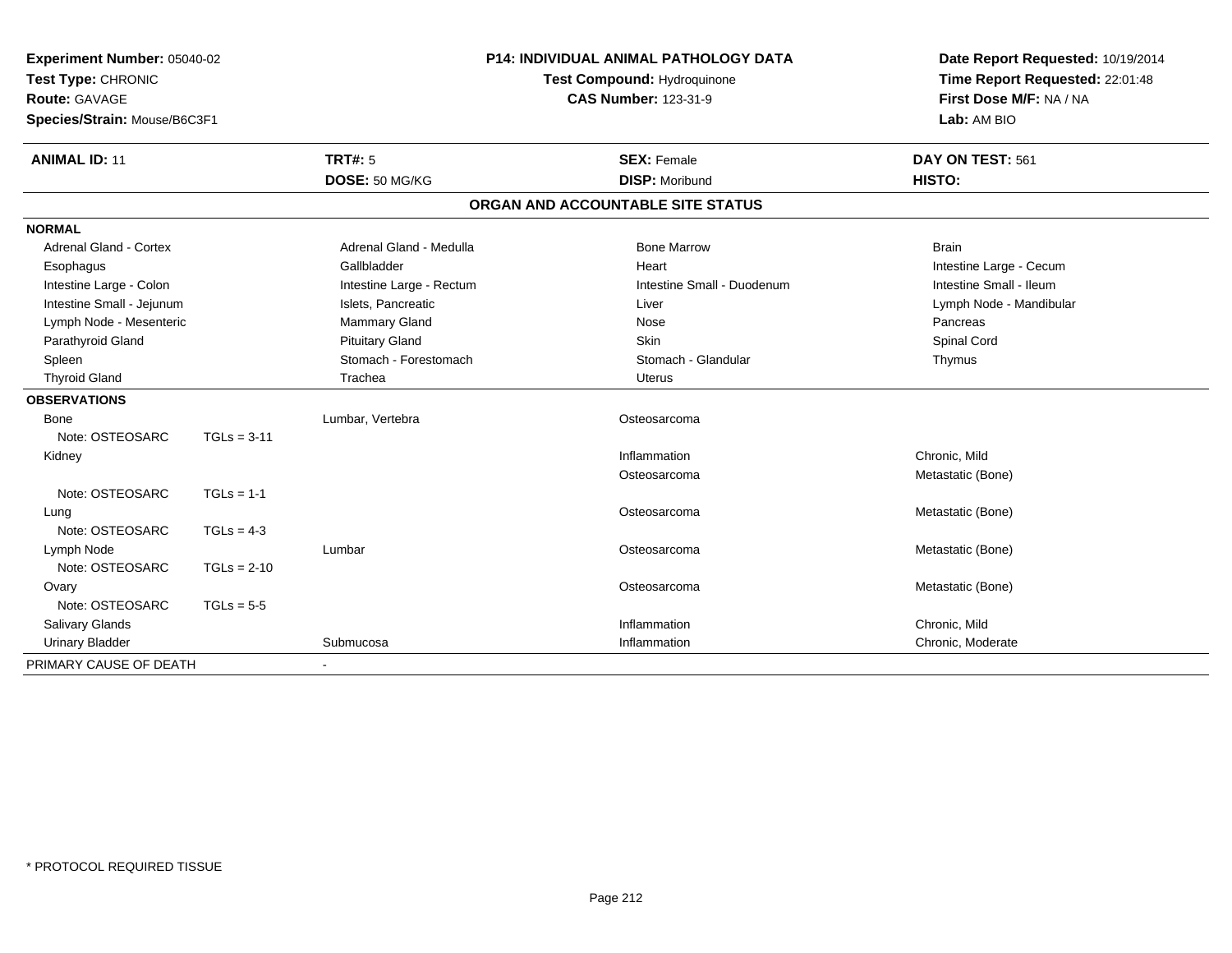**Experiment Number:** 05040-02
**Test Type:** CHRONIC
**Route:** GAVAGE
**Species/Strain:** Mouse/B6C3F1

**P14: INDIVIDUAL ANIMAL PATHOLOGY DATA**
**Test Compound:** Hydroquinone
**CAS Number:** 123-31-9

**Date Report Requested:** 10/19/2014
**Time Report Requested:** 22:01:48
**First Dose M/F:** NA / NA
**Lab:** AM BIO

| **ANIMAL ID:** 11 | **TRT#:** 5 | **SEX:** Female | **DAY ON TEST:** 561 |
|---|---|---|---|
| | **DOSE:** 50 MG/KG | **DISP:** Moribund | **HISTO:** |

## ORGAN AND ACCOUNTABLE SITE STATUS

**NORMAL**

| | | | |
|---|---|---|---|
| Adrenal Gland - Cortex | Adrenal Gland - Medulla | Bone Marrow | Brain |
| Esophagus | Gallbladder | Heart | Intestine Large - Cecum |
| Intestine Large - Colon | Intestine Large - Rectum | Intestine Small - Duodenum | Intestine Small - Ileum |
| Intestine Small - Jejunum | Islets, Pancreatic | Liver | Lymph Node - Mandibular |
| Lymph Node - Mesenteric | Mammary Gland | Nose | Pancreas |
| Parathyroid Gland | Pituitary Gland | Skin | Spinal Cord |
| Spleen | Stomach - Forestomach | Stomach - Glandular | Thymus |
| Thyroid Gland | Trachea | Uterus | |

**OBSERVATIONS**

| Organ | Site | Observation | Qualifier |
|---|---|---|---|
| Bone | Lumbar, Vertebra | Osteosarcoma | |
| Note: OSTEOSARC TGLs = 3-11 | | | |
| Kidney | | Inflammation | Chronic, Mild |
| | | Osteosarcoma | Metastatic (Bone) |
| Note: OSTEOSARC TGLs = 1-1 | | | |
| Lung | | Osteosarcoma | Metastatic (Bone) |
| Note: OSTEOSARC TGLs = 4-3 | | | |
| Lymph Node | Lumbar | Osteosarcoma | Metastatic (Bone) |
| Note: OSTEOSARC TGLs = 2-10 | | | |
| Ovary | | Osteosarcoma | Metastatic (Bone) |
| Note: OSTEOSARC TGLs = 5-5 | | | |
| Salivary Glands | | Inflammation | Chronic, Mild |
| Urinary Bladder | Submucosa | Inflammation | Chronic, Moderate |

PRIMARY CAUSE OF DEATH -

\* PROTOCOL REQUIRED TISSUE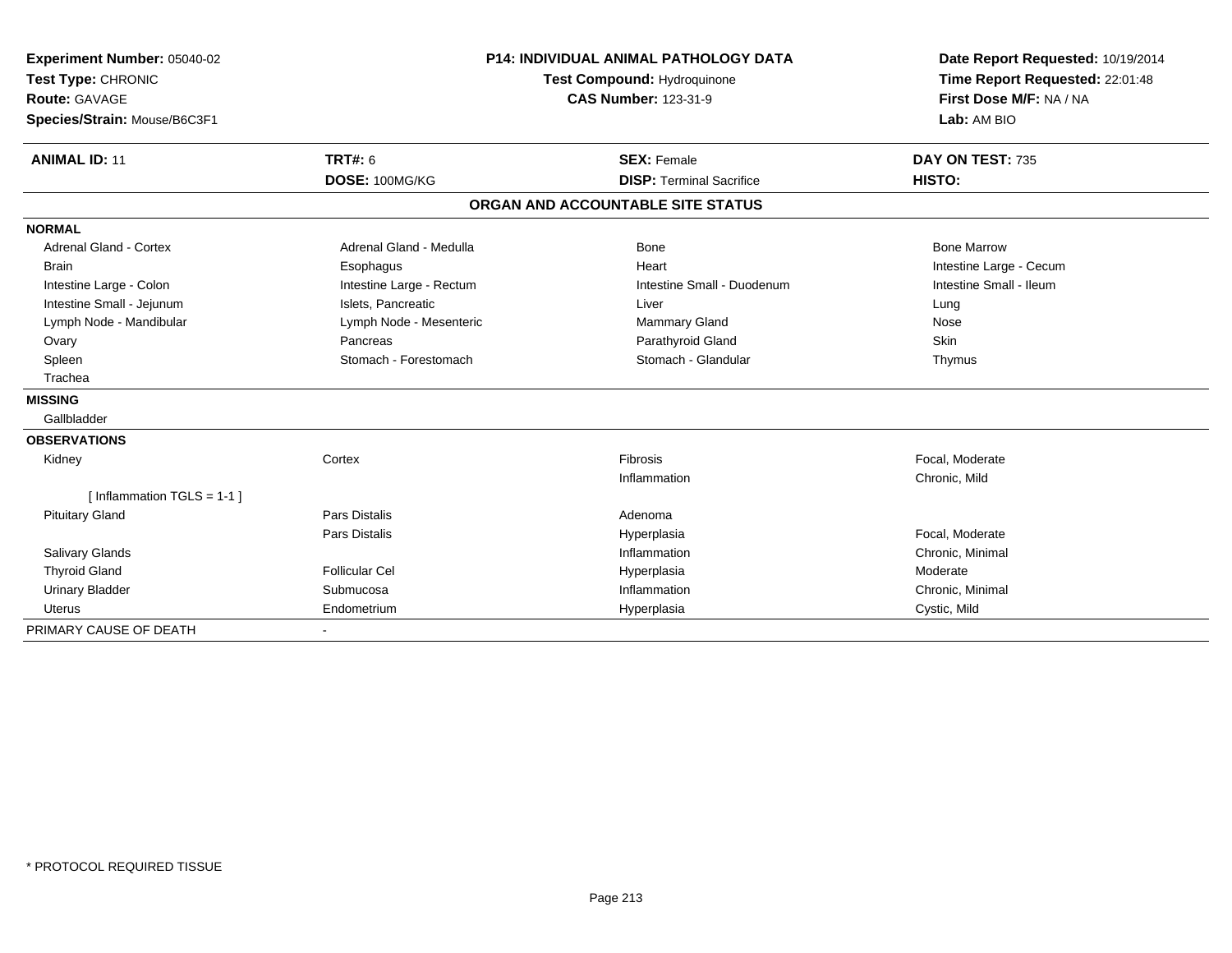**Experiment Number:** 05040-02
**Test Type:** CHRONIC
**Route:** GAVAGE
**Species/Strain:** Mouse/B6C3F1

**P14: INDIVIDUAL ANIMAL PATHOLOGY DATA**
**Test Compound:** Hydroquinone
**CAS Number:** 123-31-9

**Date Report Requested:** 10/19/2014
**Time Report Requested:** 22:01:48
**First Dose M/F:** NA / NA
**Lab:** AM BIO

| **ANIMAL ID:** 11 | **TRT#:** 6 | **SEX:** Female | **DAY ON TEST:** 735 |
|---|---|---|---|
| | **DOSE:** 100MG/KG | **DISP:** Terminal Sacrifice | **HISTO:** |

**ORGAN AND ACCOUNTABLE SITE STATUS**

**NORMAL**

| | | | |
|---|---|---|---|
| Adrenal Gland - Cortex | Adrenal Gland - Medulla | Bone | Bone Marrow |
| Brain | Esophagus | Heart | Intestine Large - Cecum |
| Intestine Large - Colon | Intestine Large - Rectum | Intestine Small - Duodenum | Intestine Small - Ileum |
| Intestine Small - Jejunum | Islets, Pancreatic | Liver | Lung |
| Lymph Node - Mandibular | Lymph Node - Mesenteric | Mammary Gland | Nose |
| Ovary | Pancreas | Parathyroid Gland | Skin |
| Spleen | Stomach - Forestomach | Stomach - Glandular | Thymus |
| Trachea | | | |

**MISSING**

Gallbladder

**OBSERVATIONS**

| | | | |
|---|---|---|---|
| Kidney | Cortex | Fibrosis | Focal, Moderate |
| | | Inflammation | Chronic, Mild |
| [ Inflammation TGLS = 1-1 ] | | | |
| Pituitary Gland | Pars Distalis | Adenoma | |
| | Pars Distalis | Hyperplasia | Focal, Moderate |
| Salivary Glands | | Inflammation | Chronic, Minimal |
| Thyroid Gland | Follicular Cel | Hyperplasia | Moderate |
| Urinary Bladder | Submucosa | Inflammation | Chronic, Minimal |
| Uterus | Endometrium | Hyperplasia | Cystic, Mild |

PRIMARY CAUSE OF DEATH -

* PROTOCOL REQUIRED TISSUE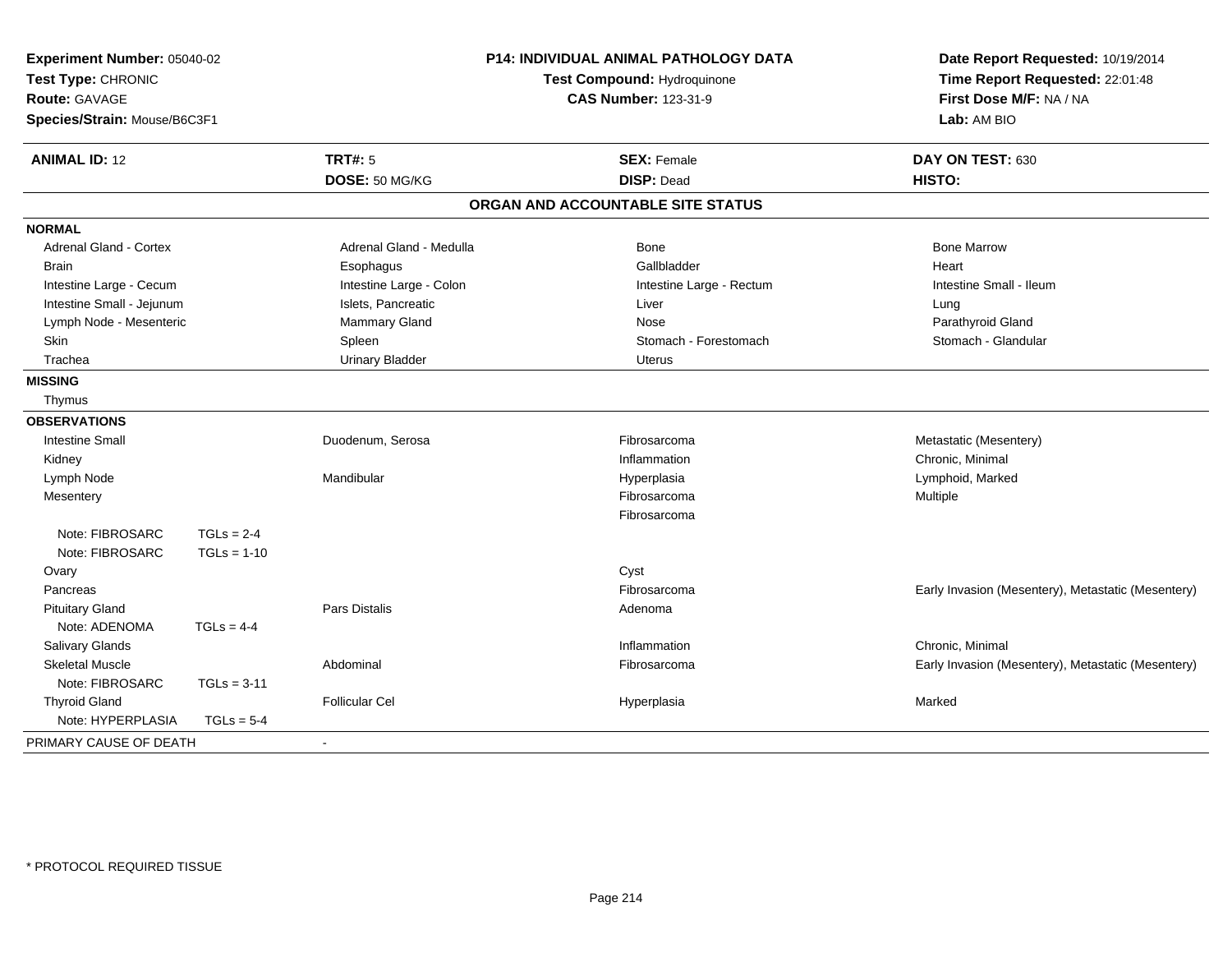**Experiment Number:** 05040-02
**Test Type:** CHRONIC
**Route:** GAVAGE
**Species/Strain:** Mouse/B6C3F1

**P14: INDIVIDUAL ANIMAL PATHOLOGY DATA**
**Test Compound:** Hydroquinone
**CAS Number:** 123-31-9

**Date Report Requested:** 10/19/2014
**Time Report Requested:** 22:01:48
**First Dose M/F:** NA / NA
**Lab:** AM BIO

| **ANIMAL ID:** 12 | **TRT#:** 5 | **SEX:** Female | **DAY ON TEST:** 630 |
|---|---|---|---|
| | **DOSE:** 50 MG/KG | **DISP:** Dead | **HISTO:** |

## ORGAN AND ACCOUNTABLE SITE STATUS

**NORMAL**

| | | | |
|---|---|---|---|
| Adrenal Gland - Cortex | Adrenal Gland - Medulla | Bone | Bone Marrow |
| Brain | Esophagus | Gallbladder | Heart |
| Intestine Large - Cecum | Intestine Large - Colon | Intestine Large - Rectum | Intestine Small - Ileum |
| Intestine Small - Jejunum | Islets, Pancreatic | Liver | Lung |
| Lymph Node - Mesenteric | Mammary Gland | Nose | Parathyroid Gland |
| Skin | Spleen | Stomach - Forestomach | Stomach - Glandular |
| Trachea | Urinary Bladder | Uterus | |

**MISSING**

Thymus

**OBSERVATIONS**

| Organ | Site | Finding | Qualifier |
|---|---|---|---|
| Intestine Small | Duodenum, Serosa | Fibrosarcoma | Metastatic (Mesentery) |
| Kidney | | Inflammation | Chronic, Minimal |
| Lymph Node | Mandibular | Hyperplasia | Lymphoid, Marked |
| Mesentery | | Fibrosarcoma | Multiple |
| | | Fibrosarcoma | |
| Note: FIBROSARC TGLs = 2-4 | | | |
| Note: FIBROSARC TGLs = 1-10 | | | |
| Ovary | | Cyst | |
| Pancreas | | Fibrosarcoma | Early Invasion (Mesentery), Metastatic (Mesentery) |
| Pituitary Gland | Pars Distalis | Adenoma | |
| Note: ADENOMA TGLs = 4-4 | | | |
| Salivary Glands | | Inflammation | Chronic, Minimal |
| Skeletal Muscle | Abdominal | Fibrosarcoma | Early Invasion (Mesentery), Metastatic (Mesentery) |
| Note: FIBROSARC TGLs = 3-11 | | | |
| Thyroid Gland | Follicular Cel | Hyperplasia | Marked |
| Note: HYPERPLASIA TGLs = 5-4 | | | |

PRIMARY CAUSE OF DEATH -

\* PROTOCOL REQUIRED TISSUE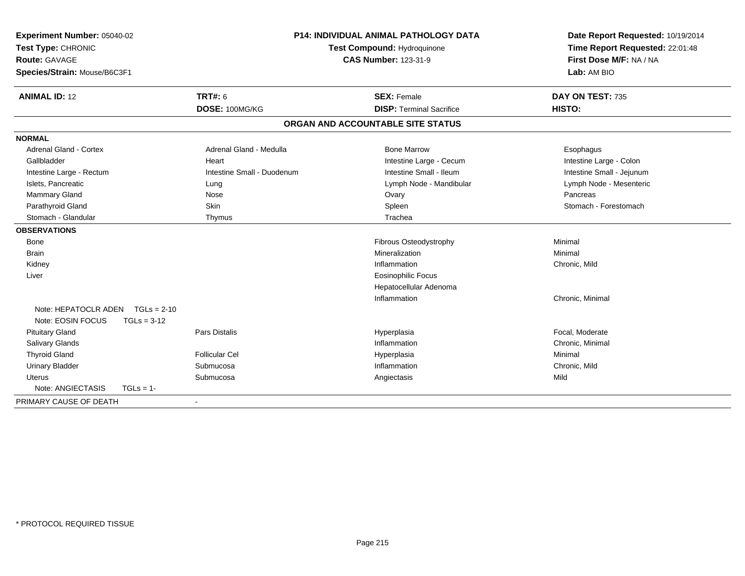**Experiment Number:** 05040-02
**Test Type:** CHRONIC
**Route:** GAVAGE
**Species/Strain:** Mouse/B6C3F1

**P14: INDIVIDUAL ANIMAL PATHOLOGY DATA**
**Test Compound:** Hydroquinone
**CAS Number:** 123-31-9

**Date Report Requested:** 10/19/2014
**Time Report Requested:** 22:01:48
**First Dose M/F:** NA / NA
**Lab:** AM BIO

| **ANIMAL ID:** 12 | **TRT#:** 6 | **SEX:** Female | **DAY ON TEST:** 735 |
|---|---|---|---|
| | **DOSE:** 100MG/KG | **DISP:** Terminal Sacrifice | **HISTO:** |

## ORGAN AND ACCOUNTABLE SITE STATUS

**NORMAL**

| | | | |
|---|---|---|---|
| Adrenal Gland - Cortex | Adrenal Gland - Medulla | Bone Marrow | Esophagus |
| Gallbladder | Heart | Intestine Large - Cecum | Intestine Large - Colon |
| Intestine Large - Rectum | Intestine Small - Duodenum | Intestine Small - Ileum | Intestine Small - Jejunum |
| Islets, Pancreatic | Lung | Lymph Node - Mandibular | Lymph Node - Mesenteric |
| Mammary Gland | Nose | Ovary | Pancreas |
| Parathyroid Gland | Skin | Spleen | Stomach - Forestomach |
| Stomach - Glandular | Thymus | Trachea | |

**OBSERVATIONS**

| | | | |
|---|---|---|---|
| Bone | | Fibrous Osteodystrophy | Minimal |
| Brain | | Mineralization | Minimal |
| Kidney | | Inflammation | Chronic, Mild |
| Liver | | Eosinophilic Focus | |
| | | Hepatocellular Adenoma | |
| | | Inflammation | Chronic, Minimal |
| Note: HEPATOCLR ADEN TGLs = 2-10 | | | |
| Note: EOSIN FOCUS TGLs = 3-12 | | | |
| Pituitary Gland | Pars Distalis | Hyperplasia | Focal, Moderate |
| Salivary Glands | | Inflammation | Chronic, Minimal |
| Thyroid Gland | Follicular Cel | Hyperplasia | Minimal |
| Urinary Bladder | Submucosa | Inflammation | Chronic, Mild |
| Uterus | Submucosa | Angiectasis | Mild |
| Note: ANGIECTASIS TGLs = 1- | | | |

PRIMARY CAUSE OF DEATH -

\* PROTOCOL REQUIRED TISSUE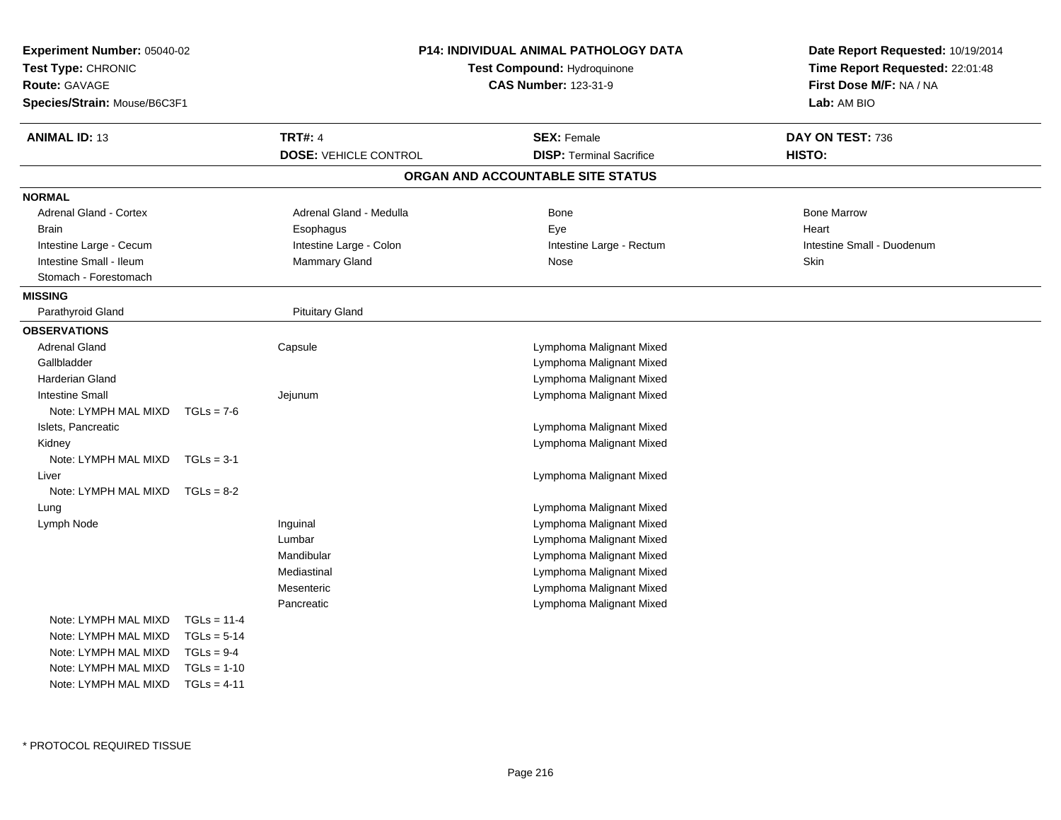**Experiment Number:** 05040-02
**Test Type:** CHRONIC
**Route:** GAVAGE
**Species/Strain:** Mouse/B6C3F1

**P14: INDIVIDUAL ANIMAL PATHOLOGY DATA**
**Test Compound:** Hydroquinone
**CAS Number:** 123-31-9

**Date Report Requested:** 10/19/2014
**Time Report Requested:** 22:01:48
**First Dose M/F:** NA / NA
**Lab:** AM BIO

| **ANIMAL ID:** 13 | **TRT#:** 4 | **SEX:** Female | **DAY ON TEST:** 736 |
|---|---|---|---|
| | **DOSE:** VEHICLE CONTROL | **DISP:** Terminal Sacrifice | **HISTO:** |

## ORGAN AND ACCOUNTABLE SITE STATUS

**NORMAL**

| | | | |
|---|---|---|---|
| Adrenal Gland - Cortex | Adrenal Gland - Medulla | Bone | Bone Marrow |
| Brain | Esophagus | Eye | Heart |
| Intestine Large - Cecum | Intestine Large - Colon | Intestine Large - Rectum | Intestine Small - Duodenum |
| Intestine Small - Ileum | Mammary Gland | Nose | Skin |
| Stomach - Forestomach | | | |

**MISSING**

| | |
|---|---|
| Parathyroid Gland | Pituitary Gland |

**OBSERVATIONS**

| Organ | Site | Observation |
|---|---|---|
| Adrenal Gland | Capsule | Lymphoma Malignant Mixed |
| Gallbladder | | Lymphoma Malignant Mixed |
| Harderian Gland | | Lymphoma Malignant Mixed |
| Intestine Small | Jejunum | Lymphoma Malignant Mixed |
| Note: LYMPH MAL MIXD TGLs = 7-6 | | |
| Islets, Pancreatic | | Lymphoma Malignant Mixed |
| Kidney | | Lymphoma Malignant Mixed |
| Note: LYMPH MAL MIXD TGLs = 3-1 | | |
| Liver | | Lymphoma Malignant Mixed |
| Note: LYMPH MAL MIXD TGLs = 8-2 | | |
| Lung | | Lymphoma Malignant Mixed |
| Lymph Node | Inguinal | Lymphoma Malignant Mixed |
| | Lumbar | Lymphoma Malignant Mixed |
| | Mandibular | Lymphoma Malignant Mixed |
| | Mediastinal | Lymphoma Malignant Mixed |
| | Mesenteric | Lymphoma Malignant Mixed |
| | Pancreatic | Lymphoma Malignant Mixed |
| Note: LYMPH MAL MIXD TGLs = 11-4 | | |
| Note: LYMPH MAL MIXD TGLs = 5-14 | | |
| Note: LYMPH MAL MIXD TGLs = 9-4 | | |
| Note: LYMPH MAL MIXD TGLs = 1-10 | | |
| Note: LYMPH MAL MIXD TGLs = 4-11 | | |

* PROTOCOL REQUIRED TISSUE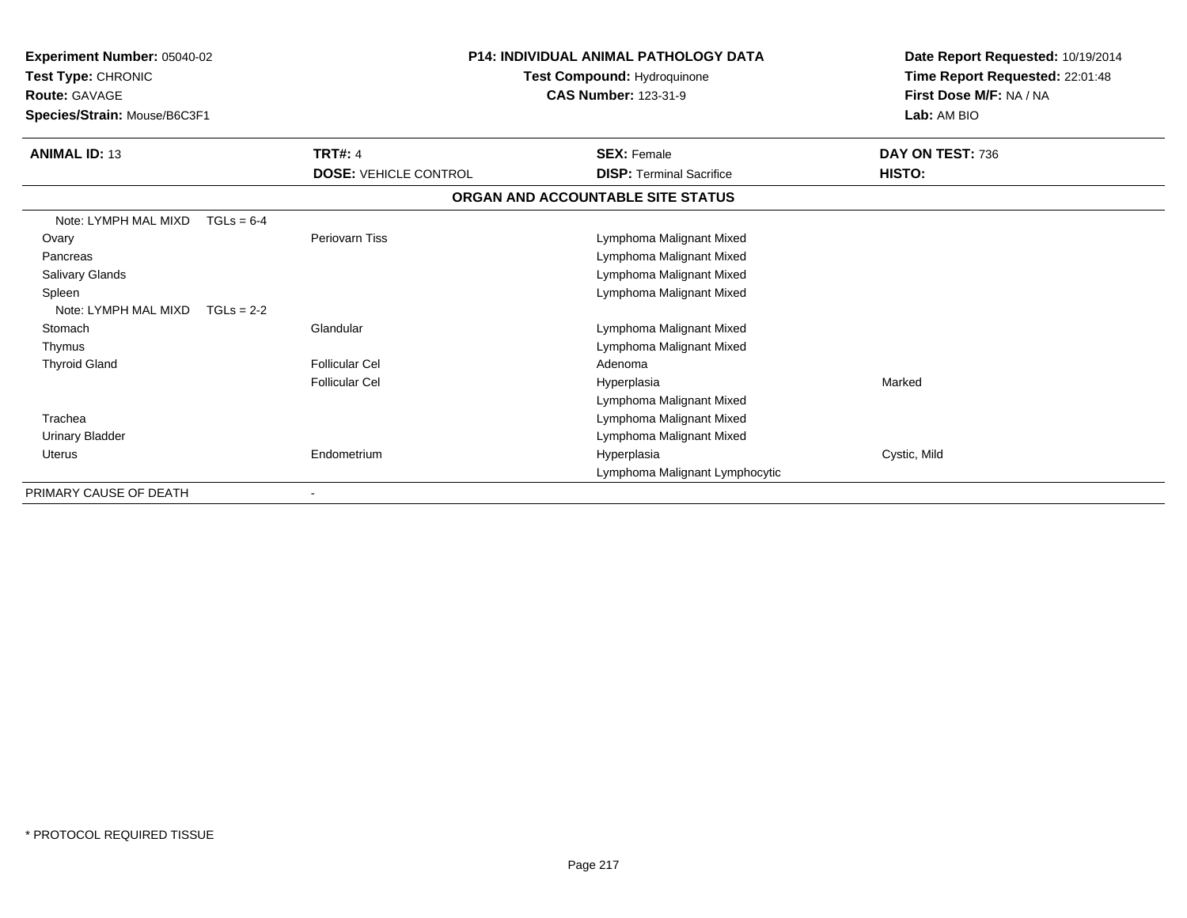**Experiment Number:** 05040-02
**Test Type:** CHRONIC
**Route:** GAVAGE
**Species/Strain:** Mouse/B6C3F1

**P14: INDIVIDUAL ANIMAL PATHOLOGY DATA**
**Test Compound:** Hydroquinone
**CAS Number:** 123-31-9

**Date Report Requested:** 10/19/2014
**Time Report Requested:** 22:01:48
**First Dose M/F:** NA / NA
**Lab:** AM BIO

| **ANIMAL ID:** 13 | **TRT#:** 4 | **SEX:** Female | **DAY ON TEST:** 736 |
|---|---|---|---|
| | **DOSE:** VEHICLE CONTROL | **DISP:** Terminal Sacrifice | **HISTO:** |

**ORGAN AND ACCOUNTABLE SITE STATUS**

| | | | |
|---|---|---|---|
| Note: LYMPH MAL MIXD TGLs = 6-4 | | | |
| Ovary | Periovarn Tiss | Lymphoma Malignant Mixed | |
| Pancreas | | Lymphoma Malignant Mixed | |
| Salivary Glands | | Lymphoma Malignant Mixed | |
| Spleen | | Lymphoma Malignant Mixed | |
| Note: LYMPH MAL MIXD TGLs = 2-2 | | | |
| Stomach | Glandular | Lymphoma Malignant Mixed | |
| Thymus | | Lymphoma Malignant Mixed | |
| Thyroid Gland | Follicular Cel | Adenoma | |
| | Follicular Cel | Hyperplasia | Marked |
| | | Lymphoma Malignant Mixed | |
| Trachea | | Lymphoma Malignant Mixed | |
| Urinary Bladder | | Lymphoma Malignant Mixed | |
| Uterus | Endometrium | Hyperplasia | Cystic, Mild |
| | | Lymphoma Malignant Lymphocytic | |
| PRIMARY CAUSE OF DEATH | - | | |

* PROTOCOL REQUIRED TISSUE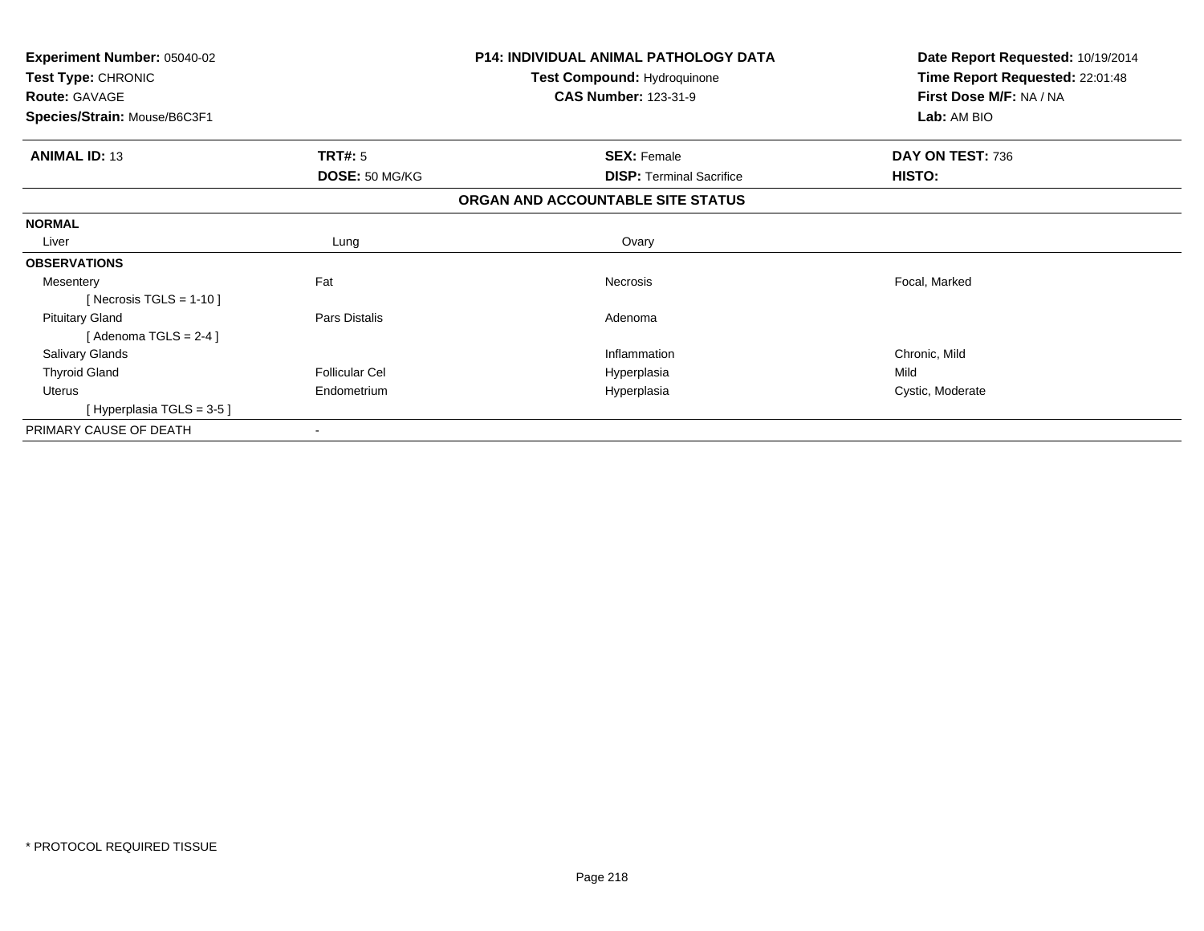**Experiment Number:** 05040-02
**Test Type:** CHRONIC
**Route:** GAVAGE
**Species/Strain:** Mouse/B6C3F1

**P14: INDIVIDUAL ANIMAL PATHOLOGY DATA**
**Test Compound:** Hydroquinone
**CAS Number:** 123-31-9

**Date Report Requested:** 10/19/2014
**Time Report Requested:** 22:01:48
**First Dose M/F:** NA / NA
**Lab:** AM BIO

| **ANIMAL ID:** 13 | **TRT#:** 5 | **SEX:** Female | **DAY ON TEST:** 736 |
|---|---|---|---|
| | **DOSE:** 50 MG/KG | **DISP:** Terminal Sacrifice | **HISTO:** |

**ORGAN AND ACCOUNTABLE SITE STATUS**

| | | | |
|---|---|---|---|
| **NORMAL** | | | |
| Liver | Lung | Ovary | |
| **OBSERVATIONS** | | | |
| Mesentery | Fat | Necrosis | Focal, Marked |
| [ Necrosis TGLS = 1-10 ] | | | |
| Pituitary Gland | Pars Distalis | Adenoma | |
| [ Adenoma TGLS = 2-4 ] | | | |
| Salivary Glands | | Inflammation | Chronic, Mild |
| Thyroid Gland | Follicular Cel | Hyperplasia | Mild |
| Uterus | Endometrium | Hyperplasia | Cystic, Moderate |
| [ Hyperplasia TGLS = 3-5 ] | | | |
| PRIMARY CAUSE OF DEATH | - | | |

* PROTOCOL REQUIRED TISSUE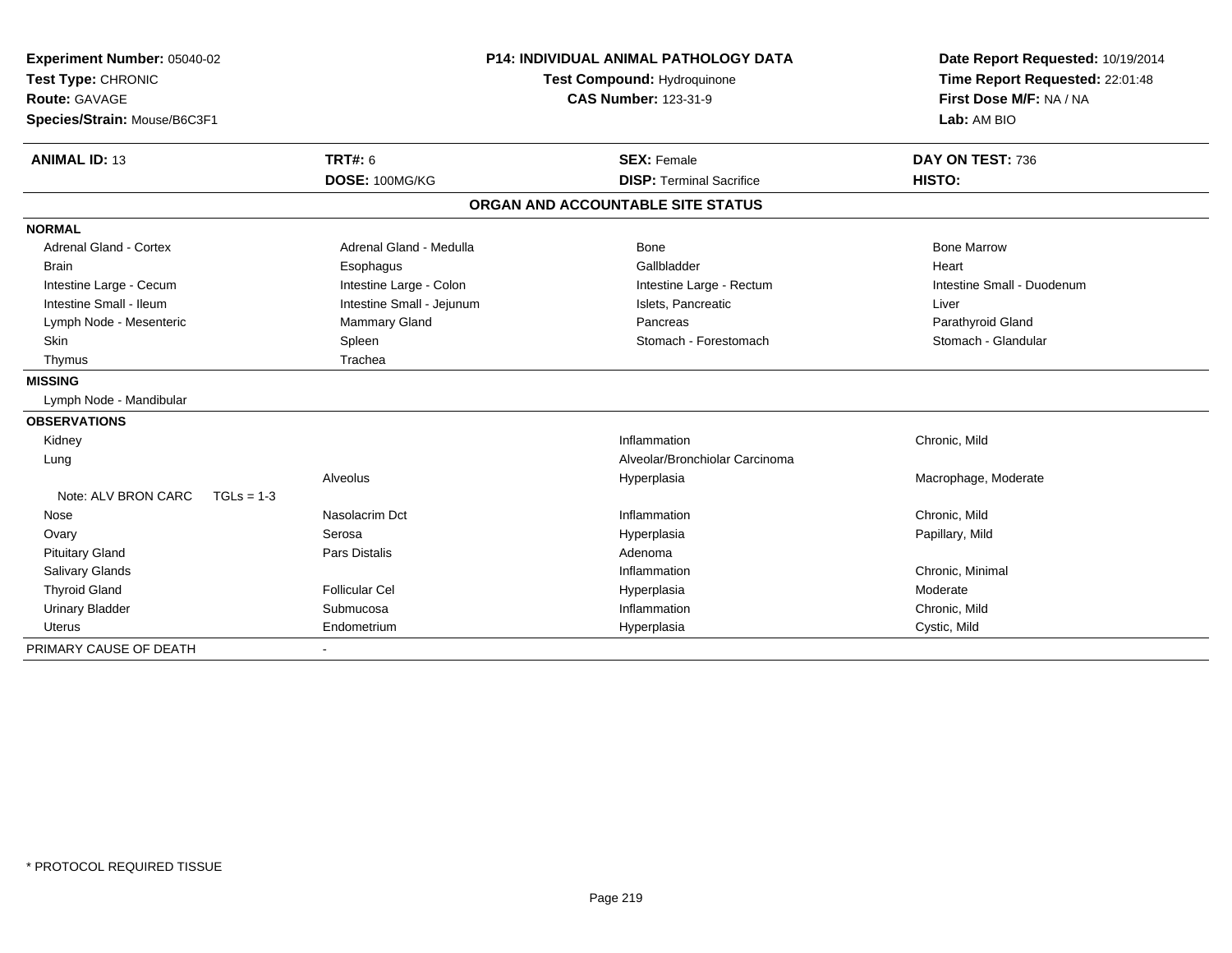**Experiment Number:** 05040-02
**Test Type:** CHRONIC
**Route:** GAVAGE
**Species/Strain:** Mouse/B6C3F1

**P14: INDIVIDUAL ANIMAL PATHOLOGY DATA**
**Test Compound:** Hydroquinone
**CAS Number:** 123-31-9

**Date Report Requested:** 10/19/2014
**Time Report Requested:** 22:01:48
**First Dose M/F:** NA / NA
**Lab:** AM BIO

| **ANIMAL ID:** 13 | **TRT#:** 6 | **SEX:** Female | **DAY ON TEST:** 736 |
|---|---|---|---|
| | **DOSE:** 100MG/KG | **DISP:** Terminal Sacrifice | **HISTO:** |

## ORGAN AND ACCOUNTABLE SITE STATUS

| | | | |
|---|---|---|---|
| **NORMAL** | | | |
| Adrenal Gland - Cortex | Adrenal Gland - Medulla | Bone | Bone Marrow |
| Brain | Esophagus | Gallbladder | Heart |
| Intestine Large - Cecum | Intestine Large - Colon | Intestine Large - Rectum | Intestine Small - Duodenum |
| Intestine Small - Ileum | Intestine Small - Jejunum | Islets, Pancreatic | Liver |
| Lymph Node - Mesenteric | Mammary Gland | Pancreas | Parathyroid Gland |
| Skin | Spleen | Stomach - Forestomach | Stomach - Glandular |
| Thymus | Trachea | | |
| **MISSING** | | | |
| Lymph Node - Mandibular | | | |
| **OBSERVATIONS** | | | |
| Kidney | | Inflammation | Chronic, Mild |
| Lung | | Alveolar/Bronchiolar Carcinoma | |
| | Alveolus | Hyperplasia | Macrophage, Moderate |
| Note: ALV BRON CARC TGLs = 1-3 | | | |
| Nose | Nasolacrim Dct | Inflammation | Chronic, Mild |
| Ovary | Serosa | Hyperplasia | Papillary, Mild |
| Pituitary Gland | Pars Distalis | Adenoma | |
| Salivary Glands | | Inflammation | Chronic, Minimal |
| Thyroid Gland | Follicular Cel | Hyperplasia | Moderate |
| Urinary Bladder | Submucosa | Inflammation | Chronic, Mild |
| Uterus | Endometrium | Hyperplasia | Cystic, Mild |
| PRIMARY CAUSE OF DEATH | - | | |

\* PROTOCOL REQUIRED TISSUE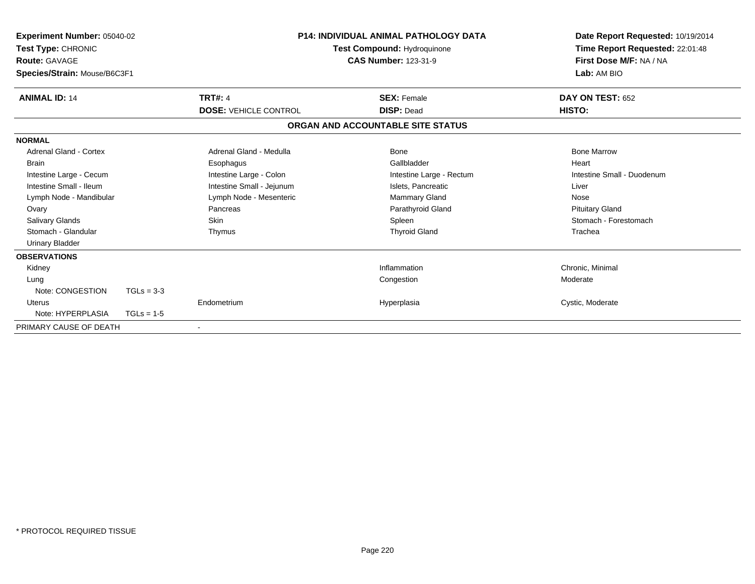**Experiment Number:** 05040-02
**Test Type:** CHRONIC
**Route:** GAVAGE
**Species/Strain:** Mouse/B6C3F1

**P14: INDIVIDUAL ANIMAL PATHOLOGY DATA**
**Test Compound:** Hydroquinone
**CAS Number:** 123-31-9

**Date Report Requested:** 10/19/2014
**Time Report Requested:** 22:01:48
**First Dose M/F:** NA / NA
**Lab:** AM BIO

| **ANIMAL ID:** 14 | **TRT#:** 4 | **SEX:** Female | **DAY ON TEST:** 652 |
|---|---|---|---|
| | **DOSE:** VEHICLE CONTROL | **DISP:** Dead | **HISTO:** |

## ORGAN AND ACCOUNTABLE SITE STATUS

| | | | |
|---|---|---|---|
| **NORMAL** | | | |
| Adrenal Gland - Cortex | Adrenal Gland - Medulla | Bone | Bone Marrow |
| Brain | Esophagus | Gallbladder | Heart |
| Intestine Large - Cecum | Intestine Large - Colon | Intestine Large - Rectum | Intestine Small - Duodenum |
| Intestine Small - Ileum | Intestine Small - Jejunum | Islets, Pancreatic | Liver |
| Lymph Node - Mandibular | Lymph Node - Mesenteric | Mammary Gland | Nose |
| Ovary | Pancreas | Parathyroid Gland | Pituitary Gland |
| Salivary Glands | Skin | Spleen | Stomach - Forestomach |
| Stomach - Glandular | Thymus | Thyroid Gland | Trachea |
| Urinary Bladder | | | |
| **OBSERVATIONS** | | | |
| Kidney | | Inflammation | Chronic, Minimal |
| Lung | | Congestion | Moderate |
| Note: CONGESTION TGLs = 3-3 | | | |
| Uterus | Endometrium | Hyperplasia | Cystic, Moderate |
| Note: HYPERPLASIA TGLs = 1-5 | | | |
| PRIMARY CAUSE OF DEATH | - | | |

\* PROTOCOL REQUIRED TISSUE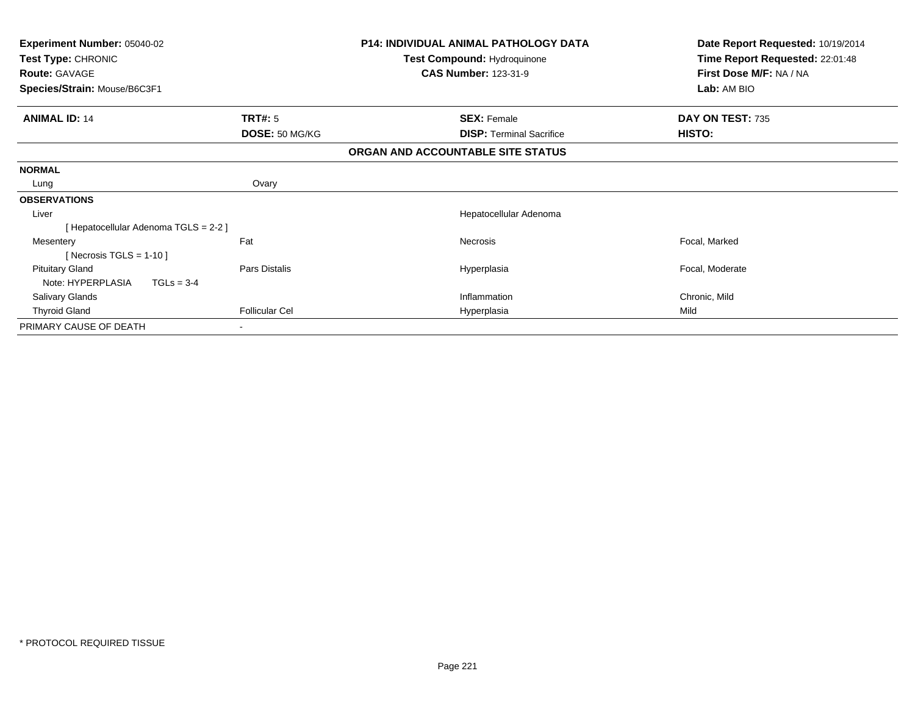**Experiment Number:** 05040-02
**Test Type:** CHRONIC
**Route:** GAVAGE
**Species/Strain:** Mouse/B6C3F1

**P14: INDIVIDUAL ANIMAL PATHOLOGY DATA**
**Test Compound:** Hydroquinone
**CAS Number:** 123-31-9

**Date Report Requested:** 10/19/2014
**Time Report Requested:** 22:01:48
**First Dose M/F:** NA / NA
**Lab:** AM BIO

| **ANIMAL ID:** 14 | **TRT#:** 5 | **SEX:** Female | **DAY ON TEST:** 735 |
|---|---|---|---|
| | **DOSE:** 50 MG/KG | **DISP:** Terminal Sacrifice | **HISTO:** |

**ORGAN AND ACCOUNTABLE SITE STATUS**

| | | | |
|---|---|---|---|
| **NORMAL** | | | |
| Lung | Ovary | | |
| **OBSERVATIONS** | | | |
| Liver | | Hepatocellular Adenoma | |
| [ Hepatocellular Adenoma TGLS = 2-2 ] | | | |
| Mesentery | Fat | Necrosis | Focal, Marked |
| [ Necrosis TGLS = 1-10 ] | | | |
| Pituitary Gland | Pars Distalis | Hyperplasia | Focal, Moderate |
| Note: HYPERPLASIA TGLs = 3-4 | | | |
| Salivary Glands | | Inflammation | Chronic, Mild |
| Thyroid Gland | Follicular Cel | Hyperplasia | Mild |
| PRIMARY CAUSE OF DEATH | - | | |

* PROTOCOL REQUIRED TISSUE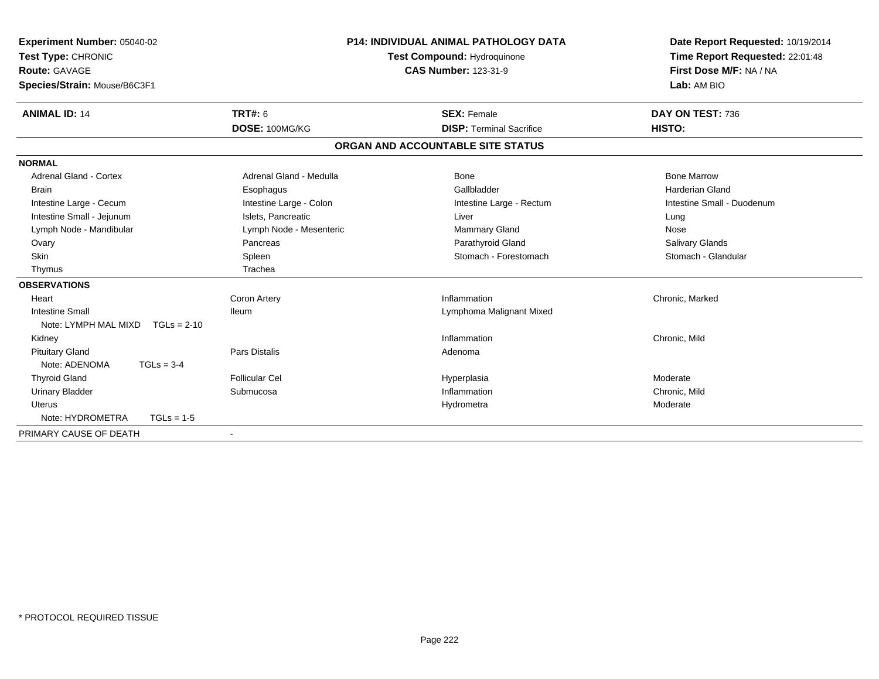**Experiment Number:** 05040-02
**Test Type:** CHRONIC
**Route:** GAVAGE
**Species/Strain:** Mouse/B6C3F1

**P14: INDIVIDUAL ANIMAL PATHOLOGY DATA**
**Test Compound:** Hydroquinone
**CAS Number:** 123-31-9

**Date Report Requested:** 10/19/2014
**Time Report Requested:** 22:01:48
**First Dose M/F:** NA / NA
**Lab:** AM BIO

| **ANIMAL ID:** 14 | **TRT#:** 6 | **SEX:** Female | **DAY ON TEST:** 736 |
|---|---|---|---|
| | **DOSE:** 100MG/KG | **DISP:** Terminal Sacrifice | **HISTO:** |

## ORGAN AND ACCOUNTABLE SITE STATUS

| | | | |
|---|---|---|---|
| **NORMAL** | | | |
| Adrenal Gland - Cortex | Adrenal Gland - Medulla | Bone | Bone Marrow |
| Brain | Esophagus | Gallbladder | Harderian Gland |
| Intestine Large - Cecum | Intestine Large - Colon | Intestine Large - Rectum | Intestine Small - Duodenum |
| Intestine Small - Jejunum | Islets, Pancreatic | Liver | Lung |
| Lymph Node - Mandibular | Lymph Node - Mesenteric | Mammary Gland | Nose |
| Ovary | Pancreas | Parathyroid Gland | Salivary Glands |
| Skin | Spleen | Stomach - Forestomach | Stomach - Glandular |
| Thymus | Trachea | | |
| **OBSERVATIONS** | | | |
| Heart | Coron Artery | Inflammation | Chronic, Marked |
| Intestine Small | Ileum | Lymphoma Malignant Mixed | |
| Note: LYMPH MAL MIXD TGLs = 2-10 | | | |
| Kidney | | Inflammation | Chronic, Mild |
| Pituitary Gland | Pars Distalis | Adenoma | |
| Note: ADENOMA TGLs = 3-4 | | | |
| Thyroid Gland | Follicular Cel | Hyperplasia | Moderate |
| Urinary Bladder | Submucosa | Inflammation | Chronic, Mild |
| Uterus | | Hydrometra | Moderate |
| Note: HYDROMETRA TGLs = 1-5 | | | |
| PRIMARY CAUSE OF DEATH | - | | |

* PROTOCOL REQUIRED TISSUE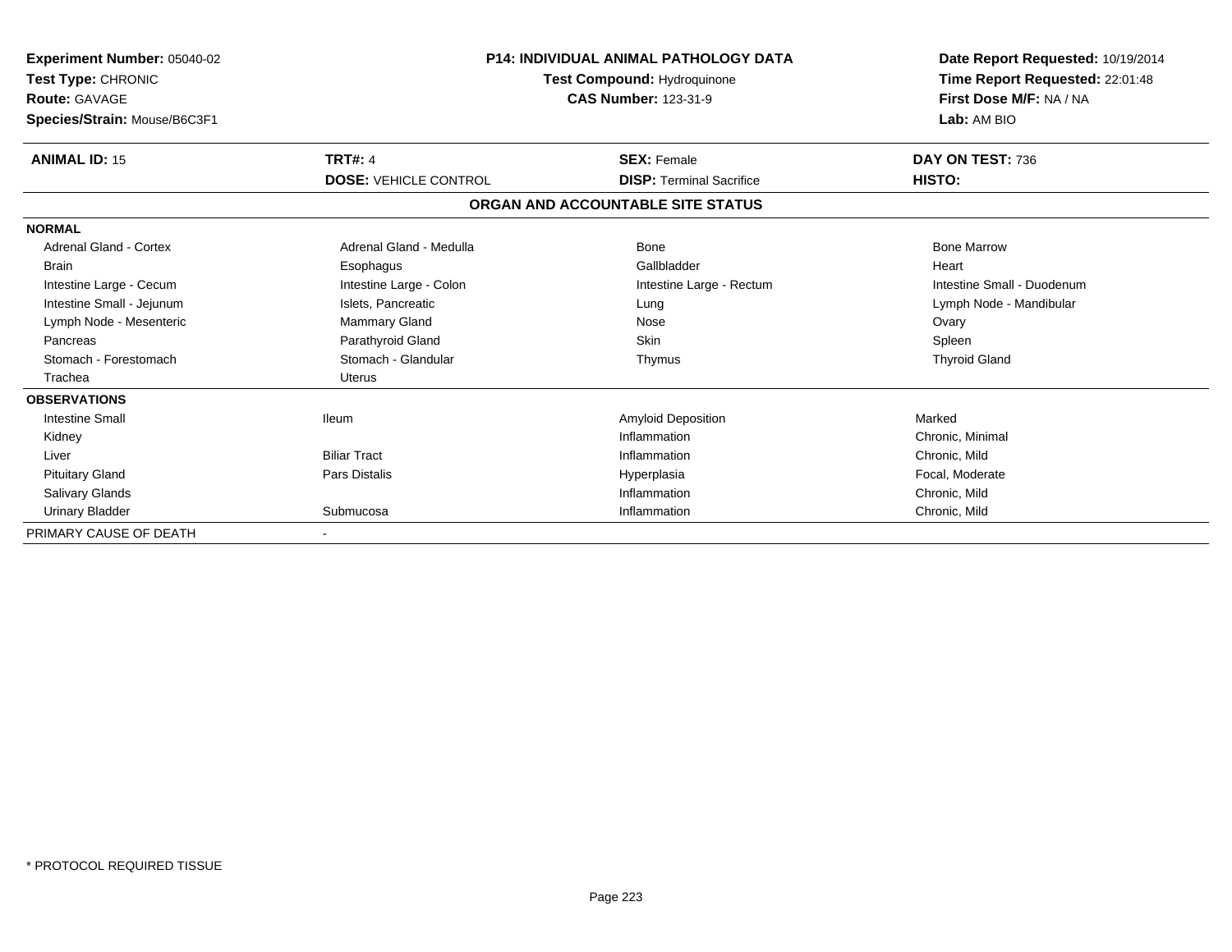**Experiment Number:** 05040-02
**Test Type:** CHRONIC
**Route:** GAVAGE
**Species/Strain:** Mouse/B6C3F1

**P14: INDIVIDUAL ANIMAL PATHOLOGY DATA**
**Test Compound:** Hydroquinone
**CAS Number:** 123-31-9

**Date Report Requested:** 10/19/2014
**Time Report Requested:** 22:01:48
**First Dose M/F:** NA / NA
**Lab:** AM BIO

| **ANIMAL ID:** 15 | **TRT#:** 4 | **SEX:** Female | **DAY ON TEST:** 736 |
|---|---|---|---|
| | **DOSE:** VEHICLE CONTROL | **DISP:** Terminal Sacrifice | **HISTO:** |

**ORGAN AND ACCOUNTABLE SITE STATUS**

| | | | |
|---|---|---|---|
| **NORMAL** | | | |
| Adrenal Gland - Cortex | Adrenal Gland - Medulla | Bone | Bone Marrow |
| Brain | Esophagus | Gallbladder | Heart |
| Intestine Large - Cecum | Intestine Large - Colon | Intestine Large - Rectum | Intestine Small - Duodenum |
| Intestine Small - Jejunum | Islets, Pancreatic | Lung | Lymph Node - Mandibular |
| Lymph Node - Mesenteric | Mammary Gland | Nose | Ovary |
| Pancreas | Parathyroid Gland | Skin | Spleen |
| Stomach - Forestomach | Stomach - Glandular | Thymus | Thyroid Gland |
| Trachea | Uterus | | |
| **OBSERVATIONS** | | | |
| Intestine Small | Ileum | Amyloid Deposition | Marked |
| Kidney | | Inflammation | Chronic, Minimal |
| Liver | Biliar Tract | Inflammation | Chronic, Mild |
| Pituitary Gland | Pars Distalis | Hyperplasia | Focal, Moderate |
| Salivary Glands | | Inflammation | Chronic, Mild |
| Urinary Bladder | Submucosa | Inflammation | Chronic, Mild |
| PRIMARY CAUSE OF DEATH | - | | |

* PROTOCOL REQUIRED TISSUE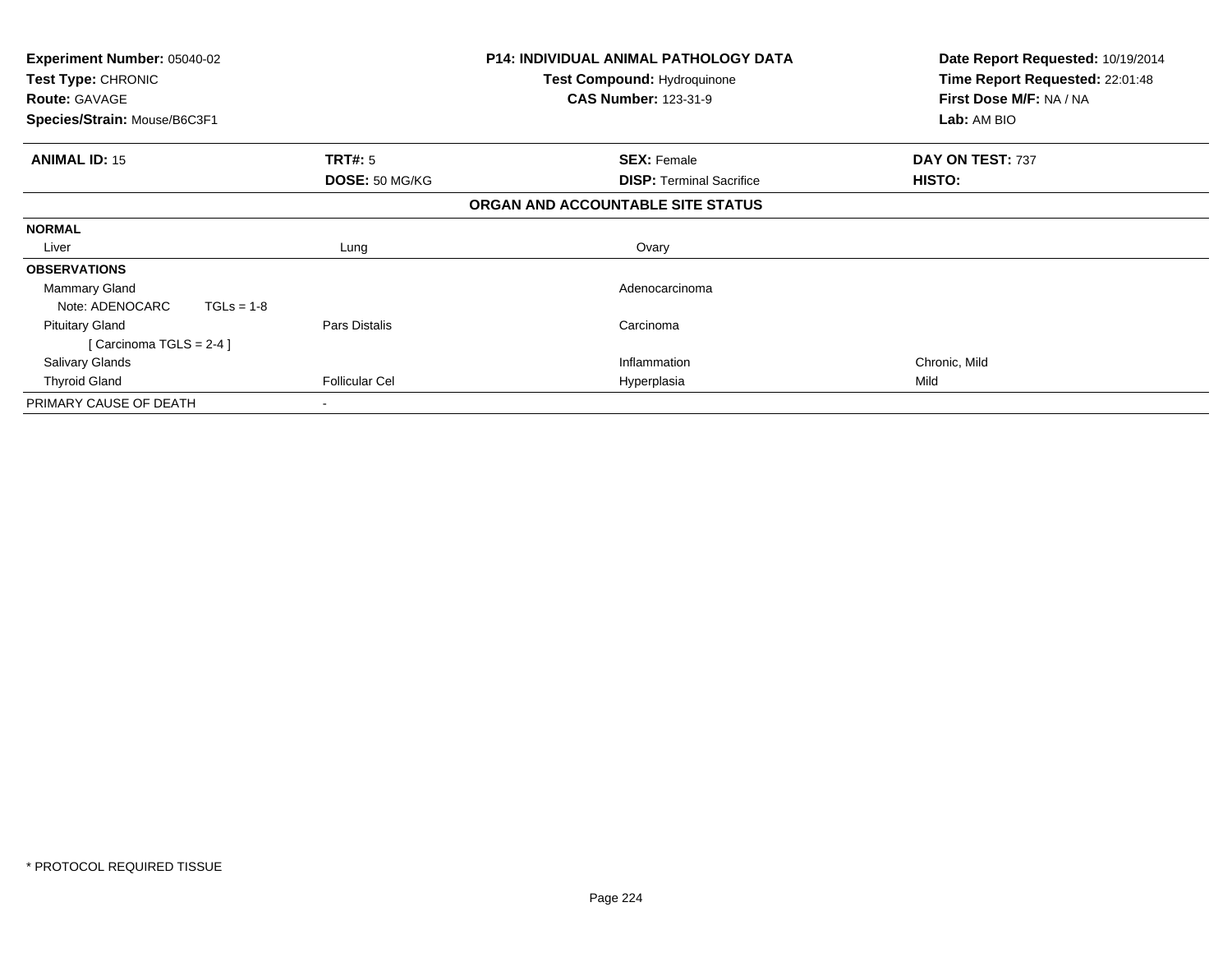| Experiment Number: 05040-02 | P14: INDIVIDUAL ANIMAL PATHOLOGY DATA | Date Report Requested: 10/19/2014 |
|---|---|---|
| Test Type: CHRONIC | Test Compound: Hydroquinone | Time Report Requested: 22:01:48 |
| Route: GAVAGE | CAS Number: 123-31-9 | First Dose M/F: NA / NA |
| Species/Strain: Mouse/B6C3F1 | | Lab: AM BIO |

| ANIMAL ID: 15 | TRT#: 5 | SEX: Female | DAY ON TEST: 737 |
|---|---|---|---|
| | DOSE: 50 MG/KG | DISP: Terminal Sacrifice | HISTO: |

## ORGAN AND ACCOUNTABLE SITE STATUS

| | | | |
|---|---|---|---|
| **NORMAL** | | | |
| Liver | Lung | Ovary | |
| **OBSERVATIONS** | | | |
| Mammary Gland | | Adenocarcinoma | |
| Note: ADENOCARC TGLs = 1-8 | | | |
| Pituitary Gland | Pars Distalis | Carcinoma | |
| [ Carcinoma TGLS = 2-4 ] | | | |
| Salivary Glands | | Inflammation | Chronic, Mild |
| Thyroid Gland | Follicular Cel | Hyperplasia | Mild |
| PRIMARY CAUSE OF DEATH | - | | |

* PROTOCOL REQUIRED TISSUE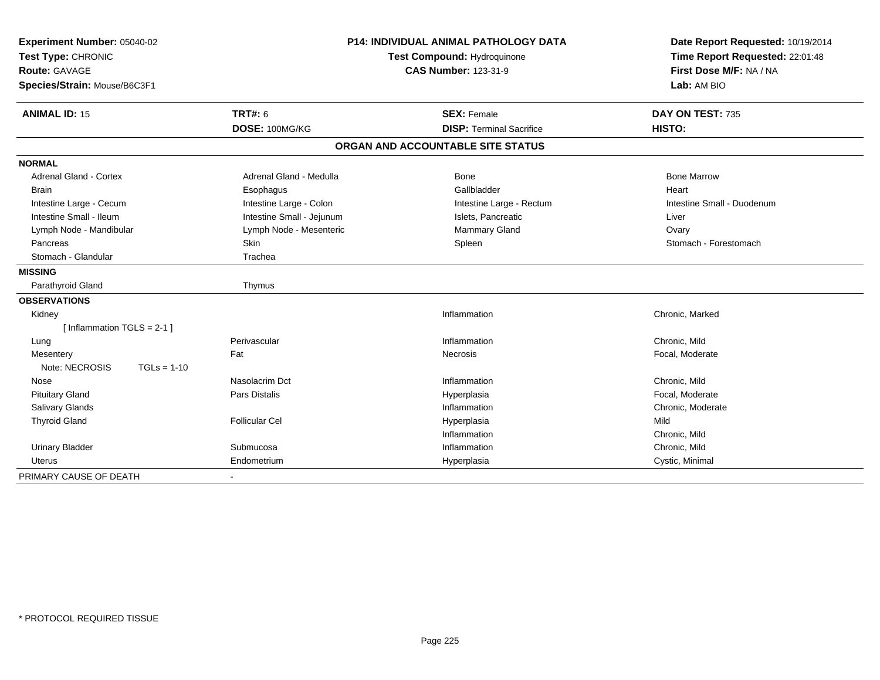**Experiment Number:** 05040-02
**Test Type:** CHRONIC
**Route:** GAVAGE
**Species/Strain:** Mouse/B6C3F1

**P14: INDIVIDUAL ANIMAL PATHOLOGY DATA**
**Test Compound:** Hydroquinone
**CAS Number:** 123-31-9

**Date Report Requested:** 10/19/2014
**Time Report Requested:** 22:01:48
**First Dose M/F:** NA / NA
**Lab:** AM BIO

| **ANIMAL ID:** 15 | **TRT#:** 6 | **SEX:** Female | **DAY ON TEST:** 735 |
|---|---|---|---|
| | **DOSE:** 100MG/KG | **DISP:** Terminal Sacrifice | **HISTO:** |

## ORGAN AND ACCOUNTABLE SITE STATUS

| | | | |
|---|---|---|---|
| **NORMAL** | | | |
| Adrenal Gland - Cortex | Adrenal Gland - Medulla | Bone | Bone Marrow |
| Brain | Esophagus | Gallbladder | Heart |
| Intestine Large - Cecum | Intestine Large - Colon | Intestine Large - Rectum | Intestine Small - Duodenum |
| Intestine Small - Ileum | Intestine Small - Jejunum | Islets, Pancreatic | Liver |
| Lymph Node - Mandibular | Lymph Node - Mesenteric | Mammary Gland | Ovary |
| Pancreas | Skin | Spleen | Stomach - Forestomach |
| Stomach - Glandular | Trachea | | |
| **MISSING** | | | |
| Parathyroid Gland | Thymus | | |
| **OBSERVATIONS** | | | |
| Kidney | | Inflammation | Chronic, Marked |
| [ Inflammation TGLS = 2-1 ] | | | |
| Lung | Perivascular | Inflammation | Chronic, Mild |
| Mesentery | Fat | Necrosis | Focal, Moderate |
| Note: NECROSIS TGLs = 1-10 | | | |
| Nose | Nasolacrim Dct | Inflammation | Chronic, Mild |
| Pituitary Gland | Pars Distalis | Hyperplasia | Focal, Moderate |
| Salivary Glands | | Inflammation | Chronic, Moderate |
| Thyroid Gland | Follicular Cel | Hyperplasia | Mild |
| | | Inflammation | Chronic, Mild |
| Urinary Bladder | Submucosa | Inflammation | Chronic, Mild |
| Uterus | Endometrium | Hyperplasia | Cystic, Minimal |
| PRIMARY CAUSE OF DEATH | - | | |

\* PROTOCOL REQUIRED TISSUE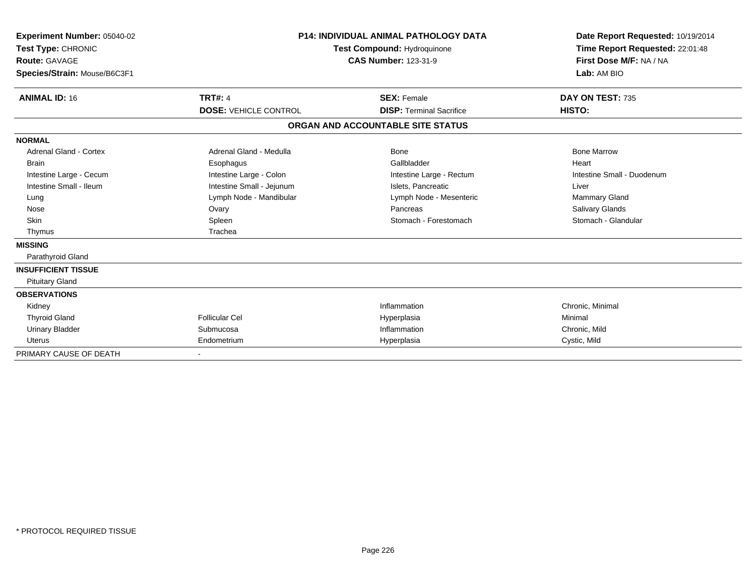**Experiment Number:** 05040-02
**Test Type:** CHRONIC
**Route:** GAVAGE
**Species/Strain:** Mouse/B6C3F1

**P14: INDIVIDUAL ANIMAL PATHOLOGY DATA**
**Test Compound:** Hydroquinone
**CAS Number:** 123-31-9

**Date Report Requested:** 10/19/2014
**Time Report Requested:** 22:01:48
**First Dose M/F:** NA / NA
**Lab:** AM BIO

| **ANIMAL ID:** 16 | **TRT#:** 4 | **SEX:** Female | **DAY ON TEST:** 735 |
|---|---|---|---|
| | **DOSE:** VEHICLE CONTROL | **DISP:** Terminal Sacrifice | **HISTO:** |

**ORGAN AND ACCOUNTABLE SITE STATUS**

| | | | |
|---|---|---|---|
| **NORMAL** | | | |
| Adrenal Gland - Cortex | Adrenal Gland - Medulla | Bone | Bone Marrow |
| Brain | Esophagus | Gallbladder | Heart |
| Intestine Large - Cecum | Intestine Large - Colon | Intestine Large - Rectum | Intestine Small - Duodenum |
| Intestine Small - Ileum | Intestine Small - Jejunum | Islets, Pancreatic | Liver |
| Lung | Lymph Node - Mandibular | Lymph Node - Mesenteric | Mammary Gland |
| Nose | Ovary | Pancreas | Salivary Glands |
| Skin | Spleen | Stomach - Forestomach | Stomach - Glandular |
| Thymus | Trachea | | |
| **MISSING** | | | |
| Parathyroid Gland | | | |
| **INSUFFICIENT TISSUE** | | | |
| Pituitary Gland | | | |
| **OBSERVATIONS** | | | |
| Kidney | | Inflammation | Chronic, Minimal |
| Thyroid Gland | Follicular Cel | Hyperplasia | Minimal |
| Urinary Bladder | Submucosa | Inflammation | Chronic, Mild |
| Uterus | Endometrium | Hyperplasia | Cystic, Mild |
| PRIMARY CAUSE OF DEATH | - | | |

\* PROTOCOL REQUIRED TISSUE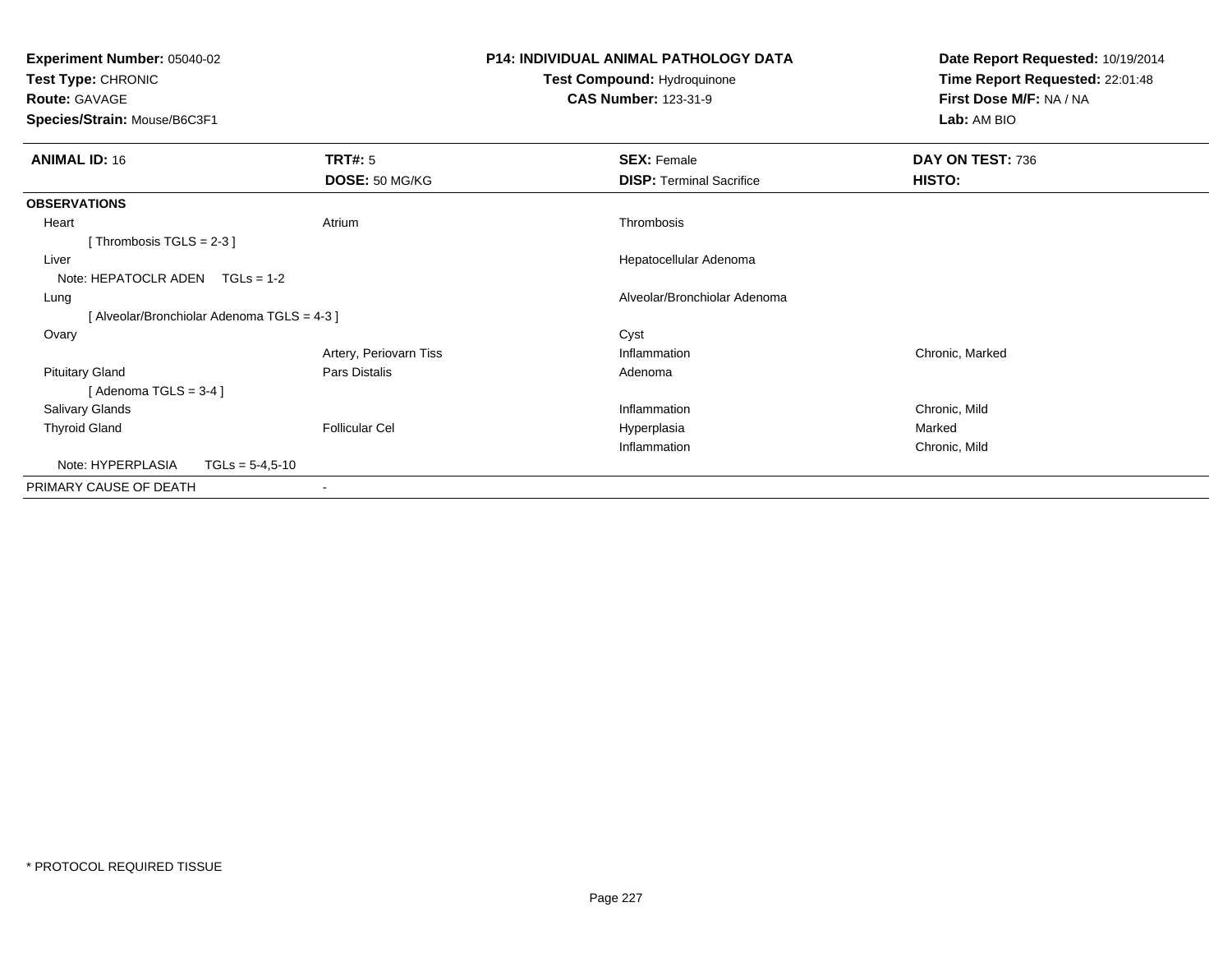**Experiment Number:** 05040-02
**Test Type:** CHRONIC
**Route:** GAVAGE
**Species/Strain:** Mouse/B6C3F1

**P14: INDIVIDUAL ANIMAL PATHOLOGY DATA**
**Test Compound:** Hydroquinone
**CAS Number:** 123-31-9

**Date Report Requested:** 10/19/2014
**Time Report Requested:** 22:01:48
**First Dose M/F:** NA / NA
**Lab:** AM BIO

| **ANIMAL ID:** 16 | **TRT#:** 5 | **SEX:** Female | **DAY ON TEST:** 736 |
|---|---|---|---|
| | **DOSE:** 50 MG/KG | **DISP:** Terminal Sacrifice | **HISTO:** |
| **OBSERVATIONS** | | | |
| Heart | Atrium | Thrombosis | |
| [ Thrombosis TGLS = 2-3 ] | | | |
| Liver | | Hepatocellular Adenoma | |
| Note: HEPATOCLR ADEN TGLs = 1-2 | | | |
| Lung | | Alveolar/Bronchiolar Adenoma | |
| [ Alveolar/Bronchiolar Adenoma TGLS = 4-3 ] | | | |
| Ovary | | Cyst | |
| | Artery, Periovarn Tiss | Inflammation | Chronic, Marked |
| Pituitary Gland | Pars Distalis | Adenoma | |
| [ Adenoma TGLS = 3-4 ] | | | |
| Salivary Glands | | Inflammation | Chronic, Mild |
| Thyroid Gland | Follicular Cel | Hyperplasia | Marked |
| | | Inflammation | Chronic, Mild |
| Note: HYPERPLASIA TGLs = 5-4,5-10 | | | |
| PRIMARY CAUSE OF DEATH | - | | |

* PROTOCOL REQUIRED TISSUE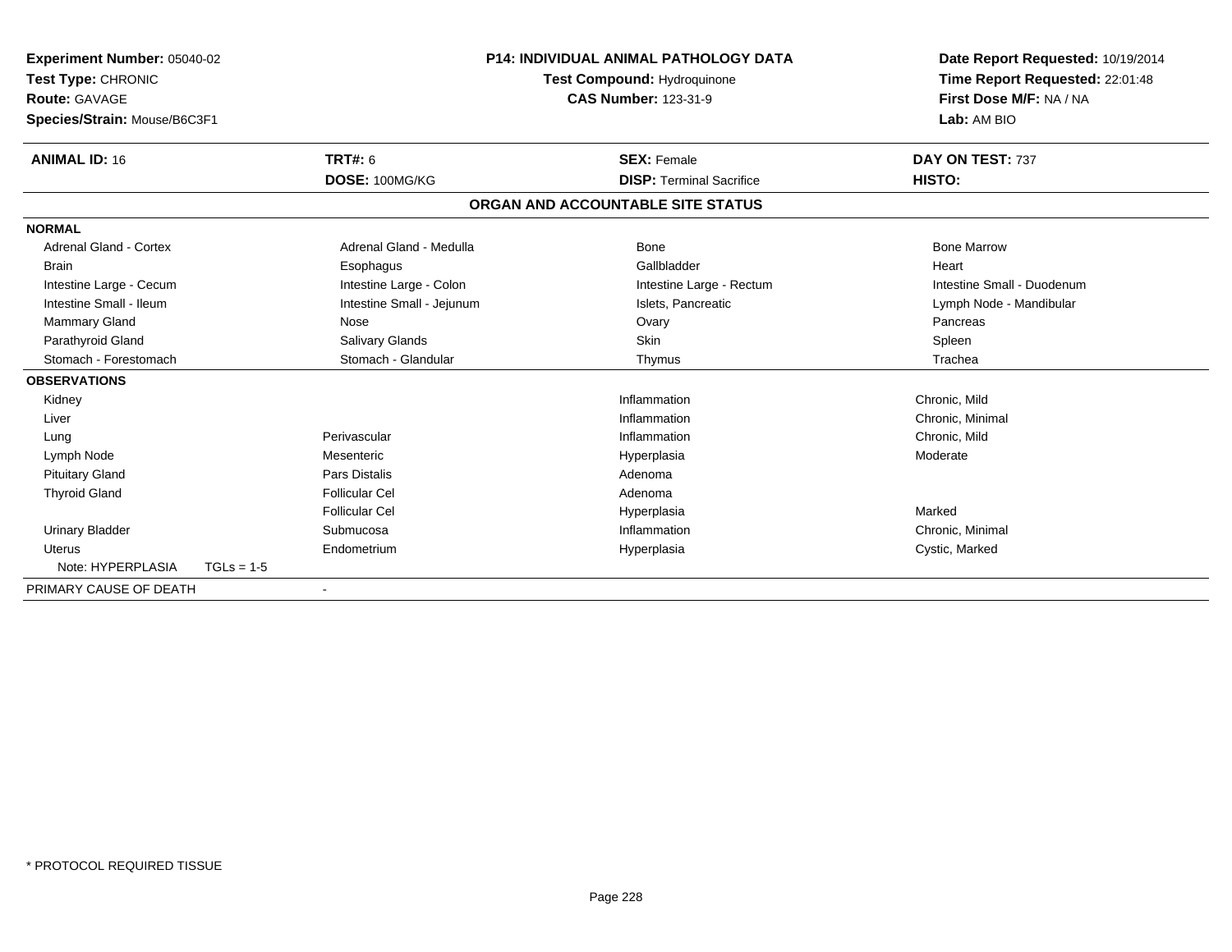**Experiment Number:** 05040-02
**Test Type:** CHRONIC
**Route:** GAVAGE
**Species/Strain:** Mouse/B6C3F1

**P14: INDIVIDUAL ANIMAL PATHOLOGY DATA**
**Test Compound:** Hydroquinone
**CAS Number:** 123-31-9

**Date Report Requested:** 10/19/2014
**Time Report Requested:** 22:01:48
**First Dose M/F:** NA / NA
**Lab:** AM BIO

| **ANIMAL ID:** 16 | **TRT#:** 6 | **SEX:** Female | **DAY ON TEST:** 737 |
|---|---|---|---|
| | **DOSE:** 100MG/KG | **DISP:** Terminal Sacrifice | **HISTO:** |

## ORGAN AND ACCOUNTABLE SITE STATUS

| | | | |
|---|---|---|---|
| **NORMAL** | | | |
| Adrenal Gland - Cortex | Adrenal Gland - Medulla | Bone | Bone Marrow |
| Brain | Esophagus | Gallbladder | Heart |
| Intestine Large - Cecum | Intestine Large - Colon | Intestine Large - Rectum | Intestine Small - Duodenum |
| Intestine Small - Ileum | Intestine Small - Jejunum | Islets, Pancreatic | Lymph Node - Mandibular |
| Mammary Gland | Nose | Ovary | Pancreas |
| Parathyroid Gland | Salivary Glands | Skin | Spleen |
| Stomach - Forestomach | Stomach - Glandular | Thymus | Trachea |
| **OBSERVATIONS** | | | |
| Kidney | | Inflammation | Chronic, Mild |
| Liver | | Inflammation | Chronic, Minimal |
| Lung | Perivascular | Inflammation | Chronic, Mild |
| Lymph Node | Mesenteric | Hyperplasia | Moderate |
| Pituitary Gland | Pars Distalis | Adenoma | |
| Thyroid Gland | Follicular Cel | Adenoma | |
| | Follicular Cel | Hyperplasia | Marked |
| Urinary Bladder | Submucosa | Inflammation | Chronic, Minimal |
| Uterus | Endometrium | Hyperplasia | Cystic, Marked |
| Note: HYPERPLASIA TGLs = 1-5 | | | |
| PRIMARY CAUSE OF DEATH | - | | |

* PROTOCOL REQUIRED TISSUE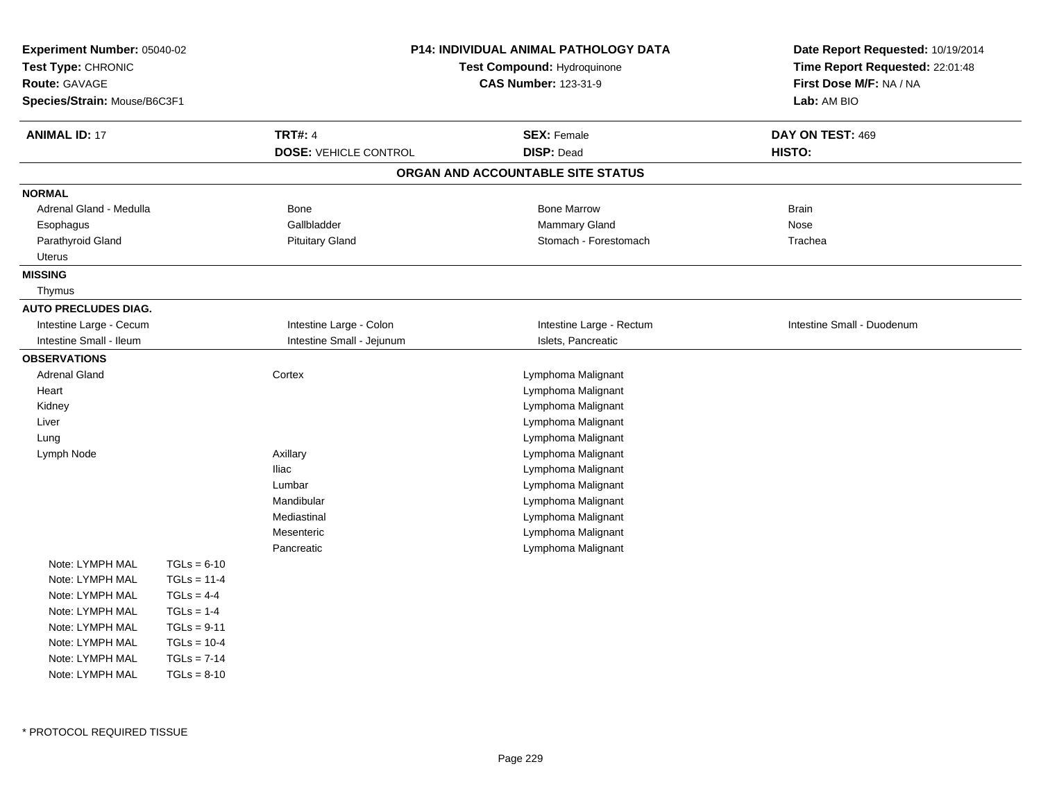**Experiment Number:** 05040-02
**Test Type:** CHRONIC
**Route:** GAVAGE
**Species/Strain:** Mouse/B6C3F1

**P14: INDIVIDUAL ANIMAL PATHOLOGY DATA**
**Test Compound:** Hydroquinone
**CAS Number:** 123-31-9

**Date Report Requested:** 10/19/2014
**Time Report Requested:** 22:01:48
**First Dose M/F:** NA / NA
**Lab:** AM BIO

| **ANIMAL ID:** 17 | **TRT#:** 4 | **SEX:** Female | **DAY ON TEST:** 469 |
|---|---|---|---|
| | **DOSE:** VEHICLE CONTROL | **DISP:** Dead | **HISTO:** |

## ORGAN AND ACCOUNTABLE SITE STATUS

**NORMAL**

| | | | |
|---|---|---|---|
| Adrenal Gland - Medulla | Bone | Bone Marrow | Brain |
| Esophagus | Gallbladder | Mammary Gland | Nose |
| Parathyroid Gland | Pituitary Gland | Stomach - Forestomach | Trachea |
| Uterus | | | |

**MISSING**

Thymus

**AUTO PRECLUDES DIAG.**

| | | | |
|---|---|---|---|
| Intestine Large - Cecum | Intestine Large - Colon | Intestine Large - Rectum | Intestine Small - Duodenum |
| Intestine Small - Ileum | Intestine Small - Jejunum | Islets, Pancreatic | |

**OBSERVATIONS**

| | | |
|---|---|---|
| Adrenal Gland | Cortex | Lymphoma Malignant |
| Heart | | Lymphoma Malignant |
| Kidney | | Lymphoma Malignant |
| Liver | | Lymphoma Malignant |
| Lung | | Lymphoma Malignant |
| Lymph Node | Axillary | Lymphoma Malignant |
| | Iliac | Lymphoma Malignant |
| | Lumbar | Lymphoma Malignant |
| | Mandibular | Lymphoma Malignant |
| | Mediastinal | Lymphoma Malignant |
| | Mesenteric | Lymphoma Malignant |
| | Pancreatic | Lymphoma Malignant |

Note: LYMPH MAL TGLs = 6-10
Note: LYMPH MAL TGLs = 11-4
Note: LYMPH MAL TGLs = 4-4
Note: LYMPH MAL TGLs = 1-4
Note: LYMPH MAL TGLs = 9-11
Note: LYMPH MAL TGLs = 10-4
Note: LYMPH MAL TGLs = 7-14
Note: LYMPH MAL TGLs = 8-10

* PROTOCOL REQUIRED TISSUE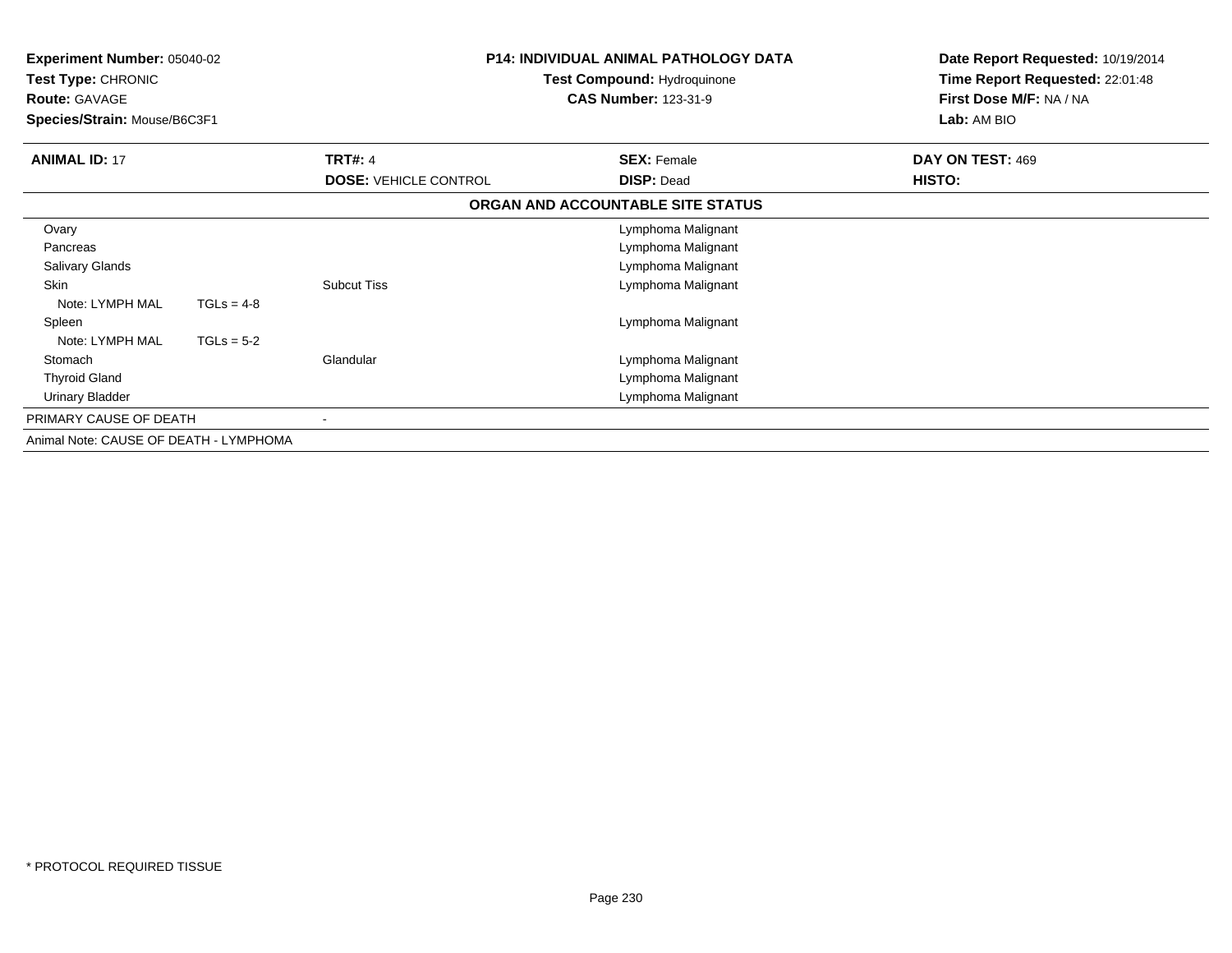**Experiment Number:** 05040-02
**Test Type:** CHRONIC
**Route:** GAVAGE
**Species/Strain:** Mouse/B6C3F1

**P14: INDIVIDUAL ANIMAL PATHOLOGY DATA**
**Test Compound:** Hydroquinone
**CAS Number:** 123-31-9

**Date Report Requested:** 10/19/2014
**Time Report Requested:** 22:01:48
**First Dose M/F:** NA / NA
**Lab:** AM BIO

| **ANIMAL ID:** 17 | **TRT#:** 4 | **SEX:** Female | **DAY ON TEST:** 469 |
|---|---|---|---|
| | **DOSE:** VEHICLE CONTROL | **DISP:** Dead | **HISTO:** |

**ORGAN AND ACCOUNTABLE SITE STATUS**

| Organ | Site | Status |
|---|---|---|
| Ovary | | Lymphoma Malignant |
| Pancreas | | Lymphoma Malignant |
| Salivary Glands | | Lymphoma Malignant |
| Skin | Subcut Tiss | Lymphoma Malignant |
| Note: LYMPH MAL TGLs = 4-8 | | |
| Spleen | | Lymphoma Malignant |
| Note: LYMPH MAL TGLs = 5-2 | | |
| Stomach | Glandular | Lymphoma Malignant |
| Thyroid Gland | | Lymphoma Malignant |
| Urinary Bladder | | Lymphoma Malignant |
| PRIMARY CAUSE OF DEATH | - | |

Animal Note: CAUSE OF DEATH - LYMPHOMA

\* PROTOCOL REQUIRED TISSUE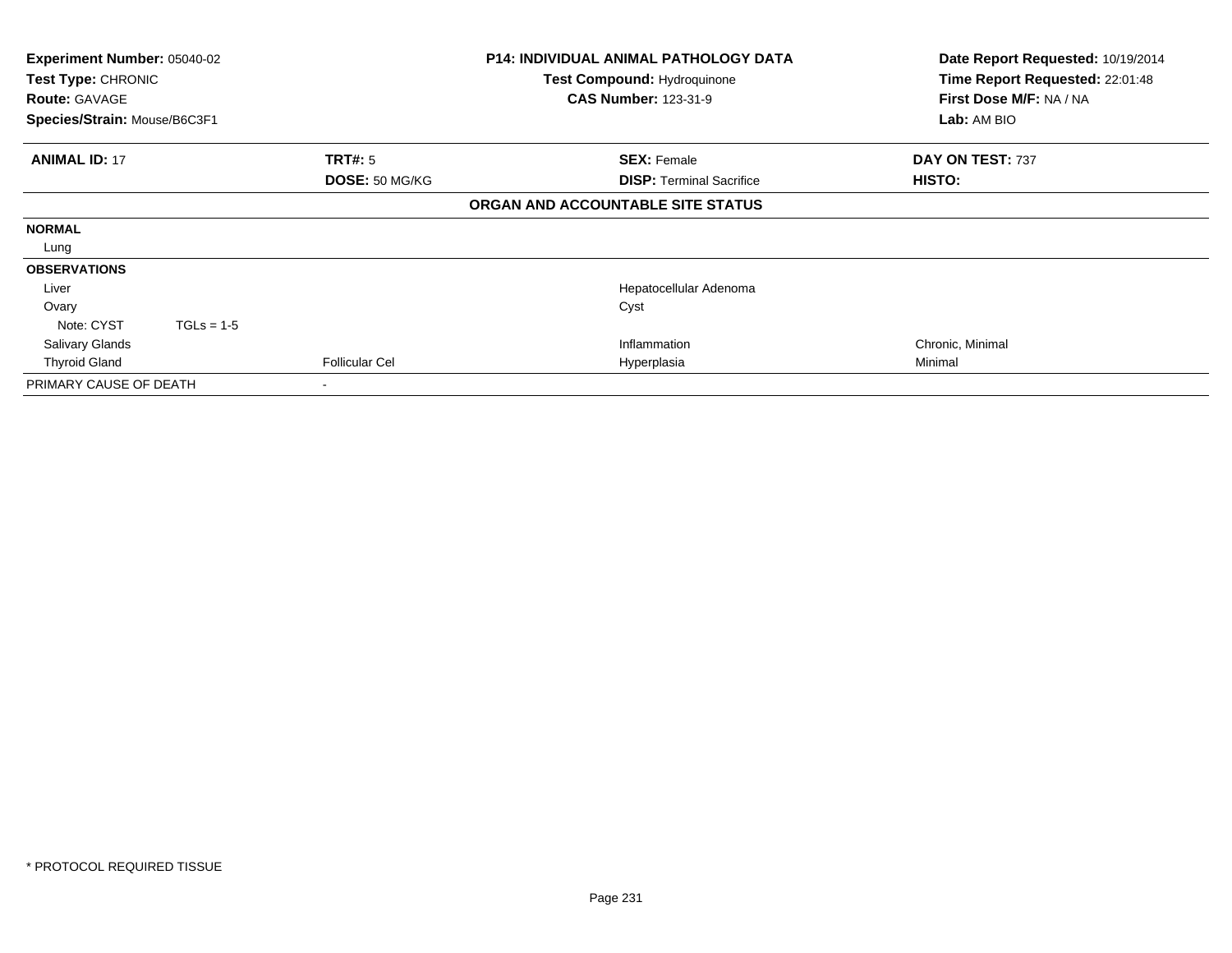**Experiment Number:** 05040-02
**Test Type:** CHRONIC
**Route:** GAVAGE
**Species/Strain:** Mouse/B6C3F1

**P14: INDIVIDUAL ANIMAL PATHOLOGY DATA**
**Test Compound:** Hydroquinone
**CAS Number:** 123-31-9

**Date Report Requested:** 10/19/2014
**Time Report Requested:** 22:01:48
**First Dose M/F:** NA / NA
**Lab:** AM BIO

| **ANIMAL ID:** 17 | **TRT#:** 5 | **SEX:** Female | **DAY ON TEST:** 737 |
|---|---|---|---|
| | **DOSE:** 50 MG/KG | **DISP:** Terminal Sacrifice | **HISTO:** |

**ORGAN AND ACCOUNTABLE SITE STATUS**

| | | | |
|---|---|---|---|
| **NORMAL** | | | |
| Lung | | | |
| **OBSERVATIONS** | | | |
| Liver | | Hepatocellular Adenoma | |
| Ovary | | Cyst | |
| Note: CYST TGLs = 1-5 | | | |
| Salivary Glands | | Inflammation | Chronic, Minimal |
| Thyroid Gland | Follicular Cel | Hyperplasia | Minimal |
| PRIMARY CAUSE OF DEATH | - | | |

* PROTOCOL REQUIRED TISSUE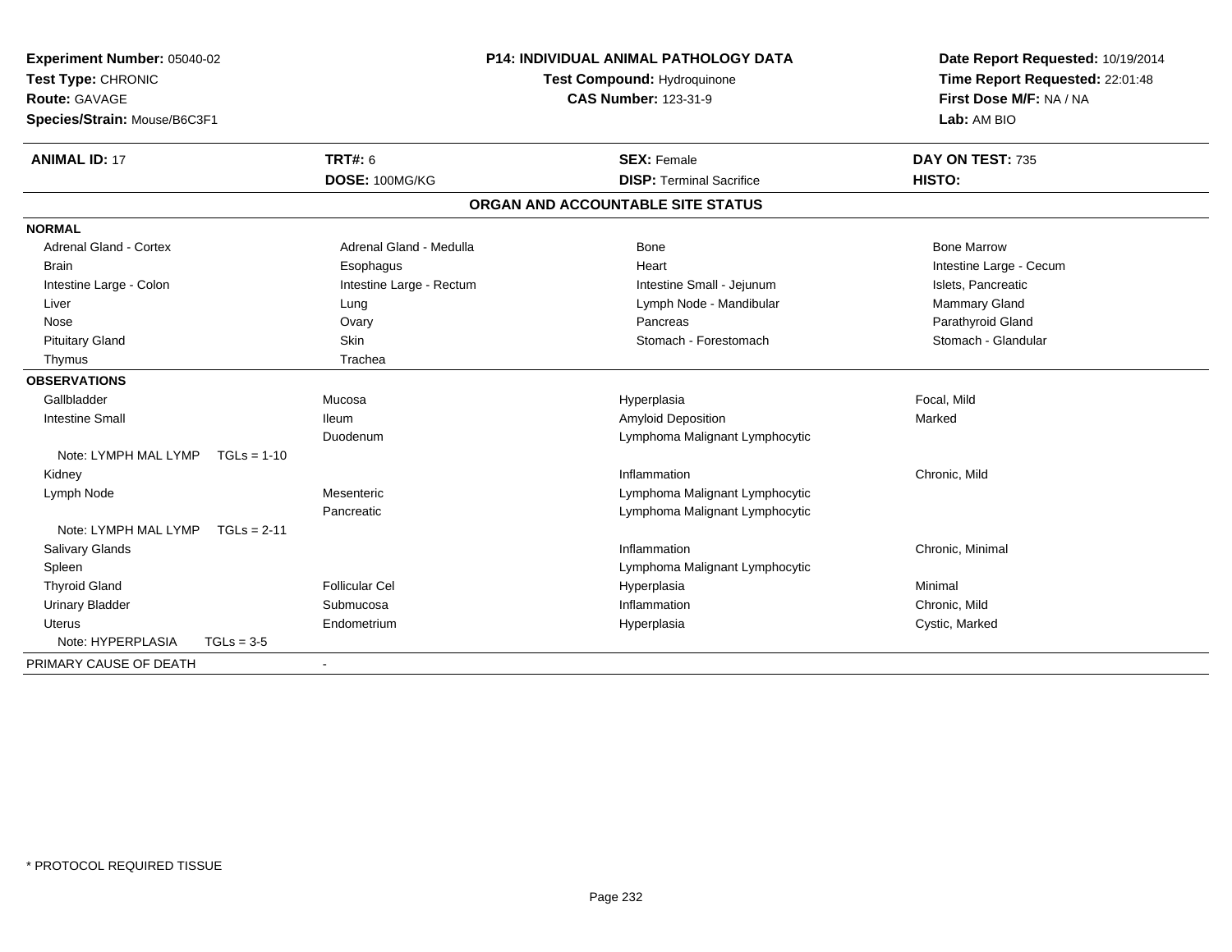**Experiment Number:** 05040-02
**Test Type:** CHRONIC
**Route:** GAVAGE
**Species/Strain:** Mouse/B6C3F1

**P14: INDIVIDUAL ANIMAL PATHOLOGY DATA**
**Test Compound:** Hydroquinone
**CAS Number:** 123-31-9

**Date Report Requested:** 10/19/2014
**Time Report Requested:** 22:01:48
**First Dose M/F:** NA / NA
**Lab:** AM BIO

| **ANIMAL ID:** 17 | **TRT#:** 6 | **SEX:** Female | **DAY ON TEST:** 735 |
|---|---|---|---|
| | **DOSE:** 100MG/KG | **DISP:** Terminal Sacrifice | **HISTO:** |

## ORGAN AND ACCOUNTABLE SITE STATUS

**NORMAL**

| | | | |
|---|---|---|---|
| Adrenal Gland - Cortex | Adrenal Gland - Medulla | Bone | Bone Marrow |
| Brain | Esophagus | Heart | Intestine Large - Cecum |
| Intestine Large - Colon | Intestine Large - Rectum | Intestine Small - Jejunum | Islets, Pancreatic |
| Liver | Lung | Lymph Node - Mandibular | Mammary Gland |
| Nose | Ovary | Pancreas | Parathyroid Gland |
| Pituitary Gland | Skin | Stomach - Forestomach | Stomach - Glandular |
| Thymus | Trachea | | |

**OBSERVATIONS**

| | | | |
|---|---|---|---|
| Gallbladder | Mucosa | Hyperplasia | Focal, Mild |
| Intestine Small | Ileum | Amyloid Deposition | Marked |
| | Duodenum | Lymphoma Malignant Lymphocytic | |
| Note: LYMPH MAL LYMP TGLs = 1-10 | | | |
| Kidney | | Inflammation | Chronic, Mild |
| Lymph Node | Mesenteric | Lymphoma Malignant Lymphocytic | |
| | Pancreatic | Lymphoma Malignant Lymphocytic | |
| Note: LYMPH MAL LYMP TGLs = 2-11 | | | |
| Salivary Glands | | Inflammation | Chronic, Minimal |
| Spleen | | Lymphoma Malignant Lymphocytic | |
| Thyroid Gland | Follicular Cel | Hyperplasia | Minimal |
| Urinary Bladder | Submucosa | Inflammation | Chronic, Mild |
| Uterus | Endometrium | Hyperplasia | Cystic, Marked |
| Note: HYPERPLASIA TGLs = 3-5 | | | |

PRIMARY CAUSE OF DEATH -

* PROTOCOL REQUIRED TISSUE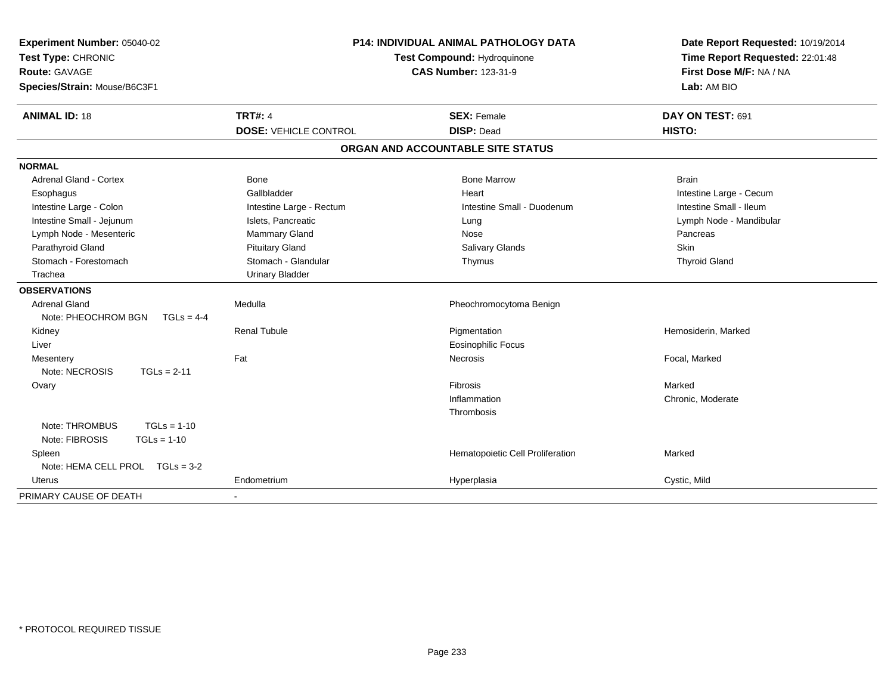**Experiment Number:** 05040-02
**Test Type:** CHRONIC
**Route:** GAVAGE
**Species/Strain:** Mouse/B6C3F1

**P14: INDIVIDUAL ANIMAL PATHOLOGY DATA**
**Test Compound:** Hydroquinone
**CAS Number:** 123-31-9

**Date Report Requested:** 10/19/2014
**Time Report Requested:** 22:01:48
**First Dose M/F:** NA / NA
**Lab:** AM BIO

| **ANIMAL ID:** 18 | **TRT#:** 4 | **SEX:** Female | **DAY ON TEST:** 691 |
|---|---|---|---|
| | **DOSE:** VEHICLE CONTROL | **DISP:** Dead | **HISTO:** |

## ORGAN AND ACCOUNTABLE SITE STATUS

| | | | |
|---|---|---|---|
| **NORMAL** | | | |
| Adrenal Gland - Cortex | Bone | Bone Marrow | Brain |
| Esophagus | Gallbladder | Heart | Intestine Large - Cecum |
| Intestine Large - Colon | Intestine Large - Rectum | Intestine Small - Duodenum | Intestine Small - Ileum |
| Intestine Small - Jejunum | Islets, Pancreatic | Lung | Lymph Node - Mandibular |
| Lymph Node - Mesenteric | Mammary Gland | Nose | Pancreas |
| Parathyroid Gland | Pituitary Gland | Salivary Glands | Skin |
| Stomach - Forestomach | Stomach - Glandular | Thymus | Thyroid Gland |
| Trachea | Urinary Bladder | | |
| **OBSERVATIONS** | | | |
| Adrenal Gland | Medulla | Pheochromocytoma Benign | |
| Note: PHEOCHROM BGN TGLs = 4-4 | | | |
| Kidney | Renal Tubule | Pigmentation | Hemosiderin, Marked |
| Liver | | Eosinophilic Focus | |
| Mesentery | Fat | Necrosis | Focal, Marked |
| Note: NECROSIS TGLs = 2-11 | | | |
| Ovary | | Fibrosis | Marked |
| | | Inflammation | Chronic, Moderate |
| | | Thrombosis | |
| Note: THROMBUS TGLs = 1-10 | | | |
| Note: FIBROSIS TGLs = 1-10 | | | |
| Spleen | | Hematopoietic Cell Proliferation | Marked |
| Note: HEMA CELL PROL TGLs = 3-2 | | | |
| Uterus | Endometrium | Hyperplasia | Cystic, Mild |
| PRIMARY CAUSE OF DEATH | - | | |

\* PROTOCOL REQUIRED TISSUE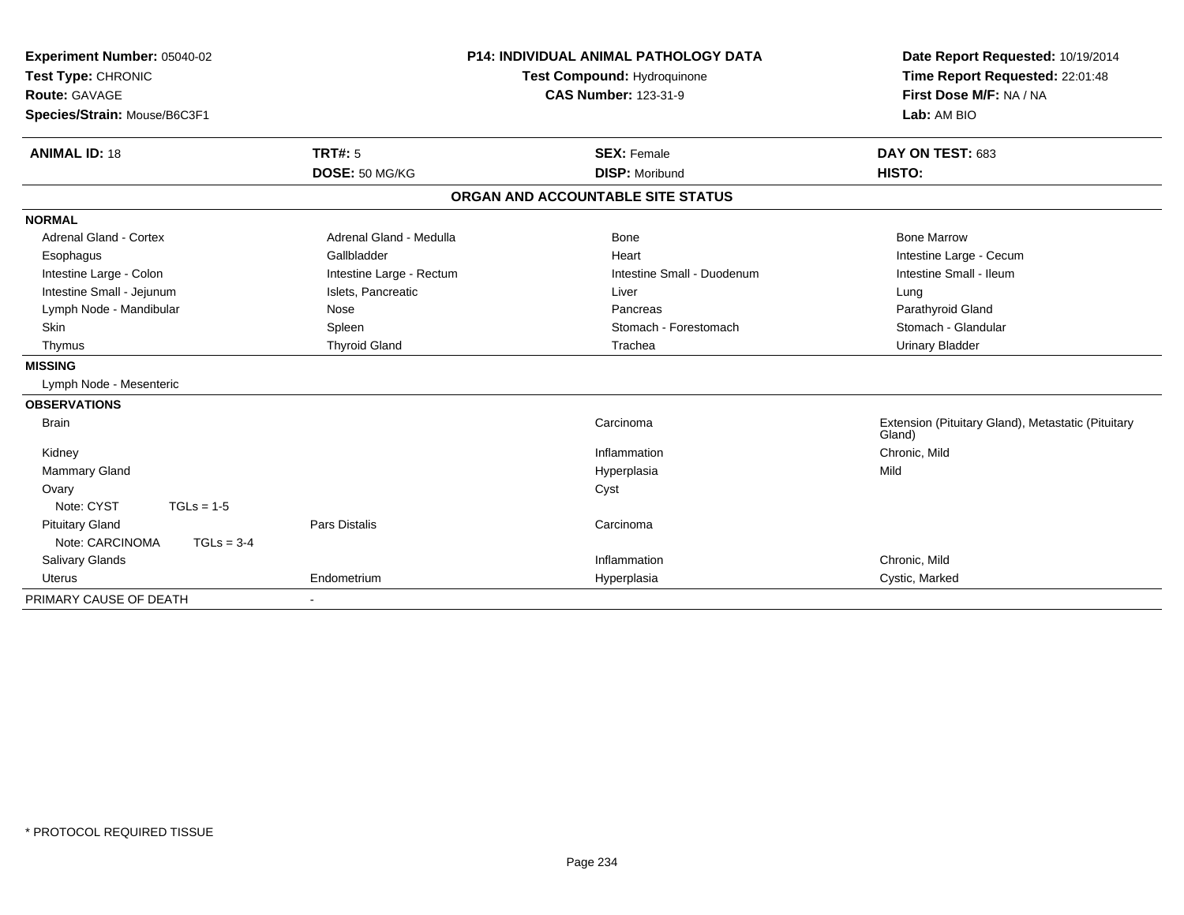**Experiment Number:** 05040-02
**Test Type:** CHRONIC
**Route:** GAVAGE
**Species/Strain:** Mouse/B6C3F1

**P14: INDIVIDUAL ANIMAL PATHOLOGY DATA**
**Test Compound:** Hydroquinone
**CAS Number:** 123-31-9

**Date Report Requested:** 10/19/2014
**Time Report Requested:** 22:01:48
**First Dose M/F:** NA / NA
**Lab:** AM BIO

| **ANIMAL ID:** 18 | **TRT#:** 5 | **SEX:** Female | **DAY ON TEST:** 683 |
|---|---|---|---|
| | **DOSE:** 50 MG/KG | **DISP:** Moribund | **HISTO:** |

## ORGAN AND ACCOUNTABLE SITE STATUS

| | | | |
|---|---|---|---|
| **NORMAL** | | | |
| Adrenal Gland - Cortex | Adrenal Gland - Medulla | Bone | Bone Marrow |
| Esophagus | Gallbladder | Heart | Intestine Large - Cecum |
| Intestine Large - Colon | Intestine Large - Rectum | Intestine Small - Duodenum | Intestine Small - Ileum |
| Intestine Small - Jejunum | Islets, Pancreatic | Liver | Lung |
| Lymph Node - Mandibular | Nose | Pancreas | Parathyroid Gland |
| Skin | Spleen | Stomach - Forestomach | Stomach - Glandular |
| Thymus | Thyroid Gland | Trachea | Urinary Bladder |
| **MISSING** | | | |
| Lymph Node - Mesenteric | | | |
| **OBSERVATIONS** | | | |
| Brain | | Carcinoma | Extension (Pituitary Gland), Metastatic (Pituitary Gland) |
| Kidney | | Inflammation | Chronic, Mild |
| Mammary Gland | | Hyperplasia | Mild |
| Ovary | | Cyst | |
| Note: CYST TGLs = 1-5 | | | |
| Pituitary Gland | Pars Distalis | Carcinoma | |
| Note: CARCINOMA TGLs = 3-4 | | | |
| Salivary Glands | | Inflammation | Chronic, Mild |
| Uterus | Endometrium | Hyperplasia | Cystic, Marked |
| PRIMARY CAUSE OF DEATH | - | | |

\* PROTOCOL REQUIRED TISSUE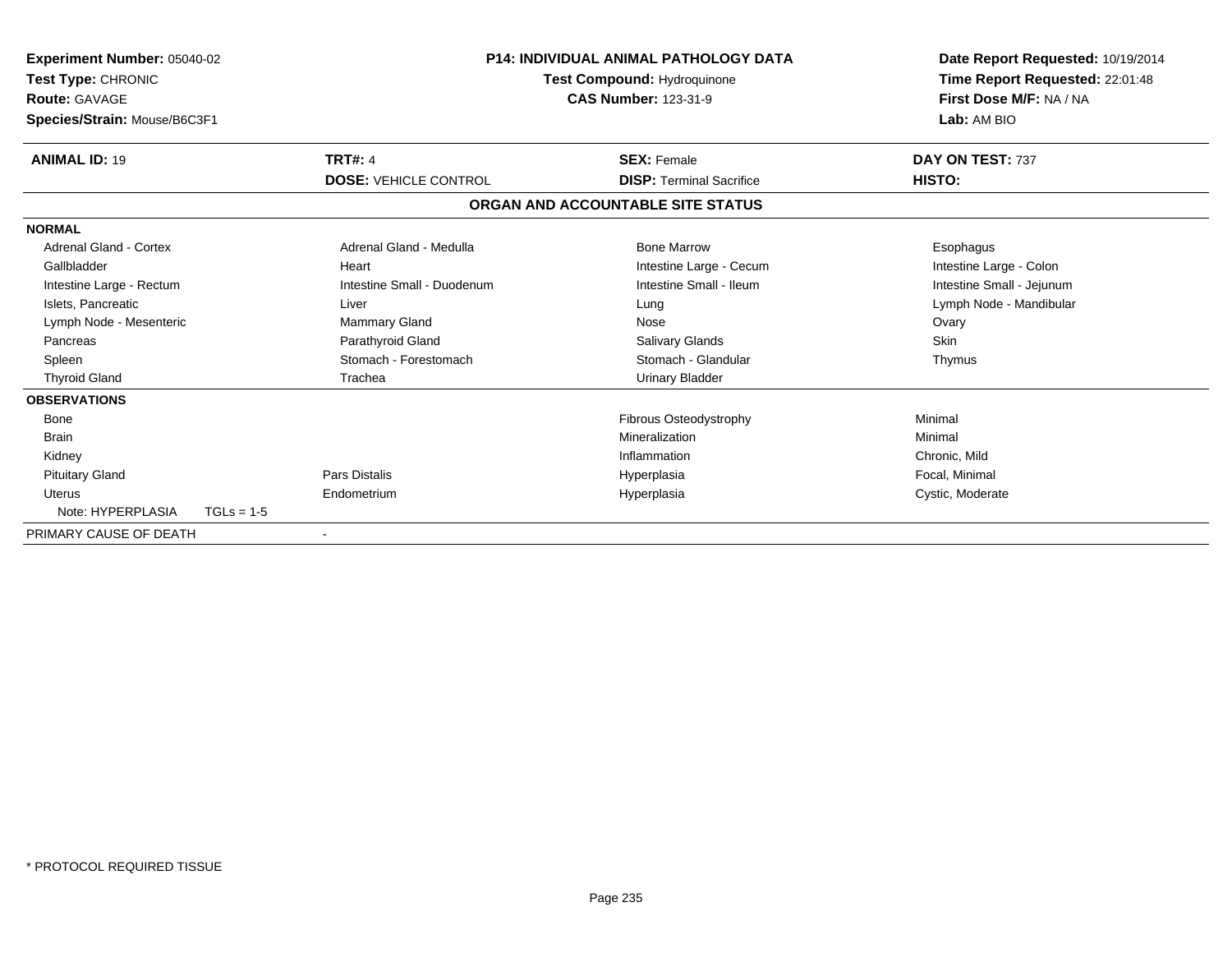**Experiment Number:** 05040-02
**Test Type:** CHRONIC
**Route:** GAVAGE
**Species/Strain:** Mouse/B6C3F1

**P14: INDIVIDUAL ANIMAL PATHOLOGY DATA**
**Test Compound:** Hydroquinone
**CAS Number:** 123-31-9

**Date Report Requested:** 10/19/2014
**Time Report Requested:** 22:01:48
**First Dose M/F:** NA / NA
**Lab:** AM BIO

| **ANIMAL ID:** 19 | **TRT#:** 4 | **SEX:** Female | **DAY ON TEST:** 737 |
|---|---|---|---|
| | **DOSE:** VEHICLE CONTROL | **DISP:** Terminal Sacrifice | **HISTO:** |

## ORGAN AND ACCOUNTABLE SITE STATUS

| | | | |
|---|---|---|---|
| **NORMAL** | | | |
| Adrenal Gland - Cortex | Adrenal Gland - Medulla | Bone Marrow | Esophagus |
| Gallbladder | Heart | Intestine Large - Cecum | Intestine Large - Colon |
| Intestine Large - Rectum | Intestine Small - Duodenum | Intestine Small - Ileum | Intestine Small - Jejunum |
| Islets, Pancreatic | Liver | Lung | Lymph Node - Mandibular |
| Lymph Node - Mesenteric | Mammary Gland | Nose | Ovary |
| Pancreas | Parathyroid Gland | Salivary Glands | Skin |
| Spleen | Stomach - Forestomach | Stomach - Glandular | Thymus |
| Thyroid Gland | Trachea | Urinary Bladder | |
| **OBSERVATIONS** | | | |
| Bone | | Fibrous Osteodystrophy | Minimal |
| Brain | | Mineralization | Minimal |
| Kidney | | Inflammation | Chronic, Mild |
| Pituitary Gland | Pars Distalis | Hyperplasia | Focal, Minimal |
| Uterus | Endometrium | Hyperplasia | Cystic, Moderate |
| Note: HYPERPLASIA TGLs = 1-5 | | | |
| PRIMARY CAUSE OF DEATH | - | | |

\* PROTOCOL REQUIRED TISSUE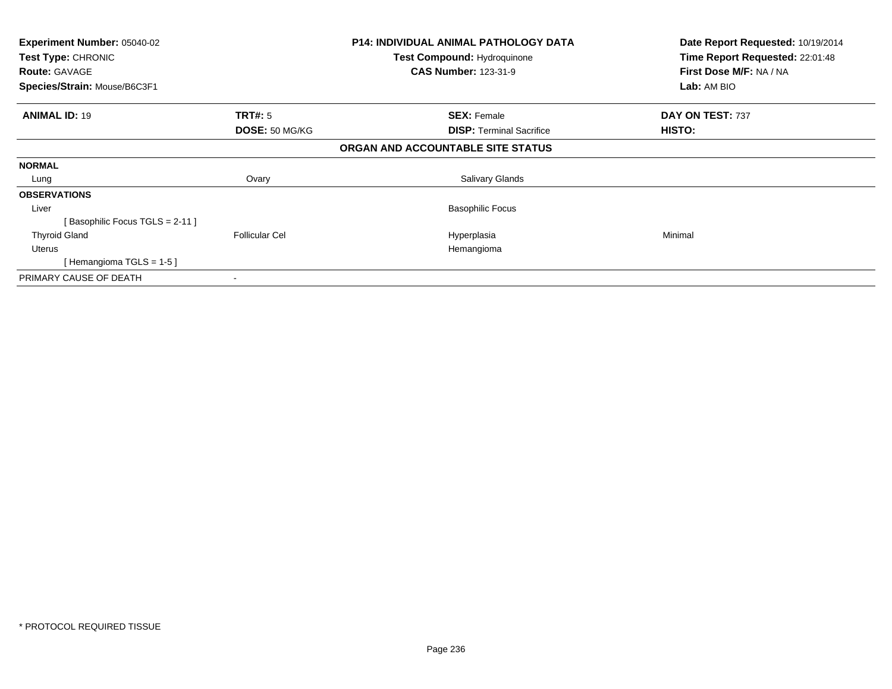| **Experiment Number:** 05040-02 | **P14: INDIVIDUAL ANIMAL PATHOLOGY DATA** | **Date Report Requested:** 10/19/2014 |
|---|---|---|
| **Test Type:** CHRONIC | **Test Compound:** Hydroquinone | **Time Report Requested:** 22:01:48 |
| **Route:** GAVAGE | **CAS Number:** 123-31-9 | **First Dose M/F:** NA / NA |
| **Species/Strain:** Mouse/B6C3F1 | | **Lab:** AM BIO |

| **ANIMAL ID:** 19 | **TRT#:** 5 | **SEX:** Female | **DAY ON TEST:** 737 |
|---|---|---|---|
| | **DOSE:** 50 MG/KG | **DISP:** Terminal Sacrifice | **HISTO:** |

**ORGAN AND ACCOUNTABLE SITE STATUS**

| | | | |
|---|---|---|---|
| **NORMAL** | | | |
| Lung | Ovary | Salivary Glands | |
| **OBSERVATIONS** | | | |
| Liver | | Basophilic Focus | |
| [ Basophilic Focus TGLS = 2-11 ] | | | |
| Thyroid Gland | Follicular Cel | Hyperplasia | Minimal |
| Uterus | | Hemangioma | |
| [ Hemangioma TGLS = 1-5 ] | | | |
| PRIMARY CAUSE OF DEATH | - | | |

* PROTOCOL REQUIRED TISSUE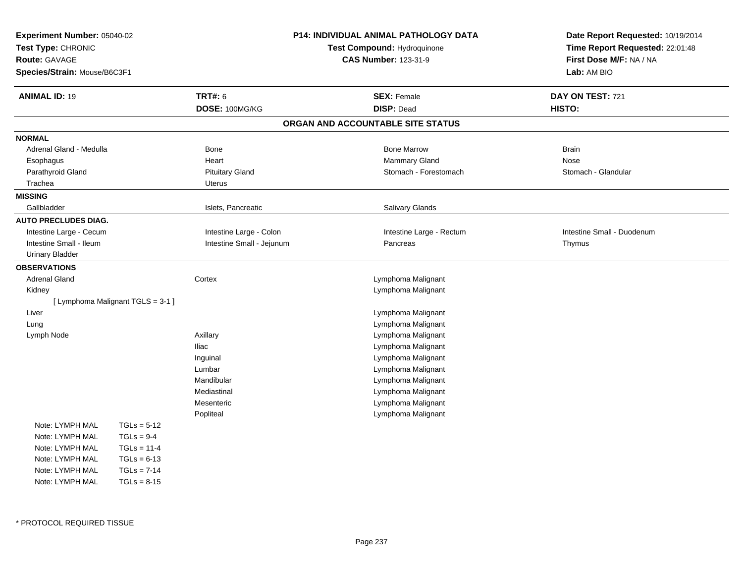**Experiment Number:** 05040-02
**Test Type:** CHRONIC
**Route:** GAVAGE
**Species/Strain:** Mouse/B6C3F1

**P14: INDIVIDUAL ANIMAL PATHOLOGY DATA**
**Test Compound:** Hydroquinone
**CAS Number:** 123-31-9

**Date Report Requested:** 10/19/2014
**Time Report Requested:** 22:01:48
**First Dose M/F:** NA / NA
**Lab:** AM BIO

| **ANIMAL ID:** 19 | **TRT#:** 6 | **SEX:** Female | **DAY ON TEST:** 721 |
|---|---|---|---|
| | **DOSE:** 100MG/KG | **DISP:** Dead | **HISTO:** |

## ORGAN AND ACCOUNTABLE SITE STATUS

**NORMAL**

| | | | |
|---|---|---|---|
| Adrenal Gland - Medulla | Bone | Bone Marrow | Brain |
| Esophagus | Heart | Mammary Gland | Nose |
| Parathyroid Gland | Pituitary Gland | Stomach - Forestomach | Stomach - Glandular |
| Trachea | Uterus | | |

**MISSING**

| | | |
|---|---|---|
| Gallbladder | Islets, Pancreatic | Salivary Glands |

**AUTO PRECLUDES DIAG.**

| | | | |
|---|---|---|---|
| Intestine Large - Cecum | Intestine Large - Colon | Intestine Large - Rectum | Intestine Small - Duodenum |
| Intestine Small - Ileum | Intestine Small - Jejunum | Pancreas | Thymus |
| Urinary Bladder | | | |

**OBSERVATIONS**

| | | |
|---|---|---|
| Adrenal Gland | Cortex | Lymphoma Malignant |
| Kidney | | Lymphoma Malignant |
| [ Lymphoma Malignant TGLS = 3-1 ] | | |
| Liver | | Lymphoma Malignant |
| Lung | | Lymphoma Malignant |
| Lymph Node | Axillary | Lymphoma Malignant |
| | Iliac | Lymphoma Malignant |
| | Inguinal | Lymphoma Malignant |
| | Lumbar | Lymphoma Malignant |
| | Mandibular | Lymphoma Malignant |
| | Mediastinal | Lymphoma Malignant |
| | Mesenteric | Lymphoma Malignant |
| | Popliteal | Lymphoma Malignant |

Note: LYMPH MAL TGLs = 5-12
Note: LYMPH MAL TGLs = 9-4
Note: LYMPH MAL TGLs = 11-4
Note: LYMPH MAL TGLs = 6-13
Note: LYMPH MAL TGLs = 7-14
Note: LYMPH MAL TGLs = 8-15

* PROTOCOL REQUIRED TISSUE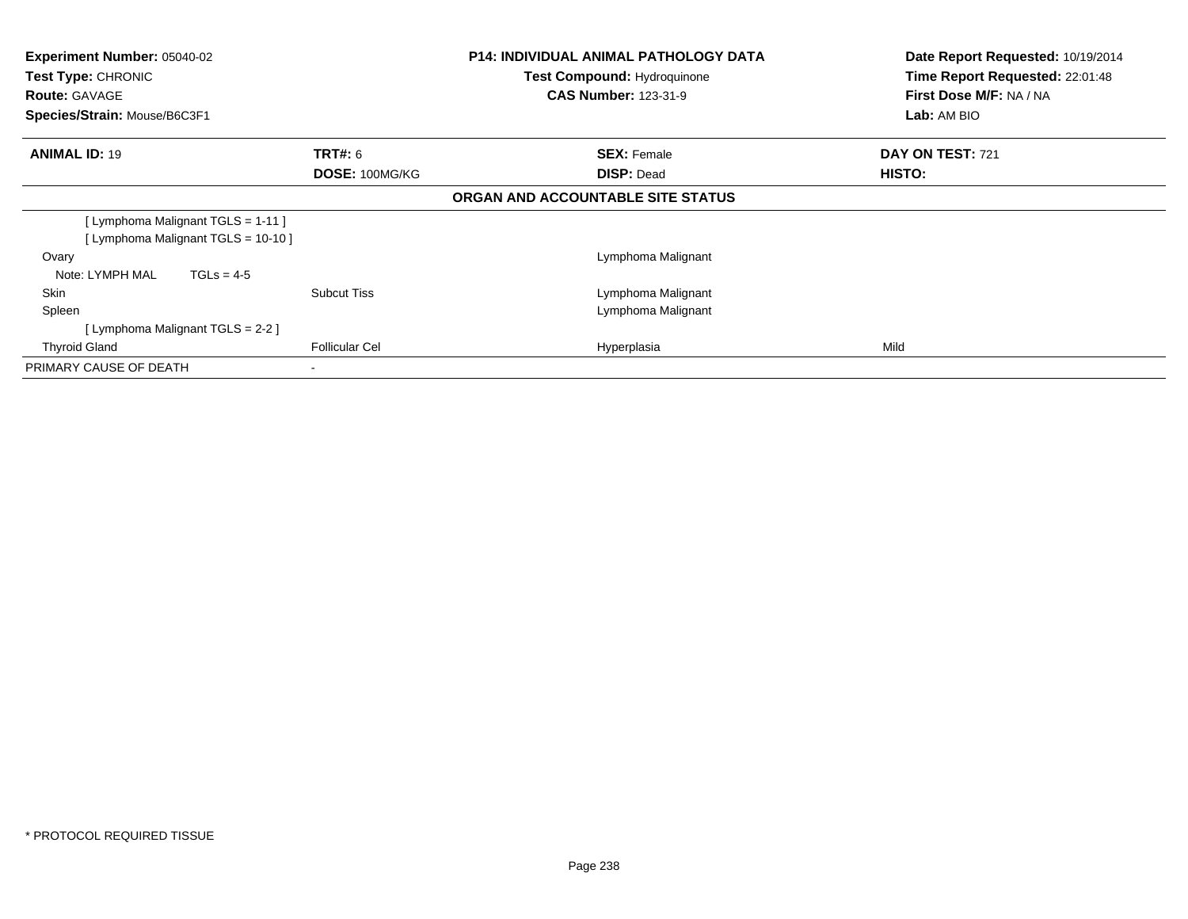| **Experiment Number:** 05040-02 | **P14: INDIVIDUAL ANIMAL PATHOLOGY DATA** | **Date Report Requested:** 10/19/2014 |
|---|---|---|
| **Test Type:** CHRONIC | **Test Compound:** Hydroquinone | **Time Report Requested:** 22:01:48 |
| **Route:** GAVAGE | **CAS Number:** 123-31-9 | **First Dose M/F:** NA / NA |
| **Species/Strain:** Mouse/B6C3F1 | | **Lab:** AM BIO |

| **ANIMAL ID:** 19 | **TRT#:** 6 | **SEX:** Female | **DAY ON TEST:** 721 |
|---|---|---|---|
| | **DOSE:** 100MG/KG | **DISP:** Dead | **HISTO:** |

**ORGAN AND ACCOUNTABLE SITE STATUS**

| | | | |
|---|---|---|---|
| [ Lymphoma Malignant TGLS = 1-11 ] | | | |
| [ Lymphoma Malignant TGLS = 10-10 ] | | | |
| Ovary | | Lymphoma Malignant | |
| Note: LYMPH MAL TGLs = 4-5 | | | |
| Skin | Subcut Tiss | Lymphoma Malignant | |
| Spleen | | Lymphoma Malignant | |
| [ Lymphoma Malignant TGLS = 2-2 ] | | | |
| Thyroid Gland | Follicular Cel | Hyperplasia | Mild |
| PRIMARY CAUSE OF DEATH | - | | |

* PROTOCOL REQUIRED TISSUE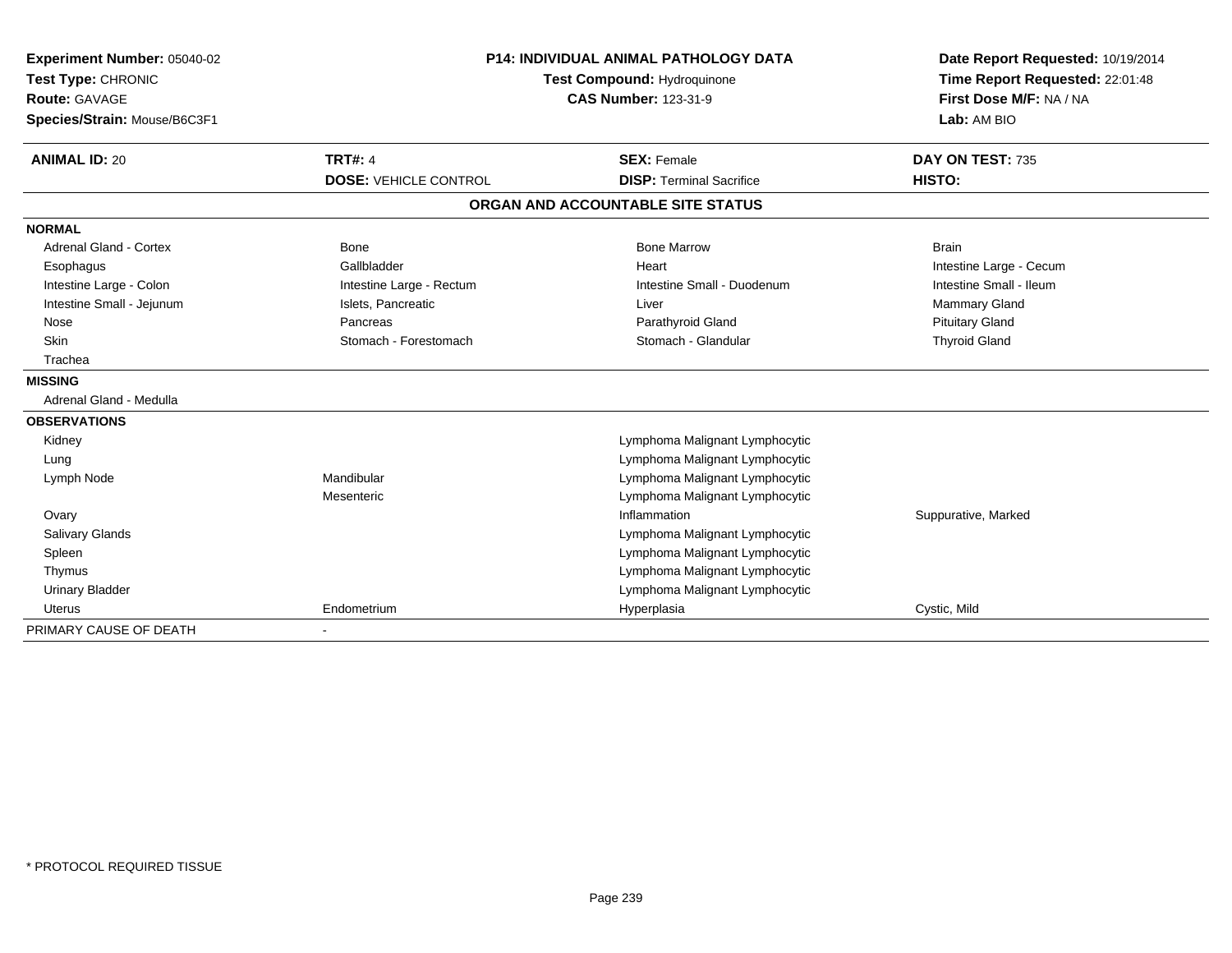**Experiment Number:** 05040-02
**Test Type:** CHRONIC
**Route:** GAVAGE
**Species/Strain:** Mouse/B6C3F1

**P14: INDIVIDUAL ANIMAL PATHOLOGY DATA**
**Test Compound:** Hydroquinone
**CAS Number:** 123-31-9

**Date Report Requested:** 10/19/2014
**Time Report Requested:** 22:01:48
**First Dose M/F:** NA / NA
**Lab:** AM BIO

| **ANIMAL ID:** 20 | **TRT#:** 4 | **SEX:** Female | **DAY ON TEST:** 735 |
|---|---|---|---|
| | **DOSE:** VEHICLE CONTROL | **DISP:** Terminal Sacrifice | **HISTO:** |

**ORGAN AND ACCOUNTABLE SITE STATUS**

| | | | |
|---|---|---|---|
| **NORMAL** | | | |
| Adrenal Gland - Cortex | Bone | Bone Marrow | Brain |
| Esophagus | Gallbladder | Heart | Intestine Large - Cecum |
| Intestine Large - Colon | Intestine Large - Rectum | Intestine Small - Duodenum | Intestine Small - Ileum |
| Intestine Small - Jejunum | Islets, Pancreatic | Liver | Mammary Gland |
| Nose | Pancreas | Parathyroid Gland | Pituitary Gland |
| Skin | Stomach - Forestomach | Stomach - Glandular | Thyroid Gland |
| Trachea | | | |
| **MISSING** | | | |
| Adrenal Gland - Medulla | | | |
| **OBSERVATIONS** | | | |
| Kidney | | Lymphoma Malignant Lymphocytic | |
| Lung | | Lymphoma Malignant Lymphocytic | |
| Lymph Node | Mandibular | Lymphoma Malignant Lymphocytic | |
| | Mesenteric | Lymphoma Malignant Lymphocytic | |
| Ovary | | Inflammation | Suppurative, Marked |
| Salivary Glands | | Lymphoma Malignant Lymphocytic | |
| Spleen | | Lymphoma Malignant Lymphocytic | |
| Thymus | | Lymphoma Malignant Lymphocytic | |
| Urinary Bladder | | Lymphoma Malignant Lymphocytic | |
| Uterus | Endometrium | Hyperplasia | Cystic, Mild |
| PRIMARY CAUSE OF DEATH | - | | |

* PROTOCOL REQUIRED TISSUE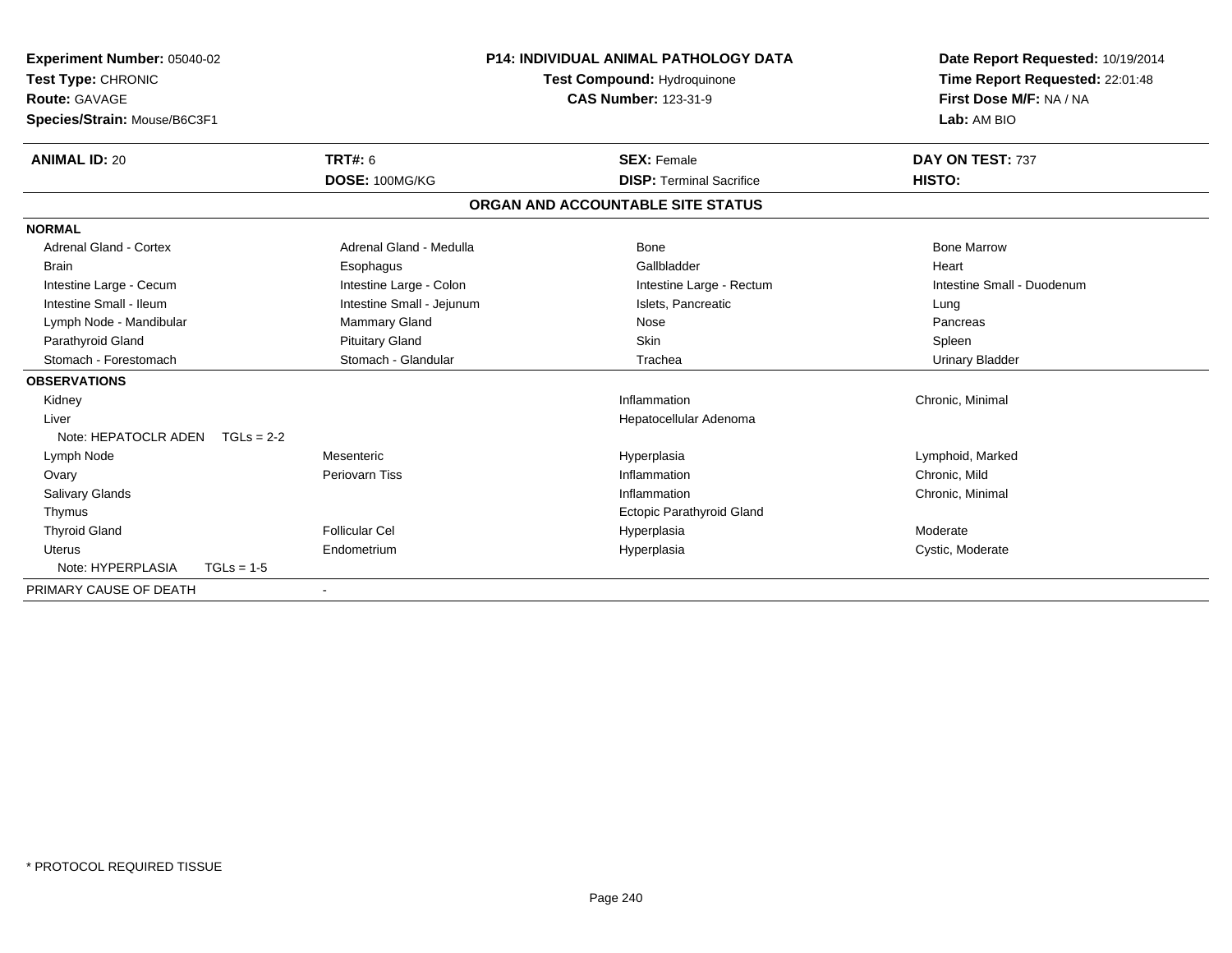**Experiment Number:** 05040-02
**Test Type:** CHRONIC
**Route:** GAVAGE
**Species/Strain:** Mouse/B6C3F1

**P14: INDIVIDUAL ANIMAL PATHOLOGY DATA**
**Test Compound:** Hydroquinone
**CAS Number:** 123-31-9

**Date Report Requested:** 10/19/2014
**Time Report Requested:** 22:01:48
**First Dose M/F:** NA / NA
**Lab:** AM BIO

| **ANIMAL ID:** 20 | **TRT#:** 6 | **SEX:** Female | **DAY ON TEST:** 737 |
|---|---|---|---|
| | **DOSE:** 100MG/KG | **DISP:** Terminal Sacrifice | **HISTO:** |

**ORGAN AND ACCOUNTABLE SITE STATUS**

| | | | |
|---|---|---|---|
| **NORMAL** | | | |
| Adrenal Gland - Cortex | Adrenal Gland - Medulla | Bone | Bone Marrow |
| Brain | Esophagus | Gallbladder | Heart |
| Intestine Large - Cecum | Intestine Large - Colon | Intestine Large - Rectum | Intestine Small - Duodenum |
| Intestine Small - Ileum | Intestine Small - Jejunum | Islets, Pancreatic | Lung |
| Lymph Node - Mandibular | Mammary Gland | Nose | Pancreas |
| Parathyroid Gland | Pituitary Gland | Skin | Spleen |
| Stomach - Forestomach | Stomach - Glandular | Trachea | Urinary Bladder |
| **OBSERVATIONS** | | | |
| Kidney | | Inflammation | Chronic, Minimal |
| Liver | | Hepatocellular Adenoma | |
| Note: HEPATOCLR ADEN TGLs = 2-2 | | | |
| Lymph Node | Mesenteric | Hyperplasia | Lymphoid, Marked |
| Ovary | Periovarn Tiss | Inflammation | Chronic, Mild |
| Salivary Glands | | Inflammation | Chronic, Minimal |
| Thymus | | Ectopic Parathyroid Gland | |
| Thyroid Gland | Follicular Cel | Hyperplasia | Moderate |
| Uterus | Endometrium | Hyperplasia | Cystic, Moderate |
| Note: HYPERPLASIA TGLs = 1-5 | | | |
| PRIMARY CAUSE OF DEATH | - | | |

* PROTOCOL REQUIRED TISSUE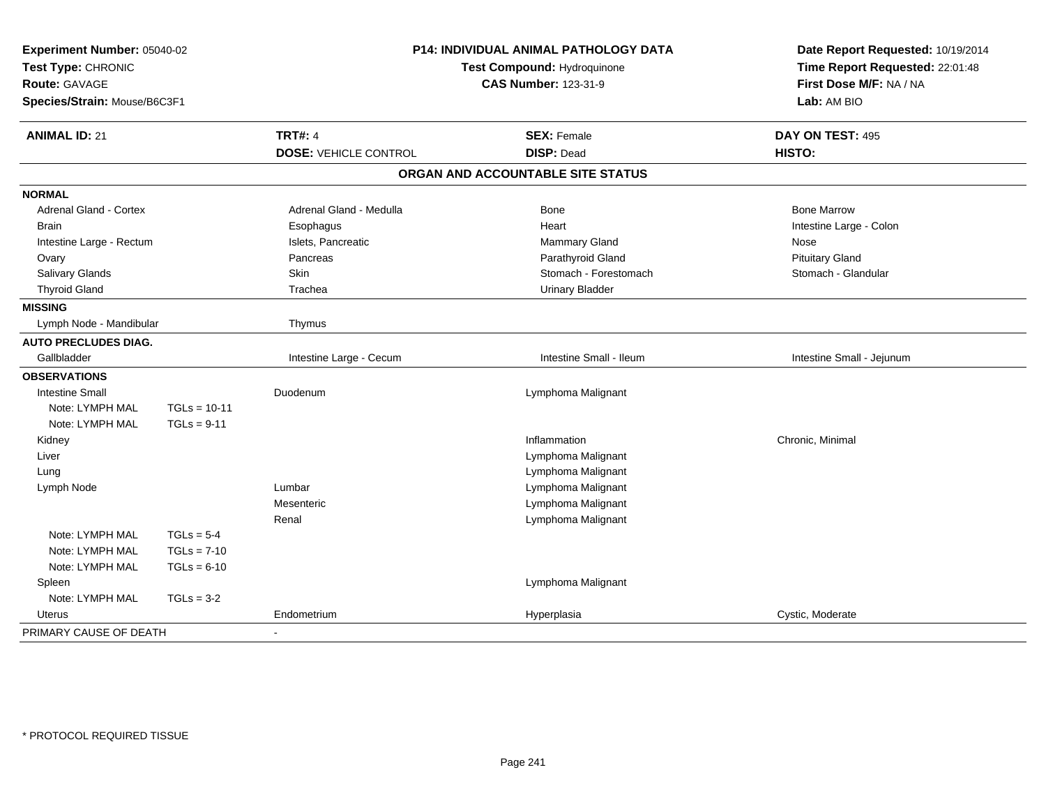| | | | |
|---|---|---|---|
| **Experiment Number:** 05040-02 | **P14: INDIVIDUAL ANIMAL PATHOLOGY DATA** | | **Date Report Requested:** 10/19/2014 |
| **Test Type:** CHRONIC | **Test Compound:** Hydroquinone | | **Time Report Requested:** 22:01:48 |
| **Route:** GAVAGE | **CAS Number:** 123-31-9 | | **First Dose M/F:** NA / NA |
| **Species/Strain:** Mouse/B6C3F1 | | | **Lab:** AM BIO |

| | | | |
|---|---|---|---|
| **ANIMAL ID:** 21 | **TRT#:** 4 | **SEX:** Female | **DAY ON TEST:** 495 |
| | **DOSE:** VEHICLE CONTROL | **DISP:** Dead | **HISTO:** |

**ORGAN AND ACCOUNTABLE SITE STATUS**

| | | | | |
|---|---|---|---|---|
| **NORMAL** | | | | |
| Adrenal Gland - Cortex | | Adrenal Gland - Medulla | Bone | Bone Marrow |
| Brain | | Esophagus | Heart | Intestine Large - Colon |
| Intestine Large - Rectum | | Islets, Pancreatic | Mammary Gland | Nose |
| Ovary | | Pancreas | Parathyroid Gland | Pituitary Gland |
| Salivary Glands | | Skin | Stomach - Forestomach | Stomach - Glandular |
| Thyroid Gland | | Trachea | Urinary Bladder | |
| **MISSING** | | | | |
| Lymph Node - Mandibular | | Thymus | | |
| **AUTO PRECLUDES DIAG.** | | | | |
| Gallbladder | | Intestine Large - Cecum | Intestine Small - Ileum | Intestine Small - Jejunum |
| **OBSERVATIONS** | | | | |
| Intestine Small | | Duodenum | Lymphoma Malignant | |
| Note: LYMPH MAL | TGLs = 10-11 | | | |
| Note: LYMPH MAL | TGLs = 9-11 | | | |
| Kidney | | | Inflammation | Chronic, Minimal |
| Liver | | | Lymphoma Malignant | |
| Lung | | | Lymphoma Malignant | |
| Lymph Node | | Lumbar | Lymphoma Malignant | |
| | | Mesenteric | Lymphoma Malignant | |
| | | Renal | Lymphoma Malignant | |
| Note: LYMPH MAL | TGLs = 5-4 | | | |
| Note: LYMPH MAL | TGLs = 7-10 | | | |
| Note: LYMPH MAL | TGLs = 6-10 | | | |
| Spleen | | | Lymphoma Malignant | |
| Note: LYMPH MAL | TGLs = 3-2 | | | |
| Uterus | | Endometrium | Hyperplasia | Cystic, Moderate |
| PRIMARY CAUSE OF DEATH | | - | | |

* PROTOCOL REQUIRED TISSUE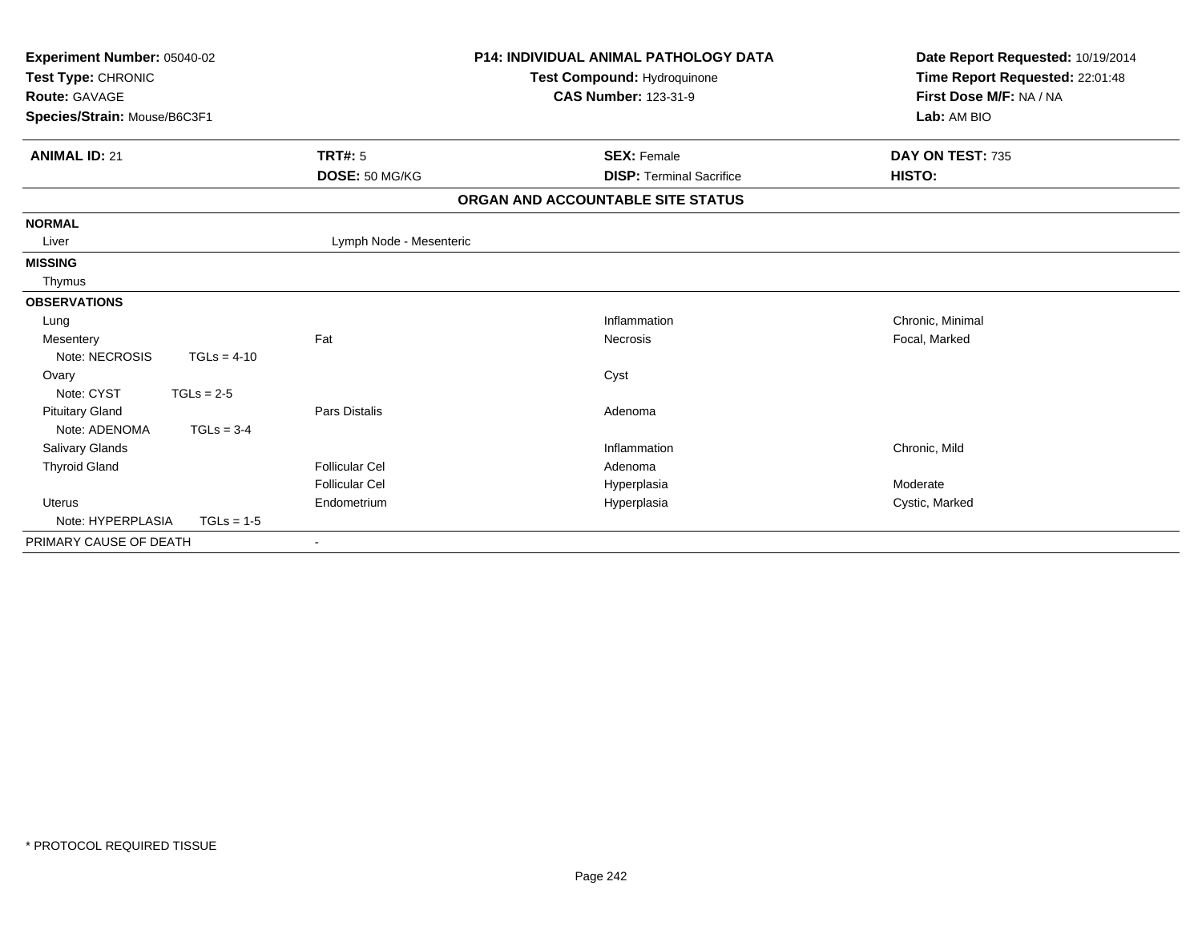| Experiment Number: 05040-02 | P14: INDIVIDUAL ANIMAL PATHOLOGY DATA | Date Report Requested: 10/19/2014 |
|---|---|---|
| Test Type: CHRONIC | Test Compound: Hydroquinone | Time Report Requested: 22:01:48 |
| Route: GAVAGE | CAS Number: 123-31-9 | First Dose M/F: NA / NA |
| Species/Strain: Mouse/B6C3F1 | | Lab: AM BIO |

| ANIMAL ID: 21 | TRT#: 5 | SEX: Female | DAY ON TEST: 735 |
|---|---|---|---|
| | DOSE: 50 MG/KG | DISP: Terminal Sacrifice | HISTO: |

**ORGAN AND ACCOUNTABLE SITE STATUS**

| | | | |
|---|---|---|---|
| **NORMAL** | | | |
| Liver | Lymph Node - Mesenteric | | |
| **MISSING** | | | |
| Thymus | | | |
| **OBSERVATIONS** | | | |
| Lung | | Inflammation | Chronic, Minimal |
| Mesentery | Fat | Necrosis | Focal, Marked |
| Note: NECROSIS TGLs = 4-10 | | | |
| Ovary | | Cyst | |
| Note: CYST TGLs = 2-5 | | | |
| Pituitary Gland | Pars Distalis | Adenoma | |
| Note: ADENOMA TGLs = 3-4 | | | |
| Salivary Glands | | Inflammation | Chronic, Mild |
| Thyroid Gland | Follicular Cel | Adenoma | |
| | Follicular Cel | Hyperplasia | Moderate |
| Uterus | Endometrium | Hyperplasia | Cystic, Marked |
| Note: HYPERPLASIA TGLs = 1-5 | | | |
| PRIMARY CAUSE OF DEATH | - | | |

* PROTOCOL REQUIRED TISSUE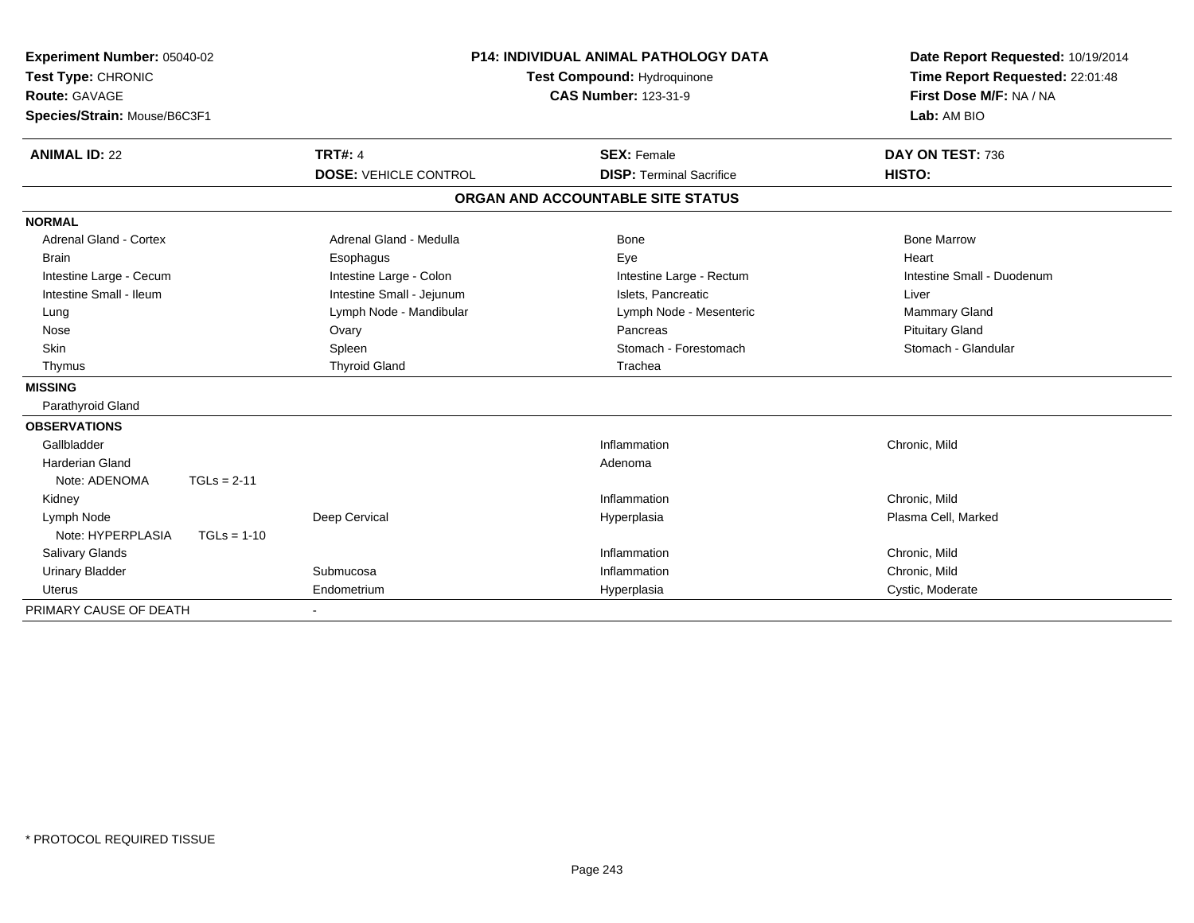**Experiment Number:** 05040-02
**Test Type:** CHRONIC
**Route:** GAVAGE
**Species/Strain:** Mouse/B6C3F1

**P14: INDIVIDUAL ANIMAL PATHOLOGY DATA**
**Test Compound:** Hydroquinone
**CAS Number:** 123-31-9

**Date Report Requested:** 10/19/2014
**Time Report Requested:** 22:01:48
**First Dose M/F:** NA / NA
**Lab:** AM BIO

| **ANIMAL ID:** 22 | **TRT#:** 4 | **SEX:** Female | **DAY ON TEST:** 736 |
|---|---|---|---|
| | **DOSE:** VEHICLE CONTROL | **DISP:** Terminal Sacrifice | **HISTO:** |

## ORGAN AND ACCOUNTABLE SITE STATUS

| | | | |
|---|---|---|---|
| **NORMAL** | | | |
| Adrenal Gland - Cortex | Adrenal Gland - Medulla | Bone | Bone Marrow |
| Brain | Esophagus | Eye | Heart |
| Intestine Large - Cecum | Intestine Large - Colon | Intestine Large - Rectum | Intestine Small - Duodenum |
| Intestine Small - Ileum | Intestine Small - Jejunum | Islets, Pancreatic | Liver |
| Lung | Lymph Node - Mandibular | Lymph Node - Mesenteric | Mammary Gland |
| Nose | Ovary | Pancreas | Pituitary Gland |
| Skin | Spleen | Stomach - Forestomach | Stomach - Glandular |
| Thymus | Thyroid Gland | Trachea | |
| **MISSING** | | | |
| Parathyroid Gland | | | |
| **OBSERVATIONS** | | | |
| Gallbladder | | Inflammation | Chronic, Mild |
| Harderian Gland | | Adenoma | |
| Note: ADENOMA TGLs = 2-11 | | | |
| Kidney | | Inflammation | Chronic, Mild |
| Lymph Node | Deep Cervical | Hyperplasia | Plasma Cell, Marked |
| Note: HYPERPLASIA TGLs = 1-10 | | | |
| Salivary Glands | | Inflammation | Chronic, Mild |
| Urinary Bladder | Submucosa | Inflammation | Chronic, Mild |
| Uterus | Endometrium | Hyperplasia | Cystic, Moderate |
| PRIMARY CAUSE OF DEATH | - | | |

\* PROTOCOL REQUIRED TISSUE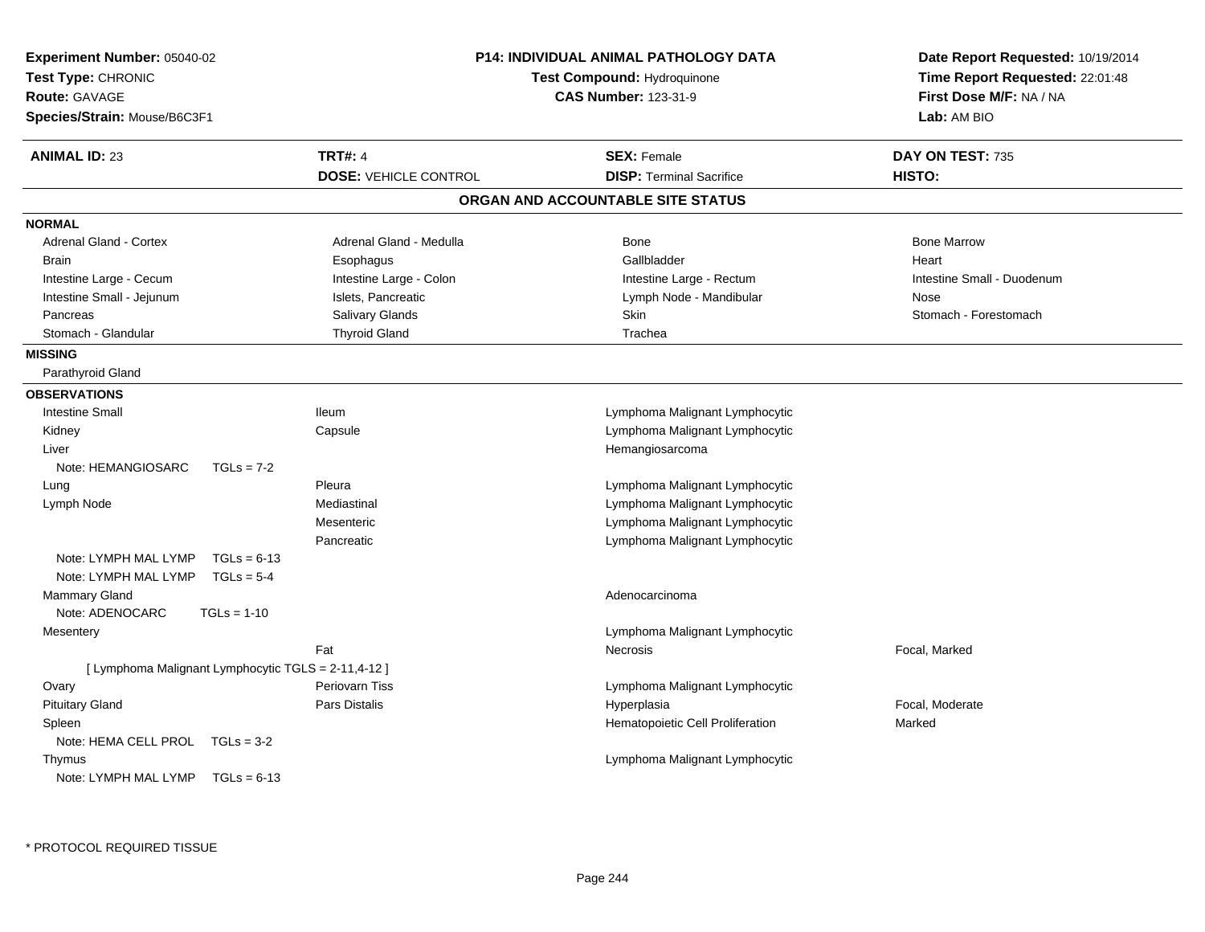**Experiment Number:** 05040-02
**Test Type:** CHRONIC
**Route:** GAVAGE
**Species/Strain:** Mouse/B6C3F1

**P14: INDIVIDUAL ANIMAL PATHOLOGY DATA**
**Test Compound:** Hydroquinone
**CAS Number:** 123-31-9

**Date Report Requested:** 10/19/2014
**Time Report Requested:** 22:01:48
**First Dose M/F:** NA / NA
**Lab:** AM BIO

| **ANIMAL ID:** 23 | **TRT#:** 4 | **SEX:** Female | **DAY ON TEST:** 735 |
|---|---|---|---|
| | **DOSE:** VEHICLE CONTROL | **DISP:** Terminal Sacrifice | **HISTO:** |

## ORGAN AND ACCOUNTABLE SITE STATUS

**NORMAL**

| | | | |
|---|---|---|---|
| Adrenal Gland - Cortex | Adrenal Gland - Medulla | Bone | Bone Marrow |
| Brain | Esophagus | Gallbladder | Heart |
| Intestine Large - Cecum | Intestine Large - Colon | Intestine Large - Rectum | Intestine Small - Duodenum |
| Intestine Small - Jejunum | Islets, Pancreatic | Lymph Node - Mandibular | Nose |
| Pancreas | Salivary Glands | Skin | Stomach - Forestomach |
| Stomach - Glandular | Thyroid Gland | Trachea | |

**MISSING**

Parathyroid Gland

**OBSERVATIONS**

| | | | |
|---|---|---|---|
| Intestine Small | Ileum | Lymphoma Malignant Lymphocytic | |
| Kidney | Capsule | Lymphoma Malignant Lymphocytic | |
| Liver | | Hemangiosarcoma | |
| Note: HEMANGIOSARC TGLs = 7-2 | | | |
| Lung | Pleura | Lymphoma Malignant Lymphocytic | |
| Lymph Node | Mediastinal | Lymphoma Malignant Lymphocytic | |
| | Mesenteric | Lymphoma Malignant Lymphocytic | |
| | Pancreatic | Lymphoma Malignant Lymphocytic | |
| Note: LYMPH MAL LYMP TGLs = 6-13 | | | |
| Note: LYMPH MAL LYMP TGLs = 5-4 | | | |
| Mammary Gland | | Adenocarcinoma | |
| Note: ADENOCARC TGLs = 1-10 | | | |
| Mesentery | | Lymphoma Malignant Lymphocytic | |
| | Fat | Necrosis | Focal, Marked |
| [ Lymphoma Malignant Lymphocytic TGLS = 2-11,4-12 ] | | | |
| Ovary | Periovarn Tiss | Lymphoma Malignant Lymphocytic | |
| Pituitary Gland | Pars Distalis | Hyperplasia | Focal, Moderate |
| Spleen | | Hematopoietic Cell Proliferation | Marked |
| Note: HEMA CELL PROL TGLs = 3-2 | | | |
| Thymus | | Lymphoma Malignant Lymphocytic | |
| Note: LYMPH MAL LYMP TGLs = 6-13 | | | |

\* PROTOCOL REQUIRED TISSUE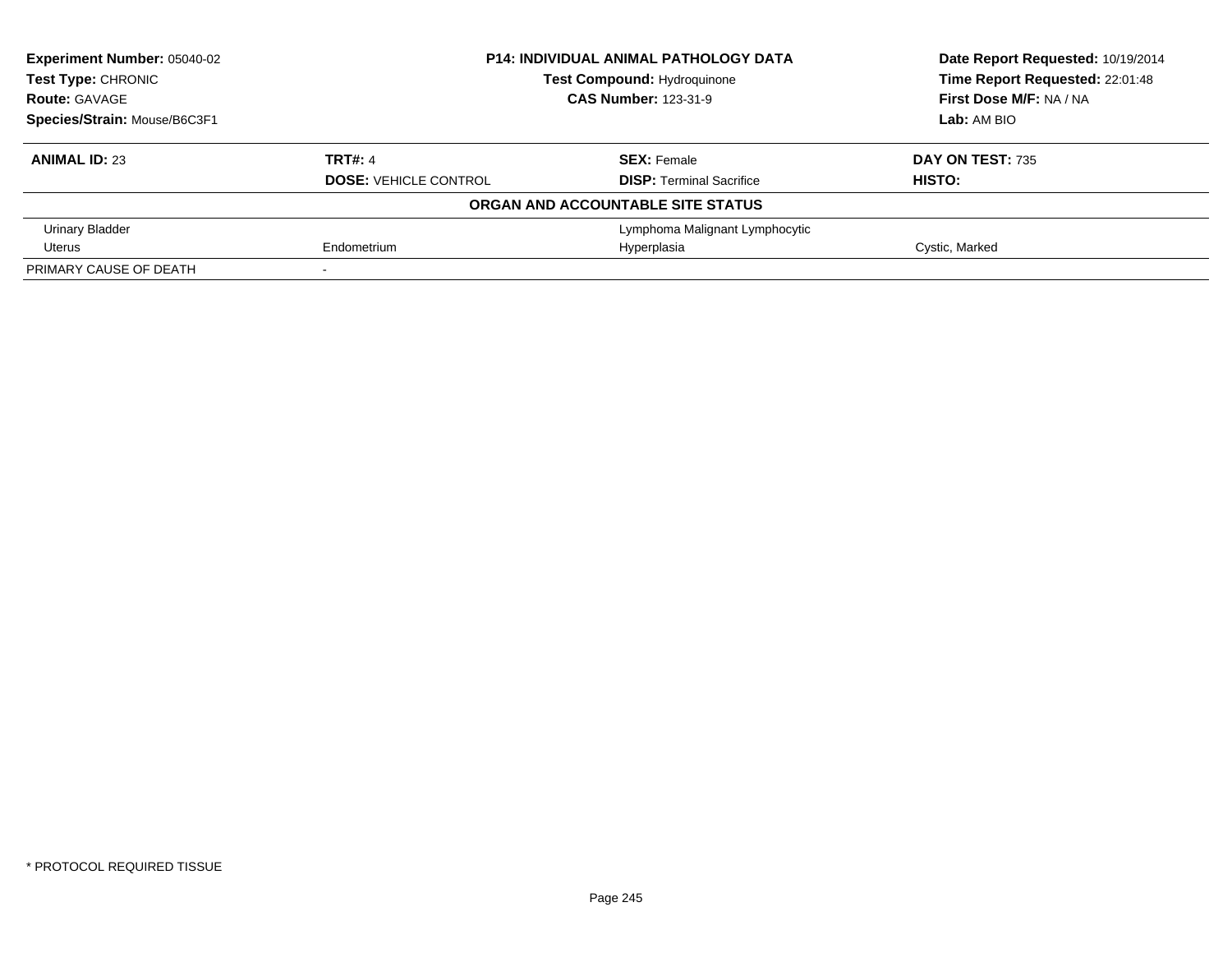| **Experiment Number:** 05040-02 | **P14: INDIVIDUAL ANIMAL PATHOLOGY DATA** | | **Date Report Requested:** 10/19/2014 |
|---|---|---|---|
| **Test Type:** CHRONIC | **Test Compound:** Hydroquinone | | **Time Report Requested:** 22:01:48 |
| **Route:** GAVAGE | **CAS Number:** 123-31-9 | | **First Dose M/F:** NA / NA |
| **Species/Strain:** Mouse/B6C3F1 | | | **Lab:** AM BIO |

| **ANIMAL ID:** 23 | **TRT#:** 4 | **SEX:** Female | **DAY ON TEST:** 735 |
|---|---|---|---|
| | **DOSE:** VEHICLE CONTROL | **DISP:** Terminal Sacrifice | **HISTO:** |
| **ORGAN AND ACCOUNTABLE SITE STATUS** | | | |
| Urinary Bladder | | Lymphoma Malignant Lymphocytic | |
| Uterus | Endometrium | Hyperplasia | Cystic, Marked |
| PRIMARY CAUSE OF DEATH | - | | |

* PROTOCOL REQUIRED TISSUE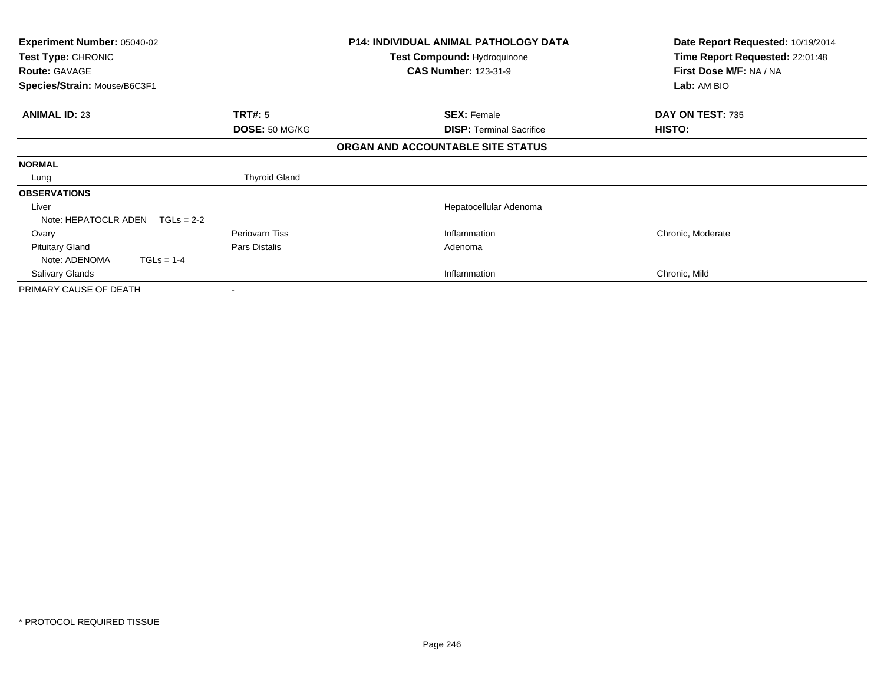**Experiment Number:** 05040-02
**Test Type:** CHRONIC
**Route:** GAVAGE
**Species/Strain:** Mouse/B6C3F1

**P14: INDIVIDUAL ANIMAL PATHOLOGY DATA**
**Test Compound:** Hydroquinone
**CAS Number:** 123-31-9

**Date Report Requested:** 10/19/2014
**Time Report Requested:** 22:01:48
**First Dose M/F:** NA / NA
**Lab:** AM BIO

| **ANIMAL ID:** 23 | **TRT#:** 5 | **SEX:** Female | **DAY ON TEST:** 735 |
|---|---|---|---|
| | **DOSE:** 50 MG/KG | **DISP:** Terminal Sacrifice | **HISTO:** |

**ORGAN AND ACCOUNTABLE SITE STATUS**

| | | | |
|---|---|---|---|
| **NORMAL** | | | |
| Lung | Thyroid Gland | | |
| **OBSERVATIONS** | | | |
| Liver | | Hepatocellular Adenoma | |
| Note: HEPATOCLR ADEN TGLs = 2-2 | | | |
| Ovary | Periovarn Tiss | Inflammation | Chronic, Moderate |
| Pituitary Gland | Pars Distalis | Adenoma | |
| Note: ADENOMA TGLs = 1-4 | | | |
| Salivary Glands | | Inflammation | Chronic, Mild |
| PRIMARY CAUSE OF DEATH | - | | |

* PROTOCOL REQUIRED TISSUE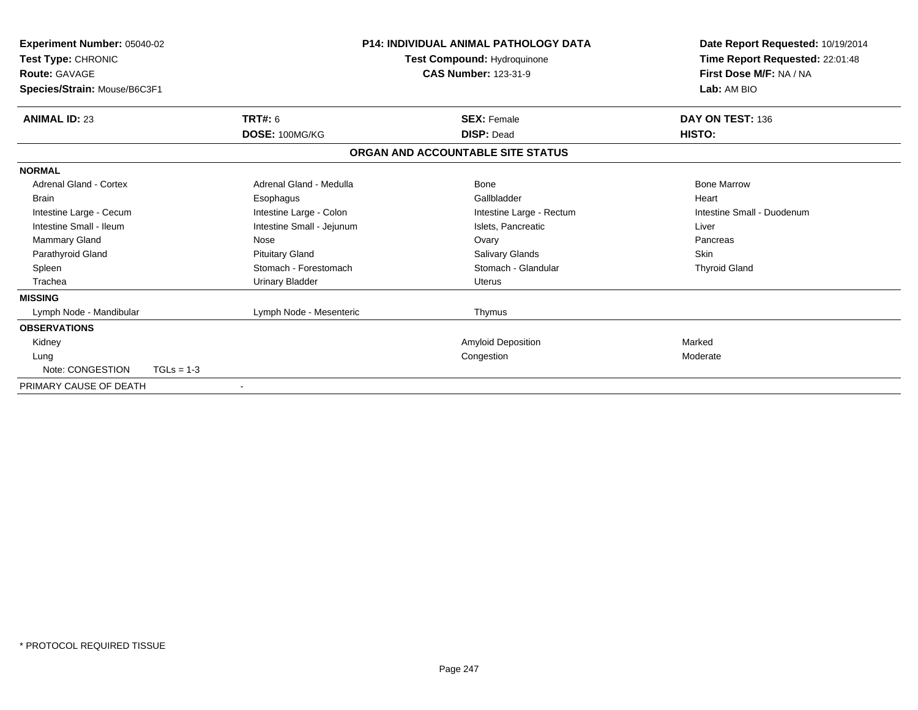**Experiment Number:** 05040-02
**Test Type:** CHRONIC
**Route:** GAVAGE
**Species/Strain:** Mouse/B6C3F1

**P14: INDIVIDUAL ANIMAL PATHOLOGY DATA**
**Test Compound:** Hydroquinone
**CAS Number:** 123-31-9

**Date Report Requested:** 10/19/2014
**Time Report Requested:** 22:01:48
**First Dose M/F:** NA / NA
**Lab:** AM BIO

| **ANIMAL ID:** 23 | **TRT#:** 6 | **SEX:** Female | **DAY ON TEST:** 136 |
|---|---|---|---|
| | **DOSE:** 100MG/KG | **DISP:** Dead | **HISTO:** |

**ORGAN AND ACCOUNTABLE SITE STATUS**

| | | | |
|---|---|---|---|
| **NORMAL** | | | |
| Adrenal Gland - Cortex | Adrenal Gland - Medulla | Bone | Bone Marrow |
| Brain | Esophagus | Gallbladder | Heart |
| Intestine Large - Cecum | Intestine Large - Colon | Intestine Large - Rectum | Intestine Small - Duodenum |
| Intestine Small - Ileum | Intestine Small - Jejunum | Islets, Pancreatic | Liver |
| Mammary Gland | Nose | Ovary | Pancreas |
| Parathyroid Gland | Pituitary Gland | Salivary Glands | Skin |
| Spleen | Stomach - Forestomach | Stomach - Glandular | Thyroid Gland |
| Trachea | Urinary Bladder | Uterus | |
| **MISSING** | | | |
| Lymph Node - Mandibular | Lymph Node - Mesenteric | Thymus | |
| **OBSERVATIONS** | | | |
| Kidney | | Amyloid Deposition | Marked |
| Lung | | Congestion | Moderate |
| Note: CONGESTION TGLs = 1-3 | | | |
| PRIMARY CAUSE OF DEATH | - | | |

\* PROTOCOL REQUIRED TISSUE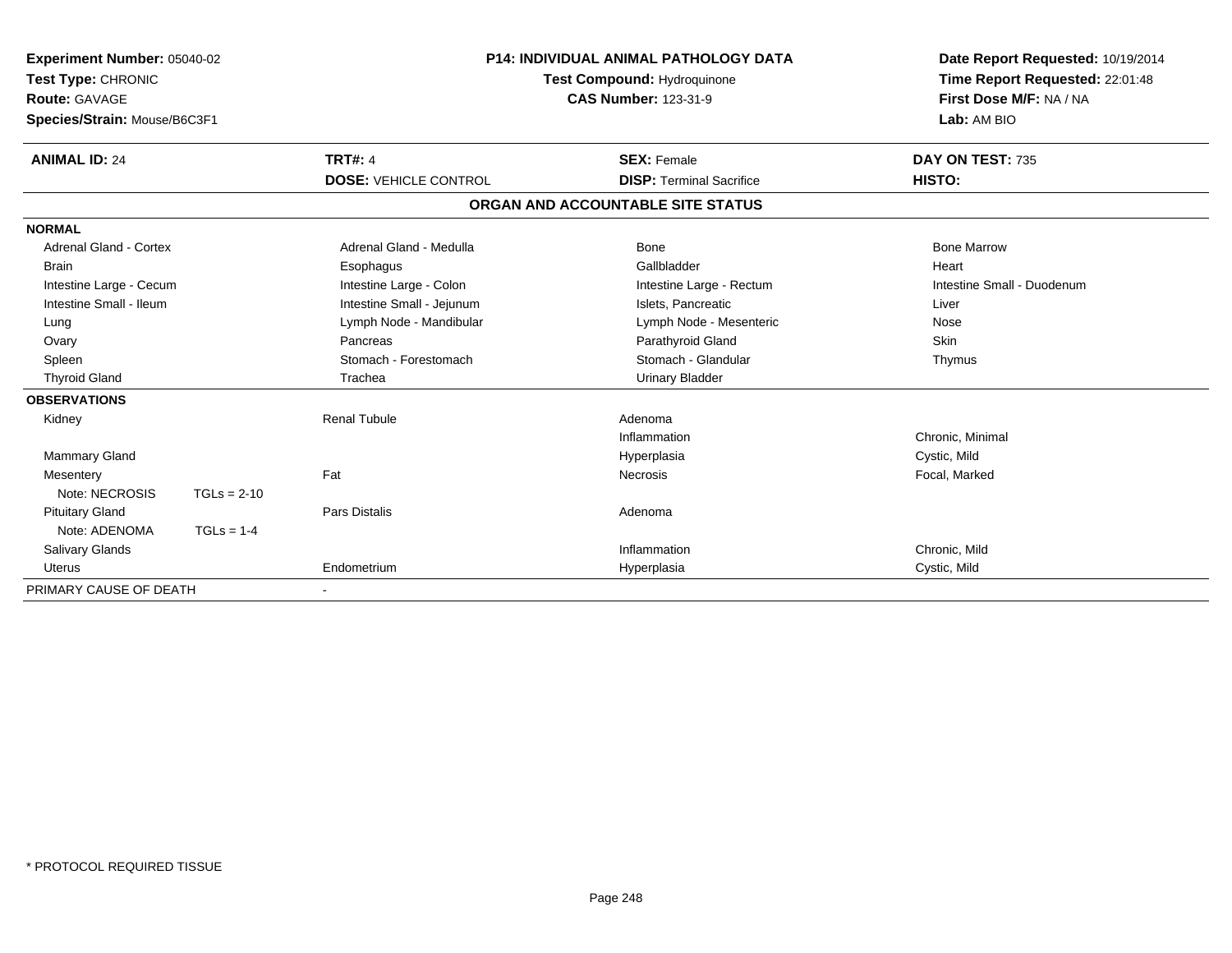**Experiment Number:** 05040-02
**Test Type:** CHRONIC
**Route:** GAVAGE
**Species/Strain:** Mouse/B6C3F1

**P14: INDIVIDUAL ANIMAL PATHOLOGY DATA**
**Test Compound:** Hydroquinone
**CAS Number:** 123-31-9

**Date Report Requested:** 10/19/2014
**Time Report Requested:** 22:01:48
**First Dose M/F:** NA / NA
**Lab:** AM BIO

| **ANIMAL ID:** 24 | **TRT#:** 4 | **SEX:** Female | **DAY ON TEST:** 735 |
|---|---|---|---|
| | **DOSE:** VEHICLE CONTROL | **DISP:** Terminal Sacrifice | **HISTO:** |

## ORGAN AND ACCOUNTABLE SITE STATUS

**NORMAL**

| | | | |
|---|---|---|---|
| Adrenal Gland - Cortex | Adrenal Gland - Medulla | Bone | Bone Marrow |
| Brain | Esophagus | Gallbladder | Heart |
| Intestine Large - Cecum | Intestine Large - Colon | Intestine Large - Rectum | Intestine Small - Duodenum |
| Intestine Small - Ileum | Intestine Small - Jejunum | Islets, Pancreatic | Liver |
| Lung | Lymph Node - Mandibular | Lymph Node - Mesenteric | Nose |
| Ovary | Pancreas | Parathyroid Gland | Skin |
| Spleen | Stomach - Forestomach | Stomach - Glandular | Thymus |
| Thyroid Gland | Trachea | Urinary Bladder | |

**OBSERVATIONS**

| | | | |
|---|---|---|---|
| Kidney | Renal Tubule | Adenoma | |
| | | Inflammation | Chronic, Minimal |
| Mammary Gland | | Hyperplasia | Cystic, Mild |
| Mesentery | Fat | Necrosis | Focal, Marked |
| Note: NECROSIS TGLs = 2-10 | | | |
| Pituitary Gland | Pars Distalis | Adenoma | |
| Note: ADENOMA TGLs = 1-4 | | | |
| Salivary Glands | | Inflammation | Chronic, Mild |
| Uterus | Endometrium | Hyperplasia | Cystic, Mild |

PRIMARY CAUSE OF DEATH -

\* PROTOCOL REQUIRED TISSUE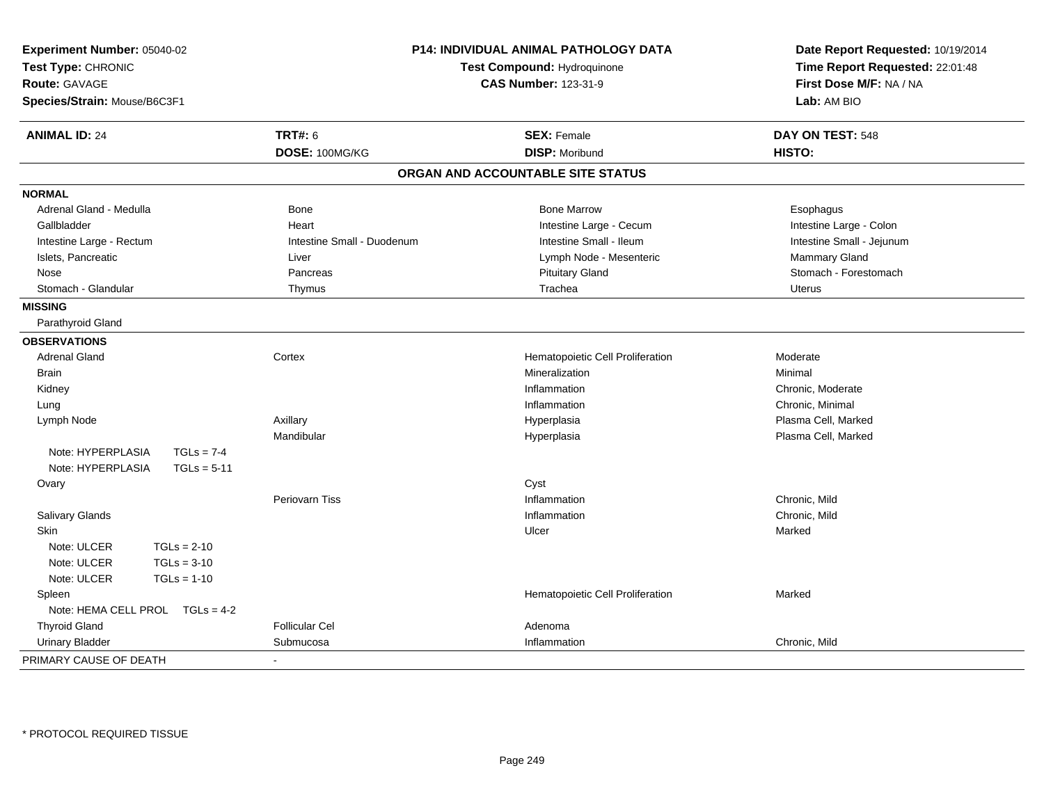| Experiment Number: 05040-02 | P14: INDIVIDUAL ANIMAL PATHOLOGY DATA | Date Report Requested: 10/19/2014 |
|---|---|---|
| Test Type: CHRONIC | Test Compound: Hydroquinone | Time Report Requested: 22:01:48 |
| Route: GAVAGE | CAS Number: 123-31-9 | First Dose M/F: NA / NA |
| Species/Strain: Mouse/B6C3F1 | | Lab: AM BIO |

| ANIMAL ID: 24 | TRT#: 6 | SEX: Female | DAY ON TEST: 548 |
|---|---|---|---|
| | DOSE: 100MG/KG | DISP: Moribund | HISTO: |

## ORGAN AND ACCOUNTABLE SITE STATUS

**NORMAL**

| | | | |
|---|---|---|---|
| Adrenal Gland - Medulla | Bone | Bone Marrow | Esophagus |
| Gallbladder | Heart | Intestine Large - Cecum | Intestine Large - Colon |
| Intestine Large - Rectum | Intestine Small - Duodenum | Intestine Small - Ileum | Intestine Small - Jejunum |
| Islets, Pancreatic | Liver | Lymph Node - Mesenteric | Mammary Gland |
| Nose | Pancreas | Pituitary Gland | Stomach - Forestomach |
| Stomach - Glandular | Thymus | Trachea | Uterus |

**MISSING**

Parathyroid Gland

**OBSERVATIONS**

| | | | |
|---|---|---|---|
| Adrenal Gland | Cortex | Hematopoietic Cell Proliferation | Moderate |
| Brain | | Mineralization | Minimal |
| Kidney | | Inflammation | Chronic, Moderate |
| Lung | | Inflammation | Chronic, Minimal |
| Lymph Node | Axillary | Hyperplasia | Plasma Cell, Marked |
| | Mandibular | Hyperplasia | Plasma Cell, Marked |
| Note: HYPERPLASIA TGLs = 7-4 | | | |
| Note: HYPERPLASIA TGLs = 5-11 | | | |
| Ovary | | Cyst | |
| | Periovarn Tiss | Inflammation | Chronic, Mild |
| Salivary Glands | | Inflammation | Chronic, Mild |
| Skin | | Ulcer | Marked |
| Note: ULCER TGLs = 2-10 | | | |
| Note: ULCER TGLs = 3-10 | | | |
| Note: ULCER TGLs = 1-10 | | | |
| Spleen | | Hematopoietic Cell Proliferation | Marked |
| Note: HEMA CELL PROL TGLs = 4-2 | | | |
| Thyroid Gland | Follicular Cel | Adenoma | |
| Urinary Bladder | Submucosa | Inflammation | Chronic, Mild |

PRIMARY CAUSE OF DEATH -

* PROTOCOL REQUIRED TISSUE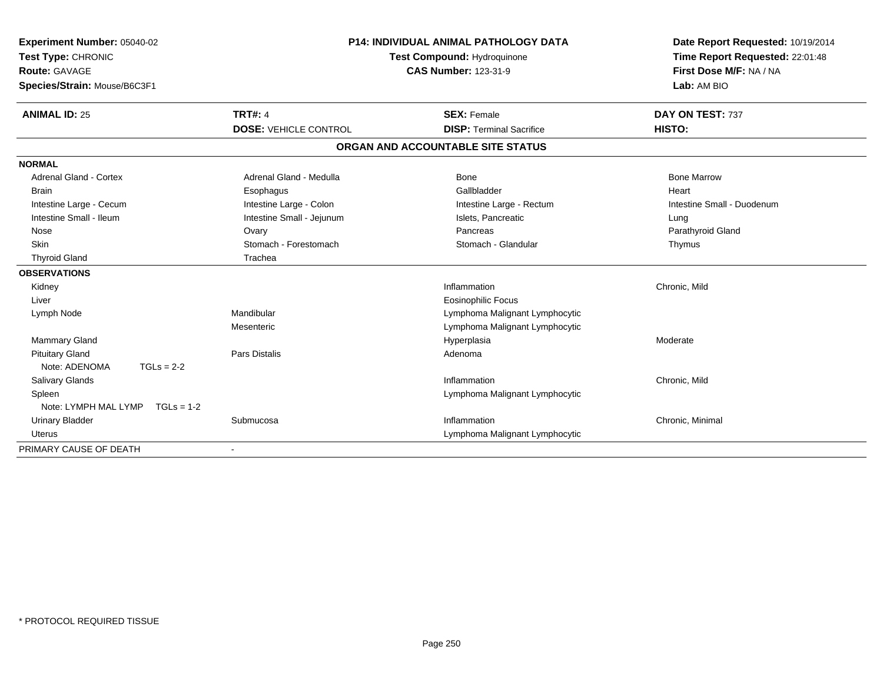**Experiment Number:** 05040-02
**Test Type:** CHRONIC
**Route:** GAVAGE
**Species/Strain:** Mouse/B6C3F1

**P14: INDIVIDUAL ANIMAL PATHOLOGY DATA**
**Test Compound:** Hydroquinone
**CAS Number:** 123-31-9

**Date Report Requested:** 10/19/2014
**Time Report Requested:** 22:01:48
**First Dose M/F:** NA / NA
**Lab:** AM BIO

| **ANIMAL ID:** 25 | **TRT#:** 4 | **SEX:** Female | **DAY ON TEST:** 737 |
|---|---|---|---|
| | **DOSE:** VEHICLE CONTROL | **DISP:** Terminal Sacrifice | **HISTO:** |

## ORGAN AND ACCOUNTABLE SITE STATUS

| | | | |
|---|---|---|---|
| **NORMAL** | | | |
| Adrenal Gland - Cortex | Adrenal Gland - Medulla | Bone | Bone Marrow |
| Brain | Esophagus | Gallbladder | Heart |
| Intestine Large - Cecum | Intestine Large - Colon | Intestine Large - Rectum | Intestine Small - Duodenum |
| Intestine Small - Ileum | Intestine Small - Jejunum | Islets, Pancreatic | Lung |
| Nose | Ovary | Pancreas | Parathyroid Gland |
| Skin | Stomach - Forestomach | Stomach - Glandular | Thymus |
| Thyroid Gland | Trachea | | |
| **OBSERVATIONS** | | | |
| Kidney | | Inflammation | Chronic, Mild |
| Liver | | Eosinophilic Focus | |
| Lymph Node | Mandibular | Lymphoma Malignant Lymphocytic | |
| | Mesenteric | Lymphoma Malignant Lymphocytic | |
| Mammary Gland | | Hyperplasia | Moderate |
| Pituitary Gland | Pars Distalis | Adenoma | |
| Note: ADENOMA TGLs = 2-2 | | | |
| Salivary Glands | | Inflammation | Chronic, Mild |
| Spleen | | Lymphoma Malignant Lymphocytic | |
| Note: LYMPH MAL LYMP TGLs = 1-2 | | | |
| Urinary Bladder | Submucosa | Inflammation | Chronic, Minimal |
| Uterus | | Lymphoma Malignant Lymphocytic | |
| PRIMARY CAUSE OF DEATH | - | | |

* PROTOCOL REQUIRED TISSUE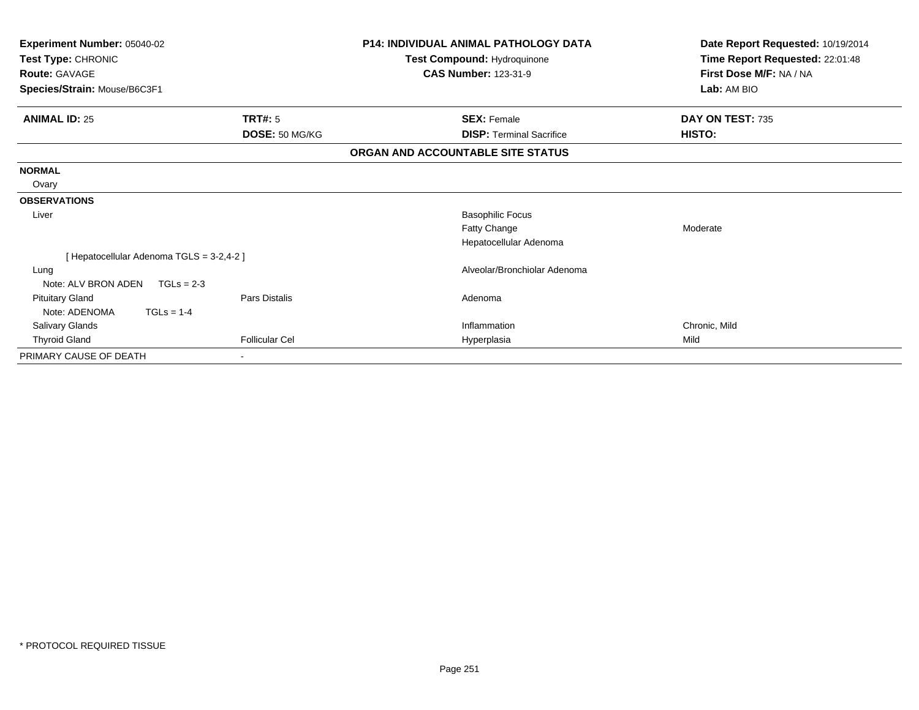**Experiment Number:** 05040-02
**Test Type:** CHRONIC
**Route:** GAVAGE
**Species/Strain:** Mouse/B6C3F1

**P14: INDIVIDUAL ANIMAL PATHOLOGY DATA**
**Test Compound:** Hydroquinone
**CAS Number:** 123-31-9

**Date Report Requested:** 10/19/2014
**Time Report Requested:** 22:01:48
**First Dose M/F:** NA / NA
**Lab:** AM BIO

| **ANIMAL ID:** 25 | **TRT#:** 5 | **SEX:** Female | **DAY ON TEST:** 735 |
|---|---|---|---|
| | **DOSE:** 50 MG/KG | **DISP:** Terminal Sacrifice | **HISTO:** |

**ORGAN AND ACCOUNTABLE SITE STATUS**

| | | | |
|---|---|---|---|
| **NORMAL** | | | |
| Ovary | | | |
| **OBSERVATIONS** | | | |
| Liver | | Basophilic Focus | |
| | | Fatty Change | Moderate |
| | | Hepatocellular Adenoma | |
| [ Hepatocellular Adenoma TGLS = 3-2,4-2 ] | | | |
| Lung | | Alveolar/Bronchiolar Adenoma | |
| Note: ALV BRON ADEN TGLs = 2-3 | | | |
| Pituitary Gland | Pars Distalis | Adenoma | |
| Note: ADENOMA TGLs = 1-4 | | | |
| Salivary Glands | | Inflammation | Chronic, Mild |
| Thyroid Gland | Follicular Cel | Hyperplasia | Mild |
| PRIMARY CAUSE OF DEATH | - | | |

* PROTOCOL REQUIRED TISSUE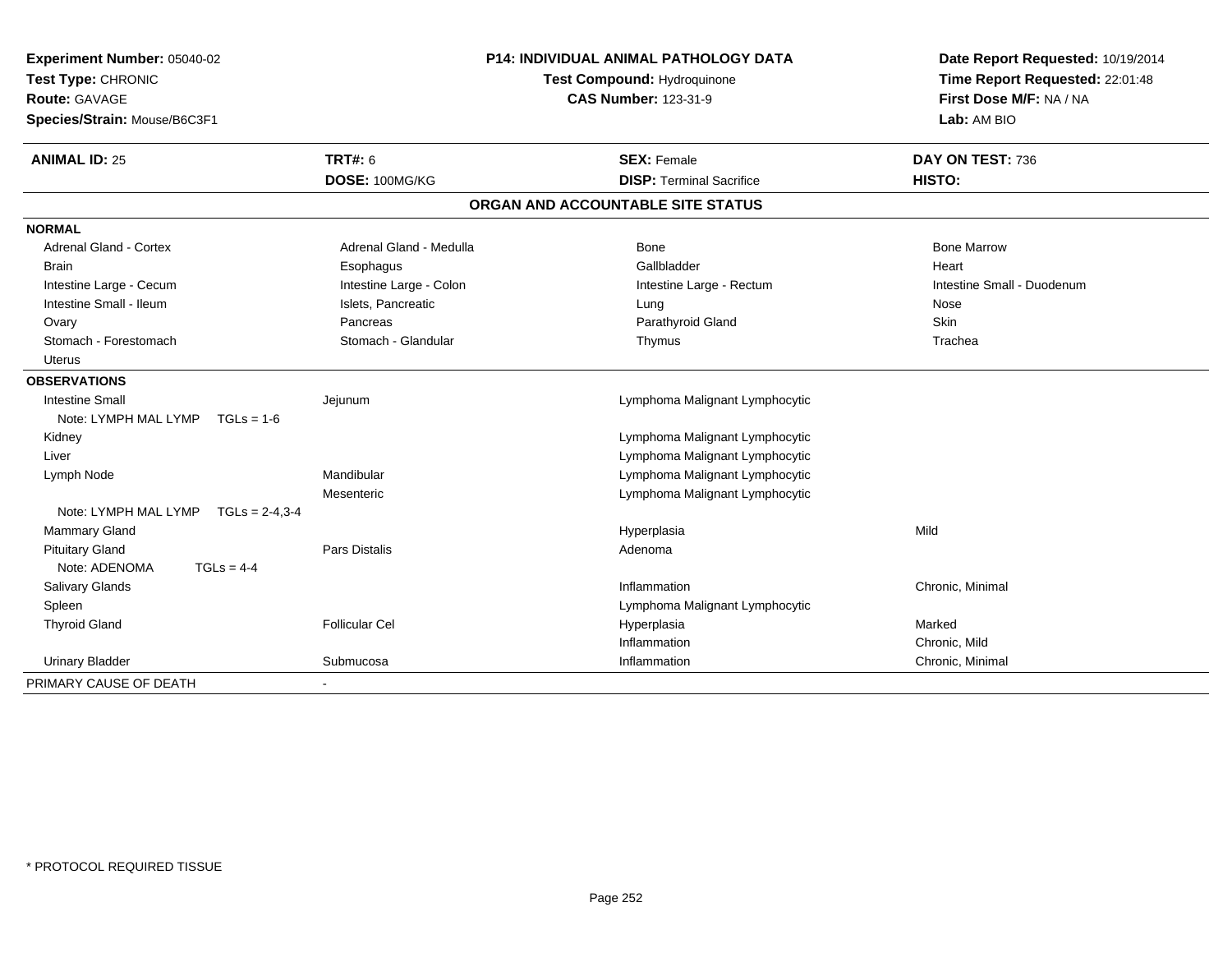**Experiment Number:** 05040-02
**Test Type:** CHRONIC
**Route:** GAVAGE
**Species/Strain:** Mouse/B6C3F1

**P14: INDIVIDUAL ANIMAL PATHOLOGY DATA**
**Test Compound:** Hydroquinone
**CAS Number:** 123-31-9

**Date Report Requested:** 10/19/2014
**Time Report Requested:** 22:01:48
**First Dose M/F:** NA / NA
**Lab:** AM BIO

| **ANIMAL ID:** 25 | **TRT#:** 6 | **SEX:** Female | **DAY ON TEST:** 736 |
|---|---|---|---|
| | **DOSE:** 100MG/KG | **DISP:** Terminal Sacrifice | **HISTO:** |

## ORGAN AND ACCOUNTABLE SITE STATUS

**NORMAL**

| | | | |
|---|---|---|---|
| Adrenal Gland - Cortex | Adrenal Gland - Medulla | Bone | Bone Marrow |
| Brain | Esophagus | Gallbladder | Heart |
| Intestine Large - Cecum | Intestine Large - Colon | Intestine Large - Rectum | Intestine Small - Duodenum |
| Intestine Small - Ileum | Islets, Pancreatic | Lung | Nose |
| Ovary | Pancreas | Parathyroid Gland | Skin |
| Stomach - Forestomach | Stomach - Glandular | Thymus | Trachea |
| Uterus | | | |

**OBSERVATIONS**

| | | | |
|---|---|---|---|
| Intestine Small | Jejunum | Lymphoma Malignant Lymphocytic | |
| Note: LYMPH MAL LYMP TGLs = 1-6 | | | |
| Kidney | | Lymphoma Malignant Lymphocytic | |
| Liver | | Lymphoma Malignant Lymphocytic | |
| Lymph Node | Mandibular | Lymphoma Malignant Lymphocytic | |
| | Mesenteric | Lymphoma Malignant Lymphocytic | |
| Note: LYMPH MAL LYMP TGLs = 2-4,3-4 | | | |
| Mammary Gland | | Hyperplasia | Mild |
| Pituitary Gland | Pars Distalis | Adenoma | |
| Note: ADENOMA TGLs = 4-4 | | | |
| Salivary Glands | | Inflammation | Chronic, Minimal |
| Spleen | | Lymphoma Malignant Lymphocytic | |
| Thyroid Gland | Follicular Cel | Hyperplasia | Marked |
| | | Inflammation | Chronic, Mild |
| Urinary Bladder | Submucosa | Inflammation | Chronic, Minimal |

PRIMARY CAUSE OF DEATH -

* PROTOCOL REQUIRED TISSUE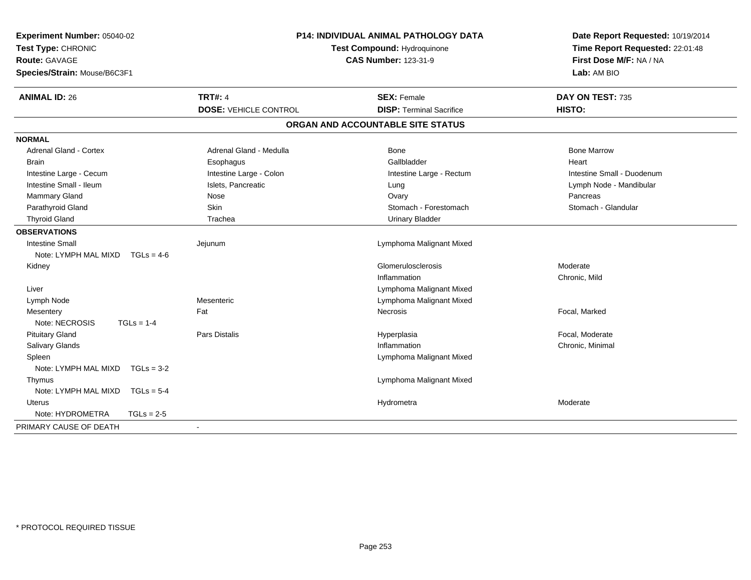**Experiment Number:** 05040-02
**Test Type:** CHRONIC
**Route:** GAVAGE
**Species/Strain:** Mouse/B6C3F1

**P14: INDIVIDUAL ANIMAL PATHOLOGY DATA**
**Test Compound:** Hydroquinone
**CAS Number:** 123-31-9

**Date Report Requested:** 10/19/2014
**Time Report Requested:** 22:01:48
**First Dose M/F:** NA / NA
**Lab:** AM BIO

| **ANIMAL ID:** 26 | **TRT#:** 4 | **SEX:** Female | **DAY ON TEST:** 735 |
|---|---|---|---|
| | **DOSE:** VEHICLE CONTROL | **DISP:** Terminal Sacrifice | **HISTO:** |

## ORGAN AND ACCOUNTABLE SITE STATUS

**NORMAL**

| | | | |
|---|---|---|---|
| Adrenal Gland - Cortex | Adrenal Gland - Medulla | Bone | Bone Marrow |
| Brain | Esophagus | Gallbladder | Heart |
| Intestine Large - Cecum | Intestine Large - Colon | Intestine Large - Rectum | Intestine Small - Duodenum |
| Intestine Small - Ileum | Islets, Pancreatic | Lung | Lymph Node - Mandibular |
| Mammary Gland | Nose | Ovary | Pancreas |
| Parathyroid Gland | Skin | Stomach - Forestomach | Stomach - Glandular |
| Thyroid Gland | Trachea | Urinary Bladder | |

**OBSERVATIONS**

| | | | |
|---|---|---|---|
| Intestine Small | Jejunum | Lymphoma Malignant Mixed | |
| Note: LYMPH MAL MIXD TGLs = 4-6 | | | |
| Kidney | | Glomerulosclerosis | Moderate |
| | | Inflammation | Chronic, Mild |
| Liver | | Lymphoma Malignant Mixed | |
| Lymph Node | Mesenteric | Lymphoma Malignant Mixed | |
| Mesentery | Fat | Necrosis | Focal, Marked |
| Note: NECROSIS TGLs = 1-4 | | | |
| Pituitary Gland | Pars Distalis | Hyperplasia | Focal, Moderate |
| Salivary Glands | | Inflammation | Chronic, Minimal |
| Spleen | | Lymphoma Malignant Mixed | |
| Note: LYMPH MAL MIXD TGLs = 3-2 | | | |
| Thymus | | Lymphoma Malignant Mixed | |
| Note: LYMPH MAL MIXD TGLs = 5-4 | | | |
| Uterus | | Hydrometra | Moderate |
| Note: HYDROMETRA TGLs = 2-5 | | | |

PRIMARY CAUSE OF DEATH -

\* PROTOCOL REQUIRED TISSUE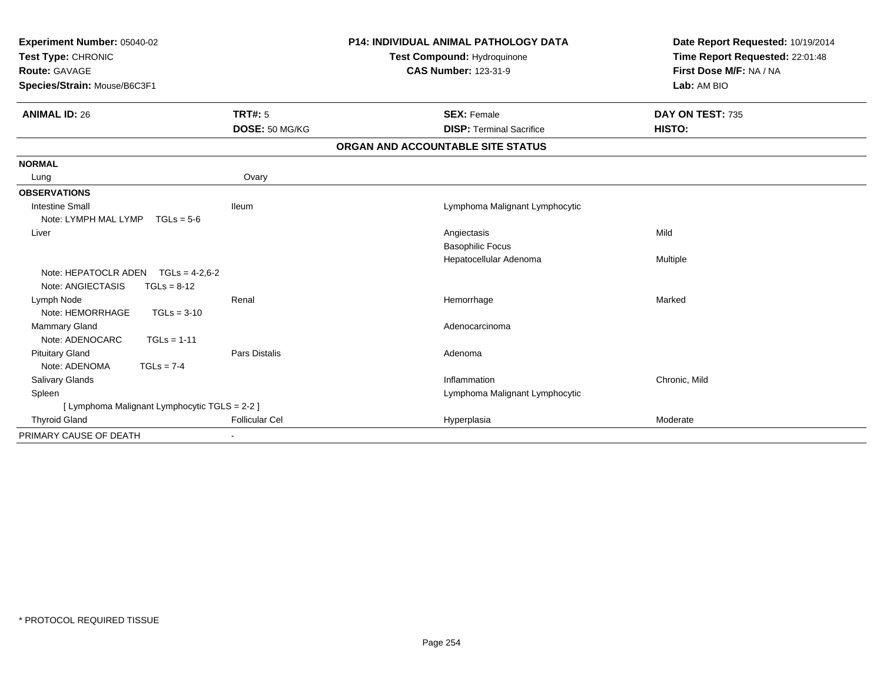**Experiment Number:** 05040-02
**Test Type:** CHRONIC
**Route:** GAVAGE
**Species/Strain:** Mouse/B6C3F1

**P14: INDIVIDUAL ANIMAL PATHOLOGY DATA**
**Test Compound:** Hydroquinone
**CAS Number:** 123-31-9

**Date Report Requested:** 10/19/2014
**Time Report Requested:** 22:01:48
**First Dose M/F:** NA / NA
**Lab:** AM BIO

| **ANIMAL ID:** 26 | **TRT#:** 5 | **SEX:** Female | **DAY ON TEST:** 735 |
|---|---|---|---|
| | **DOSE:** 50 MG/KG | **DISP:** Terminal Sacrifice | **HISTO:** |

**ORGAN AND ACCOUNTABLE SITE STATUS**

| | | | |
|---|---|---|---|
| **NORMAL** | | | |
| Lung | Ovary | | |
| **OBSERVATIONS** | | | |
| Intestine Small | Ileum | Lymphoma Malignant Lymphocytic | |
| Note: LYMPH MAL LYMP TGLs = 5-6 | | | |
| Liver | | Angiectasis | Mild |
| | | Basophilic Focus | |
| | | Hepatocellular Adenoma | Multiple |
| Note: HEPATOCLR ADEN TGLs = 4-2,6-2 | | | |
| Note: ANGIECTASIS TGLs = 8-12 | | | |
| Lymph Node | Renal | Hemorrhage | Marked |
| Note: HEMORRHAGE TGLs = 3-10 | | | |
| Mammary Gland | | Adenocarcinoma | |
| Note: ADENOCARC TGLs = 1-11 | | | |
| Pituitary Gland | Pars Distalis | Adenoma | |
| Note: ADENOMA TGLs = 7-4 | | | |
| Salivary Glands | | Inflammation | Chronic, Mild |
| Spleen | | Lymphoma Malignant Lymphocytic | |
| [ Lymphoma Malignant Lymphocytic TGLS = 2-2 ] | | | |
| Thyroid Gland | Follicular Cel | Hyperplasia | Moderate |
| PRIMARY CAUSE OF DEATH | - | | |

* PROTOCOL REQUIRED TISSUE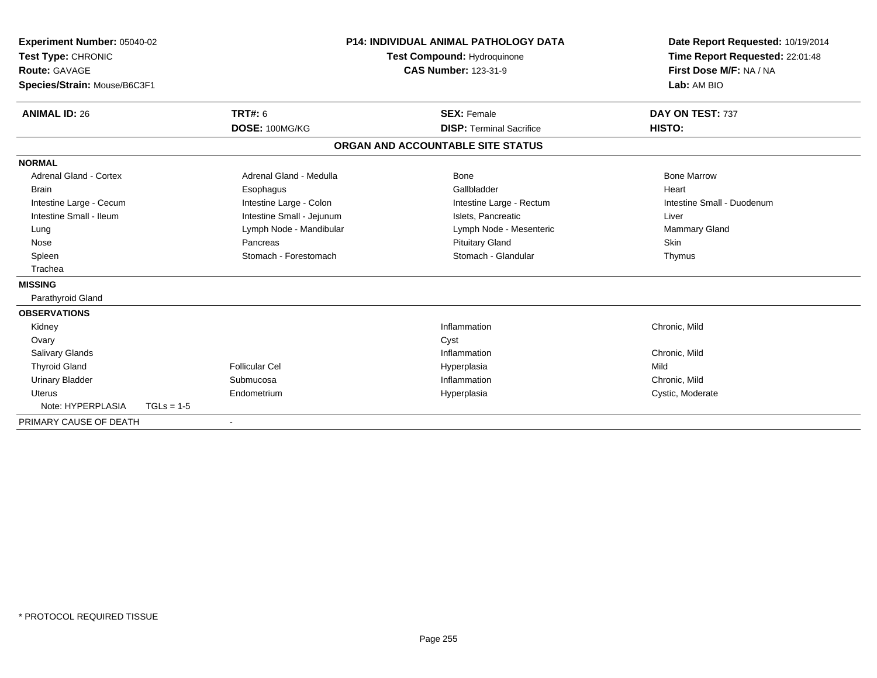**Experiment Number:** 05040-02
**Test Type:** CHRONIC
**Route:** GAVAGE
**Species/Strain:** Mouse/B6C3F1

**P14: INDIVIDUAL ANIMAL PATHOLOGY DATA**
**Test Compound:** Hydroquinone
**CAS Number:** 123-31-9

**Date Report Requested:** 10/19/2014
**Time Report Requested:** 22:01:48
**First Dose M/F:** NA / NA
**Lab:** AM BIO

| **ANIMAL ID:** 26 | **TRT#:** 6 | **SEX:** Female | **DAY ON TEST:** 737 |
|---|---|---|---|
| | **DOSE:** 100MG/KG | **DISP:** Terminal Sacrifice | **HISTO:** |

**ORGAN AND ACCOUNTABLE SITE STATUS**

| | | | |
|---|---|---|---|
| **NORMAL** | | | |
| Adrenal Gland - Cortex | Adrenal Gland - Medulla | Bone | Bone Marrow |
| Brain | Esophagus | Gallbladder | Heart |
| Intestine Large - Cecum | Intestine Large - Colon | Intestine Large - Rectum | Intestine Small - Duodenum |
| Intestine Small - Ileum | Intestine Small - Jejunum | Islets, Pancreatic | Liver |
| Lung | Lymph Node - Mandibular | Lymph Node - Mesenteric | Mammary Gland |
| Nose | Pancreas | Pituitary Gland | Skin |
| Spleen | Stomach - Forestomach | Stomach - Glandular | Thymus |
| Trachea | | | |
| **MISSING** | | | |
| Parathyroid Gland | | | |
| **OBSERVATIONS** | | | |
| Kidney | | Inflammation | Chronic, Mild |
| Ovary | | Cyst | |
| Salivary Glands | | Inflammation | Chronic, Mild |
| Thyroid Gland | Follicular Cel | Hyperplasia | Mild |
| Urinary Bladder | Submucosa | Inflammation | Chronic, Mild |
| Uterus | Endometrium | Hyperplasia | Cystic, Moderate |
| Note: HYPERPLASIA TGLs = 1-5 | | | |
| PRIMARY CAUSE OF DEATH | - | | |

\* PROTOCOL REQUIRED TISSUE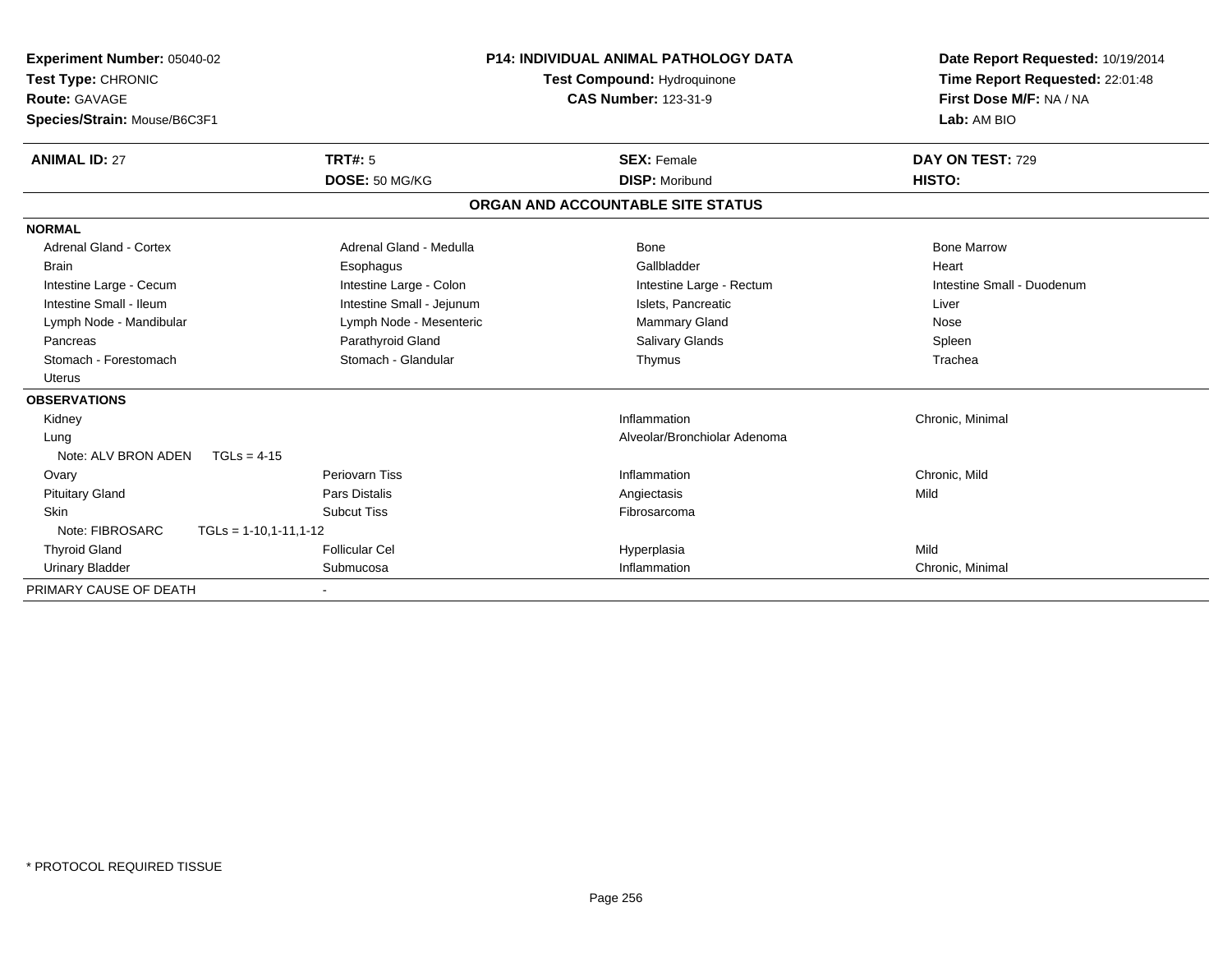**Experiment Number:** 05040-02
**Test Type:** CHRONIC
**Route:** GAVAGE
**Species/Strain:** Mouse/B6C3F1

**P14: INDIVIDUAL ANIMAL PATHOLOGY DATA**
**Test Compound:** Hydroquinone
**CAS Number:** 123-31-9

**Date Report Requested:** 10/19/2014
**Time Report Requested:** 22:01:48
**First Dose M/F:** NA / NA
**Lab:** AM BIO

| **ANIMAL ID:** 27 | **TRT#:** 5 | **SEX:** Female | **DAY ON TEST:** 729 |
|---|---|---|---|
| | **DOSE:** 50 MG/KG | **DISP:** Moribund | **HISTO:** |

**ORGAN AND ACCOUNTABLE SITE STATUS**

**NORMAL**

| | | | |
|---|---|---|---|
| Adrenal Gland - Cortex | Adrenal Gland - Medulla | Bone | Bone Marrow |
| Brain | Esophagus | Gallbladder | Heart |
| Intestine Large - Cecum | Intestine Large - Colon | Intestine Large - Rectum | Intestine Small - Duodenum |
| Intestine Small - Ileum | Intestine Small - Jejunum | Islets, Pancreatic | Liver |
| Lymph Node - Mandibular | Lymph Node - Mesenteric | Mammary Gland | Nose |
| Pancreas | Parathyroid Gland | Salivary Glands | Spleen |
| Stomach - Forestomach | Stomach - Glandular | Thymus | Trachea |
| Uterus | | | |

**OBSERVATIONS**

| | | | |
|---|---|---|---|
| Kidney | | Inflammation | Chronic, Minimal |
| Lung | | Alveolar/Bronchiolar Adenoma | |
| Note: ALV BRON ADEN TGLs = 4-15 | | | |
| Ovary | Periovarn Tiss | Inflammation | Chronic, Mild |
| Pituitary Gland | Pars Distalis | Angiectasis | Mild |
| Skin | Subcut Tiss | Fibrosarcoma | |
| Note: FIBROSARC TGLs = 1-10,1-11,1-12 | | | |
| Thyroid Gland | Follicular Cel | Hyperplasia | Mild |
| Urinary Bladder | Submucosa | Inflammation | Chronic, Minimal |

PRIMARY CAUSE OF DEATH -

\* PROTOCOL REQUIRED TISSUE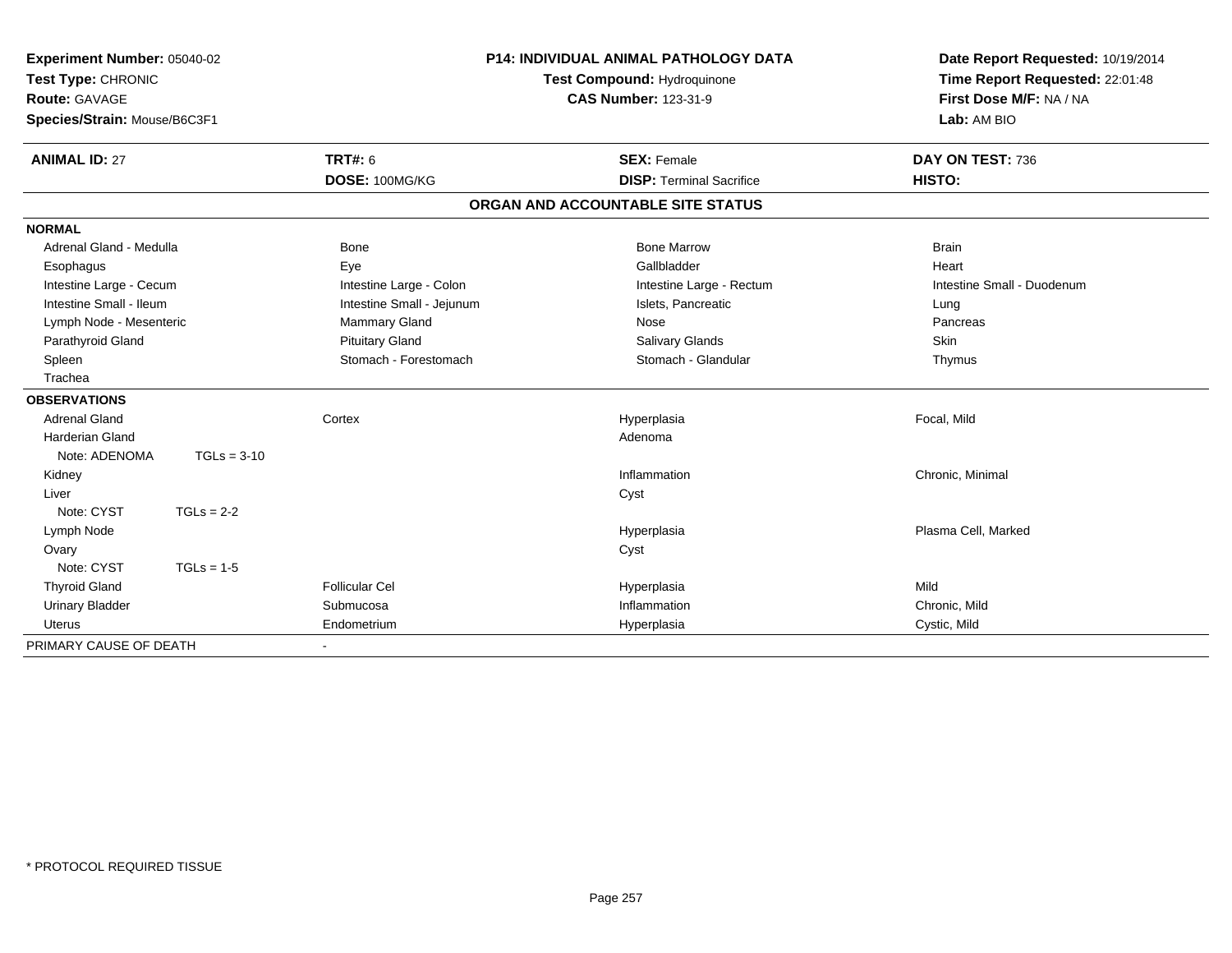**Experiment Number:** 05040-02
**Test Type:** CHRONIC
**Route:** GAVAGE
**Species/Strain:** Mouse/B6C3F1

**P14: INDIVIDUAL ANIMAL PATHOLOGY DATA**
**Test Compound:** Hydroquinone
**CAS Number:** 123-31-9

**Date Report Requested:** 10/19/2014
**Time Report Requested:** 22:01:48
**First Dose M/F:** NA / NA
**Lab:** AM BIO

| **ANIMAL ID:** 27 | **TRT#:** 6 | **SEX:** Female | **DAY ON TEST:** 736 |
|---|---|---|---|
| | **DOSE:** 100MG/KG | **DISP:** Terminal Sacrifice | **HISTO:** |

**ORGAN AND ACCOUNTABLE SITE STATUS**

| | | | |
|---|---|---|---|
| **NORMAL** | | | |
| Adrenal Gland - Medulla | Bone | Bone Marrow | Brain |
| Esophagus | Eye | Gallbladder | Heart |
| Intestine Large - Cecum | Intestine Large - Colon | Intestine Large - Rectum | Intestine Small - Duodenum |
| Intestine Small - Ileum | Intestine Small - Jejunum | Islets, Pancreatic | Lung |
| Lymph Node - Mesenteric | Mammary Gland | Nose | Pancreas |
| Parathyroid Gland | Pituitary Gland | Salivary Glands | Skin |
| Spleen | Stomach - Forestomach | Stomach - Glandular | Thymus |
| Trachea | | | |
| **OBSERVATIONS** | | | |
| Adrenal Gland | Cortex | Hyperplasia | Focal, Mild |
| Harderian Gland | | Adenoma | |
| Note: ADENOMA TGLs = 3-10 | | | |
| Kidney | | Inflammation | Chronic, Minimal |
| Liver | | Cyst | |
| Note: CYST TGLs = 2-2 | | | |
| Lymph Node | | Hyperplasia | Plasma Cell, Marked |
| Ovary | | Cyst | |
| Note: CYST TGLs = 1-5 | | | |
| Thyroid Gland | Follicular Cel | Hyperplasia | Mild |
| Urinary Bladder | Submucosa | Inflammation | Chronic, Mild |
| Uterus | Endometrium | Hyperplasia | Cystic, Mild |
| PRIMARY CAUSE OF DEATH | - | | |

* PROTOCOL REQUIRED TISSUE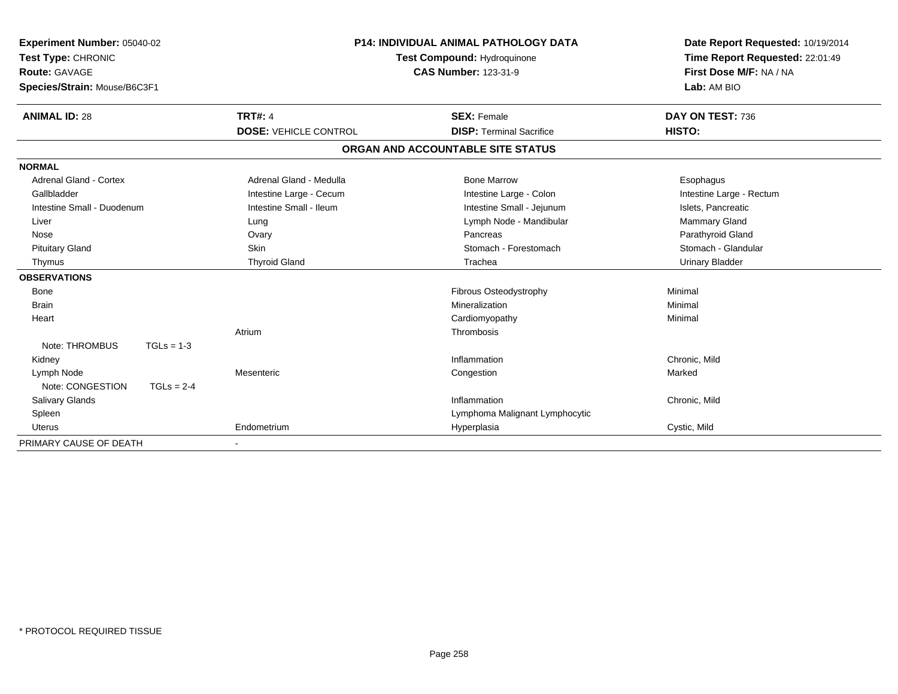**Experiment Number:** 05040-02
**Test Type:** CHRONIC
**Route:** GAVAGE
**Species/Strain:** Mouse/B6C3F1

**P14: INDIVIDUAL ANIMAL PATHOLOGY DATA**
**Test Compound:** Hydroquinone
**CAS Number:** 123-31-9

**Date Report Requested:** 10/19/2014
**Time Report Requested:** 22:01:49
**First Dose M/F:** NA / NA
**Lab:** AM BIO

| **ANIMAL ID:** 28 | **TRT#:** 4 | **SEX:** Female | **DAY ON TEST:** 736 |
|---|---|---|---|
| | **DOSE:** VEHICLE CONTROL | **DISP:** Terminal Sacrifice | **HISTO:** |

**ORGAN AND ACCOUNTABLE SITE STATUS**

| | | | |
|---|---|---|---|
| **NORMAL** | | | |
| Adrenal Gland - Cortex | Adrenal Gland - Medulla | Bone Marrow | Esophagus |
| Gallbladder | Intestine Large - Cecum | Intestine Large - Colon | Intestine Large - Rectum |
| Intestine Small - Duodenum | Intestine Small - Ileum | Intestine Small - Jejunum | Islets, Pancreatic |
| Liver | Lung | Lymph Node - Mandibular | Mammary Gland |
| Nose | Ovary | Pancreas | Parathyroid Gland |
| Pituitary Gland | Skin | Stomach - Forestomach | Stomach - Glandular |
| Thymus | Thyroid Gland | Trachea | Urinary Bladder |
| **OBSERVATIONS** | | | |
| Bone | | Fibrous Osteodystrophy | Minimal |
| Brain | | Mineralization | Minimal |
| Heart | | Cardiomyopathy | Minimal |
| | Atrium | Thrombosis | |
| Note: THROMBUS TGLs = 1-3 | | | |
| Kidney | | Inflammation | Chronic, Mild |
| Lymph Node | Mesenteric | Congestion | Marked |
| Note: CONGESTION TGLs = 2-4 | | | |
| Salivary Glands | | Inflammation | Chronic, Mild |
| Spleen | | Lymphoma Malignant Lymphocytic | |
| Uterus | Endometrium | Hyperplasia | Cystic, Mild |
| PRIMARY CAUSE OF DEATH | - | | |

* PROTOCOL REQUIRED TISSUE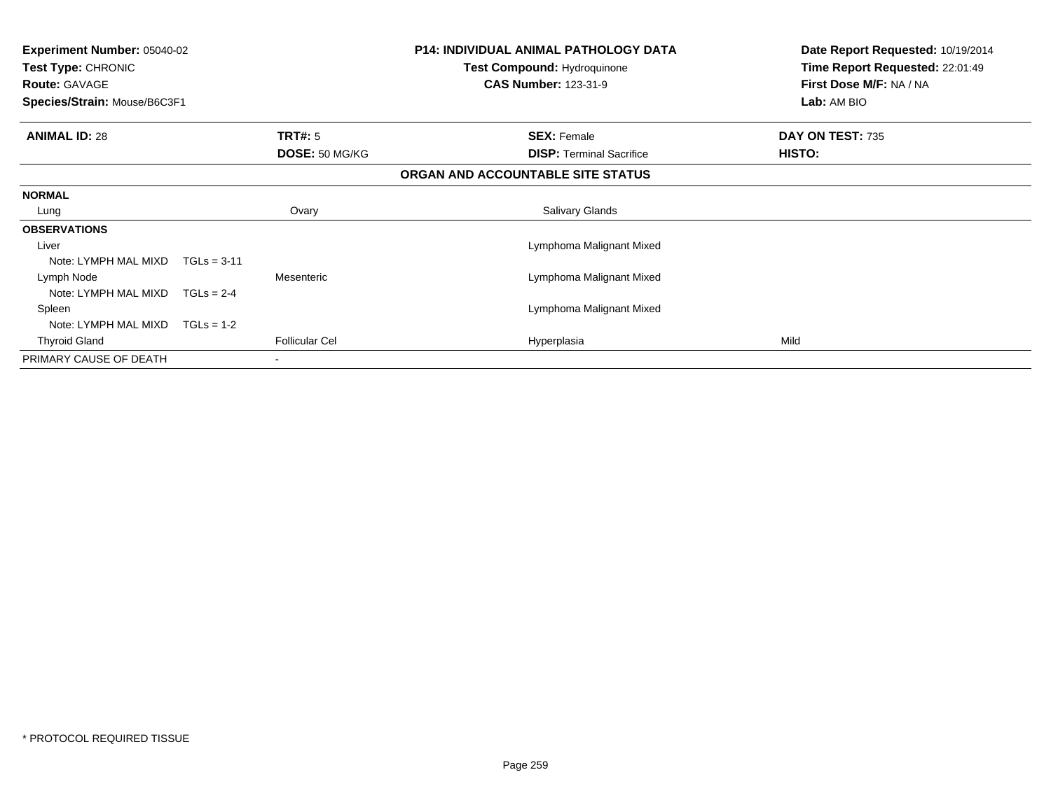**Experiment Number:** 05040-02
**Test Type:** CHRONIC
**Route:** GAVAGE
**Species/Strain:** Mouse/B6C3F1

**P14: INDIVIDUAL ANIMAL PATHOLOGY DATA**
**Test Compound:** Hydroquinone
**CAS Number:** 123-31-9

**Date Report Requested:** 10/19/2014
**Time Report Requested:** 22:01:49
**First Dose M/F:** NA / NA
**Lab:** AM BIO

| **ANIMAL ID:** 28 | **TRT#:** 5 | **SEX:** Female | **DAY ON TEST:** 735 |
|---|---|---|---|
| | **DOSE:** 50 MG/KG | **DISP:** Terminal Sacrifice | **HISTO:** |

**ORGAN AND ACCOUNTABLE SITE STATUS**

| | | | |
|---|---|---|---|
| **NORMAL** | | | |
| Lung | Ovary | Salivary Glands | |
| **OBSERVATIONS** | | | |
| Liver | | Lymphoma Malignant Mixed | |
| Note: LYMPH MAL MIXD TGLs = 3-11 | | | |
| Lymph Node | Mesenteric | Lymphoma Malignant Mixed | |
| Note: LYMPH MAL MIXD TGLs = 2-4 | | | |
| Spleen | | Lymphoma Malignant Mixed | |
| Note: LYMPH MAL MIXD TGLs = 1-2 | | | |
| Thyroid Gland | Follicular Cel | Hyperplasia | Mild |
| PRIMARY CAUSE OF DEATH | - | | |

\* PROTOCOL REQUIRED TISSUE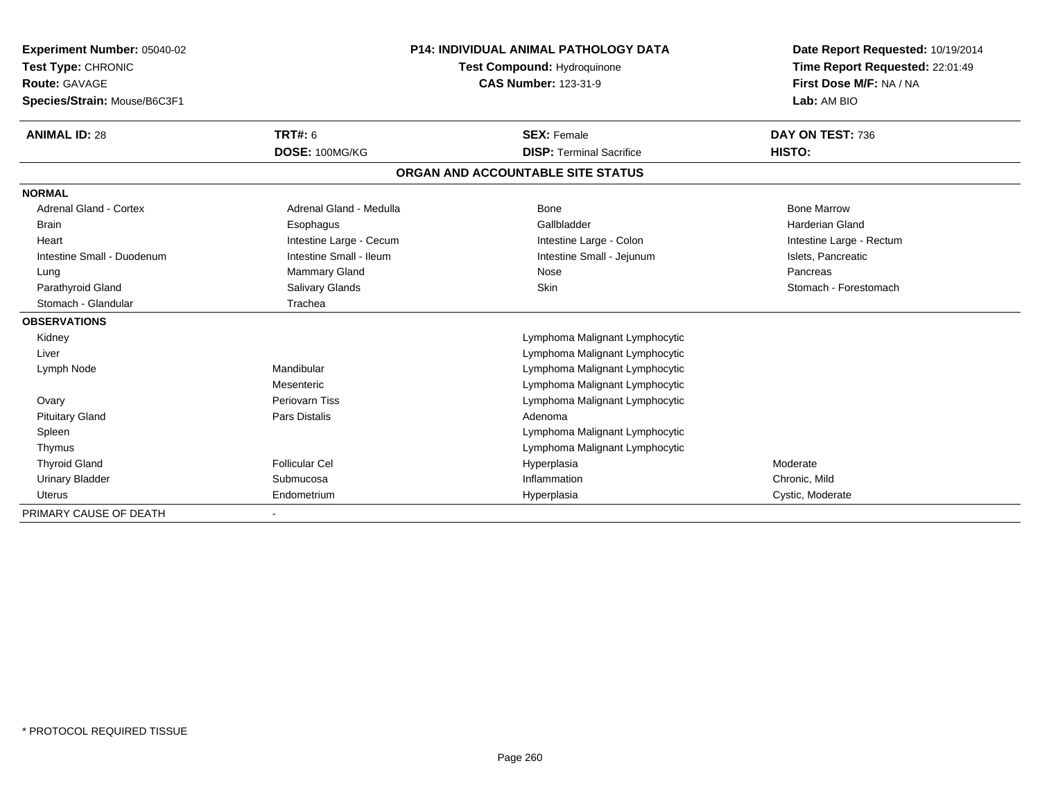**Experiment Number:** 05040-02
**Test Type:** CHRONIC
**Route:** GAVAGE
**Species/Strain:** Mouse/B6C3F1

**P14: INDIVIDUAL ANIMAL PATHOLOGY DATA**
**Test Compound:** Hydroquinone
**CAS Number:** 123-31-9

**Date Report Requested:** 10/19/2014
**Time Report Requested:** 22:01:49
**First Dose M/F:** NA / NA
**Lab:** AM BIO

| **ANIMAL ID:** 28 | **TRT#:** 6 | **SEX:** Female | **DAY ON TEST:** 736 |
|---|---|---|---|
| | **DOSE:** 100MG/KG | **DISP:** Terminal Sacrifice | **HISTO:** |

**ORGAN AND ACCOUNTABLE SITE STATUS**

| | | | |
|---|---|---|---|
| **NORMAL** | | | |
| Adrenal Gland - Cortex | Adrenal Gland - Medulla | Bone | Bone Marrow |
| Brain | Esophagus | Gallbladder | Harderian Gland |
| Heart | Intestine Large - Cecum | Intestine Large - Colon | Intestine Large - Rectum |
| Intestine Small - Duodenum | Intestine Small - Ileum | Intestine Small - Jejunum | Islets, Pancreatic |
| Lung | Mammary Gland | Nose | Pancreas |
| Parathyroid Gland | Salivary Glands | Skin | Stomach - Forestomach |
| Stomach - Glandular | Trachea | | |
| **OBSERVATIONS** | | | |
| Kidney | | Lymphoma Malignant Lymphocytic | |
| Liver | | Lymphoma Malignant Lymphocytic | |
| Lymph Node | Mandibular | Lymphoma Malignant Lymphocytic | |
| | Mesenteric | Lymphoma Malignant Lymphocytic | |
| Ovary | Periovarn Tiss | Lymphoma Malignant Lymphocytic | |
| Pituitary Gland | Pars Distalis | Adenoma | |
| Spleen | | Lymphoma Malignant Lymphocytic | |
| Thymus | | Lymphoma Malignant Lymphocytic | |
| Thyroid Gland | Follicular Cel | Hyperplasia | Moderate |
| Urinary Bladder | Submucosa | Inflammation | Chronic, Mild |
| Uterus | Endometrium | Hyperplasia | Cystic, Moderate |
| PRIMARY CAUSE OF DEATH | - | | |

\* PROTOCOL REQUIRED TISSUE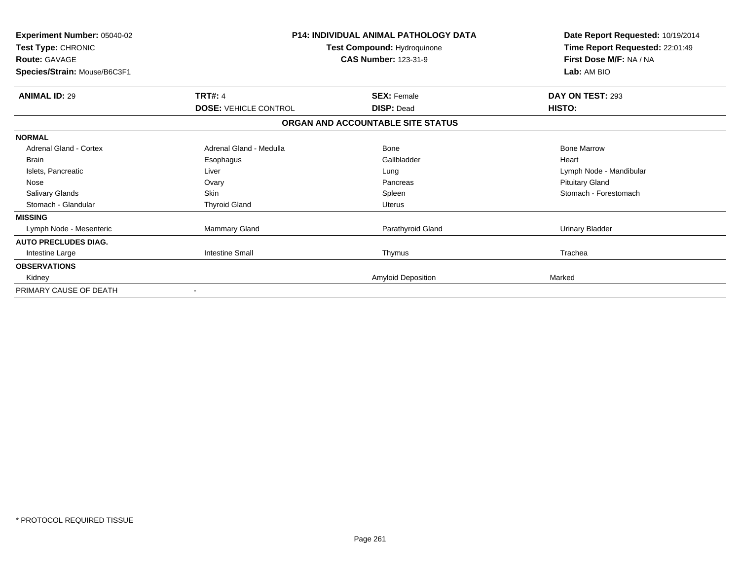**Experiment Number:** 05040-02
**Test Type:** CHRONIC
**Route:** GAVAGE
**Species/Strain:** Mouse/B6C3F1

**P14: INDIVIDUAL ANIMAL PATHOLOGY DATA**
**Test Compound:** Hydroquinone
**CAS Number:** 123-31-9

**Date Report Requested:** 10/19/2014
**Time Report Requested:** 22:01:49
**First Dose M/F:** NA / NA
**Lab:** AM BIO

| **ANIMAL ID:** 29 | **TRT#:** 4 | **SEX:** Female | **DAY ON TEST:** 293 |
|---|---|---|---|
| | **DOSE:** VEHICLE CONTROL | **DISP:** Dead | **HISTO:** |

**ORGAN AND ACCOUNTABLE SITE STATUS**

| | | | |
|---|---|---|---|
| **NORMAL** | | | |
| Adrenal Gland - Cortex | Adrenal Gland - Medulla | Bone | Bone Marrow |
| Brain | Esophagus | Gallbladder | Heart |
| Islets, Pancreatic | Liver | Lung | Lymph Node - Mandibular |
| Nose | Ovary | Pancreas | Pituitary Gland |
| Salivary Glands | Skin | Spleen | Stomach - Forestomach |
| Stomach - Glandular | Thyroid Gland | Uterus | |
| **MISSING** | | | |
| Lymph Node - Mesenteric | Mammary Gland | Parathyroid Gland | Urinary Bladder |
| **AUTO PRECLUDES DIAG.** | | | |
| Intestine Large | Intestine Small | Thymus | Trachea |
| **OBSERVATIONS** | | | |
| Kidney | | Amyloid Deposition | Marked |
| PRIMARY CAUSE OF DEATH | - | | |

\* PROTOCOL REQUIRED TISSUE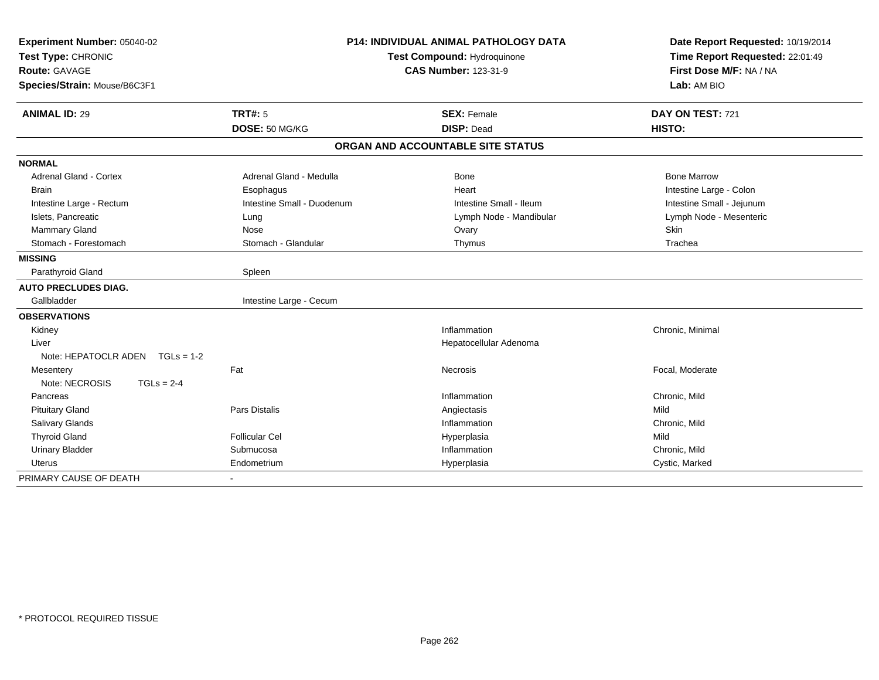**Experiment Number:** 05040-02
**Test Type:** CHRONIC
**Route:** GAVAGE
**Species/Strain:** Mouse/B6C3F1

**P14: INDIVIDUAL ANIMAL PATHOLOGY DATA**
**Test Compound:** Hydroquinone
**CAS Number:** 123-31-9

**Date Report Requested:** 10/19/2014
**Time Report Requested:** 22:01:49
**First Dose M/F:** NA / NA
**Lab:** AM BIO

| **ANIMAL ID:** 29 | **TRT#:** 5 | **SEX:** Female | **DAY ON TEST:** 721 |
|---|---|---|---|
| | **DOSE:** 50 MG/KG | **DISP:** Dead | **HISTO:** |

## ORGAN AND ACCOUNTABLE SITE STATUS

| | | | |
|---|---|---|---|
| **NORMAL** | | | |
| Adrenal Gland - Cortex | Adrenal Gland - Medulla | Bone | Bone Marrow |
| Brain | Esophagus | Heart | Intestine Large - Colon |
| Intestine Large - Rectum | Intestine Small - Duodenum | Intestine Small - Ileum | Intestine Small - Jejunum |
| Islets, Pancreatic | Lung | Lymph Node - Mandibular | Lymph Node - Mesenteric |
| Mammary Gland | Nose | Ovary | Skin |
| Stomach - Forestomach | Stomach - Glandular | Thymus | Trachea |
| **MISSING** | | | |
| Parathyroid Gland | Spleen | | |
| **AUTO PRECLUDES DIAG.** | | | |
| Gallbladder | Intestine Large - Cecum | | |
| **OBSERVATIONS** | | | |
| Kidney | | Inflammation | Chronic, Minimal |
| Liver | | Hepatocellular Adenoma | |
| Note: HEPATOCLR ADEN TGLs = 1-2 | | | |
| Mesentery | Fat | Necrosis | Focal, Moderate |
| Note: NECROSIS TGLs = 2-4 | | | |
| Pancreas | | Inflammation | Chronic, Mild |
| Pituitary Gland | Pars Distalis | Angiectasis | Mild |
| Salivary Glands | | Inflammation | Chronic, Mild |
| Thyroid Gland | Follicular Cel | Hyperplasia | Mild |
| Urinary Bladder | Submucosa | Inflammation | Chronic, Mild |
| Uterus | Endometrium | Hyperplasia | Cystic, Marked |
| PRIMARY CAUSE OF DEATH | - | | |

* PROTOCOL REQUIRED TISSUE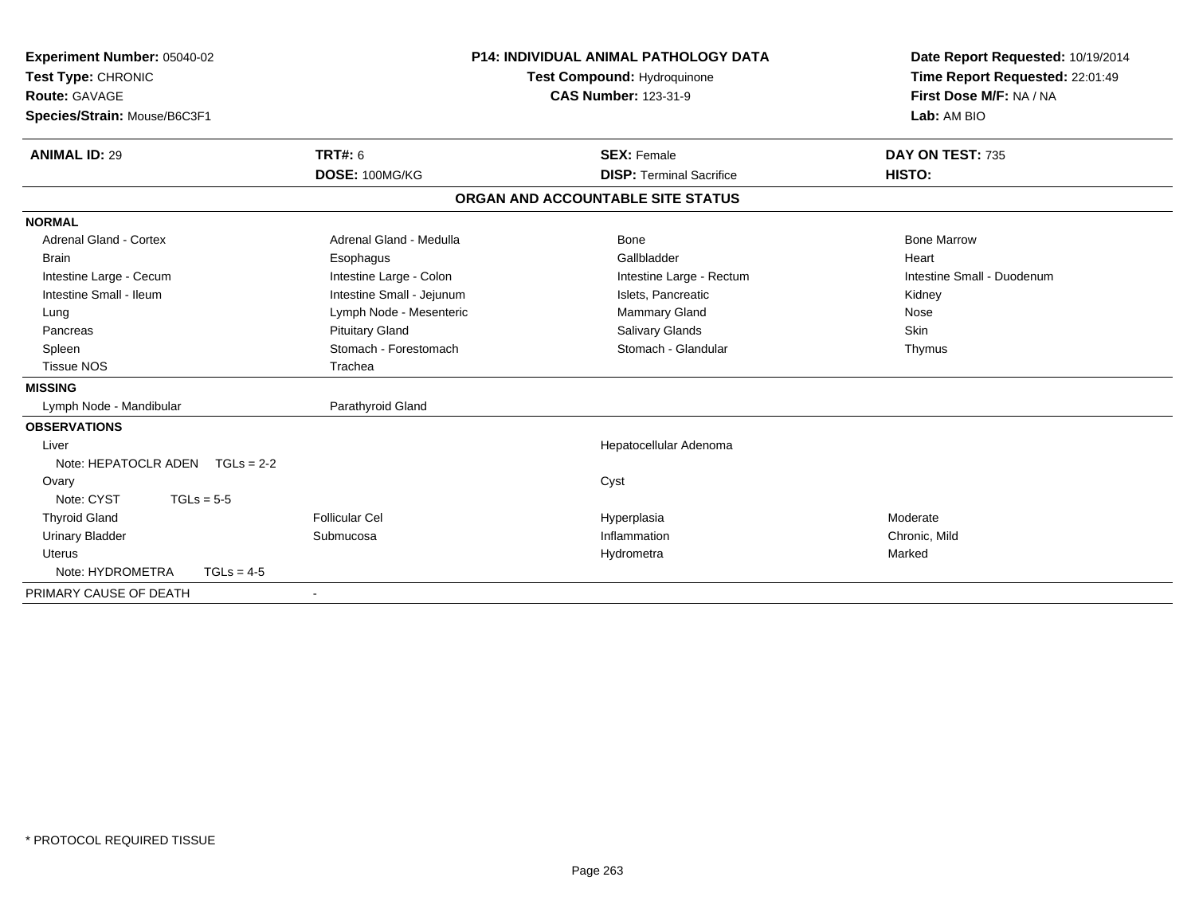**Experiment Number:** 05040-02
**Test Type:** CHRONIC
**Route:** GAVAGE
**Species/Strain:** Mouse/B6C3F1

**P14: INDIVIDUAL ANIMAL PATHOLOGY DATA**
**Test Compound:** Hydroquinone
**CAS Number:** 123-31-9

**Date Report Requested:** 10/19/2014
**Time Report Requested:** 22:01:49
**First Dose M/F:** NA / NA
**Lab:** AM BIO

| **ANIMAL ID:** 29 | **TRT#:** 6 | **SEX:** Female | **DAY ON TEST:** 735 |
|---|---|---|---|
| | **DOSE:** 100MG/KG | **DISP:** Terminal Sacrifice | **HISTO:** |

**ORGAN AND ACCOUNTABLE SITE STATUS**

| | | | |
|---|---|---|---|
| **NORMAL** | | | |
| Adrenal Gland - Cortex | Adrenal Gland - Medulla | Bone | Bone Marrow |
| Brain | Esophagus | Gallbladder | Heart |
| Intestine Large - Cecum | Intestine Large - Colon | Intestine Large - Rectum | Intestine Small - Duodenum |
| Intestine Small - Ileum | Intestine Small - Jejunum | Islets, Pancreatic | Kidney |
| Lung | Lymph Node - Mesenteric | Mammary Gland | Nose |
| Pancreas | Pituitary Gland | Salivary Glands | Skin |
| Spleen | Stomach - Forestomach | Stomach - Glandular | Thymus |
| Tissue NOS | Trachea | | |
| **MISSING** | | | |
| Lymph Node - Mandibular | Parathyroid Gland | | |
| **OBSERVATIONS** | | | |
| Liver | | Hepatocellular Adenoma | |
| Note: HEPATOCLR ADEN TGLs = 2-2 | | | |
| Ovary | | Cyst | |
| Note: CYST TGLs = 5-5 | | | |
| Thyroid Gland | Follicular Cel | Hyperplasia | Moderate |
| Urinary Bladder | Submucosa | Inflammation | Chronic, Mild |
| Uterus | | Hydrometra | Marked |
| Note: HYDROMETRA TGLs = 4-5 | | | |
| PRIMARY CAUSE OF DEATH | - | | |

\* PROTOCOL REQUIRED TISSUE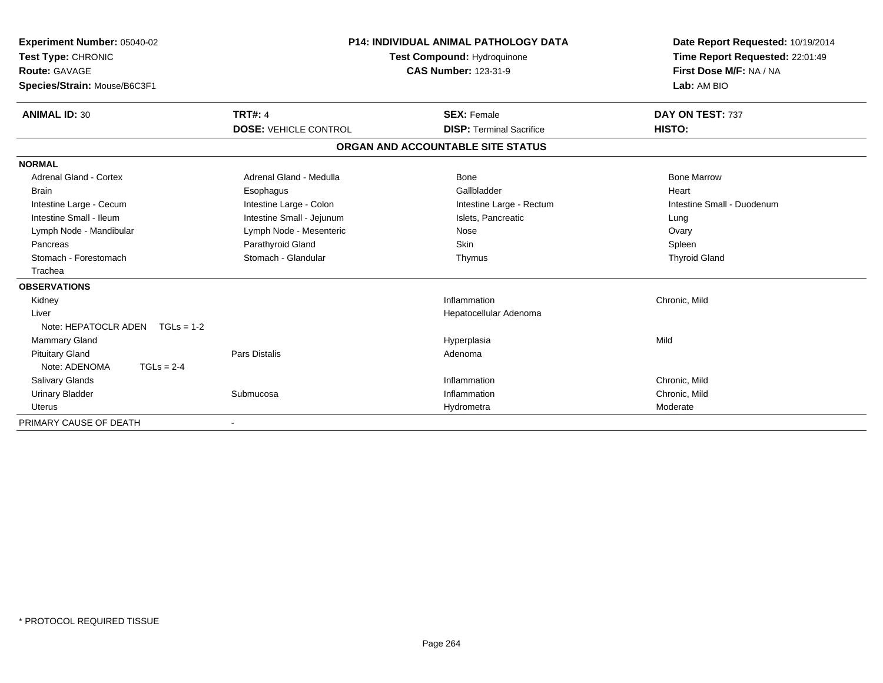**Experiment Number:** 05040-02
**Test Type:** CHRONIC
**Route:** GAVAGE
**Species/Strain:** Mouse/B6C3F1

**P14: INDIVIDUAL ANIMAL PATHOLOGY DATA**
**Test Compound:** Hydroquinone
**CAS Number:** 123-31-9

**Date Report Requested:** 10/19/2014
**Time Report Requested:** 22:01:49
**First Dose M/F:** NA / NA
**Lab:** AM BIO

| **ANIMAL ID:** 30 | **TRT#:** 4 | **SEX:** Female | **DAY ON TEST:** 737 |
|---|---|---|---|
| | **DOSE:** VEHICLE CONTROL | **DISP:** Terminal Sacrifice | **HISTO:** |

**ORGAN AND ACCOUNTABLE SITE STATUS**

| | | | |
|---|---|---|---|
| **NORMAL** | | | |
| Adrenal Gland - Cortex | Adrenal Gland - Medulla | Bone | Bone Marrow |
| Brain | Esophagus | Gallbladder | Heart |
| Intestine Large - Cecum | Intestine Large - Colon | Intestine Large - Rectum | Intestine Small - Duodenum |
| Intestine Small - Ileum | Intestine Small - Jejunum | Islets, Pancreatic | Lung |
| Lymph Node - Mandibular | Lymph Node - Mesenteric | Nose | Ovary |
| Pancreas | Parathyroid Gland | Skin | Spleen |
| Stomach - Forestomach | Stomach - Glandular | Thymus | Thyroid Gland |
| Trachea | | | |
| **OBSERVATIONS** | | | |
| Kidney | | Inflammation | Chronic, Mild |
| Liver | | Hepatocellular Adenoma | |
| Note: HEPATOCLR ADEN TGLs = 1-2 | | | |
| Mammary Gland | | Hyperplasia | Mild |
| Pituitary Gland | Pars Distalis | Adenoma | |
| Note: ADENOMA TGLs = 2-4 | | | |
| Salivary Glands | | Inflammation | Chronic, Mild |
| Urinary Bladder | Submucosa | Inflammation | Chronic, Mild |
| Uterus | | Hydrometra | Moderate |
| PRIMARY CAUSE OF DEATH | - | | |

\* PROTOCOL REQUIRED TISSUE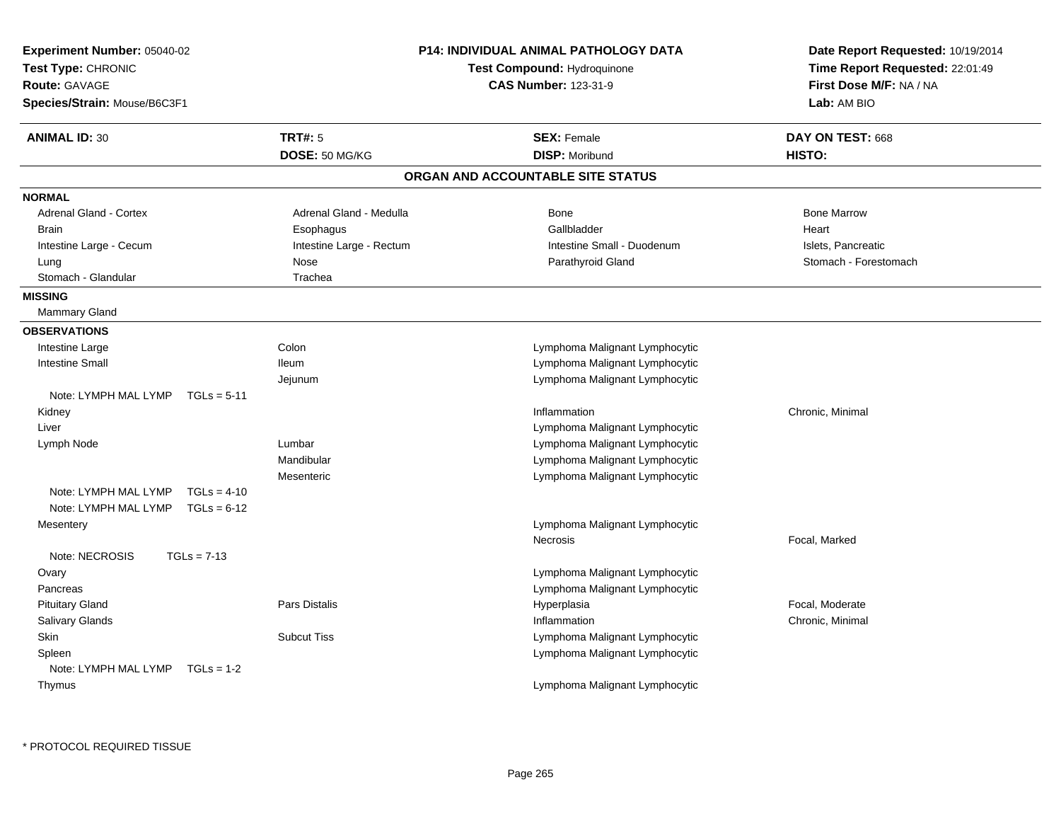**Experiment Number:** 05040-02
**Test Type:** CHRONIC
**Route:** GAVAGE
**Species/Strain:** Mouse/B6C3F1

**P14: INDIVIDUAL ANIMAL PATHOLOGY DATA**
**Test Compound:** Hydroquinone
**CAS Number:** 123-31-9

**Date Report Requested:** 10/19/2014
**Time Report Requested:** 22:01:49
**First Dose M/F:** NA / NA
**Lab:** AM BIO

| **ANIMAL ID:** 30 | **TRT#:** 5 | **SEX:** Female | **DAY ON TEST:** 668 |
|---|---|---|---|
| | **DOSE:** 50 MG/KG | **DISP:** Moribund | **HISTO:** |

## ORGAN AND ACCOUNTABLE SITE STATUS

**NORMAL**

| | | | |
|---|---|---|---|
| Adrenal Gland - Cortex | Adrenal Gland - Medulla | Bone | Bone Marrow |
| Brain | Esophagus | Gallbladder | Heart |
| Intestine Large - Cecum | Intestine Large - Rectum | Intestine Small - Duodenum | Islets, Pancreatic |
| Lung | Nose | Parathyroid Gland | Stomach - Forestomach |
| Stomach - Glandular | Trachea | | |

**MISSING**

Mammary Gland

**OBSERVATIONS**

| | | | |
|---|---|---|---|
| Intestine Large | Colon | Lymphoma Malignant Lymphocytic | |
| Intestine Small | Ileum | Lymphoma Malignant Lymphocytic | |
| | Jejunum | Lymphoma Malignant Lymphocytic | |
| Note: LYMPH MAL LYMP TGLs = 5-11 | | | |
| Kidney | | Inflammation | Chronic, Minimal |
| Liver | | Lymphoma Malignant Lymphocytic | |
| Lymph Node | Lumbar | Lymphoma Malignant Lymphocytic | |
| | Mandibular | Lymphoma Malignant Lymphocytic | |
| | Mesenteric | Lymphoma Malignant Lymphocytic | |
| Note: LYMPH MAL LYMP TGLs = 4-10 | | | |
| Note: LYMPH MAL LYMP TGLs = 6-12 | | | |
| Mesentery | | Lymphoma Malignant Lymphocytic | |
| | | Necrosis | Focal, Marked |
| Note: NECROSIS TGLs = 7-13 | | | |
| Ovary | | Lymphoma Malignant Lymphocytic | |
| Pancreas | | Lymphoma Malignant Lymphocytic | |
| Pituitary Gland | Pars Distalis | Hyperplasia | Focal, Moderate |
| Salivary Glands | | Inflammation | Chronic, Minimal |
| Skin | Subcut Tiss | Lymphoma Malignant Lymphocytic | |
| Spleen | | Lymphoma Malignant Lymphocytic | |
| Note: LYMPH MAL LYMP TGLs = 1-2 | | | |
| Thymus | | Lymphoma Malignant Lymphocytic | |

* PROTOCOL REQUIRED TISSUE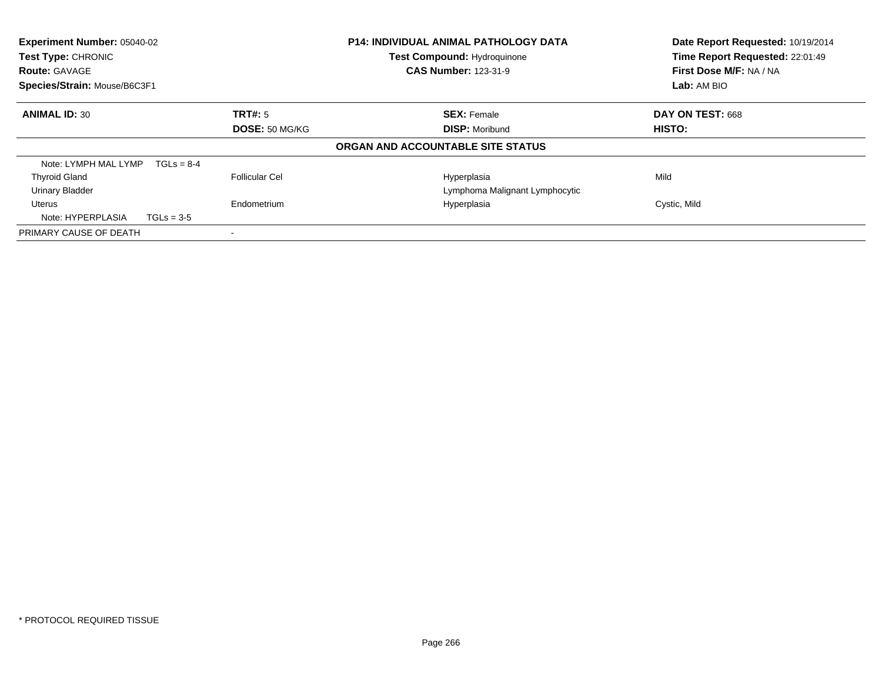| **Experiment Number:** 05040-02 | **P14: INDIVIDUAL ANIMAL PATHOLOGY DATA** | **Date Report Requested:** 10/19/2014 |
|---|---|---|
| **Test Type:** CHRONIC | **Test Compound:** Hydroquinone | **Time Report Requested:** 22:01:49 |
| **Route:** GAVAGE | **CAS Number:** 123-31-9 | **First Dose M/F:** NA / NA |
| **Species/Strain:** Mouse/B6C3F1 | | **Lab:** AM BIO |

| **ANIMAL ID:** 30 | **TRT#:** 5 | **SEX:** Female | **DAY ON TEST:** 668 |
|---|---|---|---|
| | **DOSE:** 50 MG/KG | **DISP:** Moribund | **HISTO:** |

**ORGAN AND ACCOUNTABLE SITE STATUS**

| | | | |
|---|---|---|---|
| Note: LYMPH MAL LYMP TGLs = 8-4 | | | |
| Thyroid Gland | Follicular Cel | Hyperplasia | Mild |
| Urinary Bladder | | Lymphoma Malignant Lymphocytic | |
| Uterus | Endometrium | Hyperplasia | Cystic, Mild |
| Note: HYPERPLASIA TGLs = 3-5 | | | |
| PRIMARY CAUSE OF DEATH | - | | |

* PROTOCOL REQUIRED TISSUE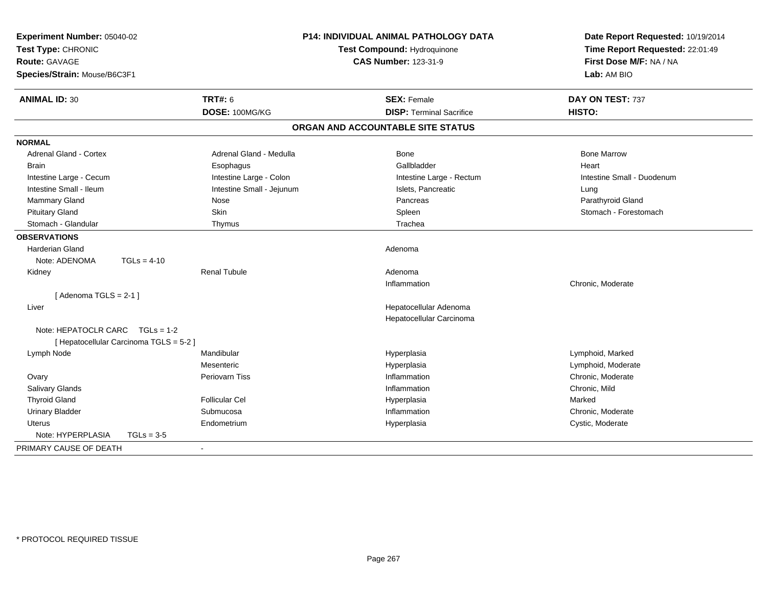**Experiment Number:** 05040-02
**Test Type:** CHRONIC
**Route:** GAVAGE
**Species/Strain:** Mouse/B6C3F1

**P14: INDIVIDUAL ANIMAL PATHOLOGY DATA**
**Test Compound:** Hydroquinone
**CAS Number:** 123-31-9

**Date Report Requested:** 10/19/2014
**Time Report Requested:** 22:01:49
**First Dose M/F:** NA / NA
**Lab:** AM BIO

| **ANIMAL ID:** 30 | **TRT#:** 6 | **SEX:** Female | **DAY ON TEST:** 737 |
|---|---|---|---|
| | **DOSE:** 100MG/KG | **DISP:** Terminal Sacrifice | **HISTO:** |

## ORGAN AND ACCOUNTABLE SITE STATUS

| | | | |
|---|---|---|---|
| **NORMAL** | | | |
| Adrenal Gland - Cortex | Adrenal Gland - Medulla | Bone | Bone Marrow |
| Brain | Esophagus | Gallbladder | Heart |
| Intestine Large - Cecum | Intestine Large - Colon | Intestine Large - Rectum | Intestine Small - Duodenum |
| Intestine Small - Ileum | Intestine Small - Jejunum | Islets, Pancreatic | Lung |
| Mammary Gland | Nose | Pancreas | Parathyroid Gland |
| Pituitary Gland | Skin | Spleen | Stomach - Forestomach |
| Stomach - Glandular | Thymus | Trachea | |
| **OBSERVATIONS** | | | |
| Harderian Gland | | Adenoma | |
| Note: ADENOMA TGLs = 4-10 | | | |
| Kidney | Renal Tubule | Adenoma | |
| | | Inflammation | Chronic, Moderate |
| [ Adenoma TGLS = 2-1 ] | | | |
| Liver | | Hepatocellular Adenoma | |
| | | Hepatocellular Carcinoma | |
| Note: HEPATOCLR CARC TGLs = 1-2 | | | |
| [ Hepatocellular Carcinoma TGLS = 5-2 ] | | | |
| Lymph Node | Mandibular | Hyperplasia | Lymphoid, Marked |
| | Mesenteric | Hyperplasia | Lymphoid, Moderate |
| Ovary | Periovarn Tiss | Inflammation | Chronic, Moderate |
| Salivary Glands | | Inflammation | Chronic, Mild |
| Thyroid Gland | Follicular Cel | Hyperplasia | Marked |
| Urinary Bladder | Submucosa | Inflammation | Chronic, Moderate |
| Uterus | Endometrium | Hyperplasia | Cystic, Moderate |
| Note: HYPERPLASIA TGLs = 3-5 | | | |
| PRIMARY CAUSE OF DEATH | - | | |

* PROTOCOL REQUIRED TISSUE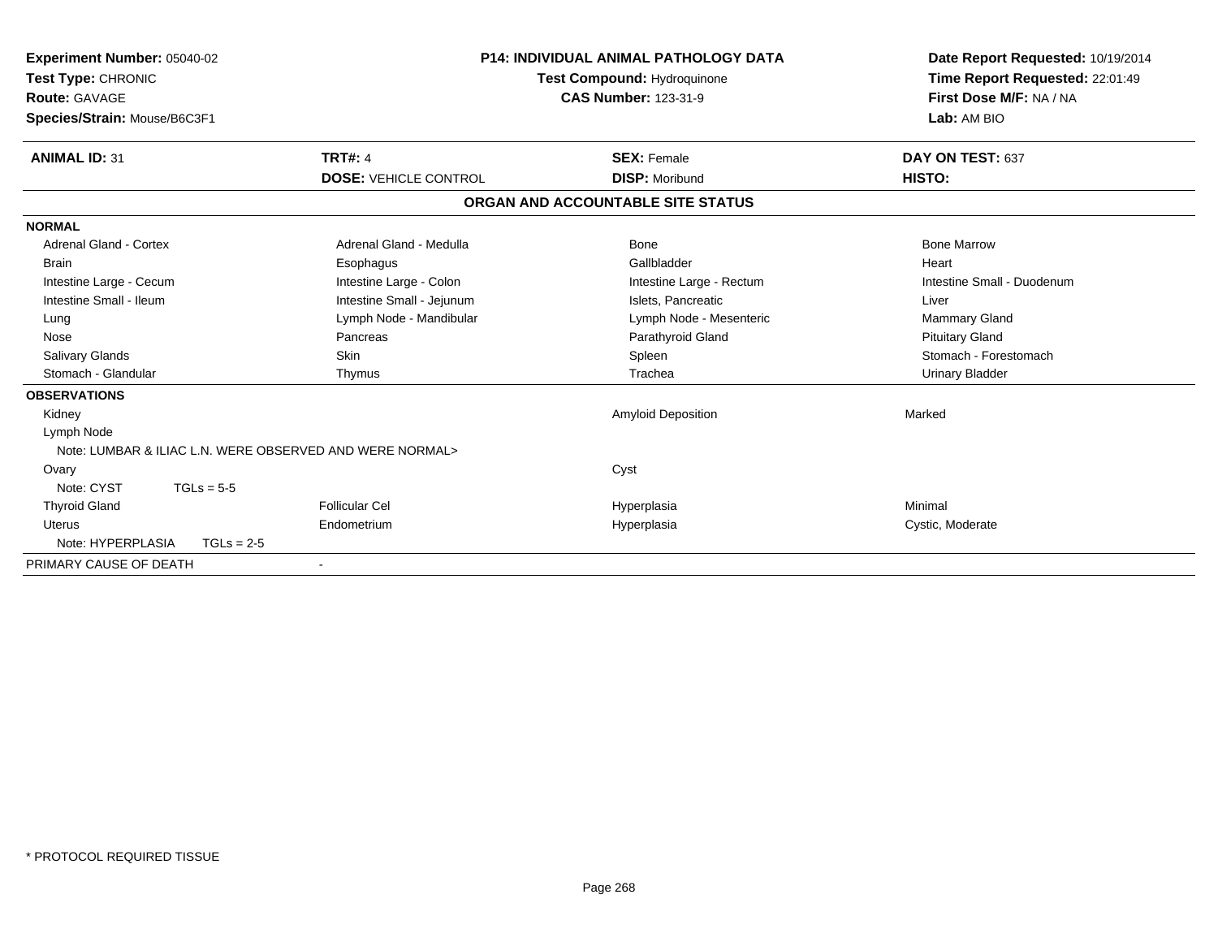**Experiment Number:** 05040-02
**Test Type:** CHRONIC
**Route:** GAVAGE
**Species/Strain:** Mouse/B6C3F1

**P14: INDIVIDUAL ANIMAL PATHOLOGY DATA**
**Test Compound:** Hydroquinone
**CAS Number:** 123-31-9

**Date Report Requested:** 10/19/2014
**Time Report Requested:** 22:01:49
**First Dose M/F:** NA / NA
**Lab:** AM BIO

| **ANIMAL ID:** 31 | **TRT#:** 4 | **SEX:** Female | **DAY ON TEST:** 637 |
|---|---|---|---|
| | **DOSE:** VEHICLE CONTROL | **DISP:** Moribund | **HISTO:** |

## ORGAN AND ACCOUNTABLE SITE STATUS

**NORMAL**

| | | | |
|---|---|---|---|
| Adrenal Gland - Cortex | Adrenal Gland - Medulla | Bone | Bone Marrow |
| Brain | Esophagus | Gallbladder | Heart |
| Intestine Large - Cecum | Intestine Large - Colon | Intestine Large - Rectum | Intestine Small - Duodenum |
| Intestine Small - Ileum | Intestine Small - Jejunum | Islets, Pancreatic | Liver |
| Lung | Lymph Node - Mandibular | Lymph Node - Mesenteric | Mammary Gland |
| Nose | Pancreas | Parathyroid Gland | Pituitary Gland |
| Salivary Glands | Skin | Spleen | Stomach - Forestomach |
| Stomach - Glandular | Thymus | Trachea | Urinary Bladder |

**OBSERVATIONS**

| | | | |
|---|---|---|---|
| Kidney | | Amyloid Deposition | Marked |
| Lymph Node | | | |
| Note: LUMBAR & ILIAC L.N. WERE OBSERVED AND WERE NORMAL> | | | |
| Ovary | | Cyst | |
| Note: CYST TGLs = 5-5 | | | |
| Thyroid Gland | Follicular Cel | Hyperplasia | Minimal |
| Uterus | Endometrium | Hyperplasia | Cystic, Moderate |
| Note: HYPERPLASIA TGLs = 2-5 | | | |

PRIMARY CAUSE OF DEATH -

* PROTOCOL REQUIRED TISSUE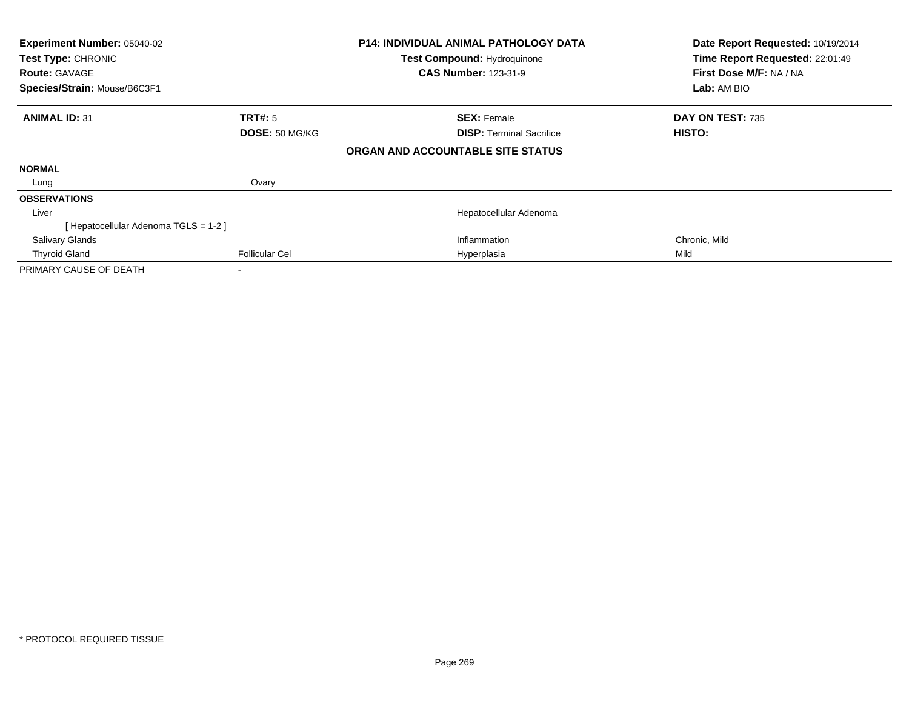| Experiment Number: 05040-02 | P14: INDIVIDUAL ANIMAL PATHOLOGY DATA | Date Report Requested: 10/19/2014 |
|---|---|---|
| Test Type: CHRONIC | Test Compound: Hydroquinone | Time Report Requested: 22:01:49 |
| Route: GAVAGE | CAS Number: 123-31-9 | First Dose M/F: NA / NA |
| Species/Strain: Mouse/B6C3F1 | | Lab: AM BIO |

| ANIMAL ID: 31 | TRT#: 5 | SEX: Female | DAY ON TEST: 735 |
|---|---|---|---|
| | DOSE: 50 MG/KG | DISP: Terminal Sacrifice | HISTO: |

**ORGAN AND ACCOUNTABLE SITE STATUS**

| | | | |
|---|---|---|---|
| **NORMAL** | | | |
| Lung | Ovary | | |
| **OBSERVATIONS** | | | |
| Liver | | Hepatocellular Adenoma | |
| [ Hepatocellular Adenoma TGLS = 1-2 ] | | | |
| Salivary Glands | | Inflammation | Chronic, Mild |
| Thyroid Gland | Follicular Cel | Hyperplasia | Mild |
| PRIMARY CAUSE OF DEATH | - | | |

* PROTOCOL REQUIRED TISSUE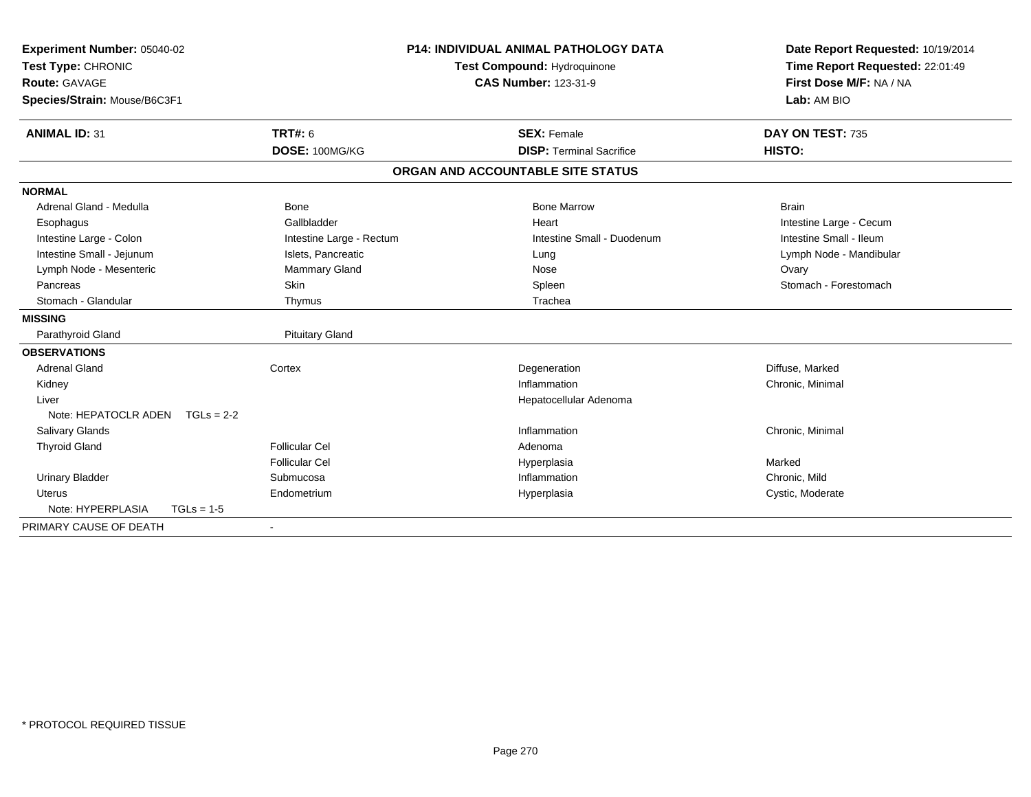**Experiment Number:** 05040-02
**Test Type:** CHRONIC
**Route:** GAVAGE
**Species/Strain:** Mouse/B6C3F1

**P14: INDIVIDUAL ANIMAL PATHOLOGY DATA**
**Test Compound:** Hydroquinone
**CAS Number:** 123-31-9

**Date Report Requested:** 10/19/2014
**Time Report Requested:** 22:01:49
**First Dose M/F:** NA / NA
**Lab:** AM BIO

| **ANIMAL ID:** 31 | **TRT#:** 6 | **SEX:** Female | **DAY ON TEST:** 735 |
|---|---|---|---|
| | **DOSE:** 100MG/KG | **DISP:** Terminal Sacrifice | **HISTO:** |

## ORGAN AND ACCOUNTABLE SITE STATUS

| | | | |
|---|---|---|---|
| **NORMAL** | | | |
| Adrenal Gland - Medulla | Bone | Bone Marrow | Brain |
| Esophagus | Gallbladder | Heart | Intestine Large - Cecum |
| Intestine Large - Colon | Intestine Large - Rectum | Intestine Small - Duodenum | Intestine Small - Ileum |
| Intestine Small - Jejunum | Islets, Pancreatic | Lung | Lymph Node - Mandibular |
| Lymph Node - Mesenteric | Mammary Gland | Nose | Ovary |
| Pancreas | Skin | Spleen | Stomach - Forestomach |
| Stomach - Glandular | Thymus | Trachea | |
| **MISSING** | | | |
| Parathyroid Gland | Pituitary Gland | | |
| **OBSERVATIONS** | | | |
| Adrenal Gland | Cortex | Degeneration | Diffuse, Marked |
| Kidney | | Inflammation | Chronic, Minimal |
| Liver | | Hepatocellular Adenoma | |
| Note: HEPATOCLR ADEN TGLs = 2-2 | | | |
| Salivary Glands | | Inflammation | Chronic, Minimal |
| Thyroid Gland | Follicular Cel | Adenoma | |
| | Follicular Cel | Hyperplasia | Marked |
| Urinary Bladder | Submucosa | Inflammation | Chronic, Mild |
| Uterus | Endometrium | Hyperplasia | Cystic, Moderate |
| Note: HYPERPLASIA TGLs = 1-5 | | | |
| PRIMARY CAUSE OF DEATH | - | | |

* PROTOCOL REQUIRED TISSUE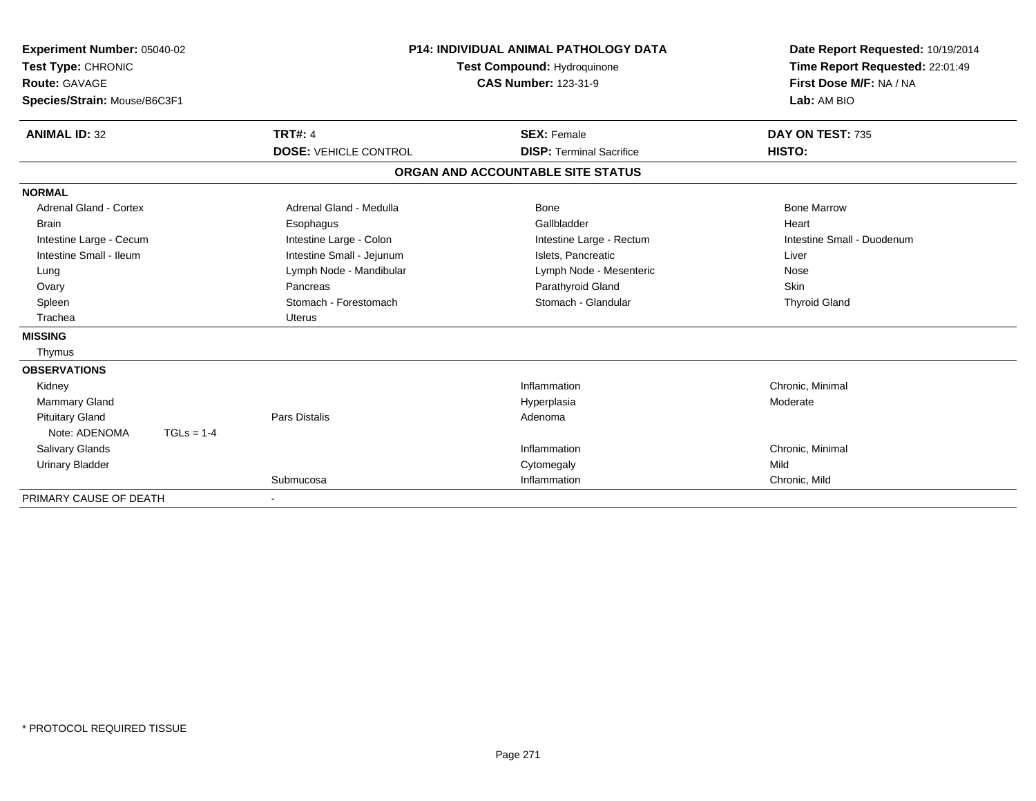**Experiment Number:** 05040-02
**Test Type:** CHRONIC
**Route:** GAVAGE
**Species/Strain:** Mouse/B6C3F1

**P14: INDIVIDUAL ANIMAL PATHOLOGY DATA**
**Test Compound:** Hydroquinone
**CAS Number:** 123-31-9

**Date Report Requested:** 10/19/2014
**Time Report Requested:** 22:01:49
**First Dose M/F:** NA / NA
**Lab:** AM BIO

| **ANIMAL ID:** 32 | **TRT#:** 4 | **SEX:** Female | **DAY ON TEST:** 735 |
|---|---|---|---|
| | **DOSE:** VEHICLE CONTROL | **DISP:** Terminal Sacrifice | **HISTO:** |

**ORGAN AND ACCOUNTABLE SITE STATUS**

| | | | |
|---|---|---|---|
| **NORMAL** | | | |
| Adrenal Gland - Cortex | Adrenal Gland - Medulla | Bone | Bone Marrow |
| Brain | Esophagus | Gallbladder | Heart |
| Intestine Large - Cecum | Intestine Large - Colon | Intestine Large - Rectum | Intestine Small - Duodenum |
| Intestine Small - Ileum | Intestine Small - Jejunum | Islets, Pancreatic | Liver |
| Lung | Lymph Node - Mandibular | Lymph Node - Mesenteric | Nose |
| Ovary | Pancreas | Parathyroid Gland | Skin |
| Spleen | Stomach - Forestomach | Stomach - Glandular | Thyroid Gland |
| Trachea | Uterus | | |
| **MISSING** | | | |
| Thymus | | | |
| **OBSERVATIONS** | | | |
| Kidney | | Inflammation | Chronic, Minimal |
| Mammary Gland | | Hyperplasia | Moderate |
| Pituitary Gland | Pars Distalis | Adenoma | |
| Note: ADENOMA TGLs = 1-4 | | | |
| Salivary Glands | | Inflammation | Chronic, Minimal |
| Urinary Bladder | | Cytomegaly | Mild |
| | Submucosa | Inflammation | Chronic, Mild |
| PRIMARY CAUSE OF DEATH | - | | |

\* PROTOCOL REQUIRED TISSUE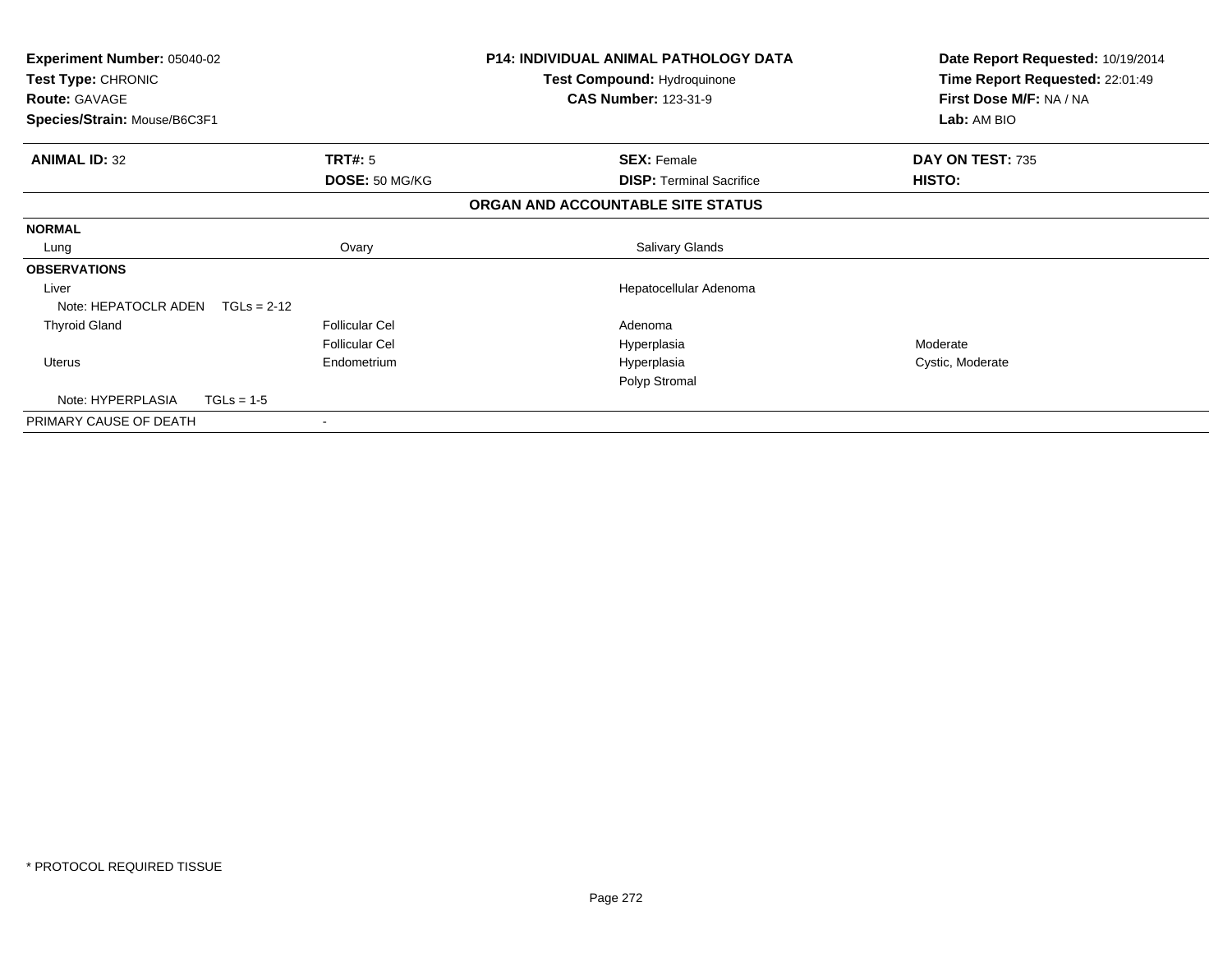**Experiment Number:** 05040-02
**Test Type:** CHRONIC
**Route:** GAVAGE
**Species/Strain:** Mouse/B6C3F1

**P14: INDIVIDUAL ANIMAL PATHOLOGY DATA**
**Test Compound:** Hydroquinone
**CAS Number:** 123-31-9

**Date Report Requested:** 10/19/2014
**Time Report Requested:** 22:01:49
**First Dose M/F:** NA / NA
**Lab:** AM BIO

| **ANIMAL ID:** 32 | **TRT#:** 5 | **SEX:** Female | **DAY ON TEST:** 735 |
|---|---|---|---|
| | **DOSE:** 50 MG/KG | **DISP:** Terminal Sacrifice | **HISTO:** |

**ORGAN AND ACCOUNTABLE SITE STATUS**

| | | | |
|---|---|---|---|
| **NORMAL** | | | |
| Lung | Ovary | Salivary Glands | |
| **OBSERVATIONS** | | | |
| Liver | | Hepatocellular Adenoma | |
| Note: HEPATOCLR ADEN TGLs = 2-12 | | | |
| Thyroid Gland | Follicular Cel | Adenoma | |
| | Follicular Cel | Hyperplasia | Moderate |
| Uterus | Endometrium | Hyperplasia | Cystic, Moderate |
| | | Polyp Stromal | |
| Note: HYPERPLASIA TGLs = 1-5 | | | |
| PRIMARY CAUSE OF DEATH | - | | |

* PROTOCOL REQUIRED TISSUE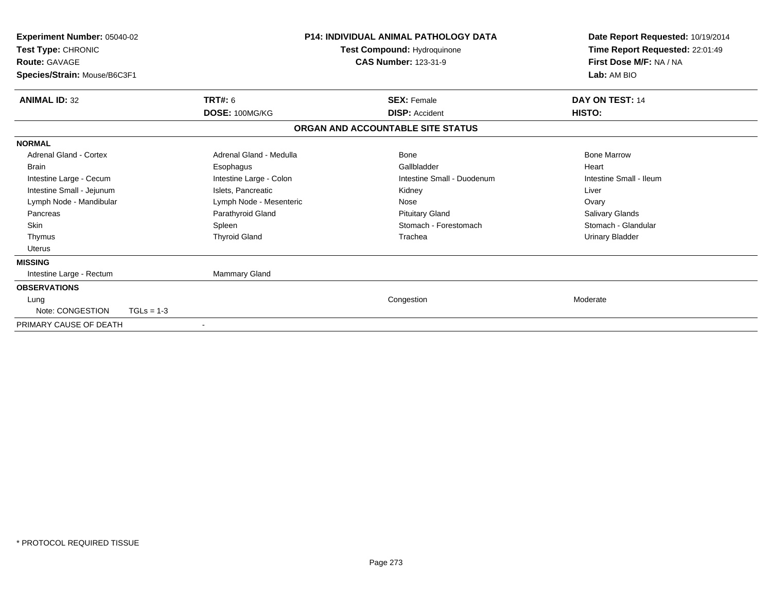**Experiment Number:** 05040-02
**Test Type:** CHRONIC
**Route:** GAVAGE
**Species/Strain:** Mouse/B6C3F1

**P14: INDIVIDUAL ANIMAL PATHOLOGY DATA**
**Test Compound:** Hydroquinone
**CAS Number:** 123-31-9

**Date Report Requested:** 10/19/2014
**Time Report Requested:** 22:01:49
**First Dose M/F:** NA / NA
**Lab:** AM BIO

| **ANIMAL ID:** 32 | **TRT#:** 6 | **SEX:** Female | **DAY ON TEST:** 14 |
|---|---|---|---|
| | **DOSE:** 100MG/KG | **DISP:** Accident | **HISTO:** |

**ORGAN AND ACCOUNTABLE SITE STATUS**

**NORMAL**

| | | | |
|---|---|---|---|
| Adrenal Gland - Cortex | Adrenal Gland - Medulla | Bone | Bone Marrow |
| Brain | Esophagus | Gallbladder | Heart |
| Intestine Large - Cecum | Intestine Large - Colon | Intestine Small - Duodenum | Intestine Small - Ileum |
| Intestine Small - Jejunum | Islets, Pancreatic | Kidney | Liver |
| Lymph Node - Mandibular | Lymph Node - Mesenteric | Nose | Ovary |
| Pancreas | Parathyroid Gland | Pituitary Gland | Salivary Glands |
| Skin | Spleen | Stomach - Forestomach | Stomach - Glandular |
| Thymus | Thyroid Gland | Trachea | Urinary Bladder |
| Uterus | | | |

**MISSING**

| | |
|---|---|
| Intestine Large - Rectum | Mammary Gland |

**OBSERVATIONS**

| | | |
|---|---|---|
| Lung | Congestion | Moderate |
| Note: CONGESTION TGLs = 1-3 | | |

PRIMARY CAUSE OF DEATH -

\* PROTOCOL REQUIRED TISSUE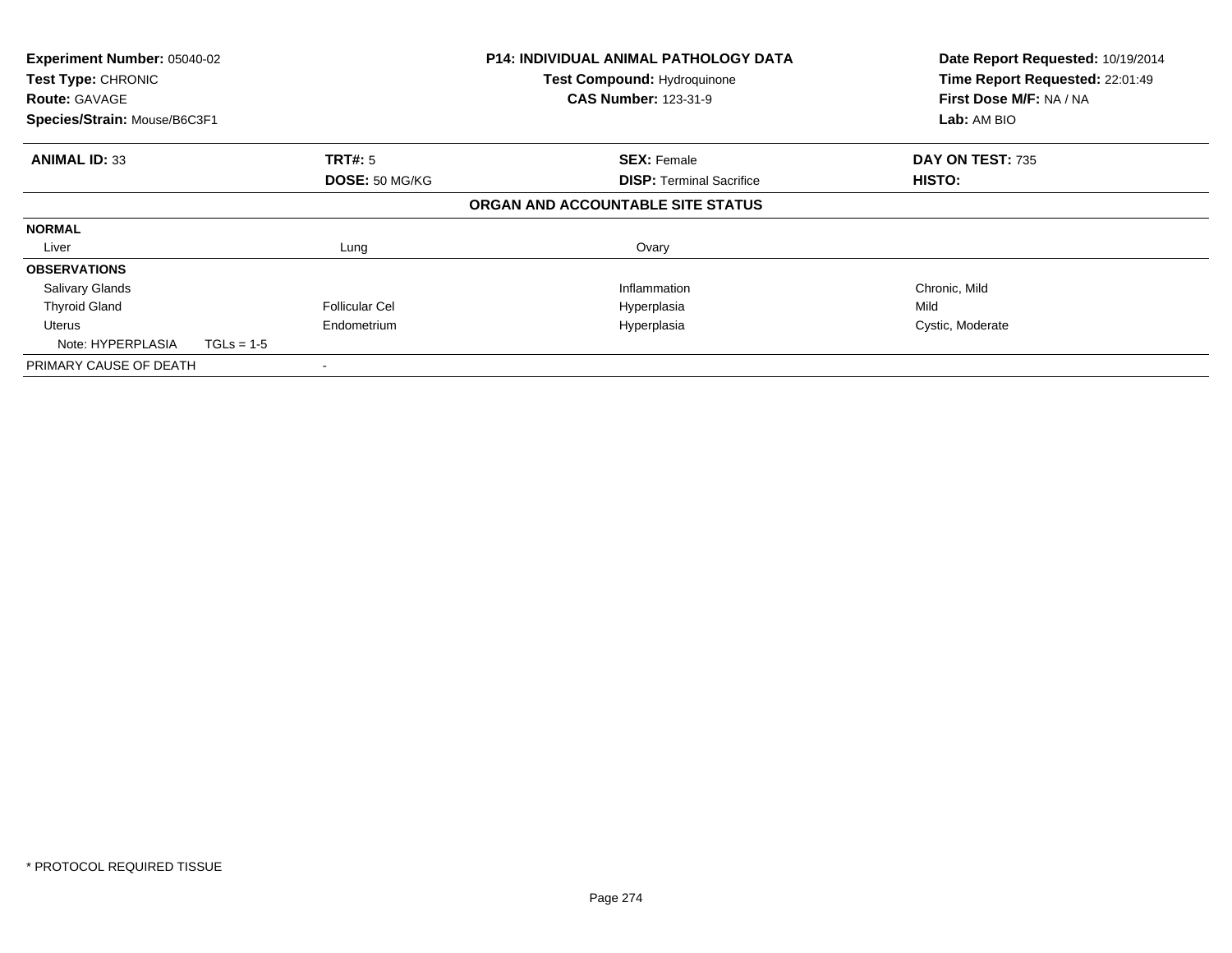| | | | |
|---|---|---|---|
| **Experiment Number:** 05040-02 | | **P14: INDIVIDUAL ANIMAL PATHOLOGY DATA** | **Date Report Requested:** 10/19/2014 |
| **Test Type:** CHRONIC | | **Test Compound:** Hydroquinone | **Time Report Requested:** 22:01:49 |
| **Route:** GAVAGE | | **CAS Number:** 123-31-9 | **First Dose M/F:** NA / NA |
| **Species/Strain:** Mouse/B6C3F1 | | | **Lab:** AM BIO |

| | | | |
|---|---|---|---|
| **ANIMAL ID:** 33 | **TRT#:** 5 | **SEX:** Female | **DAY ON TEST:** 735 |
| | **DOSE:** 50 MG/KG | **DISP:** Terminal Sacrifice | **HISTO:** |

**ORGAN AND ACCOUNTABLE SITE STATUS**

| | | | |
|---|---|---|---|
| **NORMAL** | | | |
| Liver | Lung | Ovary | |
| **OBSERVATIONS** | | | |
| Salivary Glands | | Inflammation | Chronic, Mild |
| Thyroid Gland | Follicular Cel | Hyperplasia | Mild |
| Uterus | Endometrium | Hyperplasia | Cystic, Moderate |
| Note: HYPERPLASIA TGLs = 1-5 | | | |
| PRIMARY CAUSE OF DEATH | - | | |

\* PROTOCOL REQUIRED TISSUE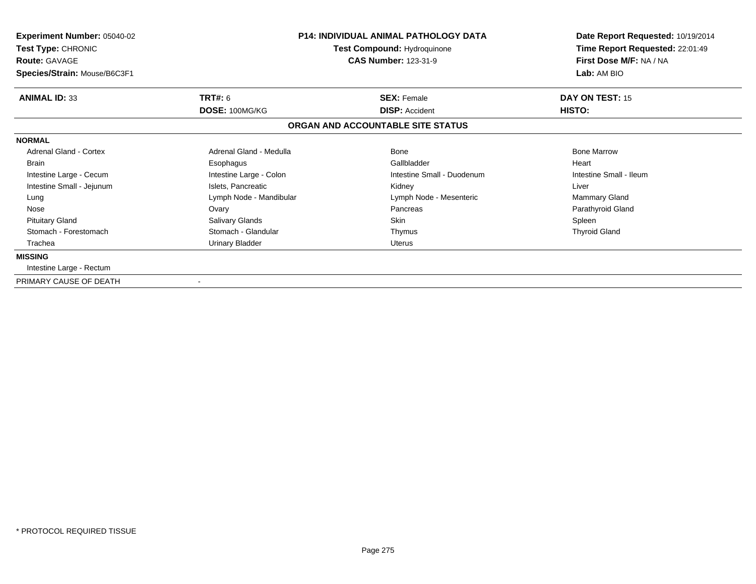**Experiment Number:** 05040-02
**Test Type:** CHRONIC
**Route:** GAVAGE
**Species/Strain:** Mouse/B6C3F1

**P14: INDIVIDUAL ANIMAL PATHOLOGY DATA**
**Test Compound:** Hydroquinone
**CAS Number:** 123-31-9

**Date Report Requested:** 10/19/2014
**Time Report Requested:** 22:01:49
**First Dose M/F:** NA / NA
**Lab:** AM BIO

| **ANIMAL ID:** 33 | **TRT#:** 6 | **SEX:** Female | **DAY ON TEST:** 15 |
|---|---|---|---|
| | **DOSE:** 100MG/KG | **DISP:** Accident | **HISTO:** |

**ORGAN AND ACCOUNTABLE SITE STATUS**

**NORMAL**

| | | | |
|---|---|---|---|
| Adrenal Gland - Cortex | Adrenal Gland - Medulla | Bone | Bone Marrow |
| Brain | Esophagus | Gallbladder | Heart |
| Intestine Large - Cecum | Intestine Large - Colon | Intestine Small - Duodenum | Intestine Small - Ileum |
| Intestine Small - Jejunum | Islets, Pancreatic | Kidney | Liver |
| Lung | Lymph Node - Mandibular | Lymph Node - Mesenteric | Mammary Gland |
| Nose | Ovary | Pancreas | Parathyroid Gland |
| Pituitary Gland | Salivary Glands | Skin | Spleen |
| Stomach - Forestomach | Stomach - Glandular | Thymus | Thyroid Gland |
| Trachea | Urinary Bladder | Uterus | |

**MISSING**

Intestine Large - Rectum

PRIMARY CAUSE OF DEATH -

\* PROTOCOL REQUIRED TISSUE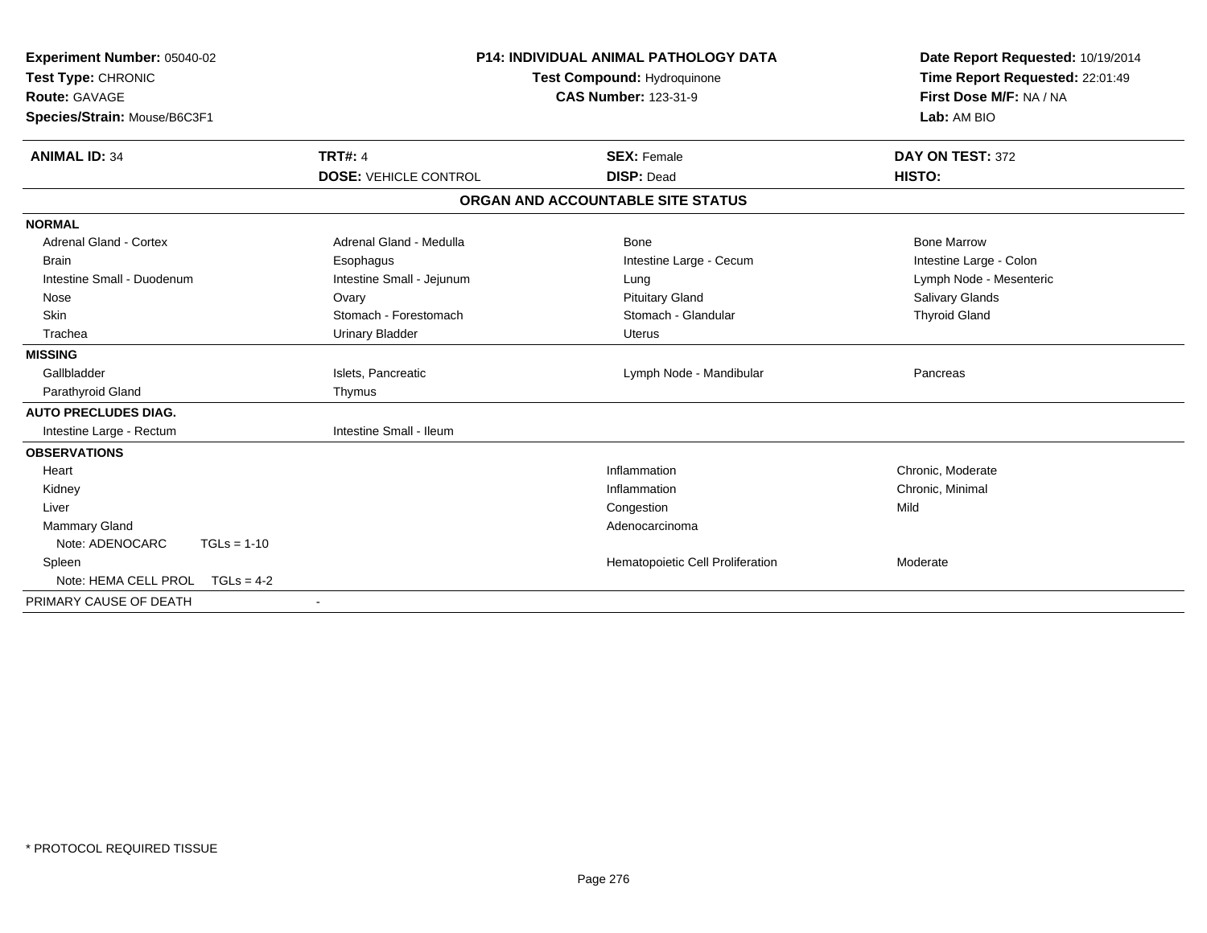**Experiment Number:** 05040-02
**Test Type:** CHRONIC
**Route:** GAVAGE
**Species/Strain:** Mouse/B6C3F1

**P14: INDIVIDUAL ANIMAL PATHOLOGY DATA**
**Test Compound:** Hydroquinone
**CAS Number:** 123-31-9

**Date Report Requested:** 10/19/2014
**Time Report Requested:** 22:01:49
**First Dose M/F:** NA / NA
**Lab:** AM BIO

| **ANIMAL ID:** 34 | **TRT#:** 4 | **SEX:** Female | **DAY ON TEST:** 372 |
|---|---|---|---|
| | **DOSE:** VEHICLE CONTROL | **DISP:** Dead | **HISTO:** |

### ORGAN AND ACCOUNTABLE SITE STATUS

| | | | |
|---|---|---|---|
| **NORMAL** | | | |
| Adrenal Gland - Cortex | Adrenal Gland - Medulla | Bone | Bone Marrow |
| Brain | Esophagus | Intestine Large - Cecum | Intestine Large - Colon |
| Intestine Small - Duodenum | Intestine Small - Jejunum | Lung | Lymph Node - Mesenteric |
| Nose | Ovary | Pituitary Gland | Salivary Glands |
| Skin | Stomach - Forestomach | Stomach - Glandular | Thyroid Gland |
| Trachea | Urinary Bladder | Uterus | |
| **MISSING** | | | |
| Gallbladder | Islets, Pancreatic | Lymph Node - Mandibular | Pancreas |
| Parathyroid Gland | Thymus | | |
| **AUTO PRECLUDES DIAG.** | | | |
| Intestine Large - Rectum | Intestine Small - Ileum | | |
| **OBSERVATIONS** | | | |
| Heart | | Inflammation | Chronic, Moderate |
| Kidney | | Inflammation | Chronic, Minimal |
| Liver | | Congestion | Mild |
| Mammary Gland | | Adenocarcinoma | |
| Note: ADENOCARC TGLs = 1-10 | | | |
| Spleen | | Hematopoietic Cell Proliferation | Moderate |
| Note: HEMA CELL PROL TGLs = 4-2 | | | |
| PRIMARY CAUSE OF DEATH | - | | |

\* PROTOCOL REQUIRED TISSUE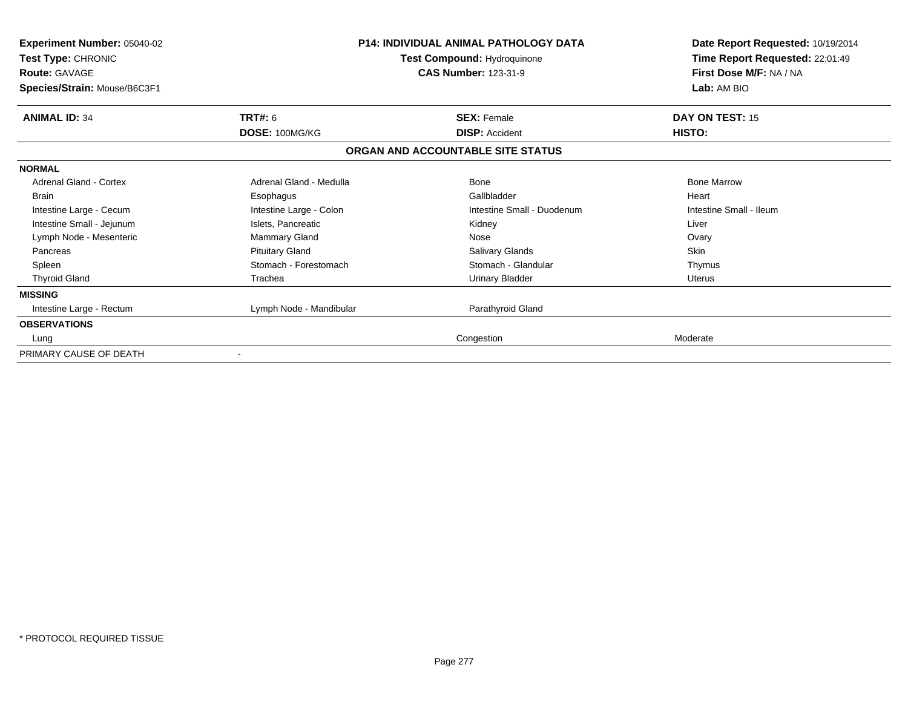| **Experiment Number:** 05040-02 | **P14: INDIVIDUAL ANIMAL PATHOLOGY DATA** | **Date Report Requested:** 10/19/2014 |
|---|---|---|
| **Test Type:** CHRONIC | **Test Compound:** Hydroquinone | **Time Report Requested:** 22:01:49 |
| **Route:** GAVAGE | **CAS Number:** 123-31-9 | **First Dose M/F:** NA / NA |
| **Species/Strain:** Mouse/B6C3F1 | | **Lab:** AM BIO |

| **ANIMAL ID:** 34 | **TRT#:** 6 | **SEX:** Female | **DAY ON TEST:** 15 |
|---|---|---|---|
| | **DOSE:** 100MG/KG | **DISP:** Accident | **HISTO:** |

**ORGAN AND ACCOUNTABLE SITE STATUS**

| | | | |
|---|---|---|---|
| **NORMAL** | | | |
| Adrenal Gland - Cortex | Adrenal Gland - Medulla | Bone | Bone Marrow |
| Brain | Esophagus | Gallbladder | Heart |
| Intestine Large - Cecum | Intestine Large - Colon | Intestine Small - Duodenum | Intestine Small - Ileum |
| Intestine Small - Jejunum | Islets, Pancreatic | Kidney | Liver |
| Lymph Node - Mesenteric | Mammary Gland | Nose | Ovary |
| Pancreas | Pituitary Gland | Salivary Glands | Skin |
| Spleen | Stomach - Forestomach | Stomach - Glandular | Thymus |
| Thyroid Gland | Trachea | Urinary Bladder | Uterus |
| **MISSING** | | | |
| Intestine Large - Rectum | Lymph Node - Mandibular | Parathyroid Gland | |
| **OBSERVATIONS** | | | |
| Lung | | Congestion | Moderate |
| PRIMARY CAUSE OF DEATH | - | | |

\* PROTOCOL REQUIRED TISSUE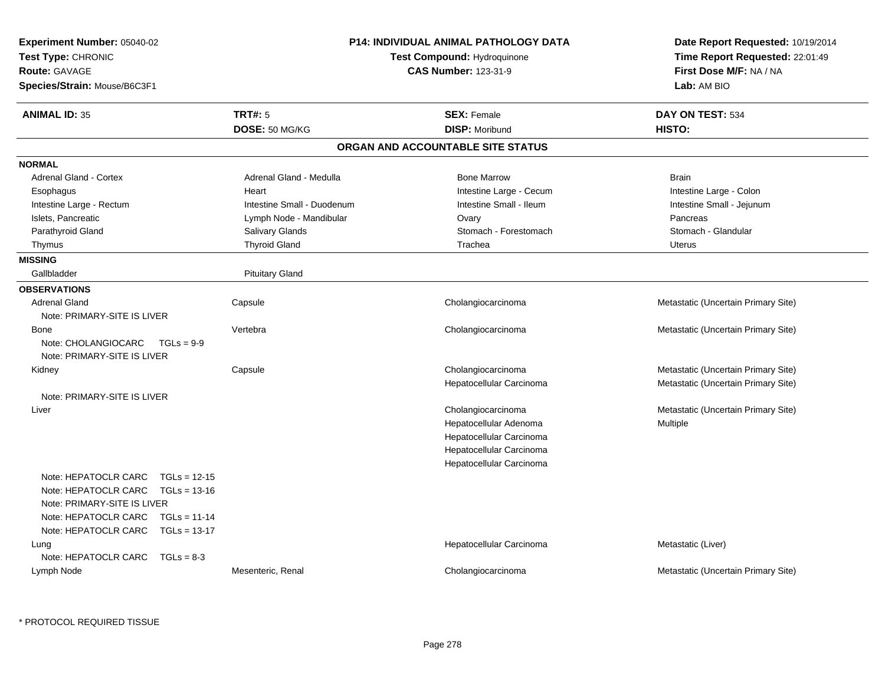**Experiment Number:** 05040-02
**Test Type:** CHRONIC
**Route:** GAVAGE
**Species/Strain:** Mouse/B6C3F1

**P14: INDIVIDUAL ANIMAL PATHOLOGY DATA**
**Test Compound:** Hydroquinone
**CAS Number:** 123-31-9

**Date Report Requested:** 10/19/2014
**Time Report Requested:** 22:01:49
**First Dose M/F:** NA / NA
**Lab:** AM BIO

| **ANIMAL ID:** 35 | **TRT#:** 5 | **SEX:** Female | **DAY ON TEST:** 534 |
|---|---|---|---|
| | **DOSE:** 50 MG/KG | **DISP:** Moribund | **HISTO:** |

## ORGAN AND ACCOUNTABLE SITE STATUS

### NORMAL

| | | | |
|---|---|---|---|
| Adrenal Gland - Cortex | Adrenal Gland - Medulla | Bone Marrow | Brain |
| Esophagus | Heart | Intestine Large - Cecum | Intestine Large - Colon |
| Intestine Large - Rectum | Intestine Small - Duodenum | Intestine Small - Ileum | Intestine Small - Jejunum |
| Islets, Pancreatic | Lymph Node - Mandibular | Ovary | Pancreas |
| Parathyroid Gland | Salivary Glands | Stomach - Forestomach | Stomach - Glandular |
| Thymus | Thyroid Gland | Trachea | Uterus |

### MISSING

| | |
|---|---|
| Gallbladder | Pituitary Gland |

### OBSERVATIONS

| | | | |
|---|---|---|---|
| Adrenal Gland | Capsule | Cholangiocarcinoma | Metastatic (Uncertain Primary Site) |
| Note: PRIMARY-SITE IS LIVER | | | |
| Bone | Vertebra | Cholangiocarcinoma | Metastatic (Uncertain Primary Site) |
| Note: CHOLANGIOCARC TGLs = 9-9 | | | |
| Note: PRIMARY-SITE IS LIVER | | | |
| Kidney | Capsule | Cholangiocarcinoma | Metastatic (Uncertain Primary Site) |
| | | Hepatocellular Carcinoma | Metastatic (Uncertain Primary Site) |
| Note: PRIMARY-SITE IS LIVER | | | |
| Liver | | Cholangiocarcinoma | Metastatic (Uncertain Primary Site) |
| | | Hepatocellular Adenoma | Multiple |
| | | Hepatocellular Carcinoma | |
| | | Hepatocellular Carcinoma | |
| | | Hepatocellular Carcinoma | |
| Note: HEPATOCLR CARC TGLs = 12-15 | | | |
| Note: HEPATOCLR CARC TGLs = 13-16 | | | |
| Note: PRIMARY-SITE IS LIVER | | | |
| Note: HEPATOCLR CARC TGLs = 11-14 | | | |
| Note: HEPATOCLR CARC TGLs = 13-17 | | | |
| Lung | | Hepatocellular Carcinoma | Metastatic (Liver) |
| Note: HEPATOCLR CARC TGLs = 8-3 | | | |
| Lymph Node | Mesenteric, Renal | Cholangiocarcinoma | Metastatic (Uncertain Primary Site) |

* PROTOCOL REQUIRED TISSUE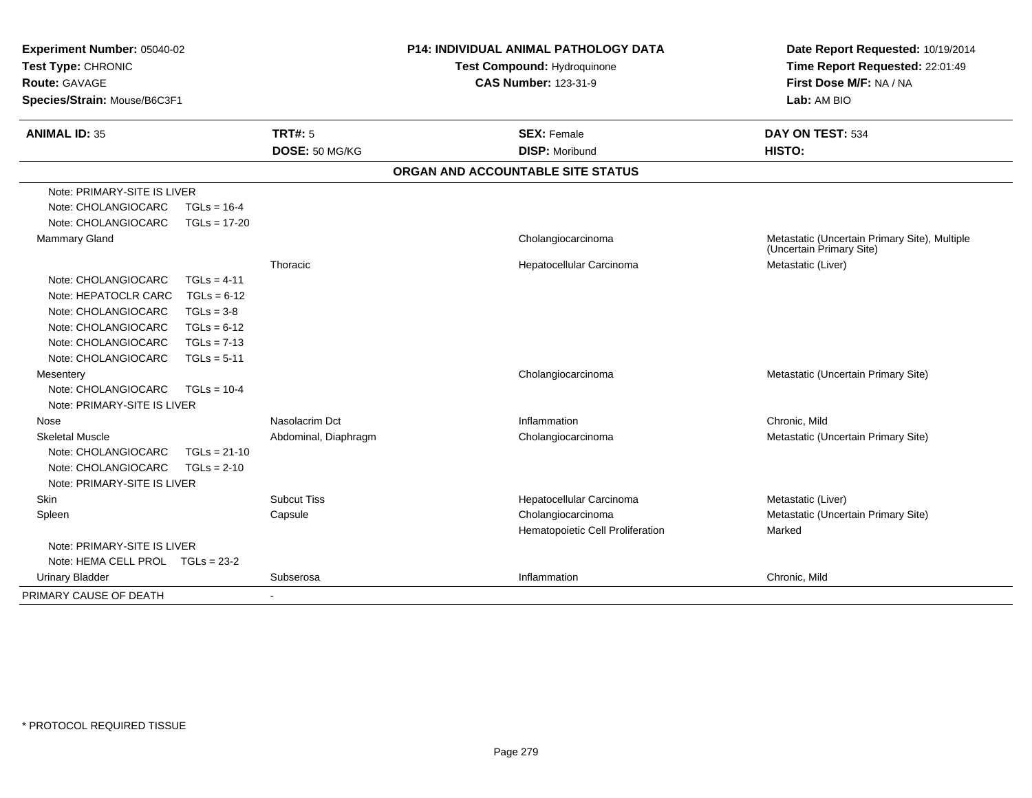**Experiment Number:** 05040-02
**Test Type:** CHRONIC
**Route:** GAVAGE
**Species/Strain:** Mouse/B6C3F1

**P14: INDIVIDUAL ANIMAL PATHOLOGY DATA**
**Test Compound:** Hydroquinone
**CAS Number:** 123-31-9

**Date Report Requested:** 10/19/2014
**Time Report Requested:** 22:01:49
**First Dose M/F:** NA / NA
**Lab:** AM BIO

| **ANIMAL ID:** 35 | **TRT#:** 5 | **SEX:** Female | **DAY ON TEST:** 534 |
|---|---|---|---|
| | **DOSE:** 50 MG/KG | **DISP:** Moribund | **HISTO:** |

**ORGAN AND ACCOUNTABLE SITE STATUS**

| | | | |
|---|---|---|---|
| Note: PRIMARY-SITE IS LIVER | | | |
| Note: CHOLANGIOCARC TGLs = 16-4 | | | |
| Note: CHOLANGIOCARC TGLs = 17-20 | | | |
| Mammary Gland | | Cholangiocarcinoma | Metastatic (Uncertain Primary Site), Multiple (Uncertain Primary Site) |
| | Thoracic | Hepatocellular Carcinoma | Metastatic (Liver) |
| Note: CHOLANGIOCARC TGLs = 4-11 | | | |
| Note: HEPATOCLR CARC TGLs = 6-12 | | | |
| Note: CHOLANGIOCARC TGLs = 3-8 | | | |
| Note: CHOLANGIOCARC TGLs = 6-12 | | | |
| Note: CHOLANGIOCARC TGLs = 7-13 | | | |
| Note: CHOLANGIOCARC TGLs = 5-11 | | | |
| Mesentery | | Cholangiocarcinoma | Metastatic (Uncertain Primary Site) |
| Note: CHOLANGIOCARC TGLs = 10-4 | | | |
| Note: PRIMARY-SITE IS LIVER | | | |
| Nose | Nasolacrim Dct | Inflammation | Chronic, Mild |
| Skeletal Muscle | Abdominal, Diaphragm | Cholangiocarcinoma | Metastatic (Uncertain Primary Site) |
| Note: CHOLANGIOCARC TGLs = 21-10 | | | |
| Note: CHOLANGIOCARC TGLs = 2-10 | | | |
| Note: PRIMARY-SITE IS LIVER | | | |
| Skin | Subcut Tiss | Hepatocellular Carcinoma | Metastatic (Liver) |
| Spleen | Capsule | Cholangiocarcinoma | Metastatic (Uncertain Primary Site) |
| | | Hematopoietic Cell Proliferation | Marked |
| Note: PRIMARY-SITE IS LIVER | | | |
| Note: HEMA CELL PROL TGLs = 23-2 | | | |
| Urinary Bladder | Subserosa | Inflammation | Chronic, Mild |
| PRIMARY CAUSE OF DEATH | - | | |

* PROTOCOL REQUIRED TISSUE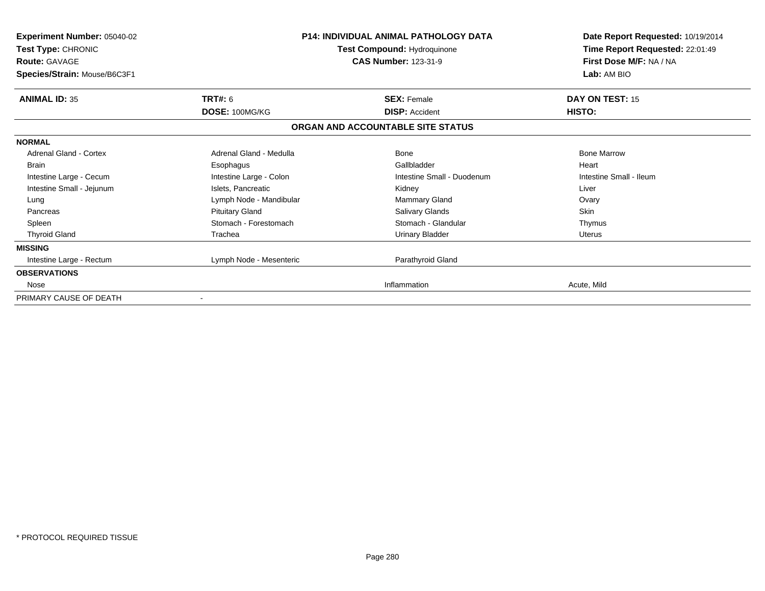**Experiment Number:** 05040-02
**Test Type:** CHRONIC
**Route:** GAVAGE
**Species/Strain:** Mouse/B6C3F1

**P14: INDIVIDUAL ANIMAL PATHOLOGY DATA**
**Test Compound:** Hydroquinone
**CAS Number:** 123-31-9

**Date Report Requested:** 10/19/2014
**Time Report Requested:** 22:01:49
**First Dose M/F:** NA / NA
**Lab:** AM BIO

| **ANIMAL ID:** 35 | **TRT#:** 6 | **SEX:** Female | **DAY ON TEST:** 15 |
|---|---|---|---|
| | **DOSE:** 100MG/KG | **DISP:** Accident | **HISTO:** |

**ORGAN AND ACCOUNTABLE SITE STATUS**

| | | | |
|---|---|---|---|
| **NORMAL** | | | |
| Adrenal Gland - Cortex | Adrenal Gland - Medulla | Bone | Bone Marrow |
| Brain | Esophagus | Gallbladder | Heart |
| Intestine Large - Cecum | Intestine Large - Colon | Intestine Small - Duodenum | Intestine Small - Ileum |
| Intestine Small - Jejunum | Islets, Pancreatic | Kidney | Liver |
| Lung | Lymph Node - Mandibular | Mammary Gland | Ovary |
| Pancreas | Pituitary Gland | Salivary Glands | Skin |
| Spleen | Stomach - Forestomach | Stomach - Glandular | Thymus |
| Thyroid Gland | Trachea | Urinary Bladder | Uterus |
| **MISSING** | | | |
| Intestine Large - Rectum | Lymph Node - Mesenteric | Parathyroid Gland | |
| **OBSERVATIONS** | | | |
| Nose | | Inflammation | Acute, Mild |
| PRIMARY CAUSE OF DEATH | - | | |

\* PROTOCOL REQUIRED TISSUE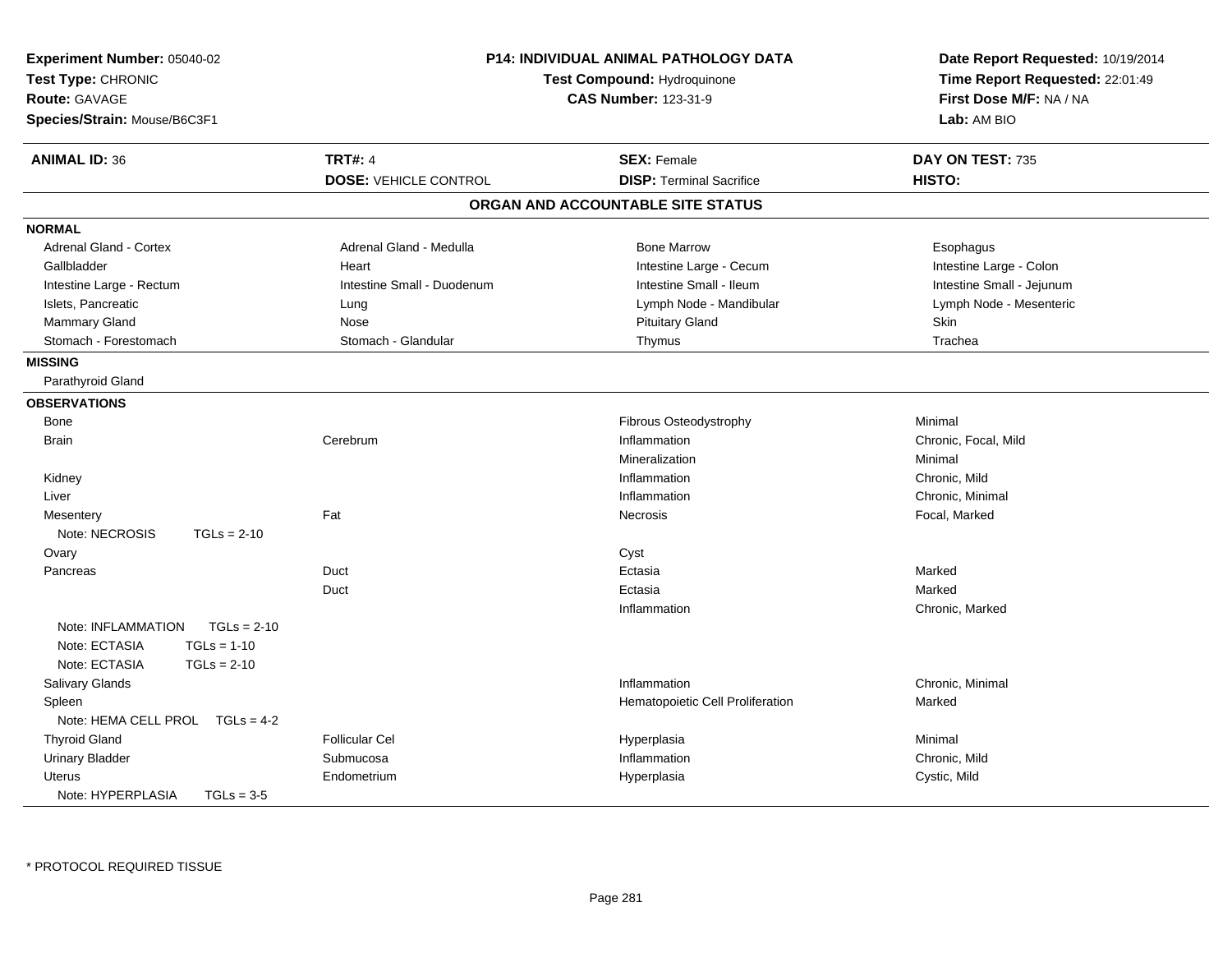**Experiment Number:** 05040-02
**Test Type:** CHRONIC
**Route:** GAVAGE
**Species/Strain:** Mouse/B6C3F1

**P14: INDIVIDUAL ANIMAL PATHOLOGY DATA**
**Test Compound:** Hydroquinone
**CAS Number:** 123-31-9

**Date Report Requested:** 10/19/2014
**Time Report Requested:** 22:01:49
**First Dose M/F:** NA / NA
**Lab:** AM BIO

| **ANIMAL ID:** 36 | **TRT#:** 4 | **SEX:** Female | **DAY ON TEST:** 735 |
|---|---|---|---|
| | **DOSE:** VEHICLE CONTROL | **DISP:** Terminal Sacrifice | **HISTO:** |

## ORGAN AND ACCOUNTABLE SITE STATUS

**NORMAL**

| | | | |
|---|---|---|---|
| Adrenal Gland - Cortex | Adrenal Gland - Medulla | Bone Marrow | Esophagus |
| Gallbladder | Heart | Intestine Large - Cecum | Intestine Large - Colon |
| Intestine Large - Rectum | Intestine Small - Duodenum | Intestine Small - Ileum | Intestine Small - Jejunum |
| Islets, Pancreatic | Lung | Lymph Node - Mandibular | Lymph Node - Mesenteric |
| Mammary Gland | Nose | Pituitary Gland | Skin |
| Stomach - Forestomach | Stomach - Glandular | Thymus | Trachea |

**MISSING**

Parathyroid Gland

**OBSERVATIONS**

| Organ | Site | Observation | Severity |
|---|---|---|---|
| Bone | | Fibrous Osteodystrophy | Minimal |
| Brain | Cerebrum | Inflammation | Chronic, Focal, Mild |
| | | Mineralization | Minimal |
| Kidney | | Inflammation | Chronic, Mild |
| Liver | | Inflammation | Chronic, Minimal |
| Mesentery | Fat | Necrosis | Focal, Marked |
| Note: NECROSIS TGLs = 2-10 | | | |
| Ovary | | Cyst | |
| Pancreas | Duct | Ectasia | Marked |
| | Duct | Ectasia | Marked |
| | | Inflammation | Chronic, Marked |
| Note: INFLAMMATION TGLs = 2-10 | | | |
| Note: ECTASIA TGLs = 1-10 | | | |
| Note: ECTASIA TGLs = 2-10 | | | |
| Salivary Glands | | Inflammation | Chronic, Minimal |
| Spleen | | Hematopoietic Cell Proliferation | Marked |
| Note: HEMA CELL PROL TGLs = 4-2 | | | |
| Thyroid Gland | Follicular Cel | Hyperplasia | Minimal |
| Urinary Bladder | Submucosa | Inflammation | Chronic, Mild |
| Uterus | Endometrium | Hyperplasia | Cystic, Mild |
| Note: HYPERPLASIA TGLs = 3-5 | | | |

* PROTOCOL REQUIRED TISSUE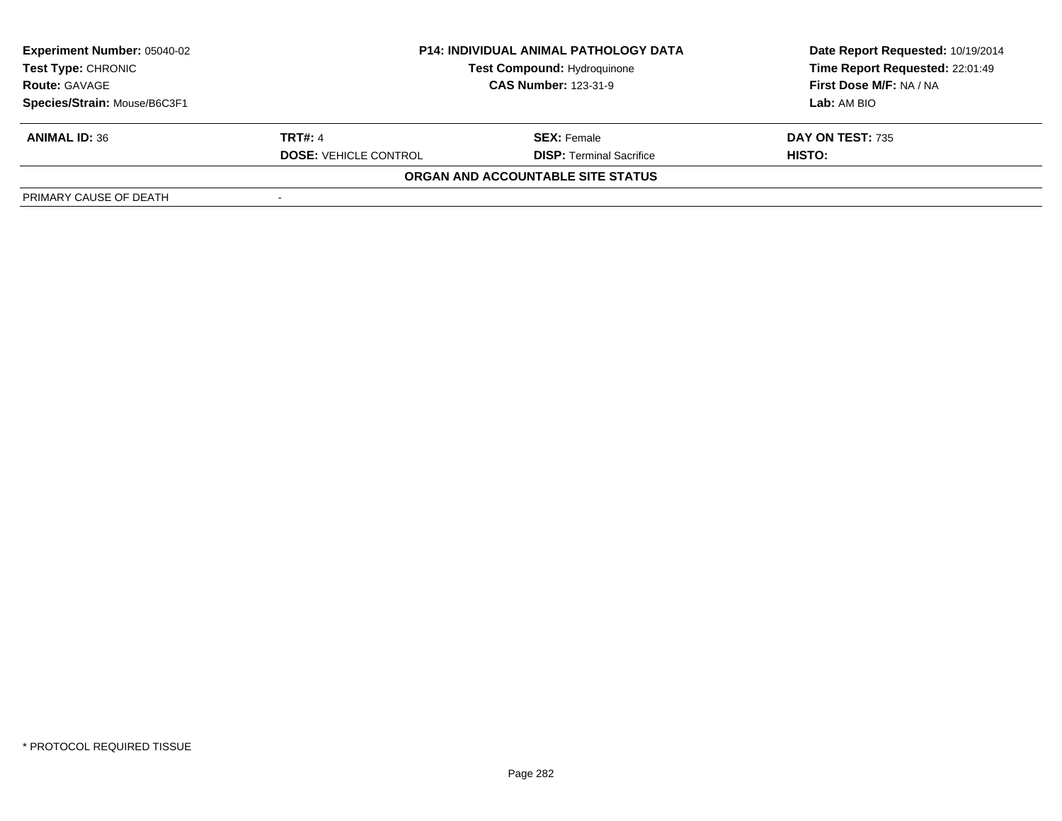| Experiment Number: 05040-02 | P14: INDIVIDUAL ANIMAL PATHOLOGY DATA | | Date Report Requested: 10/19/2014 |
|---|---|---|---|
| Test Type: CHRONIC | Test Compound: Hydroquinone | | Time Report Requested: 22:01:49 |
| Route: GAVAGE | CAS Number: 123-31-9 | | First Dose M/F: NA / NA |
| Species/Strain: Mouse/B6C3F1 | | | Lab: AM BIO |

| ANIMAL ID: 36 | TRT#: 4 | SEX: Female | DAY ON TEST: 735 |
|---|---|---|---|
| | DOSE: VEHICLE CONTROL | DISP: Terminal Sacrifice | HISTO: |

**ORGAN AND ACCOUNTABLE SITE STATUS**

| PRIMARY CAUSE OF DEATH | - |
|---|---|

* PROTOCOL REQUIRED TISSUE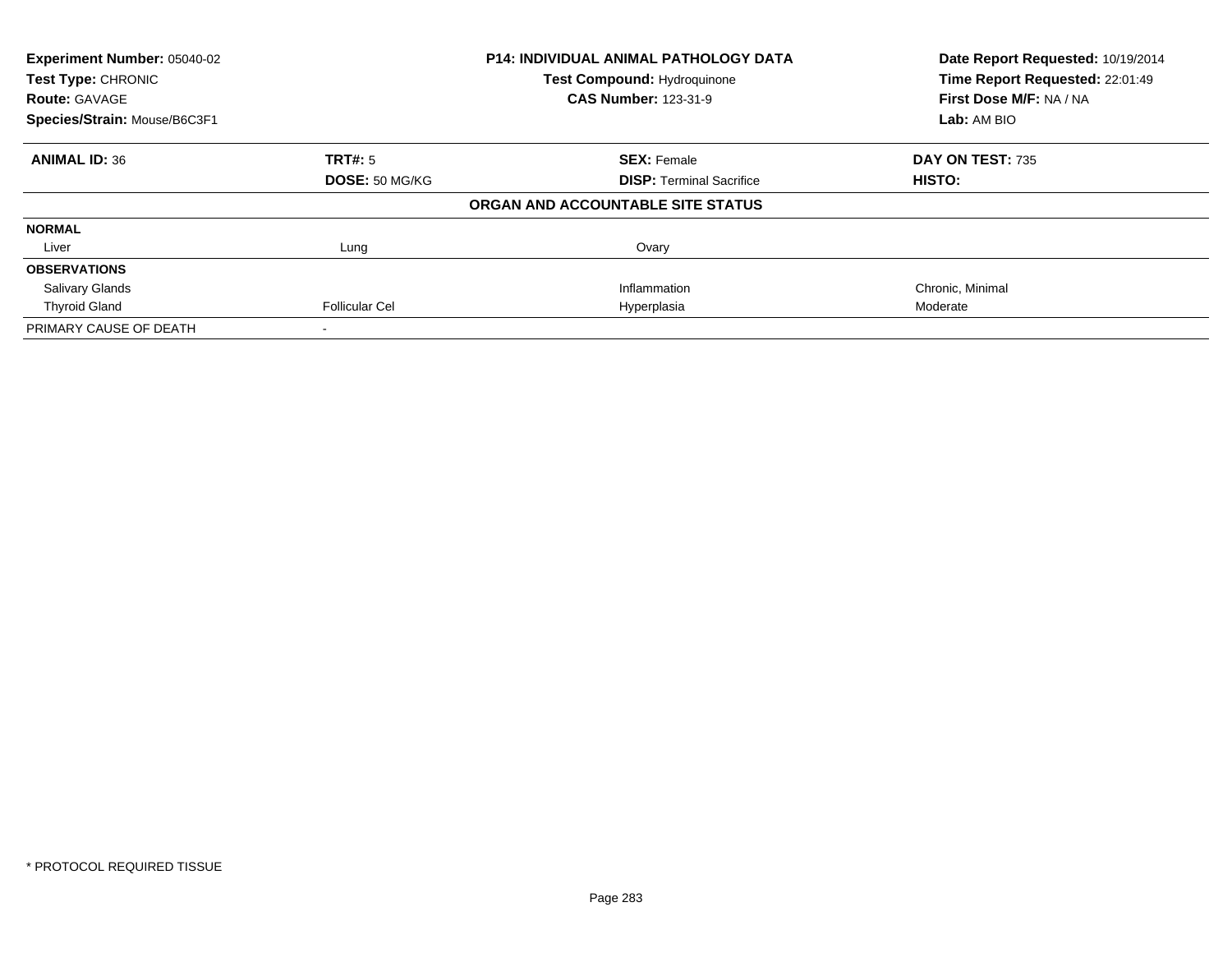| **Experiment Number:** 05040-02 | **P14: INDIVIDUAL ANIMAL PATHOLOGY DATA** | | **Date Report Requested:** 10/19/2014 |
|---|---|---|---|
| **Test Type:** CHRONIC | **Test Compound:** Hydroquinone | | **Time Report Requested:** 22:01:49 |
| **Route:** GAVAGE | **CAS Number:** 123-31-9 | | **First Dose M/F:** NA / NA |
| **Species/Strain:** Mouse/B6C3F1 | | | **Lab:** AM BIO |

| **ANIMAL ID:** 36 | **TRT#:** 5 | **SEX:** Female | **DAY ON TEST:** 735 |
|---|---|---|---|
| | **DOSE:** 50 MG/KG | **DISP:** Terminal Sacrifice | **HISTO:** |
| | | **ORGAN AND ACCOUNTABLE SITE STATUS** | |
| **NORMAL** | | | |
| Liver | Lung | Ovary | |
| **OBSERVATIONS** | | | |
| Salivary Glands | | Inflammation | Chronic, Minimal |
| Thyroid Gland | Follicular Cel | Hyperplasia | Moderate |
| PRIMARY CAUSE OF DEATH | - | | |

* PROTOCOL REQUIRED TISSUE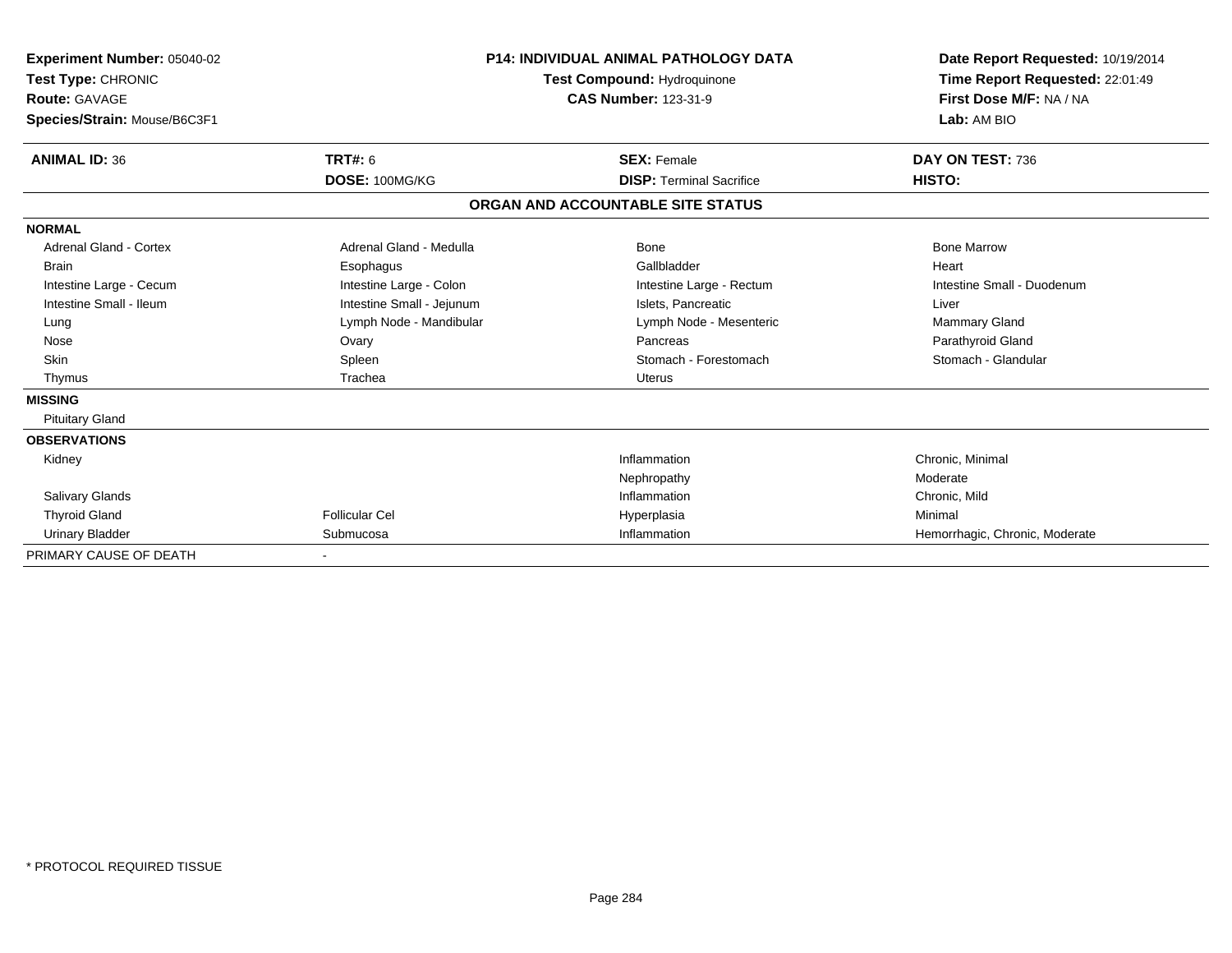**Experiment Number:** 05040-02
**Test Type:** CHRONIC
**Route:** GAVAGE
**Species/Strain:** Mouse/B6C3F1

**P14: INDIVIDUAL ANIMAL PATHOLOGY DATA**
**Test Compound:** Hydroquinone
**CAS Number:** 123-31-9

**Date Report Requested:** 10/19/2014
**Time Report Requested:** 22:01:49
**First Dose M/F:** NA / NA
**Lab:** AM BIO

| **ANIMAL ID:** 36 | **TRT#:** 6 | **SEX:** Female | **DAY ON TEST:** 736 |
|---|---|---|---|
| | **DOSE:** 100MG/KG | **DISP:** Terminal Sacrifice | **HISTO:** |

**ORGAN AND ACCOUNTABLE SITE STATUS**

| | | | |
|---|---|---|---|
| **NORMAL** | | | |
| Adrenal Gland - Cortex | Adrenal Gland - Medulla | Bone | Bone Marrow |
| Brain | Esophagus | Gallbladder | Heart |
| Intestine Large - Cecum | Intestine Large - Colon | Intestine Large - Rectum | Intestine Small - Duodenum |
| Intestine Small - Ileum | Intestine Small - Jejunum | Islets, Pancreatic | Liver |
| Lung | Lymph Node - Mandibular | Lymph Node - Mesenteric | Mammary Gland |
| Nose | Ovary | Pancreas | Parathyroid Gland |
| Skin | Spleen | Stomach - Forestomach | Stomach - Glandular |
| Thymus | Trachea | Uterus | |
| **MISSING** | | | |
| Pituitary Gland | | | |
| **OBSERVATIONS** | | | |
| Kidney | | Inflammation | Chronic, Minimal |
| | | Nephropathy | Moderate |
| Salivary Glands | | Inflammation | Chronic, Mild |
| Thyroid Gland | Follicular Cel | Hyperplasia | Minimal |
| Urinary Bladder | Submucosa | Inflammation | Hemorrhagic, Chronic, Moderate |
| PRIMARY CAUSE OF DEATH | - | | |

* PROTOCOL REQUIRED TISSUE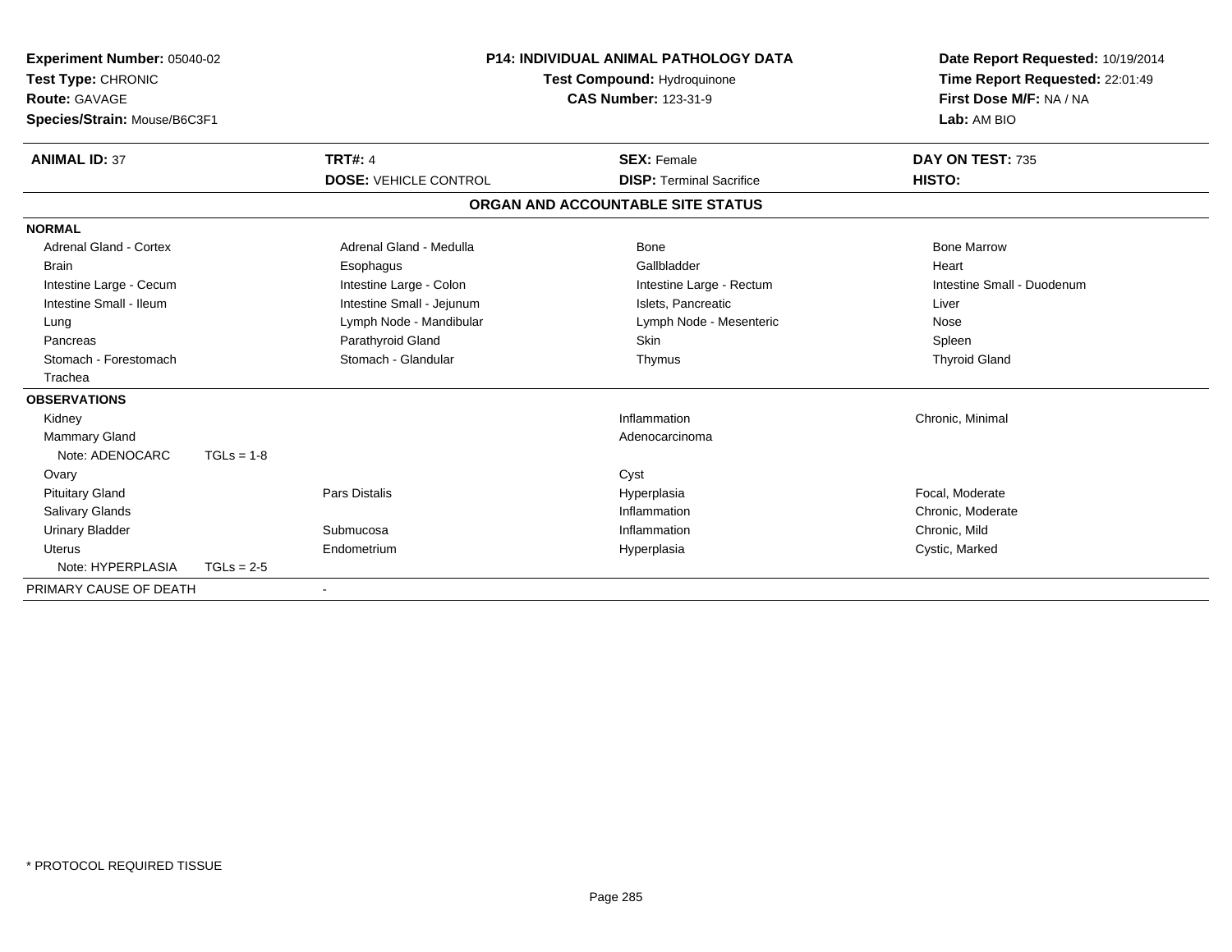**Experiment Number:** 05040-02
**Test Type:** CHRONIC
**Route:** GAVAGE
**Species/Strain:** Mouse/B6C3F1

**P14: INDIVIDUAL ANIMAL PATHOLOGY DATA**
**Test Compound:** Hydroquinone
**CAS Number:** 123-31-9

**Date Report Requested:** 10/19/2014
**Time Report Requested:** 22:01:49
**First Dose M/F:** NA / NA
**Lab:** AM BIO

| **ANIMAL ID:** 37 | **TRT#:** 4 | **SEX:** Female | **DAY ON TEST:** 735 |
|---|---|---|---|
| | **DOSE:** VEHICLE CONTROL | **DISP:** Terminal Sacrifice | **HISTO:** |

## ORGAN AND ACCOUNTABLE SITE STATUS

| | | | |
|---|---|---|---|
| **NORMAL** | | | |
| Adrenal Gland - Cortex | Adrenal Gland - Medulla | Bone | Bone Marrow |
| Brain | Esophagus | Gallbladder | Heart |
| Intestine Large - Cecum | Intestine Large - Colon | Intestine Large - Rectum | Intestine Small - Duodenum |
| Intestine Small - Ileum | Intestine Small - Jejunum | Islets, Pancreatic | Liver |
| Lung | Lymph Node - Mandibular | Lymph Node - Mesenteric | Nose |
| Pancreas | Parathyroid Gland | Skin | Spleen |
| Stomach - Forestomach | Stomach - Glandular | Thymus | Thyroid Gland |
| Trachea | | | |
| **OBSERVATIONS** | | | |
| Kidney | | Inflammation | Chronic, Minimal |
| Mammary Gland | | Adenocarcinoma | |
| Note: ADENOCARC TGLs = 1-8 | | | |
| Ovary | | Cyst | |
| Pituitary Gland | Pars Distalis | Hyperplasia | Focal, Moderate |
| Salivary Glands | | Inflammation | Chronic, Moderate |
| Urinary Bladder | Submucosa | Inflammation | Chronic, Mild |
| Uterus | Endometrium | Hyperplasia | Cystic, Marked |
| Note: HYPERPLASIA TGLs = 2-5 | | | |
| PRIMARY CAUSE OF DEATH | - | | |

\* PROTOCOL REQUIRED TISSUE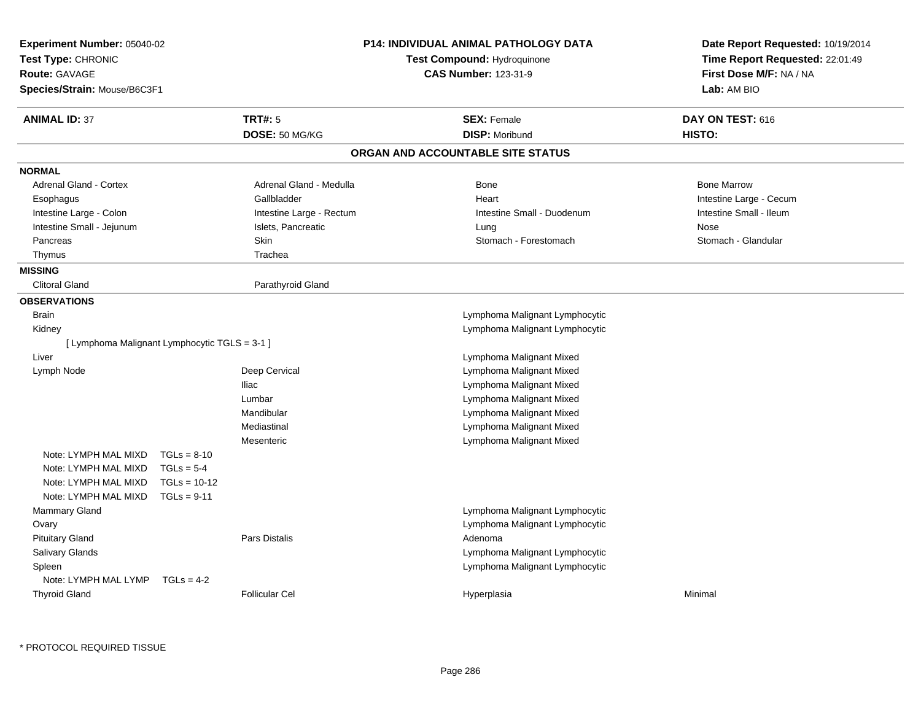**Experiment Number:** 05040-02
**Test Type:** CHRONIC
**Route:** GAVAGE
**Species/Strain:** Mouse/B6C3F1

**P14: INDIVIDUAL ANIMAL PATHOLOGY DATA**
**Test Compound:** Hydroquinone
**CAS Number:** 123-31-9

**Date Report Requested:** 10/19/2014
**Time Report Requested:** 22:01:49
**First Dose M/F:** NA / NA
**Lab:** AM BIO

| **ANIMAL ID:** 37 | **TRT#:** 5 | **SEX:** Female | **DAY ON TEST:** 616 |
|---|---|---|---|
| | **DOSE:** 50 MG/KG | **DISP:** Moribund | **HISTO:** |

## ORGAN AND ACCOUNTABLE SITE STATUS

**NORMAL**

| | | | |
|---|---|---|---|
| Adrenal Gland - Cortex | Adrenal Gland - Medulla | Bone | Bone Marrow |
| Esophagus | Gallbladder | Heart | Intestine Large - Cecum |
| Intestine Large - Colon | Intestine Large - Rectum | Intestine Small - Duodenum | Intestine Small - Ileum |
| Intestine Small - Jejunum | Islets, Pancreatic | Lung | Nose |
| Pancreas | Skin | Stomach - Forestomach | Stomach - Glandular |
| Thymus | Trachea | | |

**MISSING**

| | |
|---|---|
| Clitoral Gland | Parathyroid Gland |

**OBSERVATIONS**

| Organ | Site | Observation | Severity |
|---|---|---|---|
| Brain | | Lymphoma Malignant Lymphocytic | |
| Kidney | | Lymphoma Malignant Lymphocytic | |
| [ Lymphoma Malignant Lymphocytic TGLS = 3-1 ] | | | |
| Liver | | Lymphoma Malignant Mixed | |
| Lymph Node | Deep Cervical | Lymphoma Malignant Mixed | |
| | Iliac | Lymphoma Malignant Mixed | |
| | Lumbar | Lymphoma Malignant Mixed | |
| | Mandibular | Lymphoma Malignant Mixed | |
| | Mediastinal | Lymphoma Malignant Mixed | |
| | Mesenteric | Lymphoma Malignant Mixed | |
| Note: LYMPH MAL MIXD TGLs = 8-10 | | | |
| Note: LYMPH MAL MIXD TGLs = 5-4 | | | |
| Note: LYMPH MAL MIXD TGLs = 10-12 | | | |
| Note: LYMPH MAL MIXD TGLs = 9-11 | | | |
| Mammary Gland | | Lymphoma Malignant Lymphocytic | |
| Ovary | | Lymphoma Malignant Lymphocytic | |
| Pituitary Gland | Pars Distalis | Adenoma | |
| Salivary Glands | | Lymphoma Malignant Lymphocytic | |
| Spleen | | Lymphoma Malignant Lymphocytic | |
| Note: LYMPH MAL LYMP TGLs = 4-2 | | | |
| Thyroid Gland | Follicular Cel | Hyperplasia | Minimal |

* PROTOCOL REQUIRED TISSUE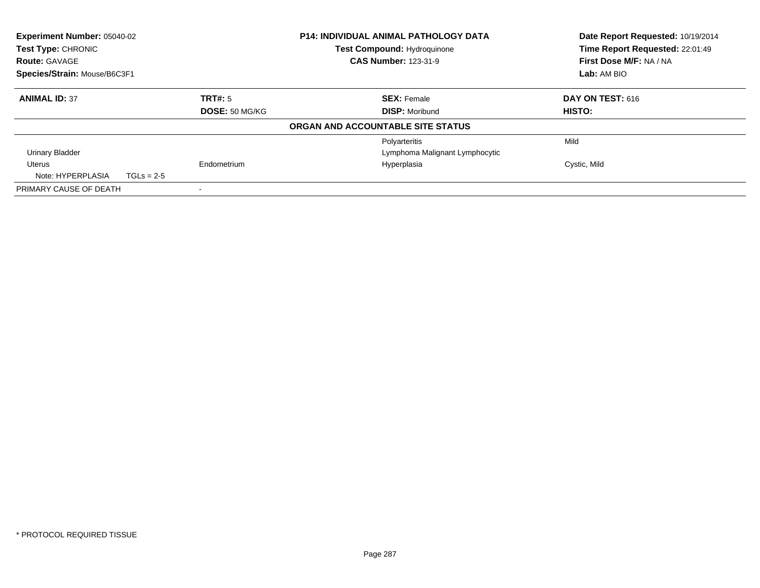| Experiment Number: 05040-02 | P14: INDIVIDUAL ANIMAL PATHOLOGY DATA | Date Report Requested: 10/19/2014 |
|---|---|---|
| Test Type: CHRONIC | Test Compound: Hydroquinone | Time Report Requested: 22:01:49 |
| Route: GAVAGE | CAS Number: 123-31-9 | First Dose M/F: NA / NA |
| Species/Strain: Mouse/B6C3F1 | | Lab: AM BIO |

| ANIMAL ID: 37 | TRT#: 5 | SEX: Female | DAY ON TEST: 616 |
|---|---|---|---|
| | DOSE: 50 MG/KG | DISP: Moribund | HISTO: |

**ORGAN AND ACCOUNTABLE SITE STATUS**

| | | | |
|---|---|---|---|
| | | Polyarteritis | Mild |
| Urinary Bladder | | Lymphoma Malignant Lymphocytic | |
| Uterus | Endometrium | Hyperplasia | Cystic, Mild |
| Note: HYPERPLASIA TGLs = 2-5 | | | |
| PRIMARY CAUSE OF DEATH | - | | |

* PROTOCOL REQUIRED TISSUE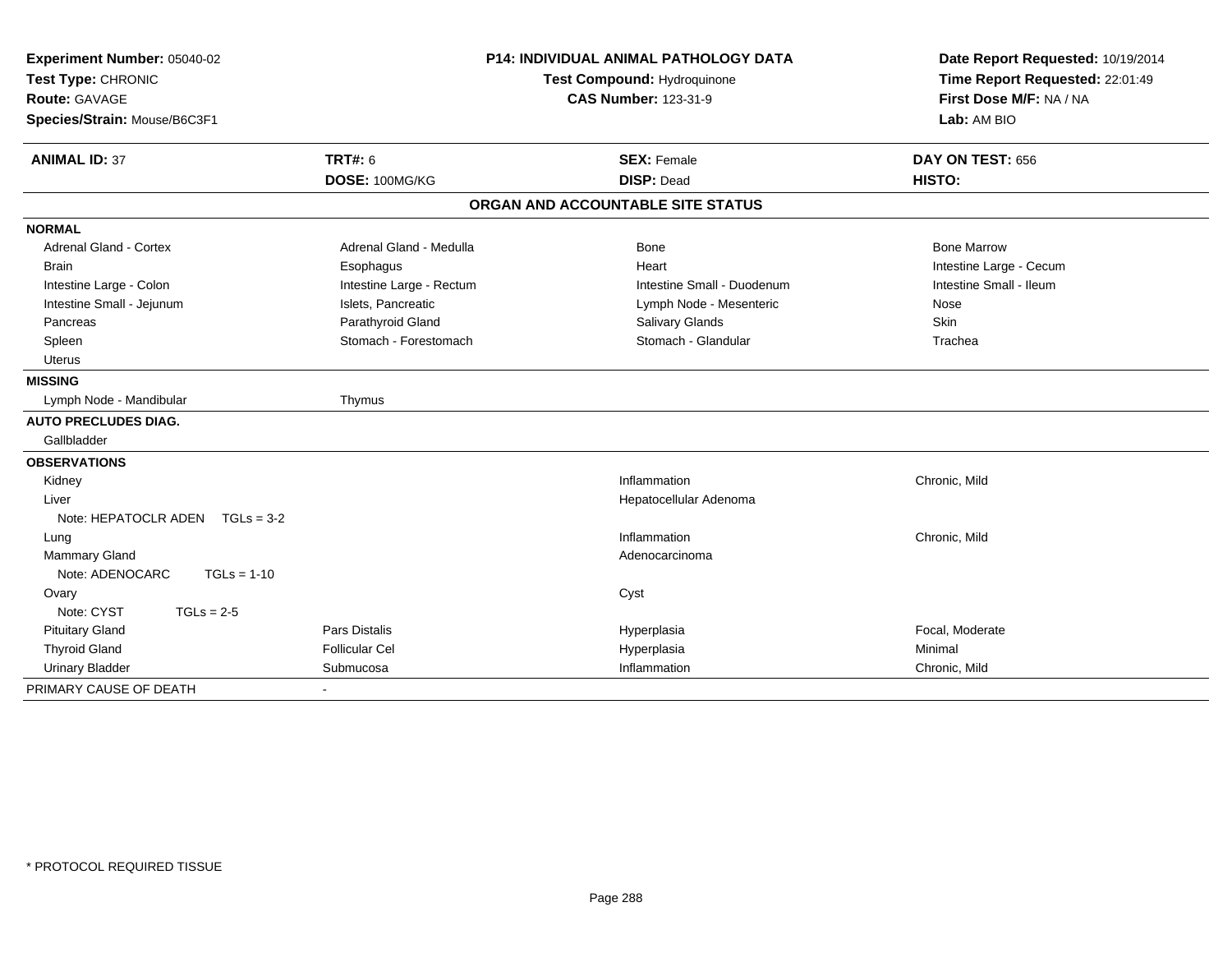**Experiment Number:** 05040-02
**Test Type:** CHRONIC
**Route:** GAVAGE
**Species/Strain:** Mouse/B6C3F1

**P14: INDIVIDUAL ANIMAL PATHOLOGY DATA**
**Test Compound:** Hydroquinone
**CAS Number:** 123-31-9

**Date Report Requested:** 10/19/2014
**Time Report Requested:** 22:01:49
**First Dose M/F:** NA / NA
**Lab:** AM BIO

| **ANIMAL ID:** 37 | **TRT#:** 6 | **SEX:** Female | **DAY ON TEST:** 656 |
|---|---|---|---|
| | **DOSE:** 100MG/KG | **DISP:** Dead | **HISTO:** |

## ORGAN AND ACCOUNTABLE SITE STATUS

| | | | |
|---|---|---|---|
| **NORMAL** | | | |
| Adrenal Gland - Cortex | Adrenal Gland - Medulla | Bone | Bone Marrow |
| Brain | Esophagus | Heart | Intestine Large - Cecum |
| Intestine Large - Colon | Intestine Large - Rectum | Intestine Small - Duodenum | Intestine Small - Ileum |
| Intestine Small - Jejunum | Islets, Pancreatic | Lymph Node - Mesenteric | Nose |
| Pancreas | Parathyroid Gland | Salivary Glands | Skin |
| Spleen | Stomach - Forestomach | Stomach - Glandular | Trachea |
| Uterus | | | |
| **MISSING** | | | |
| Lymph Node - Mandibular | Thymus | | |
| **AUTO PRECLUDES DIAG.** | | | |
| Gallbladder | | | |
| **OBSERVATIONS** | | | |
| Kidney | | Inflammation | Chronic, Mild |
| Liver | | Hepatocellular Adenoma | |
| Note: HEPATOCLR ADEN TGLs = 3-2 | | | |
| Lung | | Inflammation | Chronic, Mild |
| Mammary Gland | | Adenocarcinoma | |
| Note: ADENOCARC TGLs = 1-10 | | | |
| Ovary | | Cyst | |
| Note: CYST TGLs = 2-5 | | | |
| Pituitary Gland | Pars Distalis | Hyperplasia | Focal, Moderate |
| Thyroid Gland | Follicular Cel | Hyperplasia | Minimal |
| Urinary Bladder | Submucosa | Inflammation | Chronic, Mild |
| PRIMARY CAUSE OF DEATH | - | | |

* PROTOCOL REQUIRED TISSUE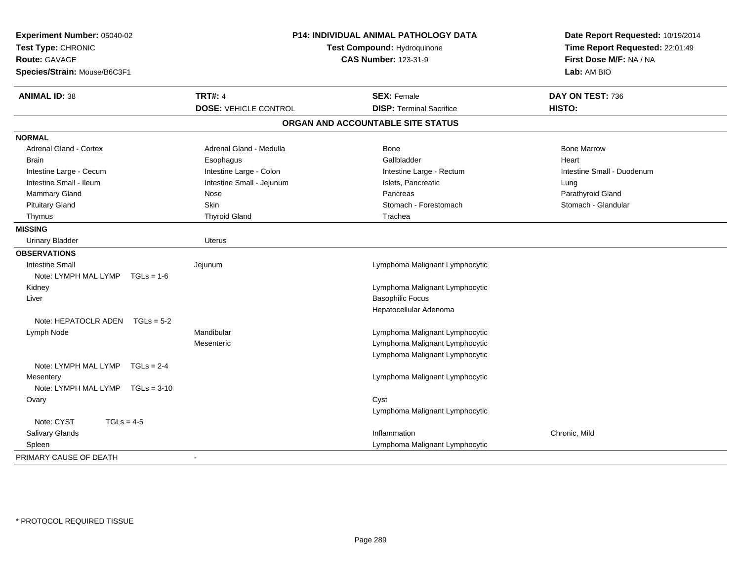**Experiment Number:** 05040-02
**Test Type:** CHRONIC
**Route:** GAVAGE
**Species/Strain:** Mouse/B6C3F1

**P14: INDIVIDUAL ANIMAL PATHOLOGY DATA**
**Test Compound:** Hydroquinone
**CAS Number:** 123-31-9

**Date Report Requested:** 10/19/2014
**Time Report Requested:** 22:01:49
**First Dose M/F:** NA / NA
**Lab:** AM BIO

| **ANIMAL ID:** 38 | **TRT#:** 4 | **SEX:** Female | **DAY ON TEST:** 736 |
|---|---|---|---|
| | **DOSE:** VEHICLE CONTROL | **DISP:** Terminal Sacrifice | **HISTO:** |

## ORGAN AND ACCOUNTABLE SITE STATUS

**NORMAL**

| | | | |
|---|---|---|---|
| Adrenal Gland - Cortex | Adrenal Gland - Medulla | Bone | Bone Marrow |
| Brain | Esophagus | Gallbladder | Heart |
| Intestine Large - Cecum | Intestine Large - Colon | Intestine Large - Rectum | Intestine Small - Duodenum |
| Intestine Small - Ileum | Intestine Small - Jejunum | Islets, Pancreatic | Lung |
| Mammary Gland | Nose | Pancreas | Parathyroid Gland |
| Pituitary Gland | Skin | Stomach - Forestomach | Stomach - Glandular |
| Thymus | Thyroid Gland | Trachea | |

**MISSING**

| | |
|---|---|
| Urinary Bladder | Uterus |

**OBSERVATIONS**

| | | | |
|---|---|---|---|
| Intestine Small | Jejunum | Lymphoma Malignant Lymphocytic | |
| Note: LYMPH MAL LYMP TGLs = 1-6 | | | |
| Kidney | | Lymphoma Malignant Lymphocytic | |
| Liver | | Basophilic Focus | |
| | | Hepatocellular Adenoma | |
| Note: HEPATOCLR ADEN TGLs = 5-2 | | | |
| Lymph Node | Mandibular | Lymphoma Malignant Lymphocytic | |
| | Mesenteric | Lymphoma Malignant Lymphocytic | |
| | | Lymphoma Malignant Lymphocytic | |
| Note: LYMPH MAL LYMP TGLs = 2-4 | | | |
| Mesentery | | Lymphoma Malignant Lymphocytic | |
| Note: LYMPH MAL LYMP TGLs = 3-10 | | | |
| Ovary | | Cyst | |
| | | Lymphoma Malignant Lymphocytic | |
| Note: CYST TGLs = 4-5 | | | |
| Salivary Glands | | Inflammation | Chronic, Mild |
| Spleen | | Lymphoma Malignant Lymphocytic | |

PRIMARY CAUSE OF DEATH -

\* PROTOCOL REQUIRED TISSUE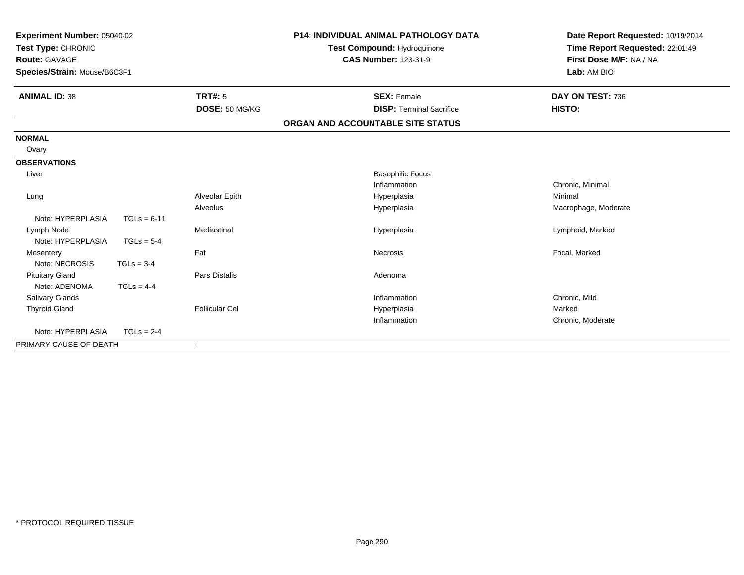**Experiment Number:** 05040-02
**Test Type:** CHRONIC
**Route:** GAVAGE
**Species/Strain:** Mouse/B6C3F1

**P14: INDIVIDUAL ANIMAL PATHOLOGY DATA**
**Test Compound:** Hydroquinone
**CAS Number:** 123-31-9

**Date Report Requested:** 10/19/2014
**Time Report Requested:** 22:01:49
**First Dose M/F:** NA / NA
**Lab:** AM BIO

| **ANIMAL ID:** 38 | **TRT#:** 5 | **SEX:** Female | **DAY ON TEST:** 736 |
|---|---|---|---|
| | **DOSE:** 50 MG/KG | **DISP:** Terminal Sacrifice | **HISTO:** |

**ORGAN AND ACCOUNTABLE SITE STATUS**

| | | | |
|---|---|---|---|
| **NORMAL** | | | |
| Ovary | | | |
| **OBSERVATIONS** | | | |
| Liver | | Basophilic Focus | |
| | | Inflammation | Chronic, Minimal |
| Lung | Alveolar Epith | Hyperplasia | Minimal |
| | Alveolus | Hyperplasia | Macrophage, Moderate |
| Note: HYPERPLASIA TGLs = 6-11 | | | |
| Lymph Node | Mediastinal | Hyperplasia | Lymphoid, Marked |
| Note: HYPERPLASIA TGLs = 5-4 | | | |
| Mesentery | Fat | Necrosis | Focal, Marked |
| Note: NECROSIS TGLs = 3-4 | | | |
| Pituitary Gland | Pars Distalis | Adenoma | |
| Note: ADENOMA TGLs = 4-4 | | | |
| Salivary Glands | | Inflammation | Chronic, Mild |
| Thyroid Gland | Follicular Cel | Hyperplasia | Marked |
| | | Inflammation | Chronic, Moderate |
| Note: HYPERPLASIA TGLs = 2-4 | | | |
| PRIMARY CAUSE OF DEATH | - | | |

* PROTOCOL REQUIRED TISSUE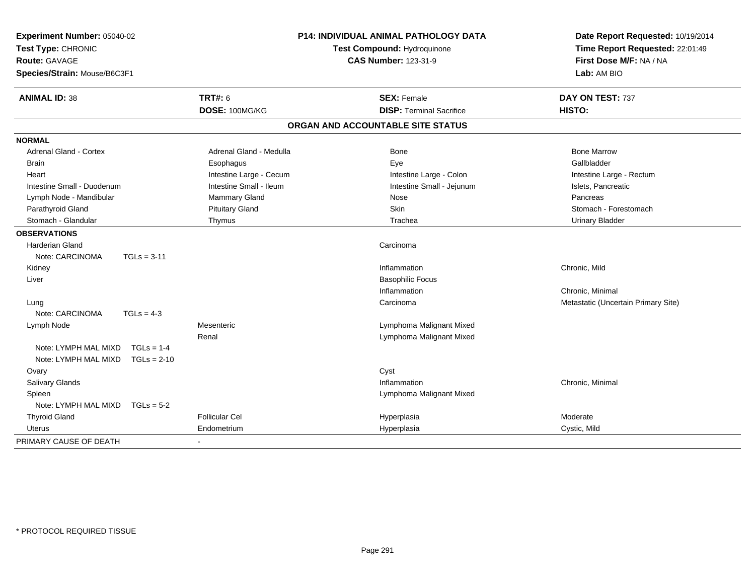**Experiment Number:** 05040-02
**Test Type:** CHRONIC
**Route:** GAVAGE
**Species/Strain:** Mouse/B6C3F1

**P14: INDIVIDUAL ANIMAL PATHOLOGY DATA**
**Test Compound:** Hydroquinone
**CAS Number:** 123-31-9

**Date Report Requested:** 10/19/2014
**Time Report Requested:** 22:01:49
**First Dose M/F:** NA / NA
**Lab:** AM BIO

| **ANIMAL ID:** 38 | **TRT#:** 6 | **SEX:** Female | **DAY ON TEST:** 737 |
|---|---|---|---|
| | **DOSE:** 100MG/KG | **DISP:** Terminal Sacrifice | **HISTO:** |

## ORGAN AND ACCOUNTABLE SITE STATUS

| | | | |
|---|---|---|---|
| **NORMAL** | | | |
| Adrenal Gland - Cortex | Adrenal Gland - Medulla | Bone | Bone Marrow |
| Brain | Esophagus | Eye | Gallbladder |
| Heart | Intestine Large - Cecum | Intestine Large - Colon | Intestine Large - Rectum |
| Intestine Small - Duodenum | Intestine Small - Ileum | Intestine Small - Jejunum | Islets, Pancreatic |
| Lymph Node - Mandibular | Mammary Gland | Nose | Pancreas |
| Parathyroid Gland | Pituitary Gland | Skin | Stomach - Forestomach |
| Stomach - Glandular | Thymus | Trachea | Urinary Bladder |
| **OBSERVATIONS** | | | |
| Harderian Gland | | Carcinoma | |
| Note: CARCINOMA TGLs = 3-11 | | | |
| Kidney | | Inflammation | Chronic, Mild |
| Liver | | Basophilic Focus | |
| | | Inflammation | Chronic, Minimal |
| Lung | | Carcinoma | Metastatic (Uncertain Primary Site) |
| Note: CARCINOMA TGLs = 4-3 | | | |
| Lymph Node | Mesenteric | Lymphoma Malignant Mixed | |
| | Renal | Lymphoma Malignant Mixed | |
| Note: LYMPH MAL MIXD TGLs = 1-4 | | | |
| Note: LYMPH MAL MIXD TGLs = 2-10 | | | |
| Ovary | | Cyst | |
| Salivary Glands | | Inflammation | Chronic, Minimal |
| Spleen | | Lymphoma Malignant Mixed | |
| Note: LYMPH MAL MIXD TGLs = 5-2 | | | |
| Thyroid Gland | Follicular Cel | Hyperplasia | Moderate |
| Uterus | Endometrium | Hyperplasia | Cystic, Mild |
| PRIMARY CAUSE OF DEATH | - | | |

* PROTOCOL REQUIRED TISSUE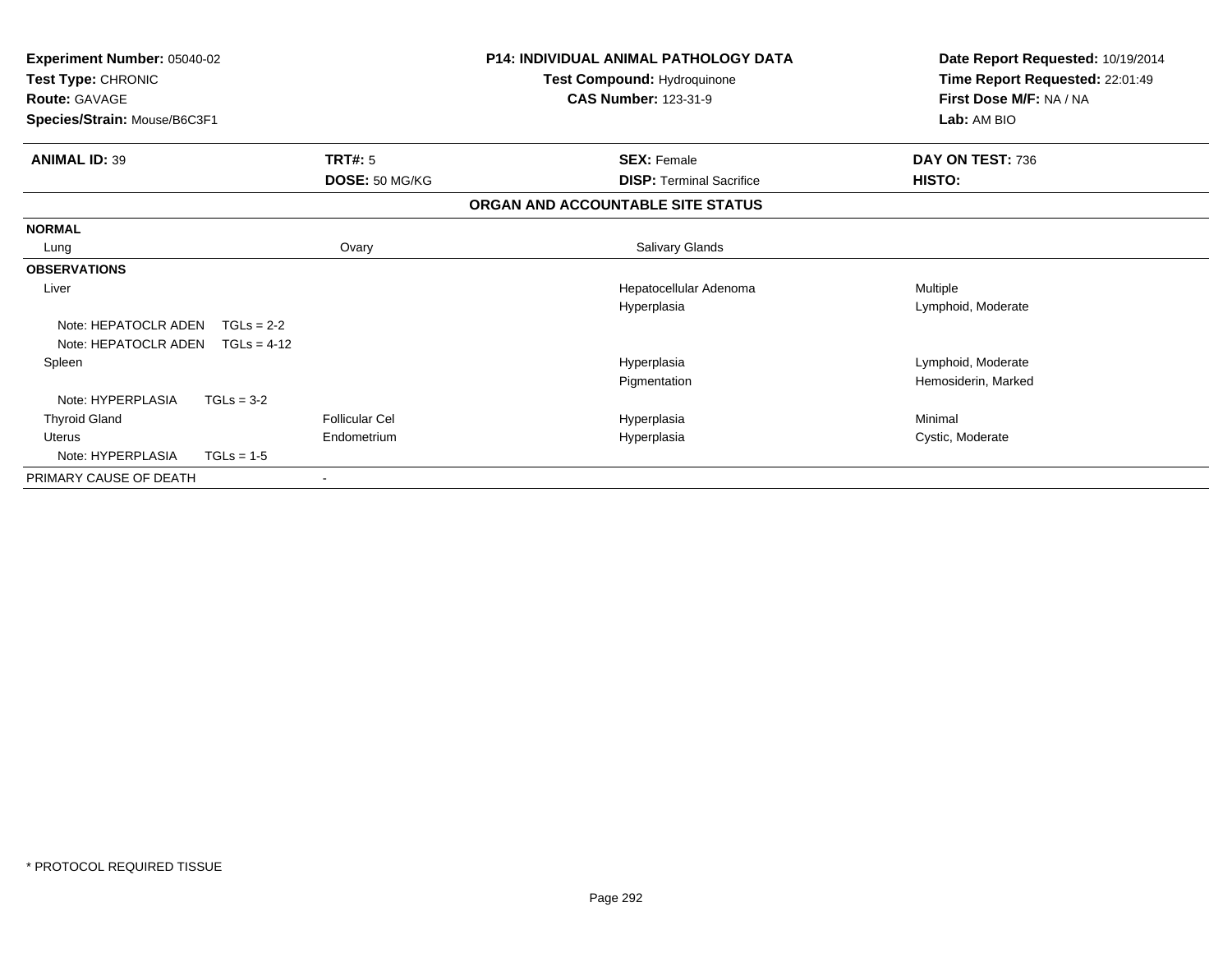**Experiment Number:** 05040-02
**Test Type:** CHRONIC
**Route:** GAVAGE
**Species/Strain:** Mouse/B6C3F1

**P14: INDIVIDUAL ANIMAL PATHOLOGY DATA**
**Test Compound:** Hydroquinone
**CAS Number:** 123-31-9

**Date Report Requested:** 10/19/2014
**Time Report Requested:** 22:01:49
**First Dose M/F:** NA / NA
**Lab:** AM BIO

| **ANIMAL ID:** 39 | **TRT#:** 5 | **SEX:** Female | **DAY ON TEST:** 736 |
|---|---|---|---|
| | **DOSE:** 50 MG/KG | **DISP:** Terminal Sacrifice | **HISTO:** |

**ORGAN AND ACCOUNTABLE SITE STATUS**

| | | | |
|---|---|---|---|
| **NORMAL** | | | |
| Lung | Ovary | Salivary Glands | |
| **OBSERVATIONS** | | | |
| Liver | | Hepatocellular Adenoma | Multiple |
| | | Hyperplasia | Lymphoid, Moderate |
| Note: HEPATOCLR ADEN TGLs = 2-2 | | | |
| Note: HEPATOCLR ADEN TGLs = 4-12 | | | |
| Spleen | | Hyperplasia | Lymphoid, Moderate |
| | | Pigmentation | Hemosiderin, Marked |
| Note: HYPERPLASIA TGLs = 3-2 | | | |
| Thyroid Gland | Follicular Cel | Hyperplasia | Minimal |
| Uterus | Endometrium | Hyperplasia | Cystic, Moderate |
| Note: HYPERPLASIA TGLs = 1-5 | | | |
| PRIMARY CAUSE OF DEATH | - | | |

* PROTOCOL REQUIRED TISSUE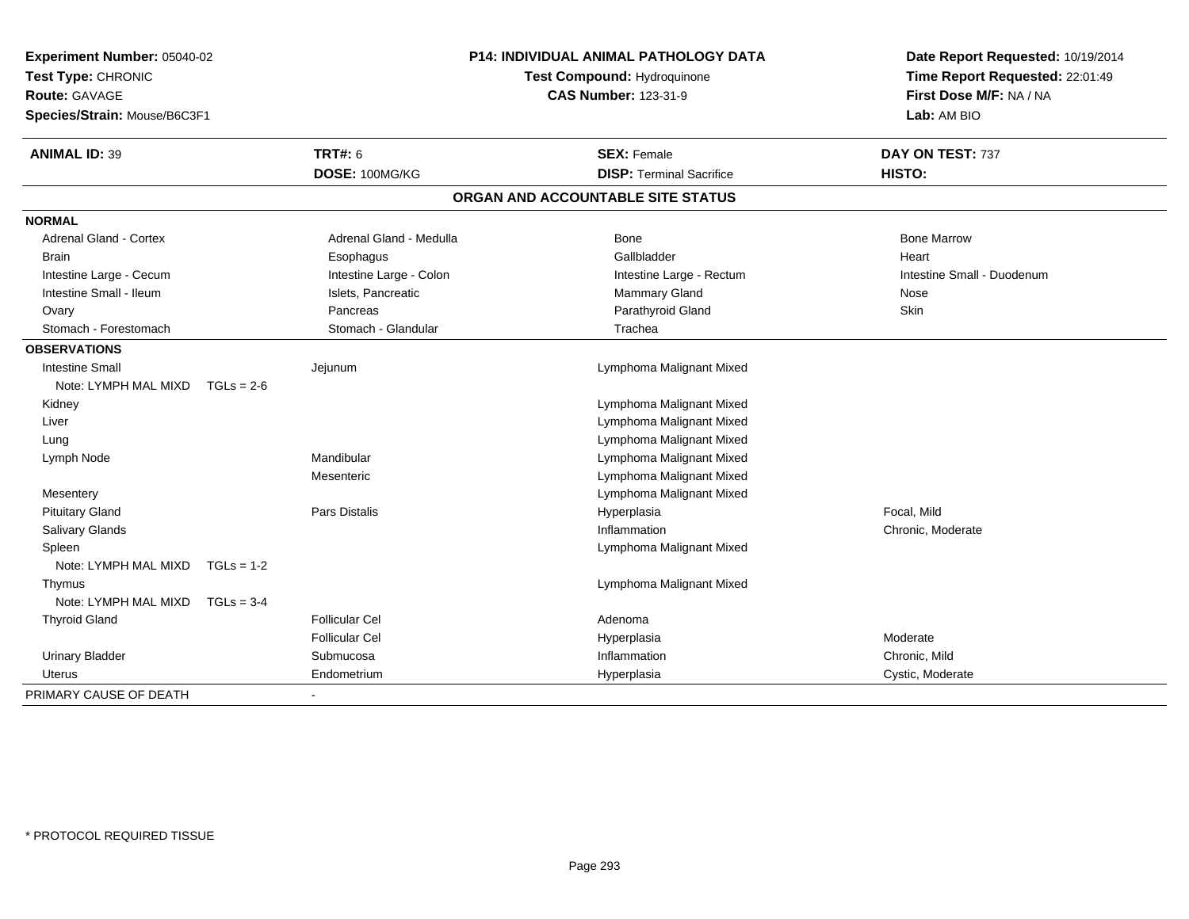**Experiment Number:** 05040-02
**Test Type:** CHRONIC
**Route:** GAVAGE
**Species/Strain:** Mouse/B6C3F1

**P14: INDIVIDUAL ANIMAL PATHOLOGY DATA**
**Test Compound:** Hydroquinone
**CAS Number:** 123-31-9

**Date Report Requested:** 10/19/2014
**Time Report Requested:** 22:01:49
**First Dose M/F:** NA / NA
**Lab:** AM BIO

| **ANIMAL ID:** 39 | **TRT#:** 6 | **SEX:** Female | **DAY ON TEST:** 737 |
|---|---|---|---|
| | **DOSE:** 100MG/KG | **DISP:** Terminal Sacrifice | **HISTO:** |

**ORGAN AND ACCOUNTABLE SITE STATUS**

**NORMAL**

| | | | |
|---|---|---|---|
| Adrenal Gland - Cortex | Adrenal Gland - Medulla | Bone | Bone Marrow |
| Brain | Esophagus | Gallbladder | Heart |
| Intestine Large - Cecum | Intestine Large - Colon | Intestine Large - Rectum | Intestine Small - Duodenum |
| Intestine Small - Ileum | Islets, Pancreatic | Mammary Gland | Nose |
| Ovary | Pancreas | Parathyroid Gland | Skin |
| Stomach - Forestomach | Stomach - Glandular | Trachea | |

**OBSERVATIONS**

| | | | |
|---|---|---|---|
| Intestine Small | Jejunum | Lymphoma Malignant Mixed | |
| Note: LYMPH MAL MIXD TGLs = 2-6 | | | |
| Kidney | | Lymphoma Malignant Mixed | |
| Liver | | Lymphoma Malignant Mixed | |
| Lung | | Lymphoma Malignant Mixed | |
| Lymph Node | Mandibular | Lymphoma Malignant Mixed | |
| | Mesenteric | Lymphoma Malignant Mixed | |
| Mesentery | | Lymphoma Malignant Mixed | |
| Pituitary Gland | Pars Distalis | Hyperplasia | Focal, Mild |
| Salivary Glands | | Inflammation | Chronic, Moderate |
| Spleen | | Lymphoma Malignant Mixed | |
| Note: LYMPH MAL MIXD TGLs = 1-2 | | | |
| Thymus | | Lymphoma Malignant Mixed | |
| Note: LYMPH MAL MIXD TGLs = 3-4 | | | |
| Thyroid Gland | Follicular Cel | Adenoma | |
| | Follicular Cel | Hyperplasia | Moderate |
| Urinary Bladder | Submucosa | Inflammation | Chronic, Mild |
| Uterus | Endometrium | Hyperplasia | Cystic, Moderate |

PRIMARY CAUSE OF DEATH -

* PROTOCOL REQUIRED TISSUE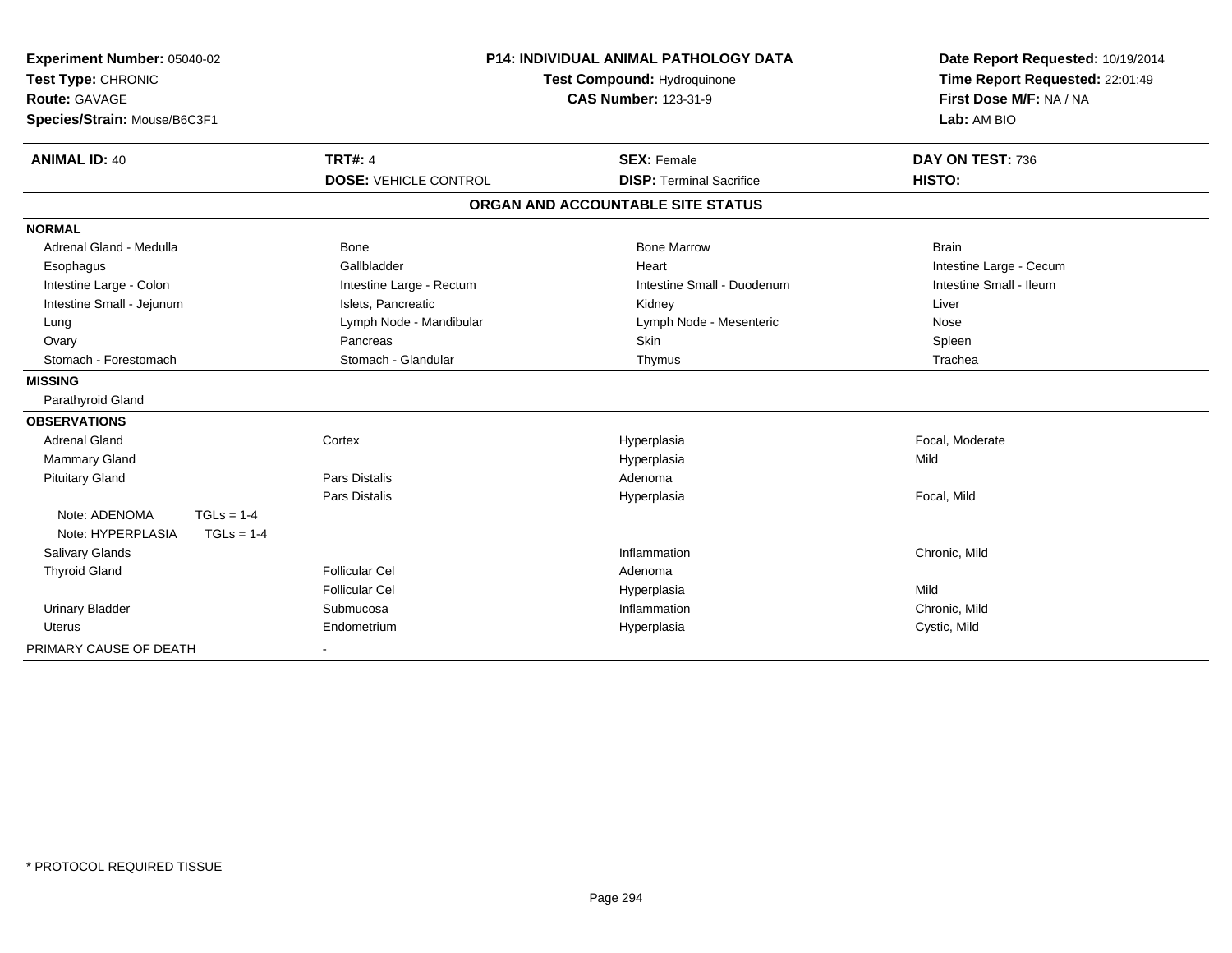**Experiment Number:** 05040-02
**Test Type:** CHRONIC
**Route:** GAVAGE
**Species/Strain:** Mouse/B6C3F1

**P14: INDIVIDUAL ANIMAL PATHOLOGY DATA**
**Test Compound:** Hydroquinone
**CAS Number:** 123-31-9

**Date Report Requested:** 10/19/2014
**Time Report Requested:** 22:01:49
**First Dose M/F:** NA / NA
**Lab:** AM BIO

| **ANIMAL ID:** 40 | **TRT#:** 4 | **SEX:** Female | **DAY ON TEST:** 736 |
|---|---|---|---|
| | **DOSE:** VEHICLE CONTROL | **DISP:** Terminal Sacrifice | **HISTO:** |

**ORGAN AND ACCOUNTABLE SITE STATUS**

| | | | |
|---|---|---|---|
| **NORMAL** | | | |
| Adrenal Gland - Medulla | Bone | Bone Marrow | Brain |
| Esophagus | Gallbladder | Heart | Intestine Large - Cecum |
| Intestine Large - Colon | Intestine Large - Rectum | Intestine Small - Duodenum | Intestine Small - Ileum |
| Intestine Small - Jejunum | Islets, Pancreatic | Kidney | Liver |
| Lung | Lymph Node - Mandibular | Lymph Node - Mesenteric | Nose |
| Ovary | Pancreas | Skin | Spleen |
| Stomach - Forestomach | Stomach - Glandular | Thymus | Trachea |
| **MISSING** | | | |
| Parathyroid Gland | | | |
| **OBSERVATIONS** | | | |
| Adrenal Gland | Cortex | Hyperplasia | Focal, Moderate |
| Mammary Gland | | Hyperplasia | Mild |
| Pituitary Gland | Pars Distalis | Adenoma | |
| | Pars Distalis | Hyperplasia | Focal, Mild |
| Note: ADENOMA TGLs = 1-4 | | | |
| Note: HYPERPLASIA TGLs = 1-4 | | | |
| Salivary Glands | | Inflammation | Chronic, Mild |
| Thyroid Gland | Follicular Cel | Adenoma | |
| | Follicular Cel | Hyperplasia | Mild |
| Urinary Bladder | Submucosa | Inflammation | Chronic, Mild |
| Uterus | Endometrium | Hyperplasia | Cystic, Mild |
| PRIMARY CAUSE OF DEATH | - | | |

* PROTOCOL REQUIRED TISSUE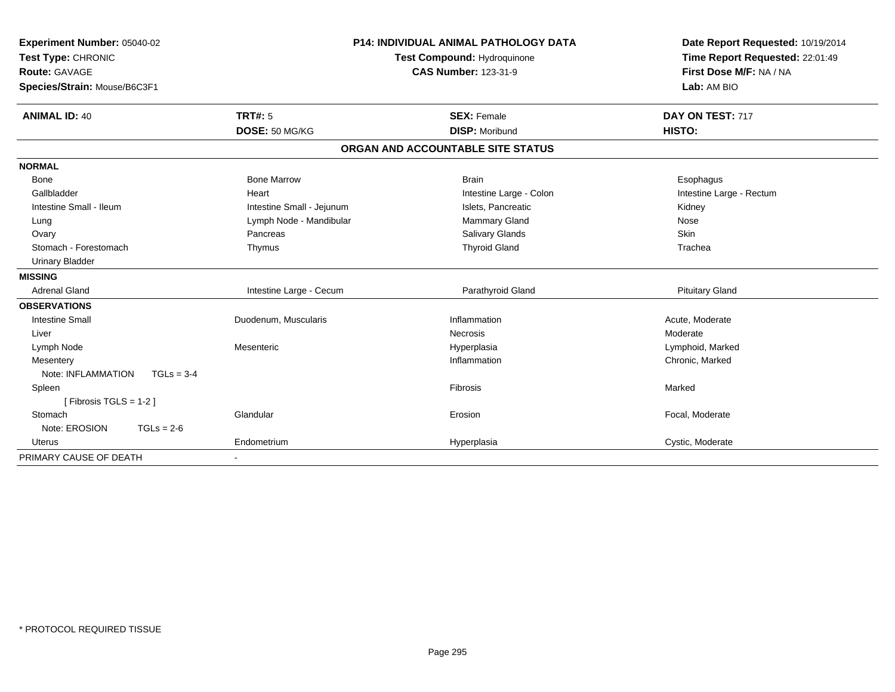**Experiment Number:** 05040-02
**Test Type:** CHRONIC
**Route:** GAVAGE
**Species/Strain:** Mouse/B6C3F1

**P14: INDIVIDUAL ANIMAL PATHOLOGY DATA**
**Test Compound:** Hydroquinone
**CAS Number:** 123-31-9

**Date Report Requested:** 10/19/2014
**Time Report Requested:** 22:01:49
**First Dose M/F:** NA / NA
**Lab:** AM BIO

| **ANIMAL ID:** 40 | **TRT#:** 5 | **SEX:** Female | **DAY ON TEST:** 717 |
|---|---|---|---|
| | **DOSE:** 50 MG/KG | **DISP:** Moribund | **HISTO:** |

## ORGAN AND ACCOUNTABLE SITE STATUS

| | | | |
|---|---|---|---|
| **NORMAL** | | | |
| Bone | Bone Marrow | Brain | Esophagus |
| Gallbladder | Heart | Intestine Large - Colon | Intestine Large - Rectum |
| Intestine Small - Ileum | Intestine Small - Jejunum | Islets, Pancreatic | Kidney |
| Lung | Lymph Node - Mandibular | Mammary Gland | Nose |
| Ovary | Pancreas | Salivary Glands | Skin |
| Stomach - Forestomach | Thymus | Thyroid Gland | Trachea |
| Urinary Bladder | | | |
| **MISSING** | | | |
| Adrenal Gland | Intestine Large - Cecum | Parathyroid Gland | Pituitary Gland |
| **OBSERVATIONS** | | | |
| Intestine Small | Duodenum, Muscularis | Inflammation | Acute, Moderate |
| Liver | | Necrosis | Moderate |
| Lymph Node | Mesenteric | Hyperplasia | Lymphoid, Marked |
| Mesentery | | Inflammation | Chronic, Marked |
| Note: INFLAMMATION TGLs = 3-4 | | | |
| Spleen | | Fibrosis | Marked |
| [ Fibrosis TGLS = 1-2 ] | | | |
| Stomach | Glandular | Erosion | Focal, Moderate |
| Note: EROSION TGLs = 2-6 | | | |
| Uterus | Endometrium | Hyperplasia | Cystic, Moderate |
| PRIMARY CAUSE OF DEATH | - | | |

* PROTOCOL REQUIRED TISSUE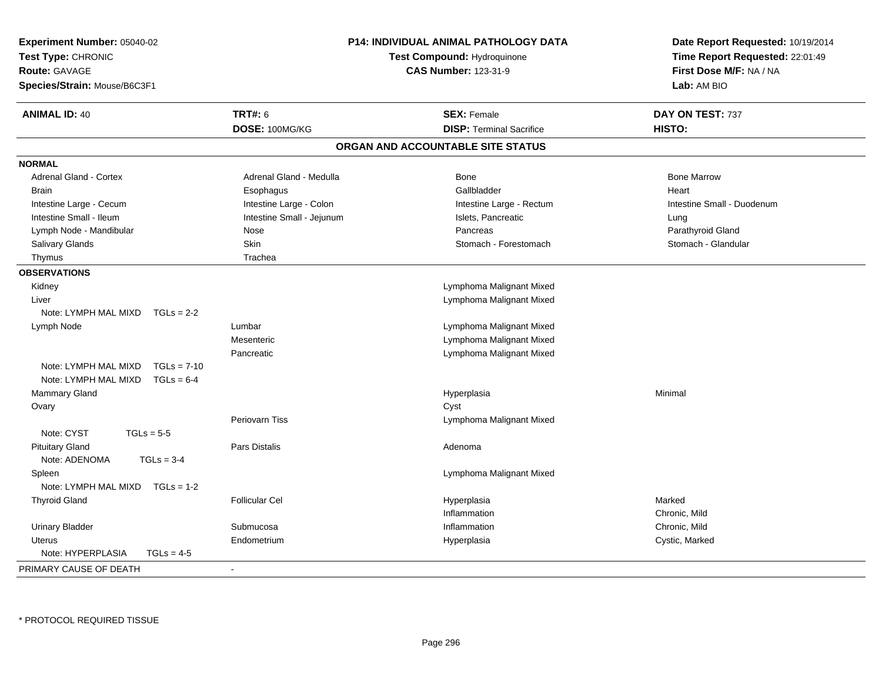**Experiment Number:** 05040-02
**Test Type:** CHRONIC
**Route:** GAVAGE
**Species/Strain:** Mouse/B6C3F1

**P14: INDIVIDUAL ANIMAL PATHOLOGY DATA**
**Test Compound:** Hydroquinone
**CAS Number:** 123-31-9

**Date Report Requested:** 10/19/2014
**Time Report Requested:** 22:01:49
**First Dose M/F:** NA / NA
**Lab:** AM BIO

| **ANIMAL ID:** 40 | **TRT#:** 6 | **SEX:** Female | **DAY ON TEST:** 737 |
|---|---|---|---|
| | **DOSE:** 100MG/KG | **DISP:** Terminal Sacrifice | **HISTO:** |

## ORGAN AND ACCOUNTABLE SITE STATUS

| | | | |
|---|---|---|---|
| **NORMAL** | | | |
| Adrenal Gland - Cortex | Adrenal Gland - Medulla | Bone | Bone Marrow |
| Brain | Esophagus | Gallbladder | Heart |
| Intestine Large - Cecum | Intestine Large - Colon | Intestine Large - Rectum | Intestine Small - Duodenum |
| Intestine Small - Ileum | Intestine Small - Jejunum | Islets, Pancreatic | Lung |
| Lymph Node - Mandibular | Nose | Pancreas | Parathyroid Gland |
| Salivary Glands | Skin | Stomach - Forestomach | Stomach - Glandular |
| Thymus | Trachea | | |
| **OBSERVATIONS** | | | |
| Kidney | | Lymphoma Malignant Mixed | |
| Liver | | Lymphoma Malignant Mixed | |
| Note: LYMPH MAL MIXD TGLs = 2-2 | | | |
| Lymph Node | Lumbar | Lymphoma Malignant Mixed | |
| | Mesenteric | Lymphoma Malignant Mixed | |
| | Pancreatic | Lymphoma Malignant Mixed | |
| Note: LYMPH MAL MIXD TGLs = 7-10 | | | |
| Note: LYMPH MAL MIXD TGLs = 6-4 | | | |
| Mammary Gland | | Hyperplasia | Minimal |
| Ovary | | Cyst | |
| | Periovarn Tiss | Lymphoma Malignant Mixed | |
| Note: CYST TGLs = 5-5 | | | |
| Pituitary Gland | Pars Distalis | Adenoma | |
| Note: ADENOMA TGLs = 3-4 | | | |
| Spleen | | Lymphoma Malignant Mixed | |
| Note: LYMPH MAL MIXD TGLs = 1-2 | | | |
| Thyroid Gland | Follicular Cel | Hyperplasia | Marked |
| | | Inflammation | Chronic, Mild |
| Urinary Bladder | Submucosa | Inflammation | Chronic, Mild |
| Uterus | Endometrium | Hyperplasia | Cystic, Marked |
| Note: HYPERPLASIA TGLs = 4-5 | | | |
| PRIMARY CAUSE OF DEATH | - | | |

* PROTOCOL REQUIRED TISSUE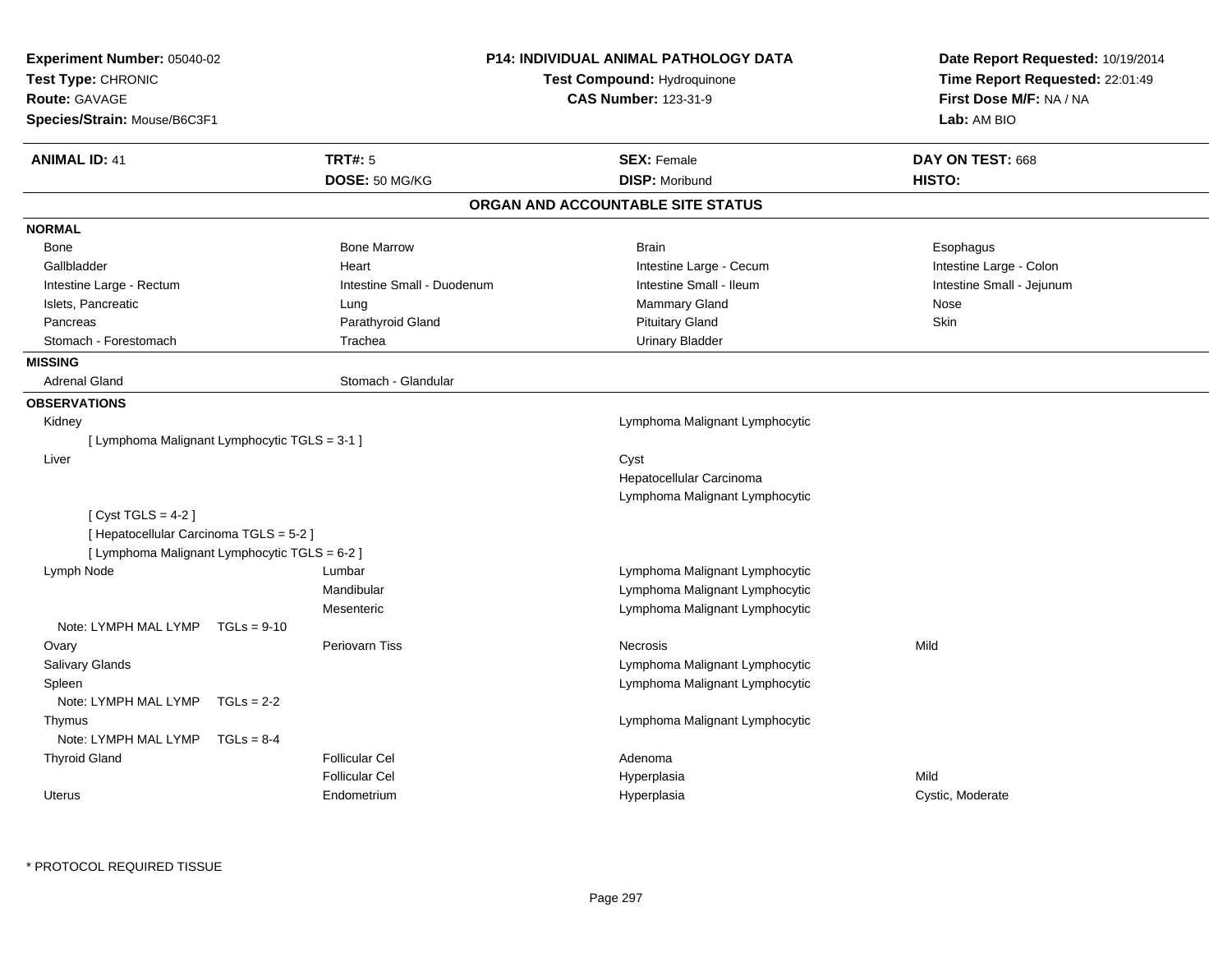**Experiment Number:** 05040-02
**Test Type:** CHRONIC
**Route:** GAVAGE
**Species/Strain:** Mouse/B6C3F1

**P14: INDIVIDUAL ANIMAL PATHOLOGY DATA**
**Test Compound:** Hydroquinone
**CAS Number:** 123-31-9

**Date Report Requested:** 10/19/2014
**Time Report Requested:** 22:01:49
**First Dose M/F:** NA / NA
**Lab:** AM BIO

| **ANIMAL ID:** 41 | **TRT#:** 5 | **SEX:** Female | **DAY ON TEST:** 668 |
|---|---|---|---|
| | **DOSE:** 50 MG/KG | **DISP:** Moribund | **HISTO:** |

## ORGAN AND ACCOUNTABLE SITE STATUS

**NORMAL**

| | | | |
|---|---|---|---|
| Bone | Bone Marrow | Brain | Esophagus |
| Gallbladder | Heart | Intestine Large - Cecum | Intestine Large - Colon |
| Intestine Large - Rectum | Intestine Small - Duodenum | Intestine Small - Ileum | Intestine Small - Jejunum |
| Islets, Pancreatic | Lung | Mammary Gland | Nose |
| Pancreas | Parathyroid Gland | Pituitary Gland | Skin |
| Stomach - Forestomach | Trachea | Urinary Bladder | |

**MISSING**

| | |
|---|---|
| Adrenal Gland | Stomach - Glandular |

**OBSERVATIONS**

| | | | |
|---|---|---|---|
| Kidney | | Lymphoma Malignant Lymphocytic | |
| [ Lymphoma Malignant Lymphocytic TGLS = 3-1 ] | | | |
| Liver | | Cyst | |
| | | Hepatocellular Carcinoma | |
| | | Lymphoma Malignant Lymphocytic | |
| [ Cyst TGLS = 4-2 ] | | | |
| [ Hepatocellular Carcinoma TGLS = 5-2 ] | | | |
| [ Lymphoma Malignant Lymphocytic TGLS = 6-2 ] | | | |
| Lymph Node | Lumbar | Lymphoma Malignant Lymphocytic | |
| | Mandibular | Lymphoma Malignant Lymphocytic | |
| | Mesenteric | Lymphoma Malignant Lymphocytic | |
| Note: LYMPH MAL LYMP TGLs = 9-10 | | | |
| Ovary | Periovarn Tiss | Necrosis | Mild |
| Salivary Glands | | Lymphoma Malignant Lymphocytic | |
| Spleen | | Lymphoma Malignant Lymphocytic | |
| Note: LYMPH MAL LYMP TGLs = 2-2 | | | |
| Thymus | | Lymphoma Malignant Lymphocytic | |
| Note: LYMPH MAL LYMP TGLs = 8-4 | | | |
| Thyroid Gland | Follicular Cel | Adenoma | |
| | Follicular Cel | Hyperplasia | Mild |
| Uterus | Endometrium | Hyperplasia | Cystic, Moderate |

* PROTOCOL REQUIRED TISSUE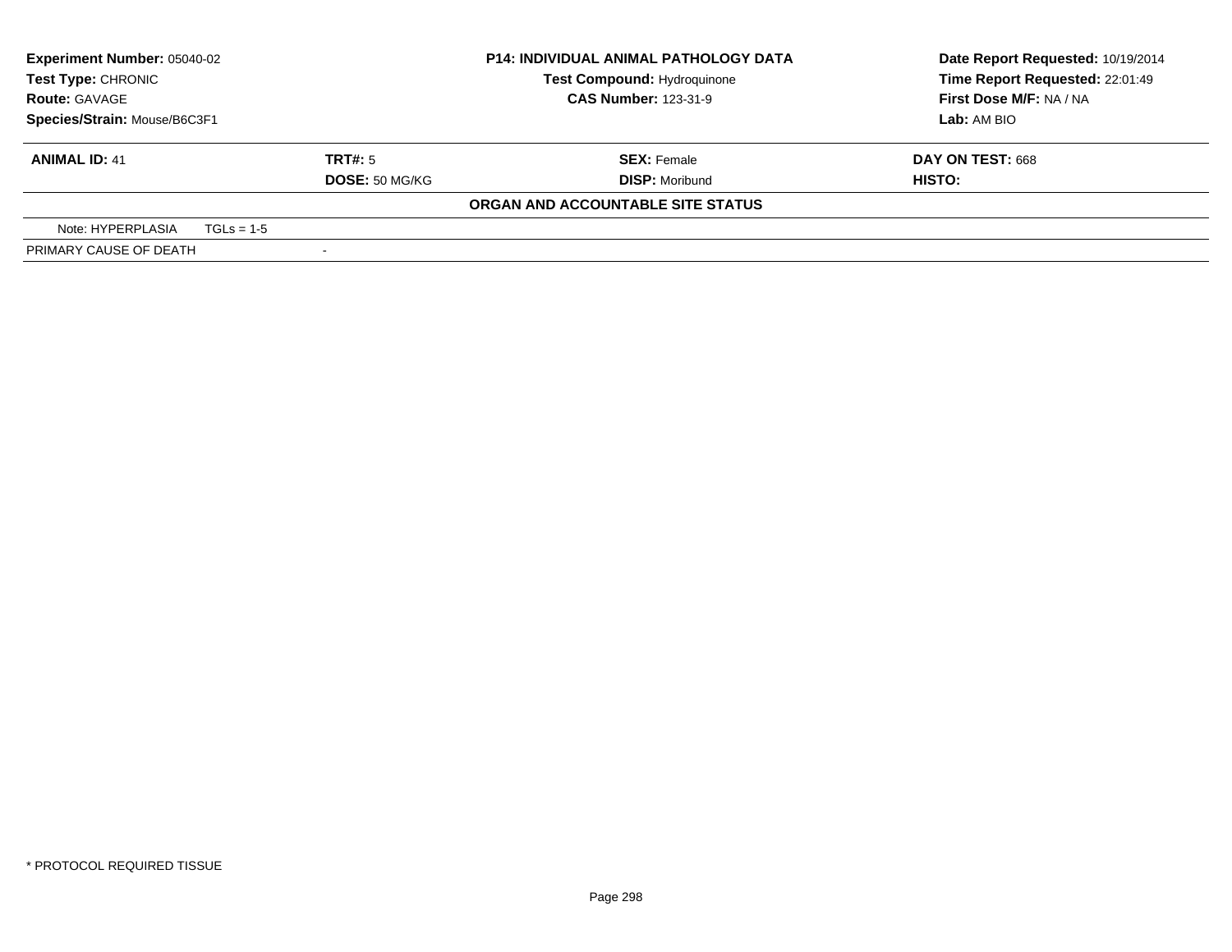**Experiment Number:** 05040-02
**Test Type:** CHRONIC
**Route:** GAVAGE
**Species/Strain:** Mouse/B6C3F1

**P14: INDIVIDUAL ANIMAL PATHOLOGY DATA**
**Test Compound:** Hydroquinone
**CAS Number:** 123-31-9

**Date Report Requested:** 10/19/2014
**Time Report Requested:** 22:01:49
**First Dose M/F:** NA / NA
**Lab:** AM BIO

| **ANIMAL ID:** 41 | **TRT#:** 5 | **SEX:** Female | **DAY ON TEST:** 668 |
|---|---|---|---|
| | **DOSE:** 50 MG/KG | **DISP:** Moribund | **HISTO:** |

**ORGAN AND ACCOUNTABLE SITE STATUS**

| Note: HYPERPLASIA | TGLs = 1-5 |
|---|---|
| PRIMARY CAUSE OF DEATH | - |

* PROTOCOL REQUIRED TISSUE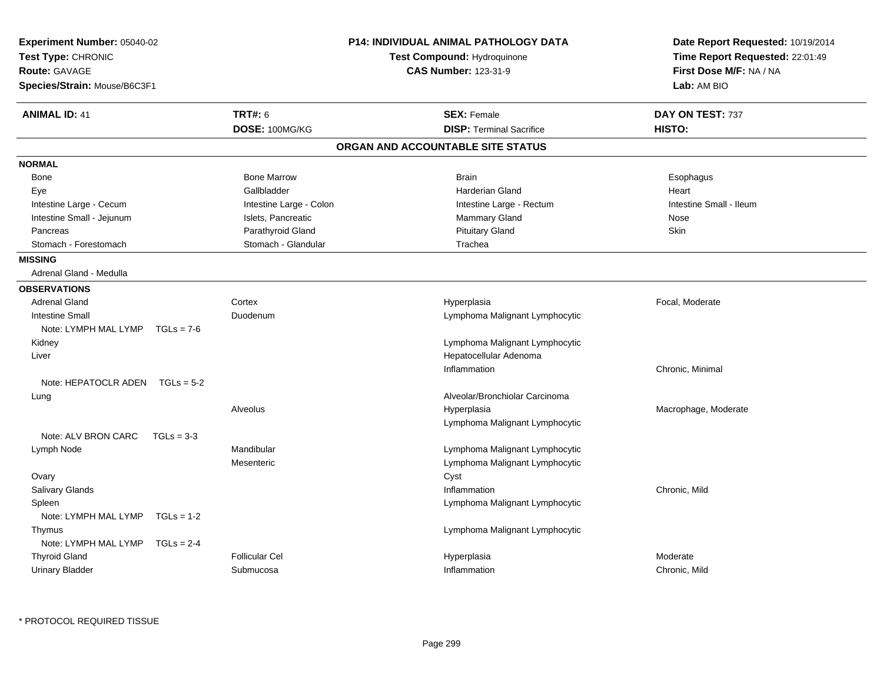**Experiment Number:** 05040-02
**Test Type:** CHRONIC
**Route:** GAVAGE
**Species/Strain:** Mouse/B6C3F1

**P14: INDIVIDUAL ANIMAL PATHOLOGY DATA**
**Test Compound:** Hydroquinone
**CAS Number:** 123-31-9

**Date Report Requested:** 10/19/2014
**Time Report Requested:** 22:01:49
**First Dose M/F:** NA / NA
**Lab:** AM BIO

| **ANIMAL ID:** 41 | **TRT#:** 6 | **SEX:** Female | **DAY ON TEST:** 737 |
|---|---|---|---|
| | **DOSE:** 100MG/KG | **DISP:** Terminal Sacrifice | **HISTO:** |

## ORGAN AND ACCOUNTABLE SITE STATUS

**NORMAL**

| | | | |
|---|---|---|---|
| Bone | Bone Marrow | Brain | Esophagus |
| Eye | Gallbladder | Harderian Gland | Heart |
| Intestine Large - Cecum | Intestine Large - Colon | Intestine Large - Rectum | Intestine Small - Ileum |
| Intestine Small - Jejunum | Islets, Pancreatic | Mammary Gland | Nose |
| Pancreas | Parathyroid Gland | Pituitary Gland | Skin |
| Stomach - Forestomach | Stomach - Glandular | Trachea | |

**MISSING**

Adrenal Gland - Medulla

**OBSERVATIONS**

| | | | |
|---|---|---|---|
| Adrenal Gland | Cortex | Hyperplasia | Focal, Moderate |
| Intestine Small | Duodenum | Lymphoma Malignant Lymphocytic | |
| Note: LYMPH MAL LYMP TGLs = 7-6 | | | |
| Kidney | | Lymphoma Malignant Lymphocytic | |
| Liver | | Hepatocellular Adenoma | |
| | | Inflammation | Chronic, Minimal |
| Note: HEPATOCLR ADEN TGLs = 5-2 | | | |
| Lung | | Alveolar/Bronchiolar Carcinoma | |
| | Alveolus | Hyperplasia | Macrophage, Moderate |
| | | Lymphoma Malignant Lymphocytic | |
| Note: ALV BRON CARC TGLs = 3-3 | | | |
| Lymph Node | Mandibular | Lymphoma Malignant Lymphocytic | |
| | Mesenteric | Lymphoma Malignant Lymphocytic | |
| Ovary | | Cyst | |
| Salivary Glands | | Inflammation | Chronic, Mild |
| Spleen | | Lymphoma Malignant Lymphocytic | |
| Note: LYMPH MAL LYMP TGLs = 1-2 | | | |
| Thymus | | Lymphoma Malignant Lymphocytic | |
| Note: LYMPH MAL LYMP TGLs = 2-4 | | | |
| Thyroid Gland | Follicular Cel | Hyperplasia | Moderate |
| Urinary Bladder | Submucosa | Inflammation | Chronic, Mild |

* PROTOCOL REQUIRED TISSUE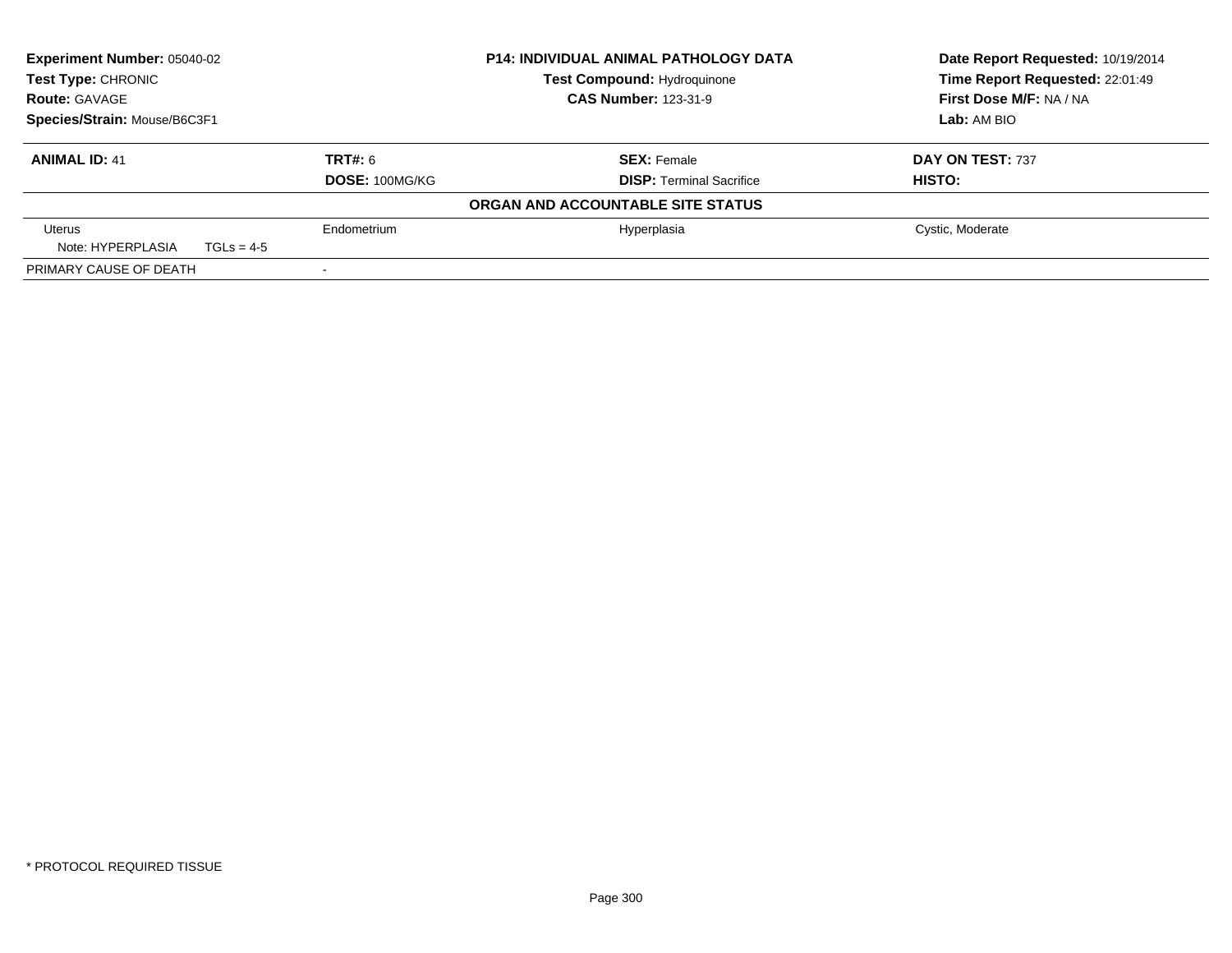**Experiment Number:** 05040-02
**Test Type:** CHRONIC
**Route:** GAVAGE
**Species/Strain:** Mouse/B6C3F1

**P14: INDIVIDUAL ANIMAL PATHOLOGY DATA**
**Test Compound:** Hydroquinone
**CAS Number:** 123-31-9

**Date Report Requested:** 10/19/2014
**Time Report Requested:** 22:01:49
**First Dose M/F:** NA / NA
**Lab:** AM BIO

| **ANIMAL ID:** 41 | **TRT#:** 6 | **SEX:** Female | **DAY ON TEST:** 737 |
|---|---|---|---|
| | **DOSE:** 100MG/KG | **DISP:** Terminal Sacrifice | **HISTO:** |

**ORGAN AND ACCOUNTABLE SITE STATUS**

| | | | |
|---|---|---|---|
| Uterus | Endometrium | Hyperplasia | Cystic, Moderate |
| Note: HYPERPLASIA TGLs = 4-5 | | | |
| PRIMARY CAUSE OF DEATH | - | | |

\* PROTOCOL REQUIRED TISSUE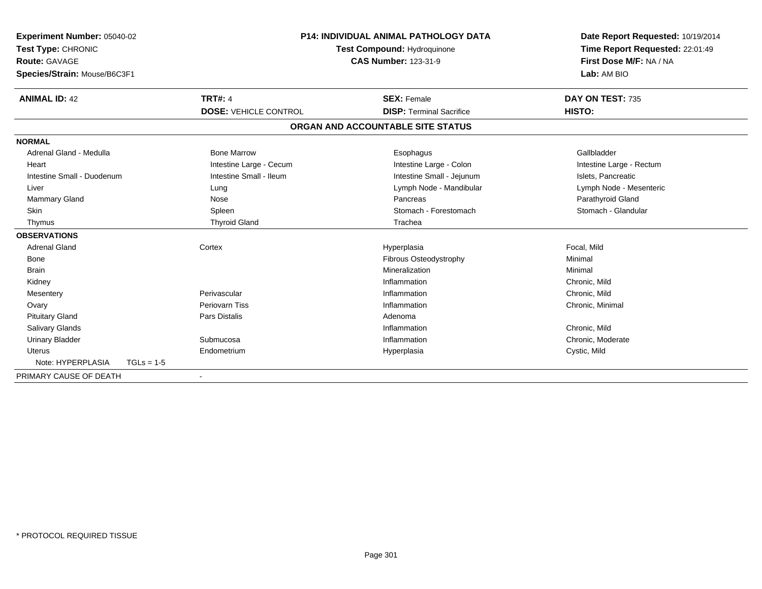**Experiment Number:** 05040-02
**Test Type:** CHRONIC
**Route:** GAVAGE
**Species/Strain:** Mouse/B6C3F1

**P14: INDIVIDUAL ANIMAL PATHOLOGY DATA**
**Test Compound:** Hydroquinone
**CAS Number:** 123-31-9

**Date Report Requested:** 10/19/2014
**Time Report Requested:** 22:01:49
**First Dose M/F:** NA / NA
**Lab:** AM BIO

| **ANIMAL ID:** 42 | **TRT#:** 4 | **SEX:** Female | **DAY ON TEST:** 735 |
|---|---|---|---|
| | **DOSE:** VEHICLE CONTROL | **DISP:** Terminal Sacrifice | **HISTO:** |

## ORGAN AND ACCOUNTABLE SITE STATUS

| | | | |
|---|---|---|---|
| **NORMAL** | | | |
| Adrenal Gland - Medulla | Bone Marrow | Esophagus | Gallbladder |
| Heart | Intestine Large - Cecum | Intestine Large - Colon | Intestine Large - Rectum |
| Intestine Small - Duodenum | Intestine Small - Ileum | Intestine Small - Jejunum | Islets, Pancreatic |
| Liver | Lung | Lymph Node - Mandibular | Lymph Node - Mesenteric |
| Mammary Gland | Nose | Pancreas | Parathyroid Gland |
| Skin | Spleen | Stomach - Forestomach | Stomach - Glandular |
| Thymus | Thyroid Gland | Trachea | |
| **OBSERVATIONS** | | | |
| Adrenal Gland | Cortex | Hyperplasia | Focal, Mild |
| Bone | | Fibrous Osteodystrophy | Minimal |
| Brain | | Mineralization | Minimal |
| Kidney | | Inflammation | Chronic, Mild |
| Mesentery | Perivascular | Inflammation | Chronic, Mild |
| Ovary | Periovarn Tiss | Inflammation | Chronic, Minimal |
| Pituitary Gland | Pars Distalis | Adenoma | |
| Salivary Glands | | Inflammation | Chronic, Mild |
| Urinary Bladder | Submucosa | Inflammation | Chronic, Moderate |
| Uterus | Endometrium | Hyperplasia | Cystic, Mild |
| Note: HYPERPLASIA TGLs = 1-5 | | | |
| PRIMARY CAUSE OF DEATH | - | | |

* PROTOCOL REQUIRED TISSUE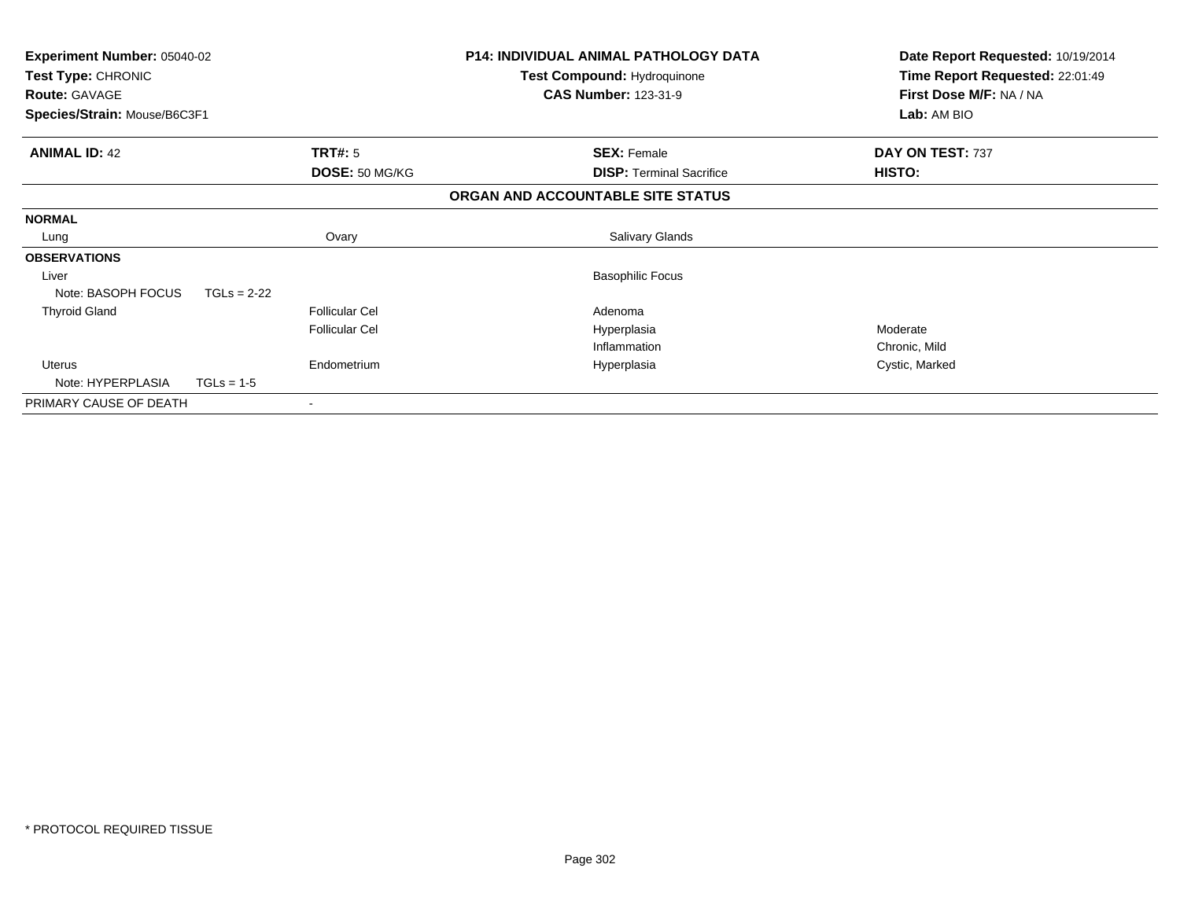| **Experiment Number:** 05040-02 | **P14: INDIVIDUAL ANIMAL PATHOLOGY DATA** | **Date Report Requested:** 10/19/2014 |
|---|---|---|
| **Test Type:** CHRONIC | **Test Compound:** Hydroquinone | **Time Report Requested:** 22:01:49 |
| **Route:** GAVAGE | **CAS Number:** 123-31-9 | **First Dose M/F:** NA / NA |
| **Species/Strain:** Mouse/B6C3F1 | | **Lab:** AM BIO |

| **ANIMAL ID:** 42 | **TRT#:** 5 | **SEX:** Female | **DAY ON TEST:** 737 |
|---|---|---|---|
| | **DOSE:** 50 MG/KG | **DISP:** Terminal Sacrifice | **HISTO:** |

**ORGAN AND ACCOUNTABLE SITE STATUS**

| | | | |
|---|---|---|---|
| **NORMAL** | | | |
| Lung | Ovary | Salivary Glands | |
| **OBSERVATIONS** | | | |
| Liver | | Basophilic Focus | |
| Note: BASOPH FOCUS TGLs = 2-22 | | | |
| Thyroid Gland | Follicular Cel | Adenoma | |
| | Follicular Cel | Hyperplasia | Moderate |
| | | Inflammation | Chronic, Mild |
| Uterus | Endometrium | Hyperplasia | Cystic, Marked |
| Note: HYPERPLASIA TGLs = 1-5 | | | |
| PRIMARY CAUSE OF DEATH | - | | |

* PROTOCOL REQUIRED TISSUE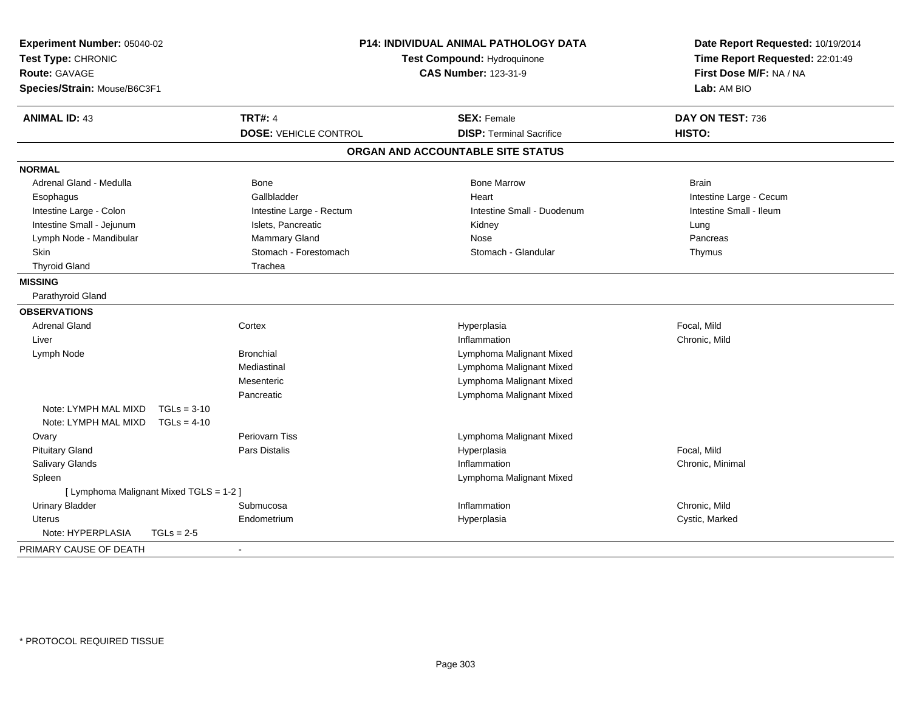| **Experiment Number:** 05040-02 | **P14: INDIVIDUAL ANIMAL PATHOLOGY DATA** | **Date Report Requested:** 10/19/2014 |
|---|---|---|
| **Test Type:** CHRONIC | **Test Compound:** Hydroquinone | **Time Report Requested:** 22:01:49 |
| **Route:** GAVAGE | **CAS Number:** 123-31-9 | **First Dose M/F:** NA / NA |
| **Species/Strain:** Mouse/B6C3F1 | | **Lab:** AM BIO |

| **ANIMAL ID:** 43 | **TRT#:** 4 | **SEX:** Female | **DAY ON TEST:** 736 |
|---|---|---|---|
| | **DOSE:** VEHICLE CONTROL | **DISP:** Terminal Sacrifice | **HISTO:** |

**ORGAN AND ACCOUNTABLE SITE STATUS**

**NORMAL**

| | | | |
|---|---|---|---|
| Adrenal Gland - Medulla | Bone | Bone Marrow | Brain |
| Esophagus | Gallbladder | Heart | Intestine Large - Cecum |
| Intestine Large - Colon | Intestine Large - Rectum | Intestine Small - Duodenum | Intestine Small - Ileum |
| Intestine Small - Jejunum | Islets, Pancreatic | Kidney | Lung |
| Lymph Node - Mandibular | Mammary Gland | Nose | Pancreas |
| Skin | Stomach - Forestomach | Stomach - Glandular | Thymus |
| Thyroid Gland | Trachea | | |

**MISSING**

Parathyroid Gland

**OBSERVATIONS**

| | | | |
|---|---|---|---|
| Adrenal Gland | Cortex | Hyperplasia | Focal, Mild |
| Liver | | Inflammation | Chronic, Mild |
| Lymph Node | Bronchial | Lymphoma Malignant Mixed | |
| | Mediastinal | Lymphoma Malignant Mixed | |
| | Mesenteric | Lymphoma Malignant Mixed | |
| | Pancreatic | Lymphoma Malignant Mixed | |
| Note: LYMPH MAL MIXD TGLs = 3-10 | | | |
| Note: LYMPH MAL MIXD TGLs = 4-10 | | | |
| Ovary | Periovarn Tiss | Lymphoma Malignant Mixed | |
| Pituitary Gland | Pars Distalis | Hyperplasia | Focal, Mild |
| Salivary Glands | | Inflammation | Chronic, Minimal |
| Spleen | | Lymphoma Malignant Mixed | |
| [ Lymphoma Malignant Mixed TGLS = 1-2 ] | | | |
| Urinary Bladder | Submucosa | Inflammation | Chronic, Mild |
| Uterus | Endometrium | Hyperplasia | Cystic, Marked |
| Note: HYPERPLASIA TGLs = 2-5 | | | |

PRIMARY CAUSE OF DEATH -

* PROTOCOL REQUIRED TISSUE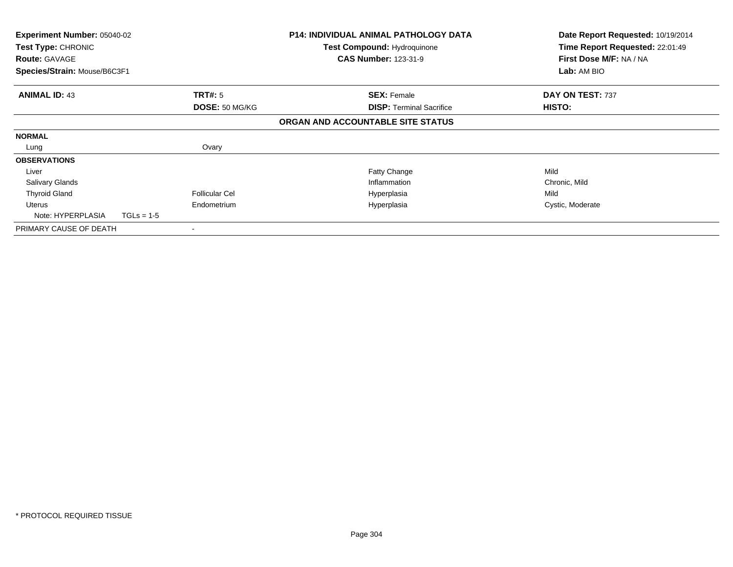| Experiment Number: 05040-02 | P14: INDIVIDUAL ANIMAL PATHOLOGY DATA | Date Report Requested: 10/19/2014 |
|---|---|---|
| Test Type: CHRONIC | Test Compound: Hydroquinone | Time Report Requested: 22:01:49 |
| Route: GAVAGE | CAS Number: 123-31-9 | First Dose M/F: NA / NA |
| Species/Strain: Mouse/B6C3F1 | | Lab: AM BIO |

| ANIMAL ID: 43 | TRT#: 5 | SEX: Female | DAY ON TEST: 737 |
|---|---|---|---|
| | DOSE: 50 MG/KG | DISP: Terminal Sacrifice | HISTO: |

**ORGAN AND ACCOUNTABLE SITE STATUS**

| | | | |
|---|---|---|---|
| **NORMAL** | | | |
| Lung | Ovary | | |
| **OBSERVATIONS** | | | |
| Liver | | Fatty Change | Mild |
| Salivary Glands | | Inflammation | Chronic, Mild |
| Thyroid Gland | Follicular Cel | Hyperplasia | Mild |
| Uterus | Endometrium | Hyperplasia | Cystic, Moderate |
| Note: HYPERPLASIA TGLs = 1-5 | | | |
| PRIMARY CAUSE OF DEATH | - | | |

\* PROTOCOL REQUIRED TISSUE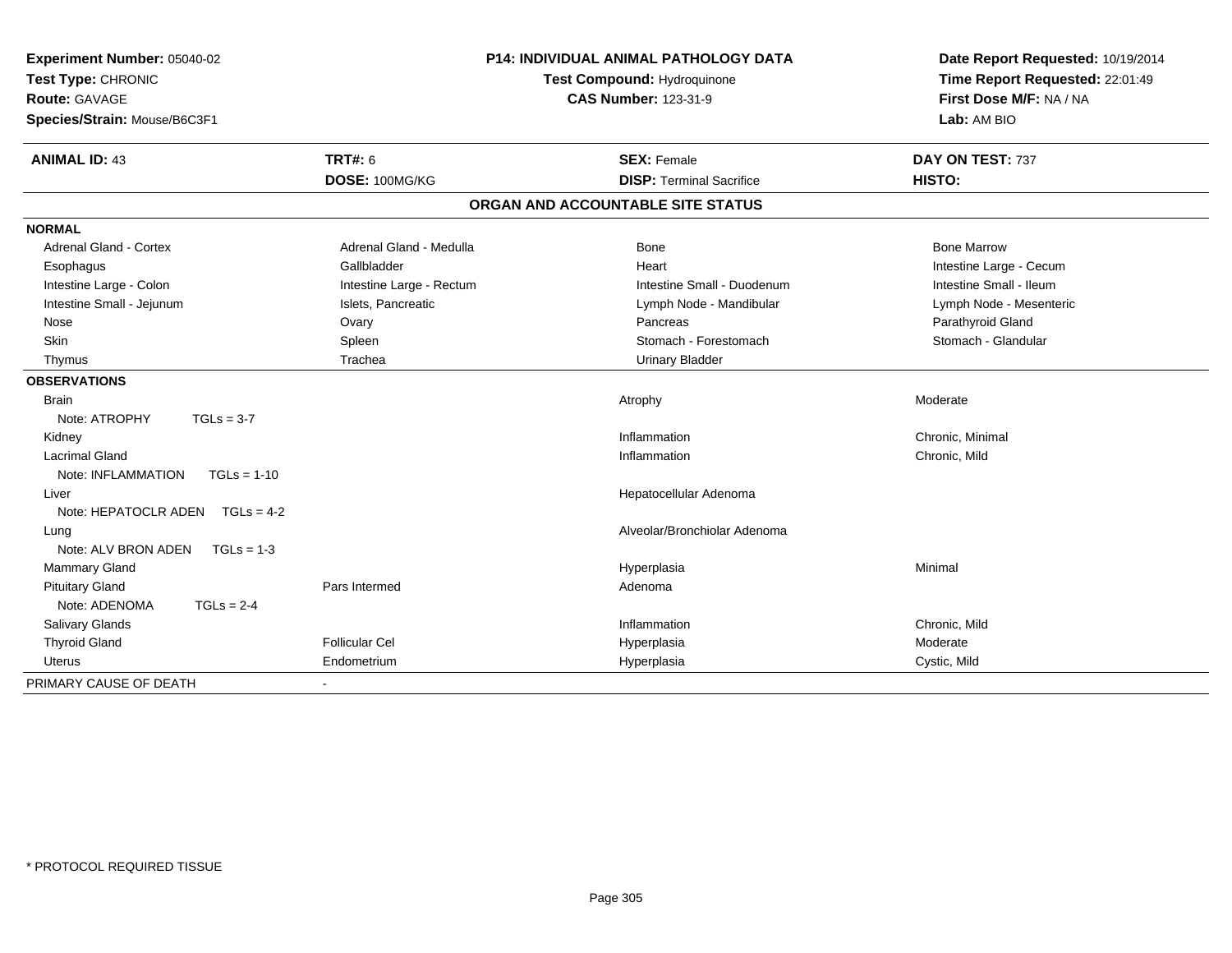**Experiment Number:** 05040-02
**Test Type:** CHRONIC
**Route:** GAVAGE
**Species/Strain:** Mouse/B6C3F1

**P14: INDIVIDUAL ANIMAL PATHOLOGY DATA**
**Test Compound:** Hydroquinone
**CAS Number:** 123-31-9

**Date Report Requested:** 10/19/2014
**Time Report Requested:** 22:01:49
**First Dose M/F:** NA / NA
**Lab:** AM BIO

| **ANIMAL ID:** 43 | **TRT#:** 6 | **SEX:** Female | **DAY ON TEST:** 737 |
|---|---|---|---|
| | **DOSE:** 100MG/KG | **DISP:** Terminal Sacrifice | **HISTO:** |

## ORGAN AND ACCOUNTABLE SITE STATUS

| | | | |
|---|---|---|---|
| **NORMAL** | | | |
| Adrenal Gland - Cortex | Adrenal Gland - Medulla | Bone | Bone Marrow |
| Esophagus | Gallbladder | Heart | Intestine Large - Cecum |
| Intestine Large - Colon | Intestine Large - Rectum | Intestine Small - Duodenum | Intestine Small - Ileum |
| Intestine Small - Jejunum | Islets, Pancreatic | Lymph Node - Mandibular | Lymph Node - Mesenteric |
| Nose | Ovary | Pancreas | Parathyroid Gland |
| Skin | Spleen | Stomach - Forestomach | Stomach - Glandular |
| Thymus | Trachea | Urinary Bladder | |
| **OBSERVATIONS** | | | |
| Brain | | Atrophy | Moderate |
| Note: ATROPHY TGLs = 3-7 | | | |
| Kidney | | Inflammation | Chronic, Minimal |
| Lacrimal Gland | | Inflammation | Chronic, Mild |
| Note: INFLAMMATION TGLs = 1-10 | | | |
| Liver | | Hepatocellular Adenoma | |
| Note: HEPATOCLR ADEN TGLs = 4-2 | | | |
| Lung | | Alveolar/Bronchiolar Adenoma | |
| Note: ALV BRON ADEN TGLs = 1-3 | | | |
| Mammary Gland | | Hyperplasia | Minimal |
| Pituitary Gland | Pars Intermed | Adenoma | |
| Note: ADENOMA TGLs = 2-4 | | | |
| Salivary Glands | | Inflammation | Chronic, Mild |
| Thyroid Gland | Follicular Cel | Hyperplasia | Moderate |
| Uterus | Endometrium | Hyperplasia | Cystic, Mild |
| PRIMARY CAUSE OF DEATH | - | | |

\* PROTOCOL REQUIRED TISSUE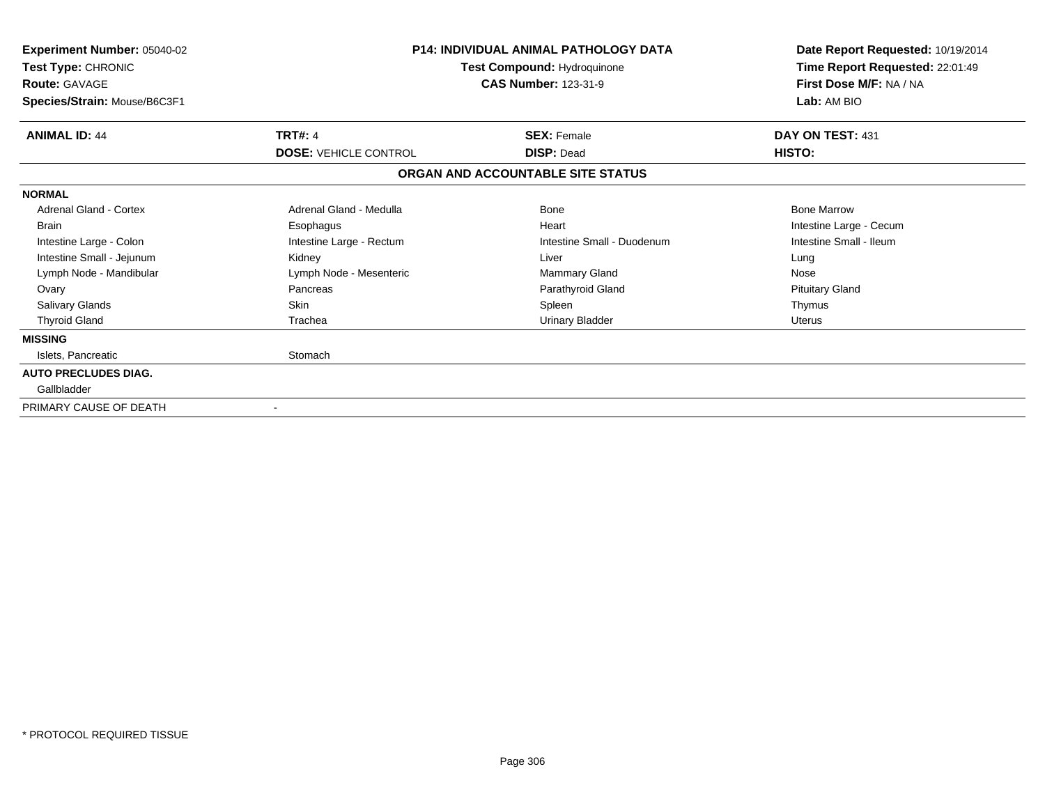**Experiment Number:** 05040-02
**Test Type:** CHRONIC
**Route:** GAVAGE
**Species/Strain:** Mouse/B6C3F1

**P14: INDIVIDUAL ANIMAL PATHOLOGY DATA**
**Test Compound:** Hydroquinone
**CAS Number:** 123-31-9

**Date Report Requested:** 10/19/2014
**Time Report Requested:** 22:01:49
**First Dose M/F:** NA / NA
**Lab:** AM BIO

| **ANIMAL ID:** 44 | **TRT#:** 4 | **SEX:** Female | **DAY ON TEST:** 431 |
|---|---|---|---|
| | **DOSE:** VEHICLE CONTROL | **DISP:** Dead | **HISTO:** |

### ORGAN AND ACCOUNTABLE SITE STATUS

| | | | |
|---|---|---|---|
| **NORMAL** | | | |
| Adrenal Gland - Cortex | Adrenal Gland - Medulla | Bone | Bone Marrow |
| Brain | Esophagus | Heart | Intestine Large - Cecum |
| Intestine Large - Colon | Intestine Large - Rectum | Intestine Small - Duodenum | Intestine Small - Ileum |
| Intestine Small - Jejunum | Kidney | Liver | Lung |
| Lymph Node - Mandibular | Lymph Node - Mesenteric | Mammary Gland | Nose |
| Ovary | Pancreas | Parathyroid Gland | Pituitary Gland |
| Salivary Glands | Skin | Spleen | Thymus |
| Thyroid Gland | Trachea | Urinary Bladder | Uterus |
| **MISSING** | | | |
| Islets, Pancreatic | Stomach | | |
| **AUTO PRECLUDES DIAG.** | | | |
| Gallbladder | | | |
| PRIMARY CAUSE OF DEATH | - | | |

* PROTOCOL REQUIRED TISSUE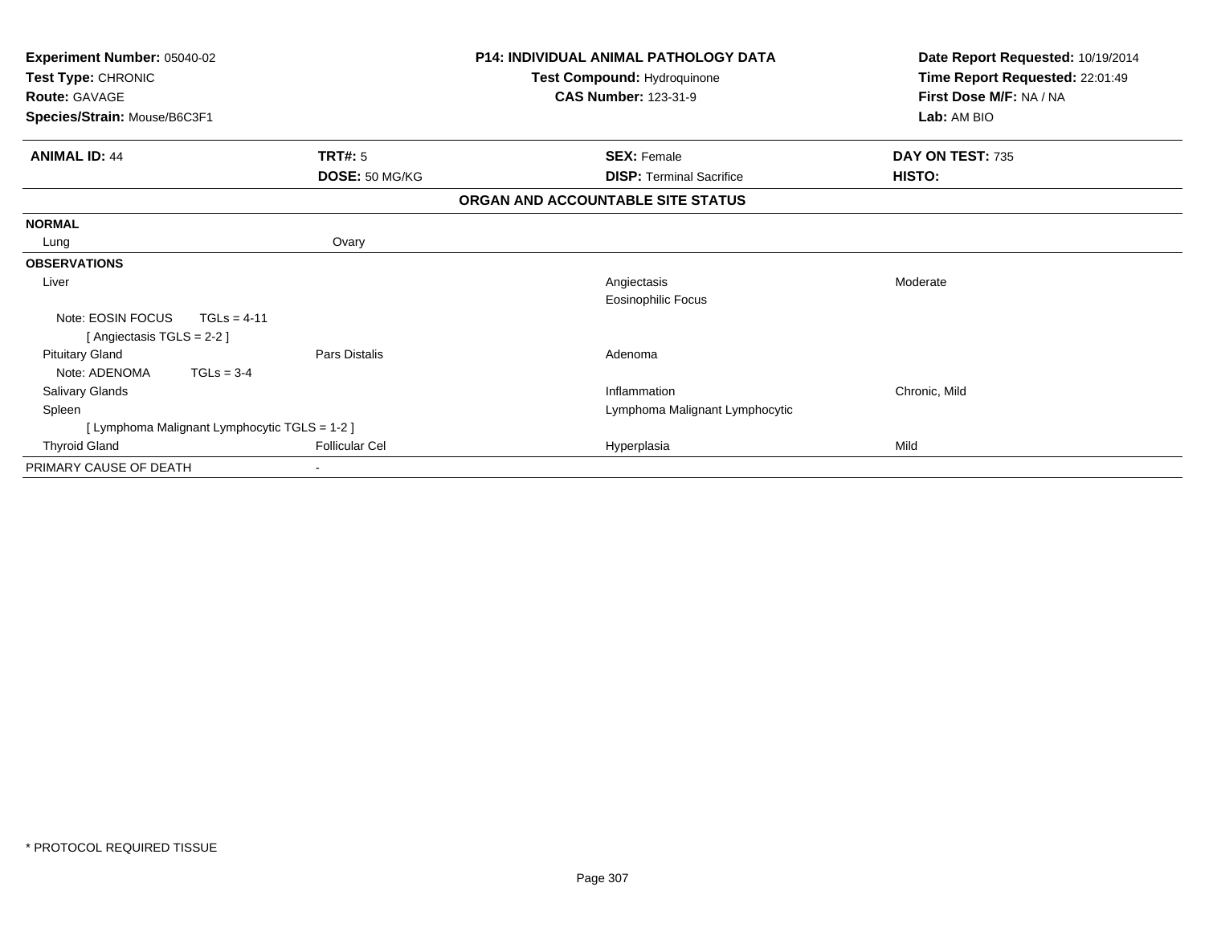**Experiment Number:** 05040-02
**Test Type:** CHRONIC
**Route:** GAVAGE
**Species/Strain:** Mouse/B6C3F1

**P14: INDIVIDUAL ANIMAL PATHOLOGY DATA**
**Test Compound:** Hydroquinone
**CAS Number:** 123-31-9

**Date Report Requested:** 10/19/2014
**Time Report Requested:** 22:01:49
**First Dose M/F:** NA / NA
**Lab:** AM BIO

| **ANIMAL ID:** 44 | **TRT#:** 5 | **SEX:** Female | **DAY ON TEST:** 735 |
|---|---|---|---|
| | **DOSE:** 50 MG/KG | **DISP:** Terminal Sacrifice | **HISTO:** |

**ORGAN AND ACCOUNTABLE SITE STATUS**

| | | | |
|---|---|---|---|
| **NORMAL** | | | |
| Lung | Ovary | | |
| **OBSERVATIONS** | | | |
| Liver | | Angiectasis | Moderate |
| | | Eosinophilic Focus | |
| Note: EOSIN FOCUS TGLs = 4-11 | | | |
| [ Angiectasis TGLS = 2-2 ] | | | |
| Pituitary Gland | Pars Distalis | Adenoma | |
| Note: ADENOMA TGLs = 3-4 | | | |
| Salivary Glands | | Inflammation | Chronic, Mild |
| Spleen | | Lymphoma Malignant Lymphocytic | |
| [ Lymphoma Malignant Lymphocytic TGLS = 1-2 ] | | | |
| Thyroid Gland | Follicular Cel | Hyperplasia | Mild |
| PRIMARY CAUSE OF DEATH | - | | |

* PROTOCOL REQUIRED TISSUE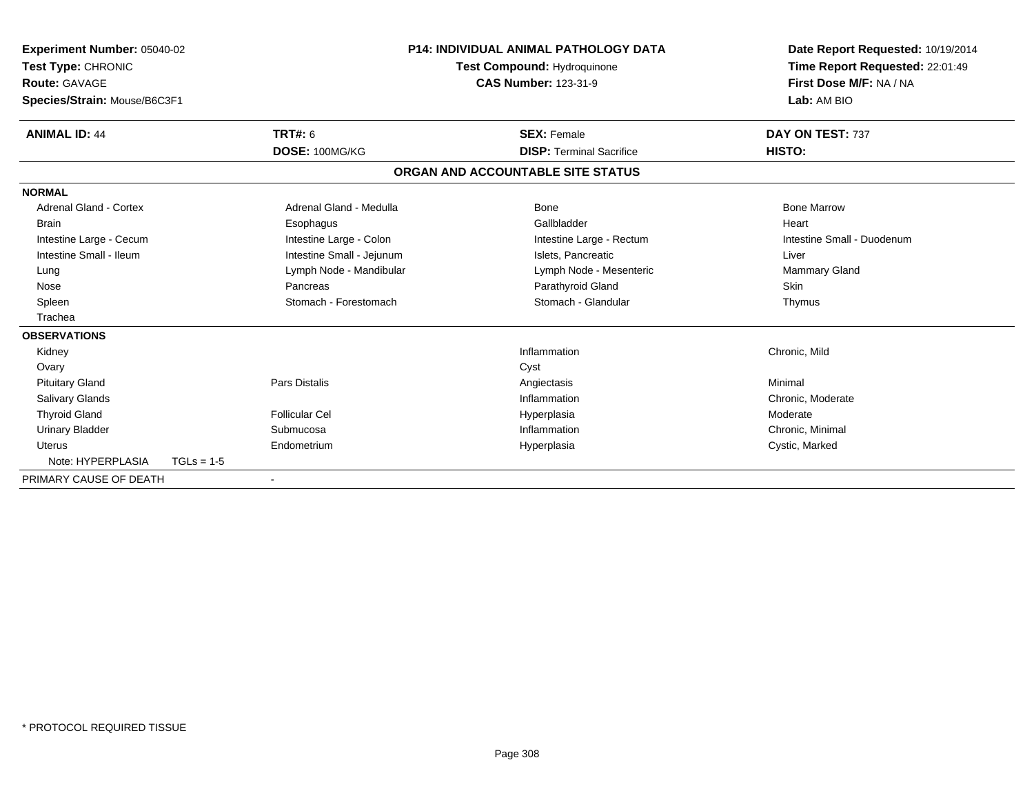**Experiment Number:** 05040-02
**Test Type:** CHRONIC
**Route:** GAVAGE
**Species/Strain:** Mouse/B6C3F1

**P14: INDIVIDUAL ANIMAL PATHOLOGY DATA**
**Test Compound:** Hydroquinone
**CAS Number:** 123-31-9

**Date Report Requested:** 10/19/2014
**Time Report Requested:** 22:01:49
**First Dose M/F:** NA / NA
**Lab:** AM BIO

| **ANIMAL ID:** 44 | **TRT#:** 6 | **SEX:** Female | **DAY ON TEST:** 737 |
|---|---|---|---|
| | **DOSE:** 100MG/KG | **DISP:** Terminal Sacrifice | **HISTO:** |

## ORGAN AND ACCOUNTABLE SITE STATUS

| | | | |
|---|---|---|---|
| **NORMAL** | | | |
| Adrenal Gland - Cortex | Adrenal Gland - Medulla | Bone | Bone Marrow |
| Brain | Esophagus | Gallbladder | Heart |
| Intestine Large - Cecum | Intestine Large - Colon | Intestine Large - Rectum | Intestine Small - Duodenum |
| Intestine Small - Ileum | Intestine Small - Jejunum | Islets, Pancreatic | Liver |
| Lung | Lymph Node - Mandibular | Lymph Node - Mesenteric | Mammary Gland |
| Nose | Pancreas | Parathyroid Gland | Skin |
| Spleen | Stomach - Forestomach | Stomach - Glandular | Thymus |
| Trachea | | | |
| **OBSERVATIONS** | | | |
| Kidney | | Inflammation | Chronic, Mild |
| Ovary | | Cyst | |
| Pituitary Gland | Pars Distalis | Angiectasis | Minimal |
| Salivary Glands | | Inflammation | Chronic, Moderate |
| Thyroid Gland | Follicular Cel | Hyperplasia | Moderate |
| Urinary Bladder | Submucosa | Inflammation | Chronic, Minimal |
| Uterus | Endometrium | Hyperplasia | Cystic, Marked |
| Note: HYPERPLASIA TGLs = 1-5 | | | |
| PRIMARY CAUSE OF DEATH | - | | |

* PROTOCOL REQUIRED TISSUE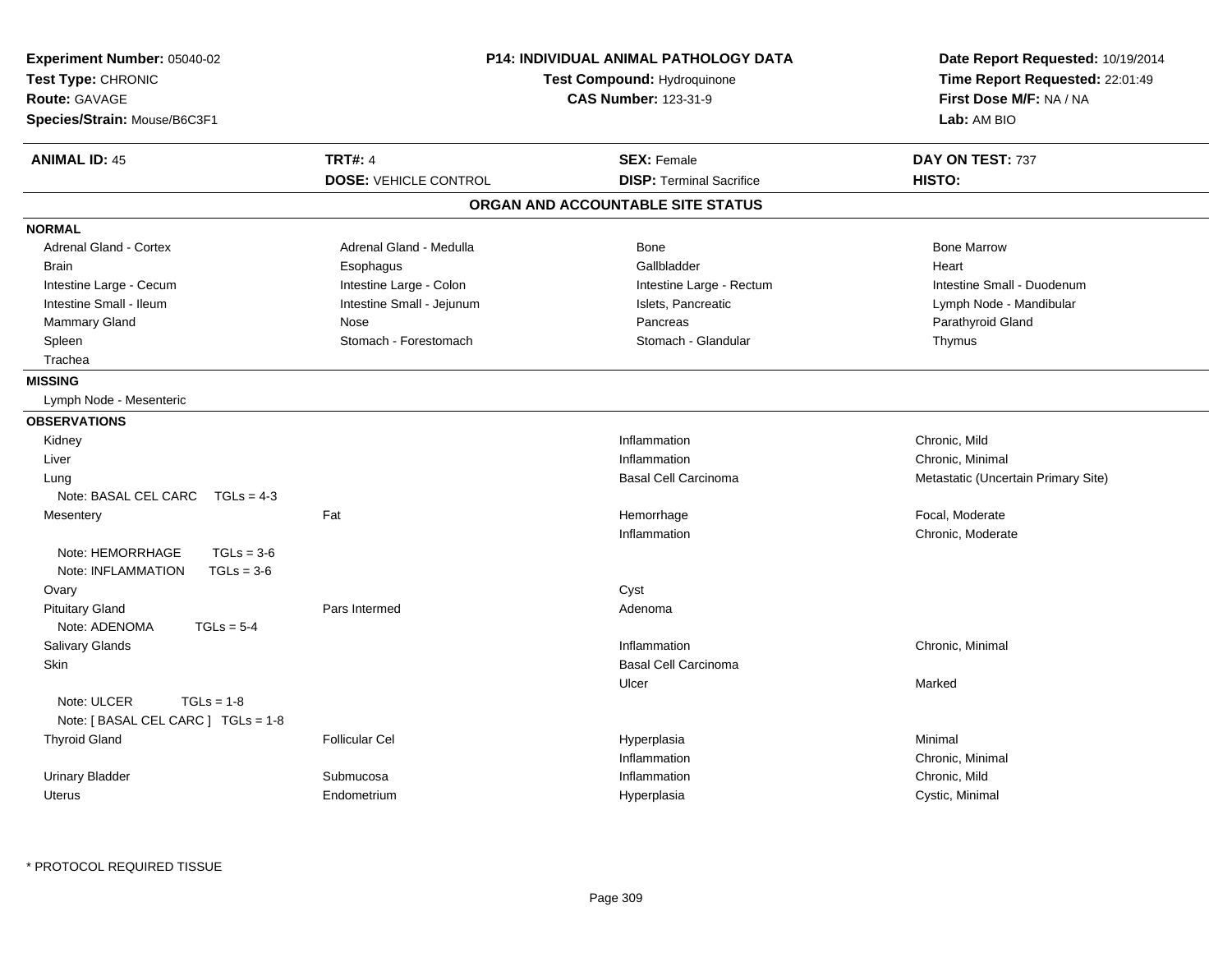**Experiment Number:** 05040-02
**Test Type:** CHRONIC
**Route:** GAVAGE
**Species/Strain:** Mouse/B6C3F1

**P14: INDIVIDUAL ANIMAL PATHOLOGY DATA**
**Test Compound:** Hydroquinone
**CAS Number:** 123-31-9

**Date Report Requested:** 10/19/2014
**Time Report Requested:** 22:01:49
**First Dose M/F:** NA / NA
**Lab:** AM BIO

| **ANIMAL ID:** 45 | **TRT#:** 4 | **SEX:** Female | **DAY ON TEST:** 737 |
|---|---|---|---|
| | **DOSE:** VEHICLE CONTROL | **DISP:** Terminal Sacrifice | **HISTO:** |

## ORGAN AND ACCOUNTABLE SITE STATUS

**NORMAL**

| | | | |
|---|---|---|---|
| Adrenal Gland - Cortex | Adrenal Gland - Medulla | Bone | Bone Marrow |
| Brain | Esophagus | Gallbladder | Heart |
| Intestine Large - Cecum | Intestine Large - Colon | Intestine Large - Rectum | Intestine Small - Duodenum |
| Intestine Small - Ileum | Intestine Small - Jejunum | Islets, Pancreatic | Lymph Node - Mandibular |
| Mammary Gland | Nose | Pancreas | Parathyroid Gland |
| Spleen | Stomach - Forestomach | Stomach - Glandular | Thymus |
| Trachea | | | |

**MISSING**

Lymph Node - Mesenteric

**OBSERVATIONS**

| | | | |
|---|---|---|---|
| Kidney | | Inflammation | Chronic, Mild |
| Liver | | Inflammation | Chronic, Minimal |
| Lung | | Basal Cell Carcinoma | Metastatic (Uncertain Primary Site) |
| Note: BASAL CEL CARC TGLs = 4-3 | | | |
| Mesentery | Fat | Hemorrhage | Focal, Moderate |
| | | Inflammation | Chronic, Moderate |
| Note: HEMORRHAGE TGLs = 3-6 | | | |
| Note: INFLAMMATION TGLs = 3-6 | | | |
| Ovary | | Cyst | |
| Pituitary Gland | Pars Intermed | Adenoma | |
| Note: ADENOMA TGLs = 5-4 | | | |
| Salivary Glands | | Inflammation | Chronic, Minimal |
| Skin | | Basal Cell Carcinoma | |
| | | Ulcer | Marked |
| Note: ULCER TGLs = 1-8 | | | |
| Note: [ BASAL CEL CARC ] TGLs = 1-8 | | | |
| Thyroid Gland | Follicular Cel | Hyperplasia | Minimal |
| | | Inflammation | Chronic, Minimal |
| Urinary Bladder | Submucosa | Inflammation | Chronic, Mild |
| Uterus | Endometrium | Hyperplasia | Cystic, Minimal |

* PROTOCOL REQUIRED TISSUE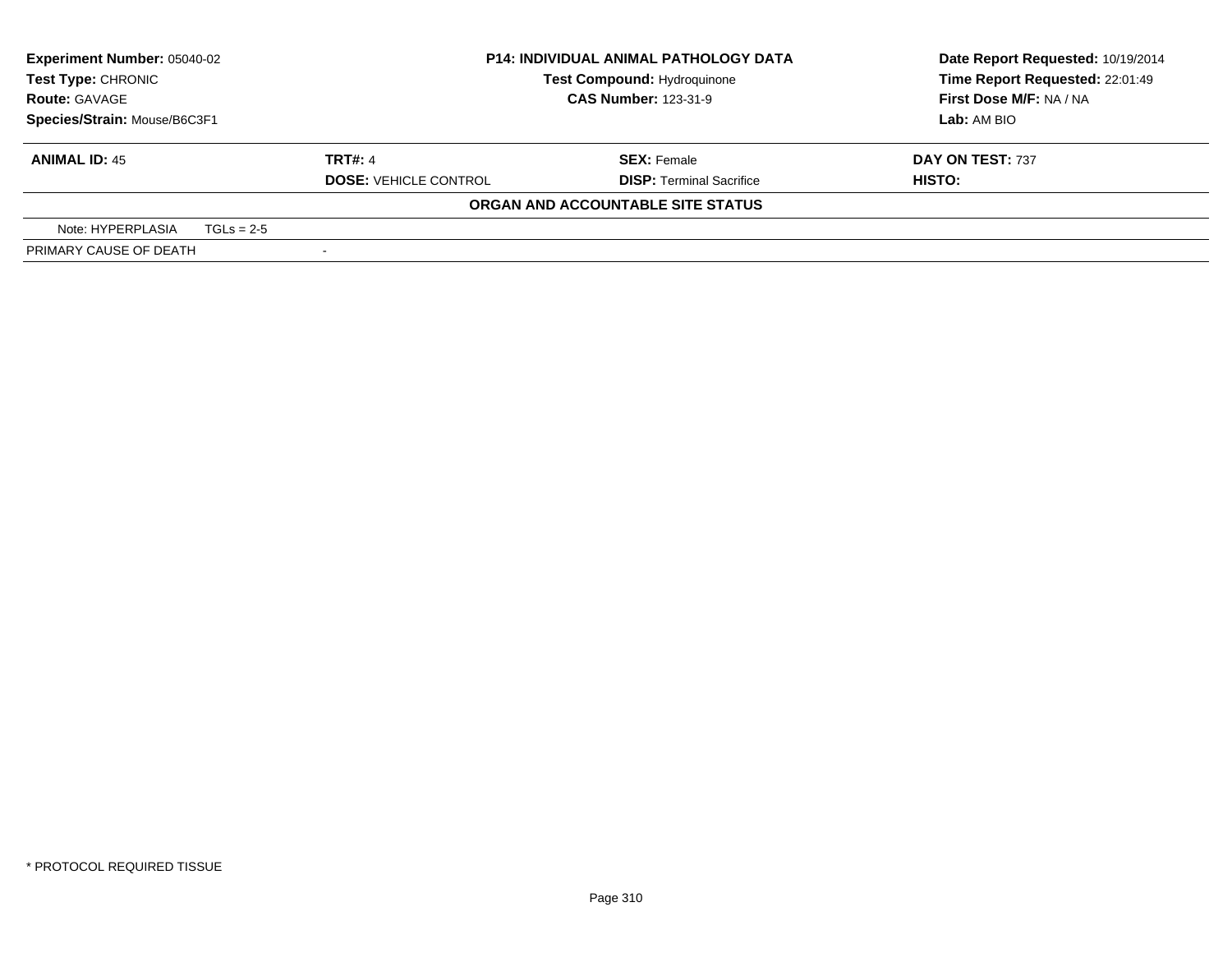| **Experiment Number:** 05040-02 | **P14: INDIVIDUAL ANIMAL PATHOLOGY DATA** | **Date Report Requested:** 10/19/2014 |
|---|---|---|
| **Test Type:** CHRONIC | **Test Compound:** Hydroquinone | **Time Report Requested:** 22:01:49 |
| **Route:** GAVAGE | **CAS Number:** 123-31-9 | **First Dose M/F:** NA / NA |
| **Species/Strain:** Mouse/B6C3F1 | | **Lab:** AM BIO |

| **ANIMAL ID:** 45 | **TRT#:** 4 | **SEX:** Female | **DAY ON TEST:** 737 |
|---|---|---|---|
| | **DOSE:** VEHICLE CONTROL | **DISP:** Terminal Sacrifice | **HISTO:** |

**ORGAN AND ACCOUNTABLE SITE STATUS**

| Note: HYPERPLASIA | TGLs = 2-5 |
|---|---|
| PRIMARY CAUSE OF DEATH | - |

* PROTOCOL REQUIRED TISSUE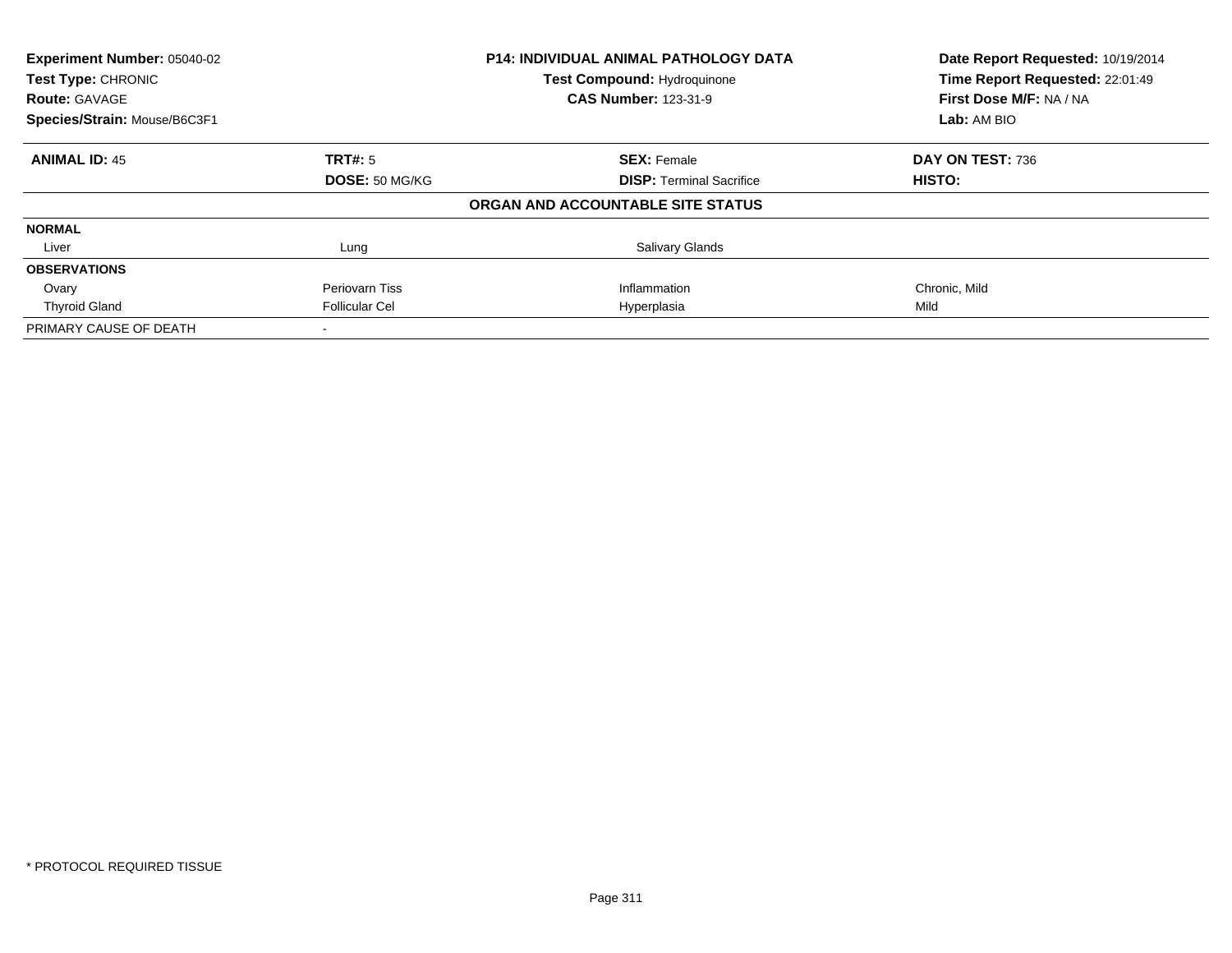| **Experiment Number:** 05040-02 | **P14: INDIVIDUAL ANIMAL PATHOLOGY DATA** | | **Date Report Requested:** 10/19/2014 |
|---|---|---|---|
| **Test Type:** CHRONIC | **Test Compound:** Hydroquinone | | **Time Report Requested:** 22:01:49 |
| **Route:** GAVAGE | **CAS Number:** 123-31-9 | | **First Dose M/F:** NA / NA |
| **Species/Strain:** Mouse/B6C3F1 | | | **Lab:** AM BIO |

| **ANIMAL ID:** 45 | **TRT#:** 5 | **SEX:** Female | **DAY ON TEST:** 736 |
|---|---|---|---|
| | **DOSE:** 50 MG/KG | **DISP:** Terminal Sacrifice | **HISTO:** |
| | | **ORGAN AND ACCOUNTABLE SITE STATUS** | |
| **NORMAL** | | | |
| Liver | Lung | Salivary Glands | |
| **OBSERVATIONS** | | | |
| Ovary | Periovarn Tiss | Inflammation | Chronic, Mild |
| Thyroid Gland | Follicular Cel | Hyperplasia | Mild |
| PRIMARY CAUSE OF DEATH | - | | |

* PROTOCOL REQUIRED TISSUE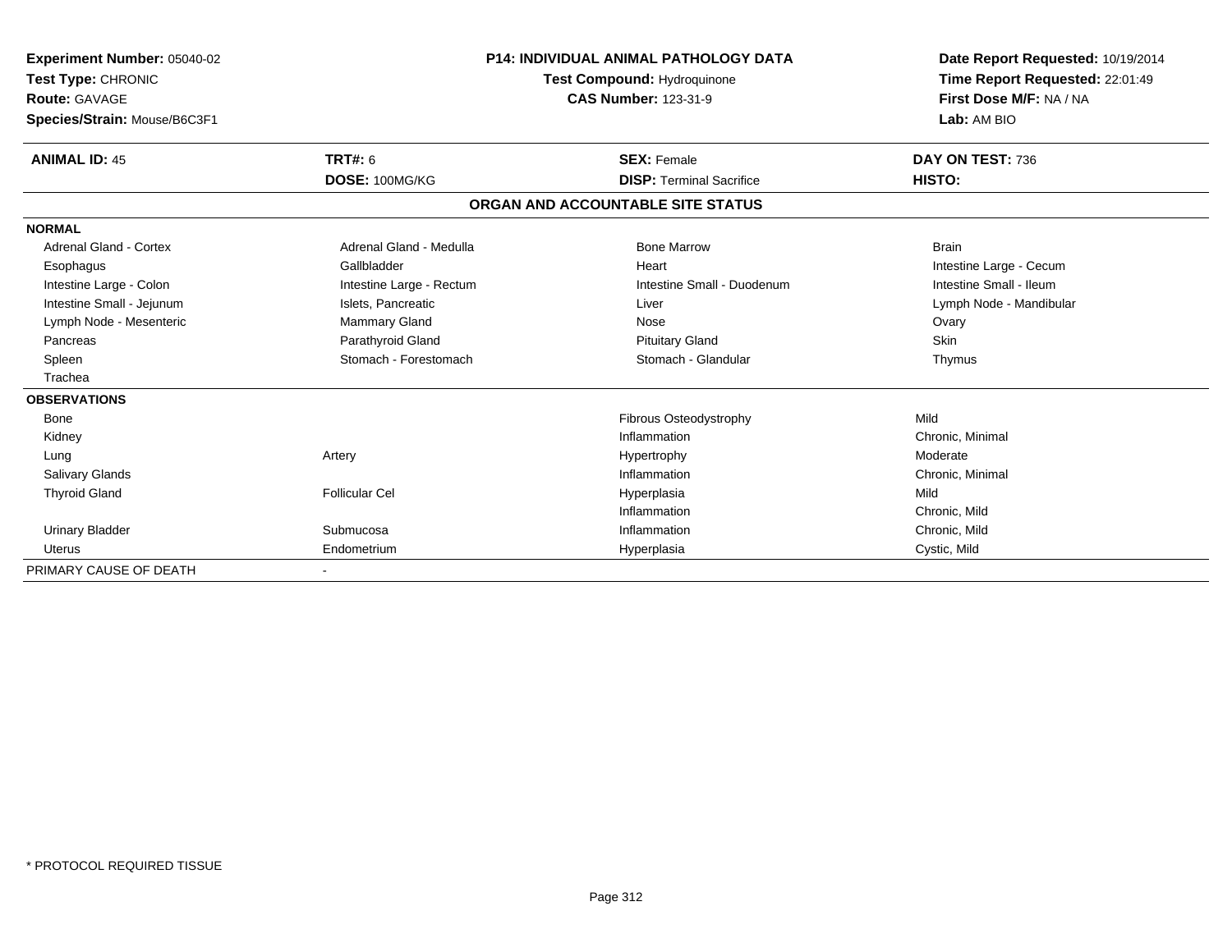**Experiment Number:** 05040-02
**Test Type:** CHRONIC
**Route:** GAVAGE
**Species/Strain:** Mouse/B6C3F1

**P14: INDIVIDUAL ANIMAL PATHOLOGY DATA**
**Test Compound:** Hydroquinone
**CAS Number:** 123-31-9

**Date Report Requested:** 10/19/2014
**Time Report Requested:** 22:01:49
**First Dose M/F:** NA / NA
**Lab:** AM BIO

| **ANIMAL ID:** 45 | **TRT#:** 6 | **SEX:** Female | **DAY ON TEST:** 736 |
|---|---|---|---|
| | **DOSE:** 100MG/KG | **DISP:** Terminal Sacrifice | **HISTO:** |

**ORGAN AND ACCOUNTABLE SITE STATUS**

| | | | |
|---|---|---|---|
| **NORMAL** | | | |
| Adrenal Gland - Cortex | Adrenal Gland - Medulla | Bone Marrow | Brain |
| Esophagus | Gallbladder | Heart | Intestine Large - Cecum |
| Intestine Large - Colon | Intestine Large - Rectum | Intestine Small - Duodenum | Intestine Small - Ileum |
| Intestine Small - Jejunum | Islets, Pancreatic | Liver | Lymph Node - Mandibular |
| Lymph Node - Mesenteric | Mammary Gland | Nose | Ovary |
| Pancreas | Parathyroid Gland | Pituitary Gland | Skin |
| Spleen | Stomach - Forestomach | Stomach - Glandular | Thymus |
| Trachea | | | |
| **OBSERVATIONS** | | | |
| Bone | | Fibrous Osteodystrophy | Mild |
| Kidney | | Inflammation | Chronic, Minimal |
| Lung | Artery | Hypertrophy | Moderate |
| Salivary Glands | | Inflammation | Chronic, Minimal |
| Thyroid Gland | Follicular Cel | Hyperplasia | Mild |
| | | Inflammation | Chronic, Mild |
| Urinary Bladder | Submucosa | Inflammation | Chronic, Mild |
| Uterus | Endometrium | Hyperplasia | Cystic, Mild |
| PRIMARY CAUSE OF DEATH | - | | |

* PROTOCOL REQUIRED TISSUE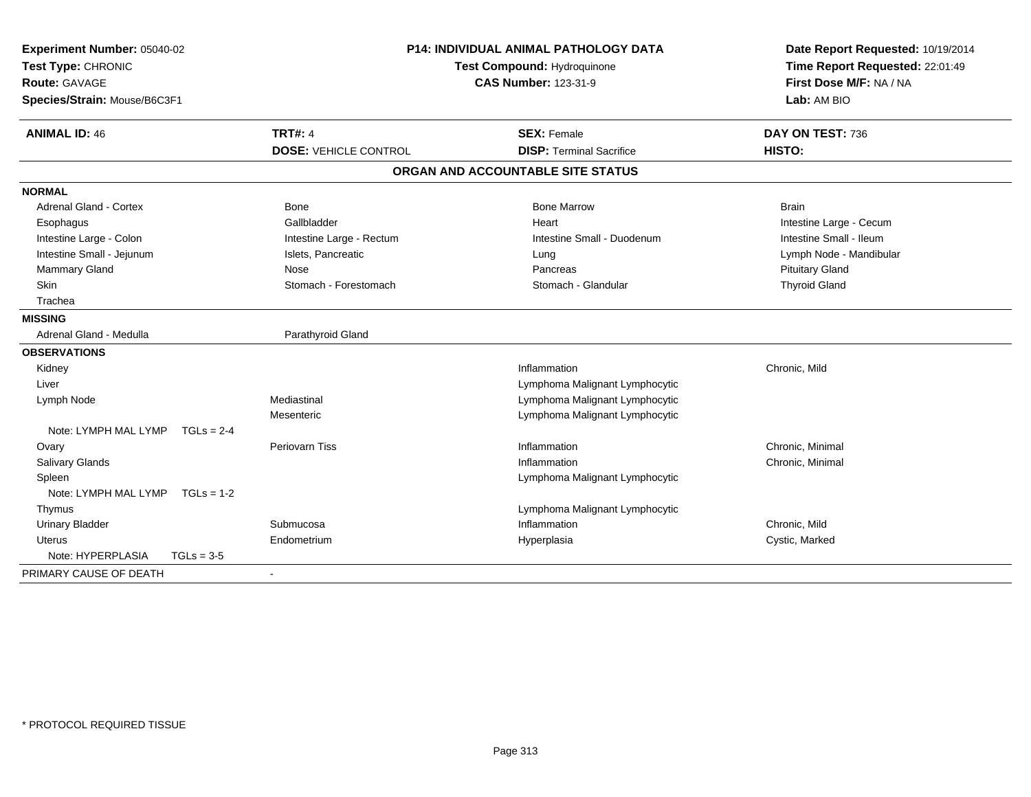**Experiment Number:** 05040-02
**Test Type:** CHRONIC
**Route:** GAVAGE
**Species/Strain:** Mouse/B6C3F1

**P14: INDIVIDUAL ANIMAL PATHOLOGY DATA**
**Test Compound:** Hydroquinone
**CAS Number:** 123-31-9

**Date Report Requested:** 10/19/2014
**Time Report Requested:** 22:01:49
**First Dose M/F:** NA / NA
**Lab:** AM BIO

| **ANIMAL ID:** 46 | **TRT#:** 4 | **SEX:** Female | **DAY ON TEST:** 736 |
|---|---|---|---|
| | **DOSE:** VEHICLE CONTROL | **DISP:** Terminal Sacrifice | **HISTO:** |

## ORGAN AND ACCOUNTABLE SITE STATUS

| | | | |
|---|---|---|---|
| **NORMAL** | | | |
| Adrenal Gland - Cortex | Bone | Bone Marrow | Brain |
| Esophagus | Gallbladder | Heart | Intestine Large - Cecum |
| Intestine Large - Colon | Intestine Large - Rectum | Intestine Small - Duodenum | Intestine Small - Ileum |
| Intestine Small - Jejunum | Islets, Pancreatic | Lung | Lymph Node - Mandibular |
| Mammary Gland | Nose | Pancreas | Pituitary Gland |
| Skin | Stomach - Forestomach | Stomach - Glandular | Thyroid Gland |
| Trachea | | | |
| **MISSING** | | | |
| Adrenal Gland - Medulla | Parathyroid Gland | | |
| **OBSERVATIONS** | | | |
| Kidney | | Inflammation | Chronic, Mild |
| Liver | | Lymphoma Malignant Lymphocytic | |
| Lymph Node | Mediastinal | Lymphoma Malignant Lymphocytic | |
| | Mesenteric | Lymphoma Malignant Lymphocytic | |
| Note: LYMPH MAL LYMP TGLs = 2-4 | | | |
| Ovary | Periovarn Tiss | Inflammation | Chronic, Minimal |
| Salivary Glands | | Inflammation | Chronic, Minimal |
| Spleen | | Lymphoma Malignant Lymphocytic | |
| Note: LYMPH MAL LYMP TGLs = 1-2 | | | |
| Thymus | | Lymphoma Malignant Lymphocytic | |
| Urinary Bladder | Submucosa | Inflammation | Chronic, Mild |
| Uterus | Endometrium | Hyperplasia | Cystic, Marked |
| Note: HYPERPLASIA TGLs = 3-5 | | | |
| PRIMARY CAUSE OF DEATH | - | | |

* PROTOCOL REQUIRED TISSUE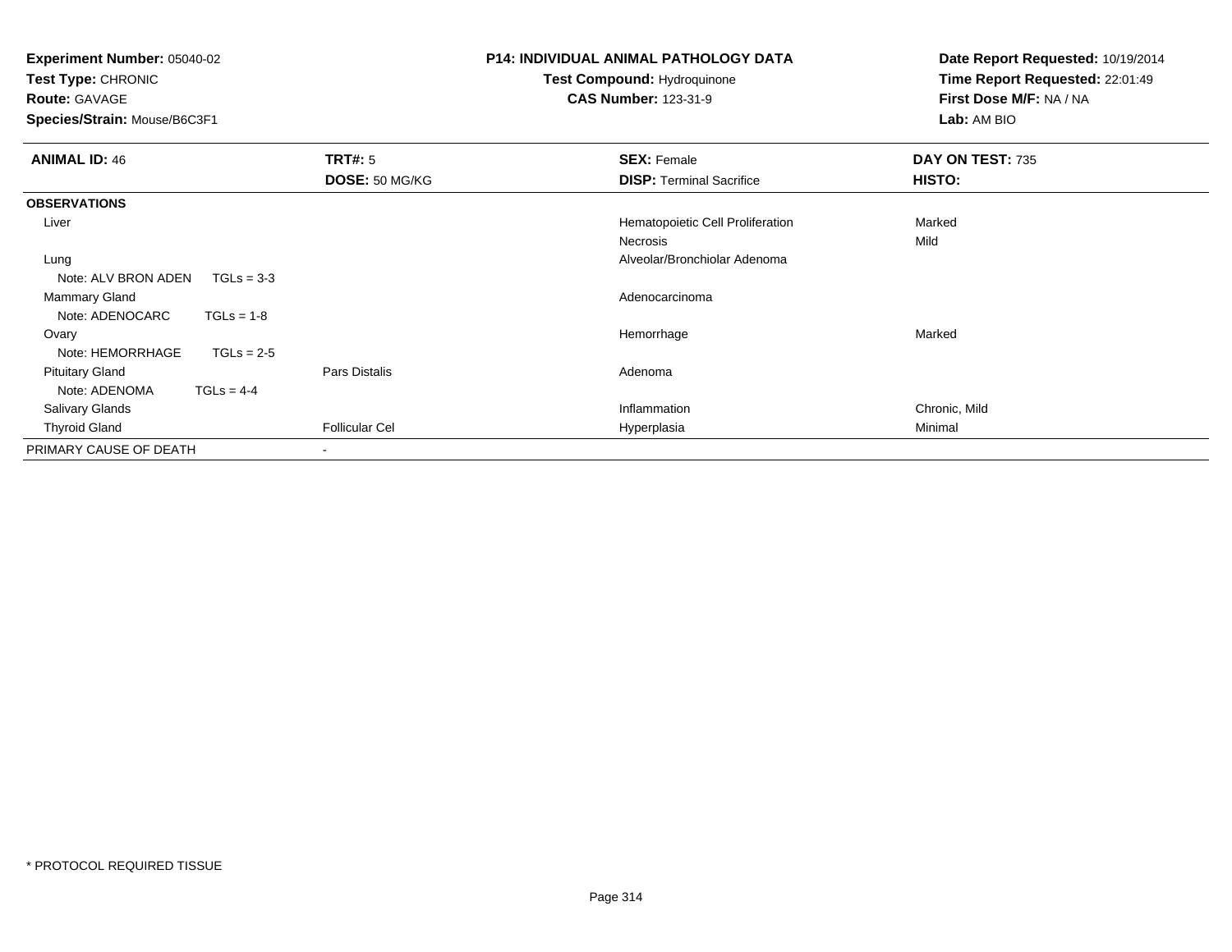**Experiment Number:** 05040-02
**Test Type:** CHRONIC
**Route:** GAVAGE
**Species/Strain:** Mouse/B6C3F1

**P14: INDIVIDUAL ANIMAL PATHOLOGY DATA**
**Test Compound:** Hydroquinone
**CAS Number:** 123-31-9

**Date Report Requested:** 10/19/2014
**Time Report Requested:** 22:01:49
**First Dose M/F:** NA / NA
**Lab:** AM BIO

| **ANIMAL ID:** 46 | **TRT#:** 5 | **SEX:** Female | **DAY ON TEST:** 735 |
|---|---|---|---|
| | **DOSE:** 50 MG/KG | **DISP:** Terminal Sacrifice | **HISTO:** |
| **OBSERVATIONS** | | | |
| Liver | | Hematopoietic Cell Proliferation | Marked |
| | | Necrosis | Mild |
| Lung | | Alveolar/Bronchiolar Adenoma | |
| Note: ALV BRON ADEN TGLs = 3-3 | | | |
| Mammary Gland | | Adenocarcinoma | |
| Note: ADENOCARC TGLs = 1-8 | | | |
| Ovary | | Hemorrhage | Marked |
| Note: HEMORRHAGE TGLs = 2-5 | | | |
| Pituitary Gland | Pars Distalis | Adenoma | |
| Note: ADENOMA TGLs = 4-4 | | | |
| Salivary Glands | | Inflammation | Chronic, Mild |
| Thyroid Gland | Follicular Cel | Hyperplasia | Minimal |
| PRIMARY CAUSE OF DEATH | - | | |

* PROTOCOL REQUIRED TISSUE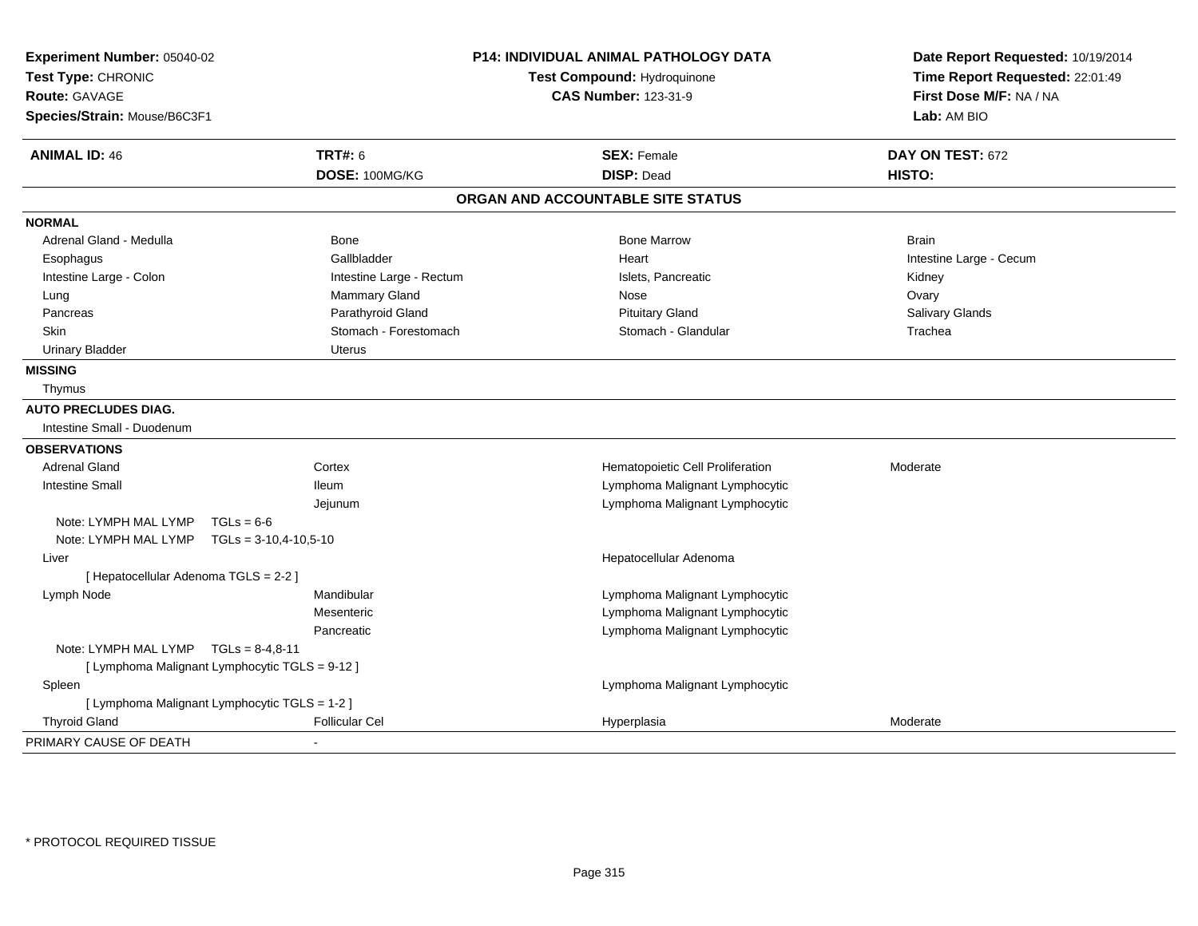**Experiment Number:** 05040-02
**Test Type:** CHRONIC
**Route:** GAVAGE
**Species/Strain:** Mouse/B6C3F1

**P14: INDIVIDUAL ANIMAL PATHOLOGY DATA**
**Test Compound:** Hydroquinone
**CAS Number:** 123-31-9

**Date Report Requested:** 10/19/2014
**Time Report Requested:** 22:01:49
**First Dose M/F:** NA / NA
**Lab:** AM BIO

| **ANIMAL ID:** 46 | **TRT#:** 6 | **SEX:** Female | **DAY ON TEST:** 672 |
|---|---|---|---|
| | **DOSE:** 100MG/KG | **DISP:** Dead | **HISTO:** |

## ORGAN AND ACCOUNTABLE SITE STATUS

**NORMAL**

| | | | |
|---|---|---|---|
| Adrenal Gland - Medulla | Bone | Bone Marrow | Brain |
| Esophagus | Gallbladder | Heart | Intestine Large - Cecum |
| Intestine Large - Colon | Intestine Large - Rectum | Islets, Pancreatic | Kidney |
| Lung | Mammary Gland | Nose | Ovary |
| Pancreas | Parathyroid Gland | Pituitary Gland | Salivary Glands |
| Skin | Stomach - Forestomach | Stomach - Glandular | Trachea |
| Urinary Bladder | Uterus | | |

**MISSING**

Thymus

**AUTO PRECLUDES DIAG.**

Intestine Small - Duodenum

**OBSERVATIONS**

| | | | |
|---|---|---|---|
| Adrenal Gland | Cortex | Hematopoietic Cell Proliferation | Moderate |
| Intestine Small | Ileum | Lymphoma Malignant Lymphocytic | |
| | Jejunum | Lymphoma Malignant Lymphocytic | |
| Note: LYMPH MAL LYMP TGLs = 6-6 | | | |
| Note: LYMPH MAL LYMP TGLs = 3-10,4-10,5-10 | | | |
| Liver | | Hepatocellular Adenoma | |
| [ Hepatocellular Adenoma TGLS = 2-2 ] | | | |
| Lymph Node | Mandibular | Lymphoma Malignant Lymphocytic | |
| | Mesenteric | Lymphoma Malignant Lymphocytic | |
| | Pancreatic | Lymphoma Malignant Lymphocytic | |
| Note: LYMPH MAL LYMP TGLs = 8-4,8-11 | | | |
| [ Lymphoma Malignant Lymphocytic TGLS = 9-12 ] | | | |
| Spleen | | Lymphoma Malignant Lymphocytic | |
| [ Lymphoma Malignant Lymphocytic TGLS = 1-2 ] | | | |
| Thyroid Gland | Follicular Cel | Hyperplasia | Moderate |

PRIMARY CAUSE OF DEATH -

* PROTOCOL REQUIRED TISSUE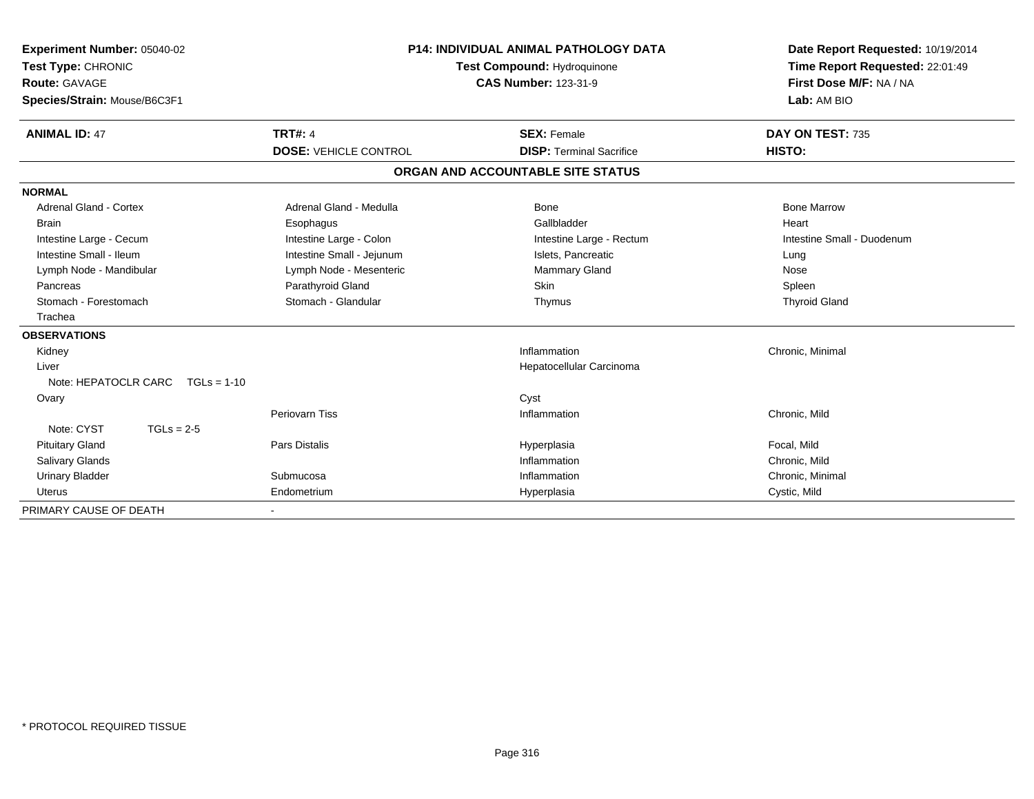**Experiment Number:** 05040-02
**Test Type:** CHRONIC
**Route:** GAVAGE
**Species/Strain:** Mouse/B6C3F1

**P14: INDIVIDUAL ANIMAL PATHOLOGY DATA**
**Test Compound:** Hydroquinone
**CAS Number:** 123-31-9

**Date Report Requested:** 10/19/2014
**Time Report Requested:** 22:01:49
**First Dose M/F:** NA / NA
**Lab:** AM BIO

| **ANIMAL ID:** 47 | **TRT#:** 4 | **SEX:** Female | **DAY ON TEST:** 735 |
|---|---|---|---|
| | **DOSE:** VEHICLE CONTROL | **DISP:** Terminal Sacrifice | **HISTO:** |

**ORGAN AND ACCOUNTABLE SITE STATUS**

| | | | |
|---|---|---|---|
| **NORMAL** | | | |
| Adrenal Gland - Cortex | Adrenal Gland - Medulla | Bone | Bone Marrow |
| Brain | Esophagus | Gallbladder | Heart |
| Intestine Large - Cecum | Intestine Large - Colon | Intestine Large - Rectum | Intestine Small - Duodenum |
| Intestine Small - Ileum | Intestine Small - Jejunum | Islets, Pancreatic | Lung |
| Lymph Node - Mandibular | Lymph Node - Mesenteric | Mammary Gland | Nose |
| Pancreas | Parathyroid Gland | Skin | Spleen |
| Stomach - Forestomach | Stomach - Glandular | Thymus | Thyroid Gland |
| Trachea | | | |
| **OBSERVATIONS** | | | |
| Kidney | | Inflammation | Chronic, Minimal |
| Liver | | Hepatocellular Carcinoma | |
| Note: HEPATOCLR CARC TGLs = 1-10 | | | |
| Ovary | | Cyst | |
| | Periovarn Tiss | Inflammation | Chronic, Mild |
| Note: CYST TGLs = 2-5 | | | |
| Pituitary Gland | Pars Distalis | Hyperplasia | Focal, Mild |
| Salivary Glands | | Inflammation | Chronic, Mild |
| Urinary Bladder | Submucosa | Inflammation | Chronic, Minimal |
| Uterus | Endometrium | Hyperplasia | Cystic, Mild |
| PRIMARY CAUSE OF DEATH | - | | |

\* PROTOCOL REQUIRED TISSUE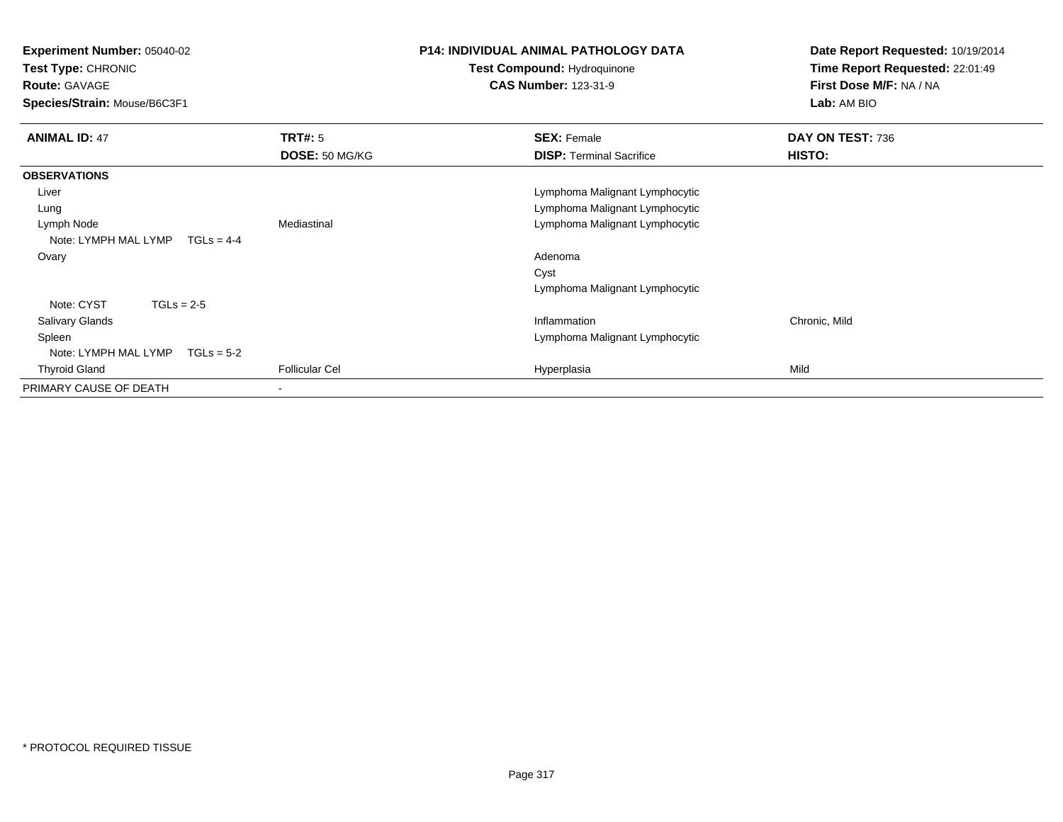**Experiment Number:** 05040-02
**Test Type:** CHRONIC
**Route:** GAVAGE
**Species/Strain:** Mouse/B6C3F1

**P14: INDIVIDUAL ANIMAL PATHOLOGY DATA**
**Test Compound:** Hydroquinone
**CAS Number:** 123-31-9

**Date Report Requested:** 10/19/2014
**Time Report Requested:** 22:01:49
**First Dose M/F:** NA / NA
**Lab:** AM BIO

| **ANIMAL ID:** 47 | **TRT#:** 5 | **SEX:** Female | **DAY ON TEST:** 736 |
|---|---|---|---|
| | **DOSE:** 50 MG/KG | **DISP:** Terminal Sacrifice | **HISTO:** |
| **OBSERVATIONS** | | | |
| Liver | | Lymphoma Malignant Lymphocytic | |
| Lung | | Lymphoma Malignant Lymphocytic | |
| Lymph Node | Mediastinal | Lymphoma Malignant Lymphocytic | |
| Note: LYMPH MAL LYMP TGLs = 4-4 | | | |
| Ovary | | Adenoma | |
| | | Cyst | |
| | | Lymphoma Malignant Lymphocytic | |
| Note: CYST TGLs = 2-5 | | | |
| Salivary Glands | | Inflammation | Chronic, Mild |
| Spleen | | Lymphoma Malignant Lymphocytic | |
| Note: LYMPH MAL LYMP TGLs = 5-2 | | | |
| Thyroid Gland | Follicular Cel | Hyperplasia | Mild |
| PRIMARY CAUSE OF DEATH | - | | |

\* PROTOCOL REQUIRED TISSUE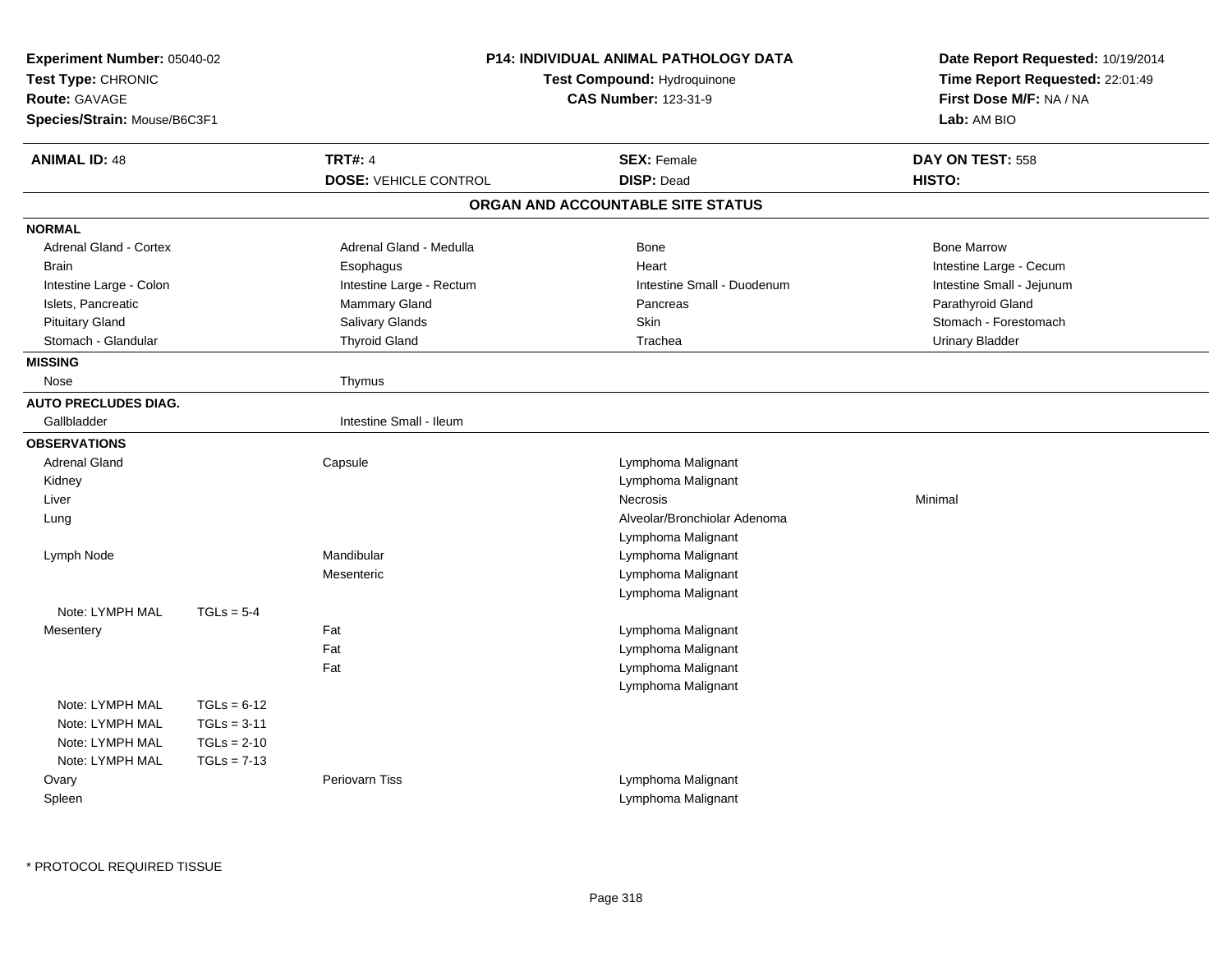**Experiment Number:** 05040-02
**Test Type:** CHRONIC
**Route:** GAVAGE
**Species/Strain:** Mouse/B6C3F1

**P14: INDIVIDUAL ANIMAL PATHOLOGY DATA**
**Test Compound:** Hydroquinone
**CAS Number:** 123-31-9

**Date Report Requested:** 10/19/2014
**Time Report Requested:** 22:01:49
**First Dose M/F:** NA / NA
**Lab:** AM BIO

| **ANIMAL ID:** 48 | **TRT#:** 4 | **SEX:** Female | **DAY ON TEST:** 558 |
|---|---|---|---|
| | **DOSE:** VEHICLE CONTROL | **DISP:** Dead | **HISTO:** |

## ORGAN AND ACCOUNTABLE SITE STATUS

**NORMAL**

| | | | |
|---|---|---|---|
| Adrenal Gland - Cortex | Adrenal Gland - Medulla | Bone | Bone Marrow |
| Brain | Esophagus | Heart | Intestine Large - Cecum |
| Intestine Large - Colon | Intestine Large - Rectum | Intestine Small - Duodenum | Intestine Small - Jejunum |
| Islets, Pancreatic | Mammary Gland | Pancreas | Parathyroid Gland |
| Pituitary Gland | Salivary Glands | Skin | Stomach - Forestomach |
| Stomach - Glandular | Thyroid Gland | Trachea | Urinary Bladder |

**MISSING**

| | |
|---|---|
| Nose | Thymus |

**AUTO PRECLUDES DIAG.**

| | |
|---|---|
| Gallbladder | Intestine Small - Ileum |

**OBSERVATIONS**

| Organ | Site | Observation | Severity |
|---|---|---|---|
| Adrenal Gland | Capsule | Lymphoma Malignant | |
| Kidney | | Lymphoma Malignant | |
| Liver | | Necrosis | Minimal |
| Lung | | Alveolar/Bronchiolar Adenoma | |
| | | Lymphoma Malignant | |
| Lymph Node | Mandibular | Lymphoma Malignant | |
| | Mesenteric | Lymphoma Malignant | |
| | | Lymphoma Malignant | |
| Note: LYMPH MAL TGLs = 5-4 | | | |
| Mesentery | Fat | Lymphoma Malignant | |
| | Fat | Lymphoma Malignant | |
| | Fat | Lymphoma Malignant | |
| | | Lymphoma Malignant | |
| Note: LYMPH MAL TGLs = 6-12 | | | |
| Note: LYMPH MAL TGLs = 3-11 | | | |
| Note: LYMPH MAL TGLs = 2-10 | | | |
| Note: LYMPH MAL TGLs = 7-13 | | | |
| Ovary | Periovarn Tiss | Lymphoma Malignant | |
| Spleen | | Lymphoma Malignant | |

* PROTOCOL REQUIRED TISSUE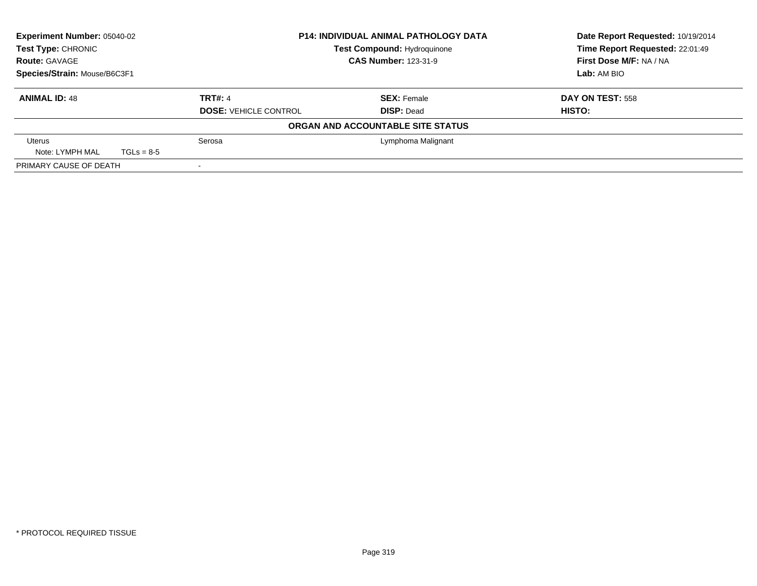**Experiment Number:** 05040-02
**Test Type:** CHRONIC
**Route:** GAVAGE
**Species/Strain:** Mouse/B6C3F1

**P14: INDIVIDUAL ANIMAL PATHOLOGY DATA**
**Test Compound:** Hydroquinone
**CAS Number:** 123-31-9

**Date Report Requested:** 10/19/2014
**Time Report Requested:** 22:01:49
**First Dose M/F:** NA / NA
**Lab:** AM BIO

| **ANIMAL ID:** 48 | **TRT#:** 4 | **SEX:** Female | **DAY ON TEST:** 558 |
|---|---|---|---|
| | **DOSE:** VEHICLE CONTROL | **DISP:** Dead | **HISTO:** |

**ORGAN AND ACCOUNTABLE SITE STATUS**

| | | |
|---|---|---|
| Uterus | Serosa | Lymphoma Malignant |
| Note: LYMPH MAL TGLs = 8-5 | | |
| PRIMARY CAUSE OF DEATH | - | |

* PROTOCOL REQUIRED TISSUE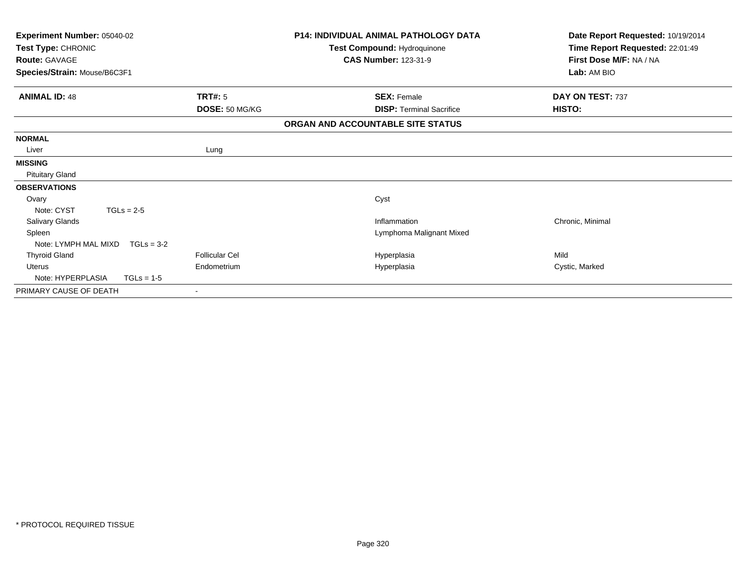| | | | |
|---|---|---|---|
| **Experiment Number:** 05040-02 | **P14: INDIVIDUAL ANIMAL PATHOLOGY DATA** | | **Date Report Requested:** 10/19/2014 |
| **Test Type:** CHRONIC | **Test Compound:** Hydroquinone | | **Time Report Requested:** 22:01:49 |
| **Route:** GAVAGE | **CAS Number:** 123-31-9 | | **First Dose M/F:** NA / NA |
| **Species/Strain:** Mouse/B6C3F1 | | | **Lab:** AM BIO |

| **ANIMAL ID:** 48 | **TRT#:** 5 | **SEX:** Female | **DAY ON TEST:** 737 |
|---|---|---|---|
| | **DOSE:** 50 MG/KG | **DISP:** Terminal Sacrifice | **HISTO:** |

**ORGAN AND ACCOUNTABLE SITE STATUS**

| | | | |
|---|---|---|---|
| **NORMAL** | | | |
| Liver | Lung | | |
| **MISSING** | | | |
| Pituitary Gland | | | |
| **OBSERVATIONS** | | | |
| Ovary | | Cyst | |
| Note: CYST TGLs = 2-5 | | | |
| Salivary Glands | | Inflammation | Chronic, Minimal |
| Spleen | | Lymphoma Malignant Mixed | |
| Note: LYMPH MAL MIXD TGLs = 3-2 | | | |
| Thyroid Gland | Follicular Cel | Hyperplasia | Mild |
| Uterus | Endometrium | Hyperplasia | Cystic, Marked |
| Note: HYPERPLASIA TGLs = 1-5 | | | |
| PRIMARY CAUSE OF DEATH | - | | |

* PROTOCOL REQUIRED TISSUE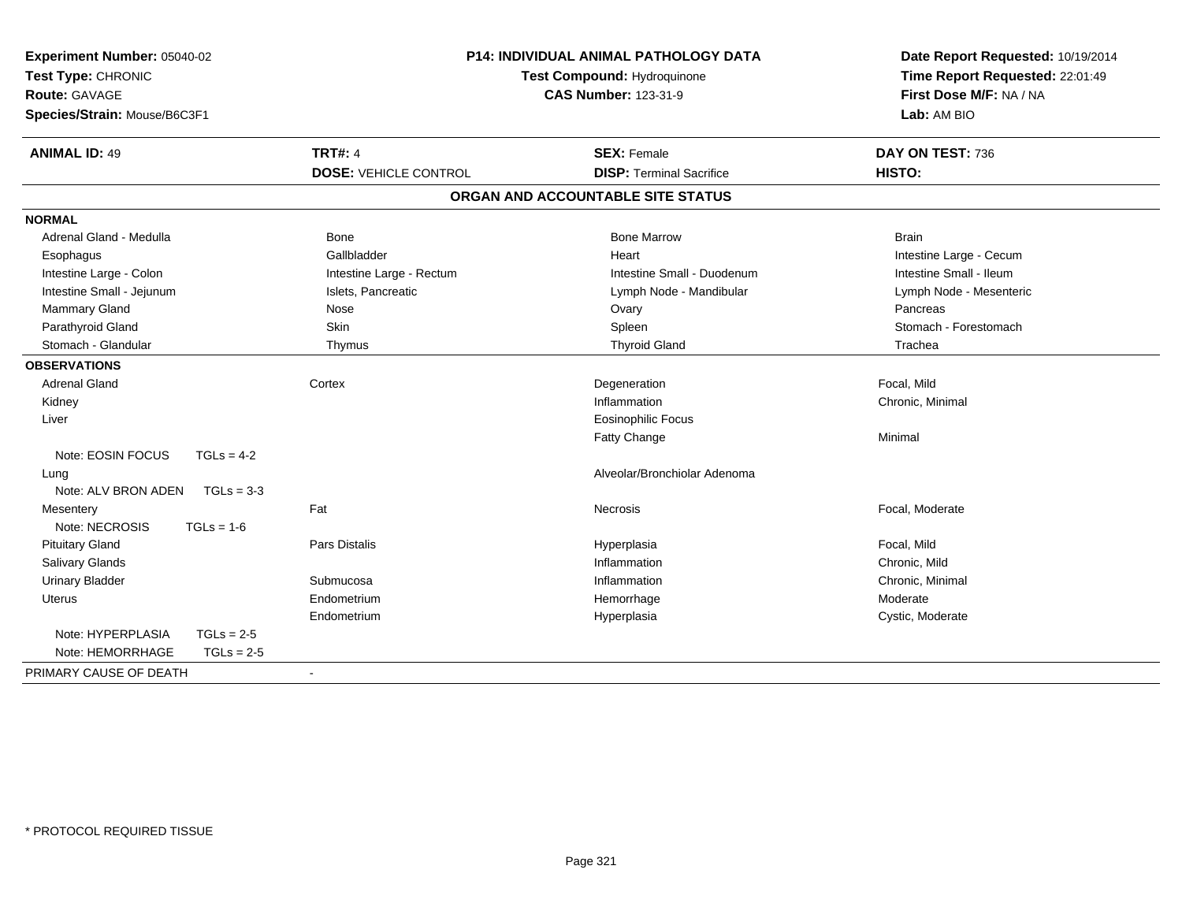**Experiment Number:** 05040-02
**Test Type:** CHRONIC
**Route:** GAVAGE
**Species/Strain:** Mouse/B6C3F1

**P14: INDIVIDUAL ANIMAL PATHOLOGY DATA**
**Test Compound:** Hydroquinone
**CAS Number:** 123-31-9

**Date Report Requested:** 10/19/2014
**Time Report Requested:** 22:01:49
**First Dose M/F:** NA / NA
**Lab:** AM BIO

| **ANIMAL ID:** 49 | **TRT#:** 4 | **SEX:** Female | **DAY ON TEST:** 736 |
|---|---|---|---|
| | **DOSE:** VEHICLE CONTROL | **DISP:** Terminal Sacrifice | **HISTO:** |

## ORGAN AND ACCOUNTABLE SITE STATUS

| | | | |
|---|---|---|---|
| **NORMAL** | | | |
| Adrenal Gland - Medulla | Bone | Bone Marrow | Brain |
| Esophagus | Gallbladder | Heart | Intestine Large - Cecum |
| Intestine Large - Colon | Intestine Large - Rectum | Intestine Small - Duodenum | Intestine Small - Ileum |
| Intestine Small - Jejunum | Islets, Pancreatic | Lymph Node - Mandibular | Lymph Node - Mesenteric |
| Mammary Gland | Nose | Ovary | Pancreas |
| Parathyroid Gland | Skin | Spleen | Stomach - Forestomach |
| Stomach - Glandular | Thymus | Thyroid Gland | Trachea |
| **OBSERVATIONS** | | | |
| Adrenal Gland | Cortex | Degeneration | Focal, Mild |
| Kidney | | Inflammation | Chronic, Minimal |
| Liver | | Eosinophilic Focus | |
| | | Fatty Change | Minimal |
| Note: EOSIN FOCUS TGLs = 4-2 | | | |
| Lung | | Alveolar/Bronchiolar Adenoma | |
| Note: ALV BRON ADEN TGLs = 3-3 | | | |
| Mesentery | Fat | Necrosis | Focal, Moderate |
| Note: NECROSIS TGLs = 1-6 | | | |
| Pituitary Gland | Pars Distalis | Hyperplasia | Focal, Mild |
| Salivary Glands | | Inflammation | Chronic, Mild |
| Urinary Bladder | Submucosa | Inflammation | Chronic, Minimal |
| Uterus | Endometrium | Hemorrhage | Moderate |
| | Endometrium | Hyperplasia | Cystic, Moderate |
| Note: HYPERPLASIA TGLs = 2-5 | | | |
| Note: HEMORRHAGE TGLs = 2-5 | | | |
| PRIMARY CAUSE OF DEATH | - | | |

\* PROTOCOL REQUIRED TISSUE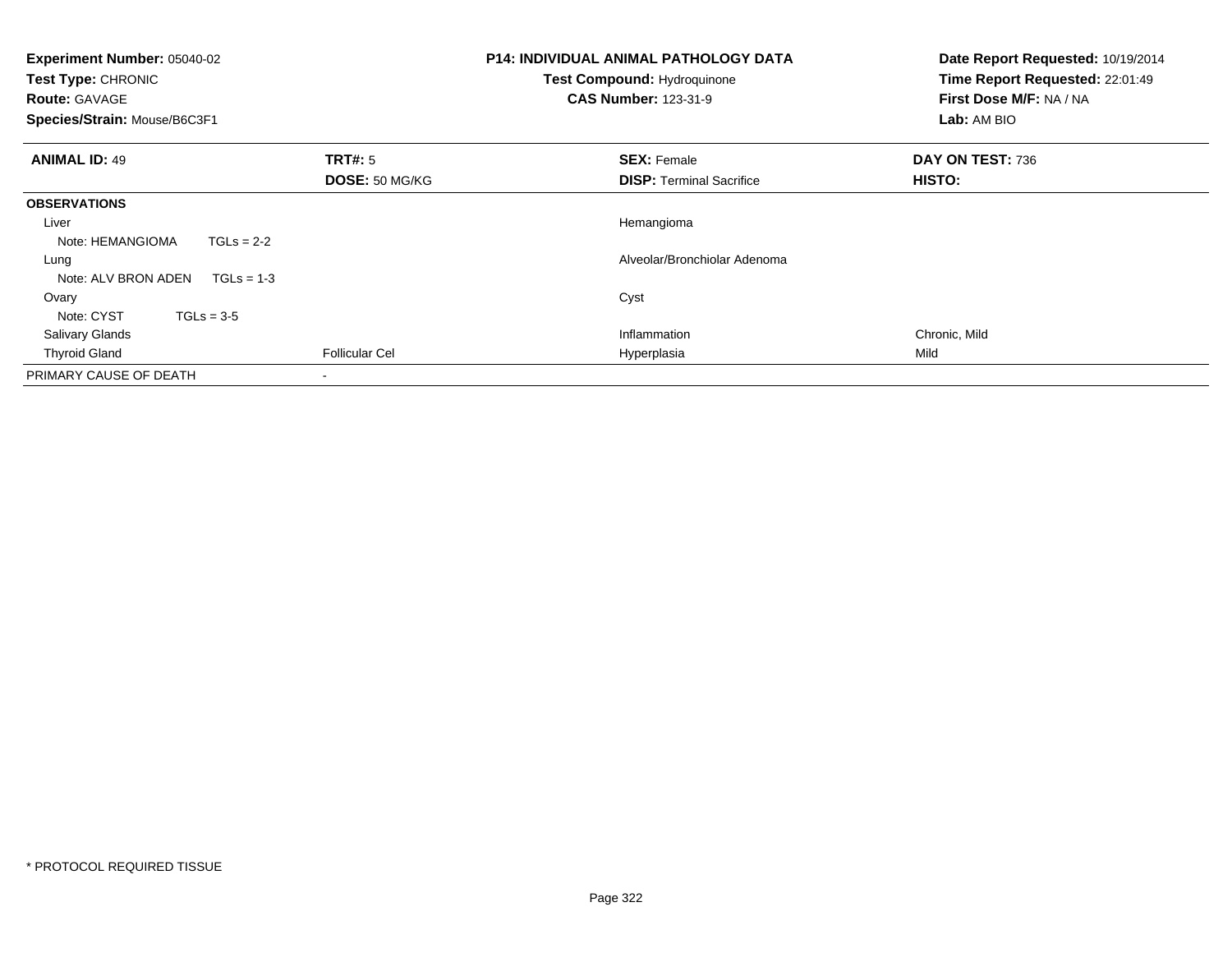**Experiment Number:** 05040-02
**Test Type:** CHRONIC
**Route:** GAVAGE
**Species/Strain:** Mouse/B6C3F1

**P14: INDIVIDUAL ANIMAL PATHOLOGY DATA**
**Test Compound:** Hydroquinone
**CAS Number:** 123-31-9

**Date Report Requested:** 10/19/2014
**Time Report Requested:** 22:01:49
**First Dose M/F:** NA / NA
**Lab:** AM BIO

| **ANIMAL ID:** 49 | **TRT#:** 5 | **SEX:** Female | **DAY ON TEST:** 736 |
|---|---|---|---|
| | **DOSE:** 50 MG/KG | **DISP:** Terminal Sacrifice | **HISTO:** |
| **OBSERVATIONS** | | | |
| Liver | | Hemangioma | |
| Note: HEMANGIOMA TGLs = 2-2 | | | |
| Lung | | Alveolar/Bronchiolar Adenoma | |
| Note: ALV BRON ADEN TGLs = 1-3 | | | |
| Ovary | | Cyst | |
| Note: CYST TGLs = 3-5 | | | |
| Salivary Glands | | Inflammation | Chronic, Mild |
| Thyroid Gland | Follicular Cel | Hyperplasia | Mild |
| PRIMARY CAUSE OF DEATH | - | | |

* PROTOCOL REQUIRED TISSUE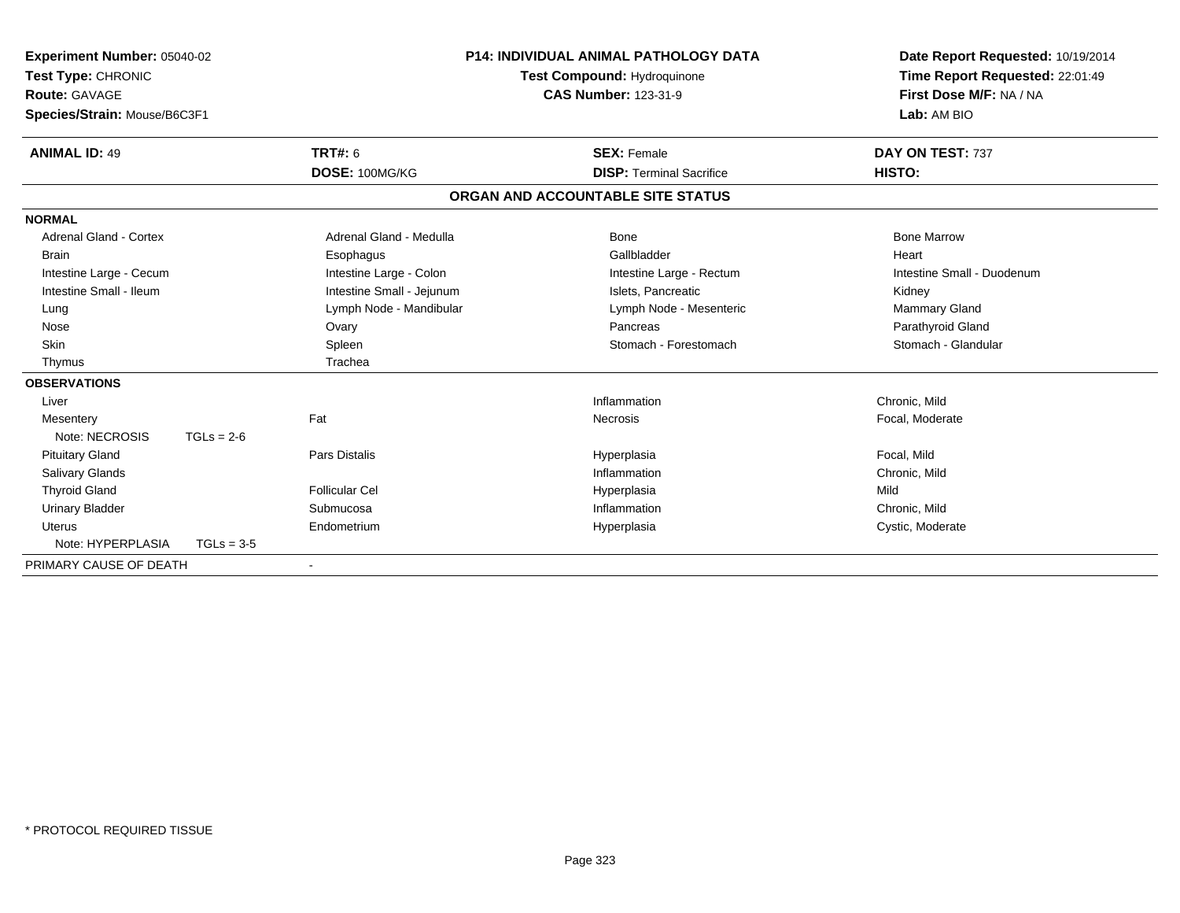**Experiment Number:** 05040-02
**Test Type:** CHRONIC
**Route:** GAVAGE
**Species/Strain:** Mouse/B6C3F1

**P14: INDIVIDUAL ANIMAL PATHOLOGY DATA**
**Test Compound:** Hydroquinone
**CAS Number:** 123-31-9

**Date Report Requested:** 10/19/2014
**Time Report Requested:** 22:01:49
**First Dose M/F:** NA / NA
**Lab:** AM BIO

| **ANIMAL ID:** 49 | **TRT#:** 6 | **SEX:** Female | **DAY ON TEST:** 737 |
|---|---|---|---|
| | **DOSE:** 100MG/KG | **DISP:** Terminal Sacrifice | **HISTO:** |

## ORGAN AND ACCOUNTABLE SITE STATUS

| | | | |
|---|---|---|---|
| **NORMAL** | | | |
| Adrenal Gland - Cortex | Adrenal Gland - Medulla | Bone | Bone Marrow |
| Brain | Esophagus | Gallbladder | Heart |
| Intestine Large - Cecum | Intestine Large - Colon | Intestine Large - Rectum | Intestine Small - Duodenum |
| Intestine Small - Ileum | Intestine Small - Jejunum | Islets, Pancreatic | Kidney |
| Lung | Lymph Node - Mandibular | Lymph Node - Mesenteric | Mammary Gland |
| Nose | Ovary | Pancreas | Parathyroid Gland |
| Skin | Spleen | Stomach - Forestomach | Stomach - Glandular |
| Thymus | Trachea | | |
| **OBSERVATIONS** | | | |
| Liver | | Inflammation | Chronic, Mild |
| Mesentery | Fat | Necrosis | Focal, Moderate |
| Note: NECROSIS TGLs = 2-6 | | | |
| Pituitary Gland | Pars Distalis | Hyperplasia | Focal, Mild |
| Salivary Glands | | Inflammation | Chronic, Mild |
| Thyroid Gland | Follicular Cel | Hyperplasia | Mild |
| Urinary Bladder | Submucosa | Inflammation | Chronic, Mild |
| Uterus | Endometrium | Hyperplasia | Cystic, Moderate |
| Note: HYPERPLASIA TGLs = 3-5 | | | |
| PRIMARY CAUSE OF DEATH | - | | |

* PROTOCOL REQUIRED TISSUE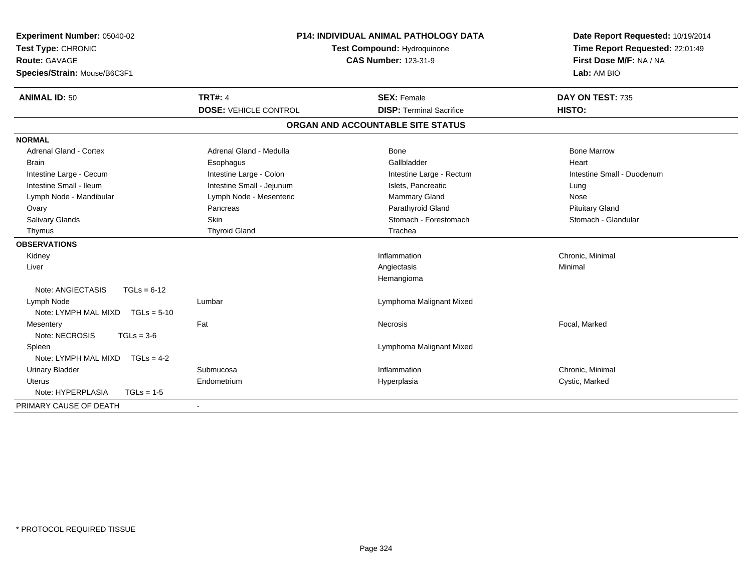**Experiment Number:** 05040-02
**Test Type:** CHRONIC
**Route:** GAVAGE
**Species/Strain:** Mouse/B6C3F1

**P14: INDIVIDUAL ANIMAL PATHOLOGY DATA**
**Test Compound:** Hydroquinone
**CAS Number:** 123-31-9

**Date Report Requested:** 10/19/2014
**Time Report Requested:** 22:01:49
**First Dose M/F:** NA / NA
**Lab:** AM BIO

| **ANIMAL ID:** 50 | **TRT#:** 4 | **SEX:** Female | **DAY ON TEST:** 735 |
|---|---|---|---|
| | **DOSE:** VEHICLE CONTROL | **DISP:** Terminal Sacrifice | **HISTO:** |

## ORGAN AND ACCOUNTABLE SITE STATUS

**NORMAL**

| | | | |
|---|---|---|---|
| Adrenal Gland - Cortex | Adrenal Gland - Medulla | Bone | Bone Marrow |
| Brain | Esophagus | Gallbladder | Heart |
| Intestine Large - Cecum | Intestine Large - Colon | Intestine Large - Rectum | Intestine Small - Duodenum |
| Intestine Small - Ileum | Intestine Small - Jejunum | Islets, Pancreatic | Lung |
| Lymph Node - Mandibular | Lymph Node - Mesenteric | Mammary Gland | Nose |
| Ovary | Pancreas | Parathyroid Gland | Pituitary Gland |
| Salivary Glands | Skin | Stomach - Forestomach | Stomach - Glandular |
| Thymus | Thyroid Gland | Trachea | |

**OBSERVATIONS**

| | | | |
|---|---|---|---|
| Kidney | | Inflammation | Chronic, Minimal |
| Liver | | Angiectasis | Minimal |
| | | Hemangioma | |
| Note: ANGIECTASIS TGLs = 6-12 | | | |
| Lymph Node | Lumbar | Lymphoma Malignant Mixed | |
| Note: LYMPH MAL MIXD TGLs = 5-10 | | | |
| Mesentery | Fat | Necrosis | Focal, Marked |
| Note: NECROSIS TGLs = 3-6 | | | |
| Spleen | | Lymphoma Malignant Mixed | |
| Note: LYMPH MAL MIXD TGLs = 4-2 | | | |
| Urinary Bladder | Submucosa | Inflammation | Chronic, Minimal |
| Uterus | Endometrium | Hyperplasia | Cystic, Marked |
| Note: HYPERPLASIA TGLs = 1-5 | | | |

PRIMARY CAUSE OF DEATH -

* PROTOCOL REQUIRED TISSUE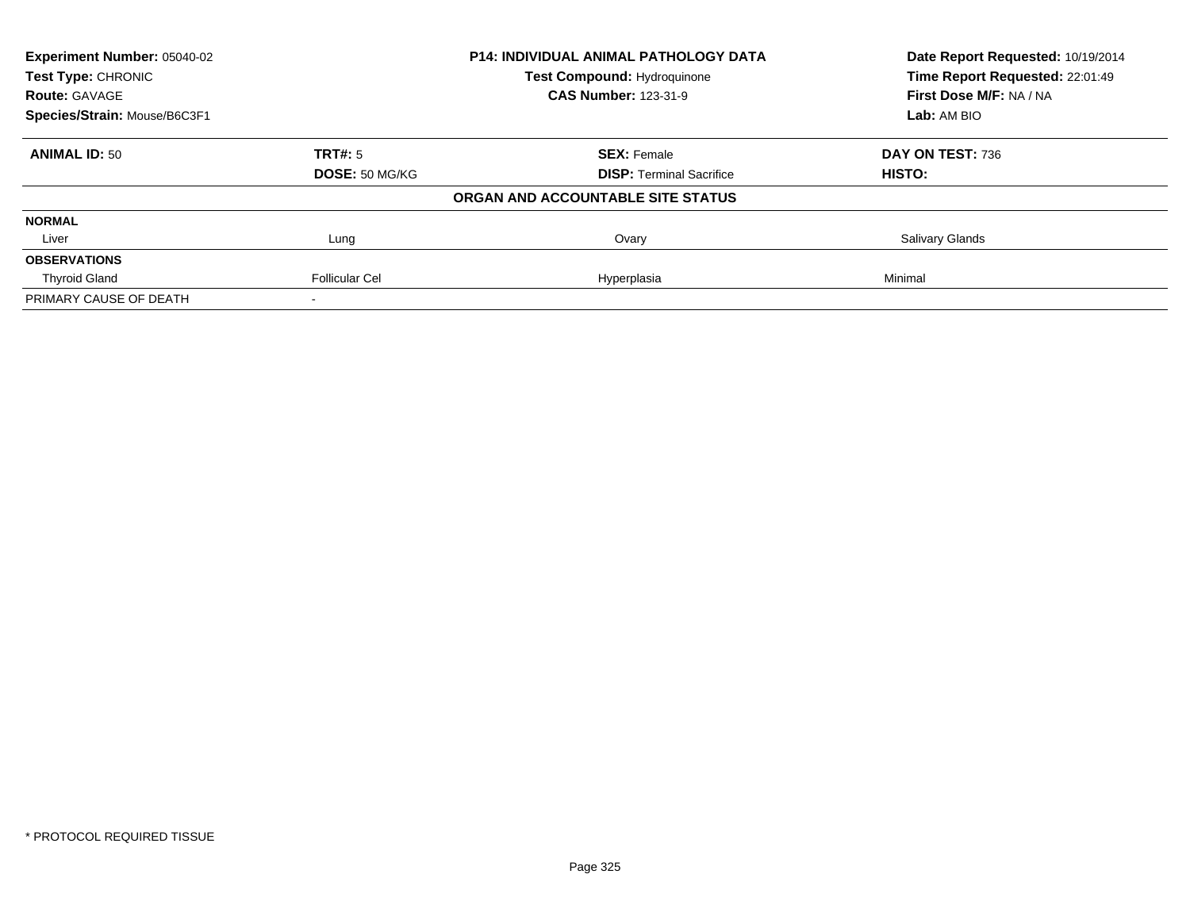| **Experiment Number:** 05040-02 | **P14: INDIVIDUAL ANIMAL PATHOLOGY DATA** | | **Date Report Requested:** 10/19/2014 |
|---|---|---|---|
| **Test Type:** CHRONIC | **Test Compound:** Hydroquinone | | **Time Report Requested:** 22:01:49 |
| **Route:** GAVAGE | **CAS Number:** 123-31-9 | | **First Dose M/F:** NA / NA |
| **Species/Strain:** Mouse/B6C3F1 | | | **Lab:** AM BIO |

| **ANIMAL ID:** 50 | **TRT#:** 5 | **SEX:** Female | **DAY ON TEST:** 736 |
|---|---|---|---|
| | **DOSE:** 50 MG/KG | **DISP:** Terminal Sacrifice | **HISTO:** |
| **ORGAN AND ACCOUNTABLE SITE STATUS** | | | |
| **NORMAL** | | | |
| Liver | Lung | Ovary | Salivary Glands |
| **OBSERVATIONS** | | | |
| Thyroid Gland | Follicular Cel | Hyperplasia | Minimal |
| PRIMARY CAUSE OF DEATH | - | | |

\* PROTOCOL REQUIRED TISSUE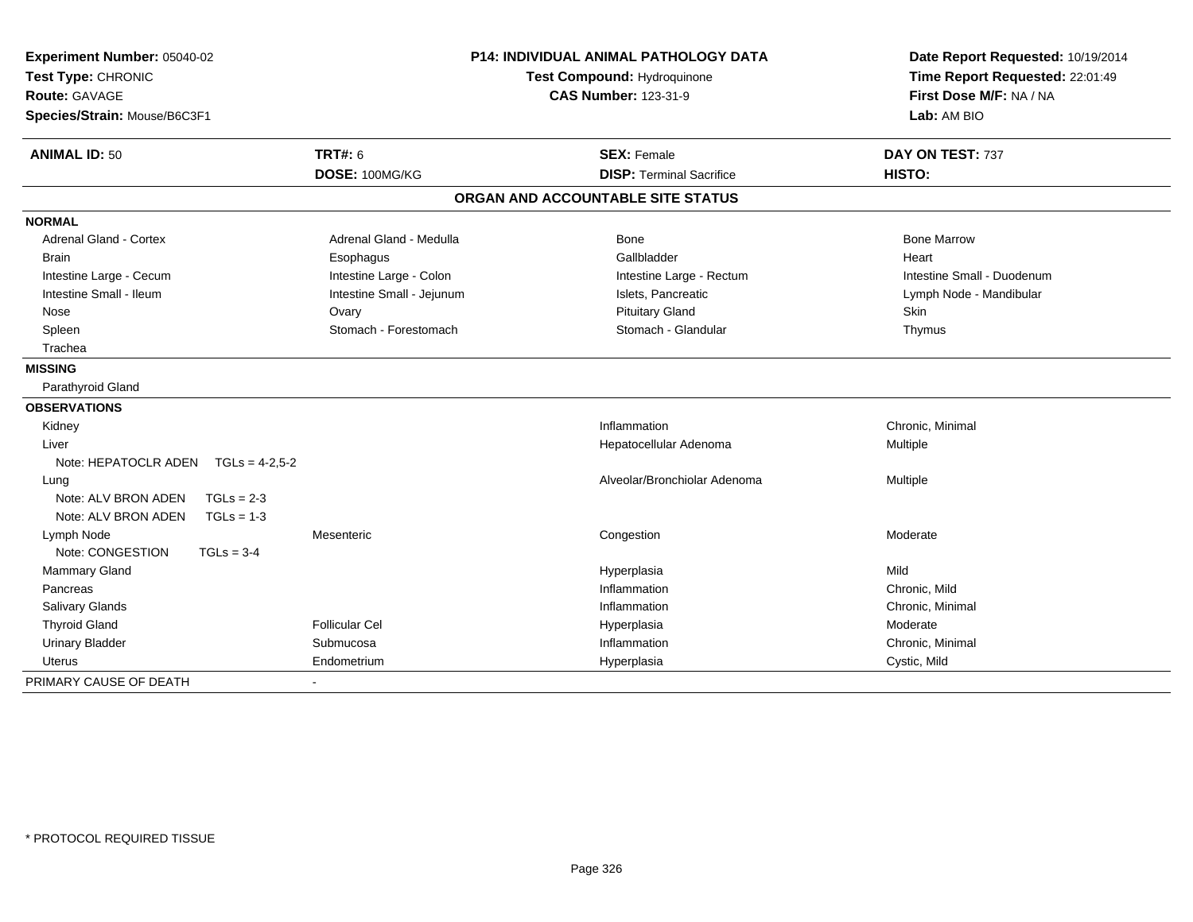**Experiment Number:** 05040-02
**Test Type:** CHRONIC
**Route:** GAVAGE
**Species/Strain:** Mouse/B6C3F1

**P14: INDIVIDUAL ANIMAL PATHOLOGY DATA**
**Test Compound:** Hydroquinone
**CAS Number:** 123-31-9

**Date Report Requested:** 10/19/2014
**Time Report Requested:** 22:01:49
**First Dose M/F:** NA / NA
**Lab:** AM BIO

| **ANIMAL ID:** 50 | **TRT#:** 6 | **SEX:** Female | **DAY ON TEST:** 737 |
|---|---|---|---|
| | **DOSE:** 100MG/KG | **DISP:** Terminal Sacrifice | **HISTO:** |

## ORGAN AND ACCOUNTABLE SITE STATUS

| | | | |
|---|---|---|---|
| **NORMAL** | | | |
| Adrenal Gland - Cortex | Adrenal Gland - Medulla | Bone | Bone Marrow |
| Brain | Esophagus | Gallbladder | Heart |
| Intestine Large - Cecum | Intestine Large - Colon | Intestine Large - Rectum | Intestine Small - Duodenum |
| Intestine Small - Ileum | Intestine Small - Jejunum | Islets, Pancreatic | Lymph Node - Mandibular |
| Nose | Ovary | Pituitary Gland | Skin |
| Spleen | Stomach - Forestomach | Stomach - Glandular | Thymus |
| Trachea | | | |
| **MISSING** | | | |
| Parathyroid Gland | | | |
| **OBSERVATIONS** | | | |
| Kidney | | Inflammation | Chronic, Minimal |
| Liver | | Hepatocellular Adenoma | Multiple |
| Note: HEPATOCLR ADEN TGLs = 4-2,5-2 | | | |
| Lung | | Alveolar/Bronchiolar Adenoma | Multiple |
| Note: ALV BRON ADEN TGLs = 2-3 | | | |
| Note: ALV BRON ADEN TGLs = 1-3 | | | |
| Lymph Node | Mesenteric | Congestion | Moderate |
| Note: CONGESTION TGLs = 3-4 | | | |
| Mammary Gland | | Hyperplasia | Mild |
| Pancreas | | Inflammation | Chronic, Mild |
| Salivary Glands | | Inflammation | Chronic, Minimal |
| Thyroid Gland | Follicular Cel | Hyperplasia | Moderate |
| Urinary Bladder | Submucosa | Inflammation | Chronic, Minimal |
| Uterus | Endometrium | Hyperplasia | Cystic, Mild |
| PRIMARY CAUSE OF DEATH | - | | |

\* PROTOCOL REQUIRED TISSUE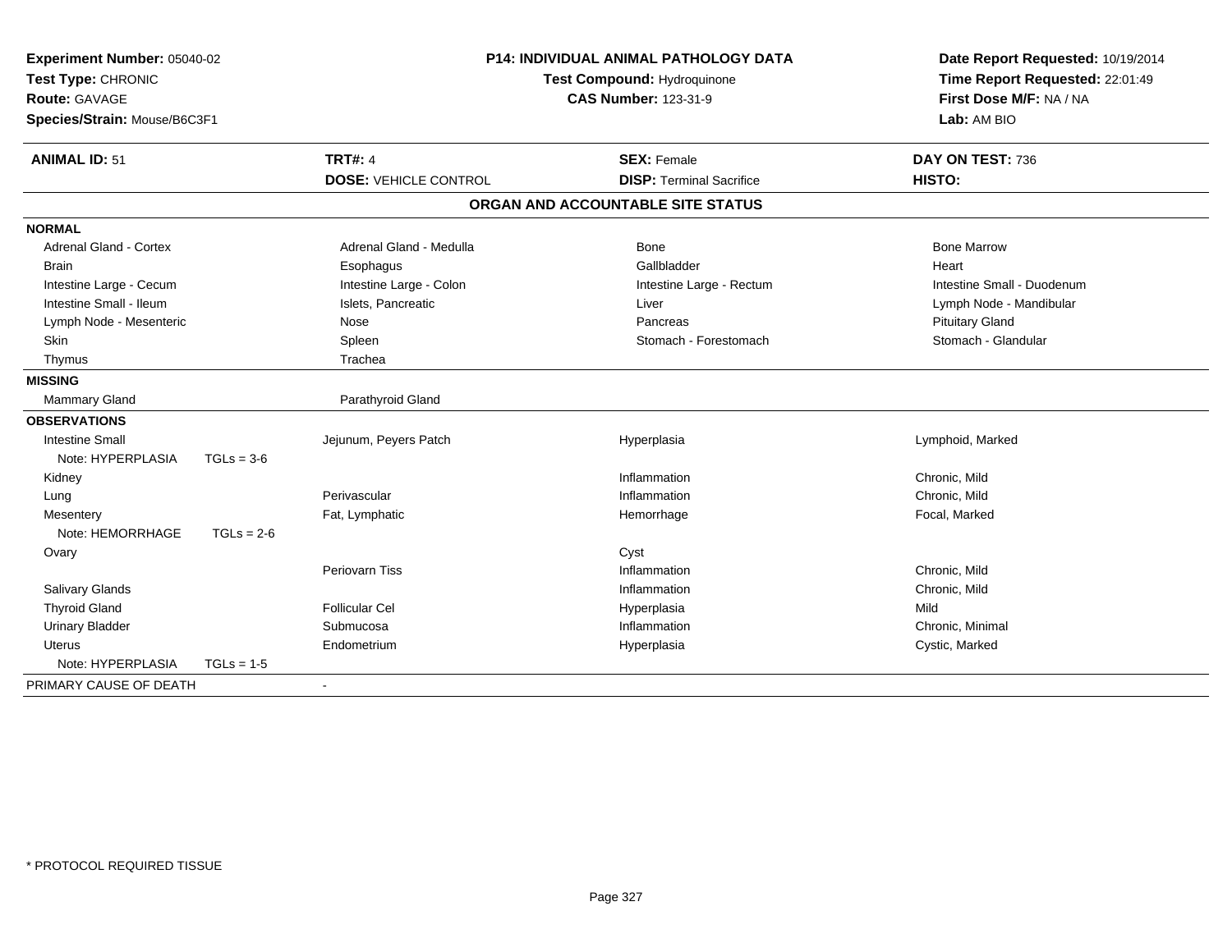**Experiment Number:** 05040-02
**Test Type:** CHRONIC
**Route:** GAVAGE
**Species/Strain:** Mouse/B6C3F1

**P14: INDIVIDUAL ANIMAL PATHOLOGY DATA**
**Test Compound:** Hydroquinone
**CAS Number:** 123-31-9

**Date Report Requested:** 10/19/2014
**Time Report Requested:** 22:01:49
**First Dose M/F:** NA / NA
**Lab:** AM BIO

| **ANIMAL ID:** 51 | **TRT#:** 4 | **SEX:** Female | **DAY ON TEST:** 736 |
|---|---|---|---|
| | **DOSE:** VEHICLE CONTROL | **DISP:** Terminal Sacrifice | **HISTO:** |

## ORGAN AND ACCOUNTABLE SITE STATUS

| | | | |
|---|---|---|---|
| **NORMAL** | | | |
| Adrenal Gland - Cortex | Adrenal Gland - Medulla | Bone | Bone Marrow |
| Brain | Esophagus | Gallbladder | Heart |
| Intestine Large - Cecum | Intestine Large - Colon | Intestine Large - Rectum | Intestine Small - Duodenum |
| Intestine Small - Ileum | Islets, Pancreatic | Liver | Lymph Node - Mandibular |
| Lymph Node - Mesenteric | Nose | Pancreas | Pituitary Gland |
| Skin | Spleen | Stomach - Forestomach | Stomach - Glandular |
| Thymus | Trachea | | |
| **MISSING** | | | |
| Mammary Gland | Parathyroid Gland | | |
| **OBSERVATIONS** | | | |
| Intestine Small | Jejunum, Peyers Patch | Hyperplasia | Lymphoid, Marked |
| Note: HYPERPLASIA TGLs = 3-6 | | | |
| Kidney | | Inflammation | Chronic, Mild |
| Lung | Perivascular | Inflammation | Chronic, Mild |
| Mesentery | Fat, Lymphatic | Hemorrhage | Focal, Marked |
| Note: HEMORRHAGE TGLs = 2-6 | | | |
| Ovary | | Cyst | |
| | Periovarn Tiss | Inflammation | Chronic, Mild |
| Salivary Glands | | Inflammation | Chronic, Mild |
| Thyroid Gland | Follicular Cel | Hyperplasia | Mild |
| Urinary Bladder | Submucosa | Inflammation | Chronic, Minimal |
| Uterus | Endometrium | Hyperplasia | Cystic, Marked |
| Note: HYPERPLASIA TGLs = 1-5 | | | |
| PRIMARY CAUSE OF DEATH | - | | |

\* PROTOCOL REQUIRED TISSUE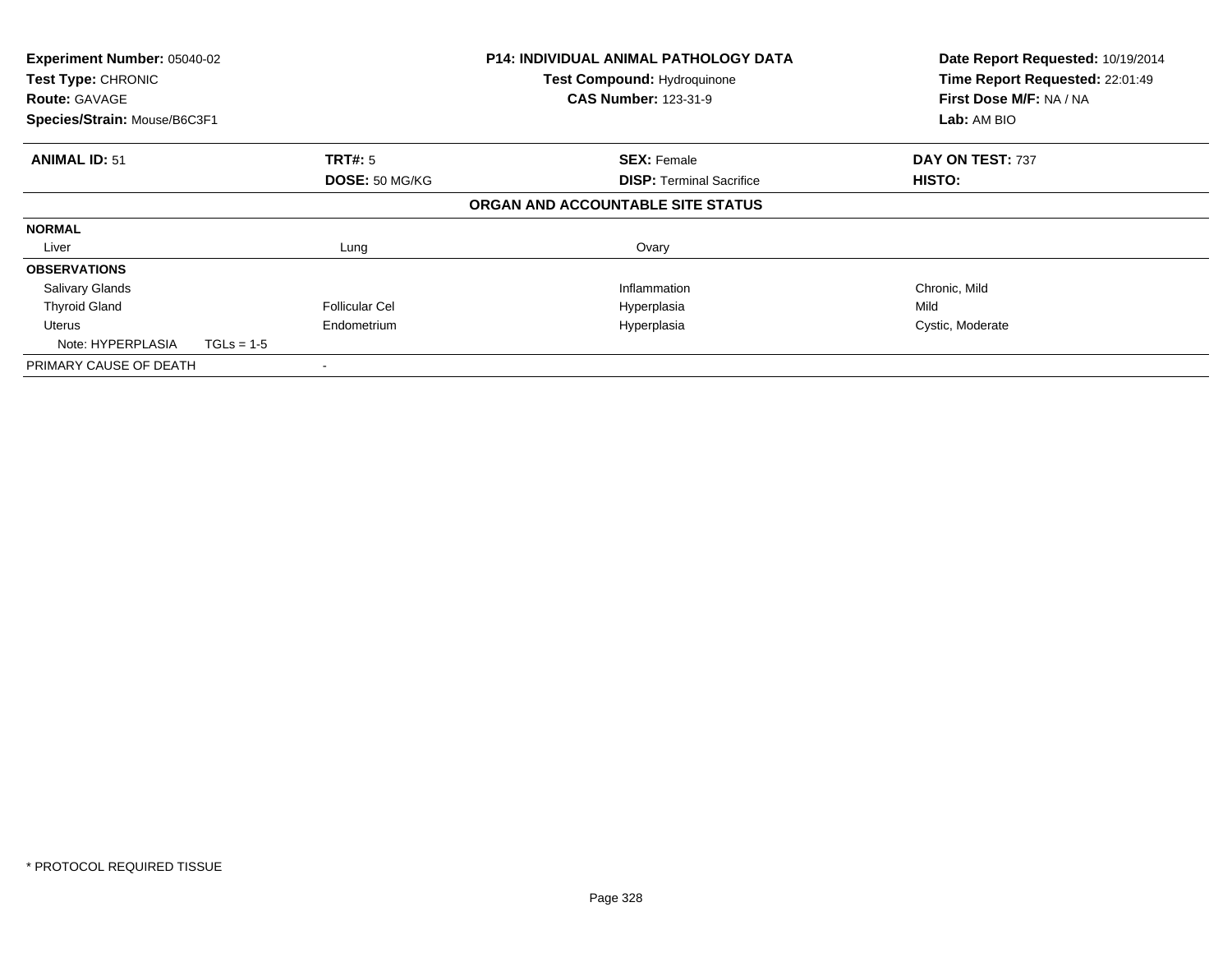| | | | |
|---|---|---|---|
| **Experiment Number:** 05040-02 | | **P14: INDIVIDUAL ANIMAL PATHOLOGY DATA** | **Date Report Requested:** 10/19/2014 |
| **Test Type:** CHRONIC | | **Test Compound:** Hydroquinone | **Time Report Requested:** 22:01:49 |
| **Route:** GAVAGE | | **CAS Number:** 123-31-9 | **First Dose M/F:** NA / NA |
| **Species/Strain:** Mouse/B6C3F1 | | | **Lab:** AM BIO |

| | | | |
|---|---|---|---|
| **ANIMAL ID:** 51 | **TRT#:** 5 | **SEX:** Female | **DAY ON TEST:** 737 |
| | **DOSE:** 50 MG/KG | **DISP:** Terminal Sacrifice | **HISTO:** |

**ORGAN AND ACCOUNTABLE SITE STATUS**

| | | | |
|---|---|---|---|
| **NORMAL** | | | |
| Liver | Lung | Ovary | |
| **OBSERVATIONS** | | | |
| Salivary Glands | | Inflammation | Chronic, Mild |
| Thyroid Gland | Follicular Cel | Hyperplasia | Mild |
| Uterus | Endometrium | Hyperplasia | Cystic, Moderate |
| Note: HYPERPLASIA TGLs = 1-5 | | | |
| PRIMARY CAUSE OF DEATH | - | | |

* PROTOCOL REQUIRED TISSUE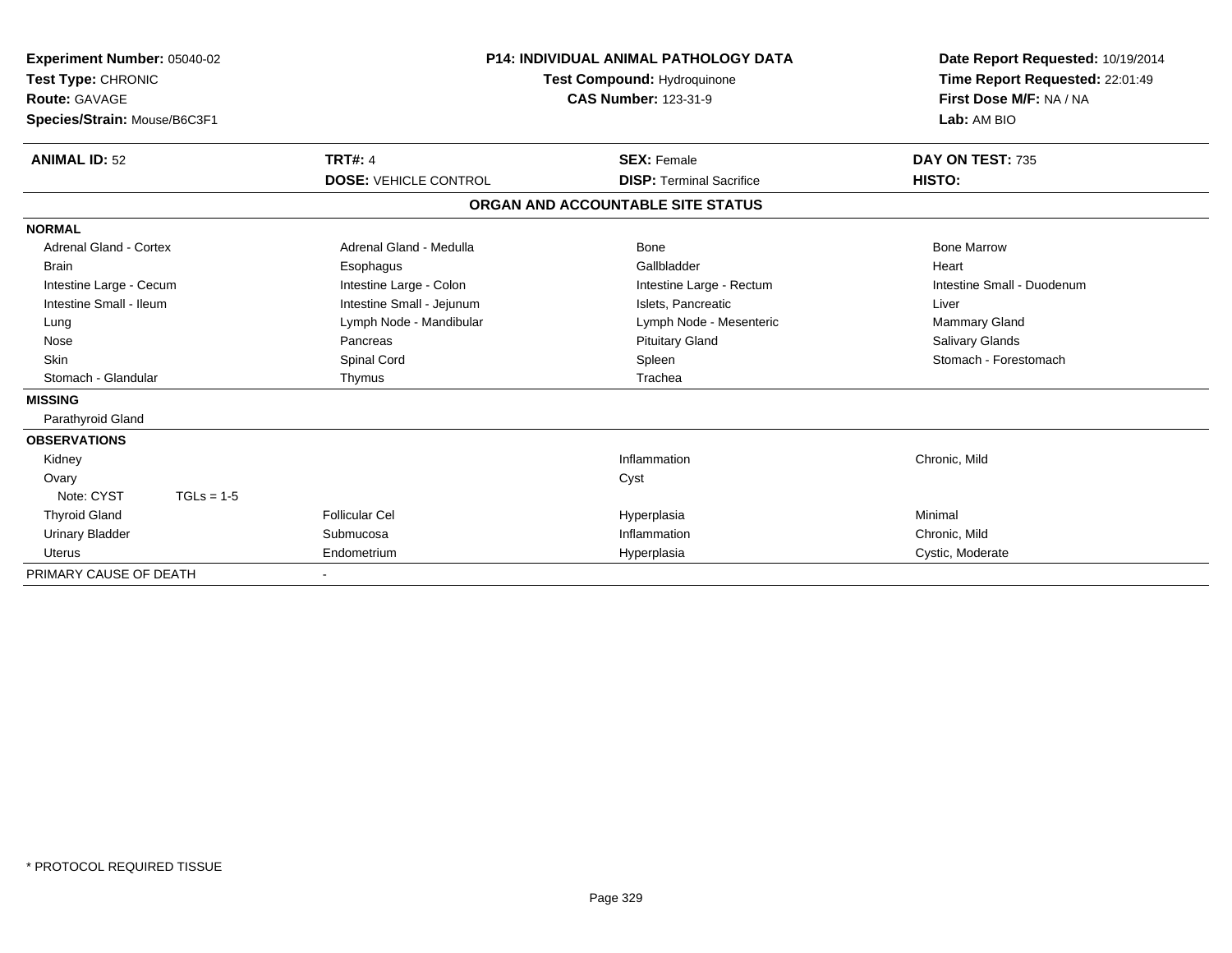**Experiment Number:** 05040-02
**Test Type:** CHRONIC
**Route:** GAVAGE
**Species/Strain:** Mouse/B6C3F1

**P14: INDIVIDUAL ANIMAL PATHOLOGY DATA**
**Test Compound:** Hydroquinone
**CAS Number:** 123-31-9

**Date Report Requested:** 10/19/2014
**Time Report Requested:** 22:01:49
**First Dose M/F:** NA / NA
**Lab:** AM BIO

| **ANIMAL ID:** 52 | **TRT#:** 4 | **SEX:** Female | **DAY ON TEST:** 735 |
|---|---|---|---|
| | **DOSE:** VEHICLE CONTROL | **DISP:** Terminal Sacrifice | **HISTO:** |

**ORGAN AND ACCOUNTABLE SITE STATUS**

| | | | |
|---|---|---|---|
| **NORMAL** | | | |
| Adrenal Gland - Cortex | Adrenal Gland - Medulla | Bone | Bone Marrow |
| Brain | Esophagus | Gallbladder | Heart |
| Intestine Large - Cecum | Intestine Large - Colon | Intestine Large - Rectum | Intestine Small - Duodenum |
| Intestine Small - Ileum | Intestine Small - Jejunum | Islets, Pancreatic | Liver |
| Lung | Lymph Node - Mandibular | Lymph Node - Mesenteric | Mammary Gland |
| Nose | Pancreas | Pituitary Gland | Salivary Glands |
| Skin | Spinal Cord | Spleen | Stomach - Forestomach |
| Stomach - Glandular | Thymus | Trachea | |
| **MISSING** | | | |
| Parathyroid Gland | | | |
| **OBSERVATIONS** | | | |
| Kidney | | Inflammation | Chronic, Mild |
| Ovary | | Cyst | |
| Note: CYST TGLs = 1-5 | | | |
| Thyroid Gland | Follicular Cel | Hyperplasia | Minimal |
| Urinary Bladder | Submucosa | Inflammation | Chronic, Mild |
| Uterus | Endometrium | Hyperplasia | Cystic, Moderate |
| PRIMARY CAUSE OF DEATH | - | | |

\* PROTOCOL REQUIRED TISSUE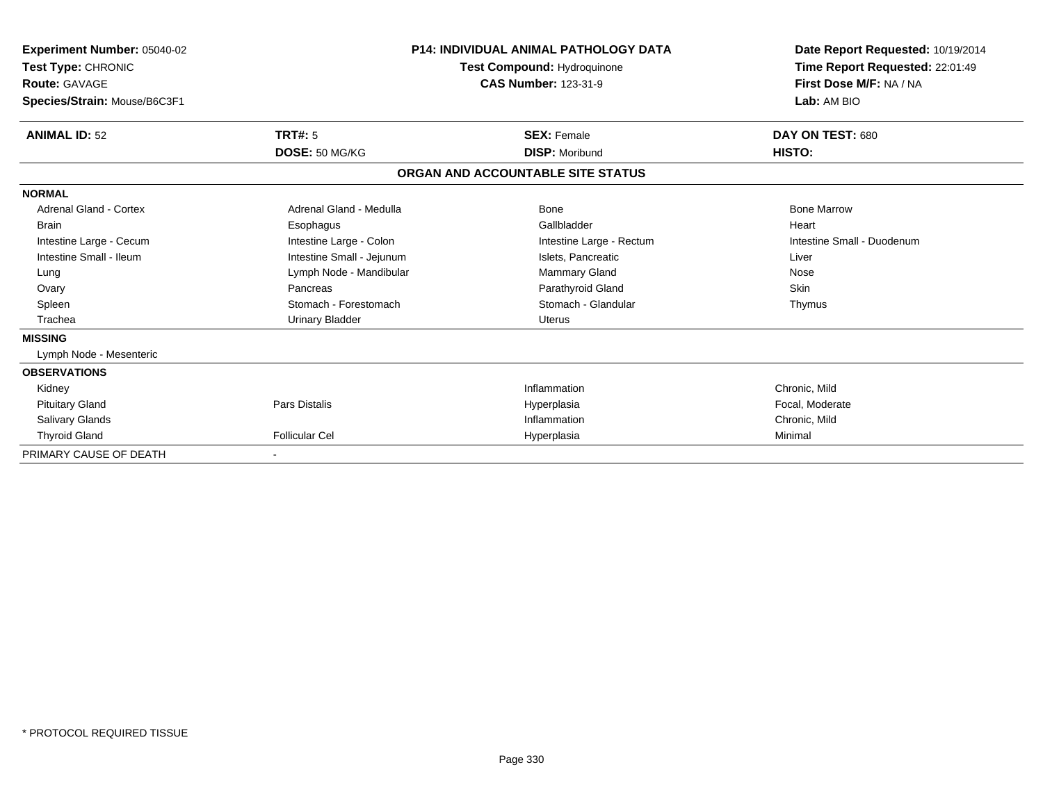**Experiment Number:** 05040-02
**Test Type:** CHRONIC
**Route:** GAVAGE
**Species/Strain:** Mouse/B6C3F1

**P14: INDIVIDUAL ANIMAL PATHOLOGY DATA**
**Test Compound:** Hydroquinone
**CAS Number:** 123-31-9

**Date Report Requested:** 10/19/2014
**Time Report Requested:** 22:01:49
**First Dose M/F:** NA / NA
**Lab:** AM BIO

| **ANIMAL ID:** 52 | **TRT#:** 5 | **SEX:** Female | **DAY ON TEST:** 680 |
|---|---|---|---|
| | **DOSE:** 50 MG/KG | **DISP:** Moribund | **HISTO:** |

**ORGAN AND ACCOUNTABLE SITE STATUS**

| | | | |
|---|---|---|---|
| **NORMAL** | | | |
| Adrenal Gland - Cortex | Adrenal Gland - Medulla | Bone | Bone Marrow |
| Brain | Esophagus | Gallbladder | Heart |
| Intestine Large - Cecum | Intestine Large - Colon | Intestine Large - Rectum | Intestine Small - Duodenum |
| Intestine Small - Ileum | Intestine Small - Jejunum | Islets, Pancreatic | Liver |
| Lung | Lymph Node - Mandibular | Mammary Gland | Nose |
| Ovary | Pancreas | Parathyroid Gland | Skin |
| Spleen | Stomach - Forestomach | Stomach - Glandular | Thymus |
| Trachea | Urinary Bladder | Uterus | |
| **MISSING** | | | |
| Lymph Node - Mesenteric | | | |
| **OBSERVATIONS** | | | |
| Kidney | | Inflammation | Chronic, Mild |
| Pituitary Gland | Pars Distalis | Hyperplasia | Focal, Moderate |
| Salivary Glands | | Inflammation | Chronic, Mild |
| Thyroid Gland | Follicular Cel | Hyperplasia | Minimal |
| PRIMARY CAUSE OF DEATH | - | | |

* PROTOCOL REQUIRED TISSUE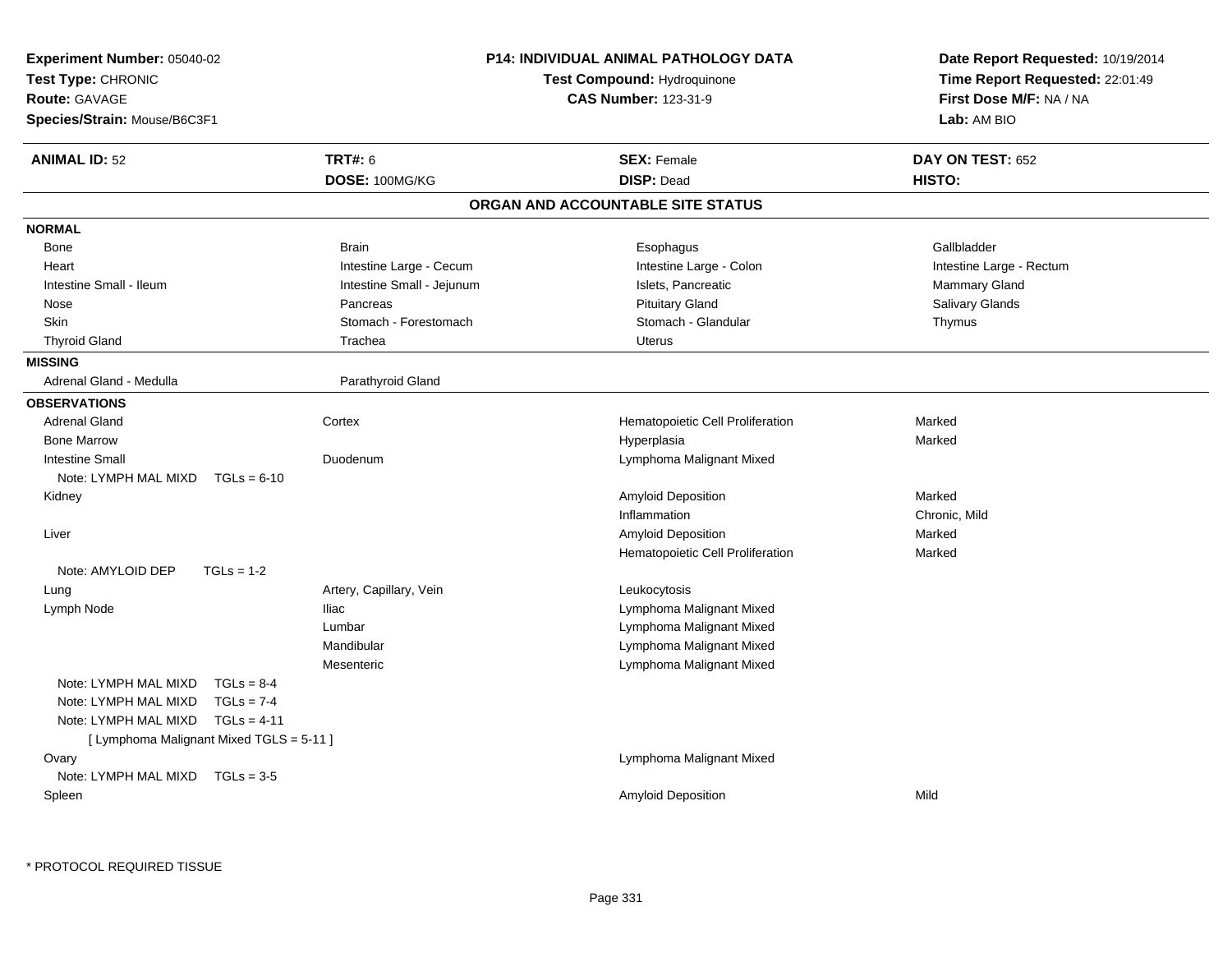**Experiment Number:** 05040-02
**Test Type:** CHRONIC
**Route:** GAVAGE
**Species/Strain:** Mouse/B6C3F1

**P14: INDIVIDUAL ANIMAL PATHOLOGY DATA**
**Test Compound:** Hydroquinone
**CAS Number:** 123-31-9

**Date Report Requested:** 10/19/2014
**Time Report Requested:** 22:01:49
**First Dose M/F:** NA / NA
**Lab:** AM BIO

| **ANIMAL ID:** 52 | **TRT#:** 6 | **SEX:** Female | **DAY ON TEST:** 652 |
|---|---|---|---|
| | **DOSE:** 100MG/KG | **DISP:** Dead | **HISTO:** |

## ORGAN AND ACCOUNTABLE SITE STATUS

**NORMAL**

| | | | |
|---|---|---|---|
| Bone | Brain | Esophagus | Gallbladder |
| Heart | Intestine Large - Cecum | Intestine Large - Colon | Intestine Large - Rectum |
| Intestine Small - Ileum | Intestine Small - Jejunum | Islets, Pancreatic | Mammary Gland |
| Nose | Pancreas | Pituitary Gland | Salivary Glands |
| Skin | Stomach - Forestomach | Stomach - Glandular | Thymus |
| Thyroid Gland | Trachea | Uterus | |

**MISSING**

| | |
|---|---|
| Adrenal Gland - Medulla | Parathyroid Gland |

**OBSERVATIONS**

| | | | |
|---|---|---|---|
| Adrenal Gland | Cortex | Hematopoietic Cell Proliferation | Marked |
| Bone Marrow | | Hyperplasia | Marked |
| Intestine Small | Duodenum | Lymphoma Malignant Mixed | |
| Note: LYMPH MAL MIXD TGLs = 6-10 | | | |
| Kidney | | Amyloid Deposition | Marked |
| | | Inflammation | Chronic, Mild |
| Liver | | Amyloid Deposition | Marked |
| | | Hematopoietic Cell Proliferation | Marked |
| Note: AMYLOID DEP TGLs = 1-2 | | | |
| Lung | Artery, Capillary, Vein | Leukocytosis | |
| Lymph Node | Iliac | Lymphoma Malignant Mixed | |
| | Lumbar | Lymphoma Malignant Mixed | |
| | Mandibular | Lymphoma Malignant Mixed | |
| | Mesenteric | Lymphoma Malignant Mixed | |
| Note: LYMPH MAL MIXD TGLs = 8-4 | | | |
| Note: LYMPH MAL MIXD TGLs = 7-4 | | | |
| Note: LYMPH MAL MIXD TGLs = 4-11 | | | |
| [ Lymphoma Malignant Mixed TGLS = 5-11 ] | | | |
| Ovary | | Lymphoma Malignant Mixed | |
| Note: LYMPH MAL MIXD TGLs = 3-5 | | | |
| Spleen | | Amyloid Deposition | Mild |

* PROTOCOL REQUIRED TISSUE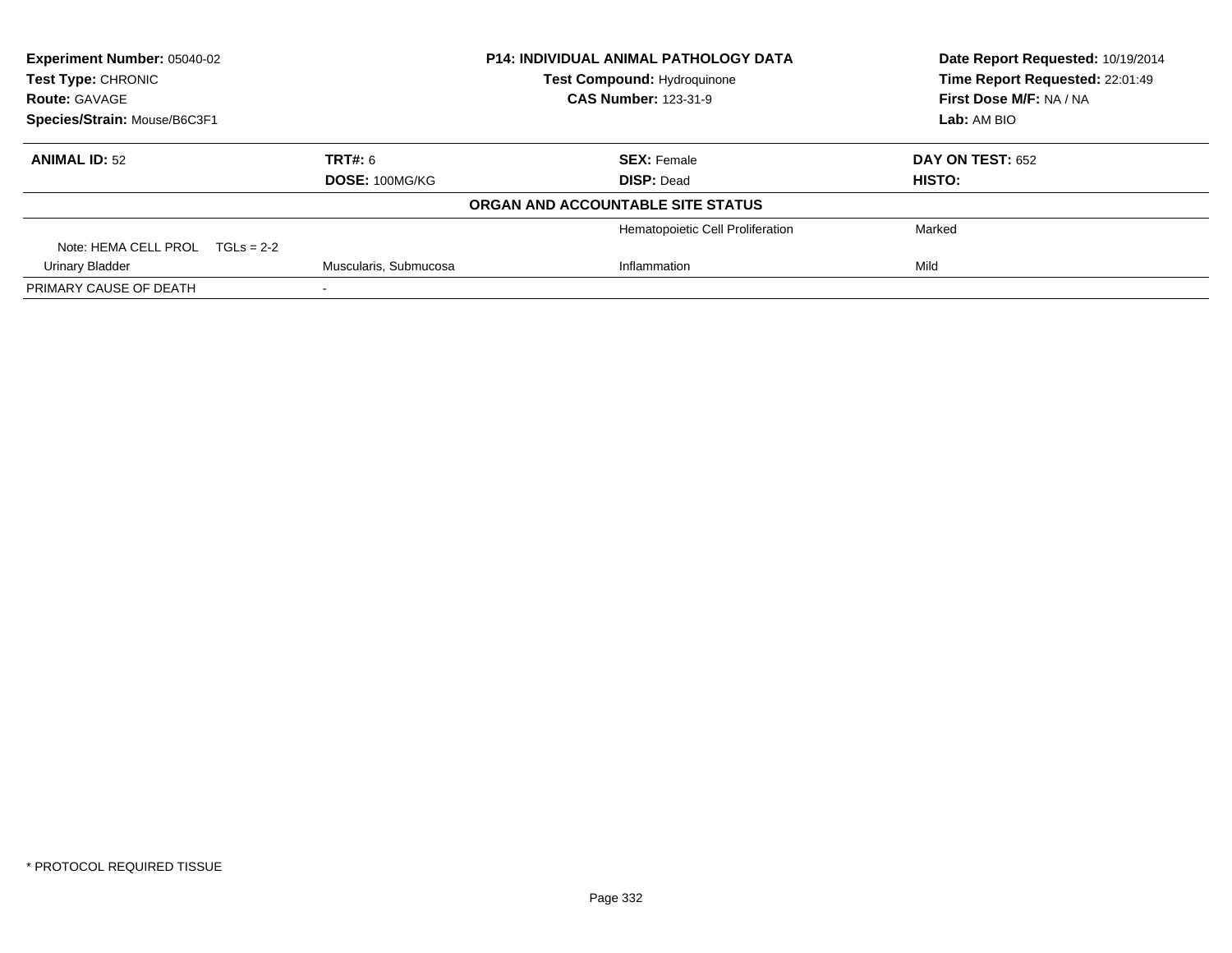**Experiment Number:** 05040-02
**Test Type:** CHRONIC
**Route:** GAVAGE
**Species/Strain:** Mouse/B6C3F1

**P14: INDIVIDUAL ANIMAL PATHOLOGY DATA**
**Test Compound:** Hydroquinone
**CAS Number:** 123-31-9

**Date Report Requested:** 10/19/2014
**Time Report Requested:** 22:01:49
**First Dose M/F:** NA / NA
**Lab:** AM BIO

| **ANIMAL ID:** 52 | **TRT#:** 6 | **SEX:** Female | **DAY ON TEST:** 652 |
|---|---|---|---|
| | **DOSE:** 100MG/KG | **DISP:** Dead | **HISTO:** |
| | | **ORGAN AND ACCOUNTABLE SITE STATUS** | |
| | | Hematopoietic Cell Proliferation | Marked |
| Note: HEMA CELL PROL TGLs = 2-2 | | | |
| Urinary Bladder | Muscularis, Submucosa | Inflammation | Mild |
| PRIMARY CAUSE OF DEATH | - | | |

* PROTOCOL REQUIRED TISSUE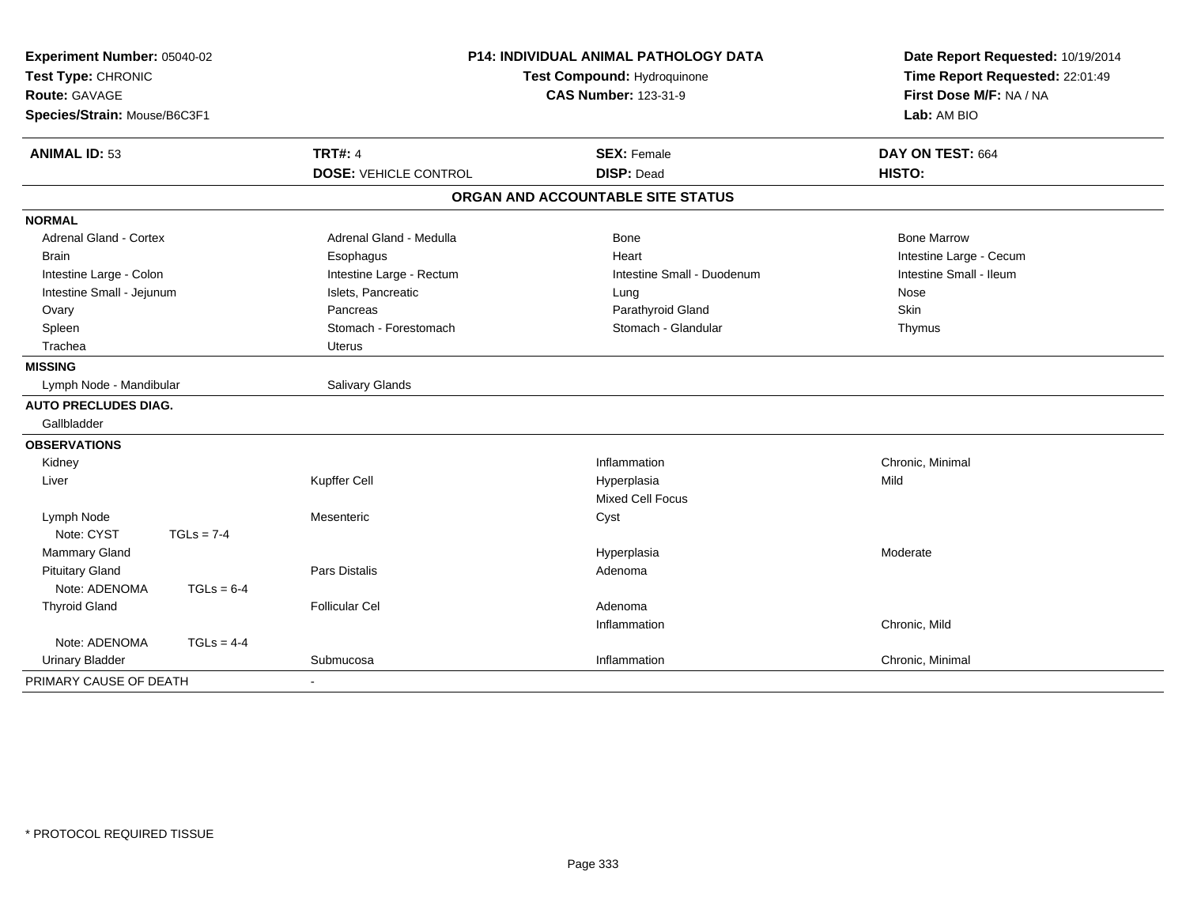**Experiment Number:** 05040-02
**Test Type:** CHRONIC
**Route:** GAVAGE
**Species/Strain:** Mouse/B6C3F1

**P14: INDIVIDUAL ANIMAL PATHOLOGY DATA**
**Test Compound:** Hydroquinone
**CAS Number:** 123-31-9

**Date Report Requested:** 10/19/2014
**Time Report Requested:** 22:01:49
**First Dose M/F:** NA / NA
**Lab:** AM BIO

| **ANIMAL ID:** 53 | **TRT#:** 4 | **SEX:** Female | **DAY ON TEST:** 664 |
|---|---|---|---|
| | **DOSE:** VEHICLE CONTROL | **DISP:** Dead | **HISTO:** |

**ORGAN AND ACCOUNTABLE SITE STATUS**

| | | | |
|---|---|---|---|
| **NORMAL** | | | |
| Adrenal Gland - Cortex | Adrenal Gland - Medulla | Bone | Bone Marrow |
| Brain | Esophagus | Heart | Intestine Large - Cecum |
| Intestine Large - Colon | Intestine Large - Rectum | Intestine Small - Duodenum | Intestine Small - Ileum |
| Intestine Small - Jejunum | Islets, Pancreatic | Lung | Nose |
| Ovary | Pancreas | Parathyroid Gland | Skin |
| Spleen | Stomach - Forestomach | Stomach - Glandular | Thymus |
| Trachea | Uterus | | |
| **MISSING** | | | |
| Lymph Node - Mandibular | Salivary Glands | | |
| **AUTO PRECLUDES DIAG.** | | | |
| Gallbladder | | | |
| **OBSERVATIONS** | | | |
| Kidney | | Inflammation | Chronic, Minimal |
| Liver | Kupffer Cell | Hyperplasia | Mild |
| | | Mixed Cell Focus | |
| Lymph Node | Mesenteric | Cyst | |
| Note: CYST TGLs = 7-4 | | | |
| Mammary Gland | | Hyperplasia | Moderate |
| Pituitary Gland | Pars Distalis | Adenoma | |
| Note: ADENOMA TGLs = 6-4 | | | |
| Thyroid Gland | Follicular Cel | Adenoma | |
| | | Inflammation | Chronic, Mild |
| Note: ADENOMA TGLs = 4-4 | | | |
| Urinary Bladder | Submucosa | Inflammation | Chronic, Minimal |
| PRIMARY CAUSE OF DEATH | - | | |

\* PROTOCOL REQUIRED TISSUE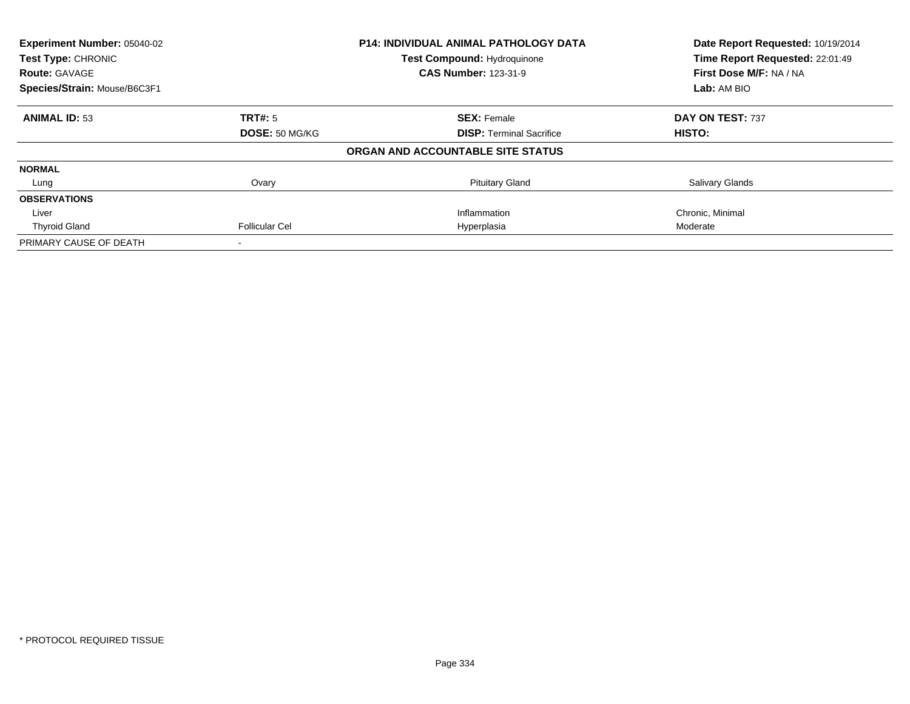| **Experiment Number:** 05040-02 | **P14: INDIVIDUAL ANIMAL PATHOLOGY DATA** | **Date Report Requested:** 10/19/2014 |
|---|---|---|
| **Test Type:** CHRONIC | **Test Compound:** Hydroquinone | **Time Report Requested:** 22:01:49 |
| **Route:** GAVAGE | **CAS Number:** 123-31-9 | **First Dose M/F:** NA / NA |
| **Species/Strain:** Mouse/B6C3F1 | | **Lab:** AM BIO |

| **ANIMAL ID:** 53 | **TRT#:** 5 | **SEX:** Female | **DAY ON TEST:** 737 |
|---|---|---|---|
| | **DOSE:** 50 MG/KG | **DISP:** Terminal Sacrifice | **HISTO:** |
| | | **ORGAN AND ACCOUNTABLE SITE STATUS** | |
| **NORMAL** | | | |
| Lung | Ovary | Pituitary Gland | Salivary Glands |
| **OBSERVATIONS** | | | |
| Liver | | Inflammation | Chronic, Minimal |
| Thyroid Gland | Follicular Cel | Hyperplasia | Moderate |
| PRIMARY CAUSE OF DEATH | - | | |

\* PROTOCOL REQUIRED TISSUE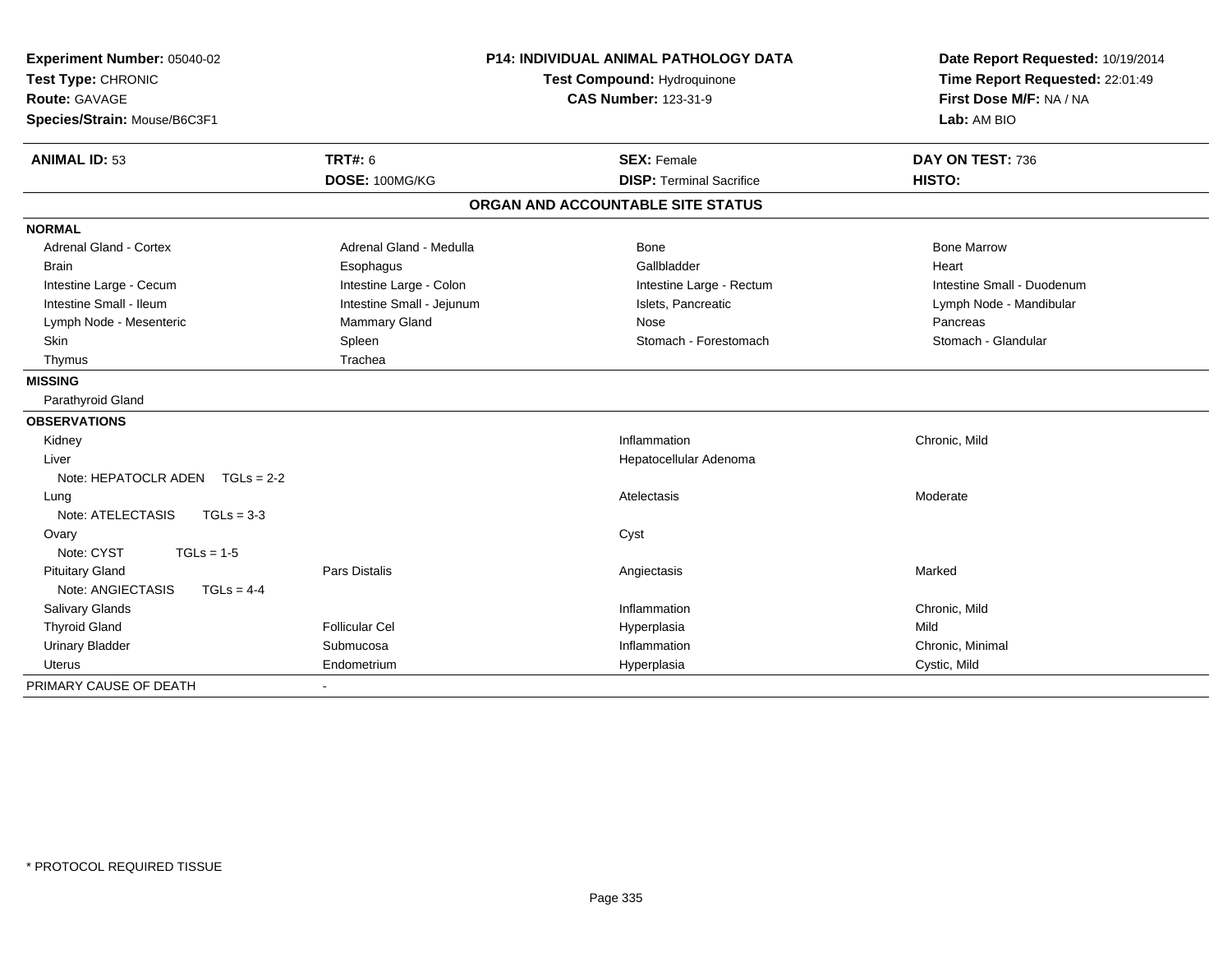**Experiment Number:** 05040-02
**Test Type:** CHRONIC
**Route:** GAVAGE
**Species/Strain:** Mouse/B6C3F1

**P14: INDIVIDUAL ANIMAL PATHOLOGY DATA**
**Test Compound:** Hydroquinone
**CAS Number:** 123-31-9

**Date Report Requested:** 10/19/2014
**Time Report Requested:** 22:01:49
**First Dose M/F:** NA / NA
**Lab:** AM BIO

| **ANIMAL ID:** 53 | **TRT#:** 6 | **SEX:** Female | **DAY ON TEST:** 736 |
|---|---|---|---|
| | **DOSE:** 100MG/KG | **DISP:** Terminal Sacrifice | **HISTO:** |

**ORGAN AND ACCOUNTABLE SITE STATUS**

**NORMAL**

| | | | |
|---|---|---|---|
| Adrenal Gland - Cortex | Adrenal Gland - Medulla | Bone | Bone Marrow |
| Brain | Esophagus | Gallbladder | Heart |
| Intestine Large - Cecum | Intestine Large - Colon | Intestine Large - Rectum | Intestine Small - Duodenum |
| Intestine Small - Ileum | Intestine Small - Jejunum | Islets, Pancreatic | Lymph Node - Mandibular |
| Lymph Node - Mesenteric | Mammary Gland | Nose | Pancreas |
| Skin | Spleen | Stomach - Forestomach | Stomach - Glandular |
| Thymus | Trachea | | |

**MISSING**

Parathyroid Gland

**OBSERVATIONS**

| | | | |
|---|---|---|---|
| Kidney | | Inflammation | Chronic, Mild |
| Liver | | Hepatocellular Adenoma | |
| Note: HEPATOCLR ADEN TGLs = 2-2 | | | |
| Lung | | Atelectasis | Moderate |
| Note: ATELECTASIS TGLs = 3-3 | | | |
| Ovary | | Cyst | |
| Note: CYST TGLs = 1-5 | | | |
| Pituitary Gland | Pars Distalis | Angiectasis | Marked |
| Note: ANGIECTASIS TGLs = 4-4 | | | |
| Salivary Glands | | Inflammation | Chronic, Mild |
| Thyroid Gland | Follicular Cel | Hyperplasia | Mild |
| Urinary Bladder | Submucosa | Inflammation | Chronic, Minimal |
| Uterus | Endometrium | Hyperplasia | Cystic, Mild |

PRIMARY CAUSE OF DEATH -

\* PROTOCOL REQUIRED TISSUE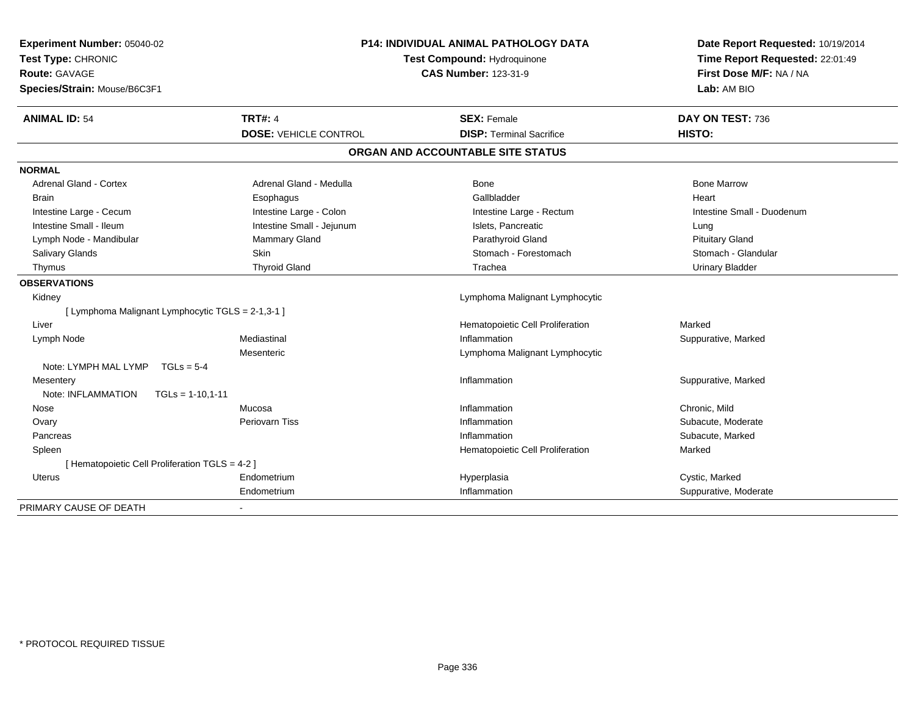**Experiment Number:** 05040-02
**Test Type:** CHRONIC
**Route:** GAVAGE
**Species/Strain:** Mouse/B6C3F1

**P14: INDIVIDUAL ANIMAL PATHOLOGY DATA**
**Test Compound:** Hydroquinone
**CAS Number:** 123-31-9

**Date Report Requested:** 10/19/2014
**Time Report Requested:** 22:01:49
**First Dose M/F:** NA / NA
**Lab:** AM BIO

| **ANIMAL ID:** 54 | **TRT#:** 4 | **SEX:** Female | **DAY ON TEST:** 736 |
|---|---|---|---|
| | **DOSE:** VEHICLE CONTROL | **DISP:** Terminal Sacrifice | **HISTO:** |

## ORGAN AND ACCOUNTABLE SITE STATUS

**NORMAL**

| | | | |
|---|---|---|---|
| Adrenal Gland - Cortex | Adrenal Gland - Medulla | Bone | Bone Marrow |
| Brain | Esophagus | Gallbladder | Heart |
| Intestine Large - Cecum | Intestine Large - Colon | Intestine Large - Rectum | Intestine Small - Duodenum |
| Intestine Small - Ileum | Intestine Small - Jejunum | Islets, Pancreatic | Lung |
| Lymph Node - Mandibular | Mammary Gland | Parathyroid Gland | Pituitary Gland |
| Salivary Glands | Skin | Stomach - Forestomach | Stomach - Glandular |
| Thymus | Thyroid Gland | Trachea | Urinary Bladder |

**OBSERVATIONS**

| | | | |
|---|---|---|---|
| Kidney | | Lymphoma Malignant Lymphocytic | |
| [ Lymphoma Malignant Lymphocytic TGLS = 2-1,3-1 ] | | | |
| Liver | | Hematopoietic Cell Proliferation | Marked |
| Lymph Node | Mediastinal | Inflammation | Suppurative, Marked |
| | Mesenteric | Lymphoma Malignant Lymphocytic | |
| Note: LYMPH MAL LYMP TGLs = 5-4 | | | |
| Mesentery | | Inflammation | Suppurative, Marked |
| Note: INFLAMMATION TGLs = 1-10,1-11 | | | |
| Nose | Mucosa | Inflammation | Chronic, Mild |
| Ovary | Periovarn Tiss | Inflammation | Subacute, Moderate |
| Pancreas | | Inflammation | Subacute, Marked |
| Spleen | | Hematopoietic Cell Proliferation | Marked |
| [ Hematopoietic Cell Proliferation TGLS = 4-2 ] | | | |
| Uterus | Endometrium | Hyperplasia | Cystic, Marked |
| | Endometrium | Inflammation | Suppurative, Moderate |

PRIMARY CAUSE OF DEATH -

* PROTOCOL REQUIRED TISSUE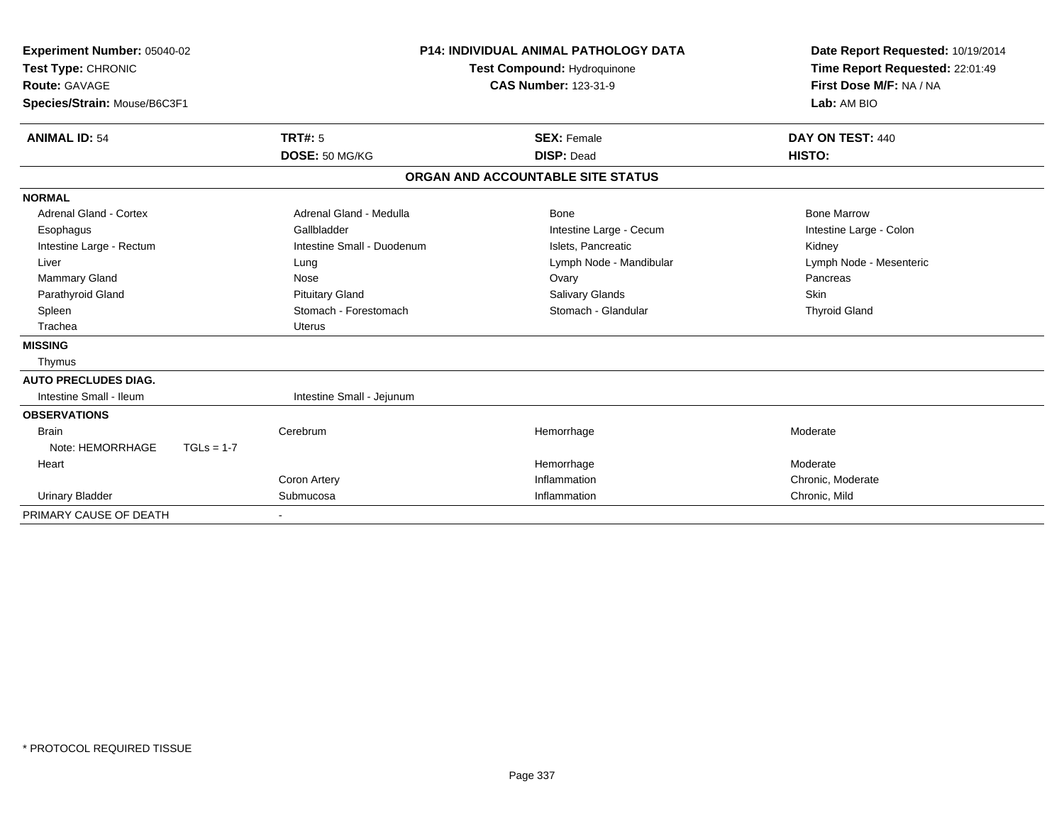**Experiment Number:** 05040-02
**Test Type:** CHRONIC
**Route:** GAVAGE
**Species/Strain:** Mouse/B6C3F1

**P14: INDIVIDUAL ANIMAL PATHOLOGY DATA**
**Test Compound:** Hydroquinone
**CAS Number:** 123-31-9

**Date Report Requested:** 10/19/2014
**Time Report Requested:** 22:01:49
**First Dose M/F:** NA / NA
**Lab:** AM BIO

| **ANIMAL ID:** 54 | **TRT#:** 5 | **SEX:** Female | **DAY ON TEST:** 440 |
|---|---|---|---|
| | **DOSE:** 50 MG/KG | **DISP:** Dead | **HISTO:** |

## ORGAN AND ACCOUNTABLE SITE STATUS

| | | | |
|---|---|---|---|
| **NORMAL** | | | |
| Adrenal Gland - Cortex | Adrenal Gland - Medulla | Bone | Bone Marrow |
| Esophagus | Gallbladder | Intestine Large - Cecum | Intestine Large - Colon |
| Intestine Large - Rectum | Intestine Small - Duodenum | Islets, Pancreatic | Kidney |
| Liver | Lung | Lymph Node - Mandibular | Lymph Node - Mesenteric |
| Mammary Gland | Nose | Ovary | Pancreas |
| Parathyroid Gland | Pituitary Gland | Salivary Glands | Skin |
| Spleen | Stomach - Forestomach | Stomach - Glandular | Thyroid Gland |
| Trachea | Uterus | | |
| **MISSING** | | | |
| Thymus | | | |
| **AUTO PRECLUDES DIAG.** | | | |
| Intestine Small - Ileum | Intestine Small - Jejunum | | |
| **OBSERVATIONS** | | | |
| Brain | Cerebrum | Hemorrhage | Moderate |
| Note: HEMORRHAGE TGLs = 1-7 | | | |
| Heart | | Hemorrhage | Moderate |
| | Coron Artery | Inflammation | Chronic, Moderate |
| Urinary Bladder | Submucosa | Inflammation | Chronic, Mild |
| PRIMARY CAUSE OF DEATH | - | | |

\* PROTOCOL REQUIRED TISSUE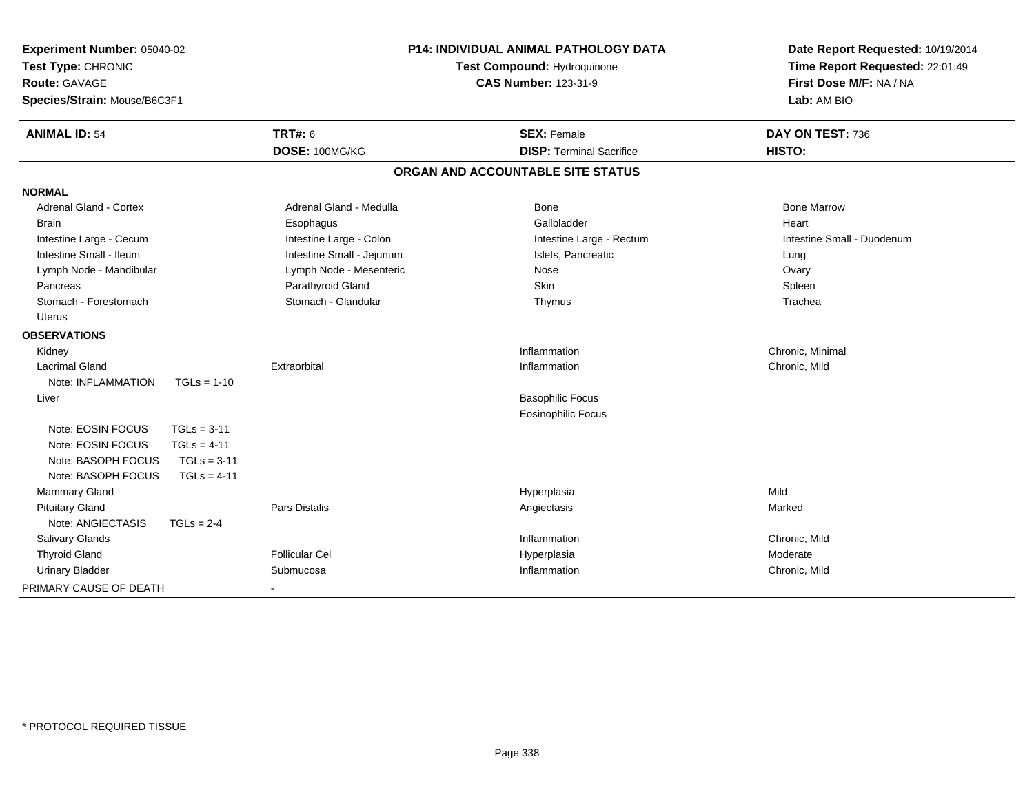**Experiment Number:** 05040-02
**Test Type:** CHRONIC
**Route:** GAVAGE
**Species/Strain:** Mouse/B6C3F1

**P14: INDIVIDUAL ANIMAL PATHOLOGY DATA**
**Test Compound:** Hydroquinone
**CAS Number:** 123-31-9

**Date Report Requested:** 10/19/2014
**Time Report Requested:** 22:01:49
**First Dose M/F:** NA / NA
**Lab:** AM BIO

| **ANIMAL ID:** 54 | **TRT#:** 6 | **SEX:** Female | **DAY ON TEST:** 736 |
|---|---|---|---|
| | **DOSE:** 100MG/KG | **DISP:** Terminal Sacrifice | **HISTO:** |

## ORGAN AND ACCOUNTABLE SITE STATUS

| | | | |
|---|---|---|---|
| **NORMAL** | | | |
| Adrenal Gland - Cortex | Adrenal Gland - Medulla | Bone | Bone Marrow |
| Brain | Esophagus | Gallbladder | Heart |
| Intestine Large - Cecum | Intestine Large - Colon | Intestine Large - Rectum | Intestine Small - Duodenum |
| Intestine Small - Ileum | Intestine Small - Jejunum | Islets, Pancreatic | Lung |
| Lymph Node - Mandibular | Lymph Node - Mesenteric | Nose | Ovary |
| Pancreas | Parathyroid Gland | Skin | Spleen |
| Stomach - Forestomach | Stomach - Glandular | Thymus | Trachea |
| Uterus | | | |
| **OBSERVATIONS** | | | |
| Kidney | | Inflammation | Chronic, Minimal |
| Lacrimal Gland | Extraorbital | Inflammation | Chronic, Mild |
| Note: INFLAMMATION TGLs = 1-10 | | | |
| Liver | | Basophilic Focus | |
| | | Eosinophilic Focus | |
| Note: EOSIN FOCUS TGLs = 3-11 | | | |
| Note: EOSIN FOCUS TGLs = 4-11 | | | |
| Note: BASOPH FOCUS TGLs = 3-11 | | | |
| Note: BASOPH FOCUS TGLs = 4-11 | | | |
| Mammary Gland | | Hyperplasia | Mild |
| Pituitary Gland | Pars Distalis | Angiectasis | Marked |
| Note: ANGIECTASIS TGLs = 2-4 | | | |
| Salivary Glands | | Inflammation | Chronic, Mild |
| Thyroid Gland | Follicular Cel | Hyperplasia | Moderate |
| Urinary Bladder | Submucosa | Inflammation | Chronic, Mild |
| PRIMARY CAUSE OF DEATH | - | | |

* PROTOCOL REQUIRED TISSUE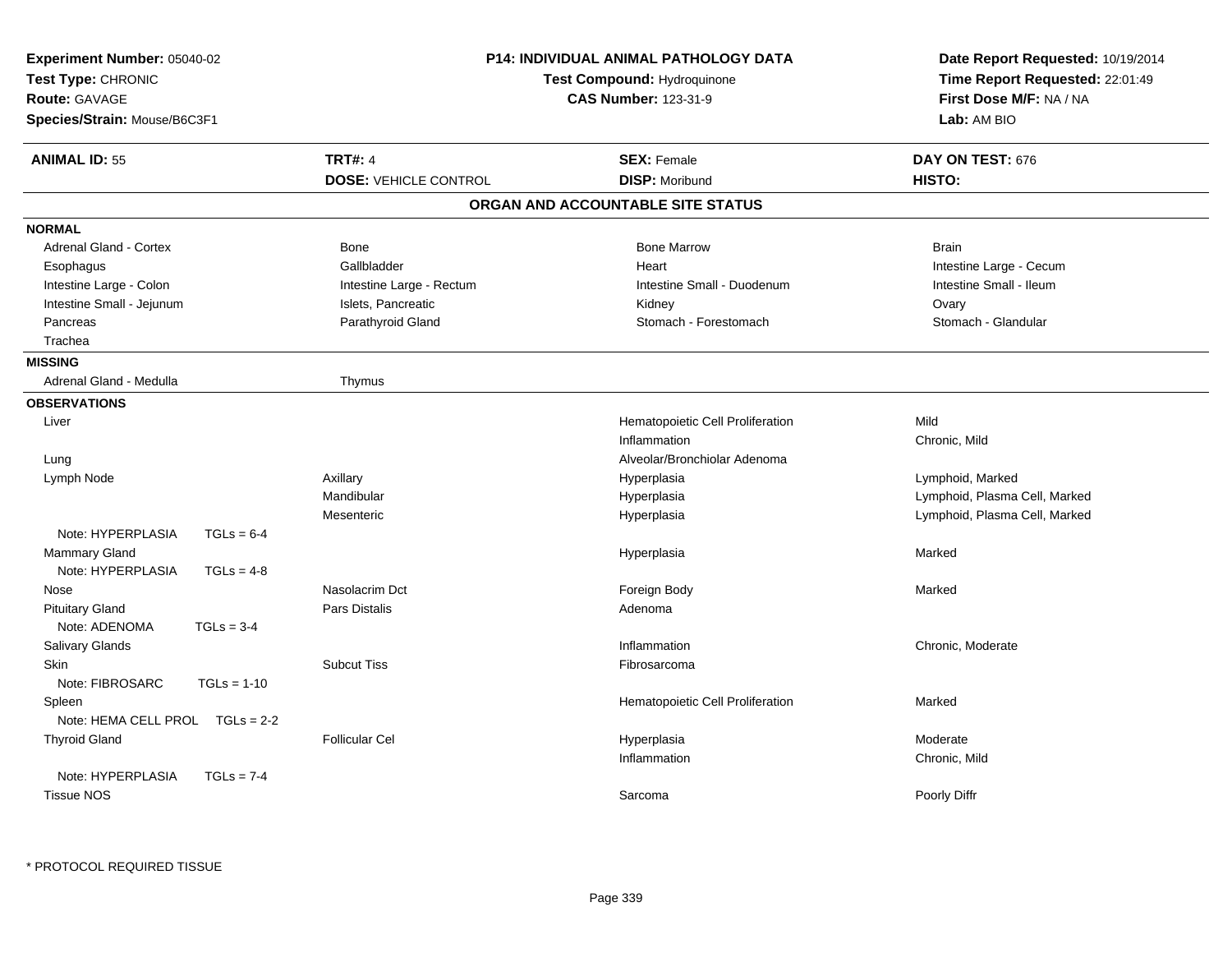**Experiment Number:** 05040-02
**Test Type:** CHRONIC
**Route:** GAVAGE
**Species/Strain:** Mouse/B6C3F1

**P14: INDIVIDUAL ANIMAL PATHOLOGY DATA**
**Test Compound:** Hydroquinone
**CAS Number:** 123-31-9

**Date Report Requested:** 10/19/2014
**Time Report Requested:** 22:01:49
**First Dose M/F:** NA / NA
**Lab:** AM BIO

| **ANIMAL ID:** 55 | **TRT#:** 4 | **SEX:** Female | **DAY ON TEST:** 676 |
|---|---|---|---|
| | **DOSE:** VEHICLE CONTROL | **DISP:** Moribund | **HISTO:** |

## ORGAN AND ACCOUNTABLE SITE STATUS

**NORMAL**

| | | | |
|---|---|---|---|
| Adrenal Gland - Cortex | Bone | Bone Marrow | Brain |
| Esophagus | Gallbladder | Heart | Intestine Large - Cecum |
| Intestine Large - Colon | Intestine Large - Rectum | Intestine Small - Duodenum | Intestine Small - Ileum |
| Intestine Small - Jejunum | Islets, Pancreatic | Kidney | Ovary |
| Pancreas | Parathyroid Gland | Stomach - Forestomach | Stomach - Glandular |
| Trachea | | | |

**MISSING**

| | |
|---|---|
| Adrenal Gland - Medulla | Thymus |

**OBSERVATIONS**

| Organ | Site | Observation | Qualifier |
|---|---|---|---|
| Liver | | Hematopoietic Cell Proliferation | Mild |
| | | Inflammation | Chronic, Mild |
| Lung | | Alveolar/Bronchiolar Adenoma | |
| Lymph Node | Axillary | Hyperplasia | Lymphoid, Marked |
| | Mandibular | Hyperplasia | Lymphoid, Plasma Cell, Marked |
| | Mesenteric | Hyperplasia | Lymphoid, Plasma Cell, Marked |
| Note: HYPERPLASIA TGLs = 6-4 | | | |
| Mammary Gland | | Hyperplasia | Marked |
| Note: HYPERPLASIA TGLs = 4-8 | | | |
| Nose | Nasolacrim Dct | Foreign Body | Marked |
| Pituitary Gland | Pars Distalis | Adenoma | |
| Note: ADENOMA TGLs = 3-4 | | | |
| Salivary Glands | | Inflammation | Chronic, Moderate |
| Skin | Subcut Tiss | Fibrosarcoma | |
| Note: FIBROSARC TGLs = 1-10 | | | |
| Spleen | | Hematopoietic Cell Proliferation | Marked |
| Note: HEMA CELL PROL TGLs = 2-2 | | | |
| Thyroid Gland | Follicular Cel | Hyperplasia | Moderate |
| | | Inflammation | Chronic, Mild |
| Note: HYPERPLASIA TGLs = 7-4 | | | |
| Tissue NOS | | Sarcoma | Poorly Diffr |

* PROTOCOL REQUIRED TISSUE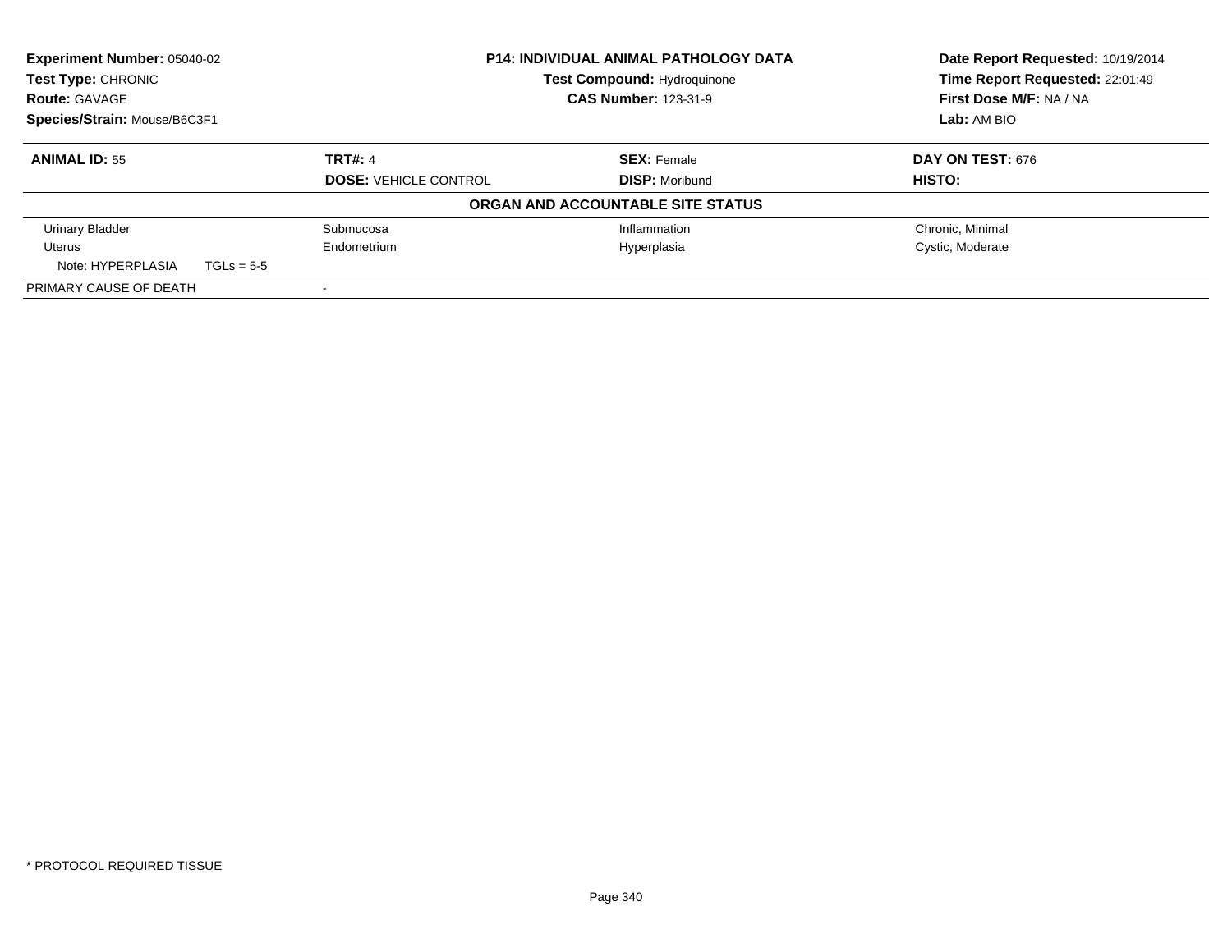**Experiment Number:** 05040-02
**Test Type:** CHRONIC
**Route:** GAVAGE
**Species/Strain:** Mouse/B6C3F1

**P14: INDIVIDUAL ANIMAL PATHOLOGY DATA**
**Test Compound:** Hydroquinone
**CAS Number:** 123-31-9

**Date Report Requested:** 10/19/2014
**Time Report Requested:** 22:01:49
**First Dose M/F:** NA / NA
**Lab:** AM BIO

| **ANIMAL ID:** 55 | **TRT#:** 4 | **SEX:** Female | **DAY ON TEST:** 676 |
|---|---|---|---|
| | **DOSE:** VEHICLE CONTROL | **DISP:** Moribund | **HISTO:** |

**ORGAN AND ACCOUNTABLE SITE STATUS**

| | | | |
|---|---|---|---|
| Urinary Bladder | Submucosa | Inflammation | Chronic, Minimal |
| Uterus | Endometrium | Hyperplasia | Cystic, Moderate |
| Note: HYPERPLASIA TGLs = 5-5 | | | |
| PRIMARY CAUSE OF DEATH | - | | |

* PROTOCOL REQUIRED TISSUE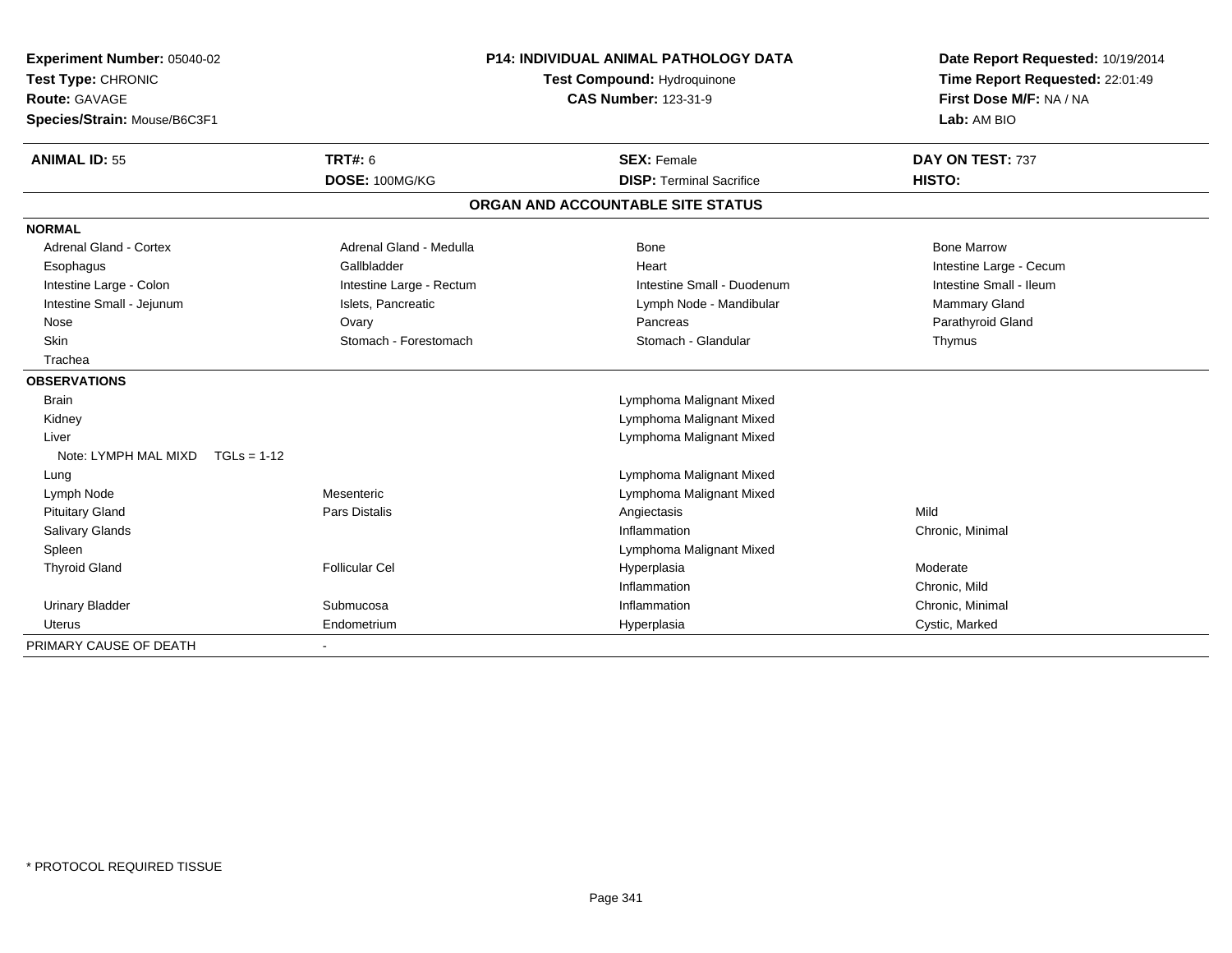**Experiment Number:** 05040-02
**Test Type:** CHRONIC
**Route:** GAVAGE
**Species/Strain:** Mouse/B6C3F1

**P14: INDIVIDUAL ANIMAL PATHOLOGY DATA**
**Test Compound:** Hydroquinone
**CAS Number:** 123-31-9

**Date Report Requested:** 10/19/2014
**Time Report Requested:** 22:01:49
**First Dose M/F:** NA / NA
**Lab:** AM BIO

| **ANIMAL ID:** 55 | **TRT#:** 6 | **SEX:** Female | **DAY ON TEST:** 737 |
|---|---|---|---|
| | **DOSE:** 100MG/KG | **DISP:** Terminal Sacrifice | **HISTO:** |

## ORGAN AND ACCOUNTABLE SITE STATUS

| | | | |
|---|---|---|---|
| **NORMAL** | | | |
| Adrenal Gland - Cortex | Adrenal Gland - Medulla | Bone | Bone Marrow |
| Esophagus | Gallbladder | Heart | Intestine Large - Cecum |
| Intestine Large - Colon | Intestine Large - Rectum | Intestine Small - Duodenum | Intestine Small - Ileum |
| Intestine Small - Jejunum | Islets, Pancreatic | Lymph Node - Mandibular | Mammary Gland |
| Nose | Ovary | Pancreas | Parathyroid Gland |
| Skin | Stomach - Forestomach | Stomach - Glandular | Thymus |
| Trachea | | | |
| **OBSERVATIONS** | | | |
| Brain | | Lymphoma Malignant Mixed | |
| Kidney | | Lymphoma Malignant Mixed | |
| Liver | | Lymphoma Malignant Mixed | |
| Note: LYMPH MAL MIXD TGLs = 1-12 | | | |
| Lung | | Lymphoma Malignant Mixed | |
| Lymph Node | Mesenteric | Lymphoma Malignant Mixed | |
| Pituitary Gland | Pars Distalis | Angiectasis | Mild |
| Salivary Glands | | Inflammation | Chronic, Minimal |
| Spleen | | Lymphoma Malignant Mixed | |
| Thyroid Gland | Follicular Cel | Hyperplasia | Moderate |
| | | Inflammation | Chronic, Mild |
| Urinary Bladder | Submucosa | Inflammation | Chronic, Minimal |
| Uterus | Endometrium | Hyperplasia | Cystic, Marked |
| PRIMARY CAUSE OF DEATH | - | | |

\* PROTOCOL REQUIRED TISSUE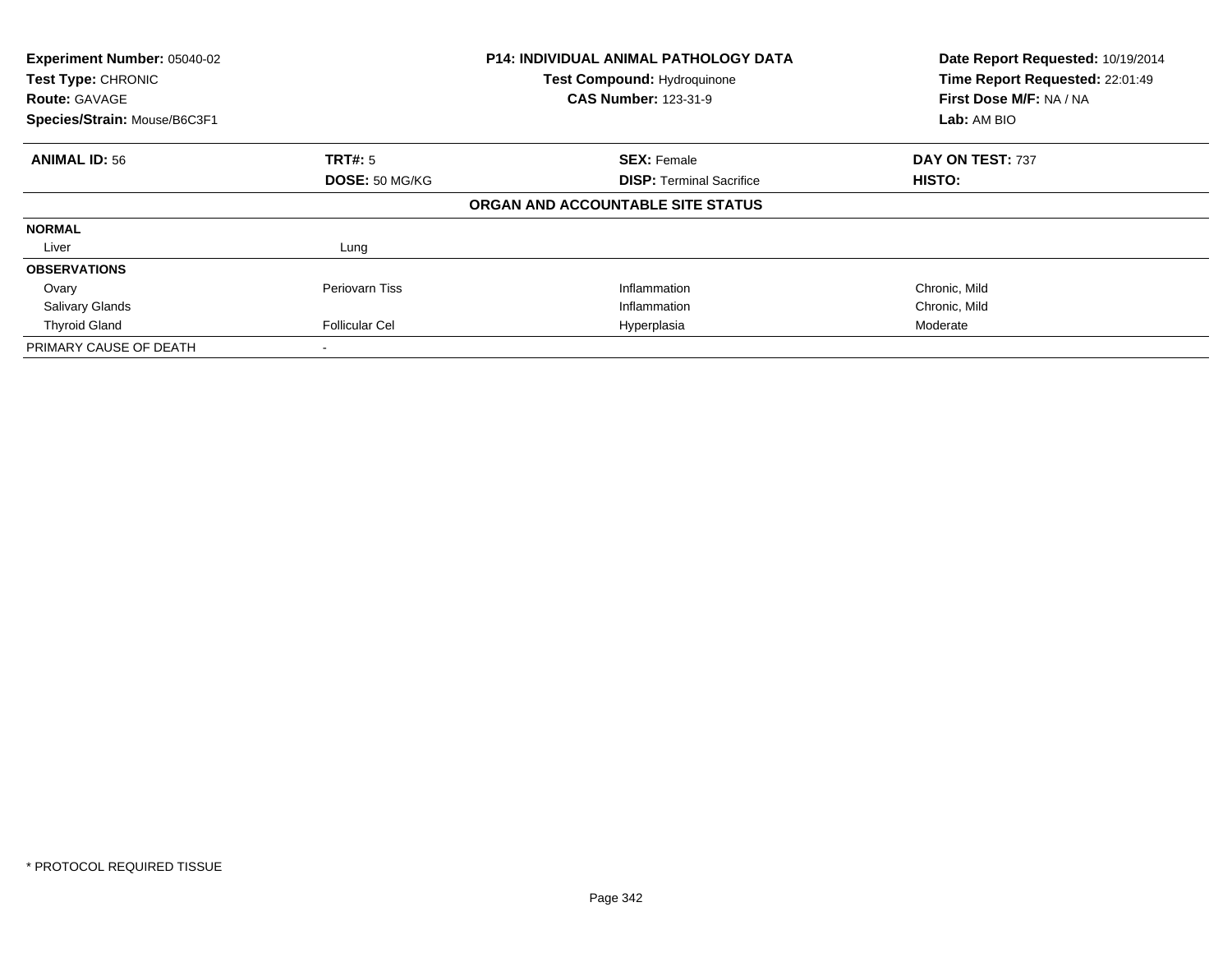| Experiment Number: 05040-02 | P14: INDIVIDUAL ANIMAL PATHOLOGY DATA | Date Report Requested: 10/19/2014 |
|---|---|---|
| Test Type: CHRONIC | Test Compound: Hydroquinone | Time Report Requested: 22:01:49 |
| Route: GAVAGE | CAS Number: 123-31-9 | First Dose M/F: NA / NA |
| Species/Strain: Mouse/B6C3F1 | | Lab: AM BIO |

| ANIMAL ID: 56 | TRT#: 5 | SEX: Female | DAY ON TEST: 737 |
|---|---|---|---|
| | DOSE: 50 MG/KG | DISP: Terminal Sacrifice | HISTO: |
| | | **ORGAN AND ACCOUNTABLE SITE STATUS** | |
| **NORMAL** | | | |
| Liver | Lung | | |
| **OBSERVATIONS** | | | |
| Ovary | Periovarn Tiss | Inflammation | Chronic, Mild |
| Salivary Glands | | Inflammation | Chronic, Mild |
| Thyroid Gland | Follicular Cel | Hyperplasia | Moderate |
| PRIMARY CAUSE OF DEATH | - | | |

* PROTOCOL REQUIRED TISSUE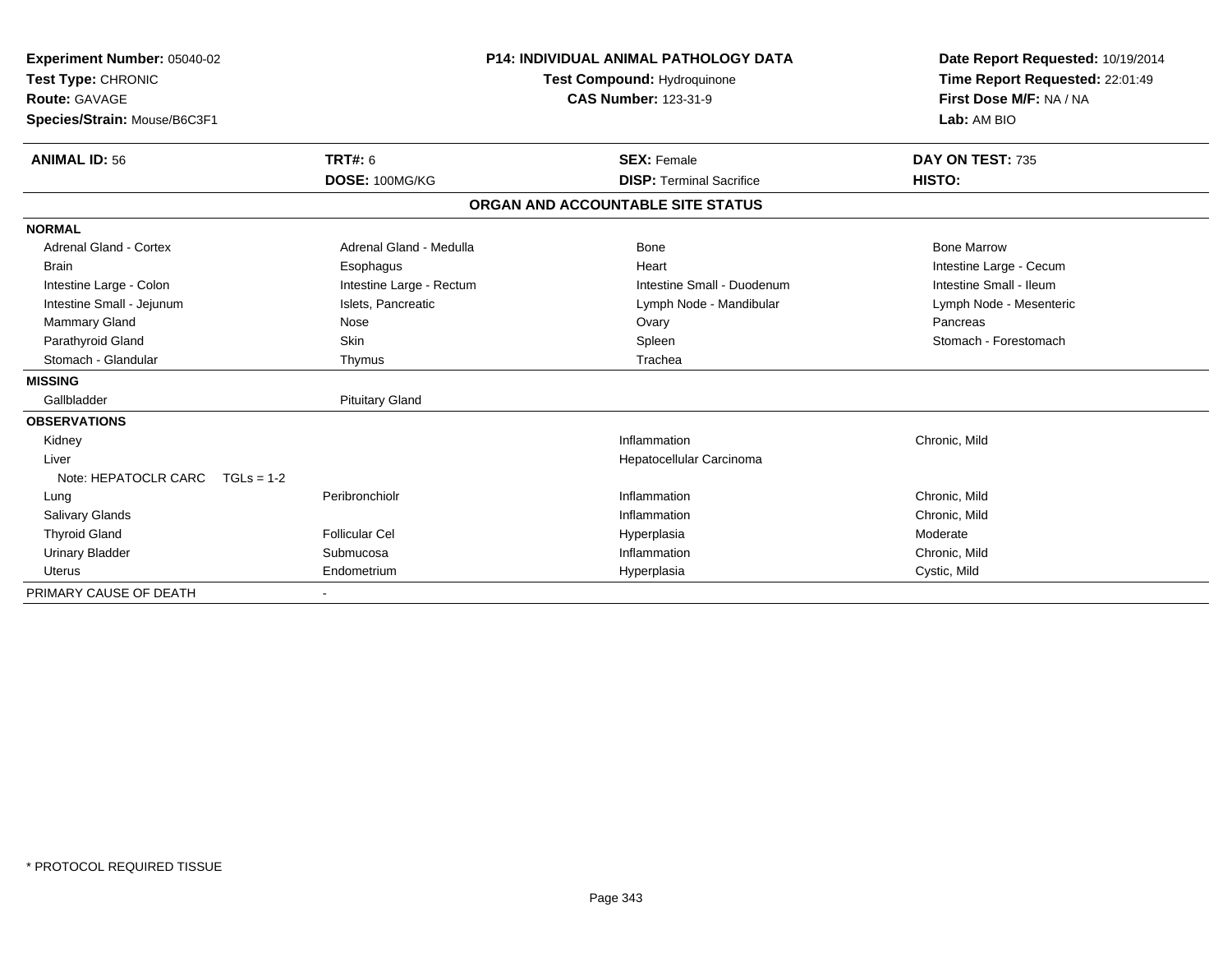**Experiment Number:** 05040-02
**Test Type:** CHRONIC
**Route:** GAVAGE
**Species/Strain:** Mouse/B6C3F1

**P14: INDIVIDUAL ANIMAL PATHOLOGY DATA**
**Test Compound:** Hydroquinone
**CAS Number:** 123-31-9

**Date Report Requested:** 10/19/2014
**Time Report Requested:** 22:01:49
**First Dose M/F:** NA / NA
**Lab:** AM BIO

| **ANIMAL ID:** 56 | **TRT#:** 6 | **SEX:** Female | **DAY ON TEST:** 735 |
|---|---|---|---|
| | **DOSE:** 100MG/KG | **DISP:** Terminal Sacrifice | **HISTO:** |

**ORGAN AND ACCOUNTABLE SITE STATUS**

| | | | |
|---|---|---|---|
| **NORMAL** | | | |
| Adrenal Gland - Cortex | Adrenal Gland - Medulla | Bone | Bone Marrow |
| Brain | Esophagus | Heart | Intestine Large - Cecum |
| Intestine Large - Colon | Intestine Large - Rectum | Intestine Small - Duodenum | Intestine Small - Ileum |
| Intestine Small - Jejunum | Islets, Pancreatic | Lymph Node - Mandibular | Lymph Node - Mesenteric |
| Mammary Gland | Nose | Ovary | Pancreas |
| Parathyroid Gland | Skin | Spleen | Stomach - Forestomach |
| Stomach - Glandular | Thymus | Trachea | |
| **MISSING** | | | |
| Gallbladder | Pituitary Gland | | |
| **OBSERVATIONS** | | | |
| Kidney | | Inflammation | Chronic, Mild |
| Liver | | Hepatocellular Carcinoma | |
| Note: HEPATOCLR CARC TGLs = 1-2 | | | |
| Lung | Peribronchiolr | Inflammation | Chronic, Mild |
| Salivary Glands | | Inflammation | Chronic, Mild |
| Thyroid Gland | Follicular Cel | Hyperplasia | Moderate |
| Urinary Bladder | Submucosa | Inflammation | Chronic, Mild |
| Uterus | Endometrium | Hyperplasia | Cystic, Mild |
| PRIMARY CAUSE OF DEATH | - | | |

* PROTOCOL REQUIRED TISSUE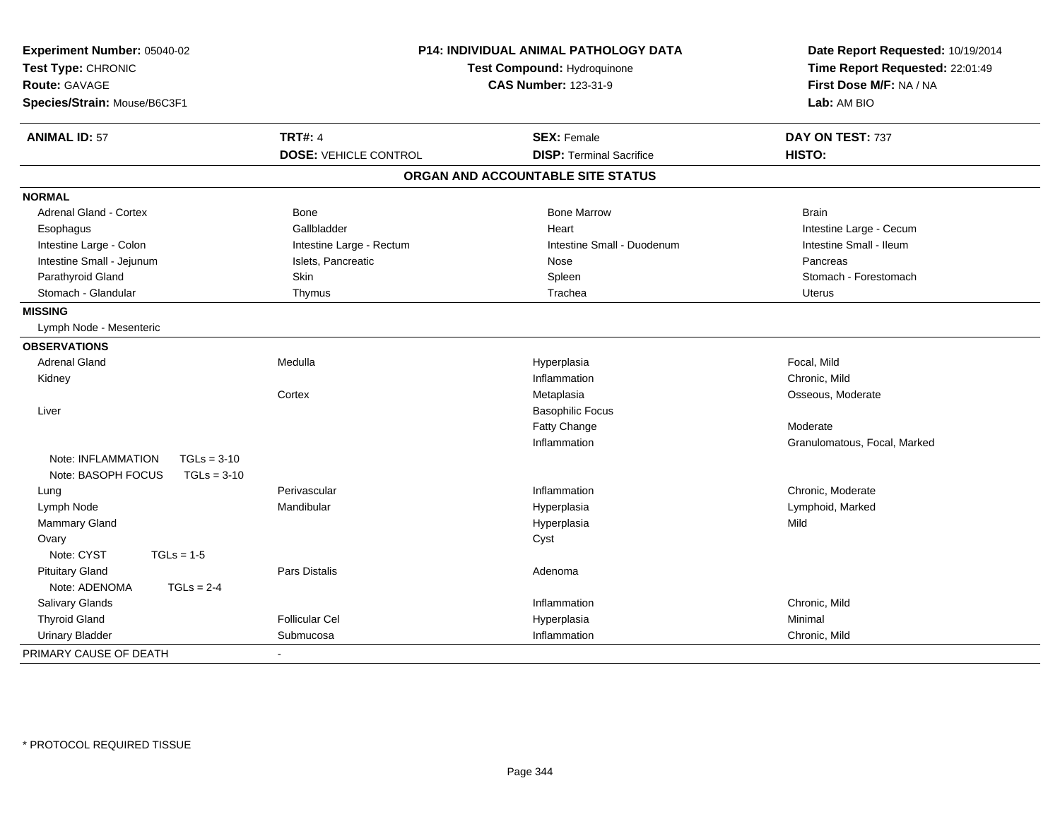**Experiment Number:** 05040-02
**Test Type:** CHRONIC
**Route:** GAVAGE
**Species/Strain:** Mouse/B6C3F1

**P14: INDIVIDUAL ANIMAL PATHOLOGY DATA**
**Test Compound:** Hydroquinone
**CAS Number:** 123-31-9

**Date Report Requested:** 10/19/2014
**Time Report Requested:** 22:01:49
**First Dose M/F:** NA / NA
**Lab:** AM BIO

| **ANIMAL ID:** 57 | **TRT#:** 4 | **SEX:** Female | **DAY ON TEST:** 737 |
|---|---|---|---|
| | **DOSE:** VEHICLE CONTROL | **DISP:** Terminal Sacrifice | **HISTO:** |

## ORGAN AND ACCOUNTABLE SITE STATUS

| | | | |
|---|---|---|---|
| **NORMAL** | | | |
| Adrenal Gland - Cortex | Bone | Bone Marrow | Brain |
| Esophagus | Gallbladder | Heart | Intestine Large - Cecum |
| Intestine Large - Colon | Intestine Large - Rectum | Intestine Small - Duodenum | Intestine Small - Ileum |
| Intestine Small - Jejunum | Islets, Pancreatic | Nose | Pancreas |
| Parathyroid Gland | Skin | Spleen | Stomach - Forestomach |
| Stomach - Glandular | Thymus | Trachea | Uterus |
| **MISSING** | | | |
| Lymph Node - Mesenteric | | | |
| **OBSERVATIONS** | | | |
| Adrenal Gland | Medulla | Hyperplasia | Focal, Mild |
| Kidney | | Inflammation | Chronic, Mild |
| | Cortex | Metaplasia | Osseous, Moderate |
| Liver | | Basophilic Focus | |
| | | Fatty Change | Moderate |
| | | Inflammation | Granulomatous, Focal, Marked |
| Note: INFLAMMATION TGLs = 3-10 | | | |
| Note: BASOPH FOCUS TGLs = 3-10 | | | |
| Lung | Perivascular | Inflammation | Chronic, Moderate |
| Lymph Node | Mandibular | Hyperplasia | Lymphoid, Marked |
| Mammary Gland | | Hyperplasia | Mild |
| Ovary | | Cyst | |
| Note: CYST TGLs = 1-5 | | | |
| Pituitary Gland | Pars Distalis | Adenoma | |
| Note: ADENOMA TGLs = 2-4 | | | |
| Salivary Glands | | Inflammation | Chronic, Mild |
| Thyroid Gland | Follicular Cel | Hyperplasia | Minimal |
| Urinary Bladder | Submucosa | Inflammation | Chronic, Mild |
| PRIMARY CAUSE OF DEATH | - | | |

* PROTOCOL REQUIRED TISSUE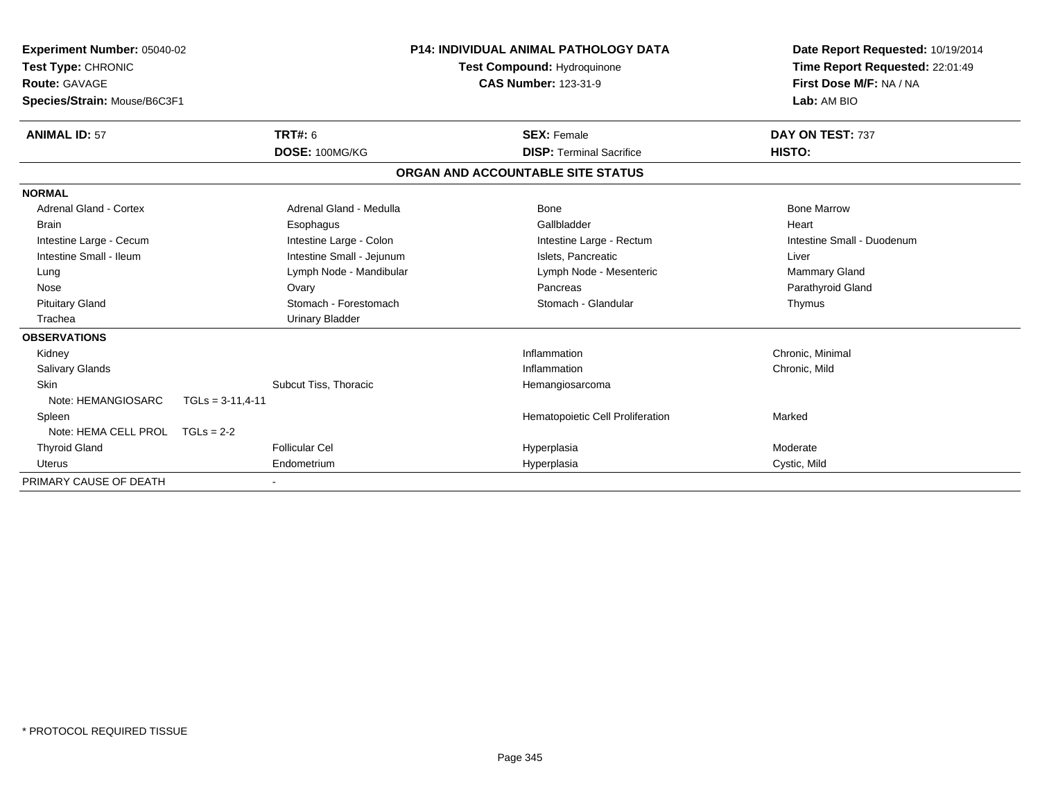**Experiment Number:** 05040-02
**Test Type:** CHRONIC
**Route:** GAVAGE
**Species/Strain:** Mouse/B6C3F1

**P14: INDIVIDUAL ANIMAL PATHOLOGY DATA**
**Test Compound:** Hydroquinone
**CAS Number:** 123-31-9

**Date Report Requested:** 10/19/2014
**Time Report Requested:** 22:01:49
**First Dose M/F:** NA / NA
**Lab:** AM BIO

| **ANIMAL ID:** 57 | **TRT#:** 6 | **SEX:** Female | **DAY ON TEST:** 737 |
|---|---|---|---|
| | **DOSE:** 100MG/KG | **DISP:** Terminal Sacrifice | **HISTO:** |

## ORGAN AND ACCOUNTABLE SITE STATUS

| | | | |
|---|---|---|---|
| **NORMAL** | | | |
| Adrenal Gland - Cortex | Adrenal Gland - Medulla | Bone | Bone Marrow |
| Brain | Esophagus | Gallbladder | Heart |
| Intestine Large - Cecum | Intestine Large - Colon | Intestine Large - Rectum | Intestine Small - Duodenum |
| Intestine Small - Ileum | Intestine Small - Jejunum | Islets, Pancreatic | Liver |
| Lung | Lymph Node - Mandibular | Lymph Node - Mesenteric | Mammary Gland |
| Nose | Ovary | Pancreas | Parathyroid Gland |
| Pituitary Gland | Stomach - Forestomach | Stomach - Glandular | Thymus |
| Trachea | Urinary Bladder | | |
| **OBSERVATIONS** | | | |
| Kidney | | Inflammation | Chronic, Minimal |
| Salivary Glands | | Inflammation | Chronic, Mild |
| Skin | Subcut Tiss, Thoracic | Hemangiosarcoma | |
| Note: HEMANGIOSARC TGLs = 3-11,4-11 | | | |
| Spleen | | Hematopoietic Cell Proliferation | Marked |
| Note: HEMA CELL PROL TGLs = 2-2 | | | |
| Thyroid Gland | Follicular Cel | Hyperplasia | Moderate |
| Uterus | Endometrium | Hyperplasia | Cystic, Mild |
| PRIMARY CAUSE OF DEATH | - | | |

* PROTOCOL REQUIRED TISSUE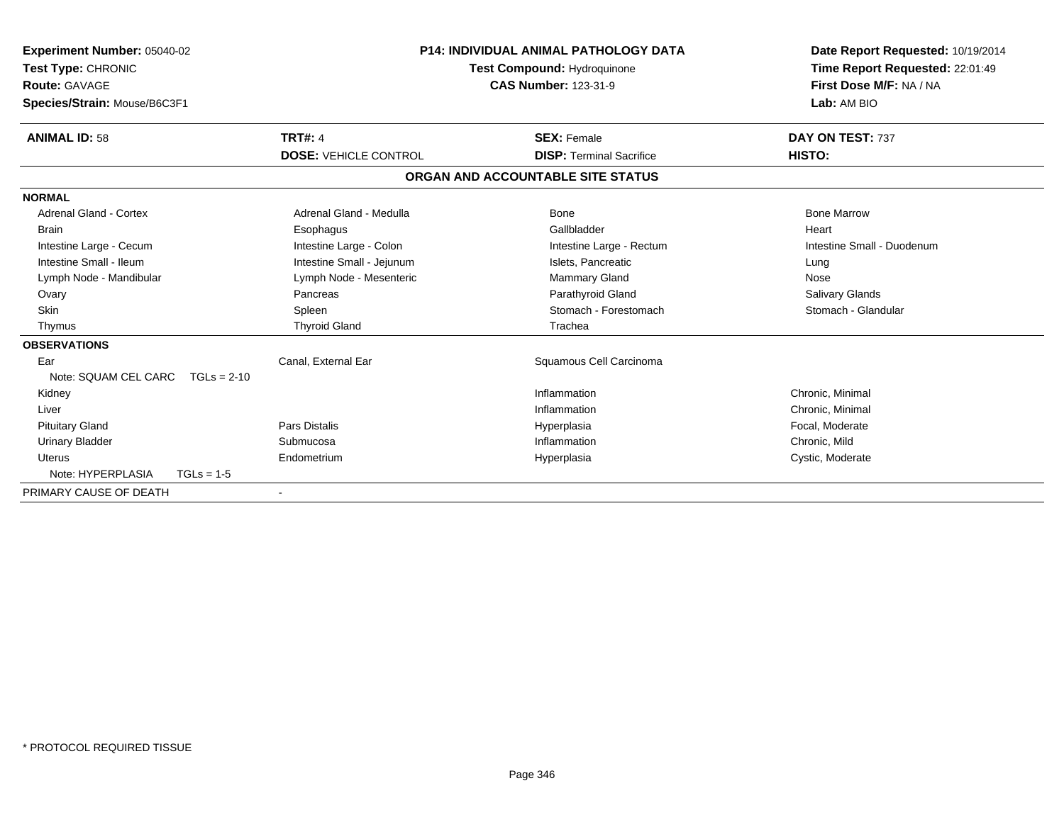**Experiment Number:** 05040-02
**Test Type:** CHRONIC
**Route:** GAVAGE
**Species/Strain:** Mouse/B6C3F1

**P14: INDIVIDUAL ANIMAL PATHOLOGY DATA**
**Test Compound:** Hydroquinone
**CAS Number:** 123-31-9

**Date Report Requested:** 10/19/2014
**Time Report Requested:** 22:01:49
**First Dose M/F:** NA / NA
**Lab:** AM BIO

| **ANIMAL ID:** 58 | **TRT#:** 4 | **SEX:** Female | **DAY ON TEST:** 737 |
|---|---|---|---|
| | **DOSE:** VEHICLE CONTROL | **DISP:** Terminal Sacrifice | **HISTO:** |

## ORGAN AND ACCOUNTABLE SITE STATUS

| | | | |
|---|---|---|---|
| **NORMAL** | | | |
| Adrenal Gland - Cortex | Adrenal Gland - Medulla | Bone | Bone Marrow |
| Brain | Esophagus | Gallbladder | Heart |
| Intestine Large - Cecum | Intestine Large - Colon | Intestine Large - Rectum | Intestine Small - Duodenum |
| Intestine Small - Ileum | Intestine Small - Jejunum | Islets, Pancreatic | Lung |
| Lymph Node - Mandibular | Lymph Node - Mesenteric | Mammary Gland | Nose |
| Ovary | Pancreas | Parathyroid Gland | Salivary Glands |
| Skin | Spleen | Stomach - Forestomach | Stomach - Glandular |
| Thymus | Thyroid Gland | Trachea | |
| **OBSERVATIONS** | | | |
| Ear | Canal, External Ear | Squamous Cell Carcinoma | |
| Note: SQUAM CEL CARC TGLs = 2-10 | | | |
| Kidney | | Inflammation | Chronic, Minimal |
| Liver | | Inflammation | Chronic, Minimal |
| Pituitary Gland | Pars Distalis | Hyperplasia | Focal, Moderate |
| Urinary Bladder | Submucosa | Inflammation | Chronic, Mild |
| Uterus | Endometrium | Hyperplasia | Cystic, Moderate |
| Note: HYPERPLASIA TGLs = 1-5 | | | |
| PRIMARY CAUSE OF DEATH | - | | |

\* PROTOCOL REQUIRED TISSUE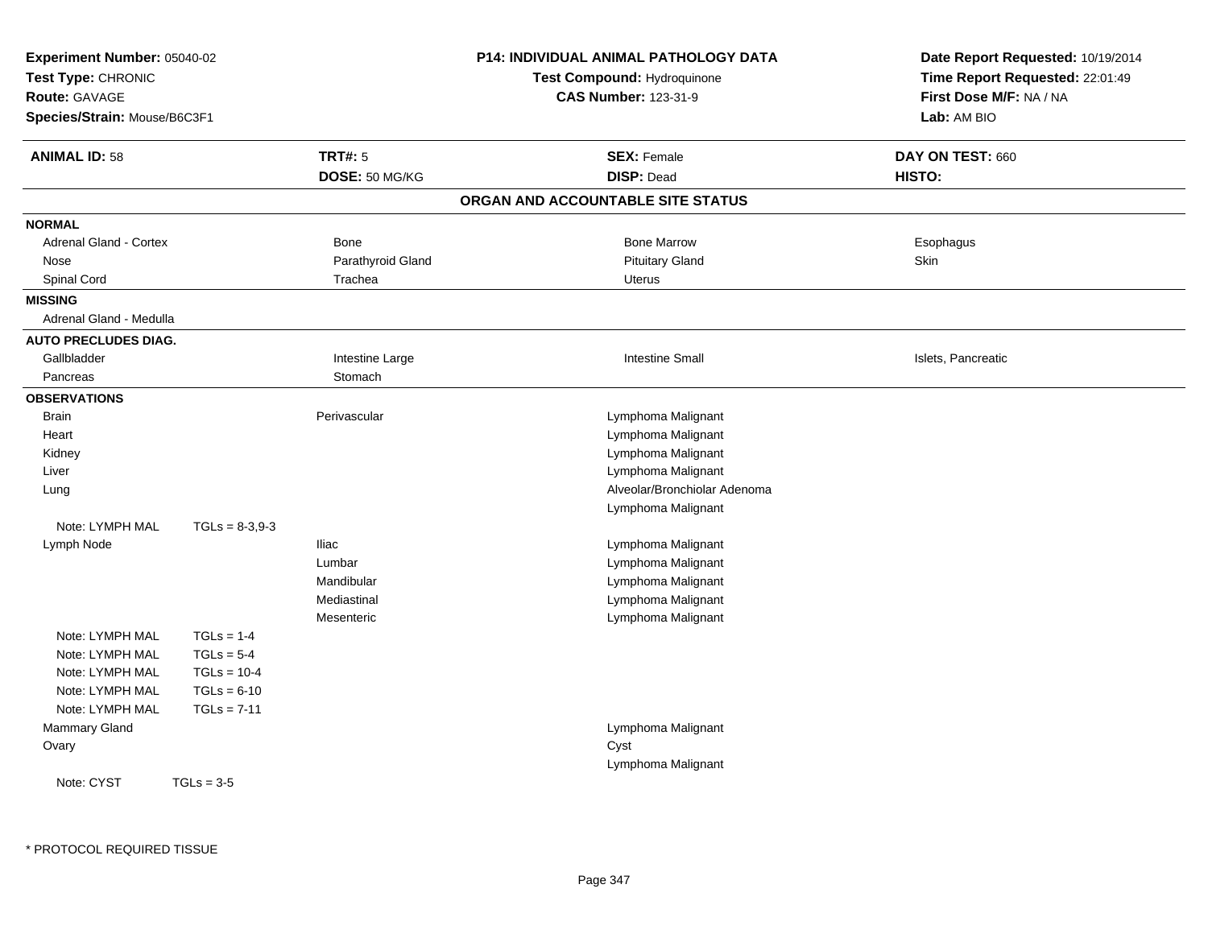**Experiment Number:** 05040-02
**Test Type:** CHRONIC
**Route:** GAVAGE
**Species/Strain:** Mouse/B6C3F1

**P14: INDIVIDUAL ANIMAL PATHOLOGY DATA**
**Test Compound:** Hydroquinone
**CAS Number:** 123-31-9

**Date Report Requested:** 10/19/2014
**Time Report Requested:** 22:01:49
**First Dose M/F:** NA / NA
**Lab:** AM BIO

| **ANIMAL ID:** 58 | **TRT#:** 5 | **SEX:** Female | **DAY ON TEST:** 660 |
|---|---|---|---|
| | **DOSE:** 50 MG/KG | **DISP:** Dead | **HISTO:** |

## ORGAN AND ACCOUNTABLE SITE STATUS

**NORMAL**

| | | | |
|---|---|---|---|
| Adrenal Gland - Cortex | Bone | Bone Marrow | Esophagus |
| Nose | Parathyroid Gland | Pituitary Gland | Skin |
| Spinal Cord | Trachea | Uterus | |

**MISSING**

Adrenal Gland - Medulla

**AUTO PRECLUDES DIAG.**

| | | | |
|---|---|---|---|
| Gallbladder | Intestine Large | Intestine Small | Islets, Pancreatic |
| Pancreas | Stomach | | |

**OBSERVATIONS**

| Organ | Site | Observation |
|---|---|---|
| Brain | Perivascular | Lymphoma Malignant |
| Heart | | Lymphoma Malignant |
| Kidney | | Lymphoma Malignant |
| Liver | | Lymphoma Malignant |
| Lung | | Alveolar/Bronchiolar Adenoma |
| | | Lymphoma Malignant |
| Note: LYMPH MAL TGLs = 8-3,9-3 | | |
| Lymph Node | Iliac | Lymphoma Malignant |
| | Lumbar | Lymphoma Malignant |
| | Mandibular | Lymphoma Malignant |
| | Mediastinal | Lymphoma Malignant |
| | Mesenteric | Lymphoma Malignant |
| Note: LYMPH MAL TGLs = 1-4 | | |
| Note: LYMPH MAL TGLs = 5-4 | | |
| Note: LYMPH MAL TGLs = 10-4 | | |
| Note: LYMPH MAL TGLs = 6-10 | | |
| Note: LYMPH MAL TGLs = 7-11 | | |
| Mammary Gland | | Lymphoma Malignant |
| Ovary | | Cyst |
| | | Lymphoma Malignant |
| Note: CYST TGLs = 3-5 | | |

\* PROTOCOL REQUIRED TISSUE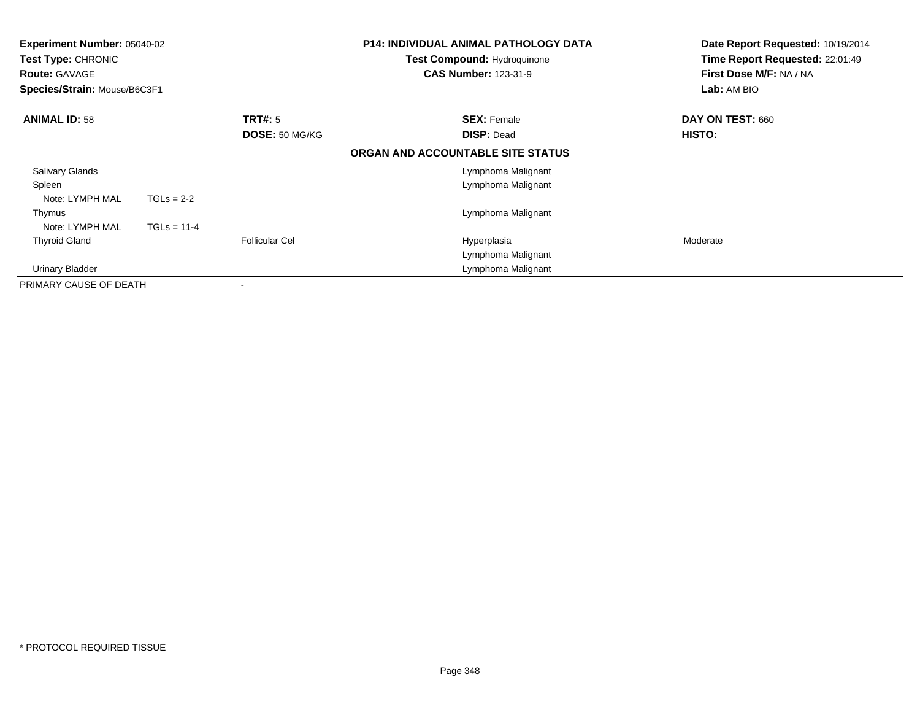**Experiment Number:** 05040-02
**Test Type:** CHRONIC
**Route:** GAVAGE
**Species/Strain:** Mouse/B6C3F1

**P14: INDIVIDUAL ANIMAL PATHOLOGY DATA**
**Test Compound:** Hydroquinone
**CAS Number:** 123-31-9

**Date Report Requested:** 10/19/2014
**Time Report Requested:** 22:01:49
**First Dose M/F:** NA / NA
**Lab:** AM BIO

| **ANIMAL ID:** 58 | **TRT#:** 5 | **SEX:** Female | **DAY ON TEST:** 660 |
|---|---|---|---|
| | **DOSE:** 50 MG/KG | **DISP:** Dead | **HISTO:** |

**ORGAN AND ACCOUNTABLE SITE STATUS**

| Organ | Site | Finding | Severity |
|---|---|---|---|
| Salivary Glands | | Lymphoma Malignant | |
| Spleen | | Lymphoma Malignant | |
| Note: LYMPH MAL TGLs = 2-2 | | | |
| Thymus | | Lymphoma Malignant | |
| Note: LYMPH MAL TGLs = 11-4 | | | |
| Thyroid Gland | Follicular Cel | Hyperplasia | Moderate |
| | | Lymphoma Malignant | |
| Urinary Bladder | | Lymphoma Malignant | |
| PRIMARY CAUSE OF DEATH | - | | |

* PROTOCOL REQUIRED TISSUE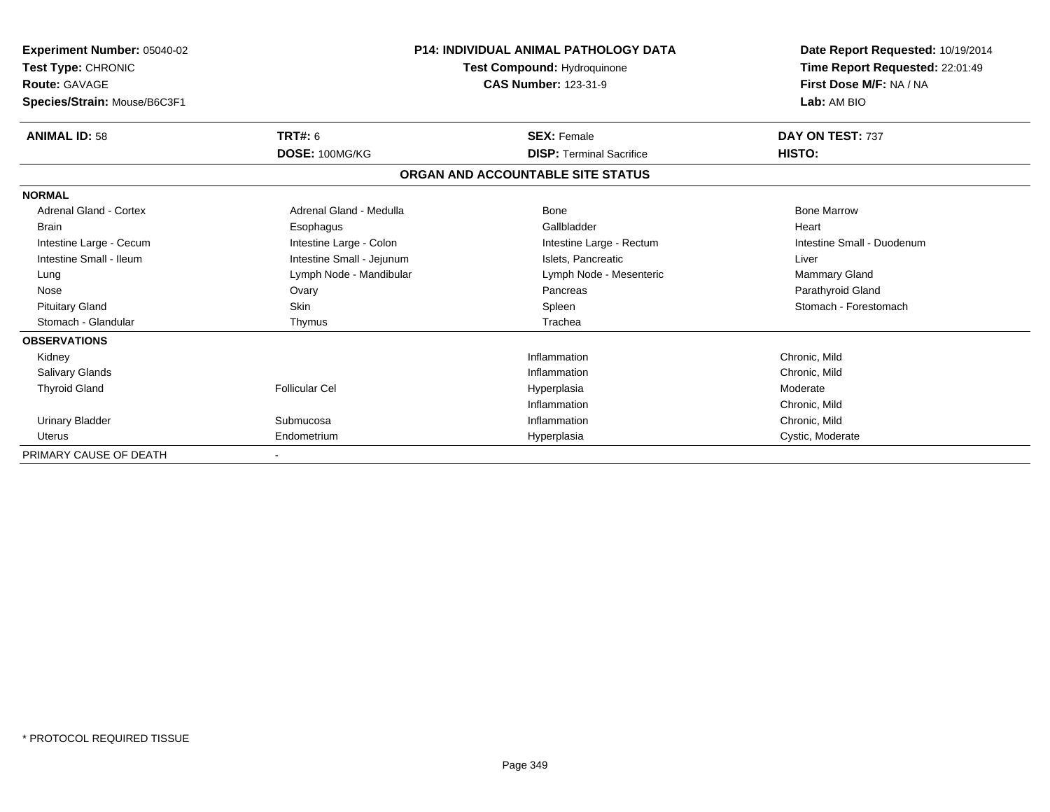**Experiment Number:** 05040-02
**Test Type:** CHRONIC
**Route:** GAVAGE
**Species/Strain:** Mouse/B6C3F1

**P14: INDIVIDUAL ANIMAL PATHOLOGY DATA**
**Test Compound:** Hydroquinone
**CAS Number:** 123-31-9

**Date Report Requested:** 10/19/2014
**Time Report Requested:** 22:01:49
**First Dose M/F:** NA / NA
**Lab:** AM BIO

| **ANIMAL ID:** 58 | **TRT#:** 6 | **SEX:** Female | **DAY ON TEST:** 737 |
|---|---|---|---|
| | **DOSE:** 100MG/KG | **DISP:** Terminal Sacrifice | **HISTO:** |

**ORGAN AND ACCOUNTABLE SITE STATUS**

| | | | |
|---|---|---|---|
| **NORMAL** | | | |
| Adrenal Gland - Cortex | Adrenal Gland - Medulla | Bone | Bone Marrow |
| Brain | Esophagus | Gallbladder | Heart |
| Intestine Large - Cecum | Intestine Large - Colon | Intestine Large - Rectum | Intestine Small - Duodenum |
| Intestine Small - Ileum | Intestine Small - Jejunum | Islets, Pancreatic | Liver |
| Lung | Lymph Node - Mandibular | Lymph Node - Mesenteric | Mammary Gland |
| Nose | Ovary | Pancreas | Parathyroid Gland |
| Pituitary Gland | Skin | Spleen | Stomach - Forestomach |
| Stomach - Glandular | Thymus | Trachea | |
| **OBSERVATIONS** | | | |
| Kidney | | Inflammation | Chronic, Mild |
| Salivary Glands | | Inflammation | Chronic, Mild |
| Thyroid Gland | Follicular Cel | Hyperplasia | Moderate |
| | | Inflammation | Chronic, Mild |
| Urinary Bladder | Submucosa | Inflammation | Chronic, Mild |
| Uterus | Endometrium | Hyperplasia | Cystic, Moderate |
| PRIMARY CAUSE OF DEATH | - | | |

\* PROTOCOL REQUIRED TISSUE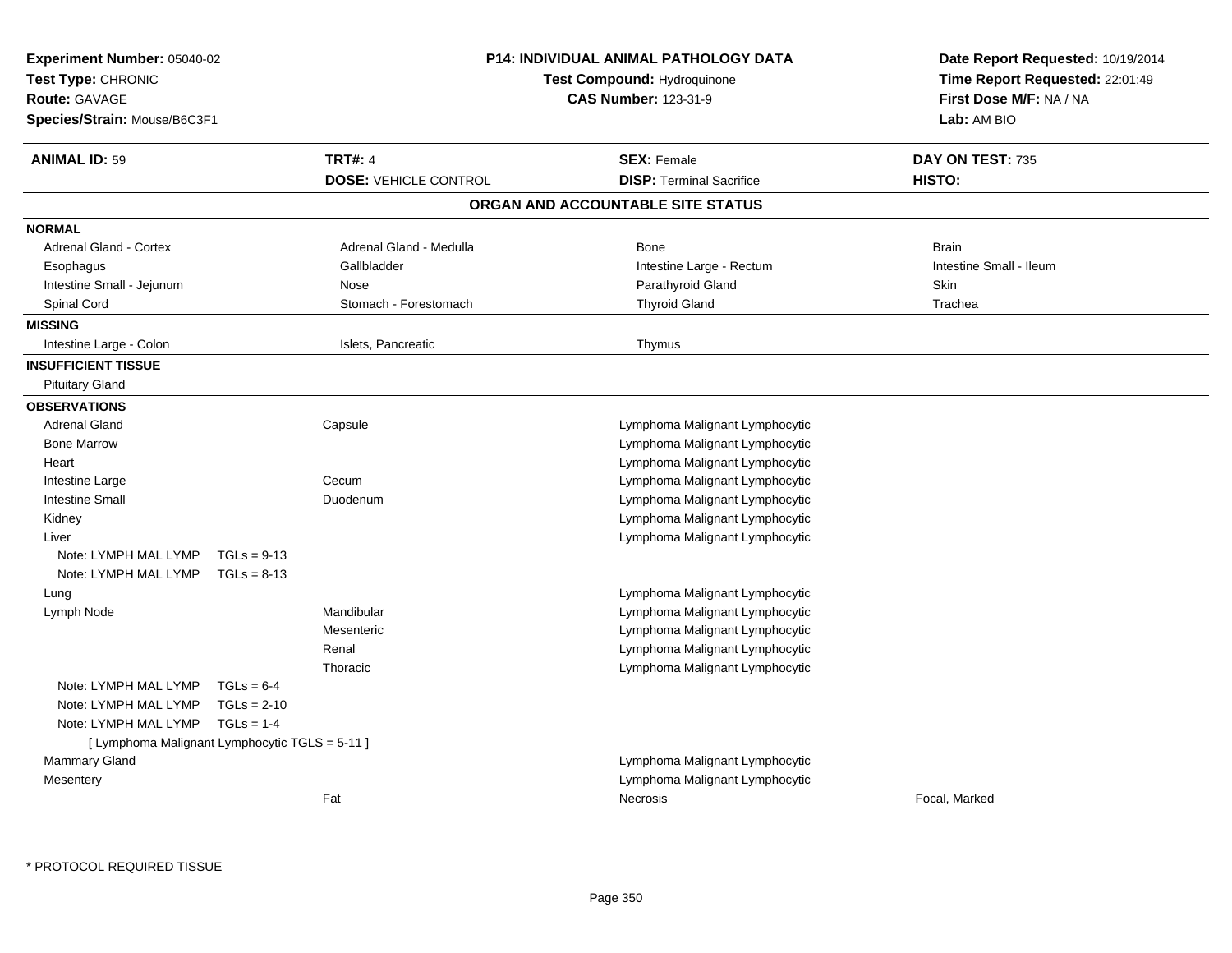**Experiment Number:** 05040-02
**Test Type:** CHRONIC
**Route:** GAVAGE
**Species/Strain:** Mouse/B6C3F1

**P14: INDIVIDUAL ANIMAL PATHOLOGY DATA**
**Test Compound:** Hydroquinone
**CAS Number:** 123-31-9

**Date Report Requested:** 10/19/2014
**Time Report Requested:** 22:01:49
**First Dose M/F:** NA / NA
**Lab:** AM BIO

| **ANIMAL ID:** 59 | **TRT#:** 4 | **SEX:** Female | **DAY ON TEST:** 735 |
|---|---|---|---|
| | **DOSE:** VEHICLE CONTROL | **DISP:** Terminal Sacrifice | **HISTO:** |

## ORGAN AND ACCOUNTABLE SITE STATUS

**NORMAL**

| | | | |
|---|---|---|---|
| Adrenal Gland - Cortex | Adrenal Gland - Medulla | Bone | Brain |
| Esophagus | Gallbladder | Intestine Large - Rectum | Intestine Small - Ileum |
| Intestine Small - Jejunum | Nose | Parathyroid Gland | Skin |
| Spinal Cord | Stomach - Forestomach | Thyroid Gland | Trachea |

**MISSING**

| | | |
|---|---|---|
| Intestine Large - Colon | Islets, Pancreatic | Thymus |

**INSUFFICIENT TISSUE**

Pituitary Gland

**OBSERVATIONS**

| Organ | Site | Observation | Severity |
|---|---|---|---|
| Adrenal Gland | Capsule | Lymphoma Malignant Lymphocytic | |
| Bone Marrow | | Lymphoma Malignant Lymphocytic | |
| Heart | | Lymphoma Malignant Lymphocytic | |
| Intestine Large | Cecum | Lymphoma Malignant Lymphocytic | |
| Intestine Small | Duodenum | Lymphoma Malignant Lymphocytic | |
| Kidney | | Lymphoma Malignant Lymphocytic | |
| Liver | | Lymphoma Malignant Lymphocytic | |
| Note: LYMPH MAL LYMP TGLs = 9-13 | | | |
| Note: LYMPH MAL LYMP TGLs = 8-13 | | | |
| Lung | | Lymphoma Malignant Lymphocytic | |
| Lymph Node | Mandibular | Lymphoma Malignant Lymphocytic | |
| | Mesenteric | Lymphoma Malignant Lymphocytic | |
| | Renal | Lymphoma Malignant Lymphocytic | |
| | Thoracic | Lymphoma Malignant Lymphocytic | |
| Note: LYMPH MAL LYMP TGLs = 6-4 | | | |
| Note: LYMPH MAL LYMP TGLs = 2-10 | | | |
| Note: LYMPH MAL LYMP TGLs = 1-4 | | | |
| [ Lymphoma Malignant Lymphocytic TGLS = 5-11 ] | | | |
| Mammary Gland | | Lymphoma Malignant Lymphocytic | |
| Mesentery | | Lymphoma Malignant Lymphocytic | |
| | Fat | Necrosis | Focal, Marked |

* PROTOCOL REQUIRED TISSUE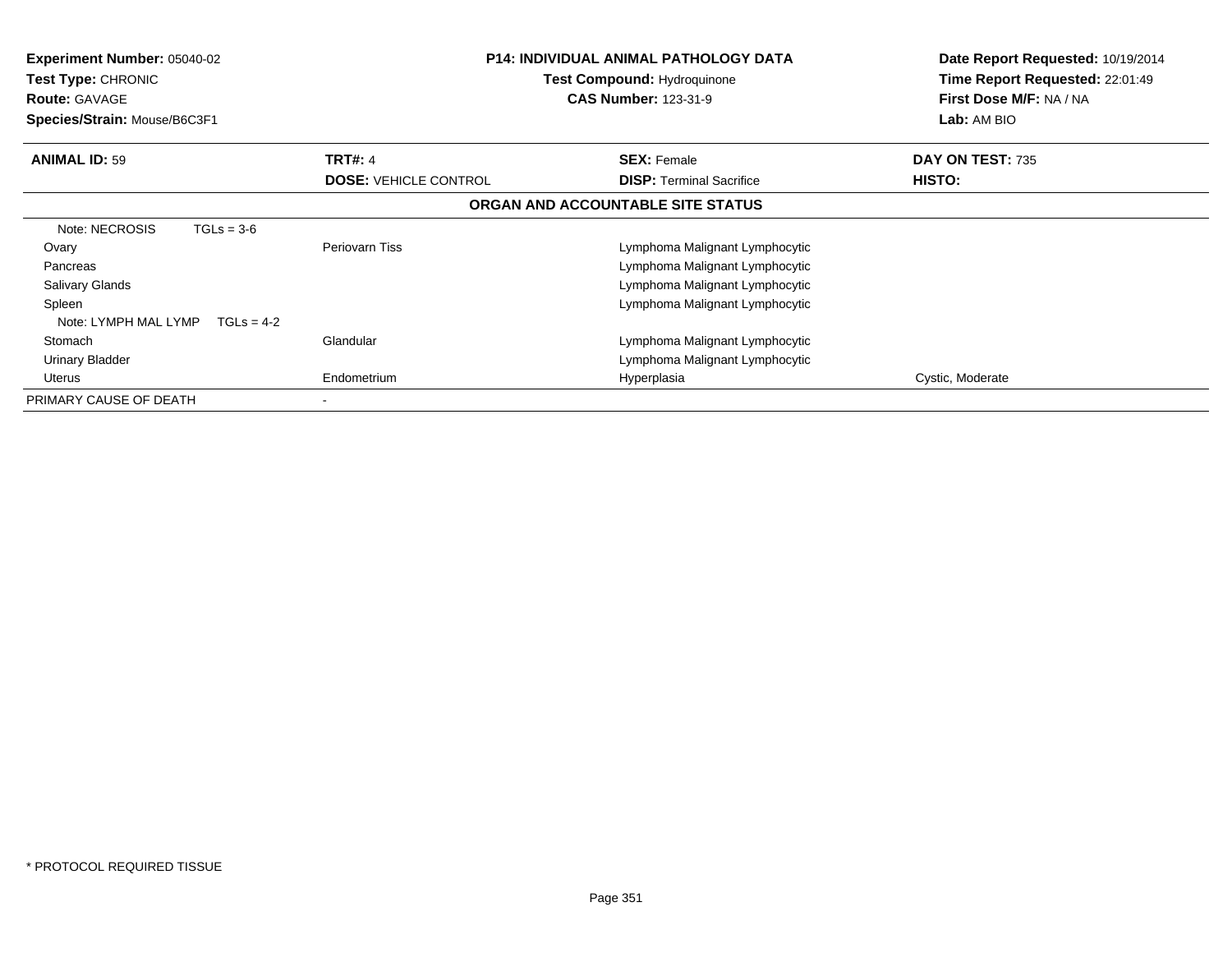**Experiment Number:** 05040-02
**Test Type:** CHRONIC
**Route:** GAVAGE
**Species/Strain:** Mouse/B6C3F1

**P14: INDIVIDUAL ANIMAL PATHOLOGY DATA**
**Test Compound:** Hydroquinone
**CAS Number:** 123-31-9

**Date Report Requested:** 10/19/2014
**Time Report Requested:** 22:01:49
**First Dose M/F:** NA / NA
**Lab:** AM BIO

| **ANIMAL ID:** 59 | **TRT#:** 4 | **SEX:** Female | **DAY ON TEST:** 735 |
|---|---|---|---|
| | **DOSE:** VEHICLE CONTROL | **DISP:** Terminal Sacrifice | **HISTO:** |

**ORGAN AND ACCOUNTABLE SITE STATUS**

| | | | |
|---|---|---|---|
| Note: NECROSIS TGLs = 3-6 | | | |
| Ovary | Periovarn Tiss | Lymphoma Malignant Lymphocytic | |
| Pancreas | | Lymphoma Malignant Lymphocytic | |
| Salivary Glands | | Lymphoma Malignant Lymphocytic | |
| Spleen | | Lymphoma Malignant Lymphocytic | |
| Note: LYMPH MAL LYMP TGLs = 4-2 | | | |
| Stomach | Glandular | Lymphoma Malignant Lymphocytic | |
| Urinary Bladder | | Lymphoma Malignant Lymphocytic | |
| Uterus | Endometrium | Hyperplasia | Cystic, Moderate |
| PRIMARY CAUSE OF DEATH | - | | |

\* PROTOCOL REQUIRED TISSUE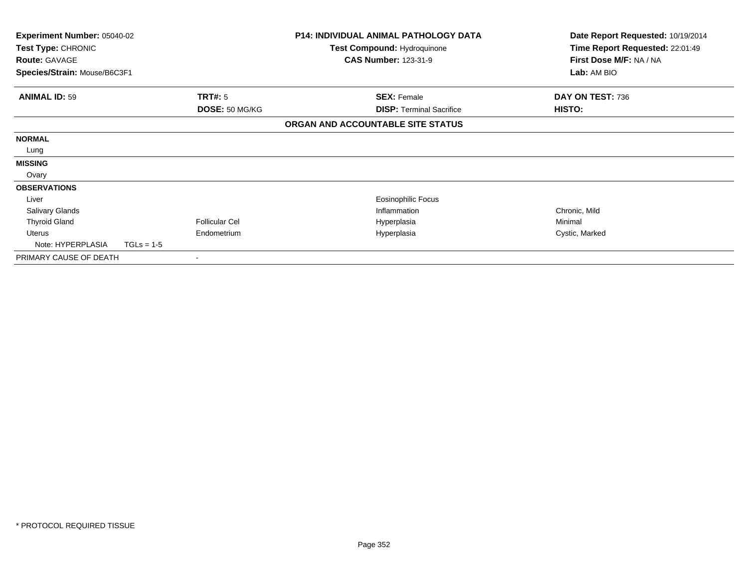| | | | |
|---|---|---|---|
| **Experiment Number:** 05040-02 | **P14: INDIVIDUAL ANIMAL PATHOLOGY DATA** | | **Date Report Requested:** 10/19/2014 |
| **Test Type:** CHRONIC | **Test Compound:** Hydroquinone | | **Time Report Requested:** 22:01:49 |
| **Route:** GAVAGE | **CAS Number:** 123-31-9 | | **First Dose M/F:** NA / NA |
| **Species/Strain:** Mouse/B6C3F1 | | | **Lab:** AM BIO |

| **ANIMAL ID:** 59 | **TRT#:** 5 | **SEX:** Female | **DAY ON TEST:** 736 |
|---|---|---|---|
| | **DOSE:** 50 MG/KG | **DISP:** Terminal Sacrifice | **HISTO:** |

**ORGAN AND ACCOUNTABLE SITE STATUS**

| | | | |
|---|---|---|---|
| **NORMAL** | | | |
| Lung | | | |
| **MISSING** | | | |
| Ovary | | | |
| **OBSERVATIONS** | | | |
| Liver | | Eosinophilic Focus | |
| Salivary Glands | | Inflammation | Chronic, Mild |
| Thyroid Gland | Follicular Cel | Hyperplasia | Minimal |
| Uterus | Endometrium | Hyperplasia | Cystic, Marked |
| Note: HYPERPLASIA TGLs = 1-5 | | | |
| PRIMARY CAUSE OF DEATH | - | | |

* PROTOCOL REQUIRED TISSUE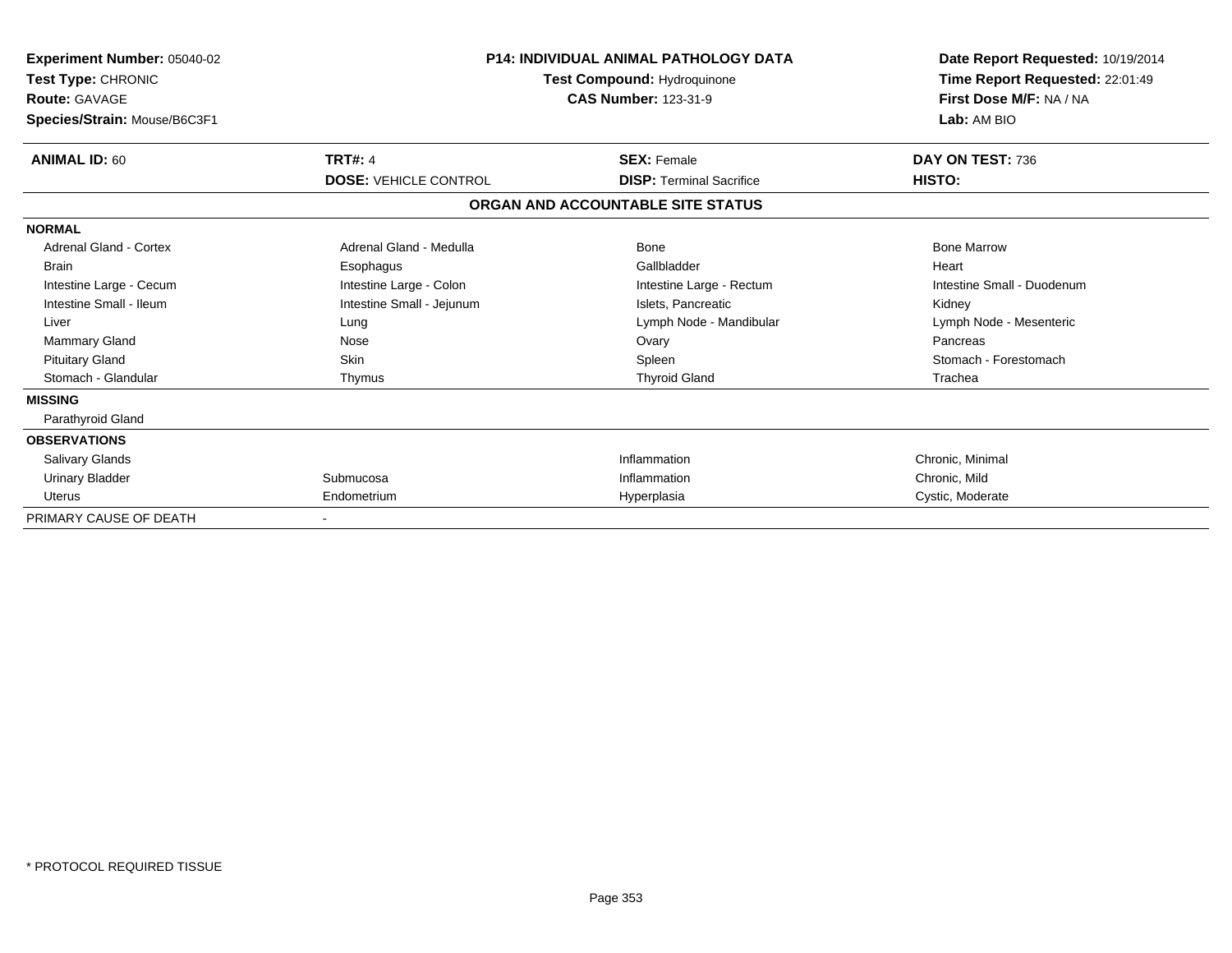**Experiment Number:** 05040-02
**Test Type:** CHRONIC
**Route:** GAVAGE
**Species/Strain:** Mouse/B6C3F1

**P14: INDIVIDUAL ANIMAL PATHOLOGY DATA**
**Test Compound:** Hydroquinone
**CAS Number:** 123-31-9

**Date Report Requested:** 10/19/2014
**Time Report Requested:** 22:01:49
**First Dose M/F:** NA / NA
**Lab:** AM BIO

| **ANIMAL ID:** 60 | **TRT#:** 4 | **SEX:** Female | **DAY ON TEST:** 736 |
|---|---|---|---|
| | **DOSE:** VEHICLE CONTROL | **DISP:** Terminal Sacrifice | **HISTO:** |

**ORGAN AND ACCOUNTABLE SITE STATUS**

| | | | |
|---|---|---|---|
| **NORMAL** | | | |
| Adrenal Gland - Cortex | Adrenal Gland - Medulla | Bone | Bone Marrow |
| Brain | Esophagus | Gallbladder | Heart |
| Intestine Large - Cecum | Intestine Large - Colon | Intestine Large - Rectum | Intestine Small - Duodenum |
| Intestine Small - Ileum | Intestine Small - Jejunum | Islets, Pancreatic | Kidney |
| Liver | Lung | Lymph Node - Mandibular | Lymph Node - Mesenteric |
| Mammary Gland | Nose | Ovary | Pancreas |
| Pituitary Gland | Skin | Spleen | Stomach - Forestomach |
| Stomach - Glandular | Thymus | Thyroid Gland | Trachea |
| **MISSING** | | | |
| Parathyroid Gland | | | |
| **OBSERVATIONS** | | | |
| Salivary Glands | | Inflammation | Chronic, Minimal |
| Urinary Bladder | Submucosa | Inflammation | Chronic, Mild |
| Uterus | Endometrium | Hyperplasia | Cystic, Moderate |
| PRIMARY CAUSE OF DEATH | - | | |

* PROTOCOL REQUIRED TISSUE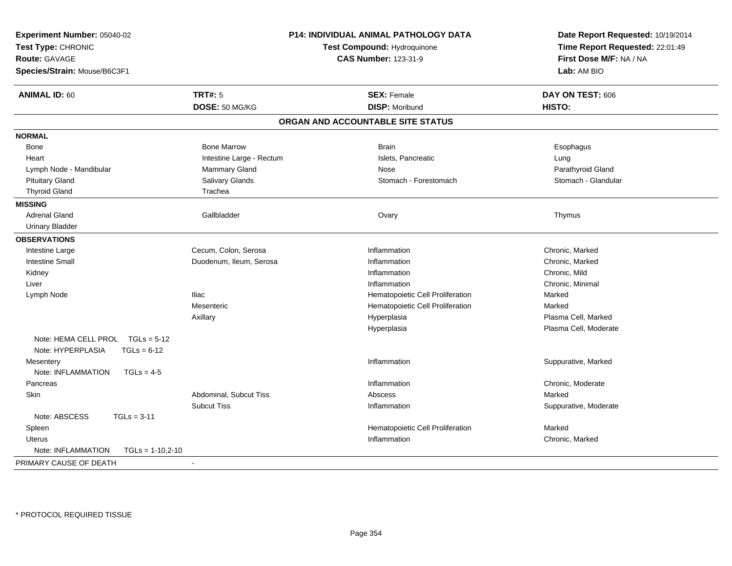**Experiment Number:** 05040-02
**Test Type:** CHRONIC
**Route:** GAVAGE
**Species/Strain:** Mouse/B6C3F1

**P14: INDIVIDUAL ANIMAL PATHOLOGY DATA**
**Test Compound:** Hydroquinone
**CAS Number:** 123-31-9

**Date Report Requested:** 10/19/2014
**Time Report Requested:** 22:01:49
**First Dose M/F:** NA / NA
**Lab:** AM BIO

| **ANIMAL ID:** 60 | **TRT#:** 5 | **SEX:** Female | **DAY ON TEST:** 606 |
|---|---|---|---|
| | **DOSE:** 50 MG/KG | **DISP:** Moribund | **HISTO:** |

## ORGAN AND ACCOUNTABLE SITE STATUS

| | | | |
|---|---|---|---|
| **NORMAL** | | | |
| Bone | Bone Marrow | Brain | Esophagus |
| Heart | Intestine Large - Rectum | Islets, Pancreatic | Lung |
| Lymph Node - Mandibular | Mammary Gland | Nose | Parathyroid Gland |
| Pituitary Gland | Salivary Glands | Stomach - Forestomach | Stomach - Glandular |
| Thyroid Gland | Trachea | | |
| **MISSING** | | | |
| Adrenal Gland | Gallbladder | Ovary | Thymus |
| Urinary Bladder | | | |
| **OBSERVATIONS** | | | |
| Intestine Large | Cecum, Colon, Serosa | Inflammation | Chronic, Marked |
| Intestine Small | Duodenum, Ileum, Serosa | Inflammation | Chronic, Marked |
| Kidney | | Inflammation | Chronic, Mild |
| Liver | | Inflammation | Chronic, Minimal |
| Lymph Node | Iliac | Hematopoietic Cell Proliferation | Marked |
| | Mesenteric | Hematopoietic Cell Proliferation | Marked |
| | Axillary | Hyperplasia | Plasma Cell, Marked |
| | | Hyperplasia | Plasma Cell, Moderate |
| Note: HEMA CELL PROL TGLs = 5-12 | | | |
| Note: HYPERPLASIA TGLs = 6-12 | | | |
| Mesentery | | Inflammation | Suppurative, Marked |
| Note: INFLAMMATION TGLs = 4-5 | | | |
| Pancreas | | Inflammation | Chronic, Moderate |
| Skin | Abdominal, Subcut Tiss | Abscess | Marked |
| | Subcut Tiss | Inflammation | Suppurative, Moderate |
| Note: ABSCESS TGLs = 3-11 | | | |
| Spleen | | Hematopoietic Cell Proliferation | Marked |
| Uterus | | Inflammation | Chronic, Marked |
| Note: INFLAMMATION TGLs = 1-10,2-10 | | | |
| PRIMARY CAUSE OF DEATH | - | | |

* PROTOCOL REQUIRED TISSUE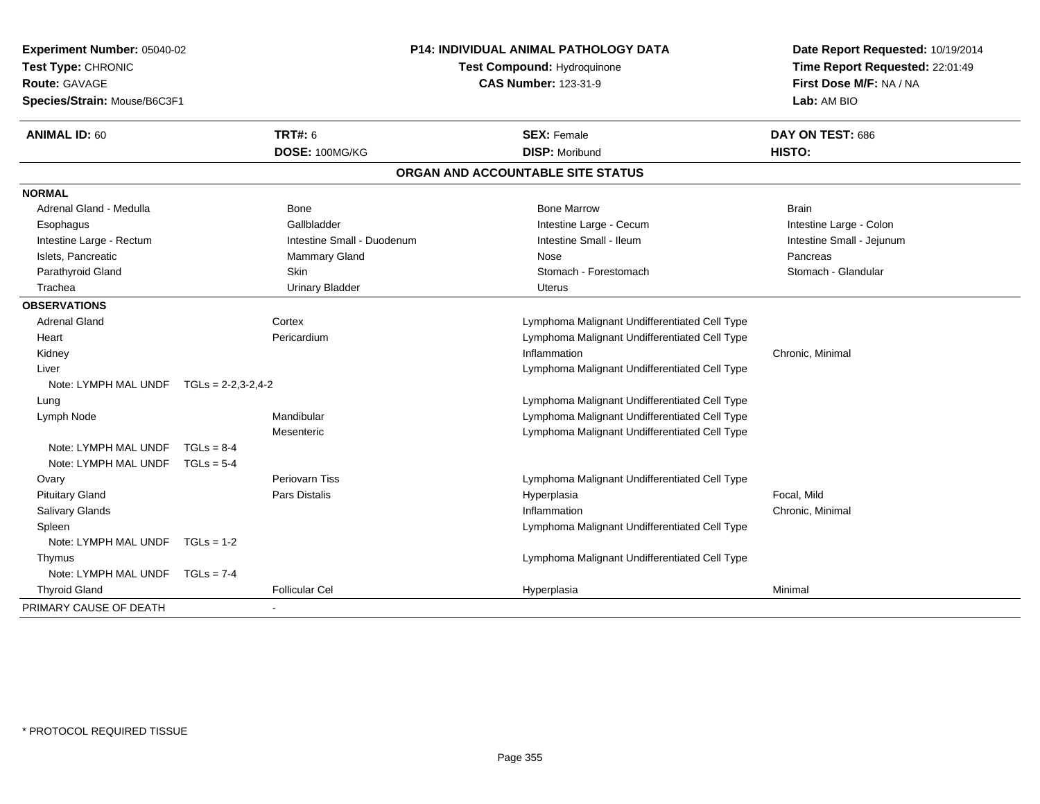**Experiment Number:** 05040-02
**Test Type:** CHRONIC
**Route:** GAVAGE
**Species/Strain:** Mouse/B6C3F1

**P14: INDIVIDUAL ANIMAL PATHOLOGY DATA**
**Test Compound:** Hydroquinone
**CAS Number:** 123-31-9

**Date Report Requested:** 10/19/2014
**Time Report Requested:** 22:01:49
**First Dose M/F:** NA / NA
**Lab:** AM BIO

| **ANIMAL ID:** 60 | **TRT#:** 6 | **SEX:** Female | **DAY ON TEST:** 686 |
|---|---|---|---|
| | **DOSE:** 100MG/KG | **DISP:** Moribund | **HISTO:** |

## ORGAN AND ACCOUNTABLE SITE STATUS

**NORMAL**

| | | | |
|---|---|---|---|
| Adrenal Gland - Medulla | Bone | Bone Marrow | Brain |
| Esophagus | Gallbladder | Intestine Large - Cecum | Intestine Large - Colon |
| Intestine Large - Rectum | Intestine Small - Duodenum | Intestine Small - Ileum | Intestine Small - Jejunum |
| Islets, Pancreatic | Mammary Gland | Nose | Pancreas |
| Parathyroid Gland | Skin | Stomach - Forestomach | Stomach - Glandular |
| Trachea | Urinary Bladder | Uterus | |

**OBSERVATIONS**

| Organ | Site | Observation | Qualifier |
|---|---|---|---|
| Adrenal Gland | Cortex | Lymphoma Malignant Undifferentiated Cell Type | |
| Heart | Pericardium | Lymphoma Malignant Undifferentiated Cell Type | |
| Kidney | | Inflammation | Chronic, Minimal |
| Liver | | Lymphoma Malignant Undifferentiated Cell Type | |
| Note: LYMPH MAL UNDF TGLs = 2-2,3-2,4-2 | | | |
| Lung | | Lymphoma Malignant Undifferentiated Cell Type | |
| Lymph Node | Mandibular | Lymphoma Malignant Undifferentiated Cell Type | |
| | Mesenteric | Lymphoma Malignant Undifferentiated Cell Type | |
| Note: LYMPH MAL UNDF TGLs = 8-4 | | | |
| Note: LYMPH MAL UNDF TGLs = 5-4 | | | |
| Ovary | Periovarn Tiss | Lymphoma Malignant Undifferentiated Cell Type | |
| Pituitary Gland | Pars Distalis | Hyperplasia | Focal, Mild |
| Salivary Glands | | Inflammation | Chronic, Minimal |
| Spleen | | Lymphoma Malignant Undifferentiated Cell Type | |
| Note: LYMPH MAL UNDF TGLs = 1-2 | | | |
| Thymus | | Lymphoma Malignant Undifferentiated Cell Type | |
| Note: LYMPH MAL UNDF TGLs = 7-4 | | | |
| Thyroid Gland | Follicular Cel | Hyperplasia | Minimal |

PRIMARY CAUSE OF DEATH -

* PROTOCOL REQUIRED TISSUE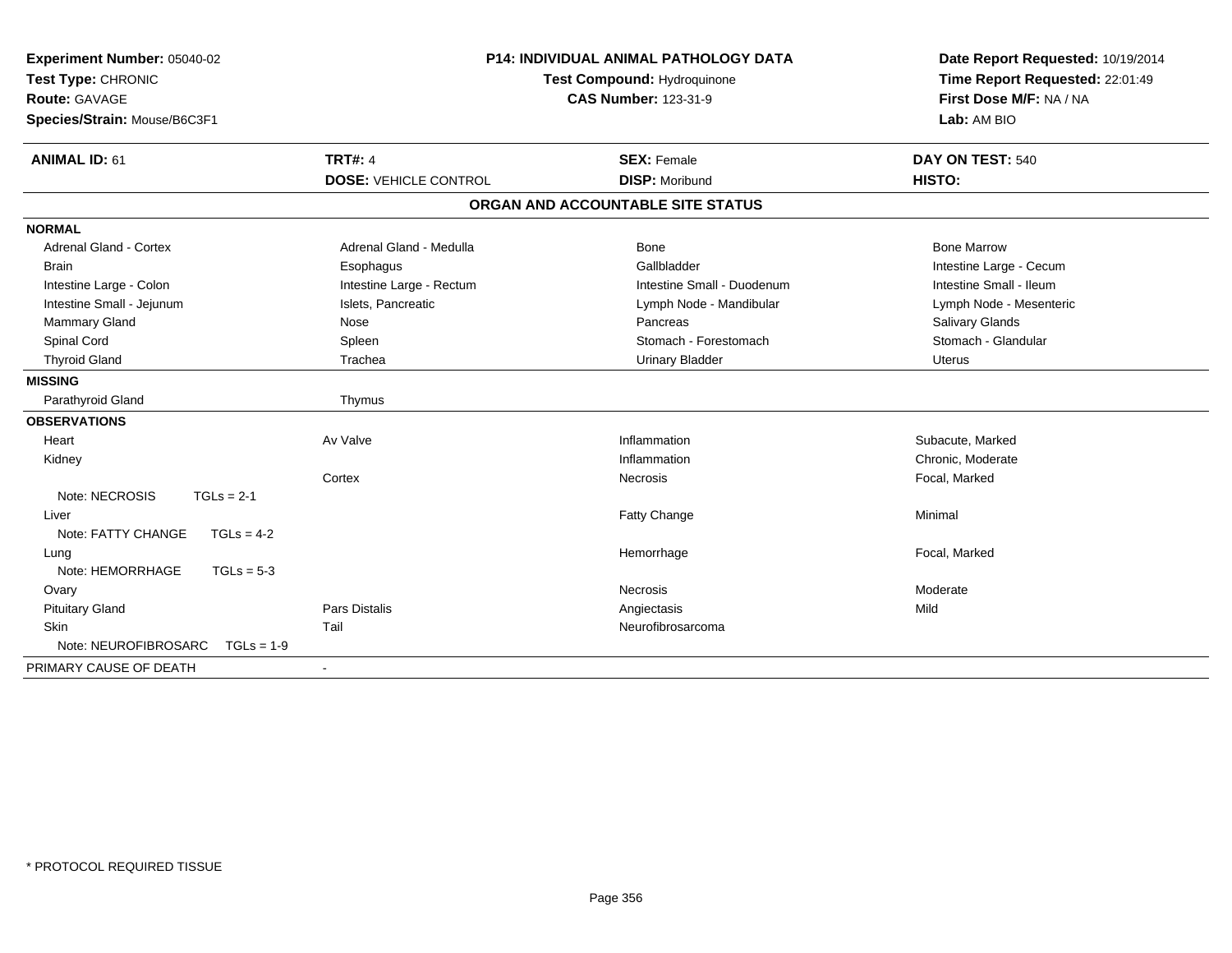**Experiment Number:** 05040-02
**Test Type:** CHRONIC
**Route:** GAVAGE
**Species/Strain:** Mouse/B6C3F1

**P14: INDIVIDUAL ANIMAL PATHOLOGY DATA**
**Test Compound:** Hydroquinone
**CAS Number:** 123-31-9

**Date Report Requested:** 10/19/2014
**Time Report Requested:** 22:01:49
**First Dose M/F:** NA / NA
**Lab:** AM BIO

| **ANIMAL ID:** 61 | **TRT#:** 4 | **SEX:** Female | **DAY ON TEST:** 540 |
|---|---|---|---|
| | **DOSE:** VEHICLE CONTROL | **DISP:** Moribund | **HISTO:** |

## ORGAN AND ACCOUNTABLE SITE STATUS

| | | | |
|---|---|---|---|
| **NORMAL** | | | |
| Adrenal Gland - Cortex | Adrenal Gland - Medulla | Bone | Bone Marrow |
| Brain | Esophagus | Gallbladder | Intestine Large - Cecum |
| Intestine Large - Colon | Intestine Large - Rectum | Intestine Small - Duodenum | Intestine Small - Ileum |
| Intestine Small - Jejunum | Islets, Pancreatic | Lymph Node - Mandibular | Lymph Node - Mesenteric |
| Mammary Gland | Nose | Pancreas | Salivary Glands |
| Spinal Cord | Spleen | Stomach - Forestomach | Stomach - Glandular |
| Thyroid Gland | Trachea | Urinary Bladder | Uterus |
| **MISSING** | | | |
| Parathyroid Gland | Thymus | | |
| **OBSERVATIONS** | | | |
| Heart | Av Valve | Inflammation | Subacute, Marked |
| Kidney | | Inflammation | Chronic, Moderate |
| | Cortex | Necrosis | Focal, Marked |
| Note: NECROSIS TGLs = 2-1 | | | |
| Liver | | Fatty Change | Minimal |
| Note: FATTY CHANGE TGLs = 4-2 | | | |
| Lung | | Hemorrhage | Focal, Marked |
| Note: HEMORRHAGE TGLs = 5-3 | | | |
| Ovary | | Necrosis | Moderate |
| Pituitary Gland | Pars Distalis | Angiectasis | Mild |
| Skin | Tail | Neurofibrosarcoma | |
| Note: NEUROFIBROSARC TGLs = 1-9 | | | |
| PRIMARY CAUSE OF DEATH | - | | |

* PROTOCOL REQUIRED TISSUE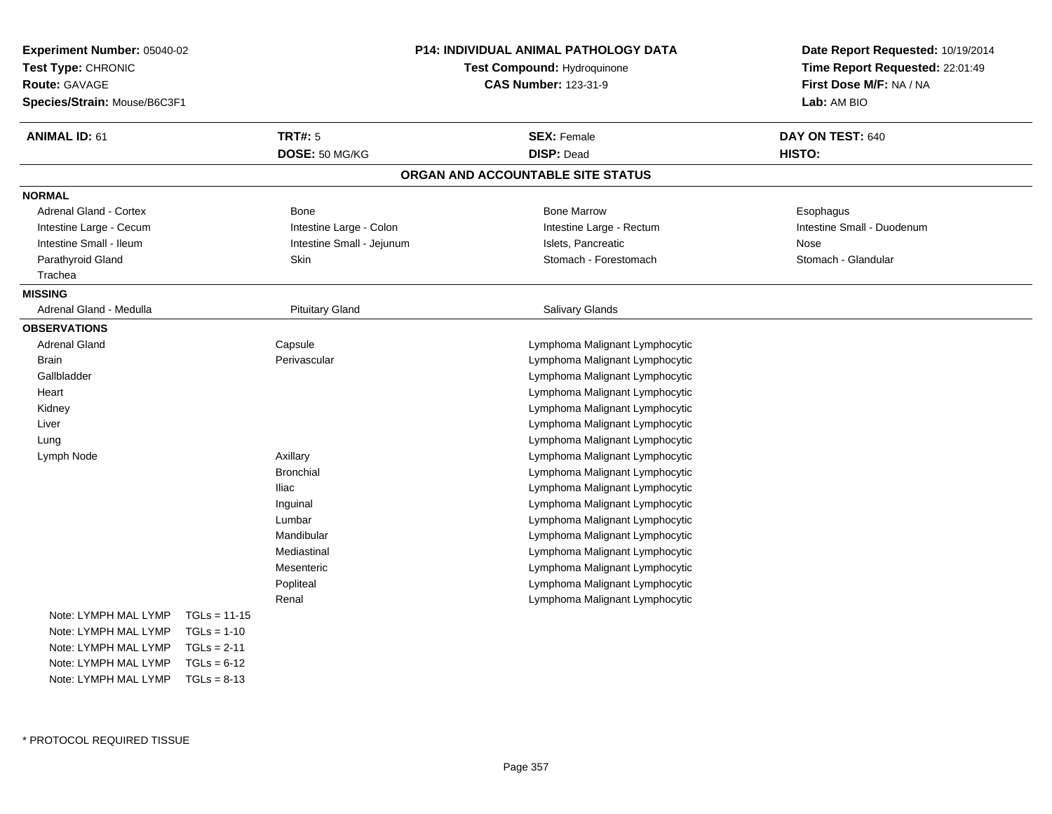**Experiment Number:** 05040-02
**Test Type:** CHRONIC
**Route:** GAVAGE
**Species/Strain:** Mouse/B6C3F1

**P14: INDIVIDUAL ANIMAL PATHOLOGY DATA**
**Test Compound:** Hydroquinone
**CAS Number:** 123-31-9

**Date Report Requested:** 10/19/2014
**Time Report Requested:** 22:01:49
**First Dose M/F:** NA / NA
**Lab:** AM BIO

| **ANIMAL ID:** 61 | **TRT#:** 5 | **SEX:** Female | **DAY ON TEST:** 640 |
|---|---|---|---|
| | **DOSE:** 50 MG/KG | **DISP:** Dead | **HISTO:** |

## ORGAN AND ACCOUNTABLE SITE STATUS

**NORMAL**

| | | | |
|---|---|---|---|
| Adrenal Gland - Cortex | Bone | Bone Marrow | Esophagus |
| Intestine Large - Cecum | Intestine Large - Colon | Intestine Large - Rectum | Intestine Small - Duodenum |
| Intestine Small - Ileum | Intestine Small - Jejunum | Islets, Pancreatic | Nose |
| Parathyroid Gland | Skin | Stomach - Forestomach | Stomach - Glandular |
| Trachea | | | |

**MISSING**

| | | |
|---|---|---|
| Adrenal Gland - Medulla | Pituitary Gland | Salivary Glands |

**OBSERVATIONS**

| Organ | Site | Observation |
|---|---|---|
| Adrenal Gland | Capsule | Lymphoma Malignant Lymphocytic |
| Brain | Perivascular | Lymphoma Malignant Lymphocytic |
| Gallbladder | | Lymphoma Malignant Lymphocytic |
| Heart | | Lymphoma Malignant Lymphocytic |
| Kidney | | Lymphoma Malignant Lymphocytic |
| Liver | | Lymphoma Malignant Lymphocytic |
| Lung | | Lymphoma Malignant Lymphocytic |
| Lymph Node | Axillary | Lymphoma Malignant Lymphocytic |
| | Bronchial | Lymphoma Malignant Lymphocytic |
| | Iliac | Lymphoma Malignant Lymphocytic |
| | Inguinal | Lymphoma Malignant Lymphocytic |
| | Lumbar | Lymphoma Malignant Lymphocytic |
| | Mandibular | Lymphoma Malignant Lymphocytic |
| | Mediastinal | Lymphoma Malignant Lymphocytic |
| | Mesenteric | Lymphoma Malignant Lymphocytic |
| | Popliteal | Lymphoma Malignant Lymphocytic |
| | Renal | Lymphoma Malignant Lymphocytic |

Note: LYMPH MAL LYMP TGLs = 11-15
Note: LYMPH MAL LYMP TGLs = 1-10
Note: LYMPH MAL LYMP TGLs = 2-11
Note: LYMPH MAL LYMP TGLs = 6-12
Note: LYMPH MAL LYMP TGLs = 8-13

* PROTOCOL REQUIRED TISSUE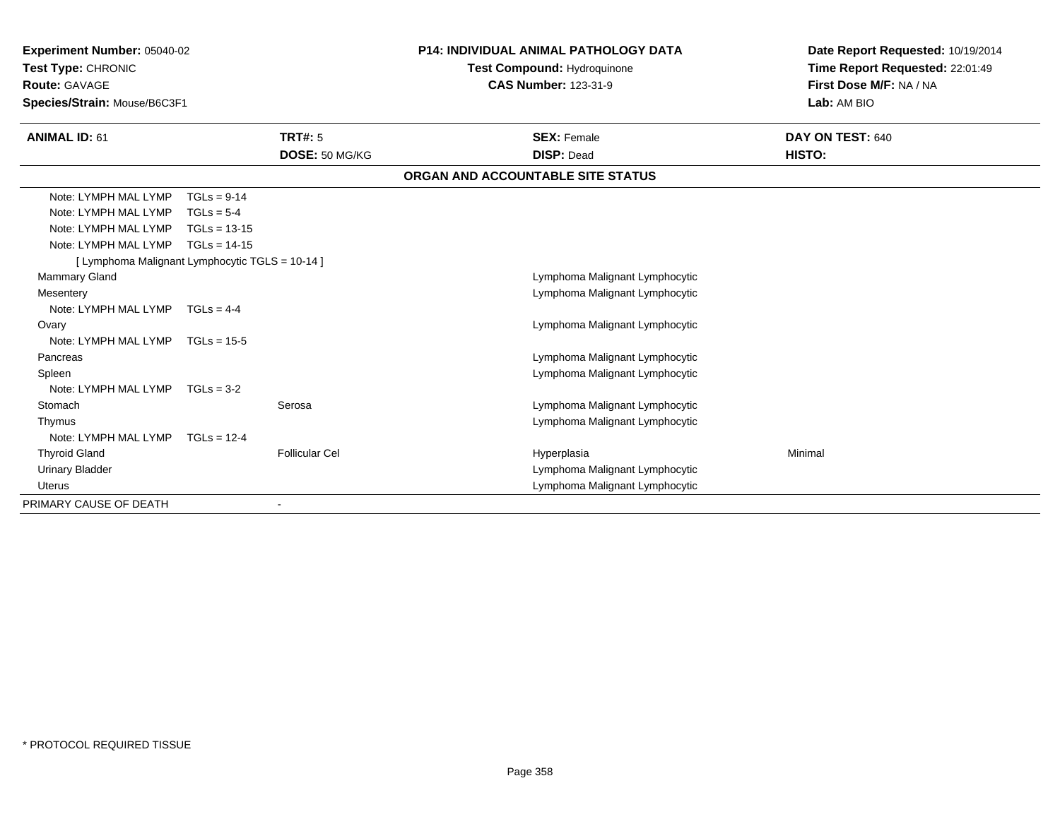**Experiment Number:** 05040-02
**Test Type:** CHRONIC
**Route:** GAVAGE
**Species/Strain:** Mouse/B6C3F1

**P14: INDIVIDUAL ANIMAL PATHOLOGY DATA**
**Test Compound:** Hydroquinone
**CAS Number:** 123-31-9

**Date Report Requested:** 10/19/2014
**Time Report Requested:** 22:01:49
**First Dose M/F:** NA / NA
**Lab:** AM BIO

| **ANIMAL ID:** 61 | **TRT#:** 5 | **SEX:** Female | **DAY ON TEST:** 640 |
|---|---|---|---|
| | **DOSE:** 50 MG/KG | **DISP:** Dead | **HISTO:** |

**ORGAN AND ACCOUNTABLE SITE STATUS**

| | | | |
|---|---|---|---|
| Note: LYMPH MAL LYMP TGLs = 9-14 | | | |
| Note: LYMPH MAL LYMP TGLs = 5-4 | | | |
| Note: LYMPH MAL LYMP TGLs = 13-15 | | | |
| Note: LYMPH MAL LYMP TGLs = 14-15 | | | |
| [ Lymphoma Malignant Lymphocytic TGLS = 10-14 ] | | | |
| Mammary Gland | | Lymphoma Malignant Lymphocytic | |
| Mesentery | | Lymphoma Malignant Lymphocytic | |
| Note: LYMPH MAL LYMP TGLs = 4-4 | | | |
| Ovary | | Lymphoma Malignant Lymphocytic | |
| Note: LYMPH MAL LYMP TGLs = 15-5 | | | |
| Pancreas | | Lymphoma Malignant Lymphocytic | |
| Spleen | | Lymphoma Malignant Lymphocytic | |
| Note: LYMPH MAL LYMP TGLs = 3-2 | | | |
| Stomach | Serosa | Lymphoma Malignant Lymphocytic | |
| Thymus | | Lymphoma Malignant Lymphocytic | |
| Note: LYMPH MAL LYMP TGLs = 12-4 | | | |
| Thyroid Gland | Follicular Cel | Hyperplasia | Minimal |
| Urinary Bladder | | Lymphoma Malignant Lymphocytic | |
| Uterus | | Lymphoma Malignant Lymphocytic | |
| PRIMARY CAUSE OF DEATH | - | | |

* PROTOCOL REQUIRED TISSUE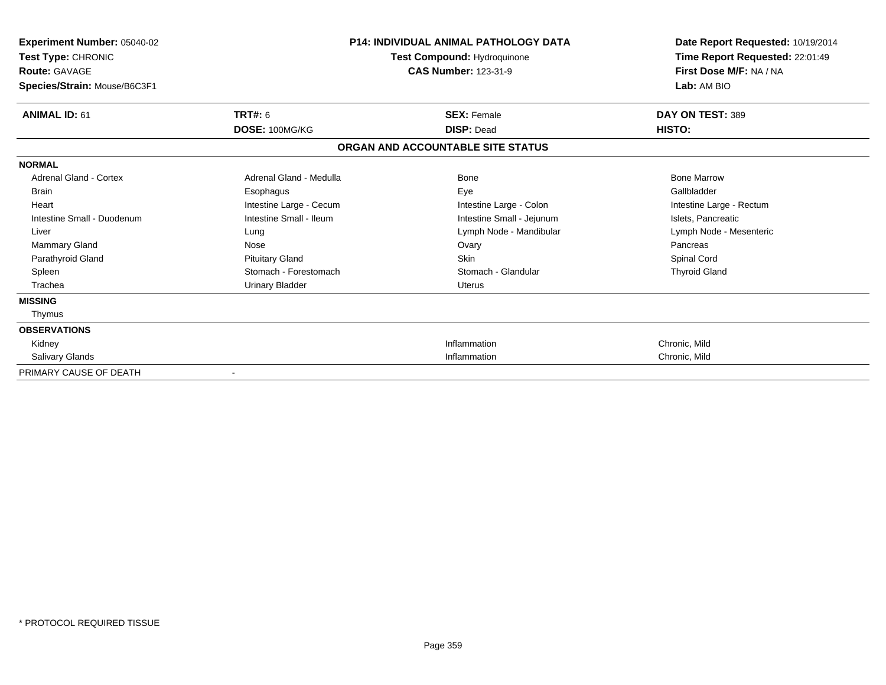| **Experiment Number:** 05040-02 | **P14: INDIVIDUAL ANIMAL PATHOLOGY DATA** | **Date Report Requested:** 10/19/2014 |
|---|---|---|
| **Test Type:** CHRONIC | **Test Compound:** Hydroquinone | **Time Report Requested:** 22:01:49 |
| **Route:** GAVAGE | **CAS Number:** 123-31-9 | **First Dose M/F:** NA / NA |
| **Species/Strain:** Mouse/B6C3F1 | | **Lab:** AM BIO |

| **ANIMAL ID:** 61 | **TRT#:** 6 | **SEX:** Female | **DAY ON TEST:** 389 |
|---|---|---|---|
| | **DOSE:** 100MG/KG | **DISP:** Dead | **HISTO:** |

**ORGAN AND ACCOUNTABLE SITE STATUS**

| | | | |
|---|---|---|---|
| **NORMAL** | | | |
| Adrenal Gland - Cortex | Adrenal Gland - Medulla | Bone | Bone Marrow |
| Brain | Esophagus | Eye | Gallbladder |
| Heart | Intestine Large - Cecum | Intestine Large - Colon | Intestine Large - Rectum |
| Intestine Small - Duodenum | Intestine Small - Ileum | Intestine Small - Jejunum | Islets, Pancreatic |
| Liver | Lung | Lymph Node - Mandibular | Lymph Node - Mesenteric |
| Mammary Gland | Nose | Ovary | Pancreas |
| Parathyroid Gland | Pituitary Gland | Skin | Spinal Cord |
| Spleen | Stomach - Forestomach | Stomach - Glandular | Thyroid Gland |
| Trachea | Urinary Bladder | Uterus | |
| **MISSING** | | | |
| Thymus | | | |
| **OBSERVATIONS** | | | |
| Kidney | | Inflammation | Chronic, Mild |
| Salivary Glands | | Inflammation | Chronic, Mild |
| PRIMARY CAUSE OF DEATH | - | | |

* PROTOCOL REQUIRED TISSUE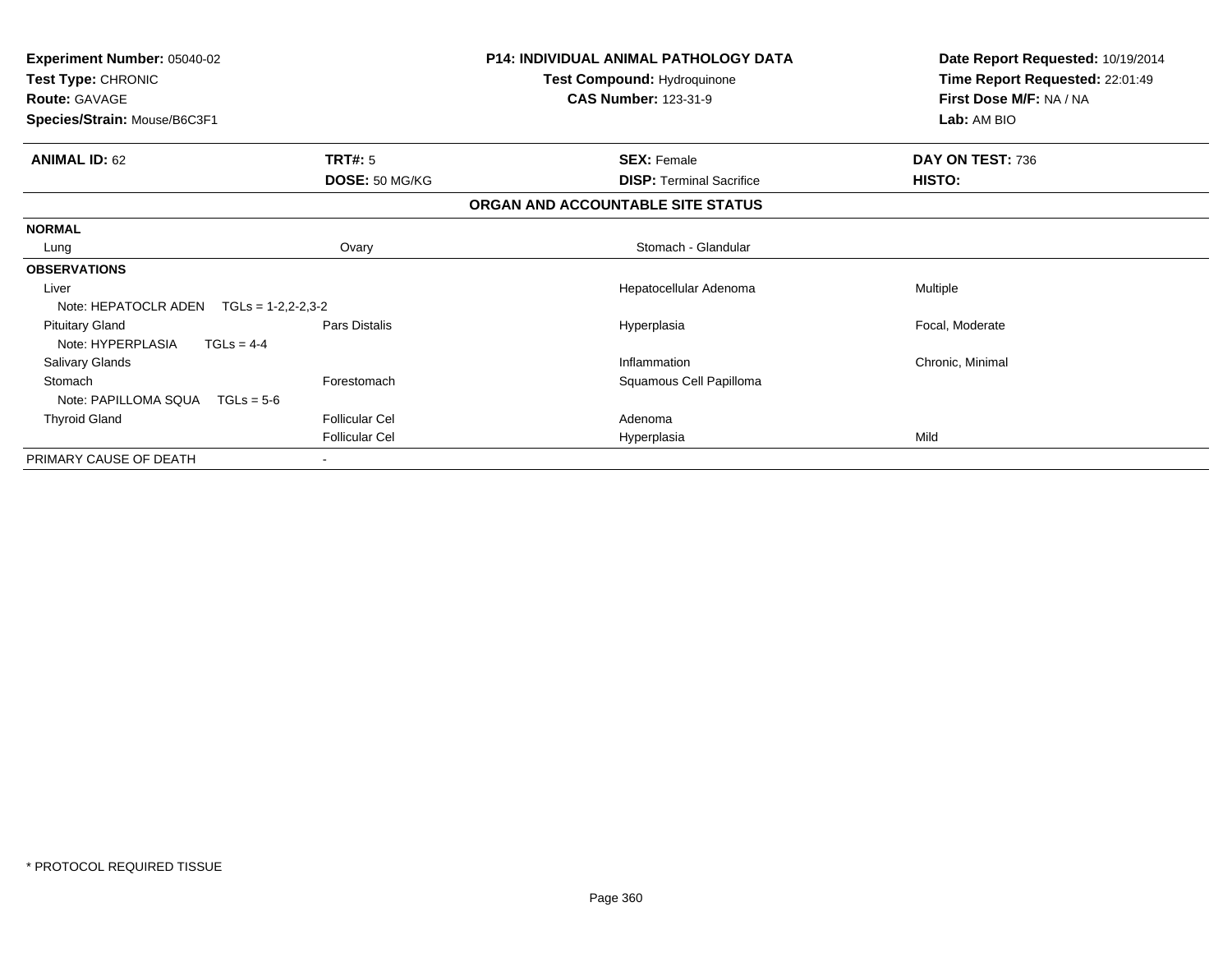**Experiment Number:** 05040-02
**Test Type:** CHRONIC
**Route:** GAVAGE
**Species/Strain:** Mouse/B6C3F1

**P14: INDIVIDUAL ANIMAL PATHOLOGY DATA**
**Test Compound:** Hydroquinone
**CAS Number:** 123-31-9

**Date Report Requested:** 10/19/2014
**Time Report Requested:** 22:01:49
**First Dose M/F:** NA / NA
**Lab:** AM BIO

| **ANIMAL ID:** 62 | **TRT#:** 5 | **SEX:** Female | **DAY ON TEST:** 736 |
|---|---|---|---|
| | **DOSE:** 50 MG/KG | **DISP:** Terminal Sacrifice | **HISTO:** |

**ORGAN AND ACCOUNTABLE SITE STATUS**

| | | | |
|---|---|---|---|
| **NORMAL** | | | |
| Lung | Ovary | Stomach - Glandular | |
| **OBSERVATIONS** | | | |
| Liver | | Hepatocellular Adenoma | Multiple |
| Note: HEPATOCLR ADEN TGLs = 1-2,2-2,3-2 | | | |
| Pituitary Gland | Pars Distalis | Hyperplasia | Focal, Moderate |
| Note: HYPERPLASIA TGLs = 4-4 | | | |
| Salivary Glands | | Inflammation | Chronic, Minimal |
| Stomach | Forestomach | Squamous Cell Papilloma | |
| Note: PAPILLOMA SQUA TGLs = 5-6 | | | |
| Thyroid Gland | Follicular Cel | Adenoma | |
| | Follicular Cel | Hyperplasia | Mild |
| PRIMARY CAUSE OF DEATH | - | | |

* PROTOCOL REQUIRED TISSUE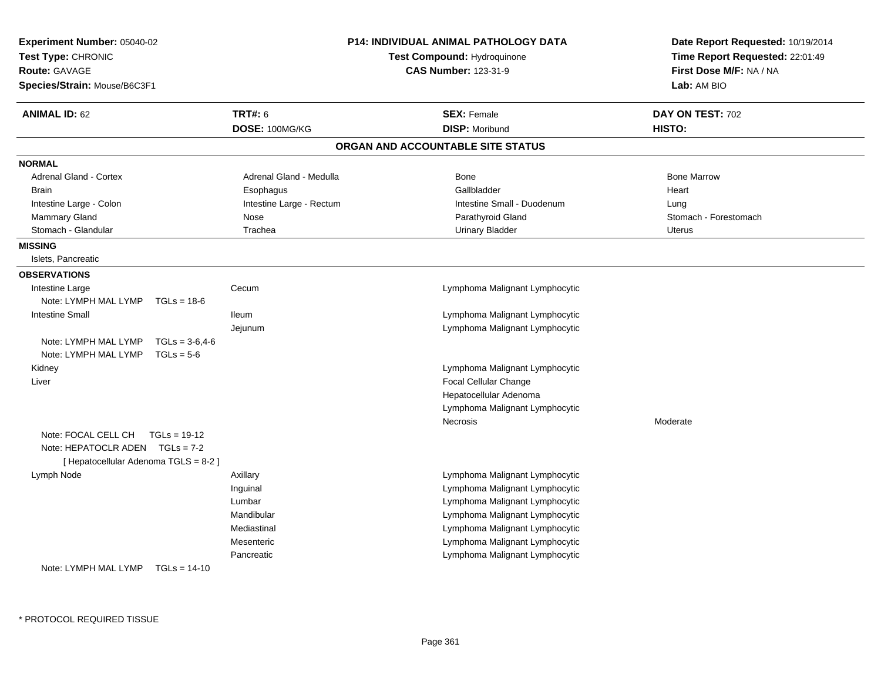**Experiment Number:** 05040-02
**Test Type:** CHRONIC
**Route:** GAVAGE
**Species/Strain:** Mouse/B6C3F1

**P14: INDIVIDUAL ANIMAL PATHOLOGY DATA**
**Test Compound:** Hydroquinone
**CAS Number:** 123-31-9

**Date Report Requested:** 10/19/2014
**Time Report Requested:** 22:01:49
**First Dose M/F:** NA / NA
**Lab:** AM BIO

| **ANIMAL ID:** 62 | **TRT#:** 6 | **SEX:** Female | **DAY ON TEST:** 702 |
|---|---|---|---|
| | **DOSE:** 100MG/KG | **DISP:** Moribund | **HISTO:** |

## ORGAN AND ACCOUNTABLE SITE STATUS

**NORMAL**

| | | | |
|---|---|---|---|
| Adrenal Gland - Cortex | Adrenal Gland - Medulla | Bone | Bone Marrow |
| Brain | Esophagus | Gallbladder | Heart |
| Intestine Large - Colon | Intestine Large - Rectum | Intestine Small - Duodenum | Lung |
| Mammary Gland | Nose | Parathyroid Gland | Stomach - Forestomach |
| Stomach - Glandular | Trachea | Urinary Bladder | Uterus |

**MISSING**

Islets, Pancreatic

**OBSERVATIONS**

| | | | |
|---|---|---|---|
| Intestine Large | Cecum | Lymphoma Malignant Lymphocytic | |
| Note: LYMPH MAL LYMP TGLs = 18-6 | | | |
| Intestine Small | Ileum | Lymphoma Malignant Lymphocytic | |
| | Jejunum | Lymphoma Malignant Lymphocytic | |
| Note: LYMPH MAL LYMP TGLs = 3-6,4-6 | | | |
| Note: LYMPH MAL LYMP TGLs = 5-6 | | | |
| Kidney | | Lymphoma Malignant Lymphocytic | |
| Liver | | Focal Cellular Change | |
| | | Hepatocellular Adenoma | |
| | | Lymphoma Malignant Lymphocytic | |
| | | Necrosis | Moderate |
| Note: FOCAL CELL CH TGLs = 19-12 | | | |
| Note: HEPATOCLR ADEN TGLs = 7-2 | | | |
| [ Hepatocellular Adenoma TGLS = 8-2 ] | | | |
| Lymph Node | Axillary | Lymphoma Malignant Lymphocytic | |
| | Inguinal | Lymphoma Malignant Lymphocytic | |
| | Lumbar | Lymphoma Malignant Lymphocytic | |
| | Mandibular | Lymphoma Malignant Lymphocytic | |
| | Mediastinal | Lymphoma Malignant Lymphocytic | |
| | Mesenteric | Lymphoma Malignant Lymphocytic | |
| | Pancreatic | Lymphoma Malignant Lymphocytic | |
| Note: LYMPH MAL LYMP TGLs = 14-10 | | | |

* PROTOCOL REQUIRED TISSUE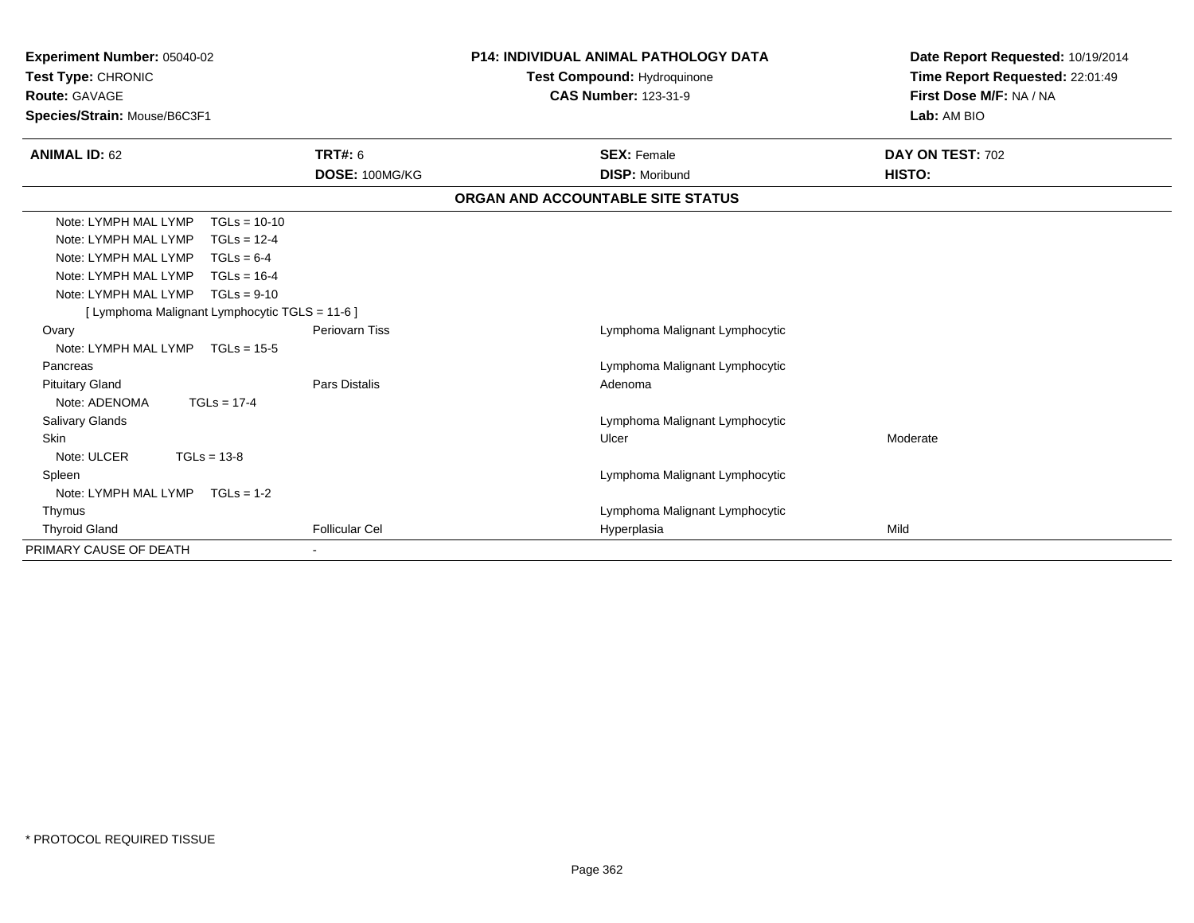**Experiment Number:** 05040-02
**Test Type:** CHRONIC
**Route:** GAVAGE
**Species/Strain:** Mouse/B6C3F1

**P14: INDIVIDUAL ANIMAL PATHOLOGY DATA**
**Test Compound:** Hydroquinone
**CAS Number:** 123-31-9

**Date Report Requested:** 10/19/2014
**Time Report Requested:** 22:01:49
**First Dose M/F:** NA / NA
**Lab:** AM BIO

| **ANIMAL ID:** 62 | **TRT#:** 6 | **SEX:** Female | **DAY ON TEST:** 702 |
|---|---|---|---|
| | **DOSE:** 100MG/KG | **DISP:** Moribund | **HISTO:** |

**ORGAN AND ACCOUNTABLE SITE STATUS**

| | | | |
|---|---|---|---|
| Note: LYMPH MAL LYMP TGLs = 10-10 | | | |
| Note: LYMPH MAL LYMP TGLs = 12-4 | | | |
| Note: LYMPH MAL LYMP TGLs = 6-4 | | | |
| Note: LYMPH MAL LYMP TGLs = 16-4 | | | |
| Note: LYMPH MAL LYMP TGLs = 9-10 | | | |
| [ Lymphoma Malignant Lymphocytic TGLS = 11-6 ] | | | |
| Ovary | Periovarn Tiss | Lymphoma Malignant Lymphocytic | |
| Note: LYMPH MAL LYMP TGLs = 15-5 | | | |
| Pancreas | | Lymphoma Malignant Lymphocytic | |
| Pituitary Gland | Pars Distalis | Adenoma | |
| Note: ADENOMA TGLs = 17-4 | | | |
| Salivary Glands | | Lymphoma Malignant Lymphocytic | |
| Skin | | Ulcer | Moderate |
| Note: ULCER TGLs = 13-8 | | | |
| Spleen | | Lymphoma Malignant Lymphocytic | |
| Note: LYMPH MAL LYMP TGLs = 1-2 | | | |
| Thymus | | Lymphoma Malignant Lymphocytic | |
| Thyroid Gland | Follicular Cel | Hyperplasia | Mild |
| PRIMARY CAUSE OF DEATH | - | | |

* PROTOCOL REQUIRED TISSUE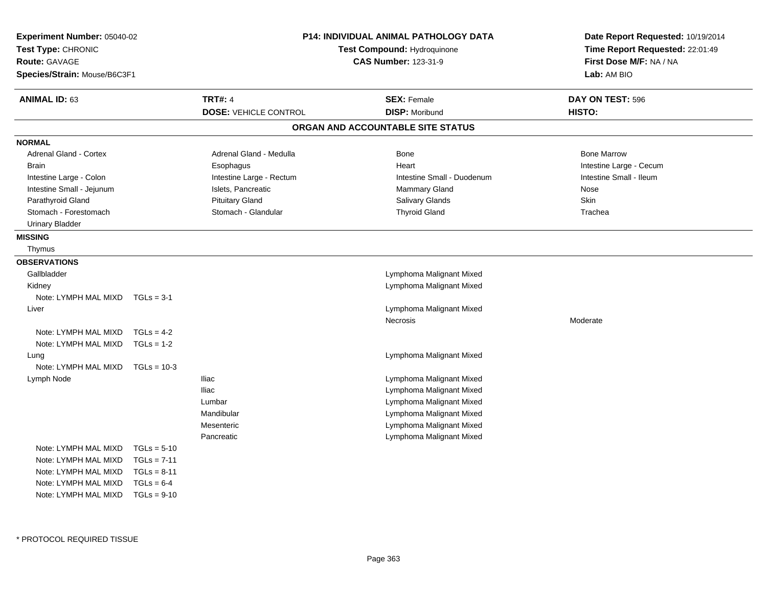**Experiment Number:** 05040-02
**Test Type:** CHRONIC
**Route:** GAVAGE
**Species/Strain:** Mouse/B6C3F1

**P14: INDIVIDUAL ANIMAL PATHOLOGY DATA**
**Test Compound:** Hydroquinone
**CAS Number:** 123-31-9

**Date Report Requested:** 10/19/2014
**Time Report Requested:** 22:01:49
**First Dose M/F:** NA / NA
**Lab:** AM BIO

| **ANIMAL ID:** 63 | **TRT#:** 4 | **SEX:** Female | **DAY ON TEST:** 596 |
|---|---|---|---|
| | **DOSE:** VEHICLE CONTROL | **DISP:** Moribund | **HISTO:** |

## ORGAN AND ACCOUNTABLE SITE STATUS

**NORMAL**

| | | | |
|---|---|---|---|
| Adrenal Gland - Cortex | Adrenal Gland - Medulla | Bone | Bone Marrow |
| Brain | Esophagus | Heart | Intestine Large - Cecum |
| Intestine Large - Colon | Intestine Large - Rectum | Intestine Small - Duodenum | Intestine Small - Ileum |
| Intestine Small - Jejunum | Islets, Pancreatic | Mammary Gland | Nose |
| Parathyroid Gland | Pituitary Gland | Salivary Glands | Skin |
| Stomach - Forestomach | Stomach - Glandular | Thyroid Gland | Trachea |
| Urinary Bladder | | | |

**MISSING**

Thymus

**OBSERVATIONS**

| Organ | Site | Observation | Severity |
|---|---|---|---|
| Gallbladder | | Lymphoma Malignant Mixed | |
| Kidney | | Lymphoma Malignant Mixed | |
| Note: LYMPH MAL MIXD TGLs = 3-1 | | | |
| Liver | | Lymphoma Malignant Mixed | |
| | | Necrosis | Moderate |
| Note: LYMPH MAL MIXD TGLs = 4-2 | | | |
| Note: LYMPH MAL MIXD TGLs = 1-2 | | | |
| Lung | | Lymphoma Malignant Mixed | |
| Note: LYMPH MAL MIXD TGLs = 10-3 | | | |
| Lymph Node | Iliac | Lymphoma Malignant Mixed | |
| | Iliac | Lymphoma Malignant Mixed | |
| | Lumbar | Lymphoma Malignant Mixed | |
| | Mandibular | Lymphoma Malignant Mixed | |
| | Mesenteric | Lymphoma Malignant Mixed | |
| | Pancreatic | Lymphoma Malignant Mixed | |
| Note: LYMPH MAL MIXD TGLs = 5-10 | | | |
| Note: LYMPH MAL MIXD TGLs = 7-11 | | | |
| Note: LYMPH MAL MIXD TGLs = 8-11 | | | |
| Note: LYMPH MAL MIXD TGLs = 6-4 | | | |
| Note: LYMPH MAL MIXD TGLs = 9-10 | | | |

* PROTOCOL REQUIRED TISSUE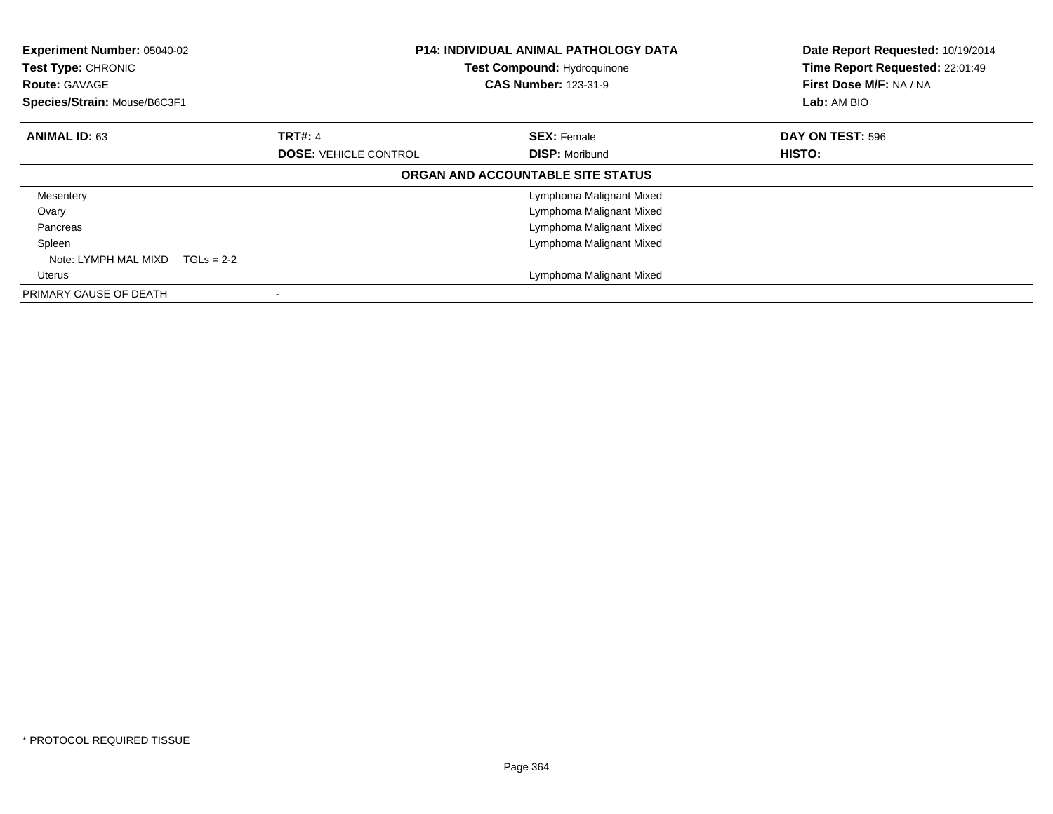**Experiment Number:** 05040-02
**Test Type:** CHRONIC
**Route:** GAVAGE
**Species/Strain:** Mouse/B6C3F1

**P14: INDIVIDUAL ANIMAL PATHOLOGY DATA**
**Test Compound:** Hydroquinone
**CAS Number:** 123-31-9

**Date Report Requested:** 10/19/2014
**Time Report Requested:** 22:01:49
**First Dose M/F:** NA / NA
**Lab:** AM BIO

| **ANIMAL ID:** 63 | **TRT#:** 4 | **SEX:** Female | **DAY ON TEST:** 596 |
|---|---|---|---|
| | **DOSE:** VEHICLE CONTROL | **DISP:** Moribund | **HISTO:** |

**ORGAN AND ACCOUNTABLE SITE STATUS**

| | |
|---|---|
| Mesentery | Lymphoma Malignant Mixed |
| Ovary | Lymphoma Malignant Mixed |
| Pancreas | Lymphoma Malignant Mixed |
| Spleen | Lymphoma Malignant Mixed |
| Note: LYMPH MAL MIXD TGLs = 2-2 | |
| Uterus | Lymphoma Malignant Mixed |
| PRIMARY CAUSE OF DEATH | - |

* PROTOCOL REQUIRED TISSUE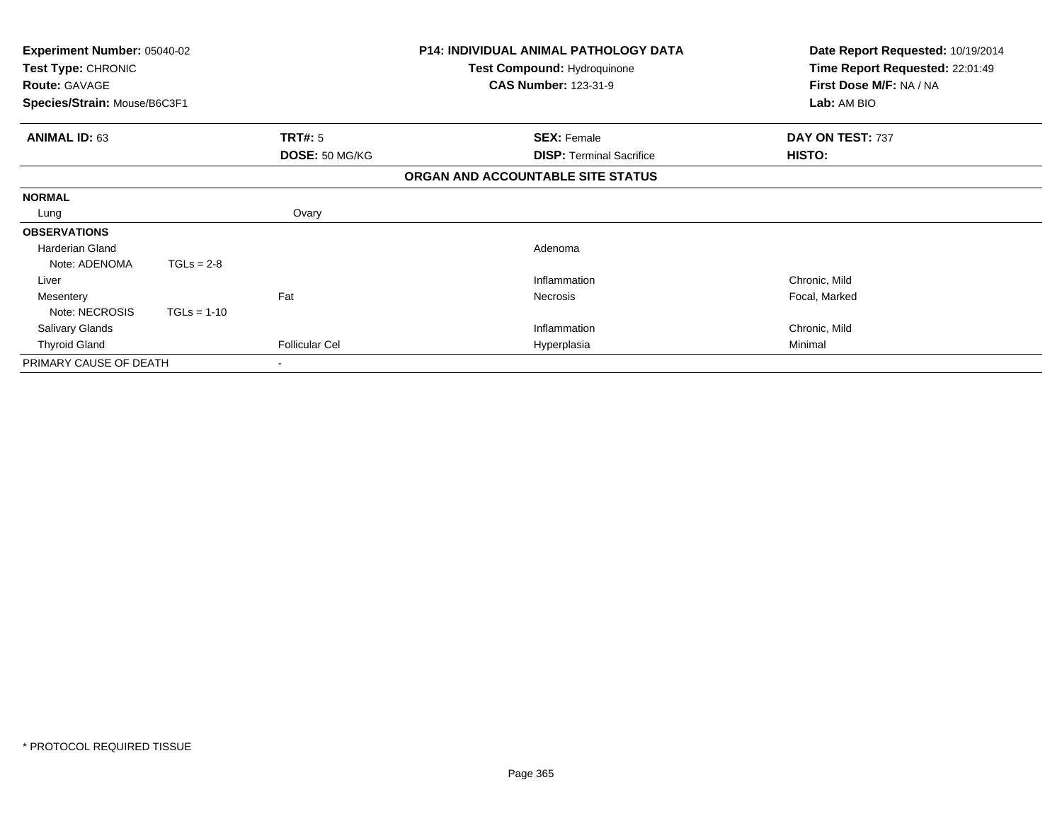**Experiment Number:** 05040-02
**Test Type:** CHRONIC
**Route:** GAVAGE
**Species/Strain:** Mouse/B6C3F1

**P14: INDIVIDUAL ANIMAL PATHOLOGY DATA**
**Test Compound:** Hydroquinone
**CAS Number:** 123-31-9

**Date Report Requested:** 10/19/2014
**Time Report Requested:** 22:01:49
**First Dose M/F:** NA / NA
**Lab:** AM BIO

| **ANIMAL ID:** 63 | **TRT#:** 5 | **SEX:** Female | **DAY ON TEST:** 737 |
|---|---|---|---|
| | **DOSE:** 50 MG/KG | **DISP:** Terminal Sacrifice | **HISTO:** |

**ORGAN AND ACCOUNTABLE SITE STATUS**

| | | | |
|---|---|---|---|
| **NORMAL** | | | |
| Lung | Ovary | | |
| **OBSERVATIONS** | | | |
| Harderian Gland | | Adenoma | |
| Note: ADENOMA TGLs = 2-8 | | | |
| Liver | | Inflammation | Chronic, Mild |
| Mesentery | Fat | Necrosis | Focal, Marked |
| Note: NECROSIS TGLs = 1-10 | | | |
| Salivary Glands | | Inflammation | Chronic, Mild |
| Thyroid Gland | Follicular Cel | Hyperplasia | Minimal |
| PRIMARY CAUSE OF DEATH | - | | |

\* PROTOCOL REQUIRED TISSUE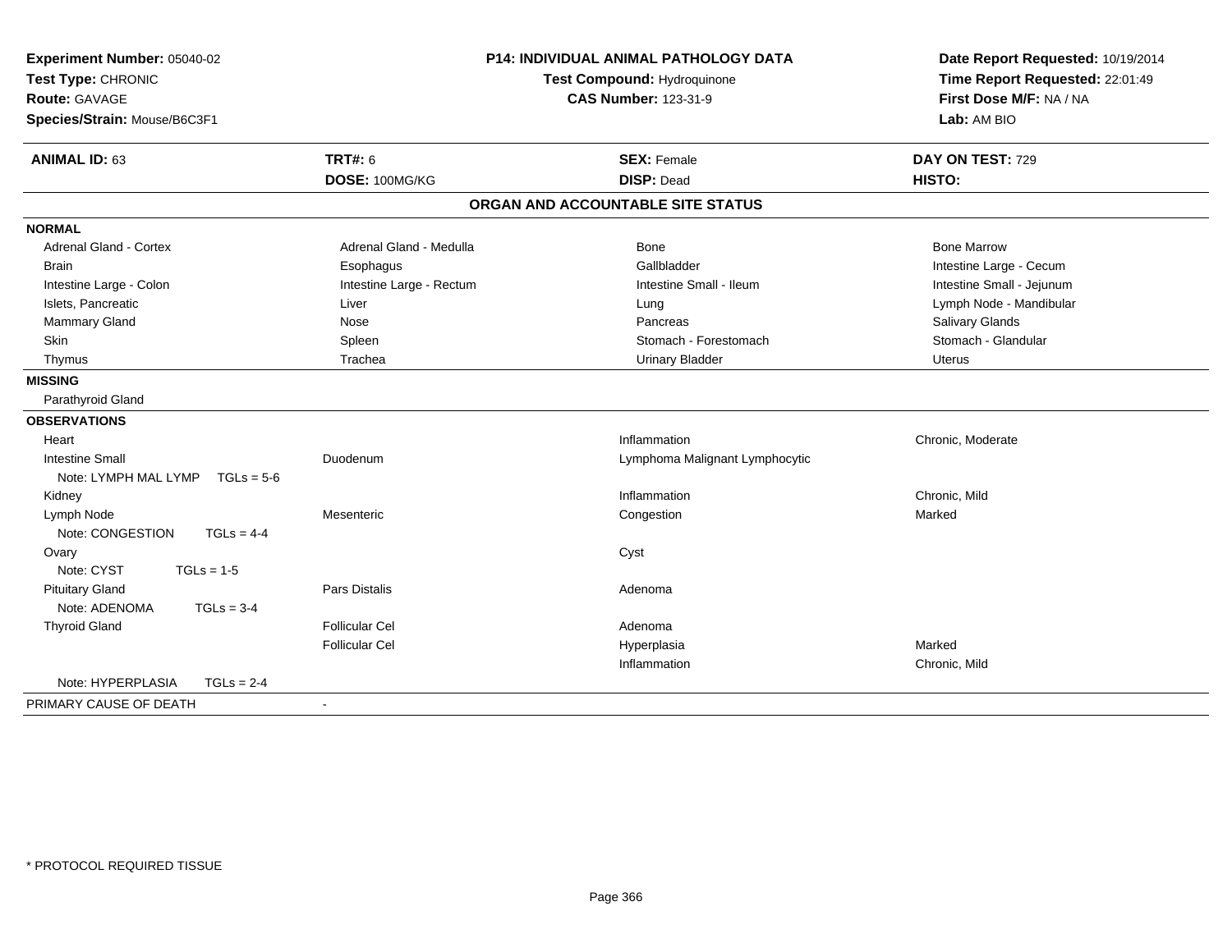**Experiment Number:** 05040-02
**Test Type:** CHRONIC
**Route:** GAVAGE
**Species/Strain:** Mouse/B6C3F1

**P14: INDIVIDUAL ANIMAL PATHOLOGY DATA**
**Test Compound:** Hydroquinone
**CAS Number:** 123-31-9

**Date Report Requested:** 10/19/2014
**Time Report Requested:** 22:01:49
**First Dose M/F:** NA / NA
**Lab:** AM BIO

| **ANIMAL ID:** 63 | **TRT#:** 6 | **SEX:** Female | **DAY ON TEST:** 729 |
|---|---|---|---|
| | **DOSE:** 100MG/KG | **DISP:** Dead | **HISTO:** |

## ORGAN AND ACCOUNTABLE SITE STATUS

| | | | |
|---|---|---|---|
| **NORMAL** | | | |
| Adrenal Gland - Cortex | Adrenal Gland - Medulla | Bone | Bone Marrow |
| Brain | Esophagus | Gallbladder | Intestine Large - Cecum |
| Intestine Large - Colon | Intestine Large - Rectum | Intestine Small - Ileum | Intestine Small - Jejunum |
| Islets, Pancreatic | Liver | Lung | Lymph Node - Mandibular |
| Mammary Gland | Nose | Pancreas | Salivary Glands |
| Skin | Spleen | Stomach - Forestomach | Stomach - Glandular |
| Thymus | Trachea | Urinary Bladder | Uterus |
| **MISSING** | | | |
| Parathyroid Gland | | | |
| **OBSERVATIONS** | | | |
| Heart | | Inflammation | Chronic, Moderate |
| Intestine Small | Duodenum | Lymphoma Malignant Lymphocytic | |
| Note: LYMPH MAL LYMP TGLs = 5-6 | | | |
| Kidney | | Inflammation | Chronic, Mild |
| Lymph Node | Mesenteric | Congestion | Marked |
| Note: CONGESTION TGLs = 4-4 | | | |
| Ovary | | Cyst | |
| Note: CYST TGLs = 1-5 | | | |
| Pituitary Gland | Pars Distalis | Adenoma | |
| Note: ADENOMA TGLs = 3-4 | | | |
| Thyroid Gland | Follicular Cel | Adenoma | |
| | Follicular Cel | Hyperplasia | Marked |
| | | Inflammation | Chronic, Mild |
| Note: HYPERPLASIA TGLs = 2-4 | | | |
| PRIMARY CAUSE OF DEATH | - | | |

\* PROTOCOL REQUIRED TISSUE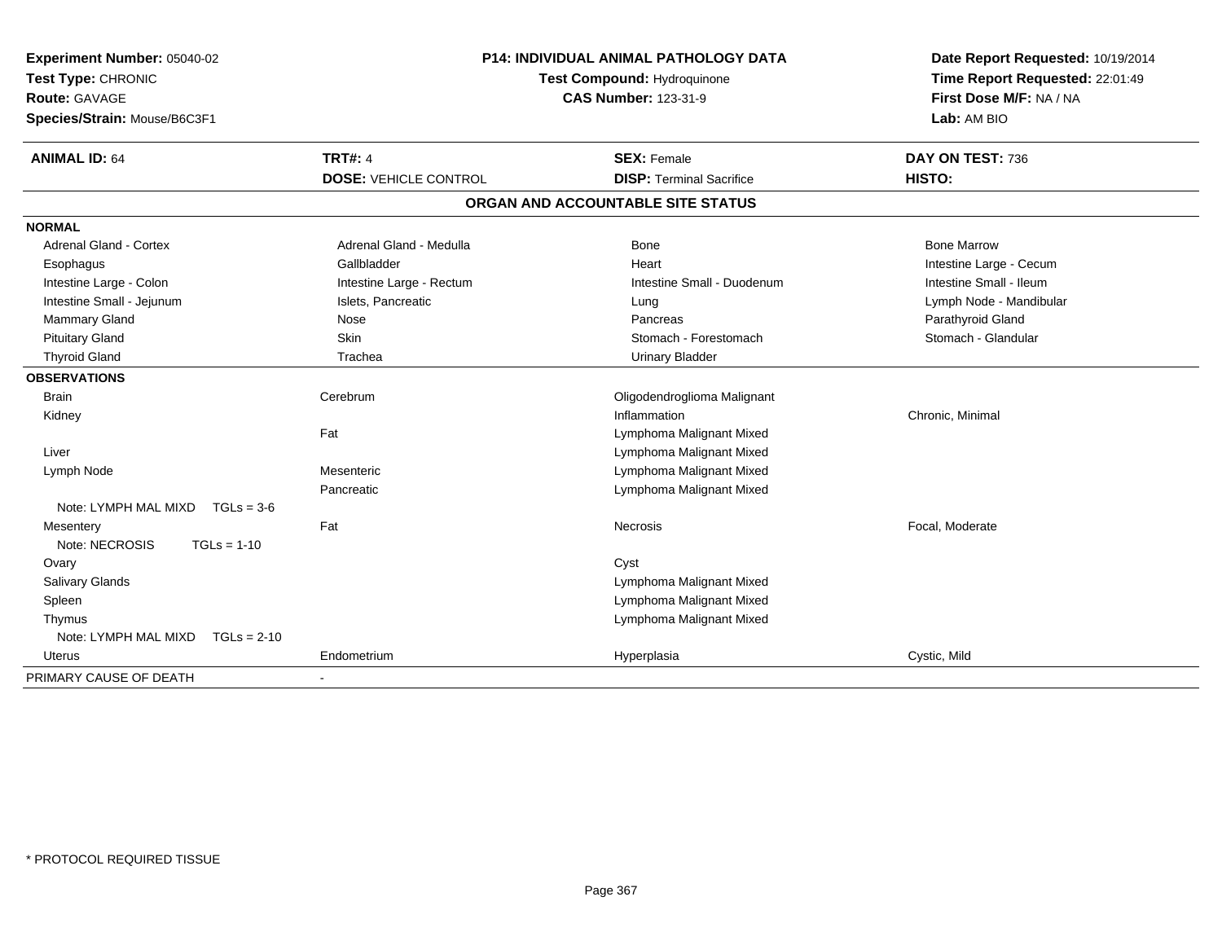**Experiment Number:** 05040-02
**Test Type:** CHRONIC
**Route:** GAVAGE
**Species/Strain:** Mouse/B6C3F1

**P14: INDIVIDUAL ANIMAL PATHOLOGY DATA**
**Test Compound:** Hydroquinone
**CAS Number:** 123-31-9

**Date Report Requested:** 10/19/2014
**Time Report Requested:** 22:01:49
**First Dose M/F:** NA / NA
**Lab:** AM BIO

| **ANIMAL ID:** 64 | **TRT#:** 4 | **SEX:** Female | **DAY ON TEST:** 736 |
|---|---|---|---|
| | **DOSE:** VEHICLE CONTROL | **DISP:** Terminal Sacrifice | **HISTO:** |

## ORGAN AND ACCOUNTABLE SITE STATUS

| | | | |
|---|---|---|---|
| **NORMAL** | | | |
| Adrenal Gland - Cortex | Adrenal Gland - Medulla | Bone | Bone Marrow |
| Esophagus | Gallbladder | Heart | Intestine Large - Cecum |
| Intestine Large - Colon | Intestine Large - Rectum | Intestine Small - Duodenum | Intestine Small - Ileum |
| Intestine Small - Jejunum | Islets, Pancreatic | Lung | Lymph Node - Mandibular |
| Mammary Gland | Nose | Pancreas | Parathyroid Gland |
| Pituitary Gland | Skin | Stomach - Forestomach | Stomach - Glandular |
| Thyroid Gland | Trachea | Urinary Bladder | |
| **OBSERVATIONS** | | | |
| Brain | Cerebrum | Oligodendroglioma Malignant | |
| Kidney | | Inflammation | Chronic, Minimal |
| | Fat | Lymphoma Malignant Mixed | |
| Liver | | Lymphoma Malignant Mixed | |
| Lymph Node | Mesenteric | Lymphoma Malignant Mixed | |
| | Pancreatic | Lymphoma Malignant Mixed | |
| Note: LYMPH MAL MIXD TGLs = 3-6 | | | |
| Mesentery | Fat | Necrosis | Focal, Moderate |
| Note: NECROSIS TGLs = 1-10 | | | |
| Ovary | | Cyst | |
| Salivary Glands | | Lymphoma Malignant Mixed | |
| Spleen | | Lymphoma Malignant Mixed | |
| Thymus | | Lymphoma Malignant Mixed | |
| Note: LYMPH MAL MIXD TGLs = 2-10 | | | |
| Uterus | Endometrium | Hyperplasia | Cystic, Mild |
| PRIMARY CAUSE OF DEATH | - | | |

\* PROTOCOL REQUIRED TISSUE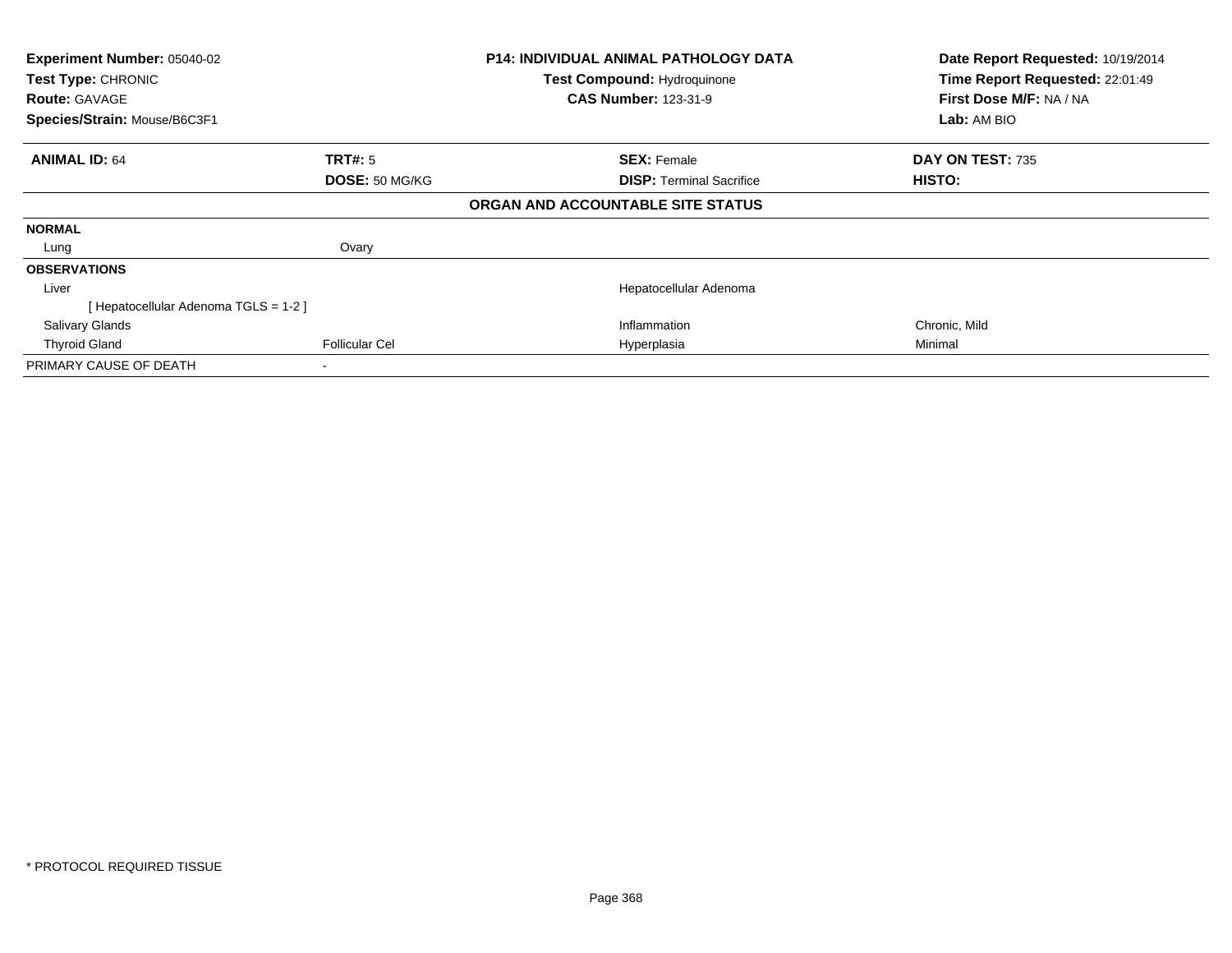| **Experiment Number:** 05040-02 | **P14: INDIVIDUAL ANIMAL PATHOLOGY DATA** | **Date Report Requested:** 10/19/2014 |
|---|---|---|
| **Test Type:** CHRONIC | **Test Compound:** Hydroquinone | **Time Report Requested:** 22:01:49 |
| **Route:** GAVAGE | **CAS Number:** 123-31-9 | **First Dose M/F:** NA / NA |
| **Species/Strain:** Mouse/B6C3F1 | | **Lab:** AM BIO |

| **ANIMAL ID:** 64 | **TRT#:** 5 | **SEX:** Female | **DAY ON TEST:** 735 |
|---|---|---|---|
| | **DOSE:** 50 MG/KG | **DISP:** Terminal Sacrifice | **HISTO:** |

**ORGAN AND ACCOUNTABLE SITE STATUS**

| | | | |
|---|---|---|---|
| **NORMAL** | | | |
| Lung | Ovary | | |
| **OBSERVATIONS** | | | |
| Liver | | Hepatocellular Adenoma | |
| [ Hepatocellular Adenoma TGLS = 1-2 ] | | | |
| Salivary Glands | | Inflammation | Chronic, Mild |
| Thyroid Gland | Follicular Cel | Hyperplasia | Minimal |
| PRIMARY CAUSE OF DEATH | - | | |

* PROTOCOL REQUIRED TISSUE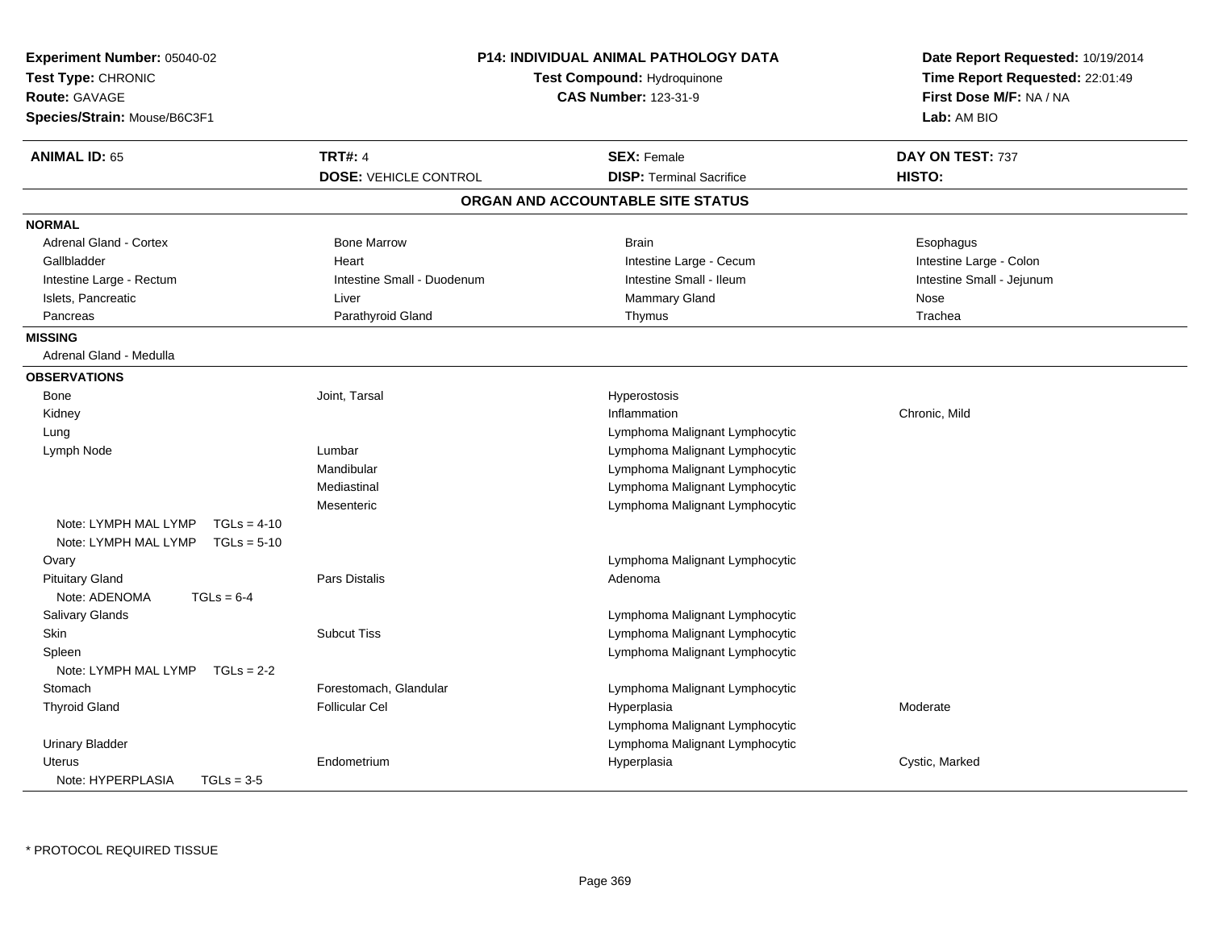**Experiment Number:** 05040-02
**Test Type:** CHRONIC
**Route:** GAVAGE
**Species/Strain:** Mouse/B6C3F1

**P14: INDIVIDUAL ANIMAL PATHOLOGY DATA**
**Test Compound:** Hydroquinone
**CAS Number:** 123-31-9

**Date Report Requested:** 10/19/2014
**Time Report Requested:** 22:01:49
**First Dose M/F:** NA / NA
**Lab:** AM BIO

| **ANIMAL ID:** 65 | **TRT#:** 4 | **SEX:** Female | **DAY ON TEST:** 737 |
|---|---|---|---|
| | **DOSE:** VEHICLE CONTROL | **DISP:** Terminal Sacrifice | **HISTO:** |

## ORGAN AND ACCOUNTABLE SITE STATUS

**NORMAL**

| | | | |
|---|---|---|---|
| Adrenal Gland - Cortex | Bone Marrow | Brain | Esophagus |
| Gallbladder | Heart | Intestine Large - Cecum | Intestine Large - Colon |
| Intestine Large - Rectum | Intestine Small - Duodenum | Intestine Small - Ileum | Intestine Small - Jejunum |
| Islets, Pancreatic | Liver | Mammary Gland | Nose |
| Pancreas | Parathyroid Gland | Thymus | Trachea |

**MISSING**

Adrenal Gland - Medulla

**OBSERVATIONS**

| | | | |
|---|---|---|---|
| Bone | Joint, Tarsal | Hyperostosis | |
| Kidney | | Inflammation | Chronic, Mild |
| Lung | | Lymphoma Malignant Lymphocytic | |
| Lymph Node | Lumbar | Lymphoma Malignant Lymphocytic | |
| | Mandibular | Lymphoma Malignant Lymphocytic | |
| | Mediastinal | Lymphoma Malignant Lymphocytic | |
| | Mesenteric | Lymphoma Malignant Lymphocytic | |
| Note: LYMPH MAL LYMP TGLs = 4-10 | | | |
| Note: LYMPH MAL LYMP TGLs = 5-10 | | | |
| Ovary | | Lymphoma Malignant Lymphocytic | |
| Pituitary Gland | Pars Distalis | Adenoma | |
| Note: ADENOMA TGLs = 6-4 | | | |
| Salivary Glands | | Lymphoma Malignant Lymphocytic | |
| Skin | Subcut Tiss | Lymphoma Malignant Lymphocytic | |
| Spleen | | Lymphoma Malignant Lymphocytic | |
| Note: LYMPH MAL LYMP TGLs = 2-2 | | | |
| Stomach | Forestomach, Glandular | Lymphoma Malignant Lymphocytic | |
| Thyroid Gland | Follicular Cel | Hyperplasia | Moderate |
| | | Lymphoma Malignant Lymphocytic | |
| Urinary Bladder | | Lymphoma Malignant Lymphocytic | |
| Uterus | Endometrium | Hyperplasia | Cystic, Marked |
| Note: HYPERPLASIA TGLs = 3-5 | | | |

* PROTOCOL REQUIRED TISSUE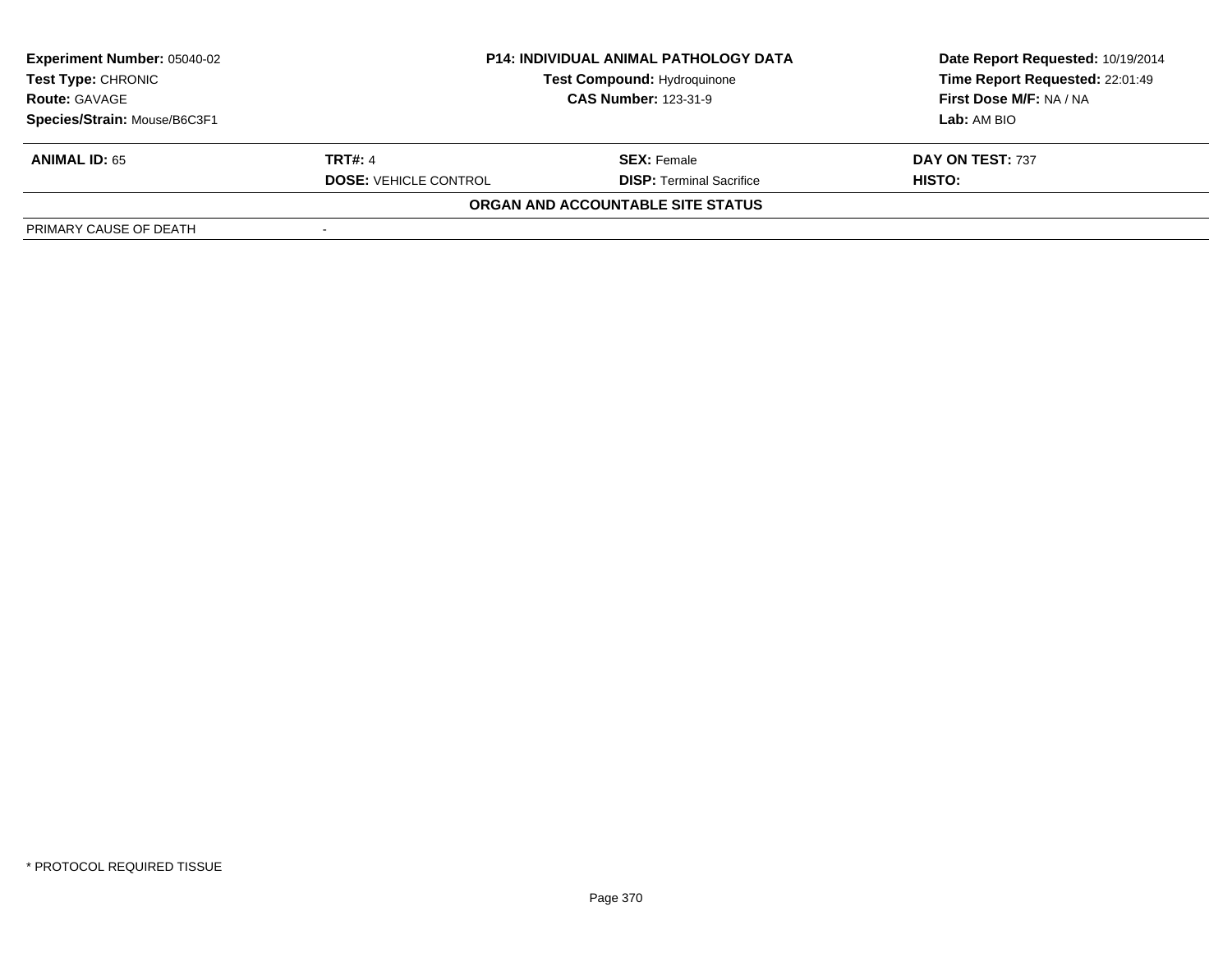| **Experiment Number:** 05040-02 | **P14: INDIVIDUAL ANIMAL PATHOLOGY DATA** | **Date Report Requested:** 10/19/2014 |
|---|---|---|
| **Test Type:** CHRONIC | **Test Compound:** Hydroquinone | **Time Report Requested:** 22:01:49 |
| **Route:** GAVAGE | **CAS Number:** 123-31-9 | **First Dose M/F:** NA / NA |
| **Species/Strain:** Mouse/B6C3F1 | | **Lab:** AM BIO |

| **ANIMAL ID:** 65 | **TRT#:** 4 | **SEX:** Female | **DAY ON TEST:** 737 |
|---|---|---|---|
| | **DOSE:** VEHICLE CONTROL | **DISP:** Terminal Sacrifice | **HISTO:** |

**ORGAN AND ACCOUNTABLE SITE STATUS**

| PRIMARY CAUSE OF DEATH | - |
|---|---|

\* PROTOCOL REQUIRED TISSUE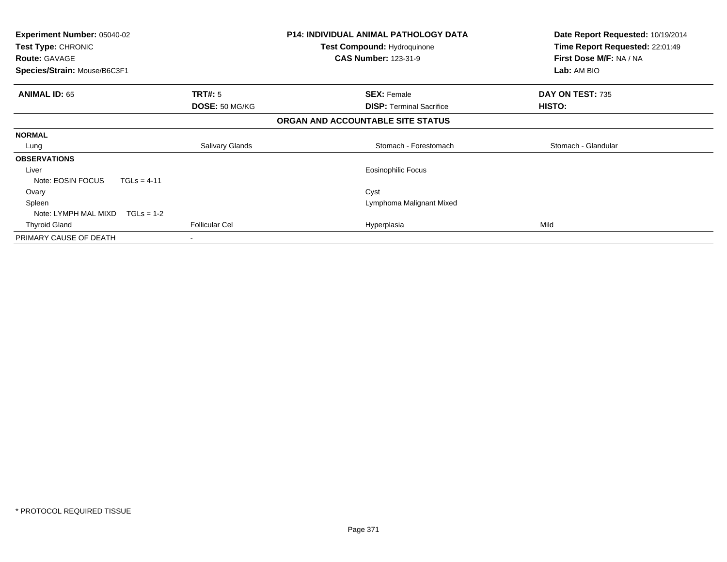| **Experiment Number:** 05040-02 | **P14: INDIVIDUAL ANIMAL PATHOLOGY DATA** | **Date Report Requested:** 10/19/2014 |
|---|---|---|
| **Test Type:** CHRONIC | **Test Compound:** Hydroquinone | **Time Report Requested:** 22:01:49 |
| **Route:** GAVAGE | **CAS Number:** 123-31-9 | **First Dose M/F:** NA / NA |
| **Species/Strain:** Mouse/B6C3F1 | | **Lab:** AM BIO |

| **ANIMAL ID:** 65 | **TRT#:** 5 | **SEX:** Female | **DAY ON TEST:** 735 |
|---|---|---|---|
| | **DOSE:** 50 MG/KG | **DISP:** Terminal Sacrifice | **HISTO:** |

**ORGAN AND ACCOUNTABLE SITE STATUS**

| | | | |
|---|---|---|---|
| **NORMAL** | | | |
| Lung | Salivary Glands | Stomach - Forestomach | Stomach - Glandular |
| **OBSERVATIONS** | | | |
| Liver | | Eosinophilic Focus | |
| Note: EOSIN FOCUS TGLs = 4-11 | | | |
| Ovary | | Cyst | |
| Spleen | | Lymphoma Malignant Mixed | |
| Note: LYMPH MAL MIXD TGLs = 1-2 | | | |
| Thyroid Gland | Follicular Cel | Hyperplasia | Mild |
| PRIMARY CAUSE OF DEATH | - | | |

* PROTOCOL REQUIRED TISSUE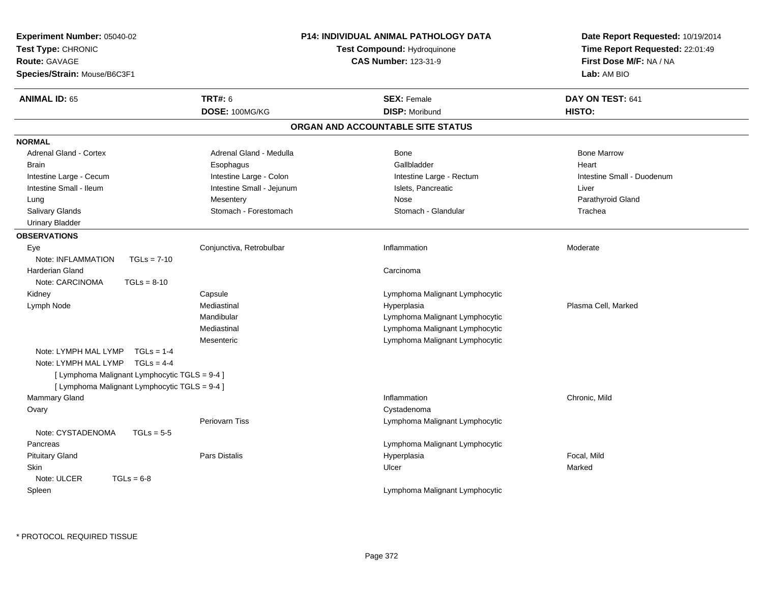**Experiment Number:** 05040-02
**Test Type:** CHRONIC
**Route:** GAVAGE
**Species/Strain:** Mouse/B6C3F1

**P14: INDIVIDUAL ANIMAL PATHOLOGY DATA**
**Test Compound:** Hydroquinone
**CAS Number:** 123-31-9

**Date Report Requested:** 10/19/2014
**Time Report Requested:** 22:01:49
**First Dose M/F:** NA / NA
**Lab:** AM BIO

| **ANIMAL ID:** 65 | **TRT#:** 6 | **SEX:** Female | **DAY ON TEST:** 641 |
|---|---|---|---|
| | **DOSE:** 100MG/KG | **DISP:** Moribund | **HISTO:** |

## ORGAN AND ACCOUNTABLE SITE STATUS

**NORMAL**

| | | | |
|---|---|---|---|
| Adrenal Gland - Cortex | Adrenal Gland - Medulla | Bone | Bone Marrow |
| Brain | Esophagus | Gallbladder | Heart |
| Intestine Large - Cecum | Intestine Large - Colon | Intestine Large - Rectum | Intestine Small - Duodenum |
| Intestine Small - Ileum | Intestine Small - Jejunum | Islets, Pancreatic | Liver |
| Lung | Mesentery | Nose | Parathyroid Gland |
| Salivary Glands | Stomach - Forestomach | Stomach - Glandular | Trachea |
| Urinary Bladder | | | |

**OBSERVATIONS**

| Organ | Site | Diagnosis | Severity |
|---|---|---|---|
| Eye | Conjunctiva, Retrobulbar | Inflammation | Moderate |
| Note: INFLAMMATION TGLs = 7-10 | | | |
| Harderian Gland | | Carcinoma | |
| Note: CARCINOMA TGLs = 8-10 | | | |
| Kidney | Capsule | Lymphoma Malignant Lymphocytic | |
| Lymph Node | Mediastinal | Hyperplasia | Plasma Cell, Marked |
| | Mandibular | Lymphoma Malignant Lymphocytic | |
| | Mediastinal | Lymphoma Malignant Lymphocytic | |
| | Mesenteric | Lymphoma Malignant Lymphocytic | |
| Note: LYMPH MAL LYMP TGLs = 1-4 | | | |
| Note: LYMPH MAL LYMP TGLs = 4-4 | | | |
| [ Lymphoma Malignant Lymphocytic TGLS = 9-4 ] | | | |
| [ Lymphoma Malignant Lymphocytic TGLS = 9-4 ] | | | |
| Mammary Gland | | Inflammation | Chronic, Mild |
| Ovary | | Cystadenoma | |
| | Periovarn Tiss | Lymphoma Malignant Lymphocytic | |
| Note: CYSTADENOMA TGLs = 5-5 | | | |
| Pancreas | | Lymphoma Malignant Lymphocytic | |
| Pituitary Gland | Pars Distalis | Hyperplasia | Focal, Mild |
| Skin | | Ulcer | Marked |
| Note: ULCER TGLs = 6-8 | | | |
| Spleen | | Lymphoma Malignant Lymphocytic | |

* PROTOCOL REQUIRED TISSUE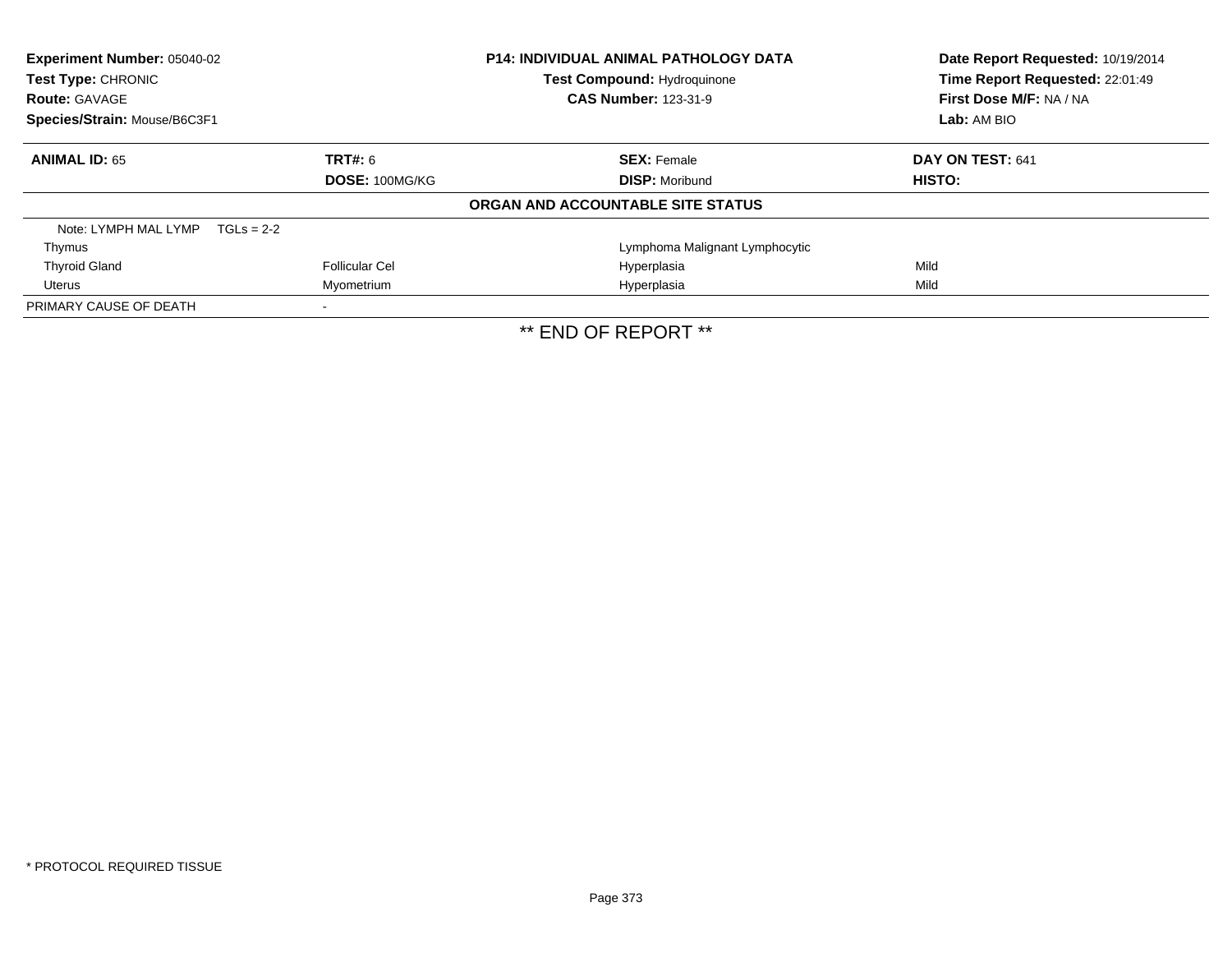| | | | |
|---|---|---|---|
| **Experiment Number:** 05040-02 | | **P14: INDIVIDUAL ANIMAL PATHOLOGY DATA** | **Date Report Requested:** 10/19/2014 |
| **Test Type:** CHRONIC | | **Test Compound:** Hydroquinone | **Time Report Requested:** 22:01:49 |
| **Route:** GAVAGE | | **CAS Number:** 123-31-9 | **First Dose M/F:** NA / NA |
| **Species/Strain:** Mouse/B6C3F1 | | | **Lab:** AM BIO |

| | | | |
|---|---|---|---|
| **ANIMAL ID:** 65 | **TRT#:** 6 | **SEX:** Female | **DAY ON TEST:** 641 |
| | **DOSE:** 100MG/KG | **DISP:** Moribund | **HISTO:** |

**ORGAN AND ACCOUNTABLE SITE STATUS**

| | | | |
|---|---|---|---|
| Note: LYMPH MAL LYMP TGLs = 2-2 | | | |
| Thymus | | Lymphoma Malignant Lymphocytic | |
| Thyroid Gland | Follicular Cel | Hyperplasia | Mild |
| Uterus | Myometrium | Hyperplasia | Mild |
| PRIMARY CAUSE OF DEATH | - | | |

** END OF REPORT **

* PROTOCOL REQUIRED TISSUE